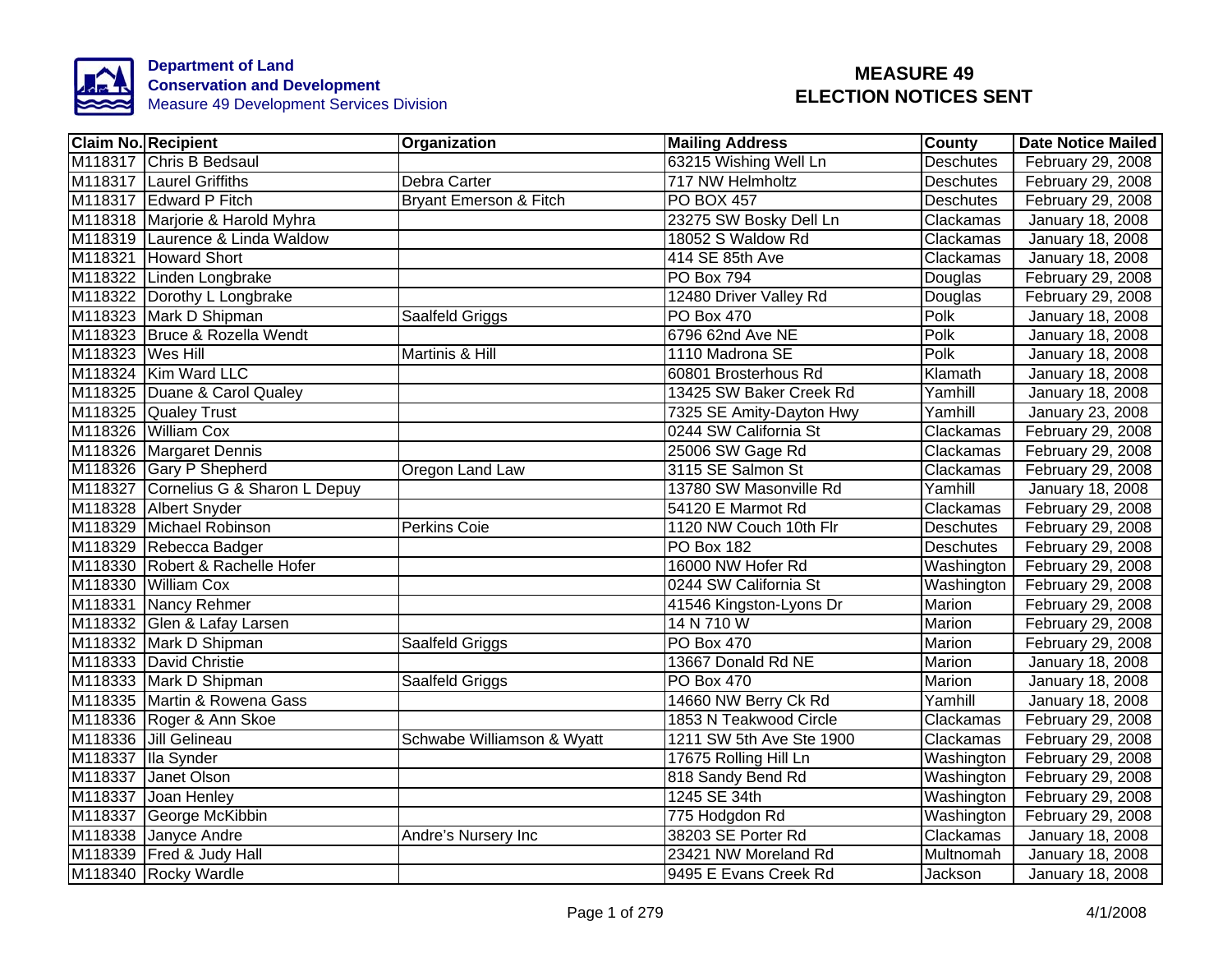**Department of Land Conservation and Development**
Measure 49 Development Services Division

# MEASURE 49 ELECTION NOTICES SENT

| Claim No. | Recipient | Organization | Mailing Address | County | Date Notice Mailed |
|---|---|---|---|---|---|
| M118317 | Chris B Bedsaul | | 63215 Wishing Well Ln | Deschutes | February 29, 2008 |
| M118317 | Laurel Griffiths | Debra Carter | 717 NW Helmholtz | Deschutes | February 29, 2008 |
| M118317 | Edward P Fitch | Bryant Emerson & Fitch | PO BOX 457 | Deschutes | February 29, 2008 |
| M118318 | Marjorie & Harold Myhra | | 23275 SW Bosky Dell Ln | Clackamas | January 18, 2008 |
| M118319 | Laurence & Linda Waldow | | 18052 S Waldow Rd | Clackamas | January 18, 2008 |
| M118321 | Howard Short | | 414 SE 85th Ave | Clackamas | January 18, 2008 |
| M118322 | Linden Longbrake | | PO Box 794 | Douglas | February 29, 2008 |
| M118322 | Dorothy L Longbrake | | 12480 Driver Valley Rd | Douglas | February 29, 2008 |
| M118323 | Mark D Shipman | Saalfeld Griggs | PO Box 470 | Polk | January 18, 2008 |
| M118323 | Bruce & Rozella Wendt | | 6796 62nd Ave NE | Polk | January 18, 2008 |
| M118323 | Wes Hill | Martinis & Hill | 1110 Madrona SE | Polk | January 18, 2008 |
| M118324 | Kim Ward LLC | | 60801 Brosterhous Rd | Klamath | January 18, 2008 |
| M118325 | Duane & Carol Qualey | | 13425 SW Baker Creek Rd | Yamhill | January 18, 2008 |
| M118325 | Qualey Trust | | 7325 SE Amity-Dayton Hwy | Yamhill | January 23, 2008 |
| M118326 | William Cox | | 0244 SW California St | Clackamas | February 29, 2008 |
| M118326 | Margaret Dennis | | 25006 SW Gage Rd | Clackamas | February 29, 2008 |
| M118326 | Gary P Shepherd | Oregon Land Law | 3115 SE Salmon St | Clackamas | February 29, 2008 |
| M118327 | Cornelius G & Sharon L Depuy | | 13780 SW Masonville Rd | Yamhill | January 18, 2008 |
| M118328 | Albert Snyder | | 54120 E Marmot Rd | Clackamas | February 29, 2008 |
| M118329 | Michael Robinson | Perkins Coie | 1120 NW Couch 10th Flr | Deschutes | February 29, 2008 |
| M118329 | Rebecca Badger | | PO Box 182 | Deschutes | February 29, 2008 |
| M118330 | Robert & Rachelle Hofer | | 16000 NW Hofer Rd | Washington | February 29, 2008 |
| M118330 | William Cox | | 0244 SW California St | Washington | February 29, 2008 |
| M118331 | Nancy Rehmer | | 41546 Kingston-Lyons Dr | Marion | February 29, 2008 |
| M118332 | Glen & Lafay Larsen | | 14 N 710 W | Marion | February 29, 2008 |
| M118332 | Mark D Shipman | Saalfeld Griggs | PO Box 470 | Marion | February 29, 2008 |
| M118333 | David Christie | | 13667 Donald Rd NE | Marion | January 18, 2008 |
| M118333 | Mark D Shipman | Saalfeld Griggs | PO Box 470 | Marion | January 18, 2008 |
| M118335 | Martin & Rowena Gass | | 14660 NW Berry Ck Rd | Yamhill | January 18, 2008 |
| M118336 | Roger & Ann Skoe | | 1853 N Teakwood Circle | Clackamas | February 29, 2008 |
| M118336 | Jill Gelineau | Schwabe Williamson & Wyatt | 1211 SW 5th Ave Ste 1900 | Clackamas | February 29, 2008 |
| M118337 | Ila Synder | | 17675 Rolling Hill Ln | Washington | February 29, 2008 |
| M118337 | Janet Olson | | 818 Sandy Bend Rd | Washington | February 29, 2008 |
| M118337 | Joan Henley | | 1245 SE 34th | Washington | February 29, 2008 |
| M118337 | George McKibbin | | 775 Hodgdon Rd | Washington | February 29, 2008 |
| M118338 | Janyce Andre | Andre's Nursery Inc | 38203 SE Porter Rd | Clackamas | January 18, 2008 |
| M118339 | Fred & Judy Hall | | 23421 NW Moreland Rd | Multnomah | January 18, 2008 |
| M118340 | Rocky Wardle | | 9495 E Evans Creek Rd | Jackson | January 18, 2008 |

4/1/2008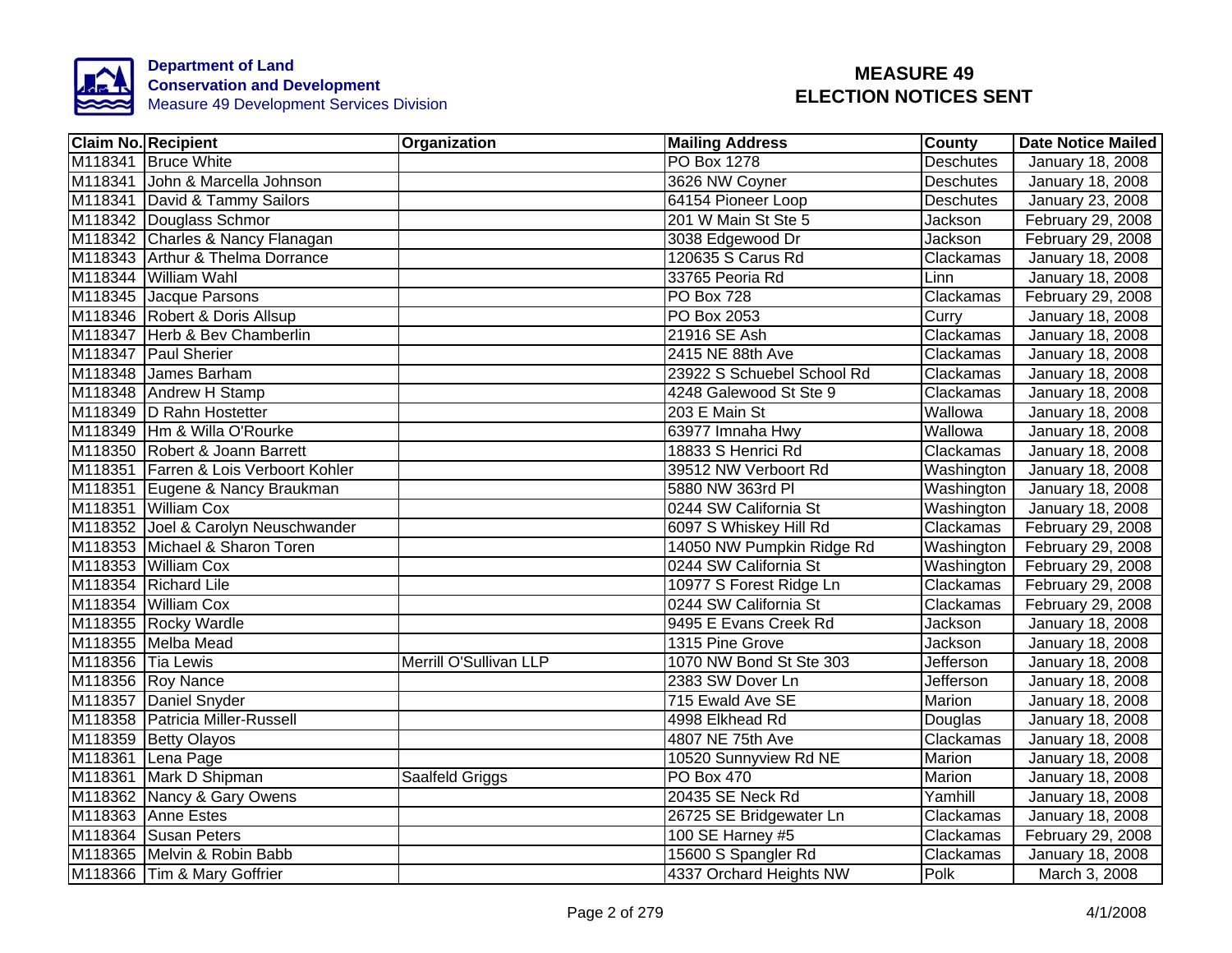**Department of Land Conservation and Development**
Measure 49 Development Services Division

# MEASURE 49 ELECTION NOTICES SENT

| Claim No. | Recipient | Organization | Mailing Address | County | Date Notice Mailed |
|---|---|---|---|---|---|
| M118341 | Bruce White | | PO Box 1278 | Deschutes | January 18, 2008 |
| M118341 | John & Marcella Johnson | | 3626 NW Coyner | Deschutes | January 18, 2008 |
| M118341 | David & Tammy Sailors | | 64154 Pioneer Loop | Deschutes | January 23, 2008 |
| M118342 | Douglass Schmor | | 201 W Main St Ste 5 | Jackson | February 29, 2008 |
| M118342 | Charles & Nancy Flanagan | | 3038 Edgewood Dr | Jackson | February 29, 2008 |
| M118343 | Arthur & Thelma Dorrance | | 120635 S Carus Rd | Clackamas | January 18, 2008 |
| M118344 | William Wahl | | 33765 Peoria Rd | Linn | January 18, 2008 |
| M118345 | Jacque Parsons | | PO Box 728 | Clackamas | February 29, 2008 |
| M118346 | Robert & Doris Allsup | | PO Box 2053 | Curry | January 18, 2008 |
| M118347 | Herb & Bev Chamberlin | | 21916 SE Ash | Clackamas | January 18, 2008 |
| M118347 | Paul Sherier | | 2415 NE 88th Ave | Clackamas | January 18, 2008 |
| M118348 | James Barham | | 23922 S Schuebel School Rd | Clackamas | January 18, 2008 |
| M118348 | Andrew H Stamp | | 4248 Galewood St Ste 9 | Clackamas | January 18, 2008 |
| M118349 | D Rahn Hostetter | | 203 E Main St | Wallowa | January 18, 2008 |
| M118349 | Hm & Willa O'Rourke | | 63977 Imnaha Hwy | Wallowa | January 18, 2008 |
| M118350 | Robert & Joann Barrett | | 18833 S Henrici Rd | Clackamas | January 18, 2008 |
| M118351 | Farren & Lois Verboort Kohler | | 39512 NW Verboort Rd | Washington | January 18, 2008 |
| M118351 | Eugene & Nancy Braukman | | 5880 NW 363rd Pl | Washington | January 18, 2008 |
| M118351 | William Cox | | 0244 SW California St | Washington | January 18, 2008 |
| M118352 | Joel & Carolyn Neuschwander | | 6097 S Whiskey Hill Rd | Clackamas | February 29, 2008 |
| M118353 | Michael & Sharon Toren | | 14050 NW Pumpkin Ridge Rd | Washington | February 29, 2008 |
| M118353 | William Cox | | 0244 SW California St | Washington | February 29, 2008 |
| M118354 | Richard Lile | | 10977 S Forest Ridge Ln | Clackamas | February 29, 2008 |
| M118354 | William Cox | | 0244 SW California St | Clackamas | February 29, 2008 |
| M118355 | Rocky Wardle | | 9495 E Evans Creek Rd | Jackson | January 18, 2008 |
| M118355 | Melba Mead | | 1315 Pine Grove | Jackson | January 18, 2008 |
| M118356 | Tia Lewis | Merrill O'Sullivan LLP | 1070 NW Bond St Ste 303 | Jefferson | January 18, 2008 |
| M118356 | Roy Nance | | 2383 SW Dover Ln | Jefferson | January 18, 2008 |
| M118357 | Daniel Snyder | | 715 Ewald Ave SE | Marion | January 18, 2008 |
| M118358 | Patricia Miller-Russell | | 4998 Elkhead Rd | Douglas | January 18, 2008 |
| M118359 | Betty Olayos | | 4807 NE 75th Ave | Clackamas | January 18, 2008 |
| M118361 | Lena Page | | 10520 Sunnyview Rd NE | Marion | January 18, 2008 |
| M118361 | Mark D Shipman | Saalfeld Griggs | PO Box 470 | Marion | January 18, 2008 |
| M118362 | Nancy & Gary Owens | | 20435 SE Neck Rd | Yamhill | January 18, 2008 |
| M118363 | Anne Estes | | 26725 SE Bridgewater Ln | Clackamas | January 18, 2008 |
| M118364 | Susan Peters | | 100 SE Harney #5 | Clackamas | February 29, 2008 |
| M118365 | Melvin & Robin Babb | | 15600 S Spangler Rd | Clackamas | January 18, 2008 |
| M118366 | Tim & Mary Goffrier | | 4337 Orchard Heights NW | Polk | March 3, 2008 |

4/1/2008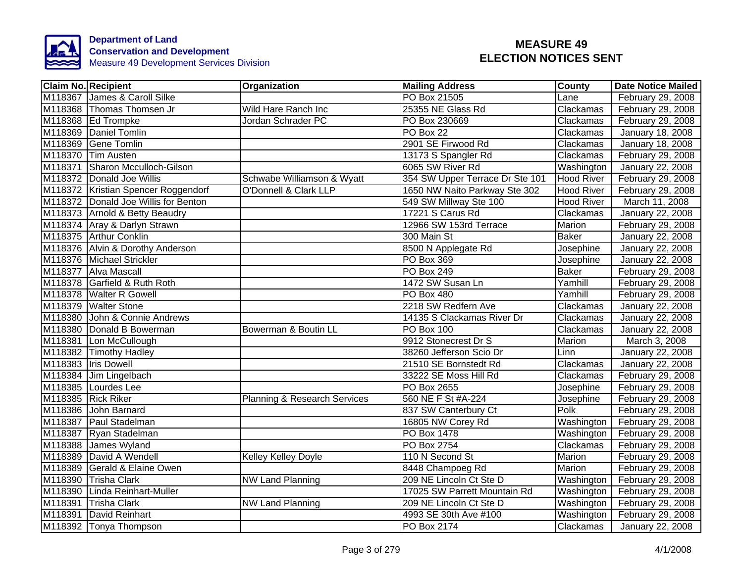**Department of Land Conservation and Development**
Measure 49 Development Services Division

# MEASURE 49 ELECTION NOTICES SENT

| Claim No. | Recipient | Organization | Mailing Address | County | Date Notice Mailed |
|---|---|---|---|---|---|
| M118367 | James & Caroll Silke | | PO Box 21505 | Lane | February 29, 2008 |
| M118368 | Thomas Thomsen Jr | Wild Hare Ranch Inc | 25355 NE Glass Rd | Clackamas | February 29, 2008 |
| M118368 | Ed Trompke | Jordan Schrader PC | PO Box 230669 | Clackamas | February 29, 2008 |
| M118369 | Daniel Tomlin | | PO Box 22 | Clackamas | January 18, 2008 |
| M118369 | Gene Tomlin | | 2901 SE Firwood Rd | Clackamas | January 18, 2008 |
| M118370 | Tim Austen | | 13173 S Spangler Rd | Clackamas | February 29, 2008 |
| M118371 | Sharon Mcculloch-Gilson | | 6065 SW River Rd | Washington | January 22, 2008 |
| M118372 | Donald Joe Willis | Schwabe Williamson & Wyatt | 354 SW Upper Terrace Dr Ste 101 | Hood River | February 29, 2008 |
| M118372 | Kristian Spencer Roggendorf | O'Donnell & Clark LLP | 1650 NW Naito Parkway Ste 302 | Hood River | February 29, 2008 |
| M118372 | Donald Joe Willis for Benton | | 549 SW Millway Ste 100 | Hood River | March 11, 2008 |
| M118373 | Arnold & Betty Beaudry | | 17221 S Carus Rd | Clackamas | January 22, 2008 |
| M118374 | Aray & Darlyn Strawn | | 12966 SW 153rd Terrace | Marion | February 29, 2008 |
| M118375 | Arthur Conklin | | 300 Main St | Baker | January 22, 2008 |
| M118376 | Alvin & Dorothy Anderson | | 8500 N Applegate Rd | Josephine | January 22, 2008 |
| M118376 | Michael Strickler | | PO Box 369 | Josephine | January 22, 2008 |
| M118377 | Alva Mascall | | PO Box 249 | Baker | February 29, 2008 |
| M118378 | Garfield & Ruth Roth | | 1472 SW Susan Ln | Yamhill | February 29, 2008 |
| M118378 | Walter R Gowell | | PO Box 480 | Yamhill | February 29, 2008 |
| M118379 | Walter Stone | | 2218 SW Redfern Ave | Clackamas | January 22, 2008 |
| M118380 | John & Connie Andrews | | 14135 S Clackamas River Dr | Clackamas | January 22, 2008 |
| M118380 | Donald B Bowerman | Bowerman & Boutin LL | PO Box 100 | Clackamas | January 22, 2008 |
| M118381 | Lon McCullough | | 9912 Stonecrest Dr S | Marion | March 3, 2008 |
| M118382 | Timothy Hadley | | 38260 Jefferson Scio Dr | Linn | January 22, 2008 |
| M118383 | Iris Dowell | | 21510 SE Bornstedt Rd | Clackamas | January 22, 2008 |
| M118384 | Jim Lingelbach | | 33222 SE Moss Hill Rd | Clackamas | February 29, 2008 |
| M118385 | Lourdes Lee | | PO Box 2655 | Josephine | February 29, 2008 |
| M118385 | Rick Riker | Planning & Research Services | 560 NE F St #A-224 | Josephine | February 29, 2008 |
| M118386 | John Barnard | | 837 SW Canterbury Ct | Polk | February 29, 2008 |
| M118387 | Paul Stadelman | | 16805 NW Corey Rd | Washington | February 29, 2008 |
| M118387 | Ryan Stadelman | | PO Box 1478 | Washington | February 29, 2008 |
| M118388 | James Wyland | | PO Box 2754 | Clackamas | February 29, 2008 |
| M118389 | David A Wendell | Kelley Kelley Doyle | 110 N Second St | Marion | February 29, 2008 |
| M118389 | Gerald & Elaine Owen | | 8448 Champoeg Rd | Marion | February 29, 2008 |
| M118390 | Trisha Clark | NW Land Planning | 209 NE Lincoln Ct Ste D | Washington | February 29, 2008 |
| M118390 | Linda Reinhart-Muller | | 17025 SW Parrett Mountain Rd | Washington | February 29, 2008 |
| M118391 | Trisha Clark | NW Land Planning | 209 NE Lincoln Ct Ste D | Washington | February 29, 2008 |
| M118391 | David Reinhart | | 4993 SE 30th Ave #100 | Washington | February 29, 2008 |
| M118392 | Tonya Thompson | | PO Box 2174 | Clackamas | January 22, 2008 |

4/1/2008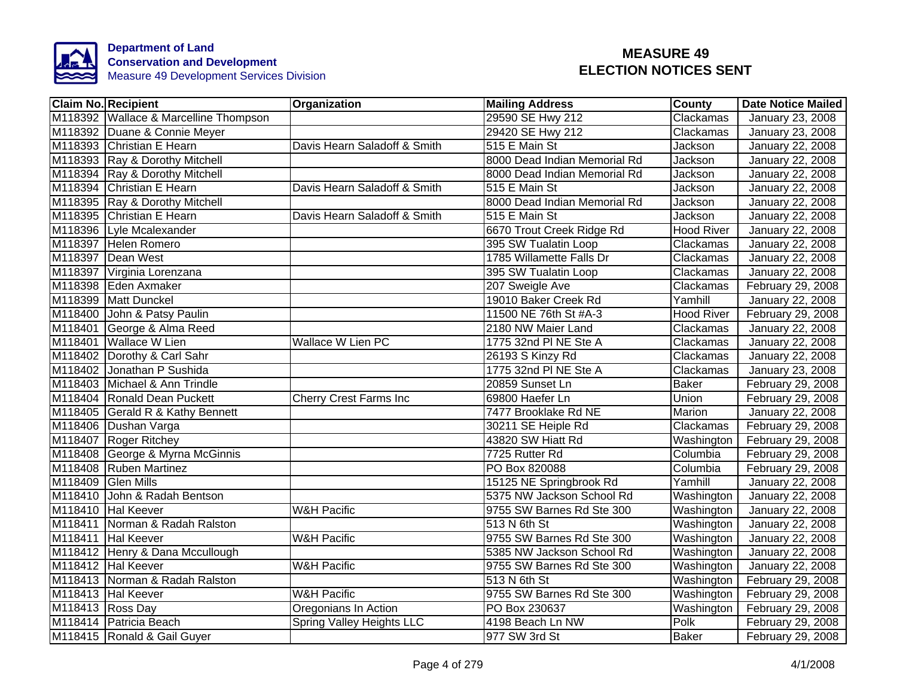**Department of Land Conservation and Development**
Measure 49 Development Services Division

# MEASURE 49
# ELECTION NOTICES SENT

| Claim No. | Recipient | Organization | Mailing Address | County | Date Notice Mailed |
|---|---|---|---|---|---|
| M118392 | Wallace & Marcelline Thompson | | 29590 SE Hwy 212 | Clackamas | January 23, 2008 |
| M118392 | Duane & Connie Meyer | | 29420 SE Hwy 212 | Clackamas | January 23, 2008 |
| M118393 | Christian E Hearn | Davis Hearn Saladoff & Smith | 515 E Main St | Jackson | January 22, 2008 |
| M118393 | Ray & Dorothy Mitchell | | 8000 Dead Indian Memorial Rd | Jackson | January 22, 2008 |
| M118394 | Ray & Dorothy Mitchell | | 8000 Dead Indian Memorial Rd | Jackson | January 22, 2008 |
| M118394 | Christian E Hearn | Davis Hearn Saladoff & Smith | 515 E Main St | Jackson | January 22, 2008 |
| M118395 | Ray & Dorothy Mitchell | | 8000 Dead Indian Memorial Rd | Jackson | January 22, 2008 |
| M118395 | Christian E Hearn | Davis Hearn Saladoff & Smith | 515 E Main St | Jackson | January 22, 2008 |
| M118396 | Lyle Mcalexander | | 6670 Trout Creek Ridge Rd | Hood River | January 22, 2008 |
| M118397 | Helen Romero | | 395 SW Tualatin Loop | Clackamas | January 22, 2008 |
| M118397 | Dean West | | 1785 Willamette Falls Dr | Clackamas | January 22, 2008 |
| M118397 | Virginia Lorenzana | | 395 SW Tualatin Loop | Clackamas | January 22, 2008 |
| M118398 | Eden Axmaker | | 207 Sweigle Ave | Clackamas | February 29, 2008 |
| M118399 | Matt Dunckel | | 19010 Baker Creek Rd | Yamhill | January 22, 2008 |
| M118400 | John & Patsy Paulin | | 11500 NE 76th St #A-3 | Hood River | February 29, 2008 |
| M118401 | George & Alma Reed | | 2180 NW Maier Land | Clackamas | January 22, 2008 |
| M118401 | Wallace W Lien | Wallace W Lien PC | 1775 32nd Pl NE Ste A | Clackamas | January 22, 2008 |
| M118402 | Dorothy & Carl Sahr | | 26193 S Kinzy Rd | Clackamas | January 22, 2008 |
| M118402 | Jonathan P Sushida | | 1775 32nd Pl NE Ste A | Clackamas | January 23, 2008 |
| M118403 | Michael & Ann Trindle | | 20859 Sunset Ln | Baker | February 29, 2008 |
| M118404 | Ronald Dean Puckett | Cherry Crest Farms Inc | 69800 Haefer Ln | Union | February 29, 2008 |
| M118405 | Gerald R & Kathy Bennett | | 7477 Brooklake Rd NE | Marion | January 22, 2008 |
| M118406 | Dushan Varga | | 30211 SE Heiple Rd | Clackamas | February 29, 2008 |
| M118407 | Roger Ritchey | | 43820 SW Hiatt Rd | Washington | February 29, 2008 |
| M118408 | George & Myrna McGinnis | | 7725 Rutter Rd | Columbia | February 29, 2008 |
| M118408 | Ruben Martinez | | PO Box 820088 | Columbia | February 29, 2008 |
| M118409 | Glen Mills | | 15125 NE Springbrook Rd | Yamhill | January 22, 2008 |
| M118410 | John & Radah Bentson | | 5375 NW Jackson School Rd | Washington | January 22, 2008 |
| M118410 | Hal Keever | W&H Pacific | 9755 SW Barnes Rd Ste 300 | Washington | January 22, 2008 |
| M118411 | Norman & Radah Ralston | | 513 N 6th St | Washington | January 22, 2008 |
| M118411 | Hal Keever | W&H Pacific | 9755 SW Barnes Rd Ste 300 | Washington | January 22, 2008 |
| M118412 | Henry & Dana Mccullough | | 5385 NW Jackson School Rd | Washington | January 22, 2008 |
| M118412 | Hal Keever | W&H Pacific | 9755 SW Barnes Rd Ste 300 | Washington | January 22, 2008 |
| M118413 | Norman & Radah Ralston | | 513 N 6th St | Washington | February 29, 2008 |
| M118413 | Hal Keever | W&H Pacific | 9755 SW Barnes Rd Ste 300 | Washington | February 29, 2008 |
| M118413 | Ross Day | Oregonians In Action | PO Box 230637 | Washington | February 29, 2008 |
| M118414 | Patricia Beach | Spring Valley Heights LLC | 4198 Beach Ln NW | Polk | February 29, 2008 |
| M118415 | Ronald & Gail Guyer | | 977 SW 3rd St | Baker | February 29, 2008 |

4/1/2008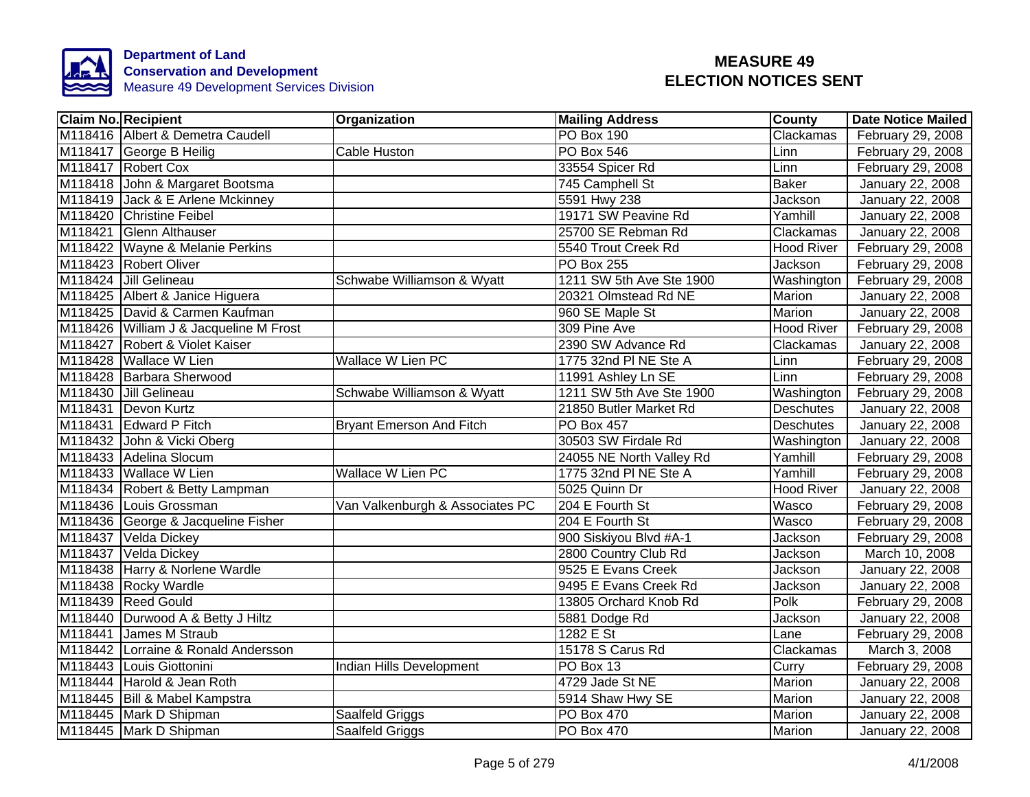**Department of Land Conservation and Development**
Measure 49 Development Services Division

# MEASURE 49 ELECTION NOTICES SENT

| Claim No. | Recipient | Organization | Mailing Address | County | Date Notice Mailed |
|---|---|---|---|---|---|
| M118416 | Albert & Demetra Caudell | | PO Box 190 | Clackamas | February 29, 2008 |
| M118417 | George B Heilig | Cable Huston | PO Box 546 | Linn | February 29, 2008 |
| M118417 | Robert Cox | | 33554 Spicer Rd | Linn | February 29, 2008 |
| M118418 | John & Margaret Bootsma | | 745 Camphell St | Baker | January 22, 2008 |
| M118419 | Jack & E Arlene Mckinney | | 5591 Hwy 238 | Jackson | January 22, 2008 |
| M118420 | Christine Feibel | | 19171 SW Peavine Rd | Yamhill | January 22, 2008 |
| M118421 | Glenn Althauser | | 25700 SE Rebman Rd | Clackamas | January 22, 2008 |
| M118422 | Wayne & Melanie Perkins | | 5540 Trout Creek Rd | Hood River | February 29, 2008 |
| M118423 | Robert Oliver | | PO Box 255 | Jackson | February 29, 2008 |
| M118424 | Jill Gelineau | Schwabe Williamson & Wyatt | 1211 SW 5th Ave Ste 1900 | Washington | February 29, 2008 |
| M118425 | Albert & Janice Higuera | | 20321 Olmstead Rd NE | Marion | January 22, 2008 |
| M118425 | David & Carmen Kaufman | | 960 SE Maple St | Marion | January 22, 2008 |
| M118426 | William J & Jacqueline M Frost | | 309 Pine Ave | Hood River | February 29, 2008 |
| M118427 | Robert & Violet Kaiser | | 2390 SW Advance Rd | Clackamas | January 22, 2008 |
| M118428 | Wallace W Lien | Wallace W Lien PC | 1775 32nd Pl NE Ste A | Linn | February 29, 2008 |
| M118428 | Barbara Sherwood | | 11991 Ashley Ln SE | Linn | February 29, 2008 |
| M118430 | Jill Gelineau | Schwabe Williamson & Wyatt | 1211 SW 5th Ave Ste 1900 | Washington | February 29, 2008 |
| M118431 | Devon Kurtz | | 21850 Butler Market Rd | Deschutes | January 22, 2008 |
| M118431 | Edward P Fitch | Bryant Emerson And Fitch | PO Box 457 | Deschutes | January 22, 2008 |
| M118432 | John & Vicki Oberg | | 30503 SW Firdale Rd | Washington | January 22, 2008 |
| M118433 | Adelina Slocum | | 24055 NE North Valley Rd | Yamhill | February 29, 2008 |
| M118433 | Wallace W Lien | Wallace W Lien PC | 1775 32nd Pl NE Ste A | Yamhill | February 29, 2008 |
| M118434 | Robert & Betty Lampman | | 5025 Quinn Dr | Hood River | January 22, 2008 |
| M118436 | Louis Grossman | Van Valkenburgh & Associates PC | 204 E Fourth St | Wasco | February 29, 2008 |
| M118436 | George & Jacqueline Fisher | | 204 E Fourth St | Wasco | February 29, 2008 |
| M118437 | Velda Dickey | | 900 Siskiyou Blvd #A-1 | Jackson | February 29, 2008 |
| M118437 | Velda Dickey | | 2800 Country Club Rd | Jackson | March 10, 2008 |
| M118438 | Harry & Norlene Wardle | | 9525 E Evans Creek | Jackson | January 22, 2008 |
| M118438 | Rocky Wardle | | 9495 E Evans Creek Rd | Jackson | January 22, 2008 |
| M118439 | Reed Gould | | 13805 Orchard Knob Rd | Polk | February 29, 2008 |
| M118440 | Durwood A & Betty J Hiltz | | 5881 Dodge Rd | Jackson | January 22, 2008 |
| M118441 | James M Straub | | 1282 E St | Lane | February 29, 2008 |
| M118442 | Lorraine & Ronald Andersson | | 15178 S Carus Rd | Clackamas | March 3, 2008 |
| M118443 | Louis Giottonini | Indian Hills Development | PO Box 13 | Curry | February 29, 2008 |
| M118444 | Harold & Jean Roth | | 4729 Jade St NE | Marion | January 22, 2008 |
| M118445 | Bill & Mabel Kampstra | | 5914 Shaw Hwy SE | Marion | January 22, 2008 |
| M118445 | Mark D Shipman | Saalfeld Griggs | PO Box 470 | Marion | January 22, 2008 |
| M118445 | Mark D Shipman | Saalfeld Griggs | PO Box 470 | Marion | January 22, 2008 |

4/1/2008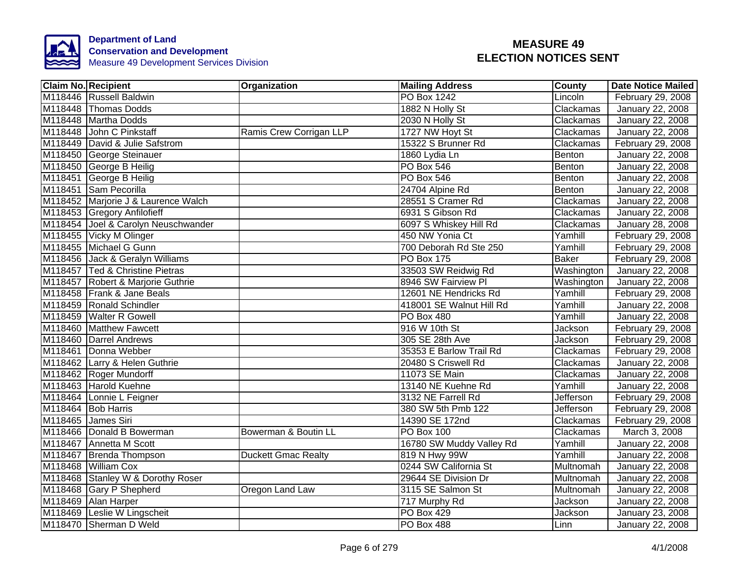**Department of Land Conservation and Development**
Measure 49 Development Services Division

# MEASURE 49 ELECTION NOTICES SENT

| Claim No. | Recipient | Organization | Mailing Address | County | Date Notice Mailed |
|---|---|---|---|---|---|
| M118446 | Russell Baldwin | | PO Box 1242 | Lincoln | February 29, 2008 |
| M118448 | Thomas Dodds | | 1882 N Holly St | Clackamas | January 22, 2008 |
| M118448 | Martha Dodds | | 2030 N Holly St | Clackamas | January 22, 2008 |
| M118448 | John C Pinkstaff | Ramis Crew Corrigan LLP | 1727 NW Hoyt St | Clackamas | January 22, 2008 |
| M118449 | David & Julie Safstrom | | 15322 S Brunner Rd | Clackamas | February 29, 2008 |
| M118450 | George Steinauer | | 1860 Lydia Ln | Benton | January 22, 2008 |
| M118450 | George B Heilig | | PO Box 546 | Benton | January 22, 2008 |
| M118451 | George B Heilig | | PO Box 546 | Benton | January 22, 2008 |
| M118451 | Sam Pecorilla | | 24704 Alpine Rd | Benton | January 22, 2008 |
| M118452 | Marjorie J & Laurence Walch | | 28551 S Cramer Rd | Clackamas | January 22, 2008 |
| M118453 | Gregory Anfilofieff | | 6931 S Gibson Rd | Clackamas | January 22, 2008 |
| M118454 | Joel & Carolyn Neuschwander | | 6097 S Whiskey Hill Rd | Clackamas | January 28, 2008 |
| M118455 | Vicky M Olinger | | 450 NW Yonia Ct | Yamhill | February 29, 2008 |
| M118455 | Michael G Gunn | | 700 Deborah Rd Ste 250 | Yamhill | February 29, 2008 |
| M118456 | Jack & Geralyn Williams | | PO Box 175 | Baker | February 29, 2008 |
| M118457 | Ted & Christine Pietras | | 33503 SW Reidwig Rd | Washington | January 22, 2008 |
| M118457 | Robert & Marjorie Guthrie | | 8946 SW Fairview Pl | Washington | January 22, 2008 |
| M118458 | Frank & Jane Beals | | 12601 NE Hendricks Rd | Yamhill | February 29, 2008 |
| M118459 | Ronald Schindler | | 418001 SE Walnut Hill Rd | Yamhill | January 22, 2008 |
| M118459 | Walter R Gowell | | PO Box 480 | Yamhill | January 22, 2008 |
| M118460 | Matthew Fawcett | | 916 W 10th St | Jackson | February 29, 2008 |
| M118460 | Darrel Andrews | | 305 SE 28th Ave | Jackson | February 29, 2008 |
| M118461 | Donna Webber | | 35353 E Barlow Trail Rd | Clackamas | February 29, 2008 |
| M118462 | Larry & Helen Guthrie | | 20480 S Criswell Rd | Clackamas | January 22, 2008 |
| M118462 | Roger Mundorff | | 11073 SE Main | Clackamas | January 22, 2008 |
| M118463 | Harold Kuehne | | 13140 NE Kuehne Rd | Yamhill | January 22, 2008 |
| M118464 | Lonnie L Feigner | | 3132 NE Farrell Rd | Jefferson | February 29, 2008 |
| M118464 | Bob Harris | | 380 SW 5th Pmb 122 | Jefferson | February 29, 2008 |
| M118465 | James Siri | | 14390 SE 172nd | Clackamas | February 29, 2008 |
| M118466 | Donald B Bowerman | Bowerman & Boutin LL | PO Box 100 | Clackamas | March 3, 2008 |
| M118467 | Annetta M Scott | | 16780 SW Muddy Valley Rd | Yamhill | January 22, 2008 |
| M118467 | Brenda Thompson | Duckett Gmac Realty | 819 N Hwy 99W | Yamhill | January 22, 2008 |
| M118468 | William Cox | | 0244 SW California St | Multnomah | January 22, 2008 |
| M118468 | Stanley W & Dorothy Roser | | 29644 SE Division Dr | Multnomah | January 22, 2008 |
| M118468 | Gary P Shepherd | Oregon Land Law | 3115 SE Salmon St | Multnomah | January 22, 2008 |
| M118469 | Alan Harper | | 717 Murphy Rd | Jackson | January 22, 2008 |
| M118469 | Leslie W Lingscheit | | PO Box 429 | Jackson | January 23, 2008 |
| M118470 | Sherman D Weld | | PO Box 488 | Linn | January 22, 2008 |

4/1/2008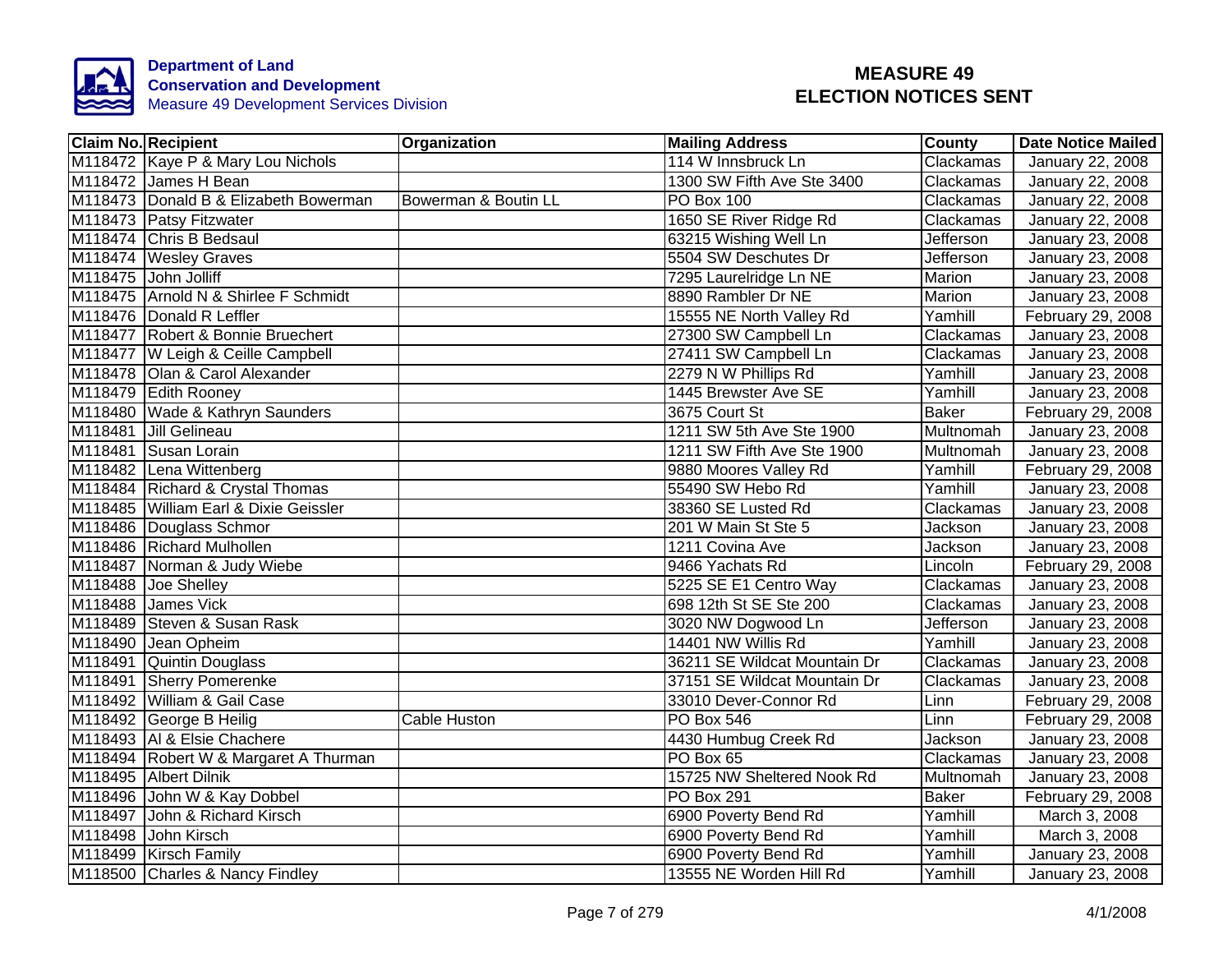Department of Land Conservation and Development
Measure 49 Development Services Division

# MEASURE 49 ELECTION NOTICES SENT

| Claim No. | Recipient | Organization | Mailing Address | County | Date Notice Mailed |
|---|---|---|---|---|---|
| M118472 | Kaye P & Mary Lou Nichols | | 114 W Innsbruck Ln | Clackamas | January 22, 2008 |
| M118472 | James H Bean | | 1300 SW Fifth Ave Ste 3400 | Clackamas | January 22, 2008 |
| M118473 | Donald B & Elizabeth Bowerman | Bowerman & Boutin LL | PO Box 100 | Clackamas | January 22, 2008 |
| M118473 | Patsy Fitzwater | | 1650 SE River Ridge Rd | Clackamas | January 22, 2008 |
| M118474 | Chris B Bedsaul | | 63215 Wishing Well Ln | Jefferson | January 23, 2008 |
| M118474 | Wesley Graves | | 5504 SW Deschutes Dr | Jefferson | January 23, 2008 |
| M118475 | John Jolliff | | 7295 Laurelridge Ln NE | Marion | January 23, 2008 |
| M118475 | Arnold N & Shirlee F Schmidt | | 8890 Rambler Dr NE | Marion | January 23, 2008 |
| M118476 | Donald R Leffler | | 15555 NE North Valley Rd | Yamhill | February 29, 2008 |
| M118477 | Robert & Bonnie Bruechert | | 27300 SW Campbell Ln | Clackamas | January 23, 2008 |
| M118477 | W Leigh & Ceille Campbell | | 27411 SW Campbell Ln | Clackamas | January 23, 2008 |
| M118478 | Olan & Carol Alexander | | 2279 N W Phillips Rd | Yamhill | January 23, 2008 |
| M118479 | Edith Rooney | | 1445 Brewster Ave SE | Yamhill | January 23, 2008 |
| M118480 | Wade & Kathryn Saunders | | 3675 Court St | Baker | February 29, 2008 |
| M118481 | Jill Gelineau | | 1211 SW 5th Ave Ste 1900 | Multnomah | January 23, 2008 |
| M118481 | Susan Lorain | | 1211 SW Fifth Ave Ste 1900 | Multnomah | January 23, 2008 |
| M118482 | Lena Wittenberg | | 9880 Moores Valley Rd | Yamhill | February 29, 2008 |
| M118484 | Richard & Crystal Thomas | | 55490 SW Hebo Rd | Yamhill | January 23, 2008 |
| M118485 | William Earl & Dixie Geissler | | 38360 SE Lusted Rd | Clackamas | January 23, 2008 |
| M118486 | Douglass Schmor | | 201 W Main St Ste 5 | Jackson | January 23, 2008 |
| M118486 | Richard Mulhollen | | 1211 Covina Ave | Jackson | January 23, 2008 |
| M118487 | Norman & Judy Wiebe | | 9466 Yachats Rd | Lincoln | February 29, 2008 |
| M118488 | Joe Shelley | | 5225 SE E1 Centro Way | Clackamas | January 23, 2008 |
| M118488 | James Vick | | 698 12th St SE Ste 200 | Clackamas | January 23, 2008 |
| M118489 | Steven & Susan Rask | | 3020 NW Dogwood Ln | Jefferson | January 23, 2008 |
| M118490 | Jean Opheim | | 14401 NW Willis Rd | Yamhill | January 23, 2008 |
| M118491 | Quintin Douglass | | 36211 SE Wildcat Mountain Dr | Clackamas | January 23, 2008 |
| M118491 | Sherry Pomerenke | | 37151 SE Wildcat Mountain Dr | Clackamas | January 23, 2008 |
| M118492 | William & Gail Case | | 33010 Dever-Connor Rd | Linn | February 29, 2008 |
| M118492 | George B Heilig | Cable Huston | PO Box 546 | Linn | February 29, 2008 |
| M118493 | Al & Elsie Chachere | | 4430 Humbug Creek Rd | Jackson | January 23, 2008 |
| M118494 | Robert W & Margaret A Thurman | | PO Box 65 | Clackamas | January 23, 2008 |
| M118495 | Albert Dilnik | | 15725 NW Sheltered Nook Rd | Multnomah | January 23, 2008 |
| M118496 | John W & Kay Dobbel | | PO Box 291 | Baker | February 29, 2008 |
| M118497 | John & Richard Kirsch | | 6900 Poverty Bend Rd | Yamhill | March 3, 2008 |
| M118498 | John Kirsch | | 6900 Poverty Bend Rd | Yamhill | March 3, 2008 |
| M118499 | Kirsch Family | | 6900 Poverty Bend Rd | Yamhill | January 23, 2008 |
| M118500 | Charles & Nancy Findley | | 13555 NE Worden Hill Rd | Yamhill | January 23, 2008 |

4/1/2008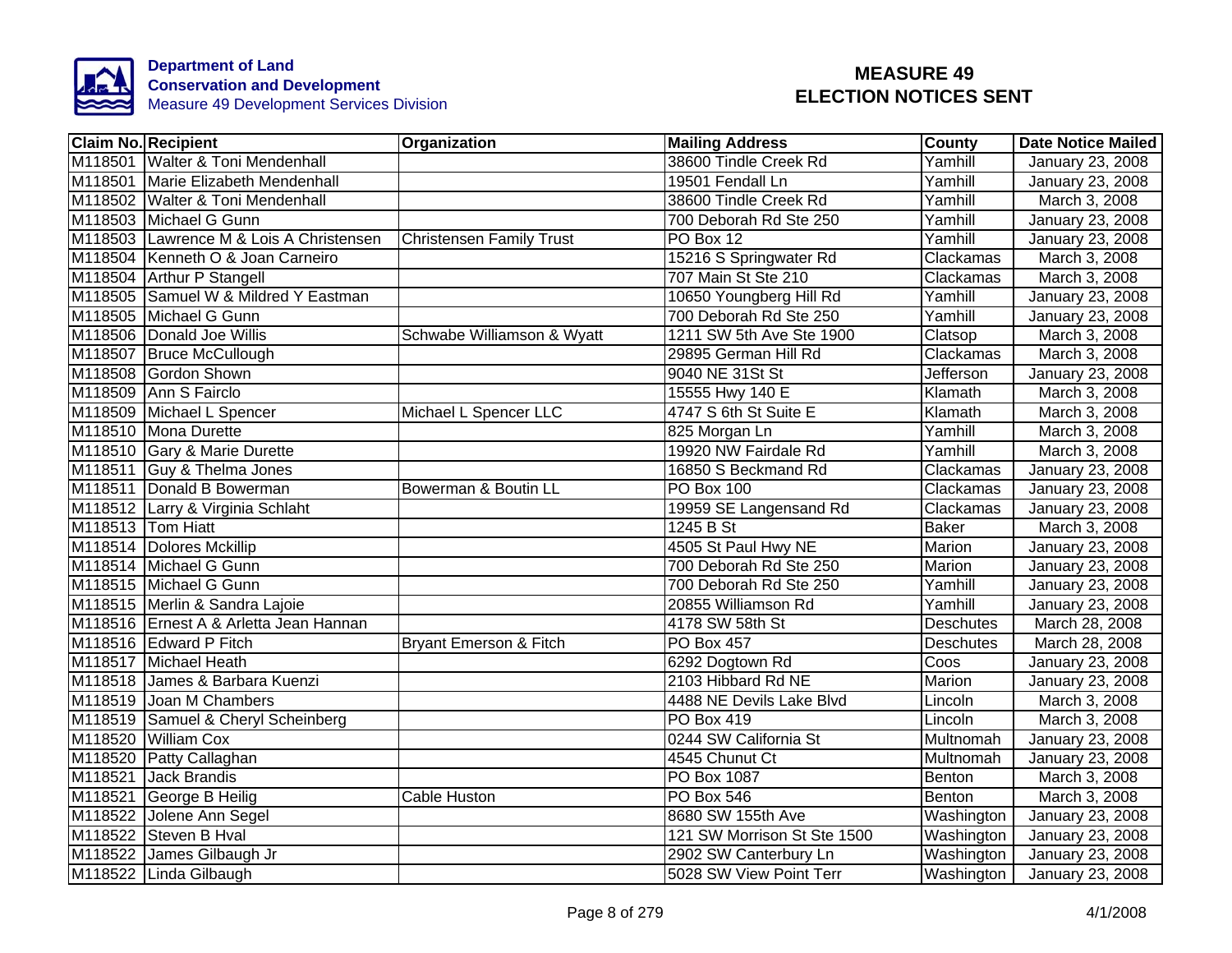**Department of Land Conservation and Development**
Measure 49 Development Services Division

# MEASURE 49
# ELECTION NOTICES SENT

| Claim No. | Recipient | Organization | Mailing Address | County | Date Notice Mailed |
|---|---|---|---|---|---|
| M118501 | Walter & Toni Mendenhall | | 38600 Tindle Creek Rd | Yamhill | January 23, 2008 |
| M118501 | Marie Elizabeth Mendenhall | | 19501 Fendall Ln | Yamhill | January 23, 2008 |
| M118502 | Walter & Toni Mendenhall | | 38600 Tindle Creek Rd | Yamhill | March 3, 2008 |
| M118503 | Michael G Gunn | | 700 Deborah Rd Ste 250 | Yamhill | January 23, 2008 |
| M118503 | Lawrence M & Lois A Christensen | Christensen Family Trust | PO Box 12 | Yamhill | January 23, 2008 |
| M118504 | Kenneth O & Joan Carneiro | | 15216 S Springwater Rd | Clackamas | March 3, 2008 |
| M118504 | Arthur P Stangell | | 707 Main St Ste 210 | Clackamas | March 3, 2008 |
| M118505 | Samuel W & Mildred Y Eastman | | 10650 Youngberg Hill Rd | Yamhill | January 23, 2008 |
| M118505 | Michael G Gunn | | 700 Deborah Rd Ste 250 | Yamhill | January 23, 2008 |
| M118506 | Donald Joe Willis | Schwabe Williamson & Wyatt | 1211 SW 5th Ave Ste 1900 | Clatsop | March 3, 2008 |
| M118507 | Bruce McCullough | | 29895 German Hill Rd | Clackamas | March 3, 2008 |
| M118508 | Gordon Shown | | 9040 NE 31St St | Jefferson | January 23, 2008 |
| M118509 | Ann S Fairclo | | 15555 Hwy 140 E | Klamath | March 3, 2008 |
| M118509 | Michael L Spencer | Michael L Spencer LLC | 4747 S 6th St Suite E | Klamath | March 3, 2008 |
| M118510 | Mona Durette | | 825 Morgan Ln | Yamhill | March 3, 2008 |
| M118510 | Gary & Marie Durette | | 19920 NW Fairdale Rd | Yamhill | March 3, 2008 |
| M118511 | Guy & Thelma Jones | | 16850 S Beckmand Rd | Clackamas | January 23, 2008 |
| M118511 | Donald B Bowerman | Bowerman & Boutin LL | PO Box 100 | Clackamas | January 23, 2008 |
| M118512 | Larry & Virginia Schlaht | | 19959 SE Langensand Rd | Clackamas | January 23, 2008 |
| M118513 | Tom Hiatt | | 1245 B St | Baker | March 3, 2008 |
| M118514 | Dolores Mckillip | | 4505 St Paul Hwy NE | Marion | January 23, 2008 |
| M118514 | Michael G Gunn | | 700 Deborah Rd Ste 250 | Marion | January 23, 2008 |
| M118515 | Michael G Gunn | | 700 Deborah Rd Ste 250 | Yamhill | January 23, 2008 |
| M118515 | Merlin & Sandra Lajoie | | 20855 Williamson Rd | Yamhill | January 23, 2008 |
| M118516 | Ernest A & Arletta Jean Hannan | | 4178 SW 58th St | Deschutes | March 28, 2008 |
| M118516 | Edward P Fitch | Bryant Emerson & Fitch | PO Box 457 | Deschutes | March 28, 2008 |
| M118517 | Michael Heath | | 6292 Dogtown Rd | Coos | January 23, 2008 |
| M118518 | James & Barbara Kuenzi | | 2103 Hibbard Rd NE | Marion | January 23, 2008 |
| M118519 | Joan M Chambers | | 4488 NE Devils Lake Blvd | Lincoln | March 3, 2008 |
| M118519 | Samuel & Cheryl Scheinberg | | PO Box 419 | Lincoln | March 3, 2008 |
| M118520 | William Cox | | 0244 SW California St | Multnomah | January 23, 2008 |
| M118520 | Patty Callaghan | | 4545 Chunut Ct | Multnomah | January 23, 2008 |
| M118521 | Jack Brandis | | PO Box 1087 | Benton | March 3, 2008 |
| M118521 | George B Heilig | Cable Huston | PO Box 546 | Benton | March 3, 2008 |
| M118522 | Jolene Ann Segel | | 8680 SW 155th Ave | Washington | January 23, 2008 |
| M118522 | Steven B Hval | | 121 SW Morrison St Ste 1500 | Washington | January 23, 2008 |
| M118522 | James Gilbaugh Jr | | 2902 SW Canterbury Ln | Washington | January 23, 2008 |
| M118522 | Linda Gilbaugh | | 5028 SW View Point Terr | Washington | January 23, 2008 |

4/1/2008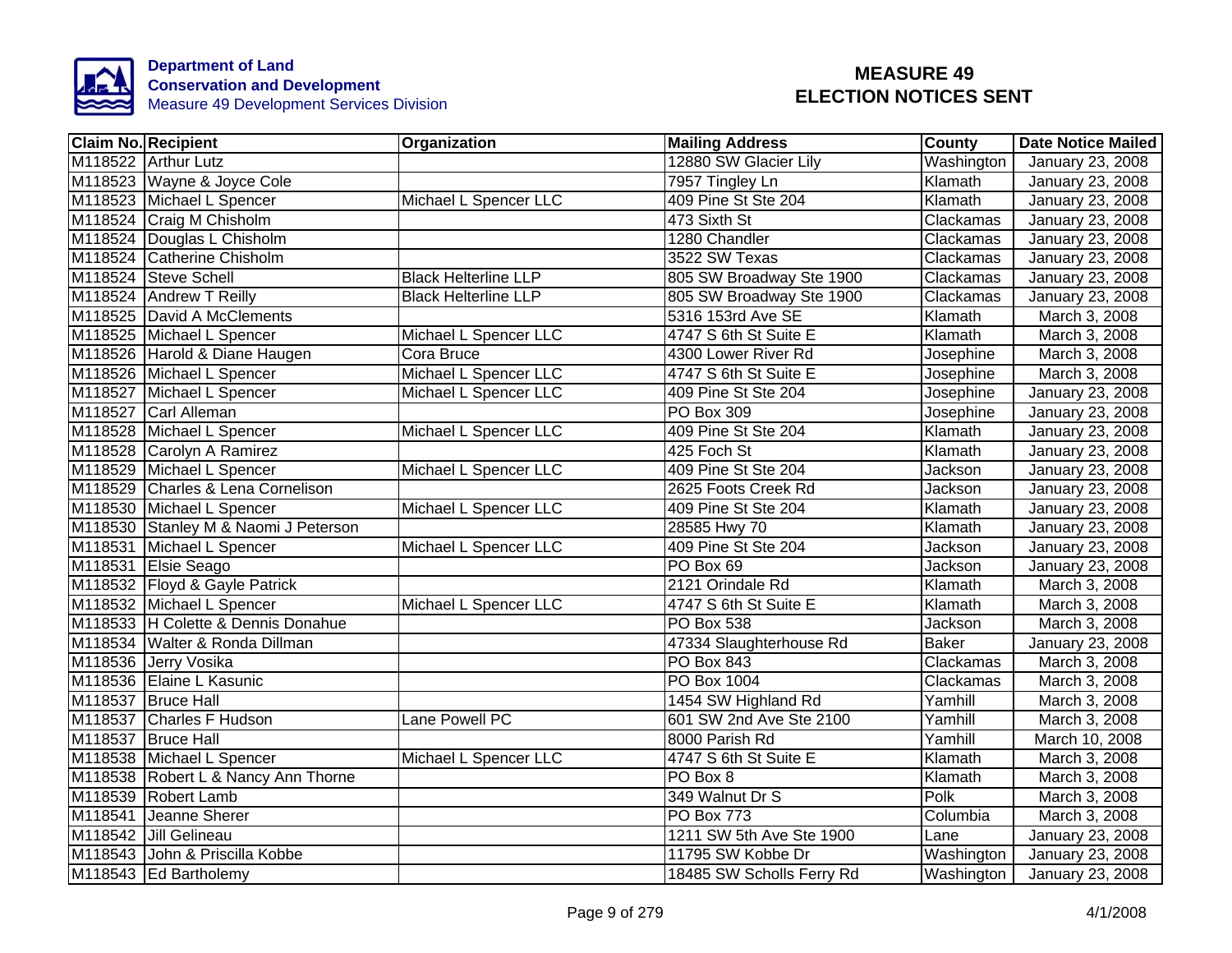Department of Land Conservation and Development
Measure 49 Development Services Division

# MEASURE 49 ELECTION NOTICES SENT

| Claim No. | Recipient | Organization | Mailing Address | County | Date Notice Mailed |
|---|---|---|---|---|---|
| M118522 | Arthur Lutz | | 12880 SW Glacier Lily | Washington | January 23, 2008 |
| M118523 | Wayne & Joyce Cole | | 7957 Tingley Ln | Klamath | January 23, 2008 |
| M118523 | Michael L Spencer | Michael L Spencer LLC | 409 Pine St Ste 204 | Klamath | January 23, 2008 |
| M118524 | Craig M Chisholm | | 473 Sixth St | Clackamas | January 23, 2008 |
| M118524 | Douglas L Chisholm | | 1280 Chandler | Clackamas | January 23, 2008 |
| M118524 | Catherine Chisholm | | 3522 SW Texas | Clackamas | January 23, 2008 |
| M118524 | Steve Schell | Black Helterline LLP | 805 SW Broadway Ste 1900 | Clackamas | January 23, 2008 |
| M118524 | Andrew T Reilly | Black Helterline LLP | 805 SW Broadway Ste 1900 | Clackamas | January 23, 2008 |
| M118525 | David A McClements | | 5316 153rd Ave SE | Klamath | March 3, 2008 |
| M118525 | Michael L Spencer | Michael L Spencer LLC | 4747 S 6th St Suite E | Klamath | March 3, 2008 |
| M118526 | Harold & Diane Haugen | Cora Bruce | 4300 Lower River Rd | Josephine | March 3, 2008 |
| M118526 | Michael L Spencer | Michael L Spencer LLC | 4747 S 6th St Suite E | Josephine | March 3, 2008 |
| M118527 | Michael L Spencer | Michael L Spencer LLC | 409 Pine St Ste 204 | Josephine | January 23, 2008 |
| M118527 | Carl Alleman | | PO Box 309 | Josephine | January 23, 2008 |
| M118528 | Michael L Spencer | Michael L Spencer LLC | 409 Pine St Ste 204 | Klamath | January 23, 2008 |
| M118528 | Carolyn A Ramirez | | 425 Foch St | Klamath | January 23, 2008 |
| M118529 | Michael L Spencer | Michael L Spencer LLC | 409 Pine St Ste 204 | Jackson | January 23, 2008 |
| M118529 | Charles & Lena Cornelison | | 2625 Foots Creek Rd | Jackson | January 23, 2008 |
| M118530 | Michael L Spencer | Michael L Spencer LLC | 409 Pine St Ste 204 | Klamath | January 23, 2008 |
| M118530 | Stanley M & Naomi J Peterson | | 28585 Hwy 70 | Klamath | January 23, 2008 |
| M118531 | Michael L Spencer | Michael L Spencer LLC | 409 Pine St Ste 204 | Jackson | January 23, 2008 |
| M118531 | Elsie Seago | | PO Box 69 | Jackson | January 23, 2008 |
| M118532 | Floyd & Gayle Patrick | | 2121 Orindale Rd | Klamath | March 3, 2008 |
| M118532 | Michael L Spencer | Michael L Spencer LLC | 4747 S 6th St Suite E | Klamath | March 3, 2008 |
| M118533 | H Colette & Dennis Donahue | | PO Box 538 | Jackson | March 3, 2008 |
| M118534 | Walter & Ronda Dillman | | 47334 Slaughterhouse Rd | Baker | January 23, 2008 |
| M118536 | Jerry Vosika | | PO Box 843 | Clackamas | March 3, 2008 |
| M118536 | Elaine L Kasunic | | PO Box 1004 | Clackamas | March 3, 2008 |
| M118537 | Bruce Hall | | 1454 SW Highland Rd | Yamhill | March 3, 2008 |
| M118537 | Charles F Hudson | Lane Powell PC | 601 SW 2nd Ave Ste 2100 | Yamhill | March 3, 2008 |
| M118537 | Bruce Hall | | 8000 Parish Rd | Yamhill | March 10, 2008 |
| M118538 | Michael L Spencer | Michael L Spencer LLC | 4747 S 6th St Suite E | Klamath | March 3, 2008 |
| M118538 | Robert L & Nancy Ann Thorne | | PO Box 8 | Klamath | March 3, 2008 |
| M118539 | Robert Lamb | | 349 Walnut Dr S | Polk | March 3, 2008 |
| M118541 | Jeanne Sherer | | PO Box 773 | Columbia | March 3, 2008 |
| M118542 | Jill Gelineau | | 1211 SW 5th Ave Ste 1900 | Lane | January 23, 2008 |
| M118543 | John & Priscilla Kobbe | | 11795 SW Kobbe Dr | Washington | January 23, 2008 |
| M118543 | Ed Bartholemy | | 18485 SW Scholls Ferry Rd | Washington | January 23, 2008 |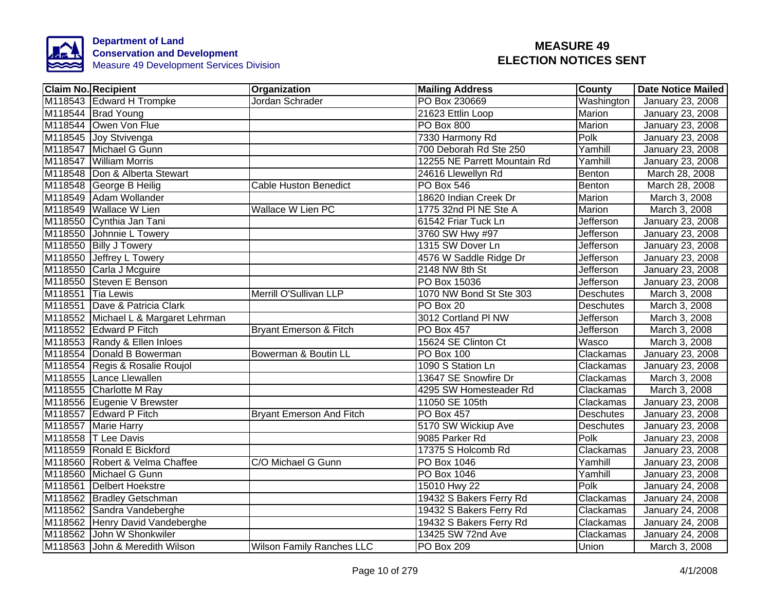Department of Land Conservation and Development
Measure 49 Development Services Division

# MEASURE 49 ELECTION NOTICES SENT

| Claim No. | Recipient | Organization | Mailing Address | County | Date Notice Mailed |
|---|---|---|---|---|---|
| M118543 | Edward H Trompke | Jordan Schrader | PO Box 230669 | Washington | January 23, 2008 |
| M118544 | Brad Young | | 21623 Ettlin Loop | Marion | January 23, 2008 |
| M118544 | Owen Von Flue | | PO Box 800 | Marion | January 23, 2008 |
| M118545 | Joy Stvivenga | | 7330 Harmony Rd | Polk | January 23, 2008 |
| M118547 | Michael G Gunn | | 700 Deborah Rd Ste 250 | Yamhill | January 23, 2008 |
| M118547 | William Morris | | 12255 NE Parrett Mountain Rd | Yamhill | January 23, 2008 |
| M118548 | Don & Alberta Stewart | | 24616 Llewellyn Rd | Benton | March 28, 2008 |
| M118548 | George B Heilig | Cable Huston Benedict | PO Box 546 | Benton | March 28, 2008 |
| M118549 | Adam Wollander | | 18620 Indian Creek Dr | Marion | March 3, 2008 |
| M118549 | Wallace W Lien | Wallace W Lien PC | 1775 32nd Pl NE Ste A | Marion | March 3, 2008 |
| M118550 | Cynthia Jan Tani | | 61542 Friar Tuck Ln | Jefferson | January 23, 2008 |
| M118550 | Johnnie L Towery | | 3760 SW Hwy #97 | Jefferson | January 23, 2008 |
| M118550 | Billy J Towery | | 1315 SW Dover Ln | Jefferson | January 23, 2008 |
| M118550 | Jeffrey L Towery | | 4576 W Saddle Ridge Dr | Jefferson | January 23, 2008 |
| M118550 | Carla J Mcguire | | 2148 NW 8th St | Jefferson | January 23, 2008 |
| M118550 | Steven E Benson | | PO Box 15036 | Jefferson | January 23, 2008 |
| M118551 | Tia Lewis | Merrill O'Sullivan LLP | 1070 NW Bond St Ste 303 | Deschutes | March 3, 2008 |
| M118551 | Dave & Patricia Clark | | PO Box 20 | Deschutes | March 3, 2008 |
| M118552 | Michael L & Margaret Lehrman | | 3012 Cortland Pl NW | Jefferson | March 3, 2008 |
| M118552 | Edward P Fitch | Bryant Emerson & Fitch | PO Box 457 | Jefferson | March 3, 2008 |
| M118553 | Randy & Ellen Inloes | | 15624 SE Clinton Ct | Wasco | March 3, 2008 |
| M118554 | Donald B Bowerman | Bowerman & Boutin LL | PO Box 100 | Clackamas | January 23, 2008 |
| M118554 | Regis & Rosalie Roujol | | 1090 S Station Ln | Clackamas | January 23, 2008 |
| M118555 | Lance Llewallen | | 13647 SE Snowfire Dr | Clackamas | March 3, 2008 |
| M118555 | Charlotte M Ray | | 4295 SW Homesteader Rd | Clackamas | March 3, 2008 |
| M118556 | Eugenie V Brewster | | 11050 SE 105th | Clackamas | January 23, 2008 |
| M118557 | Edward P Fitch | Bryant Emerson And Fitch | PO Box 457 | Deschutes | January 23, 2008 |
| M118557 | Marie Harry | | 5170 SW Wickiup Ave | Deschutes | January 23, 2008 |
| M118558 | T Lee Davis | | 9085 Parker Rd | Polk | January 23, 2008 |
| M118559 | Ronald E Bickford | | 17375 S Holcomb Rd | Clackamas | January 23, 2008 |
| M118560 | Robert & Velma Chaffee | C/O Michael G Gunn | PO Box 1046 | Yamhill | January 23, 2008 |
| M118560 | Michael G Gunn | | PO Box 1046 | Yamhill | January 23, 2008 |
| M118561 | Delbert Hoekstre | | 15010 Hwy 22 | Polk | January 24, 2008 |
| M118562 | Bradley Getschman | | 19432 S Bakers Ferry Rd | Clackamas | January 24, 2008 |
| M118562 | Sandra Vandeberghe | | 19432 S Bakers Ferry Rd | Clackamas | January 24, 2008 |
| M118562 | Henry David Vandeberghe | | 19432 S Bakers Ferry Rd | Clackamas | January 24, 2008 |
| M118562 | John W Shonkwiler | | 13425 SW 72nd Ave | Clackamas | January 24, 2008 |
| M118563 | John & Meredith Wilson | Wilson Family Ranches LLC | PO Box 209 | Union | March 3, 2008 |

4/1/2008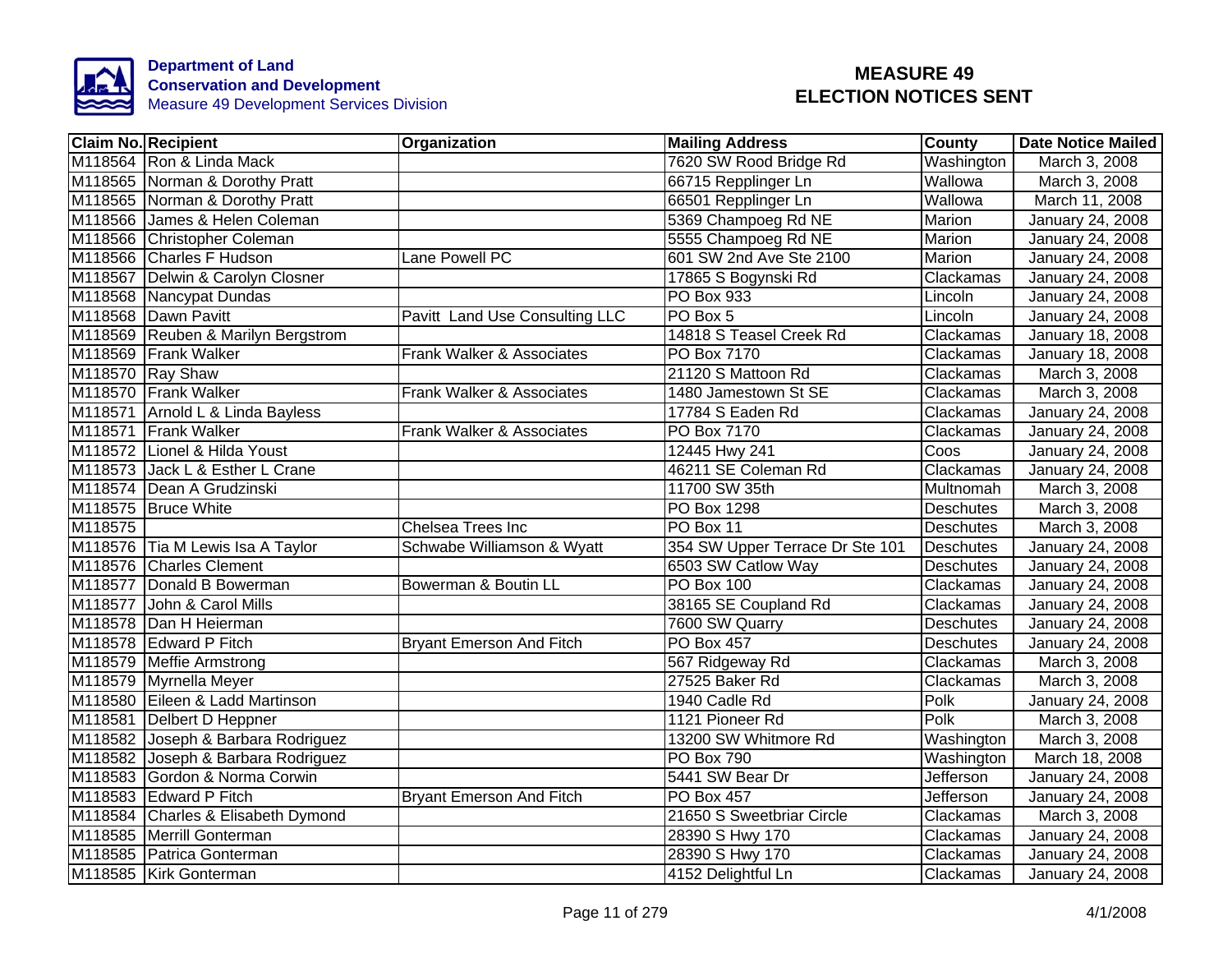Department of Land Conservation and Development
Measure 49 Development Services Division

# MEASURE 49 ELECTION NOTICES SENT

| Claim No. | Recipient | Organization | Mailing Address | County | Date Notice Mailed |
|---|---|---|---|---|---|
| M118564 | Ron & Linda Mack | | 7620 SW Rood Bridge Rd | Washington | March 3, 2008 |
| M118565 | Norman & Dorothy Pratt | | 66715 Repplinger Ln | Wallowa | March 3, 2008 |
| M118565 | Norman & Dorothy Pratt | | 66501 Repplinger Ln | Wallowa | March 11, 2008 |
| M118566 | James & Helen Coleman | | 5369 Champoeg Rd NE | Marion | January 24, 2008 |
| M118566 | Christopher Coleman | | 5555 Champoeg Rd NE | Marion | January 24, 2008 |
| M118566 | Charles F Hudson | Lane Powell PC | 601 SW 2nd Ave Ste 2100 | Marion | January 24, 2008 |
| M118567 | Delwin & Carolyn Closner | | 17865 S Bogynski Rd | Clackamas | January 24, 2008 |
| M118568 | Nancypat Dundas | | PO Box 933 | Lincoln | January 24, 2008 |
| M118568 | Dawn Pavitt | Pavitt Land Use Consulting LLC | PO Box 5 | Lincoln | January 24, 2008 |
| M118569 | Reuben & Marilyn Bergstrom | | 14818 S Teasel Creek Rd | Clackamas | January 18, 2008 |
| M118569 | Frank Walker | Frank Walker & Associates | PO Box 7170 | Clackamas | January 18, 2008 |
| M118570 | Ray Shaw | | 21120 S Mattoon Rd | Clackamas | March 3, 2008 |
| M118570 | Frank Walker | Frank Walker & Associates | 1480 Jamestown St SE | Clackamas | March 3, 2008 |
| M118571 | Arnold L & Linda Bayless | | 17784 S Eaden Rd | Clackamas | January 24, 2008 |
| M118571 | Frank Walker | Frank Walker & Associates | PO Box 7170 | Clackamas | January 24, 2008 |
| M118572 | Lionel & Hilda Youst | | 12445 Hwy 241 | Coos | January 24, 2008 |
| M118573 | Jack L & Esther L Crane | | 46211 SE Coleman Rd | Clackamas | January 24, 2008 |
| M118574 | Dean A Grudzinski | | 11700 SW 35th | Multnomah | March 3, 2008 |
| M118575 | Bruce White | | PO Box 1298 | Deschutes | March 3, 2008 |
| M118575 | | Chelsea Trees Inc | PO Box 11 | Deschutes | March 3, 2008 |
| M118576 | Tia M Lewis Isa A Taylor | Schwabe Williamson & Wyatt | 354 SW Upper Terrace Dr Ste 101 | Deschutes | January 24, 2008 |
| M118576 | Charles Clement | | 6503 SW Catlow Way | Deschutes | January 24, 2008 |
| M118577 | Donald B Bowerman | Bowerman & Boutin LL | PO Box 100 | Clackamas | January 24, 2008 |
| M118577 | John & Carol Mills | | 38165 SE Coupland Rd | Clackamas | January 24, 2008 |
| M118578 | Dan H Heierman | | 7600 SW Quarry | Deschutes | January 24, 2008 |
| M118578 | Edward P Fitch | Bryant Emerson And Fitch | PO Box 457 | Deschutes | January 24, 2008 |
| M118579 | Meffie Armstrong | | 567 Ridgeway Rd | Clackamas | March 3, 2008 |
| M118579 | Myrnella Meyer | | 27525 Baker Rd | Clackamas | March 3, 2008 |
| M118580 | Eileen & Ladd Martinson | | 1940 Cadle Rd | Polk | January 24, 2008 |
| M118581 | Delbert D Heppner | | 1121 Pioneer Rd | Polk | March 3, 2008 |
| M118582 | Joseph & Barbara Rodriguez | | 13200 SW Whitmore Rd | Washington | March 3, 2008 |
| M118582 | Joseph & Barbara Rodriguez | | PO Box 790 | Washington | March 18, 2008 |
| M118583 | Gordon & Norma Corwin | | 5441 SW Bear Dr | Jefferson | January 24, 2008 |
| M118583 | Edward P Fitch | Bryant Emerson And Fitch | PO Box 457 | Jefferson | January 24, 2008 |
| M118584 | Charles & Elisabeth Dymond | | 21650 S Sweetbriar Circle | Clackamas | March 3, 2008 |
| M118585 | Merrill Gonterman | | 28390 S Hwy 170 | Clackamas | January 24, 2008 |
| M118585 | Patrica Gonterman | | 28390 S Hwy 170 | Clackamas | January 24, 2008 |
| M118585 | Kirk Gonterman | | 4152 Delightful Ln | Clackamas | January 24, 2008 |

4/1/2008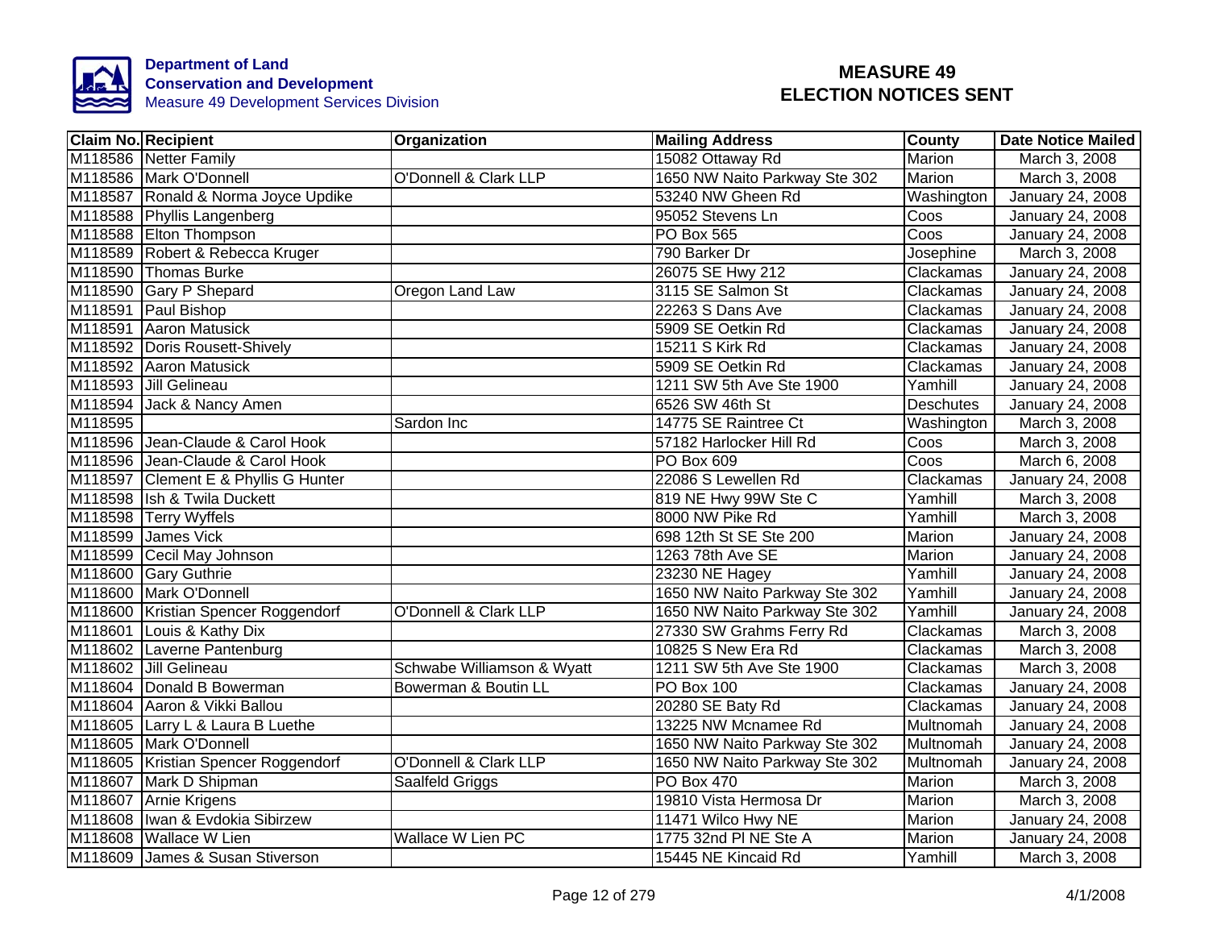**Department of Land Conservation and Development**
Measure 49 Development Services Division

# MEASURE 49
# ELECTION NOTICES SENT

| Claim No. | Recipient | Organization | Mailing Address | County | Date Notice Mailed |
|---|---|---|---|---|---|
| M118586 | Netter Family | | 15082 Ottaway Rd | Marion | March 3, 2008 |
| M118586 | Mark O'Donnell | O'Donnell & Clark LLP | 1650 NW Naito Parkway Ste 302 | Marion | March 3, 2008 |
| M118587 | Ronald & Norma Joyce Updike | | 53240 NW Gheen Rd | Washington | January 24, 2008 |
| M118588 | Phyllis Langenberg | | 95052 Stevens Ln | Coos | January 24, 2008 |
| M118588 | Elton Thompson | | PO Box 565 | Coos | January 24, 2008 |
| M118589 | Robert & Rebecca Kruger | | 790 Barker Dr | Josephine | March 3, 2008 |
| M118590 | Thomas Burke | | 26075 SE Hwy 212 | Clackamas | January 24, 2008 |
| M118590 | Gary P Shepard | Oregon Land Law | 3115 SE Salmon St | Clackamas | January 24, 2008 |
| M118591 | Paul Bishop | | 22263 S Dans Ave | Clackamas | January 24, 2008 |
| M118591 | Aaron Matusick | | 5909 SE Oetkin Rd | Clackamas | January 24, 2008 |
| M118592 | Doris Rousett-Shively | | 15211 S Kirk Rd | Clackamas | January 24, 2008 |
| M118592 | Aaron Matusick | | 5909 SE Oetkin Rd | Clackamas | January 24, 2008 |
| M118593 | Jill Gelineau | | 1211 SW 5th Ave Ste 1900 | Yamhill | January 24, 2008 |
| M118594 | Jack & Nancy Amen | | 6526 SW 46th St | Deschutes | January 24, 2008 |
| M118595 | | Sardon Inc | 14775 SE Raintree Ct | Washington | March 3, 2008 |
| M118596 | Jean-Claude & Carol Hook | | 57182 Harlocker Hill Rd | Coos | March 3, 2008 |
| M118596 | Jean-Claude & Carol Hook | | PO Box 609 | Coos | March 6, 2008 |
| M118597 | Clement E & Phyllis G Hunter | | 22086 S Lewellen Rd | Clackamas | January 24, 2008 |
| M118598 | Ish & Twila Duckett | | 819 NE Hwy 99W Ste C | Yamhill | March 3, 2008 |
| M118598 | Terry Wyffels | | 8000 NW Pike Rd | Yamhill | March 3, 2008 |
| M118599 | James Vick | | 698 12th St SE Ste 200 | Marion | January 24, 2008 |
| M118599 | Cecil May Johnson | | 1263 78th Ave SE | Marion | January 24, 2008 |
| M118600 | Gary Guthrie | | 23230 NE Hagey | Yamhill | January 24, 2008 |
| M118600 | Mark O'Donnell | | 1650 NW Naito Parkway Ste 302 | Yamhill | January 24, 2008 |
| M118600 | Kristian Spencer Roggendorf | O'Donnell & Clark LLP | 1650 NW Naito Parkway Ste 302 | Yamhill | January 24, 2008 |
| M118601 | Louis & Kathy Dix | | 27330 SW Grahms Ferry Rd | Clackamas | March 3, 2008 |
| M118602 | Laverne Pantenburg | | 10825 S New Era Rd | Clackamas | March 3, 2008 |
| M118602 | Jill Gelineau | Schwabe Williamson & Wyatt | 1211 SW 5th Ave Ste 1900 | Clackamas | March 3, 2008 |
| M118604 | Donald B Bowerman | Bowerman & Boutin LL | PO Box 100 | Clackamas | January 24, 2008 |
| M118604 | Aaron & Vikki Ballou | | 20280 SE Baty Rd | Clackamas | January 24, 2008 |
| M118605 | Larry L & Laura B Luethe | | 13225 NW Mcnamee Rd | Multnomah | January 24, 2008 |
| M118605 | Mark O'Donnell | | 1650 NW Naito Parkway Ste 302 | Multnomah | January 24, 2008 |
| M118605 | Kristian Spencer Roggendorf | O'Donnell & Clark LLP | 1650 NW Naito Parkway Ste 302 | Multnomah | January 24, 2008 |
| M118607 | Mark D Shipman | Saalfeld Griggs | PO Box 470 | Marion | March 3, 2008 |
| M118607 | Arnie Krigens | | 19810 Vista Hermosa Dr | Marion | March 3, 2008 |
| M118608 | Iwan & Evdokia Sibirzew | | 11471 Wilco Hwy NE | Marion | January 24, 2008 |
| M118608 | Wallace W Lien | Wallace W Lien PC | 1775 32nd Pl NE Ste A | Marion | January 24, 2008 |
| M118609 | James & Susan Stiverson | | 15445 NE Kincaid Rd | Yamhill | March 3, 2008 |

4/1/2008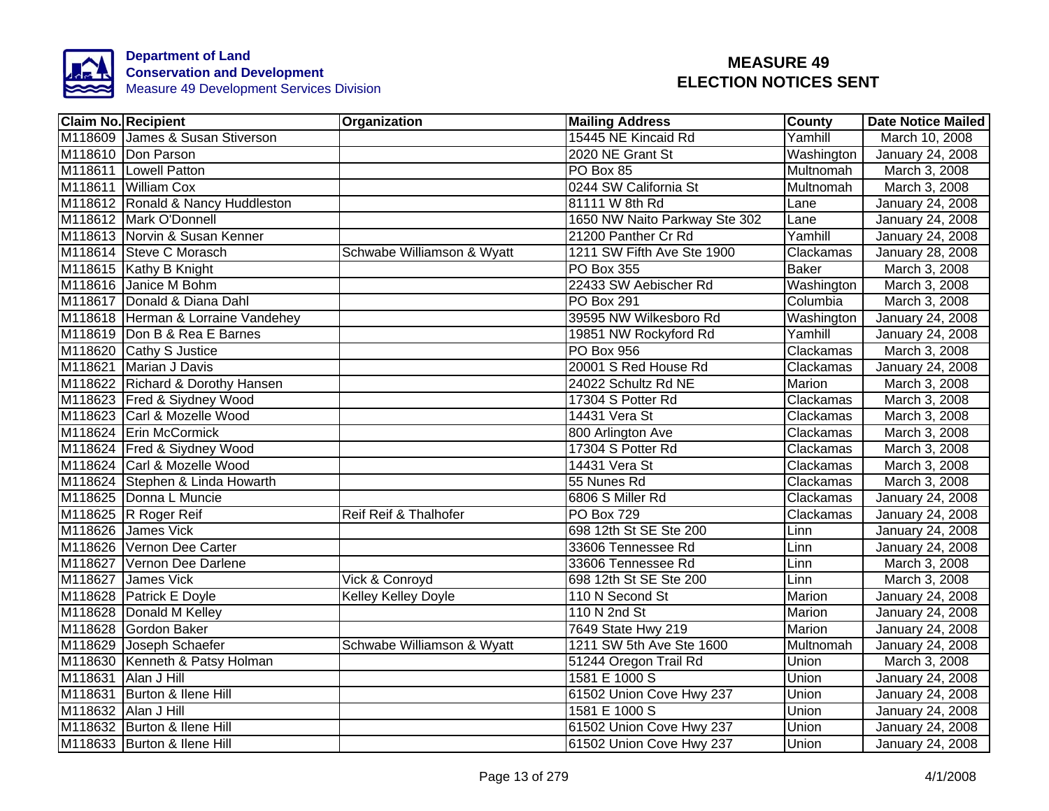**Department of Land Conservation and Development**
Measure 49 Development Services Division

# MEASURE 49
# ELECTION NOTICES SENT

| Claim No. | Recipient | Organization | Mailing Address | County | Date Notice Mailed |
|---|---|---|---|---|---|
| M118609 | James & Susan Stiverson | | 15445 NE Kincaid Rd | Yamhill | March 10, 2008 |
| M118610 | Don Parson | | 2020 NE Grant St | Washington | January 24, 2008 |
| M118611 | Lowell Patton | | PO Box 85 | Multnomah | March 3, 2008 |
| M118611 | William Cox | | 0244 SW California St | Multnomah | March 3, 2008 |
| M118612 | Ronald & Nancy Huddleston | | 81111 W 8th Rd | Lane | January 24, 2008 |
| M118612 | Mark O'Donnell | | 1650 NW Naito Parkway Ste 302 | Lane | January 24, 2008 |
| M118613 | Norvin & Susan Kenner | | 21200 Panther Cr Rd | Yamhill | January 24, 2008 |
| M118614 | Steve C Morasch | Schwabe Williamson & Wyatt | 1211 SW Fifth Ave Ste 1900 | Clackamas | January 28, 2008 |
| M118615 | Kathy B Knight | | PO Box 355 | Baker | March 3, 2008 |
| M118616 | Janice M Bohm | | 22433 SW Aebischer Rd | Washington | March 3, 2008 |
| M118617 | Donald & Diana Dahl | | PO Box 291 | Columbia | March 3, 2008 |
| M118618 | Herman & Lorraine Vandehey | | 39595 NW Wilkesboro Rd | Washington | January 24, 2008 |
| M118619 | Don B & Rea E Barnes | | 19851 NW Rockyford Rd | Yamhill | January 24, 2008 |
| M118620 | Cathy S Justice | | PO Box 956 | Clackamas | March 3, 2008 |
| M118621 | Marian J Davis | | 20001 S Red House Rd | Clackamas | January 24, 2008 |
| M118622 | Richard & Dorothy Hansen | | 24022 Schultz Rd NE | Marion | March 3, 2008 |
| M118623 | Fred & Siydney Wood | | 17304 S Potter Rd | Clackamas | March 3, 2008 |
| M118623 | Carl & Mozelle Wood | | 14431 Vera St | Clackamas | March 3, 2008 |
| M118624 | Erin McCormick | | 800 Arlington Ave | Clackamas | March 3, 2008 |
| M118624 | Fred & Siydney Wood | | 17304 S Potter Rd | Clackamas | March 3, 2008 |
| M118624 | Carl & Mozelle Wood | | 14431 Vera St | Clackamas | March 3, 2008 |
| M118624 | Stephen & Linda Howarth | | 55 Nunes Rd | Clackamas | March 3, 2008 |
| M118625 | Donna L Muncie | | 6806 S Miller Rd | Clackamas | January 24, 2008 |
| M118625 | R Roger Reif | Reif Reif & Thalhofer | PO Box 729 | Clackamas | January 24, 2008 |
| M118626 | James Vick | | 698 12th St SE Ste 200 | Linn | January 24, 2008 |
| M118626 | Vernon Dee Carter | | 33606 Tennessee Rd | Linn | January 24, 2008 |
| M118627 | Vernon Dee Darlene | | 33606 Tennessee Rd | Linn | March 3, 2008 |
| M118627 | James Vick | Vick & Conroyd | 698 12th St SE Ste 200 | Linn | March 3, 2008 |
| M118628 | Patrick E Doyle | Kelley Kelley Doyle | 110 N Second St | Marion | January 24, 2008 |
| M118628 | Donald M Kelley | | 110 N 2nd St | Marion | January 24, 2008 |
| M118628 | Gordon Baker | | 7649 State Hwy 219 | Marion | January 24, 2008 |
| M118629 | Joseph Schaefer | Schwabe Williamson & Wyatt | 1211 SW 5th Ave Ste 1600 | Multnomah | January 24, 2008 |
| M118630 | Kenneth & Patsy Holman | | 51244 Oregon Trail Rd | Union | March 3, 2008 |
| M118631 | Alan J Hill | | 1581 E 1000 S | Union | January 24, 2008 |
| M118631 | Burton & Ilene Hill | | 61502 Union Cove Hwy 237 | Union | January 24, 2008 |
| M118632 | Alan J Hill | | 1581 E 1000 S | Union | January 24, 2008 |
| M118632 | Burton & Ilene Hill | | 61502 Union Cove Hwy 237 | Union | January 24, 2008 |
| M118633 | Burton & Ilene Hill | | 61502 Union Cove Hwy 237 | Union | January 24, 2008 |

4/1/2008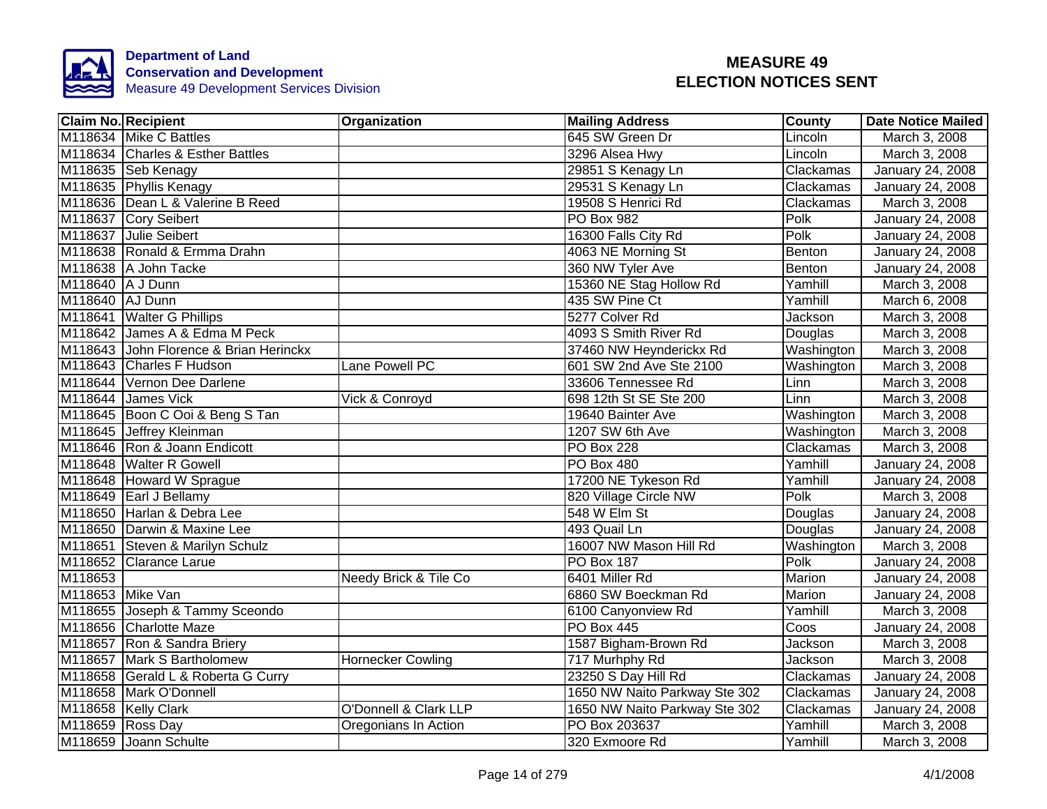Department of Land Conservation and Development
Measure 49 Development Services Division

# MEASURE 49 ELECTION NOTICES SENT

| Claim No. | Recipient | Organization | Mailing Address | County | Date Notice Mailed |
|---|---|---|---|---|---|
| M118634 | Mike C Battles | | 645 SW Green Dr | Lincoln | March 3, 2008 |
| M118634 | Charles & Esther Battles | | 3296 Alsea Hwy | Lincoln | March 3, 2008 |
| M118635 | Seb Kenagy | | 29851 S Kenagy Ln | Clackamas | January 24, 2008 |
| M118635 | Phyllis Kenagy | | 29531 S Kenagy Ln | Clackamas | January 24, 2008 |
| M118636 | Dean L & Valerine B Reed | | 19508 S Henrici Rd | Clackamas | March 3, 2008 |
| M118637 | Cory Seibert | | PO Box 982 | Polk | January 24, 2008 |
| M118637 | Julie Seibert | | 16300 Falls City Rd | Polk | January 24, 2008 |
| M118638 | Ronald & Ermma Drahn | | 4063 NE Morning St | Benton | January 24, 2008 |
| M118638 | A John Tacke | | 360 NW Tyler Ave | Benton | January 24, 2008 |
| M118640 | A J Dunn | | 15360 NE Stag Hollow Rd | Yamhill | March 3, 2008 |
| M118640 | AJ Dunn | | 435 SW Pine Ct | Yamhill | March 6, 2008 |
| M118641 | Walter G Phillips | | 5277 Colver Rd | Jackson | March 3, 2008 |
| M118642 | James A & Edma M Peck | | 4093 S Smith River Rd | Douglas | March 3, 2008 |
| M118643 | John Florence & Brian Herinckx | | 37460 NW Heyndericks Rd | Washington | March 3, 2008 |
| M118643 | Charles F Hudson | Lane Powell PC | 601 SW 2nd Ave Ste 2100 | Washington | March 3, 2008 |
| M118644 | Vernon Dee Darlene | | 33606 Tennessee Rd | Linn | March 3, 2008 |
| M118644 | James Vick | Vick & Conroyd | 698 12th St SE Ste 200 | Linn | March 3, 2008 |
| M118645 | Boon C Ooi & Beng S Tan | | 19640 Bainter Ave | Washington | March 3, 2008 |
| M118645 | Jeffrey Kleinman | | 1207 SW 6th Ave | Washington | March 3, 2008 |
| M118646 | Ron & Joann Endicott | | PO Box 228 | Clackamas | March 3, 2008 |
| M118648 | Walter R Gowell | | PO Box 480 | Yamhill | January 24, 2008 |
| M118648 | Howard W Sprague | | 17200 NE Tykeson Rd | Yamhill | January 24, 2008 |
| M118649 | Earl J Bellamy | | 820 Village Circle NW | Polk | March 3, 2008 |
| M118650 | Harlan & Debra Lee | | 548 W Elm St | Douglas | January 24, 2008 |
| M118650 | Darwin & Maxine Lee | | 493 Quail Ln | Douglas | January 24, 2008 |
| M118651 | Steven & Marilyn Schulz | | 16007 NW Mason Hill Rd | Washington | March 3, 2008 |
| M118652 | Clarance Larue | | PO Box 187 | Polk | January 24, 2008 |
| M118653 | | Needy Brick & Tile Co | 6401 Miller Rd | Marion | January 24, 2008 |
| M118653 | Mike Van | | 6860 SW Boeckman Rd | Marion | January 24, 2008 |
| M118655 | Joseph & Tammy Sceondo | | 6100 Canyonview Rd | Yamhill | March 3, 2008 |
| M118656 | Charlotte Maze | | PO Box 445 | Coos | January 24, 2008 |
| M118657 | Ron & Sandra Briery | | 1587 Bigham-Brown Rd | Jackson | March 3, 2008 |
| M118657 | Mark S Bartholomew | Hornecker Cowling | 717 Murhphy Rd | Jackson | March 3, 2008 |
| M118658 | Gerald L & Roberta G Curry | | 23250 S Day Hill Rd | Clackamas | January 24, 2008 |
| M118658 | Mark O'Donnell | | 1650 NW Naito Parkway Ste 302 | Clackamas | January 24, 2008 |
| M118658 | Kelly Clark | O'Donnell & Clark LLP | 1650 NW Naito Parkway Ste 302 | Clackamas | January 24, 2008 |
| M118659 | Ross Day | Oregonians In Action | PO Box 203637 | Yamhill | March 3, 2008 |
| M118659 | Joann Schulte | | 320 Exmoore Rd | Yamhill | March 3, 2008 |

4/1/2008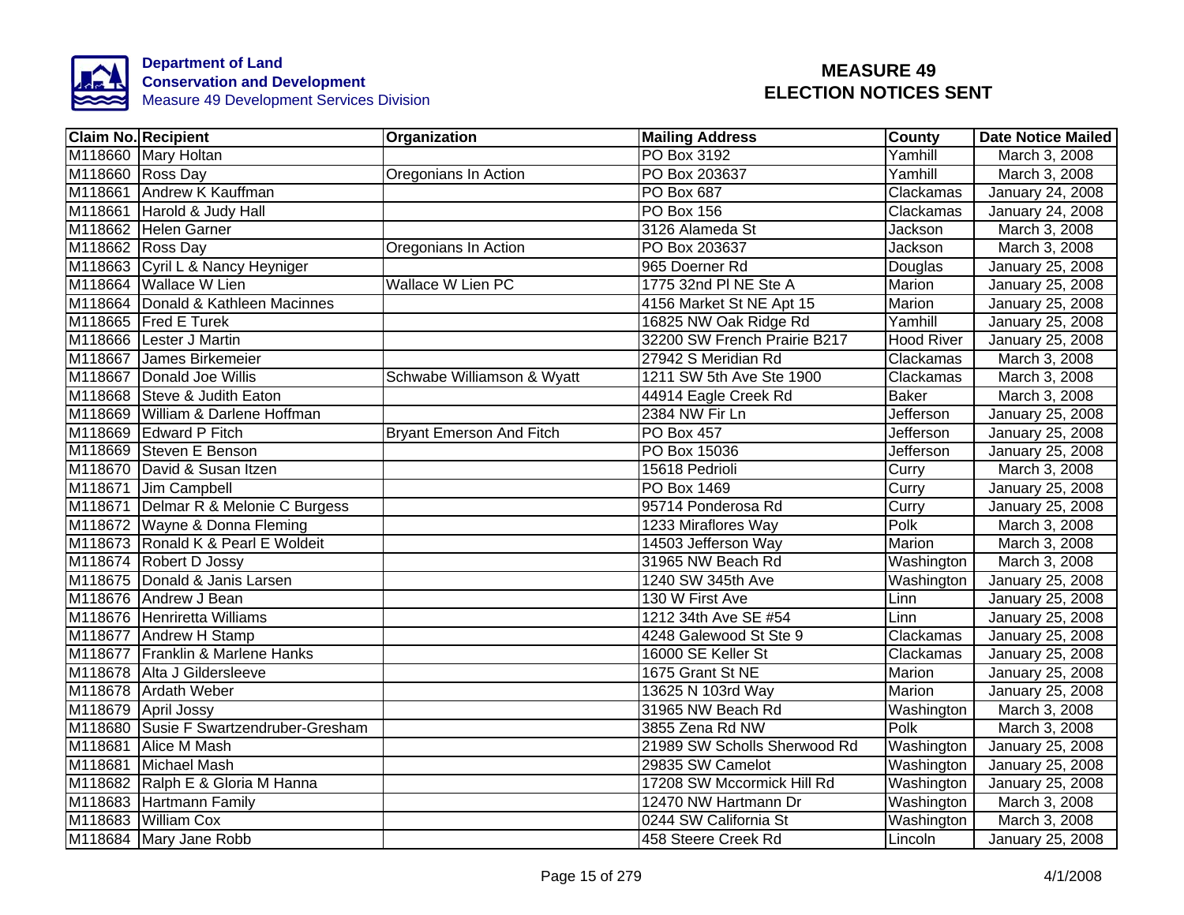**Department of Land Conservation and Development**
Measure 49 Development Services Division

# MEASURE 49
# ELECTION NOTICES SENT

| Claim No. | Recipient | Organization | Mailing Address | County | Date Notice Mailed |
|---|---|---|---|---|---|
| M118660 | Mary Holtan | | PO Box 3192 | Yamhill | March 3, 2008 |
| M118660 | Ross Day | Oregonians In Action | PO Box 203637 | Yamhill | March 3, 2008 |
| M118661 | Andrew K Kauffman | | PO Box 687 | Clackamas | January 24, 2008 |
| M118661 | Harold & Judy Hall | | PO Box 156 | Clackamas | January 24, 2008 |
| M118662 | Helen Garner | | 3126 Alameda St | Jackson | March 3, 2008 |
| M118662 | Ross Day | Oregonians In Action | PO Box 203637 | Jackson | March 3, 2008 |
| M118663 | Cyril L & Nancy Heyniger | | 965 Doerner Rd | Douglas | January 25, 2008 |
| M118664 | Wallace W Lien | Wallace W Lien PC | 1775 32nd Pl NE Ste A | Marion | January 25, 2008 |
| M118664 | Donald & Kathleen Macinnes | | 4156 Market St NE Apt 15 | Marion | January 25, 2008 |
| M118665 | Fred E Turek | | 16825 NW Oak Ridge Rd | Yamhill | January 25, 2008 |
| M118666 | Lester J Martin | | 32200 SW French Prairie B217 | Hood River | January 25, 2008 |
| M118667 | James Birkemeier | | 27942 S Meridian Rd | Clackamas | March 3, 2008 |
| M118667 | Donald Joe Willis | Schwabe Williamson & Wyatt | 1211 SW 5th Ave Ste 1900 | Clackamas | March 3, 2008 |
| M118668 | Steve & Judith Eaton | | 44914 Eagle Creek Rd | Baker | March 3, 2008 |
| M118669 | William & Darlene Hoffman | | 2384 NW Fir Ln | Jefferson | January 25, 2008 |
| M118669 | Edward P Fitch | Bryant Emerson And Fitch | PO Box 457 | Jefferson | January 25, 2008 |
| M118669 | Steven E Benson | | PO Box 15036 | Jefferson | January 25, 2008 |
| M118670 | David & Susan Itzen | | 15618 Pedrioli | Curry | March 3, 2008 |
| M118671 | Jim Campbell | | PO Box 1469 | Curry | January 25, 2008 |
| M118671 | Delmar R & Melonie C Burgess | | 95714 Ponderosa Rd | Curry | January 25, 2008 |
| M118672 | Wayne & Donna Fleming | | 1233 Miraflores Way | Polk | March 3, 2008 |
| M118673 | Ronald K & Pearl E Woldeit | | 14503 Jefferson Way | Marion | March 3, 2008 |
| M118674 | Robert D Jossy | | 31965 NW Beach Rd | Washington | March 3, 2008 |
| M118675 | Donald & Janis Larsen | | 1240 SW 345th Ave | Washington | January 25, 2008 |
| M118676 | Andrew J Bean | | 130 W First Ave | Linn | January 25, 2008 |
| M118676 | Henriretta Williams | | 1212 34th Ave SE #54 | Linn | January 25, 2008 |
| M118677 | Andrew H Stamp | | 4248 Galewood St Ste 9 | Clackamas | January 25, 2008 |
| M118677 | Franklin & Marlene Hanks | | 16000 SE Keller St | Clackamas | January 25, 2008 |
| M118678 | Alta J Gildersleeve | | 1675 Grant St NE | Marion | January 25, 2008 |
| M118678 | Ardath Weber | | 13625 N 103rd Way | Marion | January 25, 2008 |
| M118679 | April Jossy | | 31965 NW Beach Rd | Washington | March 3, 2008 |
| M118680 | Susie F Swartzendruber-Gresham | | 3855 Zena Rd NW | Polk | March 3, 2008 |
| M118681 | Alice M Mash | | 21989 SW Scholls Sherwood Rd | Washington | January 25, 2008 |
| M118681 | Michael Mash | | 29835 SW Camelot | Washington | January 25, 2008 |
| M118682 | Ralph E & Gloria M Hanna | | 17208 SW Mccormick Hill Rd | Washington | January 25, 2008 |
| M118683 | Hartmann Family | | 12470 NW Hartmann Dr | Washington | March 3, 2008 |
| M118683 | William Cox | | 0244 SW California St | Washington | March 3, 2008 |
| M118684 | Mary Jane Robb | | 458 Steere Creek Rd | Lincoln | January 25, 2008 |

4/1/2008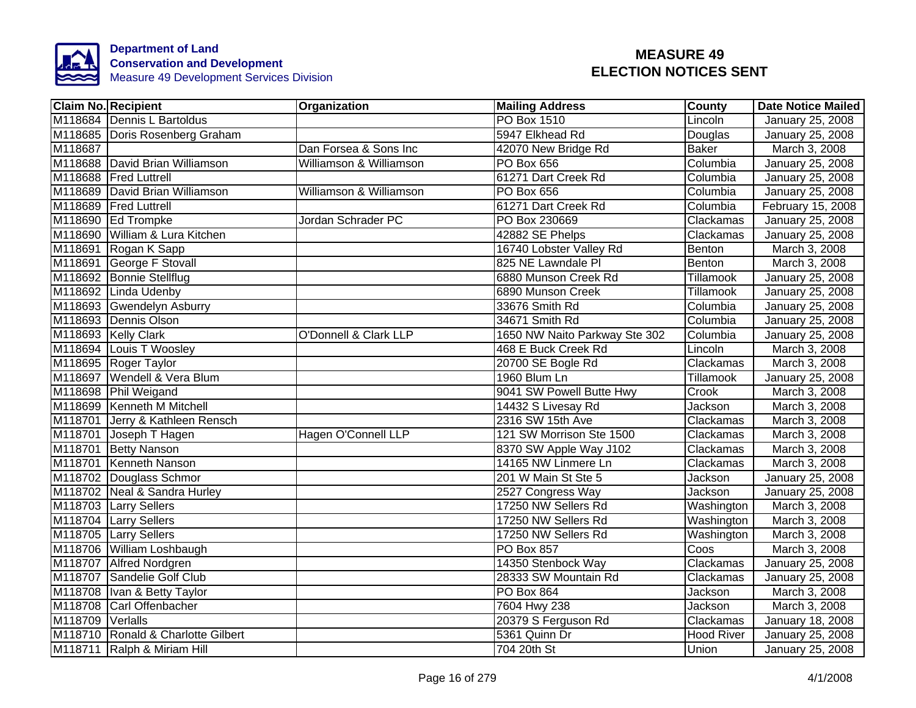**Department of Land Conservation and Development**
Measure 49 Development Services Division

# MEASURE 49 ELECTION NOTICES SENT

| Claim No. | Recipient | Organization | Mailing Address | County | Date Notice Mailed |
|---|---|---|---|---|---|
| M118684 | Dennis L Bartoldus | | PO Box 1510 | Lincoln | January 25, 2008 |
| M118685 | Doris Rosenberg Graham | | 5947 Elkhead Rd | Douglas | January 25, 2008 |
| M118687 | | Dan Forsea & Sons Inc | 42070 New Bridge Rd | Baker | March 3, 2008 |
| M118688 | David Brian Williamson | Williamson & Williamson | PO Box 656 | Columbia | January 25, 2008 |
| M118688 | Fred Luttrell | | 61271 Dart Creek Rd | Columbia | January 25, 2008 |
| M118689 | David Brian Williamson | Williamson & Williamson | PO Box 656 | Columbia | January 25, 2008 |
| M118689 | Fred Luttrell | | 61271 Dart Creek Rd | Columbia | February 15, 2008 |
| M118690 | Ed Trompke | Jordan Schrader PC | PO Box 230669 | Clackamas | January 25, 2008 |
| M118690 | William & Lura Kitchen | | 42882 SE Phelps | Clackamas | January 25, 2008 |
| M118691 | Rogan K Sapp | | 16740 Lobster Valley Rd | Benton | March 3, 2008 |
| M118691 | George F Stovall | | 825 NE Lawndale Pl | Benton | March 3, 2008 |
| M118692 | Bonnie Stellflug | | 6880 Munson Creek Rd | Tillamook | January 25, 2008 |
| M118692 | Linda Udenby | | 6890 Munson Creek | Tillamook | January 25, 2008 |
| M118693 | Gwendelyn Asbury | | 33676 Smith Rd | Columbia | January 25, 2008 |
| M118693 | Dennis Olson | | 34671 Smith Rd | Columbia | January 25, 2008 |
| M118693 | Kelly Clark | O'Donnell & Clark LLP | 1650 NW Naito Parkway Ste 302 | Columbia | January 25, 2008 |
| M118694 | Louis T Woosley | | 468 E Buck Creek Rd | Lincoln | March 3, 2008 |
| M118695 | Roger Taylor | | 20700 SE Bogle Rd | Clackamas | March 3, 2008 |
| M118697 | Wendell & Vera Blum | | 1960 Blum Ln | Tillamook | January 25, 2008 |
| M118698 | Phil Weigand | | 9041 SW Powell Butte Hwy | Crook | March 3, 2008 |
| M118699 | Kenneth M Mitchell | | 14432 S Livesay Rd | Jackson | March 3, 2008 |
| M118701 | Jerry & Kathleen Rensch | | 2316 SW 15th Ave | Clackamas | March 3, 2008 |
| M118701 | Joseph T Hagen | Hagen O'Connell LLP | 121 SW Morrison Ste 1500 | Clackamas | March 3, 2008 |
| M118701 | Betty Nanson | | 8370 SW Apple Way J102 | Clackamas | March 3, 2008 |
| M118701 | Kenneth Nanson | | 14165 NW Linmere Ln | Clackamas | March 3, 2008 |
| M118702 | Douglass Schmor | | 201 W Main St Ste 5 | Jackson | January 25, 2008 |
| M118702 | Neal & Sandra Hurley | | 2527 Congress Way | Jackson | January 25, 2008 |
| M118703 | Larry Sellers | | 17250 NW Sellers Rd | Washington | March 3, 2008 |
| M118704 | Larry Sellers | | 17250 NW Sellers Rd | Washington | March 3, 2008 |
| M118705 | Larry Sellers | | 17250 NW Sellers Rd | Washington | March 3, 2008 |
| M118706 | William Loshbaugh | | PO Box 857 | Coos | March 3, 2008 |
| M118707 | Alfred Nordgren | | 14350 Stenbock Way | Clackamas | January 25, 2008 |
| M118707 | Sandelie Golf Club | | 28333 SW Mountain Rd | Clackamas | January 25, 2008 |
| M118708 | Ivan & Betty Taylor | | PO Box 864 | Jackson | March 3, 2008 |
| M118708 | Carl Offenbacher | | 7604 Hwy 238 | Jackson | March 3, 2008 |
| M118709 | Verlalls | | 20379 S Ferguson Rd | Clackamas | January 18, 2008 |
| M118710 | Ronald & Charlotte Gilbert | | 5361 Quinn Dr | Hood River | January 25, 2008 |
| M118711 | Ralph & Miriam Hill | | 704 20th St | Union | January 25, 2008 |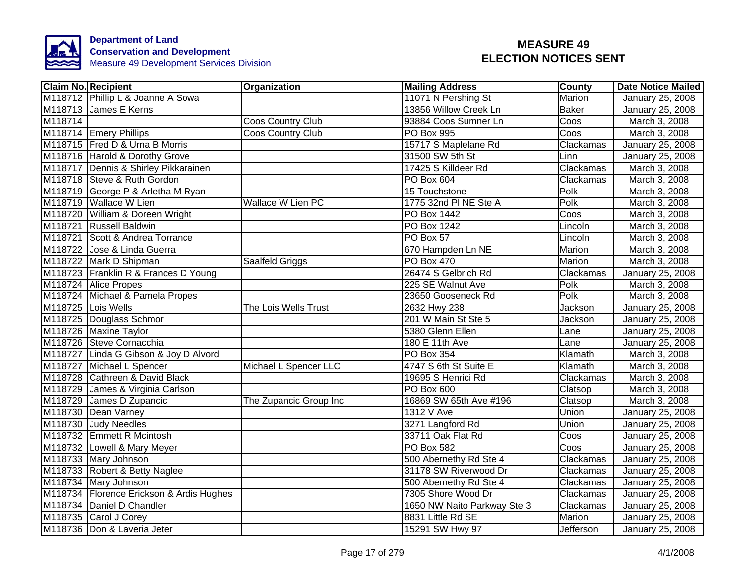**Department of Land Conservation and Development**
Measure 49 Development Services Division

# MEASURE 49 ELECTION NOTICES SENT

| Claim No. | Recipient | Organization | Mailing Address | County | Date Notice Mailed |
|---|---|---|---|---|---|
| M118712 | Phillip L & Joanne A Sowa | | 11071 N Pershing St | Marion | January 25, 2008 |
| M118713 | James E Kerns | | 13856 Willow Creek Ln | Baker | January 25, 2008 |
| M118714 | | Coos Country Club | 93884 Coos Sumner Ln | Coos | March 3, 2008 |
| M118714 | Emery Phillips | Coos Country Club | PO Box 995 | Coos | March 3, 2008 |
| M118715 | Fred D & Urna B Morris | | 15717 S Maplelane Rd | Clackamas | January 25, 2008 |
| M118716 | Harold & Dorothy Grove | | 31500 SW 5th St | Linn | January 25, 2008 |
| M118717 | Dennis & Shirley Pikkarainen | | 17425 S Killdeer Rd | Clackamas | March 3, 2008 |
| M118718 | Steve & Ruth Gordon | | PO Box 604 | Clackamas | March 3, 2008 |
| M118719 | George P & Arletha M Ryan | | 15 Touchstone | Polk | March 3, 2008 |
| M118719 | Wallace W Lien | Wallace W Lien PC | 1775 32nd Pl NE Ste A | Polk | March 3, 2008 |
| M118720 | William & Doreen Wright | | PO Box 1442 | Coos | March 3, 2008 |
| M118721 | Russell Baldwin | | PO Box 1242 | Lincoln | March 3, 2008 |
| M118721 | Scott & Andrea Torrance | | PO Box 57 | Lincoln | March 3, 2008 |
| M118722 | Jose & Linda Guerra | | 670 Hampden Ln NE | Marion | March 3, 2008 |
| M118722 | Mark D Shipman | Saalfeld Griggs | PO Box 470 | Marion | March 3, 2008 |
| M118723 | Franklin R & Frances D Young | | 26474 S Gelbrich Rd | Clackamas | January 25, 2008 |
| M118724 | Alice Propes | | 225 SE Walnut Ave | Polk | March 3, 2008 |
| M118724 | Michael & Pamela Propes | | 23650 Gooseneck Rd | Polk | March 3, 2008 |
| M118725 | Lois Wells | The Lois Wells Trust | 2632 Hwy 238 | Jackson | January 25, 2008 |
| M118725 | Douglass Schmor | | 201 W Main St Ste 5 | Jackson | January 25, 2008 |
| M118726 | Maxine Taylor | | 5380 Glenn Ellen | Lane | January 25, 2008 |
| M118726 | Steve Cornacchia | | 180 E 11th Ave | Lane | January 25, 2008 |
| M118727 | Linda G Gibson & Joy D Alvord | | PO Box 354 | Klamath | March 3, 2008 |
| M118727 | Michael L Spencer | Michael L Spencer LLC | 4747 S 6th St Suite E | Klamath | March 3, 2008 |
| M118728 | Cathreen & David Black | | 19695 S Henrici Rd | Clackamas | March 3, 2008 |
| M118729 | James & Virginia Carlson | | PO Box 600 | Clatsop | March 3, 2008 |
| M118729 | James D Zupancic | The Zupancic Group Inc | 16869 SW 65th Ave #196 | Clatsop | March 3, 2008 |
| M118730 | Dean Varney | | 1312 V Ave | Union | January 25, 2008 |
| M118730 | Judy Needles | | 3271 Langford Rd | Union | January 25, 2008 |
| M118732 | Emmett R Mcintosh | | 33711 Oak Flat Rd | Coos | January 25, 2008 |
| M118732 | Lowell & Mary Meyer | | PO Box 582 | Coos | January 25, 2008 |
| M118733 | Mary Johnson | | 500 Abernethy Rd Ste 4 | Clackamas | January 25, 2008 |
| M118733 | Robert & Betty Naglee | | 31178 SW Riverwood Dr | Clackamas | January 25, 2008 |
| M118734 | Mary Johnson | | 500 Abernethy Rd Ste 4 | Clackamas | January 25, 2008 |
| M118734 | Florence Erickson & Ardis Hughes | | 7305 Shore Wood Dr | Clackamas | January 25, 2008 |
| M118734 | Daniel D Chandler | | 1650 NW Naito Parkway Ste 3 | Clackamas | January 25, 2008 |
| M118735 | Carol J Corey | | 8831 Little Rd SE | Marion | January 25, 2008 |
| M118736 | Don & Laveria Jeter | | 15291 SW Hwy 97 | Jefferson | January 25, 2008 |

4/1/2008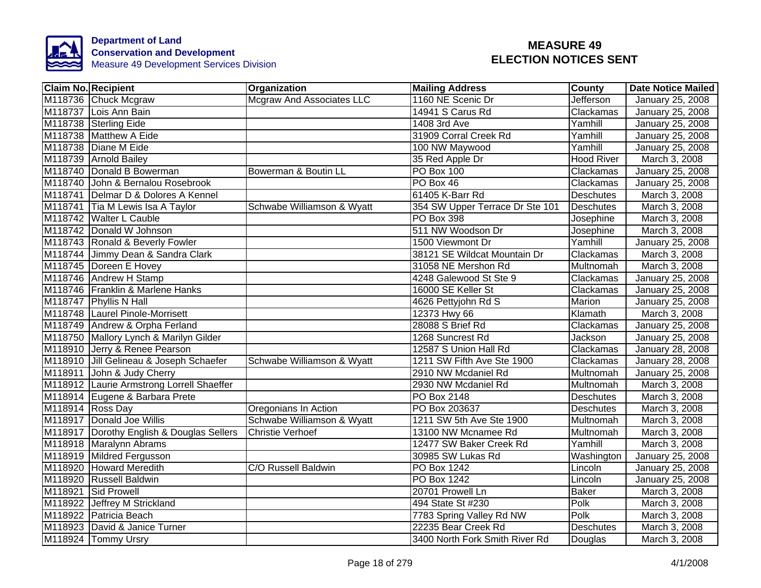**Department of Land Conservation and Development**
Measure 49 Development Services Division

# MEASURE 49 ELECTION NOTICES SENT

| Claim No. | Recipient | Organization | Mailing Address | County | Date Notice Mailed |
|---|---|---|---|---|---|
| M118736 | Chuck Mcgraw | Mcgraw And Associates LLC | 1160 NE Scenic Dr | Jefferson | January 25, 2008 |
| M118737 | Lois Ann Bain | | 14941 S Carus Rd | Clackamas | January 25, 2008 |
| M118738 | Sterling Eide | | 1408 3rd Ave | Yamhill | January 25, 2008 |
| M118738 | Matthew A Eide | | 31909 Corral Creek Rd | Yamhill | January 25, 2008 |
| M118738 | Diane M Eide | | 100 NW Maywood | Yamhill | January 25, 2008 |
| M118739 | Arnold Bailey | | 35 Red Apple Dr | Hood River | March 3, 2008 |
| M118740 | Donald B Bowerman | Bowerman & Boutin LL | PO Box 100 | Clackamas | January 25, 2008 |
| M118740 | John & Bernalou Rosebrook | | PO Box 46 | Clackamas | January 25, 2008 |
| M118741 | Delmar D & Dolores A Kennel | | 61405 K-Barr Rd | Deschutes | March 3, 2008 |
| M118741 | Tia M Lewis Isa A Taylor | Schwabe Williamson & Wyatt | 354 SW Upper Terrace Dr Ste 101 | Deschutes | March 3, 2008 |
| M118742 | Walter L Cauble | | PO Box 398 | Josephine | March 3, 2008 |
| M118742 | Donald W Johnson | | 511 NW Woodson Dr | Josephine | March 3, 2008 |
| M118743 | Ronald & Beverly Fowler | | 1500 Viewmont Dr | Yamhill | January 25, 2008 |
| M118744 | Jimmy Dean & Sandra Clark | | 38121 SE Wildcat Mountain Dr | Clackamas | March 3, 2008 |
| M118745 | Doreen E Hovey | | 31058 NE Mershon Rd | Multnomah | March 3, 2008 |
| M118746 | Andrew H Stamp | | 4248 Galewood St Ste 9 | Clackamas | January 25, 2008 |
| M118746 | Franklin & Marlene Hanks | | 16000 SE Keller St | Clackamas | January 25, 2008 |
| M118747 | Phyllis N Hall | | 4626 Pettyjohn Rd S | Marion | January 25, 2008 |
| M118748 | Laurel Pinole-Morrisett | | 12373 Hwy 66 | Klamath | March 3, 2008 |
| M118749 | Andrew & Orpha Ferland | | 28088 S Brief Rd | Clackamas | January 25, 2008 |
| M118750 | Mallory Lynch & Marilyn Gilder | | 1268 Suncrest Rd | Jackson | January 25, 2008 |
| M118910 | Jerry & Renee Pearson | | 12587 S Union Hall Rd | Clackamas | January 28, 2008 |
| M118910 | Jill Gelineau & Joseph Schaefer | Schwabe Williamson & Wyatt | 1211 SW Fifth Ave Ste 1900 | Clackamas | January 28, 2008 |
| M118911 | John & Judy Cherry | | 2910 NW Mcdaniel Rd | Multnomah | January 25, 2008 |
| M118912 | Laurie Armstrong Lorrell Shaeffer | | 2930 NW Mcdaniel Rd | Multnomah | March 3, 2008 |
| M118914 | Eugene & Barbara Prete | | PO Box 2148 | Deschutes | March 3, 2008 |
| M118914 | Ross Day | Oregonians In Action | PO Box 203637 | Deschutes | March 3, 2008 |
| M118917 | Donald Joe Willis | Schwabe Williamson & Wyatt | 1211 SW 5th Ave Ste 1900 | Multnomah | March 3, 2008 |
| M118917 | Dorothy English & Douglas Sellers | Christie Verhoef | 13100 NW Mcnamee Rd | Multnomah | March 3, 2008 |
| M118918 | Maralynn Abrams | | 12477 SW Baker Creek Rd | Yamhill | March 3, 2008 |
| M118919 | Mildred Fergusson | | 30985 SW Lukas Rd | Washington | January 25, 2008 |
| M118920 | Howard Meredith | C/O Russell Baldwin | PO Box 1242 | Lincoln | January 25, 2008 |
| M118920 | Russell Baldwin | | PO Box 1242 | Lincoln | January 25, 2008 |
| M118921 | Sid Prowell | | 20701 Prowell Ln | Baker | March 3, 2008 |
| M118922 | Jeffrey M Strickland | | 494 State St #230 | Polk | March 3, 2008 |
| M118922 | Patricia Beach | | 7783 Spring Valley Rd NW | Polk | March 3, 2008 |
| M118923 | David & Janice Turner | | 22235 Bear Creek Rd | Deschutes | March 3, 2008 |
| M118924 | Tommy Ursry | | 3400 North Fork Smith River Rd | Douglas | March 3, 2008 |

4/1/2008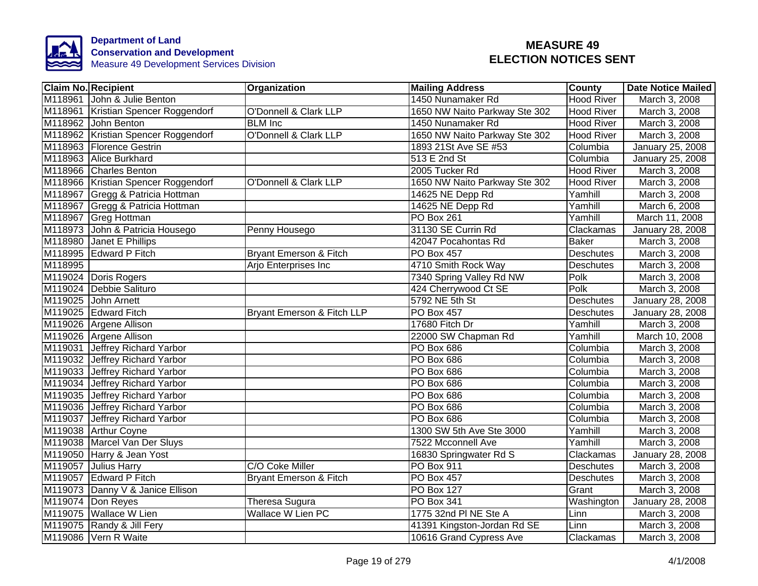**Department of Land Conservation and Development**
Measure 49 Development Services Division

# MEASURE 49 ELECTION NOTICES SENT

| Claim No. | Recipient | Organization | Mailing Address | County | Date Notice Mailed |
|---|---|---|---|---|---|
| M118961 | John & Julie Benton | | 1450 Nunamaker Rd | Hood River | March 3, 2008 |
| M118961 | Kristian Spencer Roggendorf | O'Donnell & Clark LLP | 1650 NW Naito Parkway Ste 302 | Hood River | March 3, 2008 |
| M118962 | John Benton | BLM Inc | 1450 Nunamaker Rd | Hood River | March 3, 2008 |
| M118962 | Kristian Spencer Roggendorf | O'Donnell & Clark LLP | 1650 NW Naito Parkway Ste 302 | Hood River | March 3, 2008 |
| M118963 | Florence Gestrin | | 1893 21St Ave SE #53 | Columbia | January 25, 2008 |
| M118963 | Alice Burkhard | | 513 E 2nd St | Columbia | January 25, 2008 |
| M118966 | Charles Benton | | 2005 Tucker Rd | Hood River | March 3, 2008 |
| M118966 | Kristian Spencer Roggendorf | O'Donnell & Clark LLP | 1650 NW Naito Parkway Ste 302 | Hood River | March 3, 2008 |
| M118967 | Gregg & Patricia Hottman | | 14625 NE Depp Rd | Yamhill | March 3, 2008 |
| M118967 | Gregg & Patricia Hottman | | 14625 NE Depp Rd | Yamhill | March 6, 2008 |
| M118967 | Greg Hottman | | PO Box 261 | Yamhill | March 11, 2008 |
| M118973 | John & Patricia Housego | Penny Housego | 31130 SE Currin Rd | Clackamas | January 28, 2008 |
| M118980 | Janet E Phillips | | 42047 Pocahontas Rd | Baker | March 3, 2008 |
| M118995 | Edward P Fitch | Bryant Emerson & Fitch | PO Box 457 | Deschutes | March 3, 2008 |
| M118995 | | Arjo Enterprises Inc | 4710 Smith Rock Way | Deschutes | March 3, 2008 |
| M119024 | Doris Rogers | | 7340 Spring Valley Rd NW | Polk | March 3, 2008 |
| M119024 | Debbie Salituro | | 424 Cherrywood Ct SE | Polk | March 3, 2008 |
| M119025 | John Arnett | | 5792 NE 5th St | Deschutes | January 28, 2008 |
| M119025 | Edward Fitch | Bryant Emerson & Fitch LLP | PO Box 457 | Deschutes | January 28, 2008 |
| M119026 | Argene Allison | | 17680 Fitch Dr | Yamhill | March 3, 2008 |
| M119026 | Argene Allison | | 22000 SW Chapman Rd | Yamhill | March 10, 2008 |
| M119031 | Jeffrey Richard Yarbor | | PO Box 686 | Columbia | March 3, 2008 |
| M119032 | Jeffrey Richard Yarbor | | PO Box 686 | Columbia | March 3, 2008 |
| M119033 | Jeffrey Richard Yarbor | | PO Box 686 | Columbia | March 3, 2008 |
| M119034 | Jeffrey Richard Yarbor | | PO Box 686 | Columbia | March 3, 2008 |
| M119035 | Jeffrey Richard Yarbor | | PO Box 686 | Columbia | March 3, 2008 |
| M119036 | Jeffrey Richard Yarbor | | PO Box 686 | Columbia | March 3, 2008 |
| M119037 | Jeffrey Richard Yarbor | | PO Box 686 | Columbia | March 3, 2008 |
| M119038 | Arthur Coyne | | 1300 SW 5th Ave Ste 3000 | Yamhill | March 3, 2008 |
| M119038 | Marcel Van Der Sluys | | 7522 Mcconnell Ave | Yamhill | March 3, 2008 |
| M119050 | Harry & Jean Yost | | 16830 Springwater Rd S | Clackamas | January 28, 2008 |
| M119057 | Julius Harry | C/O Coke Miller | PO Box 911 | Deschutes | March 3, 2008 |
| M119057 | Edward P Fitch | Bryant Emerson & Fitch | PO Box 457 | Deschutes | March 3, 2008 |
| M119073 | Danny V & Janice Ellison | | PO Box 127 | Grant | March 3, 2008 |
| M119074 | Don Reyes | Theresa Sugura | PO Box 341 | Washington | January 28, 2008 |
| M119075 | Wallace W Lien | Wallace W Lien PC | 1775 32nd Pl NE Ste A | Linn | March 3, 2008 |
| M119075 | Randy & Jill Fery | | 41391 Kingston-Jordan Rd SE | Linn | March 3, 2008 |
| M119086 | Vern R Waite | | 10616 Grand Cypress Ave | Clackamas | March 3, 2008 |

4/1/2008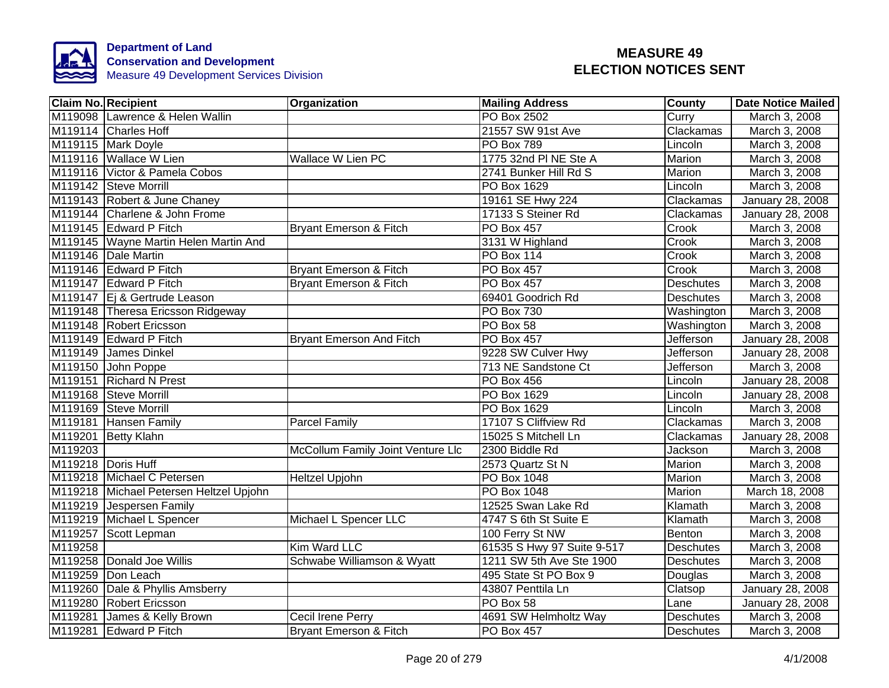Department of Land Conservation and Development
Measure 49 Development Services Division

# MEASURE 49 ELECTION NOTICES SENT

| Claim No. | Recipient | Organization | Mailing Address | County | Date Notice Mailed |
|---|---|---|---|---|---|
| M119098 | Lawrence & Helen Wallin | | PO Box 2502 | Curry | March 3, 2008 |
| M119114 | Charles Hoff | | 21557 SW 91st Ave | Clackamas | March 3, 2008 |
| M119115 | Mark Doyle | | PO Box 789 | Lincoln | March 3, 2008 |
| M119116 | Wallace W Lien | Wallace W Lien PC | 1775 32nd Pl NE Ste A | Marion | March 3, 2008 |
| M119116 | Victor & Pamela Cobos | | 2741 Bunker Hill Rd S | Marion | March 3, 2008 |
| M119142 | Steve Morrill | | PO Box 1629 | Lincoln | March 3, 2008 |
| M119143 | Robert & June Chaney | | 19161 SE Hwy 224 | Clackamas | January 28, 2008 |
| M119144 | Charlene & John Frome | | 17133 S Steiner Rd | Clackamas | January 28, 2008 |
| M119145 | Edward P Fitch | Bryant Emerson & Fitch | PO Box 457 | Crook | March 3, 2008 |
| M119145 | Wayne Martin Helen Martin And | | 3131 W Highland | Crook | March 3, 2008 |
| M119146 | Dale Martin | | PO Box 114 | Crook | March 3, 2008 |
| M119146 | Edward P Fitch | Bryant Emerson & Fitch | PO Box 457 | Crook | March 3, 2008 |
| M119147 | Edward P Fitch | Bryant Emerson & Fitch | PO Box 457 | Deschutes | March 3, 2008 |
| M119147 | Ej & Gertrude Leason | | 69401 Goodrich Rd | Deschutes | March 3, 2008 |
| M119148 | Theresa Ericsson Ridgeway | | PO Box 730 | Washington | March 3, 2008 |
| M119148 | Robert Ericsson | | PO Box 58 | Washington | March 3, 2008 |
| M119149 | Edward P Fitch | Bryant Emerson And Fitch | PO Box 457 | Jefferson | January 28, 2008 |
| M119149 | James Dinkel | | 9228 SW Culver Hwy | Jefferson | January 28, 2008 |
| M119150 | John Poppe | | 713 NE Sandstone Ct | Jefferson | March 3, 2008 |
| M119151 | Richard N Prest | | PO Box 456 | Lincoln | January 28, 2008 |
| M119168 | Steve Morrill | | PO Box 1629 | Lincoln | January 28, 2008 |
| M119169 | Steve Morrill | | PO Box 1629 | Lincoln | March 3, 2008 |
| M119181 | Hansen Family | Parcel Family | 17107 S Cliffview Rd | Clackamas | March 3, 2008 |
| M119201 | Betty Klahn | | 15025 S Mitchell Ln | Clackamas | January 28, 2008 |
| M119203 | | McCollum Family Joint Venture Llc | 2300 Biddle Rd | Jackson | March 3, 2008 |
| M119218 | Doris Huff | | 2573 Quartz St N | Marion | March 3, 2008 |
| M119218 | Michael C Petersen | Heltzel Upjohn | PO Box 1048 | Marion | March 3, 2008 |
| M119218 | Michael Petersen Heltzel Upjohn | | PO Box 1048 | Marion | March 18, 2008 |
| M119219 | Jespersen Family | | 12525 Swan Lake Rd | Klamath | March 3, 2008 |
| M119219 | Michael L Spencer | Michael L Spencer LLC | 4747 S 6th St Suite E | Klamath | March 3, 2008 |
| M119257 | Scott Lepman | | 100 Ferry St NW | Benton | March 3, 2008 |
| M119258 | | Kim Ward LLC | 61535 S Hwy 97 Suite 9-517 | Deschutes | March 3, 2008 |
| M119258 | Donald Joe Willis | Schwabe Williamson & Wyatt | 1211 SW 5th Ave Ste 1900 | Deschutes | March 3, 2008 |
| M119259 | Don Leach | | 495 State St PO Box 9 | Douglas | March 3, 2008 |
| M119260 | Dale & Phyllis Amsberry | | 43807 Penttila Ln | Clatsop | January 28, 2008 |
| M119280 | Robert Ericsson | | PO Box 58 | Lane | January 28, 2008 |
| M119281 | James & Kelly Brown | Cecil Irene Perry | 4691 SW Helmholtz Way | Deschutes | March 3, 2008 |
| M119281 | Edward P Fitch | Bryant Emerson & Fitch | PO Box 457 | Deschutes | March 3, 2008 |

4/1/2008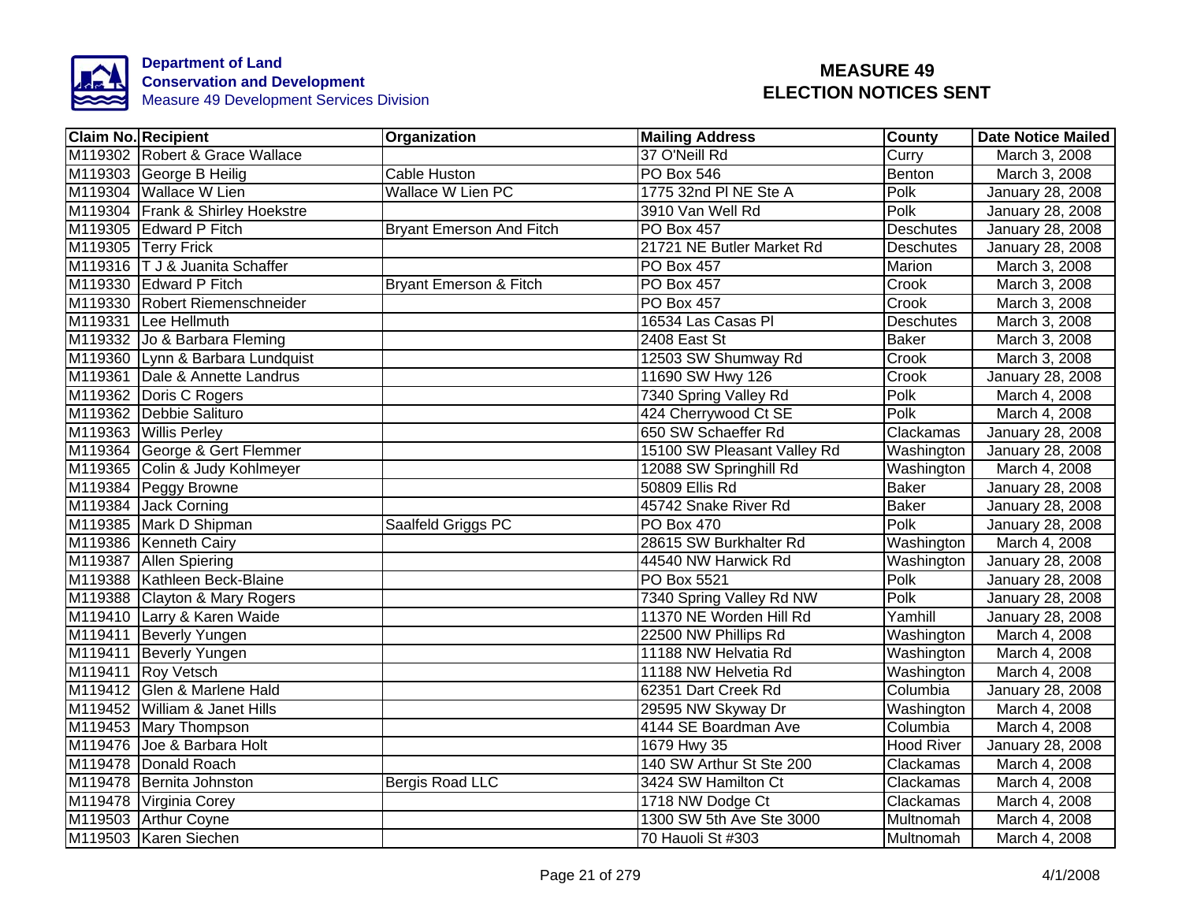**Department of Land Conservation and Development**
Measure 49 Development Services Division

# MEASURE 49 ELECTION NOTICES SENT

| Claim No. | Recipient | Organization | Mailing Address | County | Date Notice Mailed |
|---|---|---|---|---|---|
| M119302 | Robert & Grace Wallace | | 37 O'Neill Rd | Curry | March 3, 2008 |
| M119303 | George B Heilig | Cable Huston | PO Box 546 | Benton | March 3, 2008 |
| M119304 | Wallace W Lien | Wallace W Lien PC | 1775 32nd Pl NE Ste A | Polk | January 28, 2008 |
| M119304 | Frank & Shirley Hoekstre | | 3910 Van Well Rd | Polk | January 28, 2008 |
| M119305 | Edward P Fitch | Bryant Emerson And Fitch | PO Box 457 | Deschutes | January 28, 2008 |
| M119305 | Terry Frick | | 21721 NE Butler Market Rd | Deschutes | January 28, 2008 |
| M119316 | T J & Juanita Schaffer | | PO Box 457 | Marion | March 3, 2008 |
| M119330 | Edward P Fitch | Bryant Emerson & Fitch | PO Box 457 | Crook | March 3, 2008 |
| M119330 | Robert Riemenschneider | | PO Box 457 | Crook | March 3, 2008 |
| M119331 | Lee Hellmuth | | 16534 Las Casas Pl | Deschutes | March 3, 2008 |
| M119332 | Jo & Barbara Fleming | | 2408 East St | Baker | March 3, 2008 |
| M119360 | Lynn & Barbara Lundquist | | 12503 SW Shumway Rd | Crook | March 3, 2008 |
| M119361 | Dale & Annette Landrus | | 11690 SW Hwy 126 | Crook | January 28, 2008 |
| M119362 | Doris C Rogers | | 7340 Spring Valley Rd | Polk | March 4, 2008 |
| M119362 | Debbie Salituro | | 424 Cherrywood Ct SE | Polk | March 4, 2008 |
| M119363 | Willis Perley | | 650 SW Schaeffer Rd | Clackamas | January 28, 2008 |
| M119364 | George & Gert Flemmer | | 15100 SW Pleasant Valley Rd | Washington | January 28, 2008 |
| M119365 | Colin & Judy Kohlmeyer | | 12088 SW Springhill Rd | Washington | March 4, 2008 |
| M119384 | Peggy Browne | | 50809 Ellis Rd | Baker | January 28, 2008 |
| M119384 | Jack Corning | | 45742 Snake River Rd | Baker | January 28, 2008 |
| M119385 | Mark D Shipman | Saalfeld Griggs PC | PO Box 470 | Polk | January 28, 2008 |
| M119386 | Kenneth Cairy | | 28615 SW Burkhalter Rd | Washington | March 4, 2008 |
| M119387 | Allen Spiering | | 44540 NW Harwick Rd | Washington | January 28, 2008 |
| M119388 | Kathleen Beck-Blaine | | PO Box 5521 | Polk | January 28, 2008 |
| M119388 | Clayton & Mary Rogers | | 7340 Spring Valley Rd NW | Polk | January 28, 2008 |
| M119410 | Larry & Karen Waide | | 11370 NE Worden Hill Rd | Yamhill | January 28, 2008 |
| M119411 | Beverly Yungen | | 22500 NW Phillips Rd | Washington | March 4, 2008 |
| M119411 | Beverly Yungen | | 11188 NW Helvatia Rd | Washington | March 4, 2008 |
| M119411 | Roy Vetsch | | 11188 NW Helvetia Rd | Washington | March 4, 2008 |
| M119412 | Glen & Marlene Hald | | 62351 Dart Creek Rd | Columbia | January 28, 2008 |
| M119452 | William & Janet Hills | | 29595 NW Skyway Dr | Washington | March 4, 2008 |
| M119453 | Mary Thompson | | 4144 SE Boardman Ave | Columbia | March 4, 2008 |
| M119476 | Joe & Barbara Holt | | 1679 Hwy 35 | Hood River | January 28, 2008 |
| M119478 | Donald Roach | | 140 SW Arthur St Ste 200 | Clackamas | March 4, 2008 |
| M119478 | Bernita Johnston | Bergis Road LLC | 3424 SW Hamilton Ct | Clackamas | March 4, 2008 |
| M119478 | Virginia Corey | | 1718 NW Dodge Ct | Clackamas | March 4, 2008 |
| M119503 | Arthur Coyne | | 1300 SW 5th Ave Ste 3000 | Multnomah | March 4, 2008 |
| M119503 | Karen Siechen | | 70 Hauoli St #303 | Multnomah | March 4, 2008 |

4/1/2008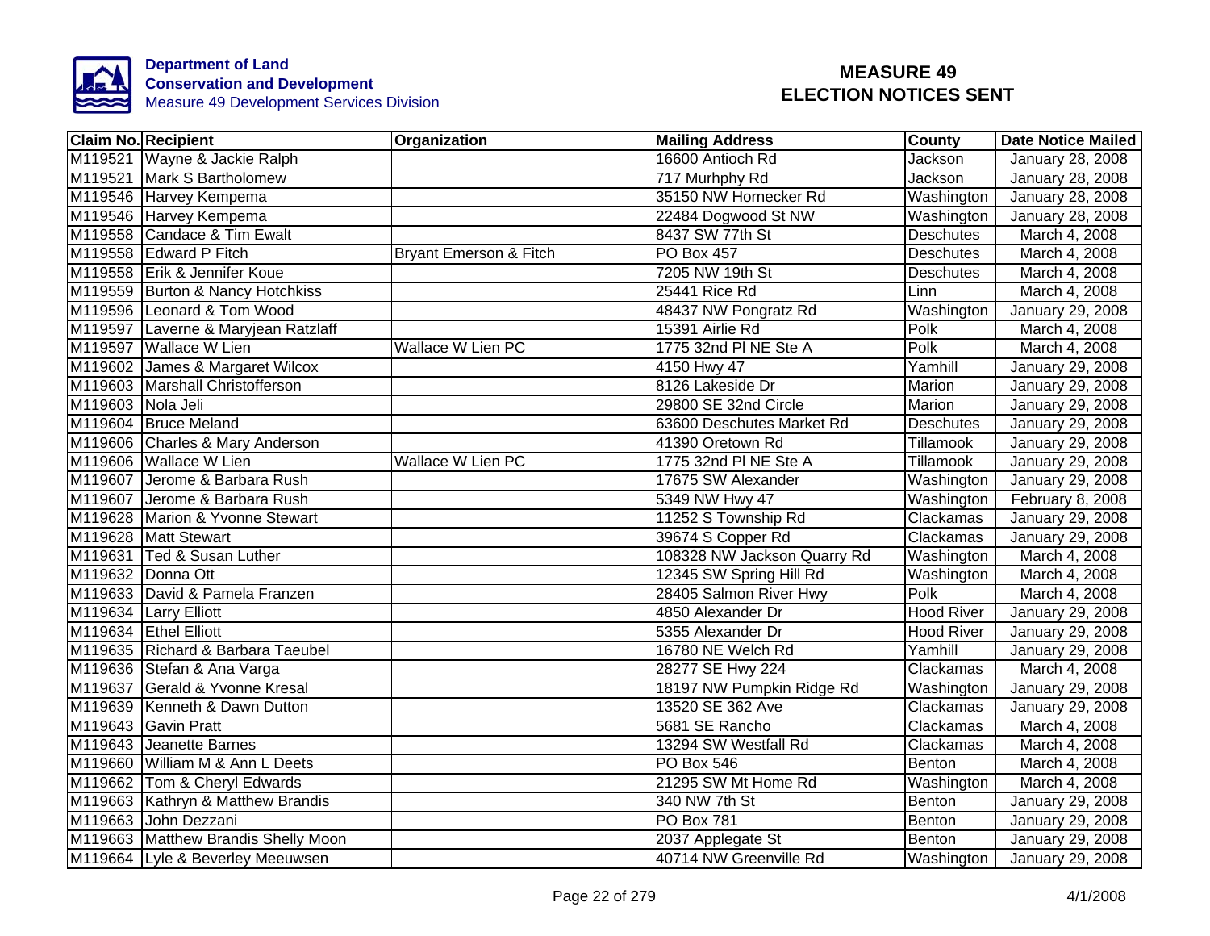**Department of Land Conservation and Development**
Measure 49 Development Services Division

# MEASURE 49 ELECTION NOTICES SENT

| Claim No. | Recipient | Organization | Mailing Address | County | Date Notice Mailed |
|---|---|---|---|---|---|
| M119521 | Wayne & Jackie Ralph | | 16600 Antioch Rd | Jackson | January 28, 2008 |
| M119521 | Mark S Bartholomew | | 717 Murhphy Rd | Jackson | January 28, 2008 |
| M119546 | Harvey Kempema | | 35150 NW Hornecker Rd | Washington | January 28, 2008 |
| M119546 | Harvey Kempema | | 22484 Dogwood St NW | Washington | January 28, 2008 |
| M119558 | Candace & Tim Ewalt | | 8437 SW 77th St | Deschutes | March 4, 2008 |
| M119558 | Edward P Fitch | Bryant Emerson & Fitch | PO Box 457 | Deschutes | March 4, 2008 |
| M119558 | Erik & Jennifer Koue | | 7205 NW 19th St | Deschutes | March 4, 2008 |
| M119559 | Burton & Nancy Hotchkiss | | 25441 Rice Rd | Linn | March 4, 2008 |
| M119596 | Leonard & Tom Wood | | 48437 NW Pongratz Rd | Washington | January 29, 2008 |
| M119597 | Laverne & Maryjean Ratzlaff | | 15391 Airlie Rd | Polk | March 4, 2008 |
| M119597 | Wallace W Lien | Wallace W Lien PC | 1775 32nd Pl NE Ste A | Polk | March 4, 2008 |
| M119602 | James & Margaret Wilcox | | 4150 Hwy 47 | Yamhill | January 29, 2008 |
| M119603 | Marshall Christofferson | | 8126 Lakeside Dr | Marion | January 29, 2008 |
| M119603 | Nola Jeli | | 29800 SE 32nd Circle | Marion | January 29, 2008 |
| M119604 | Bruce Meland | | 63600 Deschutes Market Rd | Deschutes | January 29, 2008 |
| M119606 | Charles & Mary Anderson | | 41390 Oretown Rd | Tillamook | January 29, 2008 |
| M119606 | Wallace W Lien | Wallace W Lien PC | 1775 32nd Pl NE Ste A | Tillamook | January 29, 2008 |
| M119607 | Jerome & Barbara Rush | | 17675 SW Alexander | Washington | January 29, 2008 |
| M119607 | Jerome & Barbara Rush | | 5349 NW Hwy 47 | Washington | February 8, 2008 |
| M119628 | Marion & Yvonne Stewart | | 11252 S Township Rd | Clackamas | January 29, 2008 |
| M119628 | Matt Stewart | | 39674 S Copper Rd | Clackamas | January 29, 2008 |
| M119631 | Ted & Susan Luther | | 108328 NW Jackson Quarry Rd | Washington | March 4, 2008 |
| M119632 | Donna Ott | | 12345 SW Spring Hill Rd | Washington | March 4, 2008 |
| M119633 | David & Pamela Franzen | | 28405 Salmon River Hwy | Polk | March 4, 2008 |
| M119634 | Larry Elliott | | 4850 Alexander Dr | Hood River | January 29, 2008 |
| M119634 | Ethel Elliott | | 5355 Alexander Dr | Hood River | January 29, 2008 |
| M119635 | Richard & Barbara Taeubel | | 16780 NE Welch Rd | Yamhill | January 29, 2008 |
| M119636 | Stefan & Ana Varga | | 28277 SE Hwy 224 | Clackamas | March 4, 2008 |
| M119637 | Gerald & Yvonne Kresal | | 18197 NW Pumpkin Ridge Rd | Washington | January 29, 2008 |
| M119639 | Kenneth & Dawn Dutton | | 13520 SE 362 Ave | Clackamas | January 29, 2008 |
| M119643 | Gavin Pratt | | 5681 SE Rancho | Clackamas | March 4, 2008 |
| M119643 | Jeanette Barnes | | 13294 SW Westfall Rd | Clackamas | March 4, 2008 |
| M119660 | William M & Ann L Deets | | PO Box 546 | Benton | March 4, 2008 |
| M119662 | Tom & Cheryl Edwards | | 21295 SW Mt Home Rd | Washington | March 4, 2008 |
| M119663 | Kathryn & Matthew Brandis | | 340 NW 7th St | Benton | January 29, 2008 |
| M119663 | John Dezzani | | PO Box 781 | Benton | January 29, 2008 |
| M119663 | Matthew Brandis Shelly Moon | | 2037 Applegate St | Benton | January 29, 2008 |
| M119664 | Lyle & Beverley Meeuwsen | | 40714 NW Greenville Rd | Washington | January 29, 2008 |

4/1/2008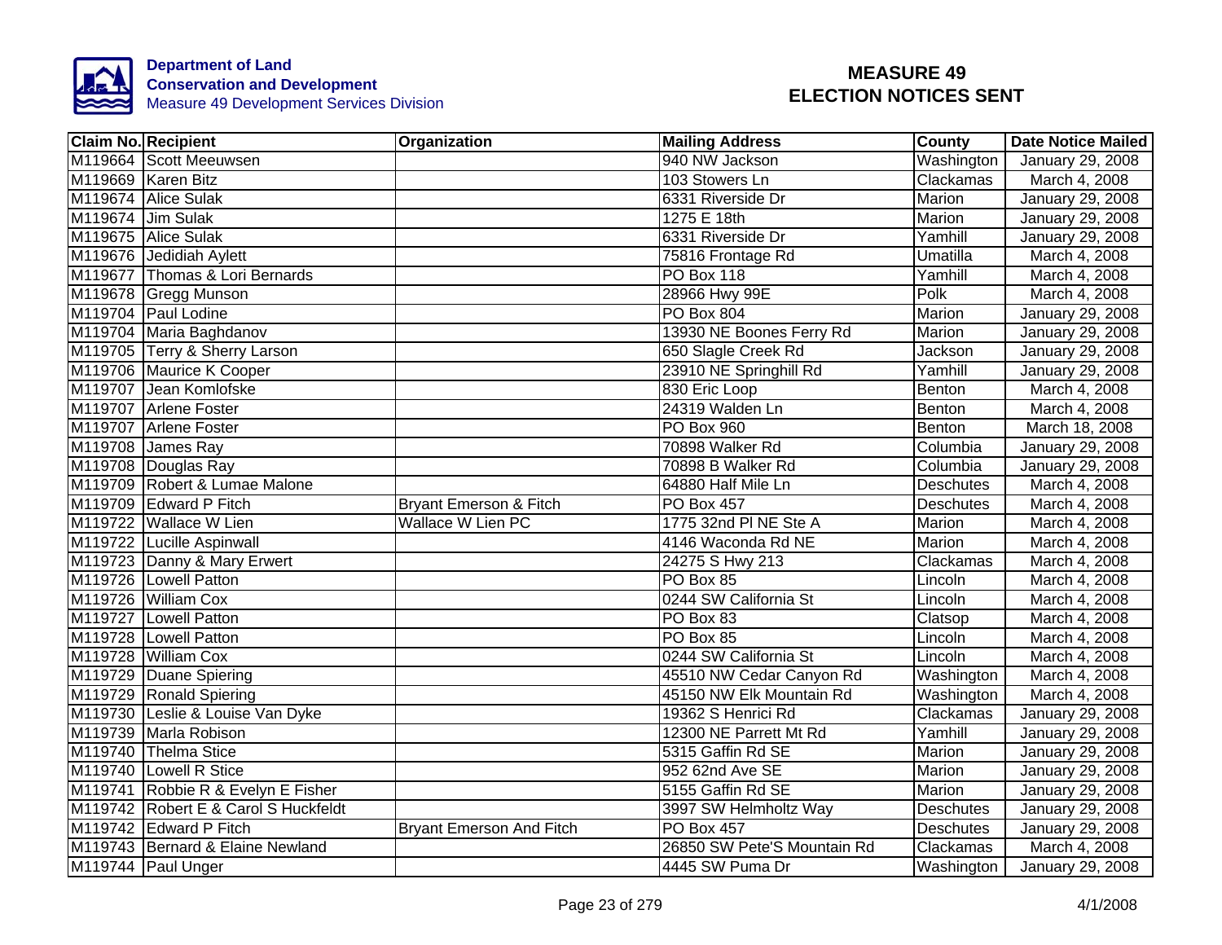Department of Land Conservation and Development
Measure 49 Development Services Division

# MEASURE 49 ELECTION NOTICES SENT

| Claim No. | Recipient | Organization | Mailing Address | County | Date Notice Mailed |
|---|---|---|---|---|---|
| M119664 | Scott Meeuwsen | | 940 NW Jackson | Washington | January 29, 2008 |
| M119669 | Karen Bitz | | 103 Stowers Ln | Clackamas | March 4, 2008 |
| M119674 | Alice Sulak | | 6331 Riverside Dr | Marion | January 29, 2008 |
| M119674 | Jim Sulak | | 1275 E 18th | Marion | January 29, 2008 |
| M119675 | Alice Sulak | | 6331 Riverside Dr | Yamhill | January 29, 2008 |
| M119676 | Jedidiah Aylett | | 75816 Frontage Rd | Umatilla | March 4, 2008 |
| M119677 | Thomas & Lori Bernards | | PO Box 118 | Yamhill | March 4, 2008 |
| M119678 | Gregg Munson | | 28966 Hwy 99E | Polk | March 4, 2008 |
| M119704 | Paul Lodine | | PO Box 804 | Marion | January 29, 2008 |
| M119704 | Maria Baghdanov | | 13930 NE Boones Ferry Rd | Marion | January 29, 2008 |
| M119705 | Terry & Sherry Larson | | 650 Slagle Creek Rd | Jackson | January 29, 2008 |
| M119706 | Maurice K Cooper | | 23910 NE Springhill Rd | Yamhill | January 29, 2008 |
| M119707 | Jean Komlofske | | 830 Eric Loop | Benton | March 4, 2008 |
| M119707 | Arlene Foster | | 24319 Walden Ln | Benton | March 4, 2008 |
| M119707 | Arlene Foster | | PO Box 960 | Benton | March 18, 2008 |
| M119708 | James Ray | | 70898 Walker Rd | Columbia | January 29, 2008 |
| M119708 | Douglas Ray | | 70898 B Walker Rd | Columbia | January 29, 2008 |
| M119709 | Robert & Lumae Malone | | 64880 Half Mile Ln | Deschutes | March 4, 2008 |
| M119709 | Edward P Fitch | Bryant Emerson & Fitch | PO Box 457 | Deschutes | March 4, 2008 |
| M119722 | Wallace W Lien | Wallace W Lien PC | 1775 32nd Pl NE Ste A | Marion | March 4, 2008 |
| M119722 | Lucille Aspinwall | | 4146 Waconda Rd NE | Marion | March 4, 2008 |
| M119723 | Danny & Mary Erwert | | 24275 S Hwy 213 | Clackamas | March 4, 2008 |
| M119726 | Lowell Patton | | PO Box 85 | Lincoln | March 4, 2008 |
| M119726 | William Cox | | 0244 SW California St | Lincoln | March 4, 2008 |
| M119727 | Lowell Patton | | PO Box 83 | Clatsop | March 4, 2008 |
| M119728 | Lowell Patton | | PO Box 85 | Lincoln | March 4, 2008 |
| M119728 | William Cox | | 0244 SW California St | Lincoln | March 4, 2008 |
| M119729 | Duane Spiering | | 45510 NW Cedar Canyon Rd | Washington | March 4, 2008 |
| M119729 | Ronald Spiering | | 45150 NW Elk Mountain Rd | Washington | March 4, 2008 |
| M119730 | Leslie & Louise Van Dyke | | 19362 S Henrici Rd | Clackamas | January 29, 2008 |
| M119739 | Marla Robison | | 12300 NE Parrett Mt Rd | Yamhill | January 29, 2008 |
| M119740 | Thelma Stice | | 5315 Gaffin Rd SE | Marion | January 29, 2008 |
| M119740 | Lowell R Stice | | 952 62nd Ave SE | Marion | January 29, 2008 |
| M119741 | Robbie R & Evelyn E Fisher | | 5155 Gaffin Rd SE | Marion | January 29, 2008 |
| M119742 | Robert E & Carol S Huckfeldt | | 3997 SW Helmholtz Way | Deschutes | January 29, 2008 |
| M119742 | Edward P Fitch | Bryant Emerson And Fitch | PO Box 457 | Deschutes | January 29, 2008 |
| M119743 | Bernard & Elaine Newland | | 26850 SW Pete'S Mountain Rd | Clackamas | March 4, 2008 |
| M119744 | Paul Unger | | 4445 SW Puma Dr | Washington | January 29, 2008 |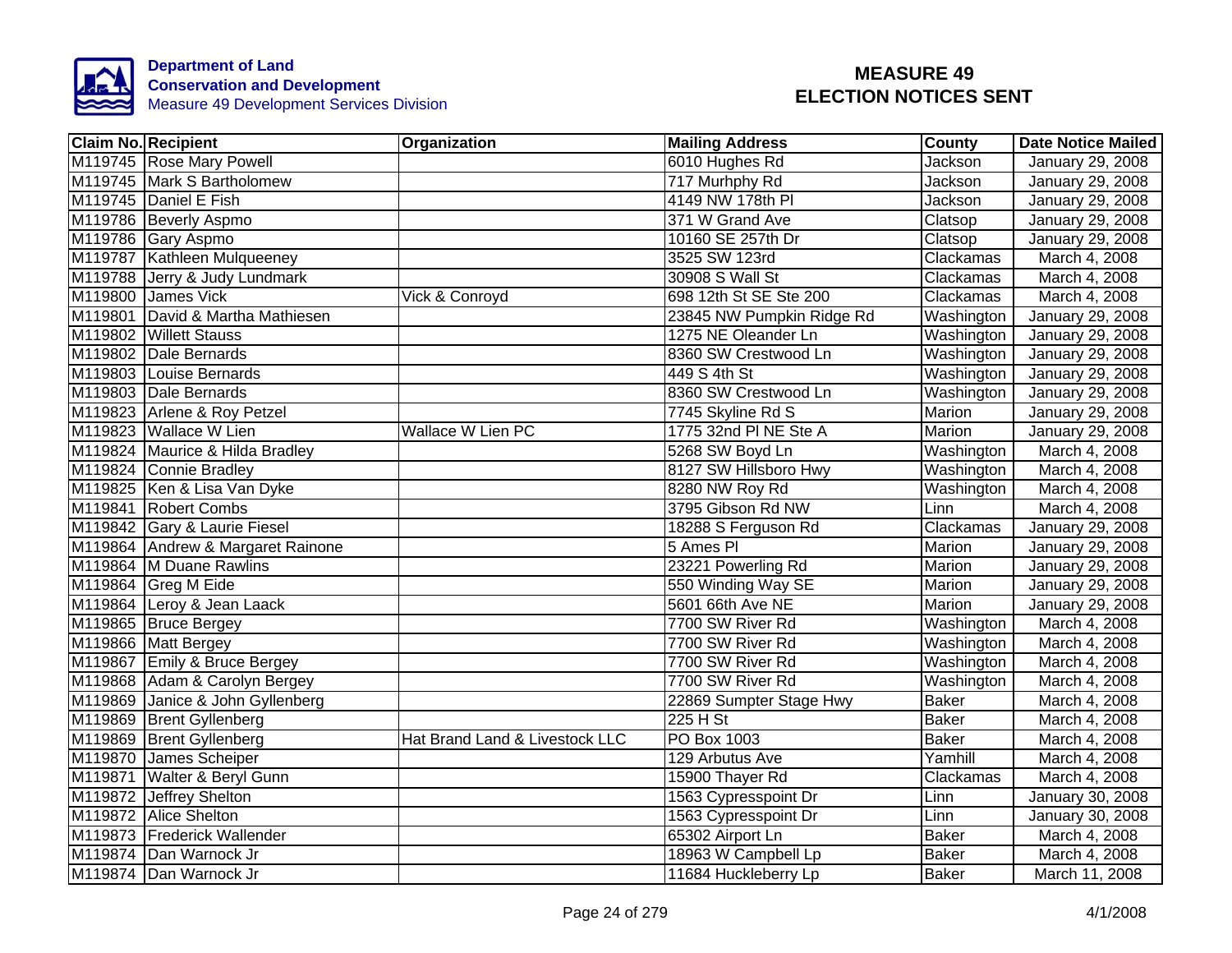Department of Land Conservation and Development
Measure 49 Development Services Division

# MEASURE 49 ELECTION NOTICES SENT

| Claim No. | Recipient | Organization | Mailing Address | County | Date Notice Mailed |
|---|---|---|---|---|---|
| M119745 | Rose Mary Powell | | 6010 Hughes Rd | Jackson | January 29, 2008 |
| M119745 | Mark S Bartholomew | | 717 Murhphy Rd | Jackson | January 29, 2008 |
| M119745 | Daniel E Fish | | 4149 NW 178th Pl | Jackson | January 29, 2008 |
| M119786 | Beverly Aspmo | | 371 W Grand Ave | Clatsop | January 29, 2008 |
| M119786 | Gary Aspmo | | 10160 SE 257th Dr | Clatsop | January 29, 2008 |
| M119787 | Kathleen Mulqueeney | | 3525 SW 123rd | Clackamas | March 4, 2008 |
| M119788 | Jerry & Judy Lundmark | | 30908 S Wall St | Clackamas | March 4, 2008 |
| M119800 | James Vick | Vick & Conroyd | 698 12th St SE Ste 200 | Clackamas | March 4, 2008 |
| M119801 | David & Martha Mathiesen | | 23845 NW Pumpkin Ridge Rd | Washington | January 29, 2008 |
| M119802 | Willett Stauss | | 1275 NE Oleander Ln | Washington | January 29, 2008 |
| M119802 | Dale Bernards | | 8360 SW Crestwood Ln | Washington | January 29, 2008 |
| M119803 | Louise Bernards | | 449 S 4th St | Washington | January 29, 2008 |
| M119803 | Dale Bernards | | 8360 SW Crestwood Ln | Washington | January 29, 2008 |
| M119823 | Arlene & Roy Petzel | | 7745 Skyline Rd S | Marion | January 29, 2008 |
| M119823 | Wallace W Lien | Wallace W Lien PC | 1775 32nd Pl NE Ste A | Marion | January 29, 2008 |
| M119824 | Maurice & Hilda Bradley | | 5268 SW Boyd Ln | Washington | March 4, 2008 |
| M119824 | Connie Bradley | | 8127 SW Hillsboro Hwy | Washington | March 4, 2008 |
| M119825 | Ken & Lisa Van Dyke | | 8280 NW Roy Rd | Washington | March 4, 2008 |
| M119841 | Robert Combs | | 3795 Gibson Rd NW | Linn | March 4, 2008 |
| M119842 | Gary & Laurie Fiesel | | 18288 S Ferguson Rd | Clackamas | January 29, 2008 |
| M119864 | Andrew & Margaret Rainone | | 5 Ames Pl | Marion | January 29, 2008 |
| M119864 | M Duane Rawlins | | 23221 Powerling Rd | Marion | January 29, 2008 |
| M119864 | Greg M Eide | | 550 Winding Way SE | Marion | January 29, 2008 |
| M119864 | Leroy & Jean Laack | | 5601 66th Ave NE | Marion | January 29, 2008 |
| M119865 | Bruce Bergey | | 7700 SW River Rd | Washington | March 4, 2008 |
| M119866 | Matt Bergey | | 7700 SW River Rd | Washington | March 4, 2008 |
| M119867 | Emily & Bruce Bergey | | 7700 SW River Rd | Washington | March 4, 2008 |
| M119868 | Adam & Carolyn Bergey | | 7700 SW River Rd | Washington | March 4, 2008 |
| M119869 | Janice & John Gyllenberg | | 22869 Sumpter Stage Hwy | Baker | March 4, 2008 |
| M119869 | Brent Gyllenberg | | 225 H St | Baker | March 4, 2008 |
| M119869 | Brent Gyllenberg | Hat Brand Land & Livestock LLC | PO Box 1003 | Baker | March 4, 2008 |
| M119870 | James Scheiper | | 129 Arbutus Ave | Yamhill | March 4, 2008 |
| M119871 | Walter & Beryl Gunn | | 15900 Thayer Rd | Clackamas | March 4, 2008 |
| M119872 | Jeffrey Shelton | | 1563 Cypresspoint Dr | Linn | January 30, 2008 |
| M119872 | Alice Shelton | | 1563 Cypresspoint Dr | Linn | January 30, 2008 |
| M119873 | Frederick Wallender | | 65302 Airport Ln | Baker | March 4, 2008 |
| M119874 | Dan Warnock Jr | | 18963 W Campbell Lp | Baker | March 4, 2008 |
| M119874 | Dan Warnock Jr | | 11684 Huckleberry Lp | Baker | March 11, 2008 |

4/1/2008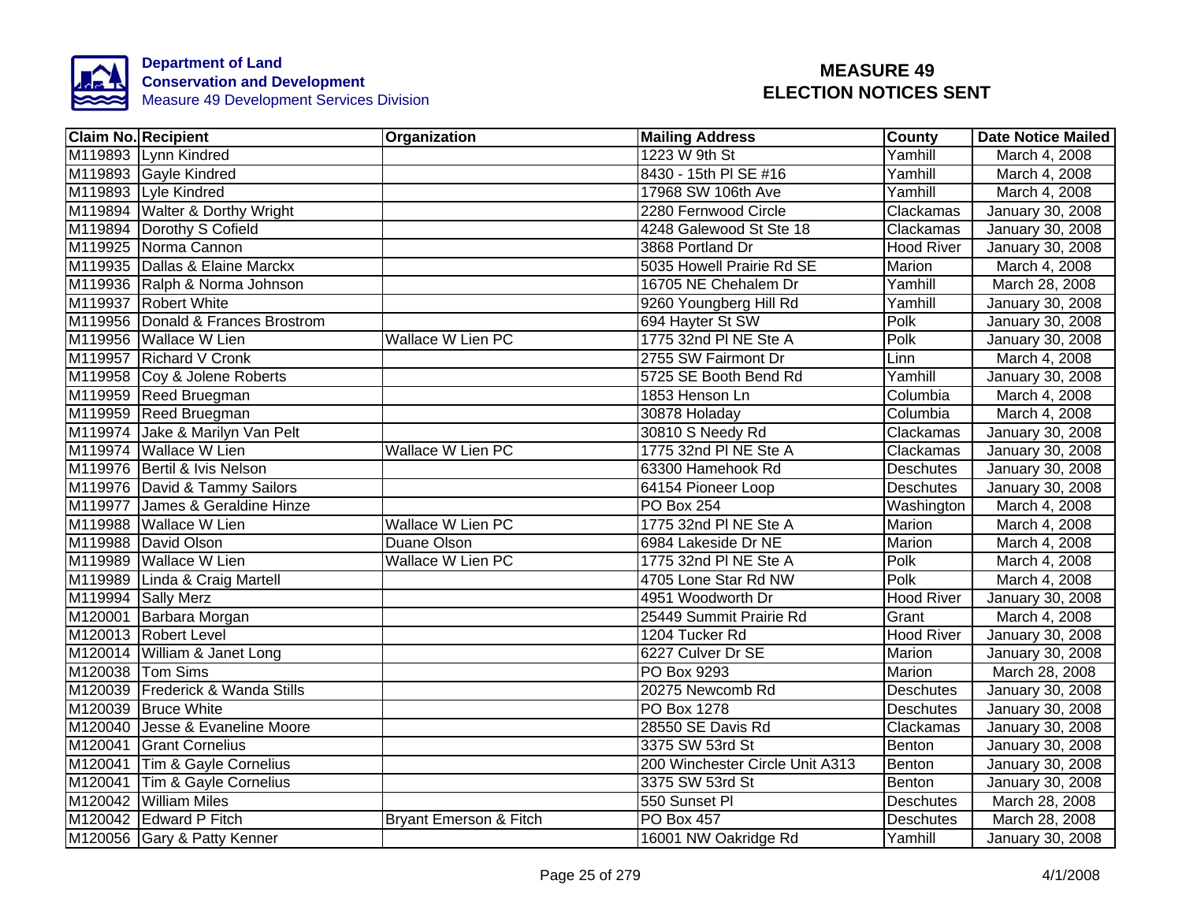Department of Land Conservation and Development
Measure 49 Development Services Division

# MEASURE 49 ELECTION NOTICES SENT

| Claim No. | Recipient | Organization | Mailing Address | County | Date Notice Mailed |
|---|---|---|---|---|---|
| M119893 | Lynn Kindred | | 1223 W 9th St | Yamhill | March 4, 2008 |
| M119893 | Gayle Kindred | | 8430 - 15th Pl SE #16 | Yamhill | March 4, 2008 |
| M119893 | Lyle Kindred | | 17968 SW 106th Ave | Yamhill | March 4, 2008 |
| M119894 | Walter & Dorthy Wright | | 2280 Fernwood Circle | Clackamas | January 30, 2008 |
| M119894 | Dorothy S Cofield | | 4248 Galewood St Ste 18 | Clackamas | January 30, 2008 |
| M119925 | Norma Cannon | | 3868 Portland Dr | Hood River | January 30, 2008 |
| M119935 | Dallas & Elaine Marckx | | 5035 Howell Prairie Rd SE | Marion | March 4, 2008 |
| M119936 | Ralph & Norma Johnson | | 16705 NE Chehalem Dr | Yamhill | March 28, 2008 |
| M119937 | Robert White | | 9260 Youngberg Hill Rd | Yamhill | January 30, 2008 |
| M119956 | Donald & Frances Brostrom | | 694 Hayter St SW | Polk | January 30, 2008 |
| M119956 | Wallace W Lien | Wallace W Lien PC | 1775 32nd Pl NE Ste A | Polk | January 30, 2008 |
| M119957 | Richard V Cronk | | 2755 SW Fairmont Dr | Linn | March 4, 2008 |
| M119958 | Coy & Jolene Roberts | | 5725 SE Booth Bend Rd | Yamhill | January 30, 2008 |
| M119959 | Reed Bruegman | | 1853 Henson Ln | Columbia | March 4, 2008 |
| M119959 | Reed Bruegman | | 30878 Holaday | Columbia | March 4, 2008 |
| M119974 | Jake & Marilyn Van Pelt | | 30810 S Needy Rd | Clackamas | January 30, 2008 |
| M119974 | Wallace W Lien | Wallace W Lien PC | 1775 32nd Pl NE Ste A | Clackamas | January 30, 2008 |
| M119976 | Bertil & Ivis Nelson | | 63300 Hamehook Rd | Deschutes | January 30, 2008 |
| M119976 | David & Tammy Sailors | | 64154 Pioneer Loop | Deschutes | January 30, 2008 |
| M119977 | James & Geraldine Hinze | | PO Box 254 | Washington | March 4, 2008 |
| M119988 | Wallace W Lien | Wallace W Lien PC | 1775 32nd Pl NE Ste A | Marion | March 4, 2008 |
| M119988 | David Olson | Duane Olson | 6984 Lakeside Dr NE | Marion | March 4, 2008 |
| M119989 | Wallace W Lien | Wallace W Lien PC | 1775 32nd Pl NE Ste A | Polk | March 4, 2008 |
| M119989 | Linda & Craig Martell | | 4705 Lone Star Rd NW | Polk | March 4, 2008 |
| M119994 | Sally Merz | | 4951 Woodworth Dr | Hood River | January 30, 2008 |
| M120001 | Barbara Morgan | | 25449 Summit Prairie Rd | Grant | March 4, 2008 |
| M120013 | Robert Level | | 1204 Tucker Rd | Hood River | January 30, 2008 |
| M120014 | William & Janet Long | | 6227 Culver Dr SE | Marion | January 30, 2008 |
| M120038 | Tom Sims | | PO Box 9293 | Marion | March 28, 2008 |
| M120039 | Frederick & Wanda Stills | | 20275 Newcomb Rd | Deschutes | January 30, 2008 |
| M120039 | Bruce White | | PO Box 1278 | Deschutes | January 30, 2008 |
| M120040 | Jesse & Evaneline Moore | | 28550 SE Davis Rd | Clackamas | January 30, 2008 |
| M120041 | Grant Cornelius | | 3375 SW 53rd St | Benton | January 30, 2008 |
| M120041 | Tim & Gayle Cornelius | | 200 Winchester Circle Unit A313 | Benton | January 30, 2008 |
| M120041 | Tim & Gayle Cornelius | | 3375 SW 53rd St | Benton | January 30, 2008 |
| M120042 | William Miles | | 550 Sunset Pl | Deschutes | March 28, 2008 |
| M120042 | Edward P Fitch | Bryant Emerson & Fitch | PO Box 457 | Deschutes | March 28, 2008 |
| M120056 | Gary & Patty Kenner | | 16001 NW Oakridge Rd | Yamhill | January 30, 2008 |

4/1/2008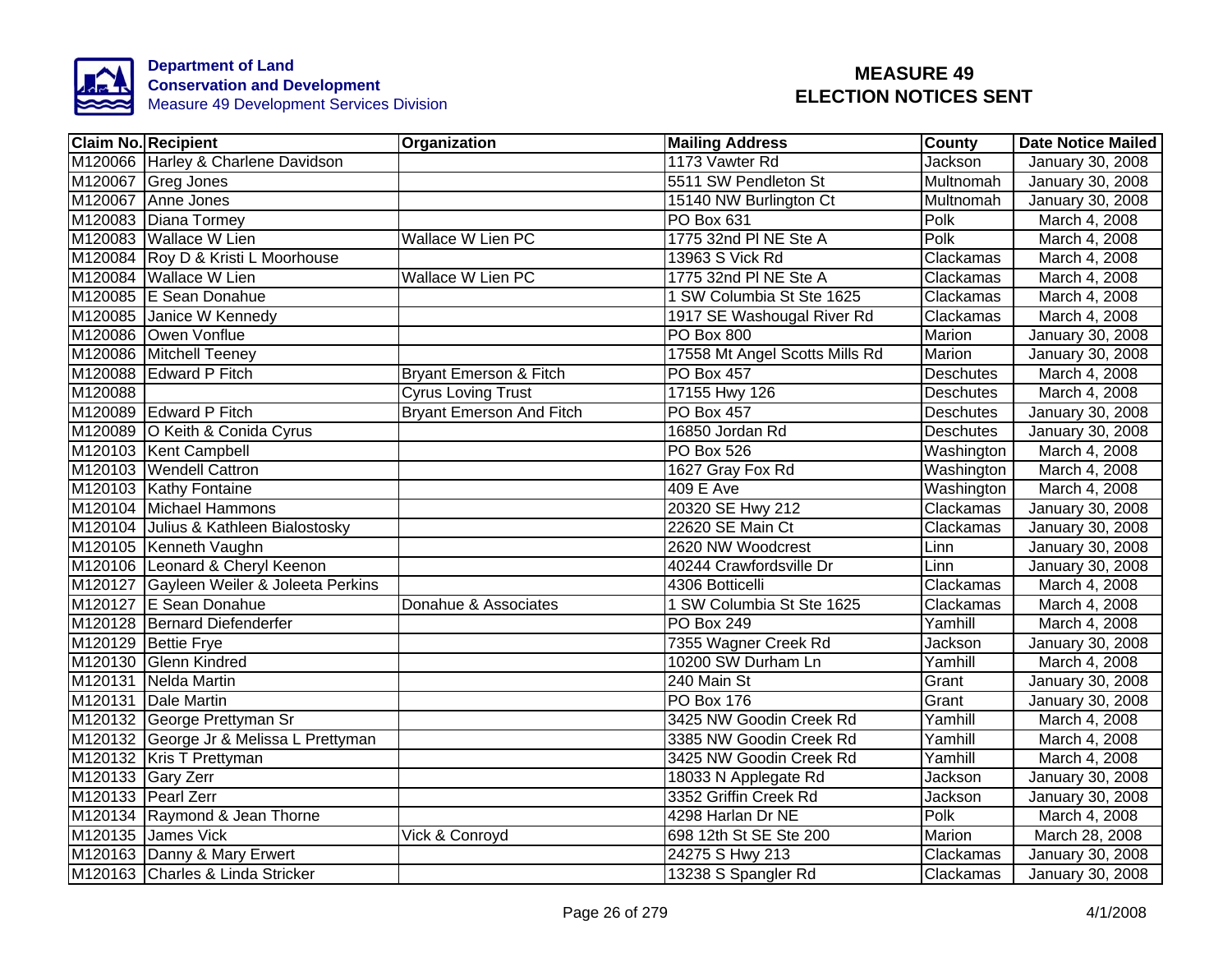Department of Land Conservation and Development
Measure 49 Development Services Division

# MEASURE 49 ELECTION NOTICES SENT

| Claim No. | Recipient | Organization | Mailing Address | County | Date Notice Mailed |
|---|---|---|---|---|---|
| M120066 | Harley & Charlene Davidson | | 1173 Vawter Rd | Jackson | January 30, 2008 |
| M120067 | Greg Jones | | 5511 SW Pendleton St | Multnomah | January 30, 2008 |
| M120067 | Anne Jones | | 15140 NW Burlington Ct | Multnomah | January 30, 2008 |
| M120083 | Diana Tormey | | PO Box 631 | Polk | March 4, 2008 |
| M120083 | Wallace W Lien | Wallace W Lien PC | 1775 32nd Pl NE Ste A | Polk | March 4, 2008 |
| M120084 | Roy D & Kristi L Moorhouse | | 13963 S Vick Rd | Clackamas | March 4, 2008 |
| M120084 | Wallace W Lien | Wallace W Lien PC | 1775 32nd Pl NE Ste A | Clackamas | March 4, 2008 |
| M120085 | E Sean Donahue | | 1 SW Columbia St Ste 1625 | Clackamas | March 4, 2008 |
| M120085 | Janice W Kennedy | | 1917 SE Washougal River Rd | Clackamas | March 4, 2008 |
| M120086 | Owen Vonflue | | PO Box 800 | Marion | January 30, 2008 |
| M120086 | Mitchell Teeney | | 17558 Mt Angel Scotts Mills Rd | Marion | January 30, 2008 |
| M120088 | Edward P Fitch | Bryant Emerson & Fitch | PO Box 457 | Deschutes | March 4, 2008 |
| M120088 | | Cyrus Loving Trust | 17155 Hwy 126 | Deschutes | March 4, 2008 |
| M120089 | Edward P Fitch | Bryant Emerson And Fitch | PO Box 457 | Deschutes | January 30, 2008 |
| M120089 | O Keith & Conida Cyrus | | 16850 Jordan Rd | Deschutes | January 30, 2008 |
| M120103 | Kent Campbell | | PO Box 526 | Washington | March 4, 2008 |
| M120103 | Wendell Cattron | | 1627 Gray Fox Rd | Washington | March 4, 2008 |
| M120103 | Kathy Fontaine | | 409 E Ave | Washington | March 4, 2008 |
| M120104 | Michael Hammons | | 20320 SE Hwy 212 | Clackamas | January 30, 2008 |
| M120104 | Julius & Kathleen Bialostosky | | 22620 SE Main Ct | Clackamas | January 30, 2008 |
| M120105 | Kenneth Vaughn | | 2620 NW Woodcrest | Linn | January 30, 2008 |
| M120106 | Leonard & Cheryl Keenon | | 40244 Crawfordsville Dr | Linn | January 30, 2008 |
| M120127 | Gayleen Weiler & Joleeta Perkins | | 4306 Botticelli | Clackamas | March 4, 2008 |
| M120127 | E Sean Donahue | Donahue & Associates | 1 SW Columbia St Ste 1625 | Clackamas | March 4, 2008 |
| M120128 | Bernard Diefenderfer | | PO Box 249 | Yamhill | March 4, 2008 |
| M120129 | Bettie Frye | | 7355 Wagner Creek Rd | Jackson | January 30, 2008 |
| M120130 | Glenn Kindred | | 10200 SW Durham Ln | Yamhill | March 4, 2008 |
| M120131 | Nelda Martin | | 240 Main St | Grant | January 30, 2008 |
| M120131 | Dale Martin | | PO Box 176 | Grant | January 30, 2008 |
| M120132 | George Prettyman Sr | | 3425 NW Goodin Creek Rd | Yamhill | March 4, 2008 |
| M120132 | George Jr & Melissa L Prettyman | | 3385 NW Goodin Creek Rd | Yamhill | March 4, 2008 |
| M120132 | Kris T Prettyman | | 3425 NW Goodin Creek Rd | Yamhill | March 4, 2008 |
| M120133 | Gary Zerr | | 18033 N Applegate Rd | Jackson | January 30, 2008 |
| M120133 | Pearl Zerr | | 3352 Griffin Creek Rd | Jackson | January 30, 2008 |
| M120134 | Raymond & Jean Thorne | | 4298 Harlan Dr NE | Polk | March 4, 2008 |
| M120135 | James Vick | Vick & Conroyd | 698 12th St SE Ste 200 | Marion | March 28, 2008 |
| M120163 | Danny & Mary Erwert | | 24275 S Hwy 213 | Clackamas | January 30, 2008 |
| M120163 | Charles & Linda Stricker | | 13238 S Spangler Rd | Clackamas | January 30, 2008 |

4/1/2008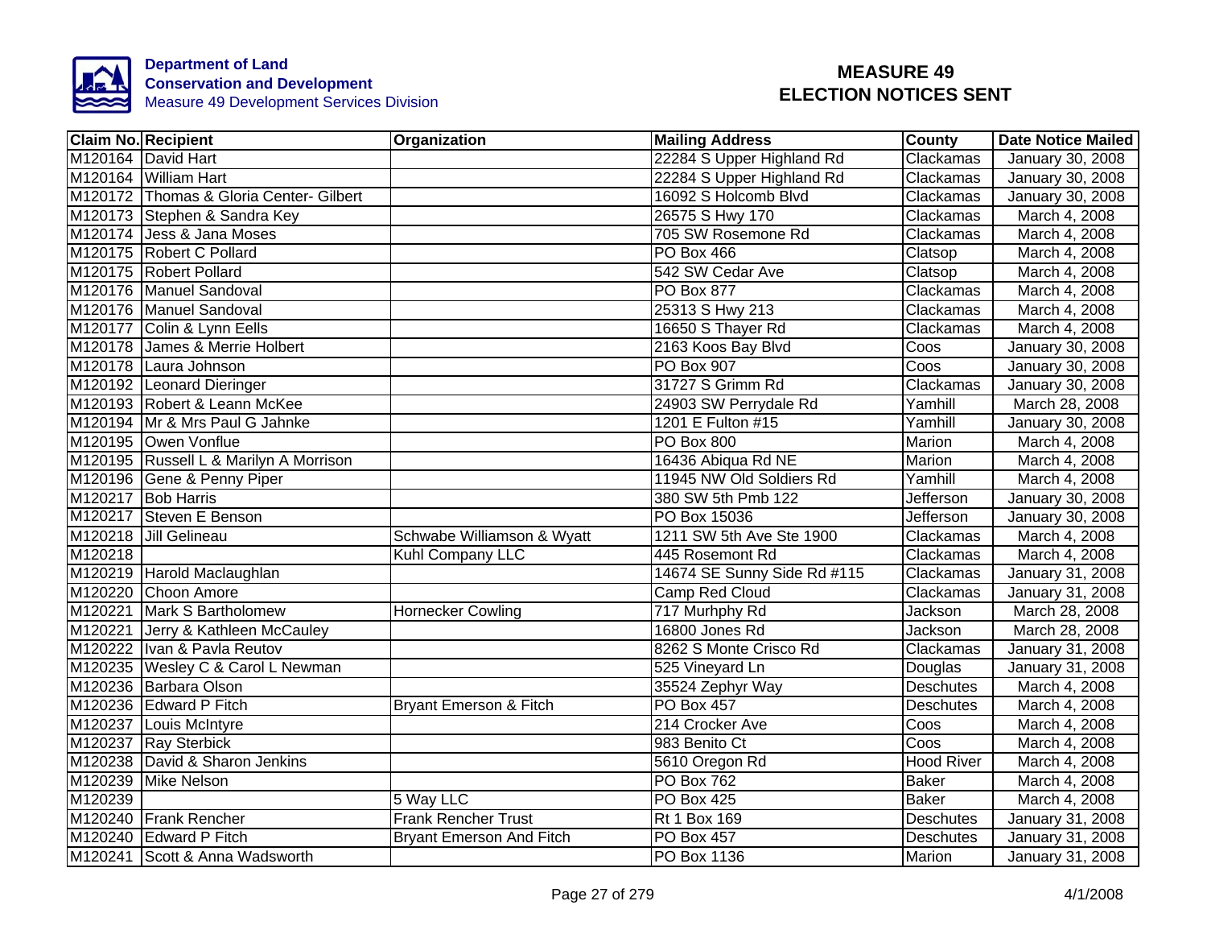Department of Land
Conservation and Development
Measure 49 Development Services Division

# MEASURE 49
# ELECTION NOTICES SENT

| Claim No. | Recipient | Organization | Mailing Address | County | Date Notice Mailed |
|---|---|---|---|---|---|
| M120164 | David Hart | | 22284 S Upper Highland Rd | Clackamas | January 30, 2008 |
| M120164 | William Hart | | 22284 S Upper Highland Rd | Clackamas | January 30, 2008 |
| M120172 | Thomas & Gloria Center- Gilbert | | 16092 S Holcomb Blvd | Clackamas | January 30, 2008 |
| M120173 | Stephen & Sandra Key | | 26575 S Hwy 170 | Clackamas | March 4, 2008 |
| M120174 | Jess & Jana Moses | | 705 SW Rosemone Rd | Clackamas | March 4, 2008 |
| M120175 | Robert C Pollard | | PO Box 466 | Clatsop | March 4, 2008 |
| M120175 | Robert Pollard | | 542 SW Cedar Ave | Clatsop | March 4, 2008 |
| M120176 | Manuel Sandoval | | PO Box 877 | Clackamas | March 4, 2008 |
| M120176 | Manuel Sandoval | | 25313 S Hwy 213 | Clackamas | March 4, 2008 |
| M120177 | Colin & Lynn Eells | | 16650 S Thayer Rd | Clackamas | March 4, 2008 |
| M120178 | James & Merrie Holbert | | 2163 Koos Bay Blvd | Coos | January 30, 2008 |
| M120178 | Laura Johnson | | PO Box 907 | Coos | January 30, 2008 |
| M120192 | Leonard Dieringer | | 31727 S Grimm Rd | Clackamas | January 30, 2008 |
| M120193 | Robert & Leann McKee | | 24903 SW Perrydale Rd | Yamhill | March 28, 2008 |
| M120194 | Mr & Mrs Paul G Jahnke | | 1201 E Fulton #15 | Yamhill | January 30, 2008 |
| M120195 | Owen Vonflue | | PO Box 800 | Marion | March 4, 2008 |
| M120195 | Russell L & Marilyn A Morrison | | 16436 Abiqua Rd NE | Marion | March 4, 2008 |
| M120196 | Gene & Penny Piper | | 11945 NW Old Soldiers Rd | Yamhill | March 4, 2008 |
| M120217 | Bob Harris | | 380 SW 5th Pmb 122 | Jefferson | January 30, 2008 |
| M120217 | Steven E Benson | | PO Box 15036 | Jefferson | January 30, 2008 |
| M120218 | Jill Gelineau | Schwabe Williamson & Wyatt | 1211 SW 5th Ave Ste 1900 | Clackamas | March 4, 2008 |
| M120218 | | Kuhl Company LLC | 445 Rosemont Rd | Clackamas | March 4, 2008 |
| M120219 | Harold Maclaughlan | | 14674 SE Sunny Side Rd #115 | Clackamas | January 31, 2008 |
| M120220 | Choon Amore | | Camp Red Cloud | Clackamas | January 31, 2008 |
| M120221 | Mark S Bartholomew | Hornecker Cowling | 717 Murhphy Rd | Jackson | March 28, 2008 |
| M120221 | Jerry & Kathleen McCauley | | 16800 Jones Rd | Jackson | March 28, 2008 |
| M120222 | Ivan & Pavla Reutov | | 8262 S Monte Crisco Rd | Clackamas | January 31, 2008 |
| M120235 | Wesley C & Carol L Newman | | 525 Vineyard Ln | Douglas | January 31, 2008 |
| M120236 | Barbara Olson | | 35524 Zephyr Way | Deschutes | March 4, 2008 |
| M120236 | Edward P Fitch | Bryant Emerson & Fitch | PO Box 457 | Deschutes | March 4, 2008 |
| M120237 | Louis McIntyre | | 214 Crocker Ave | Coos | March 4, 2008 |
| M120237 | Ray Sterbick | | 983 Benito Ct | Coos | March 4, 2008 |
| M120238 | David & Sharon Jenkins | | 5610 Oregon Rd | Hood River | March 4, 2008 |
| M120239 | Mike Nelson | | PO Box 762 | Baker | March 4, 2008 |
| M120239 | | 5 Way LLC | PO Box 425 | Baker | March 4, 2008 |
| M120240 | Frank Rencher | Frank Rencher Trust | Rt 1 Box 169 | Deschutes | January 31, 2008 |
| M120240 | Edward P Fitch | Bryant Emerson And Fitch | PO Box 457 | Deschutes | January 31, 2008 |
| M120241 | Scott & Anna Wadsworth | | PO Box 1136 | Marion | January 31, 2008 |

4/1/2008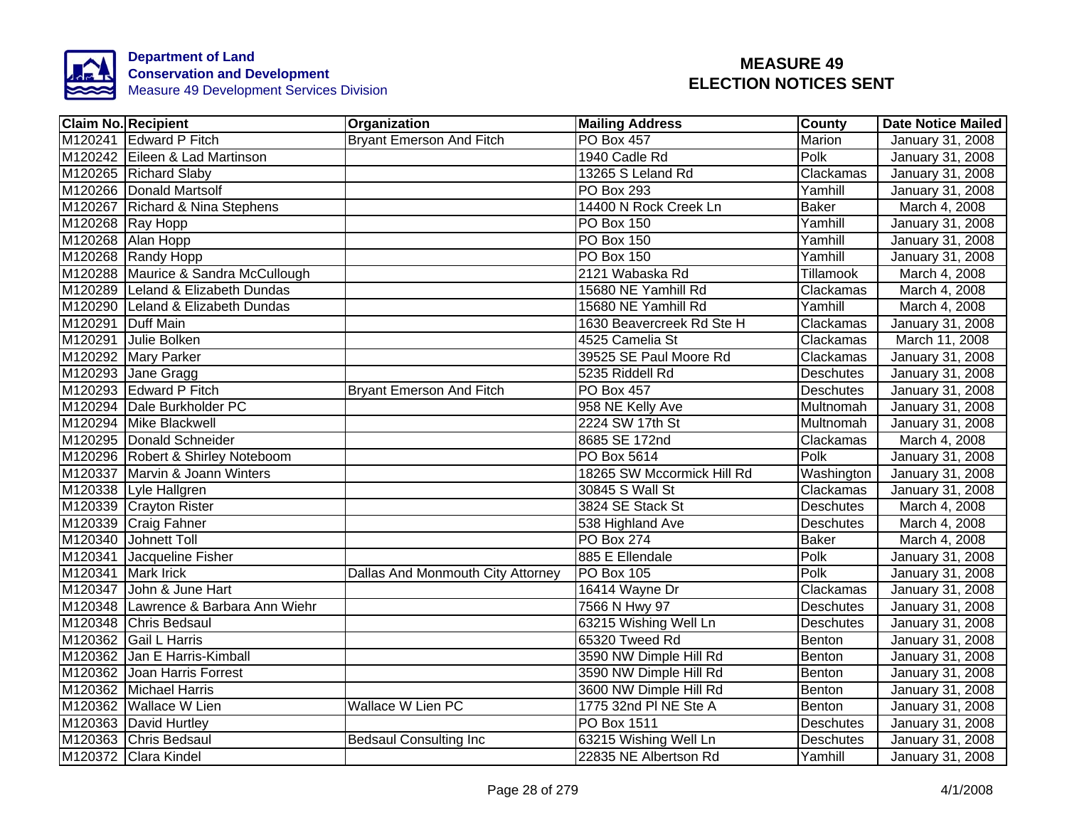Department of Land
Conservation and Development
Measure 49 Development Services Division

# MEASURE 49
# ELECTION NOTICES SENT

| Claim No. | Recipient | Organization | Mailing Address | County | Date Notice Mailed |
|---|---|---|---|---|---|
| M120241 | Edward P Fitch | Bryant Emerson And Fitch | PO Box 457 | Marion | January 31, 2008 |
| M120242 | Eileen & Lad Martinson | | 1940 Cadle Rd | Polk | January 31, 2008 |
| M120265 | Richard Slaby | | 13265 S Leland Rd | Clackamas | January 31, 2008 |
| M120266 | Donald Martsolf | | PO Box 293 | Yamhill | January 31, 2008 |
| M120267 | Richard & Nina Stephens | | 14400 N Rock Creek Ln | Baker | March 4, 2008 |
| M120268 | Ray Hopp | | PO Box 150 | Yamhill | January 31, 2008 |
| M120268 | Alan Hopp | | PO Box 150 | Yamhill | January 31, 2008 |
| M120268 | Randy Hopp | | PO Box 150 | Yamhill | January 31, 2008 |
| M120288 | Maurice & Sandra McCullough | | 2121 Wabaska Rd | Tillamook | March 4, 2008 |
| M120289 | Leland & Elizabeth Dundas | | 15680 NE Yamhill Rd | Clackamas | March 4, 2008 |
| M120290 | Leland & Elizabeth Dundas | | 15680 NE Yamhill Rd | Yamhill | March 4, 2008 |
| M120291 | Duff Main | | 1630 Beavercreek Rd Ste H | Clackamas | January 31, 2008 |
| M120291 | Julie Bolken | | 4525 Camelia St | Clackamas | March 11, 2008 |
| M120292 | Mary Parker | | 39525 SE Paul Moore Rd | Clackamas | January 31, 2008 |
| M120293 | Jane Gragg | | 5235 Riddell Rd | Deschutes | January 31, 2008 |
| M120293 | Edward P Fitch | Bryant Emerson And Fitch | PO Box 457 | Deschutes | January 31, 2008 |
| M120294 | Dale Burkholder PC | | 958 NE Kelly Ave | Multnomah | January 31, 2008 |
| M120294 | Mike Blackwell | | 2224 SW 17th St | Multnomah | January 31, 2008 |
| M120295 | Donald Schneider | | 8685 SE 172nd | Clackamas | March 4, 2008 |
| M120296 | Robert & Shirley Noteboom | | PO Box 5614 | Polk | January 31, 2008 |
| M120337 | Marvin & Joann Winters | | 18265 SW Mccormick Hill Rd | Washington | January 31, 2008 |
| M120338 | Lyle Hallgren | | 30845 S Wall St | Clackamas | January 31, 2008 |
| M120339 | Crayton Rister | | 3824 SE Stack St | Deschutes | March 4, 2008 |
| M120339 | Craig Fahner | | 538 Highland Ave | Deschutes | March 4, 2008 |
| M120340 | Johnett Toll | | PO Box 274 | Baker | March 4, 2008 |
| M120341 | Jacqueline Fisher | | 885 E Ellendale | Polk | January 31, 2008 |
| M120341 | Mark Irick | Dallas And Monmouth City Attorney | PO Box 105 | Polk | January 31, 2008 |
| M120347 | John & June Hart | | 16414 Wayne Dr | Clackamas | January 31, 2008 |
| M120348 | Lawrence & Barbara Ann Wiehr | | 7566 N Hwy 97 | Deschutes | January 31, 2008 |
| M120348 | Chris Bedsaul | | 63215 Wishing Well Ln | Deschutes | January 31, 2008 |
| M120362 | Gail L Harris | | 65320 Tweed Rd | Benton | January 31, 2008 |
| M120362 | Jan E Harris-Kimball | | 3590 NW Dimple Hill Rd | Benton | January 31, 2008 |
| M120362 | Joan Harris Forrest | | 3590 NW Dimple Hill Rd | Benton | January 31, 2008 |
| M120362 | Michael Harris | | 3600 NW Dimple Hill Rd | Benton | January 31, 2008 |
| M120362 | Wallace W Lien | Wallace W Lien PC | 1775 32nd Pl NE Ste A | Benton | January 31, 2008 |
| M120363 | David Hurtley | | PO Box 1511 | Deschutes | January 31, 2008 |
| M120363 | Chris Bedsaul | Bedsaul Consulting Inc | 63215 Wishing Well Ln | Deschutes | January 31, 2008 |
| M120372 | Clara Kindel | | 22835 NE Albertson Rd | Yamhill | January 31, 2008 |

4/1/2008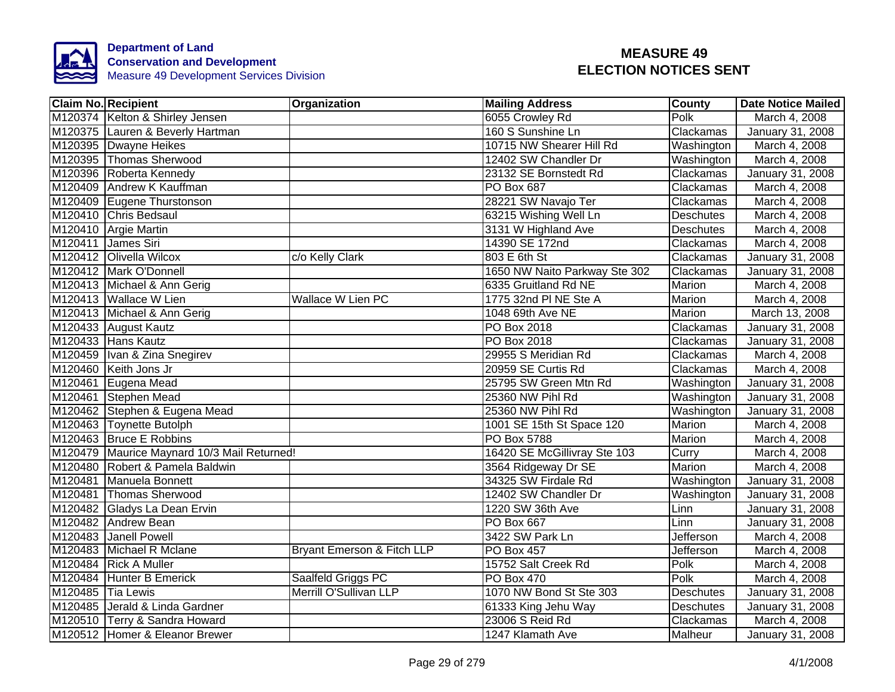**Department of Land Conservation and Development**
Measure 49 Development Services Division

# MEASURE 49 ELECTION NOTICES SENT

| Claim No. | Recipient | Organization | Mailing Address | County | Date Notice Mailed |
|---|---|---|---|---|---|
| M120374 | Kelton & Shirley Jensen | | 6055 Crowley Rd | Polk | March 4, 2008 |
| M120375 | Lauren & Beverly Hartman | | 160 S Sunshine Ln | Clackamas | January 31, 2008 |
| M120395 | Dwayne Heikes | | 10715 NW Shearer Hill Rd | Washington | March 4, 2008 |
| M120395 | Thomas Sherwood | | 12402 SW Chandler Dr | Washington | March 4, 2008 |
| M120396 | Roberta Kennedy | | 23132 SE Bornstedt Rd | Clackamas | January 31, 2008 |
| M120409 | Andrew K Kauffman | | PO Box 687 | Clackamas | March 4, 2008 |
| M120409 | Eugene Thurstonson | | 28221 SW Navajo Ter | Clackamas | March 4, 2008 |
| M120410 | Chris Bedsaul | | 63215 Wishing Well Ln | Deschutes | March 4, 2008 |
| M120410 | Argie Martin | | 3131 W Highland Ave | Deschutes | March 4, 2008 |
| M120411 | James Siri | | 14390 SE 172nd | Clackamas | March 4, 2008 |
| M120412 | Olivella Wilcox | c/o Kelly Clark | 803 E 6th St | Clackamas | January 31, 2008 |
| M120412 | Mark O'Donnell | | 1650 NW Naito Parkway Ste 302 | Clackamas | January 31, 2008 |
| M120413 | Michael & Ann Gerig | | 6335 Gruitland Rd NE | Marion | March 4, 2008 |
| M120413 | Wallace W Lien | Wallace W Lien PC | 1775 32nd Pl NE Ste A | Marion | March 4, 2008 |
| M120413 | Michael & Ann Gerig | | 1048 69th Ave NE | Marion | March 13, 2008 |
| M120433 | August Kautz | | PO Box 2018 | Clackamas | January 31, 2008 |
| M120433 | Hans Kautz | | PO Box 2018 | Clackamas | January 31, 2008 |
| M120459 | Ivan & Zina Snegirev | | 29955 S Meridian Rd | Clackamas | March 4, 2008 |
| M120460 | Keith Jons Jr | | 20959 SE Curtis Rd | Clackamas | March 4, 2008 |
| M120461 | Eugena Mead | | 25795 SW Green Mtn Rd | Washington | January 31, 2008 |
| M120461 | Stephen Mead | | 25360 NW Pihl Rd | Washington | January 31, 2008 |
| M120462 | Stephen & Eugena Mead | | 25360 NW Pihl Rd | Washington | January 31, 2008 |
| M120463 | Toynette Butolph | | 1001 SE 15th St Space 120 | Marion | March 4, 2008 |
| M120463 | Bruce E Robbins | | PO Box 5788 | Marion | March 4, 2008 |
| M120479 | Maurice Maynard 10/3 Mail Returned! | | 16420 SE McGillivray Ste 103 | Curry | March 4, 2008 |
| M120480 | Robert & Pamela Baldwin | | 3564 Ridgeway Dr SE | Marion | March 4, 2008 |
| M120481 | Manuela Bonnett | | 34325 SW Firdale Rd | Washington | January 31, 2008 |
| M120481 | Thomas Sherwood | | 12402 SW Chandler Dr | Washington | January 31, 2008 |
| M120482 | Gladys La Dean Ervin | | 1220 SW 36th Ave | Linn | January 31, 2008 |
| M120482 | Andrew Bean | | PO Box 667 | Linn | January 31, 2008 |
| M120483 | Janell Powell | | 3422 SW Park Ln | Jefferson | March 4, 2008 |
| M120483 | Michael R Mclane | Bryant Emerson & Fitch LLP | PO Box 457 | Jefferson | March 4, 2008 |
| M120484 | Rick A Muller | | 15752 Salt Creek Rd | Polk | March 4, 2008 |
| M120484 | Hunter B Emerick | Saalfeld Griggs PC | PO Box 470 | Polk | March 4, 2008 |
| M120485 | Tia Lewis | Merrill O'Sullivan LLP | 1070 NW Bond St Ste 303 | Deschutes | January 31, 2008 |
| M120485 | Jerald & Linda Gardner | | 61333 King Jehu Way | Deschutes | January 31, 2008 |
| M120510 | Terry & Sandra Howard | | 23006 S Reid Rd | Clackamas | March 4, 2008 |
| M120512 | Homer & Eleanor Brewer | | 1247 Klamath Ave | Malheur | January 31, 2008 |

4/1/2008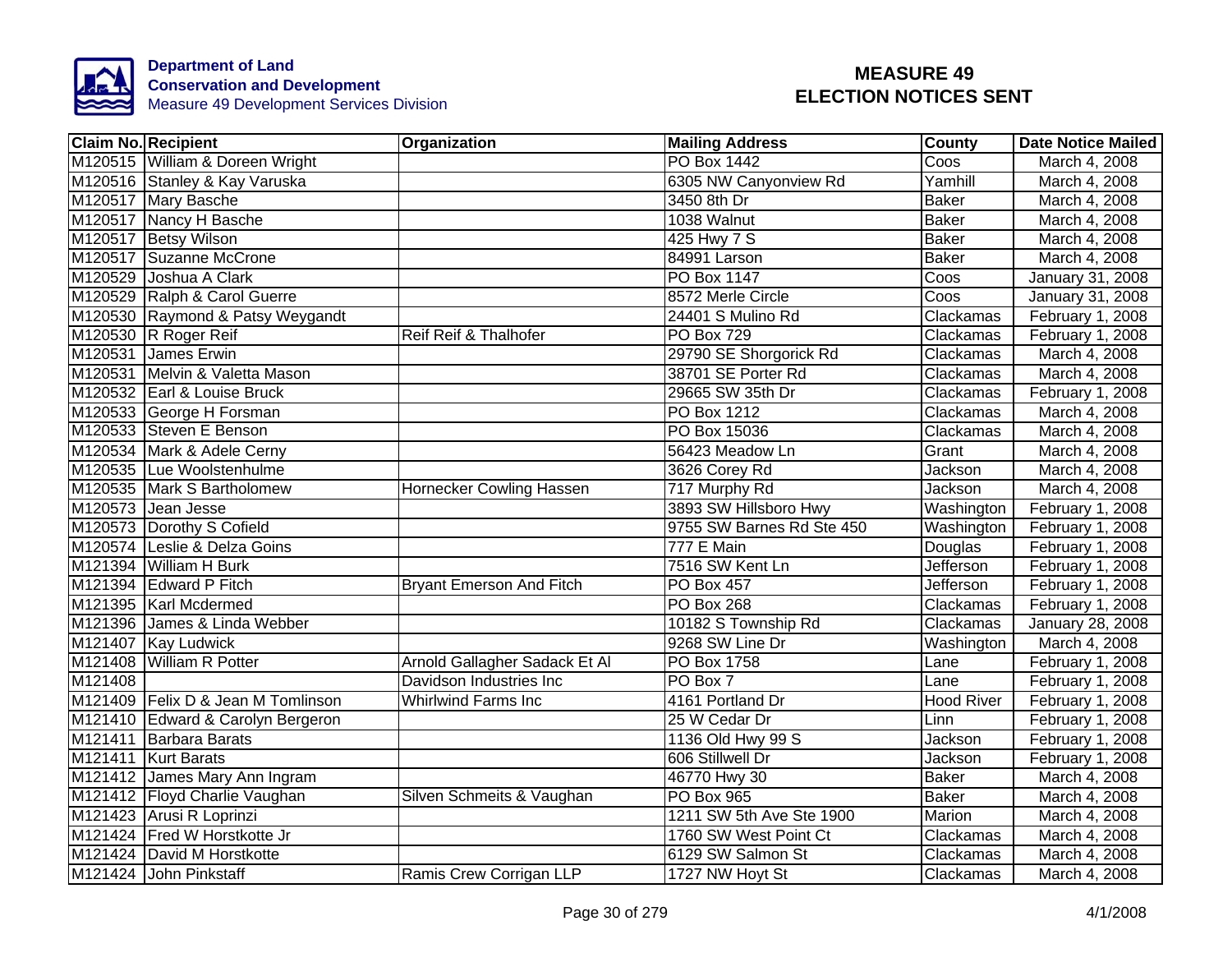**Department of Land Conservation and Development**
Measure 49 Development Services Division

# MEASURE 49 ELECTION NOTICES SENT

| Claim No. | Recipient | Organization | Mailing Address | County | Date Notice Mailed |
|---|---|---|---|---|---|
| M120515 | William & Doreen Wright | | PO Box 1442 | Coos | March 4, 2008 |
| M120516 | Stanley & Kay Varuska | | 6305 NW Canyonview Rd | Yamhill | March 4, 2008 |
| M120517 | Mary Basche | | 3450 8th Dr | Baker | March 4, 2008 |
| M120517 | Nancy H Basche | | 1038 Walnut | Baker | March 4, 2008 |
| M120517 | Betsy Wilson | | 425 Hwy 7 S | Baker | March 4, 2008 |
| M120517 | Suzanne McCrone | | 84991 Larson | Baker | March 4, 2008 |
| M120529 | Joshua A Clark | | PO Box 1147 | Coos | January 31, 2008 |
| M120529 | Ralph & Carol Guerre | | 8572 Merle Circle | Coos | January 31, 2008 |
| M120530 | Raymond & Patsy Weygandt | | 24401 S Mulino Rd | Clackamas | February 1, 2008 |
| M120530 | R Roger Reif | Reif Reif & Thalhofer | PO Box 729 | Clackamas | February 1, 2008 |
| M120531 | James Erwin | | 29790 SE Shorgorick Rd | Clackamas | March 4, 2008 |
| M120531 | Melvin & Valetta Mason | | 38701 SE Porter Rd | Clackamas | March 4, 2008 |
| M120532 | Earl & Louise Bruck | | 29665 SW 35th Dr | Clackamas | February 1, 2008 |
| M120533 | George H Forsman | | PO Box 1212 | Clackamas | March 4, 2008 |
| M120533 | Steven E Benson | | PO Box 15036 | Clackamas | March 4, 2008 |
| M120534 | Mark & Adele Cerny | | 56423 Meadow Ln | Grant | March 4, 2008 |
| M120535 | Lue Woolstenhulme | | 3626 Corey Rd | Jackson | March 4, 2008 |
| M120535 | Mark S Bartholomew | Hornecker Cowling Hassen | 717 Murphy Rd | Jackson | March 4, 2008 |
| M120573 | Jean Jesse | | 3893 SW Hillsboro Hwy | Washington | February 1, 2008 |
| M120573 | Dorothy S Cofield | | 9755 SW Barnes Rd Ste 450 | Washington | February 1, 2008 |
| M120574 | Leslie & Delza Goins | | 777 E Main | Douglas | February 1, 2008 |
| M121394 | William H Burk | | 7516 SW Kent Ln | Jefferson | February 1, 2008 |
| M121394 | Edward P Fitch | Bryant Emerson And Fitch | PO Box 457 | Jefferson | February 1, 2008 |
| M121395 | Karl Mcdermed | | PO Box 268 | Clackamas | February 1, 2008 |
| M121396 | James & Linda Webber | | 10182 S Township Rd | Clackamas | January 28, 2008 |
| M121407 | Kay Ludwick | | 9268 SW Line Dr | Washington | March 4, 2008 |
| M121408 | William R Potter | Arnold Gallagher Sadack Et Al | PO Box 1758 | Lane | February 1, 2008 |
| M121408 | | Davidson Industries Inc | PO Box 7 | Lane | February 1, 2008 |
| M121409 | Felix D & Jean M Tomlinson | Whirlwind Farms Inc | 4161 Portland Dr | Hood River | February 1, 2008 |
| M121410 | Edward & Carolyn Bergeron | | 25 W Cedar Dr | Linn | February 1, 2008 |
| M121411 | Barbara Barats | | 1136 Old Hwy 99 S | Jackson | February 1, 2008 |
| M121411 | Kurt Barats | | 606 Stillwell Dr | Jackson | February 1, 2008 |
| M121412 | James Mary Ann Ingram | | 46770 Hwy 30 | Baker | March 4, 2008 |
| M121412 | Floyd Charlie Vaughan | Silven Schmeits & Vaughan | PO Box 965 | Baker | March 4, 2008 |
| M121423 | Arusi R Loprinzi | | 1211 SW 5th Ave Ste 1900 | Marion | March 4, 2008 |
| M121424 | Fred W Horstkotte Jr | | 1760 SW West Point Ct | Clackamas | March 4, 2008 |
| M121424 | David M Horstkotte | | 6129 SW Salmon St | Clackamas | March 4, 2008 |
| M121424 | John Pinkstaff | Ramis Crew Corrigan LLP | 1727 NW Hoyt St | Clackamas | March 4, 2008 |

4/1/2008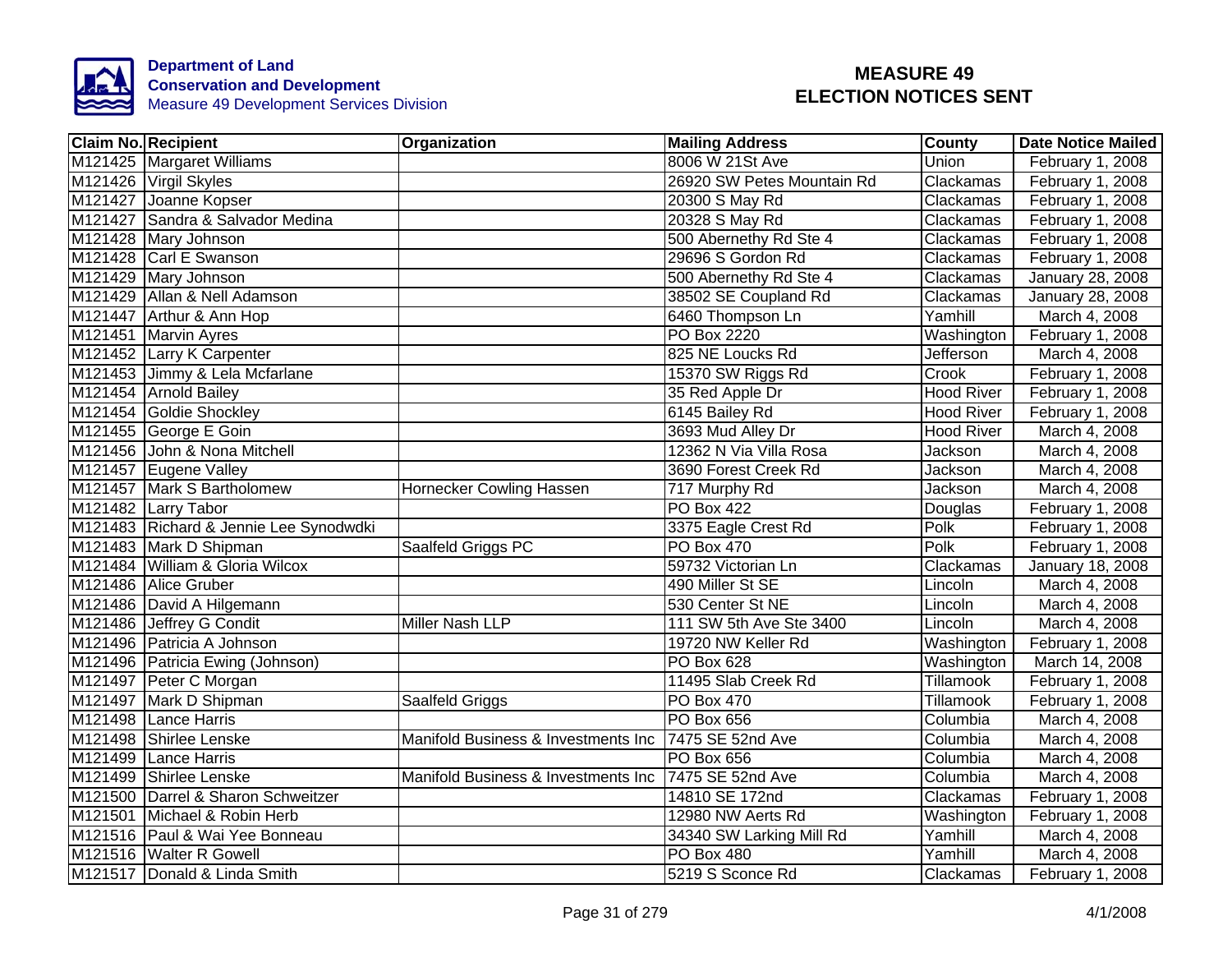**Department of Land Conservation and Development**
Measure 49 Development Services Division

# MEASURE 49 ELECTION NOTICES SENT

| Claim No. | Recipient | Organization | Mailing Address | County | Date Notice Mailed |
|---|---|---|---|---|---|
| M121425 | Margaret Williams | | 8006 W 21St Ave | Union | February 1, 2008 |
| M121426 | Virgil Skyles | | 26920 SW Petes Mountain Rd | Clackamas | February 1, 2008 |
| M121427 | Joanne Kopser | | 20300 S May Rd | Clackamas | February 1, 2008 |
| M121427 | Sandra & Salvador Medina | | 20328 S May Rd | Clackamas | February 1, 2008 |
| M121428 | Mary Johnson | | 500 Abernethy Rd Ste 4 | Clackamas | February 1, 2008 |
| M121428 | Carl E Swanson | | 29696 S Gordon Rd | Clackamas | February 1, 2008 |
| M121429 | Mary Johnson | | 500 Abernethy Rd Ste 4 | Clackamas | January 28, 2008 |
| M121429 | Allan & Nell Adamson | | 38502 SE Coupland Rd | Clackamas | January 28, 2008 |
| M121447 | Arthur & Ann Hop | | 6460 Thompson Ln | Yamhill | March 4, 2008 |
| M121451 | Marvin Ayres | | PO Box 2220 | Washington | February 1, 2008 |
| M121452 | Larry K Carpenter | | 825 NE Loucks Rd | Jefferson | March 4, 2008 |
| M121453 | Jimmy & Lela Mcfarlane | | 15370 SW Riggs Rd | Crook | February 1, 2008 |
| M121454 | Arnold Bailey | | 35 Red Apple Dr | Hood River | February 1, 2008 |
| M121454 | Goldie Shockley | | 6145 Bailey Rd | Hood River | February 1, 2008 |
| M121455 | George E Goin | | 3693 Mud Alley Dr | Hood River | March 4, 2008 |
| M121456 | John & Nona Mitchell | | 12362 N Via Villa Rosa | Jackson | March 4, 2008 |
| M121457 | Eugene Valley | | 3690 Forest Creek Rd | Jackson | March 4, 2008 |
| M121457 | Mark S Bartholomew | Hornecker Cowling Hassen | 717 Murphy Rd | Jackson | March 4, 2008 |
| M121482 | Larry Tabor | | PO Box 422 | Douglas | February 1, 2008 |
| M121483 | Richard & Jennie Lee Synodwdki | | 3375 Eagle Crest Rd | Polk | February 1, 2008 |
| M121483 | Mark D Shipman | Saalfeld Griggs PC | PO Box 470 | Polk | February 1, 2008 |
| M121484 | William & Gloria Wilcox | | 59732 Victorian Ln | Clackamas | January 18, 2008 |
| M121486 | Alice Gruber | | 490 Miller St SE | Lincoln | March 4, 2008 |
| M121486 | David A Hilgemann | | 530 Center St NE | Lincoln | March 4, 2008 |
| M121486 | Jeffrey G Condit | Miller Nash LLP | 111 SW 5th Ave Ste 3400 | Lincoln | March 4, 2008 |
| M121496 | Patricia A Johnson | | 19720 NW Keller Rd | Washington | February 1, 2008 |
| M121496 | Patricia Ewing (Johnson) | | PO Box 628 | Washington | March 14, 2008 |
| M121497 | Peter C Morgan | | 11495 Slab Creek Rd | Tillamook | February 1, 2008 |
| M121497 | Mark D Shipman | Saalfeld Griggs | PO Box 470 | Tillamook | February 1, 2008 |
| M121498 | Lance Harris | | PO Box 656 | Columbia | March 4, 2008 |
| M121498 | Shirlee Lenske | Manifold Business & Investments Inc | 7475 SE 52nd Ave | Columbia | March 4, 2008 |
| M121499 | Lance Harris | | PO Box 656 | Columbia | March 4, 2008 |
| M121499 | Shirlee Lenske | Manifold Business & Investments Inc | 7475 SE 52nd Ave | Columbia | March 4, 2008 |
| M121500 | Darrel & Sharon Schweitzer | | 14810 SE 172nd | Clackamas | February 1, 2008 |
| M121501 | Michael & Robin Herb | | 12980 NW Aerts Rd | Washington | February 1, 2008 |
| M121516 | Paul & Wai Yee Bonneau | | 34340 SW Larking Mill Rd | Yamhill | March 4, 2008 |
| M121516 | Walter R Gowell | | PO Box 480 | Yamhill | March 4, 2008 |
| M121517 | Donald & Linda Smith | | 5219 S Sconce Rd | Clackamas | February 1, 2008 |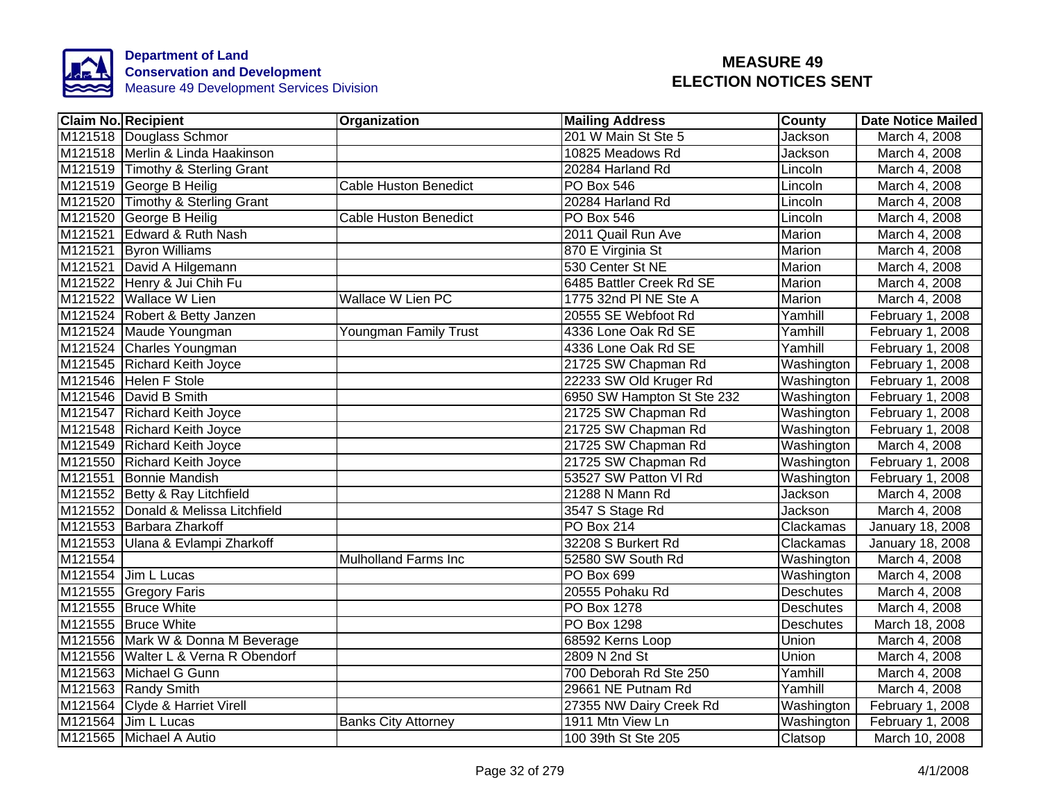Department of Land Conservation and Development
Measure 49 Development Services Division

# MEASURE 49
# ELECTION NOTICES SENT

| Claim No. | Recipient | Organization | Mailing Address | County | Date Notice Mailed |
|---|---|---|---|---|---|
| M121518 | Douglass Schmor | | 201 W Main St Ste 5 | Jackson | March 4, 2008 |
| M121518 | Merlin & Linda Haakinson | | 10825 Meadows Rd | Jackson | March 4, 2008 |
| M121519 | Timothy & Sterling Grant | | 20284 Harland Rd | Lincoln | March 4, 2008 |
| M121519 | George B Heilig | Cable Huston Benedict | PO Box 546 | Lincoln | March 4, 2008 |
| M121520 | Timothy & Sterling Grant | | 20284 Harland Rd | Lincoln | March 4, 2008 |
| M121520 | George B Heilig | Cable Huston Benedict | PO Box 546 | Lincoln | March 4, 2008 |
| M121521 | Edward & Ruth Nash | | 2011 Quail Run Ave | Marion | March 4, 2008 |
| M121521 | Byron Williams | | 870 E Virginia St | Marion | March 4, 2008 |
| M121521 | David A Hilgemann | | 530 Center St NE | Marion | March 4, 2008 |
| M121522 | Henry & Jui Chih Fu | | 6485 Battler Creek Rd SE | Marion | March 4, 2008 |
| M121522 | Wallace W Lien | Wallace W Lien PC | 1775 32nd Pl NE Ste A | Marion | March 4, 2008 |
| M121524 | Robert & Betty Janzen | | 20555 SE Webfoot Rd | Yamhill | February 1, 2008 |
| M121524 | Maude Youngman | Youngman Family Trust | 4336 Lone Oak Rd SE | Yamhill | February 1, 2008 |
| M121524 | Charles Youngman | | 4336 Lone Oak Rd SE | Yamhill | February 1, 2008 |
| M121545 | Richard Keith Joyce | | 21725 SW Chapman Rd | Washington | February 1, 2008 |
| M121546 | Helen F Stole | | 22233 SW Old Kruger Rd | Washington | February 1, 2008 |
| M121546 | David B Smith | | 6950 SW Hampton St Ste 232 | Washington | February 1, 2008 |
| M121547 | Richard Keith Joyce | | 21725 SW Chapman Rd | Washington | February 1, 2008 |
| M121548 | Richard Keith Joyce | | 21725 SW Chapman Rd | Washington | February 1, 2008 |
| M121549 | Richard Keith Joyce | | 21725 SW Chapman Rd | Washington | March 4, 2008 |
| M121550 | Richard Keith Joyce | | 21725 SW Chapman Rd | Washington | February 1, 2008 |
| M121551 | Bonnie Mandish | | 53527 SW Patton Vl Rd | Washington | February 1, 2008 |
| M121552 | Betty & Ray Litchfield | | 21288 N Mann Rd | Jackson | March 4, 2008 |
| M121552 | Donald & Melissa Litchfield | | 3547 S Stage Rd | Jackson | March 4, 2008 |
| M121553 | Barbara Zharkoff | | PO Box 214 | Clackamas | January 18, 2008 |
| M121553 | Ulana & Evlampi Zharkoff | | 32208 S Burkert Rd | Clackamas | January 18, 2008 |
| M121554 | | Mulholland Farms Inc | 52580 SW South Rd | Washington | March 4, 2008 |
| M121554 | Jim L Lucas | | PO Box 699 | Washington | March 4, 2008 |
| M121555 | Gregory Faris | | 20555 Pohaku Rd | Deschutes | March 4, 2008 |
| M121555 | Bruce White | | PO Box 1278 | Deschutes | March 4, 2008 |
| M121555 | Bruce White | | PO Box 1298 | Deschutes | March 18, 2008 |
| M121556 | Mark W & Donna M Beverage | | 68592 Kerns Loop | Union | March 4, 2008 |
| M121556 | Walter L & Verna R Obendorf | | 2809 N 2nd St | Union | March 4, 2008 |
| M121563 | Michael G Gunn | | 700 Deborah Rd Ste 250 | Yamhill | March 4, 2008 |
| M121563 | Randy Smith | | 29661 NE Putnam Rd | Yamhill | March 4, 2008 |
| M121564 | Clyde & Harriet Virell | | 27355 NW Dairy Creek Rd | Washington | February 1, 2008 |
| M121564 | Jim L Lucas | Banks City Attorney | 1911 Mtn View Ln | Washington | February 1, 2008 |
| M121565 | Michael A Autio | | 100 39th St Ste 205 | Clatsop | March 10, 2008 |

4/1/2008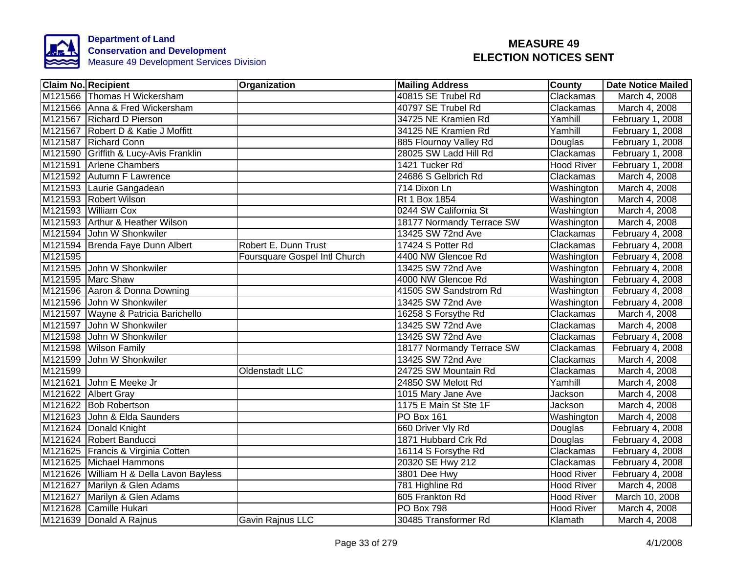**Department of Land Conservation and Development**
Measure 49 Development Services Division

# MEASURE 49 ELECTION NOTICES SENT

| Claim No. | Recipient | Organization | Mailing Address | County | Date Notice Mailed |
|---|---|---|---|---|---|
| M121566 | Thomas H Wickersham | | 40815 SE Trubel Rd | Clackamas | March 4, 2008 |
| M121566 | Anna & Fred Wickersham | | 40797 SE Trubel Rd | Clackamas | March 4, 2008 |
| M121567 | Richard D Pierson | | 34725 NE Kramien Rd | Yamhill | February 1, 2008 |
| M121567 | Robert D & Katie J Moffitt | | 34125 NE Kramien Rd | Yamhill | February 1, 2008 |
| M121587 | Richard Conn | | 885 Flournoy Valley Rd | Douglas | February 1, 2008 |
| M121590 | Griffith & Lucy-Avis Franklin | | 28025 SW Ladd Hill Rd | Clackamas | February 1, 2008 |
| M121591 | Arlene Chambers | | 1421 Tucker Rd | Hood River | February 1, 2008 |
| M121592 | Autumn F Lawrence | | 24686 S Gelbrich Rd | Clackamas | March 4, 2008 |
| M121593 | Laurie Gangadean | | 714 Dixon Ln | Washington | March 4, 2008 |
| M121593 | Robert Wilson | | Rt 1 Box 1854 | Washington | March 4, 2008 |
| M121593 | William Cox | | 0244 SW California St | Washington | March 4, 2008 |
| M121593 | Arthur & Heather Wilson | | 18177 Normandy Terrace SW | Washington | March 4, 2008 |
| M121594 | John W Shonkwiler | | 13425 SW 72nd Ave | Clackamas | February 4, 2008 |
| M121594 | Brenda Faye Dunn Albert | Robert E. Dunn Trust | 17424 S Potter Rd | Clackamas | February 4, 2008 |
| M121595 | | Foursquare Gospel Intl Church | 4400 NW Glencoe Rd | Washington | February 4, 2008 |
| M121595 | John W Shonkwiler | | 13425 SW 72nd Ave | Washington | February 4, 2008 |
| M121595 | Marc Shaw | | 4000 NW Glencoe Rd | Washington | February 4, 2008 |
| M121596 | Aaron & Donna Downing | | 41505 SW Sandstrom Rd | Washington | February 4, 2008 |
| M121596 | John W Shonkwiler | | 13425 SW 72nd Ave | Washington | February 4, 2008 |
| M121597 | Wayne & Patricia Barichello | | 16258 S Forsythe Rd | Clackamas | March 4, 2008 |
| M121597 | John W Shonkwiler | | 13425 SW 72nd Ave | Clackamas | March 4, 2008 |
| M121598 | John W Shonkwiler | | 13425 SW 72nd Ave | Clackamas | February 4, 2008 |
| M121598 | Wilson Family | | 18177 Normandy Terrace SW | Clackamas | February 4, 2008 |
| M121599 | John W Shonkwiler | | 13425 SW 72nd Ave | Clackamas | March 4, 2008 |
| M121599 | | Oldenstadt LLC | 24725 SW Mountain Rd | Clackamas | March 4, 2008 |
| M121621 | John E Meeke Jr | | 24850 SW Melott Rd | Yamhill | March 4, 2008 |
| M121622 | Albert Gray | | 1015 Mary Jane Ave | Jackson | March 4, 2008 |
| M121622 | Bob Robertson | | 1175 E Main St Ste 1F | Jackson | March 4, 2008 |
| M121623 | John & Elda Saunders | | PO Box 161 | Washington | March 4, 2008 |
| M121624 | Donald Knight | | 660 Driver Vly Rd | Douglas | February 4, 2008 |
| M121624 | Robert Banducci | | 1871 Hubbard Crk Rd | Douglas | February 4, 2008 |
| M121625 | Francis & Virginia Cotten | | 16114 S Forsythe Rd | Clackamas | February 4, 2008 |
| M121625 | Michael Hammons | | 20320 SE Hwy 212 | Clackamas | February 4, 2008 |
| M121626 | William H & Della Lavon Bayless | | 3801 Dee Hwy | Hood River | February 4, 2008 |
| M121627 | Marilyn & Glen Adams | | 781 Highline Rd | Hood River | March 4, 2008 |
| M121627 | Marilyn & Glen Adams | | 605 Frankton Rd | Hood River | March 10, 2008 |
| M121628 | Camille Hukari | | PO Box 798 | Hood River | March 4, 2008 |
| M121639 | Donald A Rajnus | Gavin Rajnus LLC | 30485 Transformer Rd | Klamath | March 4, 2008 |

4/1/2008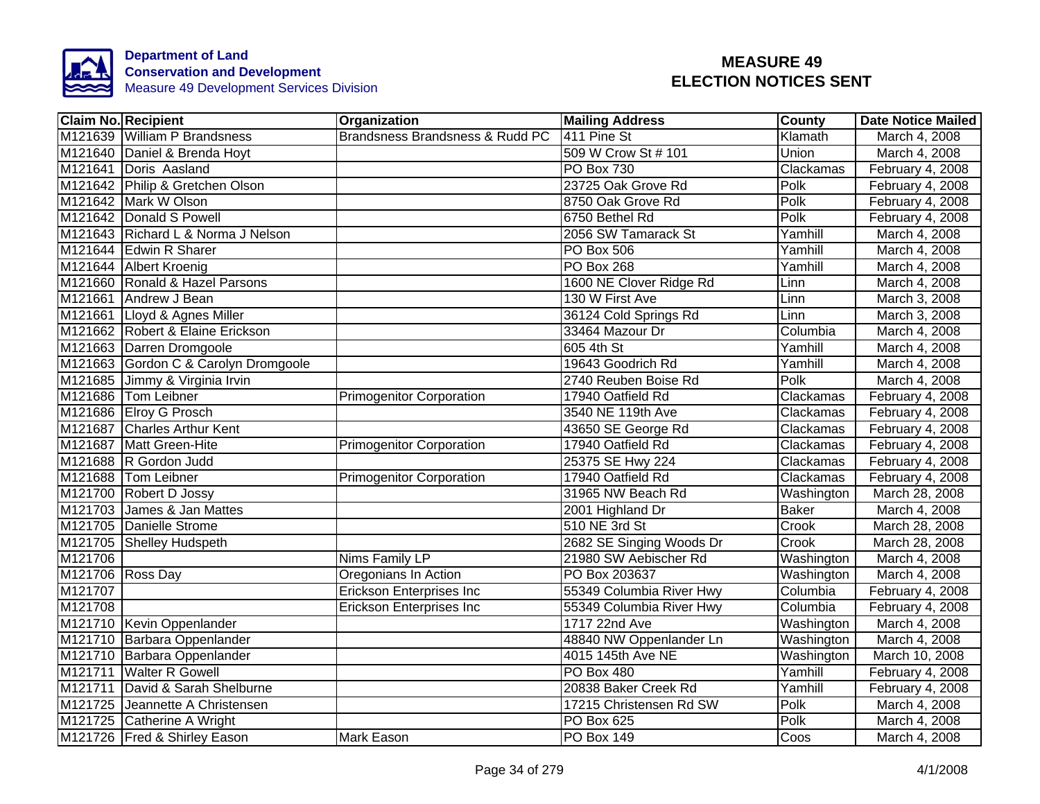**Department of Land Conservation and Development**
Measure 49 Development Services Division

# MEASURE 49
# ELECTION NOTICES SENT

| Claim No. | Recipient | Organization | Mailing Address | County | Date Notice Mailed |
|---|---|---|---|---|---|
| M121639 | William P Brandsness | Brandsness Brandsness & Rudd PC | 411 Pine St | Klamath | March 4, 2008 |
| M121640 | Daniel & Brenda Hoyt | | 509 W Crow St # 101 | Union | March 4, 2008 |
| M121641 | Doris Aasland | | PO Box 730 | Clackamas | February 4, 2008 |
| M121642 | Philip & Gretchen Olson | | 23725 Oak Grove Rd | Polk | February 4, 2008 |
| M121642 | Mark W Olson | | 8750 Oak Grove Rd | Polk | February 4, 2008 |
| M121642 | Donald S Powell | | 6750 Bethel Rd | Polk | February 4, 2008 |
| M121643 | Richard L & Norma J Nelson | | 2056 SW Tamarack St | Yamhill | March 4, 2008 |
| M121644 | Edwin R Sharer | | PO Box 506 | Yamhill | March 4, 2008 |
| M121644 | Albert Kroenig | | PO Box 268 | Yamhill | March 4, 2008 |
| M121660 | Ronald & Hazel Parsons | | 1600 NE Clover Ridge Rd | Linn | March 4, 2008 |
| M121661 | Andrew J Bean | | 130 W First Ave | Linn | March 3, 2008 |
| M121661 | Lloyd & Agnes Miller | | 36124 Cold Springs Rd | Linn | March 3, 2008 |
| M121662 | Robert & Elaine Erickson | | 33464 Mazour Dr | Columbia | March 4, 2008 |
| M121663 | Darren Dromgoole | | 605 4th St | Yamhill | March 4, 2008 |
| M121663 | Gordon C & Carolyn Dromgoole | | 19643 Goodrich Rd | Yamhill | March 4, 2008 |
| M121685 | Jimmy & Virginia Irvin | | 2740 Reuben Boise Rd | Polk | March 4, 2008 |
| M121686 | Tom Leibner | Primogenitor Corporation | 17940 Oatfield Rd | Clackamas | February 4, 2008 |
| M121686 | Elroy G Prosch | | 3540 NE 119th Ave | Clackamas | February 4, 2008 |
| M121687 | Charles Arthur Kent | | 43650 SE George Rd | Clackamas | February 4, 2008 |
| M121687 | Matt Green-Hite | Primogenitor Corporation | 17940 Oatfield Rd | Clackamas | February 4, 2008 |
| M121688 | R Gordon Judd | | 25375 SE Hwy 224 | Clackamas | February 4, 2008 |
| M121688 | Tom Leibner | Primogenitor Corporation | 17940 Oatfield Rd | Clackamas | February 4, 2008 |
| M121700 | Robert D Jossy | | 31965 NW Beach Rd | Washington | March 28, 2008 |
| M121703 | James & Jan Mattes | | 2001 Highland Dr | Baker | March 4, 2008 |
| M121705 | Danielle Strome | | 510 NE 3rd St | Crook | March 28, 2008 |
| M121705 | Shelley Hudspeth | | 2682 SE Singing Woods Dr | Crook | March 28, 2008 |
| M121706 | | Nims Family LP | 21980 SW Aebischer Rd | Washington | March 4, 2008 |
| M121706 | Ross Day | Oregonians In Action | PO Box 203637 | Washington | March 4, 2008 |
| M121707 | | Erickson Enterprises Inc | 55349 Columbia River Hwy | Columbia | February 4, 2008 |
| M121708 | | Erickson Enterprises Inc | 55349 Columbia River Hwy | Columbia | February 4, 2008 |
| M121710 | Kevin Oppenlander | | 1717 22nd Ave | Washington | March 4, 2008 |
| M121710 | Barbara Oppenlander | | 48840 NW Oppenlander Ln | Washington | March 4, 2008 |
| M121710 | Barbara Oppenlander | | 4015 145th Ave NE | Washington | March 10, 2008 |
| M121711 | Walter R Gowell | | PO Box 480 | Yamhill | February 4, 2008 |
| M121711 | David & Sarah Shelburne | | 20838 Baker Creek Rd | Yamhill | February 4, 2008 |
| M121725 | Jeannette A Christensen | | 17215 Christensen Rd SW | Polk | March 4, 2008 |
| M121725 | Catherine A Wright | | PO Box 625 | Polk | March 4, 2008 |
| M121726 | Fred & Shirley Eason | Mark Eason | PO Box 149 | Coos | March 4, 2008 |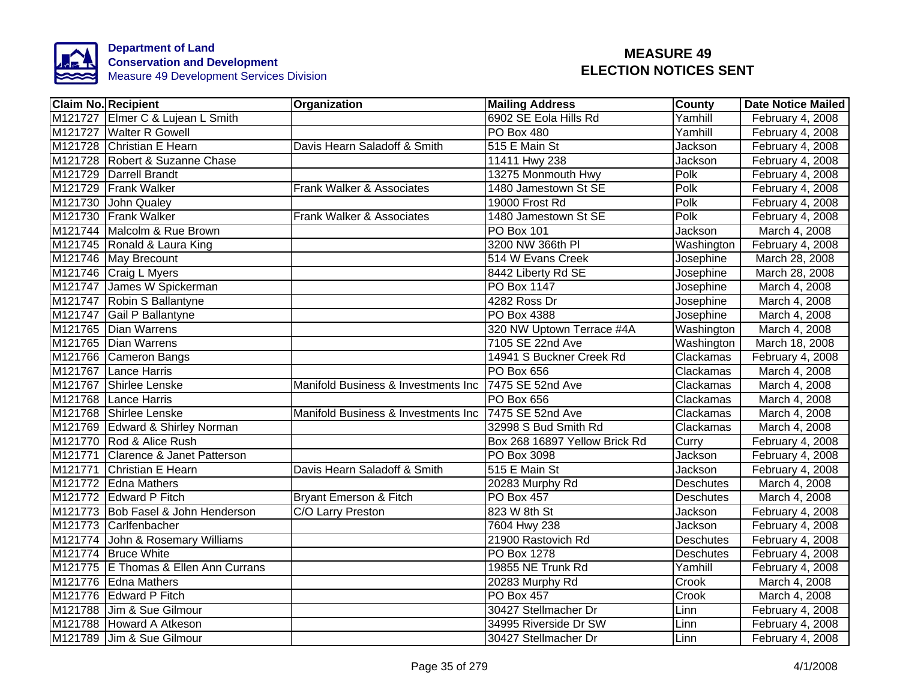**Department of Land Conservation and Development**
Measure 49 Development Services Division

# MEASURE 49
# ELECTION NOTICES SENT

| Claim No. | Recipient | Organization | Mailing Address | County | Date Notice Mailed |
|---|---|---|---|---|---|
| M121727 | Elmer C & Lujean L Smith | | 6902 SE Eola Hills Rd | Yamhill | February 4, 2008 |
| M121727 | Walter R Gowell | | PO Box 480 | Yamhill | February 4, 2008 |
| M121728 | Christian E Hearn | Davis Hearn Saladoff & Smith | 515 E Main St | Jackson | February 4, 2008 |
| M121728 | Robert & Suzanne Chase | | 11411 Hwy 238 | Jackson | February 4, 2008 |
| M121729 | Darrell Brandt | | 13275 Monmouth Hwy | Polk | February 4, 2008 |
| M121729 | Frank Walker | Frank Walker & Associates | 1480 Jamestown St SE | Polk | February 4, 2008 |
| M121730 | John Qualey | | 19000 Frost Rd | Polk | February 4, 2008 |
| M121730 | Frank Walker | Frank Walker & Associates | 1480 Jamestown St SE | Polk | February 4, 2008 |
| M121744 | Malcolm & Rue Brown | | PO Box 101 | Jackson | March 4, 2008 |
| M121745 | Ronald & Laura King | | 3200 NW 366th Pl | Washington | February 4, 2008 |
| M121746 | May Brecount | | 514 W Evans Creek | Josephine | March 28, 2008 |
| M121746 | Craig L Myers | | 8442 Liberty Rd SE | Josephine | March 28, 2008 |
| M121747 | James W Spickerman | | PO Box 1147 | Josephine | March 4, 2008 |
| M121747 | Robin S Ballantyne | | 4282 Ross Dr | Josephine | March 4, 2008 |
| M121747 | Gail P Ballantyne | | PO Box 4388 | Josephine | March 4, 2008 |
| M121765 | Dian Warrens | | 320 NW Uptown Terrace #4A | Washington | March 4, 2008 |
| M121765 | Dian Warrens | | 7105 SE 22nd Ave | Washington | March 18, 2008 |
| M121766 | Cameron Bangs | | 14941 S Buckner Creek Rd | Clackamas | February 4, 2008 |
| M121767 | Lance Harris | | PO Box 656 | Clackamas | March 4, 2008 |
| M121767 | Shirlee Lenske | Manifold Business & Investments Inc | 7475 SE 52nd Ave | Clackamas | March 4, 2008 |
| M121768 | Lance Harris | | PO Box 656 | Clackamas | March 4, 2008 |
| M121768 | Shirlee Lenske | Manifold Business & Investments Inc | 7475 SE 52nd Ave | Clackamas | March 4, 2008 |
| M121769 | Edward & Shirley Norman | | 32998 S Bud Smith Rd | Clackamas | March 4, 2008 |
| M121770 | Rod & Alice Rush | | Box 268 16897 Yellow Brick Rd | Curry | February 4, 2008 |
| M121771 | Clarence & Janet Patterson | | PO Box 3098 | Jackson | February 4, 2008 |
| M121771 | Christian E Hearn | Davis Hearn Saladoff & Smith | 515 E Main St | Jackson | February 4, 2008 |
| M121772 | Edna Mathers | | 20283 Murphy Rd | Deschutes | March 4, 2008 |
| M121772 | Edward P Fitch | Bryant Emerson & Fitch | PO Box 457 | Deschutes | March 4, 2008 |
| M121773 | Bob Fasel & John Henderson | C/O Larry Preston | 823 W 8th St | Jackson | February 4, 2008 |
| M121773 | Carlfenbacher | | 7604 Hwy 238 | Jackson | February 4, 2008 |
| M121774 | John & Rosemary Williams | | 21900 Rastovich Rd | Deschutes | February 4, 2008 |
| M121774 | Bruce White | | PO Box 1278 | Deschutes | February 4, 2008 |
| M121775 | E Thomas & Ellen Ann Currans | | 19855 NE Trunk Rd | Yamhill | February 4, 2008 |
| M121776 | Edna Mathers | | 20283 Murphy Rd | Crook | March 4, 2008 |
| M121776 | Edward P Fitch | | PO Box 457 | Crook | March 4, 2008 |
| M121788 | Jim & Sue Gilmour | | 30427 Stellmacher Dr | Linn | February 4, 2008 |
| M121788 | Howard A Atkeson | | 34995 Riverside Dr SW | Linn | February 4, 2008 |
| M121789 | Jim & Sue Gilmour | | 30427 Stellmacher Dr | Linn | February 4, 2008 |

4/1/2008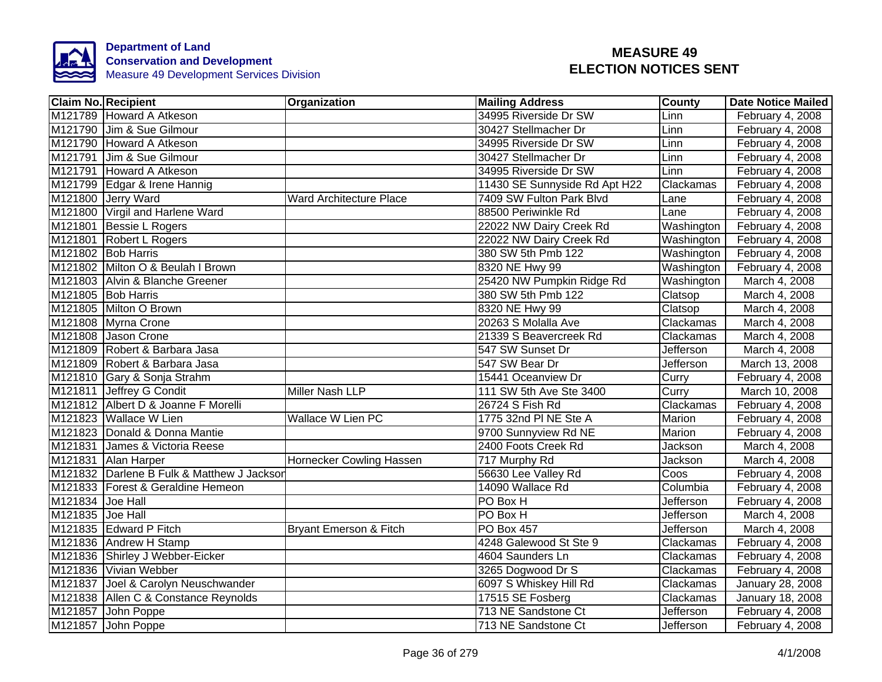**Department of Land Conservation and Development**
Measure 49 Development Services Division

# MEASURE 49
# ELECTION NOTICES SENT

| Claim No. | Recipient | Organization | Mailing Address | County | Date Notice Mailed |
|---|---|---|---|---|---|
| M121789 | Howard A Atkeson | | 34995 Riverside Dr SW | Linn | February 4, 2008 |
| M121790 | Jim & Sue Gilmour | | 30427 Stellmacher Dr | Linn | February 4, 2008 |
| M121790 | Howard A Atkeson | | 34995 Riverside Dr SW | Linn | February 4, 2008 |
| M121791 | Jim & Sue Gilmour | | 30427 Stellmacher Dr | Linn | February 4, 2008 |
| M121791 | Howard A Atkeson | | 34995 Riverside Dr SW | Linn | February 4, 2008 |
| M121799 | Edgar & Irene Hannig | | 11430 SE Sunnyside Rd Apt H22 | Clackamas | February 4, 2008 |
| M121800 | Jerry Ward | Ward Architecture Place | 7409 SW Fulton Park Blvd | Lane | February 4, 2008 |
| M121800 | Virgil and Harlene Ward | | 88500 Periwinkle Rd | Lane | February 4, 2008 |
| M121801 | Bessie L Rogers | | 22022 NW Dairy Creek Rd | Washington | February 4, 2008 |
| M121801 | Robert L Rogers | | 22022 NW Dairy Creek Rd | Washington | February 4, 2008 |
| M121802 | Bob Harris | | 380 SW 5th Pmb 122 | Washington | February 4, 2008 |
| M121802 | Milton O & Beulah I Brown | | 8320 NE Hwy 99 | Washington | February 4, 2008 |
| M121803 | Alvin & Blanche Greener | | 25420 NW Pumpkin Ridge Rd | Washington | March 4, 2008 |
| M121805 | Bob Harris | | 380 SW 5th Pmb 122 | Clatsop | March 4, 2008 |
| M121805 | Milton O Brown | | 8320 NE Hwy 99 | Clatsop | March 4, 2008 |
| M121808 | Myrna Crone | | 20263 S Molalla Ave | Clackamas | March 4, 2008 |
| M121808 | Jason Crone | | 21339 S Beavercreek Rd | Clackamas | March 4, 2008 |
| M121809 | Robert & Barbara Jasa | | 547 SW Sunset Dr | Jefferson | March 4, 2008 |
| M121809 | Robert & Barbara Jasa | | 547 SW Bear Dr | Jefferson | March 13, 2008 |
| M121810 | Gary & Sonja Strahm | | 15441 Oceanview Dr | Curry | February 4, 2008 |
| M121811 | Jeffrey G Condit | Miller Nash LLP | 111 SW 5th Ave Ste 3400 | Curry | March 10, 2008 |
| M121812 | Albert D & Joanne F Morelli | | 26724 S Fish Rd | Clackamas | February 4, 2008 |
| M121823 | Wallace W Lien | Wallace W Lien PC | 1775 32nd Pl NE Ste A | Marion | February 4, 2008 |
| M121823 | Donald & Donna Mantie | | 9700 Sunnyview Rd NE | Marion | February 4, 2008 |
| M121831 | James & Victoria Reese | | 2400 Foots Creek Rd | Jackson | March 4, 2008 |
| M121831 | Alan Harper | Hornecker Cowling Hassen | 717 Murphy Rd | Jackson | March 4, 2008 |
| M121832 | Darlene B Fulk & Matthew J Jackson | | 56630 Lee Valley Rd | Coos | February 4, 2008 |
| M121833 | Forest & Geraldine Hemeon | | 14090 Wallace Rd | Columbia | February 4, 2008 |
| M121834 | Joe Hall | | PO Box H | Jefferson | February 4, 2008 |
| M121835 | Joe Hall | | PO Box H | Jefferson | March 4, 2008 |
| M121835 | Edward P Fitch | Bryant Emerson & Fitch | PO Box 457 | Jefferson | March 4, 2008 |
| M121836 | Andrew H Stamp | | 4248 Galewood St Ste 9 | Clackamas | February 4, 2008 |
| M121836 | Shirley J Webber-Eicker | | 4604 Saunders Ln | Clackamas | February 4, 2008 |
| M121836 | Vivian Webber | | 3265 Dogwood Dr S | Clackamas | February 4, 2008 |
| M121837 | Joel & Carolyn Neuschwander | | 6097 S Whiskey Hill Rd | Clackamas | January 28, 2008 |
| M121838 | Allen C & Constance Reynolds | | 17515 SE Fosberg | Clackamas | January 18, 2008 |
| M121857 | John Poppe | | 713 NE Sandstone Ct | Jefferson | February 4, 2008 |
| M121857 | John Poppe | | 713 NE Sandstone Ct | Jefferson | February 4, 2008 |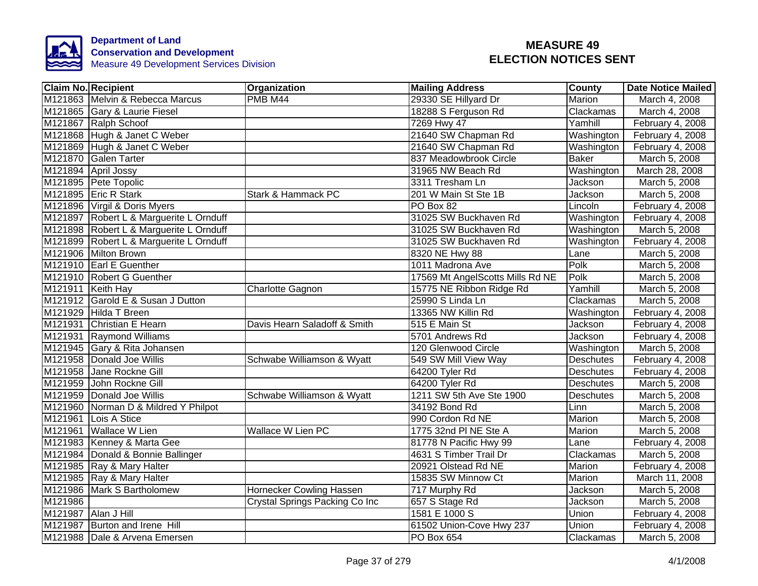**Department of Land Conservation and Development**
Measure 49 Development Services Division

# MEASURE 49 ELECTION NOTICES SENT

| Claim No. | Recipient | Organization | Mailing Address | County | Date Notice Mailed |
|---|---|---|---|---|---|
| M121863 | Melvin & Rebecca Marcus | PMB M44 | 29330 SE Hillyard Dr | Marion | March 4, 2008 |
| M121865 | Gary & Laurie Fiesel | | 18288 S Ferguson Rd | Clackamas | March 4, 2008 |
| M121867 | Ralph Schoof | | 7269 Hwy 47 | Yamhill | February 4, 2008 |
| M121868 | Hugh & Janet C Weber | | 21640 SW Chapman Rd | Washington | February 4, 2008 |
| M121869 | Hugh & Janet C Weber | | 21640 SW Chapman Rd | Washington | February 4, 2008 |
| M121870 | Galen Tarter | | 837 Meadowbrook Circle | Baker | March 5, 2008 |
| M121894 | April Jossy | | 31965 NW Beach Rd | Washington | March 28, 2008 |
| M121895 | Pete Topolic | | 3311 Tresham Ln | Jackson | March 5, 2008 |
| M121895 | Eric R Stark | Stark & Hammack PC | 201 W Main St Ste 1B | Jackson | March 5, 2008 |
| M121896 | Virgil & Doris Myers | | PO Box 82 | Lincoln | February 4, 2008 |
| M121897 | Robert L & Marguerite L Ornduff | | 31025 SW Buckhaven Rd | Washington | February 4, 2008 |
| M121898 | Robert L & Marguerite L Ornduff | | 31025 SW Buckhaven Rd | Washington | March 5, 2008 |
| M121899 | Robert L & Marguerite L Ornduff | | 31025 SW Buckhaven Rd | Washington | February 4, 2008 |
| M121906 | Milton Brown | | 8320 NE Hwy 88 | Lane | March 5, 2008 |
| M121910 | Earl E Guenther | | 1011 Madrona Ave | Polk | March 5, 2008 |
| M121910 | Robert G Guenther | | 17569 Mt AngelScotts Mills Rd NE | Polk | March 5, 2008 |
| M121911 | Keith Hay | Charlotte Gagnon | 15775 NE Ribbon Ridge Rd | Yamhill | March 5, 2008 |
| M121912 | Garold E & Susan J Dutton | | 25990 S Linda Ln | Clackamas | March 5, 2008 |
| M121929 | Hilda T Breen | | 13365 NW Killin Rd | Washington | February 4, 2008 |
| M121931 | Christian E Hearn | Davis Hearn Saladoff & Smith | 515 E Main St | Jackson | February 4, 2008 |
| M121931 | Raymond Williams | | 5701 Andrews Rd | Jackson | February 4, 2008 |
| M121945 | Gary & Rita Johansen | | 120 Glenwood Circle | Washington | March 5, 2008 |
| M121958 | Donald Joe Willis | Schwabe Williamson & Wyatt | 549 SW Mill View Way | Deschutes | February 4, 2008 |
| M121958 | Jane Rockne Gill | | 64200 Tyler Rd | Deschutes | February 4, 2008 |
| M121959 | John Rockne Gill | | 64200 Tyler Rd | Deschutes | March 5, 2008 |
| M121959 | Donald Joe Willis | Schwabe Williamson & Wyatt | 1211 SW 5th Ave Ste 1900 | Deschutes | March 5, 2008 |
| M121960 | Norman D & Mildred Y Philpot | | 34192 Bond Rd | Linn | March 5, 2008 |
| M121961 | Lois A Stice | | 990 Cordon Rd NE | Marion | March 5, 2008 |
| M121961 | Wallace W Lien | Wallace W Lien PC | 1775 32nd Pl NE Ste A | Marion | March 5, 2008 |
| M121983 | Kenney & Marta Gee | | 81778 N Pacific Hwy 99 | Lane | February 4, 2008 |
| M121984 | Donald & Bonnie Ballinger | | 4631 S Timber Trail Dr | Clackamas | March 5, 2008 |
| M121985 | Ray & Mary Halter | | 20921 Olstead Rd NE | Marion | February 4, 2008 |
| M121985 | Ray & Mary Halter | | 15835 SW Minnow Ct | Marion | March 11, 2008 |
| M121986 | Mark S Bartholomew | Hornecker Cowling Hassen | 717 Murphy Rd | Jackson | March 5, 2008 |
| M121986 | | Crystal Springs Packing Co Inc | 657 S Stage Rd | Jackson | March 5, 2008 |
| M121987 | Alan J Hill | | 1581 E 1000 S | Union | February 4, 2008 |
| M121987 | Burton and Irene Hill | | 61502 Union-Cove Hwy 237 | Union | February 4, 2008 |
| M121988 | Dale & Arvena Emersen | | PO Box 654 | Clackamas | March 5, 2008 |

4/1/2008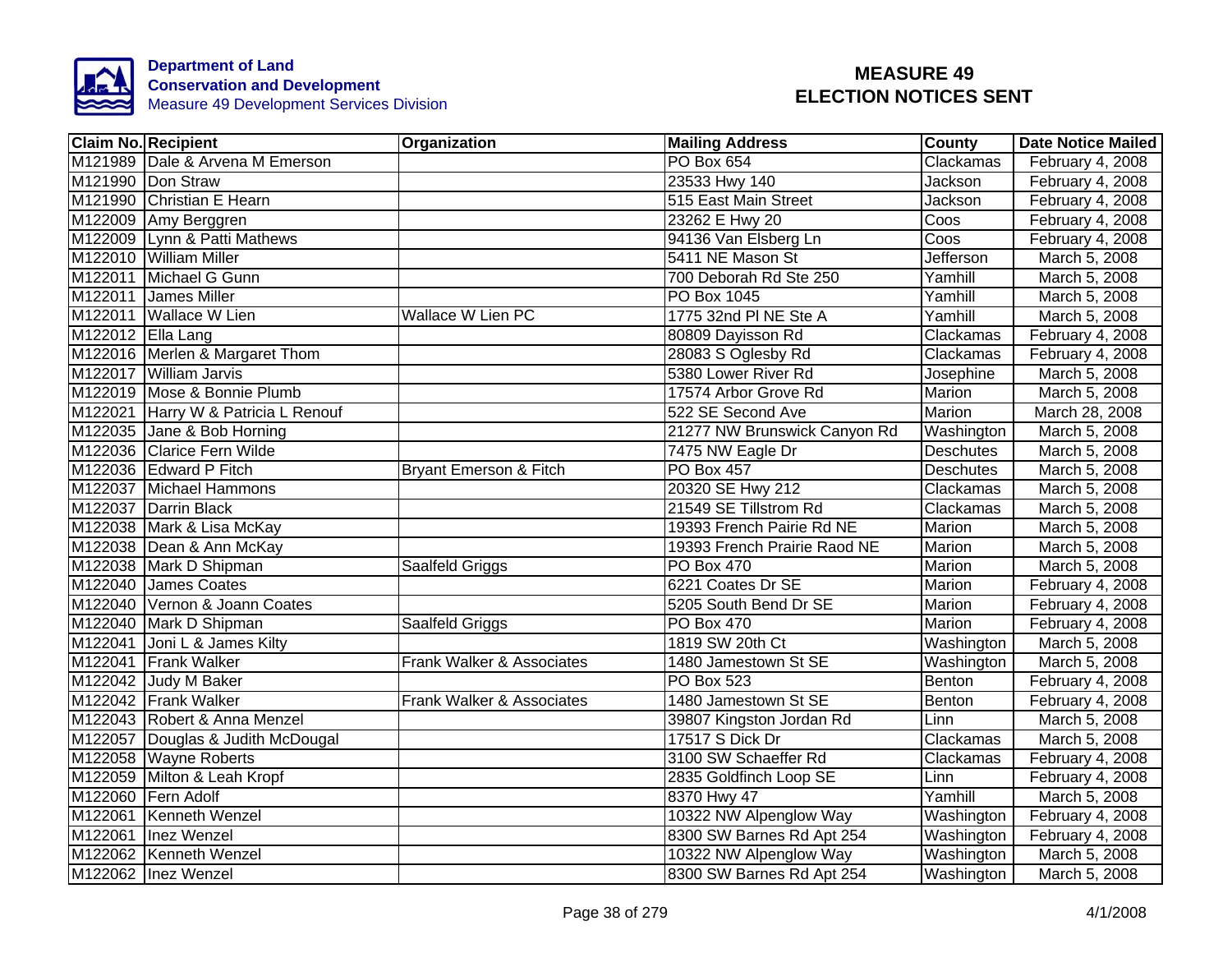Department of Land Conservation and Development
Measure 49 Development Services Division

# MEASURE 49
# ELECTION NOTICES SENT

| Claim No. | Recipient | Organization | Mailing Address | County | Date Notice Mailed |
|---|---|---|---|---|---|
| M121989 | Dale & Arvena M Emerson | | PO Box 654 | Clackamas | February 4, 2008 |
| M121990 | Don Straw | | 23533 Hwy 140 | Jackson | February 4, 2008 |
| M121990 | Christian E Hearn | | 515 East Main Street | Jackson | February 4, 2008 |
| M122009 | Amy Berggren | | 23262 E Hwy 20 | Coos | February 4, 2008 |
| M122009 | Lynn & Patti Mathews | | 94136 Van Elsberg Ln | Coos | February 4, 2008 |
| M122010 | William Miller | | 5411 NE Mason St | Jefferson | March 5, 2008 |
| M122011 | Michael G Gunn | | 700 Deborah Rd Ste 250 | Yamhill | March 5, 2008 |
| M122011 | James Miller | | PO Box 1045 | Yamhill | March 5, 2008 |
| M122011 | Wallace W Lien | Wallace W Lien PC | 1775 32nd Pl NE Ste A | Yamhill | March 5, 2008 |
| M122012 | Ella Lang | | 80809 Dayisson Rd | Clackamas | February 4, 2008 |
| M122016 | Merlen & Margaret Thom | | 28083 S Oglesby Rd | Clackamas | February 4, 2008 |
| M122017 | William Jarvis | | 5380 Lower River Rd | Josephine | March 5, 2008 |
| M122019 | Mose & Bonnie Plumb | | 17574 Arbor Grove Rd | Marion | March 5, 2008 |
| M122021 | Harry W & Patricia L Renouf | | 522 SE Second Ave | Marion | March 28, 2008 |
| M122035 | Jane & Bob Horning | | 21277 NW Brunswick Canyon Rd | Washington | March 5, 2008 |
| M122036 | Clarice Fern Wilde | | 7475 NW Eagle Dr | Deschutes | March 5, 2008 |
| M122036 | Edward P Fitch | Bryant Emerson & Fitch | PO Box 457 | Deschutes | March 5, 2008 |
| M122037 | Michael Hammons | | 20320 SE Hwy 212 | Clackamas | March 5, 2008 |
| M122037 | Darrin Black | | 21549 SE Tillstrom Rd | Clackamas | March 5, 2008 |
| M122038 | Mark & Lisa McKay | | 19393 French Pairie Rd NE | Marion | March 5, 2008 |
| M122038 | Dean & Ann McKay | | 19393 French Prairie Raod NE | Marion | March 5, 2008 |
| M122038 | Mark D Shipman | Saalfeld Griggs | PO Box 470 | Marion | March 5, 2008 |
| M122040 | James Coates | | 6221 Coates Dr SE | Marion | February 4, 2008 |
| M122040 | Vernon & Joann Coates | | 5205 South Bend Dr SE | Marion | February 4, 2008 |
| M122040 | Mark D Shipman | Saalfeld Griggs | PO Box 470 | Marion | February 4, 2008 |
| M122041 | Joni L & James Kilty | | 1819 SW 20th Ct | Washington | March 5, 2008 |
| M122041 | Frank Walker | Frank Walker & Associates | 1480 Jamestown St SE | Washington | March 5, 2008 |
| M122042 | Judy M Baker | | PO Box 523 | Benton | February 4, 2008 |
| M122042 | Frank Walker | Frank Walker & Associates | 1480 Jamestown St SE | Benton | February 4, 2008 |
| M122043 | Robert & Anna Menzel | | 39807 Kingston Jordan Rd | Linn | March 5, 2008 |
| M122057 | Douglas & Judith McDougal | | 17517 S Dick Dr | Clackamas | March 5, 2008 |
| M122058 | Wayne Roberts | | 3100 SW Schaeffer Rd | Clackamas | February 4, 2008 |
| M122059 | Milton & Leah Kropf | | 2835 Goldfinch Loop SE | Linn | February 4, 2008 |
| M122060 | Fern Adolf | | 8370 Hwy 47 | Yamhill | March 5, 2008 |
| M122061 | Kenneth Wenzel | | 10322 NW Alpenglow Way | Washington | February 4, 2008 |
| M122061 | Inez Wenzel | | 8300 SW Barnes Rd Apt 254 | Washington | February 4, 2008 |
| M122062 | Kenneth Wenzel | | 10322 NW Alpenglow Way | Washington | March 5, 2008 |
| M122062 | Inez Wenzel | | 8300 SW Barnes Rd Apt 254 | Washington | March 5, 2008 |

4/1/2008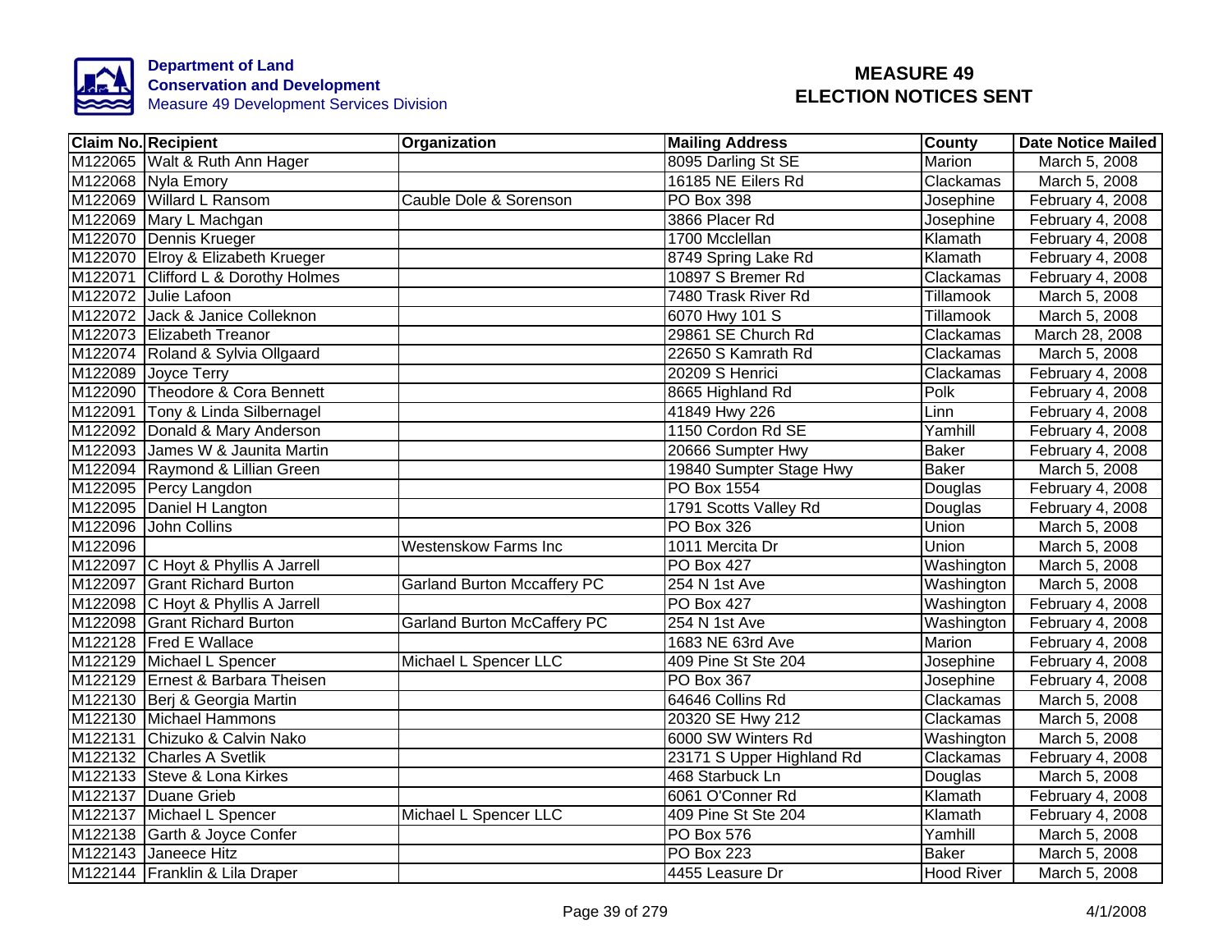Department of Land Conservation and Development
Measure 49 Development Services Division

# MEASURE 49 ELECTION NOTICES SENT

| Claim No. | Recipient | Organization | Mailing Address | County | Date Notice Mailed |
|---|---|---|---|---|---|
| M122065 | Walt & Ruth Ann Hager | | 8095 Darling St SE | Marion | March 5, 2008 |
| M122068 | Nyla Emory | | 16185 NE Eilers Rd | Clackamas | March 5, 2008 |
| M122069 | Willard L Ransom | Cauble Dole & Sorenson | PO Box 398 | Josephine | February 4, 2008 |
| M122069 | Mary L Machgan | | 3866 Placer Rd | Josephine | February 4, 2008 |
| M122070 | Dennis Krueger | | 1700 Mcclellan | Klamath | February 4, 2008 |
| M122070 | Elroy & Elizabeth Krueger | | 8749 Spring Lake Rd | Klamath | February 4, 2008 |
| M122071 | Clifford L & Dorothy Holmes | | 10897 S Bremer Rd | Clackamas | February 4, 2008 |
| M122072 | Julie Lafoon | | 7480 Trask River Rd | Tillamook | March 5, 2008 |
| M122072 | Jack & Janice Colleknon | | 6070 Hwy 101 S | Tillamook | March 5, 2008 |
| M122073 | Elizabeth Treanor | | 29861 SE Church Rd | Clackamas | March 28, 2008 |
| M122074 | Roland & Sylvia Ollgaard | | 22650 S Kamrath Rd | Clackamas | March 5, 2008 |
| M122089 | Joyce Terry | | 20209 S Henrici | Clackamas | February 4, 2008 |
| M122090 | Theodore & Cora Bennett | | 8665 Highland Rd | Polk | February 4, 2008 |
| M122091 | Tony & Linda Silbernagel | | 41849 Hwy 226 | Linn | February 4, 2008 |
| M122092 | Donald & Mary Anderson | | 1150 Cordon Rd SE | Yamhill | February 4, 2008 |
| M122093 | James W & Jaunita Martin | | 20666 Sumpter Hwy | Baker | February 4, 2008 |
| M122094 | Raymond & Lillian Green | | 19840 Sumpter Stage Hwy | Baker | March 5, 2008 |
| M122095 | Percy Langdon | | PO Box 1554 | Douglas | February 4, 2008 |
| M122095 | Daniel H Langton | | 1791 Scotts Valley Rd | Douglas | February 4, 2008 |
| M122096 | John Collins | | PO Box 326 | Union | March 5, 2008 |
| M122096 | | Westenskow Farms Inc | 1011 Mercita Dr | Union | March 5, 2008 |
| M122097 | C Hoyt & Phyllis A Jarrell | | PO Box 427 | Washington | March 5, 2008 |
| M122097 | Grant Richard Burton | Garland Burton Mccaffery PC | 254 N 1st Ave | Washington | March 5, 2008 |
| M122098 | C Hoyt & Phyllis A Jarrell | | PO Box 427 | Washington | February 4, 2008 |
| M122098 | Grant Richard Burton | Garland Burton McCaffery PC | 254 N 1st Ave | Washington | February 4, 2008 |
| M122128 | Fred E Wallace | | 1683 NE 63rd Ave | Marion | February 4, 2008 |
| M122129 | Michael L Spencer | Michael L Spencer LLC | 409 Pine St Ste 204 | Josephine | February 4, 2008 |
| M122129 | Ernest & Barbara Theisen | | PO Box 367 | Josephine | February 4, 2008 |
| M122130 | Berj & Georgia Martin | | 64646 Collins Rd | Clackamas | March 5, 2008 |
| M122130 | Michael Hammons | | 20320 SE Hwy 212 | Clackamas | March 5, 2008 |
| M122131 | Chizuko & Calvin Nako | | 6000 SW Winters Rd | Washington | March 5, 2008 |
| M122132 | Charles A Svetlik | | 23171 S Upper Highland Rd | Clackamas | February 4, 2008 |
| M122133 | Steve & Lona Kirkes | | 468 Starbuck Ln | Douglas | March 5, 2008 |
| M122137 | Duane Grieb | | 6061 O'Conner Rd | Klamath | February 4, 2008 |
| M122137 | Michael L Spencer | Michael L Spencer LLC | 409 Pine St Ste 204 | Klamath | February 4, 2008 |
| M122138 | Garth & Joyce Confer | | PO Box 576 | Yamhill | March 5, 2008 |
| M122143 | Janeece Hitz | | PO Box 223 | Baker | March 5, 2008 |
| M122144 | Franklin & Lila Draper | | 4455 Leasure Dr | Hood River | March 5, 2008 |

4/1/2008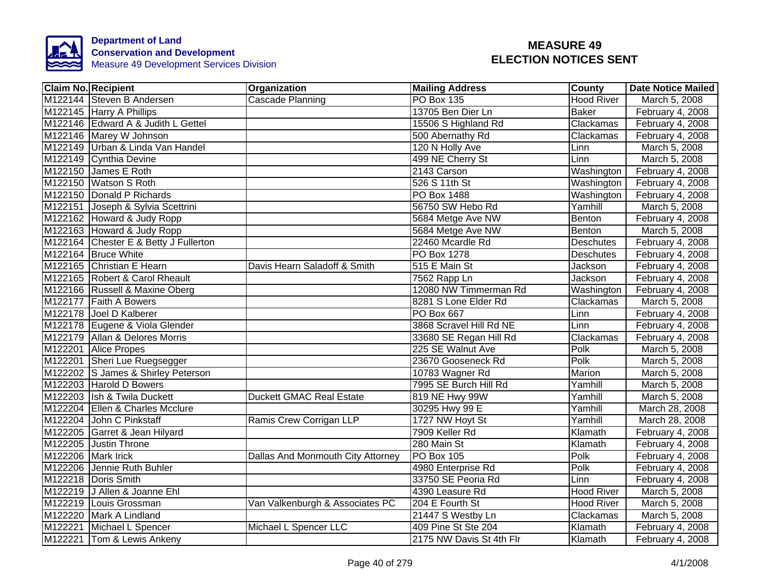**Department of Land Conservation and Development**
Measure 49 Development Services Division

# MEASURE 49 ELECTION NOTICES SENT

| Claim No. | Recipient | Organization | Mailing Address | County | Date Notice Mailed |
|---|---|---|---|---|---|
| M122144 | Steven B Andersen | Cascade Planning | PO Box 135 | Hood River | March 5, 2008 |
| M122145 | Harry A Phillips | | 13705 Ben Dier Ln | Baker | February 4, 2008 |
| M122146 | Edward A & Judith L Gettel | | 15506 S Highland Rd | Clackamas | February 4, 2008 |
| M122146 | Marey W Johnson | | 500 Abernathy Rd | Clackamas | February 4, 2008 |
| M122149 | Urban & Linda Van Handel | | 120 N Holly Ave | Linn | March 5, 2008 |
| M122149 | Cynthia Devine | | 499 NE Cherry St | Linn | March 5, 2008 |
| M122150 | James E Roth | | 2143 Carson | Washington | February 4, 2008 |
| M122150 | Watson S Roth | | 526 S 11th St | Washington | February 4, 2008 |
| M122150 | Donald P Richards | | PO Box 1488 | Washington | February 4, 2008 |
| M122151 | Joseph & Sylvia Scettrini | | 56750 SW Hebo Rd | Yamhill | March 5, 2008 |
| M122162 | Howard & Judy Ropp | | 5684 Metge Ave NW | Benton | February 4, 2008 |
| M122163 | Howard & Judy Ropp | | 5684 Metge Ave NW | Benton | March 5, 2008 |
| M122164 | Chester E & Betty J Fullerton | | 22460 Mcardle Rd | Deschutes | February 4, 2008 |
| M122164 | Bruce White | | PO Box 1278 | Deschutes | February 4, 2008 |
| M122165 | Christian E Hearn | Davis Hearn Saladoff & Smith | 515 E Main St | Jackson | February 4, 2008 |
| M122165 | Robert & Carol Rheault | | 7562 Rapp Ln | Jackson | February 4, 2008 |
| M122166 | Russell & Maxine Oberg | | 12080 NW Timmerman Rd | Washington | February 4, 2008 |
| M122177 | Faith A Bowers | | 8281 S Lone Elder Rd | Clackamas | March 5, 2008 |
| M122178 | Joel D Kalberer | | PO Box 667 | Linn | February 4, 2008 |
| M122178 | Eugene & Viola Glender | | 3868 Scravel Hill Rd NE | Linn | February 4, 2008 |
| M122179 | Allan & Delores Morris | | 33680 SE Regan Hill Rd | Clackamas | February 4, 2008 |
| M122201 | Alice Propes | | 225 SE Walnut Ave | Polk | March 5, 2008 |
| M122201 | Sheri Lue Ruegsegger | | 23670 Gooseneck Rd | Polk | March 5, 2008 |
| M122202 | S James & Shirley Peterson | | 10783 Wagner Rd | Marion | March 5, 2008 |
| M122203 | Harold D Bowers | | 7995 SE Burch Hill Rd | Yamhill | March 5, 2008 |
| M122203 | Ish & Twila Duckett | Duckett GMAC Real Estate | 819 NE Hwy 99W | Yamhill | March 5, 2008 |
| M122204 | Ellen & Charles Mcclure | | 30295 Hwy 99 E | Yamhill | March 28, 2008 |
| M122204 | John C Pinkstaff | Ramis Crew Corrigan LLP | 1727 NW Hoyt St | Yamhill | March 28, 2008 |
| M122205 | Garret & Jean Hilyard | | 7909 Keller Rd | Klamath | February 4, 2008 |
| M122205 | Justin Throne | | 280 Main St | Klamath | February 4, 2008 |
| M122206 | Mark Irick | Dallas And Monmouth City Attorney | PO Box 105 | Polk | February 4, 2008 |
| M122206 | Jennie Ruth Buhler | | 4980 Enterprise Rd | Polk | February 4, 2008 |
| M122218 | Doris Smith | | 33750 SE Peoria Rd | Linn | February 4, 2008 |
| M122219 | J Allen & Joanne Ehl | | 4390 Leasure Rd | Hood River | March 5, 2008 |
| M122219 | Louis Grossman | Van Valkenburgh & Associates PC | 204 E Fourth St | Hood River | March 5, 2008 |
| M122220 | Mark A Lindland | | 21447 S Westby Ln | Clackamas | March 5, 2008 |
| M122221 | Michael L Spencer | Michael L Spencer LLC | 409 Pine St Ste 204 | Klamath | February 4, 2008 |
| M122221 | Tom & Lewis Ankeny | | 2175 NW Davis St 4th Flr | Klamath | February 4, 2008 |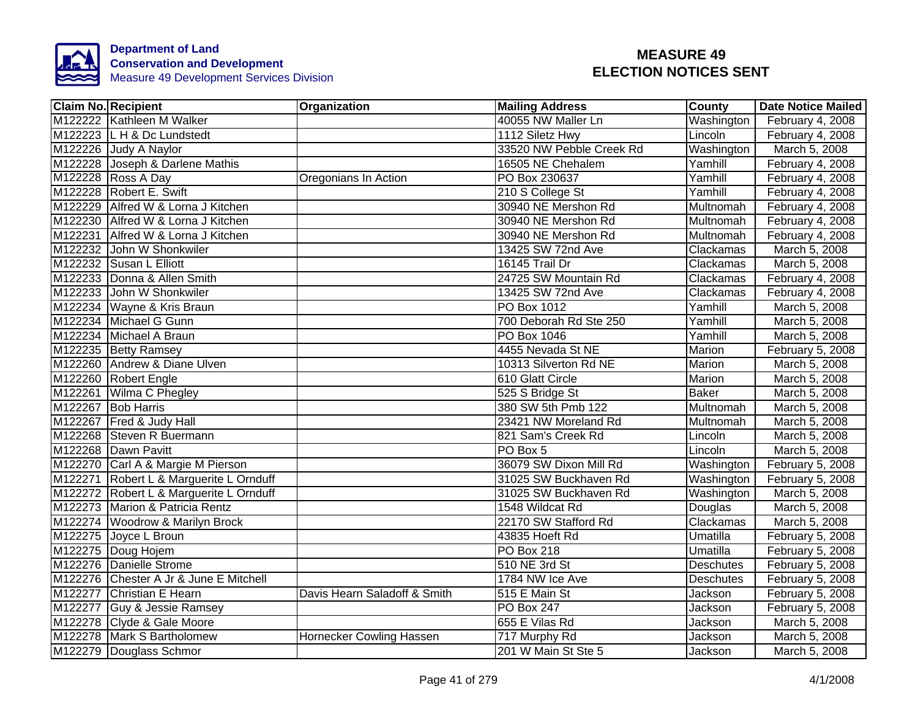**Department of Land Conservation and Development**
Measure 49 Development Services Division

# MEASURE 49 ELECTION NOTICES SENT

| Claim No. | Recipient | Organization | Mailing Address | County | Date Notice Mailed |
|---|---|---|---|---|---|
| M122222 | Kathleen M Walker | | 40055 NW Maller Ln | Washington | February 4, 2008 |
| M122223 | L H & Dc Lundstedt | | 1112 Siletz Hwy | Lincoln | February 4, 2008 |
| M122226 | Judy A Naylor | | 33520 NW Pebble Creek Rd | Washington | March 5, 2008 |
| M122228 | Joseph & Darlene Mathis | | 16505 NE Chehalem | Yamhill | February 4, 2008 |
| M122228 | Ross A Day | Oregonians In Action | PO Box 230637 | Yamhill | February 4, 2008 |
| M122228 | Robert E. Swift | | 210 S College St | Yamhill | February 4, 2008 |
| M122229 | Alfred W & Lorna J Kitchen | | 30940 NE Mershon Rd | Multnomah | February 4, 2008 |
| M122230 | Alfred W & Lorna J Kitchen | | 30940 NE Mershon Rd | Multnomah | February 4, 2008 |
| M122231 | Alfred W & Lorna J Kitchen | | 30940 NE Mershon Rd | Multnomah | February 4, 2008 |
| M122232 | John W Shonkwiler | | 13425 SW 72nd Ave | Clackamas | March 5, 2008 |
| M122232 | Susan L Elliott | | 16145 Trail Dr | Clackamas | March 5, 2008 |
| M122233 | Donna & Allen Smith | | 24725 SW Mountain Rd | Clackamas | February 4, 2008 |
| M122233 | John W Shonkwiler | | 13425 SW 72nd Ave | Clackamas | February 4, 2008 |
| M122234 | Wayne & Kris Braun | | PO Box 1012 | Yamhill | March 5, 2008 |
| M122234 | Michael G Gunn | | 700 Deborah Rd Ste 250 | Yamhill | March 5, 2008 |
| M122234 | Michael A Braun | | PO Box 1046 | Yamhill | March 5, 2008 |
| M122235 | Betty Ramsey | | 4455 Nevada St NE | Marion | February 5, 2008 |
| M122260 | Andrew & Diane Ulven | | 10313 Silverton Rd NE | Marion | March 5, 2008 |
| M122260 | Robert Engle | | 610 Glatt Circle | Marion | March 5, 2008 |
| M122261 | Wilma C Phegley | | 525 S Bridge St | Baker | March 5, 2008 |
| M122267 | Bob Harris | | 380 SW 5th Pmb 122 | Multnomah | March 5, 2008 |
| M122267 | Fred & Judy Hall | | 23421 NW Moreland Rd | Multnomah | March 5, 2008 |
| M122268 | Steven R Buermann | | 821 Sam's Creek Rd | Lincoln | March 5, 2008 |
| M122268 | Dawn Pavitt | | PO Box 5 | Lincoln | March 5, 2008 |
| M122270 | Carl A & Margie M Pierson | | 36079 SW Dixon Mill Rd | Washington | February 5, 2008 |
| M122271 | Robert L & Marguerite L Ornduff | | 31025 SW Buckhaven Rd | Washington | February 5, 2008 |
| M122272 | Robert L & Marguerite L Ornduff | | 31025 SW Buckhaven Rd | Washington | March 5, 2008 |
| M122273 | Marion & Patricia Rentz | | 1548 Wildcat Rd | Douglas | March 5, 2008 |
| M122274 | Woodrow & Marilyn Brock | | 22170 SW Stafford Rd | Clackamas | March 5, 2008 |
| M122275 | Joyce L Broun | | 43835 Hoeft Rd | Umatilla | February 5, 2008 |
| M122275 | Doug Hojem | | PO Box 218 | Umatilla | February 5, 2008 |
| M122276 | Danielle Strome | | 510 NE 3rd St | Deschutes | February 5, 2008 |
| M122276 | Chester A Jr & June E Mitchell | | 1784 NW Ice Ave | Deschutes | February 5, 2008 |
| M122277 | Christian E Hearn | Davis Hearn Saladoff & Smith | 515 E Main St | Jackson | February 5, 2008 |
| M122277 | Guy & Jessie Ramsey | | PO Box 247 | Jackson | February 5, 2008 |
| M122278 | Clyde & Gale Moore | | 655 E Vilas Rd | Jackson | March 5, 2008 |
| M122278 | Mark S Bartholomew | Hornecker Cowling Hassen | 717 Murphy Rd | Jackson | March 5, 2008 |
| M122279 | Douglass Schmor | | 201 W Main St Ste 5 | Jackson | March 5, 2008 |

4/1/2008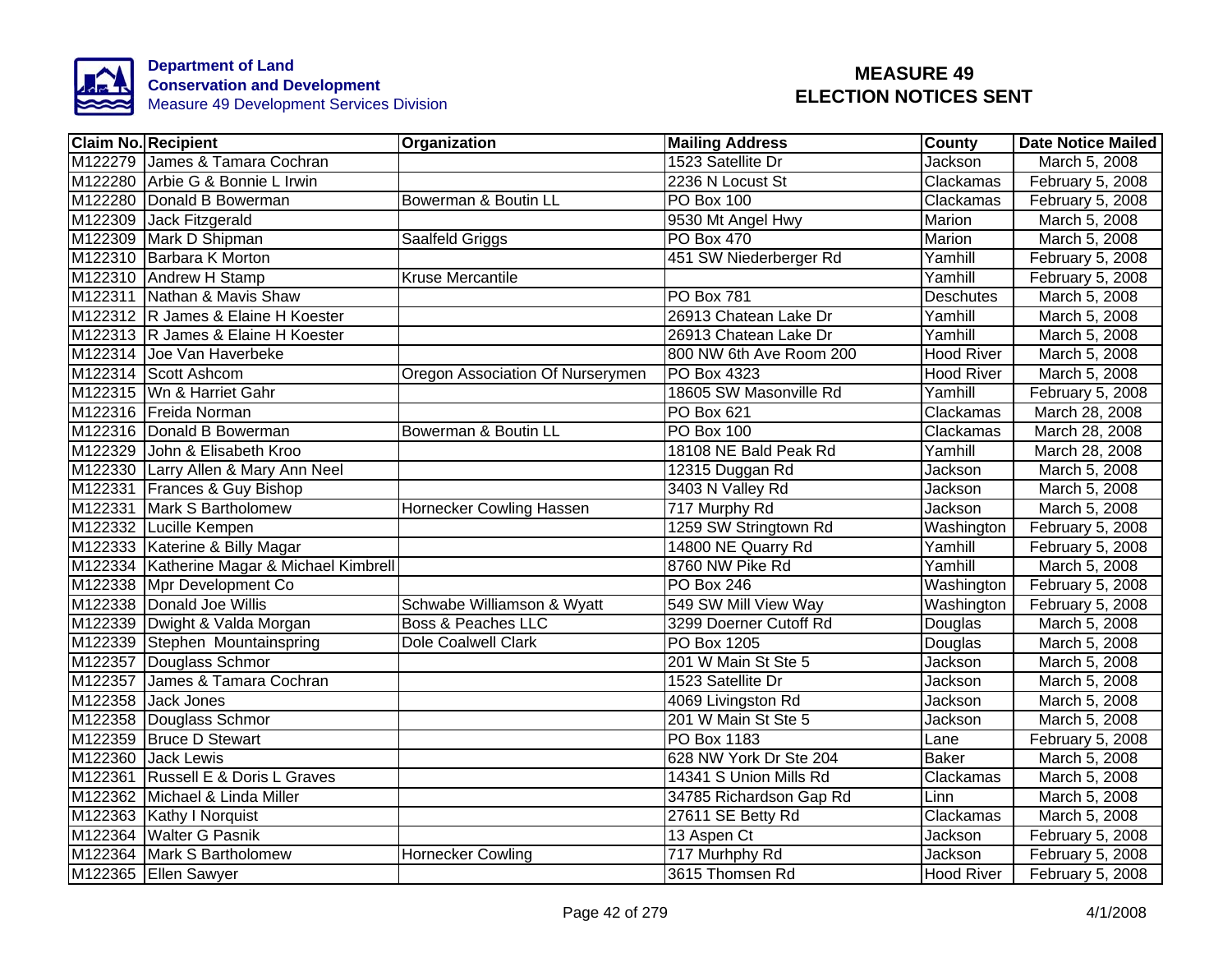**Department of Land Conservation and Development**
Measure 49 Development Services Division

# MEASURE 49 ELECTION NOTICES SENT

| Claim No. | Recipient | Organization | Mailing Address | County | Date Notice Mailed |
|---|---|---|---|---|---|
| M122279 | James & Tamara Cochran | | 1523 Satellite Dr | Jackson | March 5, 2008 |
| M122280 | Arbie G & Bonnie L Irwin | | 2236 N Locust St | Clackamas | February 5, 2008 |
| M122280 | Donald B Bowerman | Bowerman & Boutin LL | PO Box 100 | Clackamas | February 5, 2008 |
| M122309 | Jack Fitzgerald | | 9530 Mt Angel Hwy | Marion | March 5, 2008 |
| M122309 | Mark D Shipman | Saalfeld Griggs | PO Box 470 | Marion | March 5, 2008 |
| M122310 | Barbara K Morton | | 451 SW Niederberger Rd | Yamhill | February 5, 2008 |
| M122310 | Andrew H Stamp | Kruse Mercantile | | Yamhill | February 5, 2008 |
| M122311 | Nathan & Mavis Shaw | | PO Box 781 | Deschutes | March 5, 2008 |
| M122312 | R James & Elaine H Koester | | 26913 Chatean Lake Dr | Yamhill | March 5, 2008 |
| M122313 | R James & Elaine H Koester | | 26913 Chatean Lake Dr | Yamhill | March 5, 2008 |
| M122314 | Joe Van Haverbeke | | 800 NW 6th Ave Room 200 | Hood River | March 5, 2008 |
| M122314 | Scott Ashcom | Oregon Association Of Nurserymen | PO Box 4323 | Hood River | March 5, 2008 |
| M122315 | Wn & Harriet Gahr | | 18605 SW Masonville Rd | Yamhill | February 5, 2008 |
| M122316 | Freida Norman | | PO Box 621 | Clackamas | March 28, 2008 |
| M122316 | Donald B Bowerman | Bowerman & Boutin LL | PO Box 100 | Clackamas | March 28, 2008 |
| M122329 | John & Elisabeth Kroo | | 18108 NE Bald Peak Rd | Yamhill | March 28, 2008 |
| M122330 | Larry Allen & Mary Ann Neel | | 12315 Duggan Rd | Jackson | March 5, 2008 |
| M122331 | Frances & Guy Bishop | | 3403 N Valley Rd | Jackson | March 5, 2008 |
| M122331 | Mark S Bartholomew | Hornecker Cowling Hassen | 717 Murphy Rd | Jackson | March 5, 2008 |
| M122332 | Lucille Kempen | | 1259 SW Stringtown Rd | Washington | February 5, 2008 |
| M122333 | Katerine & Billy Magar | | 14800 NE Quarry Rd | Yamhill | February 5, 2008 |
| M122334 | Katherine Magar & Michael Kimbrell | | 8760 NW Pike Rd | Yamhill | March 5, 2008 |
| M122338 | Mpr Development Co | | PO Box 246 | Washington | February 5, 2008 |
| M122338 | Donald Joe Willis | Schwabe Williamson & Wyatt | 549 SW Mill View Way | Washington | February 5, 2008 |
| M122339 | Dwight & Valda Morgan | Boss & Peaches LLC | 3299 Doerner Cutoff Rd | Douglas | March 5, 2008 |
| M122339 | Stephen Mountainspring | Dole Coalwell Clark | PO Box 1205 | Douglas | March 5, 2008 |
| M122357 | Douglass Schmor | | 201 W Main St Ste 5 | Jackson | March 5, 2008 |
| M122357 | James & Tamara Cochran | | 1523 Satellite Dr | Jackson | March 5, 2008 |
| M122358 | Jack Jones | | 4069 Livingston Rd | Jackson | March 5, 2008 |
| M122358 | Douglass Schmor | | 201 W Main St Ste 5 | Jackson | March 5, 2008 |
| M122359 | Bruce D Stewart | | PO Box 1183 | Lane | February 5, 2008 |
| M122360 | Jack Lewis | | 628 NW York Dr Ste 204 | Baker | March 5, 2008 |
| M122361 | Russell E & Doris L Graves | | 14341 S Union Mills Rd | Clackamas | March 5, 2008 |
| M122362 | Michael & Linda Miller | | 34785 Richardson Gap Rd | Linn | March 5, 2008 |
| M122363 | Kathy I Norquist | | 27611 SE Betty Rd | Clackamas | March 5, 2008 |
| M122364 | Walter G Pasnik | | 13 Aspen Ct | Jackson | February 5, 2008 |
| M122364 | Mark S Bartholomew | Hornecker Cowling | 717 Murhphy Rd | Jackson | February 5, 2008 |
| M122365 | Ellen Sawyer | | 3615 Thomsen Rd | Hood River | February 5, 2008 |

4/1/2008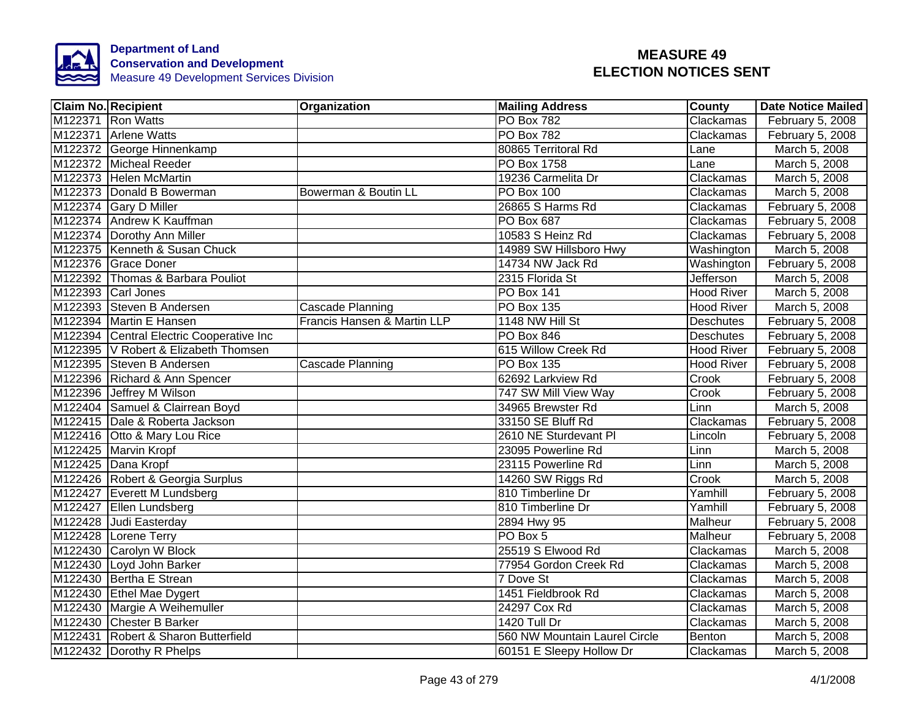**Department of Land Conservation and Development**
**Measure 49 Development Services Division**

# MEASURE 49 ELECTION NOTICES SENT

| Claim No. | Recipient | Organization | Mailing Address | County | Date Notice Mailed |
|---|---|---|---|---|---|
| M122371 | Ron Watts | | PO Box 782 | Clackamas | February 5, 2008 |
| M122371 | Arlene Watts | | PO Box 782 | Clackamas | February 5, 2008 |
| M122372 | George Hinnenkamp | | 80865 Territoral Rd | Lane | March 5, 2008 |
| M122372 | Micheal Reeder | | PO Box 1758 | Lane | March 5, 2008 |
| M122373 | Helen McMartin | | 19236 Carmelita Dr | Clackamas | March 5, 2008 |
| M122373 | Donald B Bowerman | Bowerman & Boutin LL | PO Box 100 | Clackamas | March 5, 2008 |
| M122374 | Gary D Miller | | 26865 S Harms Rd | Clackamas | February 5, 2008 |
| M122374 | Andrew K Kauffman | | PO Box 687 | Clackamas | February 5, 2008 |
| M122374 | Dorothy Ann Miller | | 10583 S Heinz Rd | Clackamas | February 5, 2008 |
| M122375 | Kenneth & Susan Chuck | | 14989 SW Hillsboro Hwy | Washington | March 5, 2008 |
| M122376 | Grace Doner | | 14734 NW Jack Rd | Washington | February 5, 2008 |
| M122392 | Thomas & Barbara Pouliot | | 2315 Florida St | Jefferson | March 5, 2008 |
| M122393 | Carl Jones | | PO Box 141 | Hood River | March 5, 2008 |
| M122393 | Steven B Andersen | Cascade Planning | PO Box 135 | Hood River | March 5, 2008 |
| M122394 | Martin E Hansen | Francis Hansen & Martin LLP | 1148 NW Hill St | Deschutes | February 5, 2008 |
| M122394 | Central Electric Cooperative Inc | | PO Box 846 | Deschutes | February 5, 2008 |
| M122395 | V Robert & Elizabeth Thomsen | | 615 Willow Creek Rd | Hood River | February 5, 2008 |
| M122395 | Steven B Andersen | Cascade Planning | PO Box 135 | Hood River | February 5, 2008 |
| M122396 | Richard & Ann Spencer | | 62692 Larkview Rd | Crook | February 5, 2008 |
| M122396 | Jeffrey M Wilson | | 747 SW Mill View Way | Crook | February 5, 2008 |
| M122404 | Samuel & Clairrean Boyd | | 34965 Brewster Rd | Linn | March 5, 2008 |
| M122415 | Dale & Roberta Jackson | | 33150 SE Bluff Rd | Clackamas | February 5, 2008 |
| M122416 | Otto & Mary Lou Rice | | 2610 NE Sturdevant Pl | Lincoln | February 5, 2008 |
| M122425 | Marvin Kropf | | 23095 Powerline Rd | Linn | March 5, 2008 |
| M122425 | Dana Kropf | | 23115 Powerline Rd | Linn | March 5, 2008 |
| M122426 | Robert & Georgia Surplus | | 14260 SW Riggs Rd | Crook | March 5, 2008 |
| M122427 | Everett M Lundsberg | | 810 Timberline Dr | Yamhill | February 5, 2008 |
| M122427 | Ellen Lundsberg | | 810 Timberline Dr | Yamhill | February 5, 2008 |
| M122428 | Judi Easterday | | 2894 Hwy 95 | Malheur | February 5, 2008 |
| M122428 | Lorene Terry | | PO Box 5 | Malheur | February 5, 2008 |
| M122430 | Carolyn W Block | | 25519 S Elwood Rd | Clackamas | March 5, 2008 |
| M122430 | Loyd John Barker | | 77954 Gordon Creek Rd | Clackamas | March 5, 2008 |
| M122430 | Bertha E Strean | | 7 Dove St | Clackamas | March 5, 2008 |
| M122430 | Ethel Mae Dygert | | 1451 Fieldbrook Rd | Clackamas | March 5, 2008 |
| M122430 | Margie A Weihemuller | | 24297 Cox Rd | Clackamas | March 5, 2008 |
| M122430 | Chester B Barker | | 1420 Tull Dr | Clackamas | March 5, 2008 |
| M122431 | Robert & Sharon Butterfield | | 560 NW Mountain Laurel Circle | Benton | March 5, 2008 |
| M122432 | Dorothy R Phelps | | 60151 E Sleepy Hollow Dr | Clackamas | March 5, 2008 |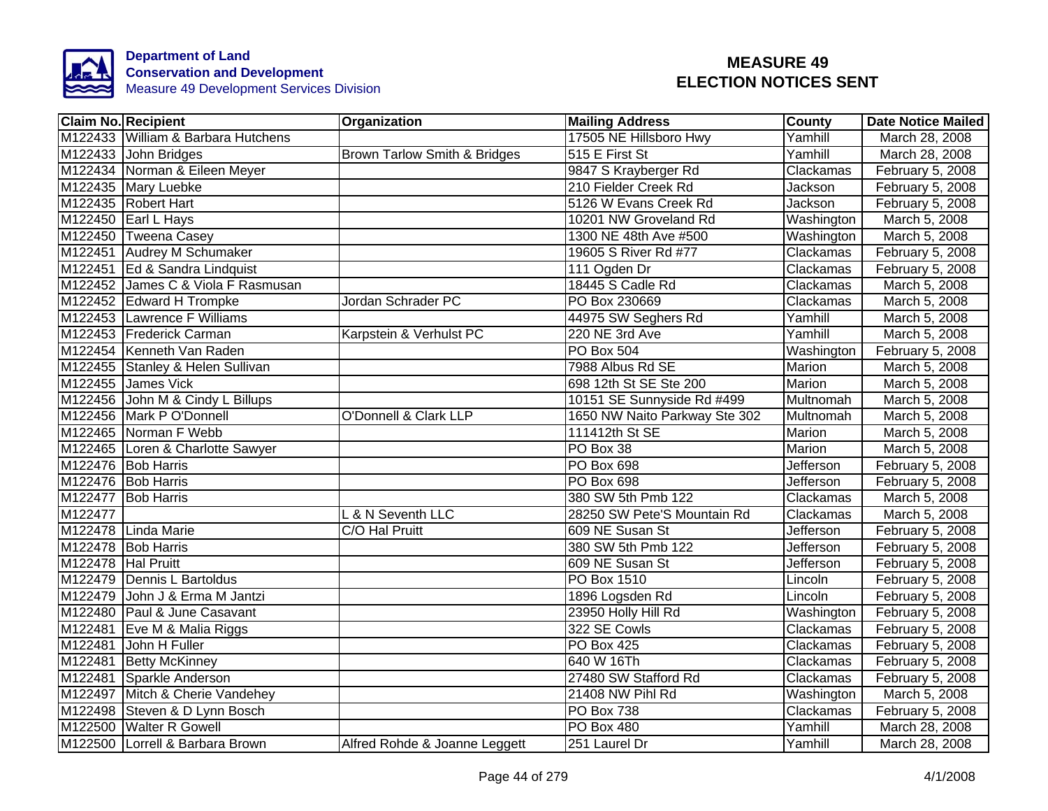**Department of Land Conservation and Development**
Measure 49 Development Services Division

# MEASURE 49 ELECTION NOTICES SENT

| Claim No. | Recipient | Organization | Mailing Address | County | Date Notice Mailed |
|---|---|---|---|---|---|
| M122433 | William & Barbara Hutchens | | 17505 NE Hillsboro Hwy | Yamhill | March 28, 2008 |
| M122433 | John Bridges | Brown Tarlow Smith & Bridges | 515 E First St | Yamhill | March 28, 2008 |
| M122434 | Norman & Eileen Meyer | | 9847 S Krayberger Rd | Clackamas | February 5, 2008 |
| M122435 | Mary Luebke | | 210 Fielder Creek Rd | Jackson | February 5, 2008 |
| M122435 | Robert Hart | | 5126 W Evans Creek Rd | Jackson | February 5, 2008 |
| M122450 | Earl L Hays | | 10201 NW Groveland Rd | Washington | March 5, 2008 |
| M122450 | Tweena Casey | | 1300 NE 48th Ave #500 | Washington | March 5, 2008 |
| M122451 | Audrey M Schumaker | | 19605 S River Rd #77 | Clackamas | February 5, 2008 |
| M122451 | Ed & Sandra Lindquist | | 111 Ogden Dr | Clackamas | February 5, 2008 |
| M122452 | James C & Viola F Rasmusan | | 18445 S Cadle Rd | Clackamas | March 5, 2008 |
| M122452 | Edward H Trompke | Jordan Schrader PC | PO Box 230669 | Clackamas | March 5, 2008 |
| M122453 | Lawrence F Williams | | 44975 SW Seghers Rd | Yamhill | March 5, 2008 |
| M122453 | Frederick Carman | Karpstein & Verhulst PC | 220 NE 3rd Ave | Yamhill | March 5, 2008 |
| M122454 | Kenneth Van Raden | | PO Box 504 | Washington | February 5, 2008 |
| M122455 | Stanley & Helen Sullivan | | 7988 Albus Rd SE | Marion | March 5, 2008 |
| M122455 | James Vick | | 698 12th St SE Ste 200 | Marion | March 5, 2008 |
| M122456 | John M & Cindy L Billups | | 10151 SE Sunnyside Rd #499 | Multnomah | March 5, 2008 |
| M122456 | Mark P O'Donnell | O'Donnell & Clark LLP | 1650 NW Naito Parkway Ste 302 | Multnomah | March 5, 2008 |
| M122465 | Norman F Webb | | 111412th St SE | Marion | March 5, 2008 |
| M122465 | Loren & Charlotte Sawyer | | PO Box 38 | Marion | March 5, 2008 |
| M122476 | Bob Harris | | PO Box 698 | Jefferson | February 5, 2008 |
| M122476 | Bob Harris | | PO Box 698 | Jefferson | February 5, 2008 |
| M122477 | Bob Harris | | 380 SW 5th Pmb 122 | Clackamas | March 5, 2008 |
| M122477 | | L & N Seventh LLC | 28250 SW Pete'S Mountain Rd | Clackamas | March 5, 2008 |
| M122478 | Linda Marie | C/O Hal Pruitt | 609 NE Susan St | Jefferson | February 5, 2008 |
| M122478 | Bob Harris | | 380 SW 5th Pmb 122 | Jefferson | February 5, 2008 |
| M122478 | Hal Pruitt | | 609 NE Susan St | Jefferson | February 5, 2008 |
| M122479 | Dennis L Bartoldus | | PO Box 1510 | Lincoln | February 5, 2008 |
| M122479 | John J & Erma M Jantzi | | 1896 Logsden Rd | Lincoln | February 5, 2008 |
| M122480 | Paul & June Casavant | | 23950 Holly Hill Rd | Washington | February 5, 2008 |
| M122481 | Eve M & Malia Riggs | | 322 SE Cowls | Clackamas | February 5, 2008 |
| M122481 | John H Fuller | | PO Box 425 | Clackamas | February 5, 2008 |
| M122481 | Betty McKinney | | 640 W 16Th | Clackamas | February 5, 2008 |
| M122481 | Sparkle Anderson | | 27480 SW Stafford Rd | Clackamas | February 5, 2008 |
| M122497 | Mitch & Cherie Vandehey | | 21408 NW Pihl Rd | Washington | March 5, 2008 |
| M122498 | Steven & D Lynn Bosch | | PO Box 738 | Clackamas | February 5, 2008 |
| M122500 | Walter R Gowell | | PO Box 480 | Yamhill | March 28, 2008 |
| M122500 | Lorrell & Barbara Brown | Alfred Rohde & Joanne Leggett | 251 Laurel Dr | Yamhill | March 28, 2008 |

4/1/2008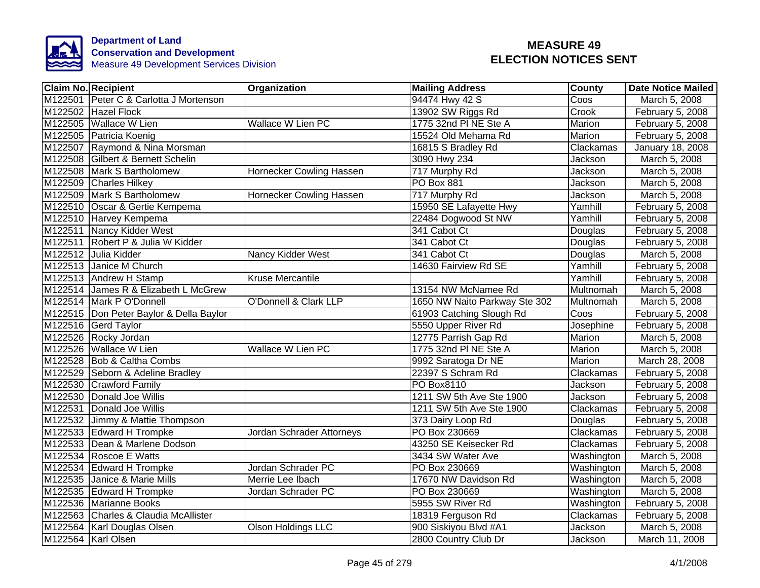Department of Land
Conservation and Development
Measure 49 Development Services Division

# MEASURE 49
# ELECTION NOTICES SENT

| Claim No. | Recipient | Organization | Mailing Address | County | Date Notice Mailed |
|---|---|---|---|---|---|
| M122501 | Peter C & Carlotta J Mortenson | | 94474 Hwy 42 S | Coos | March 5, 2008 |
| M122502 | Hazel Flock | | 13902 SW Riggs Rd | Crook | February 5, 2008 |
| M122505 | Wallace W Lien | Wallace W Lien PC | 1775 32nd Pl NE Ste A | Marion | February 5, 2008 |
| M122505 | Patricia Koenig | | 15524 Old Mehama Rd | Marion | February 5, 2008 |
| M122507 | Raymond & Nina Morsman | | 16815 S Bradley Rd | Clackamas | January 18, 2008 |
| M122508 | Gilbert & Bernett Schelin | | 3090 Hwy 234 | Jackson | March 5, 2008 |
| M122508 | Mark S Bartholomew | Hornecker Cowling Hassen | 717 Murphy Rd | Jackson | March 5, 2008 |
| M122509 | Charles Hilkey | | PO Box 881 | Jackson | March 5, 2008 |
| M122509 | Mark S Bartholomew | Hornecker Cowling Hassen | 717 Murphy Rd | Jackson | March 5, 2008 |
| M122510 | Oscar & Gertie Kempema | | 15950 SE Lafayette Hwy | Yamhill | February 5, 2008 |
| M122510 | Harvey Kempema | | 22484 Dogwood St NW | Yamhill | February 5, 2008 |
| M122511 | Nancy Kidder West | | 341 Cabot Ct | Douglas | February 5, 2008 |
| M122511 | Robert P & Julia W Kidder | | 341 Cabot Ct | Douglas | February 5, 2008 |
| M122512 | Julia Kidder | Nancy Kidder West | 341 Cabot Ct | Douglas | March 5, 2008 |
| M122513 | Janice M Church | | 14630 Fairview Rd SE | Yamhill | February 5, 2008 |
| M122513 | Andrew H Stamp | Kruse Mercantile | | Yamhill | February 5, 2008 |
| M122514 | James R & Elizabeth L McGrew | | 13154 NW McNamee Rd | Multnomah | March 5, 2008 |
| M122514 | Mark P O'Donnell | O'Donnell & Clark LLP | 1650 NW Naito Parkway Ste 302 | Multnomah | March 5, 2008 |
| M122515 | Don Peter Baylor & Della Baylor | | 61903 Catching Slough Rd | Coos | February 5, 2008 |
| M122516 | Gerd Taylor | | 5550 Upper River Rd | Josephine | February 5, 2008 |
| M122526 | Rocky Jordan | | 12775 Parrish Gap Rd | Marion | March 5, 2008 |
| M122526 | Wallace W Lien | Wallace W Lien PC | 1775 32nd Pl NE Ste A | Marion | March 5, 2008 |
| M122528 | Bob & Caltha Combs | | 9992 Saratoga Dr NE | Marion | March 28, 2008 |
| M122529 | Seborn & Adeline Bradley | | 22397 S Schram Rd | Clackamas | February 5, 2008 |
| M122530 | Crawford Family | | PO Box8110 | Jackson | February 5, 2008 |
| M122530 | Donald Joe Willis | | 1211 SW 5th Ave Ste 1900 | Jackson | February 5, 2008 |
| M122531 | Donald Joe Willis | | 1211 SW 5th Ave Ste 1900 | Clackamas | February 5, 2008 |
| M122532 | Jimmy & Mattie Thompson | | 373 Dairy Loop Rd | Douglas | February 5, 2008 |
| M122533 | Edward H Trompke | Jordan Schrader Attorneys | PO Box 230669 | Clackamas | February 5, 2008 |
| M122533 | Dean & Marlene Dodson | | 43250 SE Keisecker Rd | Clackamas | February 5, 2008 |
| M122534 | Roscoe E Watts | | 3434 SW Water Ave | Washington | March 5, 2008 |
| M122534 | Edward H Trompke | Jordan Schrader PC | PO Box 230669 | Washington | March 5, 2008 |
| M122535 | Janice & Marie Mills | Merrie Lee Ibach | 17670 NW Davidson Rd | Washington | March 5, 2008 |
| M122535 | Edward H Trompke | Jordan Schrader PC | PO Box 230669 | Washington | March 5, 2008 |
| M122536 | Marianne Books | | 5955 SW River Rd | Washington | February 5, 2008 |
| M122563 | Charles & Claudia McAllister | | 18319 Ferguson Rd | Clackamas | February 5, 2008 |
| M122564 | Karl Douglas Olsen | Olson Holdings LLC | 900 Siskiyou Blvd #A1 | Jackson | March 5, 2008 |
| M122564 | Karl Olsen | | 2800 Country Club Dr | Jackson | March 11, 2008 |

4/1/2008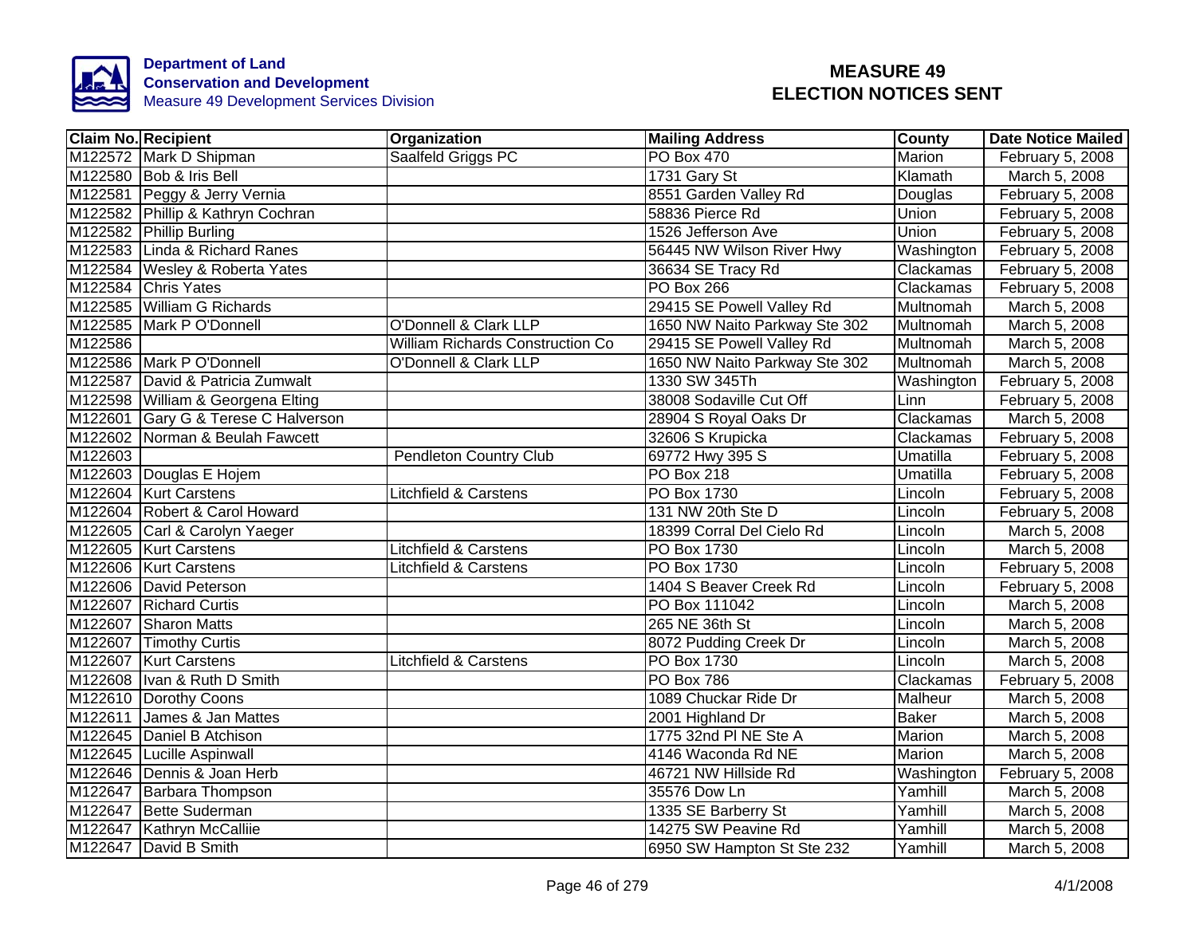**Department of Land Conservation and Development**
Measure 49 Development Services Division

# MEASURE 49 ELECTION NOTICES SENT

| Claim No. | Recipient | Organization | Mailing Address | County | Date Notice Mailed |
|---|---|---|---|---|---|
| M122572 | Mark D Shipman | Saalfeld Griggs PC | PO Box 470 | Marion | February 5, 2008 |
| M122580 | Bob & Iris Bell | | 1731 Gary St | Klamath | March 5, 2008 |
| M122581 | Peggy & Jerry Vernia | | 8551 Garden Valley Rd | Douglas | February 5, 2008 |
| M122582 | Phillip & Kathryn Cochran | | 58836 Pierce Rd | Union | February 5, 2008 |
| M122582 | Phillip Burling | | 1526 Jefferson Ave | Union | February 5, 2008 |
| M122583 | Linda & Richard Ranes | | 56445 NW Wilson River Hwy | Washington | February 5, 2008 |
| M122584 | Wesley & Roberta Yates | | 36634 SE Tracy Rd | Clackamas | February 5, 2008 |
| M122584 | Chris Yates | | PO Box 266 | Clackamas | February 5, 2008 |
| M122585 | William G Richards | | 29415 SE Powell Valley Rd | Multnomah | March 5, 2008 |
| M122585 | Mark P O'Donnell | O'Donnell & Clark LLP | 1650 NW Naito Parkway Ste 302 | Multnomah | March 5, 2008 |
| M122586 | | William Richards Construction Co | 29415 SE Powell Valley Rd | Multnomah | March 5, 2008 |
| M122586 | Mark P O'Donnell | O'Donnell & Clark LLP | 1650 NW Naito Parkway Ste 302 | Multnomah | March 5, 2008 |
| M122587 | David & Patricia Zumwalt | | 1330 SW 345Th | Washington | February 5, 2008 |
| M122598 | William & Georgena Elting | | 38008 Sodaville Cut Off | Linn | February 5, 2008 |
| M122601 | Gary G & Terese C Halverson | | 28904 S Royal Oaks Dr | Clackamas | March 5, 2008 |
| M122602 | Norman & Beulah Fawcett | | 32606 S Krupicka | Clackamas | February 5, 2008 |
| M122603 | | Pendleton Country Club | 69772 Hwy 395 S | Umatilla | February 5, 2008 |
| M122603 | Douglas E Hojem | | PO Box 218 | Umatilla | February 5, 2008 |
| M122604 | Kurt Carstens | Litchfield & Carstens | PO Box 1730 | Lincoln | February 5, 2008 |
| M122604 | Robert & Carol Howard | | 131 NW 20th Ste D | Lincoln | February 5, 2008 |
| M122605 | Carl & Carolyn Yaeger | | 18399 Corral Del Cielo Rd | Lincoln | March 5, 2008 |
| M122605 | Kurt Carstens | Litchfield & Carstens | PO Box 1730 | Lincoln | March 5, 2008 |
| M122606 | Kurt Carstens | Litchfield & Carstens | PO Box 1730 | Lincoln | February 5, 2008 |
| M122606 | David Peterson | | 1404 S Beaver Creek Rd | Lincoln | February 5, 2008 |
| M122607 | Richard Curtis | | PO Box 111042 | Lincoln | March 5, 2008 |
| M122607 | Sharon Matts | | 265 NE 36th St | Lincoln | March 5, 2008 |
| M122607 | Timothy Curtis | | 8072 Pudding Creek Dr | Lincoln | March 5, 2008 |
| M122607 | Kurt Carstens | Litchfield & Carstens | PO Box 1730 | Lincoln | March 5, 2008 |
| M122608 | Ivan & Ruth D Smith | | PO Box 786 | Clackamas | February 5, 2008 |
| M122610 | Dorothy Coons | | 1089 Chuckar Ride Dr | Malheur | March 5, 2008 |
| M122611 | James & Jan Mattes | | 2001 Highland Dr | Baker | March 5, 2008 |
| M122645 | Daniel B Atchison | | 1775 32nd Pl NE Ste A | Marion | March 5, 2008 |
| M122645 | Lucille Aspinwall | | 4146 Waconda Rd NE | Marion | March 5, 2008 |
| M122646 | Dennis & Joan Herb | | 46721 NW Hillside Rd | Washington | February 5, 2008 |
| M122647 | Barbara Thompson | | 35576 Dow Ln | Yamhill | March 5, 2008 |
| M122647 | Bette Suderman | | 1335 SE Barberry St | Yamhill | March 5, 2008 |
| M122647 | Kathryn McCalliie | | 14275 SW Peavine Rd | Yamhill | March 5, 2008 |
| M122647 | David B Smith | | 6950 SW Hampton St Ste 232 | Yamhill | March 5, 2008 |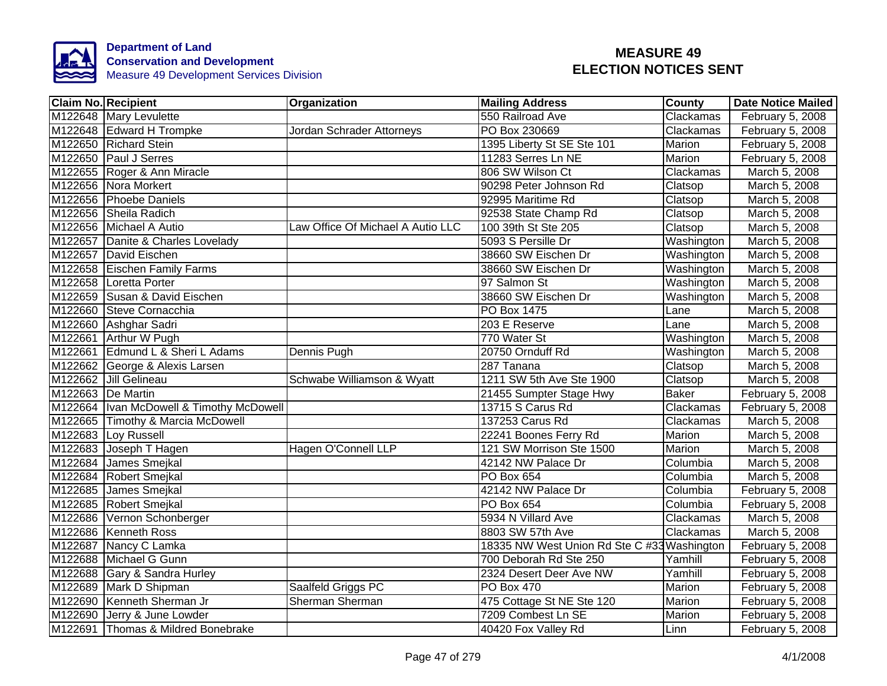**Department of Land Conservation and Development**
Measure 49 Development Services Division

# MEASURE 49 ELECTION NOTICES SENT

| Claim No. | Recipient | Organization | Mailing Address | County | Date Notice Mailed |
|---|---|---|---|---|---|
| M122648 | Mary Levulette | | 550 Railroad Ave | Clackamas | February 5, 2008 |
| M122648 | Edward H Trompke | Jordan Schrader Attorneys | PO Box 230669 | Clackamas | February 5, 2008 |
| M122650 | Richard Stein | | 1395 Liberty St SE Ste 101 | Marion | February 5, 2008 |
| M122650 | Paul J Serres | | 11283 Serres Ln NE | Marion | February 5, 2008 |
| M122655 | Roger & Ann Miracle | | 806 SW Wilson Ct | Clackamas | March 5, 2008 |
| M122656 | Nora Morkert | | 90298 Peter Johnson Rd | Clatsop | March 5, 2008 |
| M122656 | Phoebe Daniels | | 92995 Maritime Rd | Clatsop | March 5, 2008 |
| M122656 | Sheila Radich | | 92538 State Champ Rd | Clatsop | March 5, 2008 |
| M122656 | Michael A Autio | Law Office Of Michael A Autio LLC | 100 39th St Ste 205 | Clatsop | March 5, 2008 |
| M122657 | Danite & Charles Lovelady | | 5093 S Persille Dr | Washington | March 5, 2008 |
| M122657 | David Eischen | | 38660 SW Eischen Dr | Washington | March 5, 2008 |
| M122658 | Eischen Family Farms | | 38660 SW Eischen Dr | Washington | March 5, 2008 |
| M122658 | Loretta Porter | | 97 Salmon St | Washington | March 5, 2008 |
| M122659 | Susan & David Eischen | | 38660 SW Eischen Dr | Washington | March 5, 2008 |
| M122660 | Steve Cornacchia | | PO Box 1475 | Lane | March 5, 2008 |
| M122660 | Ashghar Sadri | | 203 E Reserve | Lane | March 5, 2008 |
| M122661 | Arthur W Pugh | | 770 Water St | Washington | March 5, 2008 |
| M122661 | Edmund L & Sheri L Adams | Dennis Pugh | 20750 Ornduff Rd | Washington | March 5, 2008 |
| M122662 | George & Alexis Larsen | | 287 Tanana | Clatsop | March 5, 2008 |
| M122662 | Jill Gelineau | Schwabe Williamson & Wyatt | 1211 SW 5th Ave Ste 1900 | Clatsop | March 5, 2008 |
| M122663 | De Martin | | 21455 Sumpter Stage Hwy | Baker | February 5, 2008 |
| M122664 | Ivan McDowell & Timothy McDowell | | 13715 S Carus Rd | Clackamas | February 5, 2008 |
| M122665 | Timothy & Marcia McDowell | | 137253 Carus Rd | Clackamas | March 5, 2008 |
| M122683 | Loy Russell | | 22241 Boones Ferry Rd | Marion | March 5, 2008 |
| M122683 | Joseph T Hagen | Hagen O'Connell LLP | 121 SW Morrison Ste 1500 | Marion | March 5, 2008 |
| M122684 | James Smejkal | | 42142 NW Palace Dr | Columbia | March 5, 2008 |
| M122684 | Robert Smejkal | | PO Box 654 | Columbia | March 5, 2008 |
| M122685 | James Smejkal | | 42142 NW Palace Dr | Columbia | February 5, 2008 |
| M122685 | Robert Smejkal | | PO Box 654 | Columbia | February 5, 2008 |
| M122686 | Vernon Schonberger | | 5934 N Villard Ave | Clackamas | March 5, 2008 |
| M122686 | Kenneth Ross | | 8803 SW 57th Ave | Clackamas | March 5, 2008 |
| M122687 | Nancy C Lamka | | 18335 NW West Union Rd Ste C #33 | Washington | February 5, 2008 |
| M122688 | Michael G Gunn | | 700 Deborah Rd Ste 250 | Yamhill | February 5, 2008 |
| M122688 | Gary & Sandra Hurley | | 2324 Desert Deer Ave NW | Yamhill | February 5, 2008 |
| M122689 | Mark D Shipman | Saalfeld Griggs PC | PO Box 470 | Marion | February 5, 2008 |
| M122690 | Kenneth Sherman Jr | Sherman Sherman | 475 Cottage St NE Ste 120 | Marion | February 5, 2008 |
| M122690 | Jerry & June Lowder | | 7209 Combest Ln SE | Marion | February 5, 2008 |
| M122691 | Thomas & Mildred Bonebrake | | 40420 Fox Valley Rd | Linn | February 5, 2008 |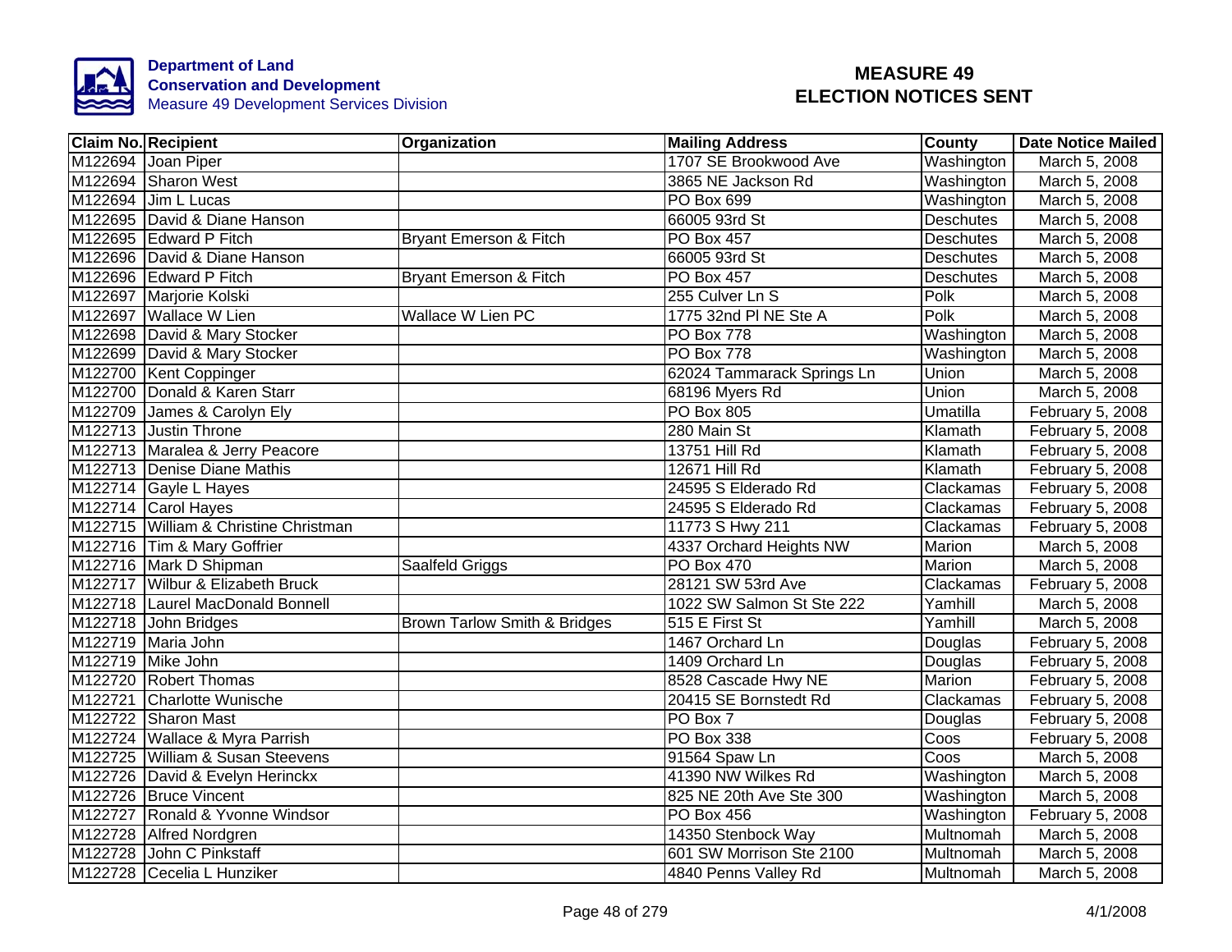Department of Land Conservation and Development
Measure 49 Development Services Division

# MEASURE 49 ELECTION NOTICES SENT

| Claim No. | Recipient | Organization | Mailing Address | County | Date Notice Mailed |
|---|---|---|---|---|---|
| M122694 | Joan Piper | | 1707 SE Brookwood Ave | Washington | March 5, 2008 |
| M122694 | Sharon West | | 3865 NE Jackson Rd | Washington | March 5, 2008 |
| M122694 | Jim L Lucas | | PO Box 699 | Washington | March 5, 2008 |
| M122695 | David & Diane Hanson | | 66005 93rd St | Deschutes | March 5, 2008 |
| M122695 | Edward P Fitch | Bryant Emerson & Fitch | PO Box 457 | Deschutes | March 5, 2008 |
| M122696 | David & Diane Hanson | | 66005 93rd St | Deschutes | March 5, 2008 |
| M122696 | Edward P Fitch | Bryant Emerson & Fitch | PO Box 457 | Deschutes | March 5, 2008 |
| M122697 | Marjorie Kolski | | 255 Culver Ln S | Polk | March 5, 2008 |
| M122697 | Wallace W Lien | Wallace W Lien PC | 1775 32nd Pl NE Ste A | Polk | March 5, 2008 |
| M122698 | David & Mary Stocker | | PO Box 778 | Washington | March 5, 2008 |
| M122699 | David & Mary Stocker | | PO Box 778 | Washington | March 5, 2008 |
| M122700 | Kent Coppinger | | 62024 Tammarack Springs Ln | Union | March 5, 2008 |
| M122700 | Donald & Karen Starr | | 68196 Myers Rd | Union | March 5, 2008 |
| M122709 | James & Carolyn Ely | | PO Box 805 | Umatilla | February 5, 2008 |
| M122713 | Justin Throne | | 280 Main St | Klamath | February 5, 2008 |
| M122713 | Maralea & Jerry Peacore | | 13751 Hill Rd | Klamath | February 5, 2008 |
| M122713 | Denise Diane Mathis | | 12671 Hill Rd | Klamath | February 5, 2008 |
| M122714 | Gayle L Hayes | | 24595 S Elderado Rd | Clackamas | February 5, 2008 |
| M122714 | Carol Hayes | | 24595 S Elderado Rd | Clackamas | February 5, 2008 |
| M122715 | William & Christine Christman | | 11773 S Hwy 211 | Clackamas | February 5, 2008 |
| M122716 | Tim & Mary Goffrier | | 4337 Orchard Heights NW | Marion | March 5, 2008 |
| M122716 | Mark D Shipman | Saalfeld Griggs | PO Box 470 | Marion | March 5, 2008 |
| M122717 | Wilbur & Elizabeth Bruck | | 28121 SW 53rd Ave | Clackamas | February 5, 2008 |
| M122718 | Laurel MacDonald Bonnell | | 1022 SW Salmon St Ste 222 | Yamhill | March 5, 2008 |
| M122718 | John Bridges | Brown Tarlow Smith & Bridges | 515 E First St | Yamhill | March 5, 2008 |
| M122719 | Maria John | | 1467 Orchard Ln | Douglas | February 5, 2008 |
| M122719 | Mike John | | 1409 Orchard Ln | Douglas | February 5, 2008 |
| M122720 | Robert Thomas | | 8528 Cascade Hwy NE | Marion | February 5, 2008 |
| M122721 | Charlotte Wunische | | 20415 SE Bornstedt Rd | Clackamas | February 5, 2008 |
| M122722 | Sharon Mast | | PO Box 7 | Douglas | February 5, 2008 |
| M122724 | Wallace & Myra Parrish | | PO Box 338 | Coos | February 5, 2008 |
| M122725 | William & Susan Steevens | | 91564 Spaw Ln | Coos | March 5, 2008 |
| M122726 | David & Evelyn Herinckx | | 41390 NW Wilkes Rd | Washington | March 5, 2008 |
| M122726 | Bruce Vincent | | 825 NE 20th Ave Ste 300 | Washington | March 5, 2008 |
| M122727 | Ronald & Yvonne Windsor | | PO Box 456 | Washington | February 5, 2008 |
| M122728 | Alfred Nordgren | | 14350 Stenbock Way | Multnomah | March 5, 2008 |
| M122728 | John C Pinkstaff | | 601 SW Morrison Ste 2100 | Multnomah | March 5, 2008 |
| M122728 | Cecelia L Hunziker | | 4840 Penns Valley Rd | Multnomah | March 5, 2008 |

4/1/2008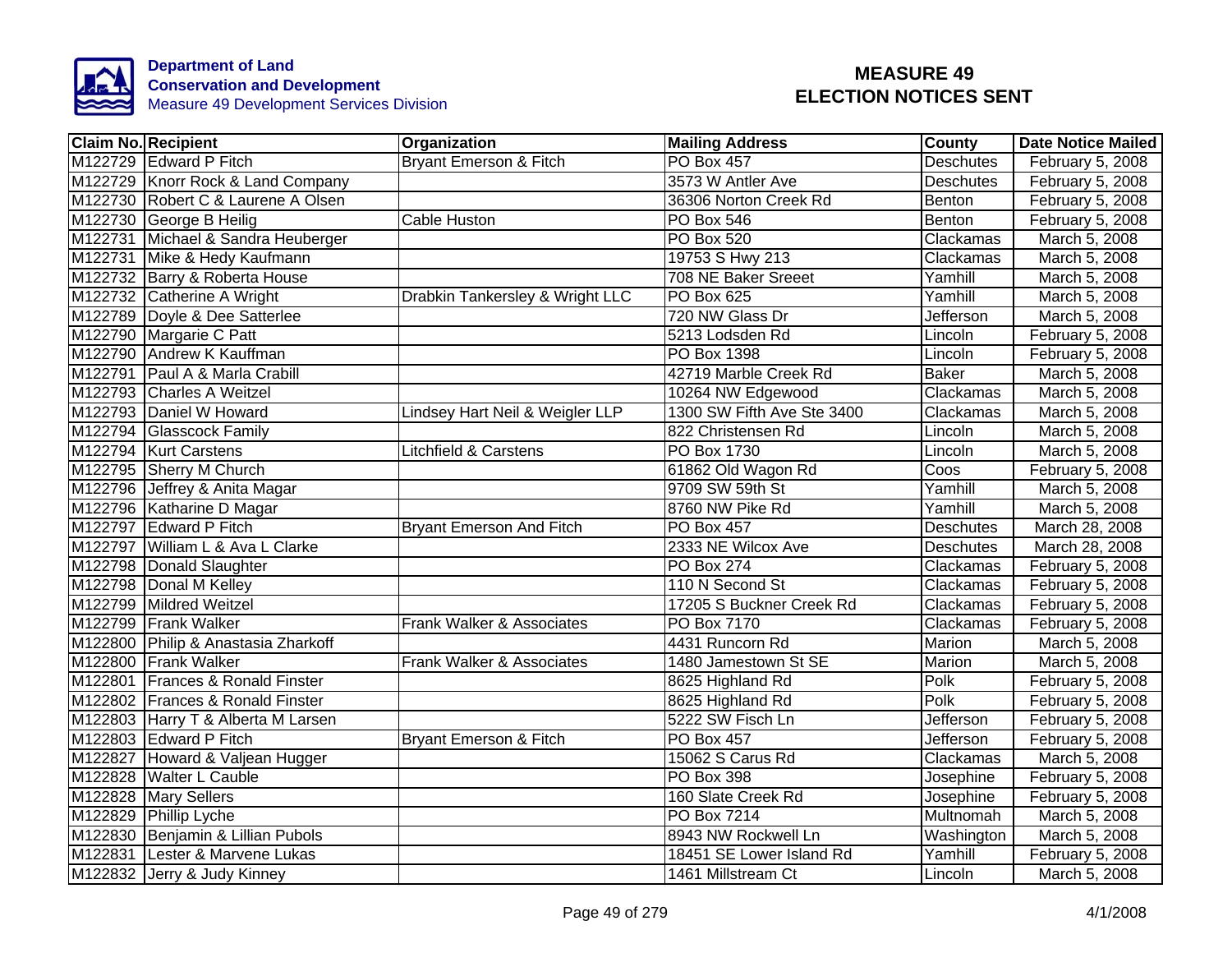Department of Land Conservation and Development
Measure 49 Development Services Division

# MEASURE 49 ELECTION NOTICES SENT

| Claim No. | Recipient | Organization | Mailing Address | County | Date Notice Mailed |
|---|---|---|---|---|---|
| M122729 | Edward P Fitch | Bryant Emerson & Fitch | PO Box 457 | Deschutes | February 5, 2008 |
| M122729 | Knorr Rock & Land Company | | 3573 W Antler Ave | Deschutes | February 5, 2008 |
| M122730 | Robert C & Laurene A Olsen | | 36306 Norton Creek Rd | Benton | February 5, 2008 |
| M122730 | George B Heilig | Cable Huston | PO Box 546 | Benton | February 5, 2008 |
| M122731 | Michael & Sandra Heuberger | | PO Box 520 | Clackamas | March 5, 2008 |
| M122731 | Mike & Hedy Kaufmann | | 19753 S Hwy 213 | Clackamas | March 5, 2008 |
| M122732 | Barry & Roberta House | | 708 NE Baker Sreeet | Yamhill | March 5, 2008 |
| M122732 | Catherine A Wright | Drabkin Tankersley & Wright LLC | PO Box 625 | Yamhill | March 5, 2008 |
| M122789 | Doyle & Dee Satterlee | | 720 NW Glass Dr | Jefferson | March 5, 2008 |
| M122790 | Margarie C Patt | | 5213 Lodsden Rd | Lincoln | February 5, 2008 |
| M122790 | Andrew K Kauffman | | PO Box 1398 | Lincoln | February 5, 2008 |
| M122791 | Paul A & Marla Crabill | | 42719 Marble Creek Rd | Baker | March 5, 2008 |
| M122793 | Charles A Weitzel | | 10264 NW Edgewood | Clackamas | March 5, 2008 |
| M122793 | Daniel W Howard | Lindsey Hart Neil & Weigler LLP | 1300 SW Fifth Ave Ste 3400 | Clackamas | March 5, 2008 |
| M122794 | Glasscock Family | | 822 Christensen Rd | Lincoln | March 5, 2008 |
| M122794 | Kurt Carstens | Litchfield & Carstens | PO Box 1730 | Lincoln | March 5, 2008 |
| M122795 | Sherry M Church | | 61862 Old Wagon Rd | Coos | February 5, 2008 |
| M122796 | Jeffrey & Anita Magar | | 9709 SW 59th St | Yamhill | March 5, 2008 |
| M122796 | Katharine D Magar | | 8760 NW Pike Rd | Yamhill | March 5, 2008 |
| M122797 | Edward P Fitch | Bryant Emerson And Fitch | PO Box 457 | Deschutes | March 28, 2008 |
| M122797 | William L & Ava L Clarke | | 2333 NE Wilcox Ave | Deschutes | March 28, 2008 |
| M122798 | Donald Slaughter | | PO Box 274 | Clackamas | February 5, 2008 |
| M122798 | Donal M Kelley | | 110 N Second St | Clackamas | February 5, 2008 |
| M122799 | Mildred Weitzel | | 17205 S Buckner Creek Rd | Clackamas | February 5, 2008 |
| M122799 | Frank Walker | Frank Walker & Associates | PO Box 7170 | Clackamas | February 5, 2008 |
| M122800 | Philip & Anastasia Zharkoff | | 4431 Runcorn Rd | Marion | March 5, 2008 |
| M122800 | Frank Walker | Frank Walker & Associates | 1480 Jamestown St SE | Marion | March 5, 2008 |
| M122801 | Frances & Ronald Finster | | 8625 Highland Rd | Polk | February 5, 2008 |
| M122802 | Frances & Ronald Finster | | 8625 Highland Rd | Polk | February 5, 2008 |
| M122803 | Harry T & Alberta M Larsen | | 5222 SW Fisch Ln | Jefferson | February 5, 2008 |
| M122803 | Edward P Fitch | Bryant Emerson & Fitch | PO Box 457 | Jefferson | February 5, 2008 |
| M122827 | Howard & Valjean Hugger | | 15062 S Carus Rd | Clackamas | March 5, 2008 |
| M122828 | Walter L Cauble | | PO Box 398 | Josephine | February 5, 2008 |
| M122828 | Mary Sellers | | 160 Slate Creek Rd | Josephine | February 5, 2008 |
| M122829 | Phillip Lyche | | PO Box 7214 | Multnomah | March 5, 2008 |
| M122830 | Benjamin & Lillian Pubols | | 8943 NW Rockwell Ln | Washington | March 5, 2008 |
| M122831 | Lester & Marvene Lukas | | 18451 SE Lower Island Rd | Yamhill | February 5, 2008 |
| M122832 | Jerry & Judy Kinney | | 1461 Millstream Ct | Lincoln | March 5, 2008 |

4/1/2008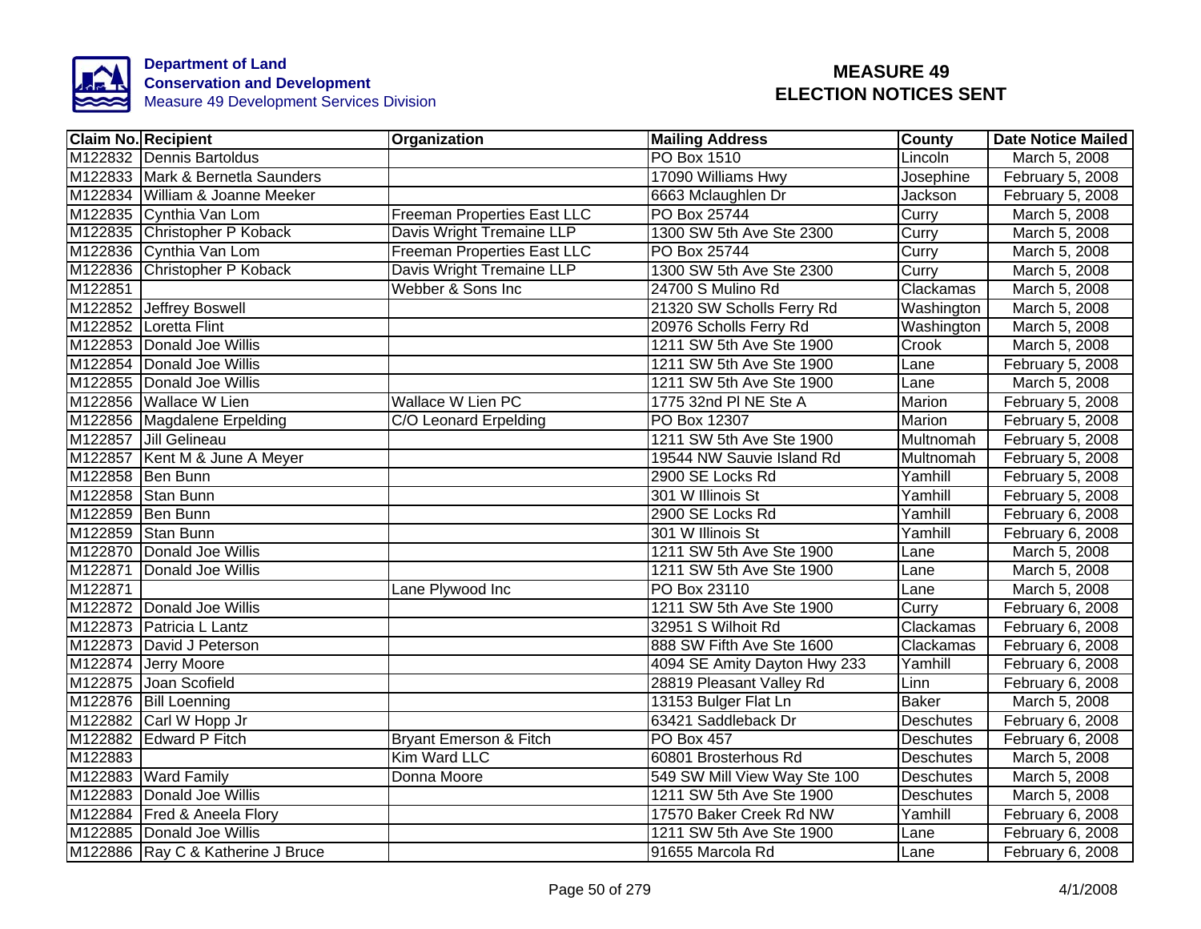Department of Land Conservation and Development
Measure 49 Development Services Division

# MEASURE 49 ELECTION NOTICES SENT

| Claim No. | Recipient | Organization | Mailing Address | County | Date Notice Mailed |
|---|---|---|---|---|---|
| M122832 | Dennis Bartoldus | | PO Box 1510 | Lincoln | March 5, 2008 |
| M122833 | Mark & Bernetla Saunders | | 17090 Williams Hwy | Josephine | February 5, 2008 |
| M122834 | William & Joanne Meeker | | 6663 Mclaughlen Dr | Jackson | February 5, 2008 |
| M122835 | Cynthia Van Lom | Freeman Properties East LLC | PO Box 25744 | Curry | March 5, 2008 |
| M122835 | Christopher P Koback | Davis Wright Tremaine LLP | 1300 SW 5th Ave Ste 2300 | Curry | March 5, 2008 |
| M122836 | Cynthia Van Lom | Freeman Properties East LLC | PO Box 25744 | Curry | March 5, 2008 |
| M122836 | Christopher P Koback | Davis Wright Tremaine LLP | 1300 SW 5th Ave Ste 2300 | Curry | March 5, 2008 |
| M122851 | | Webber & Sons Inc | 24700 S Mulino Rd | Clackamas | March 5, 2008 |
| M122852 | Jeffrey Boswell | | 21320 SW Scholls Ferry Rd | Washington | March 5, 2008 |
| M122852 | Loretta Flint | | 20976 Scholls Ferry Rd | Washington | March 5, 2008 |
| M122853 | Donald Joe Willis | | 1211 SW 5th Ave Ste 1900 | Crook | March 5, 2008 |
| M122854 | Donald Joe Willis | | 1211 SW 5th Ave Ste 1900 | Lane | February 5, 2008 |
| M122855 | Donald Joe Willis | | 1211 SW 5th Ave Ste 1900 | Lane | March 5, 2008 |
| M122856 | Wallace W Lien | Wallace W Lien PC | 1775 32nd Pl NE Ste A | Marion | February 5, 2008 |
| M122856 | Magdalene Erpelding | C/O Leonard Erpelding | PO Box 12307 | Marion | February 5, 2008 |
| M122857 | Jill Gelineau | | 1211 SW 5th Ave Ste 1900 | Multnomah | February 5, 2008 |
| M122857 | Kent M & June A Meyer | | 19544 NW Sauvie Island Rd | Multnomah | February 5, 2008 |
| M122858 | Ben Bunn | | 2900 SE Locks Rd | Yamhill | February 5, 2008 |
| M122858 | Stan Bunn | | 301 W Illinois St | Yamhill | February 5, 2008 |
| M122859 | Ben Bunn | | 2900 SE Locks Rd | Yamhill | February 6, 2008 |
| M122859 | Stan Bunn | | 301 W Illinois St | Yamhill | February 6, 2008 |
| M122870 | Donald Joe Willis | | 1211 SW 5th Ave Ste 1900 | Lane | March 5, 2008 |
| M122871 | Donald Joe Willis | | 1211 SW 5th Ave Ste 1900 | Lane | March 5, 2008 |
| M122871 | | Lane Plywood Inc | PO Box 23110 | Lane | March 5, 2008 |
| M122872 | Donald Joe Willis | | 1211 SW 5th Ave Ste 1900 | Curry | February 6, 2008 |
| M122873 | Patricia L Lantz | | 32951 S Wilhoit Rd | Clackamas | February 6, 2008 |
| M122873 | David J Peterson | | 888 SW Fifth Ave Ste 1600 | Clackamas | February 6, 2008 |
| M122874 | Jerry Moore | | 4094 SE Amity Dayton Hwy 233 | Yamhill | February 6, 2008 |
| M122875 | Joan Scofield | | 28819 Pleasant Valley Rd | Linn | February 6, 2008 |
| M122876 | Bill Loenning | | 13153 Bulger Flat Ln | Baker | March 5, 2008 |
| M122882 | Carl W Hopp Jr | | 63421 Saddleback Dr | Deschutes | February 6, 2008 |
| M122882 | Edward P Fitch | Bryant Emerson & Fitch | PO Box 457 | Deschutes | February 6, 2008 |
| M122883 | | Kim Ward LLC | 60801 Brosterhous Rd | Deschutes | March 5, 2008 |
| M122883 | Ward Family | Donna Moore | 549 SW Mill View Way Ste 100 | Deschutes | March 5, 2008 |
| M122883 | Donald Joe Willis | | 1211 SW 5th Ave Ste 1900 | Deschutes | March 5, 2008 |
| M122884 | Fred & Aneela Flory | | 17570 Baker Creek Rd NW | Yamhill | February 6, 2008 |
| M122885 | Donald Joe Willis | | 1211 SW 5th Ave Ste 1900 | Lane | February 6, 2008 |
| M122886 | Ray C & Katherine J Bruce | | 91655 Marcola Rd | Lane | February 6, 2008 |

4/1/2008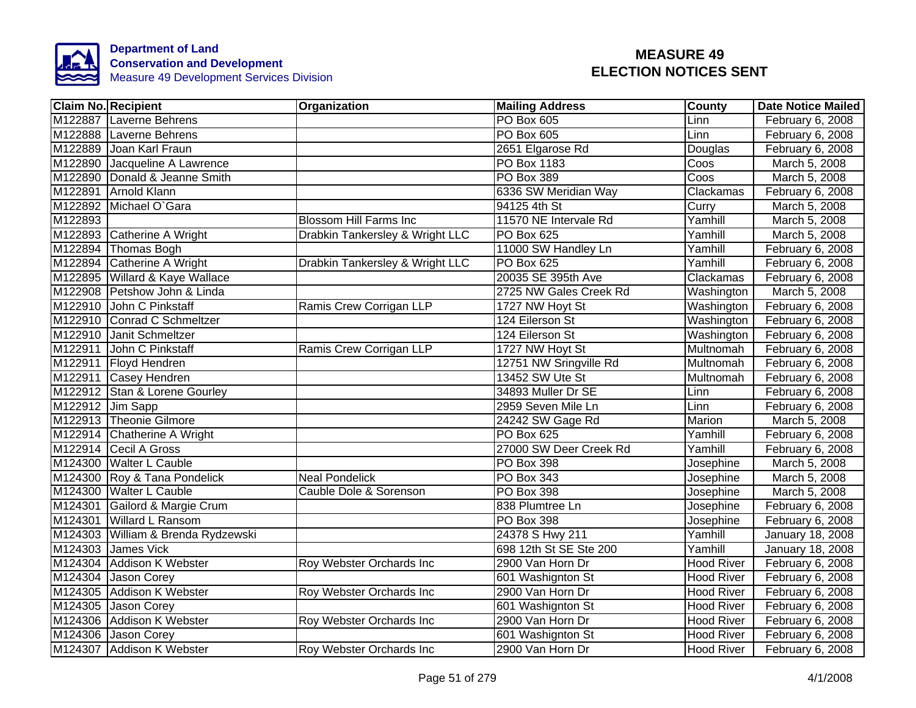Department of Land Conservation and Development
Measure 49 Development Services Division

# MEASURE 49
# ELECTION NOTICES SENT

| Claim No. | Recipient | Organization | Mailing Address | County | Date Notice Mailed |
|---|---|---|---|---|---|
| M122887 | Laverne Behrens | | PO Box 605 | Linn | February 6, 2008 |
| M122888 | Laverne Behrens | | PO Box 605 | Linn | February 6, 2008 |
| M122889 | Joan Karl Fraun | | 2651 Elgarose Rd | Douglas | February 6, 2008 |
| M122890 | Jacqueline A Lawrence | | PO Box 1183 | Coos | March 5, 2008 |
| M122890 | Donald & Jeanne Smith | | PO Box 389 | Coos | March 5, 2008 |
| M122891 | Arnold Klann | | 6336 SW Meridian Way | Clackamas | February 6, 2008 |
| M122892 | Michael O`Gara | | 94125 4th St | Curry | March 5, 2008 |
| M122893 | | Blossom Hill Farms Inc | 11570 NE Intervale Rd | Yamhill | March 5, 2008 |
| M122893 | Catherine A Wright | Drabkin Tankersley & Wright LLC | PO Box 625 | Yamhill | March 5, 2008 |
| M122894 | Thomas Bogh | | 11000 SW Handley Ln | Yamhill | February 6, 2008 |
| M122894 | Catherine A Wright | Drabkin Tankersley & Wright LLC | PO Box 625 | Yamhill | February 6, 2008 |
| M122895 | Willard & Kaye Wallace | | 20035 SE 395th Ave | Clackamas | February 6, 2008 |
| M122908 | Petshow John & Linda | | 2725 NW Gales Creek Rd | Washington | March 5, 2008 |
| M122910 | John C Pinkstaff | Ramis Crew Corrigan LLP | 1727 NW Hoyt St | Washington | February 6, 2008 |
| M122910 | Conrad C Schmeltzer | | 124 Eilerson St | Washington | February 6, 2008 |
| M122910 | Janit Schmeltzer | | 124 Eilerson St | Washington | February 6, 2008 |
| M122911 | John C Pinkstaff | Ramis Crew Corrigan LLP | 1727 NW Hoyt St | Multnomah | February 6, 2008 |
| M122911 | Floyd Hendren | | 12751 NW Sringville Rd | Multnomah | February 6, 2008 |
| M122911 | Casey Hendren | | 13452 SW Ute St | Multnomah | February 6, 2008 |
| M122912 | Stan & Lorene Gourley | | 34893 Muller Dr SE | Linn | February 6, 2008 |
| M122912 | Jim Sapp | | 2959 Seven Mile Ln | Linn | February 6, 2008 |
| M122913 | Theonie Gilmore | | 24242 SW Gage Rd | Marion | March 5, 2008 |
| M122914 | Chatherine A Wright | | PO Box 625 | Yamhill | February 6, 2008 |
| M122914 | Cecil A Gross | | 27000 SW Deer Creek Rd | Yamhill | February 6, 2008 |
| M124300 | Walter L Cauble | | PO Box 398 | Josephine | March 5, 2008 |
| M124300 | Roy & Tana Pondelick | Neal Pondelick | PO Box 343 | Josephine | March 5, 2008 |
| M124300 | Walter L Cauble | Cauble Dole & Sorenson | PO Box 398 | Josephine | March 5, 2008 |
| M124301 | Gailord & Margie Crum | | 838 Plumtree Ln | Josephine | February 6, 2008 |
| M124301 | Willard L Ransom | | PO Box 398 | Josephine | February 6, 2008 |
| M124303 | William & Brenda Rydzewski | | 24378 S Hwy 211 | Yamhill | January 18, 2008 |
| M124303 | James Vick | | 698 12th St SE Ste 200 | Yamhill | January 18, 2008 |
| M124304 | Addison K Webster | Roy Webster Orchards Inc | 2900 Van Horn Dr | Hood River | February 6, 2008 |
| M124304 | Jason Corey | | 601 Washigntonn St | Hood River | February 6, 2008 |
| M124305 | Addison K Webster | Roy Webster Orchards Inc | 2900 Van Horn Dr | Hood River | February 6, 2008 |
| M124305 | Jason Corey | | 601 Washigntonn St | Hood River | February 6, 2008 |
| M124306 | Addison K Webster | Roy Webster Orchards Inc | 2900 Van Horn Dr | Hood River | February 6, 2008 |
| M124306 | Jason Corey | | 601 Washigntonn St | Hood River | February 6, 2008 |
| M124307 | Addison K Webster | Roy Webster Orchards Inc | 2900 Van Horn Dr | Hood River | February 6, 2008 |

4/1/2008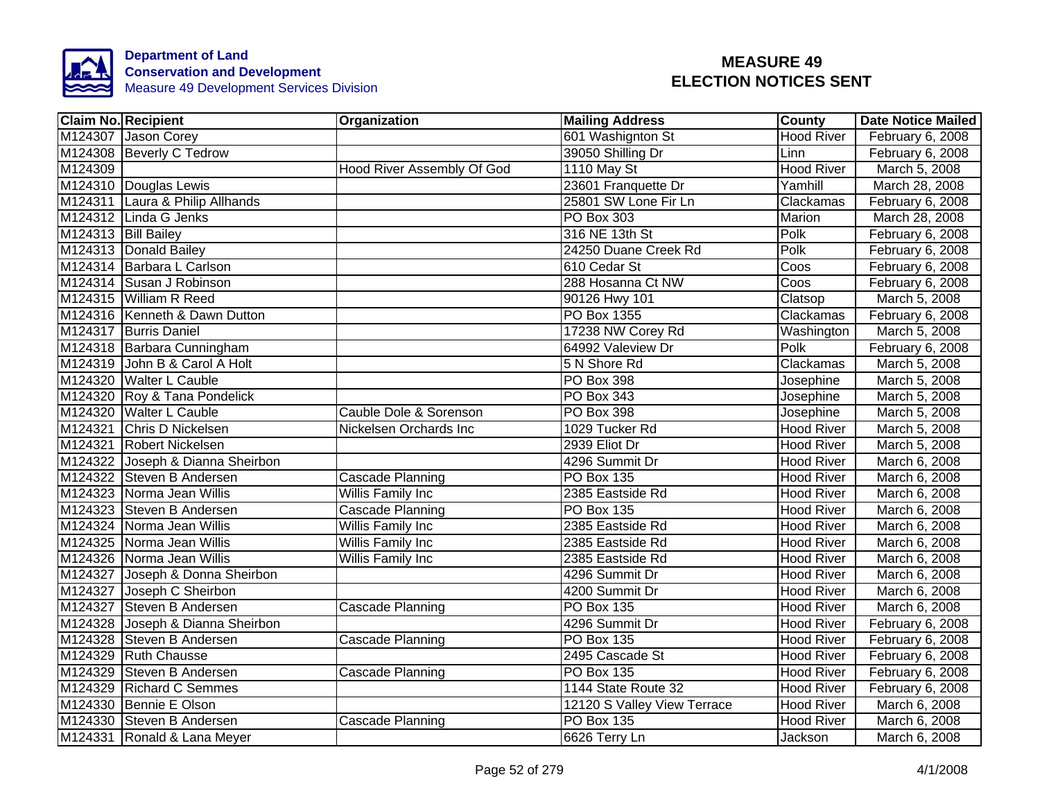**Department of Land Conservation and Development**
Measure 49 Development Services Division

# MEASURE 49 ELECTION NOTICES SENT

| Claim No. | Recipient | Organization | Mailing Address | County | Date Notice Mailed |
|---|---|---|---|---|---|
| M124307 | Jason Corey | | 601 Washignton St | Hood River | February 6, 2008 |
| M124308 | Beverly C Tedrow | | 39050 Shilling Dr | Linn | February 6, 2008 |
| M124309 | | Hood River Assembly Of God | 1110 May St | Hood River | March 5, 2008 |
| M124310 | Douglas Lewis | | 23601 Franquette Dr | Yamhill | March 28, 2008 |
| M124311 | Laura & Philip Allhands | | 25801 SW Lone Fir Ln | Clackamas | February 6, 2008 |
| M124312 | Linda G Jenks | | PO Box 303 | Marion | March 28, 2008 |
| M124313 | Bill Bailey | | 316 NE 13th St | Polk | February 6, 2008 |
| M124313 | Donald Bailey | | 24250 Duane Creek Rd | Polk | February 6, 2008 |
| M124314 | Barbara L Carlson | | 610 Cedar St | Coos | February 6, 2008 |
| M124314 | Susan J Robinson | | 288 Hosanna Ct NW | Coos | February 6, 2008 |
| M124315 | William R Reed | | 90126 Hwy 101 | Clatsop | March 5, 2008 |
| M124316 | Kenneth & Dawn Dutton | | PO Box 1355 | Clackamas | February 6, 2008 |
| M124317 | Burris Daniel | | 17238 NW Corey Rd | Washington | March 5, 2008 |
| M124318 | Barbara Cunningham | | 64992 Valeview Dr | Polk | February 6, 2008 |
| M124319 | John B & Carol A Holt | | 5 N Shore Rd | Clackamas | March 5, 2008 |
| M124320 | Walter L Cauble | | PO Box 398 | Josephine | March 5, 2008 |
| M124320 | Roy & Tana Pondelick | | PO Box 343 | Josephine | March 5, 2008 |
| M124320 | Walter L Cauble | Cauble Dole & Sorenson | PO Box 398 | Josephine | March 5, 2008 |
| M124321 | Chris D Nickelsen | Nickelsen Orchards Inc | 1029 Tucker Rd | Hood River | March 5, 2008 |
| M124321 | Robert Nickelsen | | 2939 Eliot Dr | Hood River | March 5, 2008 |
| M124322 | Joseph & Dianna Sheirbon | | 4296 Summit Dr | Hood River | March 6, 2008 |
| M124322 | Steven B Andersen | Cascade Planning | PO Box 135 | Hood River | March 6, 2008 |
| M124323 | Norma Jean Willis | Willis Family Inc | 2385 Eastside Rd | Hood River | March 6, 2008 |
| M124323 | Steven B Andersen | Cascade Planning | PO Box 135 | Hood River | March 6, 2008 |
| M124324 | Norma Jean Willis | Willis Family Inc | 2385 Eastside Rd | Hood River | March 6, 2008 |
| M124325 | Norma Jean Willis | Willis Family Inc | 2385 Eastside Rd | Hood River | March 6, 2008 |
| M124326 | Norma Jean Willis | Willis Family Inc | 2385 Eastside Rd | Hood River | March 6, 2008 |
| M124327 | Joseph & Donna Sheirbon | | 4296 Summit Dr | Hood River | March 6, 2008 |
| M124327 | Joseph C Sheirbon | | 4200 Summit Dr | Hood River | March 6, 2008 |
| M124327 | Steven B Andersen | Cascade Planning | PO Box 135 | Hood River | March 6, 2008 |
| M124328 | Joseph & Dianna Sheirbon | | 4296 Summit Dr | Hood River | February 6, 2008 |
| M124328 | Steven B Andersen | Cascade Planning | PO Box 135 | Hood River | February 6, 2008 |
| M124329 | Ruth Chausse | | 2495 Cascade St | Hood River | February 6, 2008 |
| M124329 | Steven B Andersen | Cascade Planning | PO Box 135 | Hood River | February 6, 2008 |
| M124329 | Richard C Semmes | | 1144 State Route 32 | Hood River | February 6, 2008 |
| M124330 | Bennie E Olson | | 12120 S Valley View Terrace | Hood River | March 6, 2008 |
| M124330 | Steven B Andersen | Cascade Planning | PO Box 135 | Hood River | March 6, 2008 |
| M124331 | Ronald & Lana Meyer | | 6626 Terry Ln | Jackson | March 6, 2008 |

4/1/2008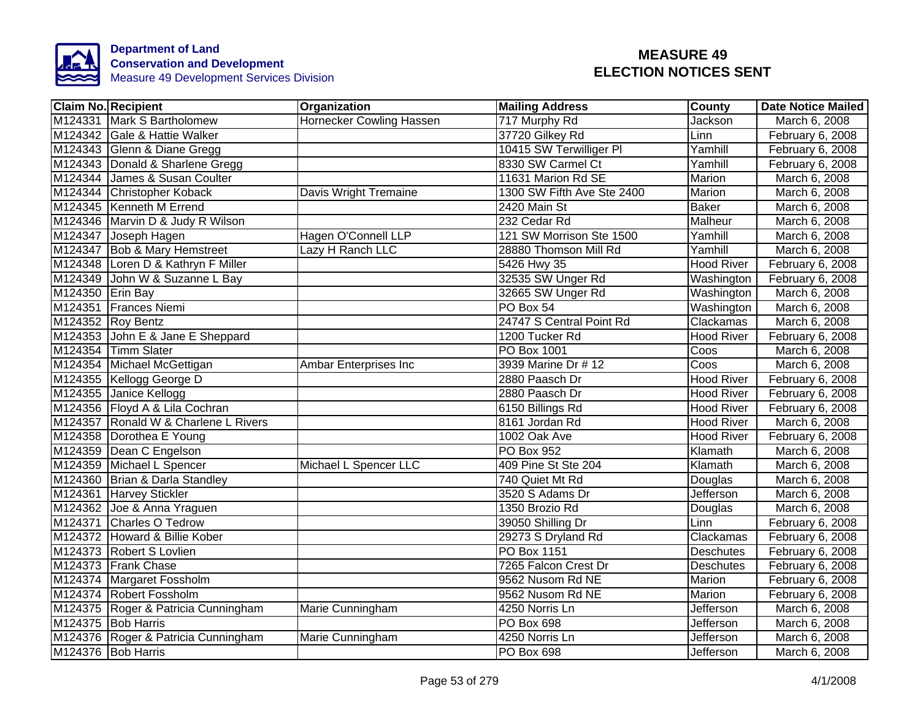**Department of Land Conservation and Development**
Measure 49 Development Services Division

# MEASURE 49 ELECTION NOTICES SENT

| Claim No. | Recipient | Organization | Mailing Address | County | Date Notice Mailed |
|---|---|---|---|---|---|
| M124331 | Mark S Bartholomew | Hornecker Cowling Hassen | 717 Murphy Rd | Jackson | March 6, 2008 |
| M124342 | Gale & Hattie Walker | | 37720 Gilkey Rd | Linn | February 6, 2008 |
| M124343 | Glenn & Diane Gregg | | 10415 SW Terwilliger Pl | Yamhill | February 6, 2008 |
| M124343 | Donald & Sharlene Gregg | | 8330 SW Carmel Ct | Yamhill | February 6, 2008 |
| M124344 | James & Susan Coulter | | 11631 Marion Rd SE | Marion | March 6, 2008 |
| M124344 | Christopher Koback | Davis Wright Tremaine | 1300 SW Fifth Ave Ste 2400 | Marion | March 6, 2008 |
| M124345 | Kenneth M Errend | | 2420 Main St | Baker | March 6, 2008 |
| M124346 | Marvin D & Judy R Wilson | | 232 Cedar Rd | Malheur | March 6, 2008 |
| M124347 | Joseph Hagen | Hagen O'Connell LLP | 121 SW Morrison Ste 1500 | Yamhill | March 6, 2008 |
| M124347 | Bob & Mary Hemstreet | Lazy H Ranch LLC | 28880 Thomson Mill Rd | Yamhill | March 6, 2008 |
| M124348 | Loren D & Kathryn F Miller | | 5426 Hwy 35 | Hood River | February 6, 2008 |
| M124349 | John W & Suzanne L Bay | | 32535 SW Unger Rd | Washington | February 6, 2008 |
| M124350 | Erin Bay | | 32665 SW Unger Rd | Washington | March 6, 2008 |
| M124351 | Frances Niemi | | PO Box 54 | Washington | March 6, 2008 |
| M124352 | Roy Bentz | | 24747 S Central Point Rd | Clackamas | March 6, 2008 |
| M124353 | John E & Jane E Sheppard | | 1200 Tucker Rd | Hood River | February 6, 2008 |
| M124354 | Timm Slater | | PO Box 1001 | Coos | March 6, 2008 |
| M124354 | Michael McGettigan | Ambar Enterprises Inc | 3939 Marine Dr # 12 | Coos | March 6, 2008 |
| M124355 | Kellogg George D | | 2880 Paasch Dr | Hood River | February 6, 2008 |
| M124355 | Janice Kellogg | | 2880 Paasch Dr | Hood River | February 6, 2008 |
| M124356 | Floyd A & Lila Cochran | | 6150 Billings Rd | Hood River | February 6, 2008 |
| M124357 | Ronald W & Charlene L Rivers | | 8161 Jordan Rd | Hood River | March 6, 2008 |
| M124358 | Dorothea E Young | | 1002 Oak Ave | Hood River | February 6, 2008 |
| M124359 | Dean C Engelson | | PO Box 952 | Klamath | March 6, 2008 |
| M124359 | Michael L Spencer | Michael L Spencer LLC | 409 Pine St Ste 204 | Klamath | March 6, 2008 |
| M124360 | Brian & Darla Standley | | 740 Quiet Mt Rd | Douglas | March 6, 2008 |
| M124361 | Harvey Stickler | | 3520 S Adams Dr | Jefferson | March 6, 2008 |
| M124362 | Joe & Anna Yraguen | | 1350 Brozio Rd | Douglas | March 6, 2008 |
| M124371 | Charles O Tedrow | | 39050 Shilling Dr | Linn | February 6, 2008 |
| M124372 | Howard & Billie Kober | | 29273 S Dryland Rd | Clackamas | February 6, 2008 |
| M124373 | Robert S Lovlien | | PO Box 1151 | Deschutes | February 6, 2008 |
| M124373 | Frank Chase | | 7265 Falcon Crest Dr | Deschutes | February 6, 2008 |
| M124374 | Margaret Fossholm | | 9562 Nusom Rd NE | Marion | February 6, 2008 |
| M124374 | Robert Fossholm | | 9562 Nusom Rd NE | Marion | February 6, 2008 |
| M124375 | Roger & Patricia Cunningham | Marie Cunningham | 4250 Norris Ln | Jefferson | March 6, 2008 |
| M124375 | Bob Harris | | PO Box 698 | Jefferson | March 6, 2008 |
| M124376 | Roger & Patricia Cunningham | Marie Cunningham | 4250 Norris Ln | Jefferson | March 6, 2008 |
| M124376 | Bob Harris | | PO Box 698 | Jefferson | March 6, 2008 |

4/1/2008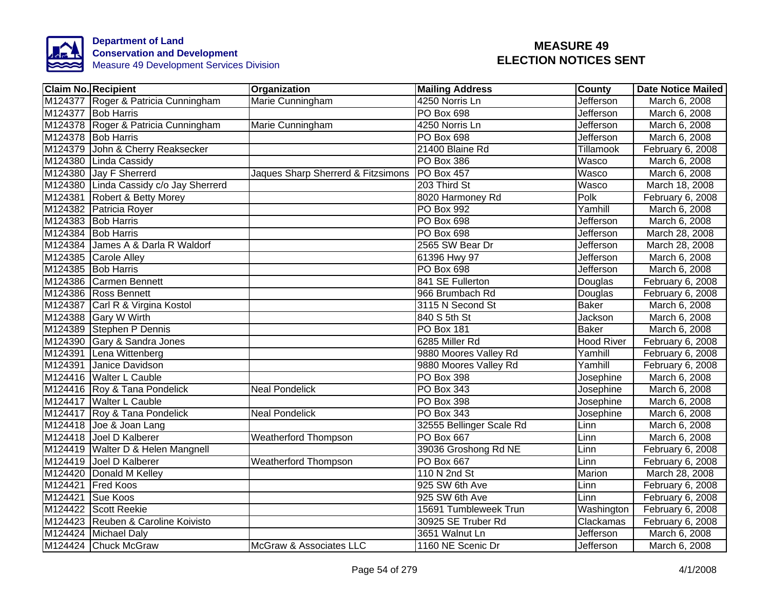Department of Land
Conservation and Development
Measure 49 Development Services Division

# MEASURE 49
# ELECTION NOTICES SENT

| Claim No. | Recipient | Organization | Mailing Address | County | Date Notice Mailed |
|---|---|---|---|---|---|
| M124377 | Roger & Patricia Cunningham | Marie Cunningham | 4250 Norris Ln | Jefferson | March 6, 2008 |
| M124377 | Bob Harris | | PO Box 698 | Jefferson | March 6, 2008 |
| M124378 | Roger & Patricia Cunningham | Marie Cunningham | 4250 Norris Ln | Jefferson | March 6, 2008 |
| M124378 | Bob Harris | | PO Box 698 | Jefferson | March 6, 2008 |
| M124379 | John & Cherry Reaksecker | | 21400 Blaine Rd | Tillamook | February 6, 2008 |
| M124380 | Linda Cassidy | | PO Box 386 | Wasco | March 6, 2008 |
| M124380 | Jay F Sherrerd | Jaques Sharp Sherrerd & Fitzsimons | PO Box 457 | Wasco | March 6, 2008 |
| M124380 | Linda Cassidy c/o Jay Sherrerd | | 203 Third St | Wasco | March 18, 2008 |
| M124381 | Robert & Betty Morey | | 8020 Harmoney Rd | Polk | February 6, 2008 |
| M124382 | Patricia Royer | | PO Box 992 | Yamhill | March 6, 2008 |
| M124383 | Bob Harris | | PO Box 698 | Jefferson | March 6, 2008 |
| M124384 | Bob Harris | | PO Box 698 | Jefferson | March 28, 2008 |
| M124384 | James A & Darla R Waldorf | | 2565 SW Bear Dr | Jefferson | March 28, 2008 |
| M124385 | Carole Alley | | 61396 Hwy 97 | Jefferson | March 6, 2008 |
| M124385 | Bob Harris | | PO Box 698 | Jefferson | March 6, 2008 |
| M124386 | Carmen Bennett | | 841 SE Fullerton | Douglas | February 6, 2008 |
| M124386 | Ross Bennett | | 966 Brumbach Rd | Douglas | February 6, 2008 |
| M124387 | Carl R & Virgina Kostol | | 3115 N Second St | Baker | March 6, 2008 |
| M124388 | Gary W Wirth | | 840 S 5th St | Jackson | March 6, 2008 |
| M124389 | Stephen P Dennis | | PO Box 181 | Baker | March 6, 2008 |
| M124390 | Gary & Sandra Jones | | 6285 Miller Rd | Hood River | February 6, 2008 |
| M124391 | Lena Wittenberg | | 9880 Moores Valley Rd | Yamhill | February 6, 2008 |
| M124391 | Janice Davidson | | 9880 Moores Valley Rd | Yamhill | February 6, 2008 |
| M124416 | Walter L Cauble | | PO Box 398 | Josephine | March 6, 2008 |
| M124416 | Roy & Tana Pondelick | Neal Pondelick | PO Box 343 | Josephine | March 6, 2008 |
| M124417 | Walter L Cauble | | PO Box 398 | Josephine | March 6, 2008 |
| M124417 | Roy & Tana Pondelick | Neal Pondelick | PO Box 343 | Josephine | March 6, 2008 |
| M124418 | Joe & Joan Lang | | 32555 Bellinger Scale Rd | Linn | March 6, 2008 |
| M124418 | Joel D Kalberer | Weatherford Thompson | PO Box 667 | Linn | March 6, 2008 |
| M124419 | Walter D & Helen Mangnell | | 39036 Groshong Rd NE | Linn | February 6, 2008 |
| M124419 | Joel D Kalberer | Weatherford Thompson | PO Box 667 | Linn | February 6, 2008 |
| M124420 | Donald M Kelley | | 110 N 2nd St | Marion | March 28, 2008 |
| M124421 | Fred Koos | | 925 SW 6th Ave | Linn | February 6, 2008 |
| M124421 | Sue Koos | | 925 SW 6th Ave | Linn | February 6, 2008 |
| M124422 | Scott Reekie | | 15691 Tumbleweek Trun | Washington | February 6, 2008 |
| M124423 | Reuben & Caroline Koivisto | | 30925 SE Truber Rd | Clackamas | February 6, 2008 |
| M124424 | Michael Daly | | 3651 Walnut Ln | Jefferson | March 6, 2008 |
| M124424 | Chuck McGraw | McGraw & Associates LLC | 1160 NE Scenic Dr | Jefferson | March 6, 2008 |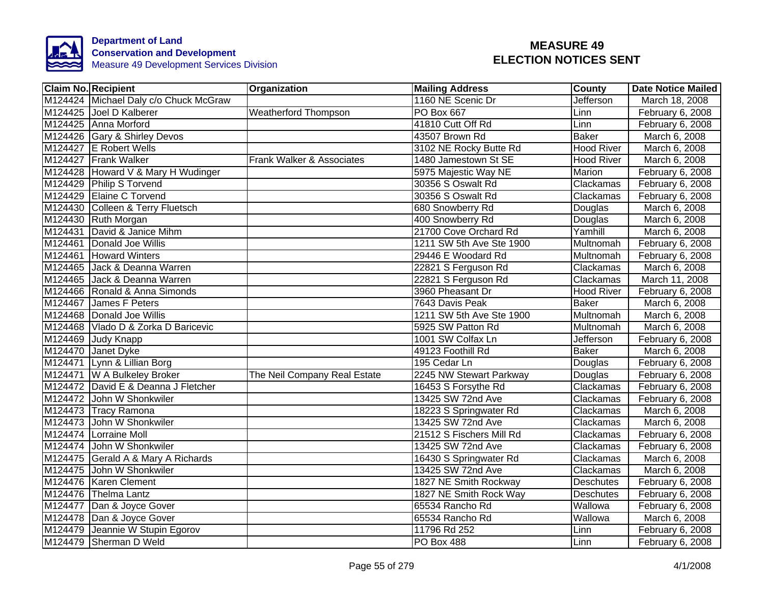**Department of Land Conservation and Development**
Measure 49 Development Services Division

# MEASURE 49
# ELECTION NOTICES SENT

| Claim No. | Recipient | Organization | Mailing Address | County | Date Notice Mailed |
|---|---|---|---|---|---|
| M124424 | Michael Daly c/o Chuck McGraw | | 1160 NE Scenic Dr | Jefferson | March 18, 2008 |
| M124425 | Joel D Kalberer | Weatherford Thompson | PO Box 667 | Linn | February 6, 2008 |
| M124425 | Anna Morford | | 41810 Cutt Off Rd | Linn | February 6, 2008 |
| M124426 | Gary & Shirley Devos | | 43507 Brown Rd | Baker | March 6, 2008 |
| M124427 | E Robert Wells | | 3102 NE Rocky Butte Rd | Hood River | March 6, 2008 |
| M124427 | Frank Walker | Frank Walker & Associates | 1480 Jamestown St SE | Hood River | March 6, 2008 |
| M124428 | Howard V & Mary H Wudinger | | 5975 Majestic Way NE | Marion | February 6, 2008 |
| M124429 | Philip S Torvend | | 30356 S Oswalt Rd | Clackamas | February 6, 2008 |
| M124429 | Elaine C Torvend | | 30356 S Oswalt Rd | Clackamas | February 6, 2008 |
| M124430 | Colleen & Terry Fluetsch | | 680 Snowberry Rd | Douglas | March 6, 2008 |
| M124430 | Ruth Morgan | | 400 Snowberry Rd | Douglas | March 6, 2008 |
| M124431 | David & Janice Mihm | | 21700 Cove Orchard Rd | Yamhill | March 6, 2008 |
| M124461 | Donald Joe Willis | | 1211 SW 5th Ave Ste 1900 | Multnomah | February 6, 2008 |
| M124461 | Howard Winters | | 29446 E Woodard Rd | Multnomah | February 6, 2008 |
| M124465 | Jack & Deanna Warren | | 22821 S Ferguson Rd | Clackamas | March 6, 2008 |
| M124465 | Jack & Deanna Warren | | 22821 S Ferguson Rd | Clackamas | March 11, 2008 |
| M124466 | Ronald & Anna Simonds | | 3960 Pheasant Dr | Hood River | February 6, 2008 |
| M124467 | James F Peters | | 7643 Davis Peak | Baker | March 6, 2008 |
| M124468 | Donald Joe Willis | | 1211 SW 5th Ave Ste 1900 | Multnomah | March 6, 2008 |
| M124468 | Vlado D & Zorka D Baricevic | | 5925 SW Patton Rd | Multnomah | March 6, 2008 |
| M124469 | Judy Knapp | | 1001 SW Colfax Ln | Jefferson | February 6, 2008 |
| M124470 | Janet Dyke | | 49123 Foothill Rd | Baker | March 6, 2008 |
| M124471 | Lynn & Lillian Borg | | 195 Cedar Ln | Douglas | February 6, 2008 |
| M124471 | W A Bulkeley Broker | The Neil Company Real Estate | 2245 NW Stewart Parkway | Douglas | February 6, 2008 |
| M124472 | David E & Deanna J Fletcher | | 16453 S Forsythe Rd | Clackamas | February 6, 2008 |
| M124472 | John W Shonkwiler | | 13425 SW 72nd Ave | Clackamas | February 6, 2008 |
| M124473 | Tracy Ramona | | 18223 S Springwater Rd | Clackamas | March 6, 2008 |
| M124473 | John W Shonkwiler | | 13425 SW 72nd Ave | Clackamas | March 6, 2008 |
| M124474 | Lorraine Moll | | 21512 S Fischers Mill Rd | Clackamas | February 6, 2008 |
| M124474 | John W Shonkwiler | | 13425 SW 72nd Ave | Clackamas | February 6, 2008 |
| M124475 | Gerald A & Mary A Richards | | 16430 S Springwater Rd | Clackamas | March 6, 2008 |
| M124475 | John W Shonkwiler | | 13425 SW 72nd Ave | Clackamas | March 6, 2008 |
| M124476 | Karen Clement | | 1827 NE Smith Rockway | Deschutes | February 6, 2008 |
| M124476 | Thelma Lantz | | 1827 NE Smith Rock Way | Deschutes | February 6, 2008 |
| M124477 | Dan & Joyce Gover | | 65534 Rancho Rd | Wallowa | February 6, 2008 |
| M124478 | Dan & Joyce Gover | | 65534 Rancho Rd | Wallowa | March 6, 2008 |
| M124479 | Jeannie W Stupin Egorov | | 11796 Rd 252 | Linn | February 6, 2008 |
| M124479 | Sherman D Weld | | PO Box 488 | Linn | February 6, 2008 |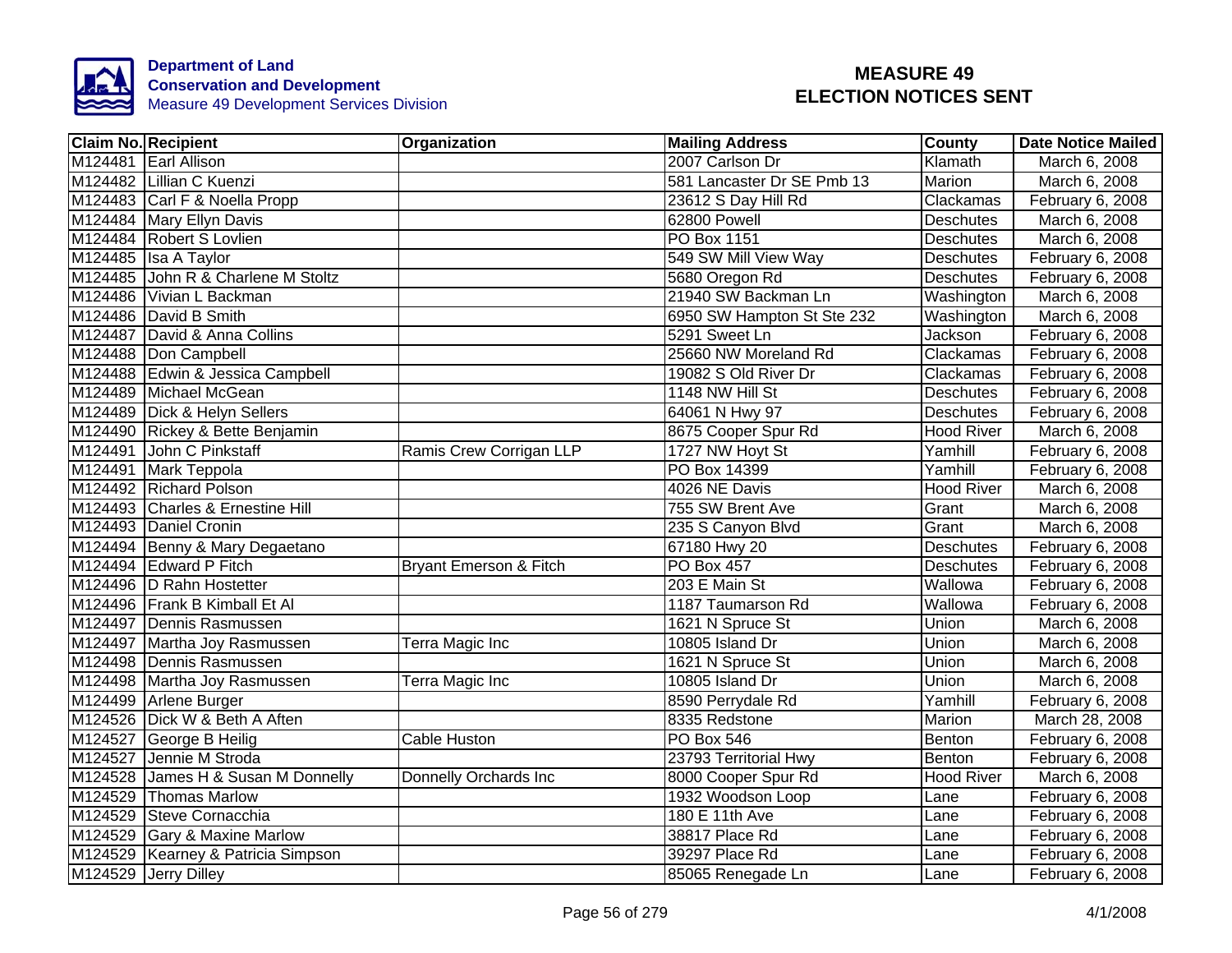**Department of Land Conservation and Development**
Measure 49 Development Services Division

# MEASURE 49
# ELECTION NOTICES SENT

| Claim No. | Recipient | Organization | Mailing Address | County | Date Notice Mailed |
|---|---|---|---|---|---|
| M124481 | Earl Allison | | 2007 Carlson Dr | Klamath | March 6, 2008 |
| M124482 | Lillian C Kuenzi | | 581 Lancaster Dr SE Pmb 13 | Marion | March 6, 2008 |
| M124483 | Carl F & Noella Propp | | 23612 S Day Hill Rd | Clackamas | February 6, 2008 |
| M124484 | Mary Ellyn Davis | | 62800 Powell | Deschutes | March 6, 2008 |
| M124484 | Robert S Lovlien | | PO Box 1151 | Deschutes | March 6, 2008 |
| M124485 | Isa A Taylor | | 549 SW Mill View Way | Deschutes | February 6, 2008 |
| M124485 | John R & Charlene M Stoltz | | 5680 Oregon Rd | Deschutes | February 6, 2008 |
| M124486 | Vivian L Backman | | 21940 SW Backman Ln | Washington | March 6, 2008 |
| M124486 | David B Smith | | 6950 SW Hampton St Ste 232 | Washington | March 6, 2008 |
| M124487 | David & Anna Collins | | 5291 Sweet Ln | Jackson | February 6, 2008 |
| M124488 | Don Campbell | | 25660 NW Moreland Rd | Clackamas | February 6, 2008 |
| M124488 | Edwin & Jessica Campbell | | 19082 S Old River Dr | Clackamas | February 6, 2008 |
| M124489 | Michael McGean | | 1148 NW Hill St | Deschutes | February 6, 2008 |
| M124489 | Dick & Helyn Sellers | | 64061 N Hwy 97 | Deschutes | February 6, 2008 |
| M124490 | Rickey & Bette Benjamin | | 8675 Cooper Spur Rd | Hood River | March 6, 2008 |
| M124491 | John C Pinkstaff | Ramis Crew Corrigan LLP | 1727 NW Hoyt St | Yamhill | February 6, 2008 |
| M124491 | Mark Teppola | | PO Box 14399 | Yamhill | February 6, 2008 |
| M124492 | Richard Polson | | 4026 NE Davis | Hood River | March 6, 2008 |
| M124493 | Charles & Ernestine Hill | | 755 SW Brent Ave | Grant | March 6, 2008 |
| M124493 | Daniel Cronin | | 235 S Canyon Blvd | Grant | March 6, 2008 |
| M124494 | Benny & Mary Degaetano | | 67180 Hwy 20 | Deschutes | February 6, 2008 |
| M124494 | Edward P Fitch | Bryant Emerson & Fitch | PO Box 457 | Deschutes | February 6, 2008 |
| M124496 | D Rahn Hostetter | | 203 E Main St | Wallowa | February 6, 2008 |
| M124496 | Frank B Kimball Et Al | | 1187 Taumarson Rd | Wallowa | February 6, 2008 |
| M124497 | Dennis Rasmussen | | 1621 N Spruce St | Union | March 6, 2008 |
| M124497 | Martha Joy Rasmussen | Terra Magic Inc | 10805 Island Dr | Union | March 6, 2008 |
| M124498 | Dennis Rasmussen | | 1621 N Spruce St | Union | March 6, 2008 |
| M124498 | Martha Joy Rasmussen | Terra Magic Inc | 10805 Island Dr | Union | March 6, 2008 |
| M124499 | Arlene Burger | | 8590 Perrydale Rd | Yamhill | February 6, 2008 |
| M124526 | Dick W & Beth A Aften | | 8335 Redstone | Marion | March 28, 2008 |
| M124527 | George B Heilig | Cable Huston | PO Box 546 | Benton | February 6, 2008 |
| M124527 | Jennie M Stroda | | 23793 Territorial Hwy | Benton | February 6, 2008 |
| M124528 | James H & Susan M Donnelly | Donnelly Orchards Inc | 8000 Cooper Spur Rd | Hood River | March 6, 2008 |
| M124529 | Thomas Marlow | | 1932 Woodson Loop | Lane | February 6, 2008 |
| M124529 | Steve Cornacchia | | 180 E 11th Ave | Lane | February 6, 2008 |
| M124529 | Gary & Maxine Marlow | | 38817 Place Rd | Lane | February 6, 2008 |
| M124529 | Kearney & Patricia Simpson | | 39297 Place Rd | Lane | February 6, 2008 |
| M124529 | Jerry Dilley | | 85065 Renegade Ln | Lane | February 6, 2008 |

4/1/2008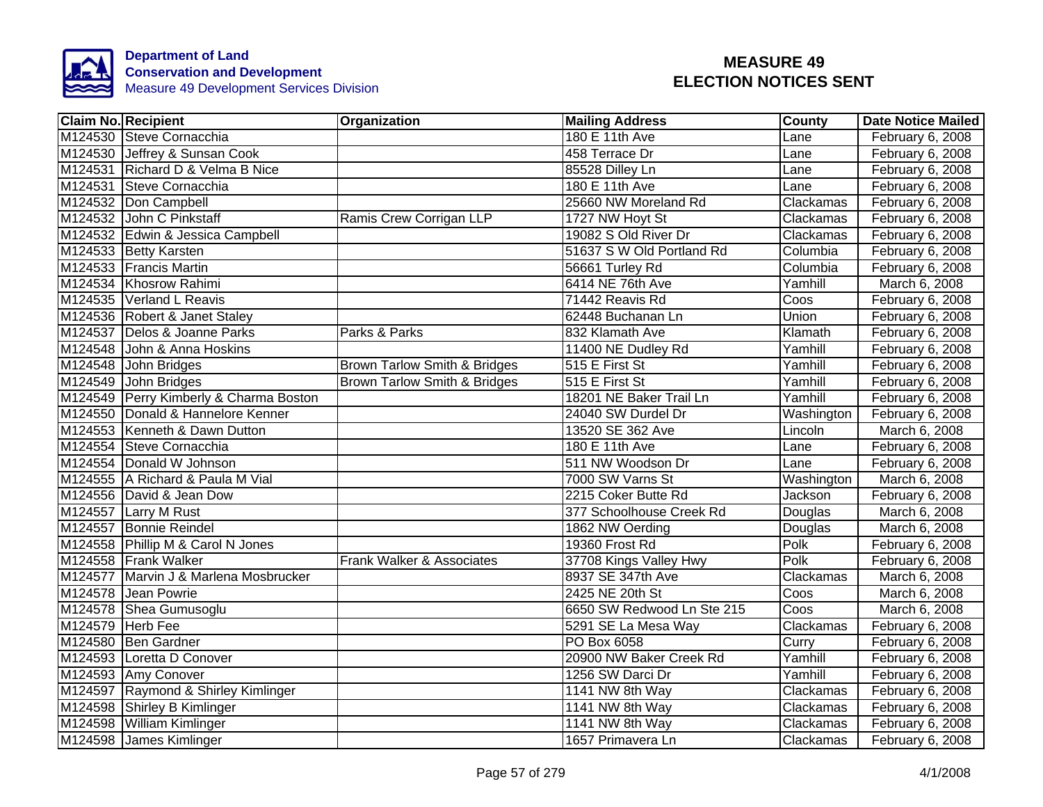**Department of Land Conservation and Development**
Measure 49 Development Services Division

# MEASURE 49 ELECTION NOTICES SENT

| Claim No. | Recipient | Organization | Mailing Address | County | Date Notice Mailed |
|---|---|---|---|---|---|
| M124530 | Steve Cornacchia | | 180 E 11th Ave | Lane | February 6, 2008 |
| M124530 | Jeffrey & Sunsan Cook | | 458 Terrace Dr | Lane | February 6, 2008 |
| M124531 | Richard D & Velma B Nice | | 85528 Dilley Ln | Lane | February 6, 2008 |
| M124531 | Steve Cornacchia | | 180 E 11th Ave | Lane | February 6, 2008 |
| M124532 | Don Campbell | | 25660 NW Moreland Rd | Clackamas | February 6, 2008 |
| M124532 | John C Pinkstaff | Ramis Crew Corrigan LLP | 1727 NW Hoyt St | Clackamas | February 6, 2008 |
| M124532 | Edwin & Jessica Campbell | | 19082 S Old River Dr | Clackamas | February 6, 2008 |
| M124533 | Betty Karsten | | 51637 S W Old Portland Rd | Columbia | February 6, 2008 |
| M124533 | Francis Martin | | 56661 Turley Rd | Columbia | February 6, 2008 |
| M124534 | Khosrow Rahimi | | 6414 NE 76th Ave | Yamhill | March 6, 2008 |
| M124535 | Verland L Reavis | | 71442 Reavis Rd | Coos | February 6, 2008 |
| M124536 | Robert & Janet Staley | | 62448 Buchanan Ln | Union | February 6, 2008 |
| M124537 | Delos & Joanne Parks | Parks & Parks | 832 Klamath Ave | Klamath | February 6, 2008 |
| M124548 | John & Anna Hoskins | | 11400 NE Dudley Rd | Yamhill | February 6, 2008 |
| M124548 | John Bridges | Brown Tarlow Smith & Bridges | 515 E First St | Yamhill | February 6, 2008 |
| M124549 | John Bridges | Brown Tarlow Smith & Bridges | 515 E First St | Yamhill | February 6, 2008 |
| M124549 | Perry Kimberly & Charma Boston | | 18201 NE Baker Trail Ln | Yamhill | February 6, 2008 |
| M124550 | Donald & Hannelore Kenner | | 24040 SW Durdel Dr | Washington | February 6, 2008 |
| M124553 | Kenneth & Dawn Dutton | | 13520 SE 362 Ave | Lincoln | March 6, 2008 |
| M124554 | Steve Cornacchia | | 180 E 11th Ave | Lane | February 6, 2008 |
| M124554 | Donald W Johnson | | 511 NW Woodson Dr | Lane | February 6, 2008 |
| M124555 | A Richard & Paula M Vial | | 7000 SW Varns St | Washington | March 6, 2008 |
| M124556 | David & Jean Dow | | 2215 Coker Butte Rd | Jackson | February 6, 2008 |
| M124557 | Larry M Rust | | 377 Schoolhouse Creek Rd | Douglas | March 6, 2008 |
| M124557 | Bonnie Reindel | | 1862 NW Oerding | Douglas | March 6, 2008 |
| M124558 | Phillip M & Carol N Jones | | 19360 Frost Rd | Polk | February 6, 2008 |
| M124558 | Frank Walker | Frank Walker & Associates | 37708 Kings Valley Hwy | Polk | February 6, 2008 |
| M124577 | Marvin J & Marlena Mosbrucker | | 8937 SE 347th Ave | Clackamas | March 6, 2008 |
| M124578 | Jean Powrie | | 2425 NE 20th St | Coos | March 6, 2008 |
| M124578 | Shea Gumusoglu | | 6650 SW Redwood Ln Ste 215 | Coos | March 6, 2008 |
| M124579 | Herb Fee | | 5291 SE La Mesa Way | Clackamas | February 6, 2008 |
| M124580 | Ben Gardner | | PO Box 6058 | Curry | February 6, 2008 |
| M124593 | Loretta D Conover | | 20900 NW Baker Creek Rd | Yamhill | February 6, 2008 |
| M124593 | Amy Conover | | 1256 SW Darci Dr | Yamhill | February 6, 2008 |
| M124597 | Raymond & Shirley Kimlinger | | 1141 NW 8th Way | Clackamas | February 6, 2008 |
| M124598 | Shirley B Kimlinger | | 1141 NW 8th Way | Clackamas | February 6, 2008 |
| M124598 | William Kimlinger | | 1141 NW 8th Way | Clackamas | February 6, 2008 |
| M124598 | James Kimlinger | | 1657 Primavera Ln | Clackamas | February 6, 2008 |

4/1/2008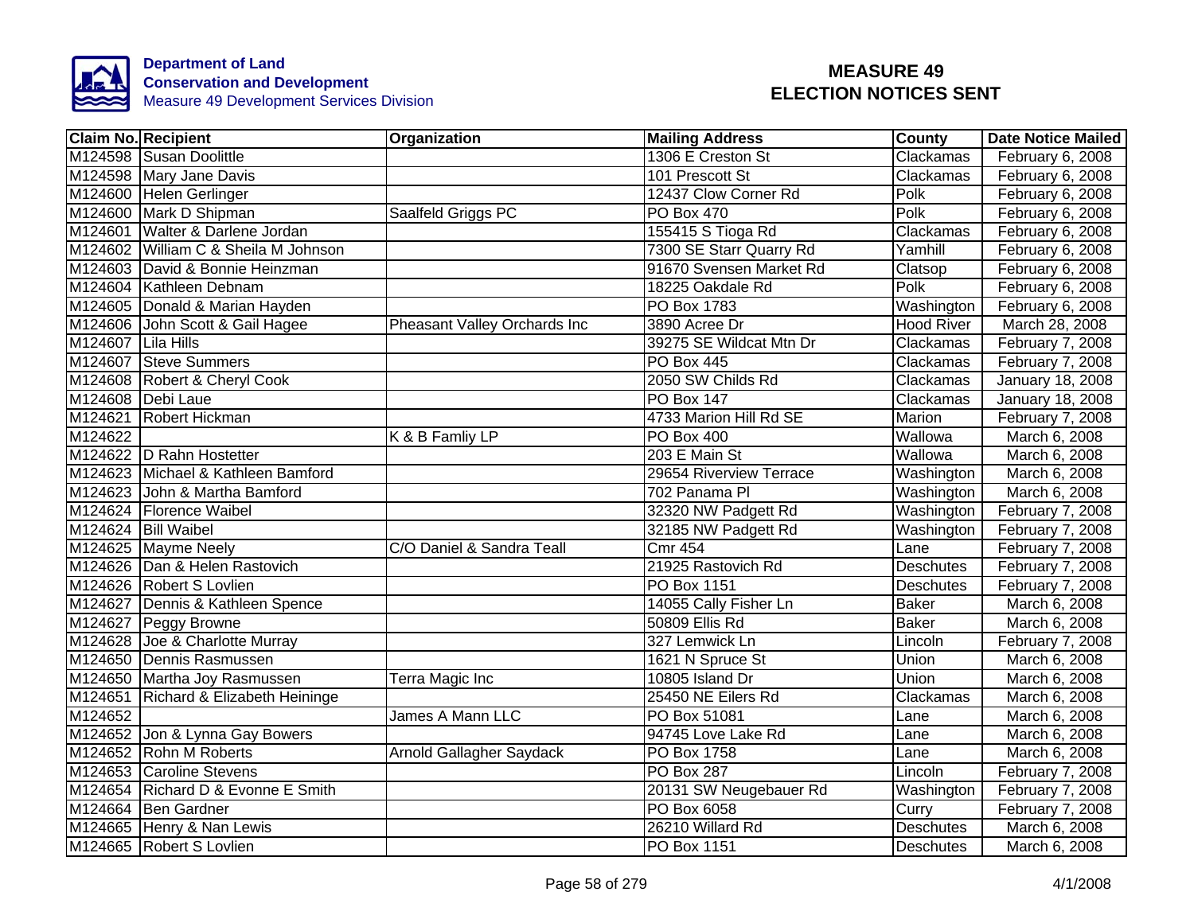**Department of Land Conservation and Development**
Measure 49 Development Services Division

# MEASURE 49 ELECTION NOTICES SENT

| Claim No. | Recipient | Organization | Mailing Address | County | Date Notice Mailed |
|---|---|---|---|---|---|
| M124598 | Susan Doolittle | | 1306 E Creston St | Clackamas | February 6, 2008 |
| M124598 | Mary Jane Davis | | 101 Prescott St | Clackamas | February 6, 2008 |
| M124600 | Helen Gerlinger | | 12437 Clow Corner Rd | Polk | February 6, 2008 |
| M124600 | Mark D Shipman | Saalfeld Griggs PC | PO Box 470 | Polk | February 6, 2008 |
| M124601 | Walter & Darlene Jordan | | 155415 S Tioga Rd | Clackamas | February 6, 2008 |
| M124602 | William C & Sheila M Johnson | | 7300 SE Starr Quarry Rd | Yamhill | February 6, 2008 |
| M124603 | David & Bonnie Heinzman | | 91670 Svensen Market Rd | Clatsop | February 6, 2008 |
| M124604 | Kathleen Debnam | | 18225 Oakdale Rd | Polk | February 6, 2008 |
| M124605 | Donald & Marian Hayden | | PO Box 1783 | Washington | February 6, 2008 |
| M124606 | John Scott & Gail Hagee | Pheasant Valley Orchards Inc | 3890 Acree Dr | Hood River | March 28, 2008 |
| M124607 | Lila Hills | | 39275 SE Wildcat Mtn Dr | Clackamas | February 7, 2008 |
| M124607 | Steve Summers | | PO Box 445 | Clackamas | February 7, 2008 |
| M124608 | Robert & Cheryl Cook | | 2050 SW Childs Rd | Clackamas | January 18, 2008 |
| M124608 | Debi Laue | | PO Box 147 | Clackamas | January 18, 2008 |
| M124621 | Robert Hickman | | 4733 Marion Hill Rd SE | Marion | February 7, 2008 |
| M124622 | | K & B Famliy LP | PO Box 400 | Wallowa | March 6, 2008 |
| M124622 | D Rahn Hostetter | | 203 E Main St | Wallowa | March 6, 2008 |
| M124623 | Michael & Kathleen Bamford | | 29654 Riverview Terrace | Washington | March 6, 2008 |
| M124623 | John & Martha Bamford | | 702 Panama Pl | Washington | March 6, 2008 |
| M124624 | Florence Waibel | | 32320 NW Padgett Rd | Washington | February 7, 2008 |
| M124624 | Bill Waibel | | 32185 NW Padgett Rd | Washington | February 7, 2008 |
| M124625 | Mayme Neely | C/O Daniel & Sandra Teall | Cmr 454 | Lane | February 7, 2008 |
| M124626 | Dan & Helen Rastovich | | 21925 Rastovich Rd | Deschutes | February 7, 2008 |
| M124626 | Robert S Lovlien | | PO Box 1151 | Deschutes | February 7, 2008 |
| M124627 | Dennis & Kathleen Spence | | 14055 Cally Fisher Ln | Baker | March 6, 2008 |
| M124627 | Peggy Browne | | 50809 Ellis Rd | Baker | March 6, 2008 |
| M124628 | Joe & Charlotte Murray | | 327 Lemwick Ln | Lincoln | February 7, 2008 |
| M124650 | Dennis Rasmussen | | 1621 N Spruce St | Union | March 6, 2008 |
| M124650 | Martha Joy Rasmussen | Terra Magic Inc | 10805 Island Dr | Union | March 6, 2008 |
| M124651 | Richard & Elizabeth Heininge | | 25450 NE Eilers Rd | Clackamas | March 6, 2008 |
| M124652 | | James A Mann LLC | PO Box 51081 | Lane | March 6, 2008 |
| M124652 | Jon & Lynna Gay Bowers | | 94745 Love Lake Rd | Lane | March 6, 2008 |
| M124652 | Rohn M Roberts | Arnold Gallagher Saydack | PO Box 1758 | Lane | March 6, 2008 |
| M124653 | Caroline Stevens | | PO Box 287 | Lincoln | February 7, 2008 |
| M124654 | Richard D & Evonne E Smith | | 20131 SW Neugebauer Rd | Washington | February 7, 2008 |
| M124664 | Ben Gardner | | PO Box 6058 | Curry | February 7, 2008 |
| M124665 | Henry & Nan Lewis | | 26210 Willard Rd | Deschutes | March 6, 2008 |
| M124665 | Robert S Lovlien | | PO Box 1151 | Deschutes | March 6, 2008 |

4/1/2008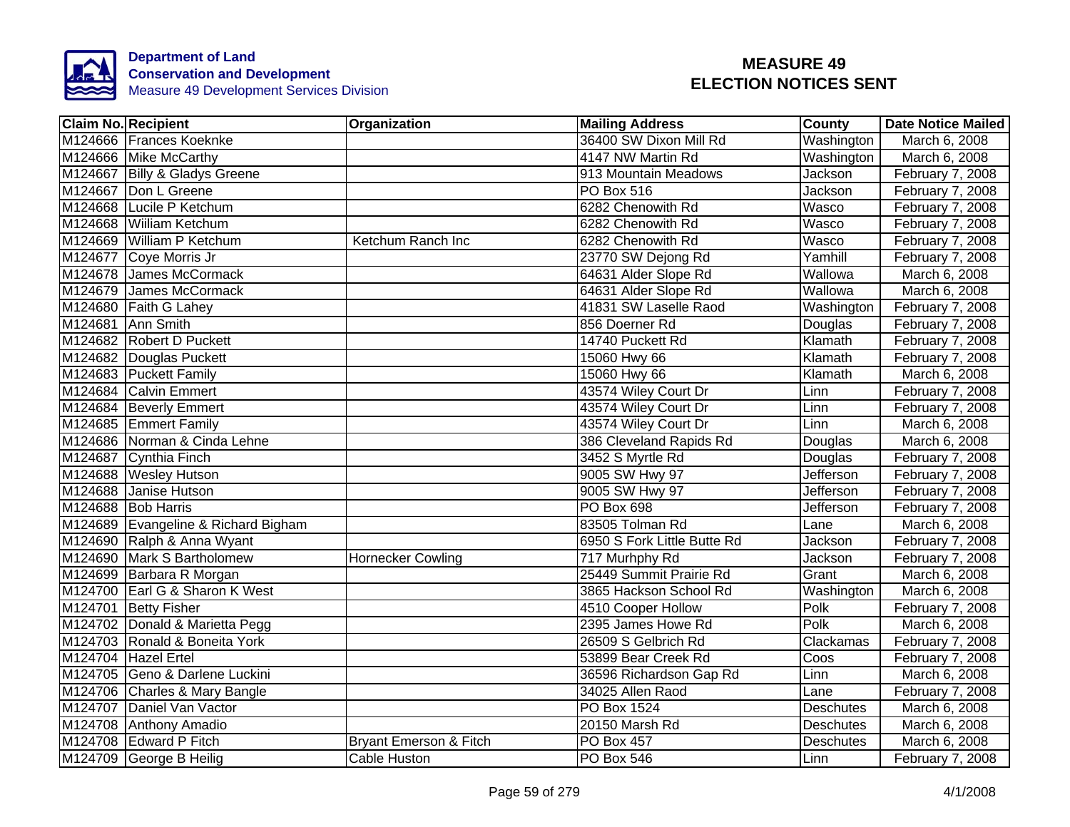Department of Land Conservation and Development
Measure 49 Development Services Division

# MEASURE 49 ELECTION NOTICES SENT

| Claim No. | Recipient | Organization | Mailing Address | County | Date Notice Mailed |
|---|---|---|---|---|---|
| M124666 | Frances Koeknke | | 36400 SW Dixon Mill Rd | Washington | March 6, 2008 |
| M124666 | Mike McCarthy | | 4147 NW Martin Rd | Washington | March 6, 2008 |
| M124667 | Billy & Gladys Greene | | 913 Mountain Meadows | Jackson | February 7, 2008 |
| M124667 | Don L Greene | | PO Box 516 | Jackson | February 7, 2008 |
| M124668 | Lucile P Ketchum | | 6282 Chenowith Rd | Wasco | February 7, 2008 |
| M124668 | Wiiliam Ketchum | | 6282 Chenowith Rd | Wasco | February 7, 2008 |
| M124669 | William P Ketchum | Ketchum Ranch Inc | 6282 Chenowith Rd | Wasco | February 7, 2008 |
| M124677 | Coye Morris Jr | | 23770 SW Dejong Rd | Yamhill | February 7, 2008 |
| M124678 | James McCormack | | 64631 Alder Slope Rd | Wallowa | March 6, 2008 |
| M124679 | James McCormack | | 64631 Alder Slope Rd | Wallowa | March 6, 2008 |
| M124680 | Faith G Lahey | | 41831 SW Laselle Raod | Washington | February 7, 2008 |
| M124681 | Ann Smith | | 856 Doerner Rd | Douglas | February 7, 2008 |
| M124682 | Robert D Puckett | | 14740 Puckett Rd | Klamath | February 7, 2008 |
| M124682 | Douglas Puckett | | 15060 Hwy 66 | Klamath | February 7, 2008 |
| M124683 | Puckett Family | | 15060 Hwy 66 | Klamath | March 6, 2008 |
| M124684 | Calvin Emmert | | 43574 Wiley Court Dr | Linn | February 7, 2008 |
| M124684 | Beverly Emmert | | 43574 Wiley Court Dr | Linn | February 7, 2008 |
| M124685 | Emmert Family | | 43574 Wiley Court Dr | Linn | March 6, 2008 |
| M124686 | Norman & Cinda Lehne | | 386 Cleveland Rapids Rd | Douglas | March 6, 2008 |
| M124687 | Cynthia Finch | | 3452 S Myrtle Rd | Douglas | February 7, 2008 |
| M124688 | Wesley Hutson | | 9005 SW Hwy 97 | Jefferson | February 7, 2008 |
| M124688 | Janise Hutson | | 9005 SW Hwy 97 | Jefferson | February 7, 2008 |
| M124688 | Bob Harris | | PO Box 698 | Jefferson | February 7, 2008 |
| M124689 | Evangeline & Richard Bigham | | 83505 Tolman Rd | Lane | March 6, 2008 |
| M124690 | Ralph & Anna Wyant | | 6950 S Fork Little Butte Rd | Jackson | February 7, 2008 |
| M124690 | Mark S Bartholomew | Hornecker Cowling | 717 Murhphy Rd | Jackson | February 7, 2008 |
| M124699 | Barbara R Morgan | | 25449 Summit Prairie Rd | Grant | March 6, 2008 |
| M124700 | Earl G & Sharon K West | | 3865 Hackson School Rd | Washington | March 6, 2008 |
| M124701 | Betty Fisher | | 4510 Cooper Hollow | Polk | February 7, 2008 |
| M124702 | Donald & Marietta Pegg | | 2395 James Howe Rd | Polk | March 6, 2008 |
| M124703 | Ronald & Boneita York | | 26509 S Gelbrich Rd | Clackamas | February 7, 2008 |
| M124704 | Hazel Ertel | | 53899 Bear Creek Rd | Coos | February 7, 2008 |
| M124705 | Geno & Darlene Luckini | | 36596 Richardson Gap Rd | Linn | March 6, 2008 |
| M124706 | Charles & Mary Bangle | | 34025 Allen Raod | Lane | February 7, 2008 |
| M124707 | Daniel Van Vactor | | PO Box 1524 | Deschutes | March 6, 2008 |
| M124708 | Anthony Amadio | | 20150 Marsh Rd | Deschutes | March 6, 2008 |
| M124708 | Edward P Fitch | Bryant Emerson & Fitch | PO Box 457 | Deschutes | March 6, 2008 |
| M124709 | George B Heilig | Cable Huston | PO Box 546 | Linn | February 7, 2008 |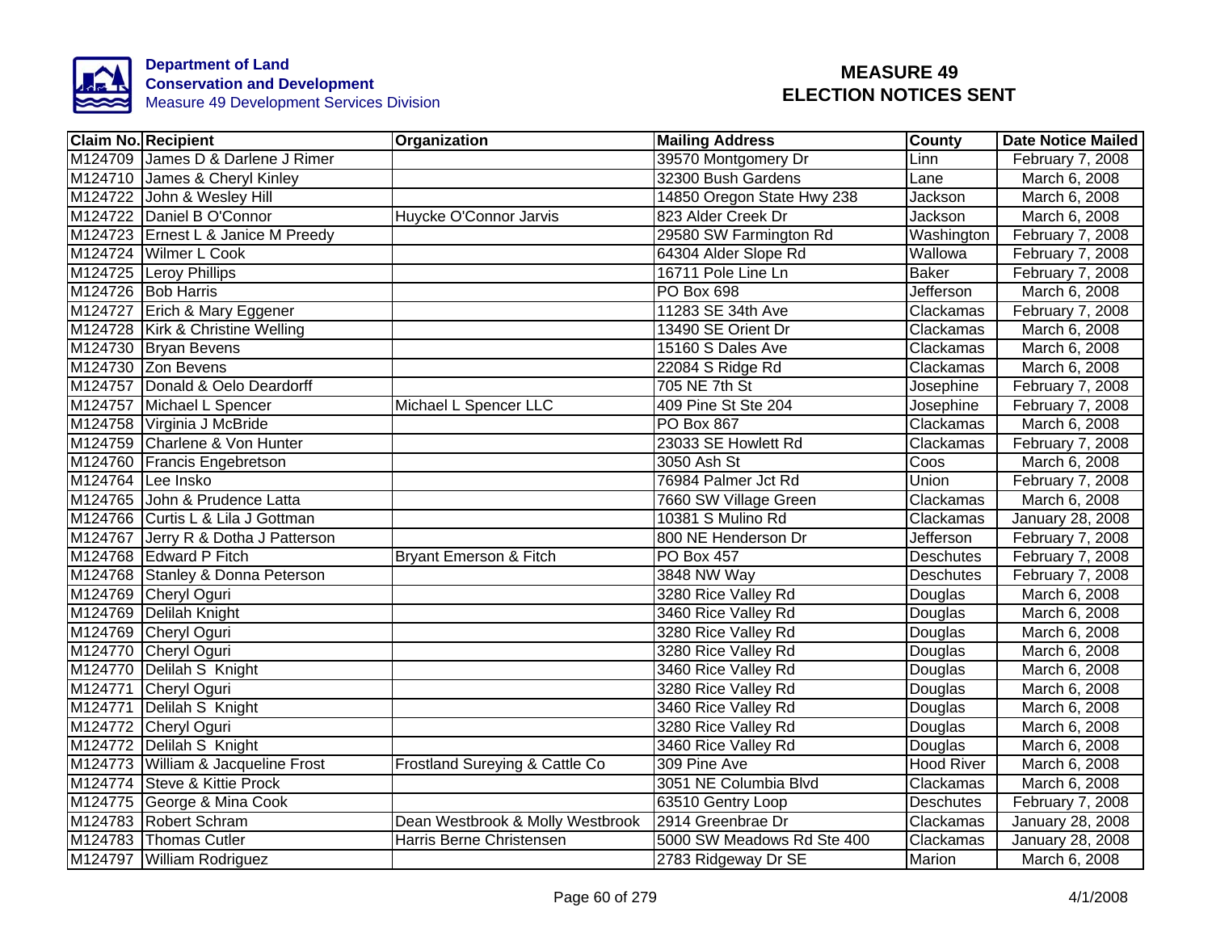**Department of Land Conservation and Development**
Measure 49 Development Services Division

# MEASURE 49 ELECTION NOTICES SENT

| Claim No. | Recipient | Organization | Mailing Address | County | Date Notice Mailed |
|---|---|---|---|---|---|
| M124709 | James D & Darlene J Rimer | | 39570 Montgomery Dr | Linn | February 7, 2008 |
| M124710 | James & Cheryl Kinley | | 32300 Bush Gardens | Lane | March 6, 2008 |
| M124722 | John & Wesley Hill | | 14850 Oregon State Hwy 238 | Jackson | March 6, 2008 |
| M124722 | Daniel B O'Connor | Huycke O'Connor Jarvis | 823 Alder Creek Dr | Jackson | March 6, 2008 |
| M124723 | Ernest L & Janice M Preedy | | 29580 SW Farmington Rd | Washington | February 7, 2008 |
| M124724 | Wilmer L Cook | | 64304 Alder Slope Rd | Wallowa | February 7, 2008 |
| M124725 | Leroy Phillips | | 16711 Pole Line Ln | Baker | February 7, 2008 |
| M124726 | Bob Harris | | PO Box 698 | Jefferson | March 6, 2008 |
| M124727 | Erich & Mary Eggener | | 11283 SE 34th Ave | Clackamas | February 7, 2008 |
| M124728 | Kirk & Christine Welling | | 13490 SE Orient Dr | Clackamas | March 6, 2008 |
| M124730 | Bryan Bevens | | 15160 S Dales Ave | Clackamas | March 6, 2008 |
| M124730 | Zon Bevens | | 22084 S Ridge Rd | Clackamas | March 6, 2008 |
| M124757 | Donald & Oelo Deardorff | | 705 NE 7th St | Josephine | February 7, 2008 |
| M124757 | Michael L Spencer | Michael L Spencer LLC | 409 Pine St Ste 204 | Josephine | February 7, 2008 |
| M124758 | Virginia J McBride | | PO Box 867 | Clackamas | March 6, 2008 |
| M124759 | Charlene & Von Hunter | | 23033 SE Howlett Rd | Clackamas | February 7, 2008 |
| M124760 | Francis Engebretson | | 3050 Ash St | Coos | March 6, 2008 |
| M124764 | Lee Insko | | 76984 Palmer Jct Rd | Union | February 7, 2008 |
| M124765 | John & Prudence Latta | | 7660 SW Village Green | Clackamas | March 6, 2008 |
| M124766 | Curtis L & Lila J Gottman | | 10381 S Mulino Rd | Clackamas | January 28, 2008 |
| M124767 | Jerry R & Dotha J Patterson | | 800 NE Henderson Dr | Jefferson | February 7, 2008 |
| M124768 | Edward P Fitch | Bryant Emerson & Fitch | PO Box 457 | Deschutes | February 7, 2008 |
| M124768 | Stanley & Donna Peterson | | 3848 NW Way | Deschutes | February 7, 2008 |
| M124769 | Cheryl Oguri | | 3280 Rice Valley Rd | Douglas | March 6, 2008 |
| M124769 | Delilah Knight | | 3460 Rice Valley Rd | Douglas | March 6, 2008 |
| M124769 | Cheryl Oguri | | 3280 Rice Valley Rd | Douglas | March 6, 2008 |
| M124770 | Cheryl Oguri | | 3280 Rice Valley Rd | Douglas | March 6, 2008 |
| M124770 | Delilah S Knight | | 3460 Rice Valley Rd | Douglas | March 6, 2008 |
| M124771 | Cheryl Oguri | | 3280 Rice Valley Rd | Douglas | March 6, 2008 |
| M124771 | Delilah S Knight | | 3460 Rice Valley Rd | Douglas | March 6, 2008 |
| M124772 | Cheryl Oguri | | 3280 Rice Valley Rd | Douglas | March 6, 2008 |
| M124772 | Delilah S Knight | | 3460 Rice Valley Rd | Douglas | March 6, 2008 |
| M124773 | William & Jacqueline Frost | Frostland Sureying & Cattle Co | 309 Pine Ave | Hood River | March 6, 2008 |
| M124774 | Steve & Kittie Prock | | 3051 NE Columbia Blvd | Clackamas | March 6, 2008 |
| M124775 | George & Mina Cook | | 63510 Gentry Loop | Deschutes | February 7, 2008 |
| M124783 | Robert Schram | Dean Westbrook & Molly Westbrook | 2914 Greenbrae Dr | Clackamas | January 28, 2008 |
| M124783 | Thomas Cutler | Harris Berne Christensen | 5000 SW Meadows Rd Ste 400 | Clackamas | January 28, 2008 |
| M124797 | William Rodriguez | | 2783 Ridgeway Dr SE | Marion | March 6, 2008 |

4/1/2008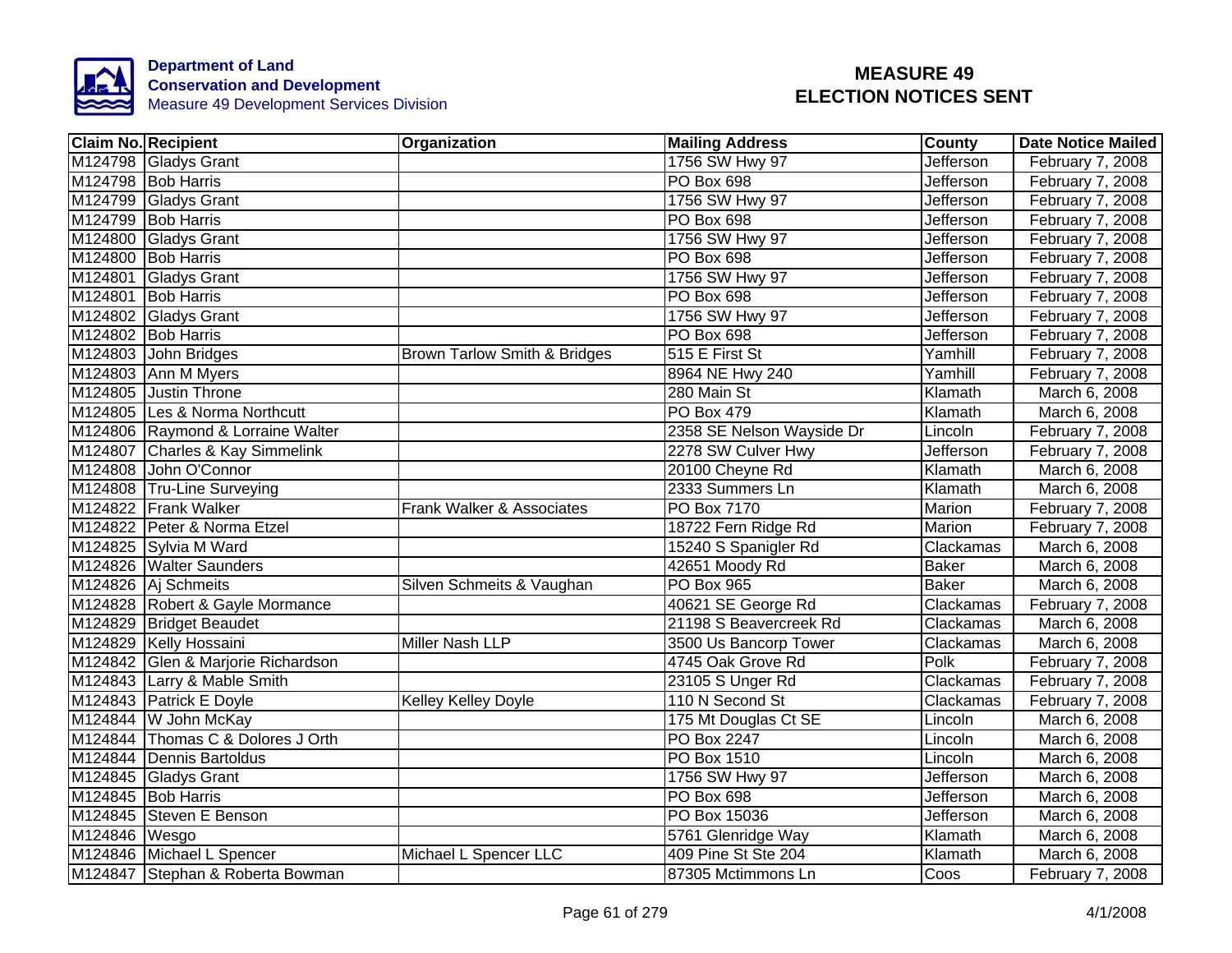**Department of Land Conservation and Development**
Measure 49 Development Services Division

# MEASURE 49 ELECTION NOTICES SENT

| Claim No. | Recipient | Organization | Mailing Address | County | Date Notice Mailed |
|---|---|---|---|---|---|
| M124798 | Gladys Grant | | 1756 SW Hwy 97 | Jefferson | February 7, 2008 |
| M124798 | Bob Harris | | PO Box 698 | Jefferson | February 7, 2008 |
| M124799 | Gladys Grant | | 1756 SW Hwy 97 | Jefferson | February 7, 2008 |
| M124799 | Bob Harris | | PO Box 698 | Jefferson | February 7, 2008 |
| M124800 | Gladys Grant | | 1756 SW Hwy 97 | Jefferson | February 7, 2008 |
| M124800 | Bob Harris | | PO Box 698 | Jefferson | February 7, 2008 |
| M124801 | Gladys Grant | | 1756 SW Hwy 97 | Jefferson | February 7, 2008 |
| M124801 | Bob Harris | | PO Box 698 | Jefferson | February 7, 2008 |
| M124802 | Gladys Grant | | 1756 SW Hwy 97 | Jefferson | February 7, 2008 |
| M124802 | Bob Harris | | PO Box 698 | Jefferson | February 7, 2008 |
| M124803 | John Bridges | Brown Tarlow Smith & Bridges | 515 E First St | Yamhill | February 7, 2008 |
| M124803 | Ann M Myers | | 8964 NE Hwy 240 | Yamhill | February 7, 2008 |
| M124805 | Justin Throne | | 280 Main St | Klamath | March 6, 2008 |
| M124805 | Les & Norma Northcutt | | PO Box 479 | Klamath | March 6, 2008 |
| M124806 | Raymond & Lorraine Walter | | 2358 SE Nelson Wayside Dr | Lincoln | February 7, 2008 |
| M124807 | Charles & Kay Simmelink | | 2278 SW Culver Hwy | Jefferson | February 7, 2008 |
| M124808 | John O'Connor | | 20100 Cheyne Rd | Klamath | March 6, 2008 |
| M124808 | Tru-Line Surveying | | 2333 Summers Ln | Klamath | March 6, 2008 |
| M124822 | Frank Walker | Frank Walker & Associates | PO Box 7170 | Marion | February 7, 2008 |
| M124822 | Peter & Norma Etzel | | 18722 Fern Ridge Rd | Marion | February 7, 2008 |
| M124825 | Sylvia M Ward | | 15240 S Spanigler Rd | Clackamas | March 6, 2008 |
| M124826 | Walter Saunders | | 42651 Moody Rd | Baker | March 6, 2008 |
| M124826 | Aj Schmeits | Silven Schmeits & Vaughan | PO Box 965 | Baker | March 6, 2008 |
| M124828 | Robert & Gayle Mormance | | 40621 SE George Rd | Clackamas | February 7, 2008 |
| M124829 | Bridget Beaudet | | 21198 S Beavercreek Rd | Clackamas | March 6, 2008 |
| M124829 | Kelly Hossaini | Miller Nash LLP | 3500 Us Bancorp Tower | Clackamas | March 6, 2008 |
| M124842 | Glen & Marjorie Richardson | | 4745 Oak Grove Rd | Polk | February 7, 2008 |
| M124843 | Larry & Mable Smith | | 23105 S Unger Rd | Clackamas | February 7, 2008 |
| M124843 | Patrick E Doyle | Kelley Kelley Doyle | 110 N Second St | Clackamas | February 7, 2008 |
| M124844 | W John McKay | | 175 Mt Douglas Ct SE | Lincoln | March 6, 2008 |
| M124844 | Thomas C & Dolores J Orth | | PO Box 2247 | Lincoln | March 6, 2008 |
| M124844 | Dennis Bartoldus | | PO Box 1510 | Lincoln | March 6, 2008 |
| M124845 | Gladys Grant | | 1756 SW Hwy 97 | Jefferson | March 6, 2008 |
| M124845 | Bob Harris | | PO Box 698 | Jefferson | March 6, 2008 |
| M124845 | Steven E Benson | | PO Box 15036 | Jefferson | March 6, 2008 |
| M124846 | Wesgo | | 5761 Glenridge Way | Klamath | March 6, 2008 |
| M124846 | Michael L Spencer | Michael L Spencer LLC | 409 Pine St Ste 204 | Klamath | March 6, 2008 |
| M124847 | Stephan & Roberta Bowman | | 87305 Mctimmons Ln | Coos | February 7, 2008 |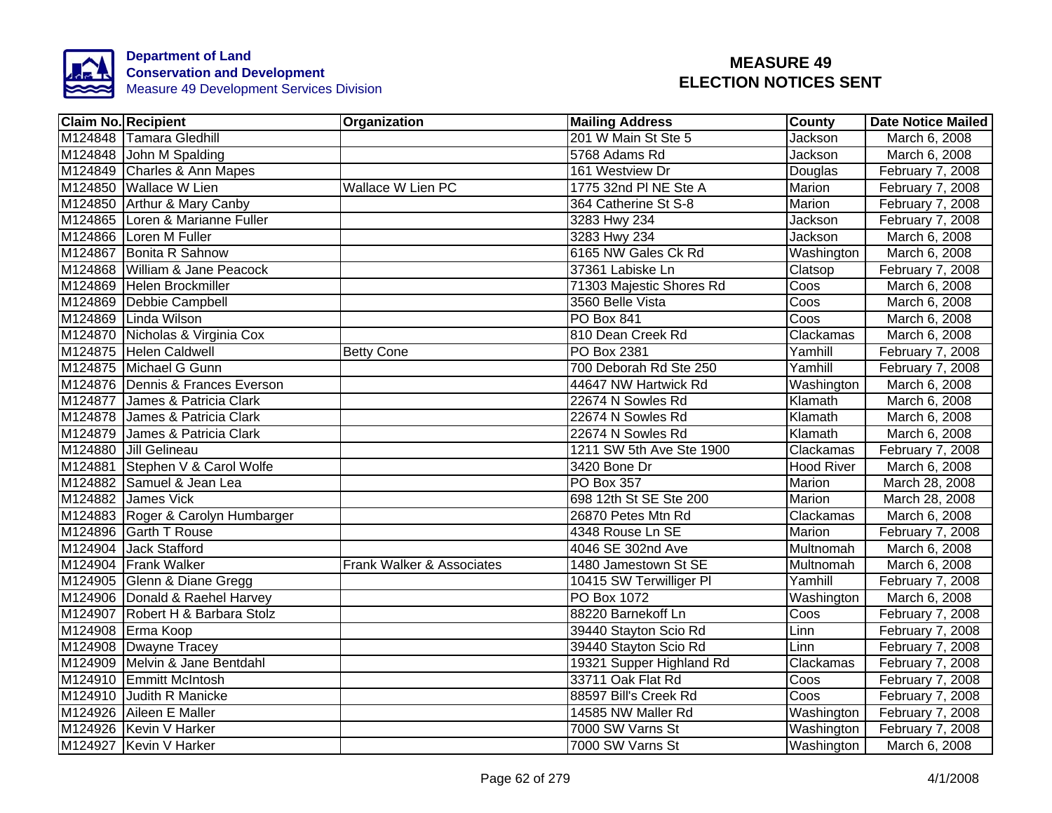**Department of Land Conservation and Development**
Measure 49 Development Services Division

# MEASURE 49 ELECTION NOTICES SENT

| Claim No. | Recipient | Organization | Mailing Address | County | Date Notice Mailed |
|---|---|---|---|---|---|
| M124848 | Tamara Gledhill | | 201 W Main St Ste 5 | Jackson | March 6, 2008 |
| M124848 | John M Spalding | | 5768 Adams Rd | Jackson | March 6, 2008 |
| M124849 | Charles & Ann Mapes | | 161 Westview Dr | Douglas | February 7, 2008 |
| M124850 | Wallace W Lien | Wallace W Lien PC | 1775 32nd Pl NE Ste A | Marion | February 7, 2008 |
| M124850 | Arthur & Mary Canby | | 364 Catherine St S-8 | Marion | February 7, 2008 |
| M124865 | Loren & Marianne Fuller | | 3283 Hwy 234 | Jackson | February 7, 2008 |
| M124866 | Loren M Fuller | | 3283 Hwy 234 | Jackson | March 6, 2008 |
| M124867 | Bonita R Sahnow | | 6165 NW Gales Ck Rd | Washington | March 6, 2008 |
| M124868 | William & Jane Peacock | | 37361 Labiske Ln | Clatsop | February 7, 2008 |
| M124869 | Helen Brockmiller | | 71303 Majestic Shores Rd | Coos | March 6, 2008 |
| M124869 | Debbie Campbell | | 3560 Belle Vista | Coos | March 6, 2008 |
| M124869 | Linda Wilson | | PO Box 841 | Coos | March 6, 2008 |
| M124870 | Nicholas & Virginia Cox | | 810 Dean Creek Rd | Clackamas | March 6, 2008 |
| M124875 | Helen Caldwell | Betty Cone | PO Box 2381 | Yamhill | February 7, 2008 |
| M124875 | Michael G Gunn | | 700 Deborah Rd Ste 250 | Yamhill | February 7, 2008 |
| M124876 | Dennis & Frances Everson | | 44647 NW Hartwick Rd | Washington | March 6, 2008 |
| M124877 | James & Patricia Clark | | 22674 N Sowles Rd | Klamath | March 6, 2008 |
| M124878 | James & Patricia Clark | | 22674 N Sowles Rd | Klamath | March 6, 2008 |
| M124879 | James & Patricia Clark | | 22674 N Sowles Rd | Klamath | March 6, 2008 |
| M124880 | Jill Gelineau | | 1211 SW 5th Ave Ste 1900 | Clackamas | February 7, 2008 |
| M124881 | Stephen V & Carol Wolfe | | 3420 Bone Dr | Hood River | March 6, 2008 |
| M124882 | Samuel & Jean Lea | | PO Box 357 | Marion | March 28, 2008 |
| M124882 | James Vick | | 698 12th St SE Ste 200 | Marion | March 28, 2008 |
| M124883 | Roger & Carolyn Humbarger | | 26870 Petes Mtn Rd | Clackamas | March 6, 2008 |
| M124896 | Garth T Rouse | | 4348 Rouse Ln SE | Marion | February 7, 2008 |
| M124904 | Jack Stafford | | 4046 SE 302nd Ave | Multnomah | March 6, 2008 |
| M124904 | Frank Walker | Frank Walker & Associates | 1480 Jamestown St SE | Multnomah | March 6, 2008 |
| M124905 | Glenn & Diane Gregg | | 10415 SW Terwilliger Pl | Yamhill | February 7, 2008 |
| M124906 | Donald & Raehel Harvey | | PO Box 1072 | Washington | March 6, 2008 |
| M124907 | Robert H & Barbara Stolz | | 88220 Barnekoff Ln | Coos | February 7, 2008 |
| M124908 | Erma Koop | | 39440 Stayton Scio Rd | Linn | February 7, 2008 |
| M124908 | Dwayne Tracey | | 39440 Stayton Scio Rd | Linn | February 7, 2008 |
| M124909 | Melvin & Jane Bentdahl | | 19321 Supper Highland Rd | Clackamas | February 7, 2008 |
| M124910 | Emmitt McIntosh | | 33711 Oak Flat Rd | Coos | February 7, 2008 |
| M124910 | Judith R Manicke | | 88597 Bill's Creek Rd | Coos | February 7, 2008 |
| M124926 | Aileen E Maller | | 14585 NW Maller Rd | Washington | February 7, 2008 |
| M124926 | Kevin V Harker | | 7000 SW Varns St | Washington | February 7, 2008 |
| M124927 | Kevin V Harker | | 7000 SW Varns St | Washington | March 6, 2008 |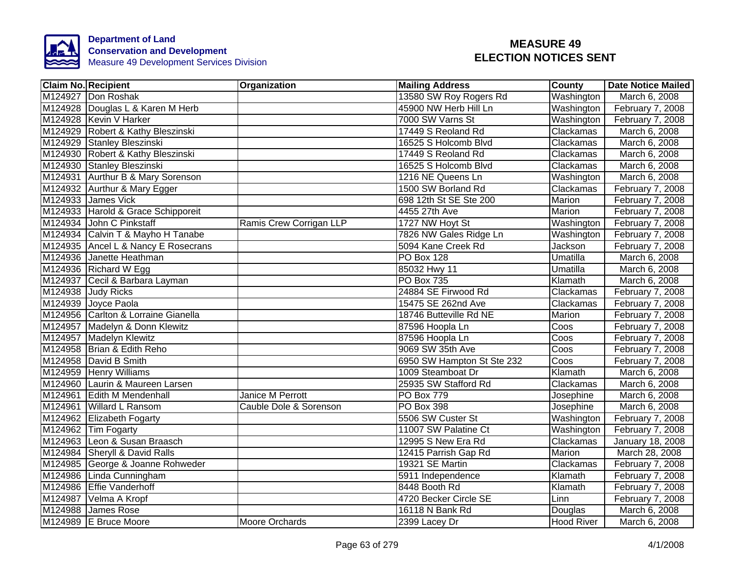**Department of Land Conservation and Development**
Measure 49 Development Services Division

# MEASURE 49 ELECTION NOTICES SENT

| Claim No. | Recipient | Organization | Mailing Address | County | Date Notice Mailed |
|---|---|---|---|---|---|
| M124927 | Don Roshak | | 13580 SW Roy Rogers Rd | Washington | March 6, 2008 |
| M124928 | Douglas L & Karen M Herb | | 45900 NW Herb Hill Ln | Washington | February 7, 2008 |
| M124928 | Kevin V Harker | | 7000 SW Varns St | Washington | February 7, 2008 |
| M124929 | Robert & Kathy Bleszinski | | 17449 S Reoland Rd | Clackamas | March 6, 2008 |
| M124929 | Stanley Bleszinski | | 16525 S Holcomb Blvd | Clackamas | March 6, 2008 |
| M124930 | Robert & Kathy Bleszinski | | 17449 S Reoland Rd | Clackamas | March 6, 2008 |
| M124930 | Stanley Bleszinski | | 16525 S Holcomb Blvd | Clackamas | March 6, 2008 |
| M124931 | Aurthur B & Mary Sorenson | | 1216 NE Queens Ln | Washington | March 6, 2008 |
| M124932 | Aurthur & Mary Egger | | 1500 SW Borland Rd | Clackamas | February 7, 2008 |
| M124933 | James Vick | | 698 12th St SE Ste 200 | Marion | February 7, 2008 |
| M124933 | Harold & Grace Schipporeit | | 4455 27th Ave | Marion | February 7, 2008 |
| M124934 | John C Pinkstaff | Ramis Crew Corrigan LLP | 1727 NW Hoyt St | Washington | February 7, 2008 |
| M124934 | Calvin T & Mayho H Tanabe | | 7826 NW Gales Ridge Ln | Washington | February 7, 2008 |
| M124935 | Ancel L & Nancy E Rosecrans | | 5094 Kane Creek Rd | Jackson | February 7, 2008 |
| M124936 | Janette Heathman | | PO Box 128 | Umatilla | March 6, 2008 |
| M124936 | Richard W Egg | | 85032 Hwy 11 | Umatilla | March 6, 2008 |
| M124937 | Cecil & Barbara Layman | | PO Box 735 | Klamath | March 6, 2008 |
| M124938 | Judy Ricks | | 24884 SE Firwood Rd | Clackamas | February 7, 2008 |
| M124939 | Joyce Paola | | 15475 SE 262nd Ave | Clackamas | February 7, 2008 |
| M124956 | Carlton & Lorraine Gianella | | 18746 Butteville Rd NE | Marion | February 7, 2008 |
| M124957 | Madelyn & Donn Klewitz | | 87596 Hoopla Ln | Coos | February 7, 2008 |
| M124957 | Madelyn Klewitz | | 87596 Hoopla Ln | Coos | February 7, 2008 |
| M124958 | Brian & Edith Reho | | 9069 SW 35th Ave | Coos | February 7, 2008 |
| M124958 | David B Smith | | 6950 SW Hampton St Ste 232 | Coos | February 7, 2008 |
| M124959 | Henry Williams | | 1009 Steamboat Dr | Klamath | March 6, 2008 |
| M124960 | Laurin & Maureen Larsen | | 25935 SW Stafford Rd | Clackamas | March 6, 2008 |
| M124961 | Edith M Mendenhall | Janice M Perrott | PO Box 779 | Josephine | March 6, 2008 |
| M124961 | Willard L Ransom | Cauble Dole & Sorenson | PO Box 398 | Josephine | March 6, 2008 |
| M124962 | Elizabeth Fogarty | | 5506 SW Custer St | Washington | February 7, 2008 |
| M124962 | Tim Fogarty | | 11007 SW Palatine Ct | Washington | February 7, 2008 |
| M124963 | Leon & Susan Braasch | | 12995 S New Era Rd | Clackamas | January 18, 2008 |
| M124984 | Sheryll & David Ralls | | 12415 Parrish Gap Rd | Marion | March 28, 2008 |
| M124985 | George & Joanne Rohweder | | 19321 SE Martin | Clackamas | February 7, 2008 |
| M124986 | Linda Cunningham | | 5911 Independence | Klamath | February 7, 2008 |
| M124986 | Effie Vanderhoff | | 8448 Booth Rd | Klamath | February 7, 2008 |
| M124987 | Velma A Kropf | | 4720 Becker Circle SE | Linn | February 7, 2008 |
| M124988 | James Rose | | 16118 N Bank Rd | Douglas | March 6, 2008 |
| M124989 | E Bruce Moore | Moore Orchards | 2399 Lacey Dr | Hood River | March 6, 2008 |

4/1/2008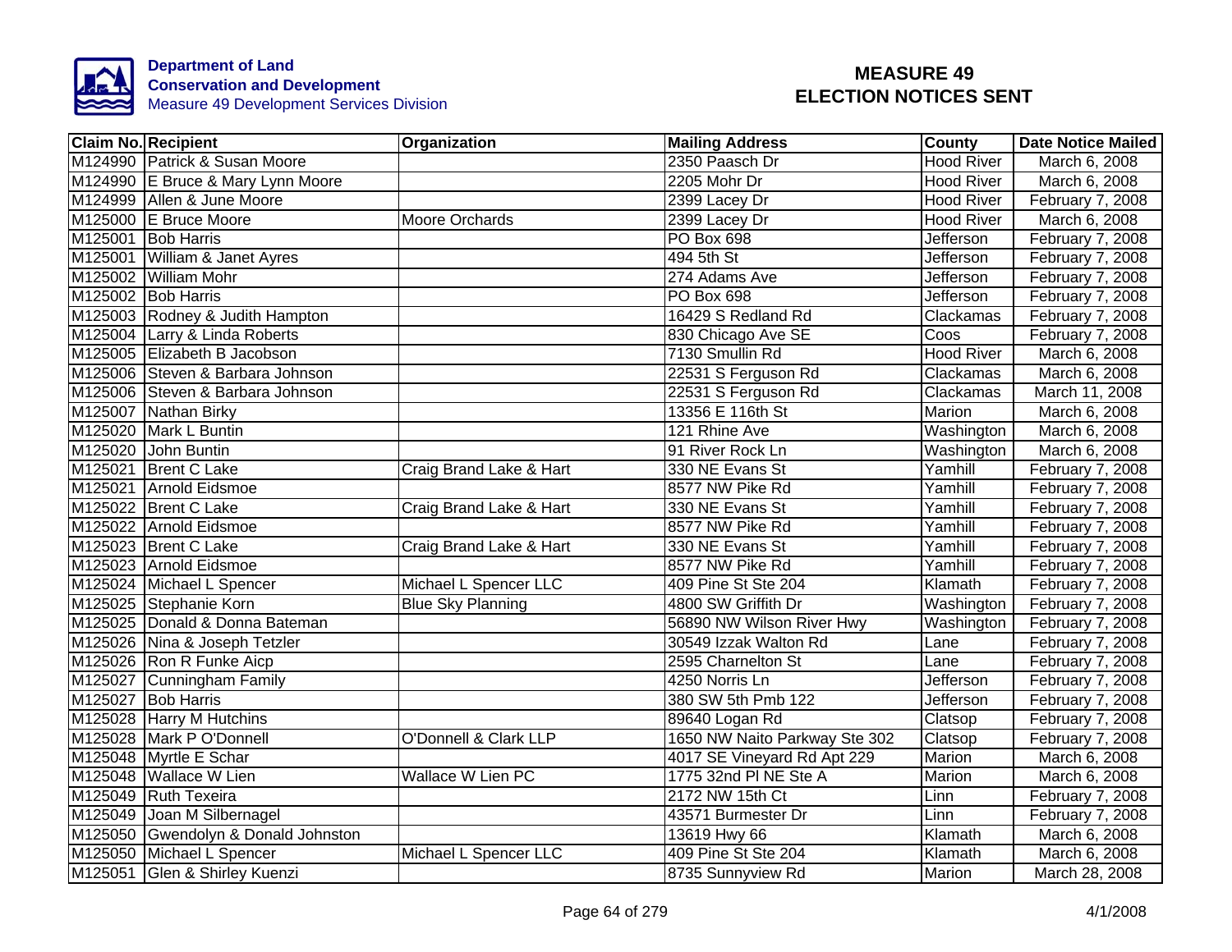Department of Land Conservation and Development
Measure 49 Development Services Division

# MEASURE 49 ELECTION NOTICES SENT

| Claim No. | Recipient | Organization | Mailing Address | County | Date Notice Mailed |
|---|---|---|---|---|---|
| M124990 | Patrick & Susan Moore | | 2350 Paasch Dr | Hood River | March 6, 2008 |
| M124990 | E Bruce & Mary Lynn Moore | | 2205 Mohr Dr | Hood River | March 6, 2008 |
| M124999 | Allen & June Moore | | 2399 Lacey Dr | Hood River | February 7, 2008 |
| M125000 | E Bruce Moore | Moore Orchards | 2399 Lacey Dr | Hood River | March 6, 2008 |
| M125001 | Bob Harris | | PO Box 698 | Jefferson | February 7, 2008 |
| M125001 | William & Janet Ayres | | 494 5th St | Jefferson | February 7, 2008 |
| M125002 | William Mohr | | 274 Adams Ave | Jefferson | February 7, 2008 |
| M125002 | Bob Harris | | PO Box 698 | Jefferson | February 7, 2008 |
| M125003 | Rodney & Judith Hampton | | 16429 S Redland Rd | Clackamas | February 7, 2008 |
| M125004 | Larry & Linda Roberts | | 830 Chicago Ave SE | Coos | February 7, 2008 |
| M125005 | Elizabeth B Jacobson | | 7130 Smullin Rd | Hood River | March 6, 2008 |
| M125006 | Steven & Barbara Johnson | | 22531 S Ferguson Rd | Clackamas | March 6, 2008 |
| M125006 | Steven & Barbara Johnson | | 22531 S Ferguson Rd | Clackamas | March 11, 2008 |
| M125007 | Nathan Birky | | 13356 E 116th St | Marion | March 6, 2008 |
| M125020 | Mark L Buntin | | 121 Rhine Ave | Washington | March 6, 2008 |
| M125020 | John Buntin | | 91 River Rock Ln | Washington | March 6, 2008 |
| M125021 | Brent C Lake | Craig Brand Lake & Hart | 330 NE Evans St | Yamhill | February 7, 2008 |
| M125021 | Arnold Eidsmoe | | 8577 NW Pike Rd | Yamhill | February 7, 2008 |
| M125022 | Brent C Lake | Craig Brand Lake & Hart | 330 NE Evans St | Yamhill | February 7, 2008 |
| M125022 | Arnold Eidsmoe | | 8577 NW Pike Rd | Yamhill | February 7, 2008 |
| M125023 | Brent C Lake | Craig Brand Lake & Hart | 330 NE Evans St | Yamhill | February 7, 2008 |
| M125023 | Arnold Eidsmoe | | 8577 NW Pike Rd | Yamhill | February 7, 2008 |
| M125024 | Michael L Spencer | Michael L Spencer LLC | 409 Pine St Ste 204 | Klamath | February 7, 2008 |
| M125025 | Stephanie Korn | Blue Sky Planning | 4800 SW Griffith Dr | Washington | February 7, 2008 |
| M125025 | Donald & Donna Bateman | | 56890 NW Wilson River Hwy | Washington | February 7, 2008 |
| M125026 | Nina & Joseph Tetzler | | 30549 Izzak Walton Rd | Lane | February 7, 2008 |
| M125026 | Ron R Funke Aicp | | 2595 Charnelton St | Lane | February 7, 2008 |
| M125027 | Cunningham Family | | 4250 Norris Ln | Jefferson | February 7, 2008 |
| M125027 | Bob Harris | | 380 SW 5th Pmb 122 | Jefferson | February 7, 2008 |
| M125028 | Harry M Hutchins | | 89640 Logan Rd | Clatsop | February 7, 2008 |
| M125028 | Mark P O'Donnell | O'Donnell & Clark LLP | 1650 NW Naito Parkway Ste 302 | Clatsop | February 7, 2008 |
| M125048 | Myrtle E Schar | | 4017 SE Vineyard Rd Apt 229 | Marion | March 6, 2008 |
| M125048 | Wallace W Lien | Wallace W Lien PC | 1775 32nd Pl NE Ste A | Marion | March 6, 2008 |
| M125049 | Ruth Texeira | | 2172 NW 15th Ct | Linn | February 7, 2008 |
| M125049 | Joan M Silbernagel | | 43571 Burmester Dr | Linn | February 7, 2008 |
| M125050 | Gwendolyn & Donald Johnston | | 13619 Hwy 66 | Klamath | March 6, 2008 |
| M125050 | Michael L Spencer | Michael L Spencer LLC | 409 Pine St Ste 204 | Klamath | March 6, 2008 |
| M125051 | Glen & Shirley Kuenzi | | 8735 Sunnyview Rd | Marion | March 28, 2008 |

4/1/2008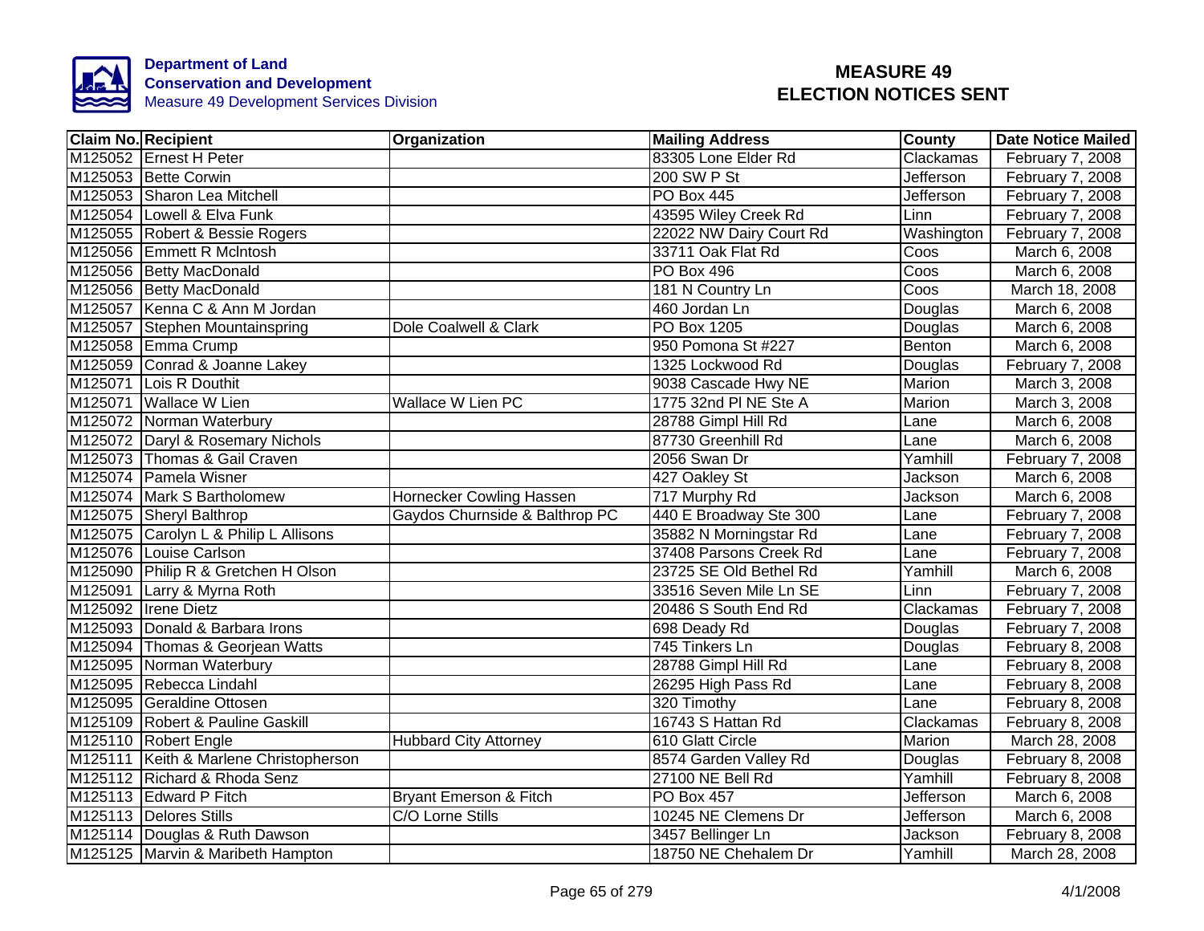**Department of Land Conservation and Development**
Measure 49 Development Services Division

# MEASURE 49
# ELECTION NOTICES SENT

| Claim No. | Recipient | Organization | Mailing Address | County | Date Notice Mailed |
|---|---|---|---|---|---|
| M125052 | Ernest H Peter | | 83305 Lone Elder Rd | Clackamas | February 7, 2008 |
| M125053 | Bette Corwin | | 200 SW P St | Jefferson | February 7, 2008 |
| M125053 | Sharon Lea Mitchell | | PO Box 445 | Jefferson | February 7, 2008 |
| M125054 | Lowell & Elva Funk | | 43595 Wiley Creek Rd | Linn | February 7, 2008 |
| M125055 | Robert & Bessie Rogers | | 22022 NW Dairy Court Rd | Washington | February 7, 2008 |
| M125056 | Emmett R McIntosh | | 33711 Oak Flat Rd | Coos | March 6, 2008 |
| M125056 | Betty MacDonald | | PO Box 496 | Coos | March 6, 2008 |
| M125056 | Betty MacDonald | | 181 N Country Ln | Coos | March 18, 2008 |
| M125057 | Kenna C & Ann M Jordan | | 460 Jordan Ln | Douglas | March 6, 2008 |
| M125057 | Stephen Mountainspring | Dole Coalwell & Clark | PO Box 1205 | Douglas | March 6, 2008 |
| M125058 | Emma Crump | | 950 Pomona St #227 | Benton | March 6, 2008 |
| M125059 | Conrad & Joanne Lakey | | 1325 Lockwood Rd | Douglas | February 7, 2008 |
| M125071 | Lois R Douthit | | 9038 Cascade Hwy NE | Marion | March 3, 2008 |
| M125071 | Wallace W Lien | Wallace W Lien PC | 1775 32nd Pl NE Ste A | Marion | March 3, 2008 |
| M125072 | Norman Waterbury | | 28788 Gimpl Hill Rd | Lane | March 6, 2008 |
| M125072 | Daryl & Rosemary Nichols | | 87730 Greenhill Rd | Lane | March 6, 2008 |
| M125073 | Thomas & Gail Craven | | 2056 Swan Dr | Yamhill | February 7, 2008 |
| M125074 | Pamela Wisner | | 427 Oakley St | Jackson | March 6, 2008 |
| M125074 | Mark S Bartholomew | Hornecker Cowling Hassen | 717 Murphy Rd | Jackson | March 6, 2008 |
| M125075 | Sheryl Balthrop | Gaydos Churnside & Balthrop PC | 440 E Broadway Ste 300 | Lane | February 7, 2008 |
| M125075 | Carolyn L & Philip L Allisons | | 35882 N Morningstar Rd | Lane | February 7, 2008 |
| M125076 | Louise Carlson | | 37408 Parsons Creek Rd | Lane | February 7, 2008 |
| M125090 | Philip R & Gretchen H Olson | | 23725 SE Old Bethel Rd | Yamhill | March 6, 2008 |
| M125091 | Larry & Myrna Roth | | 33516 Seven Mile Ln SE | Linn | February 7, 2008 |
| M125092 | Irene Dietz | | 20486 S South End Rd | Clackamas | February 7, 2008 |
| M125093 | Donald & Barbara Irons | | 698 Deady Rd | Douglas | February 7, 2008 |
| M125094 | Thomas & Georjean Watts | | 745 Tinkers Ln | Douglas | February 8, 2008 |
| M125095 | Norman Waterbury | | 28788 Gimpl Hill Rd | Lane | February 8, 2008 |
| M125095 | Rebecca Lindahl | | 26295 High Pass Rd | Lane | February 8, 2008 |
| M125095 | Geraldine Ottosen | | 320 Timothy | Lane | February 8, 2008 |
| M125109 | Robert & Pauline Gaskill | | 16743 S Hattan Rd | Clackamas | February 8, 2008 |
| M125110 | Robert Engle | Hubbard City Attorney | 610 Glatt Circle | Marion | March 28, 2008 |
| M125111 | Keith & Marlene Christopherson | | 8574 Garden Valley Rd | Douglas | February 8, 2008 |
| M125112 | Richard & Rhoda Senz | | 27100 NE Bell Rd | Yamhill | February 8, 2008 |
| M125113 | Edward P Fitch | Bryant Emerson & Fitch | PO Box 457 | Jefferson | March 6, 2008 |
| M125113 | Delores Stills | C/O Lorne Stills | 10245 NE Clemens Dr | Jefferson | March 6, 2008 |
| M125114 | Douglas & Ruth Dawson | | 3457 Bellinger Ln | Jackson | February 8, 2008 |
| M125125 | Marvin & Maribeth Hampton | | 18750 NE Chehalem Dr | Yamhill | March 28, 2008 |

4/1/2008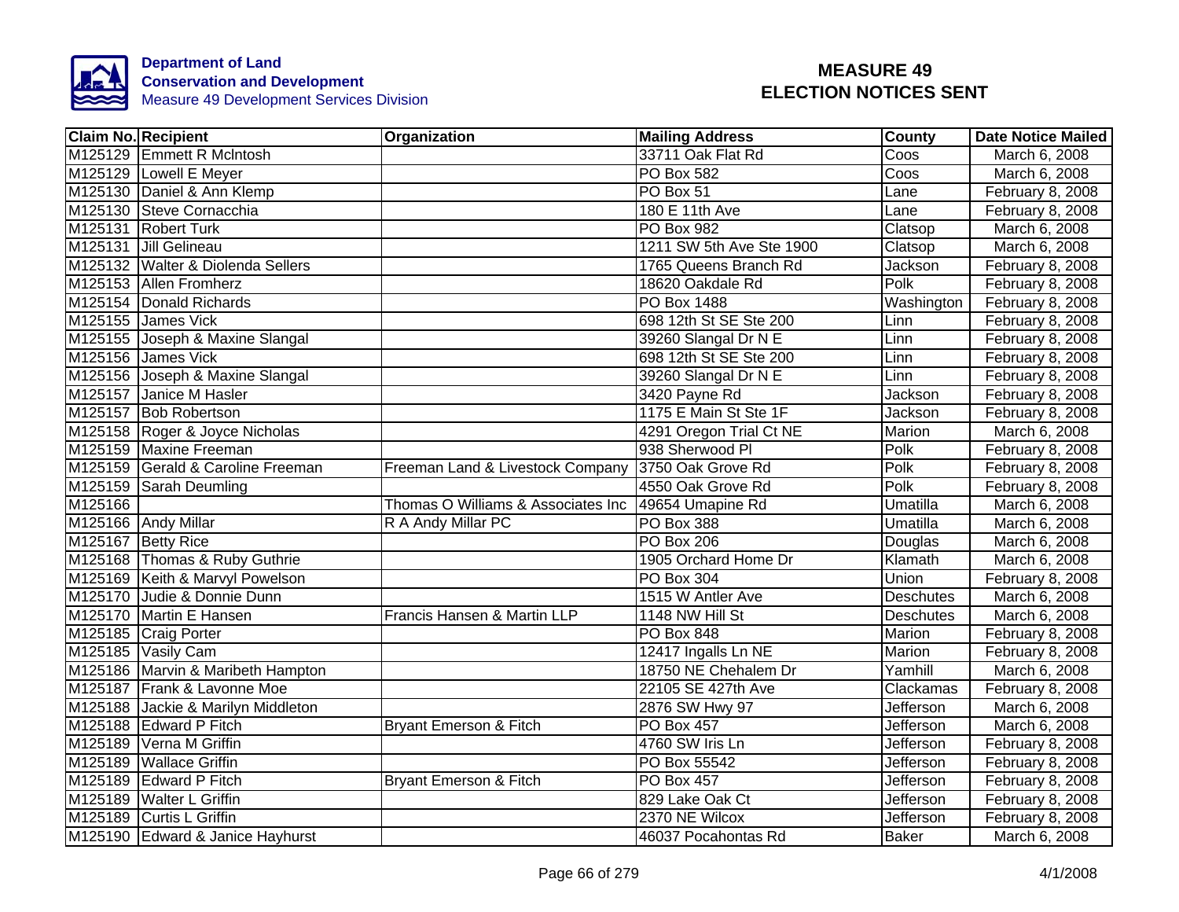Department of Land
Conservation and Development
Measure 49 Development Services Division

# MEASURE 49
# ELECTION NOTICES SENT

| Claim No. | Recipient | Organization | Mailing Address | County | Date Notice Mailed |
|---|---|---|---|---|---|
| M125129 | Emmett R McIntosh | | 33711 Oak Flat Rd | Coos | March 6, 2008 |
| M125129 | Lowell E Meyer | | PO Box 582 | Coos | March 6, 2008 |
| M125130 | Daniel & Ann Klemp | | PO Box 51 | Lane | February 8, 2008 |
| M125130 | Steve Cornacchia | | 180 E 11th Ave | Lane | February 8, 2008 |
| M125131 | Robert Turk | | PO Box 982 | Clatsop | March 6, 2008 |
| M125131 | Jill Gelineau | | 1211 SW 5th Ave Ste 1900 | Clatsop | March 6, 2008 |
| M125132 | Walter & Diolenda Sellers | | 1765 Queens Branch Rd | Jackson | February 8, 2008 |
| M125153 | Allen Fromherz | | 18620 Oakdale Rd | Polk | February 8, 2008 |
| M125154 | Donald Richards | | PO Box 1488 | Washington | February 8, 2008 |
| M125155 | James Vick | | 698 12th St SE Ste 200 | Linn | February 8, 2008 |
| M125155 | Joseph & Maxine Slangal | | 39260 Slangal Dr N E | Linn | February 8, 2008 |
| M125156 | James Vick | | 698 12th St SE Ste 200 | Linn | February 8, 2008 |
| M125156 | Joseph & Maxine Slangal | | 39260 Slangal Dr N E | Linn | February 8, 2008 |
| M125157 | Janice M Hasler | | 3420 Payne Rd | Jackson | February 8, 2008 |
| M125157 | Bob Robertson | | 1175 E Main St Ste 1F | Jackson | February 8, 2008 |
| M125158 | Roger & Joyce Nicholas | | 4291 Oregon Trial Ct NE | Marion | March 6, 2008 |
| M125159 | Maxine Freeman | | 938 Sherwood Pl | Polk | February 8, 2008 |
| M125159 | Gerald & Caroline Freeman | Freeman Land & Livestock Company | 3750 Oak Grove Rd | Polk | February 8, 2008 |
| M125159 | Sarah Deumling | | 4550 Oak Grove Rd | Polk | February 8, 2008 |
| M125166 | | Thomas O Williams & Associates Inc | 49654 Umapine Rd | Umatilla | March 6, 2008 |
| M125166 | Andy Millar | R A Andy Millar PC | PO Box 388 | Umatilla | March 6, 2008 |
| M125167 | Betty Rice | | PO Box 206 | Douglas | March 6, 2008 |
| M125168 | Thomas & Ruby Guthrie | | 1905 Orchard Home Dr | Klamath | March 6, 2008 |
| M125169 | Keith & Marvyl Powelson | | PO Box 304 | Union | February 8, 2008 |
| M125170 | Judie & Donnie Dunn | | 1515 W Antler Ave | Deschutes | March 6, 2008 |
| M125170 | Martin E Hansen | Francis Hansen & Martin LLP | 1148 NW Hill St | Deschutes | March 6, 2008 |
| M125185 | Craig Porter | | PO Box 848 | Marion | February 8, 2008 |
| M125185 | Vasily Cam | | 12417 Ingalls Ln NE | Marion | February 8, 2008 |
| M125186 | Marvin & Maribeth Hampton | | 18750 NE Chehalem Dr | Yamhill | March 6, 2008 |
| M125187 | Frank & Lavonne Moe | | 22105 SE 427th Ave | Clackamas | February 8, 2008 |
| M125188 | Jackie & Marilyn Middleton | | 2876 SW Hwy 97 | Jefferson | March 6, 2008 |
| M125188 | Edward P Fitch | Bryant Emerson & Fitch | PO Box 457 | Jefferson | March 6, 2008 |
| M125189 | Verna M Griffin | | 4760 SW Iris Ln | Jefferson | February 8, 2008 |
| M125189 | Wallace Griffin | | PO Box 55542 | Jefferson | February 8, 2008 |
| M125189 | Edward P Fitch | Bryant Emerson & Fitch | PO Box 457 | Jefferson | February 8, 2008 |
| M125189 | Walter L Griffin | | 829 Lake Oak Ct | Jefferson | February 8, 2008 |
| M125189 | Curtis L Griffin | | 2370 NE Wilcox | Jefferson | February 8, 2008 |
| M125190 | Edward & Janice Hayhurst | | 46037 Pocahontas Rd | Baker | March 6, 2008 |

4/1/2008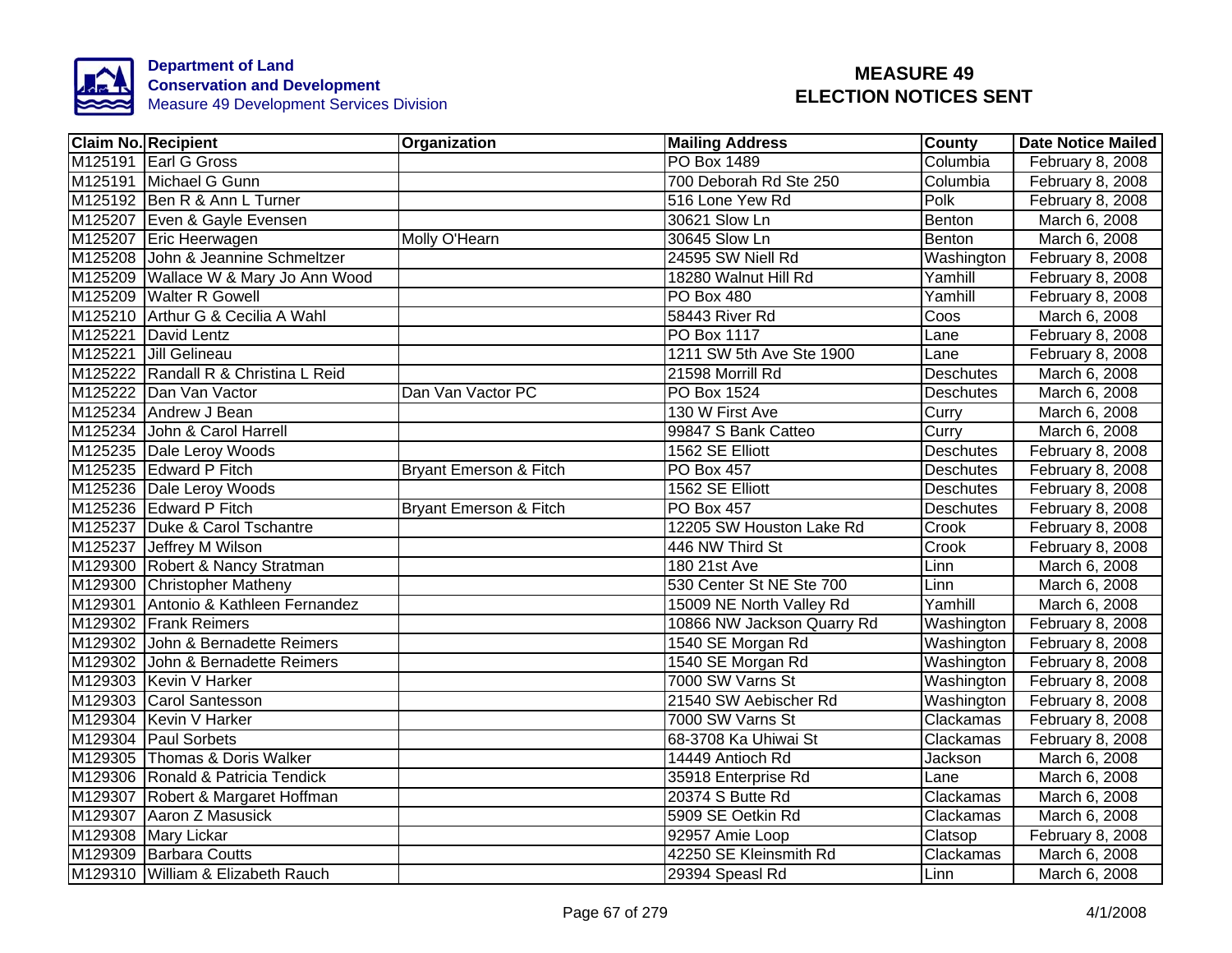**Department of Land Conservation and Development**
Measure 49 Development Services Division

# MEASURE 49 ELECTION NOTICES SENT

| Claim No. | Recipient | Organization | Mailing Address | County | Date Notice Mailed |
|---|---|---|---|---|---|
| M125191 | Earl G Gross | | PO Box 1489 | Columbia | February 8, 2008 |
| M125191 | Michael G Gunn | | 700 Deborah Rd Ste 250 | Columbia | February 8, 2008 |
| M125192 | Ben R & Ann L Turner | | 516 Lone Yew Rd | Polk | February 8, 2008 |
| M125207 | Even & Gayle Evensen | | 30621 Slow Ln | Benton | March 6, 2008 |
| M125207 | Eric Heerwagen | Molly O'Hearn | 30645 Slow Ln | Benton | March 6, 2008 |
| M125208 | John & Jeannine Schmeltzer | | 24595 SW Niell Rd | Washington | February 8, 2008 |
| M125209 | Wallace W & Mary Jo Ann Wood | | 18280 Walnut Hill Rd | Yamhill | February 8, 2008 |
| M125209 | Walter R Gowell | | PO Box 480 | Yamhill | February 8, 2008 |
| M125210 | Arthur G & Cecilia A Wahl | | 58443 River Rd | Coos | March 6, 2008 |
| M125221 | David Lentz | | PO Box 1117 | Lane | February 8, 2008 |
| M125221 | Jill Gelineau | | 1211 SW 5th Ave Ste 1900 | Lane | February 8, 2008 |
| M125222 | Randall R & Christina L Reid | | 21598 Morrill Rd | Deschutes | March 6, 2008 |
| M125222 | Dan Van Vactor | Dan Van Vactor PC | PO Box 1524 | Deschutes | March 6, 2008 |
| M125234 | Andrew J Bean | | 130 W First Ave | Curry | March 6, 2008 |
| M125234 | John & Carol Harrell | | 99847 S Bank Catteo | Curry | March 6, 2008 |
| M125235 | Dale Leroy Woods | | 1562 SE Elliott | Deschutes | February 8, 2008 |
| M125235 | Edward P Fitch | Bryant Emerson & Fitch | PO Box 457 | Deschutes | February 8, 2008 |
| M125236 | Dale Leroy Woods | | 1562 SE Elliott | Deschutes | February 8, 2008 |
| M125236 | Edward P Fitch | Bryant Emerson & Fitch | PO Box 457 | Deschutes | February 8, 2008 |
| M125237 | Duke & Carol Tschantre | | 12205 SW Houston Lake Rd | Crook | February 8, 2008 |
| M125237 | Jeffrey M Wilson | | 446 NW Third St | Crook | February 8, 2008 |
| M129300 | Robert & Nancy Stratman | | 180 21st Ave | Linn | March 6, 2008 |
| M129300 | Christopher Matheny | | 530 Center St NE Ste 700 | Linn | March 6, 2008 |
| M129301 | Antonio & Kathleen Fernandez | | 15009 NE North Valley Rd | Yamhill | March 6, 2008 |
| M129302 | Frank Reimers | | 10866 NW Jackson Quarry Rd | Washington | February 8, 2008 |
| M129302 | John & Bernadette Reimers | | 1540 SE Morgan Rd | Washington | February 8, 2008 |
| M129302 | John & Bernadette Reimers | | 1540 SE Morgan Rd | Washington | February 8, 2008 |
| M129303 | Kevin V Harker | | 7000 SW Varns St | Washington | February 8, 2008 |
| M129303 | Carol Santesson | | 21540 SW Aebischer Rd | Washington | February 8, 2008 |
| M129304 | Kevin V Harker | | 7000 SW Varns St | Clackamas | February 8, 2008 |
| M129304 | Paul Sorbets | | 68-3708 Ka Uhiwai St | Clackamas | February 8, 2008 |
| M129305 | Thomas & Doris Walker | | 14449 Antioch Rd | Jackson | March 6, 2008 |
| M129306 | Ronald & Patricia Tendick | | 35918 Enterprise Rd | Lane | March 6, 2008 |
| M129307 | Robert & Margaret Hoffman | | 20374 S Butte Rd | Clackamas | March 6, 2008 |
| M129307 | Aaron Z Masusick | | 5909 SE Oetkin Rd | Clackamas | March 6, 2008 |
| M129308 | Mary Lickar | | 92957 Amie Loop | Clatsop | February 8, 2008 |
| M129309 | Barbara Coutts | | 42250 SE Kleinsmith Rd | Clackamas | March 6, 2008 |
| M129310 | William & Elizabeth Rauch | | 29394 Speasl Rd | Linn | March 6, 2008 |

4/1/2008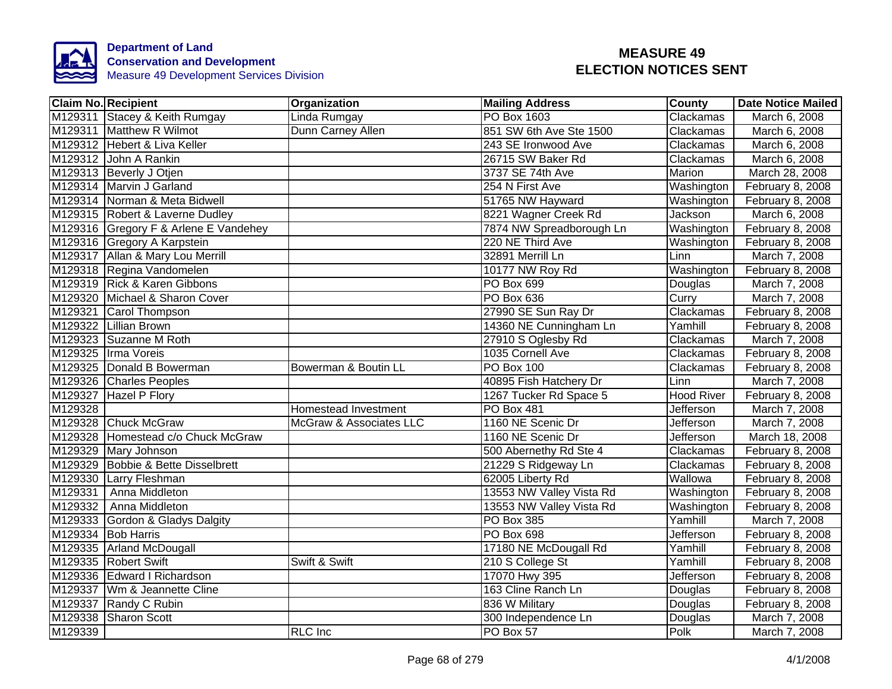Department of Land Conservation and Development
Measure 49 Development Services Division

# MEASURE 49 ELECTION NOTICES SENT

| Claim No. | Recipient | Organization | Mailing Address | County | Date Notice Mailed |
|---|---|---|---|---|---|
| M129311 | Stacey & Keith Rumgay | Linda Rumgay | PO Box 1603 | Clackamas | March 6, 2008 |
| M129311 | Matthew R Wilmot | Dunn Carney Allen | 851 SW 6th Ave Ste 1500 | Clackamas | March 6, 2008 |
| M129312 | Hebert & Liva Keller | | 243 SE Ironwood Ave | Clackamas | March 6, 2008 |
| M129312 | John A Rankin | | 26715 SW Baker Rd | Clackamas | March 6, 2008 |
| M129313 | Beverly J Otjen | | 3737 SE 74th Ave | Marion | March 28, 2008 |
| M129314 | Marvin J Garland | | 254 N First Ave | Washington | February 8, 2008 |
| M129314 | Norman & Meta Bidwell | | 51765 NW Hayward | Washington | February 8, 2008 |
| M129315 | Robert & Laverne Dudley | | 8221 Wagner Creek Rd | Jackson | March 6, 2008 |
| M129316 | Gregory F & Arlene E Vandehey | | 7874 NW Spreadborough Ln | Washington | February 8, 2008 |
| M129316 | Gregory A Karpstein | | 220 NE Third Ave | Washington | February 8, 2008 |
| M129317 | Allan & Mary Lou Merrill | | 32891 Merrill Ln | Linn | March 7, 2008 |
| M129318 | Regina Vandomelen | | 10177 NW Roy Rd | Washington | February 8, 2008 |
| M129319 | Rick & Karen Gibbons | | PO Box 699 | Douglas | March 7, 2008 |
| M129320 | Michael & Sharon Cover | | PO Box 636 | Curry | March 7, 2008 |
| M129321 | Carol Thompson | | 27990 SE Sun Ray Dr | Clackamas | February 8, 2008 |
| M129322 | Lillian Brown | | 14360 NE Cunningham Ln | Yamhill | February 8, 2008 |
| M129323 | Suzanne M Roth | | 27910 S Oglesby Rd | Clackamas | March 7, 2008 |
| M129325 | Irma Voreis | | 1035 Cornell Ave | Clackamas | February 8, 2008 |
| M129325 | Donald B Bowerman | Bowerman & Boutin LL | PO Box 100 | Clackamas | February 8, 2008 |
| M129326 | Charles Peoples | | 40895 Fish Hatchery Dr | Linn | March 7, 2008 |
| M129327 | Hazel P Flory | | 1267 Tucker Rd Space 5 | Hood River | February 8, 2008 |
| M129328 | | Homestead Investment | PO Box 481 | Jefferson | March 7, 2008 |
| M129328 | Chuck McGraw | McGraw & Associates LLC | 1160 NE Scenic Dr | Jefferson | March 7, 2008 |
| M129328 | Homestead c/o Chuck McGraw | | 1160 NE Scenic Dr | Jefferson | March 18, 2008 |
| M129329 | Mary Johnson | | 500 Abernethy Rd Ste 4 | Clackamas | February 8, 2008 |
| M129329 | Bobbie & Bette Disselbrett | | 21229 S Ridgeway Ln | Clackamas | February 8, 2008 |
| M129330 | Larry Fleshman | | 62005 Liberty Rd | Wallowa | February 8, 2008 |
| M129331 | Anna Middleton | | 13553 NW Valley Vista Rd | Washington | February 8, 2008 |
| M129332 | Anna Middleton | | 13553 NW Valley Vista Rd | Washington | February 8, 2008 |
| M129333 | Gordon & Gladys Dalgity | | PO Box 385 | Yamhill | March 7, 2008 |
| M129334 | Bob Harris | | PO Box 698 | Jefferson | February 8, 2008 |
| M129335 | Arland McDougall | | 17180 NE McDougall Rd | Yamhill | February 8, 2008 |
| M129335 | Robert Swift | Swift & Swift | 210 S College St | Yamhill | February 8, 2008 |
| M129336 | Edward I Richardson | | 17070 Hwy 395 | Jefferson | February 8, 2008 |
| M129337 | Wm & Jeannette Cline | | 163 Cline Ranch Ln | Douglas | February 8, 2008 |
| M129337 | Randy C Rubin | | 836 W Military | Douglas | February 8, 2008 |
| M129338 | Sharon Scott | | 300 Independence Ln | Douglas | March 7, 2008 |
| M129339 | | RLC Inc | PO Box 57 | Polk | March 7, 2008 |

4/1/2008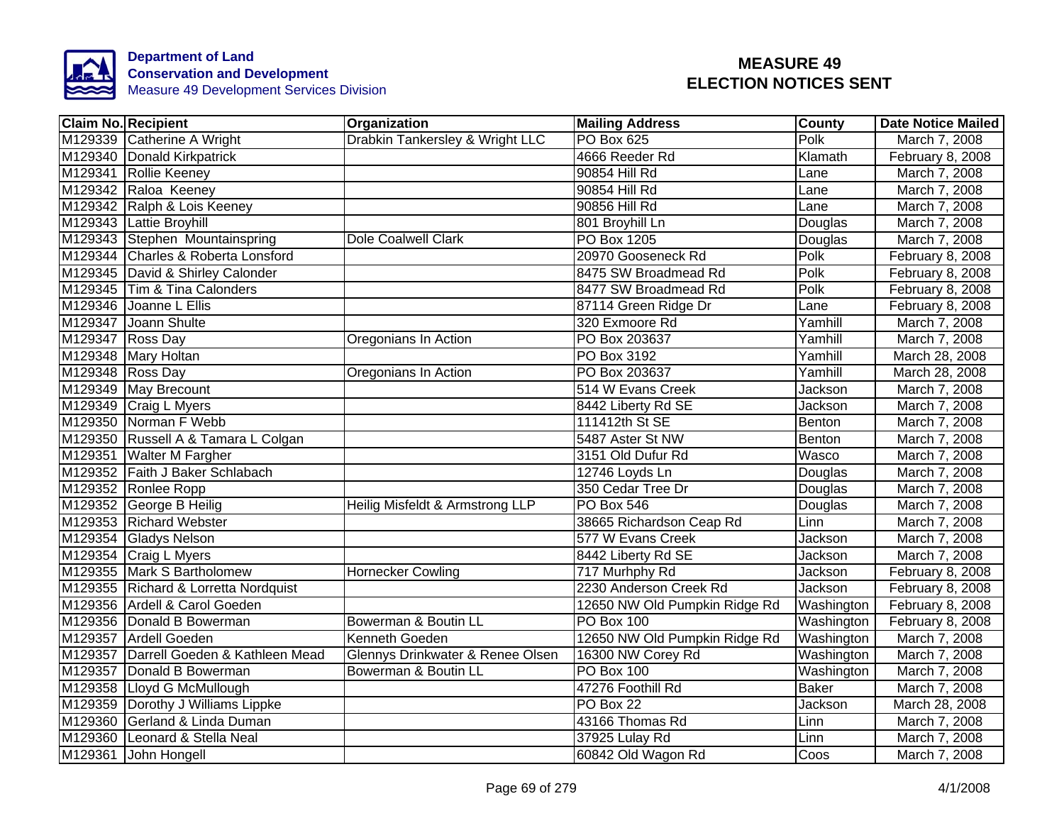**Department of Land Conservation and Development**
Measure 49 Development Services Division

# MEASURE 49
# ELECTION NOTICES SENT

| Claim No. | Recipient | Organization | Mailing Address | County | Date Notice Mailed |
|---|---|---|---|---|---|
| M129339 | Catherine A Wright | Drabkin Tankersley & Wright LLC | PO Box 625 | Polk | March 7, 2008 |
| M129340 | Donald Kirkpatrick | | 4666 Reeder Rd | Klamath | February 8, 2008 |
| M129341 | Rollie Keeney | | 90854 Hill Rd | Lane | March 7, 2008 |
| M129342 | Raloa Keeney | | 90854 Hill Rd | Lane | March 7, 2008 |
| M129342 | Ralph & Lois Keeney | | 90856 Hill Rd | Lane | March 7, 2008 |
| M129343 | Lattie Broyhill | | 801 Broyhill Ln | Douglas | March 7, 2008 |
| M129343 | Stephen Mountainspring | Dole Coalwell Clark | PO Box 1205 | Douglas | March 7, 2008 |
| M129344 | Charles & Roberta Lonsford | | 20970 Gooseneck Rd | Polk | February 8, 2008 |
| M129345 | David & Shirley Calonder | | 8475 SW Broadmead Rd | Polk | February 8, 2008 |
| M129345 | Tim & Tina Calonders | | 8477 SW Broadmead Rd | Polk | February 8, 2008 |
| M129346 | Joanne L Ellis | | 87114 Green Ridge Dr | Lane | February 8, 2008 |
| M129347 | Joann Shulte | | 320 Exmoore Rd | Yamhill | March 7, 2008 |
| M129347 | Ross Day | Oregonians In Action | PO Box 203637 | Yamhill | March 7, 2008 |
| M129348 | Mary Holtan | | PO Box 3192 | Yamhill | March 28, 2008 |
| M129348 | Ross Day | Oregonians In Action | PO Box 203637 | Yamhill | March 28, 2008 |
| M129349 | May Brecount | | 514 W Evans Creek | Jackson | March 7, 2008 |
| M129349 | Craig L Myers | | 8442 Liberty Rd SE | Jackson | March 7, 2008 |
| M129350 | Norman F Webb | | 111412th St SE | Benton | March 7, 2008 |
| M129350 | Russell A & Tamara L Colgan | | 5487 Aster St NW | Benton | March 7, 2008 |
| M129351 | Walter M Fargher | | 3151 Old Dufur Rd | Wasco | March 7, 2008 |
| M129352 | Faith J Baker Schlabach | | 12746 Loyds Ln | Douglas | March 7, 2008 |
| M129352 | Ronlee Ropp | | 350 Cedar Tree Dr | Douglas | March 7, 2008 |
| M129352 | George B Heilig | Heilig Misfeldt & Armstrong LLP | PO Box 546 | Douglas | March 7, 2008 |
| M129353 | Richard Webster | | 38665 Richardson Ceap Rd | Linn | March 7, 2008 |
| M129354 | Gladys Nelson | | 577 W Evans Creek | Jackson | March 7, 2008 |
| M129354 | Craig L Myers | | 8442 Liberty Rd SE | Jackson | March 7, 2008 |
| M129355 | Mark S Bartholomew | Hornecker Cowling | 717 Murhphy Rd | Jackson | February 8, 2008 |
| M129355 | Richard & Lorretta Nordquist | | 2230 Anderson Creek Rd | Jackson | February 8, 2008 |
| M129356 | Ardell & Carol Goeden | | 12650 NW Old Pumpkin Ridge Rd | Washington | February 8, 2008 |
| M129356 | Donald B Bowerman | Bowerman & Boutin LL | PO Box 100 | Washington | February 8, 2008 |
| M129357 | Ardell Goeden | Kenneth Goeden | 12650 NW Old Pumpkin Ridge Rd | Washington | March 7, 2008 |
| M129357 | Darrell Goeden & Kathleen Mead | Glennys Drinkwater & Renee Olsen | 16300 NW Corey Rd | Washington | March 7, 2008 |
| M129357 | Donald B Bowerman | Bowerman & Boutin LL | PO Box 100 | Washington | March 7, 2008 |
| M129358 | Lloyd G McMullough | | 47276 Foothill Rd | Baker | March 7, 2008 |
| M129359 | Dorothy J Williams Lippke | | PO Box 22 | Jackson | March 28, 2008 |
| M129360 | Gerland & Linda Duman | | 43166 Thomas Rd | Linn | March 7, 2008 |
| M129360 | Leonard & Stella Neal | | 37925 Lulay Rd | Linn | March 7, 2008 |
| M129361 | John Hongell | | 60842 Old Wagon Rd | Coos | March 7, 2008 |

4/1/2008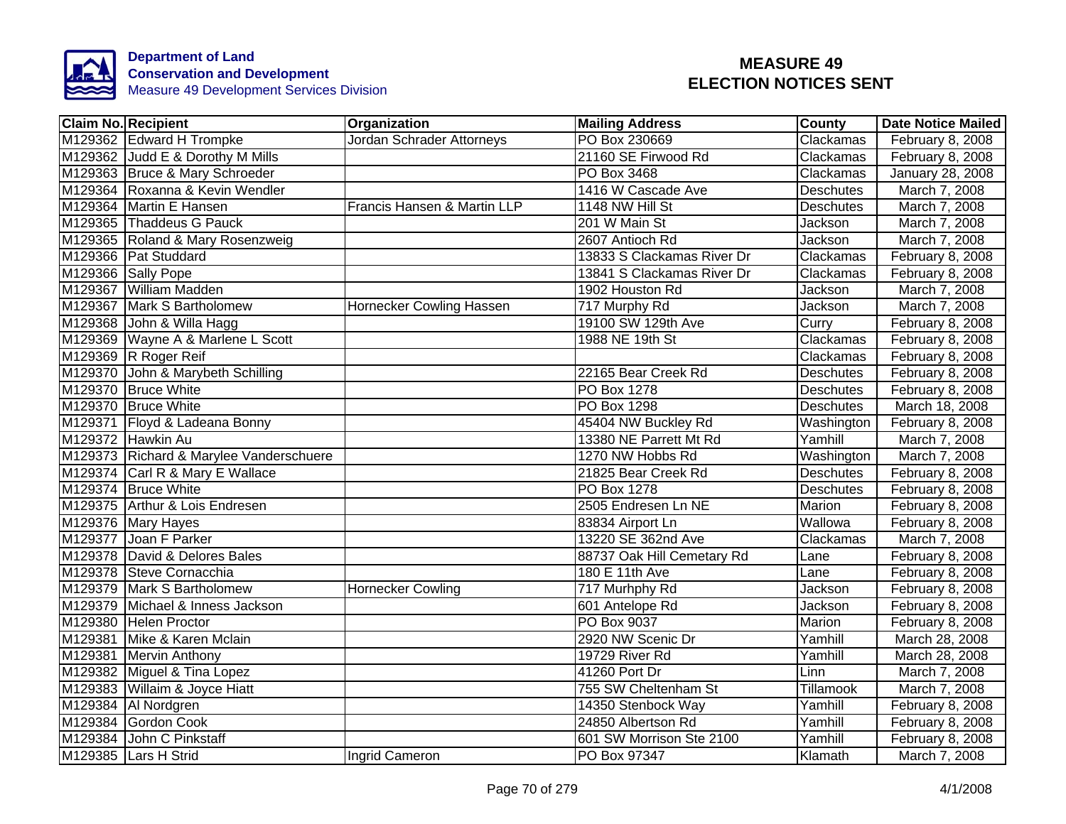Department of Land Conservation and Development
Measure 49 Development Services Division

# MEASURE 49 ELECTION NOTICES SENT

| Claim No. | Recipient | Organization | Mailing Address | County | Date Notice Mailed |
|---|---|---|---|---|---|
| M129362 | Edward H Trompke | Jordan Schrader Attorneys | PO Box 230669 | Clackamas | February 8, 2008 |
| M129362 | Judd E & Dorothy M Mills | | 21160 SE Firwood Rd | Clackamas | February 8, 2008 |
| M129363 | Bruce & Mary Schroeder | | PO Box 3468 | Clackamas | January 28, 2008 |
| M129364 | Roxanna & Kevin Wendler | | 1416 W Cascade Ave | Deschutes | March 7, 2008 |
| M129364 | Martin E Hansen | Francis Hansen & Martin LLP | 1148 NW Hill St | Deschutes | March 7, 2008 |
| M129365 | Thaddeus G Pauck | | 201 W Main St | Jackson | March 7, 2008 |
| M129365 | Roland & Mary Rosenzweig | | 2607 Antioch Rd | Jackson | March 7, 2008 |
| M129366 | Pat Studdard | | 13833 S Clackamas River Dr | Clackamas | February 8, 2008 |
| M129366 | Sally Pope | | 13841 S Clackamas River Dr | Clackamas | February 8, 2008 |
| M129367 | William Madden | | 1902 Houston Rd | Jackson | March 7, 2008 |
| M129367 | Mark S Bartholomew | Hornecker Cowling Hassen | 717 Murphy Rd | Jackson | March 7, 2008 |
| M129368 | John & Willa Hagg | | 19100 SW 129th Ave | Curry | February 8, 2008 |
| M129369 | Wayne A & Marlene L Scott | | 1988 NE 19th St | Clackamas | February 8, 2008 |
| M129369 | R Roger Reif | | | Clackamas | February 8, 2008 |
| M129370 | John & Marybeth Schilling | | 22165 Bear Creek Rd | Deschutes | February 8, 2008 |
| M129370 | Bruce White | | PO Box 1278 | Deschutes | February 8, 2008 |
| M129370 | Bruce White | | PO Box 1298 | Deschutes | March 18, 2008 |
| M129371 | Floyd & Ladeana Bonny | | 45404 NW Buckley Rd | Washington | February 8, 2008 |
| M129372 | Hawkin Au | | 13380 NE Parrett Mt Rd | Yamhill | March 7, 2008 |
| M129373 | Richard & Marylee Vanderschuere | | 1270 NW Hobbs Rd | Washington | March 7, 2008 |
| M129374 | Carl R & Mary E Wallace | | 21825 Bear Creek Rd | Deschutes | February 8, 2008 |
| M129374 | Bruce White | | PO Box 1278 | Deschutes | February 8, 2008 |
| M129375 | Arthur & Lois Endresen | | 2505 Endresen Ln NE | Marion | February 8, 2008 |
| M129376 | Mary Hayes | | 83834 Airport Ln | Wallowa | February 8, 2008 |
| M129377 | Joan F Parker | | 13220 SE 362nd Ave | Clackamas | March 7, 2008 |
| M129378 | David & Delores Bales | | 88737 Oak Hill Cemetary Rd | Lane | February 8, 2008 |
| M129378 | Steve Cornacchia | | 180 E 11th Ave | Lane | February 8, 2008 |
| M129379 | Mark S Bartholomew | Hornecker Cowling | 717 Murhphy Rd | Jackson | February 8, 2008 |
| M129379 | Michael & Inness Jackson | | 601 Antelope Rd | Jackson | February 8, 2008 |
| M129380 | Helen Proctor | | PO Box 9037 | Marion | February 8, 2008 |
| M129381 | Mike & Karen Mclain | | 2920 NW Scenic Dr | Yamhill | March 28, 2008 |
| M129381 | Mervin Anthony | | 19729 River Rd | Yamhill | March 28, 2008 |
| M129382 | Miguel & Tina Lopez | | 41260 Port Dr | Linn | March 7, 2008 |
| M129383 | Willaim & Joyce Hiatt | | 755 SW Cheltenham St | Tillamook | March 7, 2008 |
| M129384 | Al Nordgren | | 14350 Stenbock Way | Yamhill | February 8, 2008 |
| M129384 | Gordon Cook | | 24850 Albertson Rd | Yamhill | February 8, 2008 |
| M129384 | John C Pinkstaff | | 601 SW Morrison Ste 2100 | Yamhill | February 8, 2008 |
| M129385 | Lars H Strid | Ingrid Cameron | PO Box 97347 | Klamath | March 7, 2008 |

4/1/2008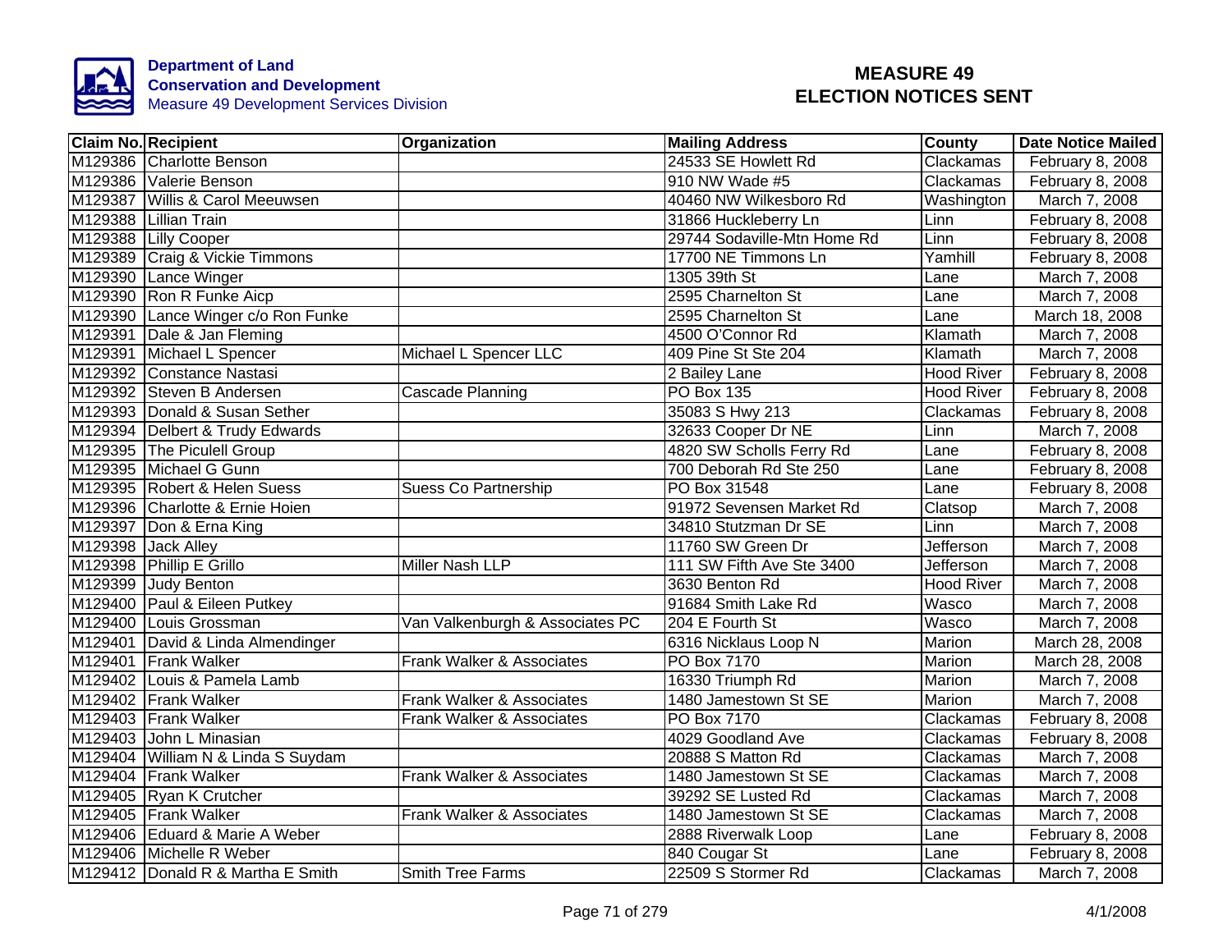**Department of Land Conservation and Development**
Measure 49 Development Services Division

# MEASURE 49 ELECTION NOTICES SENT

| Claim No. | Recipient | Organization | Mailing Address | County | Date Notice Mailed |
|---|---|---|---|---|---|
| M129386 | Charlotte Benson | | 24533 SE Howlett Rd | Clackamas | February 8, 2008 |
| M129386 | Valerie Benson | | 910 NW Wade #5 | Clackamas | February 8, 2008 |
| M129387 | Willis & Carol Meeuwsen | | 40460 NW Wilkesboro Rd | Washington | March 7, 2008 |
| M129388 | Lillian Train | | 31866 Huckleberry Ln | Linn | February 8, 2008 |
| M129388 | Lilly Cooper | | 29744 Sodaville-Mtn Home Rd | Linn | February 8, 2008 |
| M129389 | Craig & Vickie Timmons | | 17700 NE Timmons Ln | Yamhill | February 8, 2008 |
| M129390 | Lance Winger | | 1305 39th St | Lane | March 7, 2008 |
| M129390 | Ron R Funke Aicp | | 2595 Charnelton St | Lane | March 7, 2008 |
| M129390 | Lance Winger c/o Ron Funke | | 2595 Charnelton St | Lane | March 18, 2008 |
| M129391 | Dale & Jan Fleming | | 4500 O'Connor Rd | Klamath | March 7, 2008 |
| M129391 | Michael L Spencer | Michael L Spencer LLC | 409 Pine St Ste 204 | Klamath | March 7, 2008 |
| M129392 | Constance Nastasi | | 2 Bailey Lane | Hood River | February 8, 2008 |
| M129392 | Steven B Andersen | Cascade Planning | PO Box 135 | Hood River | February 8, 2008 |
| M129393 | Donald & Susan Sether | | 35083 S Hwy 213 | Clackamas | February 8, 2008 |
| M129394 | Delbert & Trudy Edwards | | 32633 Cooper Dr NE | Linn | March 7, 2008 |
| M129395 | The Piculell Group | | 4820 SW Scholls Ferry Rd | Lane | February 8, 2008 |
| M129395 | Michael G Gunn | | 700 Deborah Rd Ste 250 | Lane | February 8, 2008 |
| M129395 | Robert & Helen Suess | Suess Co Partnership | PO Box 31548 | Lane | February 8, 2008 |
| M129396 | Charlotte & Ernie Hoien | | 91972 Sevensen Market Rd | Clatsop | March 7, 2008 |
| M129397 | Don & Erna King | | 34810 Stutzman Dr SE | Linn | March 7, 2008 |
| M129398 | Jack Alley | | 11760 SW Green Dr | Jefferson | March 7, 2008 |
| M129398 | Phillip E Grillo | Miller Nash LLP | 111 SW Fifth Ave Ste 3400 | Jefferson | March 7, 2008 |
| M129399 | Judy Benton | | 3630 Benton Rd | Hood River | March 7, 2008 |
| M129400 | Paul & Eileen Putkey | | 91684 Smith Lake Rd | Wasco | March 7, 2008 |
| M129400 | Louis Grossman | Van Valkenburgh & Associates PC | 204 E Fourth St | Wasco | March 7, 2008 |
| M129401 | David & Linda Almendinger | | 6316 Nicklaus Loop N | Marion | March 28, 2008 |
| M129401 | Frank Walker | Frank Walker & Associates | PO Box 7170 | Marion | March 28, 2008 |
| M129402 | Louis & Pamela Lamb | | 16330 Triumph Rd | Marion | March 7, 2008 |
| M129402 | Frank Walker | Frank Walker & Associates | 1480 Jamestown St SE | Marion | March 7, 2008 |
| M129403 | Frank Walker | Frank Walker & Associates | PO Box 7170 | Clackamas | February 8, 2008 |
| M129403 | John L Minasian | | 4029 Goodland Ave | Clackamas | February 8, 2008 |
| M129404 | William N & Linda S Suydam | | 20888 S Matton Rd | Clackamas | March 7, 2008 |
| M129404 | Frank Walker | Frank Walker & Associates | 1480 Jamestown St SE | Clackamas | March 7, 2008 |
| M129405 | Ryan K Crutcher | | 39292 SE Lusted Rd | Clackamas | March 7, 2008 |
| M129405 | Frank Walker | Frank Walker & Associates | 1480 Jamestown St SE | Clackamas | March 7, 2008 |
| M129406 | Eduard & Marie A Weber | | 2888 Riverwalk Loop | Lane | February 8, 2008 |
| M129406 | Michelle R Weber | | 840 Cougar St | Lane | February 8, 2008 |
| M129412 | Donald R & Martha E Smith | Smith Tree Farms | 22509 S Stormer Rd | Clackamas | March 7, 2008 |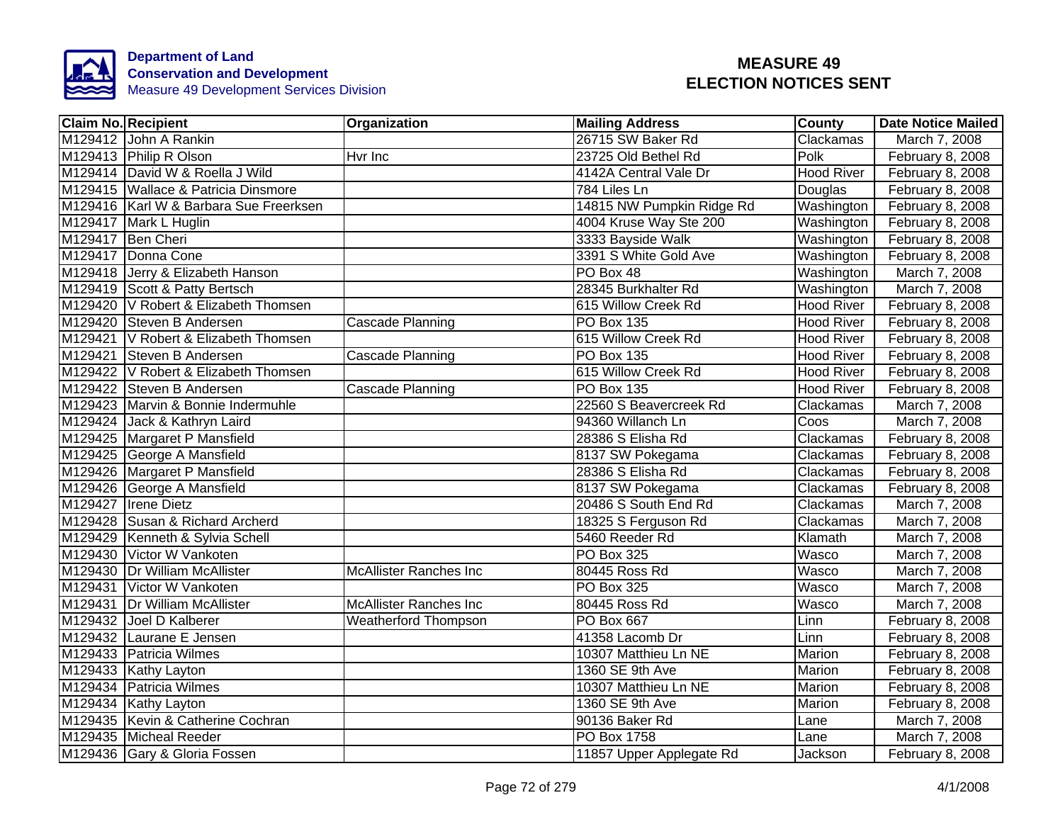Department of Land Conservation and Development
Measure 49 Development Services Division

# MEASURE 49 ELECTION NOTICES SENT

| Claim No. | Recipient | Organization | Mailing Address | County | Date Notice Mailed |
|---|---|---|---|---|---|
| M129412 | John A Rankin | | 26715 SW Baker Rd | Clackamas | March 7, 2008 |
| M129413 | Philip R Olson | Hvr Inc | 23725 Old Bethel Rd | Polk | February 8, 2008 |
| M129414 | David W & Roella J Wild | | 4142A Central Vale Dr | Hood River | February 8, 2008 |
| M129415 | Wallace & Patricia Dinsmore | | 784 Liles Ln | Douglas | February 8, 2008 |
| M129416 | Karl W & Barbara Sue Freerksen | | 14815 NW Pumpkin Ridge Rd | Washington | February 8, 2008 |
| M129417 | Mark L Huglin | | 4004 Kruse Way Ste 200 | Washington | February 8, 2008 |
| M129417 | Ben Cheri | | 3333 Bayside Walk | Washington | February 8, 2008 |
| M129417 | Donna Cone | | 3391 S White Gold Ave | Washington | February 8, 2008 |
| M129418 | Jerry & Elizabeth Hanson | | PO Box 48 | Washington | March 7, 2008 |
| M129419 | Scott & Patty Bertsch | | 28345 Burkhalter Rd | Washington | March 7, 2008 |
| M129420 | V Robert & Elizabeth Thomsen | | 615 Willow Creek Rd | Hood River | February 8, 2008 |
| M129420 | Steven B Andersen | Cascade Planning | PO Box 135 | Hood River | February 8, 2008 |
| M129421 | V Robert & Elizabeth Thomsen | | 615 Willow Creek Rd | Hood River | February 8, 2008 |
| M129421 | Steven B Andersen | Cascade Planning | PO Box 135 | Hood River | February 8, 2008 |
| M129422 | V Robert & Elizabeth Thomsen | | 615 Willow Creek Rd | Hood River | February 8, 2008 |
| M129422 | Steven B Andersen | Cascade Planning | PO Box 135 | Hood River | February 8, 2008 |
| M129423 | Marvin & Bonnie Indermuhle | | 22560 S Beavercreek Rd | Clackamas | March 7, 2008 |
| M129424 | Jack & Kathryn Laird | | 94360 Willanch Ln | Coos | March 7, 2008 |
| M129425 | Margaret P Mansfield | | 28386 S Elisha Rd | Clackamas | February 8, 2008 |
| M129425 | George A Mansfield | | 8137 SW Pokegama | Clackamas | February 8, 2008 |
| M129426 | Margaret P Mansfield | | 28386 S Elisha Rd | Clackamas | February 8, 2008 |
| M129426 | George A Mansfield | | 8137 SW Pokegama | Clackamas | February 8, 2008 |
| M129427 | Irene Dietz | | 20486 S South End Rd | Clackamas | March 7, 2008 |
| M129428 | Susan & Richard Archerd | | 18325 S Ferguson Rd | Clackamas | March 7, 2008 |
| M129429 | Kenneth & Sylvia Schell | | 5460 Reeder Rd | Klamath | March 7, 2008 |
| M129430 | Victor W Vankoten | | PO Box 325 | Wasco | March 7, 2008 |
| M129430 | Dr William McAllister | McAllister Ranches Inc | 80445 Ross Rd | Wasco | March 7, 2008 |
| M129431 | Victor W Vankoten | | PO Box 325 | Wasco | March 7, 2008 |
| M129431 | Dr William McAllister | McAllister Ranches Inc | 80445 Ross Rd | Wasco | March 7, 2008 |
| M129432 | Joel D Kalberer | Weatherford Thompson | PO Box 667 | Linn | February 8, 2008 |
| M129432 | Laurane E Jensen | | 41358 Lacomb Dr | Linn | February 8, 2008 |
| M129433 | Patricia Wilmes | | 10307 Matthieu Ln NE | Marion | February 8, 2008 |
| M129433 | Kathy Layton | | 1360 SE 9th Ave | Marion | February 8, 2008 |
| M129434 | Patricia Wilmes | | 10307 Matthieu Ln NE | Marion | February 8, 2008 |
| M129434 | Kathy Layton | | 1360 SE 9th Ave | Marion | February 8, 2008 |
| M129435 | Kevin & Catherine Cochran | | 90136 Baker Rd | Lane | March 7, 2008 |
| M129435 | Micheal Reeder | | PO Box 1758 | Lane | March 7, 2008 |
| M129436 | Gary & Gloria Fossen | | 11857 Upper Applegate Rd | Jackson | February 8, 2008 |

4/1/2008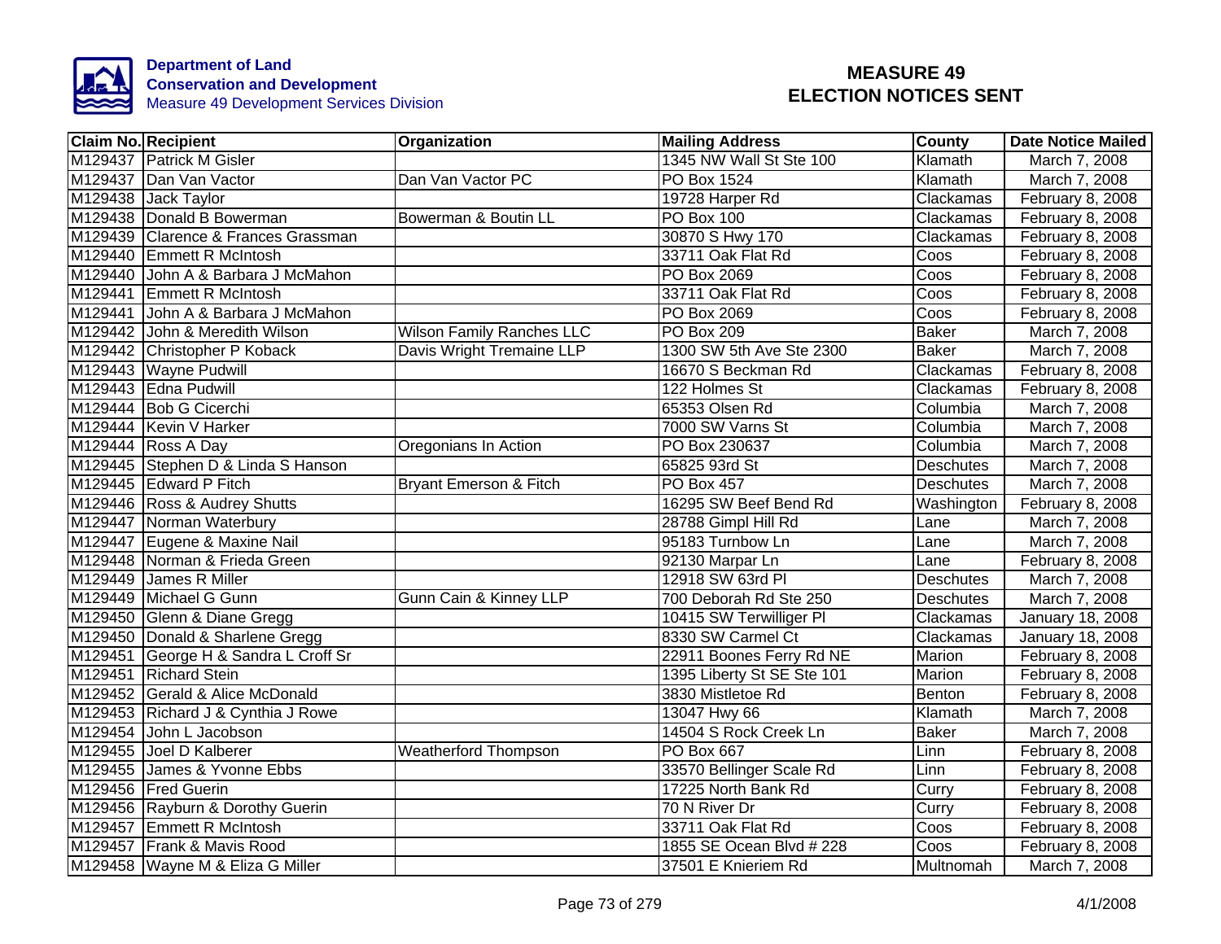**Department of Land Conservation and Development**
Measure 49 Development Services Division

# MEASURE 49 ELECTION NOTICES SENT

| Claim No. | Recipient | Organization | Mailing Address | County | Date Notice Mailed |
|---|---|---|---|---|---|
| M129437 | Patrick M Gisler | | 1345 NW Wall St Ste 100 | Klamath | March 7, 2008 |
| M129437 | Dan Van Vactor | Dan Van Vactor PC | PO Box 1524 | Klamath | March 7, 2008 |
| M129438 | Jack Taylor | | 19728 Harper Rd | Clackamas | February 8, 2008 |
| M129438 | Donald B Bowerman | Bowerman & Boutin LL | PO Box 100 | Clackamas | February 8, 2008 |
| M129439 | Clarence & Frances Grassman | | 30870 S Hwy 170 | Clackamas | February 8, 2008 |
| M129440 | Emmett R McIntosh | | 33711 Oak Flat Rd | Coos | February 8, 2008 |
| M129440 | John A & Barbara J McMahon | | PO Box 2069 | Coos | February 8, 2008 |
| M129441 | Emmett R McIntosh | | 33711 Oak Flat Rd | Coos | February 8, 2008 |
| M129441 | John A & Barbara J McMahon | | PO Box 2069 | Coos | February 8, 2008 |
| M129442 | John & Meredith Wilson | Wilson Family Ranches LLC | PO Box 209 | Baker | March 7, 2008 |
| M129442 | Christopher P Koback | Davis Wright Tremaine LLP | 1300 SW 5th Ave Ste 2300 | Baker | March 7, 2008 |
| M129443 | Wayne Pudwill | | 16670 S Beckman Rd | Clackamas | February 8, 2008 |
| M129443 | Edna Pudwill | | 122 Holmes St | Clackamas | February 8, 2008 |
| M129444 | Bob G Cicerchi | | 65353 Olsen Rd | Columbia | March 7, 2008 |
| M129444 | Kevin V Harker | | 7000 SW Varns St | Columbia | March 7, 2008 |
| M129444 | Ross A Day | Oregonians In Action | PO Box 230637 | Columbia | March 7, 2008 |
| M129445 | Stephen D & Linda S Hanson | | 65825 93rd St | Deschutes | March 7, 2008 |
| M129445 | Edward P Fitch | Bryant Emerson & Fitch | PO Box 457 | Deschutes | March 7, 2008 |
| M129446 | Ross & Audrey Shutts | | 16295 SW Beef Bend Rd | Washington | February 8, 2008 |
| M129447 | Norman Waterbury | | 28788 Gimpl Hill Rd | Lane | March 7, 2008 |
| M129447 | Eugene & Maxine Nail | | 95183 Turnbow Ln | Lane | March 7, 2008 |
| M129448 | Norman & Frieda Green | | 92130 Marpar Ln | Lane | February 8, 2008 |
| M129449 | James R Miller | | 12918 SW 63rd Pl | Deschutes | March 7, 2008 |
| M129449 | Michael G Gunn | Gunn Cain & Kinney LLP | 700 Deborah Rd Ste 250 | Deschutes | March 7, 2008 |
| M129450 | Glenn & Diane Gregg | | 10415 SW Terwilliger Pl | Clackamas | January 18, 2008 |
| M129450 | Donald & Sharlene Gregg | | 8330 SW Carmel Ct | Clackamas | January 18, 2008 |
| M129451 | George H & Sandra L Croff Sr | | 22911 Boones Ferry Rd NE | Marion | February 8, 2008 |
| M129451 | Richard Stein | | 1395 Liberty St SE Ste 101 | Marion | February 8, 2008 |
| M129452 | Gerald & Alice McDonald | | 3830 Mistletoe Rd | Benton | February 8, 2008 |
| M129453 | Richard J & Cynthia J Rowe | | 13047 Hwy 66 | Klamath | March 7, 2008 |
| M129454 | John L Jacobson | | 14504 S Rock Creek Ln | Baker | March 7, 2008 |
| M129455 | Joel D Kalberer | Weatherford Thompson | PO Box 667 | Linn | February 8, 2008 |
| M129455 | James & Yvonne Ebbs | | 33570 Bellinger Scale Rd | Linn | February 8, 2008 |
| M129456 | Fred Guerin | | 17225 North Bank Rd | Curry | February 8, 2008 |
| M129456 | Rayburn & Dorothy Guerin | | 70 N River Dr | Curry | February 8, 2008 |
| M129457 | Emmett R McIntosh | | 33711 Oak Flat Rd | Coos | February 8, 2008 |
| M129457 | Frank & Mavis Rood | | 1855 SE Ocean Blvd # 228 | Coos | February 8, 2008 |
| M129458 | Wayne M & Eliza G Miller | | 37501 E Knieriem Rd | Multnomah | March 7, 2008 |

4/1/2008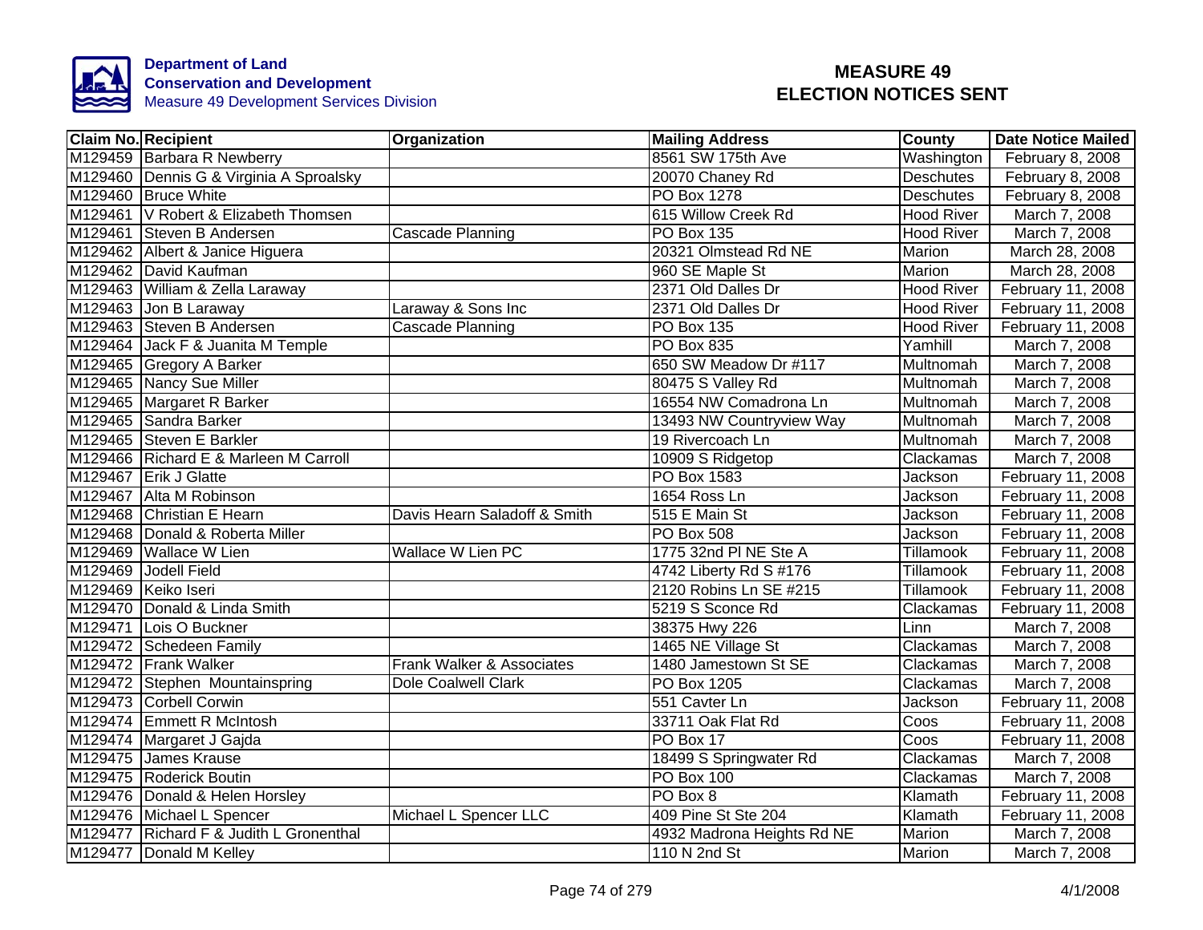**Department of Land Conservation and Development**
Measure 49 Development Services Division

# MEASURE 49
# ELECTION NOTICES SENT

| Claim No. | Recipient | Organization | Mailing Address | County | Date Notice Mailed |
|---|---|---|---|---|---|
| M129459 | Barbara R Newberry | | 8561 SW 175th Ave | Washington | February 8, 2008 |
| M129460 | Dennis G & Virginia A Sproalsky | | 20070 Chaney Rd | Deschutes | February 8, 2008 |
| M129460 | Bruce White | | PO Box 1278 | Deschutes | February 8, 2008 |
| M129461 | V Robert & Elizabeth Thomsen | | 615 Willow Creek Rd | Hood River | March 7, 2008 |
| M129461 | Steven B Andersen | Cascade Planning | PO Box 135 | Hood River | March 7, 2008 |
| M129462 | Albert & Janice Higuera | | 20321 Olmstead Rd NE | Marion | March 28, 2008 |
| M129462 | David Kaufman | | 960 SE Maple St | Marion | March 28, 2008 |
| M129463 | William & Zella Laraway | | 2371 Old Dalles Dr | Hood River | February 11, 2008 |
| M129463 | Jon B Laraway | Laraway & Sons Inc | 2371 Old Dalles Dr | Hood River | February 11, 2008 |
| M129463 | Steven B Andersen | Cascade Planning | PO Box 135 | Hood River | February 11, 2008 |
| M129464 | Jack F & Juanita M Temple | | PO Box 835 | Yamhill | March 7, 2008 |
| M129465 | Gregory A Barker | | 650 SW Meadow Dr #117 | Multnomah | March 7, 2008 |
| M129465 | Nancy Sue Miller | | 80475 S Valley Rd | Multnomah | March 7, 2008 |
| M129465 | Margaret R Barker | | 16554 NW Comadrona Ln | Multnomah | March 7, 2008 |
| M129465 | Sandra Barker | | 13493 NW Countryview Way | Multnomah | March 7, 2008 |
| M129465 | Steven E Barkler | | 19 Rivercoach Ln | Multnomah | March 7, 2008 |
| M129466 | Richard E & Marleen M Carroll | | 10909 S Ridgetop | Clackamas | March 7, 2008 |
| M129467 | Erik J Glatte | | PO Box 1583 | Jackson | February 11, 2008 |
| M129467 | Alta M Robinson | | 1654 Ross Ln | Jackson | February 11, 2008 |
| M129468 | Christian E Hearn | Davis Hearn Saladoff & Smith | 515 E Main St | Jackson | February 11, 2008 |
| M129468 | Donald & Roberta Miller | | PO Box 508 | Jackson | February 11, 2008 |
| M129469 | Wallace W Lien | Wallace W Lien PC | 1775 32nd Pl NE Ste A | Tillamook | February 11, 2008 |
| M129469 | Jodell Field | | 4742 Liberty Rd S #176 | Tillamook | February 11, 2008 |
| M129469 | Keiko Iseri | | 2120 Robins Ln SE #215 | Tillamook | February 11, 2008 |
| M129470 | Donald & Linda Smith | | 5219 S Sconce Rd | Clackamas | February 11, 2008 |
| M129471 | Lois O Buckner | | 38375 Hwy 226 | Linn | March 7, 2008 |
| M129472 | Schedeen Family | | 1465 NE Village St | Clackamas | March 7, 2008 |
| M129472 | Frank Walker | Frank Walker & Associates | 1480 Jamestown St SE | Clackamas | March 7, 2008 |
| M129472 | Stephen Mountainspring | Dole Coalwell Clark | PO Box 1205 | Clackamas | March 7, 2008 |
| M129473 | Corbell Corwin | | 551 Cavter Ln | Jackson | February 11, 2008 |
| M129474 | Emmett R McIntosh | | 33711 Oak Flat Rd | Coos | February 11, 2008 |
| M129474 | Margaret J Gajda | | PO Box 17 | Coos | February 11, 2008 |
| M129475 | James Krause | | 18499 S Springwater Rd | Clackamas | March 7, 2008 |
| M129475 | Roderick Boutin | | PO Box 100 | Clackamas | March 7, 2008 |
| M129476 | Donald & Helen Horsley | | PO Box 8 | Klamath | February 11, 2008 |
| M129476 | Michael L Spencer | Michael L Spencer LLC | 409 Pine St Ste 204 | Klamath | February 11, 2008 |
| M129477 | Richard F & Judith L Gronenthal | | 4932 Madrona Heights Rd NE | Marion | March 7, 2008 |
| M129477 | Donald M Kelley | | 110 N 2nd St | Marion | March 7, 2008 |

4/1/2008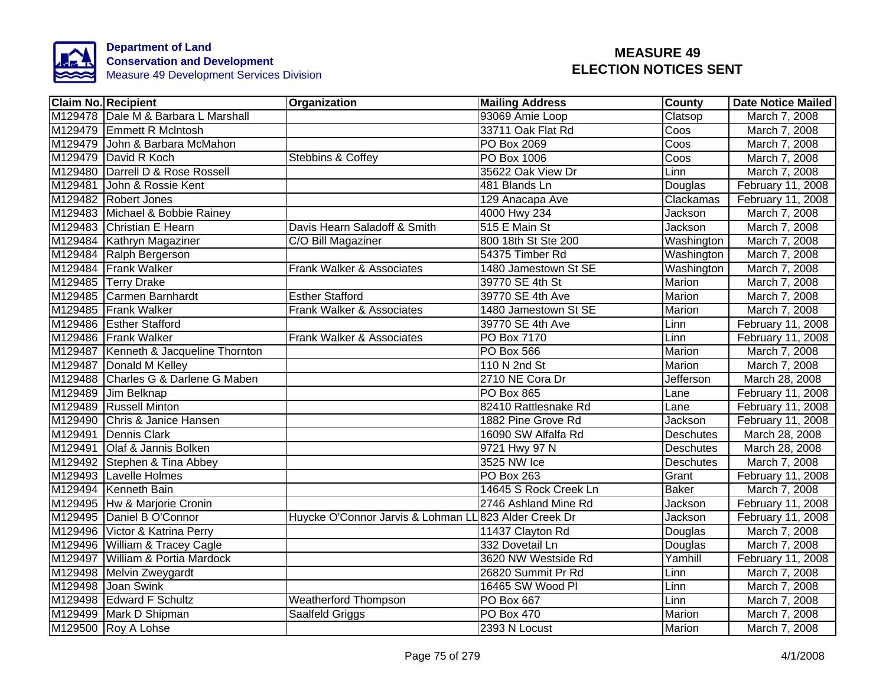**Department of Land Conservation and Development**
Measure 49 Development Services Division

# MEASURE 49 ELECTION NOTICES SENT

| Claim No. | Recipient | Organization | Mailing Address | County | Date Notice Mailed |
|---|---|---|---|---|---|
| M129478 | Dale M & Barbara L Marshall | | 93069 Amie Loop | Clatsop | March 7, 2008 |
| M129479 | Emmett R McIntosh | | 33711 Oak Flat Rd | Coos | March 7, 2008 |
| M129479 | John & Barbara McMahon | | PO Box 2069 | Coos | March 7, 2008 |
| M129479 | David R Koch | Stebbins & Coffey | PO Box 1006 | Coos | March 7, 2008 |
| M129480 | Darrell D & Rose Rossell | | 35622 Oak View Dr | Linn | March 7, 2008 |
| M129481 | John & Rossie Kent | | 481 Blands Ln | Douglas | February 11, 2008 |
| M129482 | Robert Jones | | 129 Anacapa Ave | Clackamas | February 11, 2008 |
| M129483 | Michael & Bobbie Rainey | | 4000 Hwy 234 | Jackson | March 7, 2008 |
| M129483 | Christian E Hearn | Davis Hearn Saladoff & Smith | 515 E Main St | Jackson | March 7, 2008 |
| M129484 | Kathryn Magaziner | C/O Bill Magaziner | 800 18th St Ste 200 | Washington | March 7, 2008 |
| M129484 | Ralph Bergerson | | 54375 Timber Rd | Washington | March 7, 2008 |
| M129484 | Frank Walker | Frank Walker & Associates | 1480 Jamestown St SE | Washington | March 7, 2008 |
| M129485 | Terry Drake | | 39770 SE 4th St | Marion | March 7, 2008 |
| M129485 | Carmen Barnhardt | Esther Stafford | 39770 SE 4th Ave | Marion | March 7, 2008 |
| M129485 | Frank Walker | Frank Walker & Associates | 1480 Jamestown St SE | Marion | March 7, 2008 |
| M129486 | Esther Stafford | | 39770 SE 4th Ave | Linn | February 11, 2008 |
| M129486 | Frank Walker | Frank Walker & Associates | PO Box 7170 | Linn | February 11, 2008 |
| M129487 | Kenneth & Jacqueline Thornton | | PO Box 566 | Marion | March 7, 2008 |
| M129487 | Donald M Kelley | | 110 N 2nd St | Marion | March 7, 2008 |
| M129488 | Charles G & Darlene G Maben | | 2710 NE Cora Dr | Jefferson | March 28, 2008 |
| M129489 | Jim Belknap | | PO Box 865 | Lane | February 11, 2008 |
| M129489 | Russell Minton | | 82410 Rattlesnake Rd | Lane | February 11, 2008 |
| M129490 | Chris & Janice Hansen | | 1882 Pine Grove Rd | Jackson | February 11, 2008 |
| M129491 | Dennis Clark | | 16090 SW Alfalfa Rd | Deschutes | March 28, 2008 |
| M129491 | Olaf & Jannis Bolken | | 9721 Hwy 97 N | Deschutes | March 28, 2008 |
| M129492 | Stephen & Tina Abbey | | 3525 NW Ice | Deschutes | March 7, 2008 |
| M129493 | Lavelle Holmes | | PO Box 263 | Grant | February 11, 2008 |
| M129494 | Kenneth Bain | | 14645 S Rock Creek Ln | Baker | March 7, 2008 |
| M129495 | Hw & Marjorie Cronin | | 2746 Ashland Mine Rd | Jackson | February 11, 2008 |
| M129495 | Daniel B O'Connor | Huycke O'Connor Jarvis & Lohman LL | 823 Alder Creek Dr | Jackson | February 11, 2008 |
| M129496 | Victor & Katrina Perry | | 11437 Clayton Rd | Douglas | March 7, 2008 |
| M129496 | William & Tracey Cagle | | 332 Dovetail Ln | Douglas | March 7, 2008 |
| M129497 | William & Portia Mardock | | 3620 NW Westside Rd | Yamhill | February 11, 2008 |
| M129498 | Melvin Zweygardt | | 26820 Summit Pr Rd | Linn | March 7, 2008 |
| M129498 | Joan Swink | | 16465 SW Wood Pl | Linn | March 7, 2008 |
| M129498 | Edward F Schultz | Weatherford Thompson | PO Box 667 | Linn | March 7, 2008 |
| M129499 | Mark D Shipman | Saalfeld Griggs | PO Box 470 | Marion | March 7, 2008 |
| M129500 | Roy A Lohse | | 2393 N Locust | Marion | March 7, 2008 |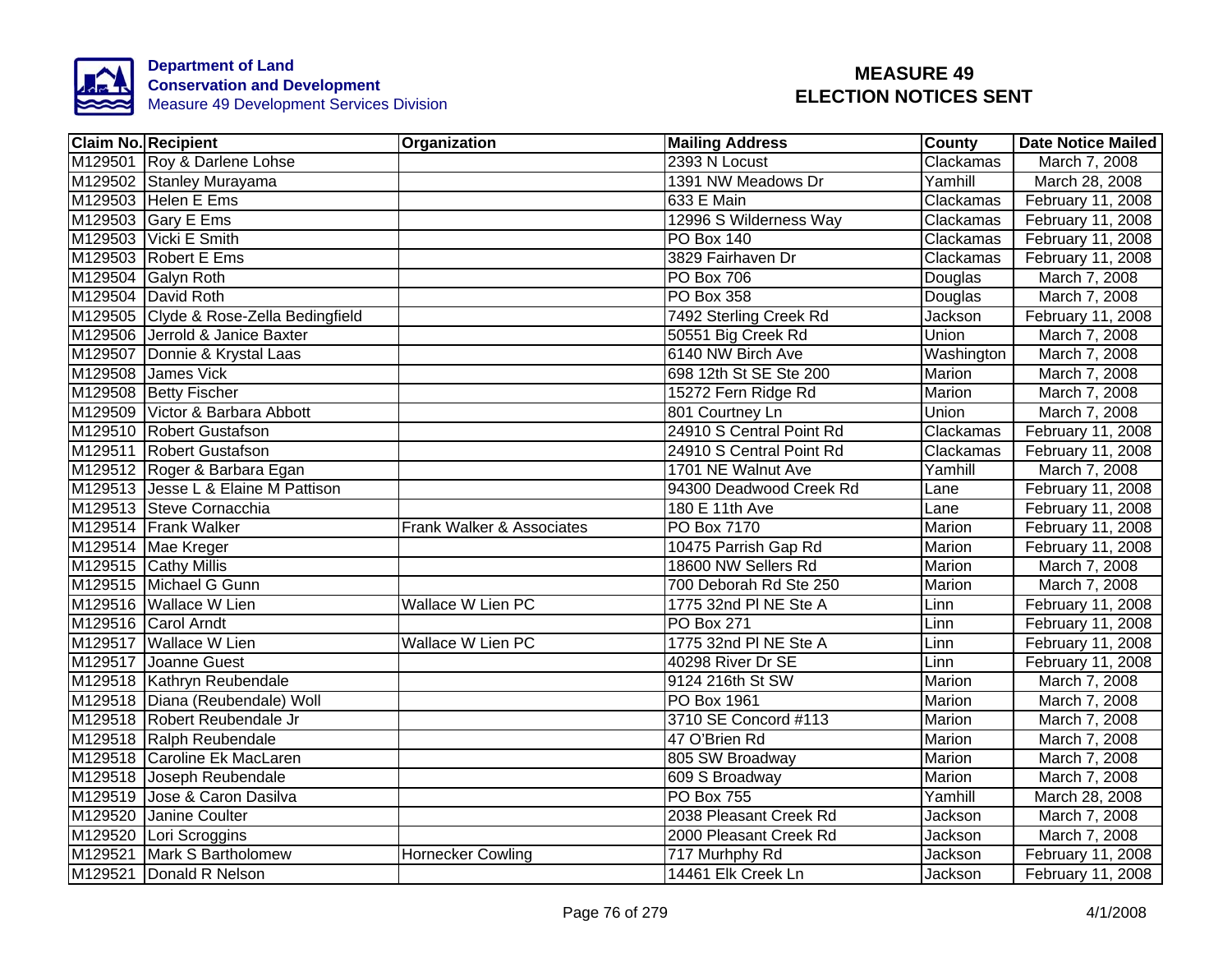**Department of Land Conservation and Development**
Measure 49 Development Services Division

# MEASURE 49
# ELECTION NOTICES SENT

| Claim No. | Recipient | Organization | Mailing Address | County | Date Notice Mailed |
|---|---|---|---|---|---|
| M129501 | Roy & Darlene Lohse | | 2393 N Locust | Clackamas | March 7, 2008 |
| M129502 | Stanley Murayama | | 1391 NW Meadows Dr | Yamhill | March 28, 2008 |
| M129503 | Helen E Ems | | 633 E Main | Clackamas | February 11, 2008 |
| M129503 | Gary E Ems | | 12996 S Wilderness Way | Clackamas | February 11, 2008 |
| M129503 | Vicki E Smith | | PO Box 140 | Clackamas | February 11, 2008 |
| M129503 | Robert E Ems | | 3829 Fairhaven Dr | Clackamas | February 11, 2008 |
| M129504 | Galyn Roth | | PO Box 706 | Douglas | March 7, 2008 |
| M129504 | David Roth | | PO Box 358 | Douglas | March 7, 2008 |
| M129505 | Clyde & Rose-Zella Bedingfield | | 7492 Sterling Creek Rd | Jackson | February 11, 2008 |
| M129506 | Jerrold & Janice Baxter | | 50551 Big Creek Rd | Union | March 7, 2008 |
| M129507 | Donnie & Krystal Laas | | 6140 NW Birch Ave | Washington | March 7, 2008 |
| M129508 | James Vick | | 698 12th St SE Ste 200 | Marion | March 7, 2008 |
| M129508 | Betty Fischer | | 15272 Fern Ridge Rd | Marion | March 7, 2008 |
| M129509 | Victor & Barbara Abbott | | 801 Courtney Ln | Union | March 7, 2008 |
| M129510 | Robert Gustafson | | 24910 S Central Point Rd | Clackamas | February 11, 2008 |
| M129511 | Robert Gustafson | | 24910 S Central Point Rd | Clackamas | February 11, 2008 |
| M129512 | Roger & Barbara Egan | | 1701 NE Walnut Ave | Yamhill | March 7, 2008 |
| M129513 | Jesse L & Elaine M Pattison | | 94300 Deadwood Creek Rd | Lane | February 11, 2008 |
| M129513 | Steve Cornacchia | | 180 E 11th Ave | Lane | February 11, 2008 |
| M129514 | Frank Walker | Frank Walker & Associates | PO Box 7170 | Marion | February 11, 2008 |
| M129514 | Mae Kreger | | 10475 Parrish Gap Rd | Marion | February 11, 2008 |
| M129515 | Cathy Millis | | 18600 NW Sellers Rd | Marion | March 7, 2008 |
| M129515 | Michael G Gunn | | 700 Deborah Rd Ste 250 | Marion | March 7, 2008 |
| M129516 | Wallace W Lien | Wallace W Lien PC | 1775 32nd Pl NE Ste A | Linn | February 11, 2008 |
| M129516 | Carol Arndt | | PO Box 271 | Linn | February 11, 2008 |
| M129517 | Wallace W Lien | Wallace W Lien PC | 1775 32nd Pl NE Ste A | Linn | February 11, 2008 |
| M129517 | Joanne Guest | | 40298 River Dr SE | Linn | February 11, 2008 |
| M129518 | Kathryn Reubendale | | 9124 216th St SW | Marion | March 7, 2008 |
| M129518 | Diana (Reubendale) Woll | | PO Box 1961 | Marion | March 7, 2008 |
| M129518 | Robert Reubendale Jr | | 3710 SE Concord #113 | Marion | March 7, 2008 |
| M129518 | Ralph Reubendale | | 47 O'Brien Rd | Marion | March 7, 2008 |
| M129518 | Caroline Ek MacLaren | | 805 SW Broadway | Marion | March 7, 2008 |
| M129518 | Joseph Reubendale | | 609 S Broadway | Marion | March 7, 2008 |
| M129519 | Jose & Caron Dasilva | | PO Box 755 | Yamhill | March 28, 2008 |
| M129520 | Janine Coulter | | 2038 Pleasant Creek Rd | Jackson | March 7, 2008 |
| M129520 | Lori Scroggins | | 2000 Pleasant Creek Rd | Jackson | March 7, 2008 |
| M129521 | Mark S Bartholomew | Hornecker Cowling | 717 Murhphy Rd | Jackson | February 11, 2008 |
| M129521 | Donald R Nelson | | 14461 Elk Creek Ln | Jackson | February 11, 2008 |

4/1/2008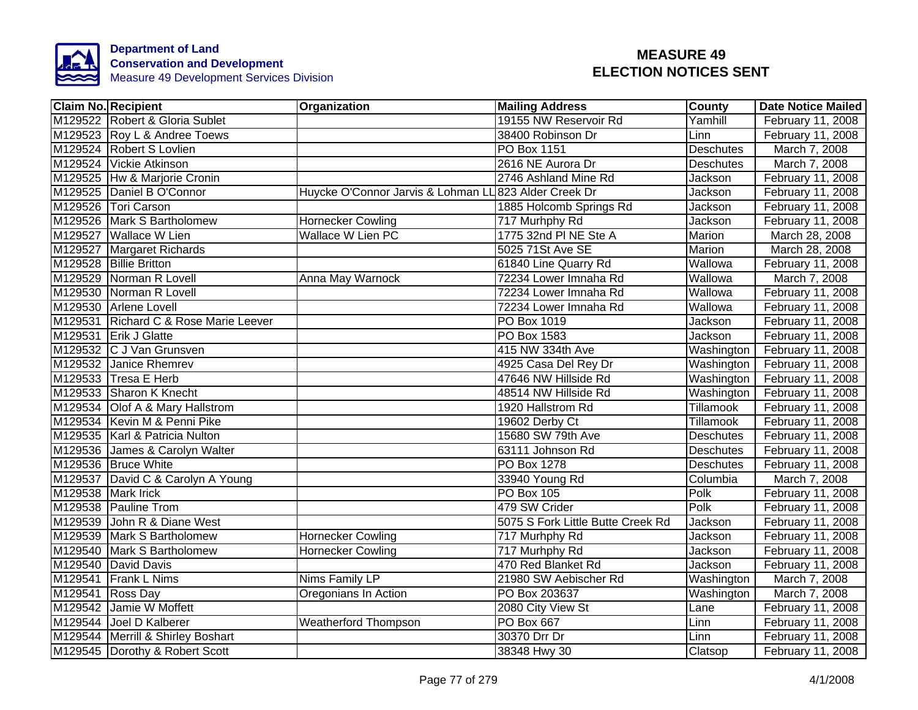**Department of Land Conservation and Development**
Measure 49 Development Services Division

# MEASURE 49 ELECTION NOTICES SENT

| Claim No. | Recipient | Organization | Mailing Address | County | Date Notice Mailed |
|---|---|---|---|---|---|
| M129522 | Robert & Gloria Sublet | | 19155 NW Reservoir Rd | Yamhill | February 11, 2008 |
| M129523 | Roy L & Andree Toews | | 38400 Robinson Dr | Linn | February 11, 2008 |
| M129524 | Robert S Lovlien | | PO Box 1151 | Deschutes | March 7, 2008 |
| M129524 | Vickie Atkinson | | 2616 NE Aurora Dr | Deschutes | March 7, 2008 |
| M129525 | Hw & Marjorie Cronin | | 2746 Ashland Mine Rd | Jackson | February 11, 2008 |
| M129525 | Daniel B O'Connor | Huycke O'Connor Jarvis & Lohman LL | 823 Alder Creek Dr | Jackson | February 11, 2008 |
| M129526 | Tori Carson | | 1885 Holcomb Springs Rd | Jackson | February 11, 2008 |
| M129526 | Mark S Bartholomew | Hornecker Cowling | 717 Murhphy Rd | Jackson | February 11, 2008 |
| M129527 | Wallace W Lien | Wallace W Lien PC | 1775 32nd Pl NE Ste A | Marion | March 28, 2008 |
| M129527 | Margaret Richards | | 5025 71St Ave SE | Marion | March 28, 2008 |
| M129528 | Billie Britton | | 61840 Line Quarry Rd | Wallowa | February 11, 2008 |
| M129529 | Norman R Lovell | Anna May Warnock | 72234 Lower Imnaha Rd | Wallowa | March 7, 2008 |
| M129530 | Norman R Lovell | | 72234 Lower Imnaha Rd | Wallowa | February 11, 2008 |
| M129530 | Arlene Lovell | | 72234 Lower Imnaha Rd | Wallowa | February 11, 2008 |
| M129531 | Richard C & Rose Marie Leever | | PO Box 1019 | Jackson | February 11, 2008 |
| M129531 | Erik J Glatte | | PO Box 1583 | Jackson | February 11, 2008 |
| M129532 | C J Van Grunsven | | 415 NW 334th Ave | Washington | February 11, 2008 |
| M129532 | Janice Rhemrev | | 4925 Casa Del Rey Dr | Washington | February 11, 2008 |
| M129533 | Tresa E Herb | | 47646 NW Hillside Rd | Washington | February 11, 2008 |
| M129533 | Sharon K Knecht | | 48514 NW Hillside Rd | Washington | February 11, 2008 |
| M129534 | Olof A & Mary Hallstrom | | 1920 Hallstrom Rd | Tillamook | February 11, 2008 |
| M129534 | Kevin M & Penni Pike | | 19602 Derby Ct | Tillamook | February 11, 2008 |
| M129535 | Karl & Patricia Nulton | | 15680 SW 79th Ave | Deschutes | February 11, 2008 |
| M129536 | James & Carolyn Walter | | 63111 Johnson Rd | Deschutes | February 11, 2008 |
| M129536 | Bruce White | | PO Box 1278 | Deschutes | February 11, 2008 |
| M129537 | David C & Carolyn A Young | | 33940 Young Rd | Columbia | March 7, 2008 |
| M129538 | Mark Irick | | PO Box 105 | Polk | February 11, 2008 |
| M129538 | Pauline Trom | | 479 SW Crider | Polk | February 11, 2008 |
| M129539 | John R & Diane West | | 5075 S Fork Little Butte Creek Rd | Jackson | February 11, 2008 |
| M129539 | Mark S Bartholomew | Hornecker Cowling | 717 Murhphy Rd | Jackson | February 11, 2008 |
| M129540 | Mark S Bartholomew | Hornecker Cowling | 717 Murhphy Rd | Jackson | February 11, 2008 |
| M129540 | David Davis | | 470 Red Blanket Rd | Jackson | February 11, 2008 |
| M129541 | Frank L Nims | Nims Family LP | 21980 SW Aebischer Rd | Washington | March 7, 2008 |
| M129541 | Ross Day | Oregonians In Action | PO Box 203637 | Washington | March 7, 2008 |
| M129542 | Jamie W Moffett | | 2080 City View St | Lane | February 11, 2008 |
| M129544 | Joel D Kalberer | Weatherford Thompson | PO Box 667 | Linn | February 11, 2008 |
| M129544 | Merrill & Shirley Boshart | | 30370 Drr Dr | Linn | February 11, 2008 |
| M129545 | Dorothy & Robert Scott | | 38348 Hwy 30 | Clatsop | February 11, 2008 |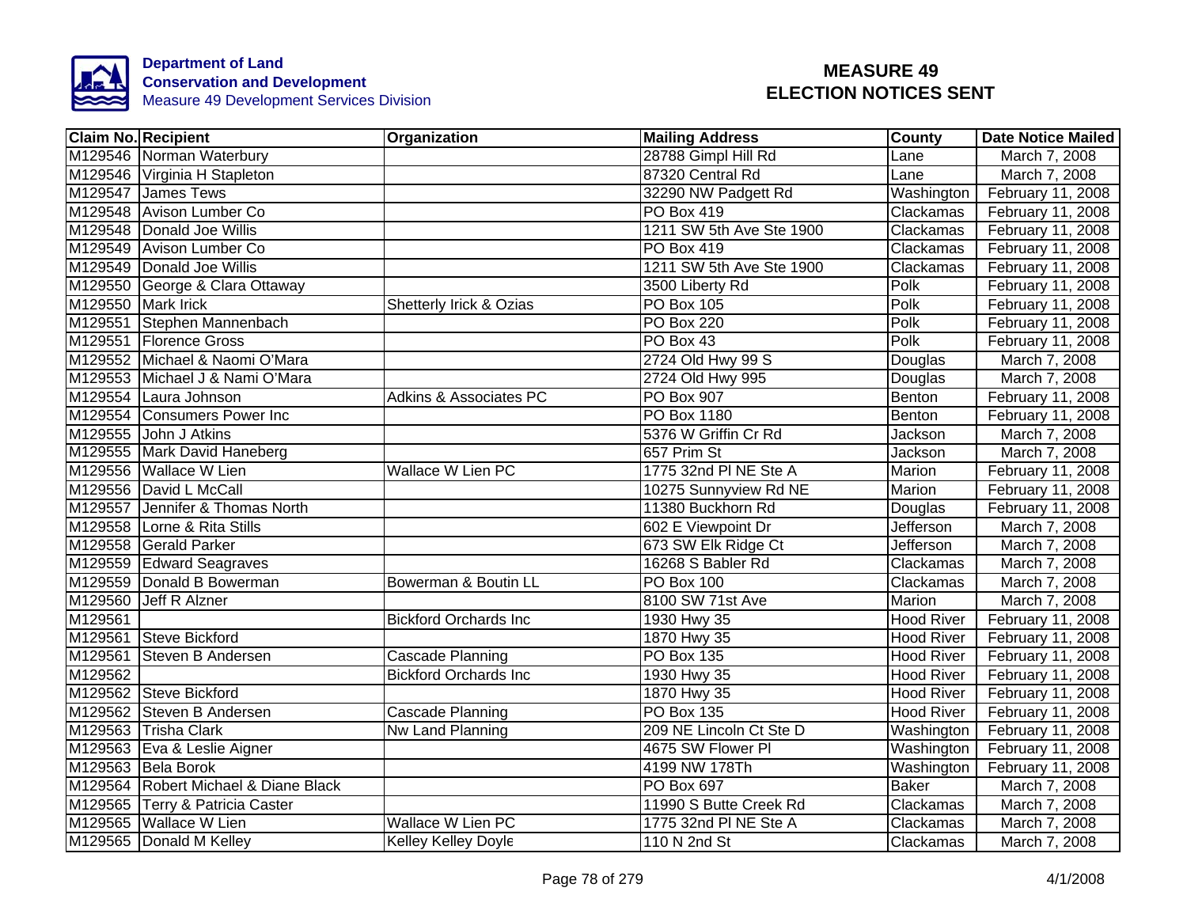Department of Land Conservation and Development
Measure 49 Development Services Division

# MEASURE 49 ELECTION NOTICES SENT

| Claim No. | Recipient | Organization | Mailing Address | County | Date Notice Mailed |
|---|---|---|---|---|---|
| M129546 | Norman Waterbury | | 28788 Gimpl Hill Rd | Lane | March 7, 2008 |
| M129546 | Virginia H Stapleton | | 87320 Central Rd | Lane | March 7, 2008 |
| M129547 | James Tews | | 32290 NW Padgett Rd | Washington | February 11, 2008 |
| M129548 | Avison Lumber Co | | PO Box 419 | Clackamas | February 11, 2008 |
| M129548 | Donald Joe Willis | | 1211 SW 5th Ave Ste 1900 | Clackamas | February 11, 2008 |
| M129549 | Avison Lumber Co | | PO Box 419 | Clackamas | February 11, 2008 |
| M129549 | Donald Joe Willis | | 1211 SW 5th Ave Ste 1900 | Clackamas | February 11, 2008 |
| M129550 | George & Clara Ottaway | | 3500 Liberty Rd | Polk | February 11, 2008 |
| M129550 | Mark Irick | Shetterly Irick & Ozias | PO Box 105 | Polk | February 11, 2008 |
| M129551 | Stephen Mannenbach | | PO Box 220 | Polk | February 11, 2008 |
| M129551 | Florence Gross | | PO Box 43 | Polk | February 11, 2008 |
| M129552 | Michael & Naomi O'Mara | | 2724 Old Hwy 99 S | Douglas | March 7, 2008 |
| M129553 | Michael J & Nami O'Mara | | 2724 Old Hwy 995 | Douglas | March 7, 2008 |
| M129554 | Laura Johnson | Adkins & Associates PC | PO Box 907 | Benton | February 11, 2008 |
| M129554 | Consumers Power Inc | | PO Box 1180 | Benton | February 11, 2008 |
| M129555 | John J Atkins | | 5376 W Griffin Cr Rd | Jackson | March 7, 2008 |
| M129555 | Mark David Haneberg | | 657 Prim St | Jackson | March 7, 2008 |
| M129556 | Wallace W Lien | Wallace W Lien PC | 1775 32nd Pl NE Ste A | Marion | February 11, 2008 |
| M129556 | David L McCall | | 10275 Sunnyview Rd NE | Marion | February 11, 2008 |
| M129557 | Jennifer & Thomas North | | 11380 Buckhorn Rd | Douglas | February 11, 2008 |
| M129558 | Lorne & Rita Stills | | 602 E Viewpoint Dr | Jefferson | March 7, 2008 |
| M129558 | Gerald Parker | | 673 SW Elk Ridge Ct | Jefferson | March 7, 2008 |
| M129559 | Edward Seagraves | | 16268 S Babler Rd | Clackamas | March 7, 2008 |
| M129559 | Donald B Bowerman | Bowerman & Boutin LL | PO Box 100 | Clackamas | March 7, 2008 |
| M129560 | Jeff R Alzner | | 8100 SW 71st Ave | Marion | March 7, 2008 |
| M129561 | | Bickford Orchards Inc | 1930 Hwy 35 | Hood River | February 11, 2008 |
| M129561 | Steve Bickford | | 1870 Hwy 35 | Hood River | February 11, 2008 |
| M129561 | Steven B Andersen | Cascade Planning | PO Box 135 | Hood River | February 11, 2008 |
| M129562 | | Bickford Orchards Inc | 1930 Hwy 35 | Hood River | February 11, 2008 |
| M129562 | Steve Bickford | | 1870 Hwy 35 | Hood River | February 11, 2008 |
| M129562 | Steven B Andersen | Cascade Planning | PO Box 135 | Hood River | February 11, 2008 |
| M129563 | Trisha Clark | Nw Land Planning | 209 NE Lincoln Ct Ste D | Washington | February 11, 2008 |
| M129563 | Eva & Leslie Aigner | | 4675 SW Flower Pl | Washington | February 11, 2008 |
| M129563 | Bela Borok | | 4199 NW 178Th | Washington | February 11, 2008 |
| M129564 | Robert Michael & Diane Black | | PO Box 697 | Baker | March 7, 2008 |
| M129565 | Terry & Patricia Caster | | 11990 S Butte Creek Rd | Clackamas | March 7, 2008 |
| M129565 | Wallace W Lien | Wallace W Lien PC | 1775 32nd Pl NE Ste A | Clackamas | March 7, 2008 |
| M129565 | Donald M Kelley | Kelley Kelley Doyle | 110 N 2nd St | Clackamas | March 7, 2008 |

4/1/2008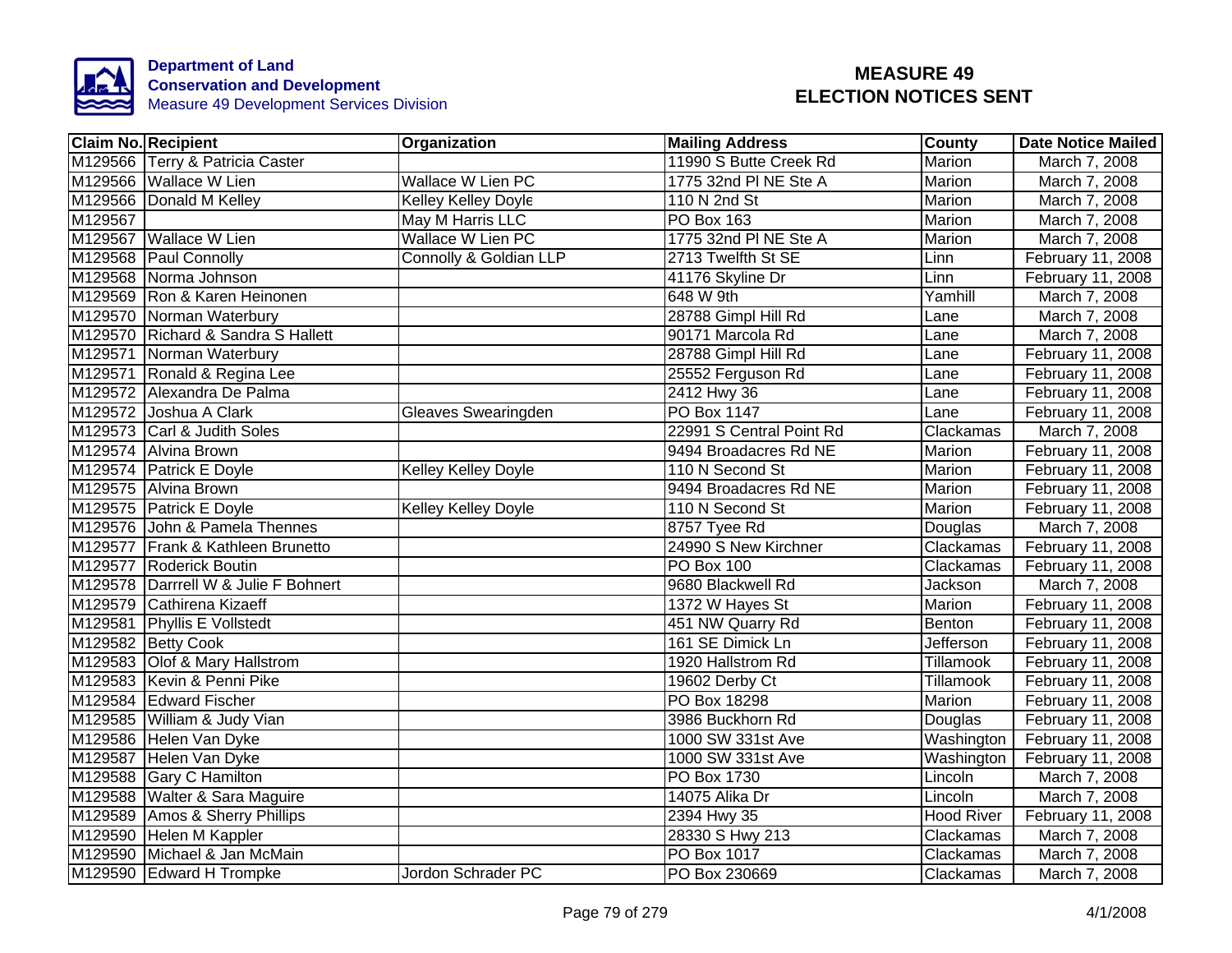Department of Land Conservation and Development
Measure 49 Development Services Division

# MEASURE 49
# ELECTION NOTICES SENT

| Claim No. | Recipient | Organization | Mailing Address | County | Date Notice Mailed |
|---|---|---|---|---|---|
| M129566 | Terry & Patricia Caster | | 11990 S Butte Creek Rd | Marion | March 7, 2008 |
| M129566 | Wallace W Lien | Wallace W Lien PC | 1775 32nd Pl NE Ste A | Marion | March 7, 2008 |
| M129566 | Donald M Kelley | Kelley Kelley Doyle | 110 N 2nd St | Marion | March 7, 2008 |
| M129567 | | May M Harris LLC | PO Box 163 | Marion | March 7, 2008 |
| M129567 | Wallace W Lien | Wallace W Lien PC | 1775 32nd Pl NE Ste A | Marion | March 7, 2008 |
| M129568 | Paul Connolly | Connolly & Goldian LLP | 2713 Twelfth St SE | Linn | February 11, 2008 |
| M129568 | Norma Johnson | | 41176 Skyline Dr | Linn | February 11, 2008 |
| M129569 | Ron & Karen Heinonen | | 648 W 9th | Yamhill | March 7, 2008 |
| M129570 | Norman Waterbury | | 28788 Gimpl Hill Rd | Lane | March 7, 2008 |
| M129570 | Richard & Sandra S Hallett | | 90171 Marcola Rd | Lane | March 7, 2008 |
| M129571 | Norman Waterbury | | 28788 Gimpl Hill Rd | Lane | February 11, 2008 |
| M129571 | Ronald & Regina Lee | | 25552 Ferguson Rd | Lane | February 11, 2008 |
| M129572 | Alexandra De Palma | | 2412 Hwy 36 | Lane | February 11, 2008 |
| M129572 | Joshua A Clark | Gleaves Swearingden | PO Box 1147 | Lane | February 11, 2008 |
| M129573 | Carl & Judith Soles | | 22991 S Central Point Rd | Clackamas | March 7, 2008 |
| M129574 | Alvina Brown | | 9494 Broadacres Rd NE | Marion | February 11, 2008 |
| M129574 | Patrick E Doyle | Kelley Kelley Doyle | 110 N Second St | Marion | February 11, 2008 |
| M129575 | Alvina Brown | | 9494 Broadacres Rd NE | Marion | February 11, 2008 |
| M129575 | Patrick E Doyle | Kelley Kelley Doyle | 110 N Second St | Marion | February 11, 2008 |
| M129576 | John & Pamela Thennes | | 8757 Tyee Rd | Douglas | March 7, 2008 |
| M129577 | Frank & Kathleen Brunetto | | 24990 S New Kirchner | Clackamas | February 11, 2008 |
| M129577 | Roderick Boutin | | PO Box 100 | Clackamas | February 11, 2008 |
| M129578 | Darrrell W & Julie F Bohnert | | 9680 Blackwell Rd | Jackson | March 7, 2008 |
| M129579 | Cathirena Kizaeff | | 1372 W Hayes St | Marion | February 11, 2008 |
| M129581 | Phyllis E Vollstedt | | 451 NW Quarry Rd | Benton | February 11, 2008 |
| M129582 | Betty Cook | | 161 SE Dimick Ln | Jefferson | February 11, 2008 |
| M129583 | Olof & Mary Hallstrom | | 1920 Hallstrom Rd | Tillamook | February 11, 2008 |
| M129583 | Kevin & Penni Pike | | 19602 Derby Ct | Tillamook | February 11, 2008 |
| M129584 | Edward Fischer | | PO Box 18298 | Marion | February 11, 2008 |
| M129585 | William & Judy Vian | | 3986 Buckhorn Rd | Douglas | February 11, 2008 |
| M129586 | Helen Van Dyke | | 1000 SW 331st Ave | Washington | February 11, 2008 |
| M129587 | Helen Van Dyke | | 1000 SW 331st Ave | Washington | February 11, 2008 |
| M129588 | Gary C Hamilton | | PO Box 1730 | Lincoln | March 7, 2008 |
| M129588 | Walter & Sara Maguire | | 14075 Alika Dr | Lincoln | March 7, 2008 |
| M129589 | Amos & Sherry Phillips | | 2394 Hwy 35 | Hood River | February 11, 2008 |
| M129590 | Helen M Kappler | | 28330 S Hwy 213 | Clackamas | March 7, 2008 |
| M129590 | Michael & Jan McMain | | PO Box 1017 | Clackamas | March 7, 2008 |
| M129590 | Edward H Trompke | Jordon Schrader PC | PO Box 230669 | Clackamas | March 7, 2008 |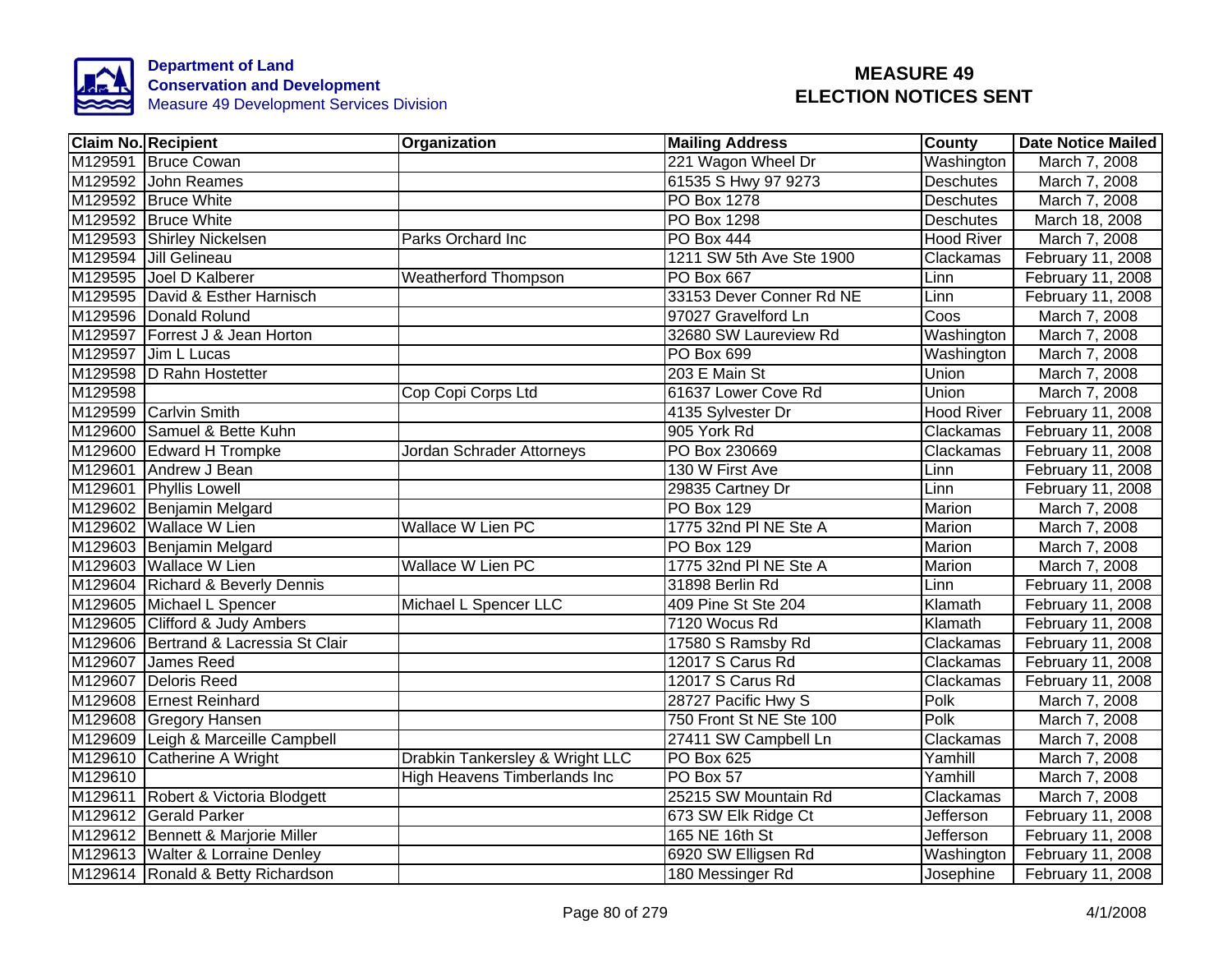**Department of Land Conservation and Development**
Measure 49 Development Services Division

# MEASURE 49 ELECTION NOTICES SENT

| Claim No. | Recipient | Organization | Mailing Address | County | Date Notice Mailed |
|---|---|---|---|---|---|
| M129591 | Bruce Cowan | | 221 Wagon Wheel Dr | Washington | March 7, 2008 |
| M129592 | John Reames | | 61535 S Hwy 97 9273 | Deschutes | March 7, 2008 |
| M129592 | Bruce White | | PO Box 1278 | Deschutes | March 7, 2008 |
| M129592 | Bruce White | | PO Box 1298 | Deschutes | March 18, 2008 |
| M129593 | Shirley Nickelsen | Parks Orchard Inc | PO Box 444 | Hood River | March 7, 2008 |
| M129594 | Jill Gelineau | | 1211 SW 5th Ave Ste 1900 | Clackamas | February 11, 2008 |
| M129595 | Joel D Kalberer | Weatherford Thompson | PO Box 667 | Linn | February 11, 2008 |
| M129595 | David & Esther Harnisch | | 33153 Dever Conner Rd NE | Linn | February 11, 2008 |
| M129596 | Donald Rolund | | 97027 Gravelford Ln | Coos | March 7, 2008 |
| M129597 | Forrest J & Jean Horton | | 32680 SW Laureview Rd | Washington | March 7, 2008 |
| M129597 | Jim L Lucas | | PO Box 699 | Washington | March 7, 2008 |
| M129598 | D Rahn Hostetter | | 203 E Main St | Union | March 7, 2008 |
| M129598 | | Cop Copi Corps Ltd | 61637 Lower Cove Rd | Union | March 7, 2008 |
| M129599 | Carlvin Smith | | 4135 Sylvester Dr | Hood River | February 11, 2008 |
| M129600 | Samuel & Bette Kuhn | | 905 York Rd | Clackamas | February 11, 2008 |
| M129600 | Edward H Trompke | Jordan Schrader Attorneys | PO Box 230669 | Clackamas | February 11, 2008 |
| M129601 | Andrew J Bean | | 130 W First Ave | Linn | February 11, 2008 |
| M129601 | Phyllis Lowell | | 29835 Cartney Dr | Linn | February 11, 2008 |
| M129602 | Benjamin Melgard | | PO Box 129 | Marion | March 7, 2008 |
| M129602 | Wallace W Lien | Wallace W Lien PC | 1775 32nd Pl NE Ste A | Marion | March 7, 2008 |
| M129603 | Benjamin Melgard | | PO Box 129 | Marion | March 7, 2008 |
| M129603 | Wallace W Lien | Wallace W Lien PC | 1775 32nd Pl NE Ste A | Marion | March 7, 2008 |
| M129604 | Richard & Beverly Dennis | | 31898 Berlin Rd | Linn | February 11, 2008 |
| M129605 | Michael L Spencer | Michael L Spencer LLC | 409 Pine St Ste 204 | Klamath | February 11, 2008 |
| M129605 | Clifford & Judy Ambers | | 7120 Wocus Rd | Klamath | February 11, 2008 |
| M129606 | Bertrand & Lacressia St Clair | | 17580 S Ramsby Rd | Clackamas | February 11, 2008 |
| M129607 | James Reed | | 12017 S Carus Rd | Clackamas | February 11, 2008 |
| M129607 | Deloris Reed | | 12017 S Carus Rd | Clackamas | February 11, 2008 |
| M129608 | Ernest Reinhard | | 28727 Pacific Hwy S | Polk | March 7, 2008 |
| M129608 | Gregory Hansen | | 750 Front St NE Ste 100 | Polk | March 7, 2008 |
| M129609 | Leigh & Marceille Campbell | | 27411 SW Campbell Ln | Clackamas | March 7, 2008 |
| M129610 | Catherine A Wright | Drabkin Tankersley & Wright LLC | PO Box 625 | Yamhill | March 7, 2008 |
| M129610 | | High Heavens Timberlands Inc | PO Box 57 | Yamhill | March 7, 2008 |
| M129611 | Robert & Victoria Blodgett | | 25215 SW Mountain Rd | Clackamas | March 7, 2008 |
| M129612 | Gerald Parker | | 673 SW Elk Ridge Ct | Jefferson | February 11, 2008 |
| M129612 | Bennett & Marjorie Miller | | 165 NE 16th St | Jefferson | February 11, 2008 |
| M129613 | Walter & Lorraine Denley | | 6920 SW Elligsen Rd | Washington | February 11, 2008 |
| M129614 | Ronald & Betty Richardson | | 180 Messinger Rd | Josephine | February 11, 2008 |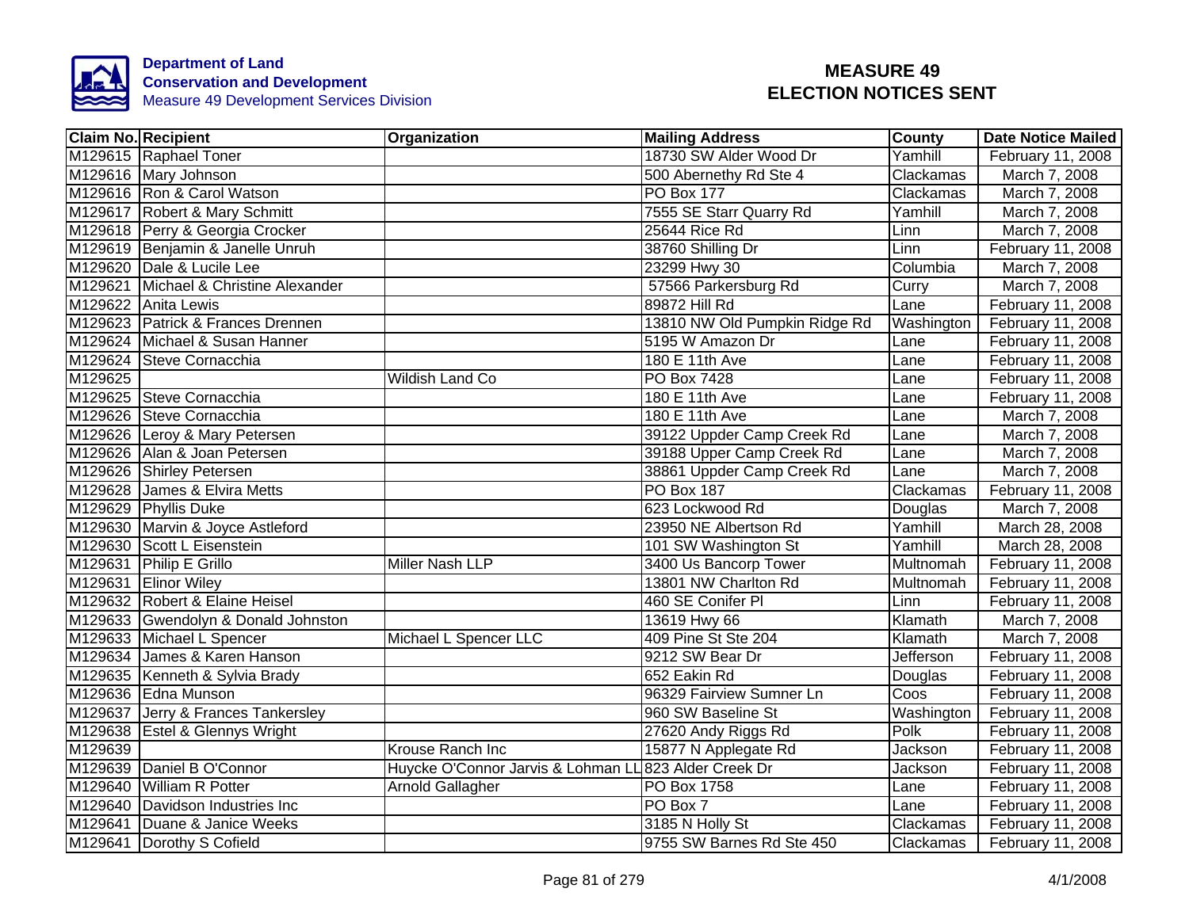**Department of Land Conservation and Development**
Measure 49 Development Services Division

# MEASURE 49 ELECTION NOTICES SENT

| Claim No. | Recipient | Organization | Mailing Address | County | Date Notice Mailed |
|---|---|---|---|---|---|
| M129615 | Raphael Toner | | 18730 SW Alder Wood Dr | Yamhill | February 11, 2008 |
| M129616 | Mary Johnson | | 500 Abernethy Rd Ste 4 | Clackamas | March 7, 2008 |
| M129616 | Ron & Carol Watson | | PO Box 177 | Clackamas | March 7, 2008 |
| M129617 | Robert & Mary Schmitt | | 7555 SE Starr Quarry Rd | Yamhill | March 7, 2008 |
| M129618 | Perry & Georgia Crocker | | 25644 Rice Rd | Linn | March 7, 2008 |
| M129619 | Benjamin & Janelle Unruh | | 38760 Shilling Dr | Linn | February 11, 2008 |
| M129620 | Dale & Lucile Lee | | 23299 Hwy 30 | Columbia | March 7, 2008 |
| M129621 | Michael & Christine Alexander | | 57566 Parkersburg Rd | Curry | March 7, 2008 |
| M129622 | Anita Lewis | | 89872 Hill Rd | Lane | February 11, 2008 |
| M129623 | Patrick & Frances Drennen | | 13810 NW Old Pumpkin Ridge Rd | Washington | February 11, 2008 |
| M129624 | Michael & Susan Hanner | | 5195 W Amazon Dr | Lane | February 11, 2008 |
| M129624 | Steve Cornacchia | | 180 E 11th Ave | Lane | February 11, 2008 |
| M129625 | | Wildish Land Co | PO Box 7428 | Lane | February 11, 2008 |
| M129625 | Steve Cornacchia | | 180 E 11th Ave | Lane | February 11, 2008 |
| M129626 | Steve Cornacchia | | 180 E 11th Ave | Lane | March 7, 2008 |
| M129626 | Leroy & Mary Petersen | | 39122 Uppder Camp Creek Rd | Lane | March 7, 2008 |
| M129626 | Alan & Joan Petersen | | 39188 Upper Camp Creek Rd | Lane | March 7, 2008 |
| M129626 | Shirley Petersen | | 38861 Uppder Camp Creek Rd | Lane | March 7, 2008 |
| M129628 | James & Elvira Metts | | PO Box 187 | Clackamas | February 11, 2008 |
| M129629 | Phyllis Duke | | 623 Lockwood Rd | Douglas | March 7, 2008 |
| M129630 | Marvin & Joyce Astleford | | 23950 NE Albertson Rd | Yamhill | March 28, 2008 |
| M129630 | Scott L Eisenstein | | 101 SW Washington St | Yamhill | March 28, 2008 |
| M129631 | Philip E Grillo | Miller Nash LLP | 3400 Us Bancorp Tower | Multnomah | February 11, 2008 |
| M129631 | Elinor Wiley | | 13801 NW Charlton Rd | Multnomah | February 11, 2008 |
| M129632 | Robert & Elaine Heisel | | 460 SE Conifer Pl | Linn | February 11, 2008 |
| M129633 | Gwendolyn & Donald Johnston | | 13619 Hwy 66 | Klamath | March 7, 2008 |
| M129633 | Michael L Spencer | Michael L Spencer LLC | 409 Pine St Ste 204 | Klamath | March 7, 2008 |
| M129634 | James & Karen Hanson | | 9212 SW Bear Dr | Jefferson | February 11, 2008 |
| M129635 | Kenneth & Sylvia Brady | | 652 Eakin Rd | Douglas | February 11, 2008 |
| M129636 | Edna Munson | | 96329 Fairview Sumner Ln | Coos | February 11, 2008 |
| M129637 | Jerry & Frances Tankersley | | 960 SW Baseline St | Washington | February 11, 2008 |
| M129638 | Estel & Glennys Wright | | 27620 Andy Riggs Rd | Polk | February 11, 2008 |
| M129639 | | Krouse Ranch Inc | 15877 N Applegate Rd | Jackson | February 11, 2008 |
| M129639 | Daniel B O'Connor | Huycke O'Connor Jarvis & Lohman LL | 823 Alder Creek Dr | Jackson | February 11, 2008 |
| M129640 | William R Potter | Arnold Gallagher | PO Box 1758 | Lane | February 11, 2008 |
| M129640 | Davidson Industries Inc | | PO Box 7 | Lane | February 11, 2008 |
| M129641 | Duane & Janice Weeks | | 3185 N Holly St | Clackamas | February 11, 2008 |
| M129641 | Dorothy S Cofield | | 9755 SW Barnes Rd Ste 450 | Clackamas | February 11, 2008 |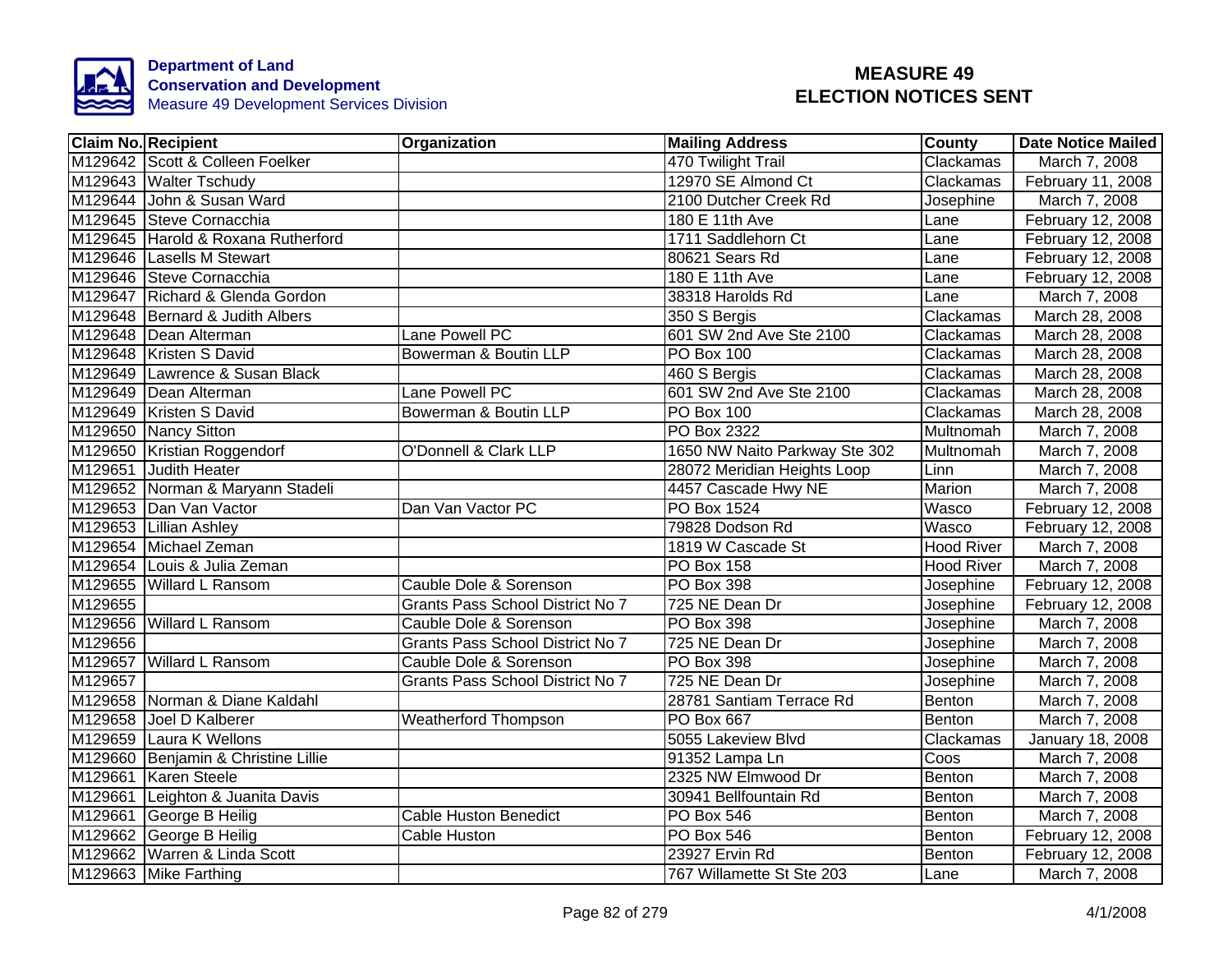**Department of Land Conservation and Development**
Measure 49 Development Services Division

# MEASURE 49 ELECTION NOTICES SENT

| Claim No. | Recipient | Organization | Mailing Address | County | Date Notice Mailed |
|---|---|---|---|---|---|
| M129642 | Scott & Colleen Foelker | | 470 Twilight Trail | Clackamas | March 7, 2008 |
| M129643 | Walter Tschudy | | 12970 SE Almond Ct | Clackamas | February 11, 2008 |
| M129644 | John & Susan Ward | | 2100 Dutcher Creek Rd | Josephine | March 7, 2008 |
| M129645 | Steve Cornacchia | | 180 E 11th Ave | Lane | February 12, 2008 |
| M129645 | Harold & Roxana Rutherford | | 1711 Saddlehorn Ct | Lane | February 12, 2008 |
| M129646 | Lasells M Stewart | | 80621 Sears Rd | Lane | February 12, 2008 |
| M129646 | Steve Cornacchia | | 180 E 11th Ave | Lane | February 12, 2008 |
| M129647 | Richard & Glenda Gordon | | 38318 Harolds Rd | Lane | March 7, 2008 |
| M129648 | Bernard & Judith Albers | | 350 S Bergis | Clackamas | March 28, 2008 |
| M129648 | Dean Alterman | Lane Powell PC | 601 SW 2nd Ave Ste 2100 | Clackamas | March 28, 2008 |
| M129648 | Kristen S David | Bowerman & Boutin LLP | PO Box 100 | Clackamas | March 28, 2008 |
| M129649 | Lawrence & Susan Black | | 460 S Bergis | Clackamas | March 28, 2008 |
| M129649 | Dean Alterman | Lane Powell PC | 601 SW 2nd Ave Ste 2100 | Clackamas | March 28, 2008 |
| M129649 | Kristen S David | Bowerman & Boutin LLP | PO Box 100 | Clackamas | March 28, 2008 |
| M129650 | Nancy Sitton | | PO Box 2322 | Multnomah | March 7, 2008 |
| M129650 | Kristian Roggendorf | O'Donnell & Clark LLP | 1650 NW Naito Parkway Ste 302 | Multnomah | March 7, 2008 |
| M129651 | Judith Heater | | 28072 Meridian Heights Loop | Linn | March 7, 2008 |
| M129652 | Norman & Maryann Stadeli | | 4457 Cascade Hwy NE | Marion | March 7, 2008 |
| M129653 | Dan Van Vactor | Dan Van Vactor PC | PO Box 1524 | Wasco | February 12, 2008 |
| M129653 | Lillian Ashley | | 79828 Dodson Rd | Wasco | February 12, 2008 |
| M129654 | Michael Zeman | | 1819 W Cascade St | Hood River | March 7, 2008 |
| M129654 | Louis & Julia Zeman | | PO Box 158 | Hood River | March 7, 2008 |
| M129655 | Willard L Ransom | Cauble Dole & Sorenson | PO Box 398 | Josephine | February 12, 2008 |
| M129655 | | Grants Pass School District No 7 | 725 NE Dean Dr | Josephine | February 12, 2008 |
| M129656 | Willard L Ransom | Cauble Dole & Sorenson | PO Box 398 | Josephine | March 7, 2008 |
| M129656 | | Grants Pass School District No 7 | 725 NE Dean Dr | Josephine | March 7, 2008 |
| M129657 | Willard L Ransom | Cauble Dole & Sorenson | PO Box 398 | Josephine | March 7, 2008 |
| M129657 | | Grants Pass School District No 7 | 725 NE Dean Dr | Josephine | March 7, 2008 |
| M129658 | Norman & Diane Kaldahl | | 28781 Santiam Terrace Rd | Benton | March 7, 2008 |
| M129658 | Joel D Kalberer | Weatherford Thompson | PO Box 667 | Benton | March 7, 2008 |
| M129659 | Laura K Wellons | | 5055 Lakeview Blvd | Clackamas | January 18, 2008 |
| M129660 | Benjamin & Christine Lillie | | 91352 Lampa Ln | Coos | March 7, 2008 |
| M129661 | Karen Steele | | 2325 NW Elmwood Dr | Benton | March 7, 2008 |
| M129661 | Leighton & Juanita Davis | | 30941 Bellfountain Rd | Benton | March 7, 2008 |
| M129661 | George B Heilig | Cable Huston Benedict | PO Box 546 | Benton | March 7, 2008 |
| M129662 | George B Heilig | Cable Huston | PO Box 546 | Benton | February 12, 2008 |
| M129662 | Warren & Linda Scott | | 23927 Ervin Rd | Benton | February 12, 2008 |
| M129663 | Mike Farthing | | 767 Willamette St Ste 203 | Lane | March 7, 2008 |

4/1/2008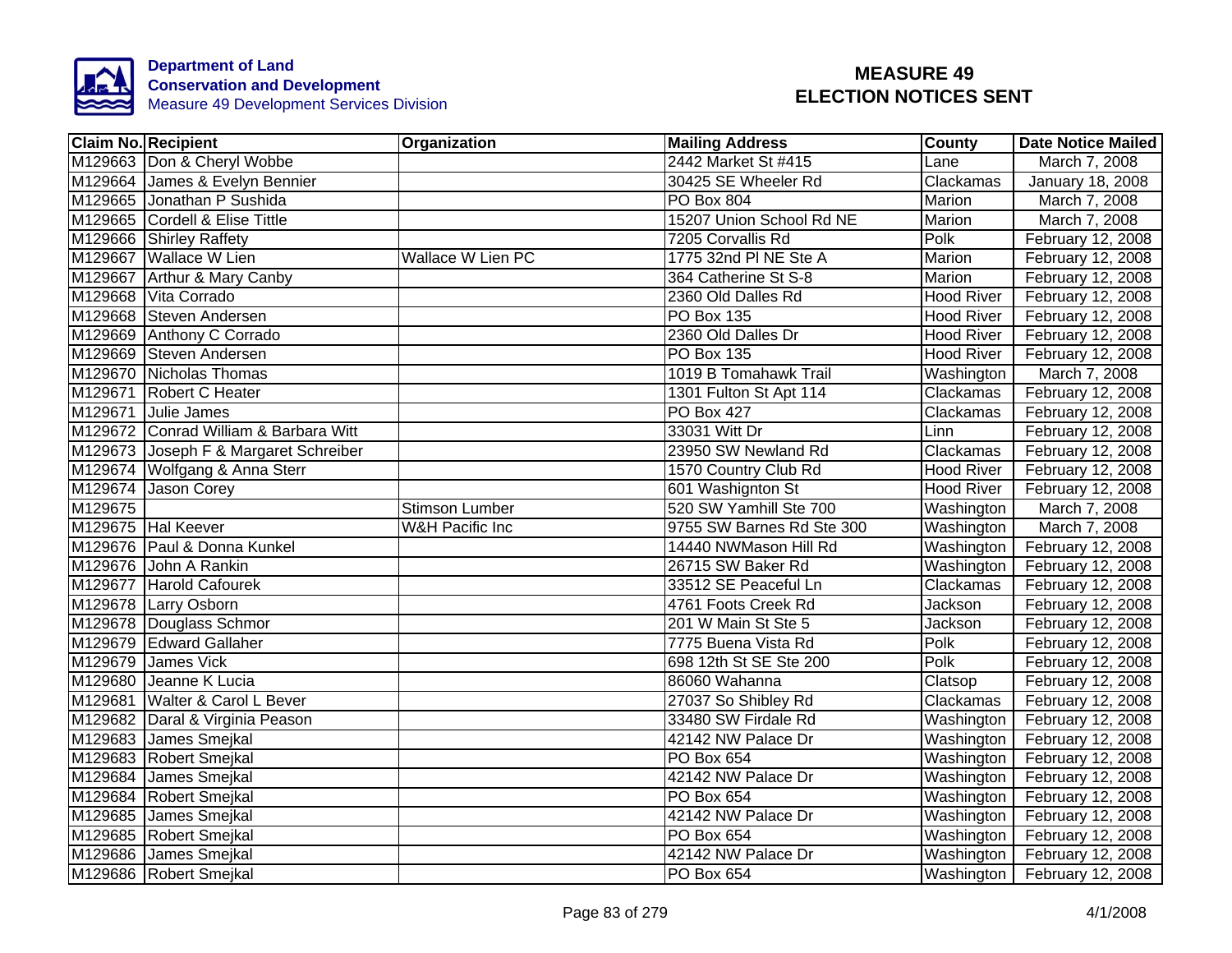**Department of Land Conservation and Development**
Measure 49 Development Services Division

# MEASURE 49 ELECTION NOTICES SENT

| Claim No. | Recipient | Organization | Mailing Address | County | Date Notice Mailed |
|---|---|---|---|---|---|
| M129663 | Don & Cheryl Wobbe | | 2442 Market St #415 | Lane | March 7, 2008 |
| M129664 | James & Evelyn Bennier | | 30425 SE Wheeler Rd | Clackamas | January 18, 2008 |
| M129665 | Jonathan P Sushida | | PO Box 804 | Marion | March 7, 2008 |
| M129665 | Cordell & Elise Tittle | | 15207 Union School Rd NE | Marion | March 7, 2008 |
| M129666 | Shirley Raffety | | 7205 Corvallis Rd | Polk | February 12, 2008 |
| M129667 | Wallace W Lien | Wallace W Lien PC | 1775 32nd Pl NE Ste A | Marion | February 12, 2008 |
| M129667 | Arthur & Mary Canby | | 364 Catherine St S-8 | Marion | February 12, 2008 |
| M129668 | Vita Corrado | | 2360 Old Dalles Rd | Hood River | February 12, 2008 |
| M129668 | Steven Andersen | | PO Box 135 | Hood River | February 12, 2008 |
| M129669 | Anthony C Corrado | | 2360 Old Dalles Dr | Hood River | February 12, 2008 |
| M129669 | Steven Andersen | | PO Box 135 | Hood River | February 12, 2008 |
| M129670 | Nicholas Thomas | | 1019 B Tomahawk Trail | Washington | March 7, 2008 |
| M129671 | Robert C Heater | | 1301 Fulton St Apt 114 | Clackamas | February 12, 2008 |
| M129671 | Julie James | | PO Box 427 | Clackamas | February 12, 2008 |
| M129672 | Conrad William & Barbara Witt | | 33031 Witt Dr | Linn | February 12, 2008 |
| M129673 | Joseph F & Margaret Schreiber | | 23950 SW Newland Rd | Clackamas | February 12, 2008 |
| M129674 | Wolfgang & Anna Sterr | | 1570 Country Club Rd | Hood River | February 12, 2008 |
| M129674 | Jason Corey | | 601 Washignton St | Hood River | February 12, 2008 |
| M129675 | | Stimson Lumber | 520 SW Yamhill Ste 700 | Washington | March 7, 2008 |
| M129675 | Hal Keever | W&H Pacific Inc | 9755 SW Barnes Rd Ste 300 | Washington | March 7, 2008 |
| M129676 | Paul & Donna Kunkel | | 14440 NWMason Hill Rd | Washington | February 12, 2008 |
| M129676 | John A Rankin | | 26715 SW Baker Rd | Washington | February 12, 2008 |
| M129677 | Harold Cafourek | | 33512 SE Peaceful Ln | Clackamas | February 12, 2008 |
| M129678 | Larry Osborn | | 4761 Foots Creek Rd | Jackson | February 12, 2008 |
| M129678 | Douglass Schmor | | 201 W Main St Ste 5 | Jackson | February 12, 2008 |
| M129679 | Edward Gallaher | | 7775 Buena Vista Rd | Polk | February 12, 2008 |
| M129679 | James Vick | | 698 12th St SE Ste 200 | Polk | February 12, 2008 |
| M129680 | Jeanne K Lucia | | 86060 Wahanna | Clatsop | February 12, 2008 |
| M129681 | Walter & Carol L Bever | | 27037 So Shibley Rd | Clackamas | February 12, 2008 |
| M129682 | Daral & Virginia Peason | | 33480 SW Firdale Rd | Washington | February 12, 2008 |
| M129683 | James Smejkal | | 42142 NW Palace Dr | Washington | February 12, 2008 |
| M129683 | Robert Smejkal | | PO Box 654 | Washington | February 12, 2008 |
| M129684 | James Smejkal | | 42142 NW Palace Dr | Washington | February 12, 2008 |
| M129684 | Robert Smejkal | | PO Box 654 | Washington | February 12, 2008 |
| M129685 | James Smejkal | | 42142 NW Palace Dr | Washington | February 12, 2008 |
| M129685 | Robert Smejkal | | PO Box 654 | Washington | February 12, 2008 |
| M129686 | James Smejkal | | 42142 NW Palace Dr | Washington | February 12, 2008 |
| M129686 | Robert Smejkal | | PO Box 654 | Washington | February 12, 2008 |

4/1/2008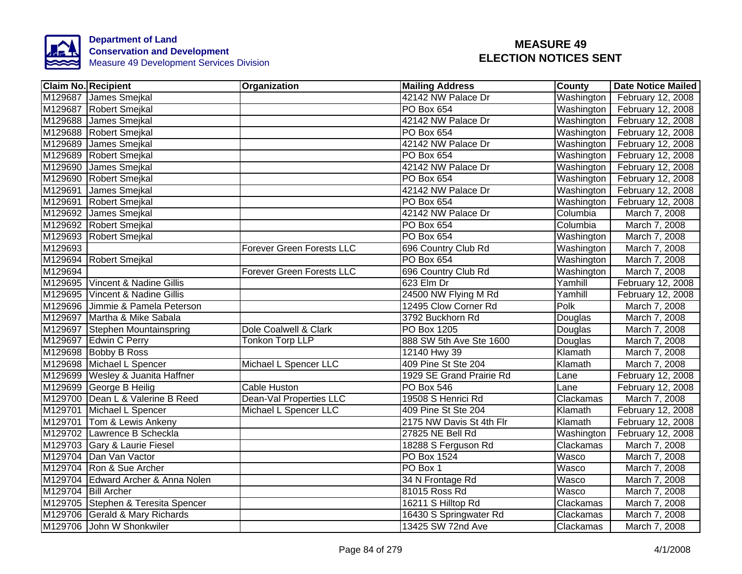Department of Land Conservation and Development
Measure 49 Development Services Division

# MEASURE 49 ELECTION NOTICES SENT

| Claim No. | Recipient | Organization | Mailing Address | County | Date Notice Mailed |
|---|---|---|---|---|---|
| M129687 | James Smejkal | | 42142 NW Palace Dr | Washington | February 12, 2008 |
| M129687 | Robert Smejkal | | PO Box 654 | Washington | February 12, 2008 |
| M129688 | James Smejkal | | 42142 NW Palace Dr | Washington | February 12, 2008 |
| M129688 | Robert Smejkal | | PO Box 654 | Washington | February 12, 2008 |
| M129689 | James Smejkal | | 42142 NW Palace Dr | Washington | February 12, 2008 |
| M129689 | Robert Smejkal | | PO Box 654 | Washington | February 12, 2008 |
| M129690 | James Smejkal | | 42142 NW Palace Dr | Washington | February 12, 2008 |
| M129690 | Robert Smejkal | | PO Box 654 | Washington | February 12, 2008 |
| M129691 | James Smejkal | | 42142 NW Palace Dr | Washington | February 12, 2008 |
| M129691 | Robert Smejkal | | PO Box 654 | Washington | February 12, 2008 |
| M129692 | James Smejkal | | 42142 NW Palace Dr | Columbia | March 7, 2008 |
| M129692 | Robert Smejkal | | PO Box 654 | Columbia | March 7, 2008 |
| M129693 | Robert Smejkal | | PO Box 654 | Washington | March 7, 2008 |
| M129693 | | Forever Green Forests LLC | 696 Country Club Rd | Washington | March 7, 2008 |
| M129694 | Robert Smejkal | | PO Box 654 | Washington | March 7, 2008 |
| M129694 | | Forever Green Forests LLC | 696 Country Club Rd | Washington | March 7, 2008 |
| M129695 | Vincent & Nadine Gillis | | 623 Elm Dr | Yamhill | February 12, 2008 |
| M129695 | Vincent & Nadine Gillis | | 24500 NW Flying M Rd | Yamhill | February 12, 2008 |
| M129696 | Jimmie & Pamela Peterson | | 12495 Clow Corner Rd | Polk | March 7, 2008 |
| M129697 | Martha & Mike Sabala | | 3792 Buckhorn Rd | Douglas | March 7, 2008 |
| M129697 | Stephen Mountainspring | Dole Coalwell & Clark | PO Box 1205 | Douglas | March 7, 2008 |
| M129697 | Edwin C Perry | Tonkon Torp LLP | 888 SW 5th Ave Ste 1600 | Douglas | March 7, 2008 |
| M129698 | Bobby B Ross | | 12140 Hwy 39 | Klamath | March 7, 2008 |
| M129698 | Michael L Spencer | Michael L Spencer LLC | 409 Pine St Ste 204 | Klamath | March 7, 2008 |
| M129699 | Wesley & Juanita Haffner | | 1929 SE Grand Prairie Rd | Lane | February 12, 2008 |
| M129699 | George B Heilig | Cable Huston | PO Box 546 | Lane | February 12, 2008 |
| M129700 | Dean L & Valerine B Reed | Dean-Val Properties LLC | 19508 S Henrici Rd | Clackamas | March 7, 2008 |
| M129701 | Michael L Spencer | Michael L Spencer LLC | 409 Pine St Ste 204 | Klamath | February 12, 2008 |
| M129701 | Tom & Lewis Ankeny | | 2175 NW Davis St 4th Flr | Klamath | February 12, 2008 |
| M129702 | Lawrence B Scheckla | | 27825 NE Bell Rd | Washington | February 12, 2008 |
| M129703 | Gary & Laurie Fiesel | | 18288 S Ferguson Rd | Clackamas | March 7, 2008 |
| M129704 | Dan Van Vactor | | PO Box 1524 | Wasco | March 7, 2008 |
| M129704 | Ron & Sue Archer | | PO Box 1 | Wasco | March 7, 2008 |
| M129704 | Edward Archer & Anna Nolen | | 34 N Frontage Rd | Wasco | March 7, 2008 |
| M129704 | Bill Archer | | 81015 Ross Rd | Wasco | March 7, 2008 |
| M129705 | Stephen & Teresita Spencer | | 16211 S Hilltop Rd | Clackamas | March 7, 2008 |
| M129706 | Gerald & Mary Richards | | 16430 S Springwater Rd | Clackamas | March 7, 2008 |
| M129706 | John W Shonkwiler | | 13425 SW 72nd Ave | Clackamas | March 7, 2008 |

4/1/2008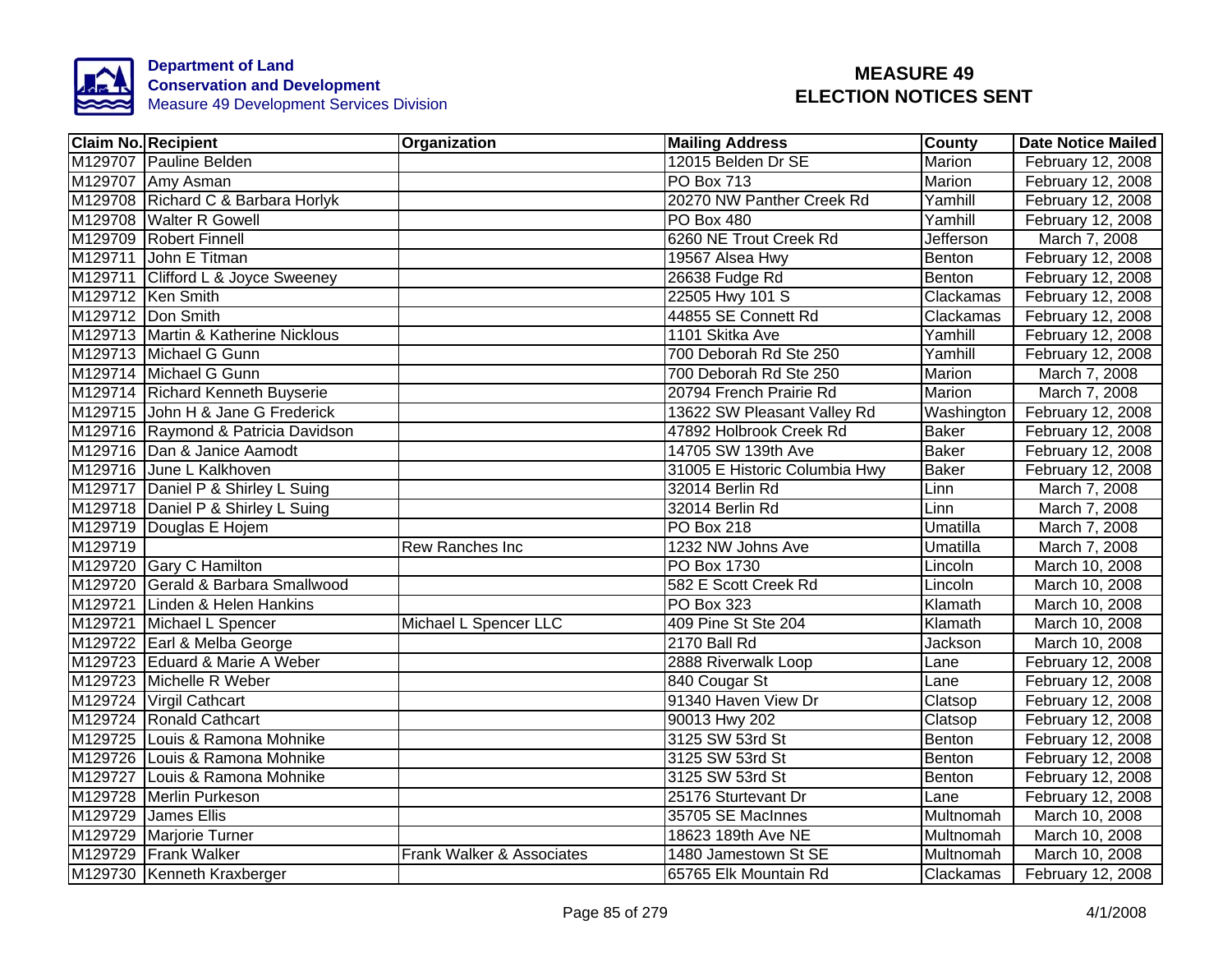Department of Land Conservation and Development
Measure 49 Development Services Division

# MEASURE 49 ELECTION NOTICES SENT

| Claim No. | Recipient | Organization | Mailing Address | County | Date Notice Mailed |
|---|---|---|---|---|---|
| M129707 | Pauline Belden | | 12015 Belden Dr SE | Marion | February 12, 2008 |
| M129707 | Amy Asman | | PO Box 713 | Marion | February 12, 2008 |
| M129708 | Richard C & Barbara Horlyk | | 20270 NW Panther Creek Rd | Yamhill | February 12, 2008 |
| M129708 | Walter R Gowell | | PO Box 480 | Yamhill | February 12, 2008 |
| M129709 | Robert Finnell | | 6260 NE Trout Creek Rd | Jefferson | March 7, 2008 |
| M129711 | John E Titman | | 19567 Alsea Hwy | Benton | February 12, 2008 |
| M129711 | Clifford L & Joyce Sweeney | | 26638 Fudge Rd | Benton | February 12, 2008 |
| M129712 | Ken Smith | | 22505 Hwy 101 S | Clackamas | February 12, 2008 |
| M129712 | Don Smith | | 44855 SE Connett Rd | Clackamas | February 12, 2008 |
| M129713 | Martin & Katherine Nicklous | | 1101 Skitka Ave | Yamhill | February 12, 2008 |
| M129713 | Michael G Gunn | | 700 Deborah Rd Ste 250 | Yamhill | February 12, 2008 |
| M129714 | Michael G Gunn | | 700 Deborah Rd Ste 250 | Marion | March 7, 2008 |
| M129714 | Richard Kenneth Buyserie | | 20794 French Prairie Rd | Marion | March 7, 2008 |
| M129715 | John H & Jane G Frederick | | 13622 SW Pleasant Valley Rd | Washington | February 12, 2008 |
| M129716 | Raymond & Patricia Davidson | | 47892 Holbrook Creek Rd | Baker | February 12, 2008 |
| M129716 | Dan & Janice Aamodt | | 14705 SW 139th Ave | Baker | February 12, 2008 |
| M129716 | June L Kalkhoven | | 31005 E Historic Columbia Hwy | Baker | February 12, 2008 |
| M129717 | Daniel P & Shirley L Suing | | 32014 Berlin Rd | Linn | March 7, 2008 |
| M129718 | Daniel P & Shirley L Suing | | 32014 Berlin Rd | Linn | March 7, 2008 |
| M129719 | Douglas E Hojem | | PO Box 218 | Umatilla | March 7, 2008 |
| M129719 | | Rew Ranches Inc | 1232 NW Johns Ave | Umatilla | March 7, 2008 |
| M129720 | Gary C Hamilton | | PO Box 1730 | Lincoln | March 10, 2008 |
| M129720 | Gerald & Barbara Smallwood | | 582 E Scott Creek Rd | Lincoln | March 10, 2008 |
| M129721 | Linden & Helen Hankins | | PO Box 323 | Klamath | March 10, 2008 |
| M129721 | Michael L Spencer | Michael L Spencer LLC | 409 Pine St Ste 204 | Klamath | March 10, 2008 |
| M129722 | Earl & Melba George | | 2170 Ball Rd | Jackson | March 10, 2008 |
| M129723 | Eduard & Marie A Weber | | 2888 Riverwalk Loop | Lane | February 12, 2008 |
| M129723 | Michelle R Weber | | 840 Cougar St | Lane | February 12, 2008 |
| M129724 | Virgil Cathcart | | 91340 Haven View Dr | Clatsop | February 12, 2008 |
| M129724 | Ronald Cathcart | | 90013 Hwy 202 | Clatsop | February 12, 2008 |
| M129725 | Louis & Ramona Mohnike | | 3125 SW 53rd St | Benton | February 12, 2008 |
| M129726 | Louis & Ramona Mohnike | | 3125 SW 53rd St | Benton | February 12, 2008 |
| M129727 | Louis & Ramona Mohnike | | 3125 SW 53rd St | Benton | February 12, 2008 |
| M129728 | Merlin Purkeson | | 25176 Sturtevant Dr | Lane | February 12, 2008 |
| M129729 | James Ellis | | 35705 SE MacInnes | Multnomah | March 10, 2008 |
| M129729 | Marjorie Turner | | 18623 189th Ave NE | Multnomah | March 10, 2008 |
| M129729 | Frank Walker | Frank Walker & Associates | 1480 Jamestown St SE | Multnomah | March 10, 2008 |
| M129730 | Kenneth Kraxberger | | 65765 Elk Mountain Rd | Clackamas | February 12, 2008 |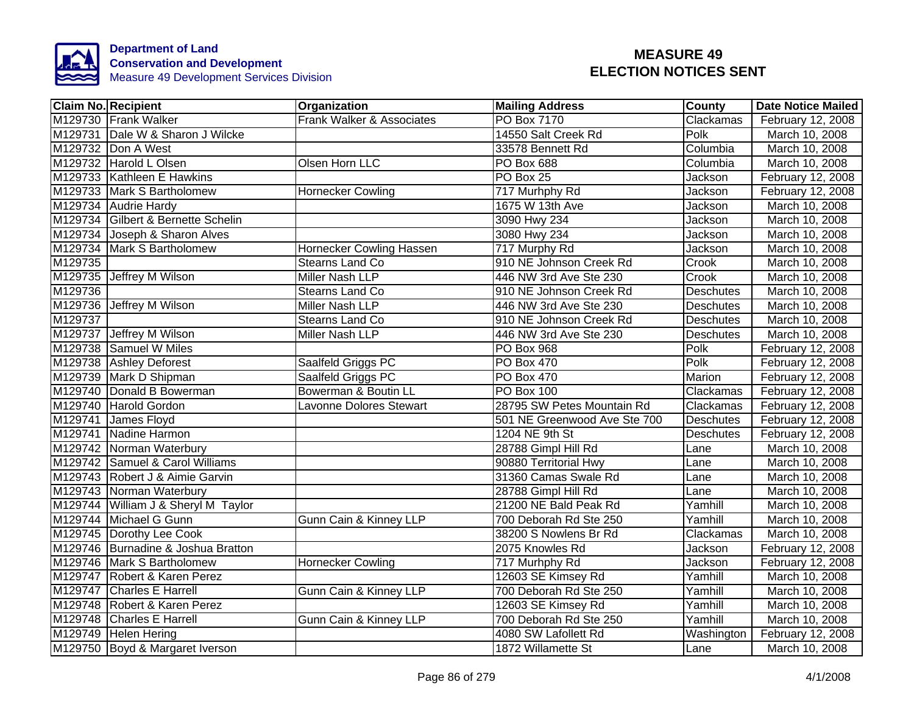**Department of Land Conservation and Development**
Measure 49 Development Services Division

# MEASURE 49
# ELECTION NOTICES SENT

| Claim No. | Recipient | Organization | Mailing Address | County | Date Notice Mailed |
|---|---|---|---|---|---|
| M129730 | Frank Walker | Frank Walker & Associates | PO Box 7170 | Clackamas | February 12, 2008 |
| M129731 | Dale W & Sharon J Wilcke | | 14550 Salt Creek Rd | Polk | March 10, 2008 |
| M129732 | Don A West | | 33578 Bennett Rd | Columbia | March 10, 2008 |
| M129732 | Harold L Olsen | Olsen Horn LLC | PO Box 688 | Columbia | March 10, 2008 |
| M129733 | Kathleen E Hawkins | | PO Box 25 | Jackson | February 12, 2008 |
| M129733 | Mark S Bartholomew | Hornecker Cowling | 717 Murhphy Rd | Jackson | February 12, 2008 |
| M129734 | Audrie Hardy | | 1675 W 13th Ave | Jackson | March 10, 2008 |
| M129734 | Gilbert & Bernette Schelin | | 3090 Hwy 234 | Jackson | March 10, 2008 |
| M129734 | Joseph & Sharon Alves | | 3080 Hwy 234 | Jackson | March 10, 2008 |
| M129734 | Mark S Bartholomew | Hornecker Cowling Hassen | 717 Murphy Rd | Jackson | March 10, 2008 |
| M129735 | | Stearns Land Co | 910 NE Johnson Creek Rd | Crook | March 10, 2008 |
| M129735 | Jeffrey M Wilson | Miller Nash LLP | 446 NW 3rd Ave Ste 230 | Crook | March 10, 2008 |
| M129736 | | Stearns Land Co | 910 NE Johnson Creek Rd | Deschutes | March 10, 2008 |
| M129736 | Jeffrey M Wilson | Miller Nash LLP | 446 NW 3rd Ave Ste 230 | Deschutes | March 10, 2008 |
| M129737 | | Stearns Land Co | 910 NE Johnson Creek Rd | Deschutes | March 10, 2008 |
| M129737 | Jeffrey M Wilson | Miller Nash LLP | 446 NW 3rd Ave Ste 230 | Deschutes | March 10, 2008 |
| M129738 | Samuel W Miles | | PO Box 968 | Polk | February 12, 2008 |
| M129738 | Ashley Deforest | Saalfeld Griggs PC | PO Box 470 | Polk | February 12, 2008 |
| M129739 | Mark D Shipman | Saalfeld Griggs PC | PO Box 470 | Marion | February 12, 2008 |
| M129740 | Donald B Bowerman | Bowerman & Boutin LL | PO Box 100 | Clackamas | February 12, 2008 |
| M129740 | Harold Gordon | Lavonne Dolores Stewart | 28795 SW Petes Mountain Rd | Clackamas | February 12, 2008 |
| M129741 | James Floyd | | 501 NE Greenwood Ave Ste 700 | Deschutes | February 12, 2008 |
| M129741 | Nadine Harmon | | 1204 NE 9th St | Deschutes | February 12, 2008 |
| M129742 | Norman Waterbury | | 28788 Gimpl Hill Rd | Lane | March 10, 2008 |
| M129742 | Samuel & Carol Williams | | 90880 Territorial Hwy | Lane | March 10, 2008 |
| M129743 | Robert J & Aimie Garvin | | 31360 Camas Swale Rd | Lane | March 10, 2008 |
| M129743 | Norman Waterbury | | 28788 Gimpl Hill Rd | Lane | March 10, 2008 |
| M129744 | William J & Sheryl M Taylor | | 21200 NE Bald Peak Rd | Yamhill | March 10, 2008 |
| M129744 | Michael G Gunn | Gunn Cain & Kinney LLP | 700 Deborah Rd Ste 250 | Yamhill | March 10, 2008 |
| M129745 | Dorothy Lee Cook | | 38200 S Nowlens Br Rd | Clackamas | March 10, 2008 |
| M129746 | Burnadine & Joshua Bratton | | 2075 Knowles Rd | Jackson | February 12, 2008 |
| M129746 | Mark S Bartholomew | Hornecker Cowling | 717 Murhphy Rd | Jackson | February 12, 2008 |
| M129747 | Robert & Karen Perez | | 12603 SE Kimsey Rd | Yamhill | March 10, 2008 |
| M129747 | Charles E Harrell | Gunn Cain & Kinney LLP | 700 Deborah Rd Ste 250 | Yamhill | March 10, 2008 |
| M129748 | Robert & Karen Perez | | 12603 SE Kimsey Rd | Yamhill | March 10, 2008 |
| M129748 | Charles E Harrell | Gunn Cain & Kinney LLP | 700 Deborah Rd Ste 250 | Yamhill | March 10, 2008 |
| M129749 | Helen Hering | | 4080 SW Lafollett Rd | Washington | February 12, 2008 |
| M129750 | Boyd & Margaret Iverson | | 1872 Willamette St | Lane | March 10, 2008 |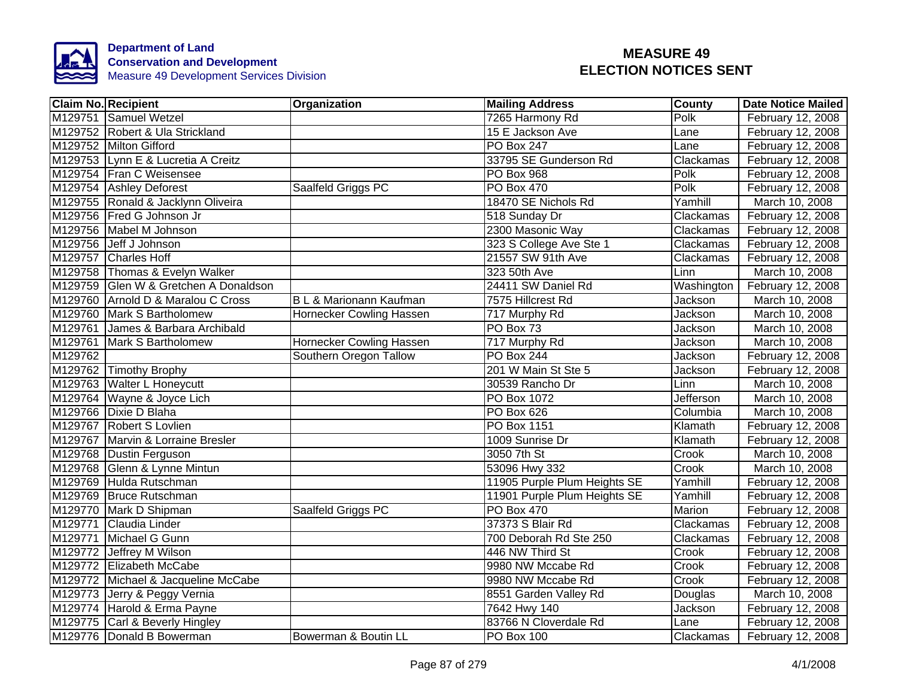Department of Land Conservation and Development
Measure 49 Development Services Division

# MEASURE 49 ELECTION NOTICES SENT

| Claim No. | Recipient | Organization | Mailing Address | County | Date Notice Mailed |
|---|---|---|---|---|---|
| M129751 | Samuel Wetzel | | 7265 Harmony Rd | Polk | February 12, 2008 |
| M129752 | Robert & Ula Strickland | | 15 E Jackson Ave | Lane | February 12, 2008 |
| M129752 | Milton Gifford | | PO Box 247 | Lane | February 12, 2008 |
| M129753 | Lynn E & Lucretia A Creitz | | 33795 SE Gunderson Rd | Clackamas | February 12, 2008 |
| M129754 | Fran C Weisensee | | PO Box 968 | Polk | February 12, 2008 |
| M129754 | Ashley Deforest | Saalfeld Griggs PC | PO Box 470 | Polk | February 12, 2008 |
| M129755 | Ronald & Jacklynn Oliveira | | 18470 SE Nichols Rd | Yamhill | March 10, 2008 |
| M129756 | Fred G Johnson Jr | | 518 Sunday Dr | Clackamas | February 12, 2008 |
| M129756 | Mabel M Johnson | | 2300 Masonic Way | Clackamas | February 12, 2008 |
| M129756 | Jeff J Johnson | | 323 S College Ave Ste 1 | Clackamas | February 12, 2008 |
| M129757 | Charles Hoff | | 21557 SW 91th Ave | Clackamas | February 12, 2008 |
| M129758 | Thomas & Evelyn Walker | | 323 50th Ave | Linn | March 10, 2008 |
| M129759 | Glen W & Gretchen A Donaldson | | 24411 SW Daniel Rd | Washington | February 12, 2008 |
| M129760 | Arnold D & Maralou C Cross | B L & Marionann Kaufman | 7575 Hillcrest Rd | Jackson | March 10, 2008 |
| M129760 | Mark S Bartholomew | Hornecker Cowling Hassen | 717 Murphy Rd | Jackson | March 10, 2008 |
| M129761 | James & Barbara Archibald | | PO Box 73 | Jackson | March 10, 2008 |
| M129761 | Mark S Bartholomew | Hornecker Cowling Hassen | 717 Murphy Rd | Jackson | March 10, 2008 |
| M129762 | | Southern Oregon Tallow | PO Box 244 | Jackson | February 12, 2008 |
| M129762 | Timothy Brophy | | 201 W Main St Ste 5 | Jackson | February 12, 2008 |
| M129763 | Walter L Honeycutt | | 30539 Rancho Dr | Linn | March 10, 2008 |
| M129764 | Wayne & Joyce Lich | | PO Box 1072 | Jefferson | March 10, 2008 |
| M129766 | Dixie D Blaha | | PO Box 626 | Columbia | March 10, 2008 |
| M129767 | Robert S Lovlien | | PO Box 1151 | Klamath | February 12, 2008 |
| M129767 | Marvin & Lorraine Bresler | | 1009 Sunrise Dr | Klamath | February 12, 2008 |
| M129768 | Dustin Ferguson | | 3050 7th St | Crook | March 10, 2008 |
| M129768 | Glenn & Lynne Mintun | | 53096 Hwy 332 | Crook | March 10, 2008 |
| M129769 | Hulda Rutschman | | 11905 Purple Plum Heights SE | Yamhill | February 12, 2008 |
| M129769 | Bruce Rutschman | | 11901 Purple Plum Heights SE | Yamhill | February 12, 2008 |
| M129770 | Mark D Shipman | Saalfeld Griggs PC | PO Box 470 | Marion | February 12, 2008 |
| M129771 | Claudia Linder | | 37373 S Blair Rd | Clackamas | February 12, 2008 |
| M129771 | Michael G Gunn | | 700 Deborah Rd Ste 250 | Clackamas | February 12, 2008 |
| M129772 | Jeffrey M Wilson | | 446 NW Third St | Crook | February 12, 2008 |
| M129772 | Elizabeth McCabe | | 9980 NW Mccabe Rd | Crook | February 12, 2008 |
| M129772 | Michael & Jacqueline McCabe | | 9980 NW Mccabe Rd | Crook | February 12, 2008 |
| M129773 | Jerry & Peggy Vernia | | 8551 Garden Valley Rd | Douglas | March 10, 2008 |
| M129774 | Harold & Erma Payne | | 7642 Hwy 140 | Jackson | February 12, 2008 |
| M129775 | Carl & Beverly Hingley | | 83766 N Cloverdale Rd | Lane | February 12, 2008 |
| M129776 | Donald B Bowerman | Bowerman & Boutin LL | PO Box 100 | Clackamas | February 12, 2008 |

4/1/2008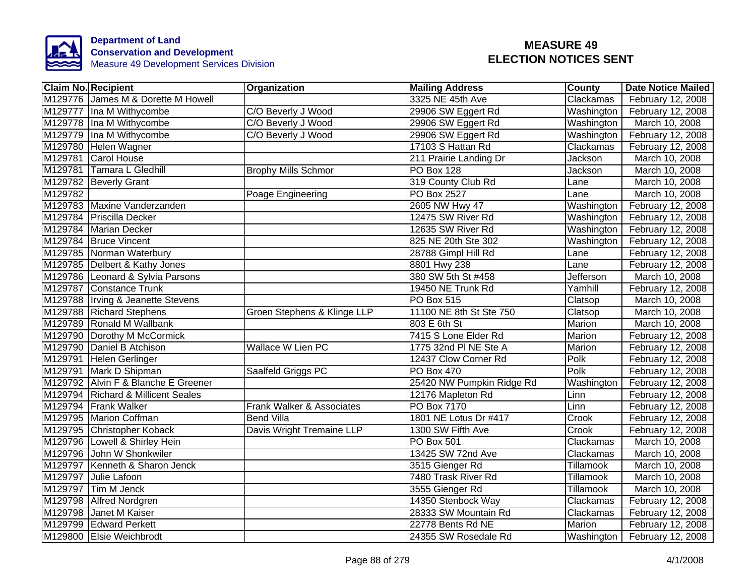**Department of Land Conservation and Development**
Measure 49 Development Services Division

# MEASURE 49 ELECTION NOTICES SENT

| Claim No. | Recipient | Organization | Mailing Address | County | Date Notice Mailed |
|---|---|---|---|---|---|
| M129776 | James M & Dorette M Howell | | 3325 NE 45th Ave | Clackamas | February 12, 2008 |
| M129777 | Ina M Withycombe | C/O Beverly J Wood | 29906 SW Eggert Rd | Washington | February 12, 2008 |
| M129778 | Ina M Withycombe | C/O Beverly J Wood | 29906 SW Eggert Rd | Washington | March 10, 2008 |
| M129779 | Ina M Withycombe | C/O Beverly J Wood | 29906 SW Eggert Rd | Washington | February 12, 2008 |
| M129780 | Helen Wagner | | 17103 S Hattan Rd | Clackamas | February 12, 2008 |
| M129781 | Carol House | | 211 Prairie Landing Dr | Jackson | March 10, 2008 |
| M129781 | Tamara L Gledhill | Brophy Mills Schmor | PO Box 128 | Jackson | March 10, 2008 |
| M129782 | Beverly Grant | | 319 County Club Rd | Lane | March 10, 2008 |
| M129782 | | Poage Engineering | PO Box 2527 | Lane | March 10, 2008 |
| M129783 | Maxine Vanderzanden | | 2605 NW Hwy 47 | Washington | February 12, 2008 |
| M129784 | Priscilla Decker | | 12475 SW River Rd | Washington | February 12, 2008 |
| M129784 | Marian Decker | | 12635 SW River Rd | Washington | February 12, 2008 |
| M129784 | Bruce Vincent | | 825 NE 20th Ste 302 | Washington | February 12, 2008 |
| M129785 | Norman Waterbury | | 28788 Gimpl Hill Rd | Lane | February 12, 2008 |
| M129785 | Delbert & Kathy Jones | | 8801 Hwy 238 | Lane | February 12, 2008 |
| M129786 | Leonard & Sylvia Parsons | | 380 SW 5th St #458 | Jefferson | March 10, 2008 |
| M129787 | Constance Trunk | | 19450 NE Trunk Rd | Yamhill | February 12, 2008 |
| M129788 | Irving & Jeanette Stevens | | PO Box 515 | Clatsop | March 10, 2008 |
| M129788 | Richard Stephens | Groen Stephens & Klinge LLP | 11100 NE 8th St Ste 750 | Clatsop | March 10, 2008 |
| M129789 | Ronald M Wallbank | | 803 E 6th St | Marion | March 10, 2008 |
| M129790 | Dorothy M McCormick | | 7415 S Lone Elder Rd | Marion | February 12, 2008 |
| M129790 | Daniel B Atchison | Wallace W Lien PC | 1775 32nd Pl NE Ste A | Marion | February 12, 2008 |
| M129791 | Helen Gerlinger | | 12437 Clow Corner Rd | Polk | February 12, 2008 |
| M129791 | Mark D Shipman | Saalfeld Griggs PC | PO Box 470 | Polk | February 12, 2008 |
| M129792 | Alvin F & Blanche E Greener | | 25420 NW Pumpkin Ridge Rd | Washington | February 12, 2008 |
| M129794 | Richard & Millicent Seales | | 12176 Mapleton Rd | Linn | February 12, 2008 |
| M129794 | Frank Walker | Frank Walker & Associates | PO Box 7170 | Linn | February 12, 2008 |
| M129795 | Marion Coffman | Bend Villa | 1801 NE Lotus Dr #417 | Crook | February 12, 2008 |
| M129795 | Christopher Koback | Davis Wright Tremaine LLP | 1300 SW Fifth Ave | Crook | February 12, 2008 |
| M129796 | Lowell & Shirley Hein | | PO Box 501 | Clackamas | March 10, 2008 |
| M129796 | John W Shonkwiler | | 13425 SW 72nd Ave | Clackamas | March 10, 2008 |
| M129797 | Kenneth & Sharon Jenck | | 3515 Gienger Rd | Tillamook | March 10, 2008 |
| M129797 | Julie Lafoon | | 7480 Trask River Rd | Tillamook | March 10, 2008 |
| M129797 | Tim M Jenck | | 3555 Gienger Rd | Tillamook | March 10, 2008 |
| M129798 | Alfred Nordgren | | 14350 Stenbock Way | Clackamas | February 12, 2008 |
| M129798 | Janet M Kaiser | | 28333 SW Mountain Rd | Clackamas | February 12, 2008 |
| M129799 | Edward Perkett | | 22778 Bents Rd NE | Marion | February 12, 2008 |
| M129800 | Elsie Weichbrodt | | 24355 SW Rosedale Rd | Washington | February 12, 2008 |

4/1/2008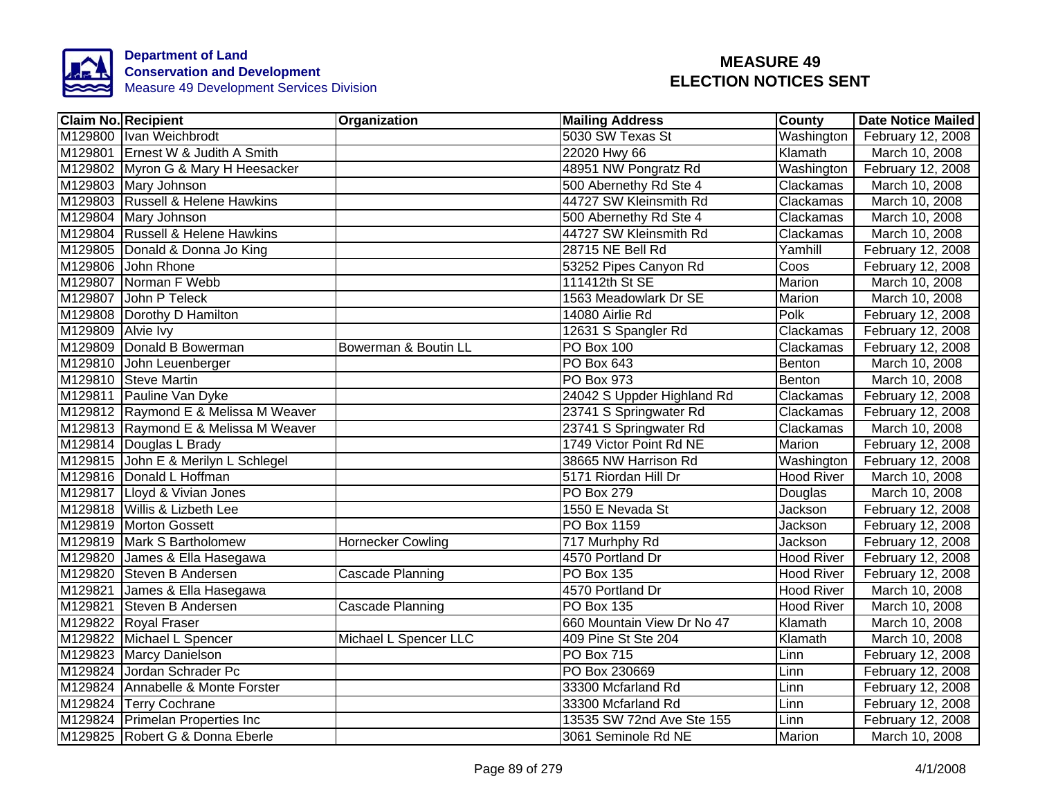**Department of Land Conservation and Development**
Measure 49 Development Services Division

# MEASURE 49 ELECTION NOTICES SENT

| Claim No. | Recipient | Organization | Mailing Address | County | Date Notice Mailed |
|---|---|---|---|---|---|
| M129800 | Ivan Weichbrodt | | 5030 SW Texas St | Washington | February 12, 2008 |
| M129801 | Ernest W & Judith A Smith | | 22020 Hwy 66 | Klamath | March 10, 2008 |
| M129802 | Myron G & Mary H Heesacker | | 48951 NW Pongratz Rd | Washington | February 12, 2008 |
| M129803 | Mary Johnson | | 500 Abernethy Rd Ste 4 | Clackamas | March 10, 2008 |
| M129803 | Russell & Helene Hawkins | | 44727 SW Kleinsmith Rd | Clackamas | March 10, 2008 |
| M129804 | Mary Johnson | | 500 Abernethy Rd Ste 4 | Clackamas | March 10, 2008 |
| M129804 | Russell & Helene Hawkins | | 44727 SW Kleinsmith Rd | Clackamas | March 10, 2008 |
| M129805 | Donald & Donna Jo King | | 28715 NE Bell Rd | Yamhill | February 12, 2008 |
| M129806 | John Rhone | | 53252 Pipes Canyon Rd | Coos | February 12, 2008 |
| M129807 | Norman F Webb | | 111412th St SE | Marion | March 10, 2008 |
| M129807 | John P Teleck | | 1563 Meadowlark Dr SE | Marion | March 10, 2008 |
| M129808 | Dorothy D Hamilton | | 14080 Airlie Rd | Polk | February 12, 2008 |
| M129809 | Alvie Ivy | | 12631 S Spangler Rd | Clackamas | February 12, 2008 |
| M129809 | Donald B Bowerman | Bowerman & Boutin LL | PO Box 100 | Clackamas | February 12, 2008 |
| M129810 | John Leuenberger | | PO Box 643 | Benton | March 10, 2008 |
| M129810 | Steve Martin | | PO Box 973 | Benton | March 10, 2008 |
| M129811 | Pauline Van Dyke | | 24042 S Uppder Highland Rd | Clackamas | February 12, 2008 |
| M129812 | Raymond E & Melissa M Weaver | | 23741 S Springwater Rd | Clackamas | February 12, 2008 |
| M129813 | Raymond E & Melissa M Weaver | | 23741 S Springwater Rd | Clackamas | March 10, 2008 |
| M129814 | Douglas L Brady | | 1749 Victor Point Rd NE | Marion | February 12, 2008 |
| M129815 | John E & Merilyn L Schlegel | | 38665 NW Harrison Rd | Washington | February 12, 2008 |
| M129816 | Donald L Hoffman | | 5171 Riordan Hill Dr | Hood River | March 10, 2008 |
| M129817 | Lloyd & Vivian Jones | | PO Box 279 | Douglas | March 10, 2008 |
| M129818 | Willis & Lizbeth Lee | | 1550 E Nevada St | Jackson | February 12, 2008 |
| M129819 | Morton Gossett | | PO Box 1159 | Jackson | February 12, 2008 |
| M129819 | Mark S Bartholomew | Hornecker Cowling | 717 Murhphy Rd | Jackson | February 12, 2008 |
| M129820 | James & Ella Hasegawa | | 4570 Portland Dr | Hood River | February 12, 2008 |
| M129820 | Steven B Andersen | Cascade Planning | PO Box 135 | Hood River | February 12, 2008 |
| M129821 | James & Ella Hasegawa | | 4570 Portland Dr | Hood River | March 10, 2008 |
| M129821 | Steven B Andersen | Cascade Planning | PO Box 135 | Hood River | March 10, 2008 |
| M129822 | Royal Fraser | | 660 Mountain View Dr No 47 | Klamath | March 10, 2008 |
| M129822 | Michael L Spencer | Michael L Spencer LLC | 409 Pine St Ste 204 | Klamath | March 10, 2008 |
| M129823 | Marcy Danielson | | PO Box 715 | Linn | February 12, 2008 |
| M129824 | Jordan Schrader Pc | | PO Box 230669 | Linn | February 12, 2008 |
| M129824 | Annabelle & Monte Forster | | 33300 Mcfarland Rd | Linn | February 12, 2008 |
| M129824 | Terry Cochrane | | 33300 Mcfarland Rd | Linn | February 12, 2008 |
| M129824 | Primelan Properties Inc | | 13535 SW 72nd Ave Ste 155 | Linn | February 12, 2008 |
| M129825 | Robert G & Donna Eberle | | 3061 Seminole Rd NE | Marion | March 10, 2008 |

4/1/2008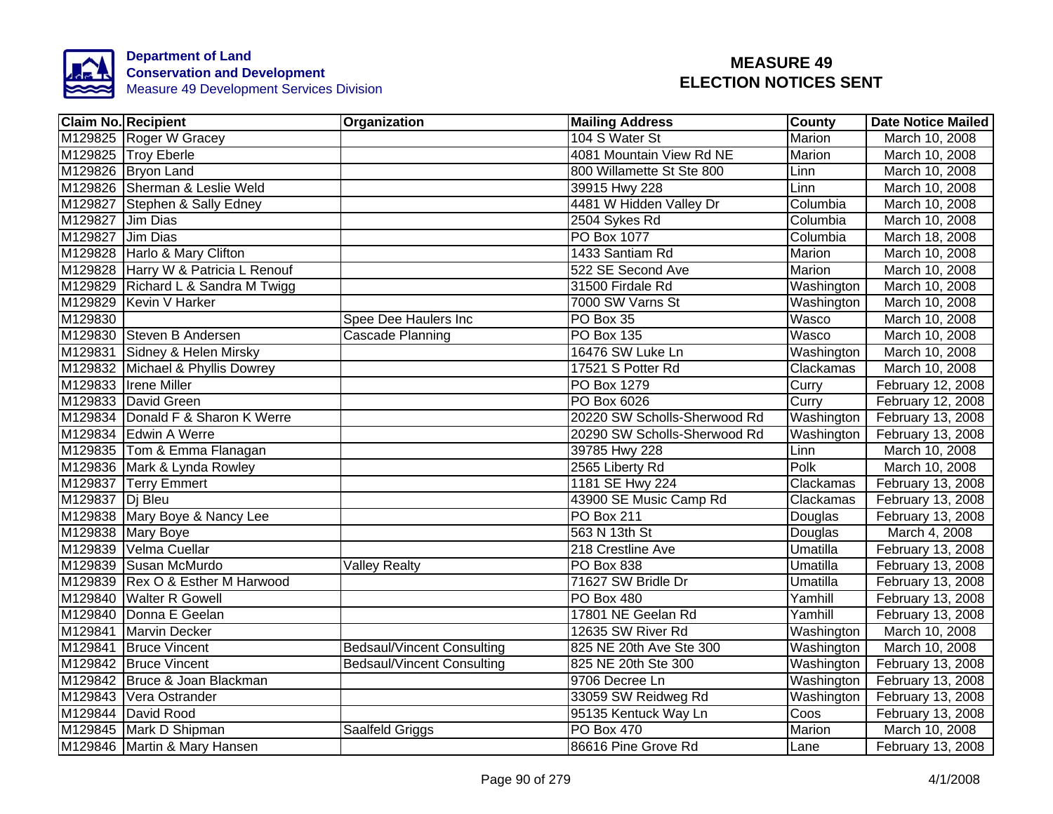Department of Land
Conservation and Development
Measure 49 Development Services Division

# MEASURE 49
# ELECTION NOTICES SENT

| Claim No. | Recipient | Organization | Mailing Address | County | Date Notice Mailed |
|---|---|---|---|---|---|
| M129825 | Roger W Gracey | | 104 S Water St | Marion | March 10, 2008 |
| M129825 | Troy Eberle | | 4081 Mountain View Rd NE | Marion | March 10, 2008 |
| M129826 | Bryon Land | | 800 Willamette St Ste 800 | Linn | March 10, 2008 |
| M129826 | Sherman & Leslie Weld | | 39915 Hwy 228 | Linn | March 10, 2008 |
| M129827 | Stephen & Sally Edney | | 4481 W Hidden Valley Dr | Columbia | March 10, 2008 |
| M129827 | Jim Dias | | 2504 Sykes Rd | Columbia | March 10, 2008 |
| M129827 | Jim Dias | | PO Box 1077 | Columbia | March 18, 2008 |
| M129828 | Harlo & Mary Clifton | | 1433 Santiam Rd | Marion | March 10, 2008 |
| M129828 | Harry W & Patricia L Renouf | | 522 SE Second Ave | Marion | March 10, 2008 |
| M129829 | Richard L & Sandra M Twigg | | 31500 Firdale Rd | Washington | March 10, 2008 |
| M129829 | Kevin V Harker | | 7000 SW Varns St | Washington | March 10, 2008 |
| M129830 | | Spee Dee Haulers Inc | PO Box 35 | Wasco | March 10, 2008 |
| M129830 | Steven B Andersen | Cascade Planning | PO Box 135 | Wasco | March 10, 2008 |
| M129831 | Sidney & Helen Mirsky | | 16476 SW Luke Ln | Washington | March 10, 2008 |
| M129832 | Michael & Phyllis Dowrey | | 17521 S Potter Rd | Clackamas | March 10, 2008 |
| M129833 | Irene Miller | | PO Box 1279 | Curry | February 12, 2008 |
| M129833 | David Green | | PO Box 6026 | Curry | February 12, 2008 |
| M129834 | Donald F & Sharon K Werre | | 20220 SW Scholls-Sherwood Rd | Washington | February 13, 2008 |
| M129834 | Edwin A Werre | | 20290 SW Scholls-Sherwood Rd | Washington | February 13, 2008 |
| M129835 | Tom & Emma Flanagan | | 39785 Hwy 228 | Linn | March 10, 2008 |
| M129836 | Mark & Lynda Rowley | | 2565 Liberty Rd | Polk | March 10, 2008 |
| M129837 | Terry Emmert | | 1181 SE Hwy 224 | Clackamas | February 13, 2008 |
| M129837 | Dj Bleu | | 43900 SE Music Camp Rd | Clackamas | February 13, 2008 |
| M129838 | Mary Boye & Nancy Lee | | PO Box 211 | Douglas | February 13, 2008 |
| M129838 | Mary Boye | | 563 N 13th St | Douglas | March 4, 2008 |
| M129839 | Velma Cuellar | | 218 Crestline Ave | Umatilla | February 13, 2008 |
| M129839 | Susan McMurdo | Valley Realty | PO Box 838 | Umatilla | February 13, 2008 |
| M129839 | Rex O & Esther M Harwood | | 71627 SW Bridle Dr | Umatilla | February 13, 2008 |
| M129840 | Walter R Gowell | | PO Box 480 | Yamhill | February 13, 2008 |
| M129840 | Donna E Geelan | | 17801 NE Geelan Rd | Yamhill | February 13, 2008 |
| M129841 | Marvin Decker | | 12635 SW River Rd | Washington | March 10, 2008 |
| M129841 | Bruce Vincent | Bedsaul/Vincent Consulting | 825 NE 20th Ave Ste 300 | Washington | March 10, 2008 |
| M129842 | Bruce Vincent | Bedsaul/Vincent Consulting | 825 NE 20th Ste 300 | Washington | February 13, 2008 |
| M129842 | Bruce & Joan Blackman | | 9706 Decree Ln | Washington | February 13, 2008 |
| M129843 | Vera Ostrander | | 33059 SW Reidweg Rd | Washington | February 13, 2008 |
| M129844 | David Rood | | 95135 Kentuck Way Ln | Coos | February 13, 2008 |
| M129845 | Mark D Shipman | Saalfeld Griggs | PO Box 470 | Marion | March 10, 2008 |
| M129846 | Martin & Mary Hansen | | 86616 Pine Grove Rd | Lane | February 13, 2008 |

4/1/2008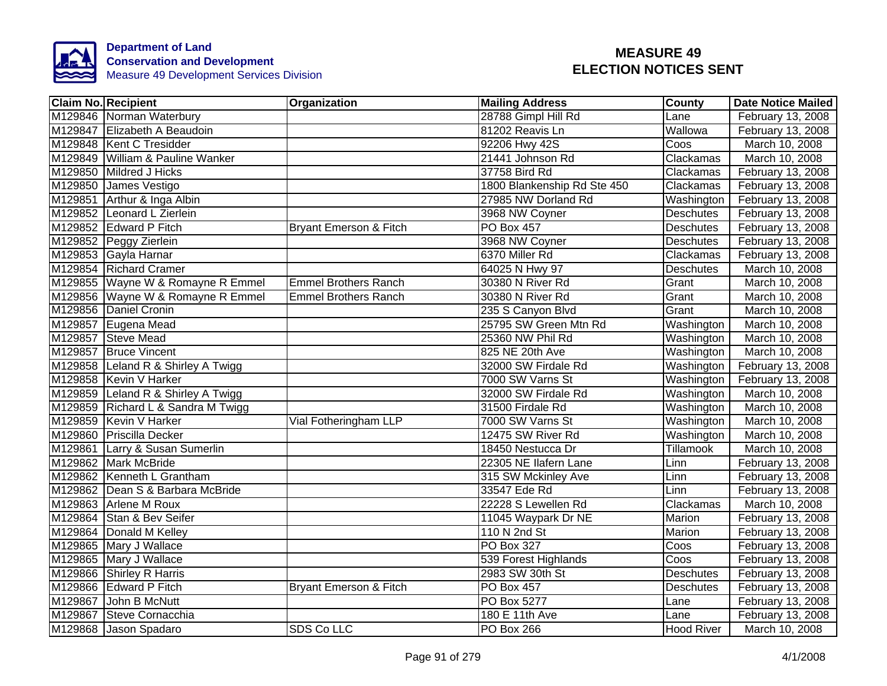Department of Land Conservation and Development
Measure 49 Development Services Division

# MEASURE 49 ELECTION NOTICES SENT

| Claim No. | Recipient | Organization | Mailing Address | County | Date Notice Mailed |
|---|---|---|---|---|---|
| M129846 | Norman Waterbury | | 28788 Gimpl Hill Rd | Lane | February 13, 2008 |
| M129847 | Elizabeth A Beaudoin | | 81202 Reavis Ln | Wallowa | February 13, 2008 |
| M129848 | Kent C Tresidder | | 92206 Hwy 42S | Coos | March 10, 2008 |
| M129849 | William & Pauline Wanker | | 21441 Johnson Rd | Clackamas | March 10, 2008 |
| M129850 | Mildred J Hicks | | 37758 Bird Rd | Clackamas | February 13, 2008 |
| M129850 | James Vestigo | | 1800 Blankenship Rd Ste 450 | Clackamas | February 13, 2008 |
| M129851 | Arthur & Inga Albin | | 27985 NW Dorland Rd | Washington | February 13, 2008 |
| M129852 | Leonard L Zierlein | | 3968 NW Coyner | Deschutes | February 13, 2008 |
| M129852 | Edward P Fitch | Bryant Emerson & Fitch | PO Box 457 | Deschutes | February 13, 2008 |
| M129852 | Peggy Zierlein | | 3968 NW Coyner | Deschutes | February 13, 2008 |
| M129853 | Gayla Harnar | | 6370 Miller Rd | Clackamas | February 13, 2008 |
| M129854 | Richard Cramer | | 64025 N Hwy 97 | Deschutes | March 10, 2008 |
| M129855 | Wayne W & Romayne R Emmel | Emmel Brothers Ranch | 30380 N River Rd | Grant | March 10, 2008 |
| M129856 | Wayne W & Romayne R Emmel | Emmel Brothers Ranch | 30380 N River Rd | Grant | March 10, 2008 |
| M129856 | Daniel Cronin | | 235 S Canyon Blvd | Grant | March 10, 2008 |
| M129857 | Eugena Mead | | 25795 SW Green Mtn Rd | Washington | March 10, 2008 |
| M129857 | Steve Mead | | 25360 NW Phil Rd | Washington | March 10, 2008 |
| M129857 | Bruce Vincent | | 825 NE 20th Ave | Washington | March 10, 2008 |
| M129858 | Leland R & Shirley A Twigg | | 32000 SW Firdale Rd | Washington | February 13, 2008 |
| M129858 | Kevin V Harker | | 7000 SW Varns St | Washington | February 13, 2008 |
| M129859 | Leland R & Shirley A Twigg | | 32000 SW Firdale Rd | Washington | March 10, 2008 |
| M129859 | Richard L & Sandra M Twigg | | 31500 Firdale Rd | Washington | March 10, 2008 |
| M129859 | Kevin V Harker | Vial Fotheringham LLP | 7000 SW Varns St | Washington | March 10, 2008 |
| M129860 | Priscilla Decker | | 12475 SW River Rd | Washington | March 10, 2008 |
| M129861 | Larry & Susan Sumerlin | | 18450 Nestucca Dr | Tillamook | March 10, 2008 |
| M129862 | Mark McBride | | 22305 NE Ilafern Lane | Linn | February 13, 2008 |
| M129862 | Kenneth L Grantham | | 315 SW Mckinley Ave | Linn | February 13, 2008 |
| M129862 | Dean S & Barbara McBride | | 33547 Ede Rd | Linn | February 13, 2008 |
| M129863 | Arlene M Roux | | 22228 S Lewellen Rd | Clackamas | March 10, 2008 |
| M129864 | Stan & Bev Seifer | | 11045 Waypark Dr NE | Marion | February 13, 2008 |
| M129864 | Donald M Kelley | | 110 N 2nd St | Marion | February 13, 2008 |
| M129865 | Mary J Wallace | | PO Box 327 | Coos | February 13, 2008 |
| M129865 | Mary J Wallace | | 539 Forest Highlands | Coos | February 13, 2008 |
| M129866 | Shirley R Harris | | 2983 SW 30th St | Deschutes | February 13, 2008 |
| M129866 | Edward P Fitch | Bryant Emerson & Fitch | PO Box 457 | Deschutes | February 13, 2008 |
| M129867 | John B McNutt | | PO Box 5277 | Lane | February 13, 2008 |
| M129867 | Steve Cornacchia | | 180 E 11th Ave | Lane | February 13, 2008 |
| M129868 | Jason Spadaro | SDS Co LLC | PO Box 266 | Hood River | March 10, 2008 |

4/1/2008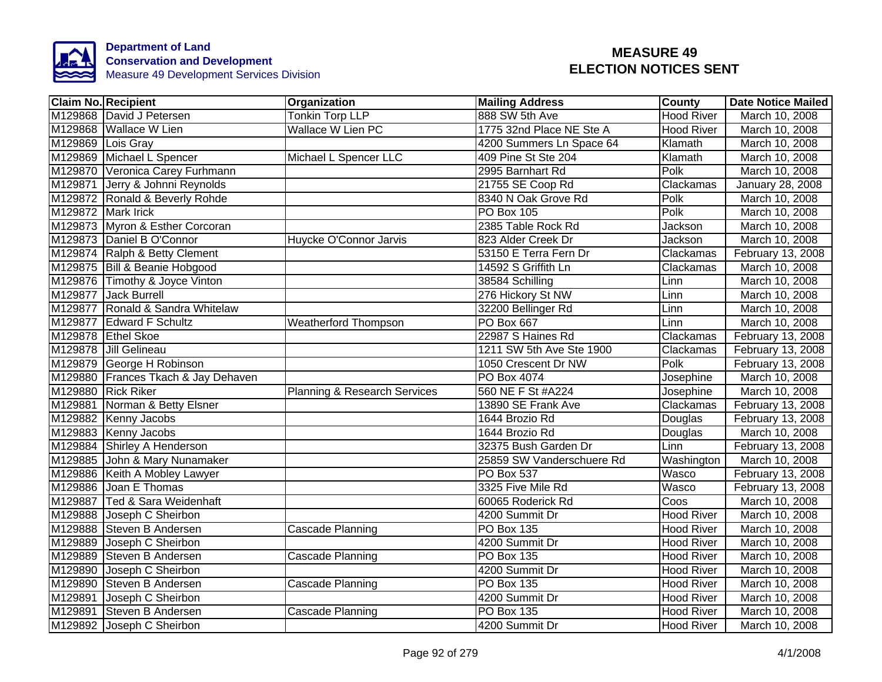**Department of Land Conservation and Development**
Measure 49 Development Services Division

# MEASURE 49 ELECTION NOTICES SENT

| Claim No. | Recipient | Organization | Mailing Address | County | Date Notice Mailed |
|---|---|---|---|---|---|
| M129868 | David J Petersen | Tonkin Torp LLP | 888 SW 5th Ave | Hood River | March 10, 2008 |
| M129868 | Wallace W Lien | Wallace W Lien PC | 1775 32nd Place NE Ste A | Hood River | March 10, 2008 |
| M129869 | Lois Gray | | 4200 Summers Ln Space 64 | Klamath | March 10, 2008 |
| M129869 | Michael L Spencer | Michael L Spencer LLC | 409 Pine St Ste 204 | Klamath | March 10, 2008 |
| M129870 | Veronica Carey Furhmann | | 2995 Barnhart Rd | Polk | March 10, 2008 |
| M129871 | Jerry & Johnni Reynolds | | 21755 SE Coop Rd | Clackamas | January 28, 2008 |
| M129872 | Ronald & Beverly Rohde | | 8340 N Oak Grove Rd | Polk | March 10, 2008 |
| M129872 | Mark Irick | | PO Box 105 | Polk | March 10, 2008 |
| M129873 | Myron & Esther Corcoran | | 2385 Table Rock Rd | Jackson | March 10, 2008 |
| M129873 | Daniel B O'Connor | Huycke O'Connor Jarvis | 823 Alder Creek Dr | Jackson | March 10, 2008 |
| M129874 | Ralph & Betty Clement | | 53150 E Terra Fern Dr | Clackamas | February 13, 2008 |
| M129875 | Bill & Beanie Hobgood | | 14592 S Griffith Ln | Clackamas | March 10, 2008 |
| M129876 | Timothy & Joyce Vinton | | 38584 Schilling | Linn | March 10, 2008 |
| M129877 | Jack Burrell | | 276 Hickory St NW | Linn | March 10, 2008 |
| M129877 | Ronald & Sandra Whitelaw | | 32200 Bellinger Rd | Linn | March 10, 2008 |
| M129877 | Edward F Schultz | Weatherford Thompson | PO Box 667 | Linn | March 10, 2008 |
| M129878 | Ethel Skoe | | 22987 S Haines Rd | Clackamas | February 13, 2008 |
| M129878 | Jill Gelineau | | 1211 SW 5th Ave Ste 1900 | Clackamas | February 13, 2008 |
| M129879 | George H Robinson | | 1050 Crescent Dr NW | Polk | February 13, 2008 |
| M129880 | Frances Tkach & Jay Dehaven | | PO Box 4074 | Josephine | March 10, 2008 |
| M129880 | Rick Riker | Planning & Research Services | 560 NE F St #A224 | Josephine | March 10, 2008 |
| M129881 | Norman & Betty Elsner | | 13890 SE Frank Ave | Clackamas | February 13, 2008 |
| M129882 | Kenny Jacobs | | 1644 Brozio Rd | Douglas | February 13, 2008 |
| M129883 | Kenny Jacobs | | 1644 Brozio Rd | Douglas | March 10, 2008 |
| M129884 | Shirley A Henderson | | 32375 Bush Garden Dr | Linn | February 13, 2008 |
| M129885 | John & Mary Nunamaker | | 25859 SW Vanderschuere Rd | Washington | March 10, 2008 |
| M129886 | Keith A Mobley Lawyer | | PO Box 537 | Wasco | February 13, 2008 |
| M129886 | Joan E Thomas | | 3325 Five Mile Rd | Wasco | February 13, 2008 |
| M129887 | Ted & Sara Weidenhaft | | 60065 Roderick Rd | Coos | March 10, 2008 |
| M129888 | Joseph C Sheirbon | | 4200 Summit Dr | Hood River | March 10, 2008 |
| M129888 | Steven B Andersen | Cascade Planning | PO Box 135 | Hood River | March 10, 2008 |
| M129889 | Joseph C Sheirbon | | 4200 Summit Dr | Hood River | March 10, 2008 |
| M129889 | Steven B Andersen | Cascade Planning | PO Box 135 | Hood River | March 10, 2008 |
| M129890 | Joseph C Sheirbon | | 4200 Summit Dr | Hood River | March 10, 2008 |
| M129890 | Steven B Andersen | Cascade Planning | PO Box 135 | Hood River | March 10, 2008 |
| M129891 | Joseph C Sheirbon | | 4200 Summit Dr | Hood River | March 10, 2008 |
| M129891 | Steven B Andersen | Cascade Planning | PO Box 135 | Hood River | March 10, 2008 |
| M129892 | Joseph C Sheirbon | | 4200 Summit Dr | Hood River | March 10, 2008 |

4/1/2008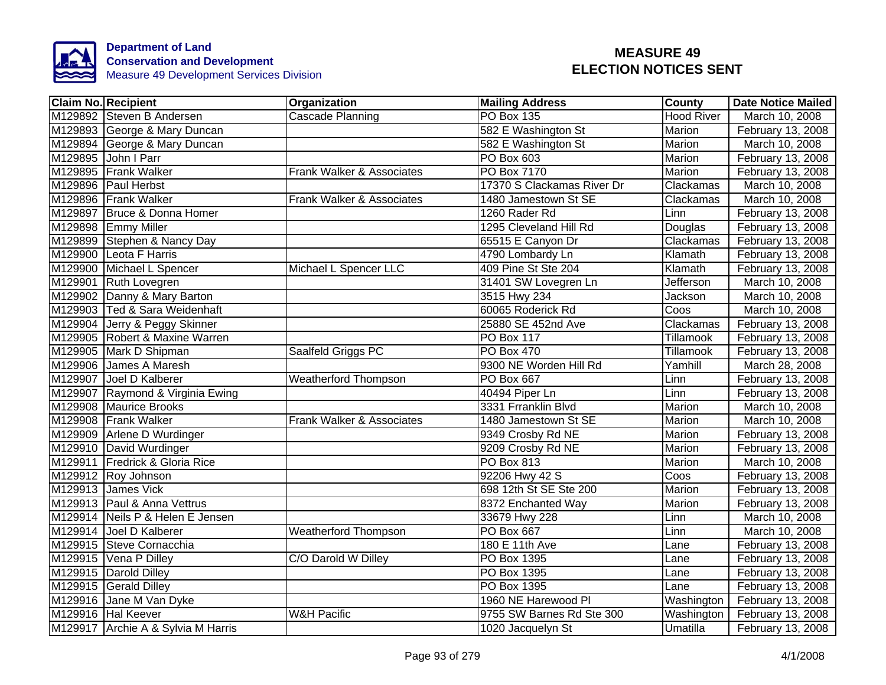**Department of Land Conservation and Development**
Measure 49 Development Services Division

# MEASURE 49 ELECTION NOTICES SENT

| Claim No. | Recipient | Organization | Mailing Address | County | Date Notice Mailed |
|---|---|---|---|---|---|
| M129892 | Steven B Andersen | Cascade Planning | PO Box 135 | Hood River | March 10, 2008 |
| M129893 | George & Mary Duncan | | 582 E Washington St | Marion | February 13, 2008 |
| M129894 | George & Mary Duncan | | 582 E Washington St | Marion | March 10, 2008 |
| M129895 | John I Parr | | PO Box 603 | Marion | February 13, 2008 |
| M129895 | Frank Walker | Frank Walker & Associates | PO Box 7170 | Marion | February 13, 2008 |
| M129896 | Paul Herbst | | 17370 S Clackamas River Dr | Clackamas | March 10, 2008 |
| M129896 | Frank Walker | Frank Walker & Associates | 1480 Jamestown St SE | Clackamas | March 10, 2008 |
| M129897 | Bruce & Donna Homer | | 1260 Rader Rd | Linn | February 13, 2008 |
| M129898 | Emmy Miller | | 1295 Cleveland Hill Rd | Douglas | February 13, 2008 |
| M129899 | Stephen & Nancy Day | | 65515 E Canyon Dr | Clackamas | February 13, 2008 |
| M129900 | Leota F Harris | | 4790 Lombardy Ln | Klamath | February 13, 2008 |
| M129900 | Michael L Spencer | Michael L Spencer LLC | 409 Pine St Ste 204 | Klamath | February 13, 2008 |
| M129901 | Ruth Lovegren | | 31401 SW Lovegren Ln | Jefferson | March 10, 2008 |
| M129902 | Danny & Mary Barton | | 3515 Hwy 234 | Jackson | March 10, 2008 |
| M129903 | Ted & Sara Weidenhaft | | 60065 Roderick Rd | Coos | March 10, 2008 |
| M129904 | Jerry & Peggy Skinner | | 25880 SE 452nd Ave | Clackamas | February 13, 2008 |
| M129905 | Robert & Maxine Warren | | PO Box 117 | Tillamook | February 13, 2008 |
| M129905 | Mark D Shipman | Saalfeld Griggs PC | PO Box 470 | Tillamook | February 13, 2008 |
| M129906 | James A Maresh | | 9300 NE Worden Hill Rd | Yamhill | March 28, 2008 |
| M129907 | Joel D Kalberer | Weatherford Thompson | PO Box 667 | Linn | February 13, 2008 |
| M129907 | Raymond & Virginia Ewing | | 40494 Piper Ln | Linn | February 13, 2008 |
| M129908 | Maurice Brooks | | 3331 Frranklin Blvd | Marion | March 10, 2008 |
| M129908 | Frank Walker | Frank Walker & Associates | 1480 Jamestown St SE | Marion | March 10, 2008 |
| M129909 | Arlene D Wurdinger | | 9349 Crosby Rd NE | Marion | February 13, 2008 |
| M129910 | David Wurdinger | | 9209 Crosby Rd NE | Marion | February 13, 2008 |
| M129911 | Fredrick & Gloria Rice | | PO Box 813 | Marion | March 10, 2008 |
| M129912 | Roy Johnson | | 92206 Hwy 42 S | Coos | February 13, 2008 |
| M129913 | James Vick | | 698 12th St SE Ste 200 | Marion | February 13, 2008 |
| M129913 | Paul & Anna Vettrus | | 8372 Enchanted Way | Marion | February 13, 2008 |
| M129914 | Neils P & Helen E Jensen | | 33679 Hwy 228 | Linn | March 10, 2008 |
| M129914 | Joel D Kalberer | Weatherford Thompson | PO Box 667 | Linn | March 10, 2008 |
| M129915 | Steve Cornacchia | | 180 E 11th Ave | Lane | February 13, 2008 |
| M129915 | Vena P Dilley | C/O Darold W Dilley | PO Box 1395 | Lane | February 13, 2008 |
| M129915 | Darold Dilley | | PO Box 1395 | Lane | February 13, 2008 |
| M129915 | Gerald Dilley | | PO Box 1395 | Lane | February 13, 2008 |
| M129916 | Jane M Van Dyke | | 1960 NE Harewood Pl | Washington | February 13, 2008 |
| M129916 | Hal Keever | W&H Pacific | 9755 SW Barnes Rd Ste 300 | Washington | February 13, 2008 |
| M129917 | Archie A & Sylvia M Harris | | 1020 Jacquelyn St | Umatilla | February 13, 2008 |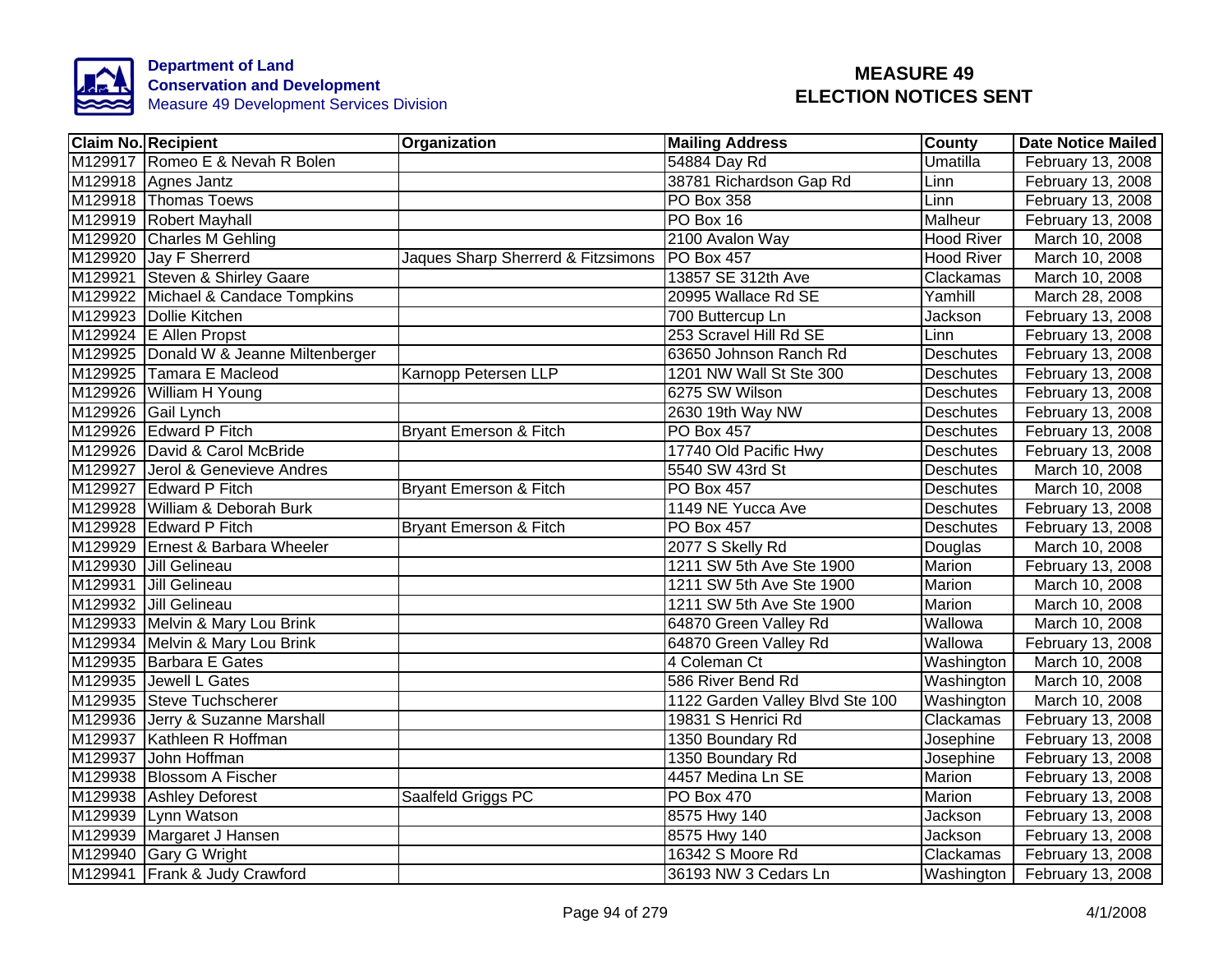Department of Land Conservation and Development
Measure 49 Development Services Division

# MEASURE 49 ELECTION NOTICES SENT

| Claim No. | Recipient | Organization | Mailing Address | County | Date Notice Mailed |
|---|---|---|---|---|---|
| M129917 | Romeo E & Nevah R Bolen | | 54884 Day Rd | Umatilla | February 13, 2008 |
| M129918 | Agnes Jantz | | 38781 Richardson Gap Rd | Linn | February 13, 2008 |
| M129918 | Thomas Toews | | PO Box 358 | Linn | February 13, 2008 |
| M129919 | Robert Mayhall | | PO Box 16 | Malheur | February 13, 2008 |
| M129920 | Charles M Gehling | | 2100 Avalon Way | Hood River | March 10, 2008 |
| M129920 | Jay F Sherrerd | Jaques Sharp Sherrerd & Fitzsimons | PO Box 457 | Hood River | March 10, 2008 |
| M129921 | Steven & Shirley Gaare | | 13857 SE 312th Ave | Clackamas | March 10, 2008 |
| M129922 | Michael & Candace Tompkins | | 20995 Wallace Rd SE | Yamhill | March 28, 2008 |
| M129923 | Dollie Kitchen | | 700 Buttercup Ln | Jackson | February 13, 2008 |
| M129924 | E Allen Propst | | 253 Scravel Hill Rd SE | Linn | February 13, 2008 |
| M129925 | Donald W & Jeanne Miltenberger | | 63650 Johnson Ranch Rd | Deschutes | February 13, 2008 |
| M129925 | Tamara E Macleod | Karnopp Petersen LLP | 1201 NW Wall St Ste 300 | Deschutes | February 13, 2008 |
| M129926 | William H Young | | 6275 SW Wilson | Deschutes | February 13, 2008 |
| M129926 | Gail Lynch | | 2630 19th Way NW | Deschutes | February 13, 2008 |
| M129926 | Edward P Fitch | Bryant Emerson & Fitch | PO Box 457 | Deschutes | February 13, 2008 |
| M129926 | David & Carol McBride | | 17740 Old Pacific Hwy | Deschutes | February 13, 2008 |
| M129927 | Jerol & Genevieve Andres | | 5540 SW 43rd St | Deschutes | March 10, 2008 |
| M129927 | Edward P Fitch | Bryant Emerson & Fitch | PO Box 457 | Deschutes | March 10, 2008 |
| M129928 | William & Deborah Burk | | 1149 NE Yucca Ave | Deschutes | February 13, 2008 |
| M129928 | Edward P Fitch | Bryant Emerson & Fitch | PO Box 457 | Deschutes | February 13, 2008 |
| M129929 | Ernest & Barbara Wheeler | | 2077 S Skelly Rd | Douglas | March 10, 2008 |
| M129930 | Jill Gelineau | | 1211 SW 5th Ave Ste 1900 | Marion | February 13, 2008 |
| M129931 | Jill Gelineau | | 1211 SW 5th Ave Ste 1900 | Marion | March 10, 2008 |
| M129932 | Jill Gelineau | | 1211 SW 5th Ave Ste 1900 | Marion | March 10, 2008 |
| M129933 | Melvin & Mary Lou Brink | | 64870 Green Valley Rd | Wallowa | March 10, 2008 |
| M129934 | Melvin & Mary Lou Brink | | 64870 Green Valley Rd | Wallowa | February 13, 2008 |
| M129935 | Barbara E Gates | | 4 Coleman Ct | Washington | March 10, 2008 |
| M129935 | Jewell L Gates | | 586 River Bend Rd | Washington | March 10, 2008 |
| M129935 | Steve Tuchscherer | | 1122 Garden Valley Blvd Ste 100 | Washington | March 10, 2008 |
| M129936 | Jerry & Suzanne Marshall | | 19831 S Henrici Rd | Clackamas | February 13, 2008 |
| M129937 | Kathleen R Hoffman | | 1350 Boundary Rd | Josephine | February 13, 2008 |
| M129937 | John Hoffman | | 1350 Boundary Rd | Josephine | February 13, 2008 |
| M129938 | Blossom A Fischer | | 4457 Medina Ln SE | Marion | February 13, 2008 |
| M129938 | Ashley Deforest | Saalfeld Griggs PC | PO Box 470 | Marion | February 13, 2008 |
| M129939 | Lynn Watson | | 8575 Hwy 140 | Jackson | February 13, 2008 |
| M129939 | Margaret J Hansen | | 8575 Hwy 140 | Jackson | February 13, 2008 |
| M129940 | Gary G Wright | | 16342 S Moore Rd | Clackamas | February 13, 2008 |
| M129941 | Frank & Judy Crawford | | 36193 NW 3 Cedars Ln | Washington | February 13, 2008 |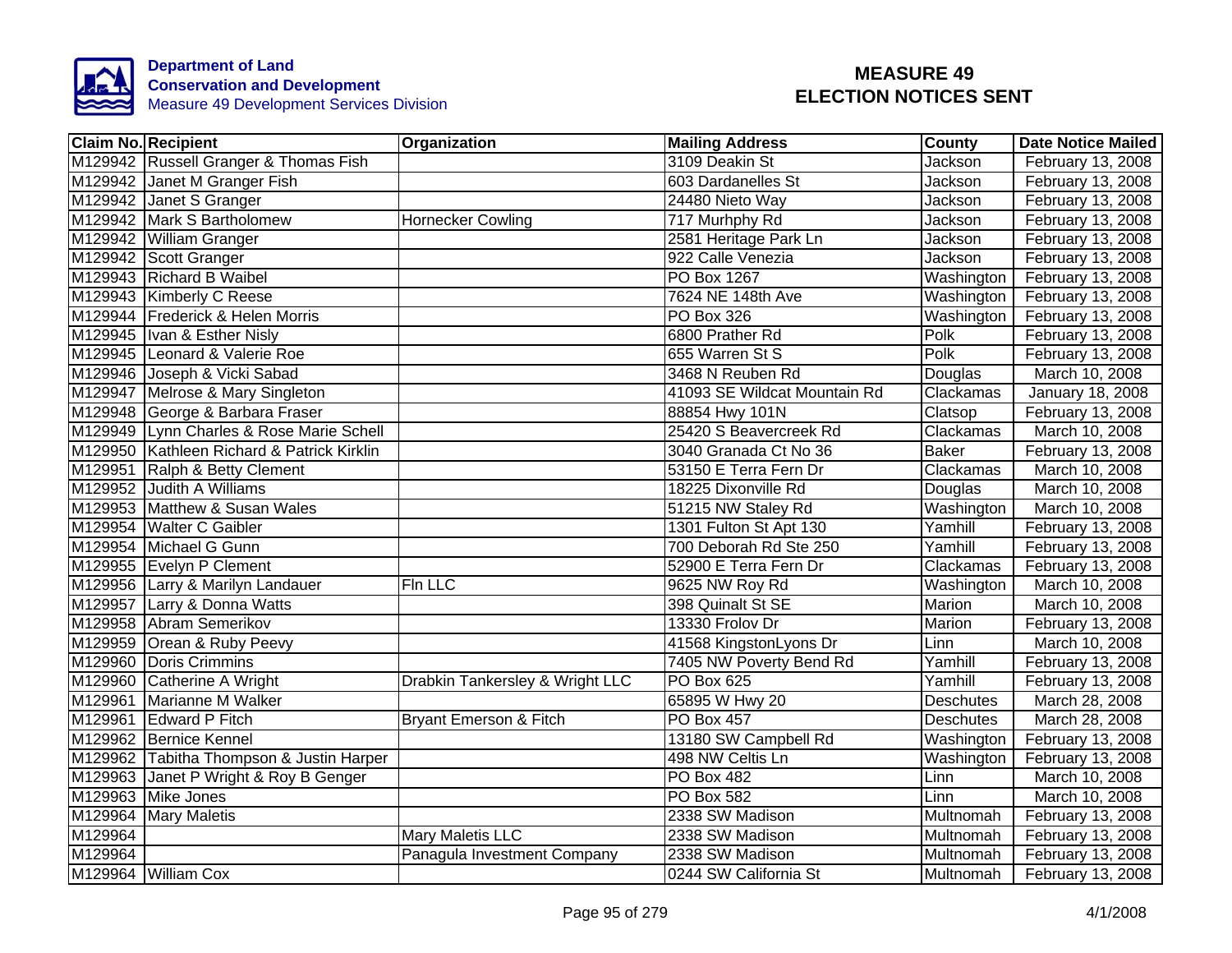**Department of Land Conservation and Development**
Measure 49 Development Services Division

# MEASURE 49 ELECTION NOTICES SENT

| Claim No. | Recipient | Organization | Mailing Address | County | Date Notice Mailed |
|---|---|---|---|---|---|
| M129942 | Russell Granger & Thomas Fish | | 3109 Deakin St | Jackson | February 13, 2008 |
| M129942 | Janet M Granger Fish | | 603 Dardanelles St | Jackson | February 13, 2008 |
| M129942 | Janet S Granger | | 24480 Nieto Way | Jackson | February 13, 2008 |
| M129942 | Mark S Bartholomew | Hornecker Cowling | 717 Murhphy Rd | Jackson | February 13, 2008 |
| M129942 | William Granger | | 2581 Heritage Park Ln | Jackson | February 13, 2008 |
| M129942 | Scott Granger | | 922 Calle Venezia | Jackson | February 13, 2008 |
| M129943 | Richard B Waibel | | PO Box 1267 | Washington | February 13, 2008 |
| M129943 | Kimberly C Reese | | 7624 NE 148th Ave | Washington | February 13, 2008 |
| M129944 | Frederick & Helen Morris | | PO Box 326 | Washington | February 13, 2008 |
| M129945 | Ivan & Esther Nisly | | 6800 Prather Rd | Polk | February 13, 2008 |
| M129945 | Leonard & Valerie Roe | | 655 Warren St S | Polk | February 13, 2008 |
| M129946 | Joseph & Vicki Sabad | | 3468 N Reuben Rd | Douglas | March 10, 2008 |
| M129947 | Melrose & Mary Singleton | | 41093 SE Wildcat Mountain Rd | Clackamas | January 18, 2008 |
| M129948 | George & Barbara Fraser | | 88854 Hwy 101N | Clatsop | February 13, 2008 |
| M129949 | Lynn Charles & Rose Marie Schell | | 25420 S Beavercreek Rd | Clackamas | March 10, 2008 |
| M129950 | Kathleen Richard & Patrick Kirklin | | 3040 Granada Ct No 36 | Baker | February 13, 2008 |
| M129951 | Ralph & Betty Clement | | 53150 E Terra Fern Dr | Clackamas | March 10, 2008 |
| M129952 | Judith A Williams | | 18225 Dixonville Rd | Douglas | March 10, 2008 |
| M129953 | Matthew & Susan Wales | | 51215 NW Staley Rd | Washington | March 10, 2008 |
| M129954 | Walter C Gaibler | | 1301 Fulton St Apt 130 | Yamhill | February 13, 2008 |
| M129954 | Michael G Gunn | | 700 Deborah Rd Ste 250 | Yamhill | February 13, 2008 |
| M129955 | Evelyn P Clement | | 52900 E Terra Fern Dr | Clackamas | February 13, 2008 |
| M129956 | Larry & Marilyn Landauer | Fln LLC | 9625 NW Roy Rd | Washington | March 10, 2008 |
| M129957 | Larry & Donna Watts | | 398 Quinalt St SE | Marion | March 10, 2008 |
| M129958 | Abram Semerikov | | 13330 Frolov Dr | Marion | February 13, 2008 |
| M129959 | Orean & Ruby Peevy | | 41568 KingstonLyons Dr | Linn | March 10, 2008 |
| M129960 | Doris Crimmins | | 7405 NW Poverty Bend Rd | Yamhill | February 13, 2008 |
| M129960 | Catherine A Wright | Drabkin Tankersley & Wright LLC | PO Box 625 | Yamhill | February 13, 2008 |
| M129961 | Marianne M Walker | | 65895 W Hwy 20 | Deschutes | March 28, 2008 |
| M129961 | Edward P Fitch | Bryant Emerson & Fitch | PO Box 457 | Deschutes | March 28, 2008 |
| M129962 | Bernice Kennel | | 13180 SW Campbell Rd | Washington | February 13, 2008 |
| M129962 | Tabitha Thompson & Justin Harper | | 498 NW Celtis Ln | Washington | February 13, 2008 |
| M129963 | Janet P Wright & Roy B Genger | | PO Box 482 | Linn | March 10, 2008 |
| M129963 | Mike Jones | | PO Box 582 | Linn | March 10, 2008 |
| M129964 | Mary Maletis | | 2338 SW Madison | Multnomah | February 13, 2008 |
| M129964 | | Mary Maletis LLC | 2338 SW Madison | Multnomah | February 13, 2008 |
| M129964 | | Panagula Investment Company | 2338 SW Madison | Multnomah | February 13, 2008 |
| M129964 | William Cox | | 0244 SW California St | Multnomah | February 13, 2008 |

4/1/2008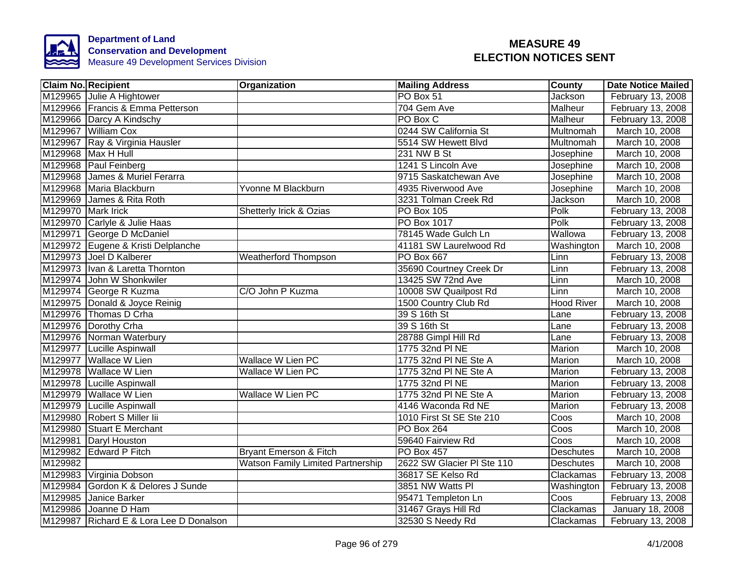**Department of Land Conservation and Development**
Measure 49 Development Services Division

# MEASURE 49 ELECTION NOTICES SENT

| Claim No. | Recipient | Organization | Mailing Address | County | Date Notice Mailed |
|---|---|---|---|---|---|
| M129965 | Julie A Hightower | | PO Box 51 | Jackson | February 13, 2008 |
| M129966 | Francis & Emma Petterson | | 704 Gem Ave | Malheur | February 13, 2008 |
| M129966 | Darcy A Kindschy | | PO Box C | Malheur | February 13, 2008 |
| M129967 | William Cox | | 0244 SW California St | Multnomah | March 10, 2008 |
| M129967 | Ray & Virginia Hausler | | 5514 SW Hewett Blvd | Multnomah | March 10, 2008 |
| M129968 | Max H Hull | | 231 NW B St | Josephine | March 10, 2008 |
| M129968 | Paul Feinberg | | 1241 S Lincoln Ave | Josephine | March 10, 2008 |
| M129968 | James & Muriel Ferarra | | 9715 Saskatchewan Ave | Josephine | March 10, 2008 |
| M129968 | Maria Blackburn | Yvonne M Blackburn | 4935 Riverwood Ave | Josephine | March 10, 2008 |
| M129969 | James & Rita Roth | | 3231 Tolman Creek Rd | Jackson | March 10, 2008 |
| M129970 | Mark Irick | Shetterly Irick & Ozias | PO Box 105 | Polk | February 13, 2008 |
| M129970 | Carlyle & Julie Haas | | PO Box 1017 | Polk | February 13, 2008 |
| M129971 | George D McDaniel | | 78145 Wade Gulch Ln | Wallowa | February 13, 2008 |
| M129972 | Eugene & Kristi Delplanche | | 41181 SW Laurelwood Rd | Washington | March 10, 2008 |
| M129973 | Joel D Kalberer | Weatherford Thompson | PO Box 667 | Linn | February 13, 2008 |
| M129973 | Ivan & Laretta Thornton | | 35690 Courtney Creek Dr | Linn | February 13, 2008 |
| M129974 | John W Shonkwiler | | 13425 SW 72nd Ave | Linn | March 10, 2008 |
| M129974 | George R Kuzma | C/O John P Kuzma | 10008 SW Quailpost Rd | Linn | March 10, 2008 |
| M129975 | Donald & Joyce Reinig | | 1500 Country Club Rd | Hood River | March 10, 2008 |
| M129976 | Thomas D Crha | | 39 S 16th St | Lane | February 13, 2008 |
| M129976 | Dorothy Crha | | 39 S 16th St | Lane | February 13, 2008 |
| M129976 | Norman Waterbury | | 28788 Gimpl Hill Rd | Lane | February 13, 2008 |
| M129977 | Lucille Aspinwall | | 1775 32nd Pl NE | Marion | March 10, 2008 |
| M129977 | Wallace W Lien | Wallace W Lien PC | 1775 32nd Pl NE Ste A | Marion | March 10, 2008 |
| M129978 | Wallace W Lien | Wallace W Lien PC | 1775 32nd Pl NE Ste A | Marion | February 13, 2008 |
| M129978 | Lucille Aspinwall | | 1775 32nd Pl NE | Marion | February 13, 2008 |
| M129979 | Wallace W Lien | Wallace W Lien PC | 1775 32nd Pl NE Ste A | Marion | February 13, 2008 |
| M129979 | Lucille Aspinwall | | 4146 Waconda Rd NE | Marion | February 13, 2008 |
| M129980 | Robert S Miller Iii | | 1010 First St SE Ste 210 | Coos | March 10, 2008 |
| M129980 | Stuart E Merchant | | PO Box 264 | Coos | March 10, 2008 |
| M129981 | Daryl Houston | | 59640 Fairview Rd | Coos | March 10, 2008 |
| M129982 | Edward P Fitch | Bryant Emerson & Fitch | PO Box 457 | Deschutes | March 10, 2008 |
| M129982 | | Watson Family Limited Partnership | 2622 SW Glacier Pl Ste 110 | Deschutes | March 10, 2008 |
| M129983 | Virginia Dobson | | 36817 SE Kelso Rd | Clackamas | February 13, 2008 |
| M129984 | Gordon K & Delores J Sunde | | 3851 NW Watts Pl | Washington | February 13, 2008 |
| M129985 | Janice Barker | | 95471 Templeton Ln | Coos | February 13, 2008 |
| M129986 | Joanne D Ham | | 31467 Grays Hill Rd | Clackamas | January 18, 2008 |
| M129987 | Richard E & Lora Lee D Donalson | | 32530 S Needy Rd | Clackamas | February 13, 2008 |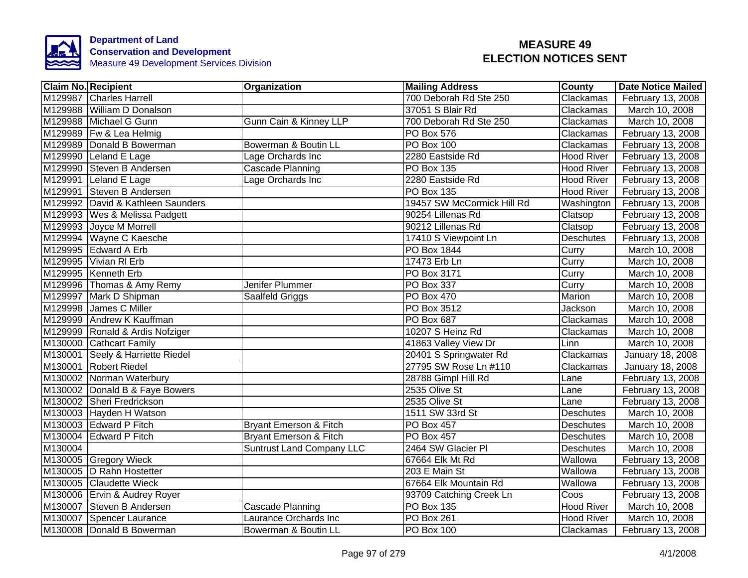Department of Land Conservation and Development
Measure 49 Development Services Division

# MEASURE 49 ELECTION NOTICES SENT

| Claim No. | Recipient | Organization | Mailing Address | County | Date Notice Mailed |
|---|---|---|---|---|---|
| M129987 | Charles Harrell | | 700 Deborah Rd Ste 250 | Clackamas | February 13, 2008 |
| M129988 | William D Donalson | | 37051 S Blair Rd | Clackamas | March 10, 2008 |
| M129988 | Michael G Gunn | Gunn Cain & Kinney LLP | 700 Deborah Rd Ste 250 | Clackamas | March 10, 2008 |
| M129989 | Fw & Lea Helmig | | PO Box 576 | Clackamas | February 13, 2008 |
| M129989 | Donald B Bowerman | Bowerman & Boutin LL | PO Box 100 | Clackamas | February 13, 2008 |
| M129990 | Leland E Lage | Lage Orchards Inc | 2280 Eastside Rd | Hood River | February 13, 2008 |
| M129990 | Steven B Andersen | Cascade Planning | PO Box 135 | Hood River | February 13, 2008 |
| M129991 | Leland E Lage | Lage Orchards Inc | 2280 Eastside Rd | Hood River | February 13, 2008 |
| M129991 | Steven B Andersen | | PO Box 135 | Hood River | February 13, 2008 |
| M129992 | David & Kathleen Saunders | | 19457 SW McCormick Hill Rd | Washington | February 13, 2008 |
| M129993 | Wes & Melissa Padgett | | 90254 Lillenas Rd | Clatsop | February 13, 2008 |
| M129993 | Joyce M Morrell | | 90212 Lillenas Rd | Clatsop | February 13, 2008 |
| M129994 | Wayne C Kaesche | | 17410 S Viewpoint Ln | Deschutes | February 13, 2008 |
| M129995 | Edward A Erb | | PO Box 1844 | Curry | March 10, 2008 |
| M129995 | Vivian Rl Erb | | 17473 Erb Ln | Curry | March 10, 2008 |
| M129995 | Kenneth Erb | | PO Box 3171 | Curry | March 10, 2008 |
| M129996 | Thomas & Amy Remy | Jenifer Plummer | PO Box 337 | Curry | March 10, 2008 |
| M129997 | Mark D Shipman | Saalfeld Griggs | PO Box 470 | Marion | March 10, 2008 |
| M129998 | James C Miller | | PO Box 3512 | Jackson | March 10, 2008 |
| M129999 | Andrew K Kauffman | | PO Box 687 | Clackamas | March 10, 2008 |
| M129999 | Ronald & Ardis Nofziger | | 10207 S Heinz Rd | Clackamas | March 10, 2008 |
| M130000 | Cathcart Family | | 41863 Valley View Dr | Linn | March 10, 2008 |
| M130001 | Seely & Harriette Riedel | | 20401 S Springwater Rd | Clackamas | January 18, 2008 |
| M130001 | Robert Riedel | | 27795 SW Rose Ln #110 | Clackamas | January 18, 2008 |
| M130002 | Norman Waterbury | | 28788 Gimpl Hill Rd | Lane | February 13, 2008 |
| M130002 | Donald B & Faye Bowers | | 2535 Olive St | Lane | February 13, 2008 |
| M130002 | Sheri Fredrickson | | 2535 Olive St | Lane | February 13, 2008 |
| M130003 | Hayden H Watson | | 1511 SW 33rd St | Deschutes | March 10, 2008 |
| M130003 | Edward P Fitch | Bryant Emerson & Fitch | PO Box 457 | Deschutes | March 10, 2008 |
| M130004 | Edward P Fitch | Bryant Emerson & Fitch | PO Box 457 | Deschutes | March 10, 2008 |
| M130004 | | Suntrust Land Company LLC | 2464 SW Glacier Pl | Deschutes | March 10, 2008 |
| M130005 | Gregory Wieck | | 67664 Elk Mt Rd | Wallowa | February 13, 2008 |
| M130005 | D Rahn Hostetter | | 203 E Main St | Wallowa | February 13, 2008 |
| M130005 | Claudette Wieck | | 67664 Elk Mountain Rd | Wallowa | February 13, 2008 |
| M130006 | Ervin & Audrey Royer | | 93709 Catching Creek Ln | Coos | February 13, 2008 |
| M130007 | Steven B Andersen | Cascade Planning | PO Box 135 | Hood River | March 10, 2008 |
| M130007 | Spencer Laurance | Laurance Orchards Inc | PO Box 261 | Hood River | March 10, 2008 |
| M130008 | Donald B Bowerman | Bowerman & Boutin LL | PO Box 100 | Clackamas | February 13, 2008 |

4/1/2008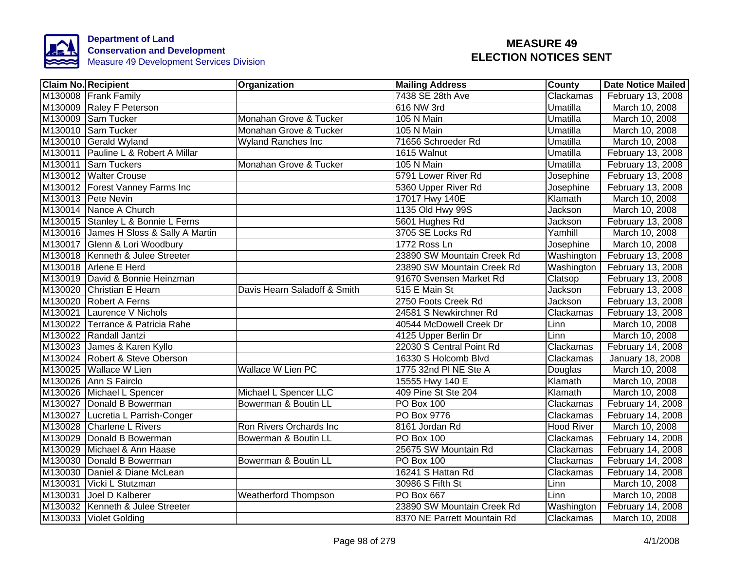Department of Land Conservation and Development
Measure 49 Development Services Division

# MEASURE 49 ELECTION NOTICES SENT

| Claim No. | Recipient | Organization | Mailing Address | County | Date Notice Mailed |
|---|---|---|---|---|---|
| M130008 | Frank Family | | 7438 SE 28th Ave | Clackamas | February 13, 2008 |
| M130009 | Raley F Peterson | | 616 NW 3rd | Umatilla | March 10, 2008 |
| M130009 | Sam Tucker | Monahan Grove & Tucker | 105 N Main | Umatilla | March 10, 2008 |
| M130010 | Sam Tucker | Monahan Grove & Tucker | 105 N Main | Umatilla | March 10, 2008 |
| M130010 | Gerald Wyland | Wyland Ranches Inc | 71656 Schroeder Rd | Umatilla | March 10, 2008 |
| M130011 | Pauline L & Robert A Millar | | 1615 Walnut | Umatilla | February 13, 2008 |
| M130011 | Sam Tuckers | Monahan Grove & Tucker | 105 N Main | Umatilla | February 13, 2008 |
| M130012 | Walter Crouse | | 5791 Lower River Rd | Josephine | February 13, 2008 |
| M130012 | Forest Vanney Farms Inc | | 5360 Upper River Rd | Josephine | February 13, 2008 |
| M130013 | Pete Nevin | | 17017 Hwy 140E | Klamath | March 10, 2008 |
| M130014 | Nance A Church | | 1135 Old Hwy 99S | Jackson | March 10, 2008 |
| M130015 | Stanley L & Bonnie L Ferns | | 5601 Hughes Rd | Jackson | February 13, 2008 |
| M130016 | James H Sloss & Sally A Martin | | 3705 SE Locks Rd | Yamhill | March 10, 2008 |
| M130017 | Glenn & Lori Woodbury | | 1772 Ross Ln | Josephine | March 10, 2008 |
| M130018 | Kenneth & Julee Streeter | | 23890 SW Mountain Creek Rd | Washington | February 13, 2008 |
| M130018 | Arlene E Herd | | 23890 SW Mountain Creek Rd | Washington | February 13, 2008 |
| M130019 | David & Bonnie Heinzman | | 91670 Svensen Market Rd | Clatsop | February 13, 2008 |
| M130020 | Christian E Hearn | Davis Hearn Saladoff & Smith | 515 E Main St | Jackson | February 13, 2008 |
| M130020 | Robert A Ferns | | 2750 Foots Creek Rd | Jackson | February 13, 2008 |
| M130021 | Laurence V Nichols | | 24581 S Newkirchner Rd | Clackamas | February 13, 2008 |
| M130022 | Terrance & Patricia Rahe | | 40544 McDowell Creek Dr | Linn | March 10, 2008 |
| M130022 | Randall Jantzi | | 4125 Upper Berlin Dr | Linn | March 10, 2008 |
| M130023 | James & Karen Kyllo | | 22030 S Central Point Rd | Clackamas | February 14, 2008 |
| M130024 | Robert & Steve Oberson | | 16330 S Holcomb Blvd | Clackamas | January 18, 2008 |
| M130025 | Wallace W Lien | Wallace W Lien PC | 1775 32nd Pl NE Ste A | Douglas | March 10, 2008 |
| M130026 | Ann S Fairclo | | 15555 Hwy 140 E | Klamath | March 10, 2008 |
| M130026 | Michael L Spencer | Michael L Spencer LLC | 409 Pine St Ste 204 | Klamath | March 10, 2008 |
| M130027 | Donald B Bowerman | Bowerman & Boutin LL | PO Box 100 | Clackamas | February 14, 2008 |
| M130027 | Lucretia L Parrish-Conger | | PO Box 9776 | Clackamas | February 14, 2008 |
| M130028 | Charlene L Rivers | Ron Rivers Orchards Inc | 8161 Jordan Rd | Hood River | March 10, 2008 |
| M130029 | Donald B Bowerman | Bowerman & Boutin LL | PO Box 100 | Clackamas | February 14, 2008 |
| M130029 | Michael & Ann Haase | | 25675 SW Mountain Rd | Clackamas | February 14, 2008 |
| M130030 | Donald B Bowerman | Bowerman & Boutin LL | PO Box 100 | Clackamas | February 14, 2008 |
| M130030 | Daniel & Diane McLean | | 16241 S Hattan Rd | Clackamas | February 14, 2008 |
| M130031 | Vicki L Stutzman | | 30986 S Fifth St | Linn | March 10, 2008 |
| M130031 | Joel D Kalberer | Weatherford Thompson | PO Box 667 | Linn | March 10, 2008 |
| M130032 | Kenneth & Julee Streeter | | 23890 SW Mountain Creek Rd | Washington | February 14, 2008 |
| M130033 | Violet Golding | | 8370 NE Parrett Mountain Rd | Clackamas | March 10, 2008 |

4/1/2008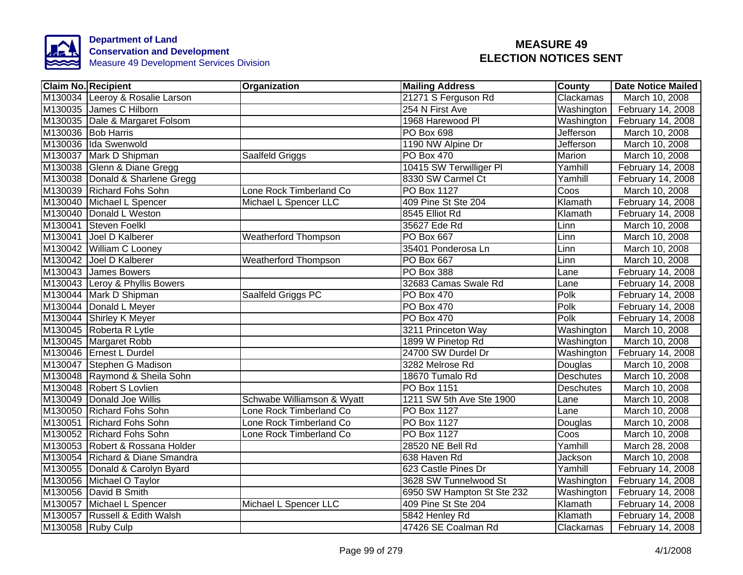Department of Land Conservation and Development
Measure 49 Development Services Division

# MEASURE 49 ELECTION NOTICES SENT

| Claim No. | Recipient | Organization | Mailing Address | County | Date Notice Mailed |
|---|---|---|---|---|---|
| M130034 | Leeroy & Rosalie Larson | | 21271 S Ferguson Rd | Clackamas | March 10, 2008 |
| M130035 | James C Hilborn | | 254 N First Ave | Washington | February 14, 2008 |
| M130035 | Dale & Margaret Folsom | | 1968 Harewood Pl | Washington | February 14, 2008 |
| M130036 | Bob Harris | | PO Box 698 | Jefferson | March 10, 2008 |
| M130036 | Ida Swenwold | | 1190 NW Alpine Dr | Jefferson | March 10, 2008 |
| M130037 | Mark D Shipman | Saalfeld Griggs | PO Box 470 | Marion | March 10, 2008 |
| M130038 | Glenn & Diane Gregg | | 10415 SW Terwilliger Pl | Yamhill | February 14, 2008 |
| M130038 | Donald & Sharlene Gregg | | 8330 SW Carmel Ct | Yamhill | February 14, 2008 |
| M130039 | Richard Fohs Sohn | Lone Rock Timberland Co | PO Box 1127 | Coos | March 10, 2008 |
| M130040 | Michael L Spencer | Michael L Spencer LLC | 409 Pine St Ste 204 | Klamath | February 14, 2008 |
| M130040 | Donald L Weston | | 8545 Elliot Rd | Klamath | February 14, 2008 |
| M130041 | Steven Foelkl | | 35627 Ede Rd | Linn | March 10, 2008 |
| M130041 | Joel D Kalberer | Weatherford Thompson | PO Box 667 | Linn | March 10, 2008 |
| M130042 | William C Looney | | 35401 Ponderosa Ln | Linn | March 10, 2008 |
| M130042 | Joel D Kalberer | Weatherford Thompson | PO Box 667 | Linn | March 10, 2008 |
| M130043 | James Bowers | | PO Box 388 | Lane | February 14, 2008 |
| M130043 | Leroy & Phyllis Bowers | | 32683 Camas Swale Rd | Lane | February 14, 2008 |
| M130044 | Mark D Shipman | Saalfeld Griggs PC | PO Box 470 | Polk | February 14, 2008 |
| M130044 | Donald L Meyer | | PO Box 470 | Polk | February 14, 2008 |
| M130044 | Shirley K Meyer | | PO Box 470 | Polk | February 14, 2008 |
| M130045 | Roberta R Lytle | | 3211 Princeton Way | Washington | March 10, 2008 |
| M130045 | Margaret Robb | | 1899 W Pinetop Rd | Washington | March 10, 2008 |
| M130046 | Ernest L Durdel | | 24700 SW Durdel Dr | Washington | February 14, 2008 |
| M130047 | Stephen G Madison | | 3282 Melrose Rd | Douglas | March 10, 2008 |
| M130048 | Raymond & Sheila Sohn | | 18670 Tumalo Rd | Deschutes | March 10, 2008 |
| M130048 | Robert S Lovlien | | PO Box 1151 | Deschutes | March 10, 2008 |
| M130049 | Donald Joe Willis | Schwabe Williamson & Wyatt | 1211 SW 5th Ave Ste 1900 | Lane | March 10, 2008 |
| M130050 | Richard Fohs Sohn | Lone Rock Timberland Co | PO Box 1127 | Lane | March 10, 2008 |
| M130051 | Richard Fohs Sohn | Lone Rock Timberland Co | PO Box 1127 | Douglas | March 10, 2008 |
| M130052 | Richard Fohs Sohn | Lone Rock Timberland Co | PO Box 1127 | Coos | March 10, 2008 |
| M130053 | Robert & Rossana Holder | | 28520 NE Bell Rd | Yamhill | March 28, 2008 |
| M130054 | Richard & Diane Smandra | | 638 Haven Rd | Jackson | March 10, 2008 |
| M130055 | Donald & Carolyn Byard | | 623 Castle Pines Dr | Yamhill | February 14, 2008 |
| M130056 | Michael O Taylor | | 3628 SW Tunnelwood St | Washington | February 14, 2008 |
| M130056 | David B Smith | | 6950 SW Hampton St Ste 232 | Washington | February 14, 2008 |
| M130057 | Michael L Spencer | Michael L Spencer LLC | 409 Pine St Ste 204 | Klamath | February 14, 2008 |
| M130057 | Russell & Edith Walsh | | 5842 Henley Rd | Klamath | February 14, 2008 |
| M130058 | Ruby Culp | | 47426 SE Coalman Rd | Clackamas | February 14, 2008 |

4/1/2008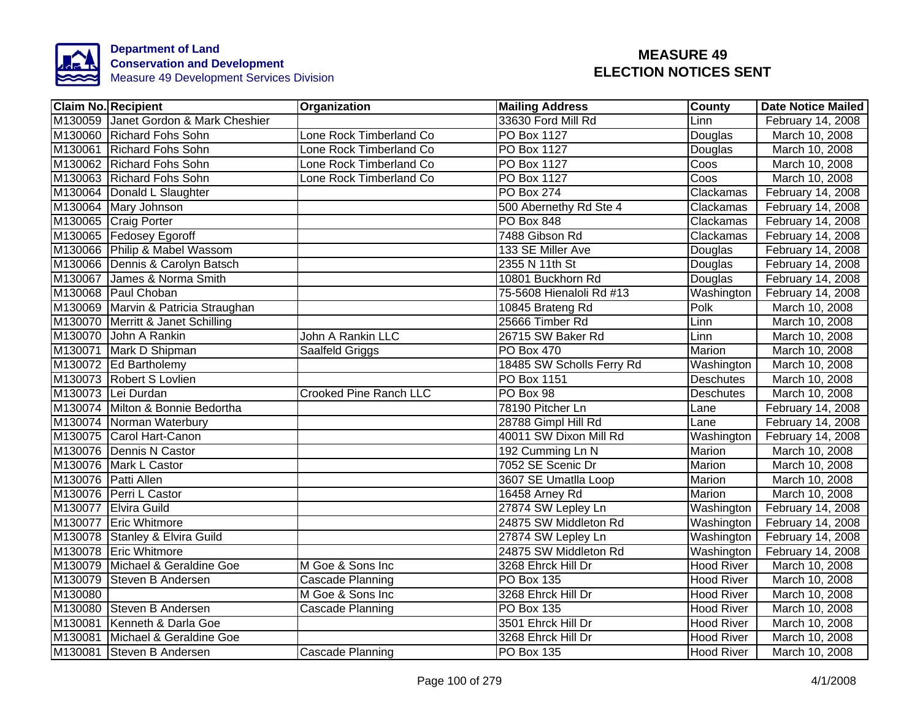Department of Land Conservation and Development
Measure 49 Development Services Division

# MEASURE 49 ELECTION NOTICES SENT

| Claim No. | Recipient | Organization | Mailing Address | County | Date Notice Mailed |
|---|---|---|---|---|---|
| M130059 | Janet Gordon & Mark Cheshier | | 33630 Ford Mill Rd | Linn | February 14, 2008 |
| M130060 | Richard Fohs Sohn | Lone Rock Timberland Co | PO Box 1127 | Douglas | March 10, 2008 |
| M130061 | Richard Fohs Sohn | Lone Rock Timberland Co | PO Box 1127 | Douglas | March 10, 2008 |
| M130062 | Richard Fohs Sohn | Lone Rock Timberland Co | PO Box 1127 | Coos | March 10, 2008 |
| M130063 | Richard Fohs Sohn | Lone Rock Timberland Co | PO Box 1127 | Coos | March 10, 2008 |
| M130064 | Donald L Slaughter | | PO Box 274 | Clackamas | February 14, 2008 |
| M130064 | Mary Johnson | | 500 Abernethy Rd Ste 4 | Clackamas | February 14, 2008 |
| M130065 | Craig Porter | | PO Box 848 | Clackamas | February 14, 2008 |
| M130065 | Fedosey Egoroff | | 7488 Gibson Rd | Clackamas | February 14, 2008 |
| M130066 | Philip & Mabel Wassom | | 133 SE Miller Ave | Douglas | February 14, 2008 |
| M130066 | Dennis & Carolyn Batsch | | 2355 N 11th St | Douglas | February 14, 2008 |
| M130067 | James & Norma Smith | | 10801 Buckhorn Rd | Douglas | February 14, 2008 |
| M130068 | Paul Choban | | 75-5608 Hienaloli Rd #13 | Washington | February 14, 2008 |
| M130069 | Marvin & Patricia Straughan | | 10845 Brateng Rd | Polk | March 10, 2008 |
| M130070 | Merritt & Janet Schilling | | 25666 Timber Rd | Linn | March 10, 2008 |
| M130070 | John A Rankin | John A Rankin LLC | 26715 SW Baker Rd | Linn | March 10, 2008 |
| M130071 | Mark D Shipman | Saalfeld Griggs | PO Box 470 | Marion | March 10, 2008 |
| M130072 | Ed Bartholemy | | 18485 SW Scholls Ferry Rd | Washington | March 10, 2008 |
| M130073 | Robert S Lovlien | | PO Box 1151 | Deschutes | March 10, 2008 |
| M130073 | Lei Durdan | Crooked Pine Ranch LLC | PO Box 98 | Deschutes | March 10, 2008 |
| M130074 | Milton & Bonnie Bedortha | | 78190 Pitcher Ln | Lane | February 14, 2008 |
| M130074 | Norman Waterbury | | 28788 Gimpl Hill Rd | Lane | February 14, 2008 |
| M130075 | Carol Hart-Canon | | 40011 SW Dixon Mill Rd | Washington | February 14, 2008 |
| M130076 | Dennis N Castor | | 192 Cumming Ln N | Marion | March 10, 2008 |
| M130076 | Mark L Castor | | 7052 SE Scenic Dr | Marion | March 10, 2008 |
| M130076 | Patti Allen | | 3607 SE Umatlla Loop | Marion | March 10, 2008 |
| M130076 | Perri L Castor | | 16458 Arney Rd | Marion | March 10, 2008 |
| M130077 | Elvira Guild | | 27874 SW Lepley Ln | Washington | February 14, 2008 |
| M130077 | Eric Whitmore | | 24875 SW Middleton Rd | Washington | February 14, 2008 |
| M130078 | Stanley & Elvira Guild | | 27874 SW Lepley Ln | Washington | February 14, 2008 |
| M130078 | Eric Whitmore | | 24875 SW Middleton Rd | Washington | February 14, 2008 |
| M130079 | Michael & Geraldine Goe | M Goe & Sons Inc | 3268 Ehrck Hill Dr | Hood River | March 10, 2008 |
| M130079 | Steven B Andersen | Cascade Planning | PO Box 135 | Hood River | March 10, 2008 |
| M130080 | | M Goe & Sons Inc | 3268 Ehrck Hill Dr | Hood River | March 10, 2008 |
| M130080 | Steven B Andersen | Cascade Planning | PO Box 135 | Hood River | March 10, 2008 |
| M130081 | Kenneth & Darla Goe | | 3501 Ehrck Hill Dr | Hood River | March 10, 2008 |
| M130081 | Michael & Geraldine Goe | | 3268 Ehrck Hill Dr | Hood River | March 10, 2008 |
| M130081 | Steven B Andersen | Cascade Planning | PO Box 135 | Hood River | March 10, 2008 |

4/1/2008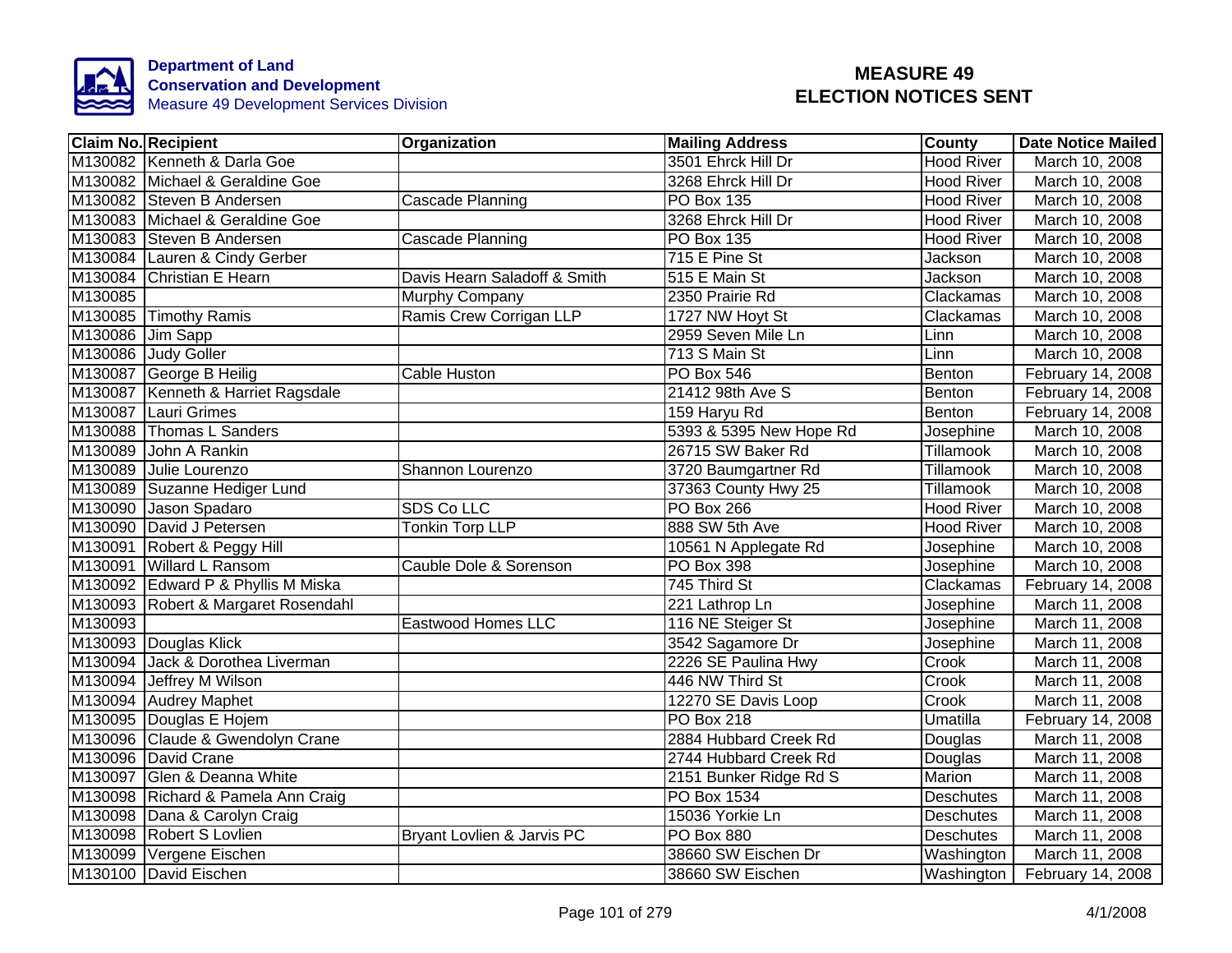**Department of Land Conservation and Development**
Measure 49 Development Services Division

# MEASURE 49 ELECTION NOTICES SENT

| Claim No. | Recipient | Organization | Mailing Address | County | Date Notice Mailed |
|---|---|---|---|---|---|
| M130082 | Kenneth & Darla Goe | | 3501 Ehrck Hill Dr | Hood River | March 10, 2008 |
| M130082 | Michael & Geraldine Goe | | 3268 Ehrck Hill Dr | Hood River | March 10, 2008 |
| M130082 | Steven B Andersen | Cascade Planning | PO Box 135 | Hood River | March 10, 2008 |
| M130083 | Michael & Geraldine Goe | | 3268 Ehrck Hill Dr | Hood River | March 10, 2008 |
| M130083 | Steven B Andersen | Cascade Planning | PO Box 135 | Hood River | March 10, 2008 |
| M130084 | Lauren & Cindy Gerber | | 715 E Pine St | Jackson | March 10, 2008 |
| M130084 | Christian E Hearn | Davis Hearn Saladoff & Smith | 515 E Main St | Jackson | March 10, 2008 |
| M130085 | | Murphy Company | 2350 Prairie Rd | Clackamas | March 10, 2008 |
| M130085 | Timothy Ramis | Ramis Crew Corrigan LLP | 1727 NW Hoyt St | Clackamas | March 10, 2008 |
| M130086 | Jim Sapp | | 2959 Seven Mile Ln | Linn | March 10, 2008 |
| M130086 | Judy Goller | | 713 S Main St | Linn | March 10, 2008 |
| M130087 | George B Heilig | Cable Huston | PO Box 546 | Benton | February 14, 2008 |
| M130087 | Kenneth & Harriet Ragsdale | | 21412 98th Ave S | Benton | February 14, 2008 |
| M130087 | Lauri Grimes | | 159 Haryu Rd | Benton | February 14, 2008 |
| M130088 | Thomas L Sanders | | 5393 & 5395 New Hope Rd | Josephine | March 10, 2008 |
| M130089 | John A Rankin | | 26715 SW Baker Rd | Tillamook | March 10, 2008 |
| M130089 | Julie Lourenzo | Shannon Lourenzo | 3720 Baumgartner Rd | Tillamook | March 10, 2008 |
| M130089 | Suzanne Hediger Lund | | 37363 County Hwy 25 | Tillamook | March 10, 2008 |
| M130090 | Jason Spadaro | SDS Co LLC | PO Box 266 | Hood River | March 10, 2008 |
| M130090 | David J Petersen | Tonkin Torp LLP | 888 SW 5th Ave | Hood River | March 10, 2008 |
| M130091 | Robert & Peggy Hill | | 10561 N Applegate Rd | Josephine | March 10, 2008 |
| M130091 | Willard L Ransom | Cauble Dole & Sorenson | PO Box 398 | Josephine | March 10, 2008 |
| M130092 | Edward P & Phyllis M Miska | | 745 Third St | Clackamas | February 14, 2008 |
| M130093 | Robert & Margaret Rosendahl | | 221 Lathrop Ln | Josephine | March 11, 2008 |
| M130093 | | Eastwood Homes LLC | 116 NE Steiger St | Josephine | March 11, 2008 |
| M130093 | Douglas Klick | | 3542 Sagamore Dr | Josephine | March 11, 2008 |
| M130094 | Jack & Dorothea Liverman | | 2226 SE Paulina Hwy | Crook | March 11, 2008 |
| M130094 | Jeffrey M Wilson | | 446 NW Third St | Crook | March 11, 2008 |
| M130094 | Audrey Maphet | | 12270 SE Davis Loop | Crook | March 11, 2008 |
| M130095 | Douglas E Hojem | | PO Box 218 | Umatilla | February 14, 2008 |
| M130096 | Claude & Gwendolyn Crane | | 2884 Hubbard Creek Rd | Douglas | March 11, 2008 |
| M130096 | David Crane | | 2744 Hubbard Creek Rd | Douglas | March 11, 2008 |
| M130097 | Glen & Deanna White | | 2151 Bunker Ridge Rd S | Marion | March 11, 2008 |
| M130098 | Richard & Pamela Ann Craig | | PO Box 1534 | Deschutes | March 11, 2008 |
| M130098 | Dana & Carolyn Craig | | 15036 Yorkie Ln | Deschutes | March 11, 2008 |
| M130098 | Robert S Lovlien | Bryant Lovlien & Jarvis PC | PO Box 880 | Deschutes | March 11, 2008 |
| M130099 | Vergene Eischen | | 38660 SW Eischen Dr | Washington | March 11, 2008 |
| M130100 | David Eischen | | 38660 SW Eischen | Washington | February 14, 2008 |

4/1/2008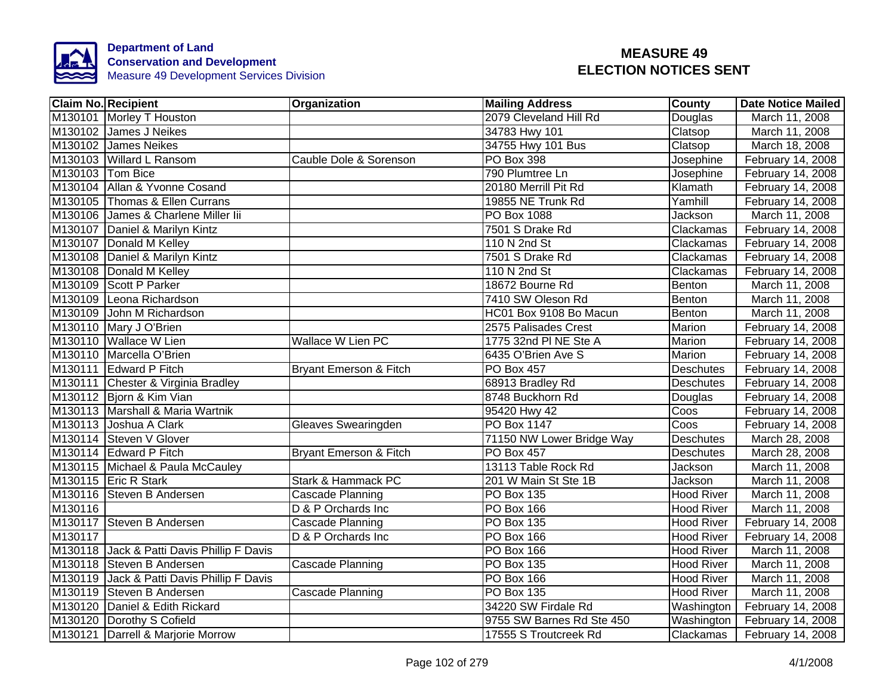Department of Land
Conservation and Development
Measure 49 Development Services Division

# MEASURE 49
# ELECTION NOTICES SENT

| Claim No. | Recipient | Organization | Mailing Address | County | Date Notice Mailed |
|---|---|---|---|---|---|
| M130101 | Morley T Houston | | 2079 Cleveland Hill Rd | Douglas | March 11, 2008 |
| M130102 | James J Neikes | | 34783 Hwy 101 | Clatsop | March 11, 2008 |
| M130102 | James Neikes | | 34755 Hwy 101 Bus | Clatsop | March 18, 2008 |
| M130103 | Willard L Ransom | Cauble Dole & Sorenson | PO Box 398 | Josephine | February 14, 2008 |
| M130103 | Tom Bice | | 790 Plumtree Ln | Josephine | February 14, 2008 |
| M130104 | Allan & Yvonne Cosand | | 20180 Merrill Pit Rd | Klamath | February 14, 2008 |
| M130105 | Thomas & Ellen Currans | | 19855 NE Trunk Rd | Yamhill | February 14, 2008 |
| M130106 | James & Charlene Miller Iii | | PO Box 1088 | Jackson | March 11, 2008 |
| M130107 | Daniel & Marilyn Kintz | | 7501 S Drake Rd | Clackamas | February 14, 2008 |
| M130107 | Donald M Kelley | | 110 N 2nd St | Clackamas | February 14, 2008 |
| M130108 | Daniel & Marilyn Kintz | | 7501 S Drake Rd | Clackamas | February 14, 2008 |
| M130108 | Donald M Kelley | | 110 N 2nd St | Clackamas | February 14, 2008 |
| M130109 | Scott P Parker | | 18672 Bourne Rd | Benton | March 11, 2008 |
| M130109 | Leona Richardson | | 7410 SW Oleson Rd | Benton | March 11, 2008 |
| M130109 | John M Richardson | | HC01 Box 9108 Bo Macun | Benton | March 11, 2008 |
| M130110 | Mary J O'Brien | | 2575 Palisades Crest | Marion | February 14, 2008 |
| M130110 | Wallace W Lien | Wallace W Lien PC | 1775 32nd Pl NE Ste A | Marion | February 14, 2008 |
| M130110 | Marcella O'Brien | | 6435 O'Brien Ave S | Marion | February 14, 2008 |
| M130111 | Edward P Fitch | Bryant Emerson & Fitch | PO Box 457 | Deschutes | February 14, 2008 |
| M130111 | Chester & Virginia Bradley | | 68913 Bradley Rd | Deschutes | February 14, 2008 |
| M130112 | Bjorn & Kim Vian | | 8748 Buckhorn Rd | Douglas | February 14, 2008 |
| M130113 | Marshall & Maria Wartnik | | 95420 Hwy 42 | Coos | February 14, 2008 |
| M130113 | Joshua A Clark | Gleaves Swearingden | PO Box 1147 | Coos | February 14, 2008 |
| M130114 | Steven V Glover | | 71150 NW Lower Bridge Way | Deschutes | March 28, 2008 |
| M130114 | Edward P Fitch | Bryant Emerson & Fitch | PO Box 457 | Deschutes | March 28, 2008 |
| M130115 | Michael & Paula McCauley | | 13113 Table Rock Rd | Jackson | March 11, 2008 |
| M130115 | Eric R Stark | Stark & Hammack PC | 201 W Main St Ste 1B | Jackson | March 11, 2008 |
| M130116 | Steven B Andersen | Cascade Planning | PO Box 135 | Hood River | March 11, 2008 |
| M130116 | | D & P Orchards Inc | PO Box 166 | Hood River | March 11, 2008 |
| M130117 | Steven B Andersen | Cascade Planning | PO Box 135 | Hood River | February 14, 2008 |
| M130117 | | D & P Orchards Inc | PO Box 166 | Hood River | February 14, 2008 |
| M130118 | Jack & Patti Davis Phillip F Davis | | PO Box 166 | Hood River | March 11, 2008 |
| M130118 | Steven B Andersen | Cascade Planning | PO Box 135 | Hood River | March 11, 2008 |
| M130119 | Jack & Patti Davis Phillip F Davis | | PO Box 166 | Hood River | March 11, 2008 |
| M130119 | Steven B Andersen | Cascade Planning | PO Box 135 | Hood River | March 11, 2008 |
| M130120 | Daniel & Edith Rickard | | 34220 SW Firdale Rd | Washington | February 14, 2008 |
| M130120 | Dorothy S Cofield | | 9755 SW Barnes Rd Ste 450 | Washington | February 14, 2008 |
| M130121 | Darrell & Marjorie Morrow | | 17555 S Troutcreek Rd | Clackamas | February 14, 2008 |

4/1/2008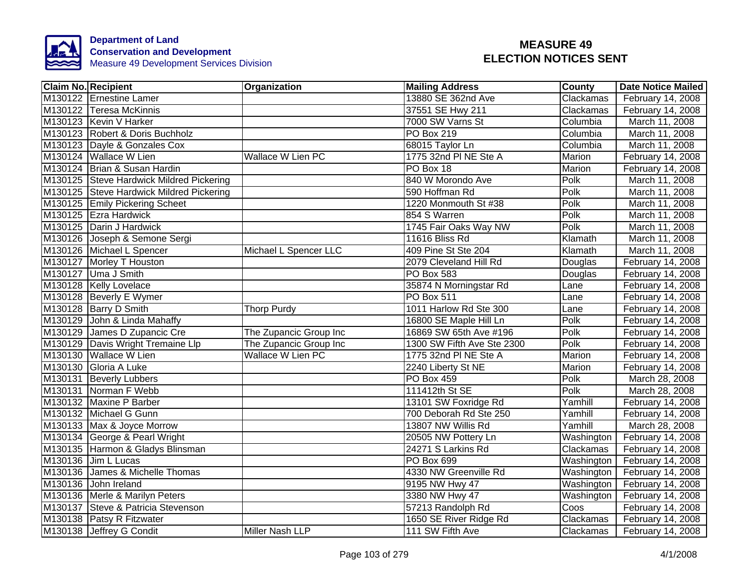**Department of Land Conservation and Development**
Measure 49 Development Services Division

# MEASURE 49 ELECTION NOTICES SENT

| Claim No. | Recipient | Organization | Mailing Address | County | Date Notice Mailed |
|---|---|---|---|---|---|
| M130122 | Ernestine Lamer | | 13880 SE 362nd Ave | Clackamas | February 14, 2008 |
| M130122 | Teresa McKinnis | | 37551 SE Hwy 211 | Clackamas | February 14, 2008 |
| M130123 | Kevin V Harker | | 7000 SW Varns St | Columbia | March 11, 2008 |
| M130123 | Robert & Doris Buchholz | | PO Box 219 | Columbia | March 11, 2008 |
| M130123 | Dayle & Gonzales Cox | | 68015 Taylor Ln | Columbia | March 11, 2008 |
| M130124 | Wallace W Lien | Wallace W Lien PC | 1775 32nd Pl NE Ste A | Marion | February 14, 2008 |
| M130124 | Brian & Susan Hardin | | PO Box 18 | Marion | February 14, 2008 |
| M130125 | Steve Hardwick Mildred Pickering | | 840 W Morondo Ave | Polk | March 11, 2008 |
| M130125 | Steve Hardwick Mildred Pickering | | 590 Hoffman Rd | Polk | March 11, 2008 |
| M130125 | Emily Pickering Scheet | | 1220 Monmouth St #38 | Polk | March 11, 2008 |
| M130125 | Ezra Hardwick | | 854 S Warren | Polk | March 11, 2008 |
| M130125 | Darin J Hardwick | | 1745 Fair Oaks Way NW | Polk | March 11, 2008 |
| M130126 | Joseph & Semone Sergi | | 11616 Bliss Rd | Klamath | March 11, 2008 |
| M130126 | Michael L Spencer | Michael L Spencer LLC | 409 Pine St Ste 204 | Klamath | March 11, 2008 |
| M130127 | Morley T Houston | | 2079 Cleveland Hill Rd | Douglas | February 14, 2008 |
| M130127 | Uma J Smith | | PO Box 583 | Douglas | February 14, 2008 |
| M130128 | Kelly Lovelace | | 35874 N Morningstar Rd | Lane | February 14, 2008 |
| M130128 | Beverly E Wymer | | PO Box 511 | Lane | February 14, 2008 |
| M130128 | Barry D Smith | Thorp Purdy | 1011 Harlow Rd Ste 300 | Lane | February 14, 2008 |
| M130129 | John & Linda Mahaffy | | 16800 SE Maple Hill Ln | Polk | February 14, 2008 |
| M130129 | James D Zupancic Cre | The Zupancic Group Inc | 16869 SW 65th Ave #196 | Polk | February 14, 2008 |
| M130129 | Davis Wright Tremaine Llp | The Zupancic Group Inc | 1300 SW Fifth Ave Ste 2300 | Polk | February 14, 2008 |
| M130130 | Wallace W Lien | Wallace W Lien PC | 1775 32nd Pl NE Ste A | Marion | February 14, 2008 |
| M130130 | Gloria A Luke | | 2240 Liberty St NE | Marion | February 14, 2008 |
| M130131 | Beverly Lubbers | | PO Box 459 | Polk | March 28, 2008 |
| M130131 | Norman F Webb | | 111412th St SE | Polk | March 28, 2008 |
| M130132 | Maxine P Barber | | 13101 SW Foxridge Rd | Yamhill | February 14, 2008 |
| M130132 | Michael G Gunn | | 700 Deborah Rd Ste 250 | Yamhill | February 14, 2008 |
| M130133 | Max & Joyce Morrow | | 13807 NW Willis Rd | Yamhill | March 28, 2008 |
| M130134 | George & Pearl Wright | | 20505 NW Pottery Ln | Washington | February 14, 2008 |
| M130135 | Harmon & Gladys Blinsman | | 24271 S Larkins Rd | Clackamas | February 14, 2008 |
| M130136 | Jim L Lucas | | PO Box 699 | Washington | February 14, 2008 |
| M130136 | James & Michelle Thomas | | 4330 NW Greenville Rd | Washington | February 14, 2008 |
| M130136 | John Ireland | | 9195 NW Hwy 47 | Washington | February 14, 2008 |
| M130136 | Merle & Marilyn Peters | | 3380 NW Hwy 47 | Washington | February 14, 2008 |
| M130137 | Steve & Patricia Stevenson | | 57213 Randolph Rd | Coos | February 14, 2008 |
| M130138 | Patsy R Fitzwater | | 1650 SE River Ridge Rd | Clackamas | February 14, 2008 |
| M130138 | Jeffrey G Condit | Miller Nash LLP | 111 SW Fifth Ave | Clackamas | February 14, 2008 |

4/1/2008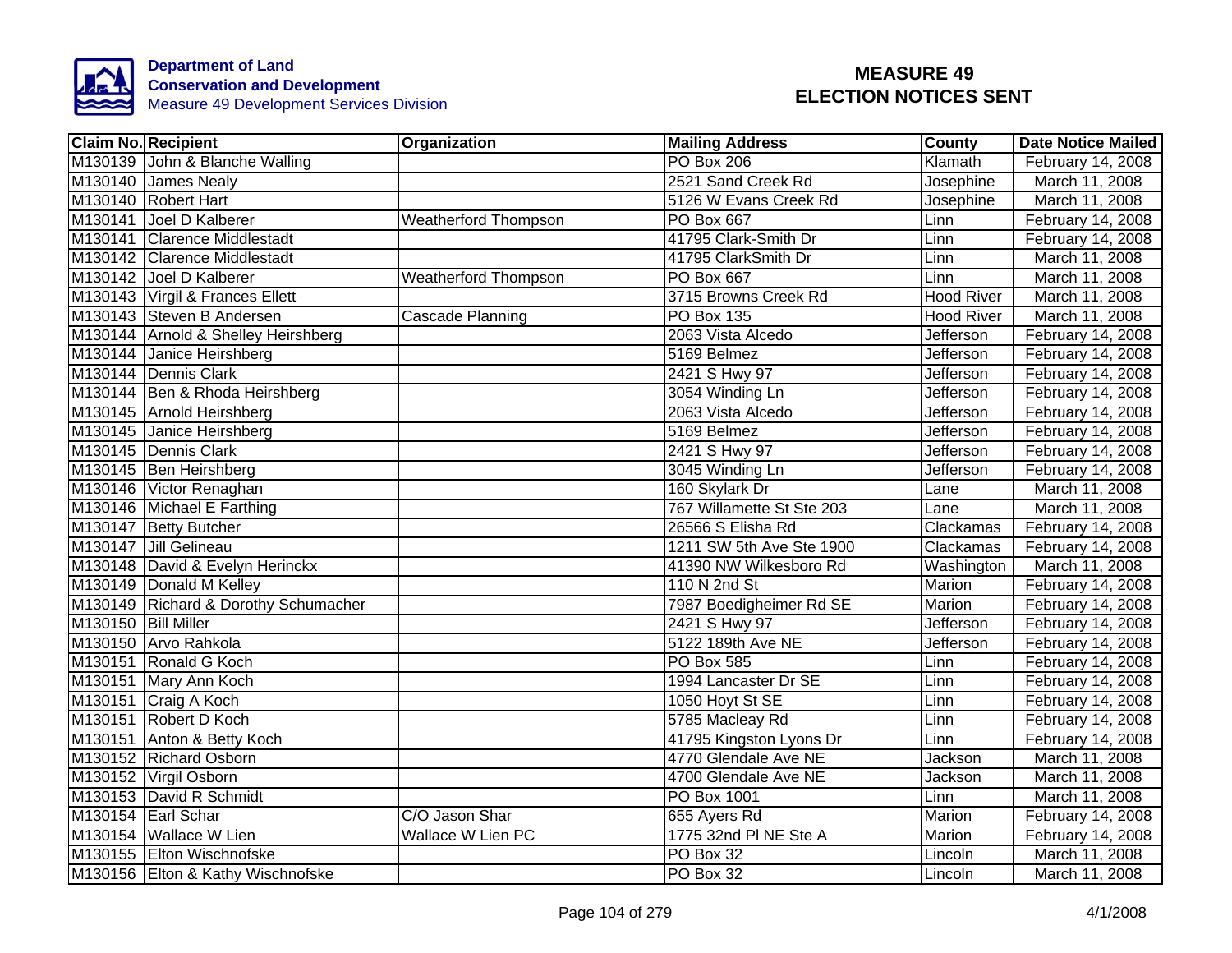**Department of Land Conservation and Development**
Measure 49 Development Services Division

# MEASURE 49 ELECTION NOTICES SENT

| Claim No. | Recipient | Organization | Mailing Address | County | Date Notice Mailed |
|---|---|---|---|---|---|
| M130139 | John & Blanche Walling | | PO Box 206 | Klamath | February 14, 2008 |
| M130140 | James Nealy | | 2521 Sand Creek Rd | Josephine | March 11, 2008 |
| M130140 | Robert Hart | | 5126 W Evans Creek Rd | Josephine | March 11, 2008 |
| M130141 | Joel D Kalberer | Weatherford Thompson | PO Box 667 | Linn | February 14, 2008 |
| M130141 | Clarence Middlestadt | | 41795 Clark-Smith Dr | Linn | February 14, 2008 |
| M130142 | Clarence Middlestadt | | 41795 ClarkSmith Dr | Linn | March 11, 2008 |
| M130142 | Joel D Kalberer | Weatherford Thompson | PO Box 667 | Linn | March 11, 2008 |
| M130143 | Virgil & Frances Ellett | | 3715 Browns Creek Rd | Hood River | March 11, 2008 |
| M130143 | Steven B Andersen | Cascade Planning | PO Box 135 | Hood River | March 11, 2008 |
| M130144 | Arnold & Shelley Heirshberg | | 2063 Vista Alcedo | Jefferson | February 14, 2008 |
| M130144 | Janice Heirshberg | | 5169 Belmez | Jefferson | February 14, 2008 |
| M130144 | Dennis Clark | | 2421 S Hwy 97 | Jefferson | February 14, 2008 |
| M130144 | Ben & Rhoda Heirshberg | | 3054 Winding Ln | Jefferson | February 14, 2008 |
| M130145 | Arnold Heirshberg | | 2063 Vista Alcedo | Jefferson | February 14, 2008 |
| M130145 | Janice Heirshberg | | 5169 Belmez | Jefferson | February 14, 2008 |
| M130145 | Dennis Clark | | 2421 S Hwy 97 | Jefferson | February 14, 2008 |
| M130145 | Ben Heirshberg | | 3045 Winding Ln | Jefferson | February 14, 2008 |
| M130146 | Victor Renaghan | | 160 Skylark Dr | Lane | March 11, 2008 |
| M130146 | Michael E Farthing | | 767 Willamette St Ste 203 | Lane | March 11, 2008 |
| M130147 | Betty Butcher | | 26566 S Elisha Rd | Clackamas | February 14, 2008 |
| M130147 | Jill Gelineau | | 1211 SW 5th Ave Ste 1900 | Clackamas | February 14, 2008 |
| M130148 | David & Evelyn Herinckx | | 41390 NW Wilkesboro Rd | Washington | March 11, 2008 |
| M130149 | Donald M Kelley | | 110 N 2nd St | Marion | February 14, 2008 |
| M130149 | Richard & Dorothy Schumacher | | 7987 Boedigheimer Rd SE | Marion | February 14, 2008 |
| M130150 | Bill Miller | | 2421 S Hwy 97 | Jefferson | February 14, 2008 |
| M130150 | Arvo Rahkola | | 5122 189th Ave NE | Jefferson | February 14, 2008 |
| M130151 | Ronald G Koch | | PO Box 585 | Linn | February 14, 2008 |
| M130151 | Mary Ann Koch | | 1994 Lancaster Dr SE | Linn | February 14, 2008 |
| M130151 | Craig A Koch | | 1050 Hoyt St SE | Linn | February 14, 2008 |
| M130151 | Robert D Koch | | 5785 Macleay Rd | Linn | February 14, 2008 |
| M130151 | Anton & Betty Koch | | 41795 Kingston Lyons Dr | Linn | February 14, 2008 |
| M130152 | Richard Osborn | | 4770 Glendale Ave NE | Jackson | March 11, 2008 |
| M130152 | Virgil Osborn | | 4700 Glendale Ave NE | Jackson | March 11, 2008 |
| M130153 | David R Schmidt | | PO Box 1001 | Linn | March 11, 2008 |
| M130154 | Earl Schar | C/O Jason Shar | 655 Ayers Rd | Marion | February 14, 2008 |
| M130154 | Wallace W Lien | Wallace W Lien PC | 1775 32nd Pl NE Ste A | Marion | February 14, 2008 |
| M130155 | Elton Wischnofske | | PO Box 32 | Lincoln | March 11, 2008 |
| M130156 | Elton & Kathy Wischnofske | | PO Box 32 | Lincoln | March 11, 2008 |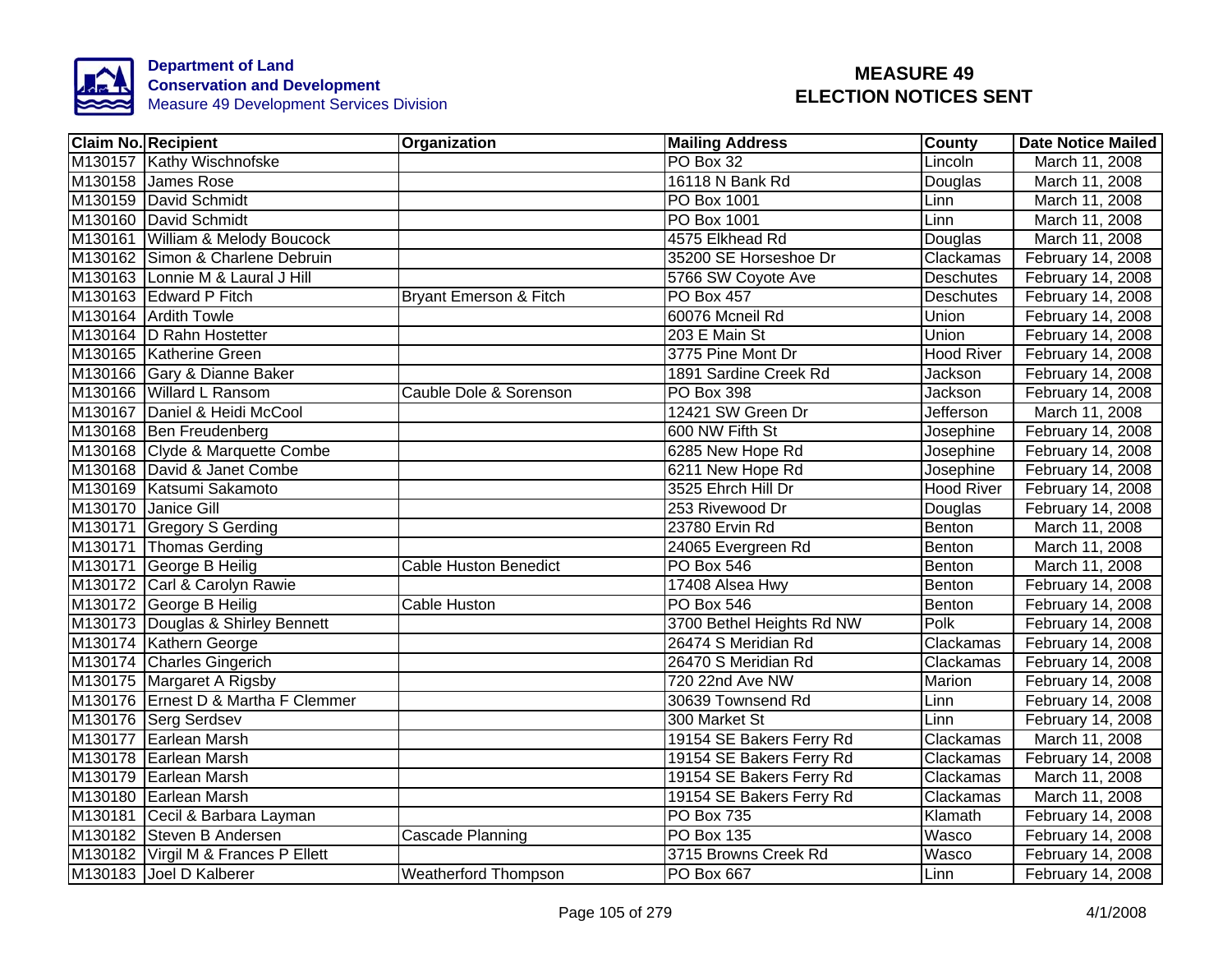**Department of Land Conservation and Development**
Measure 49 Development Services Division

# MEASURE 49 ELECTION NOTICES SENT

| Claim No. | Recipient | Organization | Mailing Address | County | Date Notice Mailed |
|---|---|---|---|---|---|
| M130157 | Kathy Wischnofske | | PO Box 32 | Lincoln | March 11, 2008 |
| M130158 | James Rose | | 16118 N Bank Rd | Douglas | March 11, 2008 |
| M130159 | David Schmidt | | PO Box 1001 | Linn | March 11, 2008 |
| M130160 | David Schmidt | | PO Box 1001 | Linn | March 11, 2008 |
| M130161 | William & Melody Boucock | | 4575 Elkhead Rd | Douglas | March 11, 2008 |
| M130162 | Simon & Charlene Debruin | | 35200 SE Horseshoe Dr | Clackamas | February 14, 2008 |
| M130163 | Lonnie M & Laural J Hill | | 5766 SW Coyote Ave | Deschutes | February 14, 2008 |
| M130163 | Edward P Fitch | Bryant Emerson & Fitch | PO Box 457 | Deschutes | February 14, 2008 |
| M130164 | Ardith Towle | | 60076 Mcneil Rd | Union | February 14, 2008 |
| M130164 | D Rahn Hostetter | | 203 E Main St | Union | February 14, 2008 |
| M130165 | Katherine Green | | 3775 Pine Mont Dr | Hood River | February 14, 2008 |
| M130166 | Gary & Dianne Baker | | 1891 Sardine Creek Rd | Jackson | February 14, 2008 |
| M130166 | Willard L Ransom | Cauble Dole & Sorenson | PO Box 398 | Jackson | February 14, 2008 |
| M130167 | Daniel & Heidi McCool | | 12421 SW Green Dr | Jefferson | March 11, 2008 |
| M130168 | Ben Freudenberg | | 600 NW Fifth St | Josephine | February 14, 2008 |
| M130168 | Clyde & Marquette Combe | | 6285 New Hope Rd | Josephine | February 14, 2008 |
| M130168 | David & Janet Combe | | 6211 New Hope Rd | Josephine | February 14, 2008 |
| M130169 | Katsumi Sakamoto | | 3525 Ehrch Hill Dr | Hood River | February 14, 2008 |
| M130170 | Janice Gill | | 253 Rivewood Dr | Douglas | February 14, 2008 |
| M130171 | Gregory S Gerding | | 23780 Ervin Rd | Benton | March 11, 2008 |
| M130171 | Thomas Gerding | | 24065 Evergreen Rd | Benton | March 11, 2008 |
| M130171 | George B Heilig | Cable Huston Benedict | PO Box 546 | Benton | March 11, 2008 |
| M130172 | Carl & Carolyn Rawie | | 17408 Alsea Hwy | Benton | February 14, 2008 |
| M130172 | George B Heilig | Cable Huston | PO Box 546 | Benton | February 14, 2008 |
| M130173 | Douglas & Shirley Bennett | | 3700 Bethel Heights Rd NW | Polk | February 14, 2008 |
| M130174 | Kathern George | | 26474 S Meridian Rd | Clackamas | February 14, 2008 |
| M130174 | Charles Gingerich | | 26470 S Meridian Rd | Clackamas | February 14, 2008 |
| M130175 | Margaret A Rigsby | | 720 22nd Ave NW | Marion | February 14, 2008 |
| M130176 | Ernest D & Martha F Clemmer | | 30639 Townsend Rd | Linn | February 14, 2008 |
| M130176 | Serg Serdsev | | 300 Market St | Linn | February 14, 2008 |
| M130177 | Earlean Marsh | | 19154 SE Bakers Ferry Rd | Clackamas | March 11, 2008 |
| M130178 | Earlean Marsh | | 19154 SE Bakers Ferry Rd | Clackamas | February 14, 2008 |
| M130179 | Earlean Marsh | | 19154 SE Bakers Ferry Rd | Clackamas | March 11, 2008 |
| M130180 | Earlean Marsh | | 19154 SE Bakers Ferry Rd | Clackamas | March 11, 2008 |
| M130181 | Cecil & Barbara Layman | | PO Box 735 | Klamath | February 14, 2008 |
| M130182 | Steven B Andersen | Cascade Planning | PO Box 135 | Wasco | February 14, 2008 |
| M130182 | Virgil M & Frances P Ellett | | 3715 Browns Creek Rd | Wasco | February 14, 2008 |
| M130183 | Joel D Kalberer | Weatherford Thompson | PO Box 667 | Linn | February 14, 2008 |

4/1/2008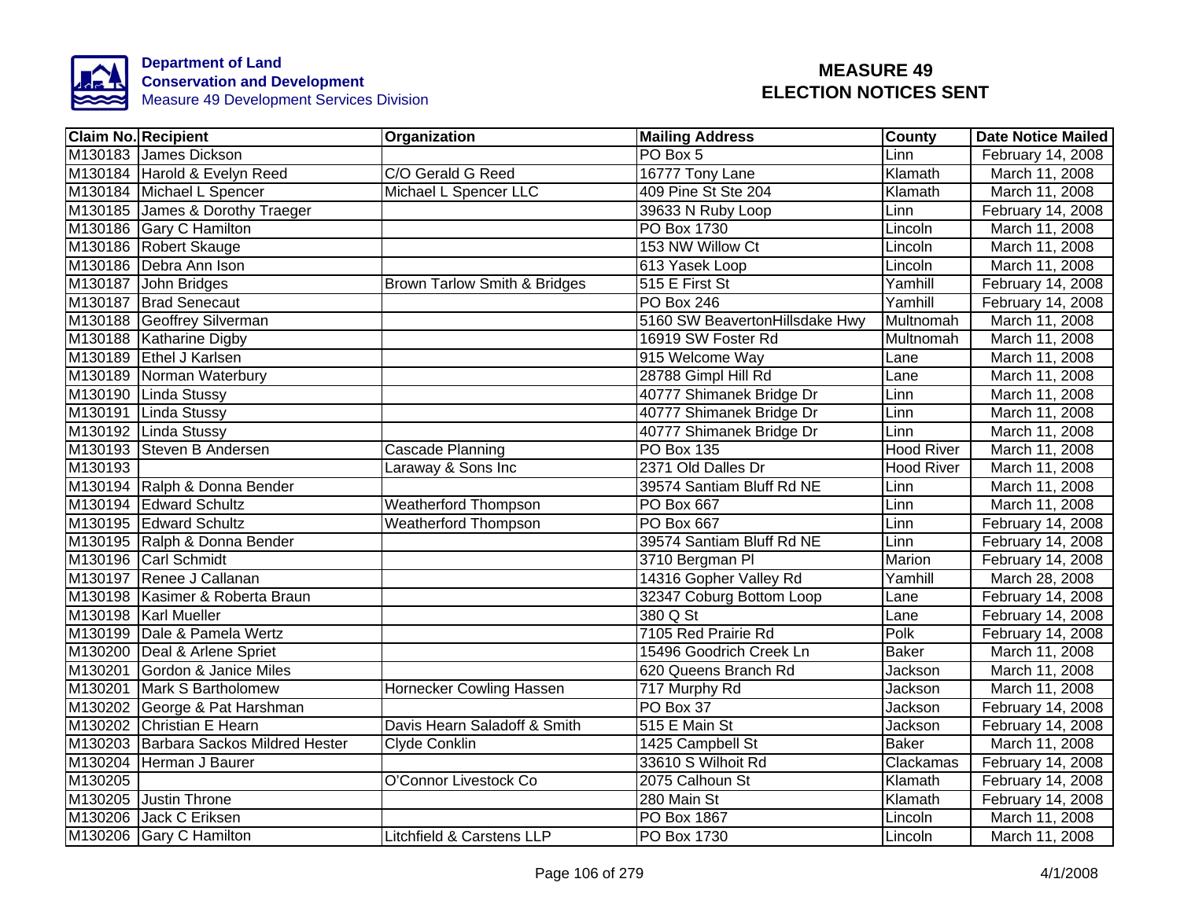Department of Land Conservation and Development
Measure 49 Development Services Division

# MEASURE 49 ELECTION NOTICES SENT

| Claim No. | Recipient | Organization | Mailing Address | County | Date Notice Mailed |
|---|---|---|---|---|---|
| M130183 | James Dickson | | PO Box 5 | Linn | February 14, 2008 |
| M130184 | Harold & Evelyn Reed | C/O Gerald G Reed | 16777 Tony Lane | Klamath | March 11, 2008 |
| M130184 | Michael L Spencer | Michael L Spencer LLC | 409 Pine St Ste 204 | Klamath | March 11, 2008 |
| M130185 | James & Dorothy Traeger | | 39633 N Ruby Loop | Linn | February 14, 2008 |
| M130186 | Gary C Hamilton | | PO Box 1730 | Lincoln | March 11, 2008 |
| M130186 | Robert Skauge | | 153 NW Willow Ct | Lincoln | March 11, 2008 |
| M130186 | Debra Ann Ison | | 613 Yasek Loop | Lincoln | March 11, 2008 |
| M130187 | John Bridges | Brown Tarlow Smith & Bridges | 515 E First St | Yamhill | February 14, 2008 |
| M130187 | Brad Senecaut | | PO Box 246 | Yamhill | February 14, 2008 |
| M130188 | Geoffrey Silverman | | 5160 SW BeavertonHillsdake Hwy | Multnomah | March 11, 2008 |
| M130188 | Katharine Digby | | 16919 SW Foster Rd | Multnomah | March 11, 2008 |
| M130189 | Ethel J Karlsen | | 915 Welcome Way | Lane | March 11, 2008 |
| M130189 | Norman Waterbury | | 28788 Gimpl Hill Rd | Lane | March 11, 2008 |
| M130190 | Linda Stussy | | 40777 Shimanek Bridge Dr | Linn | March 11, 2008 |
| M130191 | Linda Stussy | | 40777 Shimanek Bridge Dr | Linn | March 11, 2008 |
| M130192 | Linda Stussy | | 40777 Shimanek Bridge Dr | Linn | March 11, 2008 |
| M130193 | Steven B Andersen | Cascade Planning | PO Box 135 | Hood River | March 11, 2008 |
| M130193 | | Laraway & Sons Inc | 2371 Old Dalles Dr | Hood River | March 11, 2008 |
| M130194 | Ralph & Donna Bender | | 39574 Santiam Bluff Rd NE | Linn | March 11, 2008 |
| M130194 | Edward Schultz | Weatherford Thompson | PO Box 667 | Linn | March 11, 2008 |
| M130195 | Edward Schultz | Weatherford Thompson | PO Box 667 | Linn | February 14, 2008 |
| M130195 | Ralph & Donna Bender | | 39574 Santiam Bluff Rd NE | Linn | February 14, 2008 |
| M130196 | Carl Schmidt | | 3710 Bergman Pl | Marion | February 14, 2008 |
| M130197 | Renee J Callanan | | 14316 Gopher Valley Rd | Yamhill | March 28, 2008 |
| M130198 | Kasimer & Roberta Braun | | 32347 Coburg Bottom Loop | Lane | February 14, 2008 |
| M130198 | Karl Mueller | | 380 Q St | Lane | February 14, 2008 |
| M130199 | Dale & Pamela Wertz | | 7105 Red Prairie Rd | Polk | February 14, 2008 |
| M130200 | Deal & Arlene Spriet | | 15496 Goodrich Creek Ln | Baker | March 11, 2008 |
| M130201 | Gordon & Janice Miles | | 620 Queens Branch Rd | Jackson | March 11, 2008 |
| M130201 | Mark S Bartholomew | Hornecker Cowling Hassen | 717 Murphy Rd | Jackson | March 11, 2008 |
| M130202 | George & Pat Harshman | | PO Box 37 | Jackson | February 14, 2008 |
| M130202 | Christian E Hearn | Davis Hearn Saladoff & Smith | 515 E Main St | Jackson | February 14, 2008 |
| M130203 | Barbara Sackos Mildred Hester | Clyde Conklin | 1425 Campbell St | Baker | March 11, 2008 |
| M130204 | Herman J Baurer | | 33610 S Wilhoit Rd | Clackamas | February 14, 2008 |
| M130205 | | O'Connor Livestock Co | 2075 Calhoun St | Klamath | February 14, 2008 |
| M130205 | Justin Throne | | 280 Main St | Klamath | February 14, 2008 |
| M130206 | Jack C Eriksen | | PO Box 1867 | Lincoln | March 11, 2008 |
| M130206 | Gary C Hamilton | Litchfield & Carstens LLP | PO Box 1730 | Lincoln | March 11, 2008 |

4/1/2008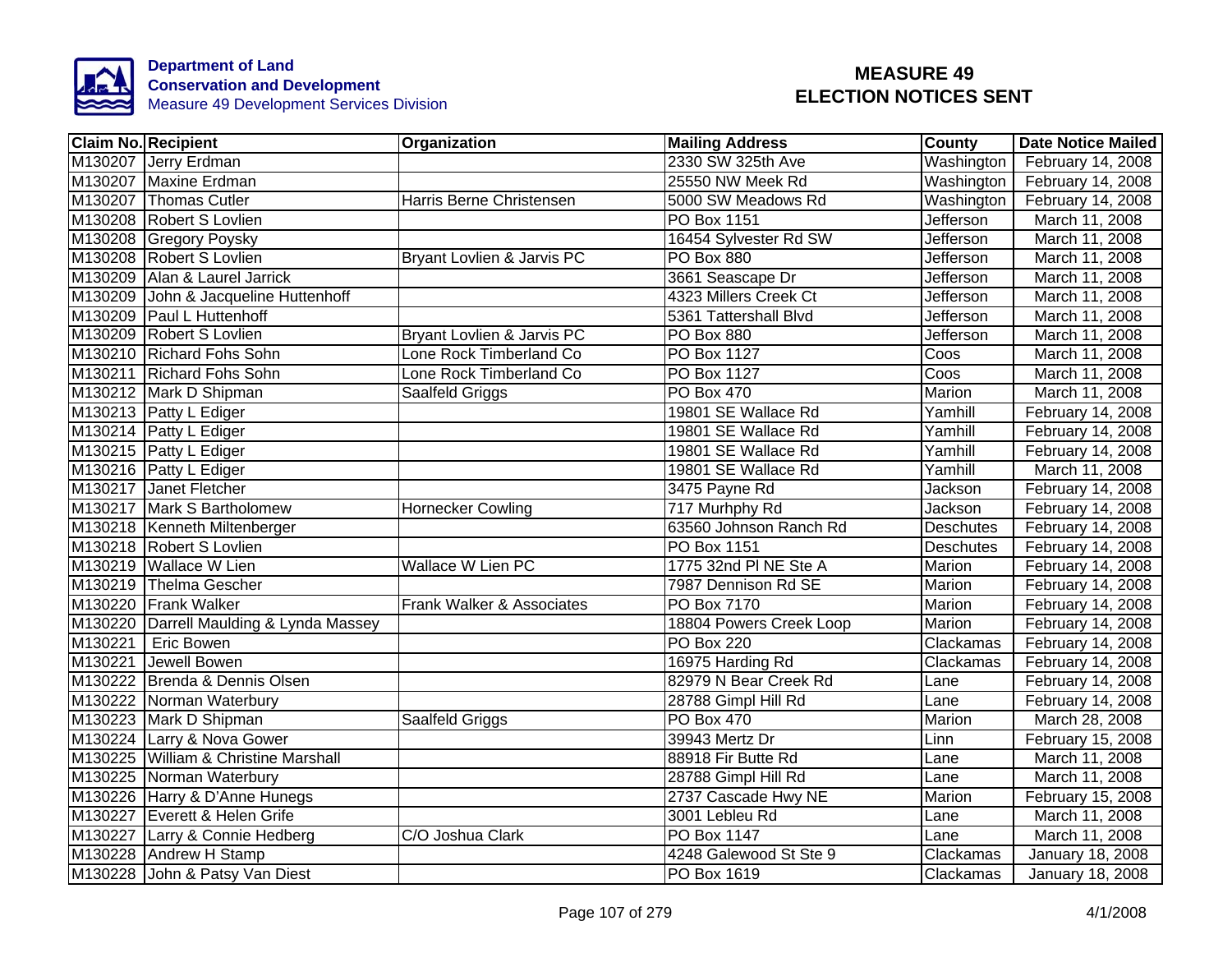**Department of Land Conservation and Development**
Measure 49 Development Services Division

# MEASURE 49 ELECTION NOTICES SENT

| Claim No. | Recipient | Organization | Mailing Address | County | Date Notice Mailed |
|---|---|---|---|---|---|
| M130207 | Jerry Erdman | | 2330 SW 325th Ave | Washington | February 14, 2008 |
| M130207 | Maxine Erdman | | 25550 NW Meek Rd | Washington | February 14, 2008 |
| M130207 | Thomas Cutler | Harris Berne Christensen | 5000 SW Meadows Rd | Washington | February 14, 2008 |
| M130208 | Robert S Lovlien | | PO Box 1151 | Jefferson | March 11, 2008 |
| M130208 | Gregory Poysky | | 16454 Sylvester Rd SW | Jefferson | March 11, 2008 |
| M130208 | Robert S Lovlien | Bryant Lovlien & Jarvis PC | PO Box 880 | Jefferson | March 11, 2008 |
| M130209 | Alan & Laurel Jarrick | | 3661 Seascape Dr | Jefferson | March 11, 2008 |
| M130209 | John & Jacqueline Huttenhoff | | 4323 Millers Creek Ct | Jefferson | March 11, 2008 |
| M130209 | Paul L Huttenhoff | | 5361 Tattershall Blvd | Jefferson | March 11, 2008 |
| M130209 | Robert S Lovlien | Bryant Lovlien & Jarvis PC | PO Box 880 | Jefferson | March 11, 2008 |
| M130210 | Richard Fohs Sohn | Lone Rock Timberland Co | PO Box 1127 | Coos | March 11, 2008 |
| M130211 | Richard Fohs Sohn | Lone Rock Timberland Co | PO Box 1127 | Coos | March 11, 2008 |
| M130212 | Mark D Shipman | Saalfeld Griggs | PO Box 470 | Marion | March 11, 2008 |
| M130213 | Patty L Ediger | | 19801 SE Wallace Rd | Yamhill | February 14, 2008 |
| M130214 | Patty L Ediger | | 19801 SE Wallace Rd | Yamhill | February 14, 2008 |
| M130215 | Patty L Ediger | | 19801 SE Wallace Rd | Yamhill | February 14, 2008 |
| M130216 | Patty L Ediger | | 19801 SE Wallace Rd | Yamhill | March 11, 2008 |
| M130217 | Janet Fletcher | | 3475 Payne Rd | Jackson | February 14, 2008 |
| M130217 | Mark S Bartholomew | Hornecker Cowling | 717 Murhphy Rd | Jackson | February 14, 2008 |
| M130218 | Kenneth Miltenberger | | 63560 Johnson Ranch Rd | Deschutes | February 14, 2008 |
| M130218 | Robert S Lovlien | | PO Box 1151 | Deschutes | February 14, 2008 |
| M130219 | Wallace W Lien | Wallace W Lien PC | 1775 32nd Pl NE Ste A | Marion | February 14, 2008 |
| M130219 | Thelma Gescher | | 7987 Dennison Rd SE | Marion | February 14, 2008 |
| M130220 | Frank Walker | Frank Walker & Associates | PO Box 7170 | Marion | February 14, 2008 |
| M130220 | Darrell Maulding & Lynda Massey | | 18804 Powers Creek Loop | Marion | February 14, 2008 |
| M130221 | Eric Bowen | | PO Box 220 | Clackamas | February 14, 2008 |
| M130221 | Jewell Bowen | | 16975 Harding Rd | Clackamas | February 14, 2008 |
| M130222 | Brenda & Dennis Olsen | | 82979 N Bear Creek Rd | Lane | February 14, 2008 |
| M130222 | Norman Waterbury | | 28788 Gimpl Hill Rd | Lane | February 14, 2008 |
| M130223 | Mark D Shipman | Saalfeld Griggs | PO Box 470 | Marion | March 28, 2008 |
| M130224 | Larry & Nova Gower | | 39943 Mertz Dr | Linn | February 15, 2008 |
| M130225 | William & Christine Marshall | | 88918 Fir Butte Rd | Lane | March 11, 2008 |
| M130225 | Norman Waterbury | | 28788 Gimpl Hill Rd | Lane | March 11, 2008 |
| M130226 | Harry & D'Anne Hunegs | | 2737 Cascade Hwy NE | Marion | February 15, 2008 |
| M130227 | Everett & Helen Grife | | 3001 Lebleu Rd | Lane | March 11, 2008 |
| M130227 | Larry & Connie Hedberg | C/O Joshua Clark | PO Box 1147 | Lane | March 11, 2008 |
| M130228 | Andrew H Stamp | | 4248 Galewood St Ste 9 | Clackamas | January 18, 2008 |
| M130228 | John & Patsy Van Diest | | PO Box 1619 | Clackamas | January 18, 2008 |

4/1/2008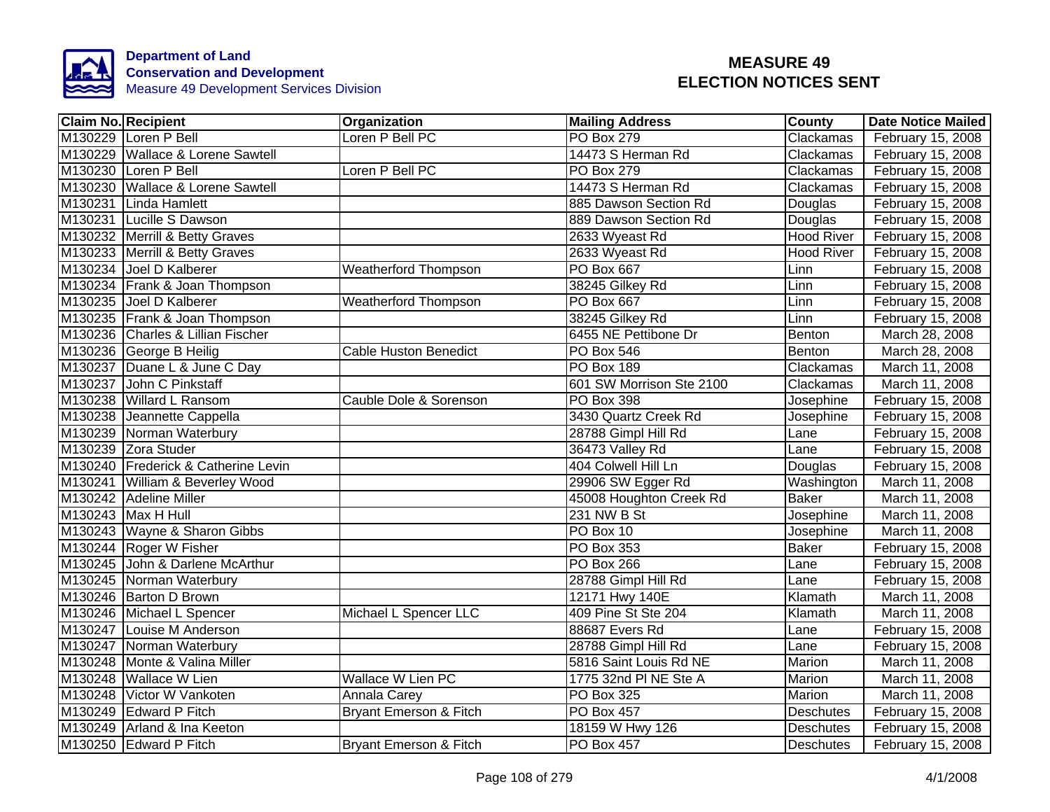**Department of Land Conservation and Development**
Measure 49 Development Services Division

# MEASURE 49 ELECTION NOTICES SENT

| Claim No. | Recipient | Organization | Mailing Address | County | Date Notice Mailed |
|---|---|---|---|---|---|
| M130229 | Loren P Bell | Loren P Bell PC | PO Box 279 | Clackamas | February 15, 2008 |
| M130229 | Wallace & Lorene Sawtell | | 14473 S Herman Rd | Clackamas | February 15, 2008 |
| M130230 | Loren P Bell | Loren P Bell PC | PO Box 279 | Clackamas | February 15, 2008 |
| M130230 | Wallace & Lorene Sawtell | | 14473 S Herman Rd | Clackamas | February 15, 2008 |
| M130231 | Linda Hamlett | | 885 Dawson Section Rd | Douglas | February 15, 2008 |
| M130231 | Lucille S Dawson | | 889 Dawson Section Rd | Douglas | February 15, 2008 |
| M130232 | Merrill & Betty Graves | | 2633 Wyeast Rd | Hood River | February 15, 2008 |
| M130233 | Merrill & Betty Graves | | 2633 Wyeast Rd | Hood River | February 15, 2008 |
| M130234 | Joel D Kalberer | Weatherford Thompson | PO Box 667 | Linn | February 15, 2008 |
| M130234 | Frank & Joan Thompson | | 38245 Gilkey Rd | Linn | February 15, 2008 |
| M130235 | Joel D Kalberer | Weatherford Thompson | PO Box 667 | Linn | February 15, 2008 |
| M130235 | Frank & Joan Thompson | | 38245 Gilkey Rd | Linn | February 15, 2008 |
| M130236 | Charles & Lillian Fischer | | 6455 NE Pettibone Dr | Benton | March 28, 2008 |
| M130236 | George B Heilig | Cable Huston Benedict | PO Box 546 | Benton | March 28, 2008 |
| M130237 | Duane L & June C Day | | PO Box 189 | Clackamas | March 11, 2008 |
| M130237 | John C Pinkstaff | | 601 SW Morrison Ste 2100 | Clackamas | March 11, 2008 |
| M130238 | Willard L Ransom | Cauble Dole & Sorenson | PO Box 398 | Josephine | February 15, 2008 |
| M130238 | Jeannette Cappella | | 3430 Quartz Creek Rd | Josephine | February 15, 2008 |
| M130239 | Norman Waterbury | | 28788 Gimpl Hill Rd | Lane | February 15, 2008 |
| M130239 | Zora Studer | | 36473 Valley Rd | Lane | February 15, 2008 |
| M130240 | Frederick & Catherine Levin | | 404 Colwell Hill Ln | Douglas | February 15, 2008 |
| M130241 | William & Beverley Wood | | 29906 SW Egger Rd | Washington | March 11, 2008 |
| M130242 | Adeline Miller | | 45008 Houghton Creek Rd | Baker | March 11, 2008 |
| M130243 | Max H Hull | | 231 NW B St | Josephine | March 11, 2008 |
| M130243 | Wayne & Sharon Gibbs | | PO Box 10 | Josephine | March 11, 2008 |
| M130244 | Roger W Fisher | | PO Box 353 | Baker | February 15, 2008 |
| M130245 | John & Darlene McArthur | | PO Box 266 | Lane | February 15, 2008 |
| M130245 | Norman Waterbury | | 28788 Gimpl Hill Rd | Lane | February 15, 2008 |
| M130246 | Barton D Brown | | 12171 Hwy 140E | Klamath | March 11, 2008 |
| M130246 | Michael L Spencer | Michael L Spencer LLC | 409 Pine St Ste 204 | Klamath | March 11, 2008 |
| M130247 | Louise M Anderson | | 88687 Evers Rd | Lane | February 15, 2008 |
| M130247 | Norman Waterbury | | 28788 Gimpl Hill Rd | Lane | February 15, 2008 |
| M130248 | Monte & Valina Miller | | 5816 Saint Louis Rd NE | Marion | March 11, 2008 |
| M130248 | Wallace W Lien | Wallace W Lien PC | 1775 32nd Pl NE Ste A | Marion | March 11, 2008 |
| M130248 | Victor W Vankoten | Annala Carey | PO Box 325 | Marion | March 11, 2008 |
| M130249 | Edward P Fitch | Bryant Emerson & Fitch | PO Box 457 | Deschutes | February 15, 2008 |
| M130249 | Arland & Ina Keeton | | 18159 W Hwy 126 | Deschutes | February 15, 2008 |
| M130250 | Edward P Fitch | Bryant Emerson & Fitch | PO Box 457 | Deschutes | February 15, 2008 |

4/1/2008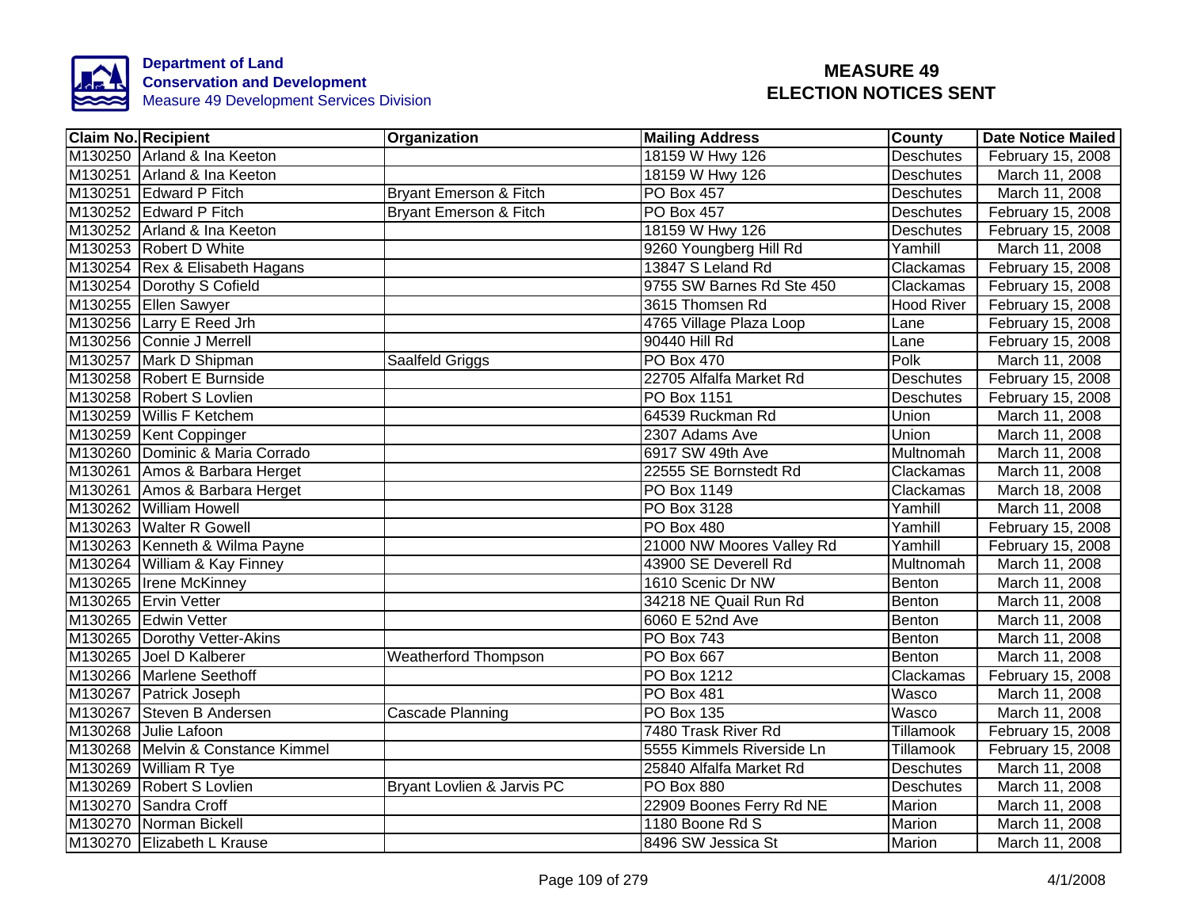Department of Land
Conservation and Development
Measure 49 Development Services Division

# MEASURE 49
# ELECTION NOTICES SENT

| Claim No. | Recipient | Organization | Mailing Address | County | Date Notice Mailed |
|---|---|---|---|---|---|
| M130250 | Arland & Ina Keeton | | 18159 W Hwy 126 | Deschutes | February 15, 2008 |
| M130251 | Arland & Ina Keeton | | 18159 W Hwy 126 | Deschutes | March 11, 2008 |
| M130251 | Edward P Fitch | Bryant Emerson & Fitch | PO Box 457 | Deschutes | March 11, 2008 |
| M130252 | Edward P Fitch | Bryant Emerson & Fitch | PO Box 457 | Deschutes | February 15, 2008 |
| M130252 | Arland & Ina Keeton | | 18159 W Hwy 126 | Deschutes | February 15, 2008 |
| M130253 | Robert D White | | 9260 Youngberg Hill Rd | Yamhill | March 11, 2008 |
| M130254 | Rex & Elisabeth Hagans | | 13847 S Leland Rd | Clackamas | February 15, 2008 |
| M130254 | Dorothy S Cofield | | 9755 SW Barnes Rd Ste 450 | Clackamas | February 15, 2008 |
| M130255 | Ellen Sawyer | | 3615 Thomsen Rd | Hood River | February 15, 2008 |
| M130256 | Larry E Reed Jrh | | 4765 Village Plaza Loop | Lane | February 15, 2008 |
| M130256 | Connie J Merrell | | 90440 Hill Rd | Lane | February 15, 2008 |
| M130257 | Mark D Shipman | Saalfeld Griggs | PO Box 470 | Polk | March 11, 2008 |
| M130258 | Robert E Burnside | | 22705 Alfalfa Market Rd | Deschutes | February 15, 2008 |
| M130258 | Robert S Lovlien | | PO Box 1151 | Deschutes | February 15, 2008 |
| M130259 | Willis F Ketchem | | 64539 Ruckman Rd | Union | March 11, 2008 |
| M130259 | Kent Coppinger | | 2307 Adams Ave | Union | March 11, 2008 |
| M130260 | Dominic & Maria Corrado | | 6917 SW 49th Ave | Multnomah | March 11, 2008 |
| M130261 | Amos & Barbara Herget | | 22555 SE Bornstedt Rd | Clackamas | March 11, 2008 |
| M130261 | Amos & Barbara Herget | | PO Box 1149 | Clackamas | March 18, 2008 |
| M130262 | William Howell | | PO Box 3128 | Yamhill | March 11, 2008 |
| M130263 | Walter R Gowell | | PO Box 480 | Yamhill | February 15, 2008 |
| M130263 | Kenneth & Wilma Payne | | 21000 NW Moores Valley Rd | Yamhill | February 15, 2008 |
| M130264 | William & Kay Finney | | 43900 SE Deverell Rd | Multnomah | March 11, 2008 |
| M130265 | Irene McKinney | | 1610 Scenic Dr NW | Benton | March 11, 2008 |
| M130265 | Ervin Vetter | | 34218 NE Quail Run Rd | Benton | March 11, 2008 |
| M130265 | Edwin Vetter | | 6060 E 52nd Ave | Benton | March 11, 2008 |
| M130265 | Dorothy Vetter-Akins | | PO Box 743 | Benton | March 11, 2008 |
| M130265 | Joel D Kalberer | Weatherford Thompson | PO Box 667 | Benton | March 11, 2008 |
| M130266 | Marlene Seethoff | | PO Box 1212 | Clackamas | February 15, 2008 |
| M130267 | Patrick Joseph | | PO Box 481 | Wasco | March 11, 2008 |
| M130267 | Steven B Andersen | Cascade Planning | PO Box 135 | Wasco | March 11, 2008 |
| M130268 | Julie Lafoon | | 7480 Trask River Rd | Tillamook | February 15, 2008 |
| M130268 | Melvin & Constance Kimmel | | 5555 Kimmels Riverside Ln | Tillamook | February 15, 2008 |
| M130269 | William R Tye | | 25840 Alfalfa Market Rd | Deschutes | March 11, 2008 |
| M130269 | Robert S Lovlien | Bryant Lovlien & Jarvis PC | PO Box 880 | Deschutes | March 11, 2008 |
| M130270 | Sandra Croff | | 22909 Boones Ferry Rd NE | Marion | March 11, 2008 |
| M130270 | Norman Bickell | | 1180 Boone Rd S | Marion | March 11, 2008 |
| M130270 | Elizabeth L Krause | | 8496 SW Jessica St | Marion | March 11, 2008 |

4/1/2008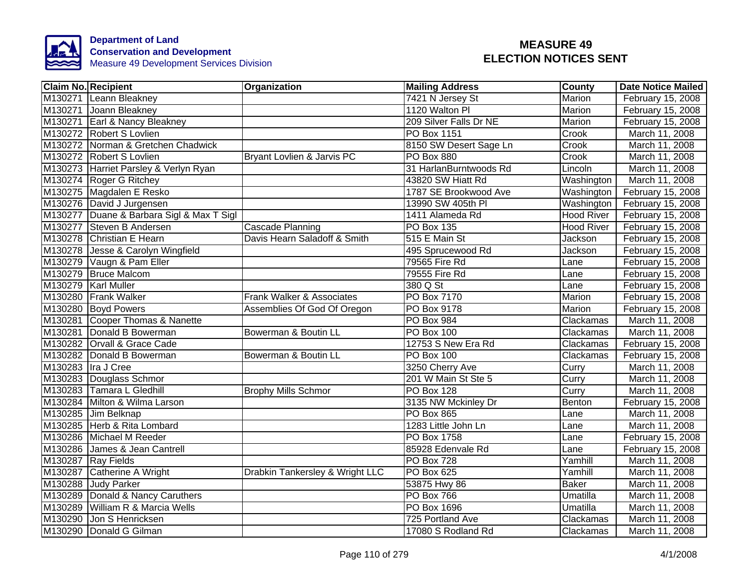**Department of Land Conservation and Development**
Measure 49 Development Services Division

# MEASURE 49 ELECTION NOTICES SENT

| Claim No. | Recipient | Organization | Mailing Address | County | Date Notice Mailed |
|---|---|---|---|---|---|
| M130271 | Leann Bleakney | | 7421 N Jersey St | Marion | February 15, 2008 |
| M130271 | Joann Bleakney | | 1120 Walton Pl | Marion | February 15, 2008 |
| M130271 | Earl & Nancy Bleakney | | 209 Silver Falls Dr NE | Marion | February 15, 2008 |
| M130272 | Robert S Lovlien | | PO Box 1151 | Crook | March 11, 2008 |
| M130272 | Norman & Gretchen Chadwick | | 8150 SW Desert Sage Ln | Crook | March 11, 2008 |
| M130272 | Robert S Lovlien | Bryant Lovlien & Jarvis PC | PO Box 880 | Crook | March 11, 2008 |
| M130273 | Harriet Parsley & Verlyn Ryan | | 31 HarlanBurntwoods Rd | Lincoln | March 11, 2008 |
| M130274 | Roger G Ritchey | | 43820 SW Hiatt Rd | Washington | March 11, 2008 |
| M130275 | Magdalen E Resko | | 1787 SE Brookwood Ave | Washington | February 15, 2008 |
| M130276 | David J Jurgensen | | 13990 SW 405th Pl | Washington | February 15, 2008 |
| M130277 | Duane & Barbara Sigl & Max T Sigl | | 1411 Alameda Rd | Hood River | February 15, 2008 |
| M130277 | Steven B Andersen | Cascade Planning | PO Box 135 | Hood River | February 15, 2008 |
| M130278 | Christian E Hearn | Davis Hearn Saladoff & Smith | 515 E Main St | Jackson | February 15, 2008 |
| M130278 | Jesse & Carolyn Wingfield | | 495 Sprucewood Rd | Jackson | February 15, 2008 |
| M130279 | Vaugn & Pam Eller | | 79565 Fire Rd | Lane | February 15, 2008 |
| M130279 | Bruce Malcom | | 79555 Fire Rd | Lane | February 15, 2008 |
| M130279 | Karl Muller | | 380 Q St | Lane | February 15, 2008 |
| M130280 | Frank Walker | Frank Walker & Associates | PO Box 7170 | Marion | February 15, 2008 |
| M130280 | Boyd Powers | Assemblies Of God Of Oregon | PO Box 9178 | Marion | February 15, 2008 |
| M130281 | Cooper Thomas & Nanette | | PO Box 984 | Clackamas | March 11, 2008 |
| M130281 | Donald B Bowerman | Bowerman & Boutin LL | PO Box 100 | Clackamas | March 11, 2008 |
| M130282 | Orvall & Grace Cade | | 12753 S New Era Rd | Clackamas | February 15, 2008 |
| M130282 | Donald B Bowerman | Bowerman & Boutin LL | PO Box 100 | Clackamas | February 15, 2008 |
| M130283 | Ira J Cree | | 3250 Cherry Ave | Curry | March 11, 2008 |
| M130283 | Douglass Schmor | | 201 W Main St Ste 5 | Curry | March 11, 2008 |
| M130283 | Tamara L Gledhill | Brophy Mills Schmor | PO Box 128 | Curry | March 11, 2008 |
| M130284 | Milton & Wilma Larson | | 3135 NW Mckinley Dr | Benton | February 15, 2008 |
| M130285 | Jim Belknap | | PO Box 865 | Lane | March 11, 2008 |
| M130285 | Herb & Rita Lombard | | 1283 Little John Ln | Lane | March 11, 2008 |
| M130286 | Michael M Reeder | | PO Box 1758 | Lane | February 15, 2008 |
| M130286 | James & Jean Cantrell | | 85928 Edenvale Rd | Lane | February 15, 2008 |
| M130287 | Ray Fields | | PO Box 728 | Yamhill | March 11, 2008 |
| M130287 | Catherine A Wright | Drabkin Tankersley & Wright LLC | PO Box 625 | Yamhill | March 11, 2008 |
| M130288 | Judy Parker | | 53875 Hwy 86 | Baker | March 11, 2008 |
| M130289 | Donald & Nancy Caruthers | | PO Box 766 | Umatilla | March 11, 2008 |
| M130289 | William R & Marcia Wells | | PO Box 1696 | Umatilla | March 11, 2008 |
| M130290 | Jon S Henricksen | | 725 Portland Ave | Clackamas | March 11, 2008 |
| M130290 | Donald G Gilman | | 17080 S Rodland Rd | Clackamas | March 11, 2008 |

4/1/2008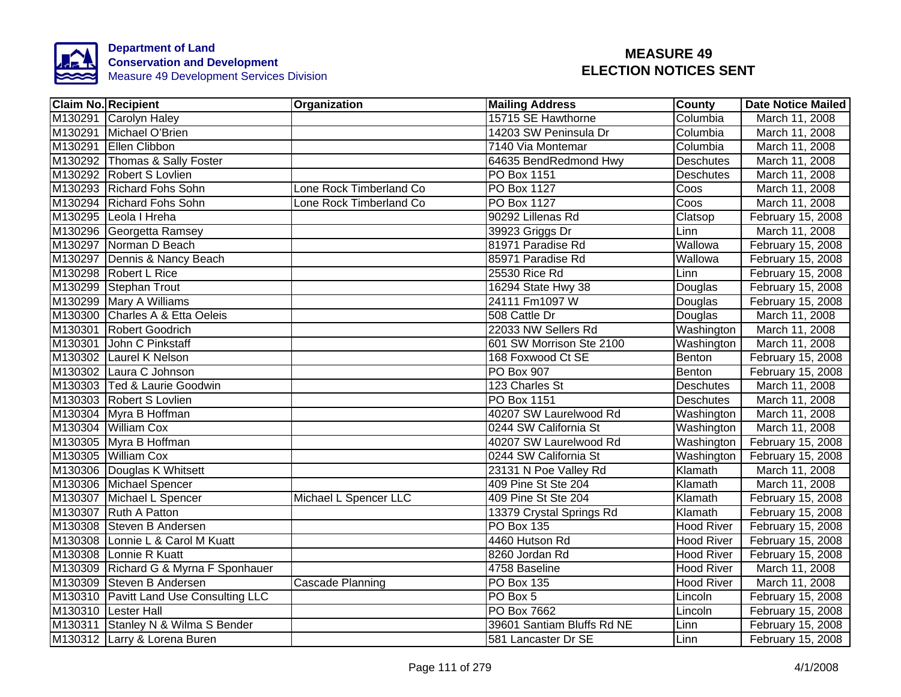**Department of Land Conservation and Development**
Measure 49 Development Services Division

# MEASURE 49 ELECTION NOTICES SENT

| Claim No. | Recipient | Organization | Mailing Address | County | Date Notice Mailed |
|---|---|---|---|---|---|
| M130291 | Carolyn Haley | | 15715 SE Hawthorne | Columbia | March 11, 2008 |
| M130291 | Michael O'Brien | | 14203 SW Peninsula Dr | Columbia | March 11, 2008 |
| M130291 | Ellen Clibbon | | 7140 Via Montemar | Columbia | March 11, 2008 |
| M130292 | Thomas & Sally Foster | | 64635 BendRedmond Hwy | Deschutes | March 11, 2008 |
| M130292 | Robert S Lovlien | | PO Box 1151 | Deschutes | March 11, 2008 |
| M130293 | Richard Fohs Sohn | Lone Rock Timberland Co | PO Box 1127 | Coos | March 11, 2008 |
| M130294 | Richard Fohs Sohn | Lone Rock Timberland Co | PO Box 1127 | Coos | March 11, 2008 |
| M130295 | Leola I Hreha | | 90292 Lillenas Rd | Clatsop | February 15, 2008 |
| M130296 | Georgetta Ramsey | | 39923 Griggs Dr | Linn | March 11, 2008 |
| M130297 | Norman D Beach | | 81971 Paradise Rd | Wallowa | February 15, 2008 |
| M130297 | Dennis & Nancy Beach | | 85971 Paradise Rd | Wallowa | February 15, 2008 |
| M130298 | Robert L Rice | | 25530 Rice Rd | Linn | February 15, 2008 |
| M130299 | Stephan Trout | | 16294 State Hwy 38 | Douglas | February 15, 2008 |
| M130299 | Mary A Williams | | 24111 Fm1097 W | Douglas | February 15, 2008 |
| M130300 | Charles A & Etta Oeleis | | 508 Cattle Dr | Douglas | March 11, 2008 |
| M130301 | Robert Goodrich | | 22033 NW Sellers Rd | Washington | March 11, 2008 |
| M130301 | John C Pinkstaff | | 601 SW Morrison Ste 2100 | Washington | March 11, 2008 |
| M130302 | Laurel K Nelson | | 168 Foxwood Ct SE | Benton | February 15, 2008 |
| M130302 | Laura C Johnson | | PO Box 907 | Benton | February 15, 2008 |
| M130303 | Ted & Laurie Goodwin | | 123 Charles St | Deschutes | March 11, 2008 |
| M130303 | Robert S Lovlien | | PO Box 1151 | Deschutes | March 11, 2008 |
| M130304 | Myra B Hoffman | | 40207 SW Laurelwood Rd | Washington | March 11, 2008 |
| M130304 | William Cox | | 0244 SW California St | Washington | March 11, 2008 |
| M130305 | Myra B Hoffman | | 40207 SW Laurelwood Rd | Washington | February 15, 2008 |
| M130305 | William Cox | | 0244 SW California St | Washington | February 15, 2008 |
| M130306 | Douglas K Whitsett | | 23131 N Poe Valley Rd | Klamath | March 11, 2008 |
| M130306 | Michael Spencer | | 409 Pine St Ste 204 | Klamath | March 11, 2008 |
| M130307 | Michael L Spencer | Michael L Spencer LLC | 409 Pine St Ste 204 | Klamath | February 15, 2008 |
| M130307 | Ruth A Patton | | 13379 Crystal Springs Rd | Klamath | February 15, 2008 |
| M130308 | Steven B Andersen | | PO Box 135 | Hood River | February 15, 2008 |
| M130308 | Lonnie L & Carol M Kuatt | | 4460 Hutson Rd | Hood River | February 15, 2008 |
| M130308 | Lonnie R Kuatt | | 8260 Jordan Rd | Hood River | February 15, 2008 |
| M130309 | Richard G & Myrna F Sponhauer | | 4758 Baseline | Hood River | March 11, 2008 |
| M130309 | Steven B Andersen | Cascade Planning | PO Box 135 | Hood River | March 11, 2008 |
| M130310 | Pavitt Land Use Consulting LLC | | PO Box 5 | Lincoln | February 15, 2008 |
| M130310 | Lester Hall | | PO Box 7662 | Lincoln | February 15, 2008 |
| M130311 | Stanley N & Wilma S Bender | | 39601 Santiam Bluffs Rd NE | Linn | February 15, 2008 |
| M130312 | Larry & Lorena Buren | | 581 Lancaster Dr SE | Linn | February 15, 2008 |

4/1/2008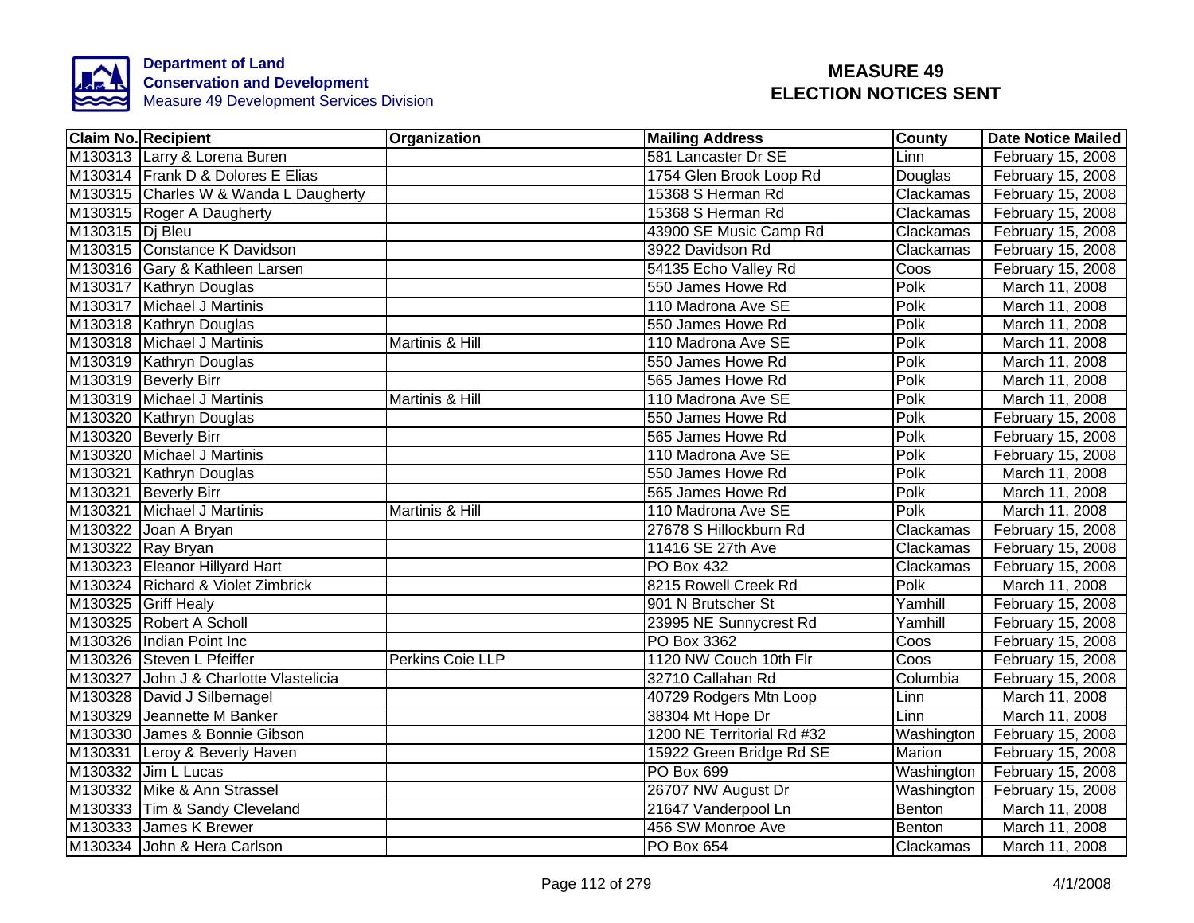**Department of Land Conservation and Development**
Measure 49 Development Services Division

# MEASURE 49 ELECTION NOTICES SENT

| Claim No. | Recipient | Organization | Mailing Address | County | Date Notice Mailed |
|---|---|---|---|---|---|
| M130313 | Larry & Lorena Buren | | 581 Lancaster Dr SE | Linn | February 15, 2008 |
| M130314 | Frank D & Dolores E Elias | | 1754 Glen Brook Loop Rd | Douglas | February 15, 2008 |
| M130315 | Charles W & Wanda L Daugherty | | 15368 S Herman Rd | Clackamas | February 15, 2008 |
| M130315 | Roger A Daugherty | | 15368 S Herman Rd | Clackamas | February 15, 2008 |
| M130315 | Dj Bleu | | 43900 SE Music Camp Rd | Clackamas | February 15, 2008 |
| M130315 | Constance K Davidson | | 3922 Davidson Rd | Clackamas | February 15, 2008 |
| M130316 | Gary & Kathleen Larsen | | 54135 Echo Valley Rd | Coos | February 15, 2008 |
| M130317 | Kathryn Douglas | | 550 James Howe Rd | Polk | March 11, 2008 |
| M130317 | Michael J Martinis | | 110 Madrona Ave SE | Polk | March 11, 2008 |
| M130318 | Kathryn Douglas | | 550 James Howe Rd | Polk | March 11, 2008 |
| M130318 | Michael J Martinis | Martinis & Hill | 110 Madrona Ave SE | Polk | March 11, 2008 |
| M130319 | Kathryn Douglas | | 550 James Howe Rd | Polk | March 11, 2008 |
| M130319 | Beverly Birr | | 565 James Howe Rd | Polk | March 11, 2008 |
| M130319 | Michael J Martinis | Martinis & Hill | 110 Madrona Ave SE | Polk | March 11, 2008 |
| M130320 | Kathryn Douglas | | 550 James Howe Rd | Polk | February 15, 2008 |
| M130320 | Beverly Birr | | 565 James Howe Rd | Polk | February 15, 2008 |
| M130320 | Michael J Martinis | | 110 Madrona Ave SE | Polk | February 15, 2008 |
| M130321 | Kathryn Douglas | | 550 James Howe Rd | Polk | March 11, 2008 |
| M130321 | Beverly Birr | | 565 James Howe Rd | Polk | March 11, 2008 |
| M130321 | Michael J Martinis | Martinis & Hill | 110 Madrona Ave SE | Polk | March 11, 2008 |
| M130322 | Joan A Bryan | | 27678 S Hillockburn Rd | Clackamas | February 15, 2008 |
| M130322 | Ray Bryan | | 11416 SE 27th Ave | Clackamas | February 15, 2008 |
| M130323 | Eleanor Hillyard Hart | | PO Box 432 | Clackamas | February 15, 2008 |
| M130324 | Richard & Violet Zimbrick | | 8215 Rowell Creek Rd | Polk | March 11, 2008 |
| M130325 | Griff Healy | | 901 N Brutscher St | Yamhill | February 15, 2008 |
| M130325 | Robert A Scholl | | 23995 NE Sunnycrest Rd | Yamhill | February 15, 2008 |
| M130326 | Indian Point Inc | | PO Box 3362 | Coos | February 15, 2008 |
| M130326 | Steven L Pfeiffer | Perkins Coie LLP | 1120 NW Couch 10th Flr | Coos | February 15, 2008 |
| M130327 | John J & Charlotte Vlastelicia | | 32710 Callahan Rd | Columbia | February 15, 2008 |
| M130328 | David J Silbernagel | | 40729 Rodgers Mtn Loop | Linn | March 11, 2008 |
| M130329 | Jeannette M Banker | | 38304 Mt Hope Dr | Linn | March 11, 2008 |
| M130330 | James & Bonnie Gibson | | 1200 NE Territorial Rd #32 | Washington | February 15, 2008 |
| M130331 | Leroy & Beverly Haven | | 15922 Green Bridge Rd SE | Marion | February 15, 2008 |
| M130332 | Jim L Lucas | | PO Box 699 | Washington | February 15, 2008 |
| M130332 | Mike & Ann Strassel | | 26707 NW August Dr | Washington | February 15, 2008 |
| M130333 | Tim & Sandy Cleveland | | 21647 Vanderpool Ln | Benton | March 11, 2008 |
| M130333 | James K Brewer | | 456 SW Monroe Ave | Benton | March 11, 2008 |
| M130334 | John & Hera Carlson | | PO Box 654 | Clackamas | March 11, 2008 |

4/1/2008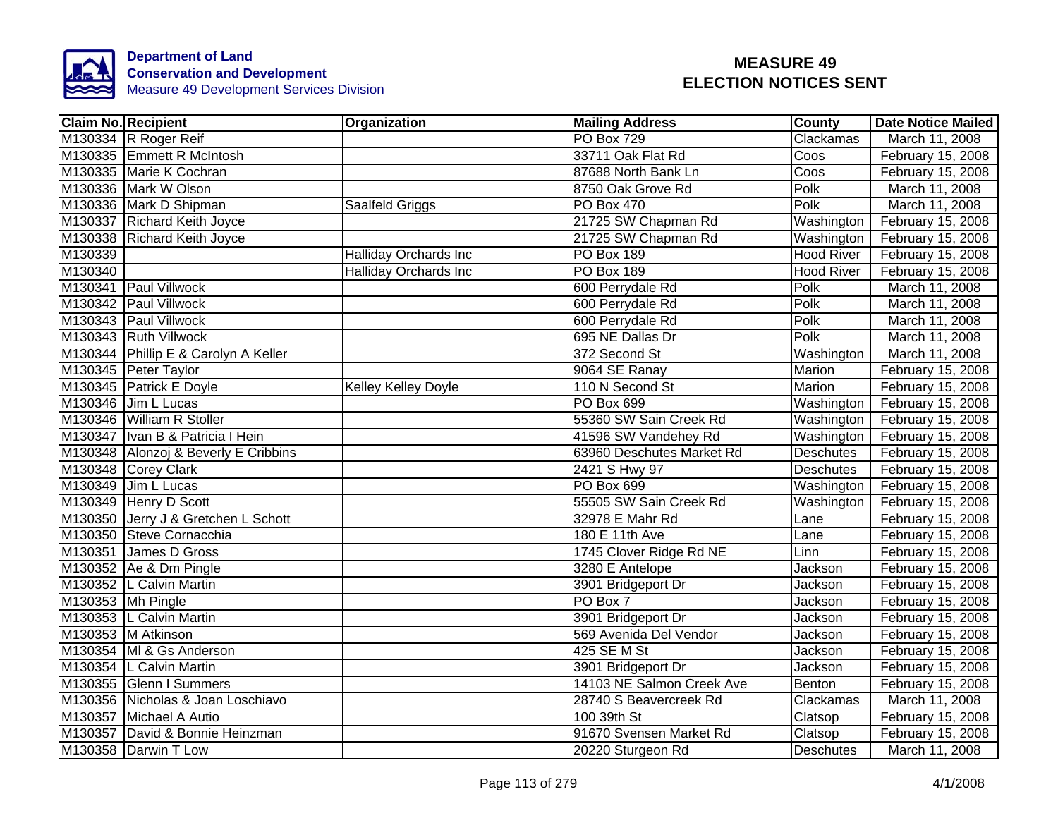Department of Land Conservation and Development
Measure 49 Development Services Division

# MEASURE 49 ELECTION NOTICES SENT

| Claim No. | Recipient | Organization | Mailing Address | County | Date Notice Mailed |
|---|---|---|---|---|---|
| M130334 | R Roger Reif | | PO Box 729 | Clackamas | March 11, 2008 |
| M130335 | Emmett R McIntosh | | 33711 Oak Flat Rd | Coos | February 15, 2008 |
| M130335 | Marie K Cochran | | 87688 North Bank Ln | Coos | February 15, 2008 |
| M130336 | Mark W Olson | | 8750 Oak Grove Rd | Polk | March 11, 2008 |
| M130336 | Mark D Shipman | Saalfeld Griggs | PO Box 470 | Polk | March 11, 2008 |
| M130337 | Richard Keith Joyce | | 21725 SW Chapman Rd | Washington | February 15, 2008 |
| M130338 | Richard Keith Joyce | | 21725 SW Chapman Rd | Washington | February 15, 2008 |
| M130339 | | Halliday Orchards Inc | PO Box 189 | Hood River | February 15, 2008 |
| M130340 | | Halliday Orchards Inc | PO Box 189 | Hood River | February 15, 2008 |
| M130341 | Paul Villwock | | 600 Perrydale Rd | Polk | March 11, 2008 |
| M130342 | Paul Villwock | | 600 Perrydale Rd | Polk | March 11, 2008 |
| M130343 | Paul Villwock | | 600 Perrydale Rd | Polk | March 11, 2008 |
| M130343 | Ruth Villwock | | 695 NE Dallas Dr | Polk | March 11, 2008 |
| M130344 | Phillip E & Carolyn A Keller | | 372 Second St | Washington | March 11, 2008 |
| M130345 | Peter Taylor | | 9064 SE Ranay | Marion | February 15, 2008 |
| M130345 | Patrick E Doyle | Kelley Kelley Doyle | 110 N Second St | Marion | February 15, 2008 |
| M130346 | Jim L Lucas | | PO Box 699 | Washington | February 15, 2008 |
| M130346 | William R Stoller | | 55360 SW Sain Creek Rd | Washington | February 15, 2008 |
| M130347 | Ivan B & Patricia I Hein | | 41596 SW Vandehey Rd | Washington | February 15, 2008 |
| M130348 | Alonzoj & Beverly E Cribbins | | 63960 Deschutes Market Rd | Deschutes | February 15, 2008 |
| M130348 | Corey Clark | | 2421 S Hwy 97 | Deschutes | February 15, 2008 |
| M130349 | Jim L Lucas | | PO Box 699 | Washington | February 15, 2008 |
| M130349 | Henry D Scott | | 55505 SW Sain Creek Rd | Washington | February 15, 2008 |
| M130350 | Jerry J & Gretchen L Schott | | 32978 E Mahr Rd | Lane | February 15, 2008 |
| M130350 | Steve Cornacchia | | 180 E 11th Ave | Lane | February 15, 2008 |
| M130351 | James D Gross | | 1745 Clover Ridge Rd NE | Linn | February 15, 2008 |
| M130352 | Ae & Dm Pingle | | 3280 E Antelope | Jackson | February 15, 2008 |
| M130352 | L Calvin Martin | | 3901 Bridgeport Dr | Jackson | February 15, 2008 |
| M130353 | Mh Pingle | | PO Box 7 | Jackson | February 15, 2008 |
| M130353 | L Calvin Martin | | 3901 Bridgeport Dr | Jackson | February 15, 2008 |
| M130353 | M Atkinson | | 569 Avenida Del Vendor | Jackson | February 15, 2008 |
| M130354 | Ml & Gs Anderson | | 425 SE M St | Jackson | February 15, 2008 |
| M130354 | L Calvin Martin | | 3901 Bridgeport Dr | Jackson | February 15, 2008 |
| M130355 | Glenn I Summers | | 14103 NE Salmon Creek Ave | Benton | February 15, 2008 |
| M130356 | Nicholas & Joan Loschiavo | | 28740 S Beavercreek Rd | Clackamas | March 11, 2008 |
| M130357 | Michael A Autio | | 100 39th St | Clatsop | February 15, 2008 |
| M130357 | David & Bonnie Heinzman | | 91670 Svensen Market Rd | Clatsop | February 15, 2008 |
| M130358 | Darwin T Low | | 20220 Sturgeon Rd | Deschutes | March 11, 2008 |

4/1/2008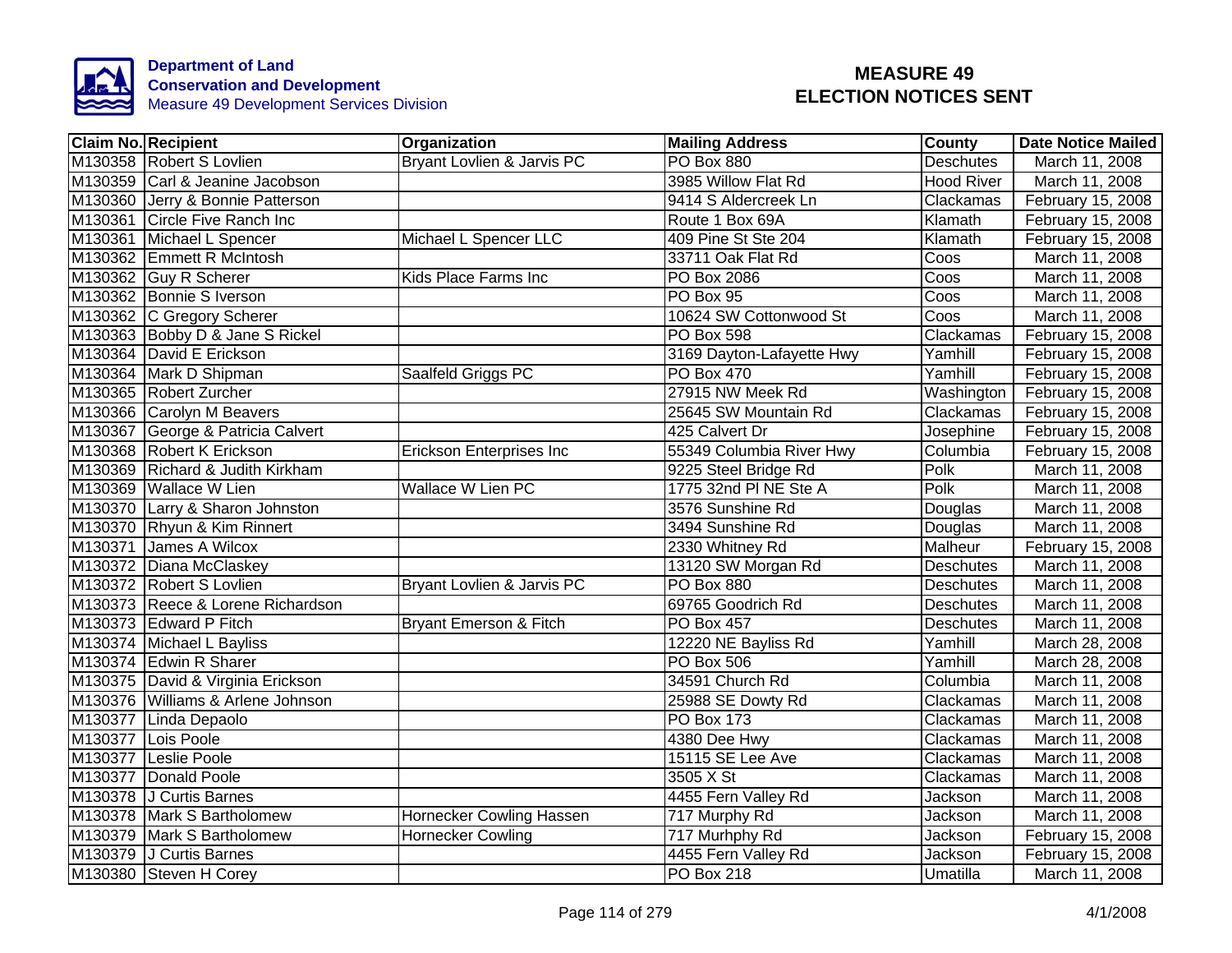Department of Land Conservation and Development
Measure 49 Development Services Division

# MEASURE 49 ELECTION NOTICES SENT

| Claim No. | Recipient | Organization | Mailing Address | County | Date Notice Mailed |
|---|---|---|---|---|---|
| M130358 | Robert S Lovlien | Bryant Lovlien & Jarvis PC | PO Box 880 | Deschutes | March 11, 2008 |
| M130359 | Carl & Jeanine Jacobson | | 3985 Willow Flat Rd | Hood River | March 11, 2008 |
| M130360 | Jerry & Bonnie Patterson | | 9414 S Aldercreek Ln | Clackamas | February 15, 2008 |
| M130361 | Circle Five Ranch Inc | | Route 1 Box 69A | Klamath | February 15, 2008 |
| M130361 | Michael L Spencer | Michael L Spencer LLC | 409 Pine St Ste 204 | Klamath | February 15, 2008 |
| M130362 | Emmett R McIntosh | | 33711 Oak Flat Rd | Coos | March 11, 2008 |
| M130362 | Guy R Scherer | Kids Place Farms Inc | PO Box 2086 | Coos | March 11, 2008 |
| M130362 | Bonnie S Iverson | | PO Box 95 | Coos | March 11, 2008 |
| M130362 | C Gregory Scherer | | 10624 SW Cottonwood St | Coos | March 11, 2008 |
| M130363 | Bobby D & Jane S Rickel | | PO Box 598 | Clackamas | February 15, 2008 |
| M130364 | David E Erickson | | 3169 Dayton-Lafayette Hwy | Yamhill | February 15, 2008 |
| M130364 | Mark D Shipman | Saalfeld Griggs PC | PO Box 470 | Yamhill | February 15, 2008 |
| M130365 | Robert Zurcher | | 27915 NW Meek Rd | Washington | February 15, 2008 |
| M130366 | Carolyn M Beavers | | 25645 SW Mountain Rd | Clackamas | February 15, 2008 |
| M130367 | George & Patricia Calvert | | 425 Calvert Dr | Josephine | February 15, 2008 |
| M130368 | Robert K Erickson | Erickson Enterprises Inc | 55349 Columbia River Hwy | Columbia | February 15, 2008 |
| M130369 | Richard & Judith Kirkham | | 9225 Steel Bridge Rd | Polk | March 11, 2008 |
| M130369 | Wallace W Lien | Wallace W Lien PC | 1775 32nd Pl NE Ste A | Polk | March 11, 2008 |
| M130370 | Larry & Sharon Johnston | | 3576 Sunshine Rd | Douglas | March 11, 2008 |
| M130370 | Rhyun & Kim Rinnert | | 3494 Sunshine Rd | Douglas | March 11, 2008 |
| M130371 | James A Wilcox | | 2330 Whitney Rd | Malheur | February 15, 2008 |
| M130372 | Diana McClaskey | | 13120 SW Morgan Rd | Deschutes | March 11, 2008 |
| M130372 | Robert S Lovlien | Bryant Lovlien & Jarvis PC | PO Box 880 | Deschutes | March 11, 2008 |
| M130373 | Reece & Lorene Richardson | | 69765 Goodrich Rd | Deschutes | March 11, 2008 |
| M130373 | Edward P Fitch | Bryant Emerson & Fitch | PO Box 457 | Deschutes | March 11, 2008 |
| M130374 | Michael L Bayliss | | 12220 NE Bayliss Rd | Yamhill | March 28, 2008 |
| M130374 | Edwin R Sharer | | PO Box 506 | Yamhill | March 28, 2008 |
| M130375 | David & Virginia Erickson | | 34591 Church Rd | Columbia | March 11, 2008 |
| M130376 | Williams & Arlene Johnson | | 25988 SE Dowty Rd | Clackamas | March 11, 2008 |
| M130377 | Linda Depaolo | | PO Box 173 | Clackamas | March 11, 2008 |
| M130377 | Lois Poole | | 4380 Dee Hwy | Clackamas | March 11, 2008 |
| M130377 | Leslie Poole | | 15115 SE Lee Ave | Clackamas | March 11, 2008 |
| M130377 | Donald Poole | | 3505 X St | Clackamas | March 11, 2008 |
| M130378 | J Curtis Barnes | | 4455 Fern Valley Rd | Jackson | March 11, 2008 |
| M130378 | Mark S Bartholomew | Hornecker Cowling Hassen | 717 Murphy Rd | Jackson | March 11, 2008 |
| M130379 | Mark S Bartholomew | Hornecker Cowling | 717 Murhphy Rd | Jackson | February 15, 2008 |
| M130379 | J Curtis Barnes | | 4455 Fern Valley Rd | Jackson | February 15, 2008 |
| M130380 | Steven H Corey | | PO Box 218 | Umatilla | March 11, 2008 |

4/1/2008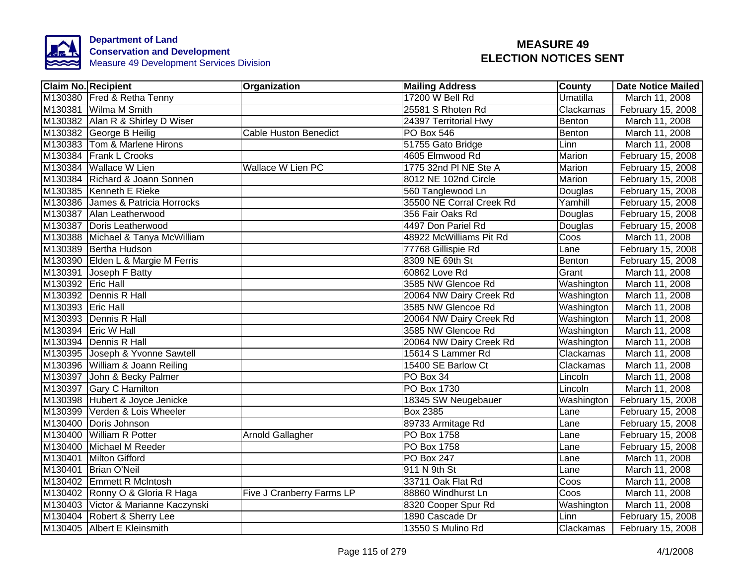Department of Land Conservation and Development
Measure 49 Development Services Division

# MEASURE 49
# ELECTION NOTICES SENT

| Claim No. | Recipient | Organization | Mailing Address | County | Date Notice Mailed |
|---|---|---|---|---|---|
| M130380 | Fred & Retha Tenny | | 17200 W Bell Rd | Umatilla | March 11, 2008 |
| M130381 | Wilma M Smith | | 25581 S Rhoten Rd | Clackamas | February 15, 2008 |
| M130382 | Alan R & Shirley D Wiser | | 24397 Territorial Hwy | Benton | March 11, 2008 |
| M130382 | George B Heilig | Cable Huston Benedict | PO Box 546 | Benton | March 11, 2008 |
| M130383 | Tom & Marlene Hirons | | 51755 Gato Bridge | Linn | March 11, 2008 |
| M130384 | Frank L Crooks | | 4605 Elmwood Rd | Marion | February 15, 2008 |
| M130384 | Wallace W Lien | Wallace W Lien PC | 1775 32nd Pl NE Ste A | Marion | February 15, 2008 |
| M130384 | Richard & Joann Sonnen | | 8012 NE 102nd Circle | Marion | February 15, 2008 |
| M130385 | Kenneth E Rieke | | 560 Tanglewood Ln | Douglas | February 15, 2008 |
| M130386 | James & Patricia Horrocks | | 35500 NE Corral Creek Rd | Yamhill | February 15, 2008 |
| M130387 | Alan Leatherwood | | 356 Fair Oaks Rd | Douglas | February 15, 2008 |
| M130387 | Doris Leatherwood | | 4497 Don Pariel Rd | Douglas | February 15, 2008 |
| M130388 | Michael & Tanya McWilliam | | 48922 McWilliams Pit Rd | Coos | March 11, 2008 |
| M130389 | Bertha Hudson | | 77768 Gillispie Rd | Lane | February 15, 2008 |
| M130390 | Elden L & Margie M Ferris | | 8309 NE 69th St | Benton | February 15, 2008 |
| M130391 | Joseph F Batty | | 60862 Love Rd | Grant | March 11, 2008 |
| M130392 | Eric Hall | | 3585 NW Glencoe Rd | Washington | March 11, 2008 |
| M130392 | Dennis R Hall | | 20064 NW Dairy Creek Rd | Washington | March 11, 2008 |
| M130393 | Eric Hall | | 3585 NW Glencoe Rd | Washington | March 11, 2008 |
| M130393 | Dennis R Hall | | 20064 NW Dairy Creek Rd | Washington | March 11, 2008 |
| M130394 | Eric W Hall | | 3585 NW Glencoe Rd | Washington | March 11, 2008 |
| M130394 | Dennis R Hall | | 20064 NW Dairy Creek Rd | Washington | March 11, 2008 |
| M130395 | Joseph & Yvonne Sawtell | | 15614 S Lammer Rd | Clackamas | March 11, 2008 |
| M130396 | William & Joann Reiling | | 15400 SE Barlow Ct | Clackamas | March 11, 2008 |
| M130397 | John & Becky Palmer | | PO Box 34 | Lincoln | March 11, 2008 |
| M130397 | Gary C Hamilton | | PO Box 1730 | Lincoln | March 11, 2008 |
| M130398 | Hubert & Joyce Jenicke | | 18345 SW Neugebauer | Washington | February 15, 2008 |
| M130399 | Verden & Lois Wheeler | | Box 2385 | Lane | February 15, 2008 |
| M130400 | Doris Johnson | | 89733 Armitage Rd | Lane | February 15, 2008 |
| M130400 | William R Potter | Arnold Gallagher | PO Box 1758 | Lane | February 15, 2008 |
| M130400 | Michael M Reeder | | PO Box 1758 | Lane | February 15, 2008 |
| M130401 | Milton Gifford | | PO Box 247 | Lane | March 11, 2008 |
| M130401 | Brian O'Neil | | 911 N 9th St | Lane | March 11, 2008 |
| M130402 | Emmett R McIntosh | | 33711 Oak Flat Rd | Coos | March 11, 2008 |
| M130402 | Ronny O & Gloria R Haga | Five J Cranberry Farms LP | 88860 Windhurst Ln | Coos | March 11, 2008 |
| M130403 | Victor & Marianne Kaczynski | | 8320 Cooper Spur Rd | Washington | March 11, 2008 |
| M130404 | Robert & Sherry Lee | | 1890 Cascade Dr | Linn | February 15, 2008 |
| M130405 | Albert E Kleinsmith | | 13550 S Mulino Rd | Clackamas | February 15, 2008 |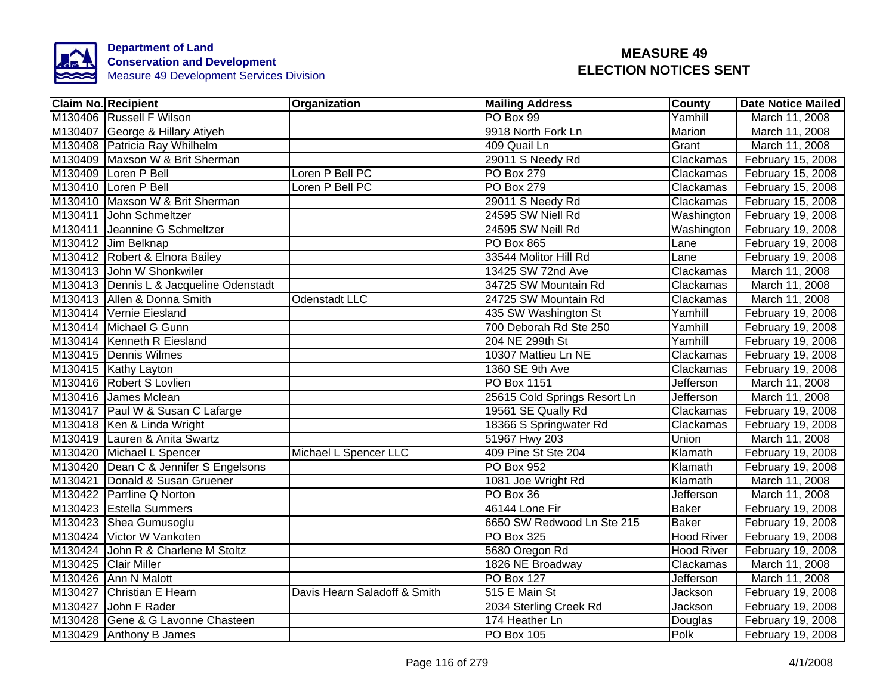Department of Land Conservation and Development
Measure 49 Development Services Division

# MEASURE 49 ELECTION NOTICES SENT

| Claim No. | Recipient | Organization | Mailing Address | County | Date Notice Mailed |
|---|---|---|---|---|---|
| M130406 | Russell F Wilson | | PO Box 99 | Yamhill | March 11, 2008 |
| M130407 | George & Hillary Atiyeh | | 9918 North Fork Ln | Marion | March 11, 2008 |
| M130408 | Patricia Ray Whilhelm | | 409 Quail Ln | Grant | March 11, 2008 |
| M130409 | Maxson W & Brit Sherman | | 29011 S Needy Rd | Clackamas | February 15, 2008 |
| M130409 | Loren P Bell | Loren P Bell PC | PO Box 279 | Clackamas | February 15, 2008 |
| M130410 | Loren P Bell | Loren P Bell PC | PO Box 279 | Clackamas | February 15, 2008 |
| M130410 | Maxson W & Brit Sherman | | 29011 S Needy Rd | Clackamas | February 15, 2008 |
| M130411 | John Schmeltzer | | 24595 SW Niell Rd | Washington | February 19, 2008 |
| M130411 | Jeannine G Schmeltzer | | 24595 SW Neill Rd | Washington | February 19, 2008 |
| M130412 | Jim Belknap | | PO Box 865 | Lane | February 19, 2008 |
| M130412 | Robert & Elnora Bailey | | 33544 Molitor Hill Rd | Lane | February 19, 2008 |
| M130413 | John W Shonkwiler | | 13425 SW 72nd Ave | Clackamas | March 11, 2008 |
| M130413 | Dennis L & Jacqueline Odenstadt | | 34725 SW Mountain Rd | Clackamas | March 11, 2008 |
| M130413 | Allen & Donna Smith | Odenstadt LLC | 24725 SW Mountain Rd | Clackamas | March 11, 2008 |
| M130414 | Vernie Eiesland | | 435 SW Washington St | Yamhill | February 19, 2008 |
| M130414 | Michael G Gunn | | 700 Deborah Rd Ste 250 | Yamhill | February 19, 2008 |
| M130414 | Kenneth R Eiesland | | 204 NE 299th St | Yamhill | February 19, 2008 |
| M130415 | Dennis Wilmes | | 10307 Mattieu Ln NE | Clackamas | February 19, 2008 |
| M130415 | Kathy Layton | | 1360 SE 9th Ave | Clackamas | February 19, 2008 |
| M130416 | Robert S Lovlien | | PO Box 1151 | Jefferson | March 11, 2008 |
| M130416 | James Mclean | | 25615 Cold Springs Resort Ln | Jefferson | March 11, 2008 |
| M130417 | Paul W & Susan C Lafarge | | 19561 SE Qually Rd | Clackamas | February 19, 2008 |
| M130418 | Ken & Linda Wright | | 18366 S Springwater Rd | Clackamas | February 19, 2008 |
| M130419 | Lauren & Anita Swartz | | 51967 Hwy 203 | Union | March 11, 2008 |
| M130420 | Michael L Spencer | Michael L Spencer LLC | 409 Pine St Ste 204 | Klamath | February 19, 2008 |
| M130420 | Dean C & Jennifer S Engelsons | | PO Box 952 | Klamath | February 19, 2008 |
| M130421 | Donald & Susan Gruener | | 1081 Joe Wright Rd | Klamath | March 11, 2008 |
| M130422 | Parrline Q Norton | | PO Box 36 | Jefferson | March 11, 2008 |
| M130423 | Estella Summers | | 46144 Lone Fir | Baker | February 19, 2008 |
| M130423 | Shea Gumusoglu | | 6650 SW Redwood Ln Ste 215 | Baker | February 19, 2008 |
| M130424 | Victor W Vankoten | | PO Box 325 | Hood River | February 19, 2008 |
| M130424 | John R & Charlene M Stoltz | | 5680 Oregon Rd | Hood River | February 19, 2008 |
| M130425 | Clair Miller | | 1826 NE Broadway | Clackamas | March 11, 2008 |
| M130426 | Ann N Malott | | PO Box 127 | Jefferson | March 11, 2008 |
| M130427 | Christian E Hearn | Davis Hearn Saladoff & Smith | 515 E Main St | Jackson | February 19, 2008 |
| M130427 | John F Rader | | 2034 Sterling Creek Rd | Jackson | February 19, 2008 |
| M130428 | Gene & G Lavonne Chasteen | | 174 Heather Ln | Douglas | February 19, 2008 |
| M130429 | Anthony B James | | PO Box 105 | Polk | February 19, 2008 |

4/1/2008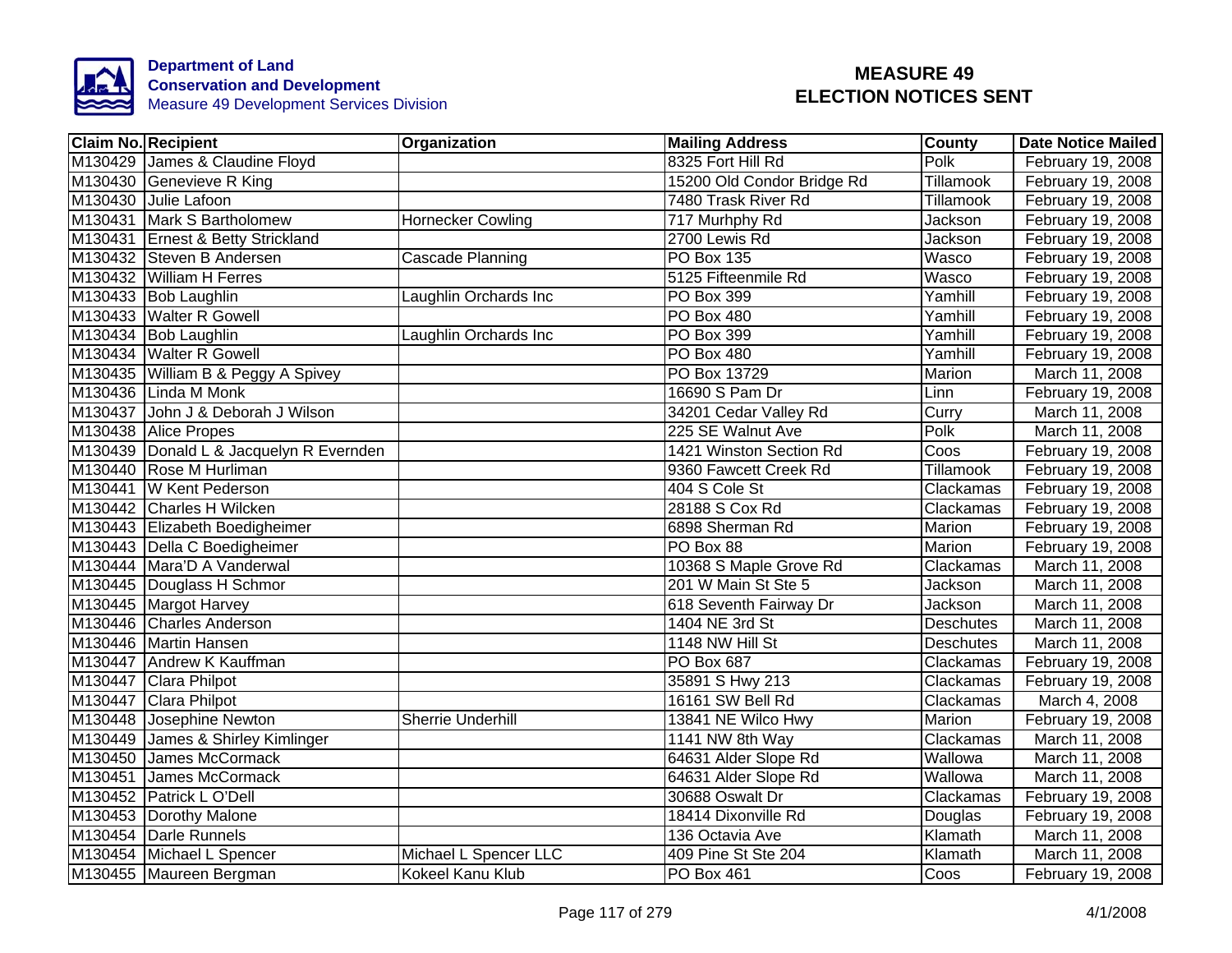**Department of Land Conservation and Development**
Measure 49 Development Services Division

# MEASURE 49 ELECTION NOTICES SENT

| Claim No. | Recipient | Organization | Mailing Address | County | Date Notice Mailed |
|---|---|---|---|---|---|
| M130429 | James & Claudine Floyd | | 8325 Fort Hill Rd | Polk | February 19, 2008 |
| M130430 | Genevieve R King | | 15200 Old Condor Bridge Rd | Tillamook | February 19, 2008 |
| M130430 | Julie Lafoon | | 7480 Trask River Rd | Tillamook | February 19, 2008 |
| M130431 | Mark S Bartholomew | Hornecker Cowling | 717 Murhphy Rd | Jackson | February 19, 2008 |
| M130431 | Ernest & Betty Strickland | | 2700 Lewis Rd | Jackson | February 19, 2008 |
| M130432 | Steven B Andersen | Cascade Planning | PO Box 135 | Wasco | February 19, 2008 |
| M130432 | William H Ferres | | 5125 Fifteenmile Rd | Wasco | February 19, 2008 |
| M130433 | Bob Laughlin | Laughlin Orchards Inc | PO Box 399 | Yamhill | February 19, 2008 |
| M130433 | Walter R Gowell | | PO Box 480 | Yamhill | February 19, 2008 |
| M130434 | Bob Laughlin | Laughlin Orchards Inc | PO Box 399 | Yamhill | February 19, 2008 |
| M130434 | Walter R Gowell | | PO Box 480 | Yamhill | February 19, 2008 |
| M130435 | William B & Peggy A Spivey | | PO Box 13729 | Marion | March 11, 2008 |
| M130436 | Linda M Monk | | 16690 S Pam Dr | Linn | February 19, 2008 |
| M130437 | John J & Deborah J Wilson | | 34201 Cedar Valley Rd | Curry | March 11, 2008 |
| M130438 | Alice Propes | | 225 SE Walnut Ave | Polk | March 11, 2008 |
| M130439 | Donald L & Jacquelyn R Evernden | | 1421 Winston Section Rd | Coos | February 19, 2008 |
| M130440 | Rose M Hurliman | | 9360 Fawcett Creek Rd | Tillamook | February 19, 2008 |
| M130441 | W Kent Pederson | | 404 S Cole St | Clackamas | February 19, 2008 |
| M130442 | Charles H Wilcken | | 28188 S Cox Rd | Clackamas | February 19, 2008 |
| M130443 | Elizabeth Boedigheimer | | 6898 Sherman Rd | Marion | February 19, 2008 |
| M130443 | Della C Boedigheimer | | PO Box 88 | Marion | February 19, 2008 |
| M130444 | Mara'D A Vanderwal | | 10368 S Maple Grove Rd | Clackamas | March 11, 2008 |
| M130445 | Douglass H Schmor | | 201 W Main St Ste 5 | Jackson | March 11, 2008 |
| M130445 | Margot Harvey | | 618 Seventh Fairway Dr | Jackson | March 11, 2008 |
| M130446 | Charles Anderson | | 1404 NE 3rd St | Deschutes | March 11, 2008 |
| M130446 | Martin Hansen | | 1148 NW Hill St | Deschutes | March 11, 2008 |
| M130447 | Andrew K Kauffman | | PO Box 687 | Clackamas | February 19, 2008 |
| M130447 | Clara Philpot | | 35891 S Hwy 213 | Clackamas | February 19, 2008 |
| M130447 | Clara Philpot | | 16161 SW Bell Rd | Clackamas | March 4, 2008 |
| M130448 | Josephine Newton | Sherrie Underhill | 13841 NE Wilco Hwy | Marion | February 19, 2008 |
| M130449 | James & Shirley Kimlinger | | 1141 NW 8th Way | Clackamas | March 11, 2008 |
| M130450 | James McCormack | | 64631 Alder Slope Rd | Wallowa | March 11, 2008 |
| M130451 | James McCormack | | 64631 Alder Slope Rd | Wallowa | March 11, 2008 |
| M130452 | Patrick L O'Dell | | 30688 Oswalt Dr | Clackamas | February 19, 2008 |
| M130453 | Dorothy Malone | | 18414 Dixonville Rd | Douglas | February 19, 2008 |
| M130454 | Darle Runnels | | 136 Octavia Ave | Klamath | March 11, 2008 |
| M130454 | Michael L Spencer | Michael L Spencer LLC | 409 Pine St Ste 204 | Klamath | March 11, 2008 |
| M130455 | Maureen Bergman | Kokeel Kanu Klub | PO Box 461 | Coos | February 19, 2008 |

4/1/2008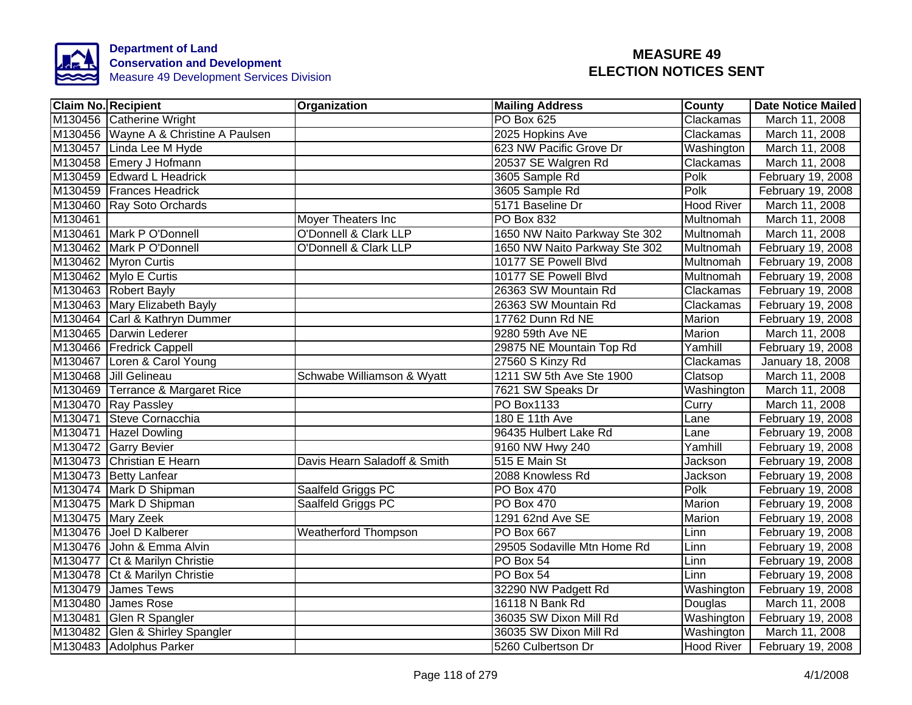**Department of Land Conservation and Development**
Measure 49 Development Services Division

# MEASURE 49 ELECTION NOTICES SENT

| Claim No. | Recipient | Organization | Mailing Address | County | Date Notice Mailed |
|---|---|---|---|---|---|
| M130456 | Catherine Wright | | PO Box 625 | Clackamas | March 11, 2008 |
| M130456 | Wayne A & Christine A Paulsen | | 2025 Hopkins Ave | Clackamas | March 11, 2008 |
| M130457 | Linda Lee M Hyde | | 623 NW Pacific Grove Dr | Washington | March 11, 2008 |
| M130458 | Emery J Hofmann | | 20537 SE Walgren Rd | Clackamas | March 11, 2008 |
| M130459 | Edward L Headrick | | 3605 Sample Rd | Polk | February 19, 2008 |
| M130459 | Frances Headrick | | 3605 Sample Rd | Polk | February 19, 2008 |
| M130460 | Ray Soto Orchards | | 5171 Baseline Dr | Hood River | March 11, 2008 |
| M130461 | | Moyer Theaters Inc | PO Box 832 | Multnomah | March 11, 2008 |
| M130461 | Mark P O'Donnell | O'Donnell & Clark LLP | 1650 NW Naito Parkway Ste 302 | Multnomah | March 11, 2008 |
| M130462 | Mark P O'Donnell | O'Donnell & Clark LLP | 1650 NW Naito Parkway Ste 302 | Multnomah | February 19, 2008 |
| M130462 | Myron Curtis | | 10177 SE Powell Blvd | Multnomah | February 19, 2008 |
| M130462 | Mylo E Curtis | | 10177 SE Powell Blvd | Multnomah | February 19, 2008 |
| M130463 | Robert Bayly | | 26363 SW Mountain Rd | Clackamas | February 19, 2008 |
| M130463 | Mary Elizabeth Bayly | | 26363 SW Mountain Rd | Clackamas | February 19, 2008 |
| M130464 | Carl & Kathryn Dummer | | 17762 Dunn Rd NE | Marion | February 19, 2008 |
| M130465 | Darwin Lederer | | 9280 59th Ave NE | Marion | March 11, 2008 |
| M130466 | Fredrick Cappell | | 29875 NE Mountain Top Rd | Yamhill | February 19, 2008 |
| M130467 | Loren & Carol Young | | 27560 S Kinzy Rd | Clackamas | January 18, 2008 |
| M130468 | Jill Gelineau | Schwabe Williamson & Wyatt | 1211 SW 5th Ave Ste 1900 | Clatsop | March 11, 2008 |
| M130469 | Terrance & Margaret Rice | | 7621 SW Speaks Dr | Washington | March 11, 2008 |
| M130470 | Ray Passley | | PO Box1133 | Curry | March 11, 2008 |
| M130471 | Steve Cornacchia | | 180 E 11th Ave | Lane | February 19, 2008 |
| M130471 | Hazel Dowling | | 96435 Hulbert Lake Rd | Lane | February 19, 2008 |
| M130472 | Garry Bevier | | 9160 NW Hwy 240 | Yamhill | February 19, 2008 |
| M130473 | Christian E Hearn | Davis Hearn Saladoff & Smith | 515 E Main St | Jackson | February 19, 2008 |
| M130473 | Betty Lanfear | | 2088 Knowless Rd | Jackson | February 19, 2008 |
| M130474 | Mark D Shipman | Saalfeld Griggs PC | PO Box 470 | Polk | February 19, 2008 |
| M130475 | Mark D Shipman | Saalfeld Griggs PC | PO Box 470 | Marion | February 19, 2008 |
| M130475 | Mary Zeek | | 1291 62nd Ave SE | Marion | February 19, 2008 |
| M130476 | Joel D Kalberer | Weatherford Thompson | PO Box 667 | Linn | February 19, 2008 |
| M130476 | John & Emma Alvin | | 29505 Sodaville Mtn Home Rd | Linn | February 19, 2008 |
| M130477 | Ct & Marilyn Christie | | PO Box 54 | Linn | February 19, 2008 |
| M130478 | Ct & Marilyn Christie | | PO Box 54 | Linn | February 19, 2008 |
| M130479 | James Tews | | 32290 NW Padgett Rd | Washington | February 19, 2008 |
| M130480 | James Rose | | 16118 N Bank Rd | Douglas | March 11, 2008 |
| M130481 | Glen R Spangler | | 36035 SW Dixon Mill Rd | Washington | February 19, 2008 |
| M130482 | Glen & Shirley Spangler | | 36035 SW Dixon Mill Rd | Washington | March 11, 2008 |
| M130483 | Adolphus Parker | | 5260 Culbertson Dr | Hood River | February 19, 2008 |

4/1/2008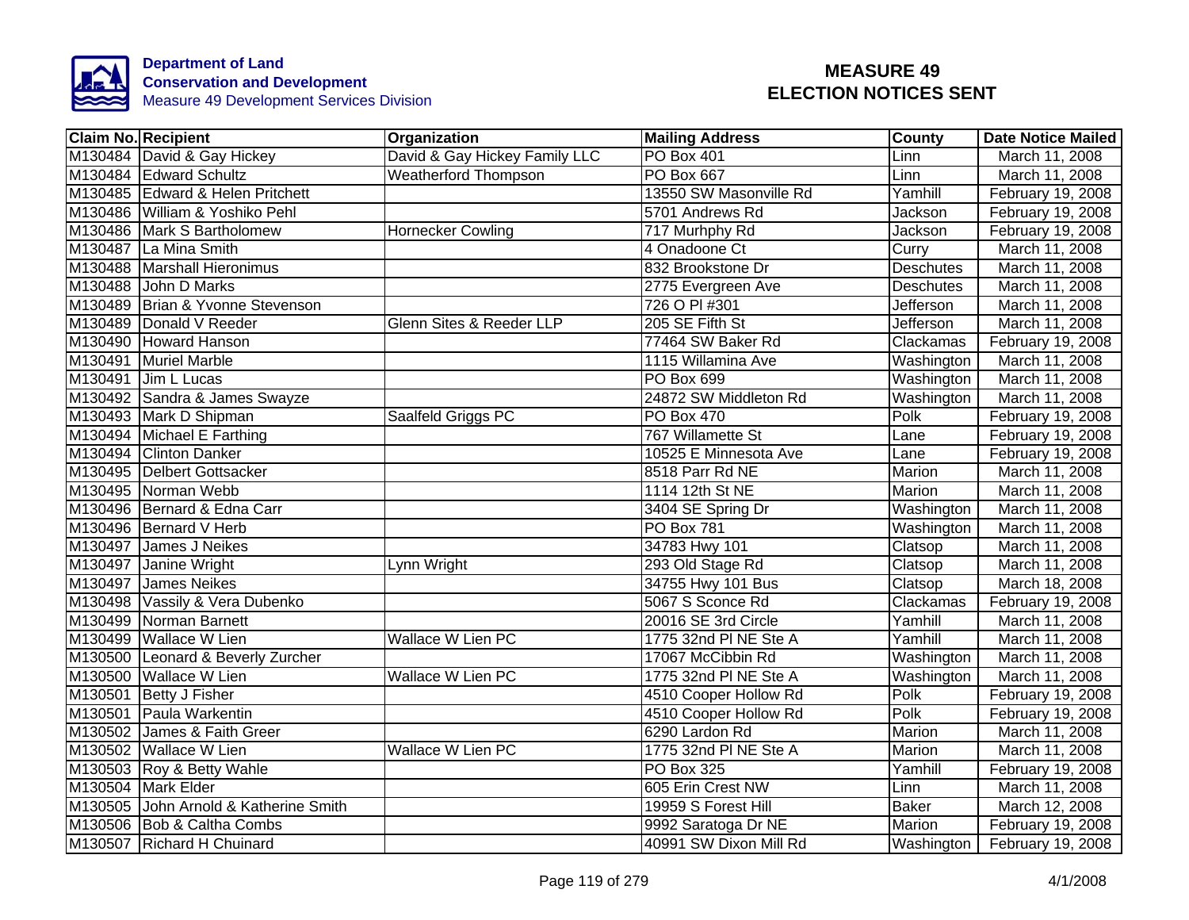**Department of Land Conservation and Development**
Measure 49 Development Services Division

# MEASURE 49 ELECTION NOTICES SENT

| Claim No. | Recipient | Organization | Mailing Address | County | Date Notice Mailed |
|---|---|---|---|---|---|
| M130484 | David & Gay Hickey | David & Gay Hickey Family LLC | PO Box 401 | Linn | March 11, 2008 |
| M130484 | Edward Schultz | Weatherford Thompson | PO Box 667 | Linn | March 11, 2008 |
| M130485 | Edward & Helen Pritchett | | 13550 SW Masonville Rd | Yamhill | February 19, 2008 |
| M130486 | William & Yoshiko Pehl | | 5701 Andrews Rd | Jackson | February 19, 2008 |
| M130486 | Mark S Bartholomew | Hornecker Cowling | 717 Murhphy Rd | Jackson | February 19, 2008 |
| M130487 | La Mina Smith | | 4 Onadoone Ct | Curry | March 11, 2008 |
| M130488 | Marshall Hieronimus | | 832 Brookstone Dr | Deschutes | March 11, 2008 |
| M130488 | John D Marks | | 2775 Evergreen Ave | Deschutes | March 11, 2008 |
| M130489 | Brian & Yvonne Stevenson | | 726 O Pl #301 | Jefferson | March 11, 2008 |
| M130489 | Donald V Reeder | Glenn Sites & Reeder LLP | 205 SE Fifth St | Jefferson | March 11, 2008 |
| M130490 | Howard Hanson | | 77464 SW Baker Rd | Clackamas | February 19, 2008 |
| M130491 | Muriel Marble | | 1115 Willamina Ave | Washington | March 11, 2008 |
| M130491 | Jim L Lucas | | PO Box 699 | Washington | March 11, 2008 |
| M130492 | Sandra & James Swayze | | 24872 SW Middleton Rd | Washington | March 11, 2008 |
| M130493 | Mark D Shipman | Saalfeld Griggs PC | PO Box 470 | Polk | February 19, 2008 |
| M130494 | Michael E Farthing | | 767 Willamette St | Lane | February 19, 2008 |
| M130494 | Clinton Danker | | 10525 E Minnesota Ave | Lane | February 19, 2008 |
| M130495 | Delbert Gottsacker | | 8518 Parr Rd NE | Marion | March 11, 2008 |
| M130495 | Norman Webb | | 1114 12th St NE | Marion | March 11, 2008 |
| M130496 | Bernard & Edna Carr | | 3404 SE Spring Dr | Washington | March 11, 2008 |
| M130496 | Bernard V Herb | | PO Box 781 | Washington | March 11, 2008 |
| M130497 | James J Neikes | | 34783 Hwy 101 | Clatsop | March 11, 2008 |
| M130497 | Janine Wright | Lynn Wright | 293 Old Stage Rd | Clatsop | March 11, 2008 |
| M130497 | James Neikes | | 34755 Hwy 101 Bus | Clatsop | March 18, 2008 |
| M130498 | Vassily & Vera Dubenko | | 5067 S Sconce Rd | Clackamas | February 19, 2008 |
| M130499 | Norman Barnett | | 20016 SE 3rd Circle | Yamhill | March 11, 2008 |
| M130499 | Wallace W Lien | Wallace W Lien PC | 1775 32nd Pl NE Ste A | Yamhill | March 11, 2008 |
| M130500 | Leonard & Beverly Zurcher | | 17067 McCibbin Rd | Washington | March 11, 2008 |
| M130500 | Wallace W Lien | Wallace W Lien PC | 1775 32nd Pl NE Ste A | Washington | March 11, 2008 |
| M130501 | Betty J Fisher | | 4510 Cooper Hollow Rd | Polk | February 19, 2008 |
| M130501 | Paula Warkentin | | 4510 Cooper Hollow Rd | Polk | February 19, 2008 |
| M130502 | James & Faith Greer | | 6290 Lardon Rd | Marion | March 11, 2008 |
| M130502 | Wallace W Lien | Wallace W Lien PC | 1775 32nd Pl NE Ste A | Marion | March 11, 2008 |
| M130503 | Roy & Betty Wahle | | PO Box 325 | Yamhill | February 19, 2008 |
| M130504 | Mark Elder | | 605 Erin Crest NW | Linn | March 11, 2008 |
| M130505 | John Arnold & Katherine Smith | | 19959 S Forest Hill | Baker | March 12, 2008 |
| M130506 | Bob & Caltha Combs | | 9992 Saratoga Dr NE | Marion | February 19, 2008 |
| M130507 | Richard H Chuinard | | 40991 SW Dixon Mill Rd | Washington | February 19, 2008 |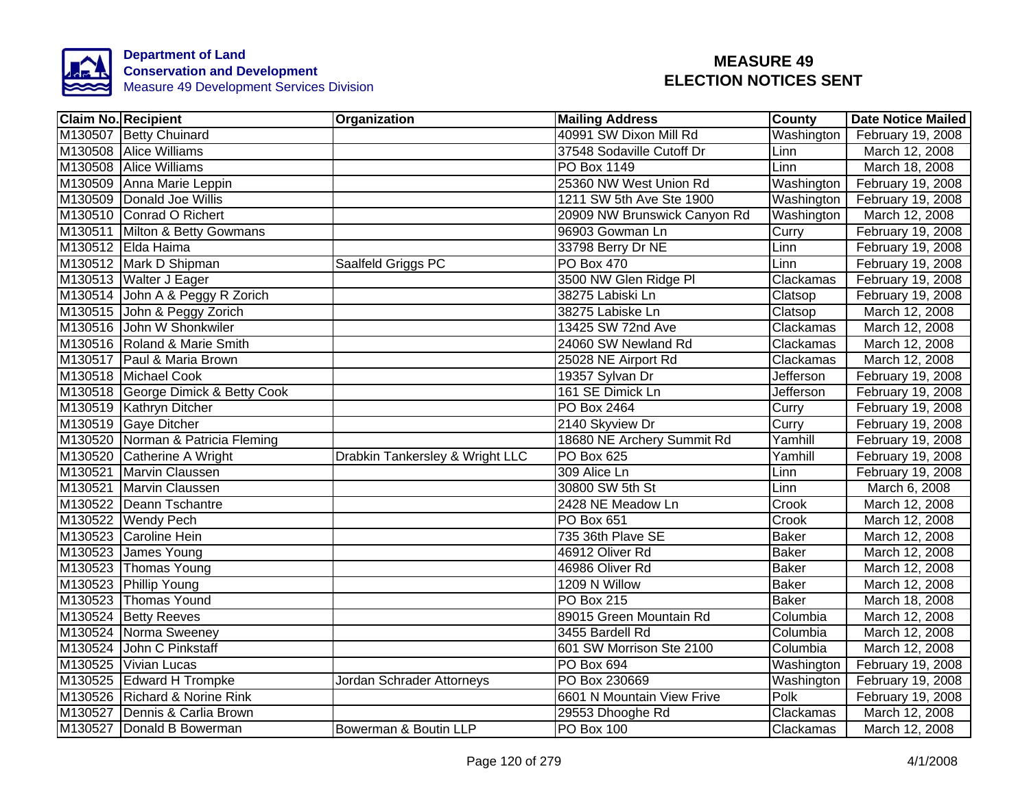**Department of Land Conservation and Development**
Measure 49 Development Services Division

# MEASURE 49
# ELECTION NOTICES SENT

| Claim No. | Recipient | Organization | Mailing Address | County | Date Notice Mailed |
|---|---|---|---|---|---|
| M130507 | Betty Chuinard | | 40991 SW Dixon Mill Rd | Washington | February 19, 2008 |
| M130508 | Alice Williams | | 37548 Sodaville Cutoff Dr | Linn | March 12, 2008 |
| M130508 | Alice Williams | | PO Box 1149 | Linn | March 18, 2008 |
| M130509 | Anna Marie Leppin | | 25360 NW West Union Rd | Washington | February 19, 2008 |
| M130509 | Donald Joe Willis | | 1211 SW 5th Ave Ste 1900 | Washington | February 19, 2008 |
| M130510 | Conrad O Richert | | 20909 NW Brunswick Canyon Rd | Washington | March 12, 2008 |
| M130511 | Milton & Betty Gowmans | | 96903 Gowman Ln | Curry | February 19, 2008 |
| M130512 | Elda Haima | | 33798 Berry Dr NE | Linn | February 19, 2008 |
| M130512 | Mark D Shipman | Saalfeld Griggs PC | PO Box 470 | Linn | February 19, 2008 |
| M130513 | Walter J Eager | | 3500 NW Glen Ridge Pl | Clackamas | February 19, 2008 |
| M130514 | John A & Peggy R Zorich | | 38275 Labiski Ln | Clatsop | February 19, 2008 |
| M130515 | John & Peggy Zorich | | 38275 Labiske Ln | Clatsop | March 12, 2008 |
| M130516 | John W Shonkwiler | | 13425 SW 72nd Ave | Clackamas | March 12, 2008 |
| M130516 | Roland & Marie Smith | | 24060 SW Newland Rd | Clackamas | March 12, 2008 |
| M130517 | Paul & Maria Brown | | 25028 NE Airport Rd | Clackamas | March 12, 2008 |
| M130518 | Michael Cook | | 19357 Sylvan Dr | Jefferson | February 19, 2008 |
| M130518 | George Dimick & Betty Cook | | 161 SE Dimick Ln | Jefferson | February 19, 2008 |
| M130519 | Kathryn Ditcher | | PO Box 2464 | Curry | February 19, 2008 |
| M130519 | Gaye Ditcher | | 2140 Skyview Dr | Curry | February 19, 2008 |
| M130520 | Norman & Patricia Fleming | | 18680 NE Archery Summit Rd | Yamhill | February 19, 2008 |
| M130520 | Catherine A Wright | Drabkin Tankersley & Wright LLC | PO Box 625 | Yamhill | February 19, 2008 |
| M130521 | Marvin Claussen | | 309 Alice Ln | Linn | February 19, 2008 |
| M130521 | Marvin Claussen | | 30800 SW 5th St | Linn | March 6, 2008 |
| M130522 | Deann Tschantre | | 2428 NE Meadow Ln | Crook | March 12, 2008 |
| M130522 | Wendy Pech | | PO Box 651 | Crook | March 12, 2008 |
| M130523 | Caroline Hein | | 735 36th Plave SE | Baker | March 12, 2008 |
| M130523 | James Young | | 46912 Oliver Rd | Baker | March 12, 2008 |
| M130523 | Thomas Young | | 46986 Oliver Rd | Baker | March 12, 2008 |
| M130523 | Phillip Young | | 1209 N Willow | Baker | March 12, 2008 |
| M130523 | Thomas Yound | | PO Box 215 | Baker | March 18, 2008 |
| M130524 | Betty Reeves | | 89015 Green Mountain Rd | Columbia | March 12, 2008 |
| M130524 | Norma Sweeney | | 3455 Bardell Rd | Columbia | March 12, 2008 |
| M130524 | John C Pinkstaff | | 601 SW Morrison Ste 2100 | Columbia | March 12, 2008 |
| M130525 | Vivian Lucas | | PO Box 694 | Washington | February 19, 2008 |
| M130525 | Edward H Trompke | Jordan Schrader Attorneys | PO Box 230669 | Washington | February 19, 2008 |
| M130526 | Richard & Norine Rink | | 6601 N Mountain View Frive | Polk | February 19, 2008 |
| M130527 | Dennis & Carlia Brown | | 29553 Dhooghe Rd | Clackamas | March 12, 2008 |
| M130527 | Donald B Bowerman | Bowerman & Boutin LLP | PO Box 100 | Clackamas | March 12, 2008 |

4/1/2008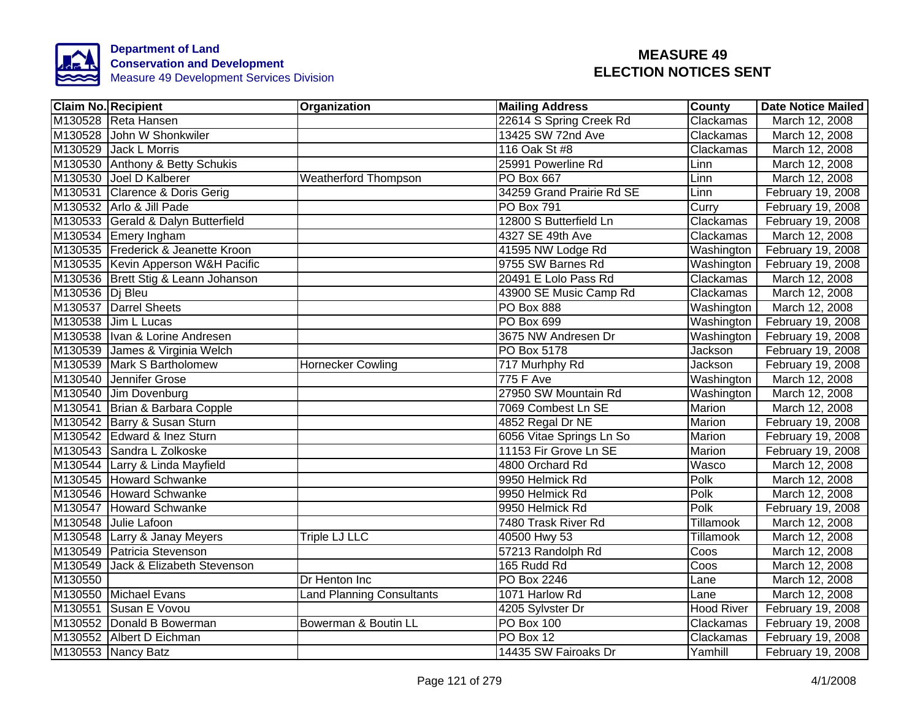**Department of Land Conservation and Development**
Measure 49 Development Services Division

# MEASURE 49
# ELECTION NOTICES SENT

| Claim No. | Recipient | Organization | Mailing Address | County | Date Notice Mailed |
|---|---|---|---|---|---|
| M130528 | Reta Hansen | | 22614 S Spring Creek Rd | Clackamas | March 12, 2008 |
| M130528 | John W Shonkwiler | | 13425 SW 72nd Ave | Clackamas | March 12, 2008 |
| M130529 | Jack L Morris | | 116 Oak St #8 | Clackamas | March 12, 2008 |
| M130530 | Anthony & Betty Schukis | | 25991 Powerline Rd | Linn | March 12, 2008 |
| M130530 | Joel D Kalberer | Weatherford Thompson | PO Box 667 | Linn | March 12, 2008 |
| M130531 | Clarence & Doris Gerig | | 34259 Grand Prairie Rd SE | Linn | February 19, 2008 |
| M130532 | Arlo & Jill Pade | | PO Box 791 | Curry | February 19, 2008 |
| M130533 | Gerald & Dalyn Butterfield | | 12800 S Butterfield Ln | Clackamas | February 19, 2008 |
| M130534 | Emery Ingham | | 4327 SE 49th Ave | Clackamas | March 12, 2008 |
| M130535 | Frederick & Jeanette Kroon | | 41595 NW Lodge Rd | Washington | February 19, 2008 |
| M130535 | Kevin Apperson W&H Pacific | | 9755 SW Barnes Rd | Washington | February 19, 2008 |
| M130536 | Brett Stig & Leann Johanson | | 20491 E Lolo Pass Rd | Clackamas | March 12, 2008 |
| M130536 | Dj Bleu | | 43900 SE Music Camp Rd | Clackamas | March 12, 2008 |
| M130537 | Darrel Sheets | | PO Box 888 | Washington | March 12, 2008 |
| M130538 | Jim L Lucas | | PO Box 699 | Washington | February 19, 2008 |
| M130538 | Ivan & Lorine Andresen | | 3675 NW Andresen Dr | Washington | February 19, 2008 |
| M130539 | James & Virginia Welch | | PO Box 5178 | Jackson | February 19, 2008 |
| M130539 | Mark S Bartholomew | Hornecker Cowling | 717 Murhphy Rd | Jackson | February 19, 2008 |
| M130540 | Jennifer Grose | | 775 F Ave | Washington | March 12, 2008 |
| M130540 | Jim Dovenburg | | 27950 SW Mountain Rd | Washington | March 12, 2008 |
| M130541 | Brian & Barbara Copple | | 7069 Combest Ln SE | Marion | March 12, 2008 |
| M130542 | Barry & Susan Sturn | | 4852 Regal Dr NE | Marion | February 19, 2008 |
| M130542 | Edward & Inez Sturn | | 6056 Vitae Springs Ln So | Marion | February 19, 2008 |
| M130543 | Sandra L Zolkoske | | 11153 Fir Grove Ln SE | Marion | February 19, 2008 |
| M130544 | Larry & Linda Mayfield | | 4800 Orchard Rd | Wasco | March 12, 2008 |
| M130545 | Howard Schwanke | | 9950 Helmick Rd | Polk | March 12, 2008 |
| M130546 | Howard Schwanke | | 9950 Helmick Rd | Polk | March 12, 2008 |
| M130547 | Howard Schwanke | | 9950 Helmick Rd | Polk | February 19, 2008 |
| M130548 | Julie Lafoon | | 7480 Trask River Rd | Tillamook | March 12, 2008 |
| M130548 | Larry & Janay Meyers | Triple LJ LLC | 40500 Hwy 53 | Tillamook | March 12, 2008 |
| M130549 | Patricia Stevenson | | 57213 Randolph Rd | Coos | March 12, 2008 |
| M130549 | Jack & Elizabeth Stevenson | | 165 Rudd Rd | Coos | March 12, 2008 |
| M130550 | | Dr Henton Inc | PO Box 2246 | Lane | March 12, 2008 |
| M130550 | Michael Evans | Land Planning Consultants | 1071 Harlow Rd | Lane | March 12, 2008 |
| M130551 | Susan E Vovou | | 4205 Sylvster Dr | Hood River | February 19, 2008 |
| M130552 | Donald B Bowerman | Bowerman & Boutin LL | PO Box 100 | Clackamas | February 19, 2008 |
| M130552 | Albert D Eichman | | PO Box 12 | Clackamas | February 19, 2008 |
| M130553 | Nancy Batz | | 14435 SW Fairoaks Dr | Yamhill | February 19, 2008 |

4/1/2008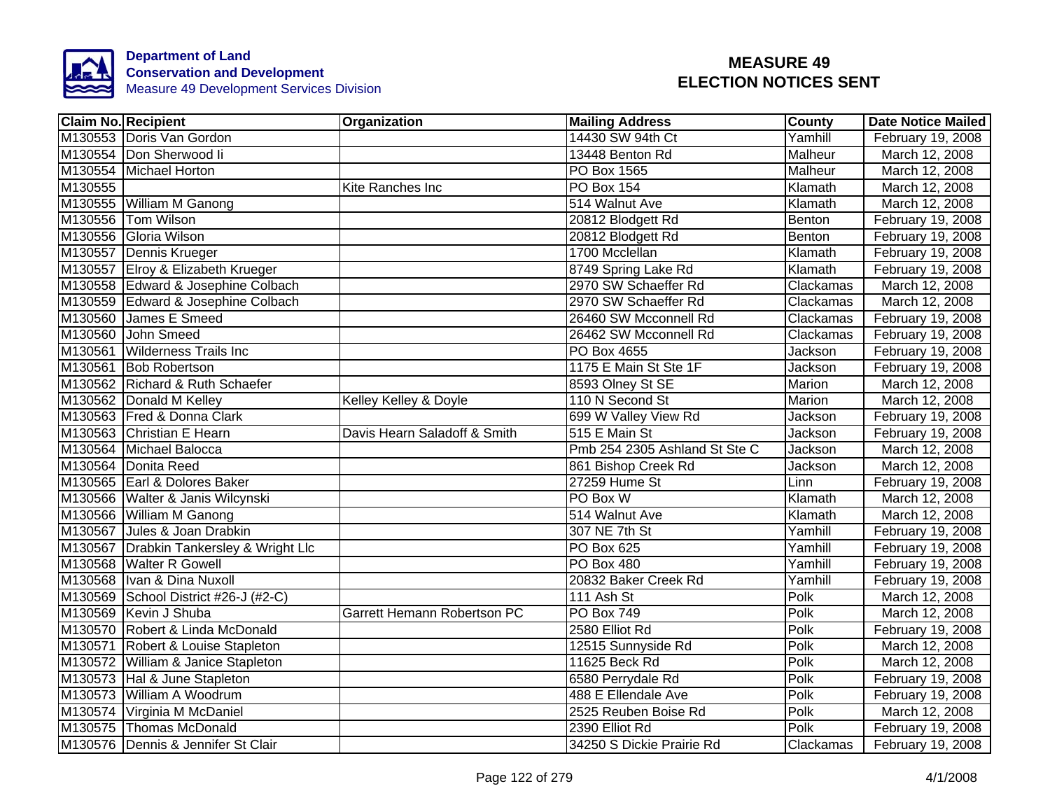Department of Land Conservation and Development
Measure 49 Development Services Division

# MEASURE 49 ELECTION NOTICES SENT

| Claim No. | Recipient | Organization | Mailing Address | County | Date Notice Mailed |
|---|---|---|---|---|---|
| M130553 | Doris Van Gordon | | 14430 SW 94th Ct | Yamhill | February 19, 2008 |
| M130554 | Don Sherwood Ii | | 13448 Benton Rd | Malheur | March 12, 2008 |
| M130554 | Michael Horton | | PO Box 1565 | Malheur | March 12, 2008 |
| M130555 | | Kite Ranches Inc | PO Box 154 | Klamath | March 12, 2008 |
| M130555 | William M Ganong | | 514 Walnut Ave | Klamath | March 12, 2008 |
| M130556 | Tom Wilson | | 20812 Blodgett Rd | Benton | February 19, 2008 |
| M130556 | Gloria Wilson | | 20812 Blodgett Rd | Benton | February 19, 2008 |
| M130557 | Dennis Krueger | | 1700 Mcclellan | Klamath | February 19, 2008 |
| M130557 | Elroy & Elizabeth Krueger | | 8749 Spring Lake Rd | Klamath | February 19, 2008 |
| M130558 | Edward & Josephine Colbach | | 2970 SW Schaeffer Rd | Clackamas | March 12, 2008 |
| M130559 | Edward & Josephine Colbach | | 2970 SW Schaeffer Rd | Clackamas | March 12, 2008 |
| M130560 | James E Smeed | | 26460 SW Mcconnell Rd | Clackamas | February 19, 2008 |
| M130560 | John Smeed | | 26462 SW Mcconnell Rd | Clackamas | February 19, 2008 |
| M130561 | Wilderness Trails Inc | | PO Box 4655 | Jackson | February 19, 2008 |
| M130561 | Bob Robertson | | 1175 E Main St Ste 1F | Jackson | February 19, 2008 |
| M130562 | Richard & Ruth Schaefer | | 8593 Olney St SE | Marion | March 12, 2008 |
| M130562 | Donald M Kelley | Kelley Kelley & Doyle | 110 N Second St | Marion | March 12, 2008 |
| M130563 | Fred & Donna Clark | | 699 W Valley View Rd | Jackson | February 19, 2008 |
| M130563 | Christian E Hearn | Davis Hearn Saladoff & Smith | 515 E Main St | Jackson | February 19, 2008 |
| M130564 | Michael Balocca | | Pmb 254 2305 Ashland St Ste C | Jackson | March 12, 2008 |
| M130564 | Donita Reed | | 861 Bishop Creek Rd | Jackson | March 12, 2008 |
| M130565 | Earl & Dolores Baker | | 27259 Hume St | Linn | February 19, 2008 |
| M130566 | Walter & Janis Wilcynski | | PO Box W | Klamath | March 12, 2008 |
| M130566 | William M Ganong | | 514 Walnut Ave | Klamath | March 12, 2008 |
| M130567 | Jules & Joan Drabkin | | 307 NE 7th St | Yamhill | February 19, 2008 |
| M130567 | Drabkin Tankersley & Wright Llc | | PO Box 625 | Yamhill | February 19, 2008 |
| M130568 | Walter R Gowell | | PO Box 480 | Yamhill | February 19, 2008 |
| M130568 | Ivan & Dina Nuxoll | | 20832 Baker Creek Rd | Yamhill | February 19, 2008 |
| M130569 | School District #26-J (#2-C) | | 111 Ash St | Polk | March 12, 2008 |
| M130569 | Kevin J Shuba | Garrett Hemann Robertson PC | PO Box 749 | Polk | March 12, 2008 |
| M130570 | Robert & Linda McDonald | | 2580 Elliot Rd | Polk | February 19, 2008 |
| M130571 | Robert & Louise Stapleton | | 12515 Sunnyside Rd | Polk | March 12, 2008 |
| M130572 | William & Janice Stapleton | | 11625 Beck Rd | Polk | March 12, 2008 |
| M130573 | Hal & June Stapleton | | 6580 Perrydale Rd | Polk | February 19, 2008 |
| M130573 | William A Woodrum | | 488 E Ellendale Ave | Polk | February 19, 2008 |
| M130574 | Virginia M McDaniel | | 2525 Reuben Boise Rd | Polk | March 12, 2008 |
| M130575 | Thomas McDonald | | 2390 Elliot Rd | Polk | February 19, 2008 |
| M130576 | Dennis & Jennifer St Clair | | 34250 S Dickie Prairie Rd | Clackamas | February 19, 2008 |

4/1/2008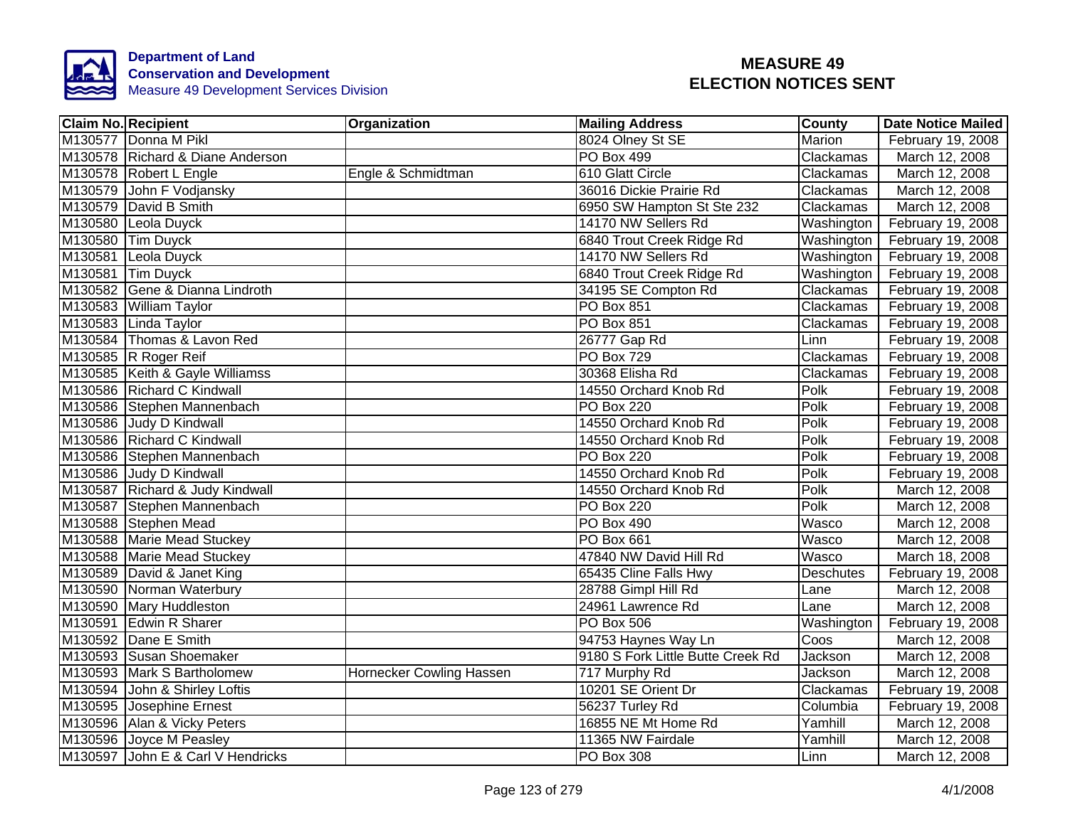Department of Land Conservation and Development
Measure 49 Development Services Division

# MEASURE 49
# ELECTION NOTICES SENT

| Claim No. | Recipient | Organization | Mailing Address | County | Date Notice Mailed |
|---|---|---|---|---|---|
| M130577 | Donna M Pikl | | 8024 Olney St SE | Marion | February 19, 2008 |
| M130578 | Richard & Diane Anderson | | PO Box 499 | Clackamas | March 12, 2008 |
| M130578 | Robert L Engle | Engle & Schmidtman | 610 Glatt Circle | Clackamas | March 12, 2008 |
| M130579 | John F Vodjansky | | 36016 Dickie Prairie Rd | Clackamas | March 12, 2008 |
| M130579 | David B Smith | | 6950 SW Hampton St Ste 232 | Clackamas | March 12, 2008 |
| M130580 | Leola Duyck | | 14170 NW Sellers Rd | Washington | February 19, 2008 |
| M130580 | Tim Duyck | | 6840 Trout Creek Ridge Rd | Washington | February 19, 2008 |
| M130581 | Leola Duyck | | 14170 NW Sellers Rd | Washington | February 19, 2008 |
| M130581 | Tim Duyck | | 6840 Trout Creek Ridge Rd | Washington | February 19, 2008 |
| M130582 | Gene & Dianna Lindroth | | 34195 SE Compton Rd | Clackamas | February 19, 2008 |
| M130583 | William Taylor | | PO Box 851 | Clackamas | February 19, 2008 |
| M130583 | Linda Taylor | | PO Box 851 | Clackamas | February 19, 2008 |
| M130584 | Thomas & Lavon Red | | 26777 Gap Rd | Linn | February 19, 2008 |
| M130585 | R Roger Reif | | PO Box 729 | Clackamas | February 19, 2008 |
| M130585 | Keith & Gayle Williamss | | 30368 Elisha Rd | Clackamas | February 19, 2008 |
| M130586 | Richard C Kindwall | | 14550 Orchard Knob Rd | Polk | February 19, 2008 |
| M130586 | Stephen Mannenbach | | PO Box 220 | Polk | February 19, 2008 |
| M130586 | Judy D Kindwall | | 14550 Orchard Knob Rd | Polk | February 19, 2008 |
| M130586 | Richard C Kindwall | | 14550 Orchard Knob Rd | Polk | February 19, 2008 |
| M130586 | Stephen Mannenbach | | PO Box 220 | Polk | February 19, 2008 |
| M130586 | Judy D Kindwall | | 14550 Orchard Knob Rd | Polk | February 19, 2008 |
| M130587 | Richard & Judy Kindwall | | 14550 Orchard Knob Rd | Polk | March 12, 2008 |
| M130587 | Stephen Mannenbach | | PO Box 220 | Polk | March 12, 2008 |
| M130588 | Stephen Mead | | PO Box 490 | Wasco | March 12, 2008 |
| M130588 | Marie Mead Stuckey | | PO Box 661 | Wasco | March 12, 2008 |
| M130588 | Marie Mead Stuckey | | 47840 NW David Hill Rd | Wasco | March 18, 2008 |
| M130589 | David & Janet King | | 65435 Cline Falls Hwy | Deschutes | February 19, 2008 |
| M130590 | Norman Waterbury | | 28788 Gimpl Hill Rd | Lane | March 12, 2008 |
| M130590 | Mary Huddleston | | 24961 Lawrence Rd | Lane | March 12, 2008 |
| M130591 | Edwin R Sharer | | PO Box 506 | Washington | February 19, 2008 |
| M130592 | Dane E Smith | | 94753 Haynes Way Ln | Coos | March 12, 2008 |
| M130593 | Susan Shoemaker | | 9180 S Fork Little Butte Creek Rd | Jackson | March 12, 2008 |
| M130593 | Mark S Bartholomew | Hornecker Cowling Hassen | 717 Murphy Rd | Jackson | March 12, 2008 |
| M130594 | John & Shirley Loftis | | 10201 SE Orient Dr | Clackamas | February 19, 2008 |
| M130595 | Josephine Ernest | | 56237 Turley Rd | Columbia | February 19, 2008 |
| M130596 | Alan & Vicky Peters | | 16855 NE Mt Home Rd | Yamhill | March 12, 2008 |
| M130596 | Joyce M Peasley | | 11365 NW Fairdale | Yamhill | March 12, 2008 |
| M130597 | John E & Carl V Hendricks | | PO Box 308 | Linn | March 12, 2008 |

4/1/2008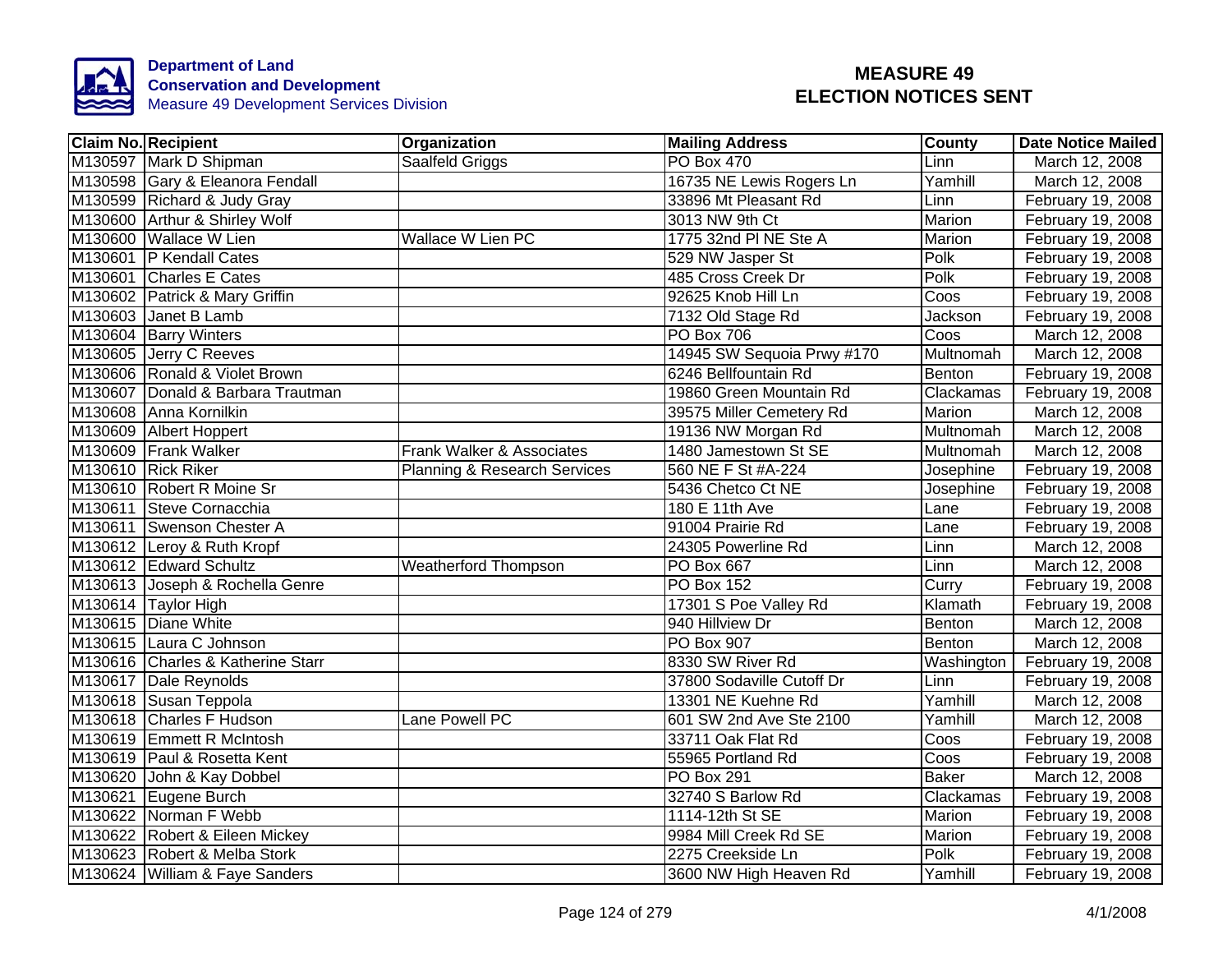Department of Land Conservation and Development
Measure 49 Development Services Division

# MEASURE 49
# ELECTION NOTICES SENT

| Claim No. | Recipient | Organization | Mailing Address | County | Date Notice Mailed |
|---|---|---|---|---|---|
| M130597 | Mark D Shipman | Saalfeld Griggs | PO Box 470 | Linn | March 12, 2008 |
| M130598 | Gary & Eleanora Fendall | | 16735 NE Lewis Rogers Ln | Yamhill | March 12, 2008 |
| M130599 | Richard & Judy Gray | | 33896 Mt Pleasant Rd | Linn | February 19, 2008 |
| M130600 | Arthur & Shirley Wolf | | 3013 NW 9th Ct | Marion | February 19, 2008 |
| M130600 | Wallace W Lien | Wallace W Lien PC | 1775 32nd Pl NE Ste A | Marion | February 19, 2008 |
| M130601 | P Kendall Cates | | 529 NW Jasper St | Polk | February 19, 2008 |
| M130601 | Charles E Cates | | 485 Cross Creek Dr | Polk | February 19, 2008 |
| M130602 | Patrick & Mary Griffin | | 92625 Knob Hill Ln | Coos | February 19, 2008 |
| M130603 | Janet B Lamb | | 7132 Old Stage Rd | Jackson | February 19, 2008 |
| M130604 | Barry Winters | | PO Box 706 | Coos | March 12, 2008 |
| M130605 | Jerry C Reeves | | 14945 SW Sequoia Prwy #170 | Multnomah | March 12, 2008 |
| M130606 | Ronald & Violet Brown | | 6246 Bellfountain Rd | Benton | February 19, 2008 |
| M130607 | Donald & Barbara Trautman | | 19860 Green Mountain Rd | Clackamas | February 19, 2008 |
| M130608 | Anna Kornilkin | | 39575 Miller Cemetery Rd | Marion | March 12, 2008 |
| M130609 | Albert Hoppert | | 19136 NW Morgan Rd | Multnomah | March 12, 2008 |
| M130609 | Frank Walker | Frank Walker & Associates | 1480 Jamestown St SE | Multnomah | March 12, 2008 |
| M130610 | Rick Riker | Planning & Research Services | 560 NE F St #A-224 | Josephine | February 19, 2008 |
| M130610 | Robert R Moine Sr | | 5436 Chetco Ct NE | Josephine | February 19, 2008 |
| M130611 | Steve Cornacchia | | 180 E 11th Ave | Lane | February 19, 2008 |
| M130611 | Swenson Chester A | | 91004 Prairie Rd | Lane | February 19, 2008 |
| M130612 | Leroy & Ruth Kropf | | 24305 Powerline Rd | Linn | March 12, 2008 |
| M130612 | Edward Schultz | Weatherford Thompson | PO Box 667 | Linn | March 12, 2008 |
| M130613 | Joseph & Rochella Genre | | PO Box 152 | Curry | February 19, 2008 |
| M130614 | Taylor High | | 17301 S Poe Valley Rd | Klamath | February 19, 2008 |
| M130615 | Diane White | | 940 Hillview Dr | Benton | March 12, 2008 |
| M130615 | Laura C Johnson | | PO Box 907 | Benton | March 12, 2008 |
| M130616 | Charles & Katherine Starr | | 8330 SW River Rd | Washington | February 19, 2008 |
| M130617 | Dale Reynolds | | 37800 Sodaville Cutoff Dr | Linn | February 19, 2008 |
| M130618 | Susan Teppola | | 13301 NE Kuehne Rd | Yamhill | March 12, 2008 |
| M130618 | Charles F Hudson | Lane Powell PC | 601 SW 2nd Ave Ste 2100 | Yamhill | March 12, 2008 |
| M130619 | Emmett R McIntosh | | 33711 Oak Flat Rd | Coos | February 19, 2008 |
| M130619 | Paul & Rosetta Kent | | 55965 Portland Rd | Coos | February 19, 2008 |
| M130620 | John & Kay Dobbel | | PO Box 291 | Baker | March 12, 2008 |
| M130621 | Eugene Burch | | 32740 S Barlow Rd | Clackamas | February 19, 2008 |
| M130622 | Norman F Webb | | 1114-12th St SE | Marion | February 19, 2008 |
| M130622 | Robert & Eileen Mickey | | 9984 Mill Creek Rd SE | Marion | February 19, 2008 |
| M130623 | Robert & Melba Stork | | 2275 Creekside Ln | Polk | February 19, 2008 |
| M130624 | William & Faye Sanders | | 3600 NW High Heaven Rd | Yamhill | February 19, 2008 |

4/1/2008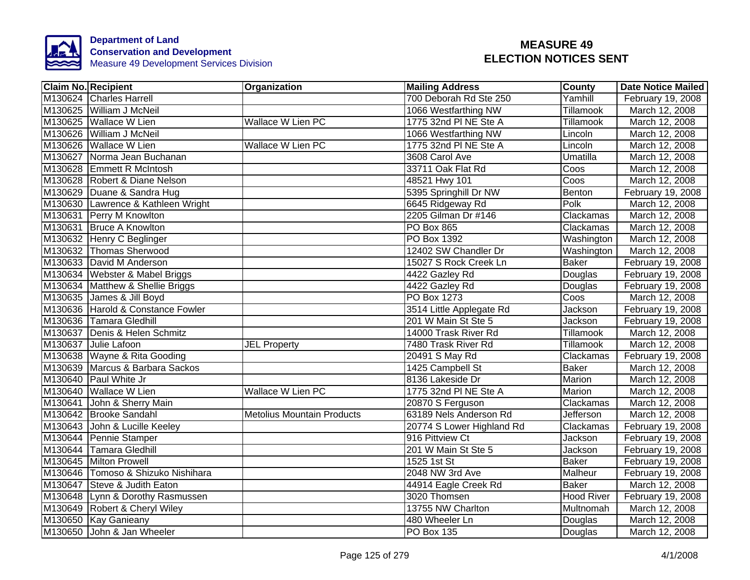**Department of Land Conservation and Development**
Measure 49 Development Services Division

# MEASURE 49 ELECTION NOTICES SENT

| Claim No. | Recipient | Organization | Mailing Address | County | Date Notice Mailed |
|---|---|---|---|---|---|
| M130624 | Charles Harrell | | 700 Deborah Rd Ste 250 | Yamhill | February 19, 2008 |
| M130625 | William J McNeil | | 1066 Westfarthing NW | Tillamook | March 12, 2008 |
| M130625 | Wallace W Lien | Wallace W Lien PC | 1775 32nd Pl NE Ste A | Tillamook | March 12, 2008 |
| M130626 | William J McNeil | | 1066 Westfarthing NW | Lincoln | March 12, 2008 |
| M130626 | Wallace W Lien | Wallace W Lien PC | 1775 32nd Pl NE Ste A | Lincoln | March 12, 2008 |
| M130627 | Norma Jean Buchanan | | 3608 Carol Ave | Umatilla | March 12, 2008 |
| M130628 | Emmett R McIntosh | | 33711 Oak Flat Rd | Coos | March 12, 2008 |
| M130628 | Robert & Diane Nelson | | 48521 Hwy 101 | Coos | March 12, 2008 |
| M130629 | Duane & Sandra Hug | | 5395 Springhill Dr NW | Benton | February 19, 2008 |
| M130630 | Lawrence & Kathleen Wright | | 6645 Ridgeway Rd | Polk | March 12, 2008 |
| M130631 | Perry M Knowlton | | 2205 Gilman Dr #146 | Clackamas | March 12, 2008 |
| M130631 | Bruce A Knowlton | | PO Box 865 | Clackamas | March 12, 2008 |
| M130632 | Henry C Beglinger | | PO Box 1392 | Washington | March 12, 2008 |
| M130632 | Thomas Sherwood | | 12402 SW Chandler Dr | Washington | March 12, 2008 |
| M130633 | David M Anderson | | 15027 S Rock Creek Ln | Baker | February 19, 2008 |
| M130634 | Webster & Mabel Briggs | | 4422 Gazley Rd | Douglas | February 19, 2008 |
| M130634 | Matthew & Shellie Briggs | | 4422 Gazley Rd | Douglas | February 19, 2008 |
| M130635 | James & Jill Boyd | | PO Box 1273 | Coos | March 12, 2008 |
| M130636 | Harold & Constance Fowler | | 3514 Little Applegate Rd | Jackson | February 19, 2008 |
| M130636 | Tamara Gledhill | | 201 W Main St Ste 5 | Jackson | February 19, 2008 |
| M130637 | Denis & Helen Schmitz | | 14000 Trask River Rd | Tillamook | March 12, 2008 |
| M130637 | Julie Lafoon | JEL Property | 7480 Trask River Rd | Tillamook | March 12, 2008 |
| M130638 | Wayne & Rita Gooding | | 20491 S May Rd | Clackamas | February 19, 2008 |
| M130639 | Marcus & Barbara Sackos | | 1425 Campbell St | Baker | March 12, 2008 |
| M130640 | Paul White Jr | | 8136 Lakeside Dr | Marion | March 12, 2008 |
| M130640 | Wallace W Lien | Wallace W Lien PC | 1775 32nd Pl NE Ste A | Marion | March 12, 2008 |
| M130641 | John & Sherry Main | | 20870 S Ferguson | Clackamas | March 12, 2008 |
| M130642 | Brooke Sandahl | Metolius Mountain Products | 63189 Nels Anderson Rd | Jefferson | March 12, 2008 |
| M130643 | John & Lucille Keeley | | 20774 S Lower Highland Rd | Clackamas | February 19, 2008 |
| M130644 | Pennie Stamper | | 916 Pittview Ct | Jackson | February 19, 2008 |
| M130644 | Tamara Gledhill | | 201 W Main St Ste 5 | Jackson | February 19, 2008 |
| M130645 | Milton Prowell | | 1525 1st St | Baker | February 19, 2008 |
| M130646 | Tomoso & Shizuko Nishihara | | 2048 NW 3rd Ave | Malheur | February 19, 2008 |
| M130647 | Steve & Judith Eaton | | 44914 Eagle Creek Rd | Baker | March 12, 2008 |
| M130648 | Lynn & Dorothy Rasmussen | | 3020 Thomsen | Hood River | February 19, 2008 |
| M130649 | Robert & Cheryl Wiley | | 13755 NW Charlton | Multnomah | March 12, 2008 |
| M130650 | Kay Ganieany | | 480 Wheeler Ln | Douglas | March 12, 2008 |
| M130650 | John & Jan Wheeler | | PO Box 135 | Douglas | March 12, 2008 |

4/1/2008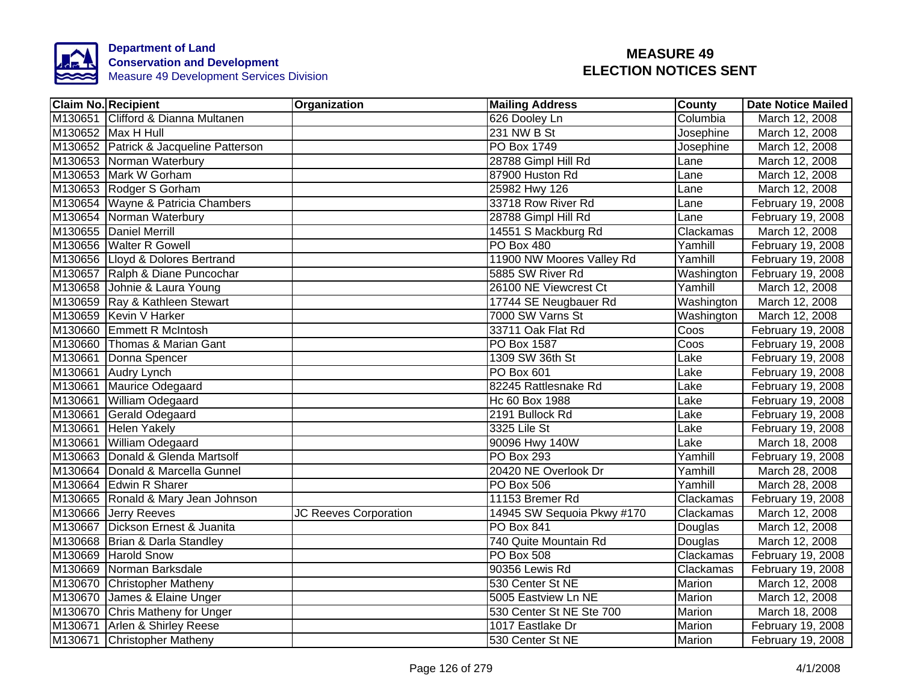**Department of Land Conservation and Development**
Measure 49 Development Services Division

# MEASURE 49 ELECTION NOTICES SENT

| Claim No. | Recipient | Organization | Mailing Address | County | Date Notice Mailed |
|---|---|---|---|---|---|
| M130651 | Clifford & Dianna Multanen | | 626 Dooley Ln | Columbia | March 12, 2008 |
| M130652 | Max H Hull | | 231 NW B St | Josephine | March 12, 2008 |
| M130652 | Patrick & Jacqueline Patterson | | PO Box 1749 | Josephine | March 12, 2008 |
| M130653 | Norman Waterbury | | 28788 Gimpl Hill Rd | Lane | March 12, 2008 |
| M130653 | Mark W Gorham | | 87900 Huston Rd | Lane | March 12, 2008 |
| M130653 | Rodger S Gorham | | 25982 Hwy 126 | Lane | March 12, 2008 |
| M130654 | Wayne & Patricia Chambers | | 33718 Row River Rd | Lane | February 19, 2008 |
| M130654 | Norman Waterbury | | 28788 Gimpl Hill Rd | Lane | February 19, 2008 |
| M130655 | Daniel Merrill | | 14551 S Mackburg Rd | Clackamas | March 12, 2008 |
| M130656 | Walter R Gowell | | PO Box 480 | Yamhill | February 19, 2008 |
| M130656 | Lloyd & Dolores Bertrand | | 11900 NW Moores Valley Rd | Yamhill | February 19, 2008 |
| M130657 | Ralph & Diane Puncochar | | 5885 SW River Rd | Washington | February 19, 2008 |
| M130658 | Johnie & Laura Young | | 26100 NE Viewcrest Ct | Yamhill | March 12, 2008 |
| M130659 | Ray & Kathleen Stewart | | 17744 SE Neugbauer Rd | Washington | March 12, 2008 |
| M130659 | Kevin V Harker | | 7000 SW Varns St | Washington | March 12, 2008 |
| M130660 | Emmett R McIntosh | | 33711 Oak Flat Rd | Coos | February 19, 2008 |
| M130660 | Thomas & Marian Gant | | PO Box 1587 | Coos | February 19, 2008 |
| M130661 | Donna Spencer | | 1309 SW 36th St | Lake | February 19, 2008 |
| M130661 | Audry Lynch | | PO Box 601 | Lake | February 19, 2008 |
| M130661 | Maurice Odegaard | | 82245 Rattlesnake Rd | Lake | February 19, 2008 |
| M130661 | William Odegaard | | Hc 60 Box 1988 | Lake | February 19, 2008 |
| M130661 | Gerald Odegaard | | 2191 Bullock Rd | Lake | February 19, 2008 |
| M130661 | Helen Yakely | | 3325 Lile St | Lake | February 19, 2008 |
| M130661 | William Odegaard | | 90096 Hwy 140W | Lake | March 18, 2008 |
| M130663 | Donald & Glenda Martsolf | | PO Box 293 | Yamhill | February 19, 2008 |
| M130664 | Donald & Marcella Gunnel | | 20420 NE Overlook Dr | Yamhill | March 28, 2008 |
| M130664 | Edwin R Sharer | | PO Box 506 | Yamhill | March 28, 2008 |
| M130665 | Ronald & Mary Jean Johnson | | 11153 Bremer Rd | Clackamas | February 19, 2008 |
| M130666 | Jerry Reeves | JC Reeves Corporation | 14945 SW Sequoia Pkwy #170 | Clackamas | March 12, 2008 |
| M130667 | Dickson Ernest & Juanita | | PO Box 841 | Douglas | March 12, 2008 |
| M130668 | Brian & Darla Standley | | 740 Quite Mountain Rd | Douglas | March 12, 2008 |
| M130669 | Harold Snow | | PO Box 508 | Clackamas | February 19, 2008 |
| M130669 | Norman Barksdale | | 90356 Lewis Rd | Clackamas | February 19, 2008 |
| M130670 | Christopher Matheny | | 530 Center St NE | Marion | March 12, 2008 |
| M130670 | James & Elaine Unger | | 5005 Eastview Ln NE | Marion | March 12, 2008 |
| M130670 | Chris Matheny for Unger | | 530 Center St NE Ste 700 | Marion | March 18, 2008 |
| M130671 | Arlen & Shirley Reese | | 1017 Eastlake Dr | Marion | February 19, 2008 |
| M130671 | Christopher Matheny | | 530 Center St NE | Marion | February 19, 2008 |

4/1/2008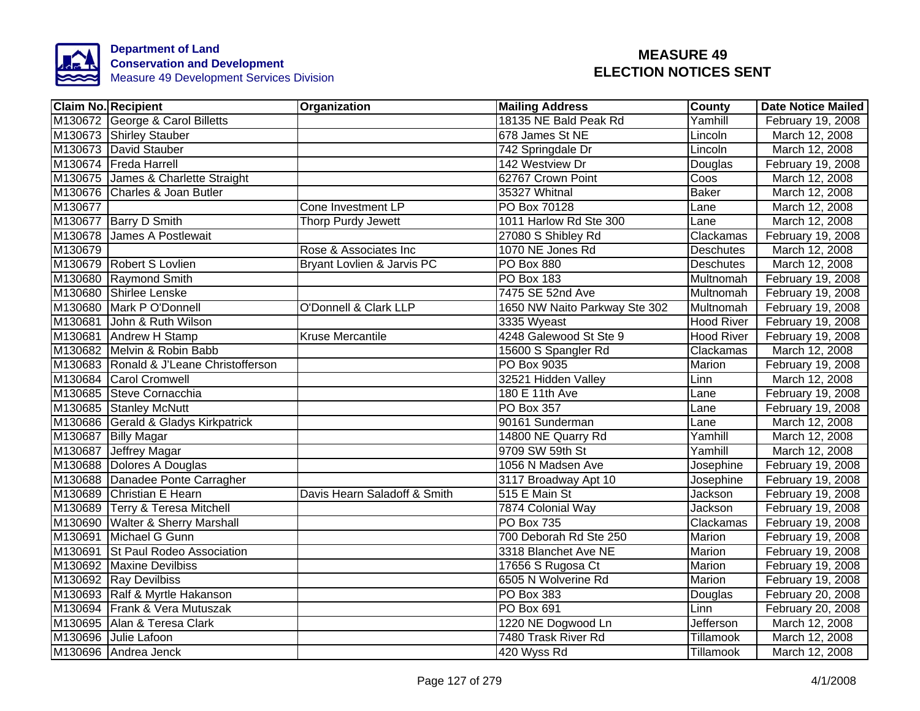**Department of Land Conservation and Development**
Measure 49 Development Services Division

# MEASURE 49 ELECTION NOTICES SENT

| Claim No. | Recipient | Organization | Mailing Address | County | Date Notice Mailed |
|---|---|---|---|---|---|
| M130672 | George & Carol Billetts | | 18135 NE Bald Peak Rd | Yamhill | February 19, 2008 |
| M130673 | Shirley Stauber | | 678 James St NE | Lincoln | March 12, 2008 |
| M130673 | David Stauber | | 742 Springdale Dr | Lincoln | March 12, 2008 |
| M130674 | Freda Harrell | | 142 Westview Dr | Douglas | February 19, 2008 |
| M130675 | James & Charlette Straight | | 62767 Crown Point | Coos | March 12, 2008 |
| M130676 | Charles & Joan Butler | | 35327 Whitnal | Baker | March 12, 2008 |
| M130677 | | Cone Investment LP | PO Box 70128 | Lane | March 12, 2008 |
| M130677 | Barry D Smith | Thorp Purdy Jewett | 1011 Harlow Rd Ste 300 | Lane | March 12, 2008 |
| M130678 | James A Postlewait | | 27080 S Shibley Rd | Clackamas | February 19, 2008 |
| M130679 | | Rose & Associates Inc | 1070 NE Jones Rd | Deschutes | March 12, 2008 |
| M130679 | Robert S Lovlien | Bryant Lovlien & Jarvis PC | PO Box 880 | Deschutes | March 12, 2008 |
| M130680 | Raymond Smith | | PO Box 183 | Multnomah | February 19, 2008 |
| M130680 | Shirlee Lenske | | 7475 SE 52nd Ave | Multnomah | February 19, 2008 |
| M130680 | Mark P O'Donnell | O'Donnell & Clark LLP | 1650 NW Naito Parkway Ste 302 | Multnomah | February 19, 2008 |
| M130681 | John & Ruth Wilson | | 3335 Wyeast | Hood River | February 19, 2008 |
| M130681 | Andrew H Stamp | Kruse Mercantile | 4248 Galewood St Ste 9 | Hood River | February 19, 2008 |
| M130682 | Melvin & Robin Babb | | 15600 S Spangler Rd | Clackamas | March 12, 2008 |
| M130683 | Ronald & J'Leane Christofferson | | PO Box 9035 | Marion | February 19, 2008 |
| M130684 | Carol Cromwell | | 32521 Hidden Valley | Linn | March 12, 2008 |
| M130685 | Steve Cornacchia | | 180 E 11th Ave | Lane | February 19, 2008 |
| M130685 | Stanley McNutt | | PO Box 357 | Lane | February 19, 2008 |
| M130686 | Gerald & Gladys Kirkpatrick | | 90161 Sunderman | Lane | March 12, 2008 |
| M130687 | Billy Magar | | 14800 NE Quarry Rd | Yamhill | March 12, 2008 |
| M130687 | Jeffrey Magar | | 9709 SW 59th St | Yamhill | March 12, 2008 |
| M130688 | Dolores A Douglas | | 1056 N Madsen Ave | Josephine | February 19, 2008 |
| M130688 | Danadee Ponte Carragher | | 3117 Broadway Apt 10 | Josephine | February 19, 2008 |
| M130689 | Christian E Hearn | Davis Hearn Saladoff & Smith | 515 E Main St | Jackson | February 19, 2008 |
| M130689 | Terry & Teresa Mitchell | | 7874 Colonial Way | Jackson | February 19, 2008 |
| M130690 | Walter & Sherry Marshall | | PO Box 735 | Clackamas | February 19, 2008 |
| M130691 | Michael G Gunn | | 700 Deborah Rd Ste 250 | Marion | February 19, 2008 |
| M130691 | St Paul Rodeo Association | | 3318 Blanchet Ave NE | Marion | February 19, 2008 |
| M130692 | Maxine Devilbiss | | 17656 S Rugosa Ct | Marion | February 19, 2008 |
| M130692 | Ray Devilbiss | | 6505 N Wolverine Rd | Marion | February 19, 2008 |
| M130693 | Ralf & Myrtle Hakanson | | PO Box 383 | Douglas | February 20, 2008 |
| M130694 | Frank & Vera Mutuszak | | PO Box 691 | Linn | February 20, 2008 |
| M130695 | Alan & Teresa Clark | | 1220 NE Dogwood Ln | Jefferson | March 12, 2008 |
| M130696 | Julie Lafoon | | 7480 Trask River Rd | Tillamook | March 12, 2008 |
| M130696 | Andrea Jenck | | 420 Wyss Rd | Tillamook | March 12, 2008 |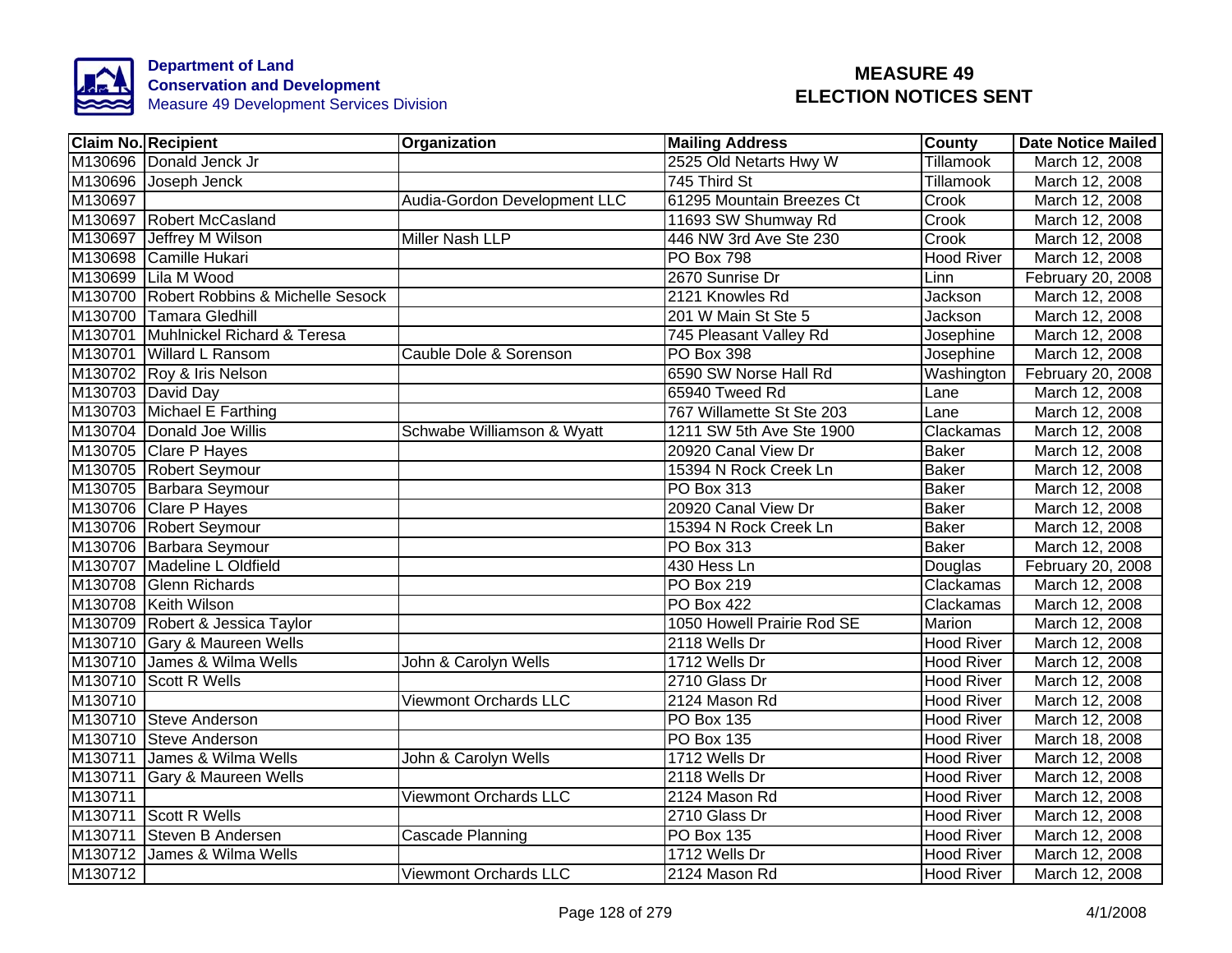**Department of Land Conservation and Development**
Measure 49 Development Services Division

# MEASURE 49 ELECTION NOTICES SENT

| Claim No. | Recipient | Organization | Mailing Address | County | Date Notice Mailed |
|---|---|---|---|---|---|
| M130696 | Donald Jenck Jr | | 2525 Old Netarts Hwy W | Tillamook | March 12, 2008 |
| M130696 | Joseph Jenck | | 745 Third St | Tillamook | March 12, 2008 |
| M130697 | | Audia-Gordon Development LLC | 61295 Mountain Breezes Ct | Crook | March 12, 2008 |
| M130697 | Robert McCasland | | 11693 SW Shumway Rd | Crook | March 12, 2008 |
| M130697 | Jeffrey M Wilson | Miller Nash LLP | 446 NW 3rd Ave Ste 230 | Crook | March 12, 2008 |
| M130698 | Camille Hukari | | PO Box 798 | Hood River | March 12, 2008 |
| M130699 | Lila M Wood | | 2670 Sunrise Dr | Linn | February 20, 2008 |
| M130700 | Robert Robbins & Michelle Sesock | | 2121 Knowles Rd | Jackson | March 12, 2008 |
| M130700 | Tamara Gledhill | | 201 W Main St Ste 5 | Jackson | March 12, 2008 |
| M130701 | Muhlnickel Richard & Teresa | | 745 Pleasant Valley Rd | Josephine | March 12, 2008 |
| M130701 | Willard L Ransom | Cauble Dole & Sorenson | PO Box 398 | Josephine | March 12, 2008 |
| M130702 | Roy & Iris Nelson | | 6590 SW Norse Hall Rd | Washington | February 20, 2008 |
| M130703 | David Day | | 65940 Tweed Rd | Lane | March 12, 2008 |
| M130703 | Michael E Farthing | | 767 Willamette St Ste 203 | Lane | March 12, 2008 |
| M130704 | Donald Joe Willis | Schwabe Williamson & Wyatt | 1211 SW 5th Ave Ste 1900 | Clackamas | March 12, 2008 |
| M130705 | Clare P Hayes | | 20920 Canal View Dr | Baker | March 12, 2008 |
| M130705 | Robert Seymour | | 15394 N Rock Creek Ln | Baker | March 12, 2008 |
| M130705 | Barbara Seymour | | PO Box 313 | Baker | March 12, 2008 |
| M130706 | Clare P Hayes | | 20920 Canal View Dr | Baker | March 12, 2008 |
| M130706 | Robert Seymour | | 15394 N Rock Creek Ln | Baker | March 12, 2008 |
| M130706 | Barbara Seymour | | PO Box 313 | Baker | March 12, 2008 |
| M130707 | Madeline L Oldfield | | 430 Hess Ln | Douglas | February 20, 2008 |
| M130708 | Glenn Richards | | PO Box 219 | Clackamas | March 12, 2008 |
| M130708 | Keith Wilson | | PO Box 422 | Clackamas | March 12, 2008 |
| M130709 | Robert & Jessica Taylor | | 1050 Howell Prairie Rod SE | Marion | March 12, 2008 |
| M130710 | Gary & Maureen Wells | | 2118 Wells Dr | Hood River | March 12, 2008 |
| M130710 | James & Wilma Wells | John & Carolyn Wells | 1712 Wells Dr | Hood River | March 12, 2008 |
| M130710 | Scott R Wells | | 2710 Glass Dr | Hood River | March 12, 2008 |
| M130710 | | Viewmont Orchards LLC | 2124 Mason Rd | Hood River | March 12, 2008 |
| M130710 | Steve Anderson | | PO Box 135 | Hood River | March 12, 2008 |
| M130710 | Steve Anderson | | PO Box 135 | Hood River | March 18, 2008 |
| M130711 | James & Wilma Wells | John & Carolyn Wells | 1712 Wells Dr | Hood River | March 12, 2008 |
| M130711 | Gary & Maureen Wells | | 2118 Wells Dr | Hood River | March 12, 2008 |
| M130711 | | Viewmont Orchards LLC | 2124 Mason Rd | Hood River | March 12, 2008 |
| M130711 | Scott R Wells | | 2710 Glass Dr | Hood River | March 12, 2008 |
| M130711 | Steven B Andersen | Cascade Planning | PO Box 135 | Hood River | March 12, 2008 |
| M130712 | James & Wilma Wells | | 1712 Wells Dr | Hood River | March 12, 2008 |
| M130712 | | Viewmont Orchards LLC | 2124 Mason Rd | Hood River | March 12, 2008 |

4/1/2008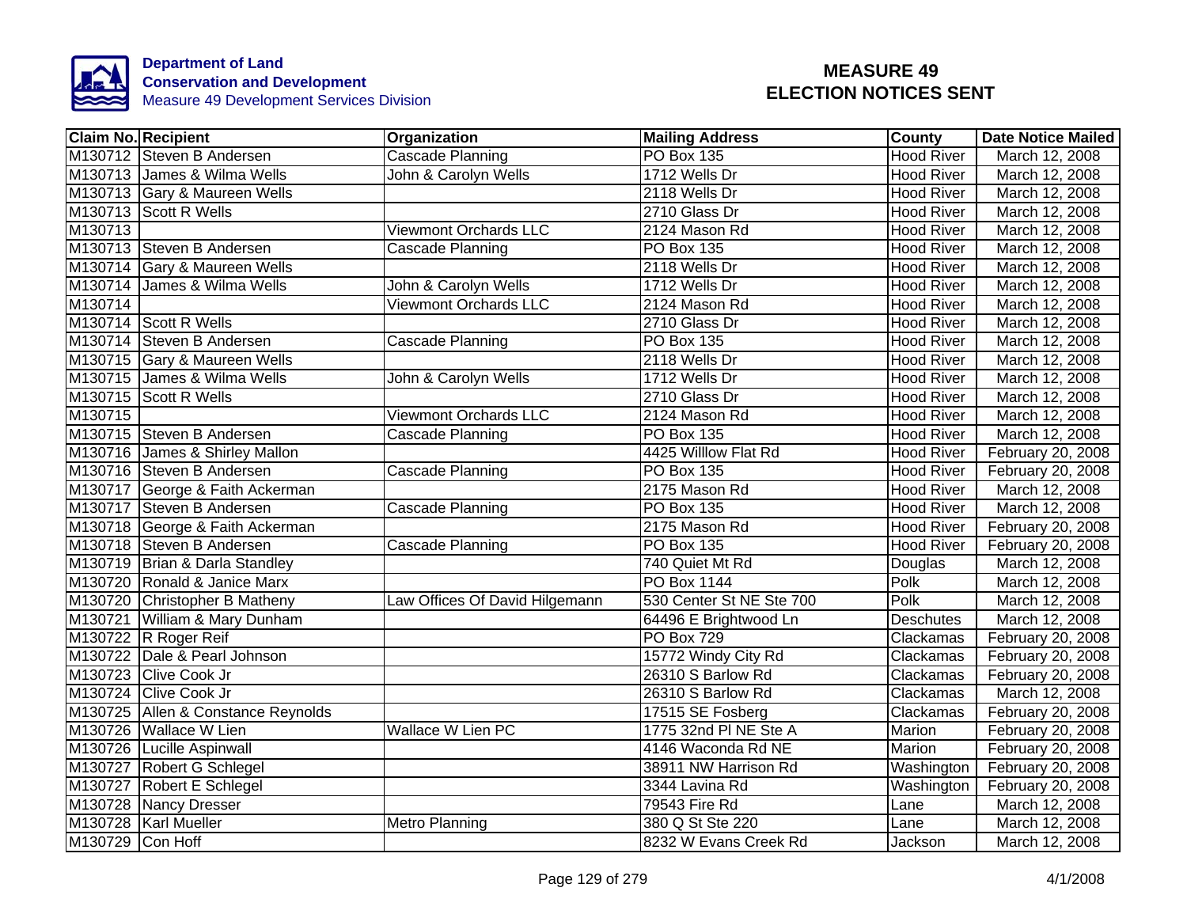**Department of Land Conservation and Development**
Measure 49 Development Services Division

# MEASURE 49 ELECTION NOTICES SENT

| Claim No. | Recipient | Organization | Mailing Address | County | Date Notice Mailed |
|---|---|---|---|---|---|
| M130712 | Steven B Andersen | Cascade Planning | PO Box 135 | Hood River | March 12, 2008 |
| M130713 | James & Wilma Wells | John & Carolyn Wells | 1712 Wells Dr | Hood River | March 12, 2008 |
| M130713 | Gary & Maureen Wells | | 2118 Wells Dr | Hood River | March 12, 2008 |
| M130713 | Scott R Wells | | 2710 Glass Dr | Hood River | March 12, 2008 |
| M130713 | | Viewmont Orchards LLC | 2124 Mason Rd | Hood River | March 12, 2008 |
| M130713 | Steven B Andersen | Cascade Planning | PO Box 135 | Hood River | March 12, 2008 |
| M130714 | Gary & Maureen Wells | | 2118 Wells Dr | Hood River | March 12, 2008 |
| M130714 | James & Wilma Wells | John & Carolyn Wells | 1712 Wells Dr | Hood River | March 12, 2008 |
| M130714 | | Viewmont Orchards LLC | 2124 Mason Rd | Hood River | March 12, 2008 |
| M130714 | Scott R Wells | | 2710 Glass Dr | Hood River | March 12, 2008 |
| M130714 | Steven B Andersen | Cascade Planning | PO Box 135 | Hood River | March 12, 2008 |
| M130715 | Gary & Maureen Wells | | 2118 Wells Dr | Hood River | March 12, 2008 |
| M130715 | James & Wilma Wells | John & Carolyn Wells | 1712 Wells Dr | Hood River | March 12, 2008 |
| M130715 | Scott R Wells | | 2710 Glass Dr | Hood River | March 12, 2008 |
| M130715 | | Viewmont Orchards LLC | 2124 Mason Rd | Hood River | March 12, 2008 |
| M130715 | Steven B Andersen | Cascade Planning | PO Box 135 | Hood River | March 12, 2008 |
| M130716 | James & Shirley Mallon | | 4425 Willlow Flat Rd | Hood River | February 20, 2008 |
| M130716 | Steven B Andersen | Cascade Planning | PO Box 135 | Hood River | February 20, 2008 |
| M130717 | George & Faith Ackerman | | 2175 Mason Rd | Hood River | March 12, 2008 |
| M130717 | Steven B Andersen | Cascade Planning | PO Box 135 | Hood River | March 12, 2008 |
| M130718 | George & Faith Ackerman | | 2175 Mason Rd | Hood River | February 20, 2008 |
| M130718 | Steven B Andersen | Cascade Planning | PO Box 135 | Hood River | February 20, 2008 |
| M130719 | Brian & Darla Standley | | 740 Quiet Mt Rd | Douglas | March 12, 2008 |
| M130720 | Ronald & Janice Marx | | PO Box 1144 | Polk | March 12, 2008 |
| M130720 | Christopher B Matheny | Law Offices Of David Hilgemann | 530 Center St NE Ste 700 | Polk | March 12, 2008 |
| M130721 | William & Mary Dunham | | 64496 E Brightwood Ln | Deschutes | March 12, 2008 |
| M130722 | R Roger Reif | | PO Box 729 | Clackamas | February 20, 2008 |
| M130722 | Dale & Pearl Johnson | | 15772 Windy City Rd | Clackamas | February 20, 2008 |
| M130723 | Clive Cook Jr | | 26310 S Barlow Rd | Clackamas | February 20, 2008 |
| M130724 | Clive Cook Jr | | 26310 S Barlow Rd | Clackamas | March 12, 2008 |
| M130725 | Allen & Constance Reynolds | | 17515 SE Fosberg | Clackamas | February 20, 2008 |
| M130726 | Wallace W Lien | Wallace W Lien PC | 1775 32nd Pl NE Ste A | Marion | February 20, 2008 |
| M130726 | Lucille Aspinwall | | 4146 Waconda Rd NE | Marion | February 20, 2008 |
| M130727 | Robert G Schlegel | | 38911 NW Harrison Rd | Washington | February 20, 2008 |
| M130727 | Robert E Schlegel | | 3344 Lavina Rd | Washington | February 20, 2008 |
| M130728 | Nancy Dresser | | 79543 Fire Rd | Lane | March 12, 2008 |
| M130728 | Karl Mueller | Metro Planning | 380 Q St Ste 220 | Lane | March 12, 2008 |
| M130729 | Con Hoff | | 8232 W Evans Creek Rd | Jackson | March 12, 2008 |

4/1/2008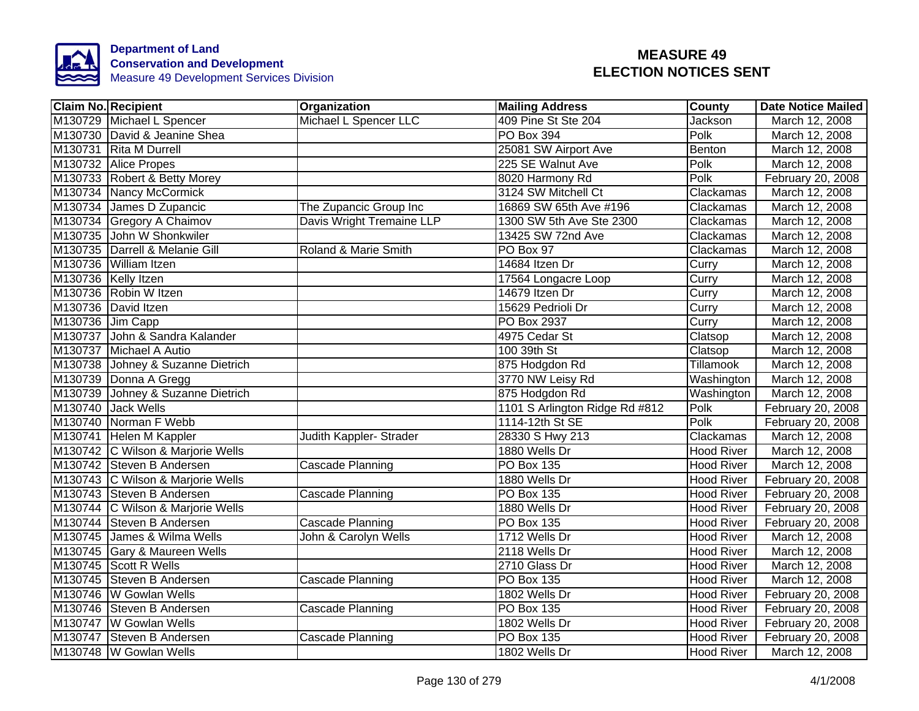**Department of Land Conservation and Development**
Measure 49 Development Services Division

# MEASURE 49
# ELECTION NOTICES SENT

| Claim No. | Recipient | Organization | Mailing Address | County | Date Notice Mailed |
|---|---|---|---|---|---|
| M130729 | Michael L Spencer | Michael L Spencer LLC | 409 Pine St Ste 204 | Jackson | March 12, 2008 |
| M130730 | David & Jeanine Shea | | PO Box 394 | Polk | March 12, 2008 |
| M130731 | Rita M Durrell | | 25081 SW Airport Ave | Benton | March 12, 2008 |
| M130732 | Alice Propes | | 225 SE Walnut Ave | Polk | March 12, 2008 |
| M130733 | Robert & Betty Morey | | 8020 Harmony Rd | Polk | February 20, 2008 |
| M130734 | Nancy McCormick | | 3124 SW Mitchell Ct | Clackamas | March 12, 2008 |
| M130734 | James D Zupancic | The Zupancic Group Inc | 16869 SW 65th Ave #196 | Clackamas | March 12, 2008 |
| M130734 | Gregory A Chaimov | Davis Wright Tremaine LLP | 1300 SW 5th Ave Ste 2300 | Clackamas | March 12, 2008 |
| M130735 | John W Shonkwiler | | 13425 SW 72nd Ave | Clackamas | March 12, 2008 |
| M130735 | Darrell & Melanie Gill | Roland & Marie Smith | PO Box 97 | Clackamas | March 12, 2008 |
| M130736 | William Itzen | | 14684 Itzen Dr | Curry | March 12, 2008 |
| M130736 | Kelly Itzen | | 17564 Longacre Loop | Curry | March 12, 2008 |
| M130736 | Robin W Itzen | | 14679 Itzen Dr | Curry | March 12, 2008 |
| M130736 | David Itzen | | 15629 Pedrioli Dr | Curry | March 12, 2008 |
| M130736 | Jim Capp | | PO Box 2937 | Curry | March 12, 2008 |
| M130737 | John & Sandra Kalander | | 4975 Cedar St | Clatsop | March 12, 2008 |
| M130737 | Michael A Autio | | 100 39th St | Clatsop | March 12, 2008 |
| M130738 | Johney & Suzanne Dietrich | | 875 Hodgdon Rd | Tillamook | March 12, 2008 |
| M130739 | Donna A Gregg | | 3770 NW Leisy Rd | Washington | March 12, 2008 |
| M130739 | Johney & Suzanne Dietrich | | 875 Hodgdon Rd | Washington | March 12, 2008 |
| M130740 | Jack Wells | | 1101 S Arlington Ridge Rd #812 | Polk | February 20, 2008 |
| M130740 | Norman F Webb | | 1114-12th St SE | Polk | February 20, 2008 |
| M130741 | Helen M Kappler | Judith Kappler- Strader | 28330 S Hwy 213 | Clackamas | March 12, 2008 |
| M130742 | C Wilson & Marjorie Wells | | 1880 Wells Dr | Hood River | March 12, 2008 |
| M130742 | Steven B Andersen | Cascade Planning | PO Box 135 | Hood River | March 12, 2008 |
| M130743 | C Wilson & Marjorie Wells | | 1880 Wells Dr | Hood River | February 20, 2008 |
| M130743 | Steven B Andersen | Cascade Planning | PO Box 135 | Hood River | February 20, 2008 |
| M130744 | C Wilson & Marjorie Wells | | 1880 Wells Dr | Hood River | February 20, 2008 |
| M130744 | Steven B Andersen | Cascade Planning | PO Box 135 | Hood River | February 20, 2008 |
| M130745 | James & Wilma Wells | John & Carolyn Wells | 1712 Wells Dr | Hood River | March 12, 2008 |
| M130745 | Gary & Maureen Wells | | 2118 Wells Dr | Hood River | March 12, 2008 |
| M130745 | Scott R Wells | | 2710 Glass Dr | Hood River | March 12, 2008 |
| M130745 | Steven B Andersen | Cascade Planning | PO Box 135 | Hood River | March 12, 2008 |
| M130746 | W Gowlan Wells | | 1802 Wells Dr | Hood River | February 20, 2008 |
| M130746 | Steven B Andersen | Cascade Planning | PO Box 135 | Hood River | February 20, 2008 |
| M130747 | W Gowlan Wells | | 1802 Wells Dr | Hood River | February 20, 2008 |
| M130747 | Steven B Andersen | Cascade Planning | PO Box 135 | Hood River | February 20, 2008 |
| M130748 | W Gowlan Wells | | 1802 Wells Dr | Hood River | March 12, 2008 |

4/1/2008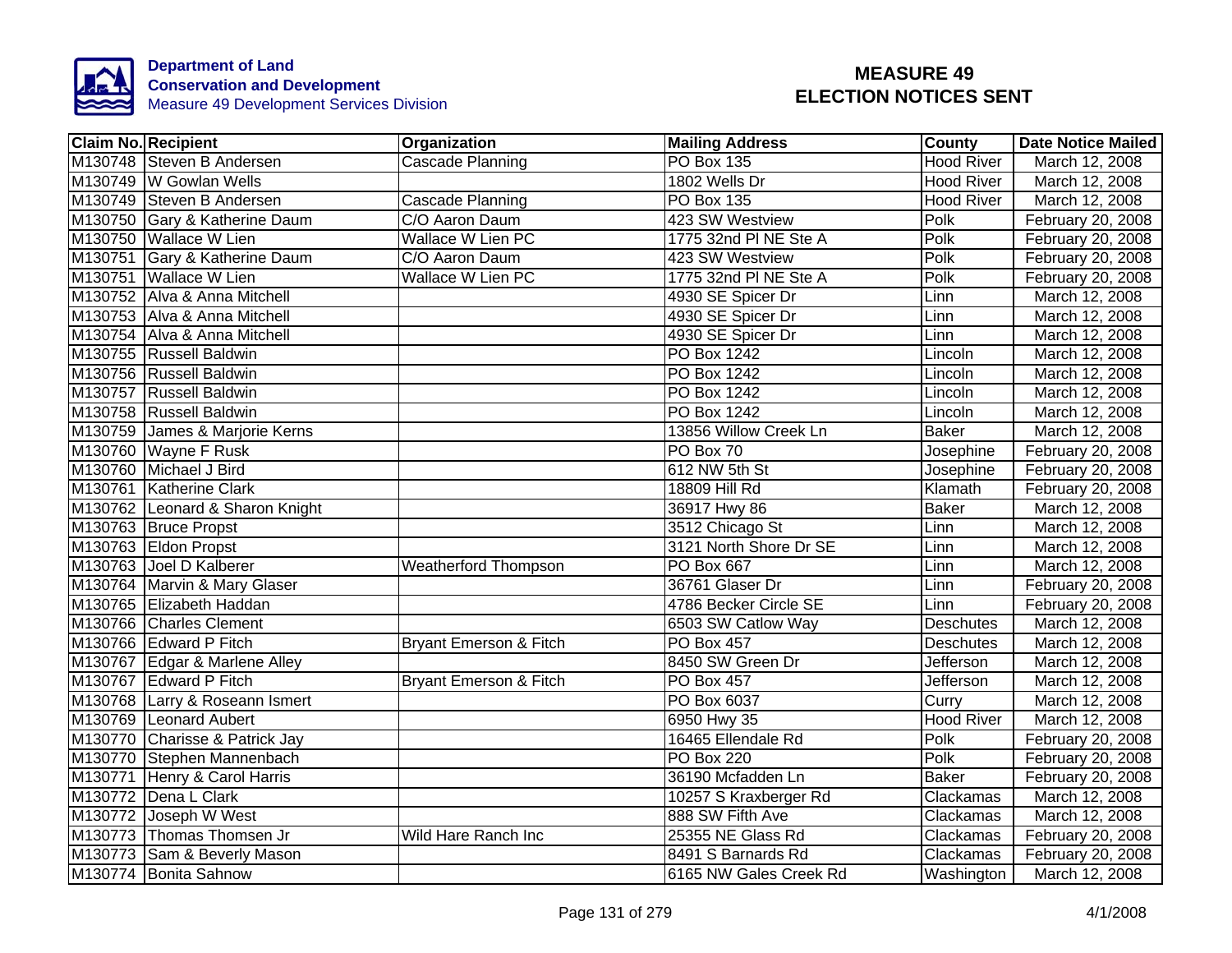**Department of Land Conservation and Development**
Measure 49 Development Services Division

# MEASURE 49
# ELECTION NOTICES SENT

| Claim No. | Recipient | Organization | Mailing Address | County | Date Notice Mailed |
|---|---|---|---|---|---|
| M130748 | Steven B Andersen | Cascade Planning | PO Box 135 | Hood River | March 12, 2008 |
| M130749 | W Gowlan Wells | | 1802 Wells Dr | Hood River | March 12, 2008 |
| M130749 | Steven B Andersen | Cascade Planning | PO Box 135 | Hood River | March 12, 2008 |
| M130750 | Gary & Katherine Daum | C/O Aaron Daum | 423 SW Westview | Polk | February 20, 2008 |
| M130750 | Wallace W Lien | Wallace W Lien PC | 1775 32nd Pl NE Ste A | Polk | February 20, 2008 |
| M130751 | Gary & Katherine Daum | C/O Aaron Daum | 423 SW Westview | Polk | February 20, 2008 |
| M130751 | Wallace W Lien | Wallace W Lien PC | 1775 32nd Pl NE Ste A | Polk | February 20, 2008 |
| M130752 | Alva & Anna Mitchell | | 4930 SE Spicer Dr | Linn | March 12, 2008 |
| M130753 | Alva & Anna Mitchell | | 4930 SE Spicer Dr | Linn | March 12, 2008 |
| M130754 | Alva & Anna Mitchell | | 4930 SE Spicer Dr | Linn | March 12, 2008 |
| M130755 | Russell Baldwin | | PO Box 1242 | Lincoln | March 12, 2008 |
| M130756 | Russell Baldwin | | PO Box 1242 | Lincoln | March 12, 2008 |
| M130757 | Russell Baldwin | | PO Box 1242 | Lincoln | March 12, 2008 |
| M130758 | Russell Baldwin | | PO Box 1242 | Lincoln | March 12, 2008 |
| M130759 | James & Marjorie Kerns | | 13856 Willow Creek Ln | Baker | March 12, 2008 |
| M130760 | Wayne F Rusk | | PO Box 70 | Josephine | February 20, 2008 |
| M130760 | Michael J Bird | | 612 NW 5th St | Josephine | February 20, 2008 |
| M130761 | Katherine Clark | | 18809 Hill Rd | Klamath | February 20, 2008 |
| M130762 | Leonard & Sharon Knight | | 36917 Hwy 86 | Baker | March 12, 2008 |
| M130763 | Bruce Propst | | 3512 Chicago St | Linn | March 12, 2008 |
| M130763 | Eldon Propst | | 3121 North Shore Dr SE | Linn | March 12, 2008 |
| M130763 | Joel D Kalberer | Weatherford Thompson | PO Box 667 | Linn | March 12, 2008 |
| M130764 | Marvin & Mary Glaser | | 36761 Glaser Dr | Linn | February 20, 2008 |
| M130765 | Elizabeth Haddan | | 4786 Becker Circle SE | Linn | February 20, 2008 |
| M130766 | Charles Clement | | 6503 SW Catlow Way | Deschutes | March 12, 2008 |
| M130766 | Edward P Fitch | Bryant Emerson & Fitch | PO Box 457 | Deschutes | March 12, 2008 |
| M130767 | Edgar & Marlene Alley | | 8450 SW Green Dr | Jefferson | March 12, 2008 |
| M130767 | Edward P Fitch | Bryant Emerson & Fitch | PO Box 457 | Jefferson | March 12, 2008 |
| M130768 | Larry & Roseann Ismert | | PO Box 6037 | Curry | March 12, 2008 |
| M130769 | Leonard Aubert | | 6950 Hwy 35 | Hood River | March 12, 2008 |
| M130770 | Charisse & Patrick Jay | | 16465 Ellendale Rd | Polk | February 20, 2008 |
| M130770 | Stephen Mannenbach | | PO Box 220 | Polk | February 20, 2008 |
| M130771 | Henry & Carol Harris | | 36190 Mcfadden Ln | Baker | February 20, 2008 |
| M130772 | Dena L Clark | | 10257 S Kraxberger Rd | Clackamas | March 12, 2008 |
| M130772 | Joseph W West | | 888 SW Fifth Ave | Clackamas | March 12, 2008 |
| M130773 | Thomas Thomsen Jr | Wild Hare Ranch Inc | 25355 NE Glass Rd | Clackamas | February 20, 2008 |
| M130773 | Sam & Beverly Mason | | 8491 S Barnards Rd | Clackamas | February 20, 2008 |
| M130774 | Bonita Sahnow | | 6165 NW Gales Creek Rd | Washington | March 12, 2008 |

4/1/2008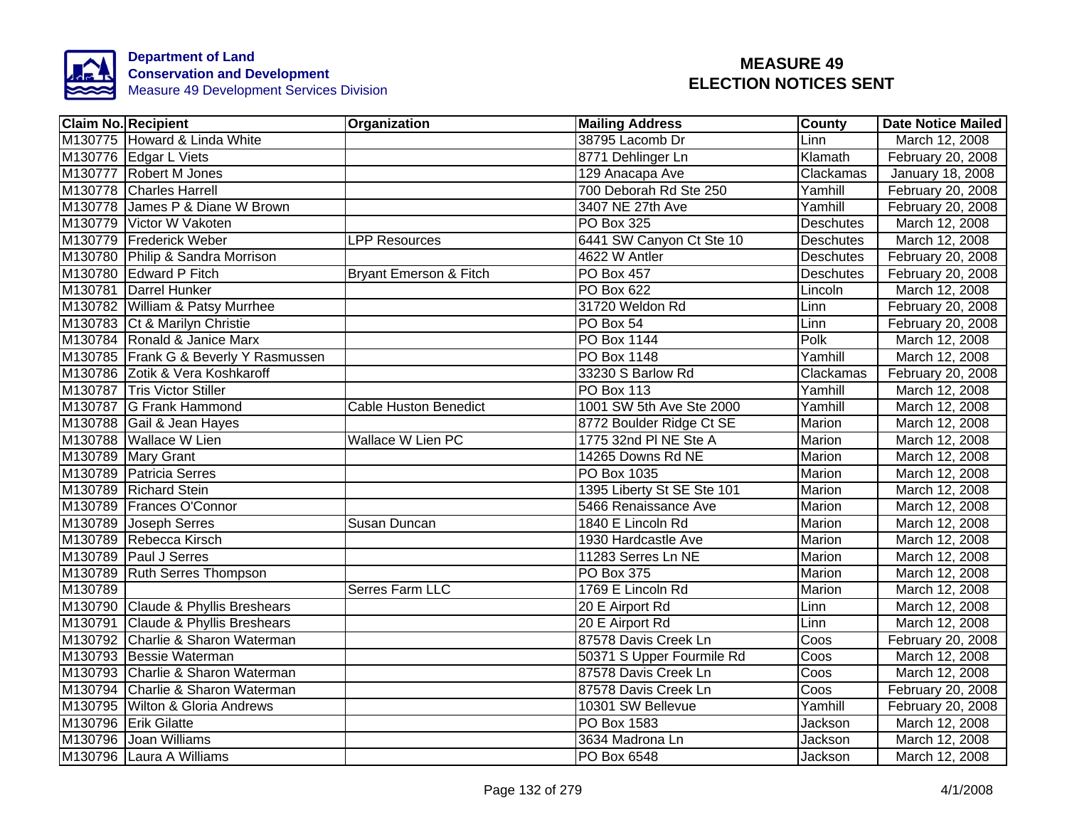Department of Land Conservation and Development
Measure 49 Development Services Division

# MEASURE 49 ELECTION NOTICES SENT

| Claim No. | Recipient | Organization | Mailing Address | County | Date Notice Mailed |
|---|---|---|---|---|---|
| M130775 | Howard & Linda White | | 38795 Lacomb Dr | Linn | March 12, 2008 |
| M130776 | Edgar L Viets | | 8771 Dehlinger Ln | Klamath | February 20, 2008 |
| M130777 | Robert M Jones | | 129 Anacapa Ave | Clackamas | January 18, 2008 |
| M130778 | Charles Harrell | | 700 Deborah Rd Ste 250 | Yamhill | February 20, 2008 |
| M130778 | James P & Diane W Brown | | 3407 NE 27th Ave | Yamhill | February 20, 2008 |
| M130779 | Victor W Vakoten | | PO Box 325 | Deschutes | March 12, 2008 |
| M130779 | Frederick Weber | LPP Resources | 6441 SW Canyon Ct Ste 10 | Deschutes | March 12, 2008 |
| M130780 | Philip & Sandra Morrison | | 4622 W Antler | Deschutes | February 20, 2008 |
| M130780 | Edward P Fitch | Bryant Emerson & Fitch | PO Box 457 | Deschutes | February 20, 2008 |
| M130781 | Darrel Hunker | | PO Box 622 | Lincoln | March 12, 2008 |
| M130782 | William & Patsy Murrhee | | 31720 Weldon Rd | Linn | February 20, 2008 |
| M130783 | Ct & Marilyn Christie | | PO Box 54 | Linn | February 20, 2008 |
| M130784 | Ronald & Janice Marx | | PO Box 1144 | Polk | March 12, 2008 |
| M130785 | Frank G & Beverly Y Rasmussen | | PO Box 1148 | Yamhill | March 12, 2008 |
| M130786 | Zotik & Vera Koshkaroff | | 33230 S Barlow Rd | Clackamas | February 20, 2008 |
| M130787 | Tris Victor Stiller | | PO Box 113 | Yamhill | March 12, 2008 |
| M130787 | G Frank Hammond | Cable Huston Benedict | 1001 SW 5th Ave Ste 2000 | Yamhill | March 12, 2008 |
| M130788 | Gail & Jean Hayes | | 8772 Boulder Ridge Ct SE | Marion | March 12, 2008 |
| M130788 | Wallace W Lien | Wallace W Lien PC | 1775 32nd Pl NE Ste A | Marion | March 12, 2008 |
| M130789 | Mary Grant | | 14265 Downs Rd NE | Marion | March 12, 2008 |
| M130789 | Patricia Serres | | PO Box 1035 | Marion | March 12, 2008 |
| M130789 | Richard Stein | | 1395 Liberty St SE Ste 101 | Marion | March 12, 2008 |
| M130789 | Frances O'Connor | | 5466 Renaissance Ave | Marion | March 12, 2008 |
| M130789 | Joseph Serres | Susan Duncan | 1840 E Lincoln Rd | Marion | March 12, 2008 |
| M130789 | Rebecca Kirsch | | 1930 Hardcastle Ave | Marion | March 12, 2008 |
| M130789 | Paul J Serres | | 11283 Serres Ln NE | Marion | March 12, 2008 |
| M130789 | Ruth Serres Thompson | | PO Box 375 | Marion | March 12, 2008 |
| M130789 | | Serres Farm LLC | 1769 E Lincoln Rd | Marion | March 12, 2008 |
| M130790 | Claude & Phyllis Breshears | | 20 E Airport Rd | Linn | March 12, 2008 |
| M130791 | Claude & Phyllis Breshears | | 20 E Airport Rd | Linn | March 12, 2008 |
| M130792 | Charlie & Sharon Waterman | | 87578 Davis Creek Ln | Coos | February 20, 2008 |
| M130793 | Bessie Waterman | | 50371 S Upper Fourmile Rd | Coos | March 12, 2008 |
| M130793 | Charlie & Sharon Waterman | | 87578 Davis Creek Ln | Coos | March 12, 2008 |
| M130794 | Charlie & Sharon Waterman | | 87578 Davis Creek Ln | Coos | February 20, 2008 |
| M130795 | Wilton & Gloria Andrews | | 10301 SW Bellevue | Yamhill | February 20, 2008 |
| M130796 | Erik Gilatte | | PO Box 1583 | Jackson | March 12, 2008 |
| M130796 | Joan Williams | | 3634 Madrona Ln | Jackson | March 12, 2008 |
| M130796 | Laura A Williams | | PO Box 6548 | Jackson | March 12, 2008 |

4/1/2008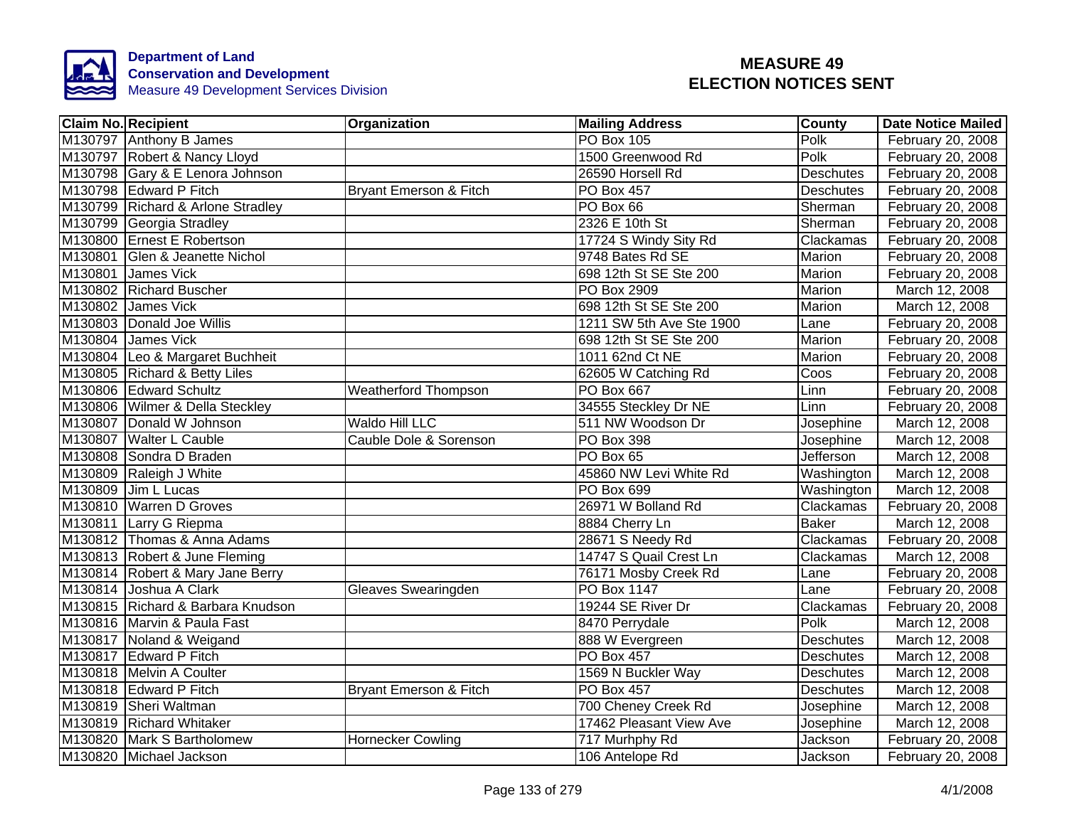**Department of Land Conservation and Development**
Measure 49 Development Services Division

# MEASURE 49 ELECTION NOTICES SENT

| Claim No. | Recipient | Organization | Mailing Address | County | Date Notice Mailed |
|---|---|---|---|---|---|
| M130797 | Anthony B James | | PO Box 105 | Polk | February 20, 2008 |
| M130797 | Robert & Nancy Lloyd | | 1500 Greenwood Rd | Polk | February 20, 2008 |
| M130798 | Gary & E Lenora Johnson | | 26590 Horsell Rd | Deschutes | February 20, 2008 |
| M130798 | Edward P Fitch | Bryant Emerson & Fitch | PO Box 457 | Deschutes | February 20, 2008 |
| M130799 | Richard & Arlone Stradley | | PO Box 66 | Sherman | February 20, 2008 |
| M130799 | Georgia Stradley | | 2326 E 10th St | Sherman | February 20, 2008 |
| M130800 | Ernest E Robertson | | 17724 S Windy Sity Rd | Clackamas | February 20, 2008 |
| M130801 | Glen & Jeanette Nichol | | 9748 Bates Rd SE | Marion | February 20, 2008 |
| M130801 | James Vick | | 698 12th St SE Ste 200 | Marion | February 20, 2008 |
| M130802 | Richard Buscher | | PO Box 2909 | Marion | March 12, 2008 |
| M130802 | James Vick | | 698 12th St SE Ste 200 | Marion | March 12, 2008 |
| M130803 | Donald Joe Willis | | 1211 SW 5th Ave Ste 1900 | Lane | February 20, 2008 |
| M130804 | James Vick | | 698 12th St SE Ste 200 | Marion | February 20, 2008 |
| M130804 | Leo & Margaret Buchheit | | 1011 62nd Ct NE | Marion | February 20, 2008 |
| M130805 | Richard & Betty Liles | | 62605 W Catching Rd | Coos | February 20, 2008 |
| M130806 | Edward Schultz | Weatherford Thompson | PO Box 667 | Linn | February 20, 2008 |
| M130806 | Wilmer & Della Steckley | | 34555 Steckley Dr NE | Linn | February 20, 2008 |
| M130807 | Donald W Johnson | Waldo Hill LLC | 511 NW Woodson Dr | Josephine | March 12, 2008 |
| M130807 | Walter L Cauble | Cauble Dole & Sorenson | PO Box 398 | Josephine | March 12, 2008 |
| M130808 | Sondra D Braden | | PO Box 65 | Jefferson | March 12, 2008 |
| M130809 | Raleigh J White | | 45860 NW Levi White Rd | Washington | March 12, 2008 |
| M130809 | Jim L Lucas | | PO Box 699 | Washington | March 12, 2008 |
| M130810 | Warren D Groves | | 26971 W Bolland Rd | Clackamas | February 20, 2008 |
| M130811 | Larry G Riepma | | 8884 Cherry Ln | Baker | March 12, 2008 |
| M130812 | Thomas & Anna Adams | | 28671 S Needy Rd | Clackamas | February 20, 2008 |
| M130813 | Robert & June Fleming | | 14747 S Quail Crest Ln | Clackamas | March 12, 2008 |
| M130814 | Robert & Mary Jane Berry | | 76171 Mosby Creek Rd | Lane | February 20, 2008 |
| M130814 | Joshua A Clark | Gleaves Swearingden | PO Box 1147 | Lane | February 20, 2008 |
| M130815 | Richard & Barbara Knudson | | 19244 SE River Dr | Clackamas | February 20, 2008 |
| M130816 | Marvin & Paula Fast | | 8470 Perrydale | Polk | March 12, 2008 |
| M130817 | Noland & Weigand | | 888 W Evergreen | Deschutes | March 12, 2008 |
| M130817 | Edward P Fitch | | PO Box 457 | Deschutes | March 12, 2008 |
| M130818 | Melvin A Coulter | | 1569 N Buckler Way | Deschutes | March 12, 2008 |
| M130818 | Edward P Fitch | Bryant Emerson & Fitch | PO Box 457 | Deschutes | March 12, 2008 |
| M130819 | Sheri Waltman | | 700 Cheney Creek Rd | Josephine | March 12, 2008 |
| M130819 | Richard Whitaker | | 17462 Pleasant View Ave | Josephine | March 12, 2008 |
| M130820 | Mark S Bartholomew | Hornecker Cowling | 717 Murhphy Rd | Jackson | February 20, 2008 |
| M130820 | Michael Jackson | | 106 Antelope Rd | Jackson | February 20, 2008 |

4/1/2008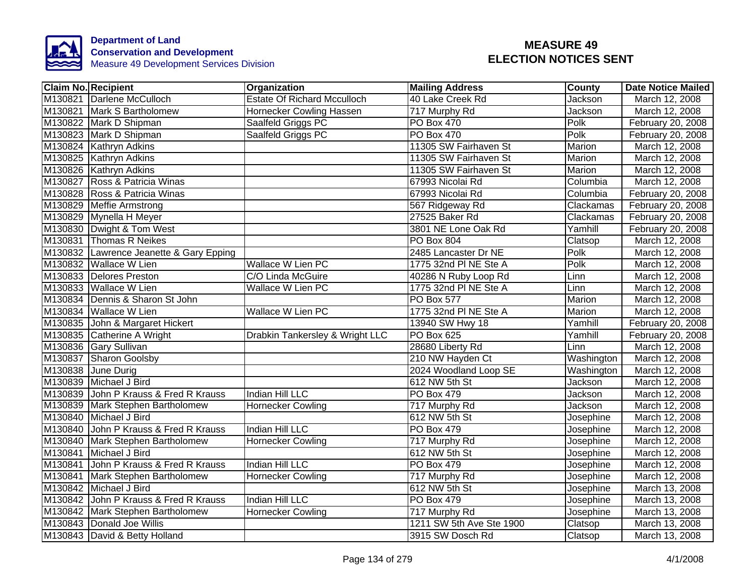**Department of Land Conservation and Development**
Measure 49 Development Services Division

# MEASURE 49 ELECTION NOTICES SENT

| Claim No. | Recipient | Organization | Mailing Address | County | Date Notice Mailed |
|---|---|---|---|---|---|
| M130821 | Darlene McCulloch | Estate Of Richard Mcculloch | 40 Lake Creek Rd | Jackson | March 12, 2008 |
| M130821 | Mark S Bartholomew | Hornecker Cowling Hassen | 717 Murphy Rd | Jackson | March 12, 2008 |
| M130822 | Mark D Shipman | Saalfeld Griggs PC | PO Box 470 | Polk | February 20, 2008 |
| M130823 | Mark D Shipman | Saalfeld Griggs PC | PO Box 470 | Polk | February 20, 2008 |
| M130824 | Kathryn Adkins | | 11305 SW Fairhaven St | Marion | March 12, 2008 |
| M130825 | Kathryn Adkins | | 11305 SW Fairhaven St | Marion | March 12, 2008 |
| M130826 | Kathryn Adkins | | 11305 SW Fairhaven St | Marion | March 12, 2008 |
| M130827 | Ross & Patricia Winas | | 67993 Nicolai Rd | Columbia | March 12, 2008 |
| M130828 | Ross & Patricia Winas | | 67993 Nicolai Rd | Columbia | February 20, 2008 |
| M130829 | Meffie Armstrong | | 567 Ridgeway Rd | Clackamas | February 20, 2008 |
| M130829 | Mynella H Meyer | | 27525 Baker Rd | Clackamas | February 20, 2008 |
| M130830 | Dwight & Tom West | | 3801 NE Lone Oak Rd | Yamhill | February 20, 2008 |
| M130831 | Thomas R Neikes | | PO Box 804 | Clatsop | March 12, 2008 |
| M130832 | Lawrence Jeanette & Gary Epping | | 2485 Lancaster Dr NE | Polk | March 12, 2008 |
| M130832 | Wallace W Lien | Wallace W Lien PC | 1775 32nd Pl NE Ste A | Polk | March 12, 2008 |
| M130833 | Delores Preston | C/O Linda McGuire | 40286 N Ruby Loop Rd | Linn | March 12, 2008 |
| M130833 | Wallace W Lien | Wallace W Lien PC | 1775 32nd Pl NE Ste A | Linn | March 12, 2008 |
| M130834 | Dennis & Sharon St John | | PO Box 577 | Marion | March 12, 2008 |
| M130834 | Wallace W Lien | Wallace W Lien PC | 1775 32nd Pl NE Ste A | Marion | March 12, 2008 |
| M130835 | John & Margaret Hickert | | 13940 SW Hwy 18 | Yamhill | February 20, 2008 |
| M130835 | Catherine A Wright | Drabkin Tankersley & Wright LLC | PO Box 625 | Yamhill | February 20, 2008 |
| M130836 | Gary Sullivan | | 28680 Liberty Rd | Linn | March 12, 2008 |
| M130837 | Sharon Goolsby | | 210 NW Hayden Ct | Washington | March 12, 2008 |
| M130838 | June Durig | | 2024 Woodland Loop SE | Washington | March 12, 2008 |
| M130839 | Michael J Bird | | 612 NW 5th St | Jackson | March 12, 2008 |
| M130839 | John P Krauss & Fred R Krauss | Indian Hill LLC | PO Box 479 | Jackson | March 12, 2008 |
| M130839 | Mark Stephen Bartholomew | Hornecker Cowling | 717 Murphy Rd | Jackson | March 12, 2008 |
| M130840 | Michael J Bird | | 612 NW 5th St | Josephine | March 12, 2008 |
| M130840 | John P Krauss & Fred R Krauss | Indian Hill LLC | PO Box 479 | Josephine | March 12, 2008 |
| M130840 | Mark Stephen Bartholomew | Hornecker Cowling | 717 Murphy Rd | Josephine | March 12, 2008 |
| M130841 | Michael J Bird | | 612 NW 5th St | Josephine | March 12, 2008 |
| M130841 | John P Krauss & Fred R Krauss | Indian Hill LLC | PO Box 479 | Josephine | March 12, 2008 |
| M130841 | Mark Stephen Bartholomew | Hornecker Cowling | 717 Murphy Rd | Josephine | March 12, 2008 |
| M130842 | Michael J Bird | | 612 NW 5th St | Josephine | March 13, 2008 |
| M130842 | John P Krauss & Fred R Krauss | Indian Hill LLC | PO Box 479 | Josephine | March 13, 2008 |
| M130842 | Mark Stephen Bartholomew | Hornecker Cowling | 717 Murphy Rd | Josephine | March 13, 2008 |
| M130843 | Donald Joe Willis | | 1211 SW 5th Ave Ste 1900 | Clatsop | March 13, 2008 |
| M130843 | David & Betty Holland | | 3915 SW Dosch Rd | Clatsop | March 13, 2008 |

4/1/2008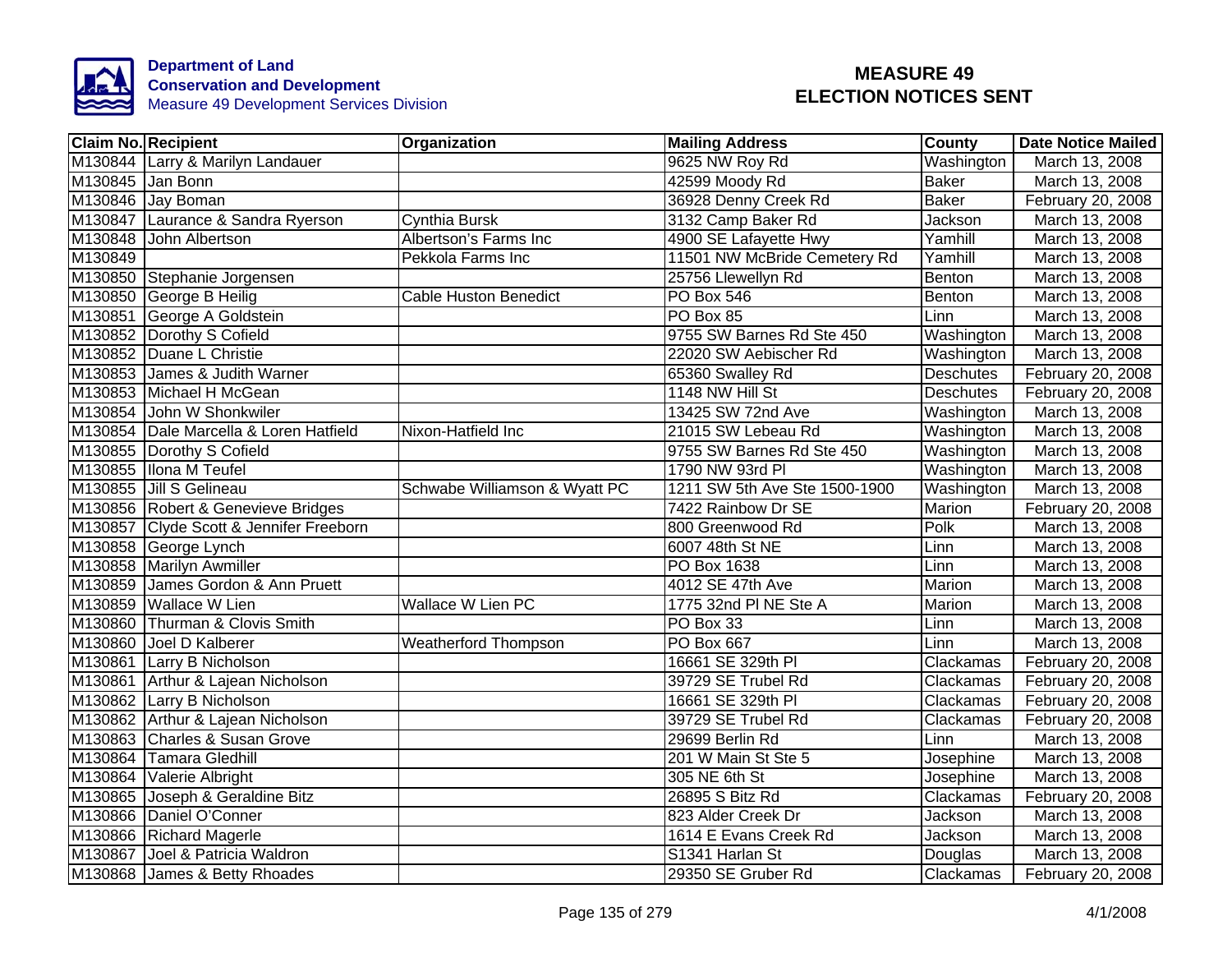Department of Land Conservation and Development
Measure 49 Development Services Division

# MEASURE 49 ELECTION NOTICES SENT

| Claim No. | Recipient | Organization | Mailing Address | County | Date Notice Mailed |
|---|---|---|---|---|---|
| M130844 | Larry & Marilyn Landauer | | 9625 NW Roy Rd | Washington | March 13, 2008 |
| M130845 | Jan Bonn | | 42599 Moody Rd | Baker | March 13, 2008 |
| M130846 | Jay Boman | | 36928 Denny Creek Rd | Baker | February 20, 2008 |
| M130847 | Laurance & Sandra Ryerson | Cynthia Bursk | 3132 Camp Baker Rd | Jackson | March 13, 2008 |
| M130848 | John Albertson | Albertson's Farms Inc | 4900 SE Lafayette Hwy | Yamhill | March 13, 2008 |
| M130849 | | Pekkola Farms Inc | 11501 NW McBride Cemetery Rd | Yamhill | March 13, 2008 |
| M130850 | Stephanie Jorgensen | | 25756 Llewellyn Rd | Benton | March 13, 2008 |
| M130850 | George B Heilig | Cable Huston Benedict | PO Box 546 | Benton | March 13, 2008 |
| M130851 | George A Goldstein | | PO Box 85 | Linn | March 13, 2008 |
| M130852 | Dorothy S Cofield | | 9755 SW Barnes Rd Ste 450 | Washington | March 13, 2008 |
| M130852 | Duane L Christie | | 22020 SW Aebischer Rd | Washington | March 13, 2008 |
| M130853 | James & Judith Warner | | 65360 Swalley Rd | Deschutes | February 20, 2008 |
| M130853 | Michael H McGean | | 1148 NW Hill St | Deschutes | February 20, 2008 |
| M130854 | John W Shonkwiler | | 13425 SW 72nd Ave | Washington | March 13, 2008 |
| M130854 | Dale Marcella & Loren Hatfield | Nixon-Hatfield Inc | 21015 SW Lebeau Rd | Washington | March 13, 2008 |
| M130855 | Dorothy S Cofield | | 9755 SW Barnes Rd Ste 450 | Washington | March 13, 2008 |
| M130855 | Ilona M Teufel | | 1790 NW 93rd Pl | Washington | March 13, 2008 |
| M130855 | Jill S Gelineau | Schwabe Williamson & Wyatt PC | 1211 SW 5th Ave Ste 1500-1900 | Washington | March 13, 2008 |
| M130856 | Robert & Genevieve Bridges | | 7422 Rainbow Dr SE | Marion | February 20, 2008 |
| M130857 | Clyde Scott & Jennifer Freeborn | | 800 Greenwood Rd | Polk | March 13, 2008 |
| M130858 | George Lynch | | 6007 48th St NE | Linn | March 13, 2008 |
| M130858 | Marilyn Awmiller | | PO Box 1638 | Linn | March 13, 2008 |
| M130859 | James Gordon & Ann Pruett | | 4012 SE 47th Ave | Marion | March 13, 2008 |
| M130859 | Wallace W Lien | Wallace W Lien PC | 1775 32nd Pl NE Ste A | Marion | March 13, 2008 |
| M130860 | Thurman & Clovis Smith | | PO Box 33 | Linn | March 13, 2008 |
| M130860 | Joel D Kalberer | Weatherford Thompson | PO Box 667 | Linn | March 13, 2008 |
| M130861 | Larry B Nicholson | | 16661 SE 329th Pl | Clackamas | February 20, 2008 |
| M130861 | Arthur & Lajean Nicholson | | 39729 SE Trubel Rd | Clackamas | February 20, 2008 |
| M130862 | Larry B Nicholson | | 16661 SE 329th Pl | Clackamas | February 20, 2008 |
| M130862 | Arthur & Lajean Nicholson | | 39729 SE Trubel Rd | Clackamas | February 20, 2008 |
| M130863 | Charles & Susan Grove | | 29699 Berlin Rd | Linn | March 13, 2008 |
| M130864 | Tamara Gledhill | | 201 W Main St Ste 5 | Josephine | March 13, 2008 |
| M130864 | Valerie Albright | | 305 NE 6th St | Josephine | March 13, 2008 |
| M130865 | Joseph & Geraldine Bitz | | 26895 S Bitz Rd | Clackamas | February 20, 2008 |
| M130866 | Daniel O'Conner | | 823 Alder Creek Dr | Jackson | March 13, 2008 |
| M130866 | Richard Magerle | | 1614 E Evans Creek Rd | Jackson | March 13, 2008 |
| M130867 | Joel & Patricia Waldron | | S1341 Harlan St | Douglas | March 13, 2008 |
| M130868 | James & Betty Rhoades | | 29350 SE Gruber Rd | Clackamas | February 20, 2008 |

4/1/2008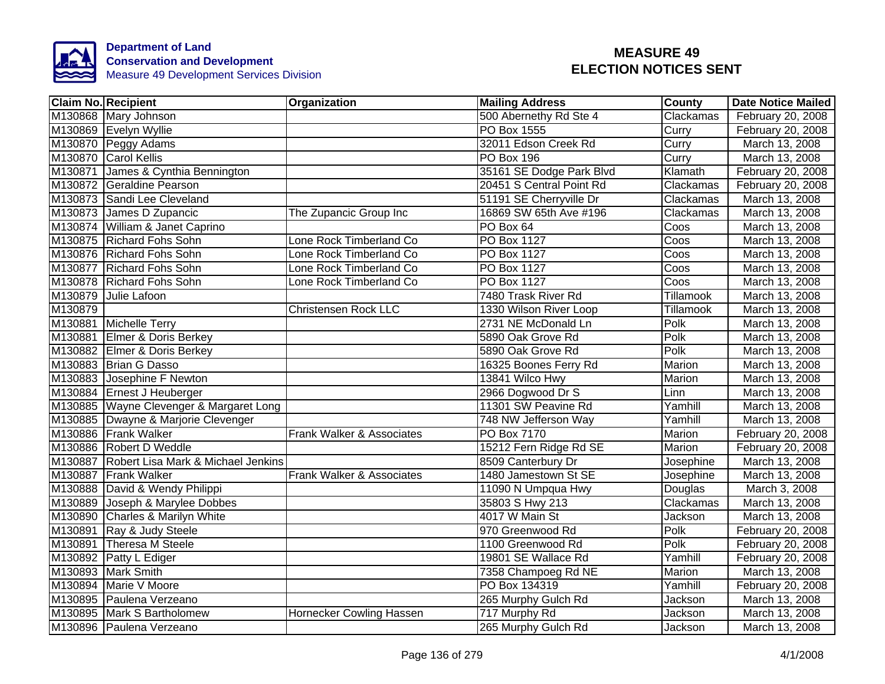Department of Land
Conservation and Development
Measure 49 Development Services Division

# MEASURE 49
# ELECTION NOTICES SENT

| Claim No. | Recipient | Organization | Mailing Address | County | Date Notice Mailed |
|---|---|---|---|---|---|
| M130868 | Mary Johnson | | 500 Abernethy Rd Ste 4 | Clackamas | February 20, 2008 |
| M130869 | Evelyn Wyllie | | PO Box 1555 | Curry | February 20, 2008 |
| M130870 | Peggy Adams | | 32011 Edson Creek Rd | Curry | March 13, 2008 |
| M130870 | Carol Kellis | | PO Box 196 | Curry | March 13, 2008 |
| M130871 | James & Cynthia Bennington | | 35161 SE Dodge Park Blvd | Klamath | February 20, 2008 |
| M130872 | Geraldine Pearson | | 20451 S Central Point Rd | Clackamas | February 20, 2008 |
| M130873 | Sandi Lee Cleveland | | 51191 SE Cherryville Dr | Clackamas | March 13, 2008 |
| M130873 | James D Zupancic | The Zupancic Group Inc | 16869 SW 65th Ave #196 | Clackamas | March 13, 2008 |
| M130874 | William & Janet Caprino | | PO Box 64 | Coos | March 13, 2008 |
| M130875 | Richard Fohs Sohn | Lone Rock Timberland Co | PO Box 1127 | Coos | March 13, 2008 |
| M130876 | Richard Fohs Sohn | Lone Rock Timberland Co | PO Box 1127 | Coos | March 13, 2008 |
| M130877 | Richard Fohs Sohn | Lone Rock Timberland Co | PO Box 1127 | Coos | March 13, 2008 |
| M130878 | Richard Fohs Sohn | Lone Rock Timberland Co | PO Box 1127 | Coos | March 13, 2008 |
| M130879 | Julie Lafoon | | 7480 Trask River Rd | Tillamook | March 13, 2008 |
| M130879 | | Christensen Rock LLC | 1330 Wilson River Loop | Tillamook | March 13, 2008 |
| M130881 | Michelle Terry | | 2731 NE McDonald Ln | Polk | March 13, 2008 |
| M130881 | Elmer & Doris Berkey | | 5890 Oak Grove Rd | Polk | March 13, 2008 |
| M130882 | Elmer & Doris Berkey | | 5890 Oak Grove Rd | Polk | March 13, 2008 |
| M130883 | Brian G Dasso | | 16325 Boones Ferry Rd | Marion | March 13, 2008 |
| M130883 | Josephine F Newton | | 13841 Wilco Hwy | Marion | March 13, 2008 |
| M130884 | Ernest J Heuberger | | 2966 Dogwood Dr S | Linn | March 13, 2008 |
| M130885 | Wayne Clevenger & Margaret Long | | 11301 SW Peavine Rd | Yamhill | March 13, 2008 |
| M130885 | Dwayne & Marjorie Clevenger | | 748 NW Jefferson Way | Yamhill | March 13, 2008 |
| M130886 | Frank Walker | Frank Walker & Associates | PO Box 7170 | Marion | February 20, 2008 |
| M130886 | Robert D Weddle | | 15212 Fern Ridge Rd SE | Marion | February 20, 2008 |
| M130887 | Robert Lisa Mark & Michael Jenkins | | 8509 Canterbury Dr | Josephine | March 13, 2008 |
| M130887 | Frank Walker | Frank Walker & Associates | 1480 Jamestown St SE | Josephine | March 13, 2008 |
| M130888 | David & Wendy Philippi | | 11090 N Umpqua Hwy | Douglas | March 3, 2008 |
| M130889 | Joseph & Marylee Dobbes | | 35803 S Hwy 213 | Clackamas | March 13, 2008 |
| M130890 | Charles & Marilyn White | | 4017 W Main St | Jackson | March 13, 2008 |
| M130891 | Ray & Judy Steele | | 970 Greenwood Rd | Polk | February 20, 2008 |
| M130891 | Theresa M Steele | | 1100 Greenwood Rd | Polk | February 20, 2008 |
| M130892 | Patty L Ediger | | 19801 SE Wallace Rd | Yamhill | February 20, 2008 |
| M130893 | Mark Smith | | 7358 Champoeg Rd NE | Marion | March 13, 2008 |
| M130894 | Marie V Moore | | PO Box 134319 | Yamhill | February 20, 2008 |
| M130895 | Paulena Verzeano | | 265 Murphy Gulch Rd | Jackson | March 13, 2008 |
| M130895 | Mark S Bartholomew | Hornecker Cowling Hassen | 717 Murphy Rd | Jackson | March 13, 2008 |
| M130896 | Paulena Verzeano | | 265 Murphy Gulch Rd | Jackson | March 13, 2008 |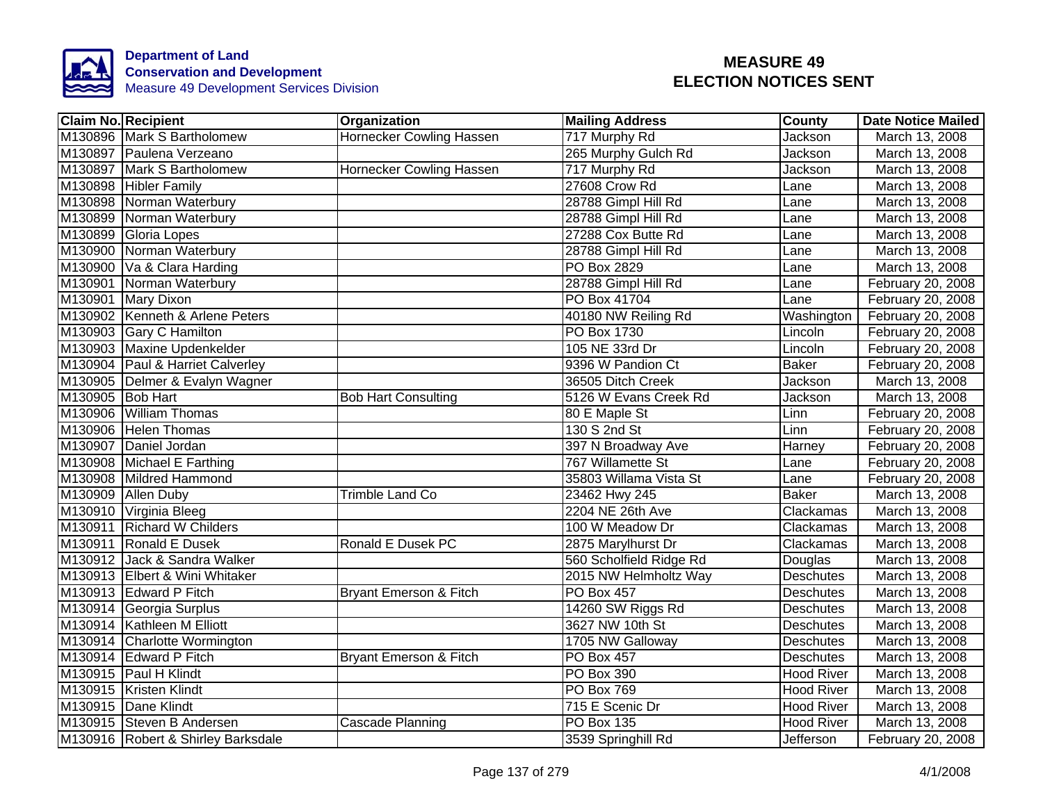Department of Land Conservation and Development
Measure 49 Development Services Division

# MEASURE 49 ELECTION NOTICES SENT

| Claim No. | Recipient | Organization | Mailing Address | County | Date Notice Mailed |
|---|---|---|---|---|---|
| M130896 | Mark S Bartholomew | Hornecker Cowling Hassen | 717 Murphy Rd | Jackson | March 13, 2008 |
| M130897 | Paulena Verzeano | | 265 Murphy Gulch Rd | Jackson | March 13, 2008 |
| M130897 | Mark S Bartholomew | Hornecker Cowling Hassen | 717 Murphy Rd | Jackson | March 13, 2008 |
| M130898 | Hibler Family | | 27608 Crow Rd | Lane | March 13, 2008 |
| M130898 | Norman Waterbury | | 28788 Gimpl Hill Rd | Lane | March 13, 2008 |
| M130899 | Norman Waterbury | | 28788 Gimpl Hill Rd | Lane | March 13, 2008 |
| M130899 | Gloria Lopes | | 27288 Cox Butte Rd | Lane | March 13, 2008 |
| M130900 | Norman Waterbury | | 28788 Gimpl Hill Rd | Lane | March 13, 2008 |
| M130900 | Va & Clara Harding | | PO Box 2829 | Lane | March 13, 2008 |
| M130901 | Norman Waterbury | | 28788 Gimpl Hill Rd | Lane | February 20, 2008 |
| M130901 | Mary Dixon | | PO Box 41704 | Lane | February 20, 2008 |
| M130902 | Kenneth & Arlene Peters | | 40180 NW Reiling Rd | Washington | February 20, 2008 |
| M130903 | Gary C Hamilton | | PO Box 1730 | Lincoln | February 20, 2008 |
| M130903 | Maxine Updenkelder | | 105 NE 33rd Dr | Lincoln | February 20, 2008 |
| M130904 | Paul & Harriet Calverley | | 9396 W Pandion Ct | Baker | February 20, 2008 |
| M130905 | Delmer & Evalyn Wagner | | 36505 Ditch Creek | Jackson | March 13, 2008 |
| M130905 | Bob Hart | Bob Hart Consulting | 5126 W Evans Creek Rd | Jackson | March 13, 2008 |
| M130906 | William Thomas | | 80 E Maple St | Linn | February 20, 2008 |
| M130906 | Helen Thomas | | 130 S 2nd St | Linn | February 20, 2008 |
| M130907 | Daniel Jordan | | 397 N Broadway Ave | Harney | February 20, 2008 |
| M130908 | Michael E Farthing | | 767 Willamette St | Lane | February 20, 2008 |
| M130908 | Mildred Hammond | | 35803 Willama Vista St | Lane | February 20, 2008 |
| M130909 | Allen Duby | Trimble Land Co | 23462 Hwy 245 | Baker | March 13, 2008 |
| M130910 | Virginia Bleeg | | 2204 NE 26th Ave | Clackamas | March 13, 2008 |
| M130911 | Richard W Childers | | 100 W Meadow Dr | Clackamas | March 13, 2008 |
| M130911 | Ronald E Dusek | Ronald E Dusek PC | 2875 Marylhurst Dr | Clackamas | March 13, 2008 |
| M130912 | Jack & Sandra Walker | | 560 Scholfield Ridge Rd | Douglas | March 13, 2008 |
| M130913 | Elbert & Wini Whitaker | | 2015 NW Helmholtz Way | Deschutes | March 13, 2008 |
| M130913 | Edward P Fitch | Bryant Emerson & Fitch | PO Box 457 | Deschutes | March 13, 2008 |
| M130914 | Georgia Surplus | | 14260 SW Riggs Rd | Deschutes | March 13, 2008 |
| M130914 | Kathleen M Elliott | | 3627 NW 10th St | Deschutes | March 13, 2008 |
| M130914 | Charlotte Wormington | | 1705 NW Galloway | Deschutes | March 13, 2008 |
| M130914 | Edward P Fitch | Bryant Emerson & Fitch | PO Box 457 | Deschutes | March 13, 2008 |
| M130915 | Paul H Klindt | | PO Box 390 | Hood River | March 13, 2008 |
| M130915 | Kristen Klindt | | PO Box 769 | Hood River | March 13, 2008 |
| M130915 | Dane Klindt | | 715 E Scenic Dr | Hood River | March 13, 2008 |
| M130915 | Steven B Andersen | Cascade Planning | PO Box 135 | Hood River | March 13, 2008 |
| M130916 | Robert & Shirley Barksdale | | 3539 Springhill Rd | Jefferson | February 20, 2008 |

4/1/2008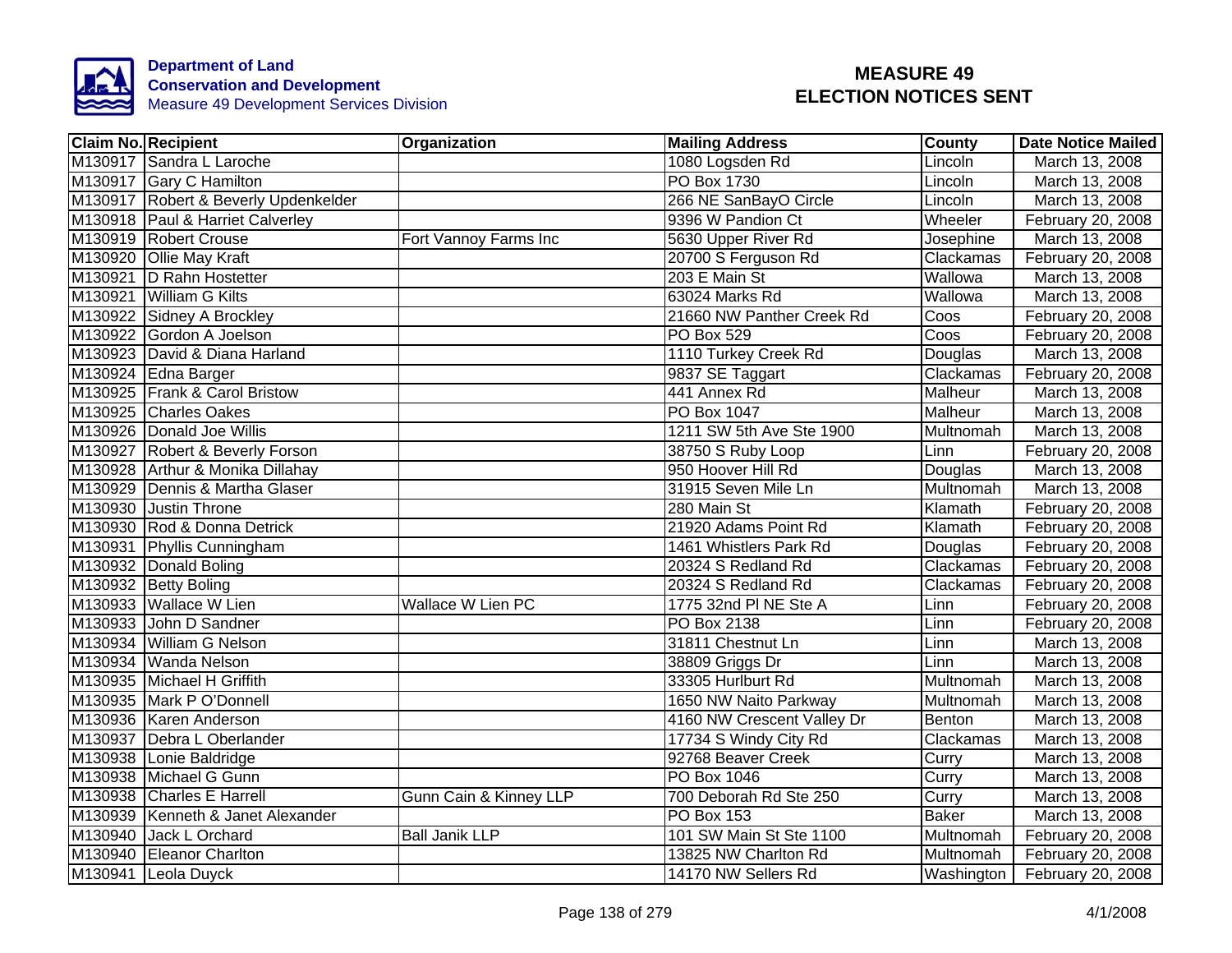**Department of Land Conservation and Development**
Measure 49 Development Services Division

# MEASURE 49 ELECTION NOTICES SENT

| Claim No. | Recipient | Organization | Mailing Address | County | Date Notice Mailed |
|---|---|---|---|---|---|
| M130917 | Sandra L Laroche | | 1080 Logsden Rd | Lincoln | March 13, 2008 |
| M130917 | Gary C Hamilton | | PO Box 1730 | Lincoln | March 13, 2008 |
| M130917 | Robert & Beverly Updenkelder | | 266 NE SanBayO Circle | Lincoln | March 13, 2008 |
| M130918 | Paul & Harriet Calverley | | 9396 W Pandion Ct | Wheeler | February 20, 2008 |
| M130919 | Robert Crouse | Fort Vannoy Farms Inc | 5630 Upper River Rd | Josephine | March 13, 2008 |
| M130920 | Ollie May Kraft | | 20700 S Ferguson Rd | Clackamas | February 20, 2008 |
| M130921 | D Rahn Hostetter | | 203 E Main St | Wallowa | March 13, 2008 |
| M130921 | William G Kilts | | 63024 Marks Rd | Wallowa | March 13, 2008 |
| M130922 | Sidney A Brockley | | 21660 NW Panther Creek Rd | Coos | February 20, 2008 |
| M130922 | Gordon A Joelson | | PO Box 529 | Coos | February 20, 2008 |
| M130923 | David & Diana Harland | | 1110 Turkey Creek Rd | Douglas | March 13, 2008 |
| M130924 | Edna Barger | | 9837 SE Taggart | Clackamas | February 20, 2008 |
| M130925 | Frank & Carol Bristow | | 441 Annex Rd | Malheur | March 13, 2008 |
| M130925 | Charles Oakes | | PO Box 1047 | Malheur | March 13, 2008 |
| M130926 | Donald Joe Willis | | 1211 SW 5th Ave Ste 1900 | Multnomah | March 13, 2008 |
| M130927 | Robert & Beverly Forson | | 38750 S Ruby Loop | Linn | February 20, 2008 |
| M130928 | Arthur & Monika Dillahay | | 950 Hoover Hill Rd | Douglas | March 13, 2008 |
| M130929 | Dennis & Martha Glaser | | 31915 Seven Mile Ln | Multnomah | March 13, 2008 |
| M130930 | Justin Throne | | 280 Main St | Klamath | February 20, 2008 |
| M130930 | Rod & Donna Detrick | | 21920 Adams Point Rd | Klamath | February 20, 2008 |
| M130931 | Phyllis Cunningham | | 1461 Whistlers Park Rd | Douglas | February 20, 2008 |
| M130932 | Donald Boling | | 20324 S Redland Rd | Clackamas | February 20, 2008 |
| M130932 | Betty Boling | | 20324 S Redland Rd | Clackamas | February 20, 2008 |
| M130933 | Wallace W Lien | Wallace W Lien PC | 1775 32nd Pl NE Ste A | Linn | February 20, 2008 |
| M130933 | John D Sandner | | PO Box 2138 | Linn | February 20, 2008 |
| M130934 | William G Nelson | | 31811 Chestnut Ln | Linn | March 13, 2008 |
| M130934 | Wanda Nelson | | 38809 Griggs Dr | Linn | March 13, 2008 |
| M130935 | Michael H Griffith | | 33305 Hurlburt Rd | Multnomah | March 13, 2008 |
| M130935 | Mark P O'Donnell | | 1650 NW Naito Parkway | Multnomah | March 13, 2008 |
| M130936 | Karen Anderson | | 4160 NW Crescent Valley Dr | Benton | March 13, 2008 |
| M130937 | Debra L Oberlander | | 17734 S Windy City Rd | Clackamas | March 13, 2008 |
| M130938 | Lonie Baldridge | | 92768 Beaver Creek | Curry | March 13, 2008 |
| M130938 | Michael G Gunn | | PO Box 1046 | Curry | March 13, 2008 |
| M130938 | Charles E Harrell | Gunn Cain & Kinney LLP | 700 Deborah Rd Ste 250 | Curry | March 13, 2008 |
| M130939 | Kenneth & Janet Alexander | | PO Box 153 | Baker | March 13, 2008 |
| M130940 | Jack L Orchard | Ball Janik LLP | 101 SW Main St Ste 1100 | Multnomah | February 20, 2008 |
| M130940 | Eleanor Charlton | | 13825 NW Charlton Rd | Multnomah | February 20, 2008 |
| M130941 | Leola Duyck | | 14170 NW Sellers Rd | Washington | February 20, 2008 |

4/1/2008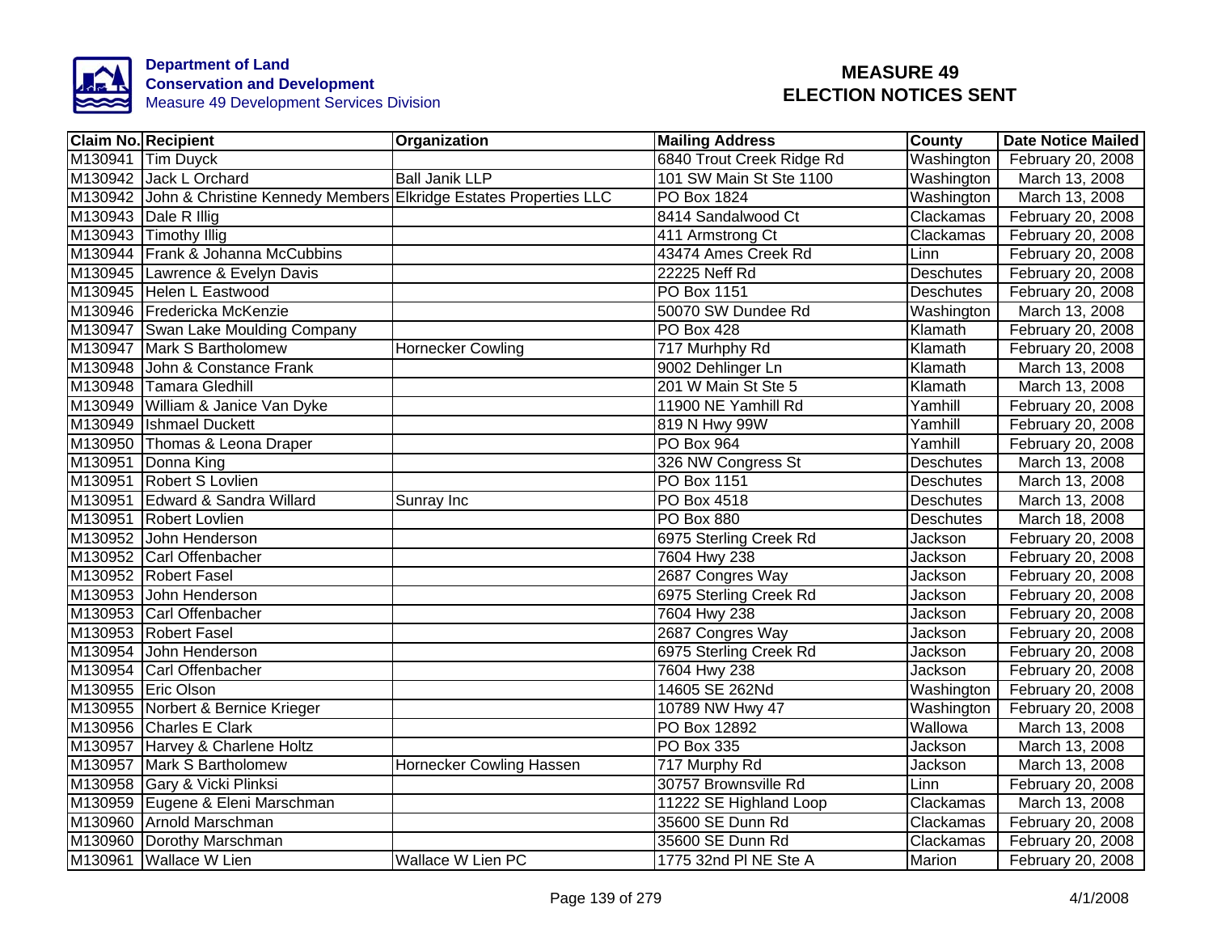**Department of Land Conservation and Development**
Measure 49 Development Services Division

# MEASURE 49 ELECTION NOTICES SENT

| Claim No. | Recipient | Organization | Mailing Address | County | Date Notice Mailed |
|---|---|---|---|---|---|
| M130941 | Tim Duyck | | 6840 Trout Creek Ridge Rd | Washington | February 20, 2008 |
| M130942 | Jack L Orchard | Ball Janik LLP | 101 SW Main St Ste 1100 | Washington | March 13, 2008 |
| M130942 | John & Christine Kennedy Members | Elkridge Estates Properties LLC | PO Box 1824 | Washington | March 13, 2008 |
| M130943 | Dale R Illig | | 8414 Sandalwood Ct | Clackamas | February 20, 2008 |
| M130943 | Timothy Illig | | 411 Armstrong Ct | Clackamas | February 20, 2008 |
| M130944 | Frank & Johanna McCubbins | | 43474 Ames Creek Rd | Linn | February 20, 2008 |
| M130945 | Lawrence & Evelyn Davis | | 22225 Neff Rd | Deschutes | February 20, 2008 |
| M130945 | Helen L Eastwood | | PO Box 1151 | Deschutes | February 20, 2008 |
| M130946 | Fredericka McKenzie | | 50070 SW Dundee Rd | Washington | March 13, 2008 |
| M130947 | Swan Lake Moulding Company | | PO Box 428 | Klamath | February 20, 2008 |
| M130947 | Mark S Bartholomew | Hornecker Cowling | 717 Murhphy Rd | Klamath | February 20, 2008 |
| M130948 | John & Constance Frank | | 9002 Dehlinger Ln | Klamath | March 13, 2008 |
| M130948 | Tamara Gledhill | | 201 W Main St Ste 5 | Klamath | March 13, 2008 |
| M130949 | William & Janice Van Dyke | | 11900 NE Yamhill Rd | Yamhill | February 20, 2008 |
| M130949 | Ishmael Duckett | | 819 N Hwy 99W | Yamhill | February 20, 2008 |
| M130950 | Thomas & Leona Draper | | PO Box 964 | Yamhill | February 20, 2008 |
| M130951 | Donna King | | 326 NW Congress St | Deschutes | March 13, 2008 |
| M130951 | Robert S Lovlien | | PO Box 1151 | Deschutes | March 13, 2008 |
| M130951 | Edward & Sandra Willard | Sunray Inc | PO Box 4518 | Deschutes | March 13, 2008 |
| M130951 | Robert Lovlien | | PO Box 880 | Deschutes | March 18, 2008 |
| M130952 | John Henderson | | 6975 Sterling Creek Rd | Jackson | February 20, 2008 |
| M130952 | Carl Offenbacher | | 7604 Hwy 238 | Jackson | February 20, 2008 |
| M130952 | Robert Fasel | | 2687 Congres Way | Jackson | February 20, 2008 |
| M130953 | John Henderson | | 6975 Sterling Creek Rd | Jackson | February 20, 2008 |
| M130953 | Carl Offenbacher | | 7604 Hwy 238 | Jackson | February 20, 2008 |
| M130953 | Robert Fasel | | 2687 Congres Way | Jackson | February 20, 2008 |
| M130954 | John Henderson | | 6975 Sterling Creek Rd | Jackson | February 20, 2008 |
| M130954 | Carl Offenbacher | | 7604 Hwy 238 | Jackson | February 20, 2008 |
| M130955 | Eric Olson | | 14605 SE 262Nd | Washington | February 20, 2008 |
| M130955 | Norbert & Bernice Krieger | | 10789 NW Hwy 47 | Washington | February 20, 2008 |
| M130956 | Charles E Clark | | PO Box 12892 | Wallowa | March 13, 2008 |
| M130957 | Harvey & Charlene Holtz | | PO Box 335 | Jackson | March 13, 2008 |
| M130957 | Mark S Bartholomew | Hornecker Cowling Hassen | 717 Murphy Rd | Jackson | March 13, 2008 |
| M130958 | Gary & Vicki Plinksi | | 30757 Brownsville Rd | Linn | February 20, 2008 |
| M130959 | Eugene & Eleni Marschman | | 11222 SE Highland Loop | Clackamas | March 13, 2008 |
| M130960 | Arnold Marschman | | 35600 SE Dunn Rd | Clackamas | February 20, 2008 |
| M130960 | Dorothy Marschman | | 35600 SE Dunn Rd | Clackamas | February 20, 2008 |
| M130961 | Wallace W Lien | Wallace W Lien PC | 1775 32nd Pl NE Ste A | Marion | February 20, 2008 |

4/1/2008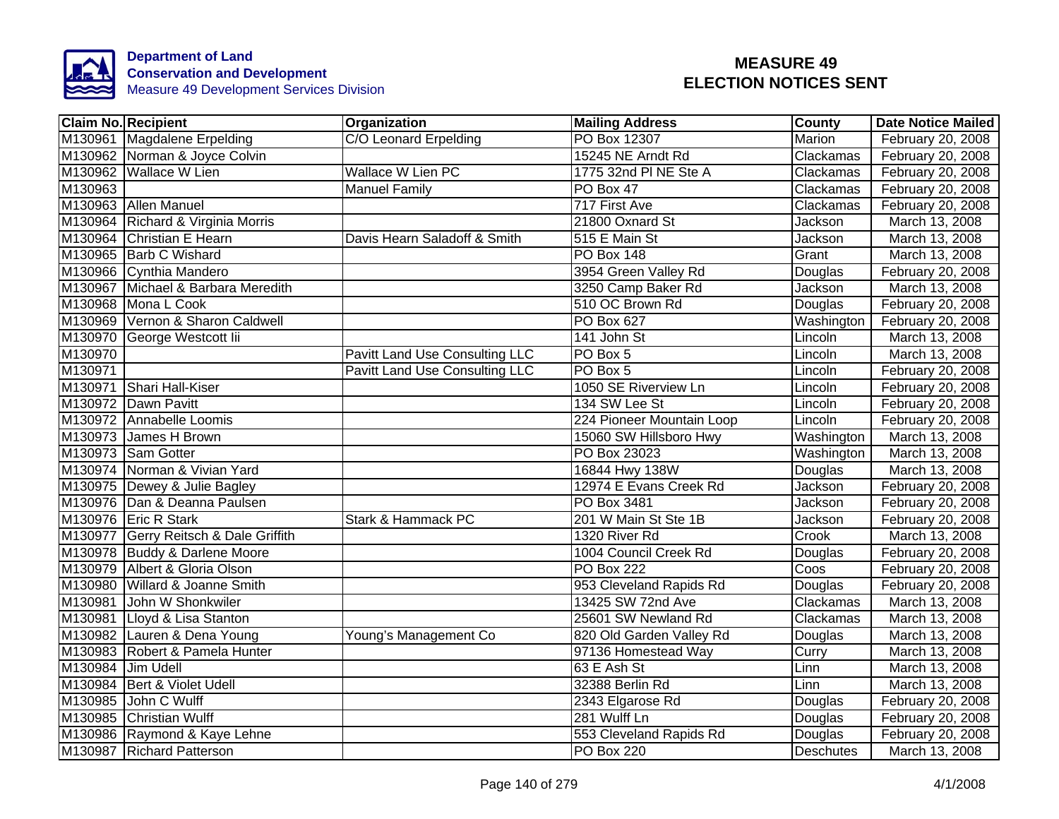**Department of Land Conservation and Development**
Measure 49 Development Services Division

# MEASURE 49 ELECTION NOTICES SENT

| Claim No. | Recipient | Organization | Mailing Address | County | Date Notice Mailed |
|---|---|---|---|---|---|
| M130961 | Magdalene Erpelding | C/O Leonard Erpelding | PO Box 12307 | Marion | February 20, 2008 |
| M130962 | Norman & Joyce Colvin | | 15245 NE Arndt Rd | Clackamas | February 20, 2008 |
| M130962 | Wallace W Lien | Wallace W Lien PC | 1775 32nd Pl NE Ste A | Clackamas | February 20, 2008 |
| M130963 | | Manuel Family | PO Box 47 | Clackamas | February 20, 2008 |
| M130963 | Allen Manuel | | 717 First Ave | Clackamas | February 20, 2008 |
| M130964 | Richard & Virginia Morris | | 21800 Oxnard St | Jackson | March 13, 2008 |
| M130964 | Christian E Hearn | Davis Hearn Saladoff & Smith | 515 E Main St | Jackson | March 13, 2008 |
| M130965 | Barb C Wishard | | PO Box 148 | Grant | March 13, 2008 |
| M130966 | Cynthia Mandero | | 3954 Green Valley Rd | Douglas | February 20, 2008 |
| M130967 | Michael & Barbara Meredith | | 3250 Camp Baker Rd | Jackson | March 13, 2008 |
| M130968 | Mona L Cook | | 510 OC Brown Rd | Douglas | February 20, 2008 |
| M130969 | Vernon & Sharon Caldwell | | PO Box 627 | Washington | February 20, 2008 |
| M130970 | George Westcott Iii | | 141 John St | Lincoln | March 13, 2008 |
| M130970 | | Pavitt Land Use Consulting LLC | PO Box 5 | Lincoln | March 13, 2008 |
| M130971 | | Pavitt Land Use Consulting LLC | PO Box 5 | Lincoln | February 20, 2008 |
| M130971 | Shari Hall-Kiser | | 1050 SE Riverview Ln | Lincoln | February 20, 2008 |
| M130972 | Dawn Pavitt | | 134 SW Lee St | Lincoln | February 20, 2008 |
| M130972 | Annabelle Loomis | | 224 Pioneer Mountain Loop | Lincoln | February 20, 2008 |
| M130973 | James H Brown | | 15060 SW Hillsboro Hwy | Washington | March 13, 2008 |
| M130973 | Sam Gotter | | PO Box 23023 | Washington | March 13, 2008 |
| M130974 | Norman & Vivian Yard | | 16844 Hwy 138W | Douglas | March 13, 2008 |
| M130975 | Dewey & Julie Bagley | | 12974 E Evans Creek Rd | Jackson | February 20, 2008 |
| M130976 | Dan & Deanna Paulsen | | PO Box 3481 | Jackson | February 20, 2008 |
| M130976 | Eric R Stark | Stark & Hammack PC | 201 W Main St Ste 1B | Jackson | February 20, 2008 |
| M130977 | Gerry Reitsch & Dale Griffith | | 1320 River Rd | Crook | March 13, 2008 |
| M130978 | Buddy & Darlene Moore | | 1004 Council Creek Rd | Douglas | February 20, 2008 |
| M130979 | Albert & Gloria Olson | | PO Box 222 | Coos | February 20, 2008 |
| M130980 | Willard & Joanne Smith | | 953 Cleveland Rapids Rd | Douglas | February 20, 2008 |
| M130981 | John W Shonkwiler | | 13425 SW 72nd Ave | Clackamas | March 13, 2008 |
| M130981 | Lloyd & Lisa Stanton | | 25601 SW Newland Rd | Clackamas | March 13, 2008 |
| M130982 | Lauren & Dena Young | Young's Management Co | 820 Old Garden Valley Rd | Douglas | March 13, 2008 |
| M130983 | Robert & Pamela Hunter | | 97136 Homestead Way | Curry | March 13, 2008 |
| M130984 | Jim Udell | | 63 E Ash St | Linn | March 13, 2008 |
| M130984 | Bert & Violet Udell | | 32388 Berlin Rd | Linn | March 13, 2008 |
| M130985 | John C Wulff | | 2343 Elgarose Rd | Douglas | February 20, 2008 |
| M130985 | Christian Wulff | | 281 Wulff Ln | Douglas | February 20, 2008 |
| M130986 | Raymond & Kaye Lehne | | 553 Cleveland Rapids Rd | Douglas | February 20, 2008 |
| M130987 | Richard Patterson | | PO Box 220 | Deschutes | March 13, 2008 |

4/1/2008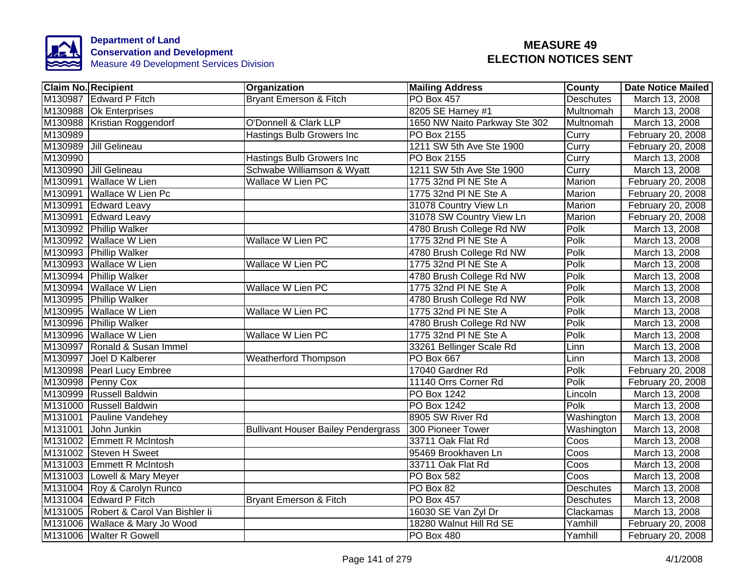Department of Land Conservation and Development
Measure 49 Development Services Division

# MEASURE 49 ELECTION NOTICES SENT

| Claim No. | Recipient | Organization | Mailing Address | County | Date Notice Mailed |
|---|---|---|---|---|---|
| M130987 | Edward P Fitch | Bryant Emerson & Fitch | PO Box 457 | Deschutes | March 13, 2008 |
| M130988 | Ok Enterprises | | 8205 SE Harney #1 | Multnomah | March 13, 2008 |
| M130988 | Kristian Roggendorf | O'Donnell & Clark LLP | 1650 NW Naito Parkway Ste 302 | Multnomah | March 13, 2008 |
| M130989 | | Hastings Bulb Growers Inc | PO Box 2155 | Curry | February 20, 2008 |
| M130989 | Jill Gelineau | | 1211 SW 5th Ave Ste 1900 | Curry | February 20, 2008 |
| M130990 | | Hastings Bulb Growers Inc | PO Box 2155 | Curry | March 13, 2008 |
| M130990 | Jill Gelineau | Schwabe Williamson & Wyatt | 1211 SW 5th Ave Ste 1900 | Curry | March 13, 2008 |
| M130991 | Wallace W Lien | Wallace W Lien PC | 1775 32nd Pl NE Ste A | Marion | February 20, 2008 |
| M130991 | Wallace W Lien Pc | | 1775 32nd Pl NE Ste A | Marion | February 20, 2008 |
| M130991 | Edward Leavy | | 31078 Country View Ln | Marion | February 20, 2008 |
| M130991 | Edward Leavy | | 31078 SW Country View Ln | Marion | February 20, 2008 |
| M130992 | Phillip Walker | | 4780 Brush College Rd NW | Polk | March 13, 2008 |
| M130992 | Wallace W Lien | Wallace W Lien PC | 1775 32nd Pl NE Ste A | Polk | March 13, 2008 |
| M130993 | Phillip Walker | | 4780 Brush College Rd NW | Polk | March 13, 2008 |
| M130993 | Wallace W Lien | Wallace W Lien PC | 1775 32nd Pl NE Ste A | Polk | March 13, 2008 |
| M130994 | Phillip Walker | | 4780 Brush College Rd NW | Polk | March 13, 2008 |
| M130994 | Wallace W Lien | Wallace W Lien PC | 1775 32nd Pl NE Ste A | Polk | March 13, 2008 |
| M130995 | Phillip Walker | | 4780 Brush College Rd NW | Polk | March 13, 2008 |
| M130995 | Wallace W Lien | Wallace W Lien PC | 1775 32nd Pl NE Ste A | Polk | March 13, 2008 |
| M130996 | Phillip Walker | | 4780 Brush College Rd NW | Polk | March 13, 2008 |
| M130996 | Wallace W Lien | Wallace W Lien PC | 1775 32nd Pl NE Ste A | Polk | March 13, 2008 |
| M130997 | Ronald & Susan Immel | | 33261 Bellinger Scale Rd | Linn | March 13, 2008 |
| M130997 | Joel D Kalberer | Weatherford Thompson | PO Box 667 | Linn | March 13, 2008 |
| M130998 | Pearl Lucy Embree | | 17040 Gardner Rd | Polk | February 20, 2008 |
| M130998 | Penny Cox | | 11140 Orrs Corner Rd | Polk | February 20, 2008 |
| M130999 | Russell Baldwin | | PO Box 1242 | Lincoln | March 13, 2008 |
| M131000 | Russell Baldwin | | PO Box 1242 | Polk | March 13, 2008 |
| M131001 | Pauline Vandehey | | 8905 SW River Rd | Washington | March 13, 2008 |
| M131001 | John Junkin | Bullivant Houser Bailey Pendergrass | 300 Pioneer Tower | Washington | March 13, 2008 |
| M131002 | Emmett R McIntosh | | 33711 Oak Flat Rd | Coos | March 13, 2008 |
| M131002 | Steven H Sweet | | 95469 Brookhaven Ln | Coos | March 13, 2008 |
| M131003 | Emmett R McIntosh | | 33711 Oak Flat Rd | Coos | March 13, 2008 |
| M131003 | Lowell & Mary Meyer | | PO Box 582 | Coos | March 13, 2008 |
| M131004 | Roy & Carolyn Runco | | PO Box 82 | Deschutes | March 13, 2008 |
| M131004 | Edward P Fitch | Bryant Emerson & Fitch | PO Box 457 | Deschutes | March 13, 2008 |
| M131005 | Robert & Carol Van Bishler Ii | | 16030 SE Van Zyl Dr | Clackamas | March 13, 2008 |
| M131006 | Wallace & Mary Jo Wood | | 18280 Walnut Hill Rd SE | Yamhill | February 20, 2008 |
| M131006 | Walter R Gowell | | PO Box 480 | Yamhill | February 20, 2008 |

4/1/2008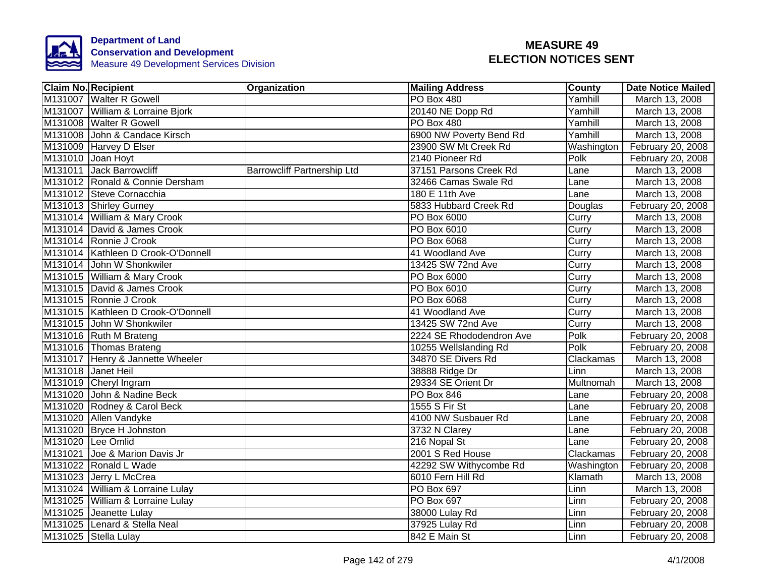Department of Land
Conservation and Development
Measure 49 Development Services Division

# MEASURE 49
# ELECTION NOTICES SENT

| Claim No. | Recipient | Organization | Mailing Address | County | Date Notice Mailed |
|---|---|---|---|---|---|
| M131007 | Walter R Gowell | | PO Box 480 | Yamhill | March 13, 2008 |
| M131007 | William & Lorraine Bjork | | 20140 NE Dopp Rd | Yamhill | March 13, 2008 |
| M131008 | Walter R Gowell | | PO Box 480 | Yamhill | March 13, 2008 |
| M131008 | John & Candace Kirsch | | 6900 NW Poverty Bend Rd | Yamhill | March 13, 2008 |
| M131009 | Harvey D Elser | | 23900 SW Mt Creek Rd | Washington | February 20, 2008 |
| M131010 | Joan Hoyt | | 2140 Pioneer Rd | Polk | February 20, 2008 |
| M131011 | Jack Barrowcliff | Barrowcliff Partnership Ltd | 37151 Parsons Creek Rd | Lane | March 13, 2008 |
| M131012 | Ronald & Connie Dersham | | 32466 Camas Swale Rd | Lane | March 13, 2008 |
| M131012 | Steve Cornacchia | | 180 E 11th Ave | Lane | March 13, 2008 |
| M131013 | Shirley Gurney | | 5833 Hubbard Creek Rd | Douglas | February 20, 2008 |
| M131014 | William & Mary Crook | | PO Box 6000 | Curry | March 13, 2008 |
| M131014 | David & James Crook | | PO Box 6010 | Curry | March 13, 2008 |
| M131014 | Ronnie J Crook | | PO Box 6068 | Curry | March 13, 2008 |
| M131014 | Kathleen D Crook-O'Donnell | | 41 Woodland Ave | Curry | March 13, 2008 |
| M131014 | John W Shonkwiler | | 13425 SW 72nd Ave | Curry | March 13, 2008 |
| M131015 | William & Mary Crook | | PO Box 6000 | Curry | March 13, 2008 |
| M131015 | David & James Crook | | PO Box 6010 | Curry | March 13, 2008 |
| M131015 | Ronnie J Crook | | PO Box 6068 | Curry | March 13, 2008 |
| M131015 | Kathleen D Crook-O'Donnell | | 41 Woodland Ave | Curry | March 13, 2008 |
| M131015 | John W Shonkwiler | | 13425 SW 72nd Ave | Curry | March 13, 2008 |
| M131016 | Ruth M Brateng | | 2224 SE Rhododendron Ave | Polk | February 20, 2008 |
| M131016 | Thomas Brateng | | 10255 Wellslanding Rd | Polk | February 20, 2008 |
| M131017 | Henry & Jannette Wheeler | | 34870 SE Divers Rd | Clackamas | March 13, 2008 |
| M131018 | Janet Heil | | 38888 Ridge Dr | Linn | March 13, 2008 |
| M131019 | Cheryl Ingram | | 29334 SE Orient Dr | Multnomah | March 13, 2008 |
| M131020 | John & Nadine Beck | | PO Box 846 | Lane | February 20, 2008 |
| M131020 | Rodney & Carol Beck | | 1555 S Fir St | Lane | February 20, 2008 |
| M131020 | Allen Vandyke | | 4100 NW Susbauer Rd | Lane | February 20, 2008 |
| M131020 | Bryce H Johnston | | 3732 N Clarey | Lane | February 20, 2008 |
| M131020 | Lee Omlid | | 216 Nopal St | Lane | February 20, 2008 |
| M131021 | Joe & Marion Davis Jr | | 2001 S Red House | Clackamas | February 20, 2008 |
| M131022 | Ronald L Wade | | 42292 SW Withycombe Rd | Washington | February 20, 2008 |
| M131023 | Jerry L McCrea | | 6010 Fern Hill Rd | Klamath | March 13, 2008 |
| M131024 | William & Lorraine Lulay | | PO Box 697 | Linn | March 13, 2008 |
| M131025 | William & Lorraine Lulay | | PO Box 697 | Linn | February 20, 2008 |
| M131025 | Jeanette Lulay | | 38000 Lulay Rd | Linn | February 20, 2008 |
| M131025 | Lenard & Stella Neal | | 37925 Lulay Rd | Linn | February 20, 2008 |
| M131025 | Stella Lulay | | 842 E Main St | Linn | February 20, 2008 |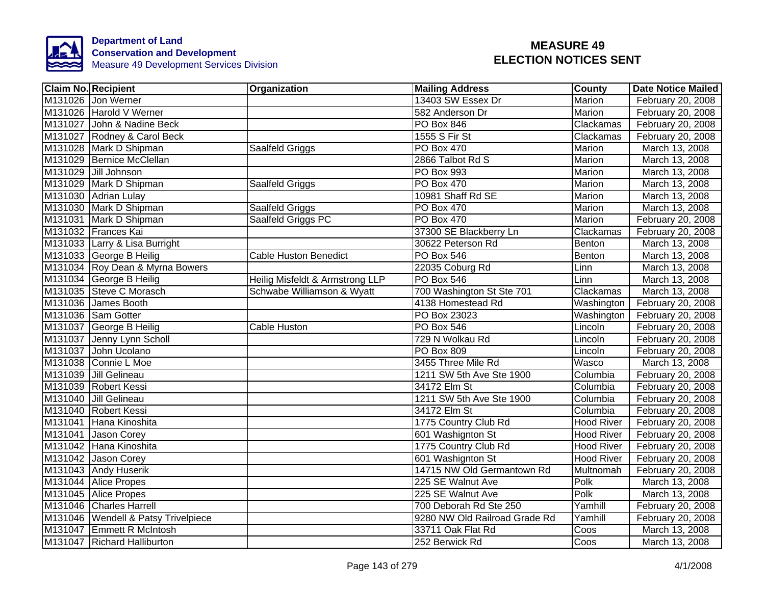Department of Land Conservation and Development
Measure 49 Development Services Division

# MEASURE 49 ELECTION NOTICES SENT

| Claim No. | Recipient | Organization | Mailing Address | County | Date Notice Mailed |
|---|---|---|---|---|---|
| M131026 | Jon Werner | | 13403 SW Essex Dr | Marion | February 20, 2008 |
| M131026 | Harold V Werner | | 582 Anderson Dr | Marion | February 20, 2008 |
| M131027 | John & Nadine Beck | | PO Box 846 | Clackamas | February 20, 2008 |
| M131027 | Rodney & Carol Beck | | 1555 S Fir St | Clackamas | February 20, 2008 |
| M131028 | Mark D Shipman | Saalfeld Griggs | PO Box 470 | Marion | March 13, 2008 |
| M131029 | Bernice McClellan | | 2866 Talbot Rd S | Marion | March 13, 2008 |
| M131029 | Jill Johnson | | PO Box 993 | Marion | March 13, 2008 |
| M131029 | Mark D Shipman | Saalfeld Griggs | PO Box 470 | Marion | March 13, 2008 |
| M131030 | Adrian Lulay | | 10981 Shaff Rd SE | Marion | March 13, 2008 |
| M131030 | Mark D Shipman | Saalfeld Griggs | PO Box 470 | Marion | March 13, 2008 |
| M131031 | Mark D Shipman | Saalfeld Griggs PC | PO Box 470 | Marion | February 20, 2008 |
| M131032 | Frances Kai | | 37300 SE Blackberry Ln | Clackamas | February 20, 2008 |
| M131033 | Larry & Lisa Burright | | 30622 Peterson Rd | Benton | March 13, 2008 |
| M131033 | George B Heilig | Cable Huston Benedict | PO Box 546 | Benton | March 13, 2008 |
| M131034 | Roy Dean & Myrna Bowers | | 22035 Coburg Rd | Linn | March 13, 2008 |
| M131034 | George B Heilig | Heilig Misfeldt & Armstrong LLP | PO Box 546 | Linn | March 13, 2008 |
| M131035 | Steve C Morasch | Schwabe Williamson & Wyatt | 700 Washington St Ste 701 | Clackamas | March 13, 2008 |
| M131036 | James Booth | | 4138 Homestead Rd | Washington | February 20, 2008 |
| M131036 | Sam Gotter | | PO Box 23023 | Washington | February 20, 2008 |
| M131037 | George B Heilig | Cable Huston | PO Box 546 | Lincoln | February 20, 2008 |
| M131037 | Jenny Lynn Scholl | | 729 N Wolkau Rd | Lincoln | February 20, 2008 |
| M131037 | John Ucolano | | PO Box 809 | Lincoln | February 20, 2008 |
| M131038 | Connie L Moe | | 3455 Three Mile Rd | Wasco | March 13, 2008 |
| M131039 | Jill Gelineau | | 1211 SW 5th Ave Ste 1900 | Columbia | February 20, 2008 |
| M131039 | Robert Kessi | | 34172 Elm St | Columbia | February 20, 2008 |
| M131040 | Jill Gelineau | | 1211 SW 5th Ave Ste 1900 | Columbia | February 20, 2008 |
| M131040 | Robert Kessi | | 34172 Elm St | Columbia | February 20, 2008 |
| M131041 | Hana Kinoshita | | 1775 Country Club Rd | Hood River | February 20, 2008 |
| M131041 | Jason Corey | | 601 Washignton St | Hood River | February 20, 2008 |
| M131042 | Hana Kinoshita | | 1775 Country Club Rd | Hood River | February 20, 2008 |
| M131042 | Jason Corey | | 601 Washignton St | Hood River | February 20, 2008 |
| M131043 | Andy Huserik | | 14715 NW Old Germantown Rd | Multnomah | February 20, 2008 |
| M131044 | Alice Propes | | 225 SE Walnut Ave | Polk | March 13, 2008 |
| M131045 | Alice Propes | | 225 SE Walnut Ave | Polk | March 13, 2008 |
| M131046 | Charles Harrell | | 700 Deborah Rd Ste 250 | Yamhill | February 20, 2008 |
| M131046 | Wendell & Patsy Trivelpiece | | 9280 NW Old Railroad Grade Rd | Yamhill | February 20, 2008 |
| M131047 | Emmett R McIntosh | | 33711 Oak Flat Rd | Coos | March 13, 2008 |
| M131047 | Richard Halliburton | | 252 Berwick Rd | Coos | March 13, 2008 |

4/1/2008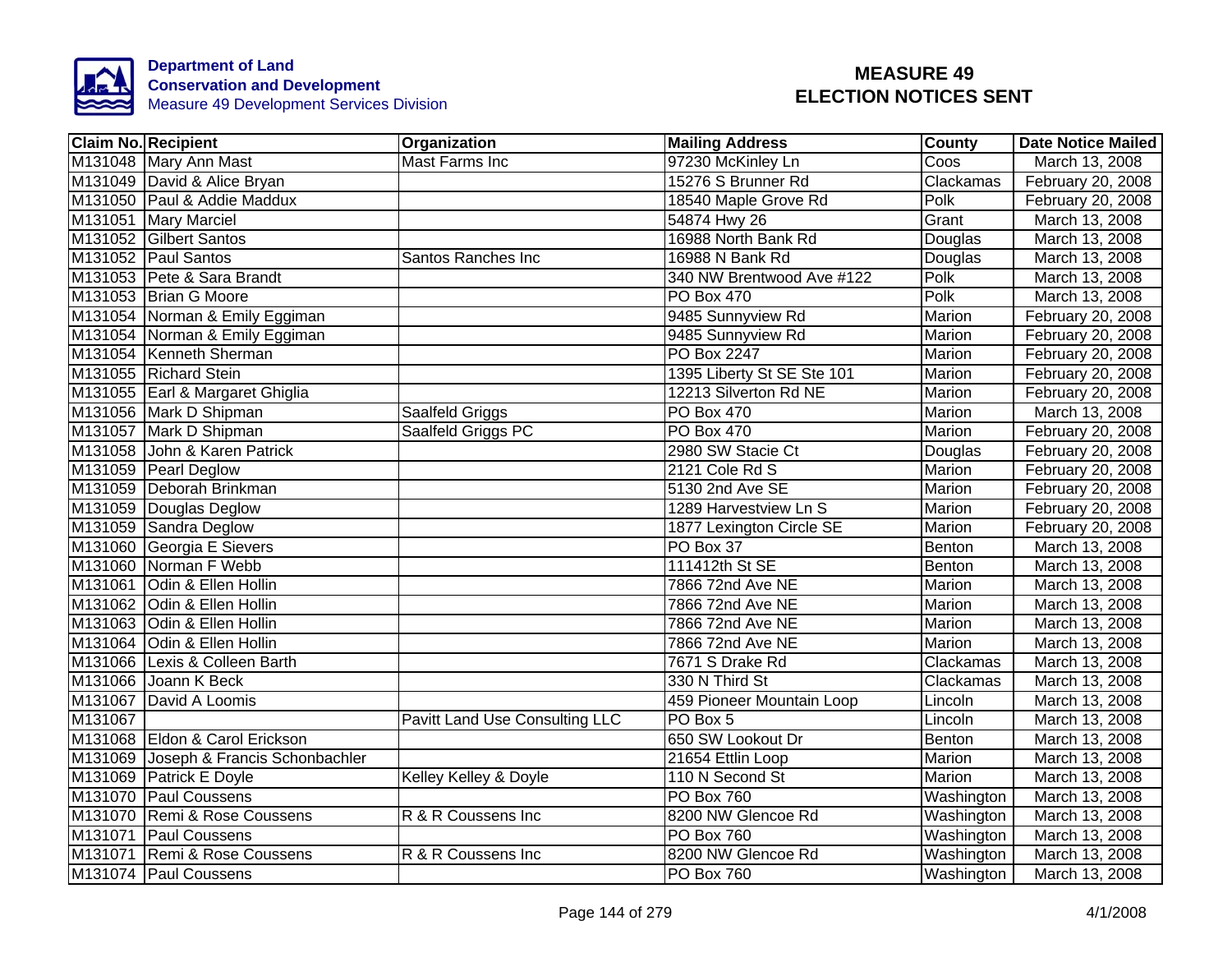Department of Land Conservation and Development
Measure 49 Development Services Division

# MEASURE 49 ELECTION NOTICES SENT

| Claim No. | Recipient | Organization | Mailing Address | County | Date Notice Mailed |
|---|---|---|---|---|---|
| M131048 | Mary Ann Mast | Mast Farms Inc | 97230 McKinley Ln | Coos | March 13, 2008 |
| M131049 | David & Alice Bryan | | 15276 S Brunner Rd | Clackamas | February 20, 2008 |
| M131050 | Paul & Addie Maddux | | 18540 Maple Grove Rd | Polk | February 20, 2008 |
| M131051 | Mary Marciel | | 54874 Hwy 26 | Grant | March 13, 2008 |
| M131052 | Gilbert Santos | | 16988 North Bank Rd | Douglas | March 13, 2008 |
| M131052 | Paul Santos | Santos Ranches Inc | 16988 N Bank Rd | Douglas | March 13, 2008 |
| M131053 | Pete & Sara Brandt | | 340 NW Brentwood Ave #122 | Polk | March 13, 2008 |
| M131053 | Brian G Moore | | PO Box 470 | Polk | March 13, 2008 |
| M131054 | Norman & Emily Eggiman | | 9485 Sunnyview Rd | Marion | February 20, 2008 |
| M131054 | Norman & Emily Eggiman | | 9485 Sunnyview Rd | Marion | February 20, 2008 |
| M131054 | Kenneth Sherman | | PO Box 2247 | Marion | February 20, 2008 |
| M131055 | Richard Stein | | 1395 Liberty St SE Ste 101 | Marion | February 20, 2008 |
| M131055 | Earl & Margaret Ghiglia | | 12213 Silverton Rd NE | Marion | February 20, 2008 |
| M131056 | Mark D Shipman | Saalfeld Griggs | PO Box 470 | Marion | March 13, 2008 |
| M131057 | Mark D Shipman | Saalfeld Griggs PC | PO Box 470 | Marion | February 20, 2008 |
| M131058 | John & Karen Patrick | | 2980 SW Stacie Ct | Douglas | February 20, 2008 |
| M131059 | Pearl Deglow | | 2121 Cole Rd S | Marion | February 20, 2008 |
| M131059 | Deborah Brinkman | | 5130 2nd Ave SE | Marion | February 20, 2008 |
| M131059 | Douglas Deglow | | 1289 Harvestview Ln S | Marion | February 20, 2008 |
| M131059 | Sandra Deglow | | 1877 Lexington Circle SE | Marion | February 20, 2008 |
| M131060 | Georgia E Sievers | | PO Box 37 | Benton | March 13, 2008 |
| M131060 | Norman F Webb | | 111412th St SE | Benton | March 13, 2008 |
| M131061 | Odin & Ellen Hollin | | 7866 72nd Ave NE | Marion | March 13, 2008 |
| M131062 | Odin & Ellen Hollin | | 7866 72nd Ave NE | Marion | March 13, 2008 |
| M131063 | Odin & Ellen Hollin | | 7866 72nd Ave NE | Marion | March 13, 2008 |
| M131064 | Odin & Ellen Hollin | | 7866 72nd Ave NE | Marion | March 13, 2008 |
| M131066 | Lexis & Colleen Barth | | 7671 S Drake Rd | Clackamas | March 13, 2008 |
| M131066 | Joann K Beck | | 330 N Third St | Clackamas | March 13, 2008 |
| M131067 | David A Loomis | | 459 Pioneer Mountain Loop | Lincoln | March 13, 2008 |
| M131067 | | Pavitt Land Use Consulting LLC | PO Box 5 | Lincoln | March 13, 2008 |
| M131068 | Eldon & Carol Erickson | | 650 SW Lookout Dr | Benton | March 13, 2008 |
| M131069 | Joseph & Francis Schonbachler | | 21654 Ettlin Loop | Marion | March 13, 2008 |
| M131069 | Patrick E Doyle | Kelley Kelley & Doyle | 110 N Second St | Marion | March 13, 2008 |
| M131070 | Paul Coussens | | PO Box 760 | Washington | March 13, 2008 |
| M131070 | Remi & Rose Coussens | R & R Coussens Inc | 8200 NW Glencoe Rd | Washington | March 13, 2008 |
| M131071 | Paul Coussens | | PO Box 760 | Washington | March 13, 2008 |
| M131071 | Remi & Rose Coussens | R & R Coussens Inc | 8200 NW Glencoe Rd | Washington | March 13, 2008 |
| M131074 | Paul Coussens | | PO Box 760 | Washington | March 13, 2008 |

4/1/2008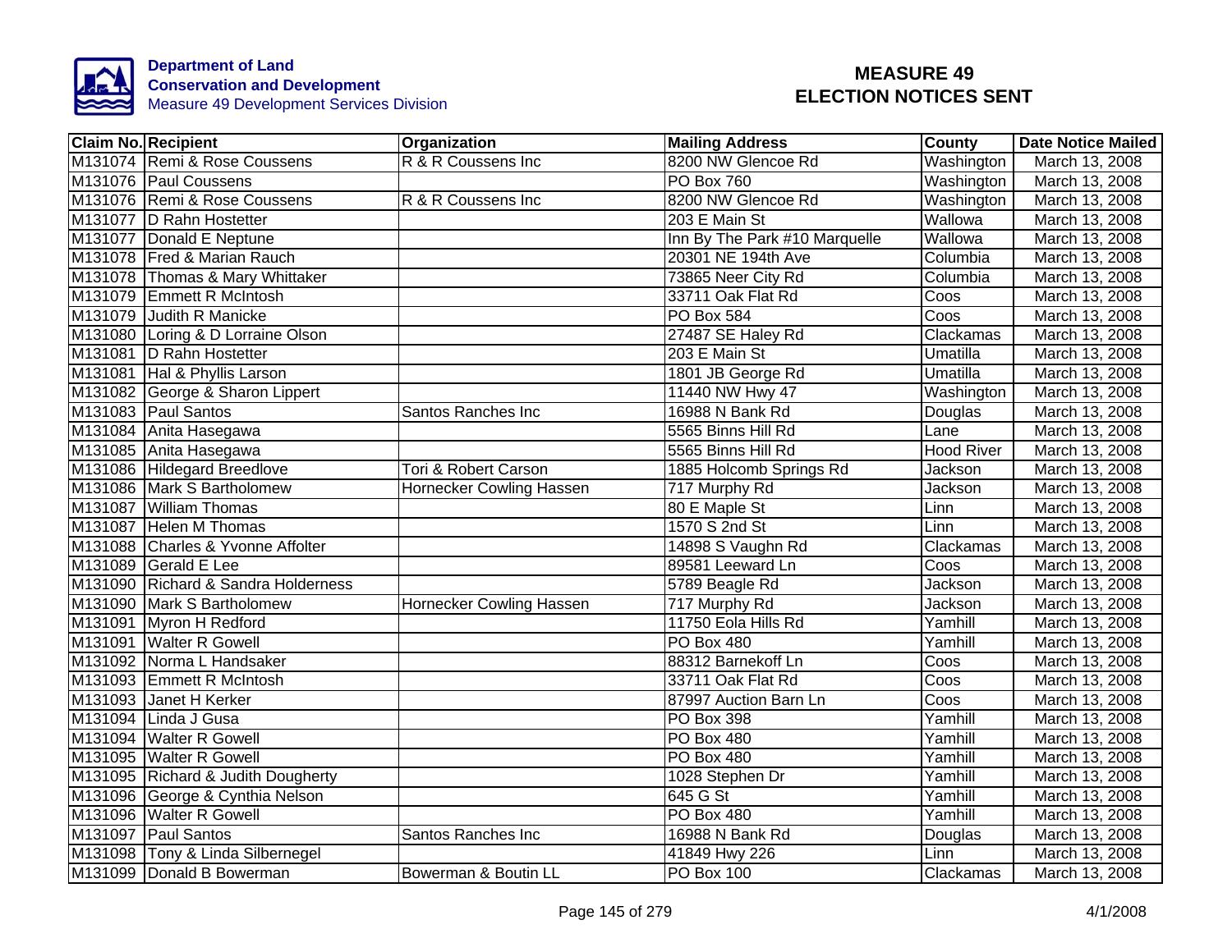**Department of Land Conservation and Development**
Measure 49 Development Services Division

# MEASURE 49
# ELECTION NOTICES SENT

| Claim No. | Recipient | Organization | Mailing Address | County | Date Notice Mailed |
|---|---|---|---|---|---|
| M131074 | Remi & Rose Coussens | R & R Coussens Inc | 8200 NW Glencoe Rd | Washington | March 13, 2008 |
| M131076 | Paul Coussens | | PO Box 760 | Washington | March 13, 2008 |
| M131076 | Remi & Rose Coussens | R & R Coussens Inc | 8200 NW Glencoe Rd | Washington | March 13, 2008 |
| M131077 | D Rahn Hostetter | | 203 E Main St | Wallowa | March 13, 2008 |
| M131077 | Donald E Neptune | | Inn By The Park #10 Marquelle | Wallowa | March 13, 2008 |
| M131078 | Fred & Marian Rauch | | 20301 NE 194th Ave | Columbia | March 13, 2008 |
| M131078 | Thomas & Mary Whittaker | | 73865 Neer City Rd | Columbia | March 13, 2008 |
| M131079 | Emmett R McIntosh | | 33711 Oak Flat Rd | Coos | March 13, 2008 |
| M131079 | Judith R Manicke | | PO Box 584 | Coos | March 13, 2008 |
| M131080 | Loring & D Lorraine Olson | | 27487 SE Haley Rd | Clackamas | March 13, 2008 |
| M131081 | D Rahn Hostetter | | 203 E Main St | Umatilla | March 13, 2008 |
| M131081 | Hal & Phyllis Larson | | 1801 JB George Rd | Umatilla | March 13, 2008 |
| M131082 | George & Sharon Lippert | | 11440 NW Hwy 47 | Washington | March 13, 2008 |
| M131083 | Paul Santos | Santos Ranches Inc | 16988 N Bank Rd | Douglas | March 13, 2008 |
| M131084 | Anita Hasegawa | | 5565 Binns Hill Rd | Lane | March 13, 2008 |
| M131085 | Anita Hasegawa | | 5565 Binns Hill Rd | Hood River | March 13, 2008 |
| M131086 | Hildegard Breedlove | Tori & Robert Carson | 1885 Holcomb Springs Rd | Jackson | March 13, 2008 |
| M131086 | Mark S Bartholomew | Hornecker Cowling Hassen | 717 Murphy Rd | Jackson | March 13, 2008 |
| M131087 | William Thomas | | 80 E Maple St | Linn | March 13, 2008 |
| M131087 | Helen M Thomas | | 1570 S 2nd St | Linn | March 13, 2008 |
| M131088 | Charles & Yvonne Affolter | | 14898 S Vaughn Rd | Clackamas | March 13, 2008 |
| M131089 | Gerald E Lee | | 89581 Leeward Ln | Coos | March 13, 2008 |
| M131090 | Richard & Sandra Holderness | | 5789 Beagle Rd | Jackson | March 13, 2008 |
| M131090 | Mark S Bartholomew | Hornecker Cowling Hassen | 717 Murphy Rd | Jackson | March 13, 2008 |
| M131091 | Myron H Redford | | 11750 Eola Hills Rd | Yamhill | March 13, 2008 |
| M131091 | Walter R Gowell | | PO Box 480 | Yamhill | March 13, 2008 |
| M131092 | Norma L Handsaker | | 88312 Barnekoff Ln | Coos | March 13, 2008 |
| M131093 | Emmett R McIntosh | | 33711 Oak Flat Rd | Coos | March 13, 2008 |
| M131093 | Janet H Kerker | | 87997 Auction Barn Ln | Coos | March 13, 2008 |
| M131094 | Linda J Gusa | | PO Box 398 | Yamhill | March 13, 2008 |
| M131094 | Walter R Gowell | | PO Box 480 | Yamhill | March 13, 2008 |
| M131095 | Walter R Gowell | | PO Box 480 | Yamhill | March 13, 2008 |
| M131095 | Richard & Judith Dougherty | | 1028 Stephen Dr | Yamhill | March 13, 2008 |
| M131096 | George & Cynthia Nelson | | 645 G St | Yamhill | March 13, 2008 |
| M131096 | Walter R Gowell | | PO Box 480 | Yamhill | March 13, 2008 |
| M131097 | Paul Santos | Santos Ranches Inc | 16988 N Bank Rd | Douglas | March 13, 2008 |
| M131098 | Tony & Linda Silbernegel | | 41849 Hwy 226 | Linn | March 13, 2008 |
| M131099 | Donald B Bowerman | Bowerman & Boutin LL | PO Box 100 | Clackamas | March 13, 2008 |

4/1/2008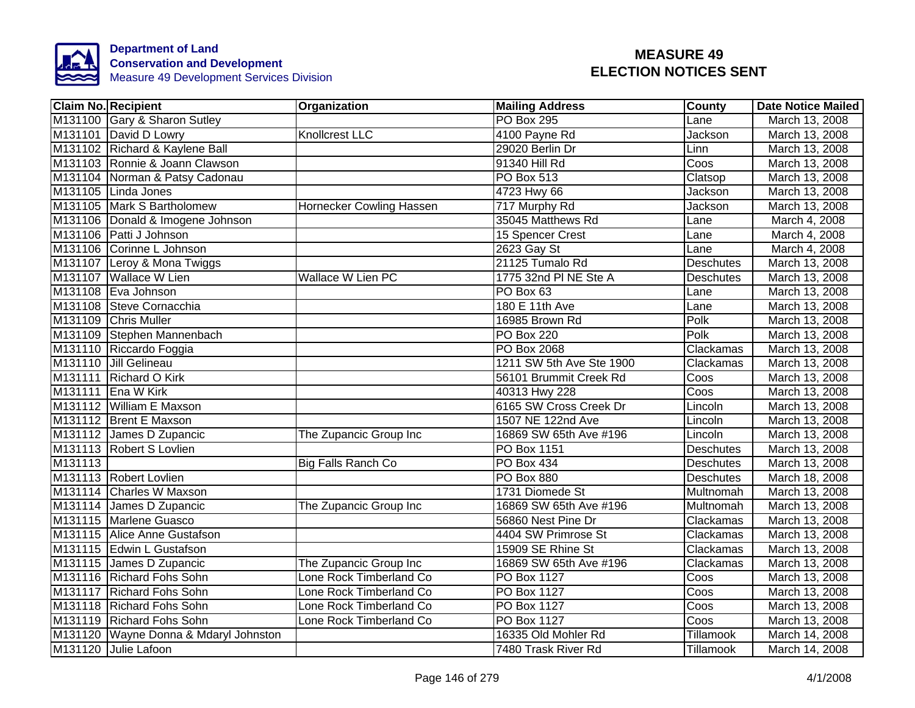**Department of Land Conservation and Development**
Measure 49 Development Services Division

# MEASURE 49
# ELECTION NOTICES SENT

| Claim No. | Recipient | Organization | Mailing Address | County | Date Notice Mailed |
|---|---|---|---|---|---|
| M131100 | Gary & Sharon Sutley | | PO Box 295 | Lane | March 13, 2008 |
| M131101 | David D Lowry | Knollcrest LLC | 4100 Payne Rd | Jackson | March 13, 2008 |
| M131102 | Richard & Kaylene Ball | | 29020 Berlin Dr | Linn | March 13, 2008 |
| M131103 | Ronnie & Joann Clawson | | 91340 Hill Rd | Coos | March 13, 2008 |
| M131104 | Norman & Patsy Cadonau | | PO Box 513 | Clatsop | March 13, 2008 |
| M131105 | Linda Jones | | 4723 Hwy 66 | Jackson | March 13, 2008 |
| M131105 | Mark S Bartholomew | Hornecker Cowling Hassen | 717 Murphy Rd | Jackson | March 13, 2008 |
| M131106 | Donald & Imogene Johnson | | 35045 Matthews Rd | Lane | March 4, 2008 |
| M131106 | Patti J Johnson | | 15 Spencer Crest | Lane | March 4, 2008 |
| M131106 | Corinne L Johnson | | 2623 Gay St | Lane | March 4, 2008 |
| M131107 | Leroy & Mona Twiggs | | 21125 Tumalo Rd | Deschutes | March 13, 2008 |
| M131107 | Wallace W Lien | Wallace W Lien PC | 1775 32nd Pl NE Ste A | Deschutes | March 13, 2008 |
| M131108 | Eva Johnson | | PO Box 63 | Lane | March 13, 2008 |
| M131108 | Steve Cornacchia | | 180 E 11th Ave | Lane | March 13, 2008 |
| M131109 | Chris Muller | | 16985 Brown Rd | Polk | March 13, 2008 |
| M131109 | Stephen Mannenbach | | PO Box 220 | Polk | March 13, 2008 |
| M131110 | Riccardo Foggia | | PO Box 2068 | Clackamas | March 13, 2008 |
| M131110 | Jill Gelineau | | 1211 SW 5th Ave Ste 1900 | Clackamas | March 13, 2008 |
| M131111 | Richard O Kirk | | 56101 Brummit Creek Rd | Coos | March 13, 2008 |
| M131111 | Ena W Kirk | | 40313 Hwy 228 | Coos | March 13, 2008 |
| M131112 | William E Maxson | | 6165 SW Cross Creek Dr | Lincoln | March 13, 2008 |
| M131112 | Brent E Maxson | | 1507 NE 122nd Ave | Lincoln | March 13, 2008 |
| M131112 | James D Zupancic | The Zupancic Group Inc | 16869 SW 65th Ave #196 | Lincoln | March 13, 2008 |
| M131113 | Robert S Lovlien | | PO Box 1151 | Deschutes | March 13, 2008 |
| M131113 | | Big Falls Ranch Co | PO Box 434 | Deschutes | March 13, 2008 |
| M131113 | Robert Lovlien | | PO Box 880 | Deschutes | March 18, 2008 |
| M131114 | Charles W Maxson | | 1731 Diomede St | Multnomah | March 13, 2008 |
| M131114 | James D Zupancic | The Zupancic Group Inc | 16869 SW 65th Ave #196 | Multnomah | March 13, 2008 |
| M131115 | Marlene Guasco | | 56860 Nest Pine Dr | Clackamas | March 13, 2008 |
| M131115 | Alice Anne Gustafson | | 4404 SW Primrose St | Clackamas | March 13, 2008 |
| M131115 | Edwin L Gustafson | | 15909 SE Rhine St | Clackamas | March 13, 2008 |
| M131115 | James D Zupancic | The Zupancic Group Inc | 16869 SW 65th Ave #196 | Clackamas | March 13, 2008 |
| M131116 | Richard Fohs Sohn | Lone Rock Timberland Co | PO Box 1127 | Coos | March 13, 2008 |
| M131117 | Richard Fohs Sohn | Lone Rock Timberland Co | PO Box 1127 | Coos | March 13, 2008 |
| M131118 | Richard Fohs Sohn | Lone Rock Timberland Co | PO Box 1127 | Coos | March 13, 2008 |
| M131119 | Richard Fohs Sohn | Lone Rock Timberland Co | PO Box 1127 | Coos | March 13, 2008 |
| M131120 | Wayne Donna & Mdaryl Johnston | | 16335 Old Mohler Rd | Tillamook | March 14, 2008 |
| M131120 | Julie Lafoon | | 7480 Trask River Rd | Tillamook | March 14, 2008 |

4/1/2008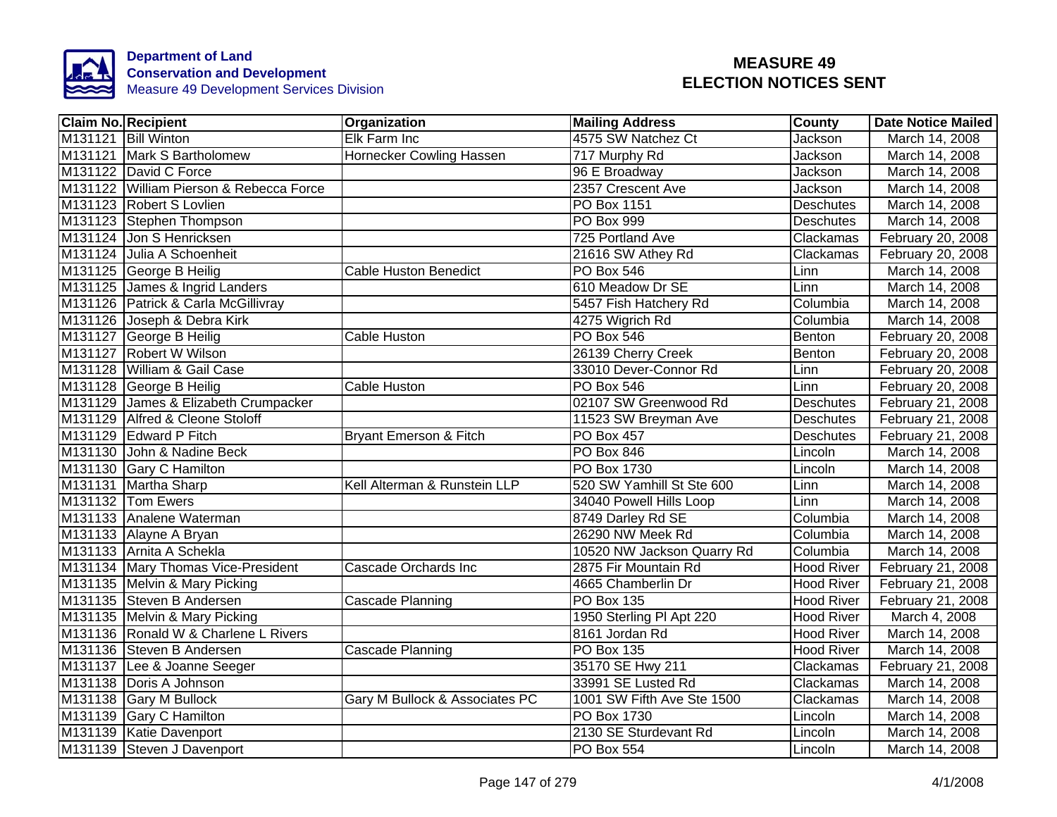Department of Land Conservation and Development
Measure 49 Development Services Division

# MEASURE 49 ELECTION NOTICES SENT

| Claim No. | Recipient | Organization | Mailing Address | County | Date Notice Mailed |
|---|---|---|---|---|---|
| M131121 | Bill Winton | Elk Farm Inc | 4575 SW Natchez Ct | Jackson | March 14, 2008 |
| M131121 | Mark S Bartholomew | Hornecker Cowling Hassen | 717 Murphy Rd | Jackson | March 14, 2008 |
| M131122 | David C Force | | 96 E Broadway | Jackson | March 14, 2008 |
| M131122 | William Pierson & Rebecca Force | | 2357 Crescent Ave | Jackson | March 14, 2008 |
| M131123 | Robert S Lovlien | | PO Box 1151 | Deschutes | March 14, 2008 |
| M131123 | Stephen Thompson | | PO Box 999 | Deschutes | March 14, 2008 |
| M131124 | Jon S Henricksen | | 725 Portland Ave | Clackamas | February 20, 2008 |
| M131124 | Julia A Schoenheit | | 21616 SW Athey Rd | Clackamas | February 20, 2008 |
| M131125 | George B Heilig | Cable Huston Benedict | PO Box 546 | Linn | March 14, 2008 |
| M131125 | James & Ingrid Landers | | 610 Meadow Dr SE | Linn | March 14, 2008 |
| M131126 | Patrick & Carla McGillivray | | 5457 Fish Hatchery Rd | Columbia | March 14, 2008 |
| M131126 | Joseph & Debra Kirk | | 4275 Wigrich Rd | Columbia | March 14, 2008 |
| M131127 | George B Heilig | Cable Huston | PO Box 546 | Benton | February 20, 2008 |
| M131127 | Robert W Wilson | | 26139 Cherry Creek | Benton | February 20, 2008 |
| M131128 | William & Gail Case | | 33010 Dever-Connor Rd | Linn | February 20, 2008 |
| M131128 | George B Heilig | Cable Huston | PO Box 546 | Linn | February 20, 2008 |
| M131129 | James & Elizabeth Crumpacker | | 02107 SW Greenwood Rd | Deschutes | February 21, 2008 |
| M131129 | Alfred & Cleone Stoloff | | 11523 SW Breyman Ave | Deschutes | February 21, 2008 |
| M131129 | Edward P Fitch | Bryant Emerson & Fitch | PO Box 457 | Deschutes | February 21, 2008 |
| M131130 | John & Nadine Beck | | PO Box 846 | Lincoln | March 14, 2008 |
| M131130 | Gary C Hamilton | | PO Box 1730 | Lincoln | March 14, 2008 |
| M131131 | Martha Sharp | Kell Alterman & Runstein LLP | 520 SW Yamhill St Ste 600 | Linn | March 14, 2008 |
| M131132 | Tom Ewers | | 34040 Powell Hills Loop | Linn | March 14, 2008 |
| M131133 | Analene Waterman | | 8749 Darley Rd SE | Columbia | March 14, 2008 |
| M131133 | Alayne A Bryan | | 26290 NW Meek Rd | Columbia | March 14, 2008 |
| M131133 | Arnita A Schekla | | 10520 NW Jackson Quarry Rd | Columbia | March 14, 2008 |
| M131134 | Mary Thomas Vice-President | Cascade Orchards Inc | 2875 Fir Mountain Rd | Hood River | February 21, 2008 |
| M131135 | Melvin & Mary Picking | | 4665 Chamberlin Dr | Hood River | February 21, 2008 |
| M131135 | Steven B Andersen | Cascade Planning | PO Box 135 | Hood River | February 21, 2008 |
| M131135 | Melvin & Mary Picking | | 1950 Sterling Pl Apt 220 | Hood River | March 4, 2008 |
| M131136 | Ronald W & Charlene L Rivers | | 8161 Jordan Rd | Hood River | March 14, 2008 |
| M131136 | Steven B Andersen | Cascade Planning | PO Box 135 | Hood River | March 14, 2008 |
| M131137 | Lee & Joanne Seeger | | 35170 SE Hwy 211 | Clackamas | February 21, 2008 |
| M131138 | Doris A Johnson | | 33991 SE Lusted Rd | Clackamas | March 14, 2008 |
| M131138 | Gary M Bullock | Gary M Bullock & Associates PC | 1001 SW Fifth Ave Ste 1500 | Clackamas | March 14, 2008 |
| M131139 | Gary C Hamilton | | PO Box 1730 | Lincoln | March 14, 2008 |
| M131139 | Katie Davenport | | 2130 SE Sturdevant Rd | Lincoln | March 14, 2008 |
| M131139 | Steven J Davenport | | PO Box 554 | Lincoln | March 14, 2008 |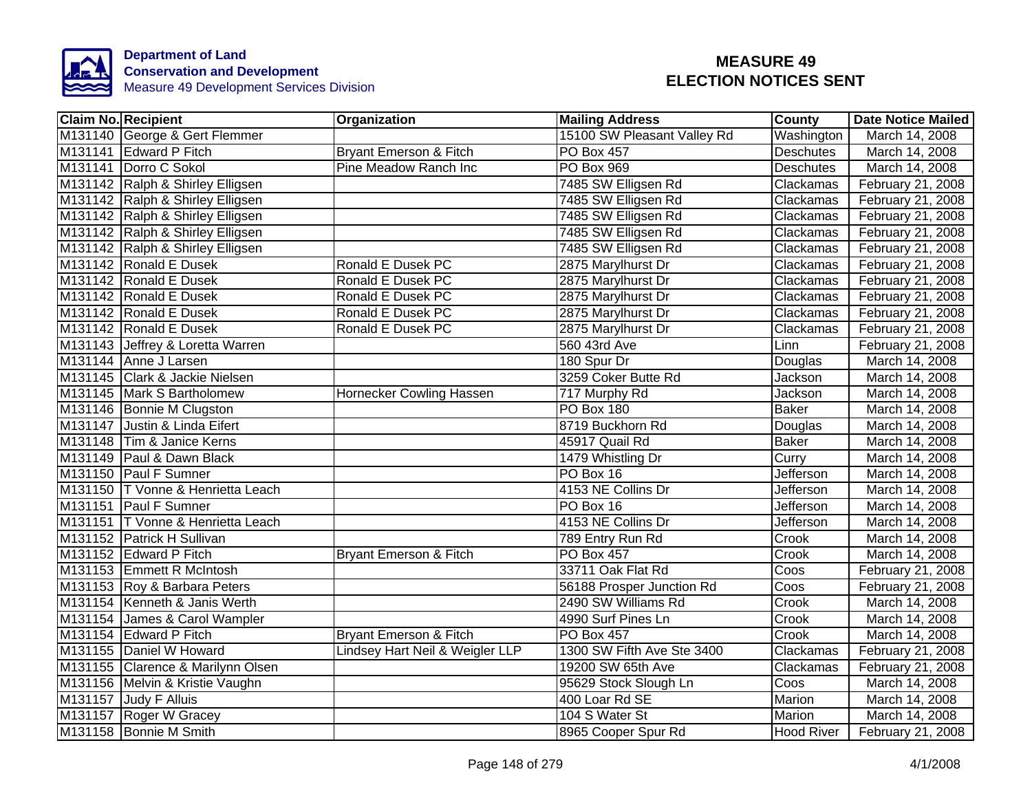Department of Land Conservation and Development
Measure 49 Development Services Division

# MEASURE 49 ELECTION NOTICES SENT

| Claim No. | Recipient | Organization | Mailing Address | County | Date Notice Mailed |
|---|---|---|---|---|---|
| M131140 | George & Gert Flemmer | | 15100 SW Pleasant Valley Rd | Washington | March 14, 2008 |
| M131141 | Edward P Fitch | Bryant Emerson & Fitch | PO Box 457 | Deschutes | March 14, 2008 |
| M131141 | Dorro C Sokol | Pine Meadow Ranch Inc | PO Box 969 | Deschutes | March 14, 2008 |
| M131142 | Ralph & Shirley Elligsen | | 7485 SW Elligsen Rd | Clackamas | February 21, 2008 |
| M131142 | Ralph & Shirley Elligsen | | 7485 SW Elligsen Rd | Clackamas | February 21, 2008 |
| M131142 | Ralph & Shirley Elligsen | | 7485 SW Elligsen Rd | Clackamas | February 21, 2008 |
| M131142 | Ralph & Shirley Elligsen | | 7485 SW Elligsen Rd | Clackamas | February 21, 2008 |
| M131142 | Ralph & Shirley Elligsen | | 7485 SW Elligsen Rd | Clackamas | February 21, 2008 |
| M131142 | Ronald E Dusek | Ronald E Dusek PC | 2875 Marylhurst Dr | Clackamas | February 21, 2008 |
| M131142 | Ronald E Dusek | Ronald E Dusek PC | 2875 Marylhurst Dr | Clackamas | February 21, 2008 |
| M131142 | Ronald E Dusek | Ronald E Dusek PC | 2875 Marylhurst Dr | Clackamas | February 21, 2008 |
| M131142 | Ronald E Dusek | Ronald E Dusek PC | 2875 Marylhurst Dr | Clackamas | February 21, 2008 |
| M131142 | Ronald E Dusek | Ronald E Dusek PC | 2875 Marylhurst Dr | Clackamas | February 21, 2008 |
| M131143 | Jeffrey & Loretta Warren | | 560 43rd Ave | Linn | February 21, 2008 |
| M131144 | Anne J Larsen | | 180 Spur Dr | Douglas | March 14, 2008 |
| M131145 | Clark & Jackie Nielsen | | 3259 Coker Butte Rd | Jackson | March 14, 2008 |
| M131145 | Mark S Bartholomew | Hornecker Cowling Hassen | 717 Murphy Rd | Jackson | March 14, 2008 |
| M131146 | Bonnie M Clugston | | PO Box 180 | Baker | March 14, 2008 |
| M131147 | Justin & Linda Eifert | | 8719 Buckhorn Rd | Douglas | March 14, 2008 |
| M131148 | Tim & Janice Kerns | | 45917 Quail Rd | Baker | March 14, 2008 |
| M131149 | Paul & Dawn Black | | 1479 Whistling Dr | Curry | March 14, 2008 |
| M131150 | Paul F Sumner | | PO Box 16 | Jefferson | March 14, 2008 |
| M131150 | T Vonne & Henrietta Leach | | 4153 NE Collins Dr | Jefferson | March 14, 2008 |
| M131151 | Paul F Sumner | | PO Box 16 | Jefferson | March 14, 2008 |
| M131151 | T Vonne & Henrietta Leach | | 4153 NE Collins Dr | Jefferson | March 14, 2008 |
| M131152 | Patrick H Sullivan | | 789 Entry Run Rd | Crook | March 14, 2008 |
| M131152 | Edward P Fitch | Bryant Emerson & Fitch | PO Box 457 | Crook | March 14, 2008 |
| M131153 | Emmett R McIntosh | | 33711 Oak Flat Rd | Coos | February 21, 2008 |
| M131153 | Roy & Barbara Peters | | 56188 Prosper Junction Rd | Coos | February 21, 2008 |
| M131154 | Kenneth & Janis Werth | | 2490 SW Williams Rd | Crook | March 14, 2008 |
| M131154 | James & Carol Wampler | | 4990 Surf Pines Ln | Crook | March 14, 2008 |
| M131154 | Edward P Fitch | Bryant Emerson & Fitch | PO Box 457 | Crook | March 14, 2008 |
| M131155 | Daniel W Howard | Lindsey Hart Neil & Weigler LLP | 1300 SW Fifth Ave Ste 3400 | Clackamas | February 21, 2008 |
| M131155 | Clarence & Marilynn Olsen | | 19200 SW 65th Ave | Clackamas | February 21, 2008 |
| M131156 | Melvin & Kristie Vaughn | | 95629 Stock Slough Ln | Coos | March 14, 2008 |
| M131157 | Judy F Alluis | | 400 Loar Rd SE | Marion | March 14, 2008 |
| M131157 | Roger W Gracey | | 104 S Water St | Marion | March 14, 2008 |
| M131158 | Bonnie M Smith | | 8965 Cooper Spur Rd | Hood River | February 21, 2008 |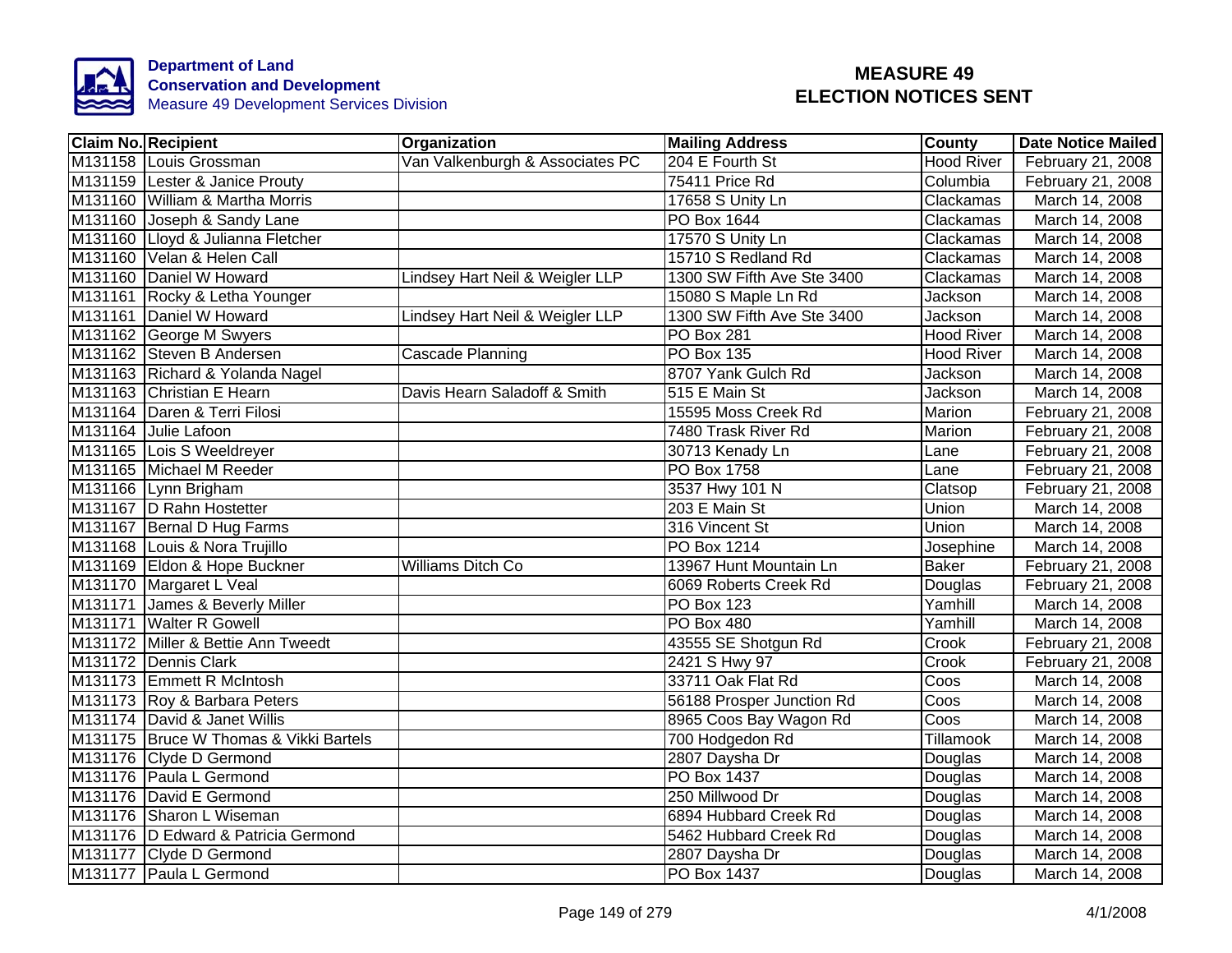**Department of Land Conservation and Development**
Measure 49 Development Services Division

# MEASURE 49 ELECTION NOTICES SENT

| Claim No. | Recipient | Organization | Mailing Address | County | Date Notice Mailed |
|---|---|---|---|---|---|
| M131158 | Louis Grossman | Van Valkenburgh & Associates PC | 204 E Fourth St | Hood River | February 21, 2008 |
| M131159 | Lester & Janice Prouty | | 75411 Price Rd | Columbia | February 21, 2008 |
| M131160 | William & Martha Morris | | 17658 S Unity Ln | Clackamas | March 14, 2008 |
| M131160 | Joseph & Sandy Lane | | PO Box 1644 | Clackamas | March 14, 2008 |
| M131160 | Lloyd & Julianna Fletcher | | 17570 S Unity Ln | Clackamas | March 14, 2008 |
| M131160 | Velan & Helen Call | | 15710 S Redland Rd | Clackamas | March 14, 2008 |
| M131160 | Daniel W Howard | Lindsey Hart Neil & Weigler LLP | 1300 SW Fifth Ave Ste 3400 | Clackamas | March 14, 2008 |
| M131161 | Rocky & Letha Younger | | 15080 S Maple Ln Rd | Jackson | March 14, 2008 |
| M131161 | Daniel W Howard | Lindsey Hart Neil & Weigler LLP | 1300 SW Fifth Ave Ste 3400 | Jackson | March 14, 2008 |
| M131162 | George M Swyers | | PO Box 281 | Hood River | March 14, 2008 |
| M131162 | Steven B Andersen | Cascade Planning | PO Box 135 | Hood River | March 14, 2008 |
| M131163 | Richard & Yolanda Nagel | | 8707 Yank Gulch Rd | Jackson | March 14, 2008 |
| M131163 | Christian E Hearn | Davis Hearn Saladoff & Smith | 515 E Main St | Jackson | March 14, 2008 |
| M131164 | Daren & Terri Filosi | | 15595 Moss Creek Rd | Marion | February 21, 2008 |
| M131164 | Julie Lafoon | | 7480 Trask River Rd | Marion | February 21, 2008 |
| M131165 | Lois S Weeldreyer | | 30713 Kenady Ln | Lane | February 21, 2008 |
| M131165 | Michael M Reeder | | PO Box 1758 | Lane | February 21, 2008 |
| M131166 | Lynn Brigham | | 3537 Hwy 101 N | Clatsop | February 21, 2008 |
| M131167 | D Rahn Hostetter | | 203 E Main St | Union | March 14, 2008 |
| M131167 | Bernal D Hug Farms | | 316 Vincent St | Union | March 14, 2008 |
| M131168 | Louis & Nora Trujillo | | PO Box 1214 | Josephine | March 14, 2008 |
| M131169 | Eldon & Hope Buckner | Williams Ditch Co | 13967 Hunt Mountain Ln | Baker | February 21, 2008 |
| M131170 | Margaret L Veal | | 6069 Roberts Creek Rd | Douglas | February 21, 2008 |
| M131171 | James & Beverly Miller | | PO Box 123 | Yamhill | March 14, 2008 |
| M131171 | Walter R Gowell | | PO Box 480 | Yamhill | March 14, 2008 |
| M131172 | Miller & Bettie Ann Tweedt | | 43555 SE Shotgun Rd | Crook | February 21, 2008 |
| M131172 | Dennis Clark | | 2421 S Hwy 97 | Crook | February 21, 2008 |
| M131173 | Emmett R McIntosh | | 33711 Oak Flat Rd | Coos | March 14, 2008 |
| M131173 | Roy & Barbara Peters | | 56188 Prosper Junction Rd | Coos | March 14, 2008 |
| M131174 | David & Janet Willis | | 8965 Coos Bay Wagon Rd | Coos | March 14, 2008 |
| M131175 | Bruce W Thomas & Vikki Bartels | | 700 Hodgedon Rd | Tillamook | March 14, 2008 |
| M131176 | Clyde D Germond | | 2807 Daysha Dr | Douglas | March 14, 2008 |
| M131176 | Paula L Germond | | PO Box 1437 | Douglas | March 14, 2008 |
| M131176 | David E Germond | | 250 Millwood Dr | Douglas | March 14, 2008 |
| M131176 | Sharon L Wiseman | | 6894 Hubbard Creek Rd | Douglas | March 14, 2008 |
| M131176 | D Edward & Patricia Germond | | 5462 Hubbard Creek Rd | Douglas | March 14, 2008 |
| M131177 | Clyde D Germond | | 2807 Daysha Dr | Douglas | March 14, 2008 |
| M131177 | Paula L Germond | | PO Box 1437 | Douglas | March 14, 2008 |

4/1/2008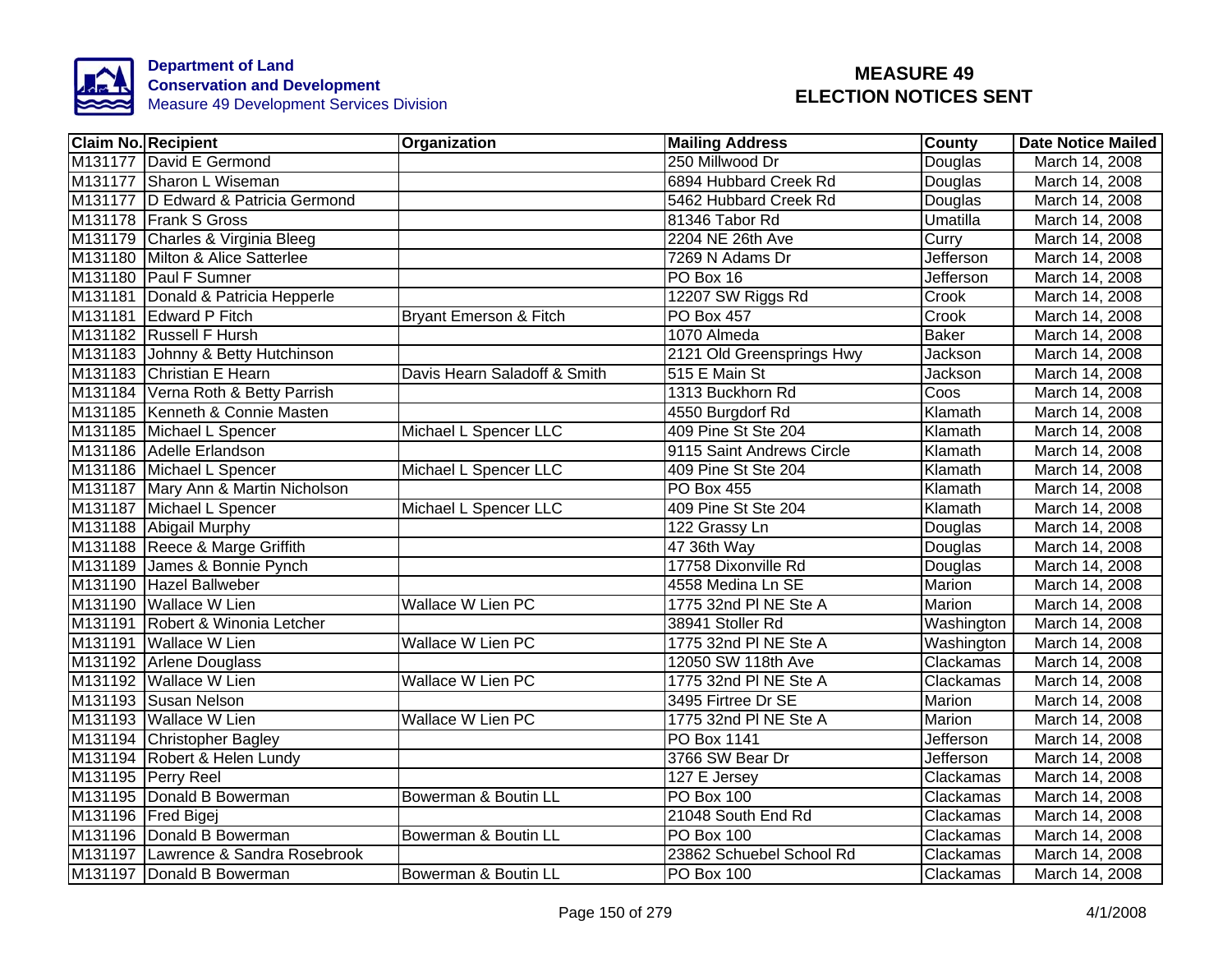**Department of Land Conservation and Development**
Measure 49 Development Services Division

# MEASURE 49 ELECTION NOTICES SENT

| Claim No. | Recipient | Organization | Mailing Address | County | Date Notice Mailed |
|---|---|---|---|---|---|
| M131177 | David E Germond | | 250 Millwood Dr | Douglas | March 14, 2008 |
| M131177 | Sharon L Wiseman | | 6894 Hubbard Creek Rd | Douglas | March 14, 2008 |
| M131177 | D Edward & Patricia Germond | | 5462 Hubbard Creek Rd | Douglas | March 14, 2008 |
| M131178 | Frank S Gross | | 81346 Tabor Rd | Umatilla | March 14, 2008 |
| M131179 | Charles & Virginia Bleeg | | 2204 NE 26th Ave | Curry | March 14, 2008 |
| M131180 | Milton & Alice Satterlee | | 7269 N Adams Dr | Jefferson | March 14, 2008 |
| M131180 | Paul F Sumner | | PO Box 16 | Jefferson | March 14, 2008 |
| M131181 | Donald & Patricia Hepperle | | 12207 SW Riggs Rd | Crook | March 14, 2008 |
| M131181 | Edward P Fitch | Bryant Emerson & Fitch | PO Box 457 | Crook | March 14, 2008 |
| M131182 | Russell F Hursh | | 1070 Almeda | Baker | March 14, 2008 |
| M131183 | Johnny & Betty Hutchinson | | 2121 Old Greensprings Hwy | Jackson | March 14, 2008 |
| M131183 | Christian E Hearn | Davis Hearn Saladoff & Smith | 515 E Main St | Jackson | March 14, 2008 |
| M131184 | Verna Roth & Betty Parrish | | 1313 Buckhorn Rd | Coos | March 14, 2008 |
| M131185 | Kenneth & Connie Masten | | 4550 Burgdorf Rd | Klamath | March 14, 2008 |
| M131185 | Michael L Spencer | Michael L Spencer LLC | 409 Pine St Ste 204 | Klamath | March 14, 2008 |
| M131186 | Adelle Erlandson | | 9115 Saint Andrews Circle | Klamath | March 14, 2008 |
| M131186 | Michael L Spencer | Michael L Spencer LLC | 409 Pine St Ste 204 | Klamath | March 14, 2008 |
| M131187 | Mary Ann & Martin Nicholson | | PO Box 455 | Klamath | March 14, 2008 |
| M131187 | Michael L Spencer | Michael L Spencer LLC | 409 Pine St Ste 204 | Klamath | March 14, 2008 |
| M131188 | Abigail Murphy | | 122 Grassy Ln | Douglas | March 14, 2008 |
| M131188 | Reece & Marge Griffith | | 47 36th Way | Douglas | March 14, 2008 |
| M131189 | James & Bonnie Pynch | | 17758 Dixonville Rd | Douglas | March 14, 2008 |
| M131190 | Hazel Ballweber | | 4558 Medina Ln SE | Marion | March 14, 2008 |
| M131190 | Wallace W Lien | Wallace W Lien PC | 1775 32nd Pl NE Ste A | Marion | March 14, 2008 |
| M131191 | Robert & Winonia Letcher | | 38941 Stoller Rd | Washington | March 14, 2008 |
| M131191 | Wallace W Lien | Wallace W Lien PC | 1775 32nd Pl NE Ste A | Washington | March 14, 2008 |
| M131192 | Arlene Douglass | | 12050 SW 118th Ave | Clackamas | March 14, 2008 |
| M131192 | Wallace W Lien | Wallace W Lien PC | 1775 32nd Pl NE Ste A | Clackamas | March 14, 2008 |
| M131193 | Susan Nelson | | 3495 Firtree Dr SE | Marion | March 14, 2008 |
| M131193 | Wallace W Lien | Wallace W Lien PC | 1775 32nd Pl NE Ste A | Marion | March 14, 2008 |
| M131194 | Christopher Bagley | | PO Box 1141 | Jefferson | March 14, 2008 |
| M131194 | Robert & Helen Lundy | | 3766 SW Bear Dr | Jefferson | March 14, 2008 |
| M131195 | Perry Reel | | 127 E Jersey | Clackamas | March 14, 2008 |
| M131195 | Donald B Bowerman | Bowerman & Boutin LL | PO Box 100 | Clackamas | March 14, 2008 |
| M131196 | Fred Bigej | | 21048 South End Rd | Clackamas | March 14, 2008 |
| M131196 | Donald B Bowerman | Bowerman & Boutin LL | PO Box 100 | Clackamas | March 14, 2008 |
| M131197 | Lawrence & Sandra Rosebrook | | 23862 Schuebel School Rd | Clackamas | March 14, 2008 |
| M131197 | Donald B Bowerman | Bowerman & Boutin LL | PO Box 100 | Clackamas | March 14, 2008 |

4/1/2008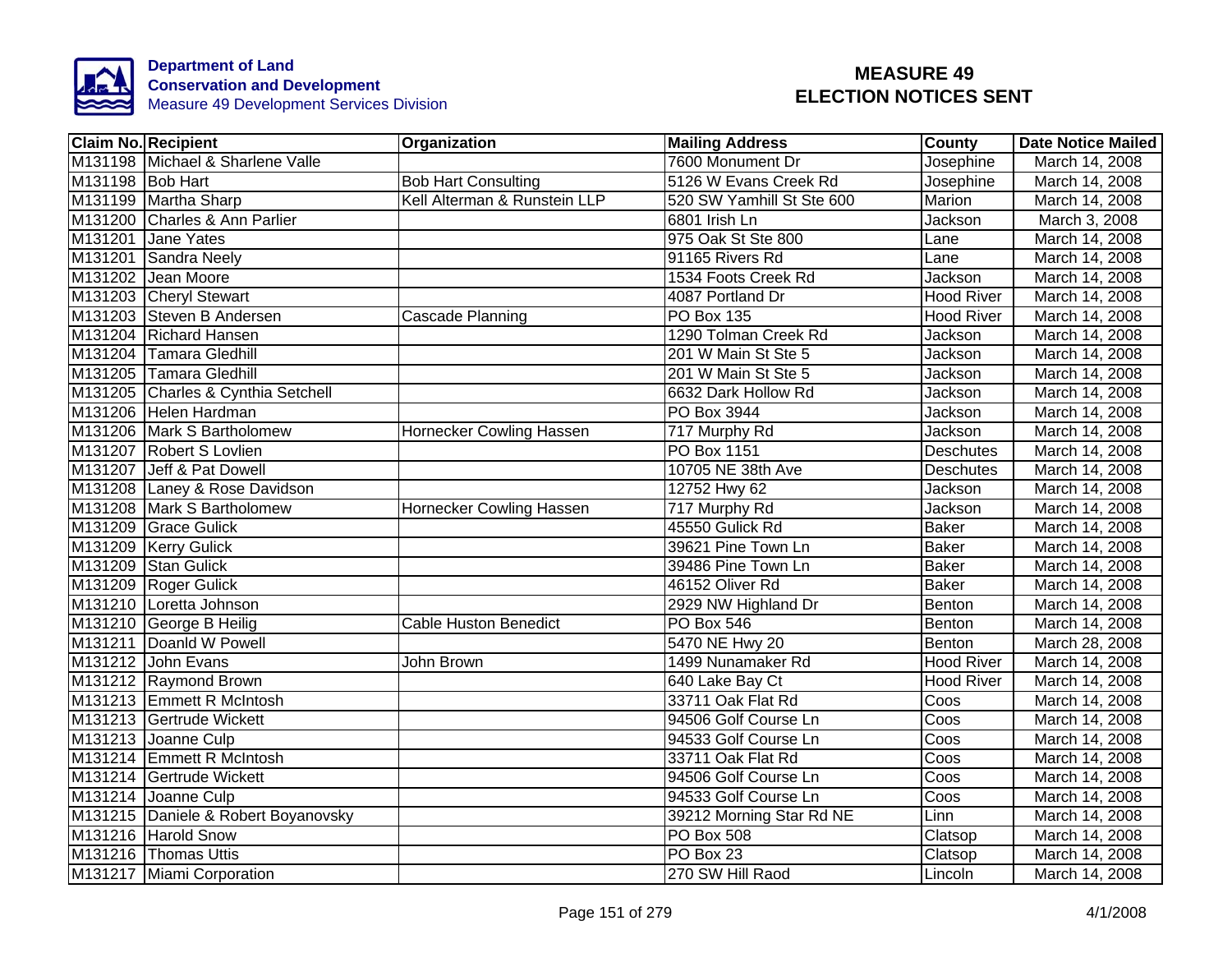**Department of Land Conservation and Development**
Measure 49 Development Services Division

# MEASURE 49 ELECTION NOTICES SENT

| Claim No. | Recipient | Organization | Mailing Address | County | Date Notice Mailed |
|---|---|---|---|---|---|
| M131198 | Michael & Sharlene Valle | | 7600 Monument Dr | Josephine | March 14, 2008 |
| M131198 | Bob Hart | Bob Hart Consulting | 5126 W Evans Creek Rd | Josephine | March 14, 2008 |
| M131199 | Martha Sharp | Kell Alterman & Runstein LLP | 520 SW Yamhill St Ste 600 | Marion | March 14, 2008 |
| M131200 | Charles & Ann Parlier | | 6801 Irish Ln | Jackson | March 3, 2008 |
| M131201 | Jane Yates | | 975 Oak St Ste 800 | Lane | March 14, 2008 |
| M131201 | Sandra Neely | | 91165 Rivers Rd | Lane | March 14, 2008 |
| M131202 | Jean Moore | | 1534 Foots Creek Rd | Jackson | March 14, 2008 |
| M131203 | Cheryl Stewart | | 4087 Portland Dr | Hood River | March 14, 2008 |
| M131203 | Steven B Andersen | Cascade Planning | PO Box 135 | Hood River | March 14, 2008 |
| M131204 | Richard Hansen | | 1290 Tolman Creek Rd | Jackson | March 14, 2008 |
| M131204 | Tamara Gledhill | | 201 W Main St Ste 5 | Jackson | March 14, 2008 |
| M131205 | Tamara Gledhill | | 201 W Main St Ste 5 | Jackson | March 14, 2008 |
| M131205 | Charles & Cynthia Setchell | | 6632 Dark Hollow Rd | Jackson | March 14, 2008 |
| M131206 | Helen Hardman | | PO Box 3944 | Jackson | March 14, 2008 |
| M131206 | Mark S Bartholomew | Hornecker Cowling Hassen | 717 Murphy Rd | Jackson | March 14, 2008 |
| M131207 | Robert S Lovlien | | PO Box 1151 | Deschutes | March 14, 2008 |
| M131207 | Jeff & Pat Dowell | | 10705 NE 38th Ave | Deschutes | March 14, 2008 |
| M131208 | Laney & Rose Davidson | | 12752 Hwy 62 | Jackson | March 14, 2008 |
| M131208 | Mark S Bartholomew | Hornecker Cowling Hassen | 717 Murphy Rd | Jackson | March 14, 2008 |
| M131209 | Grace Gulick | | 45550 Gulick Rd | Baker | March 14, 2008 |
| M131209 | Kerry Gulick | | 39621 Pine Town Ln | Baker | March 14, 2008 |
| M131209 | Stan Gulick | | 39486 Pine Town Ln | Baker | March 14, 2008 |
| M131209 | Roger Gulick | | 46152 Oliver Rd | Baker | March 14, 2008 |
| M131210 | Loretta Johnson | | 2929 NW Highland Dr | Benton | March 14, 2008 |
| M131210 | George B Heilig | Cable Huston Benedict | PO Box 546 | Benton | March 14, 2008 |
| M131211 | Doanld W Powell | | 5470 NE Hwy 20 | Benton | March 28, 2008 |
| M131212 | John Evans | John Brown | 1499 Nunamaker Rd | Hood River | March 14, 2008 |
| M131212 | Raymond Brown | | 640 Lake Bay Ct | Hood River | March 14, 2008 |
| M131213 | Emmett R McIntosh | | 33711 Oak Flat Rd | Coos | March 14, 2008 |
| M131213 | Gertrude Wickett | | 94506 Golf Course Ln | Coos | March 14, 2008 |
| M131213 | Joanne Culp | | 94533 Golf Course Ln | Coos | March 14, 2008 |
| M131214 | Emmett R McIntosh | | 33711 Oak Flat Rd | Coos | March 14, 2008 |
| M131214 | Gertrude Wickett | | 94506 Golf Course Ln | Coos | March 14, 2008 |
| M131214 | Joanne Culp | | 94533 Golf Course Ln | Coos | March 14, 2008 |
| M131215 | Daniele & Robert Boyanovsky | | 39212 Morning Star Rd NE | Linn | March 14, 2008 |
| M131216 | Harold Snow | | PO Box 508 | Clatsop | March 14, 2008 |
| M131216 | Thomas Uttis | | PO Box 23 | Clatsop | March 14, 2008 |
| M131217 | Miami Corporation | | 270 SW Hill Raod | Lincoln | March 14, 2008 |

4/1/2008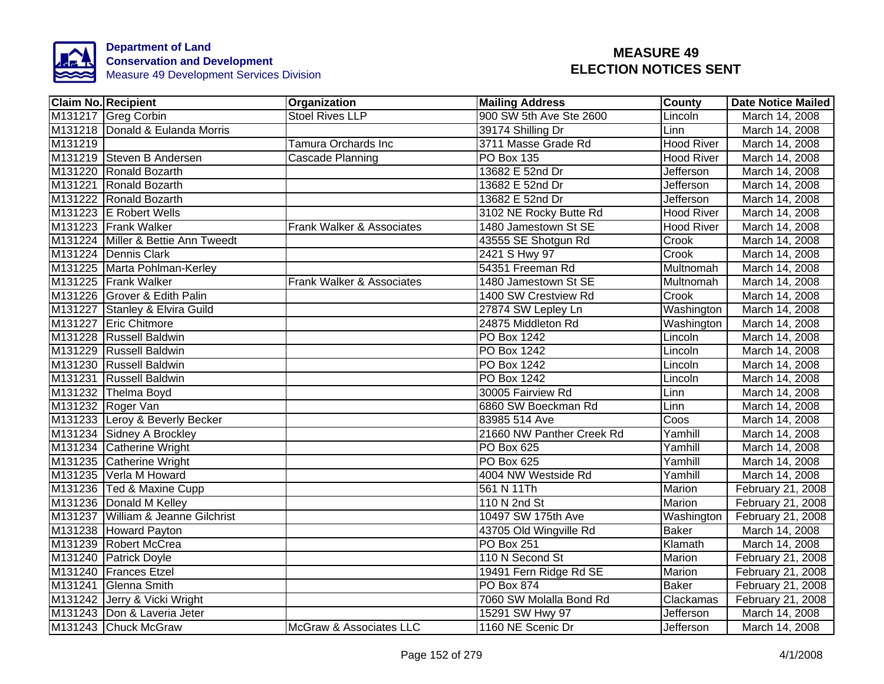Department of Land Conservation and Development
Measure 49 Development Services Division

# MEASURE 49 ELECTION NOTICES SENT

| Claim No. | Recipient | Organization | Mailing Address | County | Date Notice Mailed |
|---|---|---|---|---|---|
| M131217 | Greg Corbin | Stoel Rives LLP | 900 SW 5th Ave Ste 2600 | Lincoln | March 14, 2008 |
| M131218 | Donald & Eulanda Morris | | 39174 Shilling Dr | Linn | March 14, 2008 |
| M131219 | | Tamura Orchards Inc | 3711 Masse Grade Rd | Hood River | March 14, 2008 |
| M131219 | Steven B Andersen | Cascade Planning | PO Box 135 | Hood River | March 14, 2008 |
| M131220 | Ronald Bozarth | | 13682 E 52nd Dr | Jefferson | March 14, 2008 |
| M131221 | Ronald Bozarth | | 13682 E 52nd Dr | Jefferson | March 14, 2008 |
| M131222 | Ronald Bozarth | | 13682 E 52nd Dr | Jefferson | March 14, 2008 |
| M131223 | E Robert Wells | | 3102 NE Rocky Butte Rd | Hood River | March 14, 2008 |
| M131223 | Frank Walker | Frank Walker & Associates | 1480 Jamestown St SE | Hood River | March 14, 2008 |
| M131224 | Miller & Bettie Ann Tweedt | | 43555 SE Shotgun Rd | Crook | March 14, 2008 |
| M131224 | Dennis Clark | | 2421 S Hwy 97 | Crook | March 14, 2008 |
| M131225 | Marta Pohlman-Kerley | | 54351 Freeman Rd | Multnomah | March 14, 2008 |
| M131225 | Frank Walker | Frank Walker & Associates | 1480 Jamestown St SE | Multnomah | March 14, 2008 |
| M131226 | Grover & Edith Palin | | 1400 SW Crestview Rd | Crook | March 14, 2008 |
| M131227 | Stanley & Elvira Guild | | 27874 SW Lepley Ln | Washington | March 14, 2008 |
| M131227 | Eric Chitmore | | 24875 Middleton Rd | Washington | March 14, 2008 |
| M131228 | Russell Baldwin | | PO Box 1242 | Lincoln | March 14, 2008 |
| M131229 | Russell Baldwin | | PO Box 1242 | Lincoln | March 14, 2008 |
| M131230 | Russell Baldwin | | PO Box 1242 | Lincoln | March 14, 2008 |
| M131231 | Russell Baldwin | | PO Box 1242 | Lincoln | March 14, 2008 |
| M131232 | Thelma Boyd | | 30005 Fairview Rd | Linn | March 14, 2008 |
| M131232 | Roger Van | | 6860 SW Boeckman Rd | Linn | March 14, 2008 |
| M131233 | Leroy & Beverly Becker | | 83985 514 Ave | Coos | March 14, 2008 |
| M131234 | Sidney A Brockley | | 21660 NW Panther Creek Rd | Yamhill | March 14, 2008 |
| M131234 | Catherine Wright | | PO Box 625 | Yamhill | March 14, 2008 |
| M131235 | Catherine Wright | | PO Box 625 | Yamhill | March 14, 2008 |
| M131235 | Verla M Howard | | 4004 NW Westside Rd | Yamhill | March 14, 2008 |
| M131236 | Ted & Maxine Cupp | | 561 N 11Th | Marion | February 21, 2008 |
| M131236 | Donald M Kelley | | 110 N 2nd St | Marion | February 21, 2008 |
| M131237 | William & Jeanne Gilchrist | | 10497 SW 175th Ave | Washington | February 21, 2008 |
| M131238 | Howard Payton | | 43705 Old Wingville Rd | Baker | March 14, 2008 |
| M131239 | Robert McCrea | | PO Box 251 | Klamath | March 14, 2008 |
| M131240 | Patrick Doyle | | 110 N Second St | Marion | February 21, 2008 |
| M131240 | Frances Etzel | | 19491 Fern Ridge Rd SE | Marion | February 21, 2008 |
| M131241 | Glenna Smith | | PO Box 874 | Baker | February 21, 2008 |
| M131242 | Jerry & Vicki Wright | | 7060 SW Molalla Bond Rd | Clackamas | February 21, 2008 |
| M131243 | Don & Laveria Jeter | | 15291 SW Hwy 97 | Jefferson | March 14, 2008 |
| M131243 | Chuck McGraw | McGraw & Associates LLC | 1160 NE Scenic Dr | Jefferson | March 14, 2008 |

4/1/2008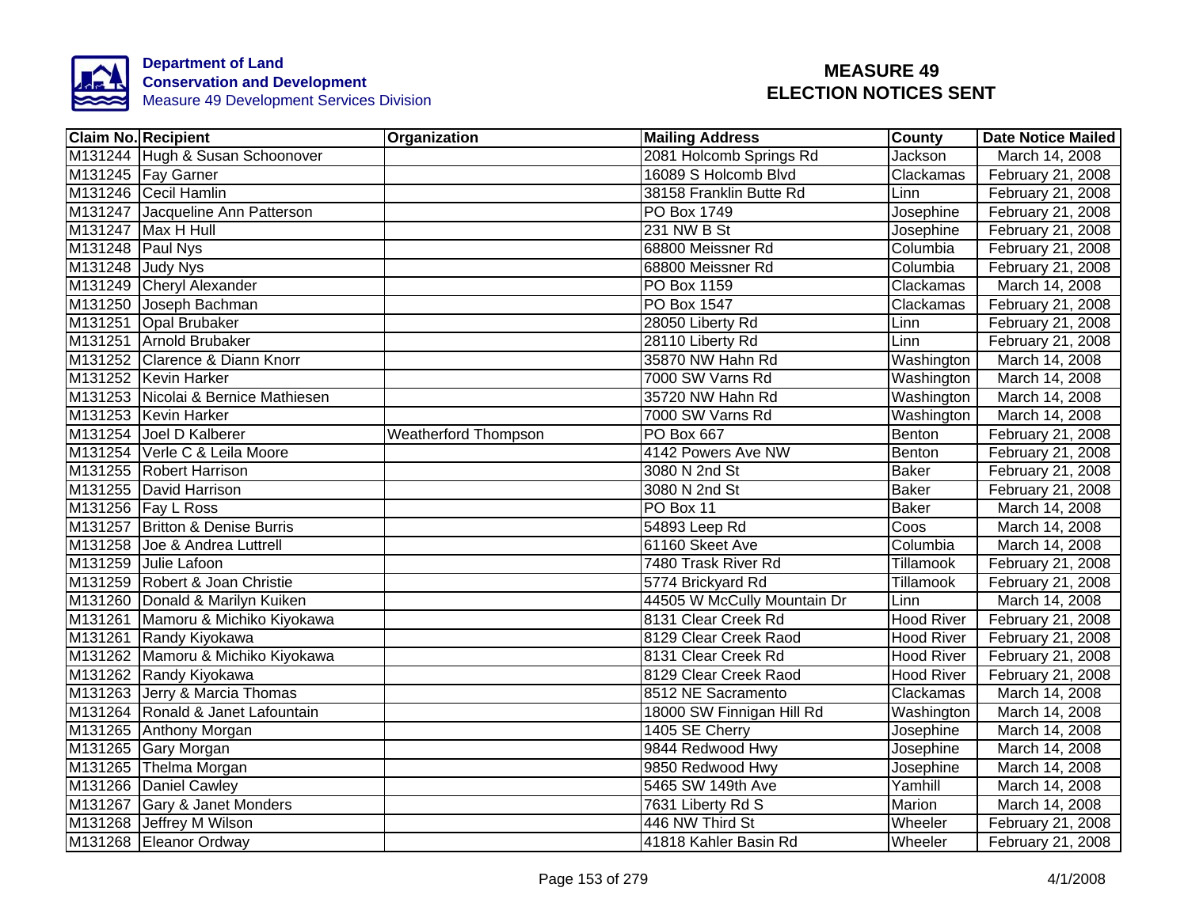Department of Land Conservation and Development
Measure 49 Development Services Division

# MEASURE 49 ELECTION NOTICES SENT

| Claim No. | Recipient | Organization | Mailing Address | County | Date Notice Mailed |
|---|---|---|---|---|---|
| M131244 | Hugh & Susan Schoonover | | 2081 Holcomb Springs Rd | Jackson | March 14, 2008 |
| M131245 | Fay Garner | | 16089 S Holcomb Blvd | Clackamas | February 21, 2008 |
| M131246 | Cecil Hamlin | | 38158 Franklin Butte Rd | Linn | February 21, 2008 |
| M131247 | Jacqueline Ann Patterson | | PO Box 1749 | Josephine | February 21, 2008 |
| M131247 | Max H Hull | | 231 NW B St | Josephine | February 21, 2008 |
| M131248 | Paul Nys | | 68800 Meissner Rd | Columbia | February 21, 2008 |
| M131248 | Judy Nys | | 68800 Meissner Rd | Columbia | February 21, 2008 |
| M131249 | Cheryl Alexander | | PO Box 1159 | Clackamas | March 14, 2008 |
| M131250 | Joseph Bachman | | PO Box 1547 | Clackamas | February 21, 2008 |
| M131251 | Opal Brubaker | | 28050 Liberty Rd | Linn | February 21, 2008 |
| M131251 | Arnold Brubaker | | 28110 Liberty Rd | Linn | February 21, 2008 |
| M131252 | Clarence & Diann Knorr | | 35870 NW Hahn Rd | Washington | March 14, 2008 |
| M131252 | Kevin Harker | | 7000 SW Varns Rd | Washington | March 14, 2008 |
| M131253 | Nicolai & Bernice Mathiesen | | 35720 NW Hahn Rd | Washington | March 14, 2008 |
| M131253 | Kevin Harker | | 7000 SW Varns Rd | Washington | March 14, 2008 |
| M131254 | Joel D Kalberer | Weatherford Thompson | PO Box 667 | Benton | February 21, 2008 |
| M131254 | Verle C & Leila Moore | | 4142 Powers Ave NW | Benton | February 21, 2008 |
| M131255 | Robert Harrison | | 3080 N 2nd St | Baker | February 21, 2008 |
| M131255 | David Harrison | | 3080 N 2nd St | Baker | February 21, 2008 |
| M131256 | Fay L Ross | | PO Box 11 | Baker | March 14, 2008 |
| M131257 | Britton & Denise Burris | | 54893 Leep Rd | Coos | March 14, 2008 |
| M131258 | Joe & Andrea Luttrell | | 61160 Skeet Ave | Columbia | March 14, 2008 |
| M131259 | Julie Lafoon | | 7480 Trask River Rd | Tillamook | February 21, 2008 |
| M131259 | Robert & Joan Christie | | 5774 Brickyard Rd | Tillamook | February 21, 2008 |
| M131260 | Donald & Marilyn Kuiken | | 44505 W McCully Mountain Dr | Linn | March 14, 2008 |
| M131261 | Mamoru & Michiko Kiyokawa | | 8131 Clear Creek Rd | Hood River | February 21, 2008 |
| M131261 | Randy Kiyokawa | | 8129 Clear Creek Raod | Hood River | February 21, 2008 |
| M131262 | Mamoru & Michiko Kiyokawa | | 8131 Clear Creek Rd | Hood River | February 21, 2008 |
| M131262 | Randy Kiyokawa | | 8129 Clear Creek Raod | Hood River | February 21, 2008 |
| M131263 | Jerry & Marcia Thomas | | 8512 NE Sacramento | Clackamas | March 14, 2008 |
| M131264 | Ronald & Janet Lafountain | | 18000 SW Finnigan Hill Rd | Washington | March 14, 2008 |
| M131265 | Anthony Morgan | | 1405 SE Cherry | Josephine | March 14, 2008 |
| M131265 | Gary Morgan | | 9844 Redwood Hwy | Josephine | March 14, 2008 |
| M131265 | Thelma Morgan | | 9850 Redwood Hwy | Josephine | March 14, 2008 |
| M131266 | Daniel Cawley | | 5465 SW 149th Ave | Yamhill | March 14, 2008 |
| M131267 | Gary & Janet Monders | | 7631 Liberty Rd S | Marion | March 14, 2008 |
| M131268 | Jeffrey M Wilson | | 446 NW Third St | Wheeler | February 21, 2008 |
| M131268 | Eleanor Ordway | | 41818 Kahler Basin Rd | Wheeler | February 21, 2008 |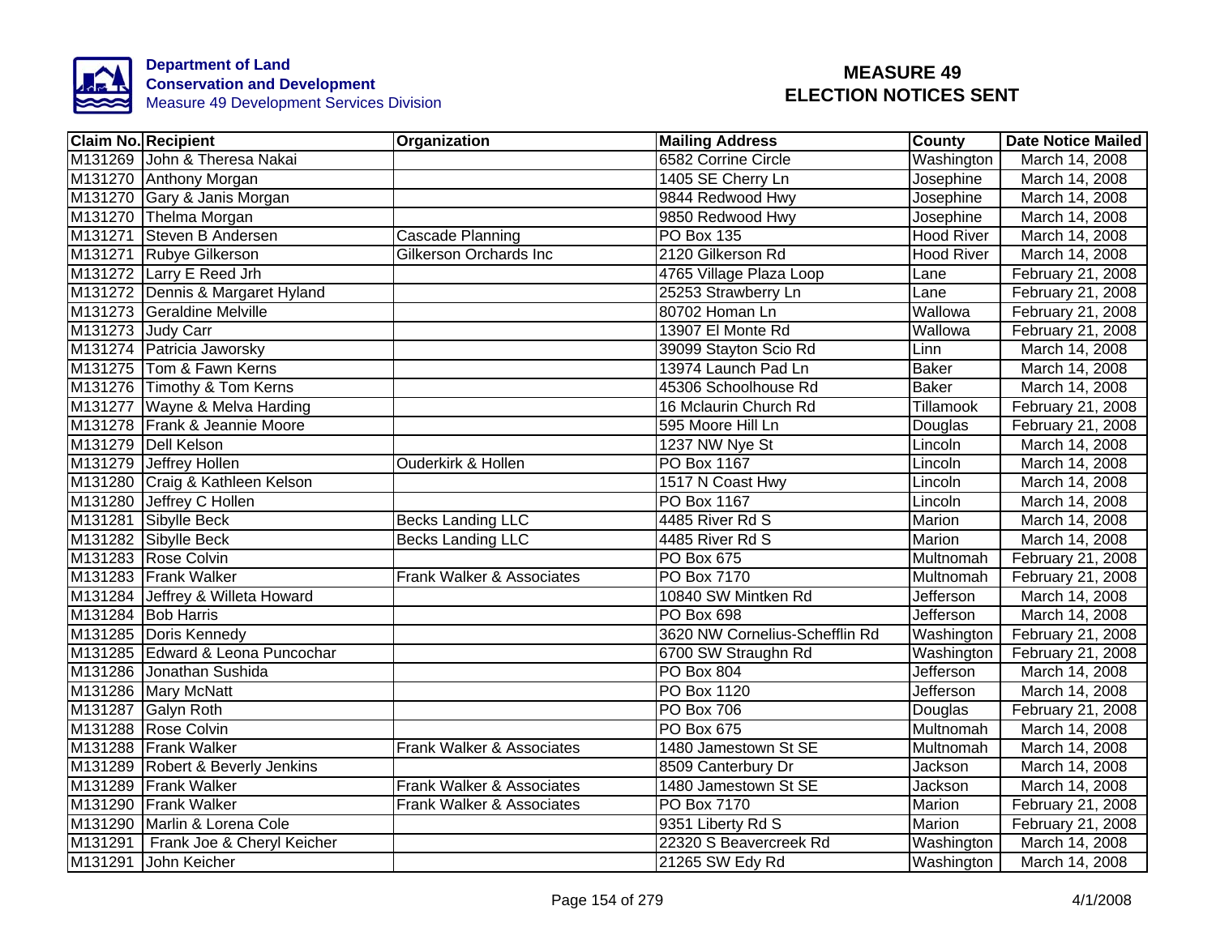**Department of Land Conservation and Development**
Measure 49 Development Services Division

# MEASURE 49 ELECTION NOTICES SENT

| Claim No. | Recipient | Organization | Mailing Address | County | Date Notice Mailed |
|---|---|---|---|---|---|
| M131269 | John & Theresa Nakai | | 6582 Corrine Circle | Washington | March 14, 2008 |
| M131270 | Anthony Morgan | | 1405 SE Cherry Ln | Josephine | March 14, 2008 |
| M131270 | Gary & Janis Morgan | | 9844 Redwood Hwy | Josephine | March 14, 2008 |
| M131270 | Thelma Morgan | | 9850 Redwood Hwy | Josephine | March 14, 2008 |
| M131271 | Steven B Andersen | Cascade Planning | PO Box 135 | Hood River | March 14, 2008 |
| M131271 | Rubye Gilkerson | Gilkerson Orchards Inc | 2120 Gilkerson Rd | Hood River | March 14, 2008 |
| M131272 | Larry E Reed Jrh | | 4765 Village Plaza Loop | Lane | February 21, 2008 |
| M131272 | Dennis & Margaret Hyland | | 25253 Strawberry Ln | Lane | February 21, 2008 |
| M131273 | Geraldine Melville | | 80702 Homan Ln | Wallowa | February 21, 2008 |
| M131273 | Judy Carr | | 13907 El Monte Rd | Wallowa | February 21, 2008 |
| M131274 | Patricia Jaworsky | | 39099 Stayton Scio Rd | Linn | March 14, 2008 |
| M131275 | Tom & Fawn Kerns | | 13974 Launch Pad Ln | Baker | March 14, 2008 |
| M131276 | Timothy & Tom Kerns | | 45306 Schoolhouse Rd | Baker | March 14, 2008 |
| M131277 | Wayne & Melva Harding | | 16 Mclaurin Church Rd | Tillamook | February 21, 2008 |
| M131278 | Frank & Jeannie Moore | | 595 Moore Hill Ln | Douglas | February 21, 2008 |
| M131279 | Dell Kelson | | 1237 NW Nye St | Lincoln | March 14, 2008 |
| M131279 | Jeffrey Hollen | Ouderkirk & Hollen | PO Box 1167 | Lincoln | March 14, 2008 |
| M131280 | Craig & Kathleen Kelson | | 1517 N Coast Hwy | Lincoln | March 14, 2008 |
| M131280 | Jeffrey C Hollen | | PO Box 1167 | Lincoln | March 14, 2008 |
| M131281 | Sibylle Beck | Becks Landing LLC | 4485 River Rd S | Marion | March 14, 2008 |
| M131282 | Sibylle Beck | Becks Landing LLC | 4485 River Rd S | Marion | March 14, 2008 |
| M131283 | Rose Colvin | | PO Box 675 | Multnomah | February 21, 2008 |
| M131283 | Frank Walker | Frank Walker & Associates | PO Box 7170 | Multnomah | February 21, 2008 |
| M131284 | Jeffrey & Willeta Howard | | 10840 SW Mintken Rd | Jefferson | March 14, 2008 |
| M131284 | Bob Harris | | PO Box 698 | Jefferson | March 14, 2008 |
| M131285 | Doris Kennedy | | 3620 NW Cornelius-Schefflin Rd | Washington | February 21, 2008 |
| M131285 | Edward & Leona Puncochar | | 6700 SW Straughn Rd | Washington | February 21, 2008 |
| M131286 | Jonathan Sushida | | PO Box 804 | Jefferson | March 14, 2008 |
| M131286 | Mary McNatt | | PO Box 1120 | Jefferson | March 14, 2008 |
| M131287 | Galyn Roth | | PO Box 706 | Douglas | February 21, 2008 |
| M131288 | Rose Colvin | | PO Box 675 | Multnomah | March 14, 2008 |
| M131288 | Frank Walker | Frank Walker & Associates | 1480 Jamestown St SE | Multnomah | March 14, 2008 |
| M131289 | Robert & Beverly Jenkins | | 8509 Canterbury Dr | Jackson | March 14, 2008 |
| M131289 | Frank Walker | Frank Walker & Associates | 1480 Jamestown St SE | Jackson | March 14, 2008 |
| M131290 | Frank Walker | Frank Walker & Associates | PO Box 7170 | Marion | February 21, 2008 |
| M131290 | Marlin & Lorena Cole | | 9351 Liberty Rd S | Marion | February 21, 2008 |
| M131291 | Frank Joe & Cheryl Keicher | | 22320 S Beavercreek Rd | Washington | March 14, 2008 |
| M131291 | John Keicher | | 21265 SW Edy Rd | Washington | March 14, 2008 |

4/1/2008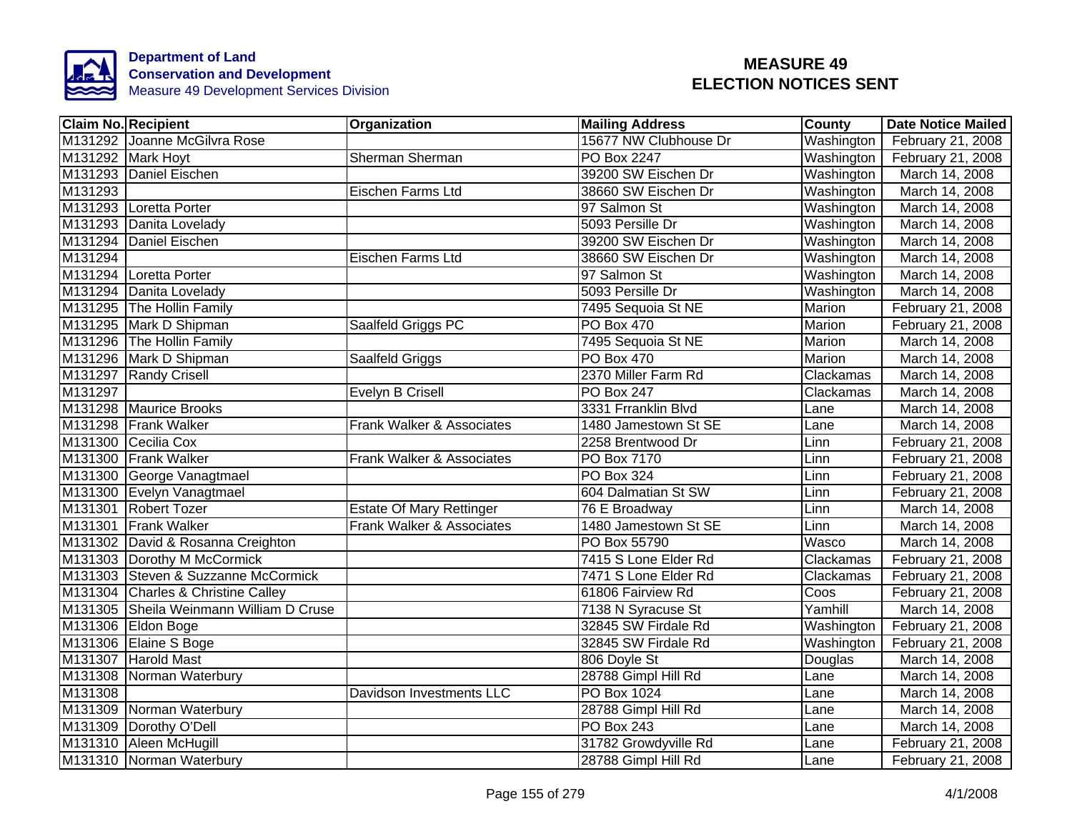Department of Land
Conservation and Development
Measure 49 Development Services Division

# MEASURE 49
# ELECTION NOTICES SENT

| Claim No. | Recipient | Organization | Mailing Address | County | Date Notice Mailed |
|---|---|---|---|---|---|
| M131292 | Joanne McGilvra Rose | | 15677 NW Clubhouse Dr | Washington | February 21, 2008 |
| M131292 | Mark Hoyt | Sherman Sherman | PO Box 2247 | Washington | February 21, 2008 |
| M131293 | Daniel Eischen | | 39200 SW Eischen Dr | Washington | March 14, 2008 |
| M131293 | | Eischen Farms Ltd | 38660 SW Eischen Dr | Washington | March 14, 2008 |
| M131293 | Loretta Porter | | 97 Salmon St | Washington | March 14, 2008 |
| M131293 | Danita Lovelady | | 5093 Persille Dr | Washington | March 14, 2008 |
| M131294 | Daniel Eischen | | 39200 SW Eischen Dr | Washington | March 14, 2008 |
| M131294 | | Eischen Farms Ltd | 38660 SW Eischen Dr | Washington | March 14, 2008 |
| M131294 | Loretta Porter | | 97 Salmon St | Washington | March 14, 2008 |
| M131294 | Danita Lovelady | | 5093 Persille Dr | Washington | March 14, 2008 |
| M131295 | The Hollin Family | | 7495 Sequoia St NE | Marion | February 21, 2008 |
| M131295 | Mark D Shipman | Saalfeld Griggs PC | PO Box 470 | Marion | February 21, 2008 |
| M131296 | The Hollin Family | | 7495 Sequoia St NE | Marion | March 14, 2008 |
| M131296 | Mark D Shipman | Saalfeld Griggs | PO Box 470 | Marion | March 14, 2008 |
| M131297 | Randy Crisell | | 2370 Miller Farm Rd | Clackamas | March 14, 2008 |
| M131297 | | Evelyn B Crisell | PO Box 247 | Clackamas | March 14, 2008 |
| M131298 | Maurice Brooks | | 3331 Frranklin Blvd | Lane | March 14, 2008 |
| M131298 | Frank Walker | Frank Walker & Associates | 1480 Jamestown St SE | Lane | March 14, 2008 |
| M131300 | Cecilia Cox | | 2258 Brentwood Dr | Linn | February 21, 2008 |
| M131300 | Frank Walker | Frank Walker & Associates | PO Box 7170 | Linn | February 21, 2008 |
| M131300 | George Vanagtmael | | PO Box 324 | Linn | February 21, 2008 |
| M131300 | Evelyn Vanagtmael | | 604 Dalmatian St SW | Linn | February 21, 2008 |
| M131301 | Robert Tozer | Estate Of Mary Rettinger | 76 E Broadway | Linn | March 14, 2008 |
| M131301 | Frank Walker | Frank Walker & Associates | 1480 Jamestown St SE | Linn | March 14, 2008 |
| M131302 | David & Rosanna Creighton | | PO Box 55790 | Wasco | March 14, 2008 |
| M131303 | Dorothy M McCormick | | 7415 S Lone Elder Rd | Clackamas | February 21, 2008 |
| M131303 | Steven & Suzzanne McCormick | | 7471 S Lone Elder Rd | Clackamas | February 21, 2008 |
| M131304 | Charles & Christine Calley | | 61806 Fairview Rd | Coos | February 21, 2008 |
| M131305 | Sheila Weinmann William D Cruse | | 7138 N Syracuse St | Yamhill | March 14, 2008 |
| M131306 | Eldon Boge | | 32845 SW Firdale Rd | Washington | February 21, 2008 |
| M131306 | Elaine S Boge | | 32845 SW Firdale Rd | Washington | February 21, 2008 |
| M131307 | Harold Mast | | 806 Doyle St | Douglas | March 14, 2008 |
| M131308 | Norman Waterbury | | 28788 Gimpl Hill Rd | Lane | March 14, 2008 |
| M131308 | | Davidson Investments LLC | PO Box 1024 | Lane | March 14, 2008 |
| M131309 | Norman Waterbury | | 28788 Gimpl Hill Rd | Lane | March 14, 2008 |
| M131309 | Dorothy O'Dell | | PO Box 243 | Lane | March 14, 2008 |
| M131310 | Aleen McHugill | | 31782 Growdyville Rd | Lane | February 21, 2008 |
| M131310 | Norman Waterbury | | 28788 Gimpl Hill Rd | Lane | February 21, 2008 |

4/1/2008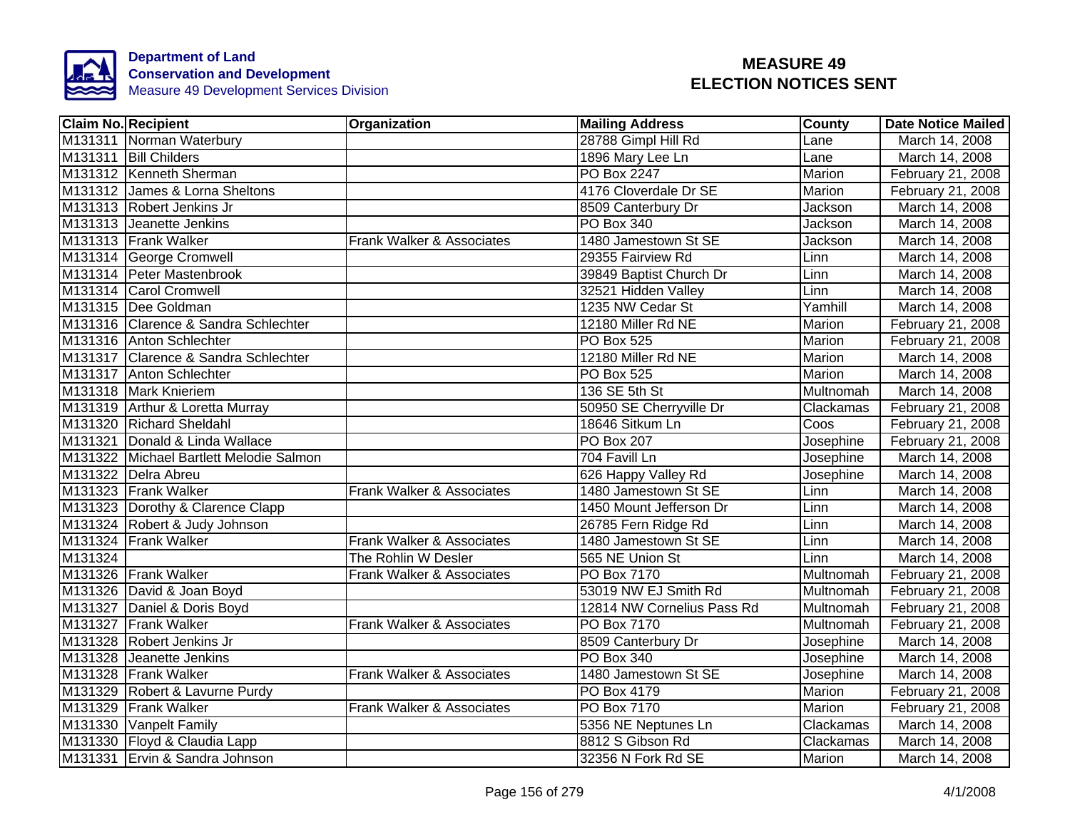**Department of Land Conservation and Development**
Measure 49 Development Services Division

# MEASURE 49 ELECTION NOTICES SENT

| Claim No. | Recipient | Organization | Mailing Address | County | Date Notice Mailed |
|---|---|---|---|---|---|
| M131311 | Norman Waterbury | | 28788 Gimpl Hill Rd | Lane | March 14, 2008 |
| M131311 | Bill Childers | | 1896 Mary Lee Ln | Lane | March 14, 2008 |
| M131312 | Kenneth Sherman | | PO Box 2247 | Marion | February 21, 2008 |
| M131312 | James & Lorna Sheltons | | 4176 Cloverdale Dr SE | Marion | February 21, 2008 |
| M131313 | Robert Jenkins Jr | | 8509 Canterbury Dr | Jackson | March 14, 2008 |
| M131313 | Jeanette Jenkins | | PO Box 340 | Jackson | March 14, 2008 |
| M131313 | Frank Walker | Frank Walker & Associates | 1480 Jamestown St SE | Jackson | March 14, 2008 |
| M131314 | George Cromwell | | 29355 Fairview Rd | Linn | March 14, 2008 |
| M131314 | Peter Mastenbrook | | 39849 Baptist Church Dr | Linn | March 14, 2008 |
| M131314 | Carol Cromwell | | 32521 Hidden Valley | Linn | March 14, 2008 |
| M131315 | Dee Goldman | | 1235 NW Cedar St | Yamhill | March 14, 2008 |
| M131316 | Clarence & Sandra Schlechter | | 12180 Miller Rd NE | Marion | February 21, 2008 |
| M131316 | Anton Schlechter | | PO Box 525 | Marion | February 21, 2008 |
| M131317 | Clarence & Sandra Schlechter | | 12180 Miller Rd NE | Marion | March 14, 2008 |
| M131317 | Anton Schlechter | | PO Box 525 | Marion | March 14, 2008 |
| M131318 | Mark Knieriem | | 136 SE 5th St | Multnomah | March 14, 2008 |
| M131319 | Arthur & Loretta Murray | | 50950 SE Cherryville Dr | Clackamas | February 21, 2008 |
| M131320 | Richard Sheldahl | | 18646 Sitkum Ln | Coos | February 21, 2008 |
| M131321 | Donald & Linda Wallace | | PO Box 207 | Josephine | February 21, 2008 |
| M131322 | Michael Bartlett Melodie Salmon | | 704 Favill Ln | Josephine | March 14, 2008 |
| M131322 | Delra Abreu | | 626 Happy Valley Rd | Josephine | March 14, 2008 |
| M131323 | Frank Walker | Frank Walker & Associates | 1480 Jamestown St SE | Linn | March 14, 2008 |
| M131323 | Dorothy & Clarence Clapp | | 1450 Mount Jefferson Dr | Linn | March 14, 2008 |
| M131324 | Robert & Judy Johnson | | 26785 Fern Ridge Rd | Linn | March 14, 2008 |
| M131324 | Frank Walker | Frank Walker & Associates | 1480 Jamestown St SE | Linn | March 14, 2008 |
| M131324 | | The Rohlin W Desler | 565 NE Union St | Linn | March 14, 2008 |
| M131326 | Frank Walker | Frank Walker & Associates | PO Box 7170 | Multnomah | February 21, 2008 |
| M131326 | David & Joan Boyd | | 53019 NW EJ Smith Rd | Multnomah | February 21, 2008 |
| M131327 | Daniel & Doris Boyd | | 12814 NW Cornelius Pass Rd | Multnomah | February 21, 2008 |
| M131327 | Frank Walker | Frank Walker & Associates | PO Box 7170 | Multnomah | February 21, 2008 |
| M131328 | Robert Jenkins Jr | | 8509 Canterbury Dr | Josephine | March 14, 2008 |
| M131328 | Jeanette Jenkins | | PO Box 340 | Josephine | March 14, 2008 |
| M131328 | Frank Walker | Frank Walker & Associates | 1480 Jamestown St SE | Josephine | March 14, 2008 |
| M131329 | Robert & Lavurne Purdy | | PO Box 4179 | Marion | February 21, 2008 |
| M131329 | Frank Walker | Frank Walker & Associates | PO Box 7170 | Marion | February 21, 2008 |
| M131330 | Vanpelt Family | | 5356 NE Neptunes Ln | Clackamas | March 14, 2008 |
| M131330 | Floyd & Claudia Lapp | | 8812 S Gibson Rd | Clackamas | March 14, 2008 |
| M131331 | Ervin & Sandra Johnson | | 32356 N Fork Rd SE | Marion | March 14, 2008 |

4/1/2008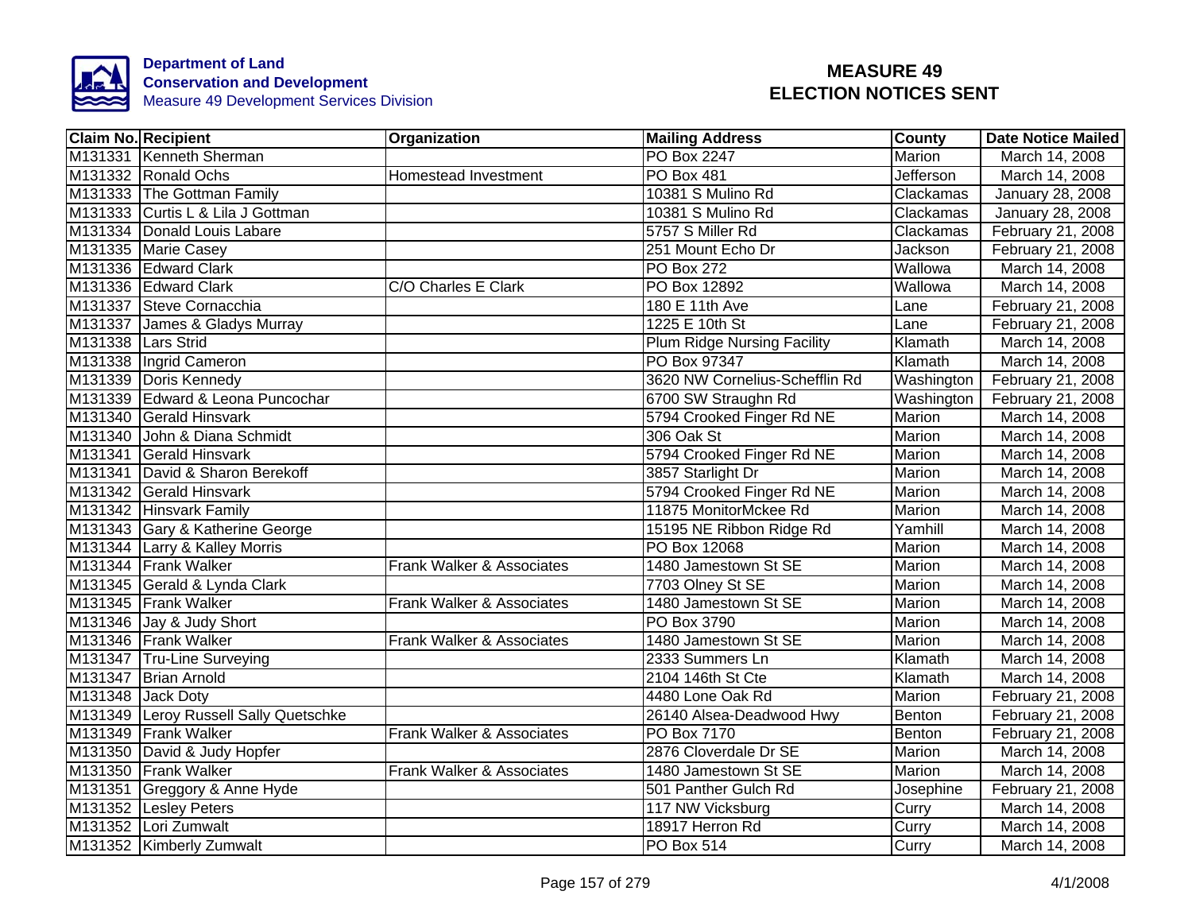**Department of Land Conservation and Development**
Measure 49 Development Services Division

# MEASURE 49
# ELECTION NOTICES SENT

| Claim No. | Recipient | Organization | Mailing Address | County | Date Notice Mailed |
|---|---|---|---|---|---|
| M131331 | Kenneth Sherman | | PO Box 2247 | Marion | March 14, 2008 |
| M131332 | Ronald Ochs | Homestead Investment | PO Box 481 | Jefferson | March 14, 2008 |
| M131333 | The Gottman Family | | 10381 S Mulino Rd | Clackamas | January 28, 2008 |
| M131333 | Curtis L & Lila J Gottman | | 10381 S Mulino Rd | Clackamas | January 28, 2008 |
| M131334 | Donald Louis Labare | | 5757 S Miller Rd | Clackamas | February 21, 2008 |
| M131335 | Marie Casey | | 251 Mount Echo Dr | Jackson | February 21, 2008 |
| M131336 | Edward Clark | | PO Box 272 | Wallowa | March 14, 2008 |
| M131336 | Edward Clark | C/O Charles E Clark | PO Box 12892 | Wallowa | March 14, 2008 |
| M131337 | Steve Cornacchia | | 180 E 11th Ave | Lane | February 21, 2008 |
| M131337 | James & Gladys Murray | | 1225 E 10th St | Lane | February 21, 2008 |
| M131338 | Lars Strid | | Plum Ridge Nursing Facility | Klamath | March 14, 2008 |
| M131338 | Ingrid Cameron | | PO Box 97347 | Klamath | March 14, 2008 |
| M131339 | Doris Kennedy | | 3620 NW Cornelius-Schefflin Rd | Washington | February 21, 2008 |
| M131339 | Edward & Leona Puncochar | | 6700 SW Straughn Rd | Washington | February 21, 2008 |
| M131340 | Gerald Hinsvark | | 5794 Crooked Finger Rd NE | Marion | March 14, 2008 |
| M131340 | John & Diana Schmidt | | 306 Oak St | Marion | March 14, 2008 |
| M131341 | Gerald Hinsvark | | 5794 Crooked Finger Rd NE | Marion | March 14, 2008 |
| M131341 | David & Sharon Berekoff | | 3857 Starlight Dr | Marion | March 14, 2008 |
| M131342 | Gerald Hinsvark | | 5794 Crooked Finger Rd NE | Marion | March 14, 2008 |
| M131342 | Hinsvark Family | | 11875 MonitorMckee Rd | Marion | March 14, 2008 |
| M131343 | Gary & Katherine George | | 15195 NE Ribbon Ridge Rd | Yamhill | March 14, 2008 |
| M131344 | Larry & Kalley Morris | | PO Box 12068 | Marion | March 14, 2008 |
| M131344 | Frank Walker | Frank Walker & Associates | 1480 Jamestown St SE | Marion | March 14, 2008 |
| M131345 | Gerald & Lynda Clark | | 7703 Olney St SE | Marion | March 14, 2008 |
| M131345 | Frank Walker | Frank Walker & Associates | 1480 Jamestown St SE | Marion | March 14, 2008 |
| M131346 | Jay & Judy Short | | PO Box 3790 | Marion | March 14, 2008 |
| M131346 | Frank Walker | Frank Walker & Associates | 1480 Jamestown St SE | Marion | March 14, 2008 |
| M131347 | Tru-Line Surveying | | 2333 Summers Ln | Klamath | March 14, 2008 |
| M131347 | Brian Arnold | | 2104 146th St Cte | Klamath | March 14, 2008 |
| M131348 | Jack Doty | | 4480 Lone Oak Rd | Marion | February 21, 2008 |
| M131349 | Leroy Russell Sally Quetschke | | 26140 Alsea-Deadwood Hwy | Benton | February 21, 2008 |
| M131349 | Frank Walker | Frank Walker & Associates | PO Box 7170 | Benton | February 21, 2008 |
| M131350 | David & Judy Hopfer | | 2876 Cloverdale Dr SE | Marion | March 14, 2008 |
| M131350 | Frank Walker | Frank Walker & Associates | 1480 Jamestown St SE | Marion | March 14, 2008 |
| M131351 | Greggory & Anne Hyde | | 501 Panther Gulch Rd | Josephine | February 21, 2008 |
| M131352 | Lesley Peters | | 117 NW Vicksburg | Curry | March 14, 2008 |
| M131352 | Lori Zumwalt | | 18917 Herron Rd | Curry | March 14, 2008 |
| M131352 | Kimberly Zumwalt | | PO Box 514 | Curry | March 14, 2008 |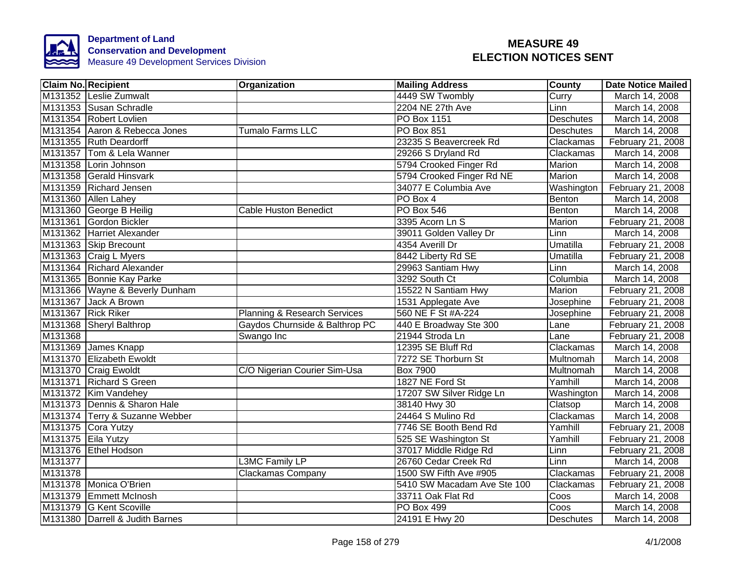**Department of Land Conservation and Development**
Measure 49 Development Services Division

# MEASURE 49
# ELECTION NOTICES SENT

| Claim No. | Recipient | Organization | Mailing Address | County | Date Notice Mailed |
|---|---|---|---|---|---|
| M131352 | Leslie Zumwalt | | 4449 SW Twombly | Curry | March 14, 2008 |
| M131353 | Susan Schradle | | 2204 NE 27th Ave | Linn | March 14, 2008 |
| M131354 | Robert Lovlien | | PO Box 1151 | Deschutes | March 14, 2008 |
| M131354 | Aaron & Rebecca Jones | Tumalo Farms LLC | PO Box 851 | Deschutes | March 14, 2008 |
| M131355 | Ruth Deardorff | | 23235 S Beavercreek Rd | Clackamas | February 21, 2008 |
| M131357 | Tom & Lela Wanner | | 29266 S Dryland Rd | Clackamas | March 14, 2008 |
| M131358 | Lorin Johnson | | 5794 Crooked Finger Rd | Marion | March 14, 2008 |
| M131358 | Gerald Hinsvark | | 5794 Crooked Finger Rd NE | Marion | March 14, 2008 |
| M131359 | Richard Jensen | | 34077 E Columbia Ave | Washington | February 21, 2008 |
| M131360 | Allen Lahey | | PO Box 4 | Benton | March 14, 2008 |
| M131360 | George B Heilig | Cable Huston Benedict | PO Box 546 | Benton | March 14, 2008 |
| M131361 | Gordon Bickler | | 3395 Acorn Ln S | Marion | February 21, 2008 |
| M131362 | Harriet Alexander | | 39011 Golden Valley Dr | Linn | March 14, 2008 |
| M131363 | Skip Brecount | | 4354 Averill Dr | Umatilla | February 21, 2008 |
| M131363 | Craig L Myers | | 8442 Liberty Rd SE | Umatilla | February 21, 2008 |
| M131364 | Richard Alexander | | 29963 Santiam Hwy | Linn | March 14, 2008 |
| M131365 | Bonnie Kay Parke | | 3292 South Ct | Columbia | March 14, 2008 |
| M131366 | Wayne & Beverly Dunham | | 15522 N Santiam Hwy | Marion | February 21, 2008 |
| M131367 | Jack A Brown | | 1531 Applegate Ave | Josephine | February 21, 2008 |
| M131367 | Rick Riker | Planning & Research Services | 560 NE F St #A-224 | Josephine | February 21, 2008 |
| M131368 | Sheryl Balthrop | Gaydos Churnside & Balthrop PC | 440 E Broadway Ste 300 | Lane | February 21, 2008 |
| M131368 | | Swango Inc | 21944 Stroda Ln | Lane | February 21, 2008 |
| M131369 | James Knapp | | 12395 SE Bluff Rd | Clackamas | March 14, 2008 |
| M131370 | Elizabeth Ewoldt | | 7272 SE Thorburn St | Multnomah | March 14, 2008 |
| M131370 | Craig Ewoldt | C/O Nigerian Courier Sim-Usa | Box 7900 | Multnomah | March 14, 2008 |
| M131371 | Richard S Green | | 1827 NE Ford St | Yamhill | March 14, 2008 |
| M131372 | Kim Vandehey | | 17207 SW Silver Ridge Ln | Washington | March 14, 2008 |
| M131373 | Dennis & Sharon Hale | | 38140 Hwy 30 | Clatsop | March 14, 2008 |
| M131374 | Terry & Suzanne Webber | | 24464 S Mulino Rd | Clackamas | March 14, 2008 |
| M131375 | Cora Yutzy | | 7746 SE Booth Bend Rd | Yamhill | February 21, 2008 |
| M131375 | Eila Yutzy | | 525 SE Washington St | Yamhill | February 21, 2008 |
| M131376 | Ethel Hodson | | 37017 Middle Ridge Rd | Linn | February 21, 2008 |
| M131377 | | L3MC Family LP | 26760 Cedar Creek Rd | Linn | March 14, 2008 |
| M131378 | | Clackamas Company | 1500 SW Fifth Ave #905 | Clackamas | February 21, 2008 |
| M131378 | Monica O'Brien | | 5410 SW Macadam Ave Ste 100 | Clackamas | February 21, 2008 |
| M131379 | Emmett McInosh | | 33711 Oak Flat Rd | Coos | March 14, 2008 |
| M131379 | G Kent Scoville | | PO Box 499 | Coos | March 14, 2008 |
| M131380 | Darrell & Judith Barnes | | 24191 E Hwy 20 | Deschutes | March 14, 2008 |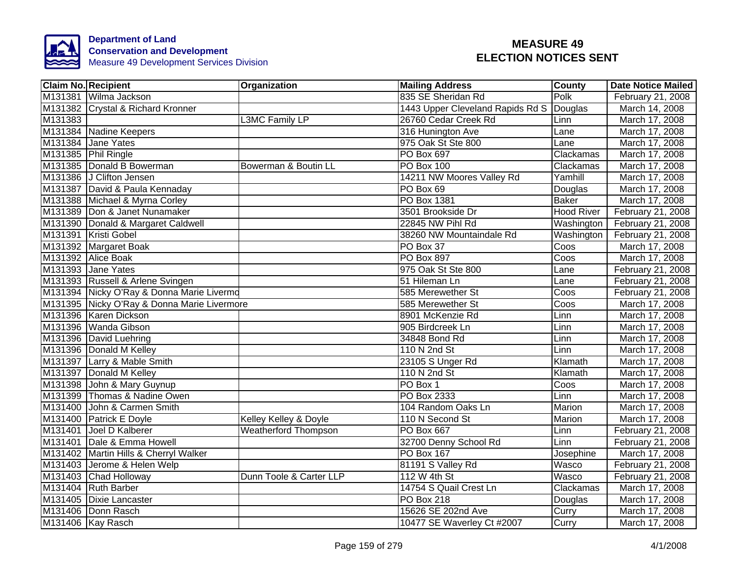**Department of Land Conservation and Development**
Measure 49 Development Services Division

# MEASURE 49 ELECTION NOTICES SENT

| Claim No. | Recipient | Organization | Mailing Address | County | Date Notice Mailed |
|---|---|---|---|---|---|
| M131381 | Wilma Jackson | | 835 SE Sheridan Rd | Polk | February 21, 2008 |
| M131382 | Crystal & Richard Kronner | | 1443 Upper Cleveland Rapids Rd S | Douglas | March 14, 2008 |
| M131383 | | L3MC Family LP | 26760 Cedar Creek Rd | Linn | March 17, 2008 |
| M131384 | Nadine Keepers | | 316 Hunington Ave | Lane | March 17, 2008 |
| M131384 | Jane Yates | | 975 Oak St Ste 800 | Lane | March 17, 2008 |
| M131385 | Phil Ringle | | PO Box 697 | Clackamas | March 17, 2008 |
| M131385 | Donald B Bowerman | Bowerman & Boutin LL | PO Box 100 | Clackamas | March 17, 2008 |
| M131386 | J Clifton Jensen | | 14211 NW Moores Valley Rd | Yamhill | March 17, 2008 |
| M131387 | David & Paula Kennaday | | PO Box 69 | Douglas | March 17, 2008 |
| M131388 | Michael & Myrna Corley | | PO Box 1381 | Baker | March 17, 2008 |
| M131389 | Don & Janet Nunamaker | | 3501 Brookside Dr | Hood River | February 21, 2008 |
| M131390 | Donald & Margaret Caldwell | | 22845 NW Pihl Rd | Washington | February 21, 2008 |
| M131391 | Kristi Gobel | | 38260 NW Mountaindale Rd | Washington | February 21, 2008 |
| M131392 | Margaret Boak | | PO Box 37 | Coos | March 17, 2008 |
| M131392 | Alice Boak | | PO Box 897 | Coos | March 17, 2008 |
| M131393 | Jane Yates | | 975 Oak St Ste 800 | Lane | February 21, 2008 |
| M131393 | Russell & Arlene Svingen | | 51 Hileman Ln | Lane | February 21, 2008 |
| M131394 | Nicky O'Ray & Donna Marie Livermo | | 585 Merewether St | Coos | February 21, 2008 |
| M131395 | Nicky O'Ray & Donna Marie Livermore | | 585 Merewether St | Coos | March 17, 2008 |
| M131396 | Karen Dickson | | 8901 McKenzie Rd | Linn | March 17, 2008 |
| M131396 | Wanda Gibson | | 905 Birdcreek Ln | Linn | March 17, 2008 |
| M131396 | David Luehring | | 34848 Bond Rd | Linn | March 17, 2008 |
| M131396 | Donald M Kelley | | 110 N 2nd St | Linn | March 17, 2008 |
| M131397 | Larry & Mable Smith | | 23105 S Unger Rd | Klamath | March 17, 2008 |
| M131397 | Donald M Kelley | | 110 N 2nd St | Klamath | March 17, 2008 |
| M131398 | John & Mary Guynup | | PO Box 1 | Coos | March 17, 2008 |
| M131399 | Thomas & Nadine Owen | | PO Box 2333 | Linn | March 17, 2008 |
| M131400 | John & Carmen Smith | | 104 Random Oaks Ln | Marion | March 17, 2008 |
| M131400 | Patrick E Doyle | Kelley Kelley & Doyle | 110 N Second St | Marion | March 17, 2008 |
| M131401 | Joel D Kalberer | Weatherford Thompson | PO Box 667 | Linn | February 21, 2008 |
| M131401 | Dale & Emma Howell | | 32700 Denny School Rd | Linn | February 21, 2008 |
| M131402 | Martin Hills & Cherryl Walker | | PO Box 167 | Josephine | March 17, 2008 |
| M131403 | Jerome & Helen Welp | | 81191 S Valley Rd | Wasco | February 21, 2008 |
| M131403 | Chad Holloway | Dunn Toole & Carter LLP | 112 W 4th St | Wasco | February 21, 2008 |
| M131404 | Ruth Barber | | 14754 S Quail Crest Ln | Clackamas | March 17, 2008 |
| M131405 | Dixie Lancaster | | PO Box 218 | Douglas | March 17, 2008 |
| M131406 | Donn Rasch | | 15626 SE 202nd Ave | Curry | March 17, 2008 |
| M131406 | Kay Rasch | | 10477 SE Waverley Ct #2007 | Curry | March 17, 2008 |

4/1/2008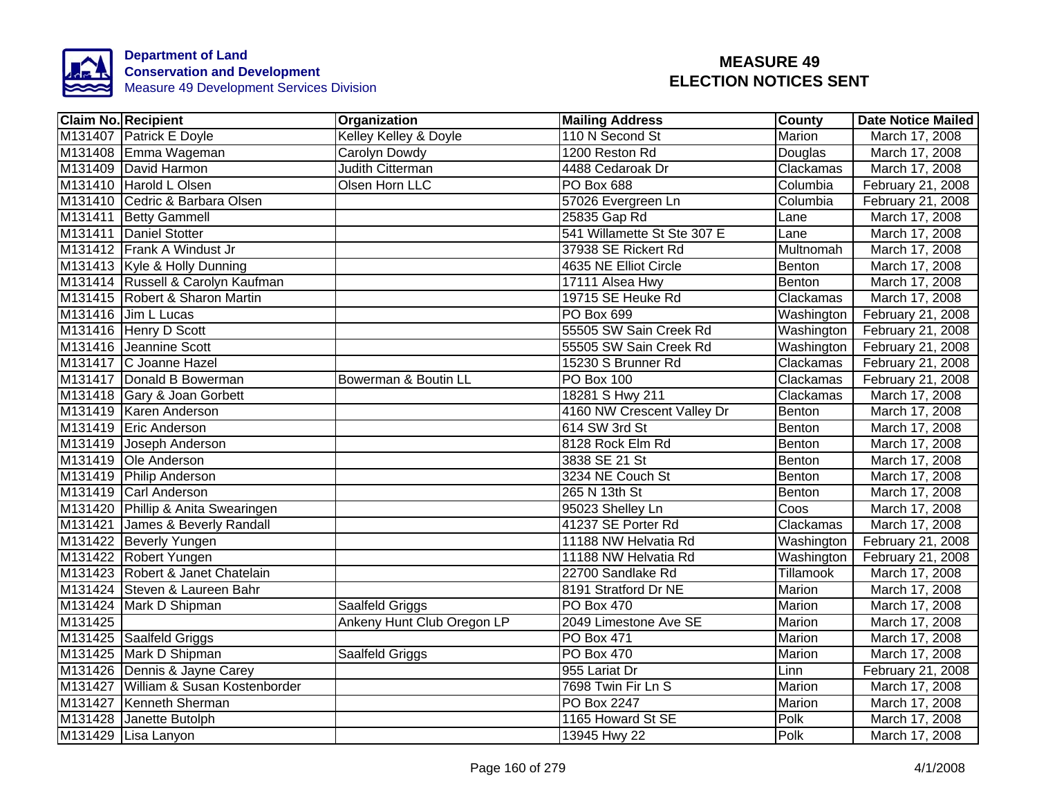Department of Land
Conservation and Development
Measure 49 Development Services Division

# MEASURE 49
# ELECTION NOTICES SENT

| Claim No. | Recipient | Organization | Mailing Address | County | Date Notice Mailed |
|---|---|---|---|---|---|
| M131407 | Patrick E Doyle | Kelley Kelley & Doyle | 110 N Second St | Marion | March 17, 2008 |
| M131408 | Emma Wageman | Carolyn Dowdy | 1200 Reston Rd | Douglas | March 17, 2008 |
| M131409 | David Harmon | Judith Citterman | 4488 Cedaroak Dr | Clackamas | March 17, 2008 |
| M131410 | Harold L Olsen | Olsen Horn LLC | PO Box 688 | Columbia | February 21, 2008 |
| M131410 | Cedric & Barbara Olsen | | 57026 Evergreen Ln | Columbia | February 21, 2008 |
| M131411 | Betty Gammell | | 25835 Gap Rd | Lane | March 17, 2008 |
| M131411 | Daniel Stotter | | 541 Willamette St Ste 307 E | Lane | March 17, 2008 |
| M131412 | Frank A Windust Jr | | 37938 SE Rickert Rd | Multnomah | March 17, 2008 |
| M131413 | Kyle & Holly Dunning | | 4635 NE Elliot Circle | Benton | March 17, 2008 |
| M131414 | Russell & Carolyn Kaufman | | 17111 Alsea Hwy | Benton | March 17, 2008 |
| M131415 | Robert & Sharon Martin | | 19715 SE Heuke Rd | Clackamas | March 17, 2008 |
| M131416 | Jim L Lucas | | PO Box 699 | Washington | February 21, 2008 |
| M131416 | Henry D Scott | | 55505 SW Sain Creek Rd | Washington | February 21, 2008 |
| M131416 | Jeannine Scott | | 55505 SW Sain Creek Rd | Washington | February 21, 2008 |
| M131417 | C Joanne Hazel | | 15230 S Brunner Rd | Clackamas | February 21, 2008 |
| M131417 | Donald B Bowerman | Bowerman & Boutin LL | PO Box 100 | Clackamas | February 21, 2008 |
| M131418 | Gary & Joan Gorbett | | 18281 S Hwy 211 | Clackamas | March 17, 2008 |
| M131419 | Karen Anderson | | 4160 NW Crescent Valley Dr | Benton | March 17, 2008 |
| M131419 | Eric Anderson | | 614 SW 3rd St | Benton | March 17, 2008 |
| M131419 | Joseph Anderson | | 8128 Rock Elm Rd | Benton | March 17, 2008 |
| M131419 | Ole Anderson | | 3838 SE 21 St | Benton | March 17, 2008 |
| M131419 | Philip Anderson | | 3234 NE Couch St | Benton | March 17, 2008 |
| M131419 | Carl Anderson | | 265 N 13th St | Benton | March 17, 2008 |
| M131420 | Phillip & Anita Swearingen | | 95023 Shelley Ln | Coos | March 17, 2008 |
| M131421 | James & Beverly Randall | | 41237 SE Porter Rd | Clackamas | March 17, 2008 |
| M131422 | Beverly Yungen | | 11188 NW Helvatia Rd | Washington | February 21, 2008 |
| M131422 | Robert Yungen | | 11188 NW Helvatia Rd | Washington | February 21, 2008 |
| M131423 | Robert & Janet Chatelain | | 22700 Sandlake Rd | Tillamook | March 17, 2008 |
| M131424 | Steven & Laureen Bahr | | 8191 Stratford Dr NE | Marion | March 17, 2008 |
| M131424 | Mark D Shipman | Saalfeld Griggs | PO Box 470 | Marion | March 17, 2008 |
| M131425 | | Ankeny Hunt Club Oregon LP | 2049 Limestone Ave SE | Marion | March 17, 2008 |
| M131425 | Saalfeld Griggs | | PO Box 471 | Marion | March 17, 2008 |
| M131425 | Mark D Shipman | Saalfeld Griggs | PO Box 470 | Marion | March 17, 2008 |
| M131426 | Dennis & Jayne Carey | | 955 Lariat Dr | Linn | February 21, 2008 |
| M131427 | William & Susan Kostenborder | | 7698 Twin Fir Ln S | Marion | March 17, 2008 |
| M131427 | Kenneth Sherman | | PO Box 2247 | Marion | March 17, 2008 |
| M131428 | Janette Butolph | | 1165 Howard St SE | Polk | March 17, 2008 |
| M131429 | Lisa Lanyon | | 13945 Hwy 22 | Polk | March 17, 2008 |

4/1/2008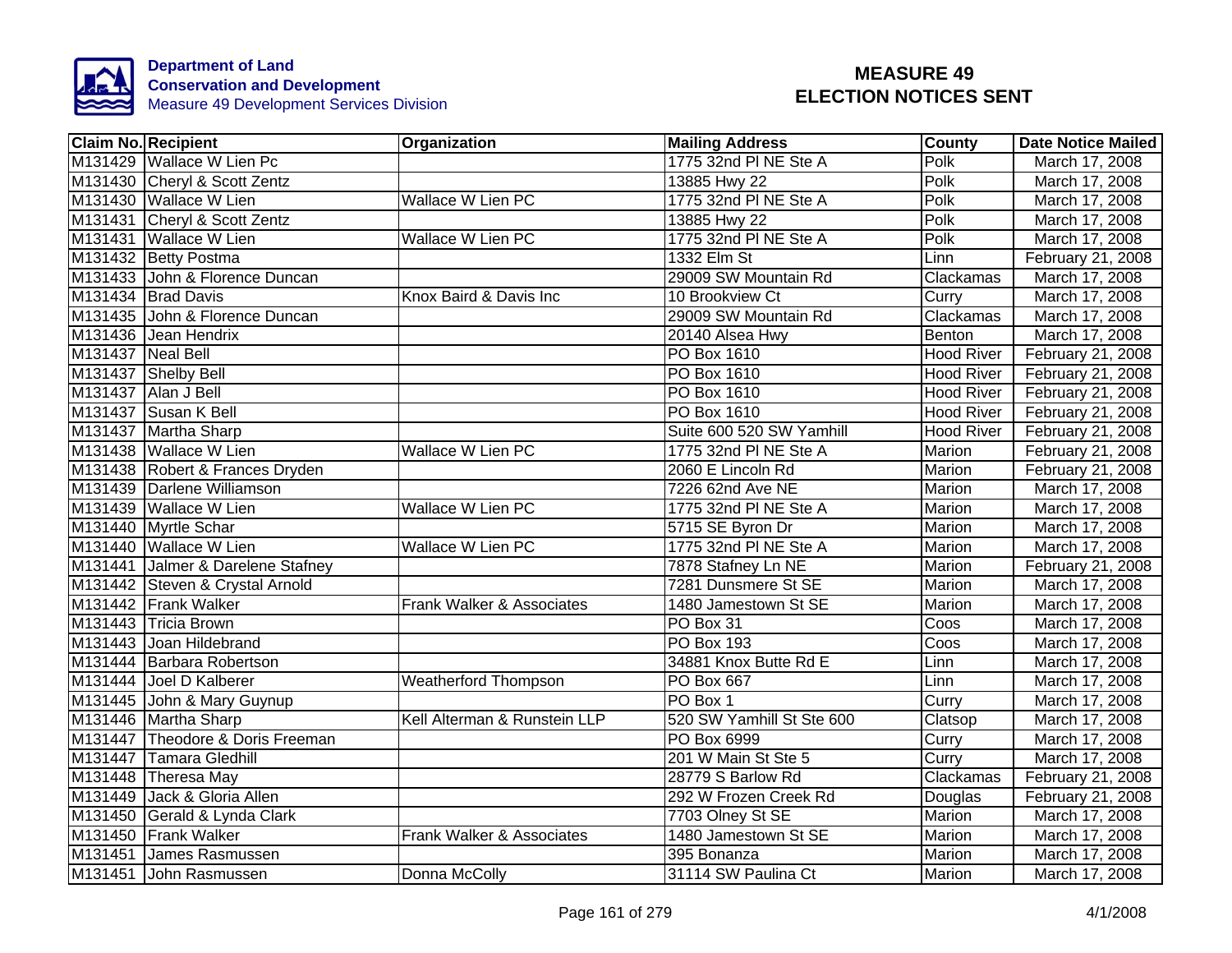**Department of Land Conservation and Development**
Measure 49 Development Services Division

# MEASURE 49 ELECTION NOTICES SENT

| Claim No. | Recipient | Organization | Mailing Address | County | Date Notice Mailed |
|---|---|---|---|---|---|
| M131429 | Wallace W Lien Pc | | 1775 32nd Pl NE Ste A | Polk | March 17, 2008 |
| M131430 | Cheryl & Scott Zentz | | 13885 Hwy 22 | Polk | March 17, 2008 |
| M131430 | Wallace W Lien | Wallace W Lien PC | 1775 32nd Pl NE Ste A | Polk | March 17, 2008 |
| M131431 | Cheryl & Scott Zentz | | 13885 Hwy 22 | Polk | March 17, 2008 |
| M131431 | Wallace W Lien | Wallace W Lien PC | 1775 32nd Pl NE Ste A | Polk | March 17, 2008 |
| M131432 | Betty Postma | | 1332 Elm St | Linn | February 21, 2008 |
| M131433 | John & Florence Duncan | | 29009 SW Mountain Rd | Clackamas | March 17, 2008 |
| M131434 | Brad Davis | Knox Baird & Davis Inc | 10 Brookview Ct | Curry | March 17, 2008 |
| M131435 | John & Florence Duncan | | 29009 SW Mountain Rd | Clackamas | March 17, 2008 |
| M131436 | Jean Hendrix | | 20140 Alsea Hwy | Benton | March 17, 2008 |
| M131437 | Neal Bell | | PO Box 1610 | Hood River | February 21, 2008 |
| M131437 | Shelby Bell | | PO Box 1610 | Hood River | February 21, 2008 |
| M131437 | Alan J Bell | | PO Box 1610 | Hood River | February 21, 2008 |
| M131437 | Susan K Bell | | PO Box 1610 | Hood River | February 21, 2008 |
| M131437 | Martha Sharp | | Suite 600 520 SW Yamhill | Hood River | February 21, 2008 |
| M131438 | Wallace W Lien | Wallace W Lien PC | 1775 32nd Pl NE Ste A | Marion | February 21, 2008 |
| M131438 | Robert & Frances Dryden | | 2060 E Lincoln Rd | Marion | February 21, 2008 |
| M131439 | Darlene Williamson | | 7226 62nd Ave NE | Marion | March 17, 2008 |
| M131439 | Wallace W Lien | Wallace W Lien PC | 1775 32nd Pl NE Ste A | Marion | March 17, 2008 |
| M131440 | Myrtle Schar | | 5715 SE Byron Dr | Marion | March 17, 2008 |
| M131440 | Wallace W Lien | Wallace W Lien PC | 1775 32nd Pl NE Ste A | Marion | March 17, 2008 |
| M131441 | Jalmer & Darelene Stafney | | 7878 Stafney Ln NE | Marion | February 21, 2008 |
| M131442 | Steven & Crystal Arnold | | 7281 Dunsmere St SE | Marion | March 17, 2008 |
| M131442 | Frank Walker | Frank Walker & Associates | 1480 Jamestown St SE | Marion | March 17, 2008 |
| M131443 | Tricia Brown | | PO Box 31 | Coos | March 17, 2008 |
| M131443 | Joan Hildebrand | | PO Box 193 | Coos | March 17, 2008 |
| M131444 | Barbara Robertson | | 34881 Knox Butte Rd E | Linn | March 17, 2008 |
| M131444 | Joel D Kalberer | Weatherford Thompson | PO Box 667 | Linn | March 17, 2008 |
| M131445 | John & Mary Guynup | | PO Box 1 | Curry | March 17, 2008 |
| M131446 | Martha Sharp | Kell Alterman & Runstein LLP | 520 SW Yamhill St Ste 600 | Clatsop | March 17, 2008 |
| M131447 | Theodore & Doris Freeman | | PO Box 6999 | Curry | March 17, 2008 |
| M131447 | Tamara Gledhill | | 201 W Main St Ste 5 | Curry | March 17, 2008 |
| M131448 | Theresa May | | 28779 S Barlow Rd | Clackamas | February 21, 2008 |
| M131449 | Jack & Gloria Allen | | 292 W Frozen Creek Rd | Douglas | February 21, 2008 |
| M131450 | Gerald & Lynda Clark | | 7703 Olney St SE | Marion | March 17, 2008 |
| M131450 | Frank Walker | Frank Walker & Associates | 1480 Jamestown St SE | Marion | March 17, 2008 |
| M131451 | James Rasmussen | | 395 Bonanza | Marion | March 17, 2008 |
| M131451 | John Rasmussen | Donna McColly | 31114 SW Paulina Ct | Marion | March 17, 2008 |

4/1/2008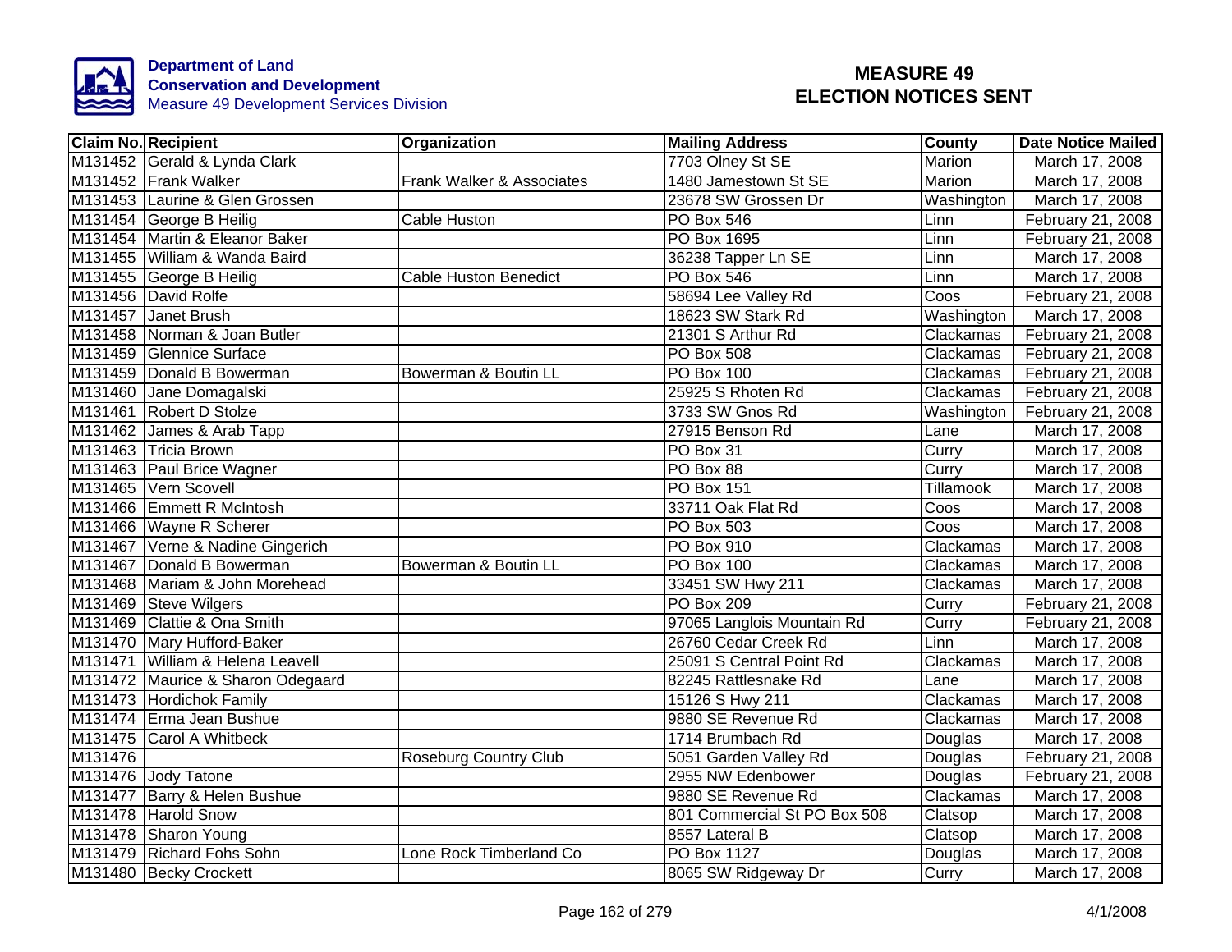Department of Land Conservation and Development
Measure 49 Development Services Division

# MEASURE 49 ELECTION NOTICES SENT

| Claim No. | Recipient | Organization | Mailing Address | County | Date Notice Mailed |
|---|---|---|---|---|---|
| M131452 | Gerald & Lynda Clark | | 7703 Olney St SE | Marion | March 17, 2008 |
| M131452 | Frank Walker | Frank Walker & Associates | 1480 Jamestown St SE | Marion | March 17, 2008 |
| M131453 | Laurine & Glen Grossen | | 23678 SW Grossen Dr | Washington | March 17, 2008 |
| M131454 | George B Heilig | Cable Huston | PO Box 546 | Linn | February 21, 2008 |
| M131454 | Martin & Eleanor Baker | | PO Box 1695 | Linn | February 21, 2008 |
| M131455 | William & Wanda Baird | | 36238 Tapper Ln SE | Linn | March 17, 2008 |
| M131455 | George B Heilig | Cable Huston Benedict | PO Box 546 | Linn | March 17, 2008 |
| M131456 | David Rolfe | | 58694 Lee Valley Rd | Coos | February 21, 2008 |
| M131457 | Janet Brush | | 18623 SW Stark Rd | Washington | March 17, 2008 |
| M131458 | Norman & Joan Butler | | 21301 S Arthur Rd | Clackamas | February 21, 2008 |
| M131459 | Glennice Surface | | PO Box 508 | Clackamas | February 21, 2008 |
| M131459 | Donald B Bowerman | Bowerman & Boutin LL | PO Box 100 | Clackamas | February 21, 2008 |
| M131460 | Jane Domagalski | | 25925 S Rhoten Rd | Clackamas | February 21, 2008 |
| M131461 | Robert D Stolze | | 3733 SW Gnos Rd | Washington | February 21, 2008 |
| M131462 | James & Arab Tapp | | 27915 Benson Rd | Lane | March 17, 2008 |
| M131463 | Tricia Brown | | PO Box 31 | Curry | March 17, 2008 |
| M131463 | Paul Brice Wagner | | PO Box 88 | Curry | March 17, 2008 |
| M131465 | Vern Scovell | | PO Box 151 | Tillamook | March 17, 2008 |
| M131466 | Emmett R McIntosh | | 33711 Oak Flat Rd | Coos | March 17, 2008 |
| M131466 | Wayne R Scherer | | PO Box 503 | Coos | March 17, 2008 |
| M131467 | Verne & Nadine Gingerich | | PO Box 910 | Clackamas | March 17, 2008 |
| M131467 | Donald B Bowerman | Bowerman & Boutin LL | PO Box 100 | Clackamas | March 17, 2008 |
| M131468 | Mariam & John Morehead | | 33451 SW Hwy 211 | Clackamas | March 17, 2008 |
| M131469 | Steve Wilgers | | PO Box 209 | Curry | February 21, 2008 |
| M131469 | Clattie & Ona Smith | | 97065 Langlois Mountain Rd | Curry | February 21, 2008 |
| M131470 | Mary Hufford-Baker | | 26760 Cedar Creek Rd | Linn | March 17, 2008 |
| M131471 | William & Helena Leavell | | 25091 S Central Point Rd | Clackamas | March 17, 2008 |
| M131472 | Maurice & Sharon Odegaard | | 82245 Rattlesnake Rd | Lane | March 17, 2008 |
| M131473 | Hordichok Family | | 15126 S Hwy 211 | Clackamas | March 17, 2008 |
| M131474 | Erma Jean Bushue | | 9880 SE Revenue Rd | Clackamas | March 17, 2008 |
| M131475 | Carol A Whitbeck | | 1714 Brumbach Rd | Douglas | March 17, 2008 |
| M131476 | | Roseburg Country Club | 5051 Garden Valley Rd | Douglas | February 21, 2008 |
| M131476 | Jody Tatone | | 2955 NW Edenbower | Douglas | February 21, 2008 |
| M131477 | Barry & Helen Bushue | | 9880 SE Revenue Rd | Clackamas | March 17, 2008 |
| M131478 | Harold Snow | | 801 Commercial St PO Box 508 | Clatsop | March 17, 2008 |
| M131478 | Sharon Young | | 8557 Lateral B | Clatsop | March 17, 2008 |
| M131479 | Richard Fohs Sohn | Lone Rock Timberland Co | PO Box 1127 | Douglas | March 17, 2008 |
| M131480 | Becky Crockett | | 8065 SW Ridgeway Dr | Curry | March 17, 2008 |

4/1/2008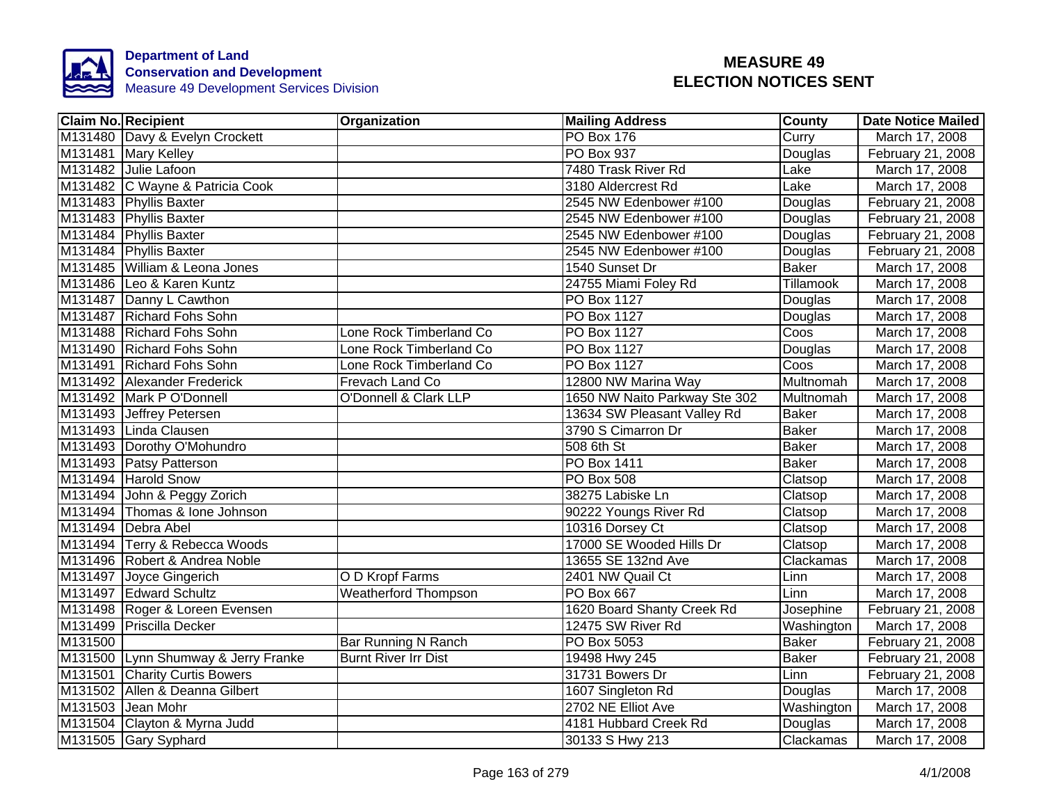Department of Land
Conservation and Development
Measure 49 Development Services Division

# MEASURE 49
# ELECTION NOTICES SENT

| Claim No. | Recipient | Organization | Mailing Address | County | Date Notice Mailed |
|---|---|---|---|---|---|
| M131480 | Davy & Evelyn Crockett | | PO Box 176 | Curry | March 17, 2008 |
| M131481 | Mary Kelley | | PO Box 937 | Douglas | February 21, 2008 |
| M131482 | Julie Lafoon | | 7480 Trask River Rd | Lake | March 17, 2008 |
| M131482 | C Wayne & Patricia Cook | | 3180 Aldercrest Rd | Lake | March 17, 2008 |
| M131483 | Phyllis Baxter | | 2545 NW Edenbower #100 | Douglas | February 21, 2008 |
| M131483 | Phyllis Baxter | | 2545 NW Edenbower #100 | Douglas | February 21, 2008 |
| M131484 | Phyllis Baxter | | 2545 NW Edenbower #100 | Douglas | February 21, 2008 |
| M131484 | Phyllis Baxter | | 2545 NW Edenbower #100 | Douglas | February 21, 2008 |
| M131485 | William & Leona Jones | | 1540 Sunset Dr | Baker | March 17, 2008 |
| M131486 | Leo & Karen Kuntz | | 24755 Miami Foley Rd | Tillamook | March 17, 2008 |
| M131487 | Danny L Cawthon | | PO Box 1127 | Douglas | March 17, 2008 |
| M131487 | Richard Fohs Sohn | | PO Box 1127 | Douglas | March 17, 2008 |
| M131488 | Richard Fohs Sohn | Lone Rock Timberland Co | PO Box 1127 | Coos | March 17, 2008 |
| M131490 | Richard Fohs Sohn | Lone Rock Timberland Co | PO Box 1127 | Douglas | March 17, 2008 |
| M131491 | Richard Fohs Sohn | Lone Rock Timberland Co | PO Box 1127 | Coos | March 17, 2008 |
| M131492 | Alexander Frederick | Frevach Land Co | 12800 NW Marina Way | Multnomah | March 17, 2008 |
| M131492 | Mark P O'Donnell | O'Donnell & Clark LLP | 1650 NW Naito Parkway Ste 302 | Multnomah | March 17, 2008 |
| M131493 | Jeffrey Petersen | | 13634 SW Pleasant Valley Rd | Baker | March 17, 2008 |
| M131493 | Linda Clausen | | 3790 S Cimarron Dr | Baker | March 17, 2008 |
| M131493 | Dorothy O'Mohundro | | 508 6th St | Baker | March 17, 2008 |
| M131493 | Patsy Patterson | | PO Box 1411 | Baker | March 17, 2008 |
| M131494 | Harold Snow | | PO Box 508 | Clatsop | March 17, 2008 |
| M131494 | John & Peggy Zorich | | 38275 Labiske Ln | Clatsop | March 17, 2008 |
| M131494 | Thomas & Ione Johnson | | 90222 Youngs River Rd | Clatsop | March 17, 2008 |
| M131494 | Debra Abel | | 10316 Dorsey Ct | Clatsop | March 17, 2008 |
| M131494 | Terry & Rebecca Woods | | 17000 SE Wooded Hills Dr | Clatsop | March 17, 2008 |
| M131496 | Robert & Andrea Noble | | 13655 SE 132nd Ave | Clackamas | March 17, 2008 |
| M131497 | Joyce Gingerich | O D Kropf Farms | 2401 NW Quail Ct | Linn | March 17, 2008 |
| M131497 | Edward Schultz | Weatherford Thompson | PO Box 667 | Linn | March 17, 2008 |
| M131498 | Roger & Loreen Evensen | | 1620 Board Shanty Creek Rd | Josephine | February 21, 2008 |
| M131499 | Priscilla Decker | | 12475 SW River Rd | Washington | March 17, 2008 |
| M131500 | | Bar Running N Ranch | PO Box 5053 | Baker | February 21, 2008 |
| M131500 | Lynn Shumway & Jerry Franke | Burnt River Irr Dist | 19498 Hwy 245 | Baker | February 21, 2008 |
| M131501 | Charity Curtis Bowers | | 31731 Bowers Dr | Linn | February 21, 2008 |
| M131502 | Allen & Deanna Gilbert | | 1607 Singleton Rd | Douglas | March 17, 2008 |
| M131503 | Jean Mohr | | 2702 NE Elliot Ave | Washington | March 17, 2008 |
| M131504 | Clayton & Myrna Judd | | 4181 Hubbard Creek Rd | Douglas | March 17, 2008 |
| M131505 | Gary Syphard | | 30133 S Hwy 213 | Clackamas | March 17, 2008 |

4/1/2008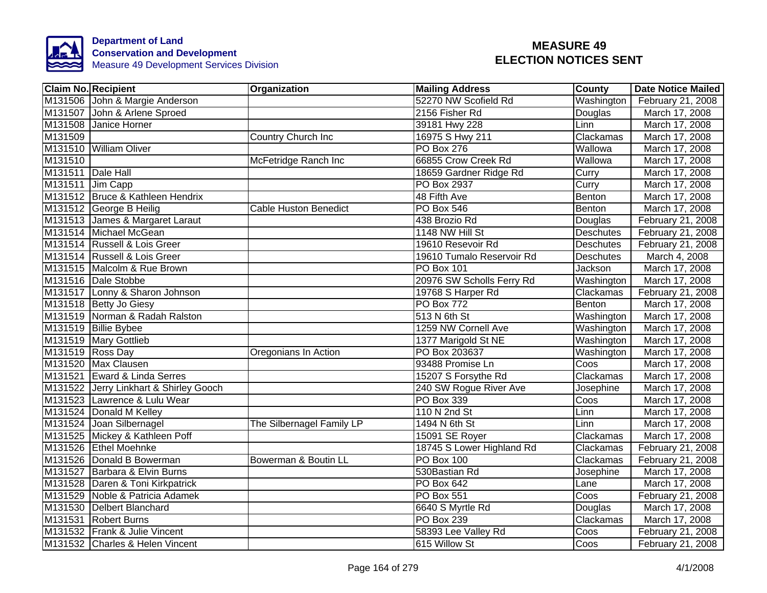Department of Land Conservation and Development
Measure 49 Development Services Division

# MEASURE 49 ELECTION NOTICES SENT

| Claim No. | Recipient | Organization | Mailing Address | County | Date Notice Mailed |
|---|---|---|---|---|---|
| M131506 | John & Margie Anderson | | 52270 NW Scofield Rd | Washington | February 21, 2008 |
| M131507 | John & Arlene Sproed | | 2156 Fisher Rd | Douglas | March 17, 2008 |
| M131508 | Janice Horner | | 39181 Hwy 228 | Linn | March 17, 2008 |
| M131509 | | Country Church Inc | 16975 S Hwy 211 | Clackamas | March 17, 2008 |
| M131510 | William Oliver | | PO Box 276 | Wallowa | March 17, 2008 |
| M131510 | | McFetridge Ranch Inc | 66855 Crow Creek Rd | Wallowa | March 17, 2008 |
| M131511 | Dale Hall | | 18659 Gardner Ridge Rd | Curry | March 17, 2008 |
| M131511 | Jim Capp | | PO Box 2937 | Curry | March 17, 2008 |
| M131512 | Bruce & Kathleen Hendrix | | 48 Fifth Ave | Benton | March 17, 2008 |
| M131512 | George B Heilig | Cable Huston Benedict | PO Box 546 | Benton | March 17, 2008 |
| M131513 | James & Margaret Laraut | | 438 Brozio Rd | Douglas | February 21, 2008 |
| M131514 | Michael McGean | | 1148 NW Hill St | Deschutes | February 21, 2008 |
| M131514 | Russell & Lois Greer | | 19610 Resevoir Rd | Deschutes | February 21, 2008 |
| M131514 | Russell & Lois Greer | | 19610 Tumalo Reservoir Rd | Deschutes | March 4, 2008 |
| M131515 | Malcolm & Rue Brown | | PO Box 101 | Jackson | March 17, 2008 |
| M131516 | Dale Stobbe | | 20976 SW Scholls Ferry Rd | Washington | March 17, 2008 |
| M131517 | Lonny & Sharon Johnson | | 19768 S Harper Rd | Clackamas | February 21, 2008 |
| M131518 | Betty Jo Giesy | | PO Box 772 | Benton | March 17, 2008 |
| M131519 | Norman & Radah Ralston | | 513 N 6th St | Washington | March 17, 2008 |
| M131519 | Billie Bybee | | 1259 NW Cornell Ave | Washington | March 17, 2008 |
| M131519 | Mary Gottlieb | | 1377 Marigold St NE | Washington | March 17, 2008 |
| M131519 | Ross Day | Oregonians In Action | PO Box 203637 | Washington | March 17, 2008 |
| M131520 | Max Clausen | | 93488 Promise Ln | Coos | March 17, 2008 |
| M131521 | Eward & Linda Serres | | 15207 S Forsythe Rd | Clackamas | March 17, 2008 |
| M131522 | Jerry Linkhart & Shirley Gooch | | 240 SW Rogue River Ave | Josephine | March 17, 2008 |
| M131523 | Lawrence & Lulu Wear | | PO Box 339 | Coos | March 17, 2008 |
| M131524 | Donald M Kelley | | 110 N 2nd St | Linn | March 17, 2008 |
| M131524 | Joan Silbernagel | The Silbernagel Family LP | 1494 N 6th St | Linn | March 17, 2008 |
| M131525 | Mickey & Kathleen Poff | | 15091 SE Royer | Clackamas | March 17, 2008 |
| M131526 | Ethel Moehnke | | 18745 S Lower Highland Rd | Clackamas | February 21, 2008 |
| M131526 | Donald B Bowerman | Bowerman & Boutin LL | PO Box 100 | Clackamas | February 21, 2008 |
| M131527 | Barbara & Elvin Burns | | 530Bastian Rd | Josephine | March 17, 2008 |
| M131528 | Daren & Toni Kirkpatrick | | PO Box 642 | Lane | March 17, 2008 |
| M131529 | Noble & Patricia Adamek | | PO Box 551 | Coos | February 21, 2008 |
| M131530 | Delbert Blanchard | | 6640 S Myrtle Rd | Douglas | March 17, 2008 |
| M131531 | Robert Burns | | PO Box 239 | Clackamas | March 17, 2008 |
| M131532 | Frank & Julie Vincent | | 58393 Lee Valley Rd | Coos | February 21, 2008 |
| M131532 | Charles & Helen Vincent | | 615 Willow St | Coos | February 21, 2008 |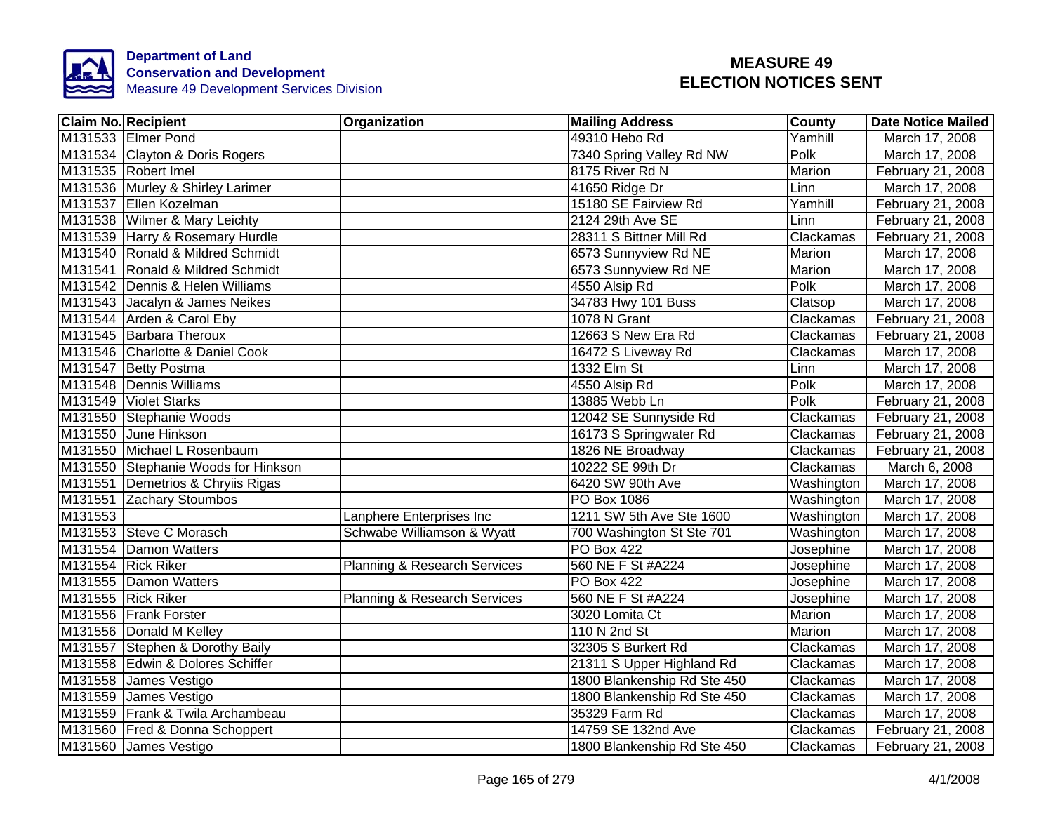Department of Land Conservation and Development
Measure 49 Development Services Division

# MEASURE 49 ELECTION NOTICES SENT

| Claim No. | Recipient | Organization | Mailing Address | County | Date Notice Mailed |
|---|---|---|---|---|---|
| M131533 | Elmer Pond | | 49310 Hebo Rd | Yamhill | March 17, 2008 |
| M131534 | Clayton & Doris Rogers | | 7340 Spring Valley Rd NW | Polk | March 17, 2008 |
| M131535 | Robert Imel | | 8175 River Rd N | Marion | February 21, 2008 |
| M131536 | Murley & Shirley Larimer | | 41650 Ridge Dr | Linn | March 17, 2008 |
| M131537 | Ellen Kozelman | | 15180 SE Fairview Rd | Yamhill | February 21, 2008 |
| M131538 | Wilmer & Mary Leichty | | 2124 29th Ave SE | Linn | February 21, 2008 |
| M131539 | Harry & Rosemary Hurdle | | 28311 S Bittner Mill Rd | Clackamas | February 21, 2008 |
| M131540 | Ronald & Mildred Schmidt | | 6573 Sunnyview Rd NE | Marion | March 17, 2008 |
| M131541 | Ronald & Mildred Schmidt | | 6573 Sunnyview Rd NE | Marion | March 17, 2008 |
| M131542 | Dennis & Helen Williams | | 4550 Alsip Rd | Polk | March 17, 2008 |
| M131543 | Jacalyn & James Neikes | | 34783 Hwy 101 Buss | Clatsop | March 17, 2008 |
| M131544 | Arden & Carol Eby | | 1078 N Grant | Clackamas | February 21, 2008 |
| M131545 | Barbara Theroux | | 12663 S New Era Rd | Clackamas | February 21, 2008 |
| M131546 | Charlotte & Daniel Cook | | 16472 S Liveway Rd | Clackamas | March 17, 2008 |
| M131547 | Betty Postma | | 1332 Elm St | Linn | March 17, 2008 |
| M131548 | Dennis Williams | | 4550 Alsip Rd | Polk | March 17, 2008 |
| M131549 | Violet Starks | | 13885 Webb Ln | Polk | February 21, 2008 |
| M131550 | Stephanie Woods | | 12042 SE Sunnyside Rd | Clackamas | February 21, 2008 |
| M131550 | June Hinkson | | 16173 S Springwater Rd | Clackamas | February 21, 2008 |
| M131550 | Michael L Rosenbaum | | 1826 NE Broadway | Clackamas | February 21, 2008 |
| M131550 | Stephanie Woods for Hinkson | | 10222 SE 99th Dr | Clackamas | March 6, 2008 |
| M131551 | Demetrios & Chryiis Rigas | | 6420 SW 90th Ave | Washington | March 17, 2008 |
| M131551 | Zachary Stoumbos | | PO Box 1086 | Washington | March 17, 2008 |
| M131553 | | Lanphere Enterprises Inc | 1211 SW 5th Ave Ste 1600 | Washington | March 17, 2008 |
| M131553 | Steve C Morasch | Schwabe Williamson & Wyatt | 700 Washington St Ste 701 | Washington | March 17, 2008 |
| M131554 | Damon Watters | | PO Box 422 | Josephine | March 17, 2008 |
| M131554 | Rick Riker | Planning & Research Services | 560 NE F St #A224 | Josephine | March 17, 2008 |
| M131555 | Damon Watters | | PO Box 422 | Josephine | March 17, 2008 |
| M131555 | Rick Riker | Planning & Research Services | 560 NE F St #A224 | Josephine | March 17, 2008 |
| M131556 | Frank Forster | | 3020 Lomita Ct | Marion | March 17, 2008 |
| M131556 | Donald M Kelley | | 110 N 2nd St | Marion | March 17, 2008 |
| M131557 | Stephen & Dorothy Baily | | 32305 S Burkert Rd | Clackamas | March 17, 2008 |
| M131558 | Edwin & Dolores Schiffer | | 21311 S Upper Highland Rd | Clackamas | March 17, 2008 |
| M131558 | James Vestigo | | 1800 Blankenship Rd Ste 450 | Clackamas | March 17, 2008 |
| M131559 | James Vestigo | | 1800 Blankenship Rd Ste 450 | Clackamas | March 17, 2008 |
| M131559 | Frank & Twila Archambeau | | 35329 Farm Rd | Clackamas | March 17, 2008 |
| M131560 | Fred & Donna Schoppert | | 14759 SE 132nd Ave | Clackamas | February 21, 2008 |
| M131560 | James Vestigo | | 1800 Blankenship Rd Ste 450 | Clackamas | February 21, 2008 |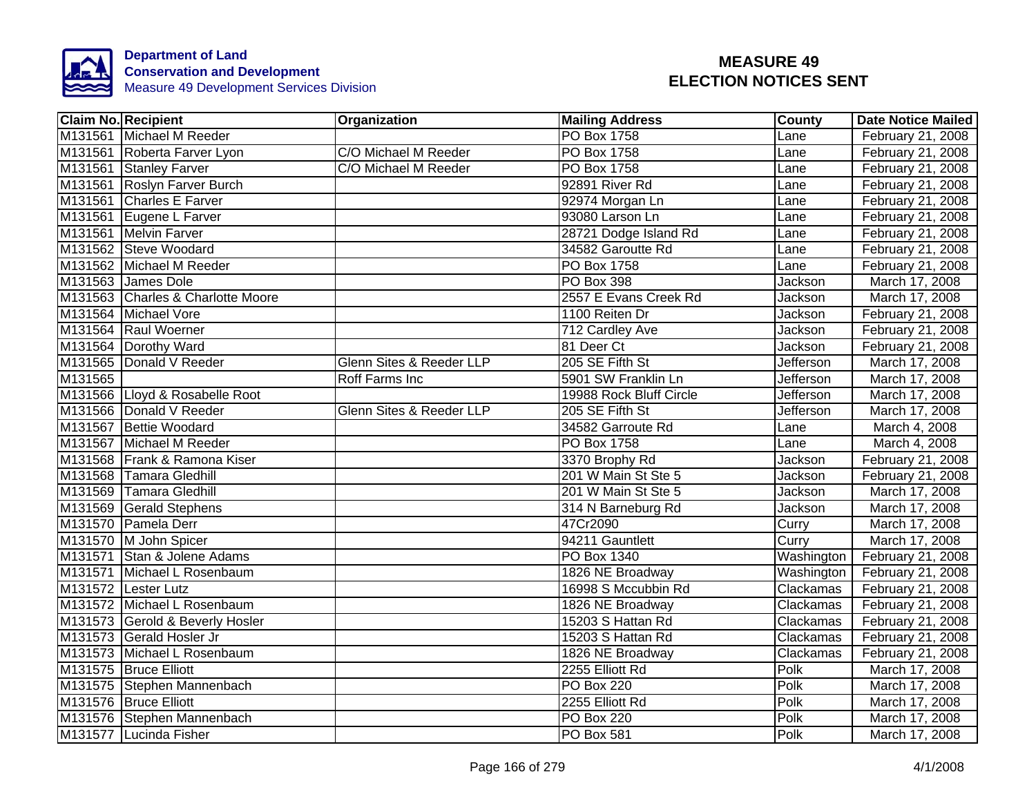**Department of Land Conservation and Development**
Measure 49 Development Services Division

# MEASURE 49 ELECTION NOTICES SENT

| Claim No. | Recipient | Organization | Mailing Address | County | Date Notice Mailed |
|---|---|---|---|---|---|
| M131561 | Michael M Reeder | | PO Box 1758 | Lane | February 21, 2008 |
| M131561 | Roberta Farver Lyon | C/O Michael M Reeder | PO Box 1758 | Lane | February 21, 2008 |
| M131561 | Stanley Farver | C/O Michael M Reeder | PO Box 1758 | Lane | February 21, 2008 |
| M131561 | Roslyn Farver Burch | | 92891 River Rd | Lane | February 21, 2008 |
| M131561 | Charles E Farver | | 92974 Morgan Ln | Lane | February 21, 2008 |
| M131561 | Eugene L Farver | | 93080 Larson Ln | Lane | February 21, 2008 |
| M131561 | Melvin Farver | | 28721 Dodge Island Rd | Lane | February 21, 2008 |
| M131562 | Steve Woodard | | 34582 Garoutte Rd | Lane | February 21, 2008 |
| M131562 | Michael M Reeder | | PO Box 1758 | Lane | February 21, 2008 |
| M131563 | James Dole | | PO Box 398 | Jackson | March 17, 2008 |
| M131563 | Charles & Charlotte Moore | | 2557 E Evans Creek Rd | Jackson | March 17, 2008 |
| M131564 | Michael Vore | | 1100 Reiten Dr | Jackson | February 21, 2008 |
| M131564 | Raul Woerner | | 712 Cardley Ave | Jackson | February 21, 2008 |
| M131564 | Dorothy Ward | | 81 Deer Ct | Jackson | February 21, 2008 |
| M131565 | Donald V Reeder | Glenn Sites & Reeder LLP | 205 SE Fifth St | Jefferson | March 17, 2008 |
| M131565 | | Roff Farms Inc | 5901 SW Franklin Ln | Jefferson | March 17, 2008 |
| M131566 | Lloyd & Rosabelle Root | | 19988 Rock Bluff Circle | Jefferson | March 17, 2008 |
| M131566 | Donald V Reeder | Glenn Sites & Reeder LLP | 205 SE Fifth St | Jefferson | March 17, 2008 |
| M131567 | Bettie Woodard | | 34582 Garroute Rd | Lane | March 4, 2008 |
| M131567 | Michael M Reeder | | PO Box 1758 | Lane | March 4, 2008 |
| M131568 | Frank & Ramona Kiser | | 3370 Brophy Rd | Jackson | February 21, 2008 |
| M131568 | Tamara Gledhill | | 201 W Main St Ste 5 | Jackson | February 21, 2008 |
| M131569 | Tamara Gledhill | | 201 W Main St Ste 5 | Jackson | March 17, 2008 |
| M131569 | Gerald Stephens | | 314 N Barneburg Rd | Jackson | March 17, 2008 |
| M131570 | Pamela Derr | | 47Cr2090 | Curry | March 17, 2008 |
| M131570 | M John Spicer | | 94211 Gauntlett | Curry | March 17, 2008 |
| M131571 | Stan & Jolene Adams | | PO Box 1340 | Washington | February 21, 2008 |
| M131571 | Michael L Rosenbaum | | 1826 NE Broadway | Washington | February 21, 2008 |
| M131572 | Lester Lutz | | 16998 S Mccubbin Rd | Clackamas | February 21, 2008 |
| M131572 | Michael L Rosenbaum | | 1826 NE Broadway | Clackamas | February 21, 2008 |
| M131573 | Gerold & Beverly Hosler | | 15203 S Hattan Rd | Clackamas | February 21, 2008 |
| M131573 | Gerald Hosler Jr | | 15203 S Hattan Rd | Clackamas | February 21, 2008 |
| M131573 | Michael L Rosenbaum | | 1826 NE Broadway | Clackamas | February 21, 2008 |
| M131575 | Bruce Elliott | | 2255 Elliott Rd | Polk | March 17, 2008 |
| M131575 | Stephen Mannenbach | | PO Box 220 | Polk | March 17, 2008 |
| M131576 | Bruce Elliott | | 2255 Elliott Rd | Polk | March 17, 2008 |
| M131576 | Stephen Mannenbach | | PO Box 220 | Polk | March 17, 2008 |
| M131577 | Lucinda Fisher | | PO Box 581 | Polk | March 17, 2008 |

4/1/2008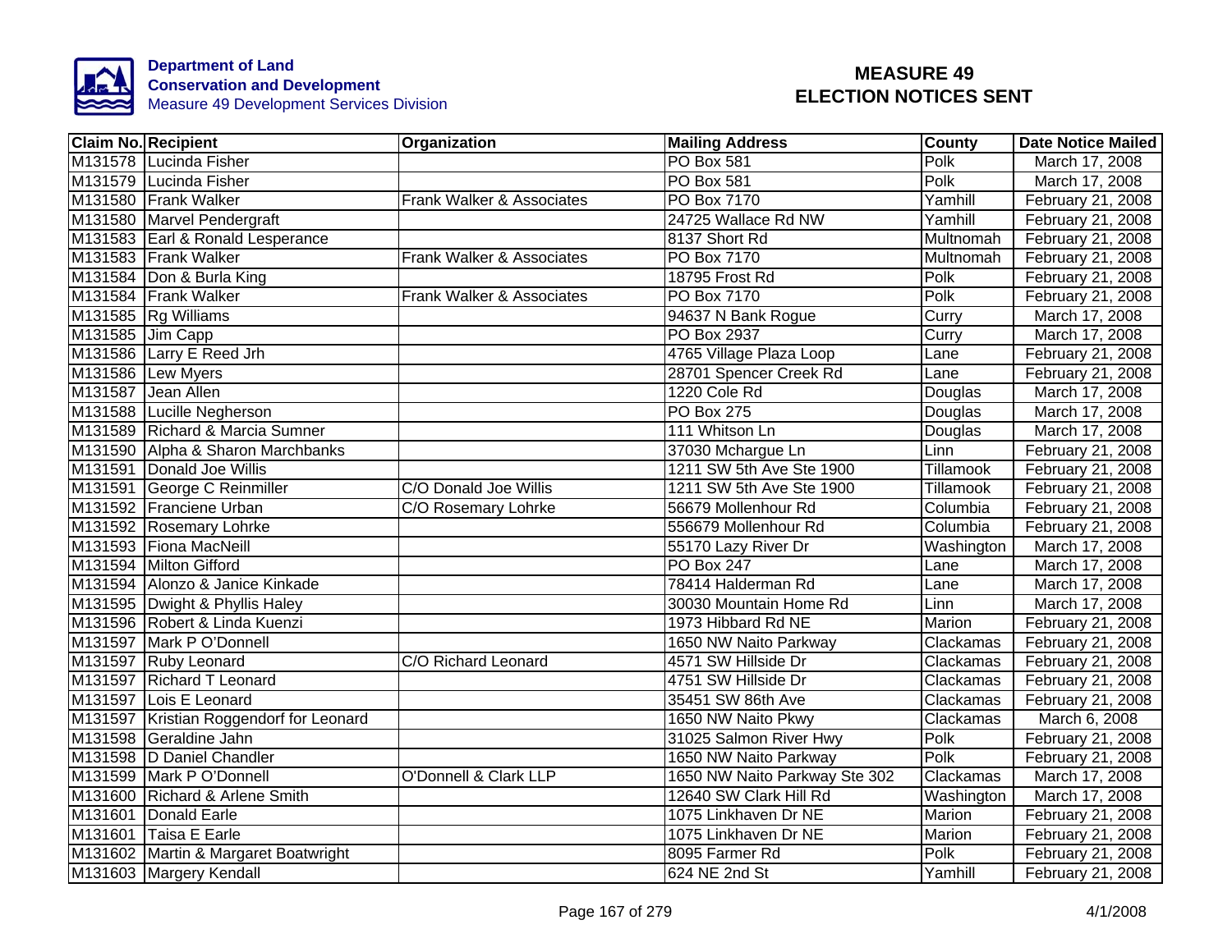**Department of Land Conservation and Development**
Measure 49 Development Services Division

# MEASURE 49 ELECTION NOTICES SENT

| Claim No. | Recipient | Organization | Mailing Address | County | Date Notice Mailed |
|---|---|---|---|---|---|
| M131578 | Lucinda Fisher | | PO Box 581 | Polk | March 17, 2008 |
| M131579 | Lucinda Fisher | | PO Box 581 | Polk | March 17, 2008 |
| M131580 | Frank Walker | Frank Walker & Associates | PO Box 7170 | Yamhill | February 21, 2008 |
| M131580 | Marvel Pendergraft | | 24725 Wallace Rd NW | Yamhill | February 21, 2008 |
| M131583 | Earl & Ronald Lesperance | | 8137 Short Rd | Multnomah | February 21, 2008 |
| M131583 | Frank Walker | Frank Walker & Associates | PO Box 7170 | Multnomah | February 21, 2008 |
| M131584 | Don & Burla King | | 18795 Frost Rd | Polk | February 21, 2008 |
| M131584 | Frank Walker | Frank Walker & Associates | PO Box 7170 | Polk | February 21, 2008 |
| M131585 | Rg Williams | | 94637 N Bank Rogue | Curry | March 17, 2008 |
| M131585 | Jim Capp | | PO Box 2937 | Curry | March 17, 2008 |
| M131586 | Larry E Reed Jrh | | 4765 Village Plaza Loop | Lane | February 21, 2008 |
| M131586 | Lew Myers | | 28701 Spencer Creek Rd | Lane | February 21, 2008 |
| M131587 | Jean Allen | | 1220 Cole Rd | Douglas | March 17, 2008 |
| M131588 | Lucille Negherson | | PO Box 275 | Douglas | March 17, 2008 |
| M131589 | Richard & Marcia Sumner | | 111 Whitson Ln | Douglas | March 17, 2008 |
| M131590 | Alpha & Sharon Marchbanks | | 37030 Mchargue Ln | Linn | February 21, 2008 |
| M131591 | Donald Joe Willis | | 1211 SW 5th Ave Ste 1900 | Tillamook | February 21, 2008 |
| M131591 | George C Reinmiller | C/O Donald Joe Willis | 1211 SW 5th Ave Ste 1900 | Tillamook | February 21, 2008 |
| M131592 | Franciene Urban | C/O Rosemary Lohrke | 56679 Mollenhour Rd | Columbia | February 21, 2008 |
| M131592 | Rosemary Lohrke | | 556679 Mollenhour Rd | Columbia | February 21, 2008 |
| M131593 | Fiona MacNeill | | 55170 Lazy River Dr | Washington | March 17, 2008 |
| M131594 | Milton Gifford | | PO Box 247 | Lane | March 17, 2008 |
| M131594 | Alonzo & Janice Kinkade | | 78414 Halderman Rd | Lane | March 17, 2008 |
| M131595 | Dwight & Phyllis Haley | | 30030 Mountain Home Rd | Linn | March 17, 2008 |
| M131596 | Robert & Linda Kuenzi | | 1973 Hibbard Rd NE | Marion | February 21, 2008 |
| M131597 | Mark P O'Donnell | | 1650 NW Naito Parkway | Clackamas | February 21, 2008 |
| M131597 | Ruby Leonard | C/O Richard Leonard | 4571 SW Hillside Dr | Clackamas | February 21, 2008 |
| M131597 | Richard T Leonard | | 4751 SW Hillside Dr | Clackamas | February 21, 2008 |
| M131597 | Lois E Leonard | | 35451 SW 86th Ave | Clackamas | February 21, 2008 |
| M131597 | Kristian Roggendorf for Leonard | | 1650 NW Naito Pkwy | Clackamas | March 6, 2008 |
| M131598 | Geraldine Jahn | | 31025 Salmon River Hwy | Polk | February 21, 2008 |
| M131598 | D Daniel Chandler | | 1650 NW Naito Parkway | Polk | February 21, 2008 |
| M131599 | Mark P O'Donnell | O'Donnell & Clark LLP | 1650 NW Naito Parkway Ste 302 | Clackamas | March 17, 2008 |
| M131600 | Richard & Arlene Smith | | 12640 SW Clark Hill Rd | Washington | March 17, 2008 |
| M131601 | Donald Earle | | 1075 Linkhaven Dr NE | Marion | February 21, 2008 |
| M131601 | Taisa E Earle | | 1075 Linkhaven Dr NE | Marion | February 21, 2008 |
| M131602 | Martin & Margaret Boatwright | | 8095 Farmer Rd | Polk | February 21, 2008 |
| M131603 | Margery Kendall | | 624 NE 2nd St | Yamhill | February 21, 2008 |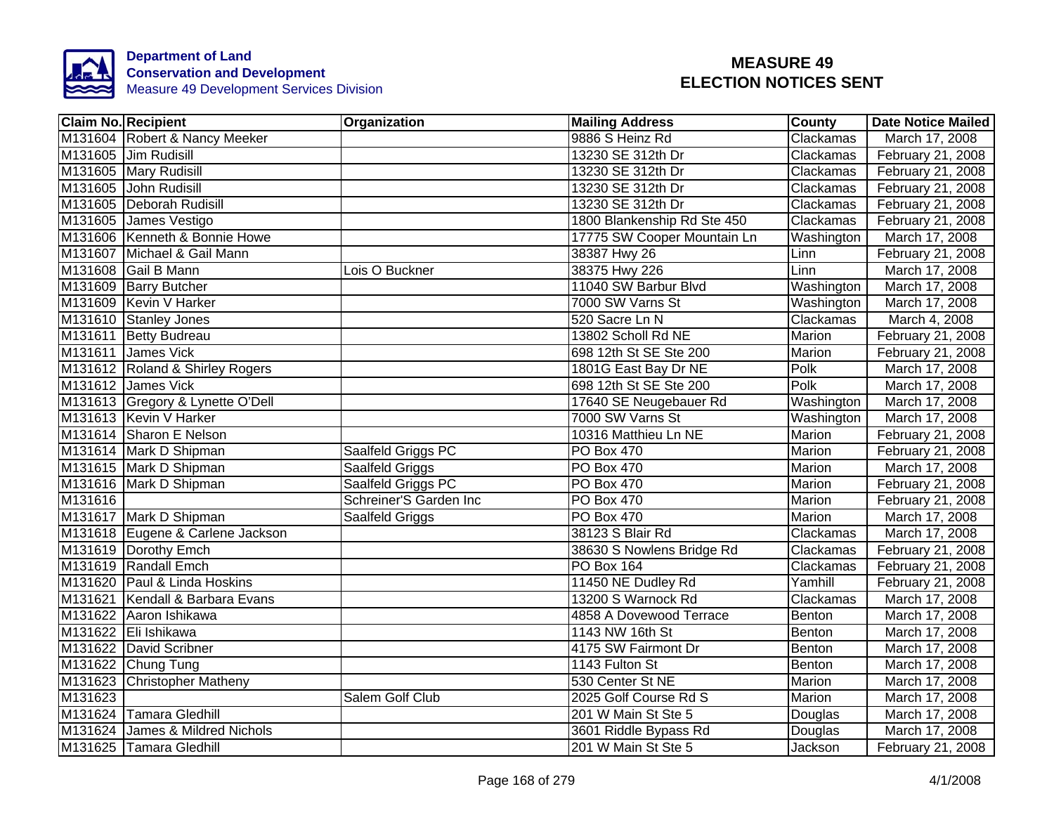**Department of Land Conservation and Development**
Measure 49 Development Services Division

# MEASURE 49 ELECTION NOTICES SENT

| Claim No. | Recipient | Organization | Mailing Address | County | Date Notice Mailed |
|---|---|---|---|---|---|
| M131604 | Robert & Nancy Meeker | | 9886 S Heinz Rd | Clackamas | March 17, 2008 |
| M131605 | Jim Rudisill | | 13230 SE 312th Dr | Clackamas | February 21, 2008 |
| M131605 | Mary Rudisill | | 13230 SE 312th Dr | Clackamas | February 21, 2008 |
| M131605 | John Rudisill | | 13230 SE 312th Dr | Clackamas | February 21, 2008 |
| M131605 | Deborah Rudisill | | 13230 SE 312th Dr | Clackamas | February 21, 2008 |
| M131605 | James Vestigo | | 1800 Blankenship Rd Ste 450 | Clackamas | February 21, 2008 |
| M131606 | Kenneth & Bonnie Howe | | 17775 SW Cooper Mountain Ln | Washington | March 17, 2008 |
| M131607 | Michael & Gail Mann | | 38387 Hwy 26 | Linn | February 21, 2008 |
| M131608 | Gail B Mann | Lois O Buckner | 38375 Hwy 226 | Linn | March 17, 2008 |
| M131609 | Barry Butcher | | 11040 SW Barbur Blvd | Washington | March 17, 2008 |
| M131609 | Kevin V Harker | | 7000 SW Varns St | Washington | March 17, 2008 |
| M131610 | Stanley Jones | | 520 Sacre Ln N | Clackamas | March 4, 2008 |
| M131611 | Betty Budreau | | 13802 Scholl Rd NE | Marion | February 21, 2008 |
| M131611 | James Vick | | 698 12th St SE Ste 200 | Marion | February 21, 2008 |
| M131612 | Roland & Shirley Rogers | | 1801G East Bay Dr NE | Polk | March 17, 2008 |
| M131612 | James Vick | | 698 12th St SE Ste 200 | Polk | March 17, 2008 |
| M131613 | Gregory & Lynette O'Dell | | 17640 SE Neugebauer Rd | Washington | March 17, 2008 |
| M131613 | Kevin V Harker | | 7000 SW Varns St | Washington | March 17, 2008 |
| M131614 | Sharon E Nelson | | 10316 Matthieu Ln NE | Marion | February 21, 2008 |
| M131614 | Mark D Shipman | Saalfeld Griggs PC | PO Box 470 | Marion | February 21, 2008 |
| M131615 | Mark D Shipman | Saalfeld Griggs | PO Box 470 | Marion | March 17, 2008 |
| M131616 | Mark D Shipman | Saalfeld Griggs PC | PO Box 470 | Marion | February 21, 2008 |
| M131616 | | Schreiner'S Garden Inc | PO Box 470 | Marion | February 21, 2008 |
| M131617 | Mark D Shipman | Saalfeld Griggs | PO Box 470 | Marion | March 17, 2008 |
| M131618 | Eugene & Carlene Jackson | | 38123 S Blair Rd | Clackamas | March 17, 2008 |
| M131619 | Dorothy Emch | | 38630 S Nowlens Bridge Rd | Clackamas | February 21, 2008 |
| M131619 | Randall Emch | | PO Box 164 | Clackamas | February 21, 2008 |
| M131620 | Paul & Linda Hoskins | | 11450 NE Dudley Rd | Yamhill | February 21, 2008 |
| M131621 | Kendall & Barbara Evans | | 13200 S Warnock Rd | Clackamas | March 17, 2008 |
| M131622 | Aaron Ishikawa | | 4858 A Dovewood Terrace | Benton | March 17, 2008 |
| M131622 | Eli Ishikawa | | 1143 NW 16th St | Benton | March 17, 2008 |
| M131622 | David Scribner | | 4175 SW Fairmont Dr | Benton | March 17, 2008 |
| M131622 | Chung Tung | | 1143 Fulton St | Benton | March 17, 2008 |
| M131623 | Christopher Matheny | | 530 Center St NE | Marion | March 17, 2008 |
| M131623 | | Salem Golf Club | 2025 Golf Course Rd S | Marion | March 17, 2008 |
| M131624 | Tamara Gledhill | | 201 W Main St Ste 5 | Douglas | March 17, 2008 |
| M131624 | James & Mildred Nichols | | 3601 Riddle Bypass Rd | Douglas | March 17, 2008 |
| M131625 | Tamara Gledhill | | 201 W Main St Ste 5 | Jackson | February 21, 2008 |

4/1/2008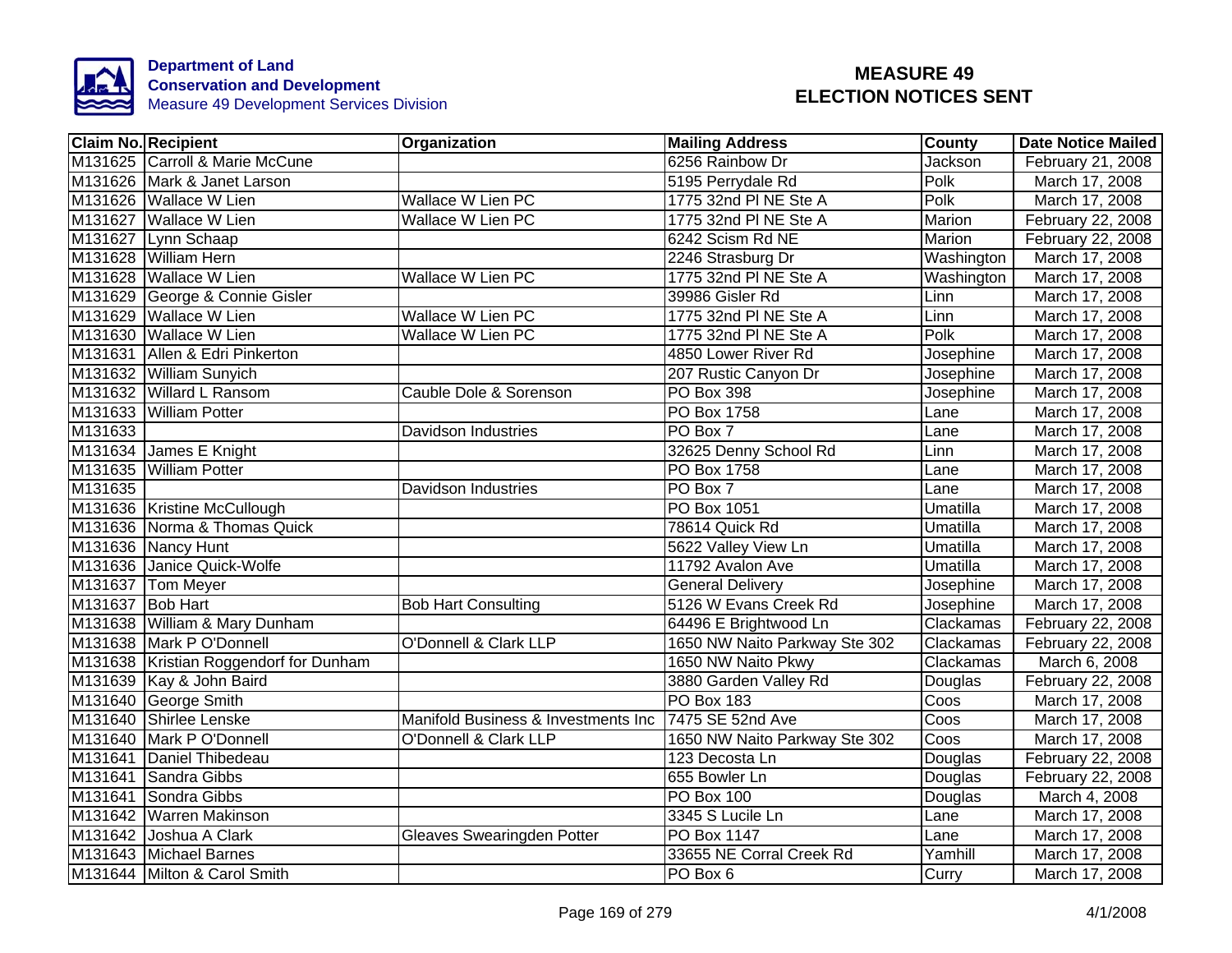**Department of Land Conservation and Development**
Measure 49 Development Services Division

# MEASURE 49 ELECTION NOTICES SENT

| Claim No. | Recipient | Organization | Mailing Address | County | Date Notice Mailed |
|---|---|---|---|---|---|
| M131625 | Carroll & Marie McCune | | 6256 Rainbow Dr | Jackson | February 21, 2008 |
| M131626 | Mark & Janet Larson | | 5195 Perrydale Rd | Polk | March 17, 2008 |
| M131626 | Wallace W Lien | Wallace W Lien PC | 1775 32nd Pl NE Ste A | Polk | March 17, 2008 |
| M131627 | Wallace W Lien | Wallace W Lien PC | 1775 32nd Pl NE Ste A | Marion | February 22, 2008 |
| M131627 | Lynn Schaap | | 6242 Scism Rd NE | Marion | February 22, 2008 |
| M131628 | William Hern | | 2246 Strasburg Dr | Washington | March 17, 2008 |
| M131628 | Wallace W Lien | Wallace W Lien PC | 1775 32nd Pl NE Ste A | Washington | March 17, 2008 |
| M131629 | George & Connie Gisler | | 39986 Gisler Rd | Linn | March 17, 2008 |
| M131629 | Wallace W Lien | Wallace W Lien PC | 1775 32nd Pl NE Ste A | Linn | March 17, 2008 |
| M131630 | Wallace W Lien | Wallace W Lien PC | 1775 32nd Pl NE Ste A | Polk | March 17, 2008 |
| M131631 | Allen & Edri Pinkerton | | 4850 Lower River Rd | Josephine | March 17, 2008 |
| M131632 | William Sunyich | | 207 Rustic Canyon Dr | Josephine | March 17, 2008 |
| M131632 | Willard L Ransom | Cauble Dole & Sorenson | PO Box 398 | Josephine | March 17, 2008 |
| M131633 | William Potter | | PO Box 1758 | Lane | March 17, 2008 |
| M131633 | | Davidson Industries | PO Box 7 | Lane | March 17, 2008 |
| M131634 | James E Knight | | 32625 Denny School Rd | Linn | March 17, 2008 |
| M131635 | William Potter | | PO Box 1758 | Lane | March 17, 2008 |
| M131635 | | Davidson Industries | PO Box 7 | Lane | March 17, 2008 |
| M131636 | Kristine McCullough | | PO Box 1051 | Umatilla | March 17, 2008 |
| M131636 | Norma & Thomas Quick | | 78614 Quick Rd | Umatilla | March 17, 2008 |
| M131636 | Nancy Hunt | | 5622 Valley View Ln | Umatilla | March 17, 2008 |
| M131636 | Janice Quick-Wolfe | | 11792 Avalon Ave | Umatilla | March 17, 2008 |
| M131637 | Tom Meyer | | General Delivery | Josephine | March 17, 2008 |
| M131637 | Bob Hart | Bob Hart Consulting | 5126 W Evans Creek Rd | Josephine | March 17, 2008 |
| M131638 | William & Mary Dunham | | 64496 E Brightwood Ln | Clackamas | February 22, 2008 |
| M131638 | Mark P O'Donnell | O'Donnell & Clark LLP | 1650 NW Naito Parkway Ste 302 | Clackamas | February 22, 2008 |
| M131638 | Kristian Roggendorf for Dunham | | 1650 NW Naito Pkwy | Clackamas | March 6, 2008 |
| M131639 | Kay & John Baird | | 3880 Garden Valley Rd | Douglas | February 22, 2008 |
| M131640 | George Smith | | PO Box 183 | Coos | March 17, 2008 |
| M131640 | Shirlee Lenske | Manifold Business & Investments Inc | 7475 SE 52nd Ave | Coos | March 17, 2008 |
| M131640 | Mark P O'Donnell | O'Donnell & Clark LLP | 1650 NW Naito Parkway Ste 302 | Coos | March 17, 2008 |
| M131641 | Daniel Thibedeau | | 123 Decosta Ln | Douglas | February 22, 2008 |
| M131641 | Sandra Gibbs | | 655 Bowler Ln | Douglas | February 22, 2008 |
| M131641 | Sondra Gibbs | | PO Box 100 | Douglas | March 4, 2008 |
| M131642 | Warren Makinson | | 3345 S Lucile Ln | Lane | March 17, 2008 |
| M131642 | Joshua A Clark | Gleaves Swearingden Potter | PO Box 1147 | Lane | March 17, 2008 |
| M131643 | Michael Barnes | | 33655 NE Corral Creek Rd | Yamhill | March 17, 2008 |
| M131644 | Milton & Carol Smith | | PO Box 6 | Curry | March 17, 2008 |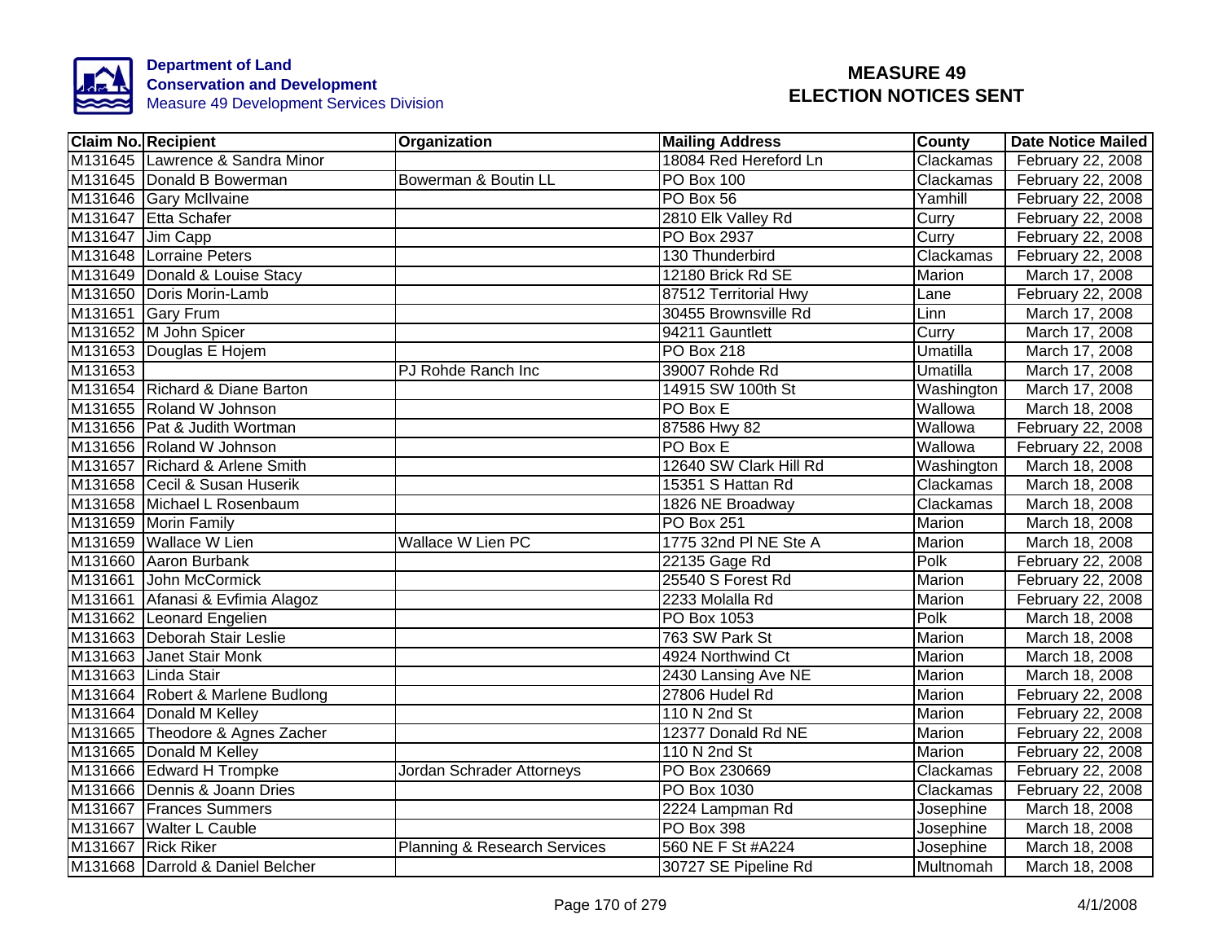**Department of Land Conservation and Development**
Measure 49 Development Services Division

# MEASURE 49 ELECTION NOTICES SENT

| Claim No. | Recipient | Organization | Mailing Address | County | Date Notice Mailed |
|---|---|---|---|---|---|
| M131645 | Lawrence & Sandra Minor | | 18084 Red Hereford Ln | Clackamas | February 22, 2008 |
| M131645 | Donald B Bowerman | Bowerman & Boutin LL | PO Box 100 | Clackamas | February 22, 2008 |
| M131646 | Gary McIlvaine | | PO Box 56 | Yamhill | February 22, 2008 |
| M131647 | Etta Schafer | | 2810 Elk Valley Rd | Curry | February 22, 2008 |
| M131647 | Jim Capp | | PO Box 2937 | Curry | February 22, 2008 |
| M131648 | Lorraine Peters | | 130 Thunderbird | Clackamas | February 22, 2008 |
| M131649 | Donald & Louise Stacy | | 12180 Brick Rd SE | Marion | March 17, 2008 |
| M131650 | Doris Morin-Lamb | | 87512 Territorial Hwy | Lane | February 22, 2008 |
| M131651 | Gary Frum | | 30455 Brownsville Rd | Linn | March 17, 2008 |
| M131652 | M John Spicer | | 94211 Gauntlett | Curry | March 17, 2008 |
| M131653 | Douglas E Hojem | | PO Box 218 | Umatilla | March 17, 2008 |
| M131653 | | PJ Rohde Ranch Inc | 39007 Rohde Rd | Umatilla | March 17, 2008 |
| M131654 | Richard & Diane Barton | | 14915 SW 100th St | Washington | March 17, 2008 |
| M131655 | Roland W Johnson | | PO Box E | Wallowa | March 18, 2008 |
| M131656 | Pat & Judith Wortman | | 87586 Hwy 82 | Wallowa | February 22, 2008 |
| M131656 | Roland W Johnson | | PO Box E | Wallowa | February 22, 2008 |
| M131657 | Richard & Arlene Smith | | 12640 SW Clark Hill Rd | Washington | March 18, 2008 |
| M131658 | Cecil & Susan Huserik | | 15351 S Hattan Rd | Clackamas | March 18, 2008 |
| M131658 | Michael L Rosenbaum | | 1826 NE Broadway | Clackamas | March 18, 2008 |
| M131659 | Morin Family | | PO Box 251 | Marion | March 18, 2008 |
| M131659 | Wallace W Lien | Wallace W Lien PC | 1775 32nd Pl NE Ste A | Marion | March 18, 2008 |
| M131660 | Aaron Burbank | | 22135 Gage Rd | Polk | February 22, 2008 |
| M131661 | John McCormick | | 25540 S Forest Rd | Marion | February 22, 2008 |
| M131661 | Afanasi & Evfimia Alagoz | | 2233 Molalla Rd | Marion | February 22, 2008 |
| M131662 | Leonard Engelien | | PO Box 1053 | Polk | March 18, 2008 |
| M131663 | Deborah Stair Leslie | | 763 SW Park St | Marion | March 18, 2008 |
| M131663 | Janet Stair Monk | | 4924 Northwind Ct | Marion | March 18, 2008 |
| M131663 | Linda Stair | | 2430 Lansing Ave NE | Marion | March 18, 2008 |
| M131664 | Robert & Marlene Budlong | | 27806 Hudel Rd | Marion | February 22, 2008 |
| M131664 | Donald M Kelley | | 110 N 2nd St | Marion | February 22, 2008 |
| M131665 | Theodore & Agnes Zacher | | 12377 Donald Rd NE | Marion | February 22, 2008 |
| M131665 | Donald M Kelley | | 110 N 2nd St | Marion | February 22, 2008 |
| M131666 | Edward H Trompke | Jordan Schrader Attorneys | PO Box 230669 | Clackamas | February 22, 2008 |
| M131666 | Dennis & Joann Dries | | PO Box 1030 | Clackamas | February 22, 2008 |
| M131667 | Frances Summers | | 2224 Lampman Rd | Josephine | March 18, 2008 |
| M131667 | Walter L Cauble | | PO Box 398 | Josephine | March 18, 2008 |
| M131667 | Rick Riker | Planning & Research Services | 560 NE F St #A224 | Josephine | March 18, 2008 |
| M131668 | Darrold & Daniel Belcher | | 30727 SE Pipeline Rd | Multnomah | March 18, 2008 |

4/1/2008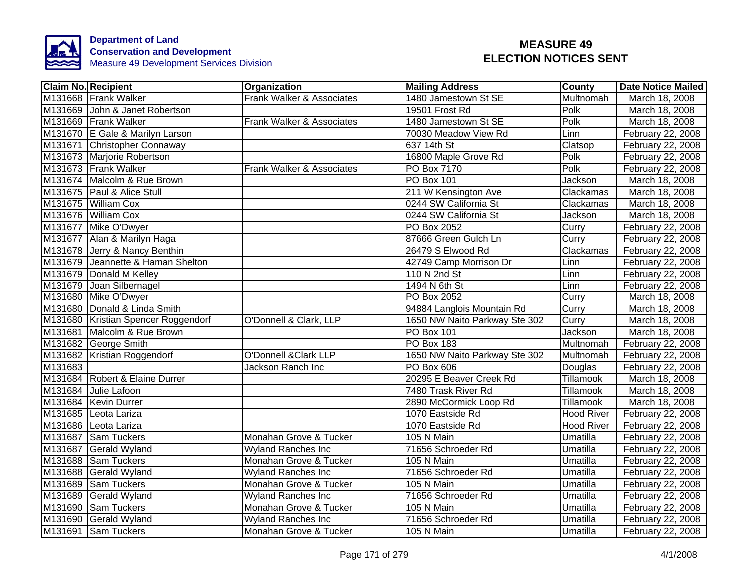**Department of Land Conservation and Development**
Measure 49 Development Services Division

# MEASURE 49 ELECTION NOTICES SENT

| Claim No. | Recipient | Organization | Mailing Address | County | Date Notice Mailed |
|---|---|---|---|---|---|
| M131668 | Frank Walker | Frank Walker & Associates | 1480 Jamestown St SE | Multnomah | March 18, 2008 |
| M131669 | John & Janet Robertson | | 19501 Frost Rd | Polk | March 18, 2008 |
| M131669 | Frank Walker | Frank Walker & Associates | 1480 Jamestown St SE | Polk | March 18, 2008 |
| M131670 | E Gale & Marilyn Larson | | 70030 Meadow View Rd | Linn | February 22, 2008 |
| M131671 | Christopher Connaway | | 637 14th St | Clatsop | February 22, 2008 |
| M131673 | Marjorie Robertson | | 16800 Maple Grove Rd | Polk | February 22, 2008 |
| M131673 | Frank Walker | Frank Walker & Associates | PO Box 7170 | Polk | February 22, 2008 |
| M131674 | Malcolm & Rue Brown | | PO Box 101 | Jackson | March 18, 2008 |
| M131675 | Paul & Alice Stull | | 211 W Kensington Ave | Clackamas | March 18, 2008 |
| M131675 | William Cox | | 0244 SW California St | Clackamas | March 18, 2008 |
| M131676 | William Cox | | 0244 SW California St | Jackson | March 18, 2008 |
| M131677 | Mike O'Dwyer | | PO Box 2052 | Curry | February 22, 2008 |
| M131677 | Alan & Marilyn Haga | | 87666 Green Gulch Ln | Curry | February 22, 2008 |
| M131678 | Jerry & Nancy Benthin | | 26479 S Elwood Rd | Clackamas | February 22, 2008 |
| M131679 | Jeannette & Haman Shelton | | 42749 Camp Morrison Dr | Linn | February 22, 2008 |
| M131679 | Donald M Kelley | | 110 N 2nd St | Linn | February 22, 2008 |
| M131679 | Joan Silbernagel | | 1494 N 6th St | Linn | February 22, 2008 |
| M131680 | Mike O'Dwyer | | PO Box 2052 | Curry | March 18, 2008 |
| M131680 | Donald & Linda Smith | | 94884 Langlois Mountain Rd | Curry | March 18, 2008 |
| M131680 | Kristian Spencer Roggendorf | O'Donnell & Clark, LLP | 1650 NW Naito Parkway Ste 302 | Curry | March 18, 2008 |
| M131681 | Malcolm & Rue Brown | | PO Box 101 | Jackson | March 18, 2008 |
| M131682 | George Smith | | PO Box 183 | Multnomah | February 22, 2008 |
| M131682 | Kristian Roggendorf | O'Donnell &Clark LLP | 1650 NW Naito Parkway Ste 302 | Multnomah | February 22, 2008 |
| M131683 | | Jackson Ranch Inc | PO Box 606 | Douglas | February 22, 2008 |
| M131684 | Robert & Elaine Durrer | | 20295 E Beaver Creek Rd | Tillamook | March 18, 2008 |
| M131684 | Julie Lafoon | | 7480 Trask River Rd | Tillamook | March 18, 2008 |
| M131684 | Kevin Durrer | | 2890 McCormick Loop Rd | Tillamook | March 18, 2008 |
| M131685 | Leota Lariza | | 1070 Eastside Rd | Hood River | February 22, 2008 |
| M131686 | Leota Lariza | | 1070 Eastside Rd | Hood River | February 22, 2008 |
| M131687 | Sam Tuckers | Monahan Grove & Tucker | 105 N Main | Umatilla | February 22, 2008 |
| M131687 | Gerald Wyland | Wyland Ranches Inc | 71656 Schroeder Rd | Umatilla | February 22, 2008 |
| M131688 | Sam Tuckers | Monahan Grove & Tucker | 105 N Main | Umatilla | February 22, 2008 |
| M131688 | Gerald Wyland | Wyland Ranches Inc | 71656 Schroeder Rd | Umatilla | February 22, 2008 |
| M131689 | Sam Tuckers | Monahan Grove & Tucker | 105 N Main | Umatilla | February 22, 2008 |
| M131689 | Gerald Wyland | Wyland Ranches Inc | 71656 Schroeder Rd | Umatilla | February 22, 2008 |
| M131690 | Sam Tuckers | Monahan Grove & Tucker | 105 N Main | Umatilla | February 22, 2008 |
| M131690 | Gerald Wyland | Wyland Ranches Inc | 71656 Schroeder Rd | Umatilla | February 22, 2008 |
| M131691 | Sam Tuckers | Monahan Grove & Tucker | 105 N Main | Umatilla | February 22, 2008 |

4/1/2008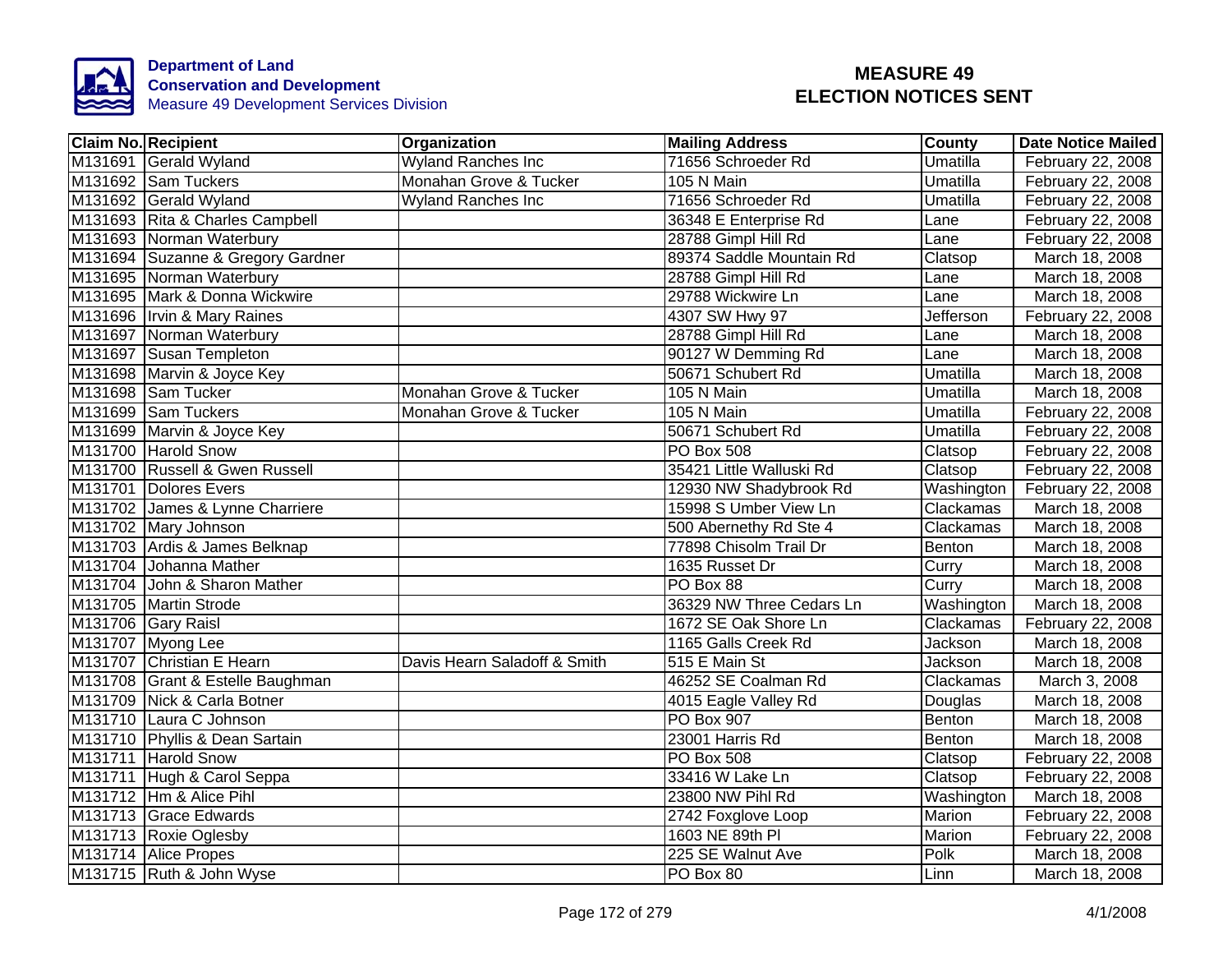**Department of Land Conservation and Development**
Measure 49 Development Services Division

# MEASURE 49 ELECTION NOTICES SENT

| Claim No. | Recipient | Organization | Mailing Address | County | Date Notice Mailed |
|---|---|---|---|---|---|
| M131691 | Gerald Wyland | Wyland Ranches Inc | 71656 Schroeder Rd | Umatilla | February 22, 2008 |
| M131692 | Sam Tuckers | Monahan Grove & Tucker | 105 N Main | Umatilla | February 22, 2008 |
| M131692 | Gerald Wyland | Wyland Ranches Inc | 71656 Schroeder Rd | Umatilla | February 22, 2008 |
| M131693 | Rita & Charles Campbell | | 36348 E Enterprise Rd | Lane | February 22, 2008 |
| M131693 | Norman Waterbury | | 28788 Gimpl Hill Rd | Lane | February 22, 2008 |
| M131694 | Suzanne & Gregory Gardner | | 89374 Saddle Mountain Rd | Clatsop | March 18, 2008 |
| M131695 | Norman Waterbury | | 28788 Gimpl Hill Rd | Lane | March 18, 2008 |
| M131695 | Mark & Donna Wickwire | | 29788 Wickwire Ln | Lane | March 18, 2008 |
| M131696 | Irvin & Mary Raines | | 4307 SW Hwy 97 | Jefferson | February 22, 2008 |
| M131697 | Norman Waterbury | | 28788 Gimpl Hill Rd | Lane | March 18, 2008 |
| M131697 | Susan Templeton | | 90127 W Demming Rd | Lane | March 18, 2008 |
| M131698 | Marvin & Joyce Key | | 50671 Schubert Rd | Umatilla | March 18, 2008 |
| M131698 | Sam Tucker | Monahan Grove & Tucker | 105 N Main | Umatilla | March 18, 2008 |
| M131699 | Sam Tuckers | Monahan Grove & Tucker | 105 N Main | Umatilla | February 22, 2008 |
| M131699 | Marvin & Joyce Key | | 50671 Schubert Rd | Umatilla | February 22, 2008 |
| M131700 | Harold Snow | | PO Box 508 | Clatsop | February 22, 2008 |
| M131700 | Russell & Gwen Russell | | 35421 Little Walluski Rd | Clatsop | February 22, 2008 |
| M131701 | Dolores Evers | | 12930 NW Shadybrook Rd | Washington | February 22, 2008 |
| M131702 | James & Lynne Charriere | | 15998 S Umber View Ln | Clackamas | March 18, 2008 |
| M131702 | Mary Johnson | | 500 Abernethy Rd Ste 4 | Clackamas | March 18, 2008 |
| M131703 | Ardis & James Belknap | | 77898 Chisolm Trail Dr | Benton | March 18, 2008 |
| M131704 | Johanna Mather | | 1635 Russet Dr | Curry | March 18, 2008 |
| M131704 | John & Sharon Mather | | PO Box 88 | Curry | March 18, 2008 |
| M131705 | Martin Strode | | 36329 NW Three Cedars Ln | Washington | March 18, 2008 |
| M131706 | Gary Raisl | | 1672 SE Oak Shore Ln | Clackamas | February 22, 2008 |
| M131707 | Myong Lee | | 1165 Galls Creek Rd | Jackson | March 18, 2008 |
| M131707 | Christian E Hearn | Davis Hearn Saladoff & Smith | 515 E Main St | Jackson | March 18, 2008 |
| M131708 | Grant & Estelle Baughman | | 46252 SE Coalman Rd | Clackamas | March 3, 2008 |
| M131709 | Nick & Carla Botner | | 4015 Eagle Valley Rd | Douglas | March 18, 2008 |
| M131710 | Laura C Johnson | | PO Box 907 | Benton | March 18, 2008 |
| M131710 | Phyllis & Dean Sartain | | 23001 Harris Rd | Benton | March 18, 2008 |
| M131711 | Harold Snow | | PO Box 508 | Clatsop | February 22, 2008 |
| M131711 | Hugh & Carol Seppa | | 33416 W Lake Ln | Clatsop | February 22, 2008 |
| M131712 | Hm & Alice Pihl | | 23800 NW Pihl Rd | Washington | March 18, 2008 |
| M131713 | Grace Edwards | | 2742 Foxglove Loop | Marion | February 22, 2008 |
| M131713 | Roxie Oglesby | | 1603 NE 89th Pl | Marion | February 22, 2008 |
| M131714 | Alice Propes | | 225 SE Walnut Ave | Polk | March 18, 2008 |
| M131715 | Ruth & John Wyse | | PO Box 80 | Linn | March 18, 2008 |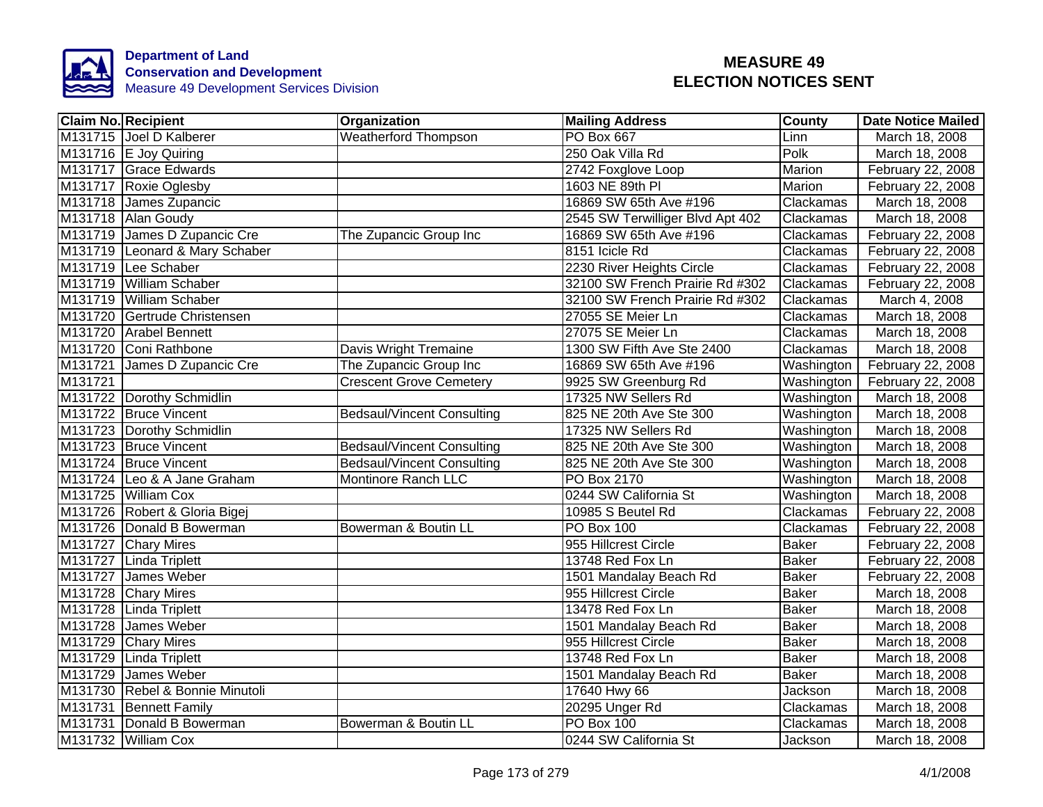Department of Land Conservation and Development
Measure 49 Development Services Division

# MEASURE 49
# ELECTION NOTICES SENT

| Claim No. | Recipient | Organization | Mailing Address | County | Date Notice Mailed |
|---|---|---|---|---|---|
| M131715 | Joel D Kalberer | Weatherford Thompson | PO Box 667 | Linn | March 18, 2008 |
| M131716 | E Joy Quiring | | 250 Oak Villa Rd | Polk | March 18, 2008 |
| M131717 | Grace Edwards | | 2742 Foxglove Loop | Marion | February 22, 2008 |
| M131717 | Roxie Oglesby | | 1603 NE 89th Pl | Marion | February 22, 2008 |
| M131718 | James Zupancic | | 16869 SW 65th Ave #196 | Clackamas | March 18, 2008 |
| M131718 | Alan Goudy | | 2545 SW Terwilliger Blvd Apt 402 | Clackamas | March 18, 2008 |
| M131719 | James D Zupancic Cre | The Zupancic Group Inc | 16869 SW 65th Ave #196 | Clackamas | February 22, 2008 |
| M131719 | Leonard & Mary Schaber | | 8151 Icicle Rd | Clackamas | February 22, 2008 |
| M131719 | Lee Schaber | | 2230 River Heights Circle | Clackamas | February 22, 2008 |
| M131719 | William Schaber | | 32100 SW French Prairie Rd #302 | Clackamas | February 22, 2008 |
| M131719 | William Schaber | | 32100 SW French Prairie Rd #302 | Clackamas | March 4, 2008 |
| M131720 | Gertrude Christensen | | 27055 SE Meier Ln | Clackamas | March 18, 2008 |
| M131720 | Arabel Bennett | | 27075 SE Meier Ln | Clackamas | March 18, 2008 |
| M131720 | Coni Rathbone | Davis Wright Tremaine | 1300 SW Fifth Ave Ste 2400 | Clackamas | March 18, 2008 |
| M131721 | James D Zupancic Cre | The Zupancic Group Inc | 16869 SW 65th Ave #196 | Washington | February 22, 2008 |
| M131721 | | Crescent Grove Cemetery | 9925 SW Greenburg Rd | Washington | February 22, 2008 |
| M131722 | Dorothy Schmidlin | | 17325 NW Sellers Rd | Washington | March 18, 2008 |
| M131722 | Bruce Vincent | Bedsaul/Vincent Consulting | 825 NE 20th Ave Ste 300 | Washington | March 18, 2008 |
| M131723 | Dorothy Schmidlin | | 17325 NW Sellers Rd | Washington | March 18, 2008 |
| M131723 | Bruce Vincent | Bedsaul/Vincent Consulting | 825 NE 20th Ave Ste 300 | Washington | March 18, 2008 |
| M131724 | Bruce Vincent | Bedsaul/Vincent Consulting | 825 NE 20th Ave Ste 300 | Washington | March 18, 2008 |
| M131724 | Leo & A Jane Graham | Montinore Ranch LLC | PO Box 2170 | Washington | March 18, 2008 |
| M131725 | William Cox | | 0244 SW California St | Washington | March 18, 2008 |
| M131726 | Robert & Gloria Bigej | | 10985 S Beutel Rd | Clackamas | February 22, 2008 |
| M131726 | Donald B Bowerman | Bowerman & Boutin LL | PO Box 100 | Clackamas | February 22, 2008 |
| M131727 | Chary Mires | | 955 Hillcrest Circle | Baker | February 22, 2008 |
| M131727 | Linda Triplett | | 13748 Red Fox Ln | Baker | February 22, 2008 |
| M131727 | James Weber | | 1501 Mandalay Beach Rd | Baker | February 22, 2008 |
| M131728 | Chary Mires | | 955 Hillcrest Circle | Baker | March 18, 2008 |
| M131728 | Linda Triplett | | 13478 Red Fox Ln | Baker | March 18, 2008 |
| M131728 | James Weber | | 1501 Mandalay Beach Rd | Baker | March 18, 2008 |
| M131729 | Chary Mires | | 955 Hillcrest Circle | Baker | March 18, 2008 |
| M131729 | Linda Triplett | | 13748 Red Fox Ln | Baker | March 18, 2008 |
| M131729 | James Weber | | 1501 Mandalay Beach Rd | Baker | March 18, 2008 |
| M131730 | Rebel & Bonnie Minutoli | | 17640 Hwy 66 | Jackson | March 18, 2008 |
| M131731 | Bennett Family | | 20295 Unger Rd | Clackamas | March 18, 2008 |
| M131731 | Donald B Bowerman | Bowerman & Boutin LL | PO Box 100 | Clackamas | March 18, 2008 |
| M131732 | William Cox | | 0244 SW California St | Jackson | March 18, 2008 |

4/1/2008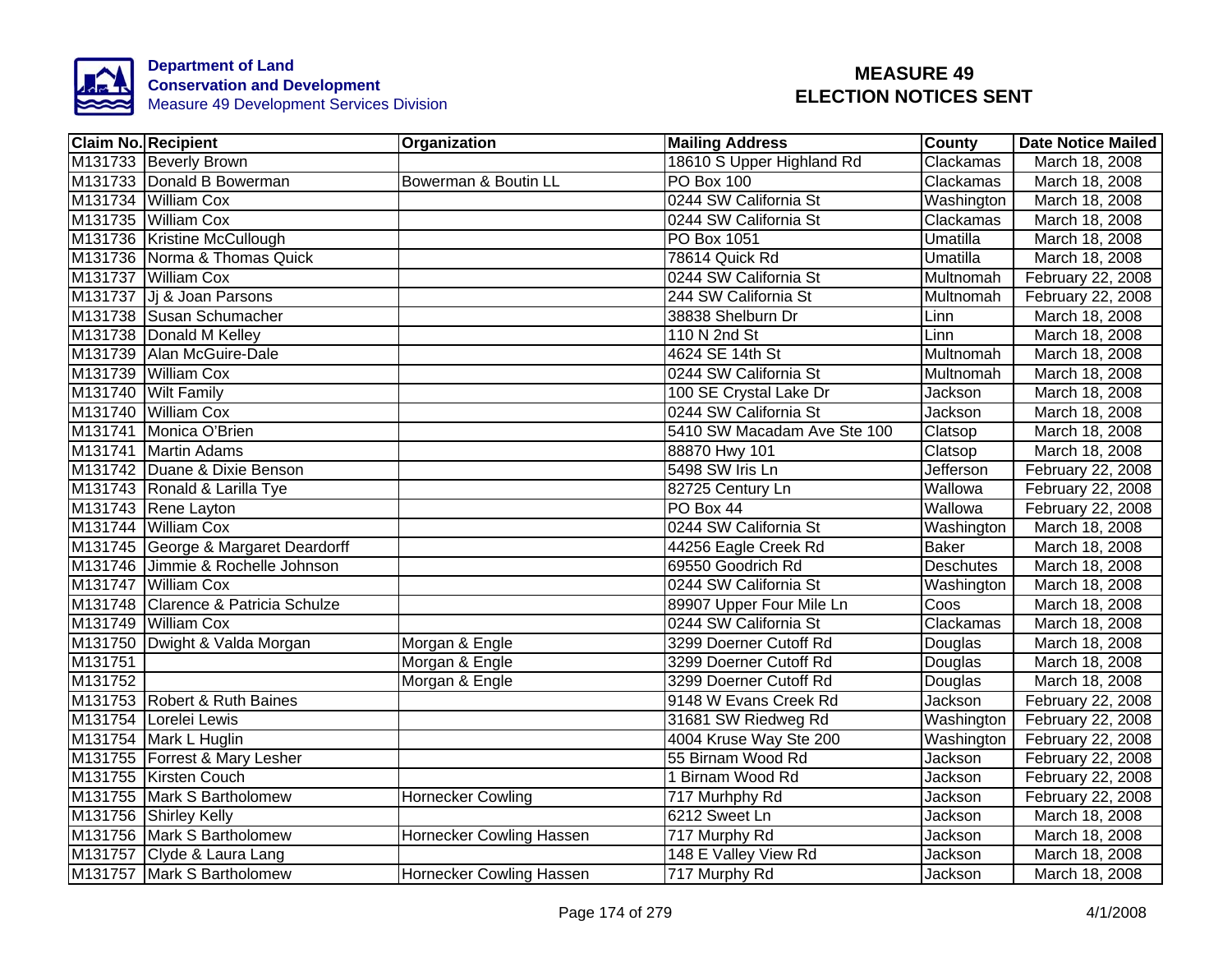Department of Land
Conservation and Development
Measure 49 Development Services Division

# MEASURE 49
# ELECTION NOTICES SENT

| Claim No. | Recipient | Organization | Mailing Address | County | Date Notice Mailed |
|---|---|---|---|---|---|
| M131733 | Beverly Brown | | 18610 S Upper Highland Rd | Clackamas | March 18, 2008 |
| M131733 | Donald B Bowerman | Bowerman & Boutin LL | PO Box 100 | Clackamas | March 18, 2008 |
| M131734 | William Cox | | 0244 SW California St | Washington | March 18, 2008 |
| M131735 | William Cox | | 0244 SW California St | Clackamas | March 18, 2008 |
| M131736 | Kristine McCullough | | PO Box 1051 | Umatilla | March 18, 2008 |
| M131736 | Norma & Thomas Quick | | 78614 Quick Rd | Umatilla | March 18, 2008 |
| M131737 | William Cox | | 0244 SW California St | Multnomah | February 22, 2008 |
| M131737 | Jj & Joan Parsons | | 244 SW California St | Multnomah | February 22, 2008 |
| M131738 | Susan Schumacher | | 38838 Shelburn Dr | Linn | March 18, 2008 |
| M131738 | Donald M Kelley | | 110 N 2nd St | Linn | March 18, 2008 |
| M131739 | Alan McGuire-Dale | | 4624 SE 14th St | Multnomah | March 18, 2008 |
| M131739 | William Cox | | 0244 SW California St | Multnomah | March 18, 2008 |
| M131740 | Wilt Family | | 100 SE Crystal Lake Dr | Jackson | March 18, 2008 |
| M131740 | William Cox | | 0244 SW California St | Jackson | March 18, 2008 |
| M131741 | Monica O'Brien | | 5410 SW Macadam Ave Ste 100 | Clatsop | March 18, 2008 |
| M131741 | Martin Adams | | 88870 Hwy 101 | Clatsop | March 18, 2008 |
| M131742 | Duane & Dixie Benson | | 5498 SW Iris Ln | Jefferson | February 22, 2008 |
| M131743 | Ronald & Larilla Tye | | 82725 Century Ln | Wallowa | February 22, 2008 |
| M131743 | Rene Layton | | PO Box 44 | Wallowa | February 22, 2008 |
| M131744 | William Cox | | 0244 SW California St | Washington | March 18, 2008 |
| M131745 | George & Margaret Deardorff | | 44256 Eagle Creek Rd | Baker | March 18, 2008 |
| M131746 | Jimmie & Rochelle Johnson | | 69550 Goodrich Rd | Deschutes | March 18, 2008 |
| M131747 | William Cox | | 0244 SW California St | Washington | March 18, 2008 |
| M131748 | Clarence & Patricia Schulze | | 89907 Upper Four Mile Ln | Coos | March 18, 2008 |
| M131749 | William Cox | | 0244 SW California St | Clackamas | March 18, 2008 |
| M131750 | Dwight & Valda Morgan | Morgan & Engle | 3299 Doerner Cutoff Rd | Douglas | March 18, 2008 |
| M131751 | | Morgan & Engle | 3299 Doerner Cutoff Rd | Douglas | March 18, 2008 |
| M131752 | | Morgan & Engle | 3299 Doerner Cutoff Rd | Douglas | March 18, 2008 |
| M131753 | Robert & Ruth Baines | | 9148 W Evans Creek Rd | Jackson | February 22, 2008 |
| M131754 | Lorelei Lewis | | 31681 SW Riedweg Rd | Washington | February 22, 2008 |
| M131754 | Mark L Huglin | | 4004 Kruse Way Ste 200 | Washington | February 22, 2008 |
| M131755 | Forrest & Mary Lesher | | 55 Birnam Wood Rd | Jackson | February 22, 2008 |
| M131755 | Kirsten Couch | | 1 Birnam Wood Rd | Jackson | February 22, 2008 |
| M131755 | Mark S Bartholomew | Hornecker Cowling | 717 Murhphy Rd | Jackson | February 22, 2008 |
| M131756 | Shirley Kelly | | 6212 Sweet Ln | Jackson | March 18, 2008 |
| M131756 | Mark S Bartholomew | Hornecker Cowling Hassen | 717 Murphy Rd | Jackson | March 18, 2008 |
| M131757 | Clyde & Laura Lang | | 148 E Valley View Rd | Jackson | March 18, 2008 |
| M131757 | Mark S Bartholomew | Hornecker Cowling Hassen | 717 Murphy Rd | Jackson | March 18, 2008 |

4/1/2008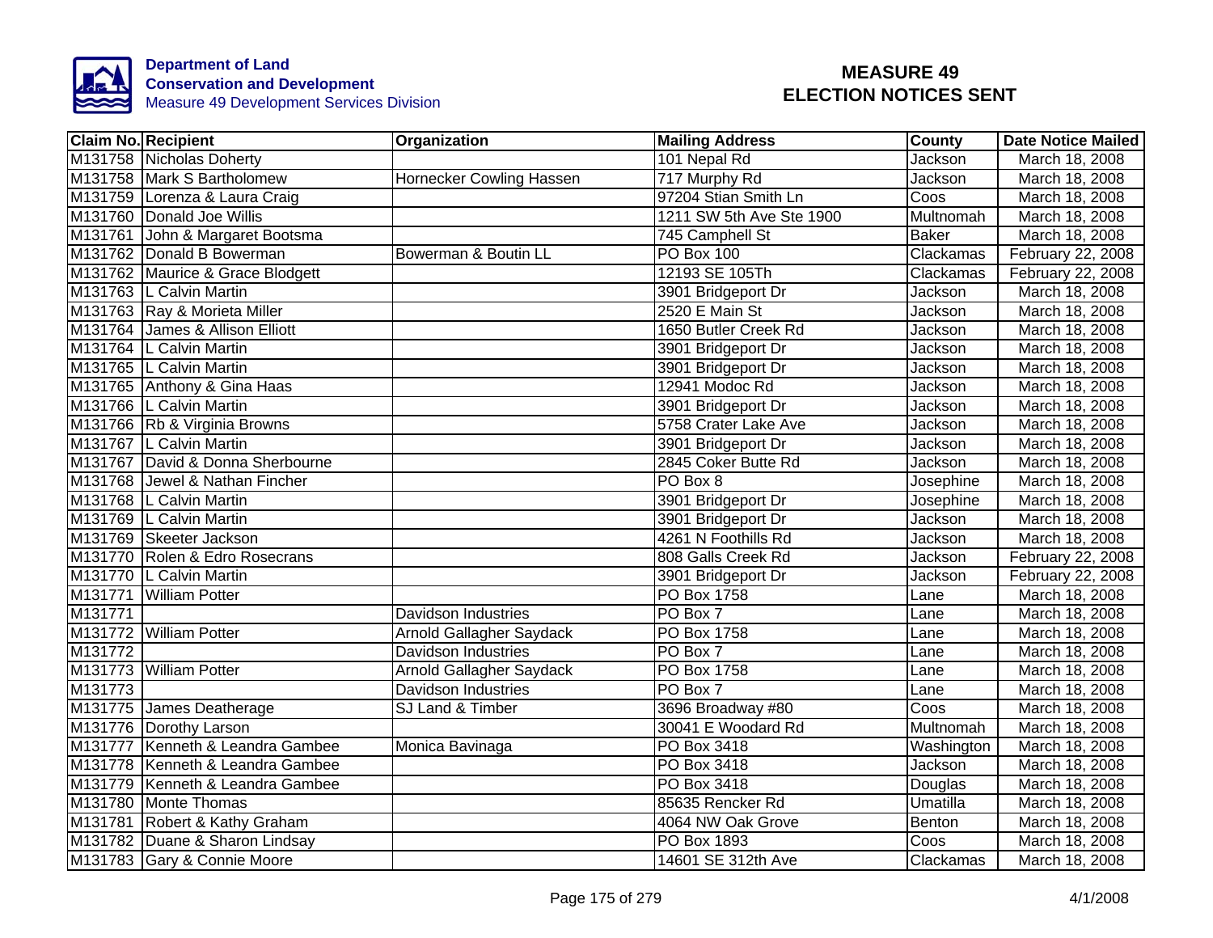**Department of Land Conservation and Development**
Measure 49 Development Services Division

# MEASURE 49
# ELECTION NOTICES SENT

| Claim No. | Recipient | Organization | Mailing Address | County | Date Notice Mailed |
|---|---|---|---|---|---|
| M131758 | Nicholas Doherty | | 101 Nepal Rd | Jackson | March 18, 2008 |
| M131758 | Mark S Bartholomew | Hornecker Cowling Hassen | 717 Murphy Rd | Jackson | March 18, 2008 |
| M131759 | Lorenza & Laura Craig | | 97204 Stian Smith Ln | Coos | March 18, 2008 |
| M131760 | Donald Joe Willis | | 1211 SW 5th Ave Ste 1900 | Multnomah | March 18, 2008 |
| M131761 | John & Margaret Bootsma | | 745 Camphell St | Baker | March 18, 2008 |
| M131762 | Donald B Bowerman | Bowerman & Boutin LL | PO Box 100 | Clackamas | February 22, 2008 |
| M131762 | Maurice & Grace Blodgett | | 12193 SE 105Th | Clackamas | February 22, 2008 |
| M131763 | L Calvin Martin | | 3901 Bridgeport Dr | Jackson | March 18, 2008 |
| M131763 | Ray & Morieta Miller | | 2520 E Main St | Jackson | March 18, 2008 |
| M131764 | James & Allison Elliott | | 1650 Butler Creek Rd | Jackson | March 18, 2008 |
| M131764 | L Calvin Martin | | 3901 Bridgeport Dr | Jackson | March 18, 2008 |
| M131765 | L Calvin Martin | | 3901 Bridgeport Dr | Jackson | March 18, 2008 |
| M131765 | Anthony & Gina Haas | | 12941 Modoc Rd | Jackson | March 18, 2008 |
| M131766 | L Calvin Martin | | 3901 Bridgeport Dr | Jackson | March 18, 2008 |
| M131766 | Rb & Virginia Browns | | 5758 Crater Lake Ave | Jackson | March 18, 2008 |
| M131767 | L Calvin Martin | | 3901 Bridgeport Dr | Jackson | March 18, 2008 |
| M131767 | David & Donna Sherbourne | | 2845 Coker Butte Rd | Jackson | March 18, 2008 |
| M131768 | Jewel & Nathan Fincher | | PO Box 8 | Josephine | March 18, 2008 |
| M131768 | L Calvin Martin | | 3901 Bridgeport Dr | Josephine | March 18, 2008 |
| M131769 | L Calvin Martin | | 3901 Bridgeport Dr | Jackson | March 18, 2008 |
| M131769 | Skeeter Jackson | | 4261 N Foothills Rd | Jackson | March 18, 2008 |
| M131770 | Rolen & Edro Rosecrans | | 808 Galls Creek Rd | Jackson | February 22, 2008 |
| M131770 | L Calvin Martin | | 3901 Bridgeport Dr | Jackson | February 22, 2008 |
| M131771 | William Potter | | PO Box 1758 | Lane | March 18, 2008 |
| M131771 | | Davidson Industries | PO Box 7 | Lane | March 18, 2008 |
| M131772 | William Potter | Arnold Gallagher Saydack | PO Box 1758 | Lane | March 18, 2008 |
| M131772 | | Davidson Industries | PO Box 7 | Lane | March 18, 2008 |
| M131773 | William Potter | Arnold Gallagher Saydack | PO Box 1758 | Lane | March 18, 2008 |
| M131773 | | Davidson Industries | PO Box 7 | Lane | March 18, 2008 |
| M131775 | James Deatherage | SJ Land & Timber | 3696 Broadway #80 | Coos | March 18, 2008 |
| M131776 | Dorothy Larson | | 30041 E Woodard Rd | Multnomah | March 18, 2008 |
| M131777 | Kenneth & Leandra Gambee | Monica Bavinaga | PO Box 3418 | Washington | March 18, 2008 |
| M131778 | Kenneth & Leandra Gambee | | PO Box 3418 | Jackson | March 18, 2008 |
| M131779 | Kenneth & Leandra Gambee | | PO Box 3418 | Douglas | March 18, 2008 |
| M131780 | Monte Thomas | | 85635 Rencker Rd | Umatilla | March 18, 2008 |
| M131781 | Robert & Kathy Graham | | 4064 NW Oak Grove | Benton | March 18, 2008 |
| M131782 | Duane & Sharon Lindsay | | PO Box 1893 | Coos | March 18, 2008 |
| M131783 | Gary & Connie Moore | | 14601 SE 312th Ave | Clackamas | March 18, 2008 |

4/1/2008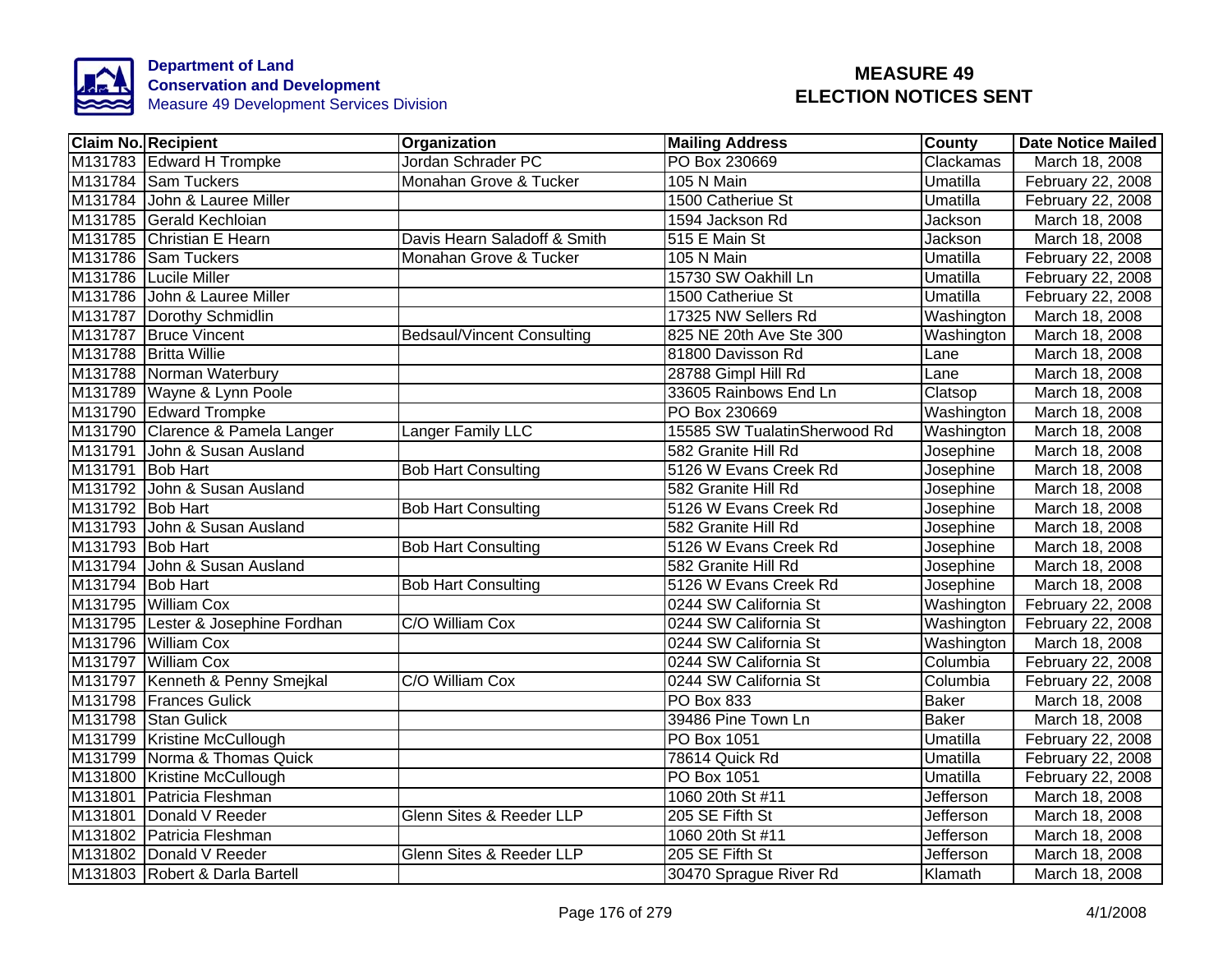**Department of Land Conservation and Development**
Measure 49 Development Services Division

# MEASURE 49 ELECTION NOTICES SENT

| Claim No. | Recipient | Organization | Mailing Address | County | Date Notice Mailed |
|---|---|---|---|---|---|
| M131783 | Edward H Trompke | Jordan Schrader PC | PO Box 230669 | Clackamas | March 18, 2008 |
| M131784 | Sam Tuckers | Monahan Grove & Tucker | 105 N Main | Umatilla | February 22, 2008 |
| M131784 | John & Lauree Miller | | 1500 Catheriue St | Umatilla | February 22, 2008 |
| M131785 | Gerald Kechloian | | 1594 Jackson Rd | Jackson | March 18, 2008 |
| M131785 | Christian E Hearn | Davis Hearn Saladoff & Smith | 515 E Main St | Jackson | March 18, 2008 |
| M131786 | Sam Tuckers | Monahan Grove & Tucker | 105 N Main | Umatilla | February 22, 2008 |
| M131786 | Lucile Miller | | 15730 SW Oakhill Ln | Umatilla | February 22, 2008 |
| M131786 | John & Lauree Miller | | 1500 Catheriue St | Umatilla | February 22, 2008 |
| M131787 | Dorothy Schmidlin | | 17325 NW Sellers Rd | Washington | March 18, 2008 |
| M131787 | Bruce Vincent | Bedsaul/Vincent Consulting | 825 NE 20th Ave Ste 300 | Washington | March 18, 2008 |
| M131788 | Britta Willie | | 81800 Davisson Rd | Lane | March 18, 2008 |
| M131788 | Norman Waterbury | | 28788 Gimpl Hill Rd | Lane | March 18, 2008 |
| M131789 | Wayne & Lynn Poole | | 33605 Rainbows End Ln | Clatsop | March 18, 2008 |
| M131790 | Edward Trompke | | PO Box 230669 | Washington | March 18, 2008 |
| M131790 | Clarence & Pamela Langer | Langer Family LLC | 15585 SW TualatinSherwood Rd | Washington | March 18, 2008 |
| M131791 | John & Susan Ausland | | 582 Granite Hill Rd | Josephine | March 18, 2008 |
| M131791 | Bob Hart | Bob Hart Consulting | 5126 W Evans Creek Rd | Josephine | March 18, 2008 |
| M131792 | John & Susan Ausland | | 582 Granite Hill Rd | Josephine | March 18, 2008 |
| M131792 | Bob Hart | Bob Hart Consulting | 5126 W Evans Creek Rd | Josephine | March 18, 2008 |
| M131793 | John & Susan Ausland | | 582 Granite Hill Rd | Josephine | March 18, 2008 |
| M131793 | Bob Hart | Bob Hart Consulting | 5126 W Evans Creek Rd | Josephine | March 18, 2008 |
| M131794 | John & Susan Ausland | | 582 Granite Hill Rd | Josephine | March 18, 2008 |
| M131794 | Bob Hart | Bob Hart Consulting | 5126 W Evans Creek Rd | Josephine | March 18, 2008 |
| M131795 | William Cox | | 0244 SW California St | Washington | February 22, 2008 |
| M131795 | Lester & Josephine Fordhan | C/O William Cox | 0244 SW California St | Washington | February 22, 2008 |
| M131796 | William Cox | | 0244 SW California St | Washington | March 18, 2008 |
| M131797 | William Cox | | 0244 SW California St | Columbia | February 22, 2008 |
| M131797 | Kenneth & Penny Smejkal | C/O William Cox | 0244 SW California St | Columbia | February 22, 2008 |
| M131798 | Frances Gulick | | PO Box 833 | Baker | March 18, 2008 |
| M131798 | Stan Gulick | | 39486 Pine Town Ln | Baker | March 18, 2008 |
| M131799 | Kristine McCullough | | PO Box 1051 | Umatilla | February 22, 2008 |
| M131799 | Norma & Thomas Quick | | 78614 Quick Rd | Umatilla | February 22, 2008 |
| M131800 | Kristine McCullough | | PO Box 1051 | Umatilla | February 22, 2008 |
| M131801 | Patricia Fleshman | | 1060 20th St #11 | Jefferson | March 18, 2008 |
| M131801 | Donald V Reeder | Glenn Sites & Reeder LLP | 205 SE Fifth St | Jefferson | March 18, 2008 |
| M131802 | Patricia Fleshman | | 1060 20th St #11 | Jefferson | March 18, 2008 |
| M131802 | Donald V Reeder | Glenn Sites & Reeder LLP | 205 SE Fifth St | Jefferson | March 18, 2008 |
| M131803 | Robert & Darla Bartell | | 30470 Sprague River Rd | Klamath | March 18, 2008 |

4/1/2008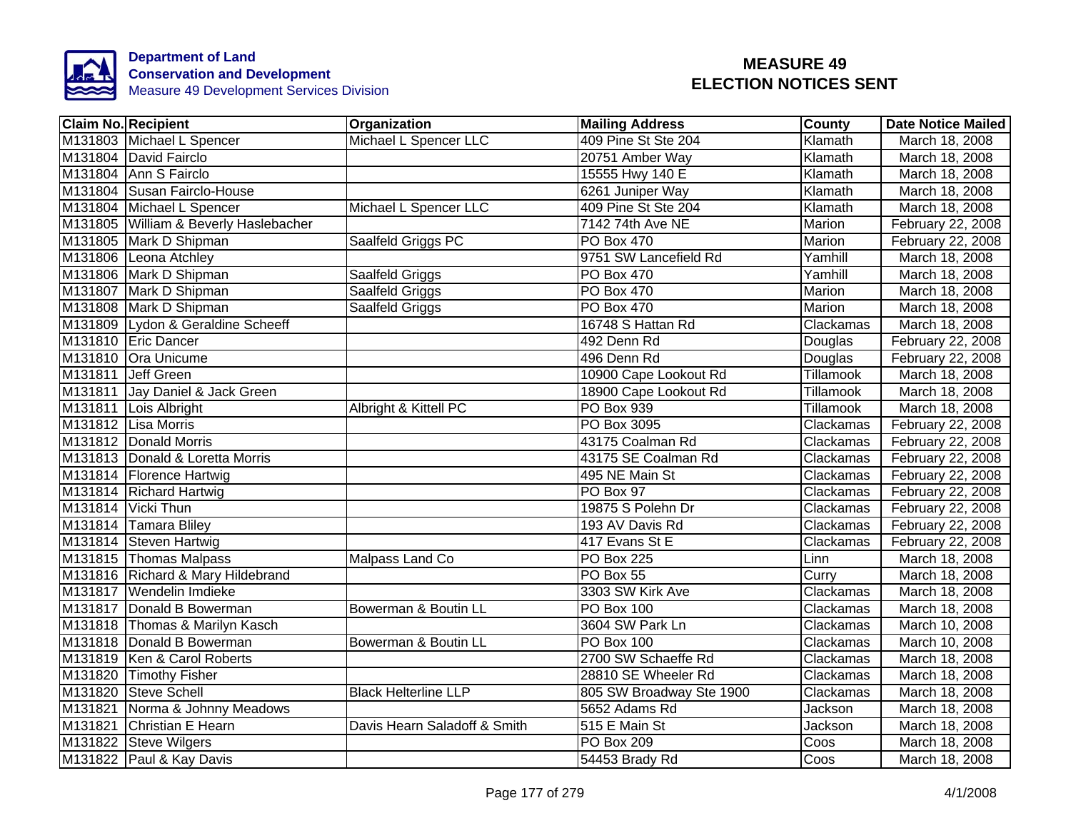**Department of Land Conservation and Development**
Measure 49 Development Services Division

# MEASURE 49 ELECTION NOTICES SENT

| Claim No. | Recipient | Organization | Mailing Address | County | Date Notice Mailed |
|---|---|---|---|---|---|
| M131803 | Michael L Spencer | Michael L Spencer LLC | 409 Pine St Ste 204 | Klamath | March 18, 2008 |
| M131804 | David Fairclo | | 20751 Amber Way | Klamath | March 18, 2008 |
| M131804 | Ann S Fairclo | | 15555 Hwy 140 E | Klamath | March 18, 2008 |
| M131804 | Susan Fairclo-House | | 6261 Juniper Way | Klamath | March 18, 2008 |
| M131804 | Michael L Spencer | Michael L Spencer LLC | 409 Pine St Ste 204 | Klamath | March 18, 2008 |
| M131805 | William & Beverly Haslebacher | | 7142 74th Ave NE | Marion | February 22, 2008 |
| M131805 | Mark D Shipman | Saalfeld Griggs PC | PO Box 470 | Marion | February 22, 2008 |
| M131806 | Leona Atchley | | 9751 SW Lancefield Rd | Yamhill | March 18, 2008 |
| M131806 | Mark D Shipman | Saalfeld Griggs | PO Box 470 | Yamhill | March 18, 2008 |
| M131807 | Mark D Shipman | Saalfeld Griggs | PO Box 470 | Marion | March 18, 2008 |
| M131808 | Mark D Shipman | Saalfeld Griggs | PO Box 470 | Marion | March 18, 2008 |
| M131809 | Lydon & Geraldine Scheeff | | 16748 S Hattan Rd | Clackamas | March 18, 2008 |
| M131810 | Eric Dancer | | 492 Denn Rd | Douglas | February 22, 2008 |
| M131810 | Ora Unicume | | 496 Denn Rd | Douglas | February 22, 2008 |
| M131811 | Jeff Green | | 10900 Cape Lookout Rd | Tillamook | March 18, 2008 |
| M131811 | Jay Daniel & Jack Green | | 18900 Cape Lookout Rd | Tillamook | March 18, 2008 |
| M131811 | Lois Albright | Albright & Kittell PC | PO Box 939 | Tillamook | March 18, 2008 |
| M131812 | Lisa Morris | | PO Box 3095 | Clackamas | February 22, 2008 |
| M131812 | Donald Morris | | 43175 Coalman Rd | Clackamas | February 22, 2008 |
| M131813 | Donald & Loretta Morris | | 43175 SE Coalman Rd | Clackamas | February 22, 2008 |
| M131814 | Florence Hartwig | | 495 NE Main St | Clackamas | February 22, 2008 |
| M131814 | Richard Hartwig | | PO Box 97 | Clackamas | February 22, 2008 |
| M131814 | Vicki Thun | | 19875 S Polehn Dr | Clackamas | February 22, 2008 |
| M131814 | Tamara Bliley | | 193 AV Davis Rd | Clackamas | February 22, 2008 |
| M131814 | Steven Hartwig | | 417 Evans St E | Clackamas | February 22, 2008 |
| M131815 | Thomas Malpass | Malpass Land Co | PO Box 225 | Linn | March 18, 2008 |
| M131816 | Richard & Mary Hildebrand | | PO Box 55 | Curry | March 18, 2008 |
| M131817 | Wendelin Imdieke | | 3303 SW Kirk Ave | Clackamas | March 18, 2008 |
| M131817 | Donald B Bowerman | Bowerman & Boutin LL | PO Box 100 | Clackamas | March 18, 2008 |
| M131818 | Thomas & Marilyn Kasch | | 3604 SW Park Ln | Clackamas | March 10, 2008 |
| M131818 | Donald B Bowerman | Bowerman & Boutin LL | PO Box 100 | Clackamas | March 10, 2008 |
| M131819 | Ken & Carol Roberts | | 2700 SW Schaeffe Rd | Clackamas | March 18, 2008 |
| M131820 | Timothy Fisher | | 28810 SE Wheeler Rd | Clackamas | March 18, 2008 |
| M131820 | Steve Schell | Black Helterline LLP | 805 SW Broadway Ste 1900 | Clackamas | March 18, 2008 |
| M131821 | Norma & Johnny Meadows | | 5652 Adams Rd | Jackson | March 18, 2008 |
| M131821 | Christian E Hearn | Davis Hearn Saladoff & Smith | 515 E Main St | Jackson | March 18, 2008 |
| M131822 | Steve Wilgers | | PO Box 209 | Coos | March 18, 2008 |
| M131822 | Paul & Kay Davis | | 54453 Brady Rd | Coos | March 18, 2008 |

4/1/2008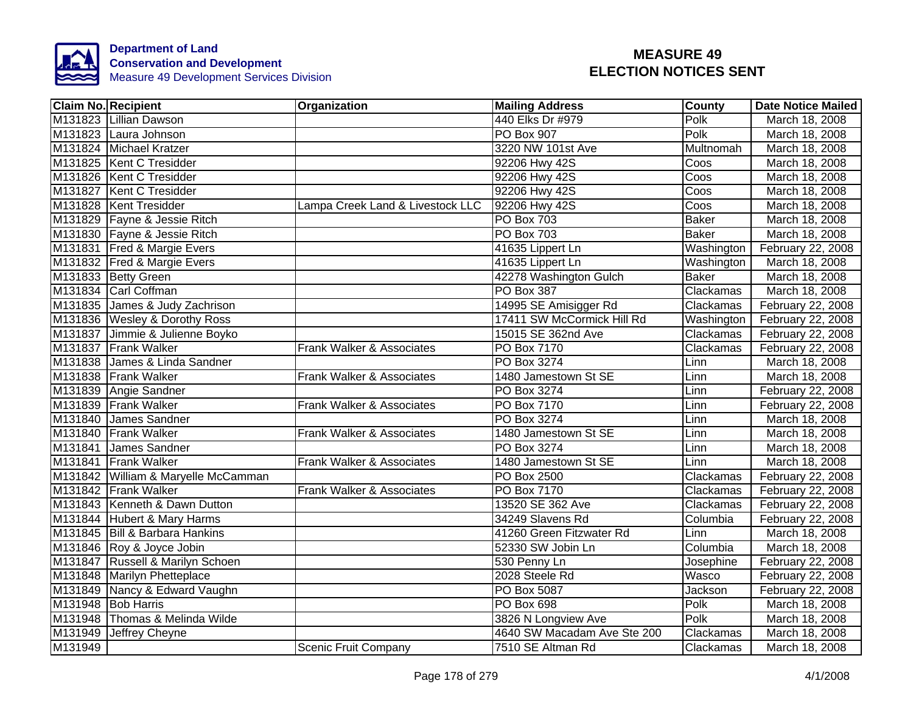**Department of Land Conservation and Development**
Measure 49 Development Services Division

# MEASURE 49 ELECTION NOTICES SENT

| Claim No. | Recipient | Organization | Mailing Address | County | Date Notice Mailed |
|---|---|---|---|---|---|
| M131823 | Lillian Dawson | | 440 Elks Dr #979 | Polk | March 18, 2008 |
| M131823 | Laura Johnson | | PO Box 907 | Polk | March 18, 2008 |
| M131824 | Michael Kratzer | | 3220 NW 101st Ave | Multnomah | March 18, 2008 |
| M131825 | Kent C Tresidder | | 92206 Hwy 42S | Coos | March 18, 2008 |
| M131826 | Kent C Tresidder | | 92206 Hwy 42S | Coos | March 18, 2008 |
| M131827 | Kent C Tresidder | | 92206 Hwy 42S | Coos | March 18, 2008 |
| M131828 | Kent Tresidder | Lampa Creek Land & Livestock LLC | 92206 Hwy 42S | Coos | March 18, 2008 |
| M131829 | Fayne & Jessie Ritch | | PO Box 703 | Baker | March 18, 2008 |
| M131830 | Fayne & Jessie Ritch | | PO Box 703 | Baker | March 18, 2008 |
| M131831 | Fred & Margie Evers | | 41635 Lippert Ln | Washington | February 22, 2008 |
| M131832 | Fred & Margie Evers | | 41635 Lippert Ln | Washington | March 18, 2008 |
| M131833 | Betty Green | | 42278 Washington Gulch | Baker | March 18, 2008 |
| M131834 | Carl Coffman | | PO Box 387 | Clackamas | March 18, 2008 |
| M131835 | James & Judy Zachrison | | 14995 SE Amisigger Rd | Clackamas | February 22, 2008 |
| M131836 | Wesley & Dorothy Ross | | 17411 SW McCormick Hill Rd | Washington | February 22, 2008 |
| M131837 | Jimmie & Julienne Boyko | | 15015 SE 362nd Ave | Clackamas | February 22, 2008 |
| M131837 | Frank Walker | Frank Walker & Associates | PO Box 7170 | Clackamas | February 22, 2008 |
| M131838 | James & Linda Sandner | | PO Box 3274 | Linn | March 18, 2008 |
| M131838 | Frank Walker | Frank Walker & Associates | 1480 Jamestown St SE | Linn | March 18, 2008 |
| M131839 | Angie Sandner | | PO Box 3274 | Linn | February 22, 2008 |
| M131839 | Frank Walker | Frank Walker & Associates | PO Box 7170 | Linn | February 22, 2008 |
| M131840 | James Sandner | | PO Box 3274 | Linn | March 18, 2008 |
| M131840 | Frank Walker | Frank Walker & Associates | 1480 Jamestown St SE | Linn | March 18, 2008 |
| M131841 | James Sandner | | PO Box 3274 | Linn | March 18, 2008 |
| M131841 | Frank Walker | Frank Walker & Associates | 1480 Jamestown St SE | Linn | March 18, 2008 |
| M131842 | William & Maryelle McCamman | | PO Box 2500 | Clackamas | February 22, 2008 |
| M131842 | Frank Walker | Frank Walker & Associates | PO Box 7170 | Clackamas | February 22, 2008 |
| M131843 | Kenneth & Dawn Dutton | | 13520 SE 362 Ave | Clackamas | February 22, 2008 |
| M131844 | Hubert & Mary Harms | | 34249 Slavens Rd | Columbia | February 22, 2008 |
| M131845 | Bill & Barbara Hankins | | 41260 Green Fitzwater Rd | Linn | March 18, 2008 |
| M131846 | Roy & Joyce Jobin | | 52330 SW Jobin Ln | Columbia | March 18, 2008 |
| M131847 | Russell & Marilyn Schoen | | 530 Penny Ln | Josephine | February 22, 2008 |
| M131848 | Marilyn Phetteplace | | 2028 Steele Rd | Wasco | February 22, 2008 |
| M131849 | Nancy & Edward Vaughn | | PO Box 5087 | Jackson | February 22, 2008 |
| M131948 | Bob Harris | | PO Box 698 | Polk | March 18, 2008 |
| M131948 | Thomas & Melinda Wilde | | 3826 N Longview Ave | Polk | March 18, 2008 |
| M131949 | Jeffrey Cheyne | | 4640 SW Macadam Ave Ste 200 | Clackamas | March 18, 2008 |
| M131949 | | Scenic Fruit Company | 7510 SE Altman Rd | Clackamas | March 18, 2008 |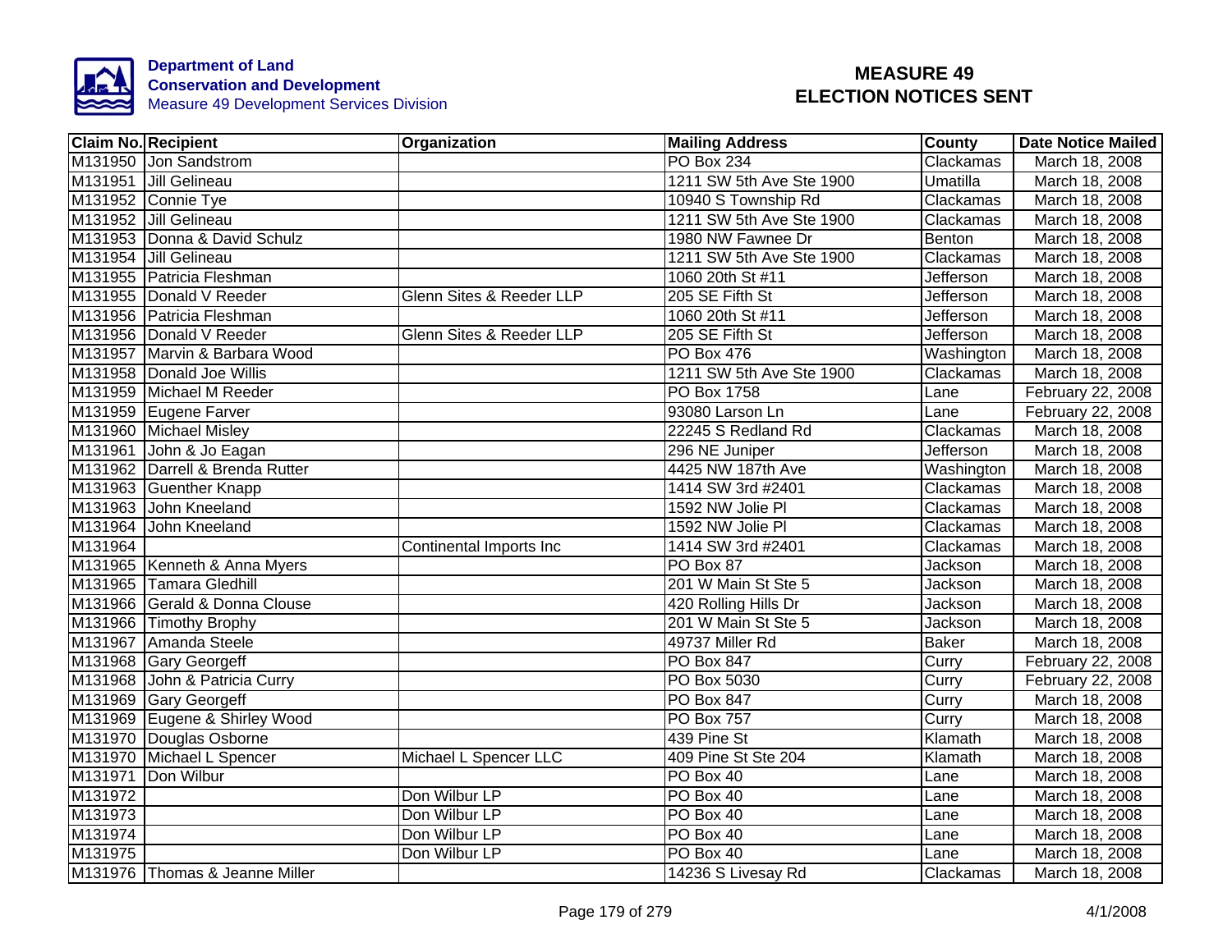Department of Land Conservation and Development
Measure 49 Development Services Division

# MEASURE 49 ELECTION NOTICES SENT

| Claim No. | Recipient | Organization | Mailing Address | County | Date Notice Mailed |
|---|---|---|---|---|---|
| M131950 | Jon Sandstrom | | PO Box 234 | Clackamas | March 18, 2008 |
| M131951 | Jill Gelineau | | 1211 SW 5th Ave Ste 1900 | Umatilla | March 18, 2008 |
| M131952 | Connie Tye | | 10940 S Township Rd | Clackamas | March 18, 2008 |
| M131952 | Jill Gelineau | | 1211 SW 5th Ave Ste 1900 | Clackamas | March 18, 2008 |
| M131953 | Donna & David Schulz | | 1980 NW Fawnee Dr | Benton | March 18, 2008 |
| M131954 | Jill Gelineau | | 1211 SW 5th Ave Ste 1900 | Clackamas | March 18, 2008 |
| M131955 | Patricia Fleshman | | 1060 20th St #11 | Jefferson | March 18, 2008 |
| M131955 | Donald V Reeder | Glenn Sites & Reeder LLP | 205 SE Fifth St | Jefferson | March 18, 2008 |
| M131956 | Patricia Fleshman | | 1060 20th St #11 | Jefferson | March 18, 2008 |
| M131956 | Donald V Reeder | Glenn Sites & Reeder LLP | 205 SE Fifth St | Jefferson | March 18, 2008 |
| M131957 | Marvin & Barbara Wood | | PO Box 476 | Washington | March 18, 2008 |
| M131958 | Donald Joe Willis | | 1211 SW 5th Ave Ste 1900 | Clackamas | March 18, 2008 |
| M131959 | Michael M Reeder | | PO Box 1758 | Lane | February 22, 2008 |
| M131959 | Eugene Farver | | 93080 Larson Ln | Lane | February 22, 2008 |
| M131960 | Michael Misley | | 22245 S Redland Rd | Clackamas | March 18, 2008 |
| M131961 | John & Jo Eagan | | 296 NE Juniper | Jefferson | March 18, 2008 |
| M131962 | Darrell & Brenda Rutter | | 4425 NW 187th Ave | Washington | March 18, 2008 |
| M131963 | Guenther Knapp | | 1414 SW 3rd #2401 | Clackamas | March 18, 2008 |
| M131963 | John Kneeland | | 1592 NW Jolie Pl | Clackamas | March 18, 2008 |
| M131964 | John Kneeland | | 1592 NW Jolie Pl | Clackamas | March 18, 2008 |
| M131964 | | Continental Imports Inc | 1414 SW 3rd #2401 | Clackamas | March 18, 2008 |
| M131965 | Kenneth & Anna Myers | | PO Box 87 | Jackson | March 18, 2008 |
| M131965 | Tamara Gledhill | | 201 W Main St Ste 5 | Jackson | March 18, 2008 |
| M131966 | Gerald & Donna Clouse | | 420 Rolling Hills Dr | Jackson | March 18, 2008 |
| M131966 | Timothy Brophy | | 201 W Main St Ste 5 | Jackson | March 18, 2008 |
| M131967 | Amanda Steele | | 49737 Miller Rd | Baker | March 18, 2008 |
| M131968 | Gary Georgeff | | PO Box 847 | Curry | February 22, 2008 |
| M131968 | John & Patricia Curry | | PO Box 5030 | Curry | February 22, 2008 |
| M131969 | Gary Georgeff | | PO Box 847 | Curry | March 18, 2008 |
| M131969 | Eugene & Shirley Wood | | PO Box 757 | Curry | March 18, 2008 |
| M131970 | Douglas Osborne | | 439 Pine St | Klamath | March 18, 2008 |
| M131970 | Michael L Spencer | Michael L Spencer LLC | 409 Pine St Ste 204 | Klamath | March 18, 2008 |
| M131971 | Don Wilbur | | PO Box 40 | Lane | March 18, 2008 |
| M131972 | | Don Wilbur LP | PO Box 40 | Lane | March 18, 2008 |
| M131973 | | Don Wilbur LP | PO Box 40 | Lane | March 18, 2008 |
| M131974 | | Don Wilbur LP | PO Box 40 | Lane | March 18, 2008 |
| M131975 | | Don Wilbur LP | PO Box 40 | Lane | March 18, 2008 |
| M131976 | Thomas & Jeanne Miller | | 14236 S Livesay Rd | Clackamas | March 18, 2008 |

4/1/2008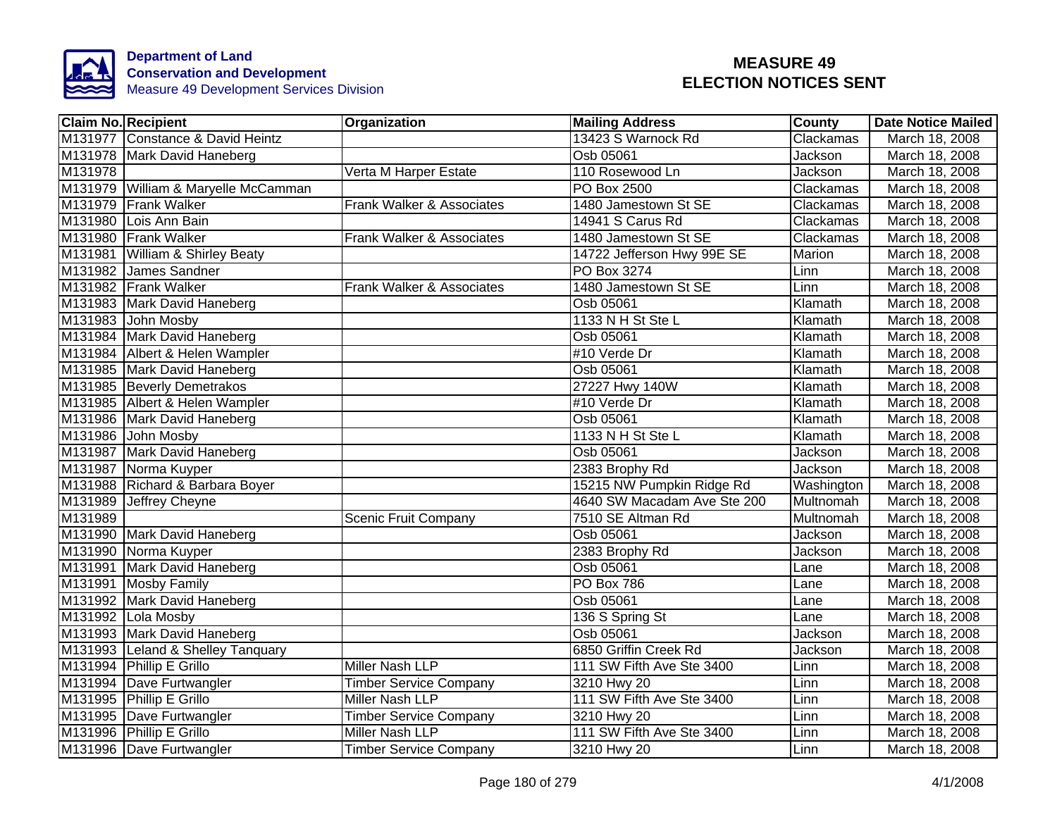Department of Land
Conservation and Development
Measure 49 Development Services Division

# MEASURE 49
# ELECTION NOTICES SENT

| Claim No. | Recipient | Organization | Mailing Address | County | Date Notice Mailed |
|---|---|---|---|---|---|
| M131977 | Constance & David Heintz | | 13423 S Warnock Rd | Clackamas | March 18, 2008 |
| M131978 | Mark David Haneberg | | Osb 05061 | Jackson | March 18, 2008 |
| M131978 | | Verta M Harper Estate | 110 Rosewood Ln | Jackson | March 18, 2008 |
| M131979 | William & Maryelle McCamman | | PO Box 2500 | Clackamas | March 18, 2008 |
| M131979 | Frank Walker | Frank Walker & Associates | 1480 Jamestown St SE | Clackamas | March 18, 2008 |
| M131980 | Lois Ann Bain | | 14941 S Carus Rd | Clackamas | March 18, 2008 |
| M131980 | Frank Walker | Frank Walker & Associates | 1480 Jamestown St SE | Clackamas | March 18, 2008 |
| M131981 | William & Shirley Beaty | | 14722 Jefferson Hwy 99E SE | Marion | March 18, 2008 |
| M131982 | James Sandner | | PO Box 3274 | Linn | March 18, 2008 |
| M131982 | Frank Walker | Frank Walker & Associates | 1480 Jamestown St SE | Linn | March 18, 2008 |
| M131983 | Mark David Haneberg | | Osb 05061 | Klamath | March 18, 2008 |
| M131983 | John Mosby | | 1133 N H St Ste L | Klamath | March 18, 2008 |
| M131984 | Mark David Haneberg | | Osb 05061 | Klamath | March 18, 2008 |
| M131984 | Albert & Helen Wampler | | #10 Verde Dr | Klamath | March 18, 2008 |
| M131985 | Mark David Haneberg | | Osb 05061 | Klamath | March 18, 2008 |
| M131985 | Beverly Demetrakos | | 27227 Hwy 140W | Klamath | March 18, 2008 |
| M131985 | Albert & Helen Wampler | | #10 Verde Dr | Klamath | March 18, 2008 |
| M131986 | Mark David Haneberg | | Osb 05061 | Klamath | March 18, 2008 |
| M131986 | John Mosby | | 1133 N H St Ste L | Klamath | March 18, 2008 |
| M131987 | Mark David Haneberg | | Osb 05061 | Jackson | March 18, 2008 |
| M131987 | Norma Kuyper | | 2383 Brophy Rd | Jackson | March 18, 2008 |
| M131988 | Richard & Barbara Boyer | | 15215 NW Pumpkin Ridge Rd | Washington | March 18, 2008 |
| M131989 | Jeffrey Cheyne | | 4640 SW Macadam Ave Ste 200 | Multnomah | March 18, 2008 |
| M131989 | | Scenic Fruit Company | 7510 SE Altman Rd | Multnomah | March 18, 2008 |
| M131990 | Mark David Haneberg | | Osb 05061 | Jackson | March 18, 2008 |
| M131990 | Norma Kuyper | | 2383 Brophy Rd | Jackson | March 18, 2008 |
| M131991 | Mark David Haneberg | | Osb 05061 | Lane | March 18, 2008 |
| M131991 | Mosby Family | | PO Box 786 | Lane | March 18, 2008 |
| M131992 | Mark David Haneberg | | Osb 05061 | Lane | March 18, 2008 |
| M131992 | Lola Mosby | | 136 S Spring St | Lane | March 18, 2008 |
| M131993 | Mark David Haneberg | | Osb 05061 | Jackson | March 18, 2008 |
| M131993 | Leland & Shelley Tanquary | | 6850 Griffin Creek Rd | Jackson | March 18, 2008 |
| M131994 | Phillip E Grillo | Miller Nash LLP | 111 SW Fifth Ave Ste 3400 | Linn | March 18, 2008 |
| M131994 | Dave Furtwangler | Timber Service Company | 3210 Hwy 20 | Linn | March 18, 2008 |
| M131995 | Phillip E Grillo | Miller Nash LLP | 111 SW Fifth Ave Ste 3400 | Linn | March 18, 2008 |
| M131995 | Dave Furtwangler | Timber Service Company | 3210 Hwy 20 | Linn | March 18, 2008 |
| M131996 | Phillip E Grillo | Miller Nash LLP | 111 SW Fifth Ave Ste 3400 | Linn | March 18, 2008 |
| M131996 | Dave Furtwangler | Timber Service Company | 3210 Hwy 20 | Linn | March 18, 2008 |

4/1/2008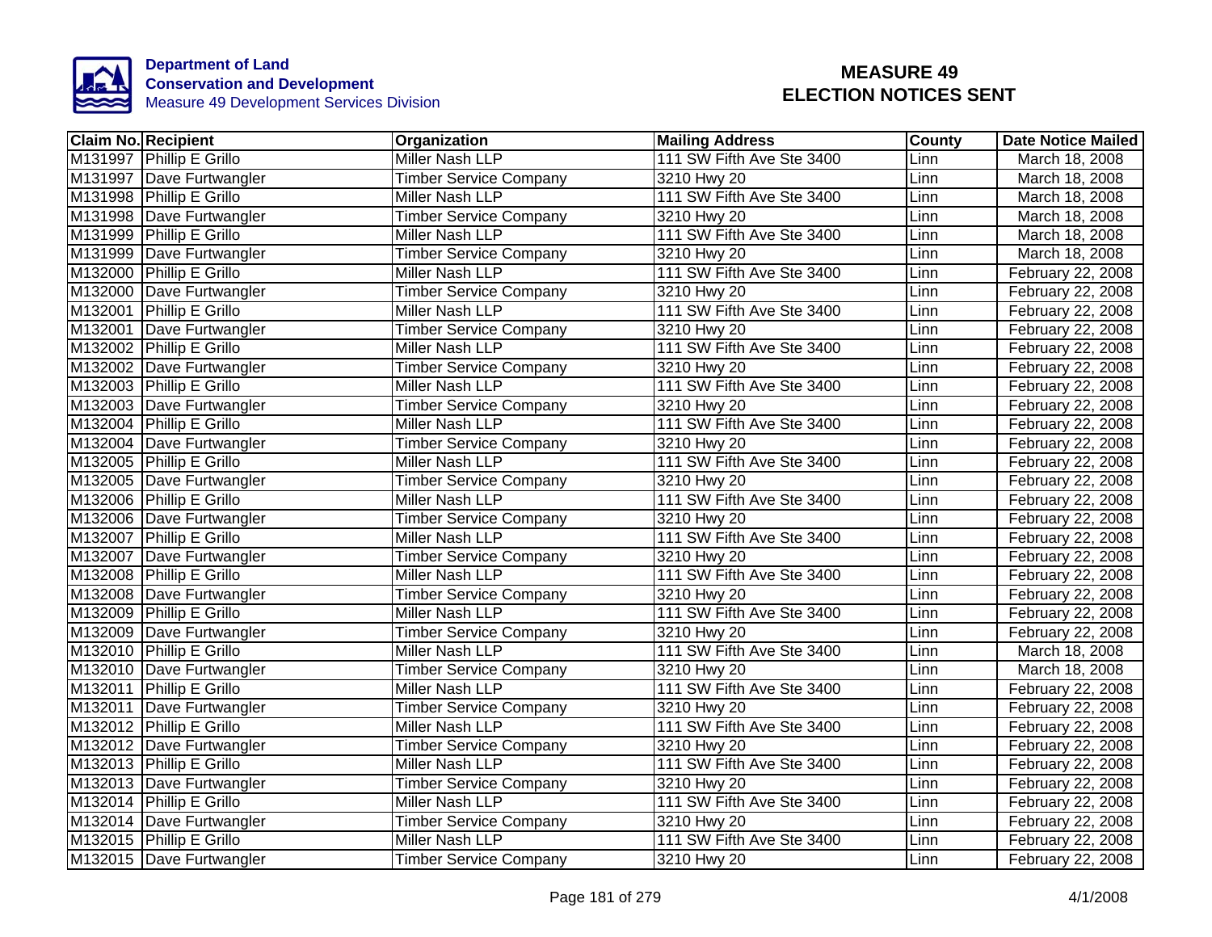**Department of Land Conservation and Development**
Measure 49 Development Services Division

# MEASURE 49
# ELECTION NOTICES SENT

| Claim No. | Recipient | Organization | Mailing Address | County | Date Notice Mailed |
|---|---|---|---|---|---|
| M131997 | Phillip E Grillo | Miller Nash LLP | 111 SW Fifth Ave Ste 3400 | Linn | March 18, 2008 |
| M131997 | Dave Furtwangler | Timber Service Company | 3210 Hwy 20 | Linn | March 18, 2008 |
| M131998 | Phillip E Grillo | Miller Nash LLP | 111 SW Fifth Ave Ste 3400 | Linn | March 18, 2008 |
| M131998 | Dave Furtwangler | Timber Service Company | 3210 Hwy 20 | Linn | March 18, 2008 |
| M131999 | Phillip E Grillo | Miller Nash LLP | 111 SW Fifth Ave Ste 3400 | Linn | March 18, 2008 |
| M131999 | Dave Furtwangler | Timber Service Company | 3210 Hwy 20 | Linn | March 18, 2008 |
| M132000 | Phillip E Grillo | Miller Nash LLP | 111 SW Fifth Ave Ste 3400 | Linn | February 22, 2008 |
| M132000 | Dave Furtwangler | Timber Service Company | 3210 Hwy 20 | Linn | February 22, 2008 |
| M132001 | Phillip E Grillo | Miller Nash LLP | 111 SW Fifth Ave Ste 3400 | Linn | February 22, 2008 |
| M132001 | Dave Furtwangler | Timber Service Company | 3210 Hwy 20 | Linn | February 22, 2008 |
| M132002 | Phillip E Grillo | Miller Nash LLP | 111 SW Fifth Ave Ste 3400 | Linn | February 22, 2008 |
| M132002 | Dave Furtwangler | Timber Service Company | 3210 Hwy 20 | Linn | February 22, 2008 |
| M132003 | Phillip E Grillo | Miller Nash LLP | 111 SW Fifth Ave Ste 3400 | Linn | February 22, 2008 |
| M132003 | Dave Furtwangler | Timber Service Company | 3210 Hwy 20 | Linn | February 22, 2008 |
| M132004 | Phillip E Grillo | Miller Nash LLP | 111 SW Fifth Ave Ste 3400 | Linn | February 22, 2008 |
| M132004 | Dave Furtwangler | Timber Service Company | 3210 Hwy 20 | Linn | February 22, 2008 |
| M132005 | Phillip E Grillo | Miller Nash LLP | 111 SW Fifth Ave Ste 3400 | Linn | February 22, 2008 |
| M132005 | Dave Furtwangler | Timber Service Company | 3210 Hwy 20 | Linn | February 22, 2008 |
| M132006 | Phillip E Grillo | Miller Nash LLP | 111 SW Fifth Ave Ste 3400 | Linn | February 22, 2008 |
| M132006 | Dave Furtwangler | Timber Service Company | 3210 Hwy 20 | Linn | February 22, 2008 |
| M132007 | Phillip E Grillo | Miller Nash LLP | 111 SW Fifth Ave Ste 3400 | Linn | February 22, 2008 |
| M132007 | Dave Furtwangler | Timber Service Company | 3210 Hwy 20 | Linn | February 22, 2008 |
| M132008 | Phillip E Grillo | Miller Nash LLP | 111 SW Fifth Ave Ste 3400 | Linn | February 22, 2008 |
| M132008 | Dave Furtwangler | Timber Service Company | 3210 Hwy 20 | Linn | February 22, 2008 |
| M132009 | Phillip E Grillo | Miller Nash LLP | 111 SW Fifth Ave Ste 3400 | Linn | February 22, 2008 |
| M132009 | Dave Furtwangler | Timber Service Company | 3210 Hwy 20 | Linn | February 22, 2008 |
| M132010 | Phillip E Grillo | Miller Nash LLP | 111 SW Fifth Ave Ste 3400 | Linn | March 18, 2008 |
| M132010 | Dave Furtwangler | Timber Service Company | 3210 Hwy 20 | Linn | March 18, 2008 |
| M132011 | Phillip E Grillo | Miller Nash LLP | 111 SW Fifth Ave Ste 3400 | Linn | February 22, 2008 |
| M132011 | Dave Furtwangler | Timber Service Company | 3210 Hwy 20 | Linn | February 22, 2008 |
| M132012 | Phillip E Grillo | Miller Nash LLP | 111 SW Fifth Ave Ste 3400 | Linn | February 22, 2008 |
| M132012 | Dave Furtwangler | Timber Service Company | 3210 Hwy 20 | Linn | February 22, 2008 |
| M132013 | Phillip E Grillo | Miller Nash LLP | 111 SW Fifth Ave Ste 3400 | Linn | February 22, 2008 |
| M132013 | Dave Furtwangler | Timber Service Company | 3210 Hwy 20 | Linn | February 22, 2008 |
| M132014 | Phillip E Grillo | Miller Nash LLP | 111 SW Fifth Ave Ste 3400 | Linn | February 22, 2008 |
| M132014 | Dave Furtwangler | Timber Service Company | 3210 Hwy 20 | Linn | February 22, 2008 |
| M132015 | Phillip E Grillo | Miller Nash LLP | 111 SW Fifth Ave Ste 3400 | Linn | February 22, 2008 |
| M132015 | Dave Furtwangler | Timber Service Company | 3210 Hwy 20 | Linn | February 22, 2008 |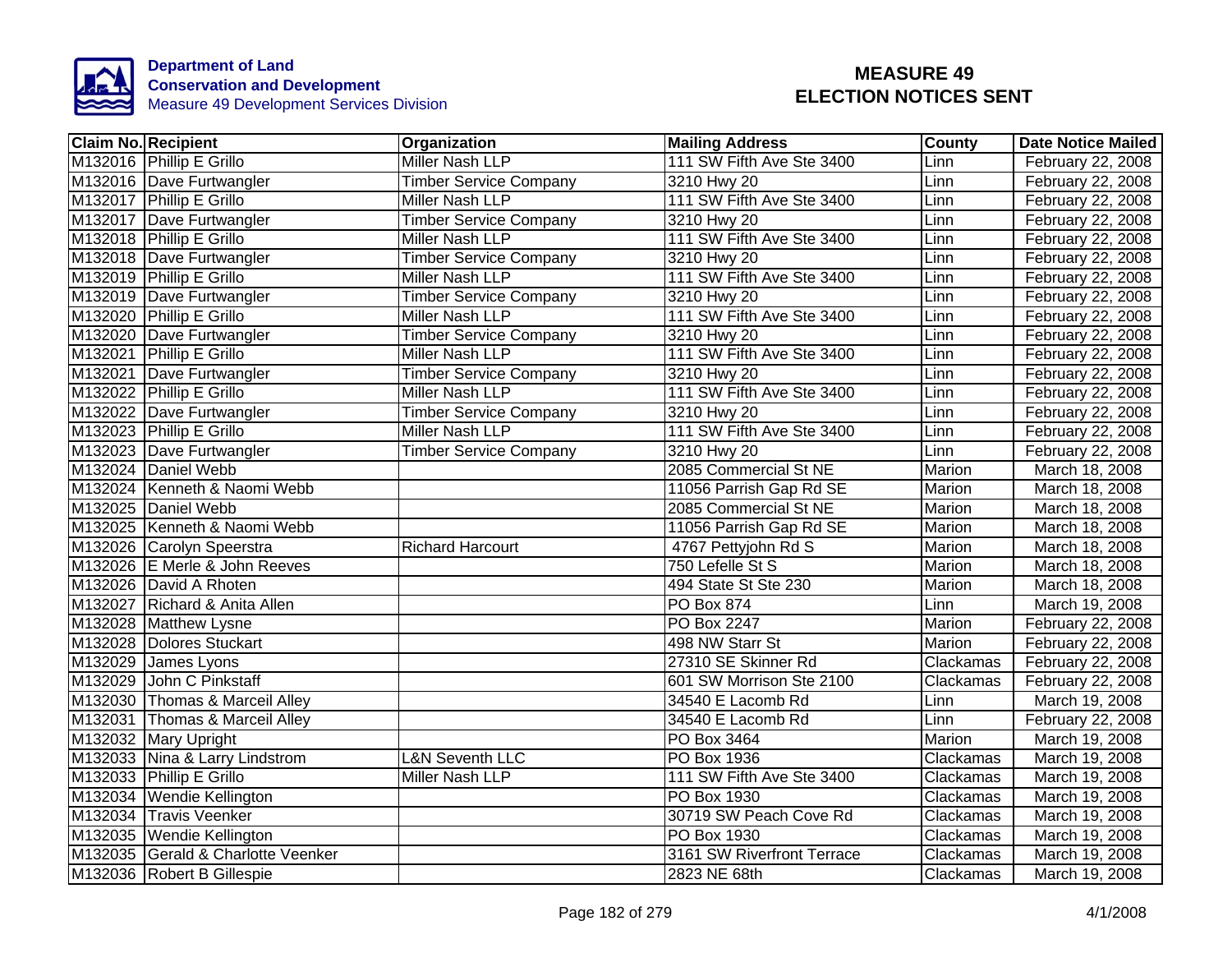**Department of Land Conservation and Development**
Measure 49 Development Services Division

# MEASURE 49
# ELECTION NOTICES SENT

| Claim No. | Recipient | Organization | Mailing Address | County | Date Notice Mailed |
|---|---|---|---|---|---|
| M132016 | Phillip E Grillo | Miller Nash LLP | 111 SW Fifth Ave Ste 3400 | Linn | February 22, 2008 |
| M132016 | Dave Furtwangler | Timber Service Company | 3210 Hwy 20 | Linn | February 22, 2008 |
| M132017 | Phillip E Grillo | Miller Nash LLP | 111 SW Fifth Ave Ste 3400 | Linn | February 22, 2008 |
| M132017 | Dave Furtwangler | Timber Service Company | 3210 Hwy 20 | Linn | February 22, 2008 |
| M132018 | Phillip E Grillo | Miller Nash LLP | 111 SW Fifth Ave Ste 3400 | Linn | February 22, 2008 |
| M132018 | Dave Furtwangler | Timber Service Company | 3210 Hwy 20 | Linn | February 22, 2008 |
| M132019 | Phillip E Grillo | Miller Nash LLP | 111 SW Fifth Ave Ste 3400 | Linn | February 22, 2008 |
| M132019 | Dave Furtwangler | Timber Service Company | 3210 Hwy 20 | Linn | February 22, 2008 |
| M132020 | Phillip E Grillo | Miller Nash LLP | 111 SW Fifth Ave Ste 3400 | Linn | February 22, 2008 |
| M132020 | Dave Furtwangler | Timber Service Company | 3210 Hwy 20 | Linn | February 22, 2008 |
| M132021 | Phillip E Grillo | Miller Nash LLP | 111 SW Fifth Ave Ste 3400 | Linn | February 22, 2008 |
| M132021 | Dave Furtwangler | Timber Service Company | 3210 Hwy 20 | Linn | February 22, 2008 |
| M132022 | Phillip E Grillo | Miller Nash LLP | 111 SW Fifth Ave Ste 3400 | Linn | February 22, 2008 |
| M132022 | Dave Furtwangler | Timber Service Company | 3210 Hwy 20 | Linn | February 22, 2008 |
| M132023 | Phillip E Grillo | Miller Nash LLP | 111 SW Fifth Ave Ste 3400 | Linn | February 22, 2008 |
| M132023 | Dave Furtwangler | Timber Service Company | 3210 Hwy 20 | Linn | February 22, 2008 |
| M132024 | Daniel Webb | | 2085 Commercial St NE | Marion | March 18, 2008 |
| M132024 | Kenneth & Naomi Webb | | 11056 Parrish Gap Rd SE | Marion | March 18, 2008 |
| M132025 | Daniel Webb | | 2085 Commercial St NE | Marion | March 18, 2008 |
| M132025 | Kenneth & Naomi Webb | | 11056 Parrish Gap Rd SE | Marion | March 18, 2008 |
| M132026 | Carolyn Speerstra | Richard Harcourt | 4767 Pettyjohn Rd S | Marion | March 18, 2008 |
| M132026 | E Merle & John Reeves | | 750 Lefelle St S | Marion | March 18, 2008 |
| M132026 | David A Rhoten | | 494 State St Ste 230 | Marion | March 18, 2008 |
| M132027 | Richard & Anita Allen | | PO Box 874 | Linn | March 19, 2008 |
| M132028 | Matthew Lysne | | PO Box 2247 | Marion | February 22, 2008 |
| M132028 | Dolores Stuckart | | 498 NW Starr St | Marion | February 22, 2008 |
| M132029 | James Lyons | | 27310 SE Skinner Rd | Clackamas | February 22, 2008 |
| M132029 | John C Pinkstaff | | 601 SW Morrison Ste 2100 | Clackamas | February 22, 2008 |
| M132030 | Thomas & Marceil Alley | | 34540 E Lacomb Rd | Linn | March 19, 2008 |
| M132031 | Thomas & Marceil Alley | | 34540 E Lacomb Rd | Linn | February 22, 2008 |
| M132032 | Mary Upright | | PO Box 3464 | Marion | March 19, 2008 |
| M132033 | Nina & Larry Lindstrom | L&N Seventh LLC | PO Box 1936 | Clackamas | March 19, 2008 |
| M132033 | Phillip E Grillo | Miller Nash LLP | 111 SW Fifth Ave Ste 3400 | Clackamas | March 19, 2008 |
| M132034 | Wendie Kellington | | PO Box 1930 | Clackamas | March 19, 2008 |
| M132034 | Travis Veenker | | 30719 SW Peach Cove Rd | Clackamas | March 19, 2008 |
| M132035 | Wendie Kellington | | PO Box 1930 | Clackamas | March 19, 2008 |
| M132035 | Gerald & Charlotte Veenker | | 3161 SW Riverfront Terrace | Clackamas | March 19, 2008 |
| M132036 | Robert B Gillespie | | 2823 NE 68th | Clackamas | March 19, 2008 |

4/1/2008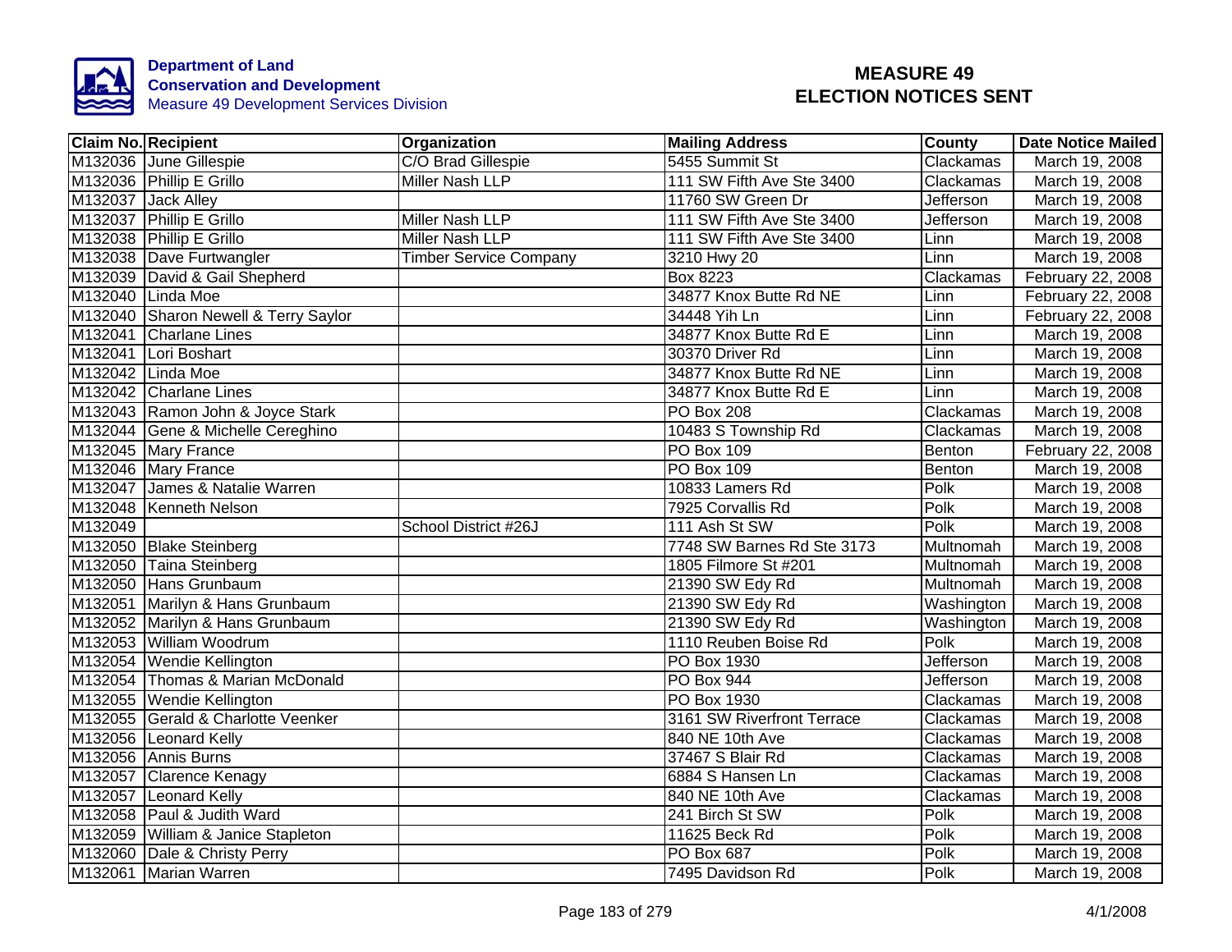**Department of Land Conservation and Development**
Measure 49 Development Services Division

# MEASURE 49 ELECTION NOTICES SENT

| Claim No. | Recipient | Organization | Mailing Address | County | Date Notice Mailed |
|---|---|---|---|---|---|
| M132036 | June Gillespie | C/O Brad Gillespie | 5455 Summit St | Clackamas | March 19, 2008 |
| M132036 | Phillip E Grillo | Miller Nash LLP | 111 SW Fifth Ave Ste 3400 | Clackamas | March 19, 2008 |
| M132037 | Jack Alley | | 11760 SW Green Dr | Jefferson | March 19, 2008 |
| M132037 | Phillip E Grillo | Miller Nash LLP | 111 SW Fifth Ave Ste 3400 | Jefferson | March 19, 2008 |
| M132038 | Phillip E Grillo | Miller Nash LLP | 111 SW Fifth Ave Ste 3400 | Linn | March 19, 2008 |
| M132038 | Dave Furtwangler | Timber Service Company | 3210 Hwy 20 | Linn | March 19, 2008 |
| M132039 | David & Gail Shepherd | | Box 8223 | Clackamas | February 22, 2008 |
| M132040 | Linda Moe | | 34877 Knox Butte Rd NE | Linn | February 22, 2008 |
| M132040 | Sharon Newell & Terry Saylor | | 34448 Yih Ln | Linn | February 22, 2008 |
| M132041 | Charlane Lines | | 34877 Knox Butte Rd E | Linn | March 19, 2008 |
| M132041 | Lori Boshart | | 30370 Driver Rd | Linn | March 19, 2008 |
| M132042 | Linda Moe | | 34877 Knox Butte Rd NE | Linn | March 19, 2008 |
| M132042 | Charlane Lines | | 34877 Knox Butte Rd E | Linn | March 19, 2008 |
| M132043 | Ramon John & Joyce Stark | | PO Box 208 | Clackamas | March 19, 2008 |
| M132044 | Gene & Michelle Cereghino | | 10483 S Township Rd | Clackamas | March 19, 2008 |
| M132045 | Mary France | | PO Box 109 | Benton | February 22, 2008 |
| M132046 | Mary France | | PO Box 109 | Benton | March 19, 2008 |
| M132047 | James & Natalie Warren | | 10833 Lamers Rd | Polk | March 19, 2008 |
| M132048 | Kenneth Nelson | | 7925 Corvallis Rd | Polk | March 19, 2008 |
| M132049 | | School District #26J | 111 Ash St SW | Polk | March 19, 2008 |
| M132050 | Blake Steinberg | | 7748 SW Barnes Rd Ste 3173 | Multnomah | March 19, 2008 |
| M132050 | Taina Steinberg | | 1805 Filmore St #201 | Multnomah | March 19, 2008 |
| M132050 | Hans Grunbaum | | 21390 SW Edy Rd | Multnomah | March 19, 2008 |
| M132051 | Marilyn & Hans Grunbaum | | 21390 SW Edy Rd | Washington | March 19, 2008 |
| M132052 | Marilyn & Hans Grunbaum | | 21390 SW Edy Rd | Washington | March 19, 2008 |
| M132053 | William Woodrum | | 1110 Reuben Boise Rd | Polk | March 19, 2008 |
| M132054 | Wendie Kellington | | PO Box 1930 | Jefferson | March 19, 2008 |
| M132054 | Thomas & Marian McDonald | | PO Box 944 | Jefferson | March 19, 2008 |
| M132055 | Wendie Kellington | | PO Box 1930 | Clackamas | March 19, 2008 |
| M132055 | Gerald & Charlotte Veenker | | 3161 SW Riverfront Terrace | Clackamas | March 19, 2008 |
| M132056 | Leonard Kelly | | 840 NE 10th Ave | Clackamas | March 19, 2008 |
| M132056 | Annis Burns | | 37467 S Blair Rd | Clackamas | March 19, 2008 |
| M132057 | Clarence Kenagy | | 6884 S Hansen Ln | Clackamas | March 19, 2008 |
| M132057 | Leonard Kelly | | 840 NE 10th Ave | Clackamas | March 19, 2008 |
| M132058 | Paul & Judith Ward | | 241 Birch St SW | Polk | March 19, 2008 |
| M132059 | William & Janice Stapleton | | 11625 Beck Rd | Polk | March 19, 2008 |
| M132060 | Dale & Christy Perry | | PO Box 687 | Polk | March 19, 2008 |
| M132061 | Marian Warren | | 7495 Davidson Rd | Polk | March 19, 2008 |

4/1/2008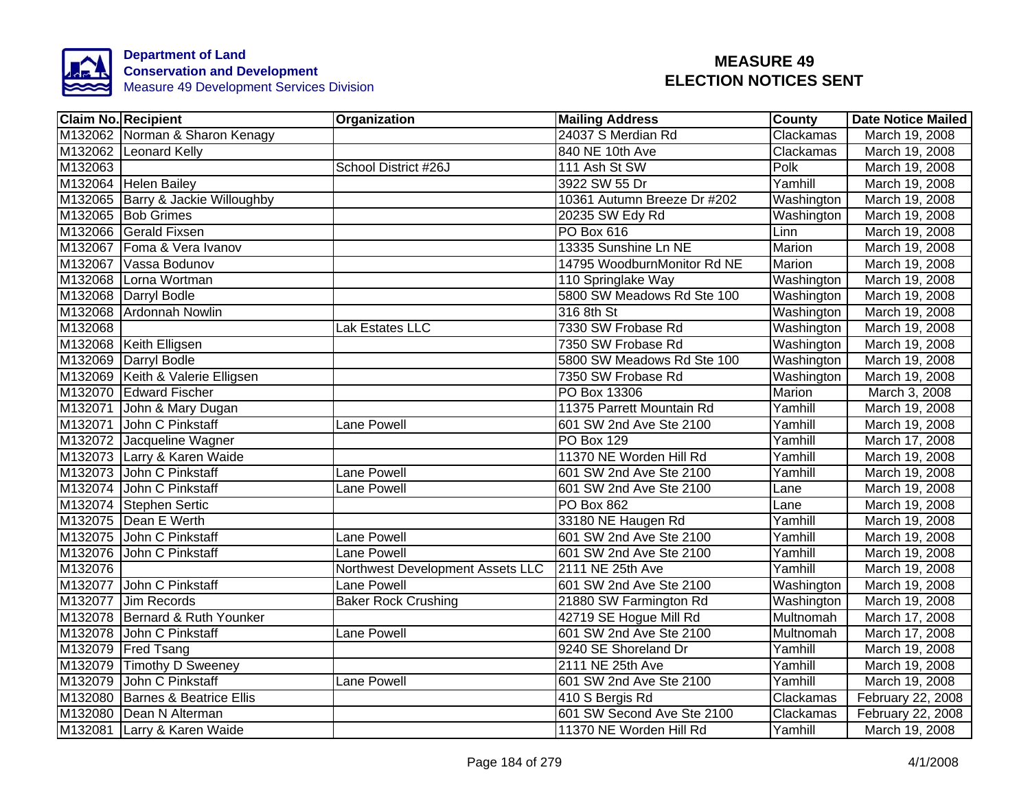Department of Land Conservation and Development
Measure 49 Development Services Division

# MEASURE 49 ELECTION NOTICES SENT

| Claim No. | Recipient | Organization | Mailing Address | County | Date Notice Mailed |
|---|---|---|---|---|---|
| M132062 | Norman & Sharon Kenagy | | 24037 S Merdian Rd | Clackamas | March 19, 2008 |
| M132062 | Leonard Kelly | | 840 NE 10th Ave | Clackamas | March 19, 2008 |
| M132063 | | School District #26J | 111 Ash St SW | Polk | March 19, 2008 |
| M132064 | Helen Bailey | | 3922 SW 55 Dr | Yamhill | March 19, 2008 |
| M132065 | Barry & Jackie Willoughby | | 10361 Autumn Breeze Dr #202 | Washington | March 19, 2008 |
| M132065 | Bob Grimes | | 20235 SW Edy Rd | Washington | March 19, 2008 |
| M132066 | Gerald Fixsen | | PO Box 616 | Linn | March 19, 2008 |
| M132067 | Foma & Vera Ivanov | | 13335 Sunshine Ln NE | Marion | March 19, 2008 |
| M132067 | Vassa Bodunov | | 14795 WoodburnMonitor Rd NE | Marion | March 19, 2008 |
| M132068 | Lorna Wortman | | 110 Springlake Way | Washington | March 19, 2008 |
| M132068 | Darryl Bodle | | 5800 SW Meadows Rd Ste 100 | Washington | March 19, 2008 |
| M132068 | Ardonnah Nowlin | | 316 8th St | Washington | March 19, 2008 |
| M132068 | | Lak Estates LLC | 7330 SW Frobase Rd | Washington | March 19, 2008 |
| M132068 | Keith Elligsen | | 7350 SW Frobase Rd | Washington | March 19, 2008 |
| M132069 | Darryl Bodle | | 5800 SW Meadows Rd Ste 100 | Washington | March 19, 2008 |
| M132069 | Keith & Valerie Elligsen | | 7350 SW Frobase Rd | Washington | March 19, 2008 |
| M132070 | Edward Fischer | | PO Box 13306 | Marion | March 3, 2008 |
| M132071 | John & Mary Dugan | | 11375 Parrett Mountain Rd | Yamhill | March 19, 2008 |
| M132071 | John C Pinkstaff | Lane Powell | 601 SW 2nd Ave Ste 2100 | Yamhill | March 19, 2008 |
| M132072 | Jacqueline Wagner | | PO Box 129 | Yamhill | March 17, 2008 |
| M132073 | Larry & Karen Waide | | 11370 NE Worden Hill Rd | Yamhill | March 19, 2008 |
| M132073 | John C Pinkstaff | Lane Powell | 601 SW 2nd Ave Ste 2100 | Yamhill | March 19, 2008 |
| M132074 | John C Pinkstaff | Lane Powell | 601 SW 2nd Ave Ste 2100 | Lane | March 19, 2008 |
| M132074 | Stephen Sertic | | PO Box 862 | Lane | March 19, 2008 |
| M132075 | Dean E Werth | | 33180 NE Haugen Rd | Yamhill | March 19, 2008 |
| M132075 | John C Pinkstaff | Lane Powell | 601 SW 2nd Ave Ste 2100 | Yamhill | March 19, 2008 |
| M132076 | John C Pinkstaff | Lane Powell | 601 SW 2nd Ave Ste 2100 | Yamhill | March 19, 2008 |
| M132076 | | Northwest Development Assets LLC | 2111 NE 25th Ave | Yamhill | March 19, 2008 |
| M132077 | John C Pinkstaff | Lane Powell | 601 SW 2nd Ave Ste 2100 | Washington | March 19, 2008 |
| M132077 | Jim Records | Baker Rock Crushing | 21880 SW Farmington Rd | Washington | March 19, 2008 |
| M132078 | Bernard & Ruth Younker | | 42719 SE Hogue Mill Rd | Multnomah | March 17, 2008 |
| M132078 | John C Pinkstaff | Lane Powell | 601 SW 2nd Ave Ste 2100 | Multnomah | March 17, 2008 |
| M132079 | Fred Tsang | | 9240 SE Shoreland Dr | Yamhill | March 19, 2008 |
| M132079 | Timothy D Sweeney | | 2111 NE 25th Ave | Yamhill | March 19, 2008 |
| M132079 | John C Pinkstaff | Lane Powell | 601 SW 2nd Ave Ste 2100 | Yamhill | March 19, 2008 |
| M132080 | Barnes & Beatrice Ellis | | 410 S Bergis Rd | Clackamas | February 22, 2008 |
| M132080 | Dean N Alterman | | 601 SW Second Ave Ste 2100 | Clackamas | February 22, 2008 |
| M132081 | Larry & Karen Waide | | 11370 NE Worden Hill Rd | Yamhill | March 19, 2008 |

4/1/2008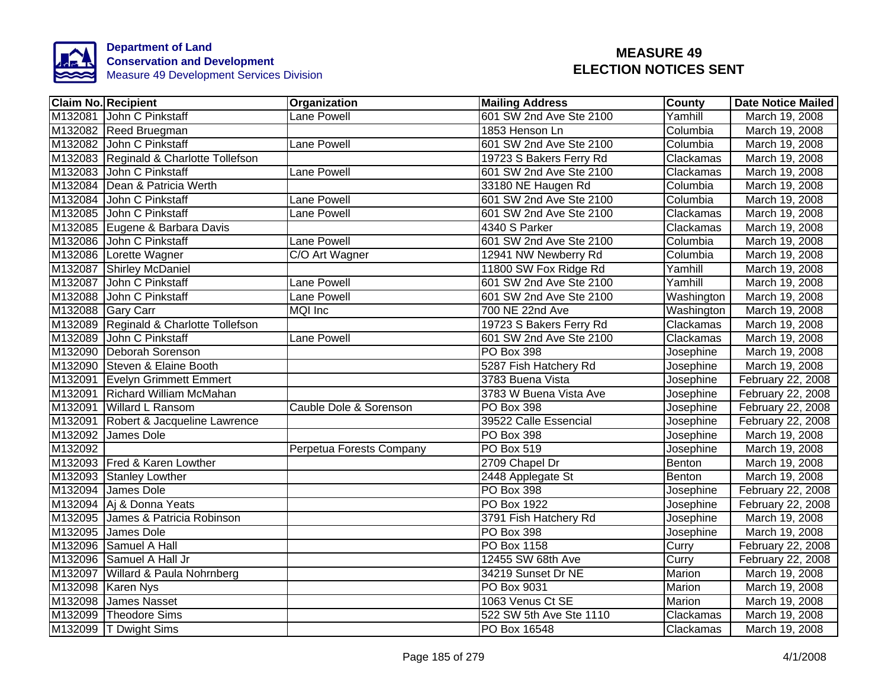Department of Land Conservation and Development
Measure 49 Development Services Division

# MEASURE 49 ELECTION NOTICES SENT

| Claim No. | Recipient | Organization | Mailing Address | County | Date Notice Mailed |
|---|---|---|---|---|---|
| M132081 | John C Pinkstaff | Lane Powell | 601 SW 2nd Ave Ste 2100 | Yamhill | March 19, 2008 |
| M132082 | Reed Bruegman | | 1853 Henson Ln | Columbia | March 19, 2008 |
| M132082 | John C Pinkstaff | Lane Powell | 601 SW 2nd Ave Ste 2100 | Columbia | March 19, 2008 |
| M132083 | Reginald & Charlotte Tollefson | | 19723 S Bakers Ferry Rd | Clackamas | March 19, 2008 |
| M132083 | John C Pinkstaff | Lane Powell | 601 SW 2nd Ave Ste 2100 | Clackamas | March 19, 2008 |
| M132084 | Dean & Patricia Werth | | 33180 NE Haugen Rd | Columbia | March 19, 2008 |
| M132084 | John C Pinkstaff | Lane Powell | 601 SW 2nd Ave Ste 2100 | Columbia | March 19, 2008 |
| M132085 | John C Pinkstaff | Lane Powell | 601 SW 2nd Ave Ste 2100 | Clackamas | March 19, 2008 |
| M132085 | Eugene & Barbara Davis | | 4340 S Parker | Clackamas | March 19, 2008 |
| M132086 | John C Pinkstaff | Lane Powell | 601 SW 2nd Ave Ste 2100 | Columbia | March 19, 2008 |
| M132086 | Lorette Wagner | C/O Art Wagner | 12941 NW Newberry Rd | Columbia | March 19, 2008 |
| M132087 | Shirley McDaniel | | 11800 SW Fox Ridge Rd | Yamhill | March 19, 2008 |
| M132087 | John C Pinkstaff | Lane Powell | 601 SW 2nd Ave Ste 2100 | Yamhill | March 19, 2008 |
| M132088 | John C Pinkstaff | Lane Powell | 601 SW 2nd Ave Ste 2100 | Washington | March 19, 2008 |
| M132088 | Gary Carr | MQI Inc | 700 NE 22nd Ave | Washington | March 19, 2008 |
| M132089 | Reginald & Charlotte Tollefson | | 19723 S Bakers Ferry Rd | Clackamas | March 19, 2008 |
| M132089 | John C Pinkstaff | Lane Powell | 601 SW 2nd Ave Ste 2100 | Clackamas | March 19, 2008 |
| M132090 | Deborah Sorenson | | PO Box 398 | Josephine | March 19, 2008 |
| M132090 | Steven & Elaine Booth | | 5287 Fish Hatchery Rd | Josephine | March 19, 2008 |
| M132091 | Evelyn Grimmett Emmert | | 3783 Buena Vista | Josephine | February 22, 2008 |
| M132091 | Richard William McMahan | | 3783 W Buena Vista Ave | Josephine | February 22, 2008 |
| M132091 | Willard L Ransom | Cauble Dole & Sorenson | PO Box 398 | Josephine | February 22, 2008 |
| M132091 | Robert & Jacqueline Lawrence | | 39522 Calle Essencial | Josephine | February 22, 2008 |
| M132092 | James Dole | | PO Box 398 | Josephine | March 19, 2008 |
| M132092 | | Perpetua Forests Company | PO Box 519 | Josephine | March 19, 2008 |
| M132093 | Fred & Karen Lowther | | 2709 Chapel Dr | Benton | March 19, 2008 |
| M132093 | Stanley Lowther | | 2448 Applegate St | Benton | March 19, 2008 |
| M132094 | James Dole | | PO Box 398 | Josephine | February 22, 2008 |
| M132094 | Aj & Donna Yeats | | PO Box 1922 | Josephine | February 22, 2008 |
| M132095 | James & Patricia Robinson | | 3791 Fish Hatchery Rd | Josephine | March 19, 2008 |
| M132095 | James Dole | | PO Box 398 | Josephine | March 19, 2008 |
| M132096 | Samuel A Hall | | PO Box 1158 | Curry | February 22, 2008 |
| M132096 | Samuel A Hall Jr | | 12455 SW 68th Ave | Curry | February 22, 2008 |
| M132097 | Willard & Paula Nohrnberg | | 34219 Sunset Dr NE | Marion | March 19, 2008 |
| M132098 | Karen Nys | | PO Box 9031 | Marion | March 19, 2008 |
| M132098 | James Nasset | | 1063 Venus Ct SE | Marion | March 19, 2008 |
| M132099 | Theodore Sims | | 522 SW 5th Ave Ste 1110 | Clackamas | March 19, 2008 |
| M132099 | T Dwight Sims | | PO Box 16548 | Clackamas | March 19, 2008 |

4/1/2008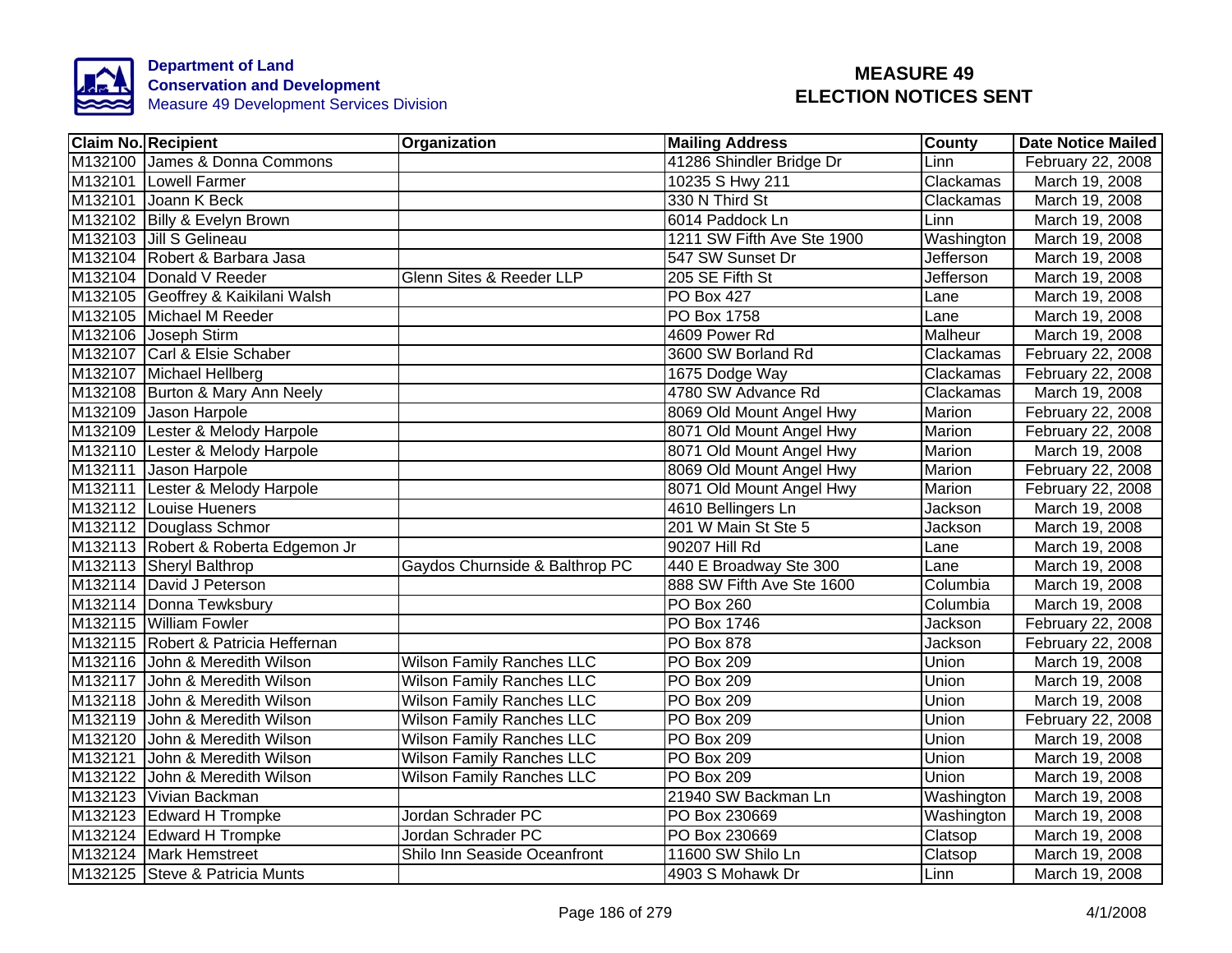**Department of Land Conservation and Development**
Measure 49 Development Services Division

# MEASURE 49 ELECTION NOTICES SENT

| Claim No. | Recipient | Organization | Mailing Address | County | Date Notice Mailed |
|---|---|---|---|---|---|
| M132100 | James & Donna Commons | | 41286 Shindler Bridge Dr | Linn | February 22, 2008 |
| M132101 | Lowell Farmer | | 10235 S Hwy 211 | Clackamas | March 19, 2008 |
| M132101 | Joann K Beck | | 330 N Third St | Clackamas | March 19, 2008 |
| M132102 | Billy & Evelyn Brown | | 6014 Paddock Ln | Linn | March 19, 2008 |
| M132103 | Jill S Gelineau | | 1211 SW Fifth Ave Ste 1900 | Washington | March 19, 2008 |
| M132104 | Robert & Barbara Jasa | | 547 SW Sunset Dr | Jefferson | March 19, 2008 |
| M132104 | Donald V Reeder | Glenn Sites & Reeder LLP | 205 SE Fifth St | Jefferson | March 19, 2008 |
| M132105 | Geoffrey & Kaikilani Walsh | | PO Box 427 | Lane | March 19, 2008 |
| M132105 | Michael M Reeder | | PO Box 1758 | Lane | March 19, 2008 |
| M132106 | Joseph Stirm | | 4609 Power Rd | Malheur | March 19, 2008 |
| M132107 | Carl & Elsie Schaber | | 3600 SW Borland Rd | Clackamas | February 22, 2008 |
| M132107 | Michael Hellberg | | 1675 Dodge Way | Clackamas | February 22, 2008 |
| M132108 | Burton & Mary Ann Neely | | 4780 SW Advance Rd | Clackamas | March 19, 2008 |
| M132109 | Jason Harpole | | 8069 Old Mount Angel Hwy | Marion | February 22, 2008 |
| M132109 | Lester & Melody Harpole | | 8071 Old Mount Angel Hwy | Marion | February 22, 2008 |
| M132110 | Lester & Melody Harpole | | 8071 Old Mount Angel Hwy | Marion | March 19, 2008 |
| M132111 | Jason Harpole | | 8069 Old Mount Angel Hwy | Marion | February 22, 2008 |
| M132111 | Lester & Melody Harpole | | 8071 Old Mount Angel Hwy | Marion | February 22, 2008 |
| M132112 | Louise Hueners | | 4610 Bellingers Ln | Jackson | March 19, 2008 |
| M132112 | Douglass Schmor | | 201 W Main St Ste 5 | Jackson | March 19, 2008 |
| M132113 | Robert & Roberta Edgemon Jr | | 90207 Hill Rd | Lane | March 19, 2008 |
| M132113 | Sheryl Balthrop | Gaydos Churnside & Balthrop PC | 440 E Broadway Ste 300 | Lane | March 19, 2008 |
| M132114 | David J Peterson | | 888 SW Fifth Ave Ste 1600 | Columbia | March 19, 2008 |
| M132114 | Donna Tewksbury | | PO Box 260 | Columbia | March 19, 2008 |
| M132115 | William Fowler | | PO Box 1746 | Jackson | February 22, 2008 |
| M132115 | Robert & Patricia Heffernan | | PO Box 878 | Jackson | February 22, 2008 |
| M132116 | John & Meredith Wilson | Wilson Family Ranches LLC | PO Box 209 | Union | March 19, 2008 |
| M132117 | John & Meredith Wilson | Wilson Family Ranches LLC | PO Box 209 | Union | March 19, 2008 |
| M132118 | John & Meredith Wilson | Wilson Family Ranches LLC | PO Box 209 | Union | March 19, 2008 |
| M132119 | John & Meredith Wilson | Wilson Family Ranches LLC | PO Box 209 | Union | February 22, 2008 |
| M132120 | John & Meredith Wilson | Wilson Family Ranches LLC | PO Box 209 | Union | March 19, 2008 |
| M132121 | John & Meredith Wilson | Wilson Family Ranches LLC | PO Box 209 | Union | March 19, 2008 |
| M132122 | John & Meredith Wilson | Wilson Family Ranches LLC | PO Box 209 | Union | March 19, 2008 |
| M132123 | Vivian Backman | | 21940 SW Backman Ln | Washington | March 19, 2008 |
| M132123 | Edward H Trompke | Jordan Schrader PC | PO Box 230669 | Washington | March 19, 2008 |
| M132124 | Edward H Trompke | Jordan Schrader PC | PO Box 230669 | Clatsop | March 19, 2008 |
| M132124 | Mark Hemstreet | Shilo Inn Seaside Oceanfront | 11600 SW Shilo Ln | Clatsop | March 19, 2008 |
| M132125 | Steve & Patricia Munts | | 4903 S Mohawk Dr | Linn | March 19, 2008 |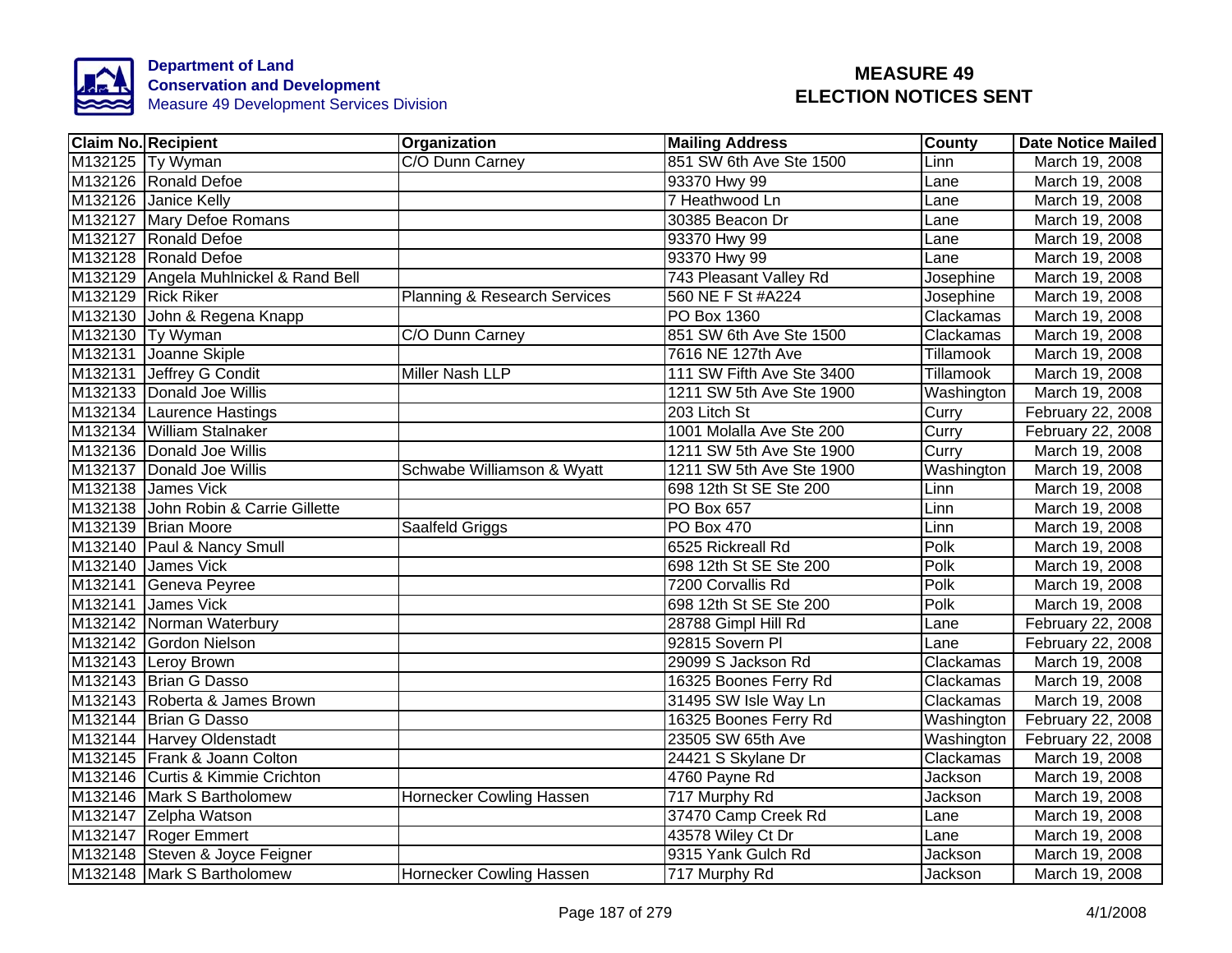Department of Land Conservation and Development
Measure 49 Development Services Division

# MEASURE 49 ELECTION NOTICES SENT

| Claim No. | Recipient | Organization | Mailing Address | County | Date Notice Mailed |
|---|---|---|---|---|---|
| M132125 | Ty Wyman | C/O Dunn Carney | 851 SW 6th Ave Ste 1500 | Linn | March 19, 2008 |
| M132126 | Ronald Defoe | | 93370 Hwy 99 | Lane | March 19, 2008 |
| M132126 | Janice Kelly | | 7 Heathwood Ln | Lane | March 19, 2008 |
| M132127 | Mary Defoe Romans | | 30385 Beacon Dr | Lane | March 19, 2008 |
| M132127 | Ronald Defoe | | 93370 Hwy 99 | Lane | March 19, 2008 |
| M132128 | Ronald Defoe | | 93370 Hwy 99 | Lane | March 19, 2008 |
| M132129 | Angela Muhlnickel & Rand Bell | | 743 Pleasant Valley Rd | Josephine | March 19, 2008 |
| M132129 | Rick Riker | Planning & Research Services | 560 NE F St #A224 | Josephine | March 19, 2008 |
| M132130 | John & Regena Knapp | | PO Box 1360 | Clackamas | March 19, 2008 |
| M132130 | Ty Wyman | C/O Dunn Carney | 851 SW 6th Ave Ste 1500 | Clackamas | March 19, 2008 |
| M132131 | Joanne Skiple | | 7616 NE 127th Ave | Tillamook | March 19, 2008 |
| M132131 | Jeffrey G Condit | Miller Nash LLP | 111 SW Fifth Ave Ste 3400 | Tillamook | March 19, 2008 |
| M132133 | Donald Joe Willis | | 1211 SW 5th Ave Ste 1900 | Washington | March 19, 2008 |
| M132134 | Laurence Hastings | | 203 Litch St | Curry | February 22, 2008 |
| M132134 | William Stalnaker | | 1001 Molalla Ave Ste 200 | Curry | February 22, 2008 |
| M132136 | Donald Joe Willis | | 1211 SW 5th Ave Ste 1900 | Curry | March 19, 2008 |
| M132137 | Donald Joe Willis | Schwabe Williamson & Wyatt | 1211 SW 5th Ave Ste 1900 | Washington | March 19, 2008 |
| M132138 | James Vick | | 698 12th St SE Ste 200 | Linn | March 19, 2008 |
| M132138 | John Robin & Carrie Gillette | | PO Box 657 | Linn | March 19, 2008 |
| M132139 | Brian Moore | Saalfeld Griggs | PO Box 470 | Linn | March 19, 2008 |
| M132140 | Paul & Nancy Smull | | 6525 Rickreall Rd | Polk | March 19, 2008 |
| M132140 | James Vick | | 698 12th St SE Ste 200 | Polk | March 19, 2008 |
| M132141 | Geneva Peyree | | 7200 Corvallis Rd | Polk | March 19, 2008 |
| M132141 | James Vick | | 698 12th St SE Ste 200 | Polk | March 19, 2008 |
| M132142 | Norman Waterbury | | 28788 Gimpl Hill Rd | Lane | February 22, 2008 |
| M132142 | Gordon Nielson | | 92815 Sovern Pl | Lane | February 22, 2008 |
| M132143 | Leroy Brown | | 29099 S Jackson Rd | Clackamas | March 19, 2008 |
| M132143 | Brian G Dasso | | 16325 Boones Ferry Rd | Clackamas | March 19, 2008 |
| M132143 | Roberta & James Brown | | 31495 SW Isle Way Ln | Clackamas | March 19, 2008 |
| M132144 | Brian G Dasso | | 16325 Boones Ferry Rd | Washington | February 22, 2008 |
| M132144 | Harvey Oldenstadt | | 23505 SW 65th Ave | Washington | February 22, 2008 |
| M132145 | Frank & Joann Colton | | 24421 S Skylane Dr | Clackamas | March 19, 2008 |
| M132146 | Curtis & Kimmie Crichton | | 4760 Payne Rd | Jackson | March 19, 2008 |
| M132146 | Mark S Bartholomew | Hornecker Cowling Hassen | 717 Murphy Rd | Jackson | March 19, 2008 |
| M132147 | Zelpha Watson | | 37470 Camp Creek Rd | Lane | March 19, 2008 |
| M132147 | Roger Emmert | | 43578 Wiley Ct Dr | Lane | March 19, 2008 |
| M132148 | Steven & Joyce Feigner | | 9315 Yank Gulch Rd | Jackson | March 19, 2008 |
| M132148 | Mark S Bartholomew | Hornecker Cowling Hassen | 717 Murphy Rd | Jackson | March 19, 2008 |

4/1/2008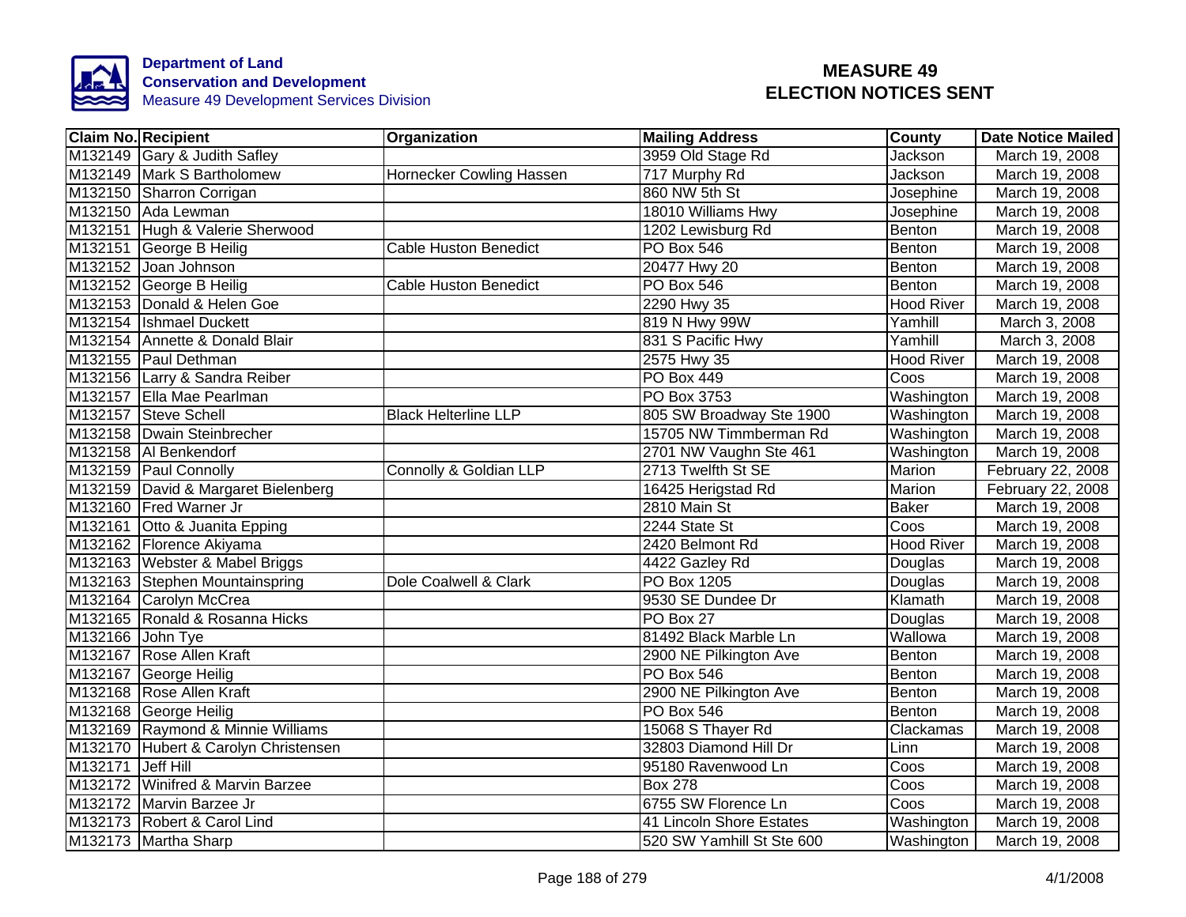**Department of Land Conservation and Development**
Measure 49 Development Services Division

# MEASURE 49
# ELECTION NOTICES SENT

| Claim No. | Recipient | Organization | Mailing Address | County | Date Notice Mailed |
|---|---|---|---|---|---|
| M132149 | Gary & Judith Safley | | 3959 Old Stage Rd | Jackson | March 19, 2008 |
| M132149 | Mark S Bartholomew | Hornecker Cowling Hassen | 717 Murphy Rd | Jackson | March 19, 2008 |
| M132150 | Sharron Corrigan | | 860 NW 5th St | Josephine | March 19, 2008 |
| M132150 | Ada Lewman | | 18010 Williams Hwy | Josephine | March 19, 2008 |
| M132151 | Hugh & Valerie Sherwood | | 1202 Lewisburg Rd | Benton | March 19, 2008 |
| M132151 | George B Heilig | Cable Huston Benedict | PO Box 546 | Benton | March 19, 2008 |
| M132152 | Joan Johnson | | 20477 Hwy 20 | Benton | March 19, 2008 |
| M132152 | George B Heilig | Cable Huston Benedict | PO Box 546 | Benton | March 19, 2008 |
| M132153 | Donald & Helen Goe | | 2290 Hwy 35 | Hood River | March 19, 2008 |
| M132154 | Ishmael Duckett | | 819 N Hwy 99W | Yamhill | March 3, 2008 |
| M132154 | Annette & Donald Blair | | 831 S Pacific Hwy | Yamhill | March 3, 2008 |
| M132155 | Paul Dethman | | 2575 Hwy 35 | Hood River | March 19, 2008 |
| M132156 | Larry & Sandra Reiber | | PO Box 449 | Coos | March 19, 2008 |
| M132157 | Ella Mae Pearlman | | PO Box 3753 | Washington | March 19, 2008 |
| M132157 | Steve Schell | Black Helterline LLP | 805 SW Broadway Ste 1900 | Washington | March 19, 2008 |
| M132158 | Dwain Steinbrecher | | 15705 NW Timmberman Rd | Washington | March 19, 2008 |
| M132158 | Al Benkendorf | | 2701 NW Vaughn Ste 461 | Washington | March 19, 2008 |
| M132159 | Paul Connolly | Connolly & Goldian LLP | 2713 Twelfth St SE | Marion | February 22, 2008 |
| M132159 | David & Margaret Bielenberg | | 16425 Herigstad Rd | Marion | February 22, 2008 |
| M132160 | Fred Warner Jr | | 2810 Main St | Baker | March 19, 2008 |
| M132161 | Otto & Juanita Epping | | 2244 State St | Coos | March 19, 2008 |
| M132162 | Florence Akiyama | | 2420 Belmont Rd | Hood River | March 19, 2008 |
| M132163 | Webster & Mabel Briggs | | 4422 Gazley Rd | Douglas | March 19, 2008 |
| M132163 | Stephen Mountainspring | Dole Coalwell & Clark | PO Box 1205 | Douglas | March 19, 2008 |
| M132164 | Carolyn McCrea | | 9530 SE Dundee Dr | Klamath | March 19, 2008 |
| M132165 | Ronald & Rosanna Hicks | | PO Box 27 | Douglas | March 19, 2008 |
| M132166 | John Tye | | 81492 Black Marble Ln | Wallowa | March 19, 2008 |
| M132167 | Rose Allen Kraft | | 2900 NE Pilkington Ave | Benton | March 19, 2008 |
| M132167 | George Heilig | | PO Box 546 | Benton | March 19, 2008 |
| M132168 | Rose Allen Kraft | | 2900 NE Pilkington Ave | Benton | March 19, 2008 |
| M132168 | George Heilig | | PO Box 546 | Benton | March 19, 2008 |
| M132169 | Raymond & Minnie Williams | | 15068 S Thayer Rd | Clackamas | March 19, 2008 |
| M132170 | Hubert & Carolyn Christensen | | 32803 Diamond Hill Dr | Linn | March 19, 2008 |
| M132171 | Jeff Hill | | 95180 Ravenwood Ln | Coos | March 19, 2008 |
| M132172 | Winifred & Marvin Barzee | | Box 278 | Coos | March 19, 2008 |
| M132172 | Marvin Barzee Jr | | 6755 SW Florence Ln | Coos | March 19, 2008 |
| M132173 | Robert & Carol Lind | | 41 Lincoln Shore Estates | Washington | March 19, 2008 |
| M132173 | Martha Sharp | | 520 SW Yamhill St Ste 600 | Washington | March 19, 2008 |

4/1/2008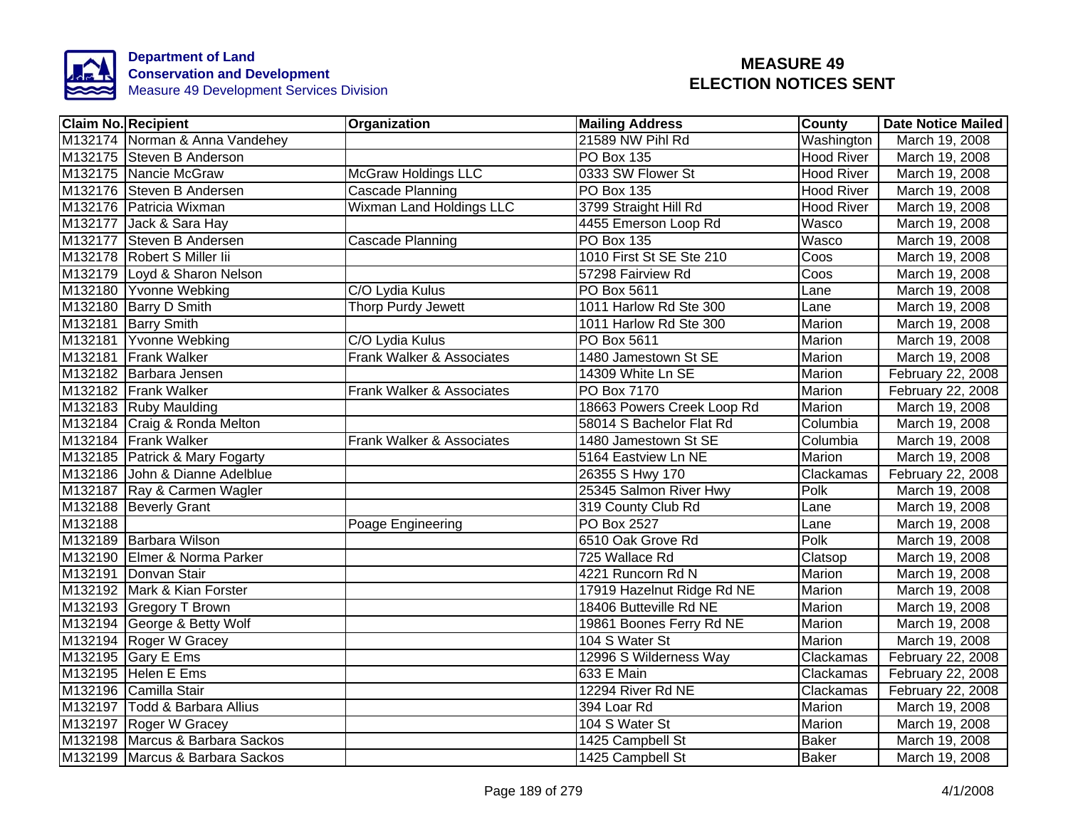**Department of Land Conservation and Development**
Measure 49 Development Services Division

# MEASURE 49
# ELECTION NOTICES SENT

| Claim No. | Recipient | Organization | Mailing Address | County | Date Notice Mailed |
|---|---|---|---|---|---|
| M132174 | Norman & Anna Vandehey | | 21589 NW Pihl Rd | Washington | March 19, 2008 |
| M132175 | Steven B Anderson | | PO Box 135 | Hood River | March 19, 2008 |
| M132175 | Nancie McGraw | McGraw Holdings LLC | 0333 SW Flower St | Hood River | March 19, 2008 |
| M132176 | Steven B Andersen | Cascade Planning | PO Box 135 | Hood River | March 19, 2008 |
| M132176 | Patricia Wixman | Wixman Land Holdings LLC | 3799 Straight Hill Rd | Hood River | March 19, 2008 |
| M132177 | Jack & Sara Hay | | 4455 Emerson Loop Rd | Wasco | March 19, 2008 |
| M132177 | Steven B Andersen | Cascade Planning | PO Box 135 | Wasco | March 19, 2008 |
| M132178 | Robert S Miller Iii | | 1010 First St SE Ste 210 | Coos | March 19, 2008 |
| M132179 | Loyd & Sharon Nelson | | 57298 Fairview Rd | Coos | March 19, 2008 |
| M132180 | Yvonne Webking | C/O Lydia Kulus | PO Box 5611 | Lane | March 19, 2008 |
| M132180 | Barry D Smith | Thorp Purdy Jewett | 1011 Harlow Rd Ste 300 | Lane | March 19, 2008 |
| M132181 | Barry Smith | | 1011 Harlow Rd Ste 300 | Marion | March 19, 2008 |
| M132181 | Yvonne Webking | C/O Lydia Kulus | PO Box 5611 | Marion | March 19, 2008 |
| M132181 | Frank Walker | Frank Walker & Associates | 1480 Jamestown St SE | Marion | March 19, 2008 |
| M132182 | Barbara Jensen | | 14309 White Ln SE | Marion | February 22, 2008 |
| M132182 | Frank Walker | Frank Walker & Associates | PO Box 7170 | Marion | February 22, 2008 |
| M132183 | Ruby Maulding | | 18663 Powers Creek Loop Rd | Marion | March 19, 2008 |
| M132184 | Craig & Ronda Melton | | 58014 S Bachelor Flat Rd | Columbia | March 19, 2008 |
| M132184 | Frank Walker | Frank Walker & Associates | 1480 Jamestown St SE | Columbia | March 19, 2008 |
| M132185 | Patrick & Mary Fogarty | | 5164 Eastview Ln NE | Marion | March 19, 2008 |
| M132186 | John & Dianne Adelblue | | 26355 S Hwy 170 | Clackamas | February 22, 2008 |
| M132187 | Ray & Carmen Wagler | | 25345 Salmon River Hwy | Polk | March 19, 2008 |
| M132188 | Beverly Grant | | 319 County Club Rd | Lane | March 19, 2008 |
| M132188 | | Poage Engineering | PO Box 2527 | Lane | March 19, 2008 |
| M132189 | Barbara Wilson | | 6510 Oak Grove Rd | Polk | March 19, 2008 |
| M132190 | Elmer & Norma Parker | | 725 Wallace Rd | Clatsop | March 19, 2008 |
| M132191 | Donvan Stair | | 4221 Runcorn Rd N | Marion | March 19, 2008 |
| M132192 | Mark & Kian Forster | | 17919 Hazelnut Ridge Rd NE | Marion | March 19, 2008 |
| M132193 | Gregory T Brown | | 18406 Butteville Rd NE | Marion | March 19, 2008 |
| M132194 | George & Betty Wolf | | 19861 Boones Ferry Rd NE | Marion | March 19, 2008 |
| M132194 | Roger W Gracey | | 104 S Water St | Marion | March 19, 2008 |
| M132195 | Gary E Ems | | 12996 S Wilderness Way | Clackamas | February 22, 2008 |
| M132195 | Helen E Ems | | 633 E Main | Clackamas | February 22, 2008 |
| M132196 | Camilla Stair | | 12294 River Rd NE | Clackamas | February 22, 2008 |
| M132197 | Todd & Barbara Allius | | 394 Loar Rd | Marion | March 19, 2008 |
| M132197 | Roger W Gracey | | 104 S Water St | Marion | March 19, 2008 |
| M132198 | Marcus & Barbara Sackos | | 1425 Campbell St | Baker | March 19, 2008 |
| M132199 | Marcus & Barbara Sackos | | 1425 Campbell St | Baker | March 19, 2008 |

4/1/2008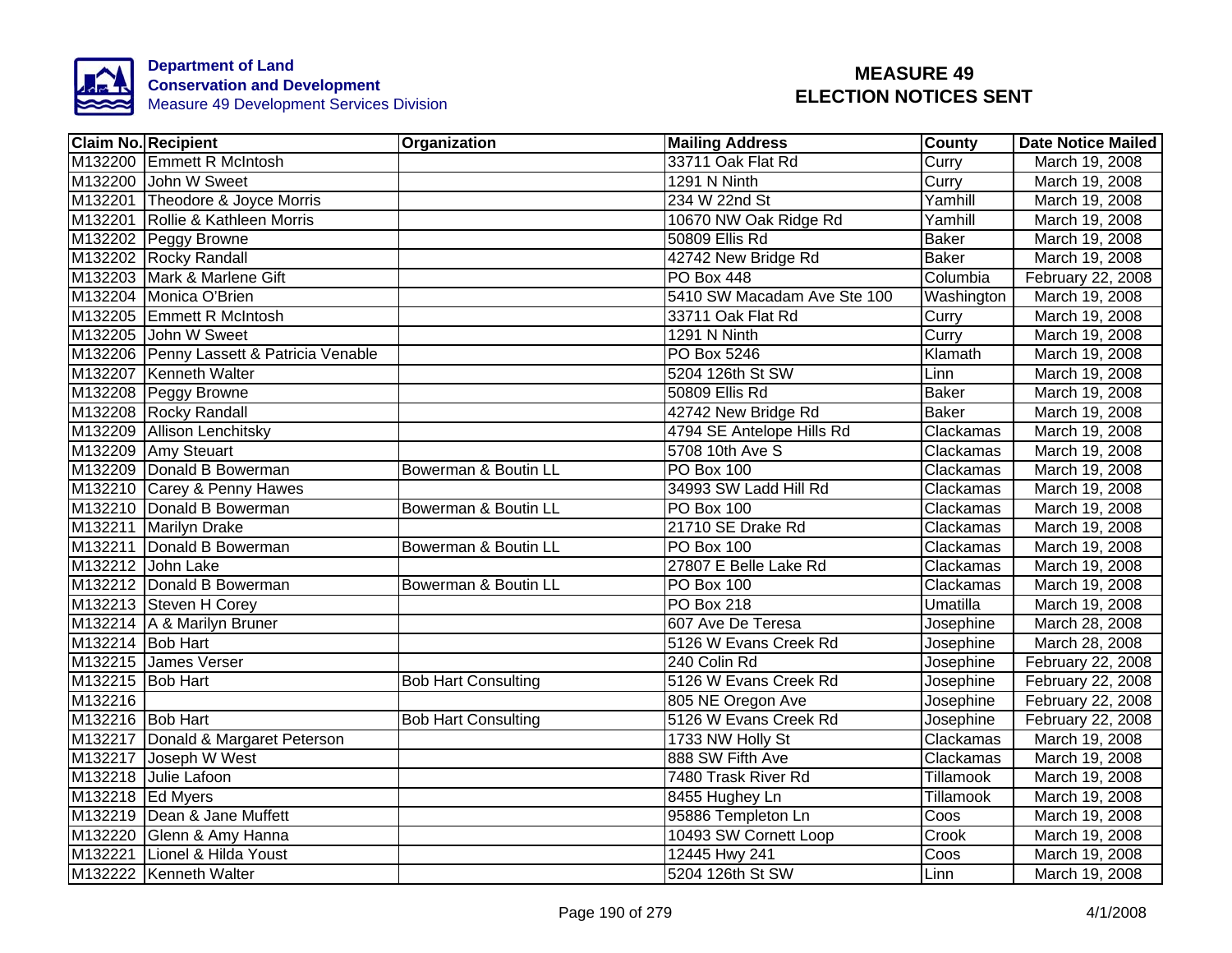**Department of Land Conservation and Development**
Measure 49 Development Services Division

# MEASURE 49 ELECTION NOTICES SENT

| Claim No. | Recipient | Organization | Mailing Address | County | Date Notice Mailed |
|---|---|---|---|---|---|
| M132200 | Emmett R McIntosh | | 33711 Oak Flat Rd | Curry | March 19, 2008 |
| M132200 | John W Sweet | | 1291 N Ninth | Curry | March 19, 2008 |
| M132201 | Theodore & Joyce Morris | | 234 W 22nd St | Yamhill | March 19, 2008 |
| M132201 | Rollie & Kathleen Morris | | 10670 NW Oak Ridge Rd | Yamhill | March 19, 2008 |
| M132202 | Peggy Browne | | 50809 Ellis Rd | Baker | March 19, 2008 |
| M132202 | Rocky Randall | | 42742 New Bridge Rd | Baker | March 19, 2008 |
| M132203 | Mark & Marlene Gift | | PO Box 448 | Columbia | February 22, 2008 |
| M132204 | Monica O'Brien | | 5410 SW Macadam Ave Ste 100 | Washington | March 19, 2008 |
| M132205 | Emmett R McIntosh | | 33711 Oak Flat Rd | Curry | March 19, 2008 |
| M132205 | John W Sweet | | 1291 N Ninth | Curry | March 19, 2008 |
| M132206 | Penny Lassett & Patricia Venable | | PO Box 5246 | Klamath | March 19, 2008 |
| M132207 | Kenneth Walter | | 5204 126th St SW | Linn | March 19, 2008 |
| M132208 | Peggy Browne | | 50809 Ellis Rd | Baker | March 19, 2008 |
| M132208 | Rocky Randall | | 42742 New Bridge Rd | Baker | March 19, 2008 |
| M132209 | Allison Lenchitsky | | 4794 SE Antelope Hills Rd | Clackamas | March 19, 2008 |
| M132209 | Amy Steuart | | 5708 10th Ave S | Clackamas | March 19, 2008 |
| M132209 | Donald B Bowerman | Bowerman & Boutin LL | PO Box 100 | Clackamas | March 19, 2008 |
| M132210 | Carey & Penny Hawes | | 34993 SW Ladd Hill Rd | Clackamas | March 19, 2008 |
| M132210 | Donald B Bowerman | Bowerman & Boutin LL | PO Box 100 | Clackamas | March 19, 2008 |
| M132211 | Marilyn Drake | | 21710 SE Drake Rd | Clackamas | March 19, 2008 |
| M132211 | Donald B Bowerman | Bowerman & Boutin LL | PO Box 100 | Clackamas | March 19, 2008 |
| M132212 | John Lake | | 27807 E Belle Lake Rd | Clackamas | March 19, 2008 |
| M132212 | Donald B Bowerman | Bowerman & Boutin LL | PO Box 100 | Clackamas | March 19, 2008 |
| M132213 | Steven H Corey | | PO Box 218 | Umatilla | March 19, 2008 |
| M132214 | A & Marilyn Bruner | | 607 Ave De Teresa | Josephine | March 28, 2008 |
| M132214 | Bob Hart | | 5126 W Evans Creek Rd | Josephine | March 28, 2008 |
| M132215 | James Verser | | 240 Colin Rd | Josephine | February 22, 2008 |
| M132215 | Bob Hart | Bob Hart Consulting | 5126 W Evans Creek Rd | Josephine | February 22, 2008 |
| M132216 | | | 805 NE Oregon Ave | Josephine | February 22, 2008 |
| M132216 | Bob Hart | Bob Hart Consulting | 5126 W Evans Creek Rd | Josephine | February 22, 2008 |
| M132217 | Donald & Margaret Peterson | | 1733 NW Holly St | Clackamas | March 19, 2008 |
| M132217 | Joseph W West | | 888 SW Fifth Ave | Clackamas | March 19, 2008 |
| M132218 | Julie Lafoon | | 7480 Trask River Rd | Tillamook | March 19, 2008 |
| M132218 | Ed Myers | | 8455 Hughey Ln | Tillamook | March 19, 2008 |
| M132219 | Dean & Jane Muffett | | 95886 Templeton Ln | Coos | March 19, 2008 |
| M132220 | Glenn & Amy Hanna | | 10493 SW Cornett Loop | Crook | March 19, 2008 |
| M132221 | Lionel & Hilda Youst | | 12445 Hwy 241 | Coos | March 19, 2008 |
| M132222 | Kenneth Walter | | 5204 126th St SW | Linn | March 19, 2008 |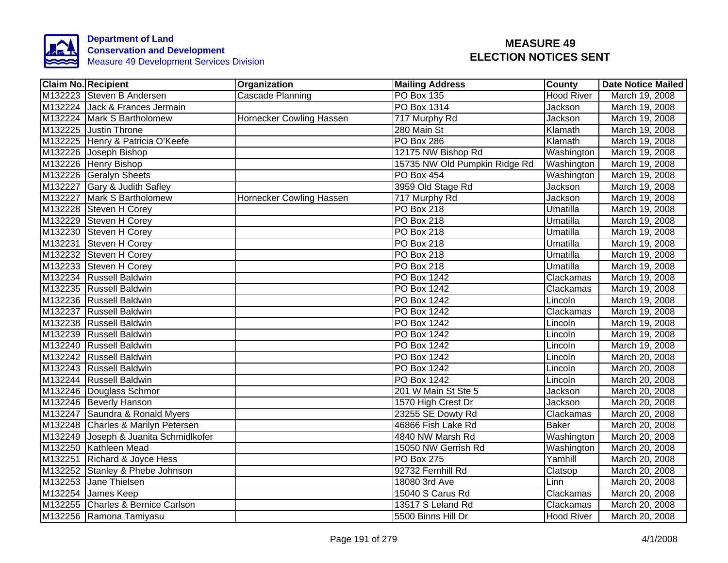Department of Land
Conservation and Development
Measure 49 Development Services Division

# MEASURE 49
# ELECTION NOTICES SENT

| Claim No. | Recipient | Organization | Mailing Address | County | Date Notice Mailed |
|---|---|---|---|---|---|
| M132223 | Steven B Andersen | Cascade Planning | PO Box 135 | Hood River | March 19, 2008 |
| M132224 | Jack & Frances Jermain | | PO Box 1314 | Jackson | March 19, 2008 |
| M132224 | Mark S Bartholomew | Hornecker Cowling Hassen | 717 Murphy Rd | Jackson | March 19, 2008 |
| M132225 | Justin Throne | | 280 Main St | Klamath | March 19, 2008 |
| M132225 | Henry & Patricia O'Keefe | | PO Box 286 | Klamath | March 19, 2008 |
| M132226 | Joseph Bishop | | 12175 NW Bishop Rd | Washington | March 19, 2008 |
| M132226 | Henry Bishop | | 15735 NW Old Pumpkin Ridge Rd | Washington | March 19, 2008 |
| M132226 | Geralyn Sheets | | PO Box 454 | Washington | March 19, 2008 |
| M132227 | Gary & Judith Safley | | 3959 Old Stage Rd | Jackson | March 19, 2008 |
| M132227 | Mark S Bartholomew | Hornecker Cowling Hassen | 717 Murphy Rd | Jackson | March 19, 2008 |
| M132228 | Steven H Corey | | PO Box 218 | Umatilla | March 19, 2008 |
| M132229 | Steven H Corey | | PO Box 218 | Umatilla | March 19, 2008 |
| M132230 | Steven H Corey | | PO Box 218 | Umatilla | March 19, 2008 |
| M132231 | Steven H Corey | | PO Box 218 | Umatilla | March 19, 2008 |
| M132232 | Steven H Corey | | PO Box 218 | Umatilla | March 19, 2008 |
| M132233 | Steven H Corey | | PO Box 218 | Umatilla | March 19, 2008 |
| M132234 | Russell Baldwin | | PO Box 1242 | Clackamas | March 19, 2008 |
| M132235 | Russell Baldwin | | PO Box 1242 | Clackamas | March 19, 2008 |
| M132236 | Russell Baldwin | | PO Box 1242 | Lincoln | March 19, 2008 |
| M132237 | Russell Baldwin | | PO Box 1242 | Clackamas | March 19, 2008 |
| M132238 | Russell Baldwin | | PO Box 1242 | Lincoln | March 19, 2008 |
| M132239 | Russell Baldwin | | PO Box 1242 | Lincoln | March 19, 2008 |
| M132240 | Russell Baldwin | | PO Box 1242 | Lincoln | March 19, 2008 |
| M132242 | Russell Baldwin | | PO Box 1242 | Lincoln | March 20, 2008 |
| M132243 | Russell Baldwin | | PO Box 1242 | Lincoln | March 20, 2008 |
| M132244 | Russell Baldwin | | PO Box 1242 | Lincoln | March 20, 2008 |
| M132246 | Douglass Schmor | | 201 W Main St Ste 5 | Jackson | March 20, 2008 |
| M132246 | Beverly Hanson | | 1570 High Crest Dr | Jackson | March 20, 2008 |
| M132247 | Saundra & Ronald Myers | | 23255 SE Dowty Rd | Clackamas | March 20, 2008 |
| M132248 | Charles & Marilyn Petersen | | 46866 Fish Lake Rd | Baker | March 20, 2008 |
| M132249 | Joseph & Juanita Schmidlkofer | | 4840 NW Marsh Rd | Washington | March 20, 2008 |
| M132250 | Kathleen Mead | | 15050 NW Gerrish Rd | Washington | March 20, 2008 |
| M132251 | Richard & Joyce Hess | | PO Box 275 | Yamhill | March 20, 2008 |
| M132252 | Stanley & Phebe Johnson | | 92732 Fernhill Rd | Clatsop | March 20, 2008 |
| M132253 | Jane Thielsen | | 18080 3rd Ave | Linn | March 20, 2008 |
| M132254 | James Keep | | 15040 S Carus Rd | Clackamas | March 20, 2008 |
| M132255 | Charles & Bernice Carlson | | 13517 S Leland Rd | Clackamas | March 20, 2008 |
| M132256 | Ramona Tamiyasu | | 5500 Binns Hill Dr | Hood River | March 20, 2008 |

4/1/2008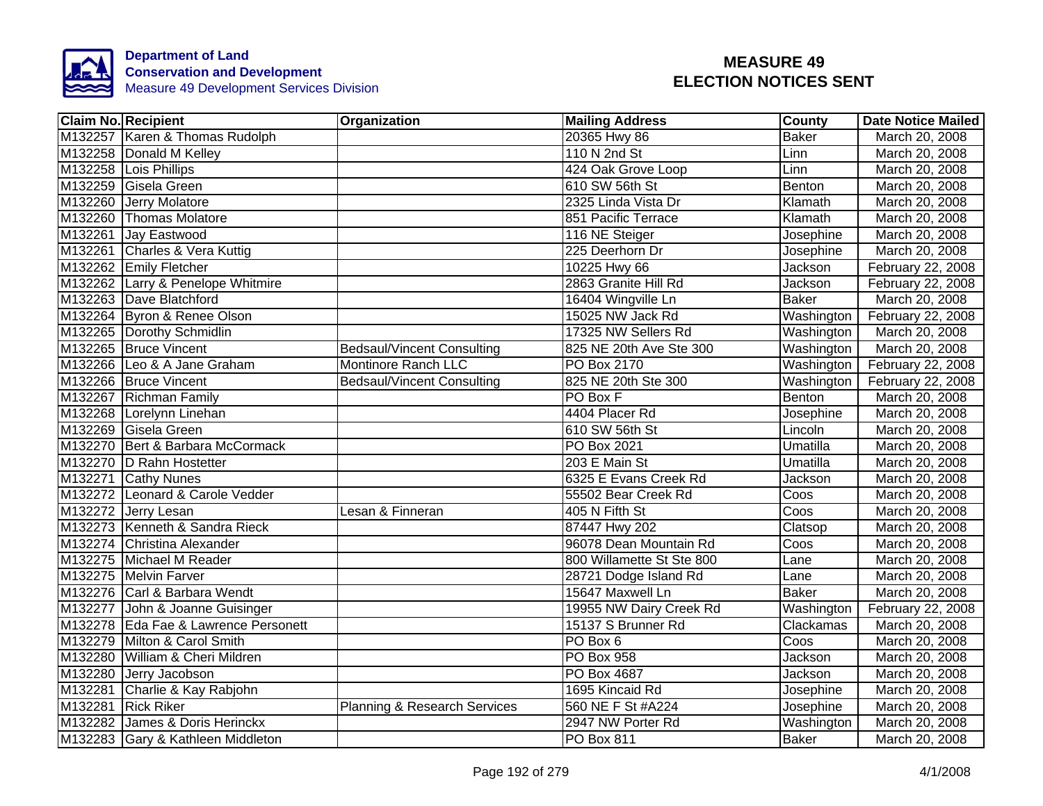**Department of Land Conservation and Development**
Measure 49 Development Services Division

# MEASURE 49 ELECTION NOTICES SENT

| Claim No. | Recipient | Organization | Mailing Address | County | Date Notice Mailed |
|---|---|---|---|---|---|
| M132257 | Karen & Thomas Rudolph | | 20365 Hwy 86 | Baker | March 20, 2008 |
| M132258 | Donald M Kelley | | 110 N 2nd St | Linn | March 20, 2008 |
| M132258 | Lois Phillips | | 424 Oak Grove Loop | Linn | March 20, 2008 |
| M132259 | Gisela Green | | 610 SW 56th St | Benton | March 20, 2008 |
| M132260 | Jerry Molatore | | 2325 Linda Vista Dr | Klamath | March 20, 2008 |
| M132260 | Thomas Molatore | | 851 Pacific Terrace | Klamath | March 20, 2008 |
| M132261 | Jay Eastwood | | 116 NE Steiger | Josephine | March 20, 2008 |
| M132261 | Charles & Vera Kuttig | | 225 Deerhorn Dr | Josephine | March 20, 2008 |
| M132262 | Emily Fletcher | | 10225 Hwy 66 | Jackson | February 22, 2008 |
| M132262 | Larry & Penelope Whitmire | | 2863 Granite Hill Rd | Jackson | February 22, 2008 |
| M132263 | Dave Blatchford | | 16404 Wingville Ln | Baker | March 20, 2008 |
| M132264 | Byron & Renee Olson | | 15025 NW Jack Rd | Washington | February 22, 2008 |
| M132265 | Dorothy Schmidlin | | 17325 NW Sellers Rd | Washington | March 20, 2008 |
| M132265 | Bruce Vincent | Bedsaul/Vincent Consulting | 825 NE 20th Ave Ste 300 | Washington | March 20, 2008 |
| M132266 | Leo & A Jane Graham | Montinore Ranch LLC | PO Box 2170 | Washington | February 22, 2008 |
| M132266 | Bruce Vincent | Bedsaul/Vincent Consulting | 825 NE 20th Ste 300 | Washington | February 22, 2008 |
| M132267 | Richman Family | | PO Box F | Benton | March 20, 2008 |
| M132268 | Lorelynn Linehan | | 4404 Placer Rd | Josephine | March 20, 2008 |
| M132269 | Gisela Green | | 610 SW 56th St | Lincoln | March 20, 2008 |
| M132270 | Bert & Barbara McCormack | | PO Box 2021 | Umatilla | March 20, 2008 |
| M132270 | D Rahn Hostetter | | 203 E Main St | Umatilla | March 20, 2008 |
| M132271 | Cathy Nunes | | 6325 E Evans Creek Rd | Jackson | March 20, 2008 |
| M132272 | Leonard & Carole Vedder | | 55502 Bear Creek Rd | Coos | March 20, 2008 |
| M132272 | Jerry Lesan | Lesan & Finneran | 405 N Fifth St | Coos | March 20, 2008 |
| M132273 | Kenneth & Sandra Rieck | | 87447 Hwy 202 | Clatsop | March 20, 2008 |
| M132274 | Christina Alexander | | 96078 Dean Mountain Rd | Coos | March 20, 2008 |
| M132275 | Michael M Reader | | 800 Willamette St Ste 800 | Lane | March 20, 2008 |
| M132275 | Melvin Farver | | 28721 Dodge Island Rd | Lane | March 20, 2008 |
| M132276 | Carl & Barbara Wendt | | 15647 Maxwell Ln | Baker | March 20, 2008 |
| M132277 | John & Joanne Guisinger | | 19955 NW Dairy Creek Rd | Washington | February 22, 2008 |
| M132278 | Eda Fae & Lawrence Personett | | 15137 S Brunner Rd | Clackamas | March 20, 2008 |
| M132279 | Milton & Carol Smith | | PO Box 6 | Coos | March 20, 2008 |
| M132280 | William & Cheri Mildren | | PO Box 958 | Jackson | March 20, 2008 |
| M132280 | Jerry Jacobson | | PO Box 4687 | Jackson | March 20, 2008 |
| M132281 | Charlie & Kay Rabjohn | | 1695 Kincaid Rd | Josephine | March 20, 2008 |
| M132281 | Rick Riker | Planning & Research Services | 560 NE F St #A224 | Josephine | March 20, 2008 |
| M132282 | James & Doris Herinckx | | 2947 NW Porter Rd | Washington | March 20, 2008 |
| M132283 | Gary & Kathleen Middleton | | PO Box 811 | Baker | March 20, 2008 |

4/1/2008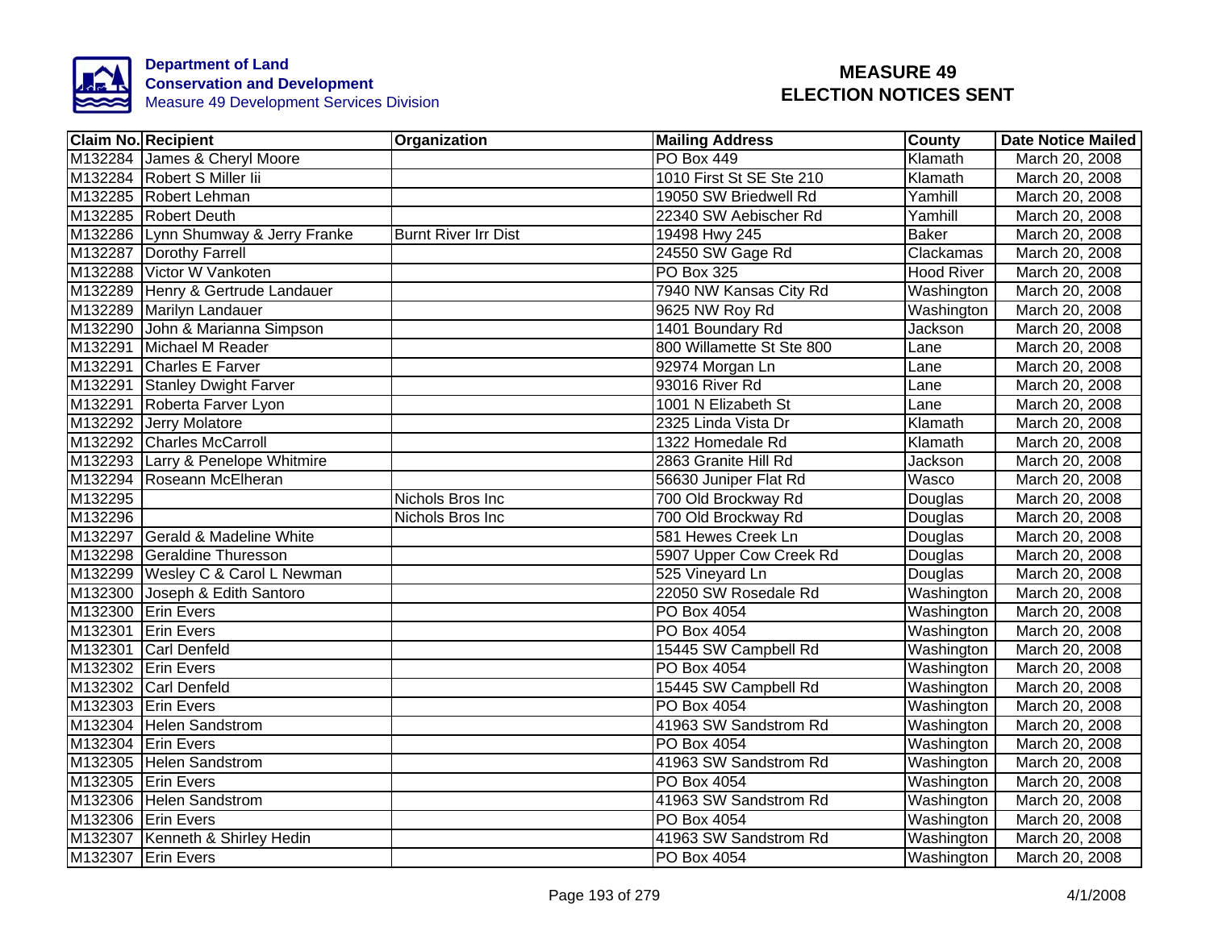Department of Land Conservation and Development
Measure 49 Development Services Division

# MEASURE 49 ELECTION NOTICES SENT

| Claim No. | Recipient | Organization | Mailing Address | County | Date Notice Mailed |
|---|---|---|---|---|---|
| M132284 | James & Cheryl Moore | | PO Box 449 | Klamath | March 20, 2008 |
| M132284 | Robert S Miller Iii | | 1010 First St SE Ste 210 | Klamath | March 20, 2008 |
| M132285 | Robert Lehman | | 19050 SW Briedwell Rd | Yamhill | March 20, 2008 |
| M132285 | Robert Deuth | | 22340 SW Aebischer Rd | Yamhill | March 20, 2008 |
| M132286 | Lynn Shumway & Jerry Franke | Burnt River Irr Dist | 19498 Hwy 245 | Baker | March 20, 2008 |
| M132287 | Dorothy Farrell | | 24550 SW Gage Rd | Clackamas | March 20, 2008 |
| M132288 | Victor W Vankoten | | PO Box 325 | Hood River | March 20, 2008 |
| M132289 | Henry & Gertrude Landauer | | 7940 NW Kansas City Rd | Washington | March 20, 2008 |
| M132289 | Marilyn Landauer | | 9625 NW Roy Rd | Washington | March 20, 2008 |
| M132290 | John & Marianna Simpson | | 1401 Boundary Rd | Jackson | March 20, 2008 |
| M132291 | Michael M Reader | | 800 Willamette St Ste 800 | Lane | March 20, 2008 |
| M132291 | Charles E Farver | | 92974 Morgan Ln | Lane | March 20, 2008 |
| M132291 | Stanley Dwight Farver | | 93016 River Rd | Lane | March 20, 2008 |
| M132291 | Roberta Farver Lyon | | 1001 N Elizabeth St | Lane | March 20, 2008 |
| M132292 | Jerry Molatore | | 2325 Linda Vista Dr | Klamath | March 20, 2008 |
| M132292 | Charles McCarroll | | 1322 Homedale Rd | Klamath | March 20, 2008 |
| M132293 | Larry & Penelope Whitmire | | 2863 Granite Hill Rd | Jackson | March 20, 2008 |
| M132294 | Roseann McElheran | | 56630 Juniper Flat Rd | Wasco | March 20, 2008 |
| M132295 | | Nichols Bros Inc | 700 Old Brockway Rd | Douglas | March 20, 2008 |
| M132296 | | Nichols Bros Inc | 700 Old Brockway Rd | Douglas | March 20, 2008 |
| M132297 | Gerald & Madeline White | | 581 Hewes Creek Ln | Douglas | March 20, 2008 |
| M132298 | Geraldine Thuresson | | 5907 Upper Cow Creek Rd | Douglas | March 20, 2008 |
| M132299 | Wesley C & Carol L Newman | | 525 Vineyard Ln | Douglas | March 20, 2008 |
| M132300 | Joseph & Edith Santoro | | 22050 SW Rosedale Rd | Washington | March 20, 2008 |
| M132300 | Erin Evers | | PO Box 4054 | Washington | March 20, 2008 |
| M132301 | Erin Evers | | PO Box 4054 | Washington | March 20, 2008 |
| M132301 | Carl Denfeld | | 15445 SW Campbell Rd | Washington | March 20, 2008 |
| M132302 | Erin Evers | | PO Box 4054 | Washington | March 20, 2008 |
| M132302 | Carl Denfeld | | 15445 SW Campbell Rd | Washington | March 20, 2008 |
| M132303 | Erin Evers | | PO Box 4054 | Washington | March 20, 2008 |
| M132304 | Helen Sandstrom | | 41963 SW Sandstrom Rd | Washington | March 20, 2008 |
| M132304 | Erin Evers | | PO Box 4054 | Washington | March 20, 2008 |
| M132305 | Helen Sandstrom | | 41963 SW Sandstrom Rd | Washington | March 20, 2008 |
| M132305 | Erin Evers | | PO Box 4054 | Washington | March 20, 2008 |
| M132306 | Helen Sandstrom | | 41963 SW Sandstrom Rd | Washington | March 20, 2008 |
| M132306 | Erin Evers | | PO Box 4054 | Washington | March 20, 2008 |
| M132307 | Kenneth & Shirley Hedin | | 41963 SW Sandstrom Rd | Washington | March 20, 2008 |
| M132307 | Erin Evers | | PO Box 4054 | Washington | March 20, 2008 |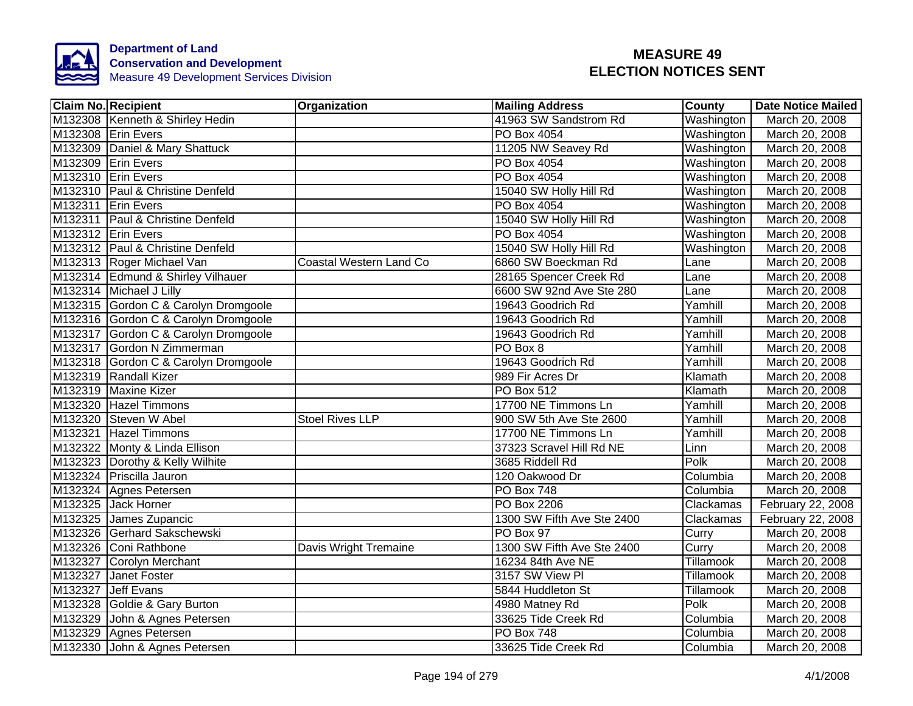**Department of Land Conservation and Development**
Measure 49 Development Services Division

# MEASURE 49
# ELECTION NOTICES SENT

| Claim No. | Recipient | Organization | Mailing Address | County | Date Notice Mailed |
|---|---|---|---|---|---|
| M132308 | Kenneth & Shirley Hedin | | 41963 SW Sandstrom Rd | Washington | March 20, 2008 |
| M132308 | Erin Evers | | PO Box 4054 | Washington | March 20, 2008 |
| M132309 | Daniel & Mary Shattuck | | 11205 NW Seavey Rd | Washington | March 20, 2008 |
| M132309 | Erin Evers | | PO Box 4054 | Washington | March 20, 2008 |
| M132310 | Erin Evers | | PO Box 4054 | Washington | March 20, 2008 |
| M132310 | Paul & Christine Denfeld | | 15040 SW Holly Hill Rd | Washington | March 20, 2008 |
| M132311 | Erin Evers | | PO Box 4054 | Washington | March 20, 2008 |
| M132311 | Paul & Christine Denfeld | | 15040 SW Holly Hill Rd | Washington | March 20, 2008 |
| M132312 | Erin Evers | | PO Box 4054 | Washington | March 20, 2008 |
| M132312 | Paul & Christine Denfeld | | 15040 SW Holly Hill Rd | Washington | March 20, 2008 |
| M132313 | Roger Michael Van | Coastal Western Land Co | 6860 SW Boeckman Rd | Lane | March 20, 2008 |
| M132314 | Edmund & Shirley Vilhauer | | 28165 Spencer Creek Rd | Lane | March 20, 2008 |
| M132314 | Michael J Lilly | | 6600 SW 92nd Ave Ste 280 | Lane | March 20, 2008 |
| M132315 | Gordon C & Carolyn Dromgoole | | 19643 Goodrich Rd | Yamhill | March 20, 2008 |
| M132316 | Gordon C & Carolyn Dromgoole | | 19643 Goodrich Rd | Yamhill | March 20, 2008 |
| M132317 | Gordon C & Carolyn Dromgoole | | 19643 Goodrich Rd | Yamhill | March 20, 2008 |
| M132317 | Gordon N Zimmerman | | PO Box 8 | Yamhill | March 20, 2008 |
| M132318 | Gordon C & Carolyn Dromgoole | | 19643 Goodrich Rd | Yamhill | March 20, 2008 |
| M132319 | Randall Kizer | | 989 Fir Acres Dr | Klamath | March 20, 2008 |
| M132319 | Maxine Kizer | | PO Box 512 | Klamath | March 20, 2008 |
| M132320 | Hazel Timmons | | 17700 NE Timmons Ln | Yamhill | March 20, 2008 |
| M132320 | Steven W Abel | Stoel Rives LLP | 900 SW 5th Ave Ste 2600 | Yamhill | March 20, 2008 |
| M132321 | Hazel Timmons | | 17700 NE Timmons Ln | Yamhill | March 20, 2008 |
| M132322 | Monty & Linda Ellison | | 37323 Scravel Hill Rd NE | Linn | March 20, 2008 |
| M132323 | Dorothy & Kelly Wilhite | | 3685 Riddell Rd | Polk | March 20, 2008 |
| M132324 | Priscilla Jauron | | 120 Oakwood Dr | Columbia | March 20, 2008 |
| M132324 | Agnes Petersen | | PO Box 748 | Columbia | March 20, 2008 |
| M132325 | Jack Horner | | PO Box 2206 | Clackamas | February 22, 2008 |
| M132325 | James Zupancic | | 1300 SW Fifth Ave Ste 2400 | Clackamas | February 22, 2008 |
| M132326 | Gerhard Sakschewski | | PO Box 97 | Curry | March 20, 2008 |
| M132326 | Coni Rathbone | Davis Wright Tremaine | 1300 SW Fifth Ave Ste 2400 | Curry | March 20, 2008 |
| M132327 | Corolyn Merchant | | 16234 84th Ave NE | Tillamook | March 20, 2008 |
| M132327 | Janet Foster | | 3157 SW View Pl | Tillamook | March 20, 2008 |
| M132327 | Jeff Evans | | 5844 Huddleton St | Tillamook | March 20, 2008 |
| M132328 | Goldie & Gary Burton | | 4980 Matney Rd | Polk | March 20, 2008 |
| M132329 | John & Agnes Petersen | | 33625 Tide Creek Rd | Columbia | March 20, 2008 |
| M132329 | Agnes Petersen | | PO Box 748 | Columbia | March 20, 2008 |
| M132330 | John & Agnes Petersen | | 33625 Tide Creek Rd | Columbia | March 20, 2008 |

4/1/2008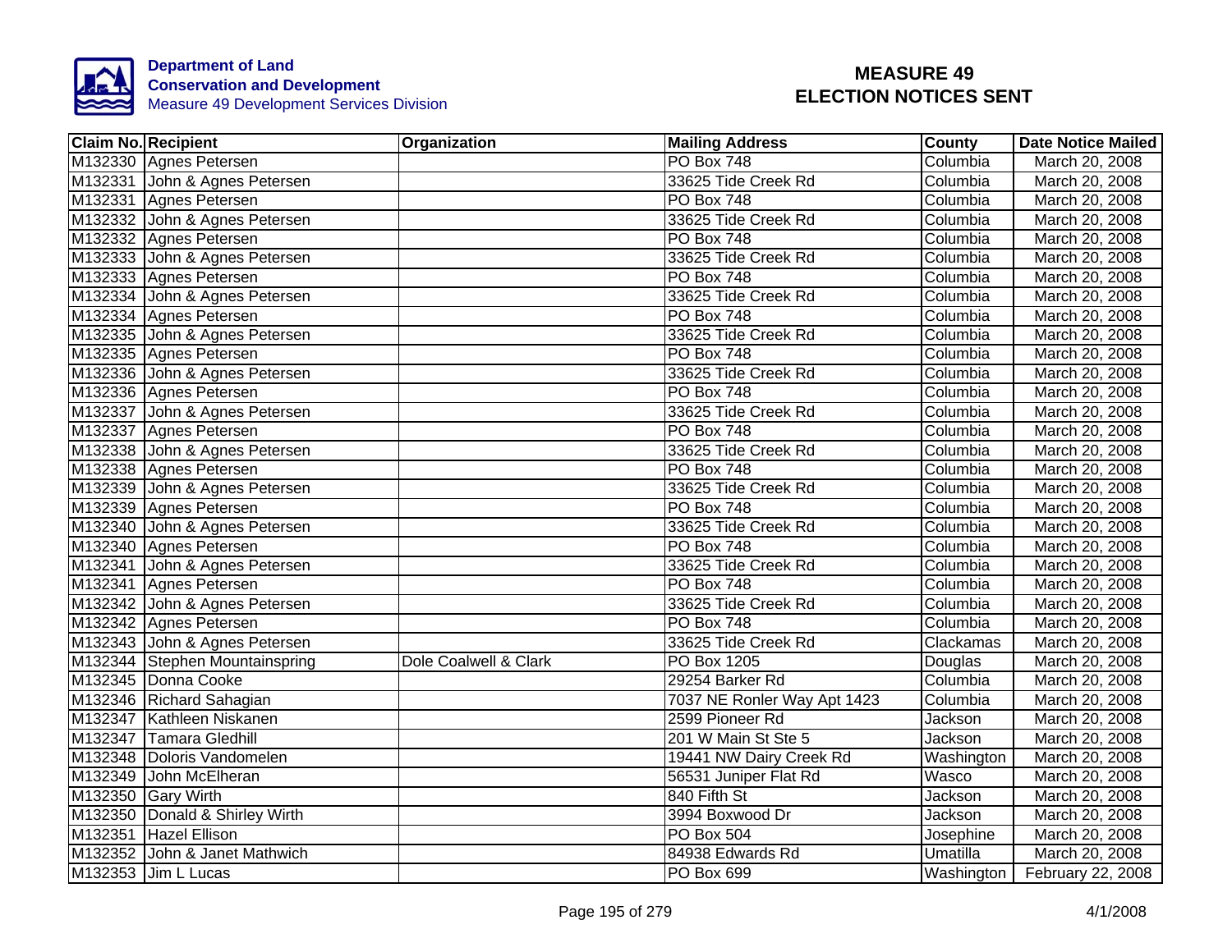**Department of Land Conservation and Development**
Measure 49 Development Services Division

# MEASURE 49 ELECTION NOTICES SENT

| Claim No. | Recipient | Organization | Mailing Address | County | Date Notice Mailed |
|---|---|---|---|---|---|
| M132330 | Agnes Petersen | | PO Box 748 | Columbia | March 20, 2008 |
| M132331 | John & Agnes Petersen | | 33625 Tide Creek Rd | Columbia | March 20, 2008 |
| M132331 | Agnes Petersen | | PO Box 748 | Columbia | March 20, 2008 |
| M132332 | John & Agnes Petersen | | 33625 Tide Creek Rd | Columbia | March 20, 2008 |
| M132332 | Agnes Petersen | | PO Box 748 | Columbia | March 20, 2008 |
| M132333 | John & Agnes Petersen | | 33625 Tide Creek Rd | Columbia | March 20, 2008 |
| M132333 | Agnes Petersen | | PO Box 748 | Columbia | March 20, 2008 |
| M132334 | John & Agnes Petersen | | 33625 Tide Creek Rd | Columbia | March 20, 2008 |
| M132334 | Agnes Petersen | | PO Box 748 | Columbia | March 20, 2008 |
| M132335 | John & Agnes Petersen | | 33625 Tide Creek Rd | Columbia | March 20, 2008 |
| M132335 | Agnes Petersen | | PO Box 748 | Columbia | March 20, 2008 |
| M132336 | John & Agnes Petersen | | 33625 Tide Creek Rd | Columbia | March 20, 2008 |
| M132336 | Agnes Petersen | | PO Box 748 | Columbia | March 20, 2008 |
| M132337 | John & Agnes Petersen | | 33625 Tide Creek Rd | Columbia | March 20, 2008 |
| M132337 | Agnes Petersen | | PO Box 748 | Columbia | March 20, 2008 |
| M132338 | John & Agnes Petersen | | 33625 Tide Creek Rd | Columbia | March 20, 2008 |
| M132338 | Agnes Petersen | | PO Box 748 | Columbia | March 20, 2008 |
| M132339 | John & Agnes Petersen | | 33625 Tide Creek Rd | Columbia | March 20, 2008 |
| M132339 | Agnes Petersen | | PO Box 748 | Columbia | March 20, 2008 |
| M132340 | John & Agnes Petersen | | 33625 Tide Creek Rd | Columbia | March 20, 2008 |
| M132340 | Agnes Petersen | | PO Box 748 | Columbia | March 20, 2008 |
| M132341 | John & Agnes Petersen | | 33625 Tide Creek Rd | Columbia | March 20, 2008 |
| M132341 | Agnes Petersen | | PO Box 748 | Columbia | March 20, 2008 |
| M132342 | John & Agnes Petersen | | 33625 Tide Creek Rd | Columbia | March 20, 2008 |
| M132342 | Agnes Petersen | | PO Box 748 | Columbia | March 20, 2008 |
| M132343 | John & Agnes Petersen | | 33625 Tide Creek Rd | Clackamas | March 20, 2008 |
| M132344 | Stephen Mountainspring | Dole Coalwell & Clark | PO Box 1205 | Douglas | March 20, 2008 |
| M132345 | Donna Cooke | | 29254 Barker Rd | Columbia | March 20, 2008 |
| M132346 | Richard Sahagian | | 7037 NE Ronler Way Apt 1423 | Columbia | March 20, 2008 |
| M132347 | Kathleen Niskanen | | 2599 Pioneer Rd | Jackson | March 20, 2008 |
| M132347 | Tamara Gledhill | | 201 W Main St Ste 5 | Jackson | March 20, 2008 |
| M132348 | Doloris Vandomelen | | 19441 NW Dairy Creek Rd | Washington | March 20, 2008 |
| M132349 | John McElheran | | 56531 Juniper Flat Rd | Wasco | March 20, 2008 |
| M132350 | Gary Wirth | | 840 Fifth St | Jackson | March 20, 2008 |
| M132350 | Donald & Shirley Wirth | | 3994 Boxwood Dr | Jackson | March 20, 2008 |
| M132351 | Hazel Ellison | | PO Box 504 | Josephine | March 20, 2008 |
| M132352 | John & Janet Mathwich | | 84938 Edwards Rd | Umatilla | March 20, 2008 |
| M132353 | Jim L Lucas | | PO Box 699 | Washington | February 22, 2008 |

4/1/2008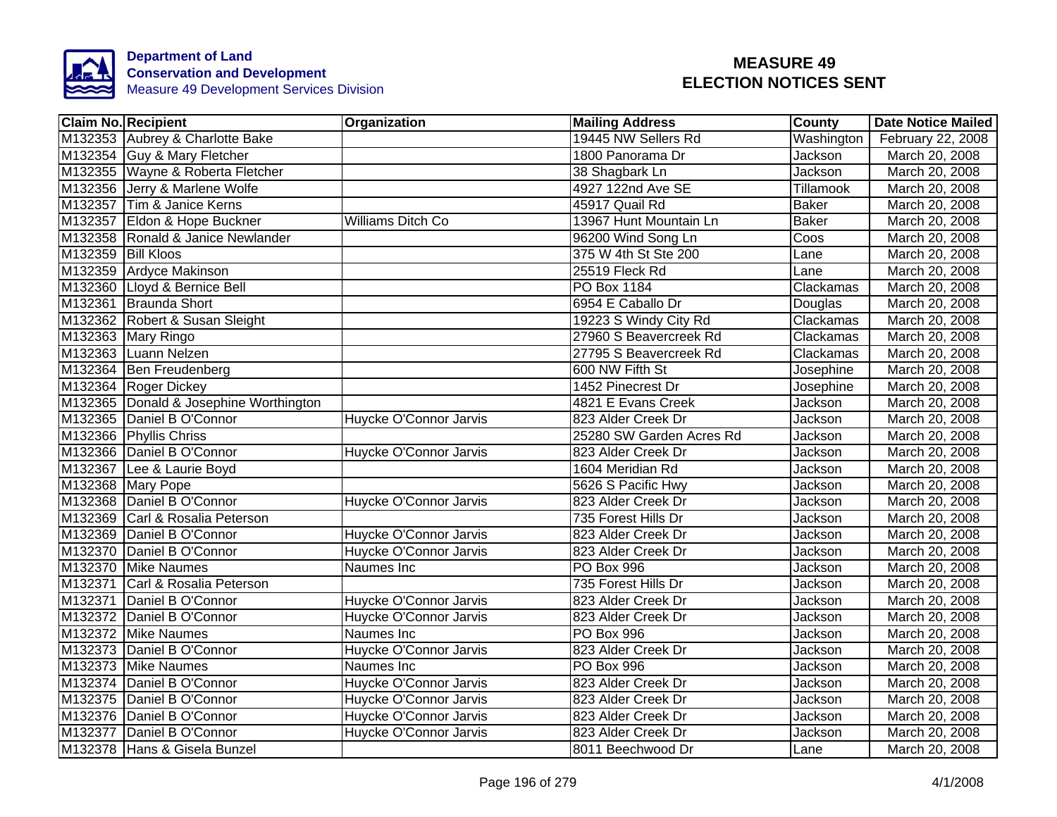Department of Land Conservation and Development
Measure 49 Development Services Division

# MEASURE 49
# ELECTION NOTICES SENT

| Claim No. | Recipient | Organization | Mailing Address | County | Date Notice Mailed |
|---|---|---|---|---|---|
| M132353 | Aubrey & Charlotte Bake | | 19445 NW Sellers Rd | Washington | February 22, 2008 |
| M132354 | Guy & Mary Fletcher | | 1800 Panorama Dr | Jackson | March 20, 2008 |
| M132355 | Wayne & Roberta Fletcher | | 38 Shagbark Ln | Jackson | March 20, 2008 |
| M132356 | Jerry & Marlene Wolfe | | 4927 122nd Ave SE | Tillamook | March 20, 2008 |
| M132357 | Tim & Janice Kerns | | 45917 Quail Rd | Baker | March 20, 2008 |
| M132357 | Eldon & Hope Buckner | Williams Ditch Co | 13967 Hunt Mountain Ln | Baker | March 20, 2008 |
| M132358 | Ronald & Janice Newlander | | 96200 Wind Song Ln | Coos | March 20, 2008 |
| M132359 | Bill Kloos | | 375 W 4th St Ste 200 | Lane | March 20, 2008 |
| M132359 | Ardyce Makinson | | 25519 Fleck Rd | Lane | March 20, 2008 |
| M132360 | Lloyd & Bernice Bell | | PO Box 1184 | Clackamas | March 20, 2008 |
| M132361 | Braunda Short | | 6954 E Caballo Dr | Douglas | March 20, 2008 |
| M132362 | Robert & Susan Sleight | | 19223 S Windy City Rd | Clackamas | March 20, 2008 |
| M132363 | Mary Ringo | | 27960 S Beavercreek Rd | Clackamas | March 20, 2008 |
| M132363 | Luann Nelzen | | 27795 S Beavercreek Rd | Clackamas | March 20, 2008 |
| M132364 | Ben Freudenberg | | 600 NW Fifth St | Josephine | March 20, 2008 |
| M132364 | Roger Dickey | | 1452 Pinecrest Dr | Josephine | March 20, 2008 |
| M132365 | Donald & Josephine Worthington | | 4821 E Evans Creek | Jackson | March 20, 2008 |
| M132365 | Daniel B O'Connor | Huycke O'Connor Jarvis | 823 Alder Creek Dr | Jackson | March 20, 2008 |
| M132366 | Phyllis Chriss | | 25280 SW Garden Acres Rd | Jackson | March 20, 2008 |
| M132366 | Daniel B O'Connor | Huycke O'Connor Jarvis | 823 Alder Creek Dr | Jackson | March 20, 2008 |
| M132367 | Lee & Laurie Boyd | | 1604 Meridian Rd | Jackson | March 20, 2008 |
| M132368 | Mary Pope | | 5626 S Pacific Hwy | Jackson | March 20, 2008 |
| M132368 | Daniel B O'Connor | Huycke O'Connor Jarvis | 823 Alder Creek Dr | Jackson | March 20, 2008 |
| M132369 | Carl & Rosalia Peterson | | 735 Forest Hills Dr | Jackson | March 20, 2008 |
| M132369 | Daniel B O'Connor | Huycke O'Connor Jarvis | 823 Alder Creek Dr | Jackson | March 20, 2008 |
| M132370 | Daniel B O'Connor | Huycke O'Connor Jarvis | 823 Alder Creek Dr | Jackson | March 20, 2008 |
| M132370 | Mike Naumes | Naumes Inc | PO Box 996 | Jackson | March 20, 2008 |
| M132371 | Carl & Rosalia Peterson | | 735 Forest Hills Dr | Jackson | March 20, 2008 |
| M132371 | Daniel B O'Connor | Huycke O'Connor Jarvis | 823 Alder Creek Dr | Jackson | March 20, 2008 |
| M132372 | Daniel B O'Connor | Huycke O'Connor Jarvis | 823 Alder Creek Dr | Jackson | March 20, 2008 |
| M132372 | Mike Naumes | Naumes Inc | PO Box 996 | Jackson | March 20, 2008 |
| M132373 | Daniel B O'Connor | Huycke O'Connor Jarvis | 823 Alder Creek Dr | Jackson | March 20, 2008 |
| M132373 | Mike Naumes | Naumes Inc | PO Box 996 | Jackson | March 20, 2008 |
| M132374 | Daniel B O'Connor | Huycke O'Connor Jarvis | 823 Alder Creek Dr | Jackson | March 20, 2008 |
| M132375 | Daniel B O'Connor | Huycke O'Connor Jarvis | 823 Alder Creek Dr | Jackson | March 20, 2008 |
| M132376 | Daniel B O'Connor | Huycke O'Connor Jarvis | 823 Alder Creek Dr | Jackson | March 20, 2008 |
| M132377 | Daniel B O'Connor | Huycke O'Connor Jarvis | 823 Alder Creek Dr | Jackson | March 20, 2008 |
| M132378 | Hans & Gisela Bunzel | | 8011 Beechwood Dr | Lane | March 20, 2008 |

4/1/2008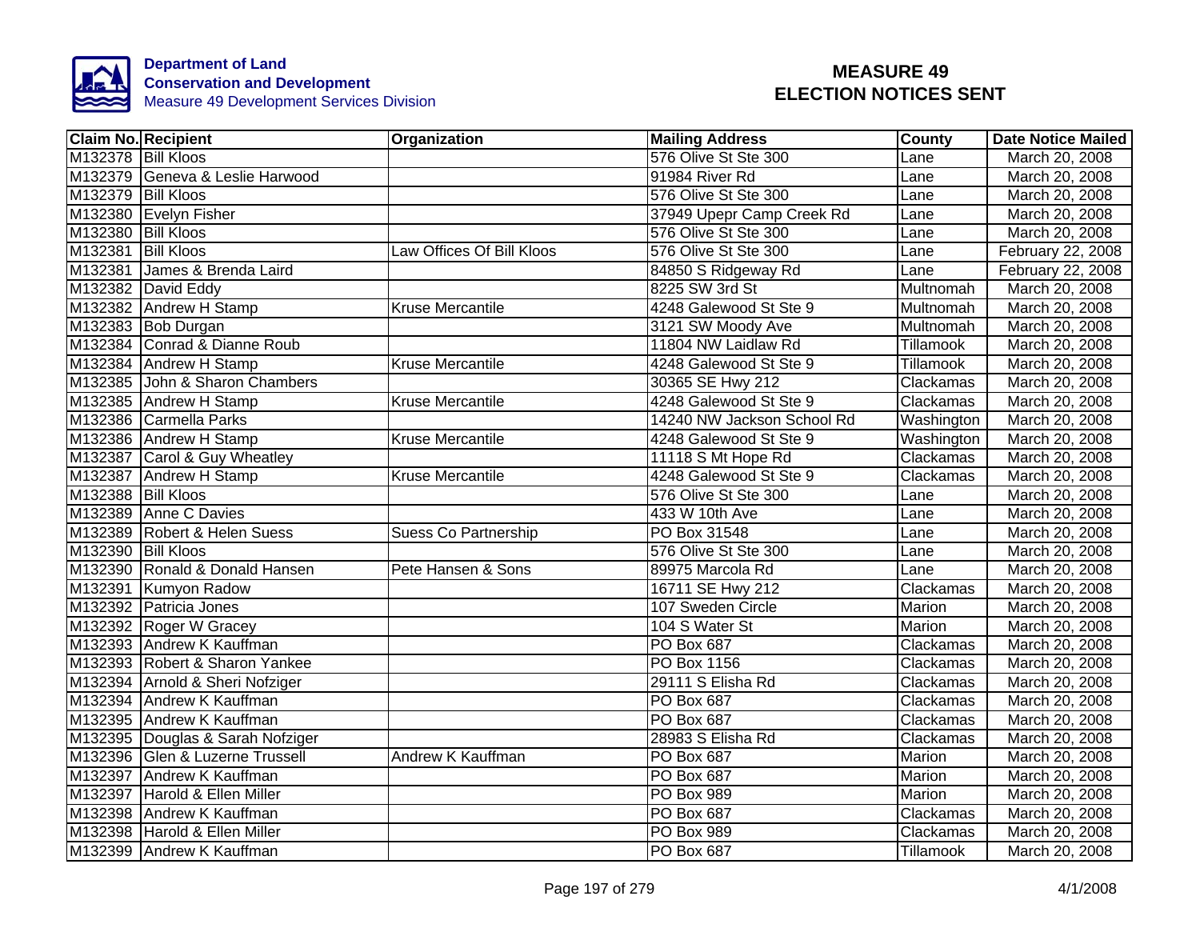Department of Land Conservation and Development
Measure 49 Development Services Division

# MEASURE 49 ELECTION NOTICES SENT

| Claim No. | Recipient | Organization | Mailing Address | County | Date Notice Mailed |
|---|---|---|---|---|---|
| M132378 | Bill Kloos | | 576 Olive St Ste 300 | Lane | March 20, 2008 |
| M132379 | Geneva & Leslie Harwood | | 91984 River Rd | Lane | March 20, 2008 |
| M132379 | Bill Kloos | | 576 Olive St Ste 300 | Lane | March 20, 2008 |
| M132380 | Evelyn Fisher | | 37949 Upepr Camp Creek Rd | Lane | March 20, 2008 |
| M132380 | Bill Kloos | | 576 Olive St Ste 300 | Lane | March 20, 2008 |
| M132381 | Bill Kloos | Law Offices Of Bill Kloos | 576 Olive St Ste 300 | Lane | February 22, 2008 |
| M132381 | James & Brenda Laird | | 84850 S Ridgeway Rd | Lane | February 22, 2008 |
| M132382 | David Eddy | | 8225 SW 3rd St | Multnomah | March 20, 2008 |
| M132382 | Andrew H Stamp | Kruse Mercantile | 4248 Galewood St Ste 9 | Multnomah | March 20, 2008 |
| M132383 | Bob Durgan | | 3121 SW Moody Ave | Multnomah | March 20, 2008 |
| M132384 | Conrad & Dianne Roub | | 11804 NW Laidlaw Rd | Tillamook | March 20, 2008 |
| M132384 | Andrew H Stamp | Kruse Mercantile | 4248 Galewood St Ste 9 | Tillamook | March 20, 2008 |
| M132385 | John & Sharon Chambers | | 30365 SE Hwy 212 | Clackamas | March 20, 2008 |
| M132385 | Andrew H Stamp | Kruse Mercantile | 4248 Galewood St Ste 9 | Clackamas | March 20, 2008 |
| M132386 | Carmella Parks | | 14240 NW Jackson School Rd | Washington | March 20, 2008 |
| M132386 | Andrew H Stamp | Kruse Mercantile | 4248 Galewood St Ste 9 | Washington | March 20, 2008 |
| M132387 | Carol & Guy Wheatley | | 11118 S Mt Hope Rd | Clackamas | March 20, 2008 |
| M132387 | Andrew H Stamp | Kruse Mercantile | 4248 Galewood St Ste 9 | Clackamas | March 20, 2008 |
| M132388 | Bill Kloos | | 576 Olive St Ste 300 | Lane | March 20, 2008 |
| M132389 | Anne C Davies | | 433 W 10th Ave | Lane | March 20, 2008 |
| M132389 | Robert & Helen Suess | Suess Co Partnership | PO Box 31548 | Lane | March 20, 2008 |
| M132390 | Bill Kloos | | 576 Olive St Ste 300 | Lane | March 20, 2008 |
| M132390 | Ronald & Donald Hansen | Pete Hansen & Sons | 89975 Marcola Rd | Lane | March 20, 2008 |
| M132391 | Kumyon Radow | | 16711 SE Hwy 212 | Clackamas | March 20, 2008 |
| M132392 | Patricia Jones | | 107 Sweden Circle | Marion | March 20, 2008 |
| M132392 | Roger W Gracey | | 104 S Water St | Marion | March 20, 2008 |
| M132393 | Andrew K Kauffman | | PO Box 687 | Clackamas | March 20, 2008 |
| M132393 | Robert & Sharon Yankee | | PO Box 1156 | Clackamas | March 20, 2008 |
| M132394 | Arnold & Sheri Nofziger | | 29111 S Elisha Rd | Clackamas | March 20, 2008 |
| M132394 | Andrew K Kauffman | | PO Box 687 | Clackamas | March 20, 2008 |
| M132395 | Andrew K Kauffman | | PO Box 687 | Clackamas | March 20, 2008 |
| M132395 | Douglas & Sarah Nofziger | | 28983 S Elisha Rd | Clackamas | March 20, 2008 |
| M132396 | Glen & Luzerne Trussell | Andrew K Kauffman | PO Box 687 | Marion | March 20, 2008 |
| M132397 | Andrew K Kauffman | | PO Box 687 | Marion | March 20, 2008 |
| M132397 | Harold & Ellen Miller | | PO Box 989 | Marion | March 20, 2008 |
| M132398 | Andrew K Kauffman | | PO Box 687 | Clackamas | March 20, 2008 |
| M132398 | Harold & Ellen Miller | | PO Box 989 | Clackamas | March 20, 2008 |
| M132399 | Andrew K Kauffman | | PO Box 687 | Tillamook | March 20, 2008 |

4/1/2008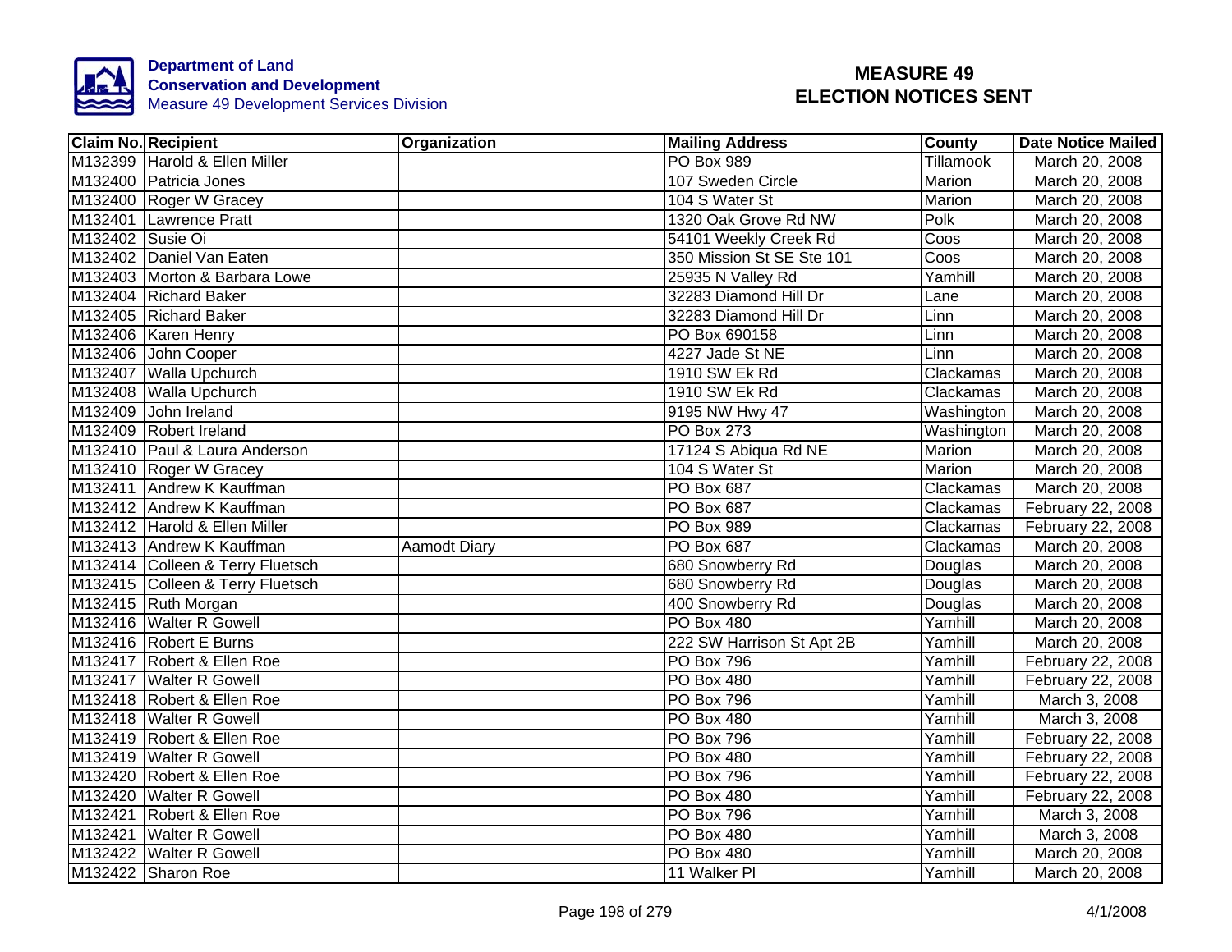Department of Land Conservation and Development
Measure 49 Development Services Division

# MEASURE 49 ELECTION NOTICES SENT

| Claim No. | Recipient | Organization | Mailing Address | County | Date Notice Mailed |
|---|---|---|---|---|---|
| M132399 | Harold & Ellen Miller | | PO Box 989 | Tillamook | March 20, 2008 |
| M132400 | Patricia Jones | | 107 Sweden Circle | Marion | March 20, 2008 |
| M132400 | Roger W Gracey | | 104 S Water St | Marion | March 20, 2008 |
| M132401 | Lawrence Pratt | | 1320 Oak Grove Rd NW | Polk | March 20, 2008 |
| M132402 | Susie Oi | | 54101 Weekly Creek Rd | Coos | March 20, 2008 |
| M132402 | Daniel Van Eaten | | 350 Mission St SE Ste 101 | Coos | March 20, 2008 |
| M132403 | Morton & Barbara Lowe | | 25935 N Valley Rd | Yamhill | March 20, 2008 |
| M132404 | Richard Baker | | 32283 Diamond Hill Dr | Lane | March 20, 2008 |
| M132405 | Richard Baker | | 32283 Diamond Hill Dr | Linn | March 20, 2008 |
| M132406 | Karen Henry | | PO Box 690158 | Linn | March 20, 2008 |
| M132406 | John Cooper | | 4227 Jade St NE | Linn | March 20, 2008 |
| M132407 | Walla Upchurch | | 1910 SW Ek Rd | Clackamas | March 20, 2008 |
| M132408 | Walla Upchurch | | 1910 SW Ek Rd | Clackamas | March 20, 2008 |
| M132409 | John Ireland | | 9195 NW Hwy 47 | Washington | March 20, 2008 |
| M132409 | Robert Ireland | | PO Box 273 | Washington | March 20, 2008 |
| M132410 | Paul & Laura Anderson | | 17124 S Abiqua Rd NE | Marion | March 20, 2008 |
| M132410 | Roger W Gracey | | 104 S Water St | Marion | March 20, 2008 |
| M132411 | Andrew K Kauffman | | PO Box 687 | Clackamas | March 20, 2008 |
| M132412 | Andrew K Kauffman | | PO Box 687 | Clackamas | February 22, 2008 |
| M132412 | Harold & Ellen Miller | | PO Box 989 | Clackamas | February 22, 2008 |
| M132413 | Andrew K Kauffman | Aamodt Diary | PO Box 687 | Clackamas | March 20, 2008 |
| M132414 | Colleen & Terry Fluetsch | | 680 Snowberry Rd | Douglas | March 20, 2008 |
| M132415 | Colleen & Terry Fluetsch | | 680 Snowberry Rd | Douglas | March 20, 2008 |
| M132415 | Ruth Morgan | | 400 Snowberry Rd | Douglas | March 20, 2008 |
| M132416 | Walter R Gowell | | PO Box 480 | Yamhill | March 20, 2008 |
| M132416 | Robert E Burns | | 222 SW Harrison St Apt 2B | Yamhill | March 20, 2008 |
| M132417 | Robert & Ellen Roe | | PO Box 796 | Yamhill | February 22, 2008 |
| M132417 | Walter R Gowell | | PO Box 480 | Yamhill | February 22, 2008 |
| M132418 | Robert & Ellen Roe | | PO Box 796 | Yamhill | March 3, 2008 |
| M132418 | Walter R Gowell | | PO Box 480 | Yamhill | March 3, 2008 |
| M132419 | Robert & Ellen Roe | | PO Box 796 | Yamhill | February 22, 2008 |
| M132419 | Walter R Gowell | | PO Box 480 | Yamhill | February 22, 2008 |
| M132420 | Robert & Ellen Roe | | PO Box 796 | Yamhill | February 22, 2008 |
| M132420 | Walter R Gowell | | PO Box 480 | Yamhill | February 22, 2008 |
| M132421 | Robert & Ellen Roe | | PO Box 796 | Yamhill | March 3, 2008 |
| M132421 | Walter R Gowell | | PO Box 480 | Yamhill | March 3, 2008 |
| M132422 | Walter R Gowell | | PO Box 480 | Yamhill | March 20, 2008 |
| M132422 | Sharon Roe | | 11 Walker Pl | Yamhill | March 20, 2008 |

4/1/2008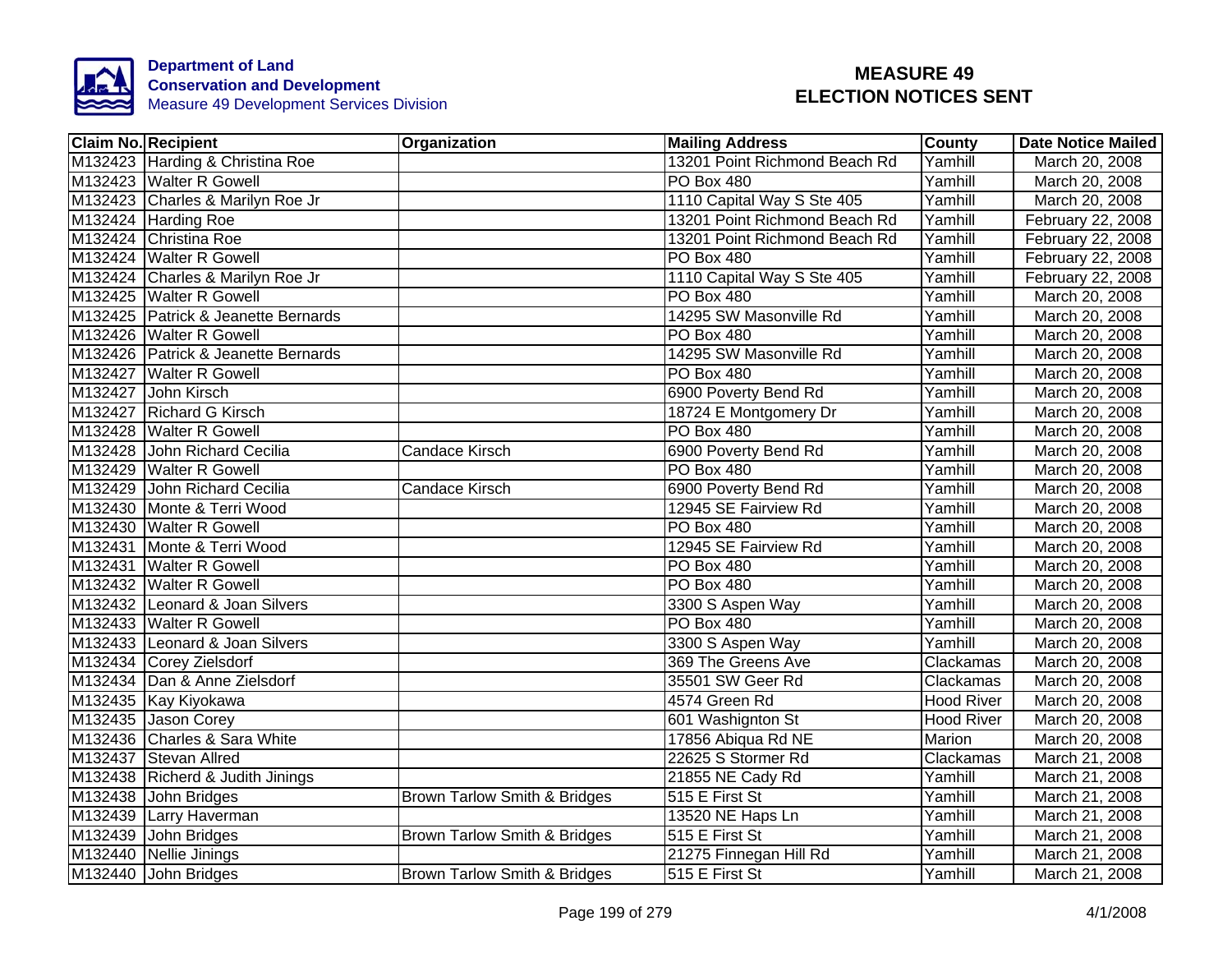**Department of Land Conservation and Development**
Measure 49 Development Services Division

# MEASURE 49 ELECTION NOTICES SENT

| Claim No. | Recipient | Organization | Mailing Address | County | Date Notice Mailed |
|---|---|---|---|---|---|
| M132423 | Harding & Christina Roe | | 13201 Point Richmond Beach Rd | Yamhill | March 20, 2008 |
| M132423 | Walter R Gowell | | PO Box 480 | Yamhill | March 20, 2008 |
| M132423 | Charles & Marilyn Roe Jr | | 1110 Capital Way S Ste 405 | Yamhill | March 20, 2008 |
| M132424 | Harding Roe | | 13201 Point Richmond Beach Rd | Yamhill | February 22, 2008 |
| M132424 | Christina Roe | | 13201 Point Richmond Beach Rd | Yamhill | February 22, 2008 |
| M132424 | Walter R Gowell | | PO Box 480 | Yamhill | February 22, 2008 |
| M132424 | Charles & Marilyn Roe Jr | | 1110 Capital Way S Ste 405 | Yamhill | February 22, 2008 |
| M132425 | Walter R Gowell | | PO Box 480 | Yamhill | March 20, 2008 |
| M132425 | Patrick & Jeanette Bernards | | 14295 SW Masonville Rd | Yamhill | March 20, 2008 |
| M132426 | Walter R Gowell | | PO Box 480 | Yamhill | March 20, 2008 |
| M132426 | Patrick & Jeanette Bernards | | 14295 SW Masonville Rd | Yamhill | March 20, 2008 |
| M132427 | Walter R Gowell | | PO Box 480 | Yamhill | March 20, 2008 |
| M132427 | John Kirsch | | 6900 Poverty Bend Rd | Yamhill | March 20, 2008 |
| M132427 | Richard G Kirsch | | 18724 E Montgomery Dr | Yamhill | March 20, 2008 |
| M132428 | Walter R Gowell | | PO Box 480 | Yamhill | March 20, 2008 |
| M132428 | John Richard Cecilia | Candace Kirsch | 6900 Poverty Bend Rd | Yamhill | March 20, 2008 |
| M132429 | Walter R Gowell | | PO Box 480 | Yamhill | March 20, 2008 |
| M132429 | John Richard Cecilia | Candace Kirsch | 6900 Poverty Bend Rd | Yamhill | March 20, 2008 |
| M132430 | Monte & Terri Wood | | 12945 SE Fairview Rd | Yamhill | March 20, 2008 |
| M132430 | Walter R Gowell | | PO Box 480 | Yamhill | March 20, 2008 |
| M132431 | Monte & Terri Wood | | 12945 SE Fairview Rd | Yamhill | March 20, 2008 |
| M132431 | Walter R Gowell | | PO Box 480 | Yamhill | March 20, 2008 |
| M132432 | Walter R Gowell | | PO Box 480 | Yamhill | March 20, 2008 |
| M132432 | Leonard & Joan Silvers | | 3300 S Aspen Way | Yamhill | March 20, 2008 |
| M132433 | Walter R Gowell | | PO Box 480 | Yamhill | March 20, 2008 |
| M132433 | Leonard & Joan Silvers | | 3300 S Aspen Way | Yamhill | March 20, 2008 |
| M132434 | Corey Zielsdorf | | 369 The Greens Ave | Clackamas | March 20, 2008 |
| M132434 | Dan & Anne Zielsdorf | | 35501 SW Geer Rd | Clackamas | March 20, 2008 |
| M132435 | Kay Kiyokawa | | 4574 Green Rd | Hood River | March 20, 2008 |
| M132435 | Jason Corey | | 601 Washignton St | Hood River | March 20, 2008 |
| M132436 | Charles & Sara White | | 17856 Abiqua Rd NE | Marion | March 20, 2008 |
| M132437 | Stevan Allred | | 22625 S Stormer Rd | Clackamas | March 21, 2008 |
| M132438 | Richerd & Judith Jinings | | 21855 NE Cady Rd | Yamhill | March 21, 2008 |
| M132438 | John Bridges | Brown Tarlow Smith & Bridges | 515 E First St | Yamhill | March 21, 2008 |
| M132439 | Larry Haverman | | 13520 NE Haps Ln | Yamhill | March 21, 2008 |
| M132439 | John Bridges | Brown Tarlow Smith & Bridges | 515 E First St | Yamhill | March 21, 2008 |
| M132440 | Nellie Jinings | | 21275 Finnegan Hill Rd | Yamhill | March 21, 2008 |
| M132440 | John Bridges | Brown Tarlow Smith & Bridges | 515 E First St | Yamhill | March 21, 2008 |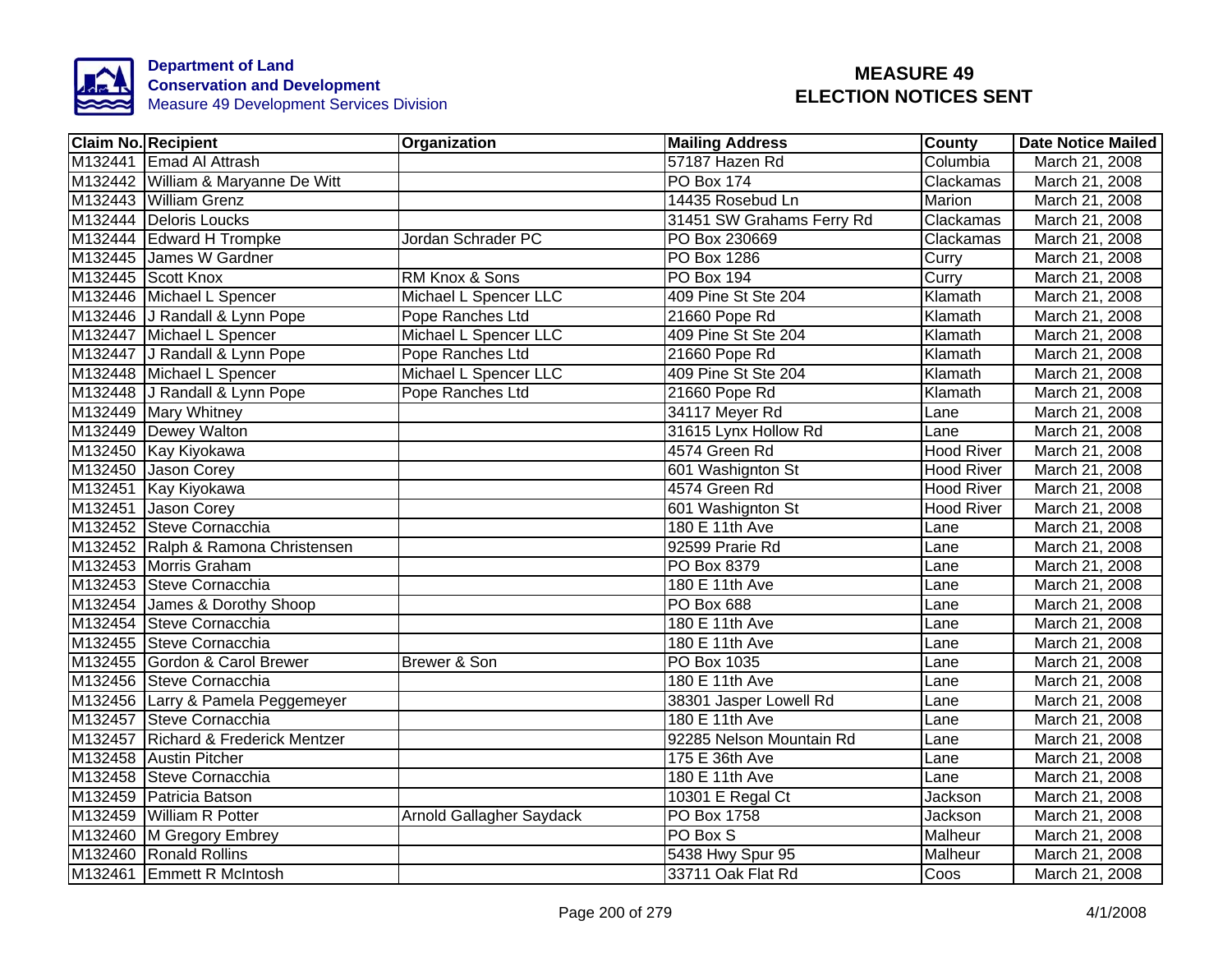**Department of Land Conservation and Development**
Measure 49 Development Services Division

# MEASURE 49 ELECTION NOTICES SENT

| Claim No. | Recipient | Organization | Mailing Address | County | Date Notice Mailed |
|---|---|---|---|---|---|
| M132441 | Emad Al Attrash | | 57187 Hazen Rd | Columbia | March 21, 2008 |
| M132442 | William & Maryanne De Witt | | PO Box 174 | Clackamas | March 21, 2008 |
| M132443 | William Grenz | | 14435 Rosebud Ln | Marion | March 21, 2008 |
| M132444 | Deloris Loucks | | 31451 SW Grahams Ferry Rd | Clackamas | March 21, 2008 |
| M132444 | Edward H Trompke | Jordan Schrader PC | PO Box 230669 | Clackamas | March 21, 2008 |
| M132445 | James W Gardner | | PO Box 1286 | Curry | March 21, 2008 |
| M132445 | Scott Knox | RM Knox & Sons | PO Box 194 | Curry | March 21, 2008 |
| M132446 | Michael L Spencer | Michael L Spencer LLC | 409 Pine St Ste 204 | Klamath | March 21, 2008 |
| M132446 | J Randall & Lynn Pope | Pope Ranches Ltd | 21660 Pope Rd | Klamath | March 21, 2008 |
| M132447 | Michael L Spencer | Michael L Spencer LLC | 409 Pine St Ste 204 | Klamath | March 21, 2008 |
| M132447 | J Randall & Lynn Pope | Pope Ranches Ltd | 21660 Pope Rd | Klamath | March 21, 2008 |
| M132448 | Michael L Spencer | Michael L Spencer LLC | 409 Pine St Ste 204 | Klamath | March 21, 2008 |
| M132448 | J Randall & Lynn Pope | Pope Ranches Ltd | 21660 Pope Rd | Klamath | March 21, 2008 |
| M132449 | Mary Whitney | | 34117 Meyer Rd | Lane | March 21, 2008 |
| M132449 | Dewey Walton | | 31615 Lynx Hollow Rd | Lane | March 21, 2008 |
| M132450 | Kay Kiyokawa | | 4574 Green Rd | Hood River | March 21, 2008 |
| M132450 | Jason Corey | | 601 Washignton St | Hood River | March 21, 2008 |
| M132451 | Kay Kiyokawa | | 4574 Green Rd | Hood River | March 21, 2008 |
| M132451 | Jason Corey | | 601 Washignton St | Hood River | March 21, 2008 |
| M132452 | Steve Cornacchia | | 180 E 11th Ave | Lane | March 21, 2008 |
| M132452 | Ralph & Ramona Christensen | | 92599 Prarie Rd | Lane | March 21, 2008 |
| M132453 | Morris Graham | | PO Box 8379 | Lane | March 21, 2008 |
| M132453 | Steve Cornacchia | | 180 E 11th Ave | Lane | March 21, 2008 |
| M132454 | James & Dorothy Shoop | | PO Box 688 | Lane | March 21, 2008 |
| M132454 | Steve Cornacchia | | 180 E 11th Ave | Lane | March 21, 2008 |
| M132455 | Steve Cornacchia | | 180 E 11th Ave | Lane | March 21, 2008 |
| M132455 | Gordon & Carol Brewer | Brewer & Son | PO Box 1035 | Lane | March 21, 2008 |
| M132456 | Steve Cornacchia | | 180 E 11th Ave | Lane | March 21, 2008 |
| M132456 | Larry & Pamela Peggemeyer | | 38301 Jasper Lowell Rd | Lane | March 21, 2008 |
| M132457 | Steve Cornacchia | | 180 E 11th Ave | Lane | March 21, 2008 |
| M132457 | Richard & Frederick Mentzer | | 92285 Nelson Mountain Rd | Lane | March 21, 2008 |
| M132458 | Austin Pitcher | | 175 E 36th Ave | Lane | March 21, 2008 |
| M132458 | Steve Cornacchia | | 180 E 11th Ave | Lane | March 21, 2008 |
| M132459 | Patricia Batson | | 10301 E Regal Ct | Jackson | March 21, 2008 |
| M132459 | William R Potter | Arnold Gallagher Saydack | PO Box 1758 | Jackson | March 21, 2008 |
| M132460 | M Gregory Embrey | | PO Box S | Malheur | March 21, 2008 |
| M132460 | Ronald Rollins | | 5438 Hwy Spur 95 | Malheur | March 21, 2008 |
| M132461 | Emmett R McIntosh | | 33711 Oak Flat Rd | Coos | March 21, 2008 |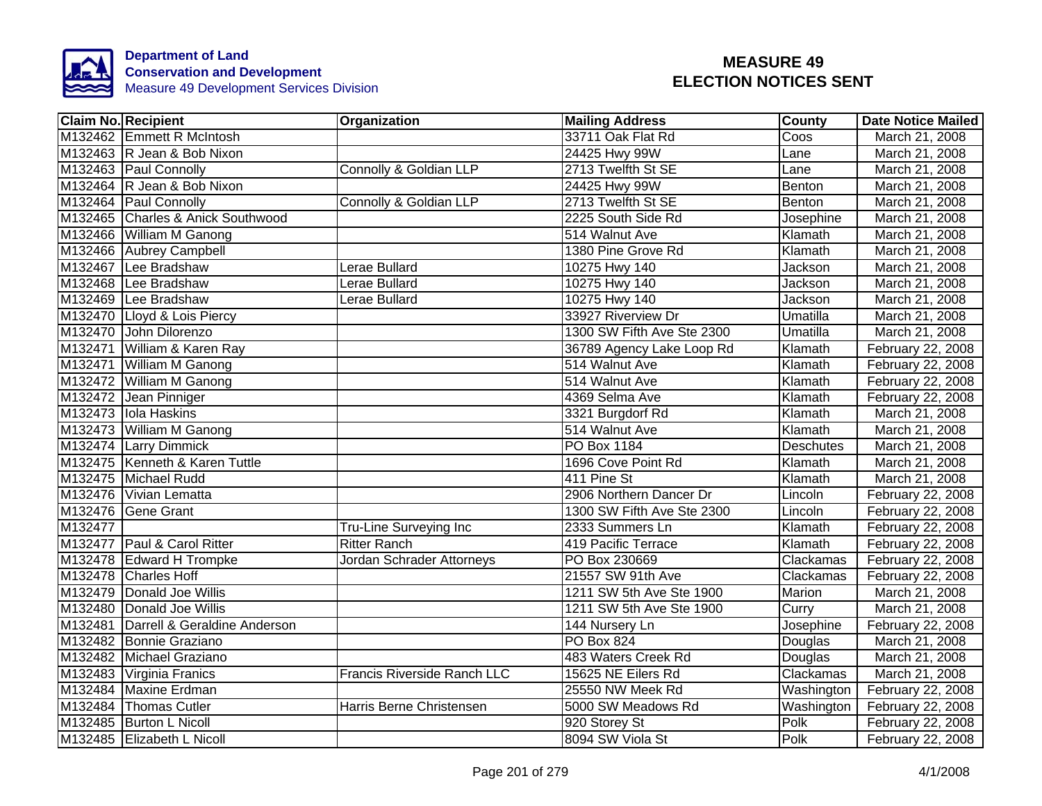**Department of Land Conservation and Development**
Measure 49 Development Services Division

# MEASURE 49
# ELECTION NOTICES SENT

| Claim No. | Recipient | Organization | Mailing Address | County | Date Notice Mailed |
|---|---|---|---|---|---|
| M132462 | Emmett R McIntosh | | 33711 Oak Flat Rd | Coos | March 21, 2008 |
| M132463 | R Jean & Bob Nixon | | 24425 Hwy 99W | Lane | March 21, 2008 |
| M132463 | Paul Connolly | Connolly & Goldian LLP | 2713 Twelfth St SE | Lane | March 21, 2008 |
| M132464 | R Jean & Bob Nixon | | 24425 Hwy 99W | Benton | March 21, 2008 |
| M132464 | Paul Connolly | Connolly & Goldian LLP | 2713 Twelfth St SE | Benton | March 21, 2008 |
| M132465 | Charles & Anick Southwood | | 2225 South Side Rd | Josephine | March 21, 2008 |
| M132466 | William M Ganong | | 514 Walnut Ave | Klamath | March 21, 2008 |
| M132466 | Aubrey Campbell | | 1380 Pine Grove Rd | Klamath | March 21, 2008 |
| M132467 | Lee Bradshaw | Lerae Bullard | 10275 Hwy 140 | Jackson | March 21, 2008 |
| M132468 | Lee Bradshaw | Lerae Bullard | 10275 Hwy 140 | Jackson | March 21, 2008 |
| M132469 | Lee Bradshaw | Lerae Bullard | 10275 Hwy 140 | Jackson | March 21, 2008 |
| M132470 | Lloyd & Lois Piercy | | 33927 Riverview Dr | Umatilla | March 21, 2008 |
| M132470 | John Dilorenzo | | 1300 SW Fifth Ave Ste 2300 | Umatilla | March 21, 2008 |
| M132471 | William & Karen Ray | | 36789 Agency Lake Loop Rd | Klamath | February 22, 2008 |
| M132471 | William M Ganong | | 514 Walnut Ave | Klamath | February 22, 2008 |
| M132472 | William M Ganong | | 514 Walnut Ave | Klamath | February 22, 2008 |
| M132472 | Jean Pinniger | | 4369 Selma Ave | Klamath | February 22, 2008 |
| M132473 | Iola Haskins | | 3321 Burgdorf Rd | Klamath | March 21, 2008 |
| M132473 | William M Ganong | | 514 Walnut Ave | Klamath | March 21, 2008 |
| M132474 | Larry Dimmick | | PO Box 1184 | Deschutes | March 21, 2008 |
| M132475 | Kenneth & Karen Tuttle | | 1696 Cove Point Rd | Klamath | March 21, 2008 |
| M132475 | Michael Rudd | | 411 Pine St | Klamath | March 21, 2008 |
| M132476 | Vivian Lematta | | 2906 Northern Dancer Dr | Lincoln | February 22, 2008 |
| M132476 | Gene Grant | | 1300 SW Fifth Ave Ste 2300 | Lincoln | February 22, 2008 |
| M132477 | | Tru-Line Surveying Inc | 2333 Summers Ln | Klamath | February 22, 2008 |
| M132477 | Paul & Carol Ritter | Ritter Ranch | 419 Pacific Terrace | Klamath | February 22, 2008 |
| M132478 | Edward H Trompke | Jordan Schrader Attorneys | PO Box 230669 | Clackamas | February 22, 2008 |
| M132478 | Charles Hoff | | 21557 SW 91th Ave | Clackamas | February 22, 2008 |
| M132479 | Donald Joe Willis | | 1211 SW 5th Ave Ste 1900 | Marion | March 21, 2008 |
| M132480 | Donald Joe Willis | | 1211 SW 5th Ave Ste 1900 | Curry | March 21, 2008 |
| M132481 | Darrell & Geraldine Anderson | | 144 Nursery Ln | Josephine | February 22, 2008 |
| M132482 | Bonnie Graziano | | PO Box 824 | Douglas | March 21, 2008 |
| M132482 | Michael Graziano | | 483 Waters Creek Rd | Douglas | March 21, 2008 |
| M132483 | Virginia Franics | Francis Riverside Ranch LLC | 15625 NE Eilers Rd | Clackamas | March 21, 2008 |
| M132484 | Maxine Erdman | | 25550 NW Meek Rd | Washington | February 22, 2008 |
| M132484 | Thomas Cutler | Harris Berne Christensen | 5000 SW Meadows Rd | Washington | February 22, 2008 |
| M132485 | Burton L Nicoll | | 920 Storey St | Polk | February 22, 2008 |
| M132485 | Elizabeth L Nicoll | | 8094 SW Viola St | Polk | February 22, 2008 |

4/1/2008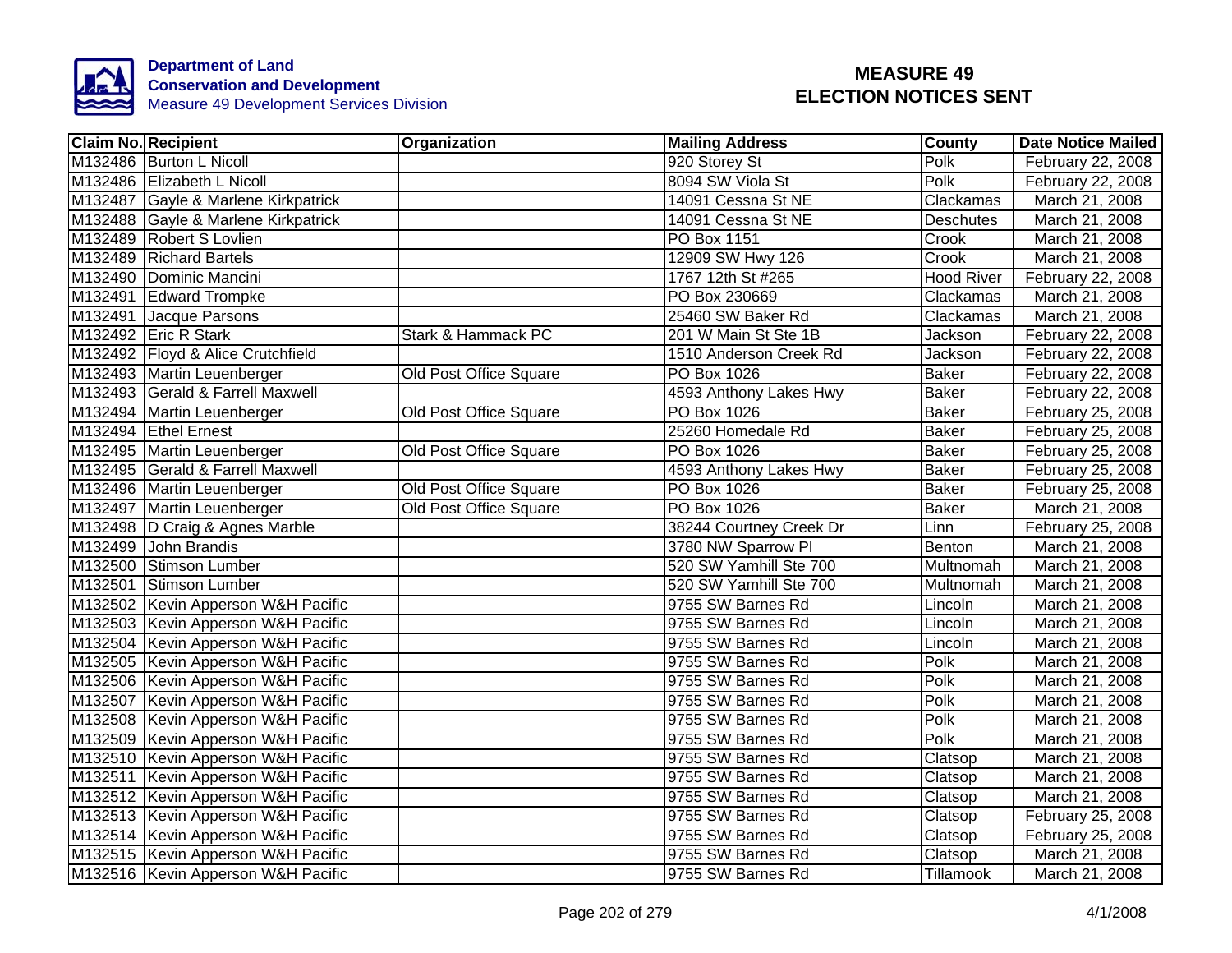Department of Land Conservation and Development
Measure 49 Development Services Division

# MEASURE 49 ELECTION NOTICES SENT

| Claim No. | Recipient | Organization | Mailing Address | County | Date Notice Mailed |
|---|---|---|---|---|---|
| M132486 | Burton L Nicoll | | 920 Storey St | Polk | February 22, 2008 |
| M132486 | Elizabeth L Nicoll | | 8094 SW Viola St | Polk | February 22, 2008 |
| M132487 | Gayle & Marlene Kirkpatrick | | 14091 Cessna St NE | Clackamas | March 21, 2008 |
| M132488 | Gayle & Marlene Kirkpatrick | | 14091 Cessna St NE | Deschutes | March 21, 2008 |
| M132489 | Robert S Lovlien | | PO Box 1151 | Crook | March 21, 2008 |
| M132489 | Richard Bartels | | 12909 SW Hwy 126 | Crook | March 21, 2008 |
| M132490 | Dominic Mancini | | 1767 12th St #265 | Hood River | February 22, 2008 |
| M132491 | Edward Trompke | | PO Box 230669 | Clackamas | March 21, 2008 |
| M132491 | Jacque Parsons | | 25460 SW Baker Rd | Clackamas | March 21, 2008 |
| M132492 | Eric R Stark | Stark & Hammack PC | 201 W Main St Ste 1B | Jackson | February 22, 2008 |
| M132492 | Floyd & Alice Crutchfield | | 1510 Anderson Creek Rd | Jackson | February 22, 2008 |
| M132493 | Martin Leuenberger | Old Post Office Square | PO Box 1026 | Baker | February 22, 2008 |
| M132493 | Gerald & Farrell Maxwell | | 4593 Anthony Lakes Hwy | Baker | February 22, 2008 |
| M132494 | Martin Leuenberger | Old Post Office Square | PO Box 1026 | Baker | February 25, 2008 |
| M132494 | Ethel Ernest | | 25260 Homedale Rd | Baker | February 25, 2008 |
| M132495 | Martin Leuenberger | Old Post Office Square | PO Box 1026 | Baker | February 25, 2008 |
| M132495 | Gerald & Farrell Maxwell | | 4593 Anthony Lakes Hwy | Baker | February 25, 2008 |
| M132496 | Martin Leuenberger | Old Post Office Square | PO Box 1026 | Baker | February 25, 2008 |
| M132497 | Martin Leuenberger | Old Post Office Square | PO Box 1026 | Baker | March 21, 2008 |
| M132498 | D Craig & Agnes Marble | | 38244 Courtney Creek Dr | Linn | February 25, 2008 |
| M132499 | John Brandis | | 3780 NW Sparrow Pl | Benton | March 21, 2008 |
| M132500 | Stimson Lumber | | 520 SW Yamhill Ste 700 | Multnomah | March 21, 2008 |
| M132501 | Stimson Lumber | | 520 SW Yamhill Ste 700 | Multnomah | March 21, 2008 |
| M132502 | Kevin Apperson W&H Pacific | | 9755 SW Barnes Rd | Lincoln | March 21, 2008 |
| M132503 | Kevin Apperson W&H Pacific | | 9755 SW Barnes Rd | Lincoln | March 21, 2008 |
| M132504 | Kevin Apperson W&H Pacific | | 9755 SW Barnes Rd | Lincoln | March 21, 2008 |
| M132505 | Kevin Apperson W&H Pacific | | 9755 SW Barnes Rd | Polk | March 21, 2008 |
| M132506 | Kevin Apperson W&H Pacific | | 9755 SW Barnes Rd | Polk | March 21, 2008 |
| M132507 | Kevin Apperson W&H Pacific | | 9755 SW Barnes Rd | Polk | March 21, 2008 |
| M132508 | Kevin Apperson W&H Pacific | | 9755 SW Barnes Rd | Polk | March 21, 2008 |
| M132509 | Kevin Apperson W&H Pacific | | 9755 SW Barnes Rd | Polk | March 21, 2008 |
| M132510 | Kevin Apperson W&H Pacific | | 9755 SW Barnes Rd | Clatsop | March 21, 2008 |
| M132511 | Kevin Apperson W&H Pacific | | 9755 SW Barnes Rd | Clatsop | March 21, 2008 |
| M132512 | Kevin Apperson W&H Pacific | | 9755 SW Barnes Rd | Clatsop | March 21, 2008 |
| M132513 | Kevin Apperson W&H Pacific | | 9755 SW Barnes Rd | Clatsop | February 25, 2008 |
| M132514 | Kevin Apperson W&H Pacific | | 9755 SW Barnes Rd | Clatsop | February 25, 2008 |
| M132515 | Kevin Apperson W&H Pacific | | 9755 SW Barnes Rd | Clatsop | March 21, 2008 |
| M132516 | Kevin Apperson W&H Pacific | | 9755 SW Barnes Rd | Tillamook | March 21, 2008 |

4/1/2008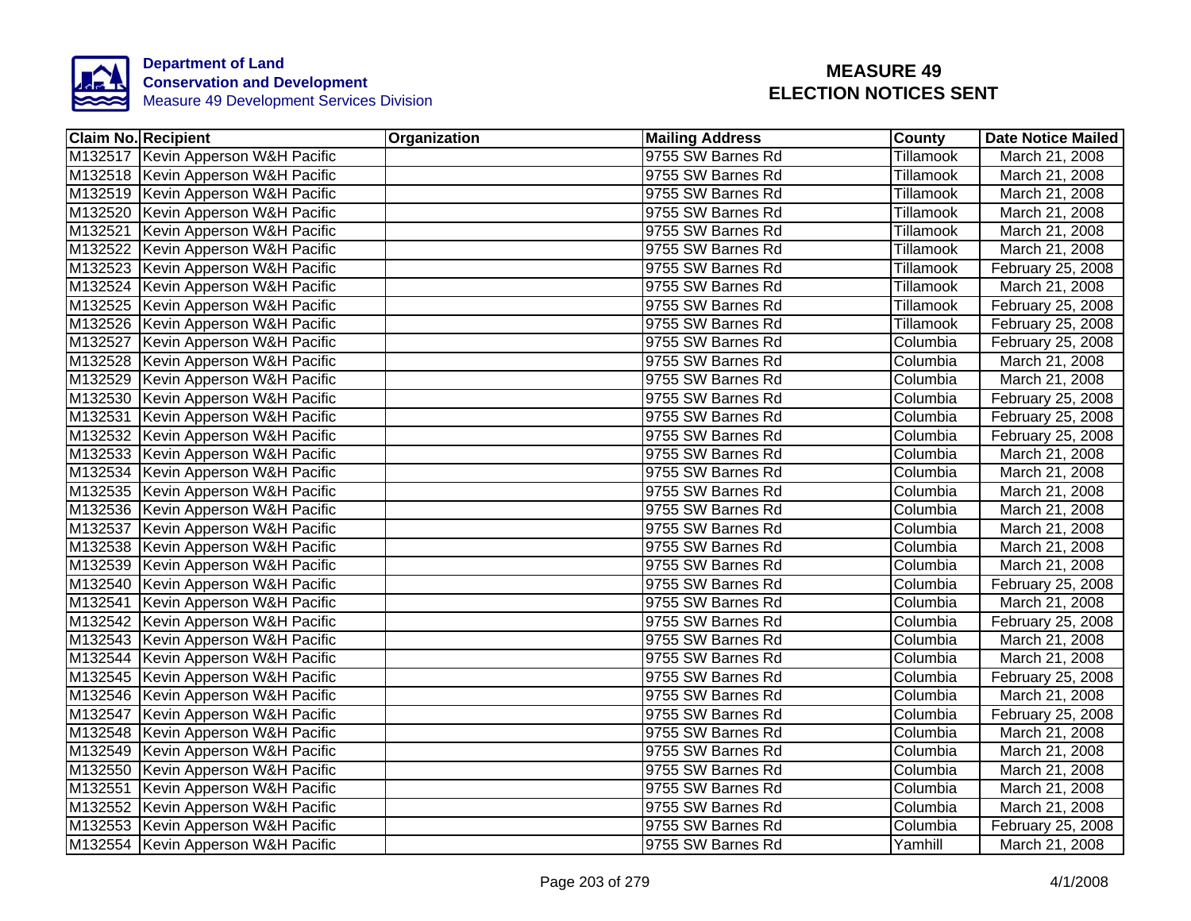Department of Land Conservation and Development
Measure 49 Development Services Division

# MEASURE 49 ELECTION NOTICES SENT

| Claim No. | Recipient | Organization | Mailing Address | County | Date Notice Mailed |
|---|---|---|---|---|---|
| M132517 | Kevin Apperson W&H Pacific | | 9755 SW Barnes Rd | Tillamook | March 21, 2008 |
| M132518 | Kevin Apperson W&H Pacific | | 9755 SW Barnes Rd | Tillamook | March 21, 2008 |
| M132519 | Kevin Apperson W&H Pacific | | 9755 SW Barnes Rd | Tillamook | March 21, 2008 |
| M132520 | Kevin Apperson W&H Pacific | | 9755 SW Barnes Rd | Tillamook | March 21, 2008 |
| M132521 | Kevin Apperson W&H Pacific | | 9755 SW Barnes Rd | Tillamook | March 21, 2008 |
| M132522 | Kevin Apperson W&H Pacific | | 9755 SW Barnes Rd | Tillamook | March 21, 2008 |
| M132523 | Kevin Apperson W&H Pacific | | 9755 SW Barnes Rd | Tillamook | February 25, 2008 |
| M132524 | Kevin Apperson W&H Pacific | | 9755 SW Barnes Rd | Tillamook | March 21, 2008 |
| M132525 | Kevin Apperson W&H Pacific | | 9755 SW Barnes Rd | Tillamook | February 25, 2008 |
| M132526 | Kevin Apperson W&H Pacific | | 9755 SW Barnes Rd | Tillamook | February 25, 2008 |
| M132527 | Kevin Apperson W&H Pacific | | 9755 SW Barnes Rd | Columbia | February 25, 2008 |
| M132528 | Kevin Apperson W&H Pacific | | 9755 SW Barnes Rd | Columbia | March 21, 2008 |
| M132529 | Kevin Apperson W&H Pacific | | 9755 SW Barnes Rd | Columbia | March 21, 2008 |
| M132530 | Kevin Apperson W&H Pacific | | 9755 SW Barnes Rd | Columbia | February 25, 2008 |
| M132531 | Kevin Apperson W&H Pacific | | 9755 SW Barnes Rd | Columbia | February 25, 2008 |
| M132532 | Kevin Apperson W&H Pacific | | 9755 SW Barnes Rd | Columbia | February 25, 2008 |
| M132533 | Kevin Apperson W&H Pacific | | 9755 SW Barnes Rd | Columbia | March 21, 2008 |
| M132534 | Kevin Apperson W&H Pacific | | 9755 SW Barnes Rd | Columbia | March 21, 2008 |
| M132535 | Kevin Apperson W&H Pacific | | 9755 SW Barnes Rd | Columbia | March 21, 2008 |
| M132536 | Kevin Apperson W&H Pacific | | 9755 SW Barnes Rd | Columbia | March 21, 2008 |
| M132537 | Kevin Apperson W&H Pacific | | 9755 SW Barnes Rd | Columbia | March 21, 2008 |
| M132538 | Kevin Apperson W&H Pacific | | 9755 SW Barnes Rd | Columbia | March 21, 2008 |
| M132539 | Kevin Apperson W&H Pacific | | 9755 SW Barnes Rd | Columbia | March 21, 2008 |
| M132540 | Kevin Apperson W&H Pacific | | 9755 SW Barnes Rd | Columbia | February 25, 2008 |
| M132541 | Kevin Apperson W&H Pacific | | 9755 SW Barnes Rd | Columbia | March 21, 2008 |
| M132542 | Kevin Apperson W&H Pacific | | 9755 SW Barnes Rd | Columbia | February 25, 2008 |
| M132543 | Kevin Apperson W&H Pacific | | 9755 SW Barnes Rd | Columbia | March 21, 2008 |
| M132544 | Kevin Apperson W&H Pacific | | 9755 SW Barnes Rd | Columbia | March 21, 2008 |
| M132545 | Kevin Apperson W&H Pacific | | 9755 SW Barnes Rd | Columbia | February 25, 2008 |
| M132546 | Kevin Apperson W&H Pacific | | 9755 SW Barnes Rd | Columbia | March 21, 2008 |
| M132547 | Kevin Apperson W&H Pacific | | 9755 SW Barnes Rd | Columbia | February 25, 2008 |
| M132548 | Kevin Apperson W&H Pacific | | 9755 SW Barnes Rd | Columbia | March 21, 2008 |
| M132549 | Kevin Apperson W&H Pacific | | 9755 SW Barnes Rd | Columbia | March 21, 2008 |
| M132550 | Kevin Apperson W&H Pacific | | 9755 SW Barnes Rd | Columbia | March 21, 2008 |
| M132551 | Kevin Apperson W&H Pacific | | 9755 SW Barnes Rd | Columbia | March 21, 2008 |
| M132552 | Kevin Apperson W&H Pacific | | 9755 SW Barnes Rd | Columbia | March 21, 2008 |
| M132553 | Kevin Apperson W&H Pacific | | 9755 SW Barnes Rd | Columbia | February 25, 2008 |
| M132554 | Kevin Apperson W&H Pacific | | 9755 SW Barnes Rd | Yamhill | March 21, 2008 |

4/1/2008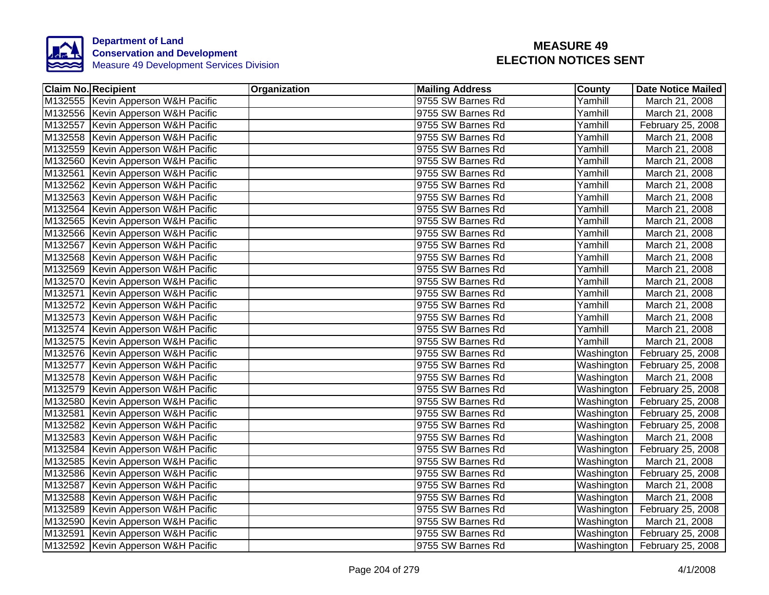**Department of Land Conservation and Development**
Measure 49 Development Services Division

# MEASURE 49 ELECTION NOTICES SENT

| Claim No. | Recipient | Organization | Mailing Address | County | Date Notice Mailed |
|---|---|---|---|---|---|
| M132555 | Kevin Apperson W&H Pacific | | 9755 SW Barnes Rd | Yamhill | March 21, 2008 |
| M132556 | Kevin Apperson W&H Pacific | | 9755 SW Barnes Rd | Yamhill | March 21, 2008 |
| M132557 | Kevin Apperson W&H Pacific | | 9755 SW Barnes Rd | Yamhill | February 25, 2008 |
| M132558 | Kevin Apperson W&H Pacific | | 9755 SW Barnes Rd | Yamhill | March 21, 2008 |
| M132559 | Kevin Apperson W&H Pacific | | 9755 SW Barnes Rd | Yamhill | March 21, 2008 |
| M132560 | Kevin Apperson W&H Pacific | | 9755 SW Barnes Rd | Yamhill | March 21, 2008 |
| M132561 | Kevin Apperson W&H Pacific | | 9755 SW Barnes Rd | Yamhill | March 21, 2008 |
| M132562 | Kevin Apperson W&H Pacific | | 9755 SW Barnes Rd | Yamhill | March 21, 2008 |
| M132563 | Kevin Apperson W&H Pacific | | 9755 SW Barnes Rd | Yamhill | March 21, 2008 |
| M132564 | Kevin Apperson W&H Pacific | | 9755 SW Barnes Rd | Yamhill | March 21, 2008 |
| M132565 | Kevin Apperson W&H Pacific | | 9755 SW Barnes Rd | Yamhill | March 21, 2008 |
| M132566 | Kevin Apperson W&H Pacific | | 9755 SW Barnes Rd | Yamhill | March 21, 2008 |
| M132567 | Kevin Apperson W&H Pacific | | 9755 SW Barnes Rd | Yamhill | March 21, 2008 |
| M132568 | Kevin Apperson W&H Pacific | | 9755 SW Barnes Rd | Yamhill | March 21, 2008 |
| M132569 | Kevin Apperson W&H Pacific | | 9755 SW Barnes Rd | Yamhill | March 21, 2008 |
| M132570 | Kevin Apperson W&H Pacific | | 9755 SW Barnes Rd | Yamhill | March 21, 2008 |
| M132571 | Kevin Apperson W&H Pacific | | 9755 SW Barnes Rd | Yamhill | March 21, 2008 |
| M132572 | Kevin Apperson W&H Pacific | | 9755 SW Barnes Rd | Yamhill | March 21, 2008 |
| M132573 | Kevin Apperson W&H Pacific | | 9755 SW Barnes Rd | Yamhill | March 21, 2008 |
| M132574 | Kevin Apperson W&H Pacific | | 9755 SW Barnes Rd | Yamhill | March 21, 2008 |
| M132575 | Kevin Apperson W&H Pacific | | 9755 SW Barnes Rd | Yamhill | March 21, 2008 |
| M132576 | Kevin Apperson W&H Pacific | | 9755 SW Barnes Rd | Washington | February 25, 2008 |
| M132577 | Kevin Apperson W&H Pacific | | 9755 SW Barnes Rd | Washington | February 25, 2008 |
| M132578 | Kevin Apperson W&H Pacific | | 9755 SW Barnes Rd | Washington | March 21, 2008 |
| M132579 | Kevin Apperson W&H Pacific | | 9755 SW Barnes Rd | Washington | February 25, 2008 |
| M132580 | Kevin Apperson W&H Pacific | | 9755 SW Barnes Rd | Washington | February 25, 2008 |
| M132581 | Kevin Apperson W&H Pacific | | 9755 SW Barnes Rd | Washington | February 25, 2008 |
| M132582 | Kevin Apperson W&H Pacific | | 9755 SW Barnes Rd | Washington | February 25, 2008 |
| M132583 | Kevin Apperson W&H Pacific | | 9755 SW Barnes Rd | Washington | March 21, 2008 |
| M132584 | Kevin Apperson W&H Pacific | | 9755 SW Barnes Rd | Washington | February 25, 2008 |
| M132585 | Kevin Apperson W&H Pacific | | 9755 SW Barnes Rd | Washington | March 21, 2008 |
| M132586 | Kevin Apperson W&H Pacific | | 9755 SW Barnes Rd | Washington | February 25, 2008 |
| M132587 | Kevin Apperson W&H Pacific | | 9755 SW Barnes Rd | Washington | March 21, 2008 |
| M132588 | Kevin Apperson W&H Pacific | | 9755 SW Barnes Rd | Washington | March 21, 2008 |
| M132589 | Kevin Apperson W&H Pacific | | 9755 SW Barnes Rd | Washington | February 25, 2008 |
| M132590 | Kevin Apperson W&H Pacific | | 9755 SW Barnes Rd | Washington | March 21, 2008 |
| M132591 | Kevin Apperson W&H Pacific | | 9755 SW Barnes Rd | Washington | February 25, 2008 |
| M132592 | Kevin Apperson W&H Pacific | | 9755 SW Barnes Rd | Washington | February 25, 2008 |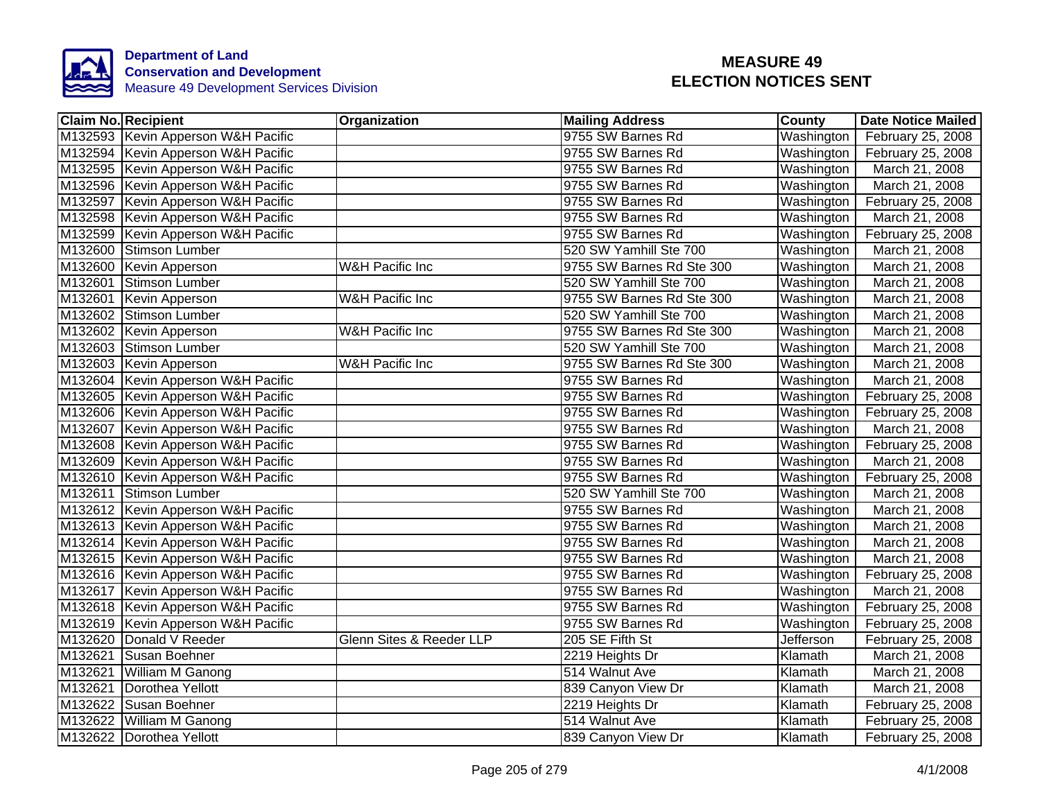**Department of Land Conservation and Development**
Measure 49 Development Services Division

# MEASURE 49 ELECTION NOTICES SENT

| Claim No. | Recipient | Organization | Mailing Address | County | Date Notice Mailed |
|---|---|---|---|---|---|
| M132593 | Kevin Apperson W&H Pacific | | 9755 SW Barnes Rd | Washington | February 25, 2008 |
| M132594 | Kevin Apperson W&H Pacific | | 9755 SW Barnes Rd | Washington | February 25, 2008 |
| M132595 | Kevin Apperson W&H Pacific | | 9755 SW Barnes Rd | Washington | March 21, 2008 |
| M132596 | Kevin Apperson W&H Pacific | | 9755 SW Barnes Rd | Washington | March 21, 2008 |
| M132597 | Kevin Apperson W&H Pacific | | 9755 SW Barnes Rd | Washington | February 25, 2008 |
| M132598 | Kevin Apperson W&H Pacific | | 9755 SW Barnes Rd | Washington | March 21, 2008 |
| M132599 | Kevin Apperson W&H Pacific | | 9755 SW Barnes Rd | Washington | February 25, 2008 |
| M132600 | Stimson Lumber | | 520 SW Yamhill Ste 700 | Washington | March 21, 2008 |
| M132600 | Kevin Apperson | W&H Pacific Inc | 9755 SW Barnes Rd Ste 300 | Washington | March 21, 2008 |
| M132601 | Stimson Lumber | | 520 SW Yamhill Ste 700 | Washington | March 21, 2008 |
| M132601 | Kevin Apperson | W&H Pacific Inc | 9755 SW Barnes Rd Ste 300 | Washington | March 21, 2008 |
| M132602 | Stimson Lumber | | 520 SW Yamhill Ste 700 | Washington | March 21, 2008 |
| M132602 | Kevin Apperson | W&H Pacific Inc | 9755 SW Barnes Rd Ste 300 | Washington | March 21, 2008 |
| M132603 | Stimson Lumber | | 520 SW Yamhill Ste 700 | Washington | March 21, 2008 |
| M132603 | Kevin Apperson | W&H Pacific Inc | 9755 SW Barnes Rd Ste 300 | Washington | March 21, 2008 |
| M132604 | Kevin Apperson W&H Pacific | | 9755 SW Barnes Rd | Washington | March 21, 2008 |
| M132605 | Kevin Apperson W&H Pacific | | 9755 SW Barnes Rd | Washington | February 25, 2008 |
| M132606 | Kevin Apperson W&H Pacific | | 9755 SW Barnes Rd | Washington | February 25, 2008 |
| M132607 | Kevin Apperson W&H Pacific | | 9755 SW Barnes Rd | Washington | March 21, 2008 |
| M132608 | Kevin Apperson W&H Pacific | | 9755 SW Barnes Rd | Washington | February 25, 2008 |
| M132609 | Kevin Apperson W&H Pacific | | 9755 SW Barnes Rd | Washington | March 21, 2008 |
| M132610 | Kevin Apperson W&H Pacific | | 9755 SW Barnes Rd | Washington | February 25, 2008 |
| M132611 | Stimson Lumber | | 520 SW Yamhill Ste 700 | Washington | March 21, 2008 |
| M132612 | Kevin Apperson W&H Pacific | | 9755 SW Barnes Rd | Washington | March 21, 2008 |
| M132613 | Kevin Apperson W&H Pacific | | 9755 SW Barnes Rd | Washington | March 21, 2008 |
| M132614 | Kevin Apperson W&H Pacific | | 9755 SW Barnes Rd | Washington | March 21, 2008 |
| M132615 | Kevin Apperson W&H Pacific | | 9755 SW Barnes Rd | Washington | March 21, 2008 |
| M132616 | Kevin Apperson W&H Pacific | | 9755 SW Barnes Rd | Washington | February 25, 2008 |
| M132617 | Kevin Apperson W&H Pacific | | 9755 SW Barnes Rd | Washington | March 21, 2008 |
| M132618 | Kevin Apperson W&H Pacific | | 9755 SW Barnes Rd | Washington | February 25, 2008 |
| M132619 | Kevin Apperson W&H Pacific | | 9755 SW Barnes Rd | Washington | February 25, 2008 |
| M132620 | Donald V Reeder | Glenn Sites & Reeder LLP | 205 SE Fifth St | Jefferson | February 25, 2008 |
| M132621 | Susan Boehner | | 2219 Heights Dr | Klamath | March 21, 2008 |
| M132621 | William M Ganong | | 514 Walnut Ave | Klamath | March 21, 2008 |
| M132621 | Dorothea Yellott | | 839 Canyon View Dr | Klamath | March 21, 2008 |
| M132622 | Susan Boehner | | 2219 Heights Dr | Klamath | February 25, 2008 |
| M132622 | William M Ganong | | 514 Walnut Ave | Klamath | February 25, 2008 |
| M132622 | Dorothea Yellott | | 839 Canyon View Dr | Klamath | February 25, 2008 |

4/1/2008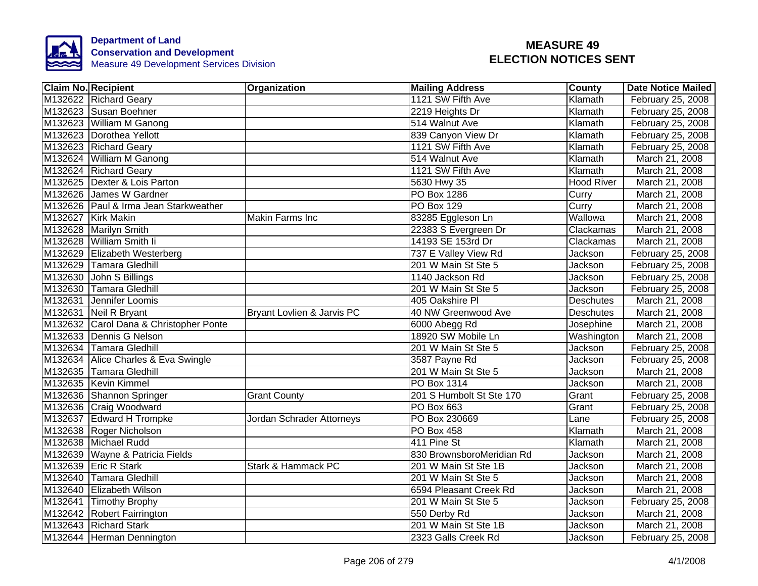**Department of Land Conservation and Development**
Measure 49 Development Services Division

# MEASURE 49 ELECTION NOTICES SENT

| Claim No. | Recipient | Organization | Mailing Address | County | Date Notice Mailed |
|---|---|---|---|---|---|
| M132622 | Richard Geary | | 1121 SW Fifth Ave | Klamath | February 25, 2008 |
| M132623 | Susan Boehner | | 2219 Heights Dr | Klamath | February 25, 2008 |
| M132623 | William M Ganong | | 514 Walnut Ave | Klamath | February 25, 2008 |
| M132623 | Dorothea Yellott | | 839 Canyon View Dr | Klamath | February 25, 2008 |
| M132623 | Richard Geary | | 1121 SW Fifth Ave | Klamath | February 25, 2008 |
| M132624 | William M Ganong | | 514 Walnut Ave | Klamath | March 21, 2008 |
| M132624 | Richard Geary | | 1121 SW Fifth Ave | Klamath | March 21, 2008 |
| M132625 | Dexter & Lois Parton | | 5630 Hwy 35 | Hood River | March 21, 2008 |
| M132626 | James W Gardner | | PO Box 1286 | Curry | March 21, 2008 |
| M132626 | Paul & Irma Jean Starkweather | | PO Box 129 | Curry | March 21, 2008 |
| M132627 | Kirk Makin | Makin Farms Inc | 83285 Eggleson Ln | Wallowa | March 21, 2008 |
| M132628 | Marilyn Smith | | 22383 S Evergreen Dr | Clackamas | March 21, 2008 |
| M132628 | William Smith Ii | | 14193 SE 153rd Dr | Clackamas | March 21, 2008 |
| M132629 | Elizabeth Westerberg | | 737 E Valley View Rd | Jackson | February 25, 2008 |
| M132629 | Tamara Gledhill | | 201 W Main St Ste 5 | Jackson | February 25, 2008 |
| M132630 | John S Billings | | 1140 Jackson Rd | Jackson | February 25, 2008 |
| M132630 | Tamara Gledhill | | 201 W Main St Ste 5 | Jackson | February 25, 2008 |
| M132631 | Jennifer Loomis | | 405 Oakshire Pl | Deschutes | March 21, 2008 |
| M132631 | Neil R Bryant | Bryant Lovlien & Jarvis PC | 40 NW Greenwood Ave | Deschutes | March 21, 2008 |
| M132632 | Carol Dana & Christopher Ponte | | 6000 Abegg Rd | Josephine | March 21, 2008 |
| M132633 | Dennis G Nelson | | 18920 SW Mobile Ln | Washington | March 21, 2008 |
| M132634 | Tamara Gledhill | | 201 W Main St Ste 5 | Jackson | February 25, 2008 |
| M132634 | Alice Charles & Eva Swingle | | 3587 Payne Rd | Jackson | February 25, 2008 |
| M132635 | Tamara Gledhill | | 201 W Main St Ste 5 | Jackson | March 21, 2008 |
| M132635 | Kevin Kimmel | | PO Box 1314 | Jackson | March 21, 2008 |
| M132636 | Shannon Springer | Grant County | 201 S Humbolt St Ste 170 | Grant | February 25, 2008 |
| M132636 | Craig Woodward | | PO Box 663 | Grant | February 25, 2008 |
| M132637 | Edward H Trompke | Jordan Schrader Attorneys | PO Box 230669 | Lane | February 25, 2008 |
| M132638 | Roger Nicholson | | PO Box 458 | Klamath | March 21, 2008 |
| M132638 | Michael Rudd | | 411 Pine St | Klamath | March 21, 2008 |
| M132639 | Wayne & Patricia Fields | | 830 BrownsboroMeridian Rd | Jackson | March 21, 2008 |
| M132639 | Eric R Stark | Stark & Hammack PC | 201 W Main St Ste 1B | Jackson | March 21, 2008 |
| M132640 | Tamara Gledhill | | 201 W Main St Ste 5 | Jackson | March 21, 2008 |
| M132640 | Elizabeth Wilson | | 6594 Pleasant Creek Rd | Jackson | March 21, 2008 |
| M132641 | Timothy Brophy | | 201 W Main St Ste 5 | Jackson | February 25, 2008 |
| M132642 | Robert Fairrington | | 550 Derby Rd | Jackson | March 21, 2008 |
| M132643 | Richard Stark | | 201 W Main St Ste 1B | Jackson | March 21, 2008 |
| M132644 | Herman Dennington | | 2323 Galls Creek Rd | Jackson | February 25, 2008 |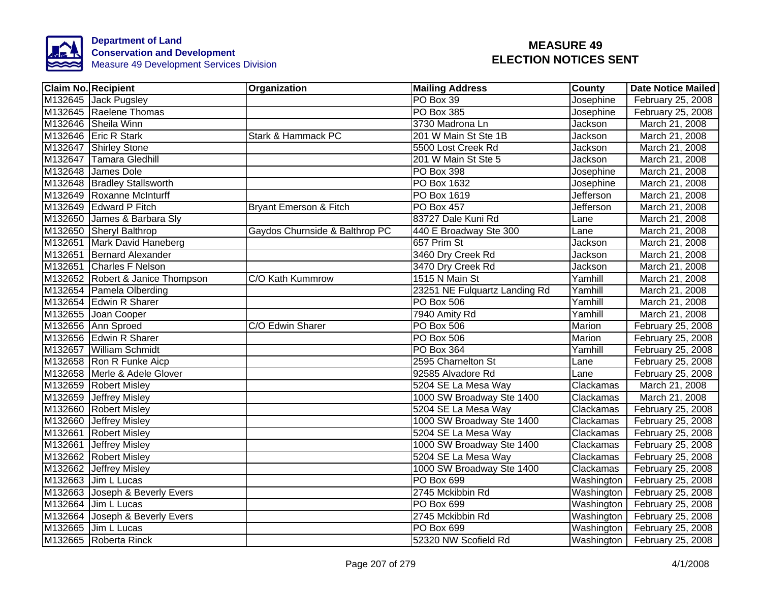**Department of Land Conservation and Development**
Measure 49 Development Services Division

# MEASURE 49 ELECTION NOTICES SENT

| Claim No. | Recipient | Organization | Mailing Address | County | Date Notice Mailed |
|---|---|---|---|---|---|
| M132645 | Jack Pugsley | | PO Box 39 | Josephine | February 25, 2008 |
| M132645 | Raelene Thomas | | PO Box 385 | Josephine | February 25, 2008 |
| M132646 | Sheila Winn | | 3730 Madrona Ln | Jackson | March 21, 2008 |
| M132646 | Eric R Stark | Stark & Hammack PC | 201 W Main St Ste 1B | Jackson | March 21, 2008 |
| M132647 | Shirley Stone | | 5500 Lost Creek Rd | Jackson | March 21, 2008 |
| M132647 | Tamara Gledhill | | 201 W Main St Ste 5 | Jackson | March 21, 2008 |
| M132648 | James Dole | | PO Box 398 | Josephine | March 21, 2008 |
| M132648 | Bradley Stallsworth | | PO Box 1632 | Josephine | March 21, 2008 |
| M132649 | Roxanne McInturff | | PO Box 1619 | Jefferson | March 21, 2008 |
| M132649 | Edward P Fitch | Bryant Emerson & Fitch | PO Box 457 | Jefferson | March 21, 2008 |
| M132650 | James & Barbara Sly | | 83727 Dale Kuni Rd | Lane | March 21, 2008 |
| M132650 | Sheryl Balthrop | Gaydos Churnside & Balthrop PC | 440 E Broadway Ste 300 | Lane | March 21, 2008 |
| M132651 | Mark David Haneberg | | 657 Prim St | Jackson | March 21, 2008 |
| M132651 | Bernard Alexander | | 3460 Dry Creek Rd | Jackson | March 21, 2008 |
| M132651 | Charles F Nelson | | 3470 Dry Creek Rd | Jackson | March 21, 2008 |
| M132652 | Robert & Janice Thompson | C/O Kath Kummrow | 1515 N Main St | Yamhill | March 21, 2008 |
| M132654 | Pamela Olberding | | 23251 NE Fulquartz Landing Rd | Yamhill | March 21, 2008 |
| M132654 | Edwin R Sharer | | PO Box 506 | Yamhill | March 21, 2008 |
| M132655 | Joan Cooper | | 7940 Amity Rd | Yamhill | March 21, 2008 |
| M132656 | Ann Sproed | C/O Edwin Sharer | PO Box 506 | Marion | February 25, 2008 |
| M132656 | Edwin R Sharer | | PO Box 506 | Marion | February 25, 2008 |
| M132657 | William Schmidt | | PO Box 364 | Yamhill | February 25, 2008 |
| M132658 | Ron R Funke Aicp | | 2595 Charnelton St | Lane | February 25, 2008 |
| M132658 | Merle & Adele Glover | | 92585 Alvadore Rd | Lane | February 25, 2008 |
| M132659 | Robert Misley | | 5204 SE La Mesa Way | Clackamas | March 21, 2008 |
| M132659 | Jeffrey Misley | | 1000 SW Broadway Ste 1400 | Clackamas | March 21, 2008 |
| M132660 | Robert Misley | | 5204 SE La Mesa Way | Clackamas | February 25, 2008 |
| M132660 | Jeffrey Misley | | 1000 SW Broadway Ste 1400 | Clackamas | February 25, 2008 |
| M132661 | Robert Misley | | 5204 SE La Mesa Way | Clackamas | February 25, 2008 |
| M132661 | Jeffrey Misley | | 1000 SW Broadway Ste 1400 | Clackamas | February 25, 2008 |
| M132662 | Robert Misley | | 5204 SE La Mesa Way | Clackamas | February 25, 2008 |
| M132662 | Jeffrey Misley | | 1000 SW Broadway Ste 1400 | Clackamas | February 25, 2008 |
| M132663 | Jim L Lucas | | PO Box 699 | Washington | February 25, 2008 |
| M132663 | Joseph & Beverly Evers | | 2745 Mckibbin Rd | Washington | February 25, 2008 |
| M132664 | Jim L Lucas | | PO Box 699 | Washington | February 25, 2008 |
| M132664 | Joseph & Beverly Evers | | 2745 Mckibbin Rd | Washington | February 25, 2008 |
| M132665 | Jim L Lucas | | PO Box 699 | Washington | February 25, 2008 |
| M132665 | Roberta Rinck | | 52320 NW Scofield Rd | Washington | February 25, 2008 |

4/1/2008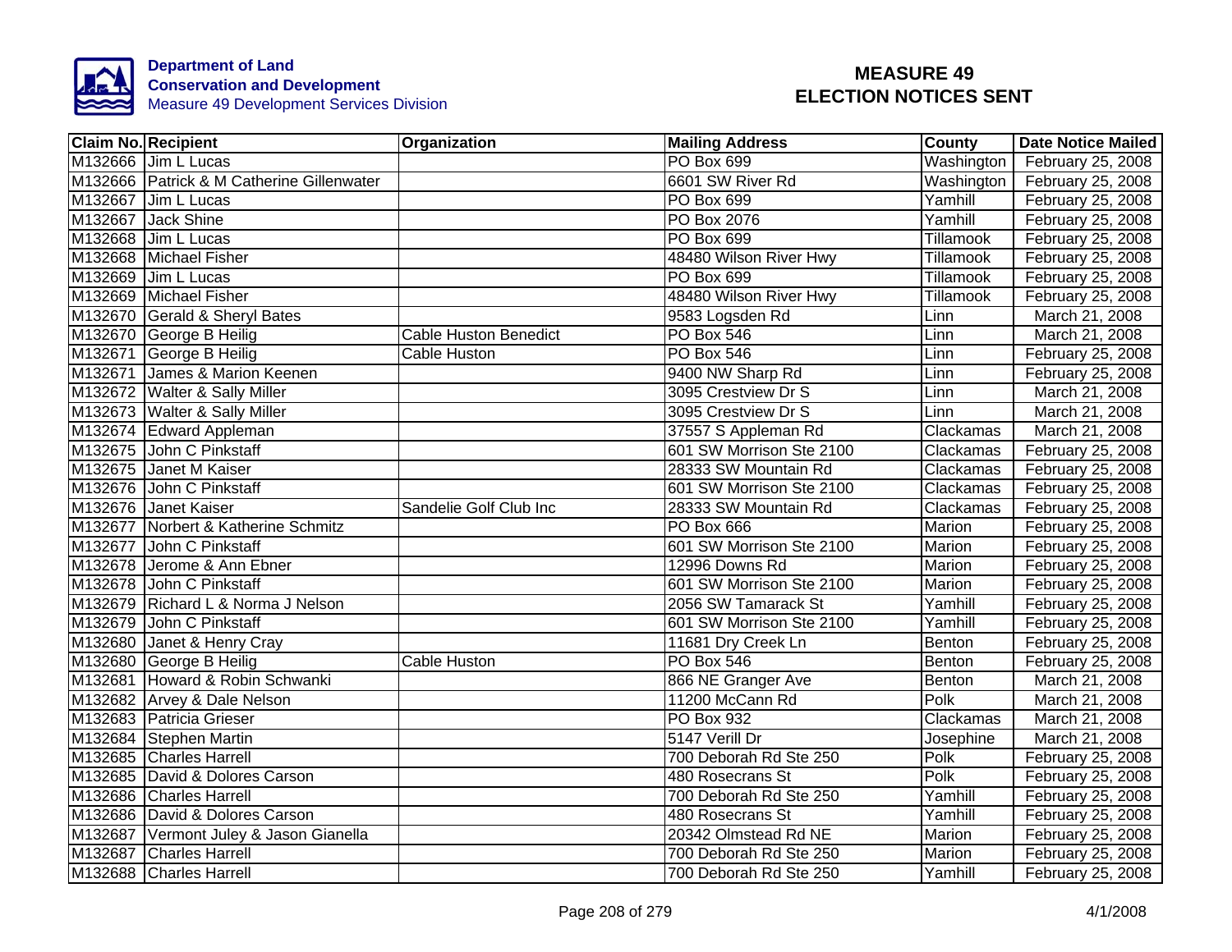Department of Land Conservation and Development
Measure 49 Development Services Division

# MEASURE 49 ELECTION NOTICES SENT

| Claim No. | Recipient | Organization | Mailing Address | County | Date Notice Mailed |
|---|---|---|---|---|---|
| M132666 | Jim L Lucas | | PO Box 699 | Washington | February 25, 2008 |
| M132666 | Patrick & M Catherine Gillenwater | | 6601 SW River Rd | Washington | February 25, 2008 |
| M132667 | Jim L Lucas | | PO Box 699 | Yamhill | February 25, 2008 |
| M132667 | Jack Shine | | PO Box 2076 | Yamhill | February 25, 2008 |
| M132668 | Jim L Lucas | | PO Box 699 | Tillamook | February 25, 2008 |
| M132668 | Michael Fisher | | 48480 Wilson River Hwy | Tillamook | February 25, 2008 |
| M132669 | Jim L Lucas | | PO Box 699 | Tillamook | February 25, 2008 |
| M132669 | Michael Fisher | | 48480 Wilson River Hwy | Tillamook | February 25, 2008 |
| M132670 | Gerald & Sheryl Bates | | 9583 Logsden Rd | Linn | March 21, 2008 |
| M132670 | George B Heilig | Cable Huston Benedict | PO Box 546 | Linn | March 21, 2008 |
| M132671 | George B Heilig | Cable Huston | PO Box 546 | Linn | February 25, 2008 |
| M132671 | James & Marion Keenen | | 9400 NW Sharp Rd | Linn | February 25, 2008 |
| M132672 | Walter & Sally Miller | | 3095 Crestview Dr S | Linn | March 21, 2008 |
| M132673 | Walter & Sally Miller | | 3095 Crestview Dr S | Linn | March 21, 2008 |
| M132674 | Edward Appleman | | 37557 S Appleman Rd | Clackamas | March 21, 2008 |
| M132675 | John C Pinkstaff | | 601 SW Morrison Ste 2100 | Clackamas | February 25, 2008 |
| M132675 | Janet M Kaiser | | 28333 SW Mountain Rd | Clackamas | February 25, 2008 |
| M132676 | John C Pinkstaff | | 601 SW Morrison Ste 2100 | Clackamas | February 25, 2008 |
| M132676 | Janet Kaiser | Sandelie Golf Club Inc | 28333 SW Mountain Rd | Clackamas | February 25, 2008 |
| M132677 | Norbert & Katherine Schmitz | | PO Box 666 | Marion | February 25, 2008 |
| M132677 | John C Pinkstaff | | 601 SW Morrison Ste 2100 | Marion | February 25, 2008 |
| M132678 | Jerome & Ann Ebner | | 12996 Downs Rd | Marion | February 25, 2008 |
| M132678 | John C Pinkstaff | | 601 SW Morrison Ste 2100 | Marion | February 25, 2008 |
| M132679 | Richard L & Norma J Nelson | | 2056 SW Tamarack St | Yamhill | February 25, 2008 |
| M132679 | John C Pinkstaff | | 601 SW Morrison Ste 2100 | Yamhill | February 25, 2008 |
| M132680 | Janet & Henry Cray | | 11681 Dry Creek Ln | Benton | February 25, 2008 |
| M132680 | George B Heilig | Cable Huston | PO Box 546 | Benton | February 25, 2008 |
| M132681 | Howard & Robin Schwanki | | 866 NE Granger Ave | Benton | March 21, 2008 |
| M132682 | Arvey & Dale Nelson | | 11200 McCann Rd | Polk | March 21, 2008 |
| M132683 | Patricia Grieser | | PO Box 932 | Clackamas | March 21, 2008 |
| M132684 | Stephen Martin | | 5147 Verill Dr | Josephine | March 21, 2008 |
| M132685 | Charles Harrell | | 700 Deborah Rd Ste 250 | Polk | February 25, 2008 |
| M132685 | David & Dolores Carson | | 480 Rosecrans St | Polk | February 25, 2008 |
| M132686 | Charles Harrell | | 700 Deborah Rd Ste 250 | Yamhill | February 25, 2008 |
| M132686 | David & Dolores Carson | | 480 Rosecrans St | Yamhill | February 25, 2008 |
| M132687 | Vermont Juley & Jason Gianella | | 20342 Olmstead Rd NE | Marion | February 25, 2008 |
| M132687 | Charles Harrell | | 700 Deborah Rd Ste 250 | Marion | February 25, 2008 |
| M132688 | Charles Harrell | | 700 Deborah Rd Ste 250 | Yamhill | February 25, 2008 |

4/1/2008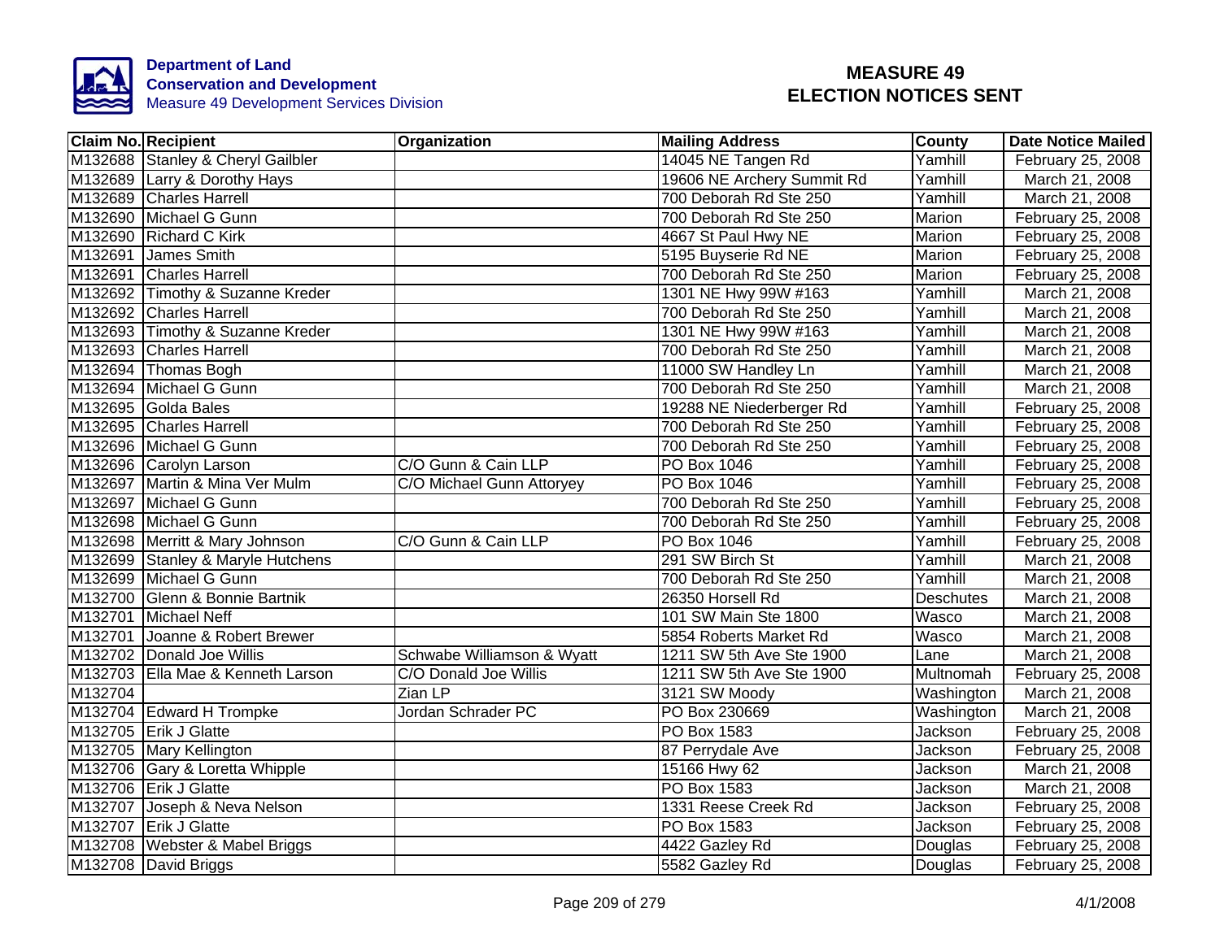Department of Land Conservation and Development
Measure 49 Development Services Division

# MEASURE 49 ELECTION NOTICES SENT

| Claim No. | Recipient | Organization | Mailing Address | County | Date Notice Mailed |
|---|---|---|---|---|---|
| M132688 | Stanley & Cheryl Gailbler | | 14045 NE Tangen Rd | Yamhill | February 25, 2008 |
| M132689 | Larry & Dorothy Hays | | 19606 NE Archery Summit Rd | Yamhill | March 21, 2008 |
| M132689 | Charles Harrell | | 700 Deborah Rd Ste 250 | Yamhill | March 21, 2008 |
| M132690 | Michael G Gunn | | 700 Deborah Rd Ste 250 | Marion | February 25, 2008 |
| M132690 | Richard C Kirk | | 4667 St Paul Hwy NE | Marion | February 25, 2008 |
| M132691 | James Smith | | 5195 Buyserie Rd NE | Marion | February 25, 2008 |
| M132691 | Charles Harrell | | 700 Deborah Rd Ste 250 | Marion | February 25, 2008 |
| M132692 | Timothy & Suzanne Kreder | | 1301 NE Hwy 99W #163 | Yamhill | March 21, 2008 |
| M132692 | Charles Harrell | | 700 Deborah Rd Ste 250 | Yamhill | March 21, 2008 |
| M132693 | Timothy & Suzanne Kreder | | 1301 NE Hwy 99W #163 | Yamhill | March 21, 2008 |
| M132693 | Charles Harrell | | 700 Deborah Rd Ste 250 | Yamhill | March 21, 2008 |
| M132694 | Thomas Bogh | | 11000 SW Handley Ln | Yamhill | March 21, 2008 |
| M132694 | Michael G Gunn | | 700 Deborah Rd Ste 250 | Yamhill | March 21, 2008 |
| M132695 | Golda Bales | | 19288 NE Niederberger Rd | Yamhill | February 25, 2008 |
| M132695 | Charles Harrell | | 700 Deborah Rd Ste 250 | Yamhill | February 25, 2008 |
| M132696 | Michael G Gunn | | 700 Deborah Rd Ste 250 | Yamhill | February 25, 2008 |
| M132696 | Carolyn Larson | C/O Gunn & Cain LLP | PO Box 1046 | Yamhill | February 25, 2008 |
| M132697 | Martin & Mina Ver Mulm | C/O Michael Gunn Attoryey | PO Box 1046 | Yamhill | February 25, 2008 |
| M132697 | Michael G Gunn | | 700 Deborah Rd Ste 250 | Yamhill | February 25, 2008 |
| M132698 | Michael G Gunn | | 700 Deborah Rd Ste 250 | Yamhill | February 25, 2008 |
| M132698 | Merritt & Mary Johnson | C/O Gunn & Cain LLP | PO Box 1046 | Yamhill | February 25, 2008 |
| M132699 | Stanley & Maryle Hutchens | | 291 SW Birch St | Yamhill | March 21, 2008 |
| M132699 | Michael G Gunn | | 700 Deborah Rd Ste 250 | Yamhill | March 21, 2008 |
| M132700 | Glenn & Bonnie Bartnik | | 26350 Horsell Rd | Deschutes | March 21, 2008 |
| M132701 | Michael Neff | | 101 SW Main Ste 1800 | Wasco | March 21, 2008 |
| M132701 | Joanne & Robert Brewer | | 5854 Roberts Market Rd | Wasco | March 21, 2008 |
| M132702 | Donald Joe Willis | Schwabe Williamson & Wyatt | 1211 SW 5th Ave Ste 1900 | Lane | March 21, 2008 |
| M132703 | Ella Mae & Kenneth Larson | C/O Donald Joe Willis | 1211 SW 5th Ave Ste 1900 | Multnomah | February 25, 2008 |
| M132704 | | Zian LP | 3121 SW Moody | Washington | March 21, 2008 |
| M132704 | Edward H Trompke | Jordan Schrader PC | PO Box 230669 | Washington | March 21, 2008 |
| M132705 | Erik J Glatte | | PO Box 1583 | Jackson | February 25, 2008 |
| M132705 | Mary Kellington | | 87 Perrydale Ave | Jackson | February 25, 2008 |
| M132706 | Gary & Loretta Whipple | | 15166 Hwy 62 | Jackson | March 21, 2008 |
| M132706 | Erik J Glatte | | PO Box 1583 | Jackson | March 21, 2008 |
| M132707 | Joseph & Neva Nelson | | 1331 Reese Creek Rd | Jackson | February 25, 2008 |
| M132707 | Erik J Glatte | | PO Box 1583 | Jackson | February 25, 2008 |
| M132708 | Webster & Mabel Briggs | | 4422 Gazley Rd | Douglas | February 25, 2008 |
| M132708 | David Briggs | | 5582 Gazley Rd | Douglas | February 25, 2008 |

4/1/2008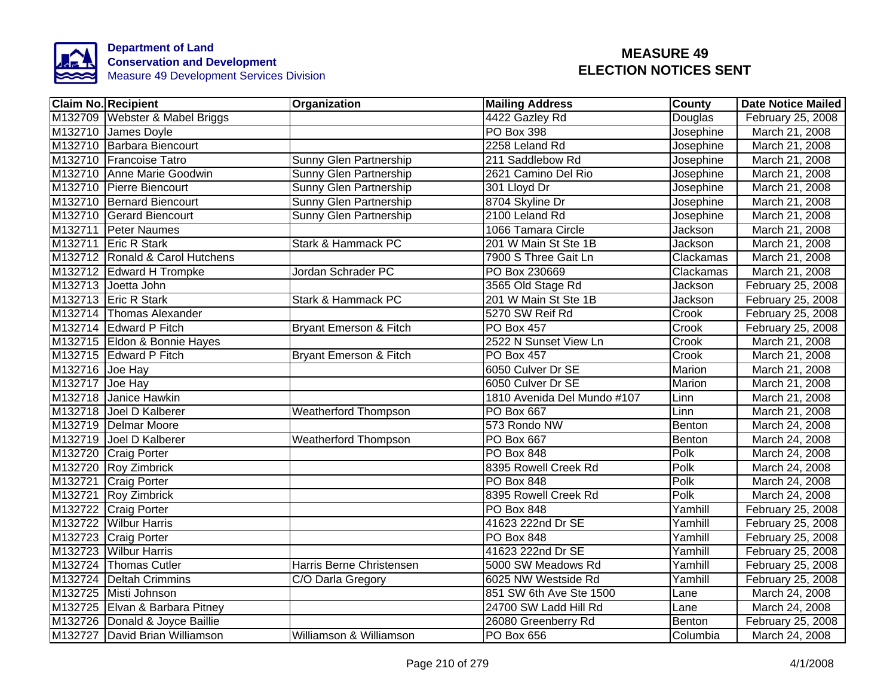**Department of Land Conservation and Development**
Measure 49 Development Services Division

# MEASURE 49
# ELECTION NOTICES SENT

| Claim No. | Recipient | Organization | Mailing Address | County | Date Notice Mailed |
|---|---|---|---|---|---|
| M132709 | Webster & Mabel Briggs | | 4422 Gazley Rd | Douglas | February 25, 2008 |
| M132710 | James Doyle | | PO Box 398 | Josephine | March 21, 2008 |
| M132710 | Barbara Biencourt | | 2258 Leland Rd | Josephine | March 21, 2008 |
| M132710 | Francoise Tatro | Sunny Glen Partnership | 211 Saddlebow Rd | Josephine | March 21, 2008 |
| M132710 | Anne Marie Goodwin | Sunny Glen Partnership | 2621 Camino Del Rio | Josephine | March 21, 2008 |
| M132710 | Pierre Biencourt | Sunny Glen Partnership | 301 Lloyd Dr | Josephine | March 21, 2008 |
| M132710 | Bernard Biencourt | Sunny Glen Partnership | 8704 Skyline Dr | Josephine | March 21, 2008 |
| M132710 | Gerard Biencourt | Sunny Glen Partnership | 2100 Leland Rd | Josephine | March 21, 2008 |
| M132711 | Peter Naumes | | 1066 Tamara Circle | Jackson | March 21, 2008 |
| M132711 | Eric R Stark | Stark & Hammack PC | 201 W Main St Ste 1B | Jackson | March 21, 2008 |
| M132712 | Ronald & Carol Hutchens | | 7900 S Three Gait Ln | Clackamas | March 21, 2008 |
| M132712 | Edward H Trompke | Jordan Schrader PC | PO Box 230669 | Clackamas | March 21, 2008 |
| M132713 | Joetta John | | 3565 Old Stage Rd | Jackson | February 25, 2008 |
| M132713 | Eric R Stark | Stark & Hammack PC | 201 W Main St Ste 1B | Jackson | February 25, 2008 |
| M132714 | Thomas Alexander | | 5270 SW Reif Rd | Crook | February 25, 2008 |
| M132714 | Edward P Fitch | Bryant Emerson & Fitch | PO Box 457 | Crook | February 25, 2008 |
| M132715 | Eldon & Bonnie Hayes | | 2522 N Sunset View Ln | Crook | March 21, 2008 |
| M132715 | Edward P Fitch | Bryant Emerson & Fitch | PO Box 457 | Crook | March 21, 2008 |
| M132716 | Joe Hay | | 6050 Culver Dr SE | Marion | March 21, 2008 |
| M132717 | Joe Hay | | 6050 Culver Dr SE | Marion | March 21, 2008 |
| M132718 | Janice Hawkin | | 1810 Avenida Del Mundo #107 | Linn | March 21, 2008 |
| M132718 | Joel D Kalberer | Weatherford Thompson | PO Box 667 | Linn | March 21, 2008 |
| M132719 | Delmar Moore | | 573 Rondo NW | Benton | March 24, 2008 |
| M132719 | Joel D Kalberer | Weatherford Thompson | PO Box 667 | Benton | March 24, 2008 |
| M132720 | Craig Porter | | PO Box 848 | Polk | March 24, 2008 |
| M132720 | Roy Zimbrick | | 8395 Rowell Creek Rd | Polk | March 24, 2008 |
| M132721 | Craig Porter | | PO Box 848 | Polk | March 24, 2008 |
| M132721 | Roy Zimbrick | | 8395 Rowell Creek Rd | Polk | March 24, 2008 |
| M132722 | Craig Porter | | PO Box 848 | Yamhill | February 25, 2008 |
| M132722 | Wilbur Harris | | 41623 222nd Dr SE | Yamhill | February 25, 2008 |
| M132723 | Craig Porter | | PO Box 848 | Yamhill | February 25, 2008 |
| M132723 | Wilbur Harris | | 41623 222nd Dr SE | Yamhill | February 25, 2008 |
| M132724 | Thomas Cutler | Harris Berne Christensen | 5000 SW Meadows Rd | Yamhill | February 25, 2008 |
| M132724 | Deltah Crimmins | C/O Darla Gregory | 6025 NW Westside Rd | Yamhill | February 25, 2008 |
| M132725 | Misti Johnson | | 851 SW 6th Ave Ste 1500 | Lane | March 24, 2008 |
| M132725 | Elvan & Barbara Pitney | | 24700 SW Ladd Hill Rd | Lane | March 24, 2008 |
| M132726 | Donald & Joyce Baillie | | 26080 Greenberry Rd | Benton | February 25, 2008 |
| M132727 | David Brian Williamson | Williamson & Williamson | PO Box 656 | Columbia | March 24, 2008 |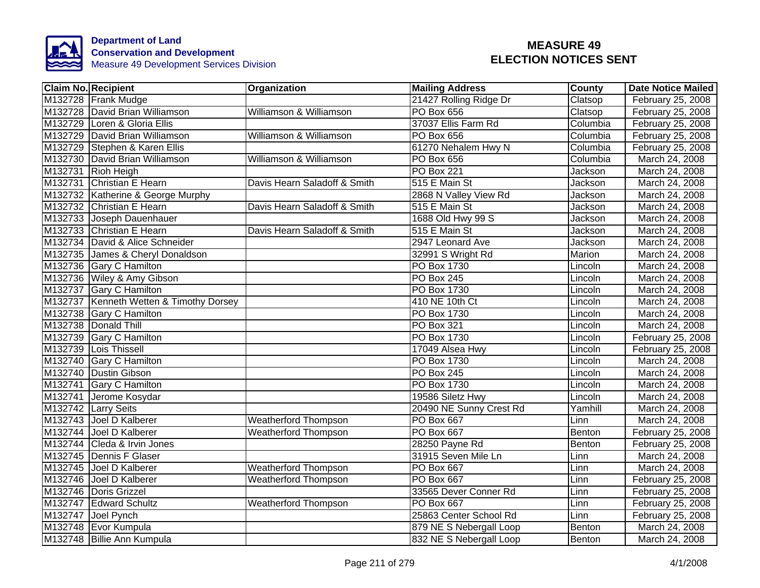**Department of Land Conservation and Development**
Measure 49 Development Services Division

# MEASURE 49 ELECTION NOTICES SENT

| Claim No. | Recipient | Organization | Mailing Address | County | Date Notice Mailed |
|---|---|---|---|---|---|
| M132728 | Frank Mudge | | 21427 Rolling Ridge Dr | Clatsop | February 25, 2008 |
| M132728 | David Brian Williamson | Williamson & Williamson | PO Box 656 | Clatsop | February 25, 2008 |
| M132729 | Loren & Gloria Ellis | | 37037 Ellis Farm Rd | Columbia | February 25, 2008 |
| M132729 | David Brian Williamson | Williamson & Williamson | PO Box 656 | Columbia | February 25, 2008 |
| M132729 | Stephen & Karen Ellis | | 61270 Nehalem Hwy N | Columbia | February 25, 2008 |
| M132730 | David Brian Williamson | Williamson & Williamson | PO Box 656 | Columbia | March 24, 2008 |
| M132731 | Rioh Heigh | | PO Box 221 | Jackson | March 24, 2008 |
| M132731 | Christian E Hearn | Davis Hearn Saladoff & Smith | 515 E Main St | Jackson | March 24, 2008 |
| M132732 | Katherine & George Murphy | | 2868 N Valley View Rd | Jackson | March 24, 2008 |
| M132732 | Christian E Hearn | Davis Hearn Saladoff & Smith | 515 E Main St | Jackson | March 24, 2008 |
| M132733 | Joseph Dauenhauer | | 1688 Old Hwy 99 S | Jackson | March 24, 2008 |
| M132733 | Christian E Hearn | Davis Hearn Saladoff & Smith | 515 E Main St | Jackson | March 24, 2008 |
| M132734 | David & Alice Schneider | | 2947 Leonard Ave | Jackson | March 24, 2008 |
| M132735 | James & Cheryl Donaldson | | 32991 S Wright Rd | Marion | March 24, 2008 |
| M132736 | Gary C Hamilton | | PO Box 1730 | Lincoln | March 24, 2008 |
| M132736 | Wiley & Amy Gibson | | PO Box 245 | Lincoln | March 24, 2008 |
| M132737 | Gary C Hamilton | | PO Box 1730 | Lincoln | March 24, 2008 |
| M132737 | Kenneth Wetten & Timothy Dorsey | | 410 NE 10th Ct | Lincoln | March 24, 2008 |
| M132738 | Gary C Hamilton | | PO Box 1730 | Lincoln | March 24, 2008 |
| M132738 | Donald Thill | | PO Box 321 | Lincoln | March 24, 2008 |
| M132739 | Gary C Hamilton | | PO Box 1730 | Lincoln | February 25, 2008 |
| M132739 | Lois Thissell | | 17049 Alsea Hwy | Lincoln | February 25, 2008 |
| M132740 | Gary C Hamilton | | PO Box 1730 | Lincoln | March 24, 2008 |
| M132740 | Dustin Gibson | | PO Box 245 | Lincoln | March 24, 2008 |
| M132741 | Gary C Hamilton | | PO Box 1730 | Lincoln | March 24, 2008 |
| M132741 | Jerome Kosydar | | 19586 Siletz Hwy | Lincoln | March 24, 2008 |
| M132742 | Larry Seits | | 20490 NE Sunny Crest Rd | Yamhill | March 24, 2008 |
| M132743 | Joel D Kalberer | Weatherford Thompson | PO Box 667 | Linn | March 24, 2008 |
| M132744 | Joel D Kalberer | Weatherford Thompson | PO Box 667 | Benton | February 25, 2008 |
| M132744 | Cleda & Irvin Jones | | 28250 Payne Rd | Benton | February 25, 2008 |
| M132745 | Dennis F Glaser | | 31915 Seven Mile Ln | Linn | March 24, 2008 |
| M132745 | Joel D Kalberer | Weatherford Thompson | PO Box 667 | Linn | March 24, 2008 |
| M132746 | Joel D Kalberer | Weatherford Thompson | PO Box 667 | Linn | February 25, 2008 |
| M132746 | Doris Grizzel | | 33565 Dever Conner Rd | Linn | February 25, 2008 |
| M132747 | Edward Schultz | Weatherford Thompson | PO Box 667 | Linn | February 25, 2008 |
| M132747 | Joel Pynch | | 25863 Center School Rd | Linn | February 25, 2008 |
| M132748 | Evor Kumpula | | 879 NE S Nebergall Loop | Benton | March 24, 2008 |
| M132748 | Billie Ann Kumpula | | 832 NE S Nebergall Loop | Benton | March 24, 2008 |

4/1/2008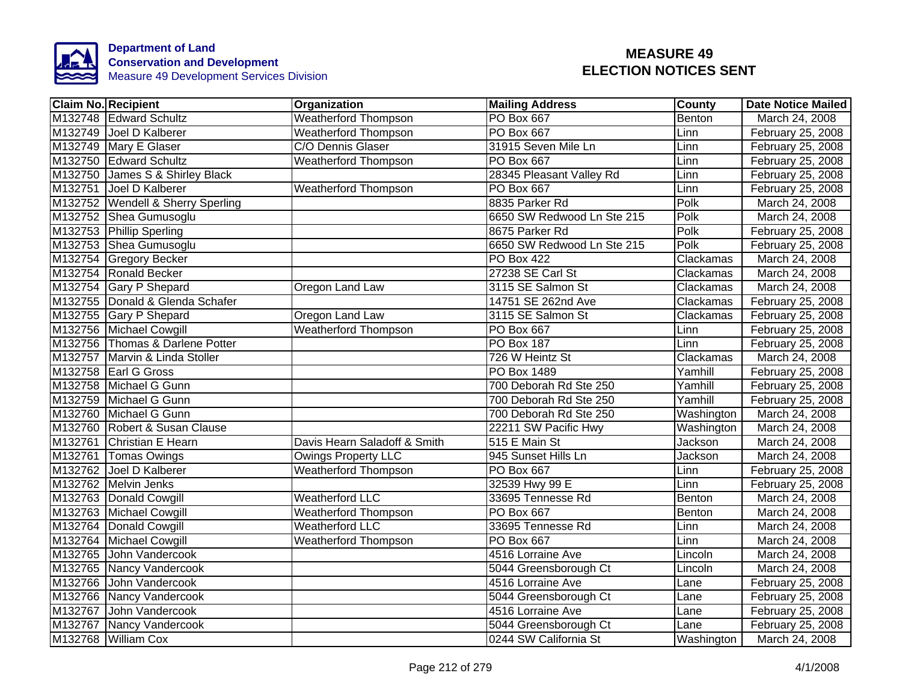Department of Land Conservation and Development
Measure 49 Development Services Division

# MEASURE 49 ELECTION NOTICES SENT

| Claim No. | Recipient | Organization | Mailing Address | County | Date Notice Mailed |
|---|---|---|---|---|---|
| M132748 | Edward Schultz | Weatherford Thompson | PO Box 667 | Benton | March 24, 2008 |
| M132749 | Joel D Kalberer | Weatherford Thompson | PO Box 667 | Linn | February 25, 2008 |
| M132749 | Mary E Glaser | C/O Dennis Glaser | 31915 Seven Mile Ln | Linn | February 25, 2008 |
| M132750 | Edward Schultz | Weatherford Thompson | PO Box 667 | Linn | February 25, 2008 |
| M132750 | James S & Shirley Black | | 28345 Pleasant Valley Rd | Linn | February 25, 2008 |
| M132751 | Joel D Kalberer | Weatherford Thompson | PO Box 667 | Linn | February 25, 2008 |
| M132752 | Wendell & Sherry Sperling | | 8835 Parker Rd | Polk | March 24, 2008 |
| M132752 | Shea Gumusoglu | | 6650 SW Redwood Ln Ste 215 | Polk | March 24, 2008 |
| M132753 | Phillip Sperling | | 8675 Parker Rd | Polk | February 25, 2008 |
| M132753 | Shea Gumusoglu | | 6650 SW Redwood Ln Ste 215 | Polk | February 25, 2008 |
| M132754 | Gregory Becker | | PO Box 422 | Clackamas | March 24, 2008 |
| M132754 | Ronald Becker | | 27238 SE Carl St | Clackamas | March 24, 2008 |
| M132754 | Gary P Shepard | Oregon Land Law | 3115 SE Salmon St | Clackamas | March 24, 2008 |
| M132755 | Donald & Glenda Schafer | | 14751 SE 262nd Ave | Clackamas | February 25, 2008 |
| M132755 | Gary P Shepard | Oregon Land Law | 3115 SE Salmon St | Clackamas | February 25, 2008 |
| M132756 | Michael Cowgill | Weatherford Thompson | PO Box 667 | Linn | February 25, 2008 |
| M132756 | Thomas & Darlene Potter | | PO Box 187 | Linn | February 25, 2008 |
| M132757 | Marvin & Linda Stoller | | 726 W Heintz St | Clackamas | March 24, 2008 |
| M132758 | Earl G Gross | | PO Box 1489 | Yamhill | February 25, 2008 |
| M132758 | Michael G Gunn | | 700 Deborah Rd Ste 250 | Yamhill | February 25, 2008 |
| M132759 | Michael G Gunn | | 700 Deborah Rd Ste 250 | Yamhill | February 25, 2008 |
| M132760 | Michael G Gunn | | 700 Deborah Rd Ste 250 | Washington | March 24, 2008 |
| M132760 | Robert & Susan Clause | | 22211 SW Pacific Hwy | Washington | March 24, 2008 |
| M132761 | Christian E Hearn | Davis Hearn Saladoff & Smith | 515 E Main St | Jackson | March 24, 2008 |
| M132761 | Tomas Owings | Owings Property LLC | 945 Sunset Hills Ln | Jackson | March 24, 2008 |
| M132762 | Joel D Kalberer | Weatherford Thompson | PO Box 667 | Linn | February 25, 2008 |
| M132762 | Melvin Jenks | | 32539 Hwy 99 E | Linn | February 25, 2008 |
| M132763 | Donald Cowgill | Weatherford LLC | 33695 Tennesse Rd | Benton | March 24, 2008 |
| M132763 | Michael Cowgill | Weatherford Thompson | PO Box 667 | Benton | March 24, 2008 |
| M132764 | Donald Cowgill | Weatherford LLC | 33695 Tennesse Rd | Linn | March 24, 2008 |
| M132764 | Michael Cowgill | Weatherford Thompson | PO Box 667 | Linn | March 24, 2008 |
| M132765 | John Vandercook | | 4516 Lorraine Ave | Lincoln | March 24, 2008 |
| M132765 | Nancy Vandercook | | 5044 Greensborough Ct | Lincoln | March 24, 2008 |
| M132766 | John Vandercook | | 4516 Lorraine Ave | Lane | February 25, 2008 |
| M132766 | Nancy Vandercook | | 5044 Greensborough Ct | Lane | February 25, 2008 |
| M132767 | John Vandercook | | 4516 Lorraine Ave | Lane | February 25, 2008 |
| M132767 | Nancy Vandercook | | 5044 Greensborough Ct | Lane | February 25, 2008 |
| M132768 | William Cox | | 0244 SW California St | Washington | March 24, 2008 |

4/1/2008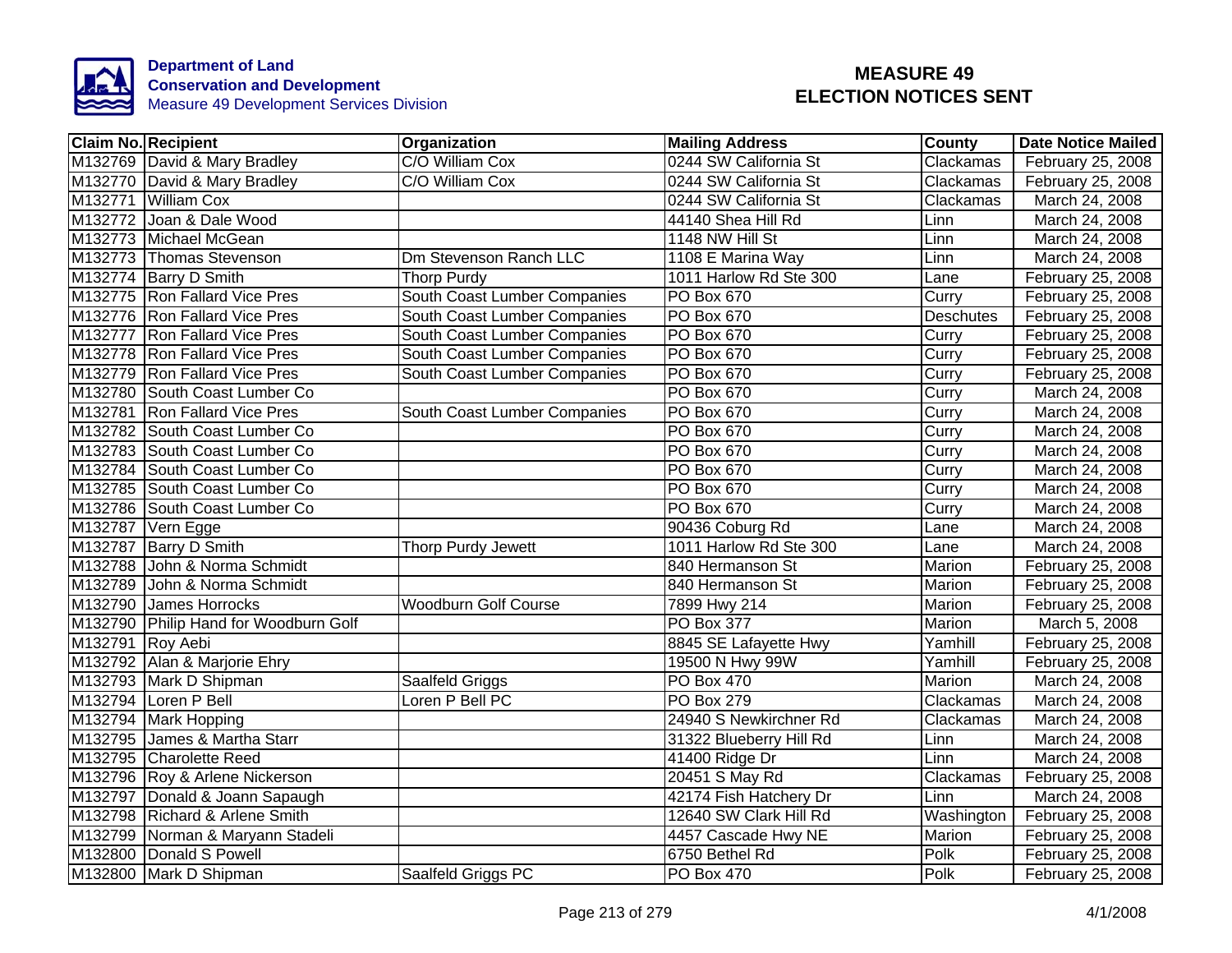**Department of Land Conservation and Development**
Measure 49 Development Services Division

# MEASURE 49 ELECTION NOTICES SENT

| Claim No. | Recipient | Organization | Mailing Address | County | Date Notice Mailed |
|---|---|---|---|---|---|
| M132769 | David & Mary Bradley | C/O William Cox | 0244 SW California St | Clackamas | February 25, 2008 |
| M132770 | David & Mary Bradley | C/O William Cox | 0244 SW California St | Clackamas | February 25, 2008 |
| M132771 | William Cox | | 0244 SW California St | Clackamas | March 24, 2008 |
| M132772 | Joan & Dale Wood | | 44140 Shea Hill Rd | Linn | March 24, 2008 |
| M132773 | Michael McGean | | 1148 NW Hill St | Linn | March 24, 2008 |
| M132773 | Thomas Stevenson | Dm Stevenson Ranch LLC | 1108 E Marina Way | Linn | March 24, 2008 |
| M132774 | Barry D Smith | Thorp Purdy | 1011 Harlow Rd Ste 300 | Lane | February 25, 2008 |
| M132775 | Ron Fallard Vice Pres | South Coast Lumber Companies | PO Box 670 | Curry | February 25, 2008 |
| M132776 | Ron Fallard Vice Pres | South Coast Lumber Companies | PO Box 670 | Deschutes | February 25, 2008 |
| M132777 | Ron Fallard Vice Pres | South Coast Lumber Companies | PO Box 670 | Curry | February 25, 2008 |
| M132778 | Ron Fallard Vice Pres | South Coast Lumber Companies | PO Box 670 | Curry | February 25, 2008 |
| M132779 | Ron Fallard Vice Pres | South Coast Lumber Companies | PO Box 670 | Curry | February 25, 2008 |
| M132780 | South Coast Lumber Co | | PO Box 670 | Curry | March 24, 2008 |
| M132781 | Ron Fallard Vice Pres | South Coast Lumber Companies | PO Box 670 | Curry | March 24, 2008 |
| M132782 | South Coast Lumber Co | | PO Box 670 | Curry | March 24, 2008 |
| M132783 | South Coast Lumber Co | | PO Box 670 | Curry | March 24, 2008 |
| M132784 | South Coast Lumber Co | | PO Box 670 | Curry | March 24, 2008 |
| M132785 | South Coast Lumber Co | | PO Box 670 | Curry | March 24, 2008 |
| M132786 | South Coast Lumber Co | | PO Box 670 | Curry | March 24, 2008 |
| M132787 | Vern Egge | | 90436 Coburg Rd | Lane | March 24, 2008 |
| M132787 | Barry D Smith | Thorp Purdy Jewett | 1011 Harlow Rd Ste 300 | Lane | March 24, 2008 |
| M132788 | John & Norma Schmidt | | 840 Hermanson St | Marion | February 25, 2008 |
| M132789 | John & Norma Schmidt | | 840 Hermanson St | Marion | February 25, 2008 |
| M132790 | James Horrocks | Woodburn Golf Course | 7899 Hwy 214 | Marion | February 25, 2008 |
| M132790 | Philip Hand for Woodburn Golf | | PO Box 377 | Marion | March 5, 2008 |
| M132791 | Roy Aebi | | 8845 SE Lafayette Hwy | Yamhill | February 25, 2008 |
| M132792 | Alan & Marjorie Ehry | | 19500 N Hwy 99W | Yamhill | February 25, 2008 |
| M132793 | Mark D Shipman | Saalfeld Griggs | PO Box 470 | Marion | March 24, 2008 |
| M132794 | Loren P Bell | Loren P Bell PC | PO Box 279 | Clackamas | March 24, 2008 |
| M132794 | Mark Hopping | | 24940 S Newkirchner Rd | Clackamas | March 24, 2008 |
| M132795 | James & Martha Starr | | 31322 Blueberry Hill Rd | Linn | March 24, 2008 |
| M132795 | Charolette Reed | | 41400 Ridge Dr | Linn | March 24, 2008 |
| M132796 | Roy & Arlene Nickerson | | 20451 S May Rd | Clackamas | February 25, 2008 |
| M132797 | Donald & Joann Sapaugh | | 42174 Fish Hatchery Dr | Linn | March 24, 2008 |
| M132798 | Richard & Arlene Smith | | 12640 SW Clark Hill Rd | Washington | February 25, 2008 |
| M132799 | Norman & Maryann Stadeli | | 4457 Cascade Hwy NE | Marion | February 25, 2008 |
| M132800 | Donald S Powell | | 6750 Bethel Rd | Polk | February 25, 2008 |
| M132800 | Mark D Shipman | Saalfeld Griggs PC | PO Box 470 | Polk | February 25, 2008 |

4/1/2008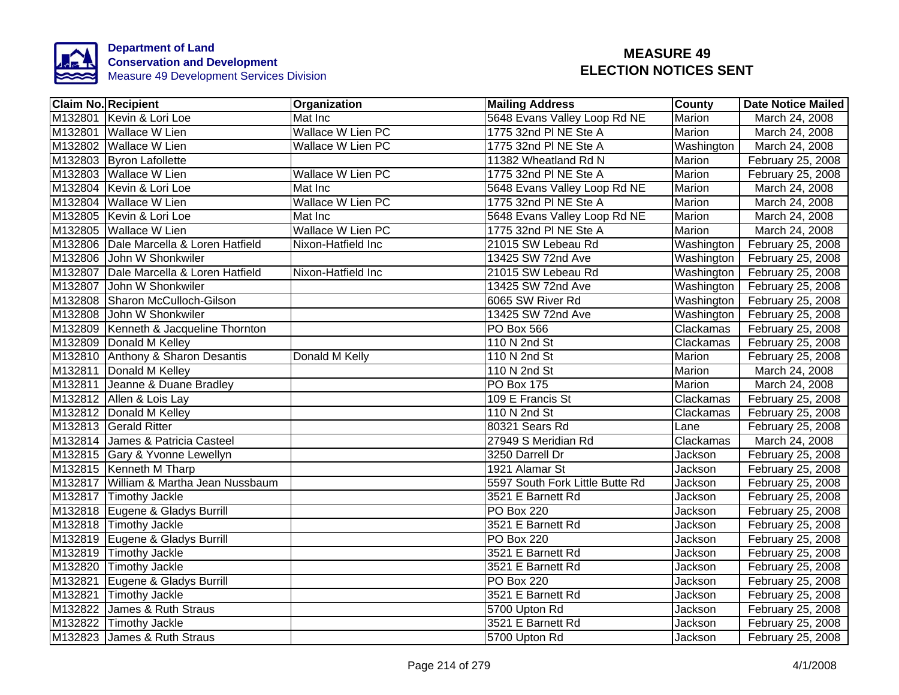**Department of Land Conservation and Development**
Measure 49 Development Services Division

# MEASURE 49 ELECTION NOTICES SENT

| Claim No. | Recipient | Organization | Mailing Address | County | Date Notice Mailed |
|---|---|---|---|---|---|
| M132801 | Kevin & Lori Loe | Mat Inc | 5648 Evans Valley Loop Rd NE | Marion | March 24, 2008 |
| M132801 | Wallace W Lien | Wallace W Lien PC | 1775 32nd Pl NE Ste A | Marion | March 24, 2008 |
| M132802 | Wallace W Lien | Wallace W Lien PC | 1775 32nd Pl NE Ste A | Washington | March 24, 2008 |
| M132803 | Byron Lafollette | | 11382 Wheatland Rd N | Marion | February 25, 2008 |
| M132803 | Wallace W Lien | Wallace W Lien PC | 1775 32nd Pl NE Ste A | Marion | February 25, 2008 |
| M132804 | Kevin & Lori Loe | Mat Inc | 5648 Evans Valley Loop Rd NE | Marion | March 24, 2008 |
| M132804 | Wallace W Lien | Wallace W Lien PC | 1775 32nd Pl NE Ste A | Marion | March 24, 2008 |
| M132805 | Kevin & Lori Loe | Mat Inc | 5648 Evans Valley Loop Rd NE | Marion | March 24, 2008 |
| M132805 | Wallace W Lien | Wallace W Lien PC | 1775 32nd Pl NE Ste A | Marion | March 24, 2008 |
| M132806 | Dale Marcella & Loren Hatfield | Nixon-Hatfield Inc | 21015 SW Lebeau Rd | Washington | February 25, 2008 |
| M132806 | John W Shonkwiler | | 13425 SW 72nd Ave | Washington | February 25, 2008 |
| M132807 | Dale Marcella & Loren Hatfield | Nixon-Hatfield Inc | 21015 SW Lebeau Rd | Washington | February 25, 2008 |
| M132807 | John W Shonkwiler | | 13425 SW 72nd Ave | Washington | February 25, 2008 |
| M132808 | Sharon McCulloch-Gilson | | 6065 SW River Rd | Washington | February 25, 2008 |
| M132808 | John W Shonkwiler | | 13425 SW 72nd Ave | Washington | February 25, 2008 |
| M132809 | Kenneth & Jacqueline Thornton | | PO Box 566 | Clackamas | February 25, 2008 |
| M132809 | Donald M Kelley | | 110 N 2nd St | Clackamas | February 25, 2008 |
| M132810 | Anthony & Sharon Desantis | Donald M Kelly | 110 N 2nd St | Marion | February 25, 2008 |
| M132811 | Donald M Kelley | | 110 N 2nd St | Marion | March 24, 2008 |
| M132811 | Jeanne & Duane Bradley | | PO Box 175 | Marion | March 24, 2008 |
| M132812 | Allen & Lois Lay | | 109 E Francis St | Clackamas | February 25, 2008 |
| M132812 | Donald M Kelley | | 110 N 2nd St | Clackamas | February 25, 2008 |
| M132813 | Gerald Ritter | | 80321 Sears Rd | Lane | February 25, 2008 |
| M132814 | James & Patricia Casteel | | 27949 S Meridian Rd | Clackamas | March 24, 2008 |
| M132815 | Gary & Yvonne Lewellyn | | 3250 Darrell Dr | Jackson | February 25, 2008 |
| M132815 | Kenneth M Tharp | | 1921 Alamar St | Jackson | February 25, 2008 |
| M132817 | William & Martha Jean Nussbaum | | 5597 South Fork Little Butte Rd | Jackson | February 25, 2008 |
| M132817 | Timothy Jackle | | 3521 E Barnett Rd | Jackson | February 25, 2008 |
| M132818 | Eugene & Gladys Burrill | | PO Box 220 | Jackson | February 25, 2008 |
| M132818 | Timothy Jackle | | 3521 E Barnett Rd | Jackson | February 25, 2008 |
| M132819 | Eugene & Gladys Burrill | | PO Box 220 | Jackson | February 25, 2008 |
| M132819 | Timothy Jackle | | 3521 E Barnett Rd | Jackson | February 25, 2008 |
| M132820 | Timothy Jackle | | 3521 E Barnett Rd | Jackson | February 25, 2008 |
| M132821 | Eugene & Gladys Burrill | | PO Box 220 | Jackson | February 25, 2008 |
| M132821 | Timothy Jackle | | 3521 E Barnett Rd | Jackson | February 25, 2008 |
| M132822 | James & Ruth Straus | | 5700 Upton Rd | Jackson | February 25, 2008 |
| M132822 | Timothy Jackle | | 3521 E Barnett Rd | Jackson | February 25, 2008 |
| M132823 | James & Ruth Straus | | 5700 Upton Rd | Jackson | February 25, 2008 |

4/1/2008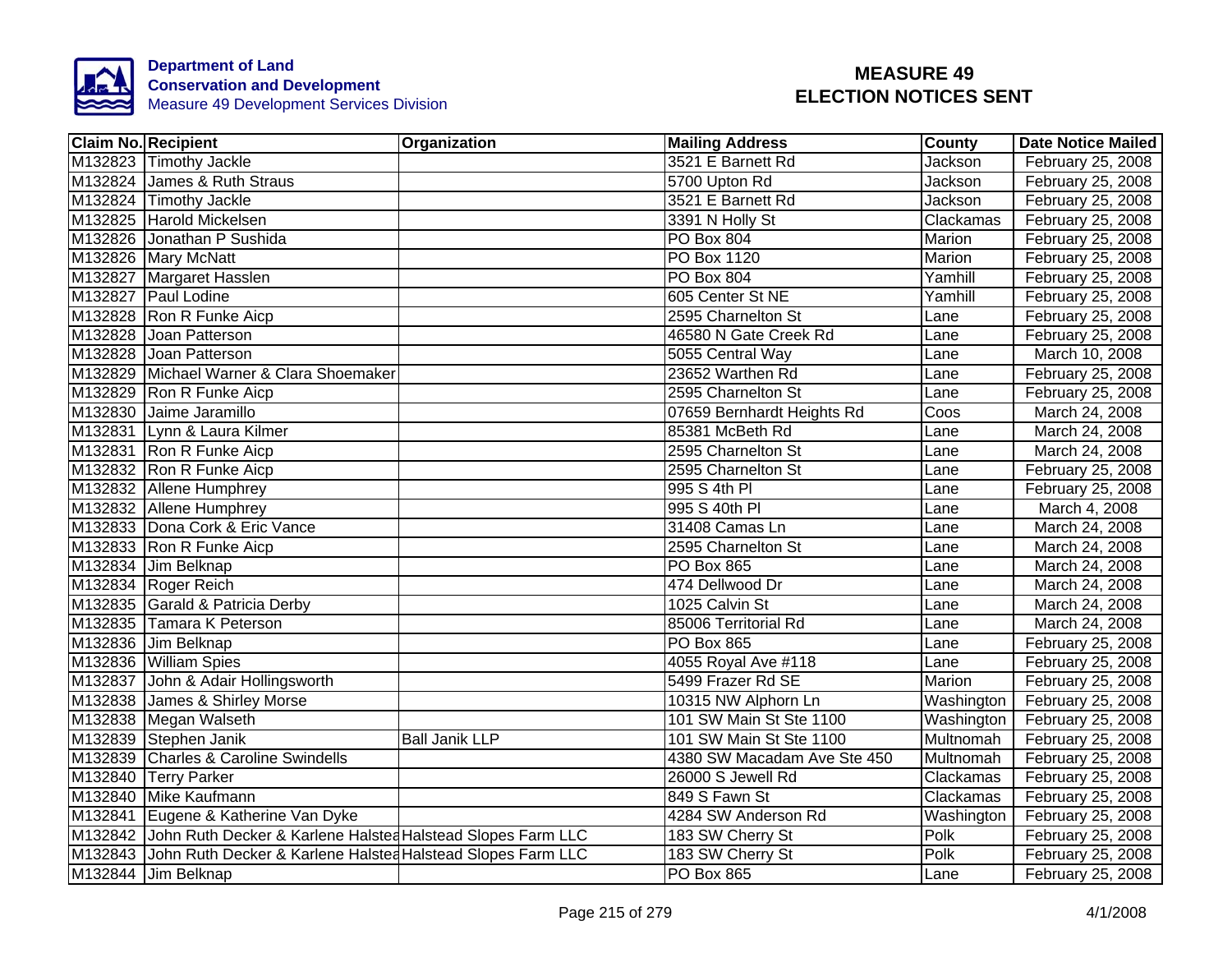**Department of Land Conservation and Development**
Measure 49 Development Services Division

# MEASURE 49 ELECTION NOTICES SENT

| Claim No. | Recipient | Organization | Mailing Address | County | Date Notice Mailed |
|---|---|---|---|---|---|
| M132823 | Timothy Jackle | | 3521 E Barnett Rd | Jackson | February 25, 2008 |
| M132824 | James & Ruth Straus | | 5700 Upton Rd | Jackson | February 25, 2008 |
| M132824 | Timothy Jackle | | 3521 E Barnett Rd | Jackson | February 25, 2008 |
| M132825 | Harold Mickelsen | | 3391 N Holly St | Clackamas | February 25, 2008 |
| M132826 | Jonathan P Sushida | | PO Box 804 | Marion | February 25, 2008 |
| M132826 | Mary McNatt | | PO Box 1120 | Marion | February 25, 2008 |
| M132827 | Margaret Hasslen | | PO Box 804 | Yamhill | February 25, 2008 |
| M132827 | Paul Lodine | | 605 Center St NE | Yamhill | February 25, 2008 |
| M132828 | Ron R Funke Aicp | | 2595 Charnelton St | Lane | February 25, 2008 |
| M132828 | Joan Patterson | | 46580 N Gate Creek Rd | Lane | February 25, 2008 |
| M132828 | Joan Patterson | | 5055 Central Way | Lane | March 10, 2008 |
| M132829 | Michael Warner & Clara Shoemaker | | 23652 Warthen Rd | Lane | February 25, 2008 |
| M132829 | Ron R Funke Aicp | | 2595 Charnelton St | Lane | February 25, 2008 |
| M132830 | Jaime Jaramillo | | 07659 Bernhardt Heights Rd | Coos | March 24, 2008 |
| M132831 | Lynn & Laura Kilmer | | 85381 McBeth Rd | Lane | March 24, 2008 |
| M132831 | Ron R Funke Aicp | | 2595 Charnelton St | Lane | March 24, 2008 |
| M132832 | Ron R Funke Aicp | | 2595 Charnelton St | Lane | February 25, 2008 |
| M132832 | Allene Humphrey | | 995 S 4th Pl | Lane | February 25, 2008 |
| M132832 | Allene Humphrey | | 995 S 40th Pl | Lane | March 4, 2008 |
| M132833 | Dona Cork & Eric Vance | | 31408 Camas Ln | Lane | March 24, 2008 |
| M132833 | Ron R Funke Aicp | | 2595 Charnelton St | Lane | March 24, 2008 |
| M132834 | Jim Belknap | | PO Box 865 | Lane | March 24, 2008 |
| M132834 | Roger Reich | | 474 Dellwood Dr | Lane | March 24, 2008 |
| M132835 | Garald & Patricia Derby | | 1025 Calvin St | Lane | March 24, 2008 |
| M132835 | Tamara K Peterson | | 85006 Territorial Rd | Lane | March 24, 2008 |
| M132836 | Jim Belknap | | PO Box 865 | Lane | February 25, 2008 |
| M132836 | William Spies | | 4055 Royal Ave #118 | Lane | February 25, 2008 |
| M132837 | John & Adair Hollingsworth | | 5499 Frazer Rd SE | Marion | February 25, 2008 |
| M132838 | James & Shirley Morse | | 10315 NW Alphorn Ln | Washington | February 25, 2008 |
| M132838 | Megan Walseth | | 101 SW Main St Ste 1100 | Washington | February 25, 2008 |
| M132839 | Stephen Janik | Ball Janik LLP | 101 SW Main St Ste 1100 | Multnomah | February 25, 2008 |
| M132839 | Charles & Caroline Swindells | | 4380 SW Macadam Ave Ste 450 | Multnomah | February 25, 2008 |
| M132840 | Terry Parker | | 26000 S Jewell Rd | Clackamas | February 25, 2008 |
| M132840 | Mike Kaufmann | | 849 S Fawn St | Clackamas | February 25, 2008 |
| M132841 | Eugene & Katherine Van Dyke | | 4284 SW Anderson Rd | Washington | February 25, 2008 |
| M132842 | John Ruth Decker & Karlene Halstea | Halstead Slopes Farm LLC | 183 SW Cherry St | Polk | February 25, 2008 |
| M132843 | John Ruth Decker & Karlene Halstea | Halstead Slopes Farm LLC | 183 SW Cherry St | Polk | February 25, 2008 |
| M132844 | Jim Belknap | | PO Box 865 | Lane | February 25, 2008 |

4/1/2008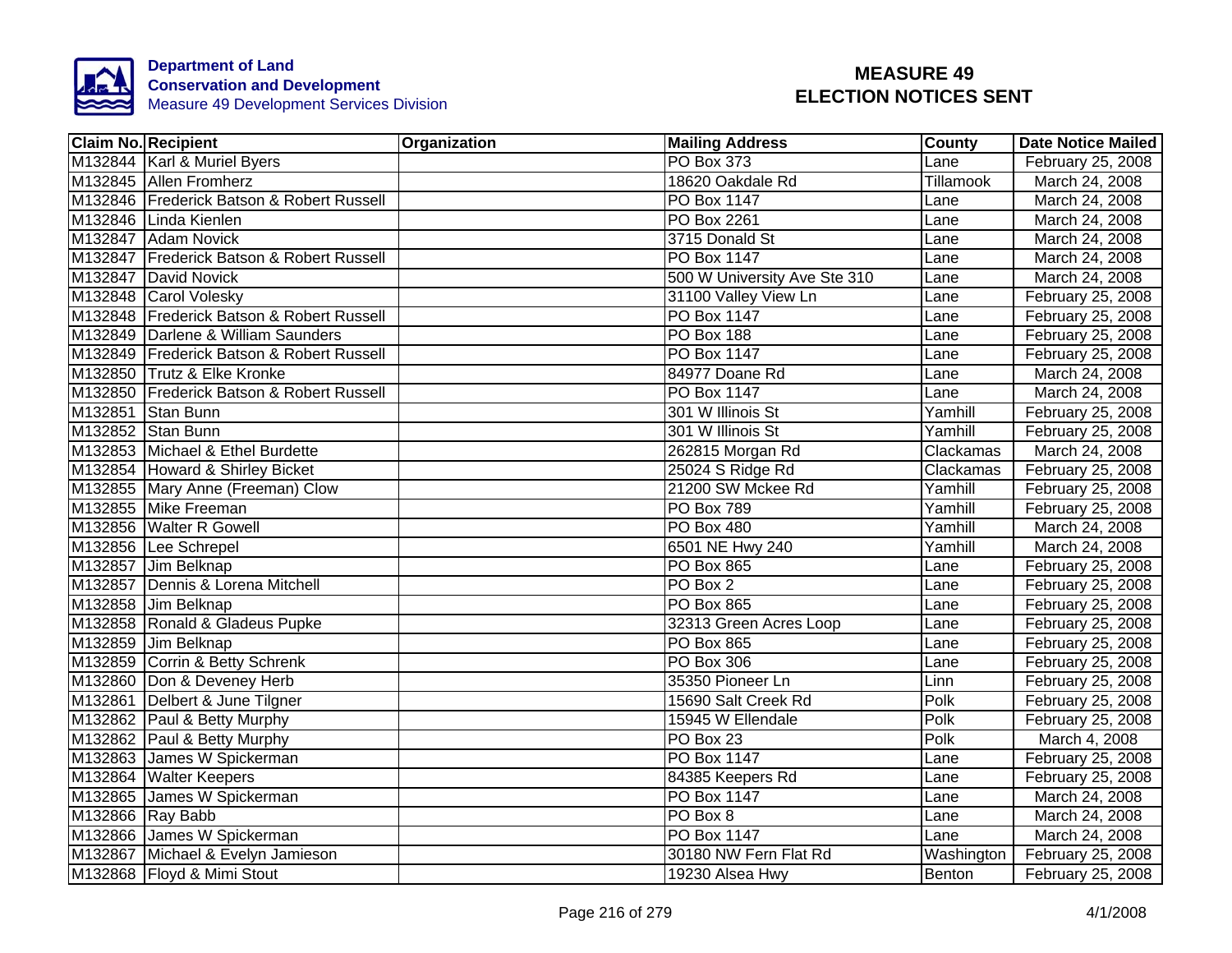**Department of Land Conservation and Development**
Measure 49 Development Services Division

# MEASURE 49
# ELECTION NOTICES SENT

| Claim No. | Recipient | Organization | Mailing Address | County | Date Notice Mailed |
|---|---|---|---|---|---|
| M132844 | Karl & Muriel Byers | | PO Box 373 | Lane | February 25, 2008 |
| M132845 | Allen Fromherz | | 18620 Oakdale Rd | Tillamook | March 24, 2008 |
| M132846 | Frederick Batson & Robert Russell | | PO Box 1147 | Lane | March 24, 2008 |
| M132846 | Linda Kienlen | | PO Box 2261 | Lane | March 24, 2008 |
| M132847 | Adam Novick | | 3715 Donald St | Lane | March 24, 2008 |
| M132847 | Frederick Batson & Robert Russell | | PO Box 1147 | Lane | March 24, 2008 |
| M132847 | David Novick | | 500 W University Ave Ste 310 | Lane | March 24, 2008 |
| M132848 | Carol Volesky | | 31100 Valley View Ln | Lane | February 25, 2008 |
| M132848 | Frederick Batson & Robert Russell | | PO Box 1147 | Lane | February 25, 2008 |
| M132849 | Darlene & William Saunders | | PO Box 188 | Lane | February 25, 2008 |
| M132849 | Frederick Batson & Robert Russell | | PO Box 1147 | Lane | February 25, 2008 |
| M132850 | Trutz & Elke Kronke | | 84977 Doane Rd | Lane | March 24, 2008 |
| M132850 | Frederick Batson & Robert Russell | | PO Box 1147 | Lane | March 24, 2008 |
| M132851 | Stan Bunn | | 301 W Illinois St | Yamhill | February 25, 2008 |
| M132852 | Stan Bunn | | 301 W Illinois St | Yamhill | February 25, 2008 |
| M132853 | Michael & Ethel Burdette | | 262815 Morgan Rd | Clackamas | March 24, 2008 |
| M132854 | Howard & Shirley Bicket | | 25024 S Ridge Rd | Clackamas | February 25, 2008 |
| M132855 | Mary Anne (Freeman) Clow | | 21200 SW Mckee Rd | Yamhill | February 25, 2008 |
| M132855 | Mike Freeman | | PO Box 789 | Yamhill | February 25, 2008 |
| M132856 | Walter R Gowell | | PO Box 480 | Yamhill | March 24, 2008 |
| M132856 | Lee Schrepel | | 6501 NE Hwy 240 | Yamhill | March 24, 2008 |
| M132857 | Jim Belknap | | PO Box 865 | Lane | February 25, 2008 |
| M132857 | Dennis & Lorena Mitchell | | PO Box 2 | Lane | February 25, 2008 |
| M132858 | Jim Belknap | | PO Box 865 | Lane | February 25, 2008 |
| M132858 | Ronald & Gladeus Pupke | | 32313 Green Acres Loop | Lane | February 25, 2008 |
| M132859 | Jim Belknap | | PO Box 865 | Lane | February 25, 2008 |
| M132859 | Corrin & Betty Schrenk | | PO Box 306 | Lane | February 25, 2008 |
| M132860 | Don & Deveney Herb | | 35350 Pioneer Ln | Linn | February 25, 2008 |
| M132861 | Delbert & June Tilgner | | 15690 Salt Creek Rd | Polk | February 25, 2008 |
| M132862 | Paul & Betty Murphy | | 15945 W Ellendale | Polk | February 25, 2008 |
| M132862 | Paul & Betty Murphy | | PO Box 23 | Polk | March 4, 2008 |
| M132863 | James W Spickerman | | PO Box 1147 | Lane | February 25, 2008 |
| M132864 | Walter Keepers | | 84385 Keepers Rd | Lane | February 25, 2008 |
| M132865 | James W Spickerman | | PO Box 1147 | Lane | March 24, 2008 |
| M132866 | Ray Babb | | PO Box 8 | Lane | March 24, 2008 |
| M132866 | James W Spickerman | | PO Box 1147 | Lane | March 24, 2008 |
| M132867 | Michael & Evelyn Jamieson | | 30180 NW Fern Flat Rd | Washington | February 25, 2008 |
| M132868 | Floyd & Mimi Stout | | 19230 Alsea Hwy | Benton | February 25, 2008 |

4/1/2008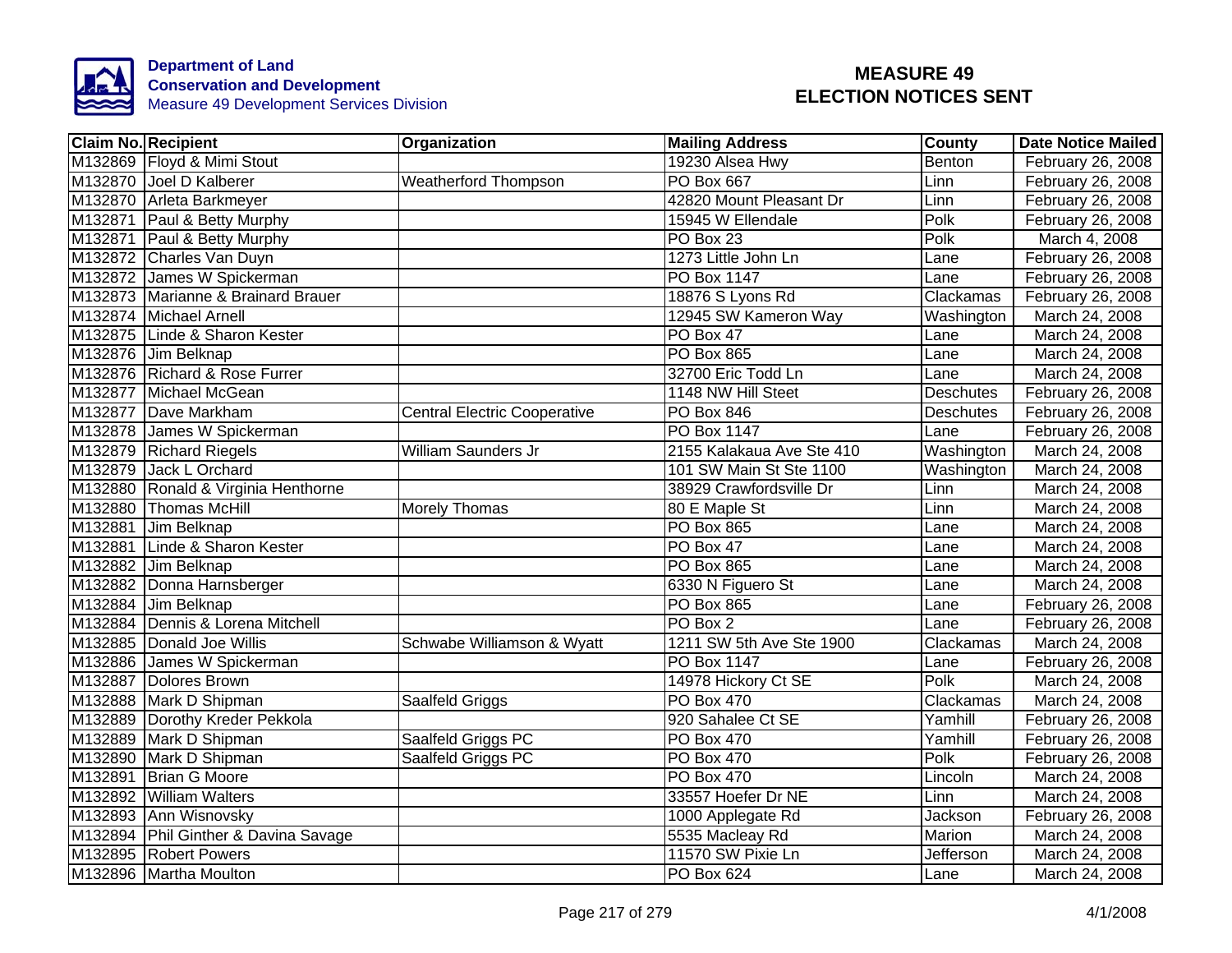Department of Land
Conservation and Development
Measure 49 Development Services Division

# MEASURE 49
# ELECTION NOTICES SENT

| Claim No. | Recipient | Organization | Mailing Address | County | Date Notice Mailed |
|---|---|---|---|---|---|
| M132869 | Floyd & Mimi Stout | | 19230 Alsea Hwy | Benton | February 26, 2008 |
| M132870 | Joel D Kalberer | Weatherford Thompson | PO Box 667 | Linn | February 26, 2008 |
| M132870 | Arleta Barkmeyer | | 42820 Mount Pleasant Dr | Linn | February 26, 2008 |
| M132871 | Paul & Betty Murphy | | 15945 W Ellendale | Polk | February 26, 2008 |
| M132871 | Paul & Betty Murphy | | PO Box 23 | Polk | March 4, 2008 |
| M132872 | Charles Van Duyn | | 1273 Little John Ln | Lane | February 26, 2008 |
| M132872 | James W Spickerman | | PO Box 1147 | Lane | February 26, 2008 |
| M132873 | Marianne & Brainard Brauer | | 18876 S Lyons Rd | Clackamas | February 26, 2008 |
| M132874 | Michael Arnell | | 12945 SW Kameron Way | Washington | March 24, 2008 |
| M132875 | Linde & Sharon Kester | | PO Box 47 | Lane | March 24, 2008 |
| M132876 | Jim Belknap | | PO Box 865 | Lane | March 24, 2008 |
| M132876 | Richard & Rose Furrer | | 32700 Eric Todd Ln | Lane | March 24, 2008 |
| M132877 | Michael McGean | | 1148 NW Hill Steet | Deschutes | February 26, 2008 |
| M132877 | Dave Markham | Central Electric Cooperative | PO Box 846 | Deschutes | February 26, 2008 |
| M132878 | James W Spickerman | | PO Box 1147 | Lane | February 26, 2008 |
| M132879 | Richard Riegels | William Saunders Jr | 2155 Kalakaua Ave Ste 410 | Washington | March 24, 2008 |
| M132879 | Jack L Orchard | | 101 SW Main St Ste 1100 | Washington | March 24, 2008 |
| M132880 | Ronald & Virginia Henthorne | | 38929 Crawfordsville Dr | Linn | March 24, 2008 |
| M132880 | Thomas McHill | Morely Thomas | 80 E Maple St | Linn | March 24, 2008 |
| M132881 | Jim Belknap | | PO Box 865 | Lane | March 24, 2008 |
| M132881 | Linde & Sharon Kester | | PO Box 47 | Lane | March 24, 2008 |
| M132882 | Jim Belknap | | PO Box 865 | Lane | March 24, 2008 |
| M132882 | Donna Harnsberger | | 6330 N Figuero St | Lane | March 24, 2008 |
| M132884 | Jim Belknap | | PO Box 865 | Lane | February 26, 2008 |
| M132884 | Dennis & Lorena Mitchell | | PO Box 2 | Lane | February 26, 2008 |
| M132885 | Donald Joe Willis | Schwabe Williamson & Wyatt | 1211 SW 5th Ave Ste 1900 | Clackamas | March 24, 2008 |
| M132886 | James W Spickerman | | PO Box 1147 | Lane | February 26, 2008 |
| M132887 | Dolores Brown | | 14978 Hickory Ct SE | Polk | March 24, 2008 |
| M132888 | Mark D Shipman | Saalfeld Griggs | PO Box 470 | Clackamas | March 24, 2008 |
| M132889 | Dorothy Kreder Pekkola | | 920 Sahalee Ct SE | Yamhill | February 26, 2008 |
| M132889 | Mark D Shipman | Saalfeld Griggs PC | PO Box 470 | Yamhill | February 26, 2008 |
| M132890 | Mark D Shipman | Saalfeld Griggs PC | PO Box 470 | Polk | February 26, 2008 |
| M132891 | Brian G Moore | | PO Box 470 | Lincoln | March 24, 2008 |
| M132892 | William Walters | | 33557 Hoefer Dr NE | Linn | March 24, 2008 |
| M132893 | Ann Wisnovsky | | 1000 Applegate Rd | Jackson | February 26, 2008 |
| M132894 | Phil Ginther & Davina Savage | | 5535 Macleay Rd | Marion | March 24, 2008 |
| M132895 | Robert Powers | | 11570 SW Pixie Ln | Jefferson | March 24, 2008 |
| M132896 | Martha Moulton | | PO Box 624 | Lane | March 24, 2008 |

4/1/2008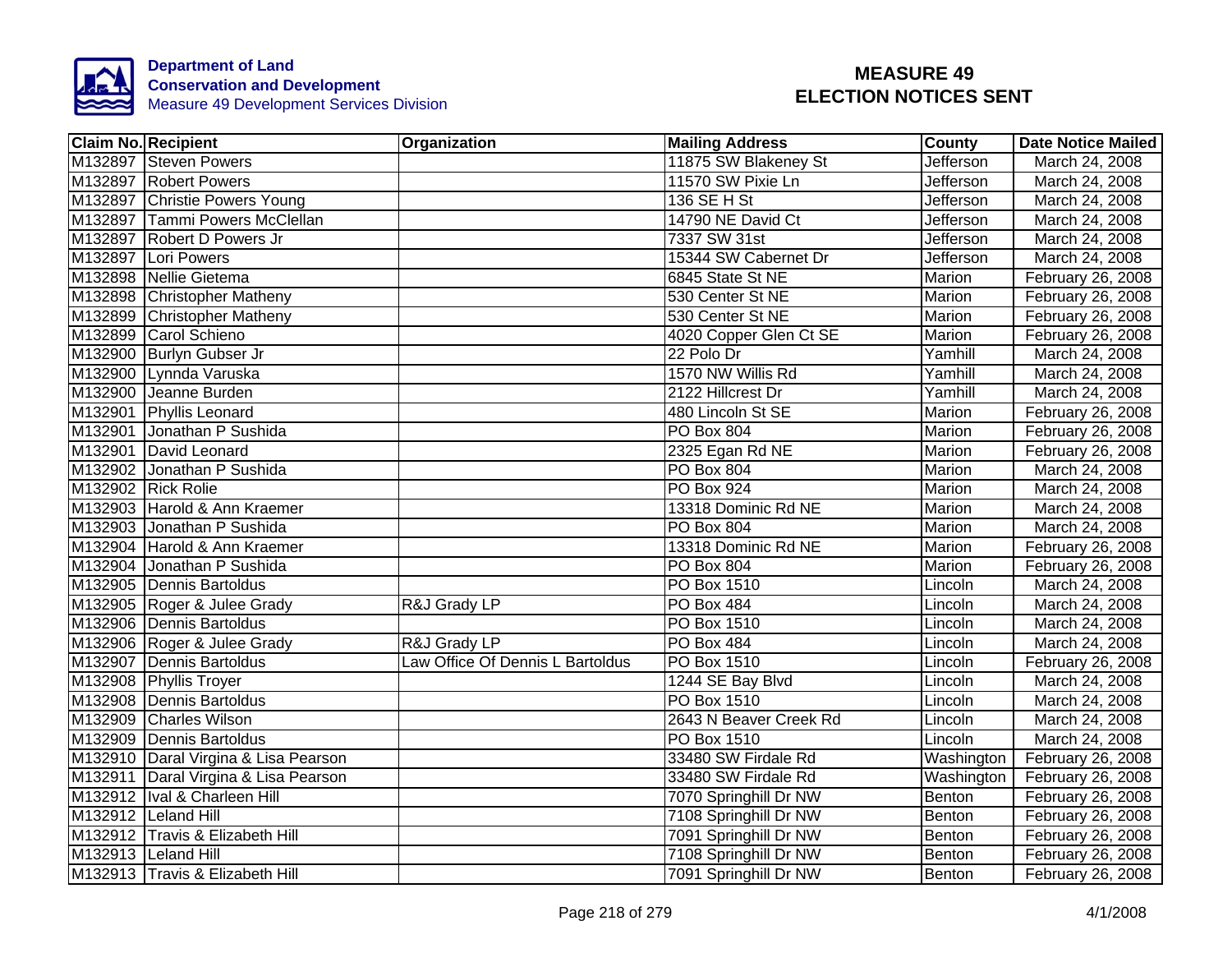**Department of Land Conservation and Development**
Measure 49 Development Services Division

# MEASURE 49 ELECTION NOTICES SENT

| Claim No. | Recipient | Organization | Mailing Address | County | Date Notice Mailed |
|---|---|---|---|---|---|
| M132897 | Steven Powers | | 11875 SW Blakeney St | Jefferson | March 24, 2008 |
| M132897 | Robert Powers | | 11570 SW Pixie Ln | Jefferson | March 24, 2008 |
| M132897 | Christie Powers Young | | 136 SE H St | Jefferson | March 24, 2008 |
| M132897 | Tammi Powers McClellan | | 14790 NE David Ct | Jefferson | March 24, 2008 |
| M132897 | Robert D Powers Jr | | 7337 SW 31st | Jefferson | March 24, 2008 |
| M132897 | Lori Powers | | 15344 SW Cabernet Dr | Jefferson | March 24, 2008 |
| M132898 | Nellie Gietema | | 6845 State St NE | Marion | February 26, 2008 |
| M132898 | Christopher Matheny | | 530 Center St NE | Marion | February 26, 2008 |
| M132899 | Christopher Matheny | | 530 Center St NE | Marion | February 26, 2008 |
| M132899 | Carol Schieno | | 4020 Copper Glen Ct SE | Marion | February 26, 2008 |
| M132900 | Burlyn Gubser Jr | | 22 Polo Dr | Yamhill | March 24, 2008 |
| M132900 | Lynnda Varuska | | 1570 NW Willis Rd | Yamhill | March 24, 2008 |
| M132900 | Jeanne Burden | | 2122 Hillcrest Dr | Yamhill | March 24, 2008 |
| M132901 | Phyllis Leonard | | 480 Lincoln St SE | Marion | February 26, 2008 |
| M132901 | Jonathan P Sushida | | PO Box 804 | Marion | February 26, 2008 |
| M132901 | David Leonard | | 2325 Egan Rd NE | Marion | February 26, 2008 |
| M132902 | Jonathan P Sushida | | PO Box 804 | Marion | March 24, 2008 |
| M132902 | Rick Rolie | | PO Box 924 | Marion | March 24, 2008 |
| M132903 | Harold & Ann Kraemer | | 13318 Dominic Rd NE | Marion | March 24, 2008 |
| M132903 | Jonathan P Sushida | | PO Box 804 | Marion | March 24, 2008 |
| M132904 | Harold & Ann Kraemer | | 13318 Dominic Rd NE | Marion | February 26, 2008 |
| M132904 | Jonathan P Sushida | | PO Box 804 | Marion | February 26, 2008 |
| M132905 | Dennis Bartoldus | | PO Box 1510 | Lincoln | March 24, 2008 |
| M132905 | Roger & Julee Grady | R&J Grady LP | PO Box 484 | Lincoln | March 24, 2008 |
| M132906 | Dennis Bartoldus | | PO Box 1510 | Lincoln | March 24, 2008 |
| M132906 | Roger & Julee Grady | R&J Grady LP | PO Box 484 | Lincoln | March 24, 2008 |
| M132907 | Dennis Bartoldus | Law Office Of Dennis L Bartoldus | PO Box 1510 | Lincoln | February 26, 2008 |
| M132908 | Phyllis Troyer | | 1244 SE Bay Blvd | Lincoln | March 24, 2008 |
| M132908 | Dennis Bartoldus | | PO Box 1510 | Lincoln | March 24, 2008 |
| M132909 | Charles Wilson | | 2643 N Beaver Creek Rd | Lincoln | March 24, 2008 |
| M132909 | Dennis Bartoldus | | PO Box 1510 | Lincoln | March 24, 2008 |
| M132910 | Daral Virgina & Lisa Pearson | | 33480 SW Firdale Rd | Washington | February 26, 2008 |
| M132911 | Daral Virgina & Lisa Pearson | | 33480 SW Firdale Rd | Washington | February 26, 2008 |
| M132912 | Ival & Charleen Hill | | 7070 Springhill Dr NW | Benton | February 26, 2008 |
| M132912 | Leland Hill | | 7108 Springhill Dr NW | Benton | February 26, 2008 |
| M132912 | Travis & Elizabeth Hill | | 7091 Springhill Dr NW | Benton | February 26, 2008 |
| M132913 | Leland Hill | | 7108 Springhill Dr NW | Benton | February 26, 2008 |
| M132913 | Travis & Elizabeth Hill | | 7091 Springhill Dr NW | Benton | February 26, 2008 |

4/1/2008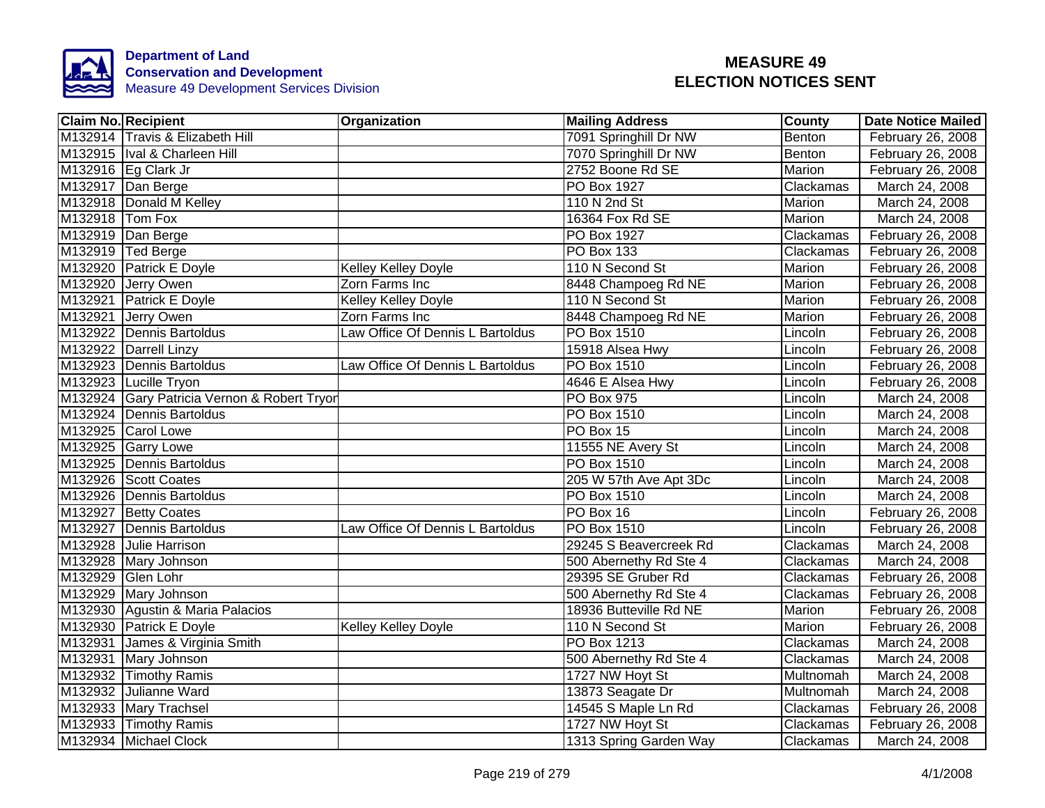**Department of Land Conservation and Development**
Measure 49 Development Services Division

# MEASURE 49 ELECTION NOTICES SENT

| Claim No. | Recipient | Organization | Mailing Address | County | Date Notice Mailed |
|---|---|---|---|---|---|
| M132914 | Travis & Elizabeth Hill | | 7091 Springhill Dr NW | Benton | February 26, 2008 |
| M132915 | Ival & Charleen Hill | | 7070 Springhill Dr NW | Benton | February 26, 2008 |
| M132916 | Eg Clark Jr | | 2752 Boone Rd SE | Marion | February 26, 2008 |
| M132917 | Dan Berge | | PO Box 1927 | Clackamas | March 24, 2008 |
| M132918 | Donald M Kelley | | 110 N 2nd St | Marion | March 24, 2008 |
| M132918 | Tom Fox | | 16364 Fox Rd SE | Marion | March 24, 2008 |
| M132919 | Dan Berge | | PO Box 1927 | Clackamas | February 26, 2008 |
| M132919 | Ted Berge | | PO Box 133 | Clackamas | February 26, 2008 |
| M132920 | Patrick E Doyle | Kelley Kelley Doyle | 110 N Second St | Marion | February 26, 2008 |
| M132920 | Jerry Owen | Zorn Farms Inc | 8448 Champoeg Rd NE | Marion | February 26, 2008 |
| M132921 | Patrick E Doyle | Kelley Kelley Doyle | 110 N Second St | Marion | February 26, 2008 |
| M132921 | Jerry Owen | Zorn Farms Inc | 8448 Champoeg Rd NE | Marion | February 26, 2008 |
| M132922 | Dennis Bartoldus | Law Office Of Dennis L Bartoldus | PO Box 1510 | Lincoln | February 26, 2008 |
| M132922 | Darrell Linzy | | 15918 Alsea Hwy | Lincoln | February 26, 2008 |
| M132923 | Dennis Bartoldus | Law Office Of Dennis L Bartoldus | PO Box 1510 | Lincoln | February 26, 2008 |
| M132923 | Lucille Tryon | | 4646 E Alsea Hwy | Lincoln | February 26, 2008 |
| M132924 | Gary Patricia Vernon & Robert Tryon | | PO Box 975 | Lincoln | March 24, 2008 |
| M132924 | Dennis Bartoldus | | PO Box 1510 | Lincoln | March 24, 2008 |
| M132925 | Carol Lowe | | PO Box 15 | Lincoln | March 24, 2008 |
| M132925 | Garry Lowe | | 11555 NE Avery St | Lincoln | March 24, 2008 |
| M132925 | Dennis Bartoldus | | PO Box 1510 | Lincoln | March 24, 2008 |
| M132926 | Scott Coates | | 205 W 57th Ave Apt 3Dc | Lincoln | March 24, 2008 |
| M132926 | Dennis Bartoldus | | PO Box 1510 | Lincoln | March 24, 2008 |
| M132927 | Betty Coates | | PO Box 16 | Lincoln | February 26, 2008 |
| M132927 | Dennis Bartoldus | Law Office Of Dennis L Bartoldus | PO Box 1510 | Lincoln | February 26, 2008 |
| M132928 | Julie Harrison | | 29245 S Beavercreek Rd | Clackamas | March 24, 2008 |
| M132928 | Mary Johnson | | 500 Abernethy Rd Ste 4 | Clackamas | March 24, 2008 |
| M132929 | Glen Lohr | | 29395 SE Gruber Rd | Clackamas | February 26, 2008 |
| M132929 | Mary Johnson | | 500 Abernethy Rd Ste 4 | Clackamas | February 26, 2008 |
| M132930 | Agustin & Maria Palacios | | 18936 Butteville Rd NE | Marion | February 26, 2008 |
| M132930 | Patrick E Doyle | Kelley Kelley Doyle | 110 N Second St | Marion | February 26, 2008 |
| M132931 | James & Virginia Smith | | PO Box 1213 | Clackamas | March 24, 2008 |
| M132931 | Mary Johnson | | 500 Abernethy Rd Ste 4 | Clackamas | March 24, 2008 |
| M132932 | Timothy Ramis | | 1727 NW Hoyt St | Multnomah | March 24, 2008 |
| M132932 | Julianne Ward | | 13873 Seagate Dr | Multnomah | March 24, 2008 |
| M132933 | Mary Trachsel | | 14545 S Maple Ln Rd | Clackamas | February 26, 2008 |
| M132933 | Timothy Ramis | | 1727 NW Hoyt St | Clackamas | February 26, 2008 |
| M132934 | Michael Clock | | 1313 Spring Garden Way | Clackamas | March 24, 2008 |

4/1/2008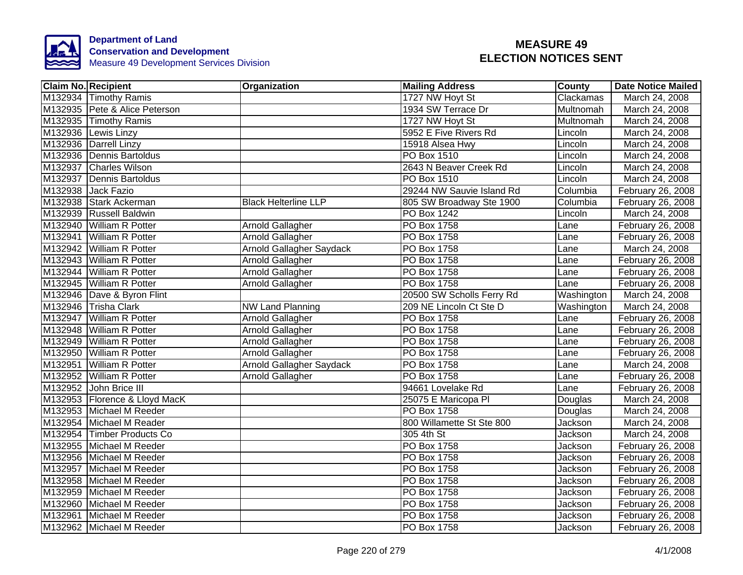**Department of Land Conservation and Development**
Measure 49 Development Services Division

# MEASURE 49 ELECTION NOTICES SENT

| Claim No. | Recipient | Organization | Mailing Address | County | Date Notice Mailed |
|---|---|---|---|---|---|
| M132934 | Timothy Ramis | | 1727 NW Hoyt St | Clackamas | March 24, 2008 |
| M132935 | Pete & Alice Peterson | | 1934 SW Terrace Dr | Multnomah | March 24, 2008 |
| M132935 | Timothy Ramis | | 1727 NW Hoyt St | Multnomah | March 24, 2008 |
| M132936 | Lewis Linzy | | 5952 E Five Rivers Rd | Lincoln | March 24, 2008 |
| M132936 | Darrell Linzy | | 15918 Alsea Hwy | Lincoln | March 24, 2008 |
| M132936 | Dennis Bartoldus | | PO Box 1510 | Lincoln | March 24, 2008 |
| M132937 | Charles Wilson | | 2643 N Beaver Creek Rd | Lincoln | March 24, 2008 |
| M132937 | Dennis Bartoldus | | PO Box 1510 | Lincoln | March 24, 2008 |
| M132938 | Jack Fazio | | 29244 NW Sauvie Island Rd | Columbia | February 26, 2008 |
| M132938 | Stark Ackerman | Black Helterline LLP | 805 SW Broadway Ste 1900 | Columbia | February 26, 2008 |
| M132939 | Russell Baldwin | | PO Box 1242 | Lincoln | March 24, 2008 |
| M132940 | William R Potter | Arnold Gallagher | PO Box 1758 | Lane | February 26, 2008 |
| M132941 | William R Potter | Arnold Gallagher | PO Box 1758 | Lane | February 26, 2008 |
| M132942 | William R Potter | Arnold Gallagher Saydack | PO Box 1758 | Lane | March 24, 2008 |
| M132943 | William R Potter | Arnold Gallagher | PO Box 1758 | Lane | February 26, 2008 |
| M132944 | William R Potter | Arnold Gallagher | PO Box 1758 | Lane | February 26, 2008 |
| M132945 | William R Potter | Arnold Gallagher | PO Box 1758 | Lane | February 26, 2008 |
| M132946 | Dave & Byron Flint | | 20500 SW Scholls Ferry Rd | Washington | March 24, 2008 |
| M132946 | Trisha Clark | NW Land Planning | 209 NE Lincoln Ct Ste D | Washington | March 24, 2008 |
| M132947 | William R Potter | Arnold Gallagher | PO Box 1758 | Lane | February 26, 2008 |
| M132948 | William R Potter | Arnold Gallagher | PO Box 1758 | Lane | February 26, 2008 |
| M132949 | William R Potter | Arnold Gallagher | PO Box 1758 | Lane | February 26, 2008 |
| M132950 | William R Potter | Arnold Gallagher | PO Box 1758 | Lane | February 26, 2008 |
| M132951 | William R Potter | Arnold Gallagher Saydack | PO Box 1758 | Lane | March 24, 2008 |
| M132952 | William R Potter | Arnold Gallagher | PO Box 1758 | Lane | February 26, 2008 |
| M132952 | John Brice III | | 94661 Lovelake Rd | Lane | February 26, 2008 |
| M132953 | Florence & Lloyd MacK | | 25075 E Maricopa Pl | Douglas | March 24, 2008 |
| M132953 | Michael M Reeder | | PO Box 1758 | Douglas | March 24, 2008 |
| M132954 | Michael M Reader | | 800 Willamette St Ste 800 | Jackson | March 24, 2008 |
| M132954 | Timber Products Co | | 305 4th St | Jackson | March 24, 2008 |
| M132955 | Michael M Reeder | | PO Box 1758 | Jackson | February 26, 2008 |
| M132956 | Michael M Reeder | | PO Box 1758 | Jackson | February 26, 2008 |
| M132957 | Michael M Reeder | | PO Box 1758 | Jackson | February 26, 2008 |
| M132958 | Michael M Reeder | | PO Box 1758 | Jackson | February 26, 2008 |
| M132959 | Michael M Reeder | | PO Box 1758 | Jackson | February 26, 2008 |
| M132960 | Michael M Reeder | | PO Box 1758 | Jackson | February 26, 2008 |
| M132961 | Michael M Reeder | | PO Box 1758 | Jackson | February 26, 2008 |
| M132962 | Michael M Reeder | | PO Box 1758 | Jackson | February 26, 2008 |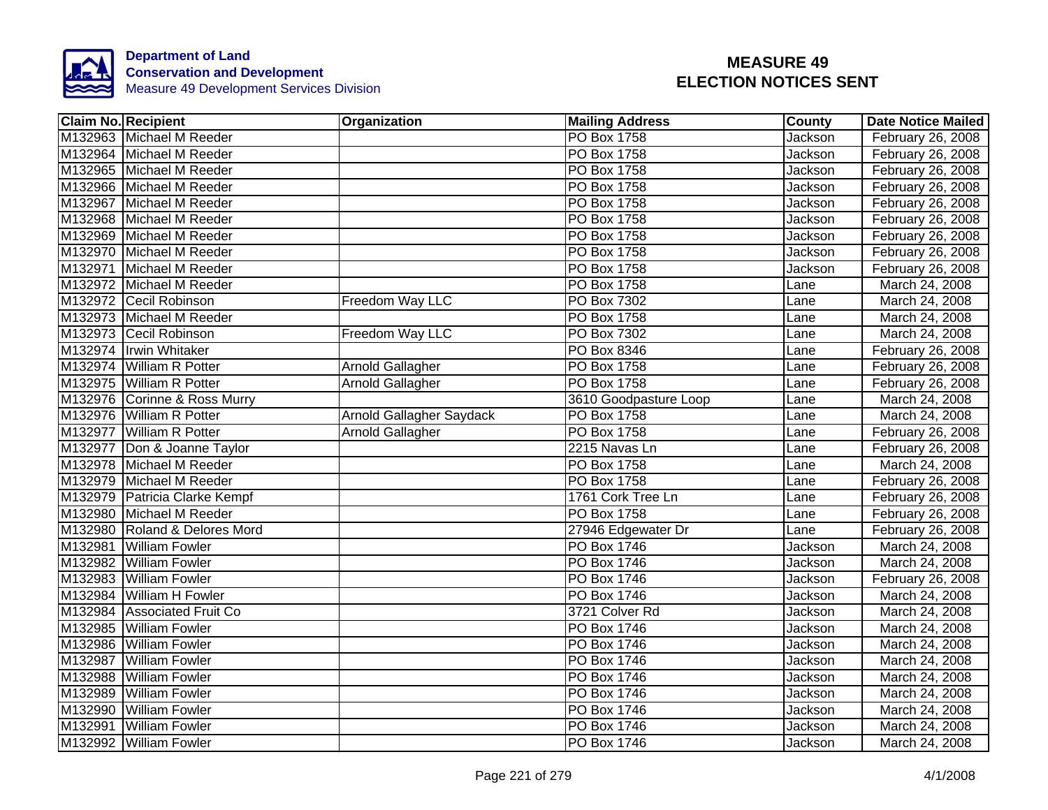**Department of Land Conservation and Development**
Measure 49 Development Services Division

# MEASURE 49
# ELECTION NOTICES SENT

| Claim No. | Recipient | Organization | Mailing Address | County | Date Notice Mailed |
|---|---|---|---|---|---|
| M132963 | Michael M Reeder | | PO Box 1758 | Jackson | February 26, 2008 |
| M132964 | Michael M Reeder | | PO Box 1758 | Jackson | February 26, 2008 |
| M132965 | Michael M Reeder | | PO Box 1758 | Jackson | February 26, 2008 |
| M132966 | Michael M Reeder | | PO Box 1758 | Jackson | February 26, 2008 |
| M132967 | Michael M Reeder | | PO Box 1758 | Jackson | February 26, 2008 |
| M132968 | Michael M Reeder | | PO Box 1758 | Jackson | February 26, 2008 |
| M132969 | Michael M Reeder | | PO Box 1758 | Jackson | February 26, 2008 |
| M132970 | Michael M Reeder | | PO Box 1758 | Jackson | February 26, 2008 |
| M132971 | Michael M Reeder | | PO Box 1758 | Jackson | February 26, 2008 |
| M132972 | Michael M Reeder | | PO Box 1758 | Lane | March 24, 2008 |
| M132972 | Cecil Robinson | Freedom Way LLC | PO Box 7302 | Lane | March 24, 2008 |
| M132973 | Michael M Reeder | | PO Box 1758 | Lane | March 24, 2008 |
| M132973 | Cecil Robinson | Freedom Way LLC | PO Box 7302 | Lane | March 24, 2008 |
| M132974 | Irwin Whitaker | | PO Box 8346 | Lane | February 26, 2008 |
| M132974 | William R Potter | Arnold Gallagher | PO Box 1758 | Lane | February 26, 2008 |
| M132975 | William R Potter | Arnold Gallagher | PO Box 1758 | Lane | February 26, 2008 |
| M132976 | Corinne & Ross Murry | | 3610 Goodpasture Loop | Lane | March 24, 2008 |
| M132976 | William R Potter | Arnold Gallagher Saydack | PO Box 1758 | Lane | March 24, 2008 |
| M132977 | William R Potter | Arnold Gallagher | PO Box 1758 | Lane | February 26, 2008 |
| M132977 | Don & Joanne Taylor | | 2215 Navas Ln | Lane | February 26, 2008 |
| M132978 | Michael M Reeder | | PO Box 1758 | Lane | March 24, 2008 |
| M132979 | Michael M Reeder | | PO Box 1758 | Lane | February 26, 2008 |
| M132979 | Patricia Clarke Kempf | | 1761 Cork Tree Ln | Lane | February 26, 2008 |
| M132980 | Michael M Reeder | | PO Box 1758 | Lane | February 26, 2008 |
| M132980 | Roland & Delores Mord | | 27946 Edgewater Dr | Lane | February 26, 2008 |
| M132981 | William Fowler | | PO Box 1746 | Jackson | March 24, 2008 |
| M132982 | William Fowler | | PO Box 1746 | Jackson | March 24, 2008 |
| M132983 | William Fowler | | PO Box 1746 | Jackson | February 26, 2008 |
| M132984 | William H Fowler | | PO Box 1746 | Jackson | March 24, 2008 |
| M132984 | Associated Fruit Co | | 3721 Colver Rd | Jackson | March 24, 2008 |
| M132985 | William Fowler | | PO Box 1746 | Jackson | March 24, 2008 |
| M132986 | William Fowler | | PO Box 1746 | Jackson | March 24, 2008 |
| M132987 | William Fowler | | PO Box 1746 | Jackson | March 24, 2008 |
| M132988 | William Fowler | | PO Box 1746 | Jackson | March 24, 2008 |
| M132989 | William Fowler | | PO Box 1746 | Jackson | March 24, 2008 |
| M132990 | William Fowler | | PO Box 1746 | Jackson | March 24, 2008 |
| M132991 | William Fowler | | PO Box 1746 | Jackson | March 24, 2008 |
| M132992 | William Fowler | | PO Box 1746 | Jackson | March 24, 2008 |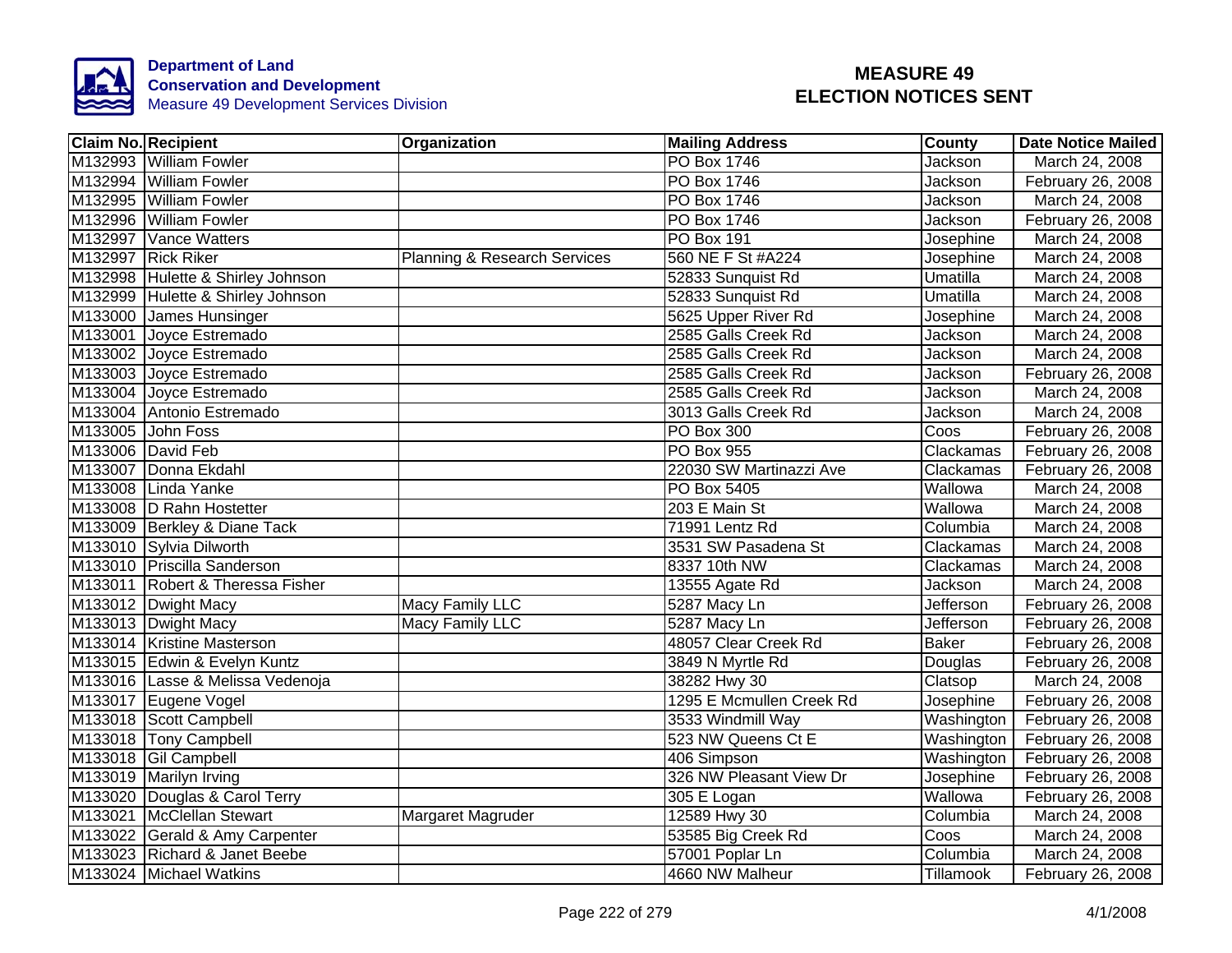**Department of Land Conservation and Development**
Measure 49 Development Services Division

# MEASURE 49 ELECTION NOTICES SENT

| Claim No. | Recipient | Organization | Mailing Address | County | Date Notice Mailed |
|---|---|---|---|---|---|
| M132993 | William Fowler | | PO Box 1746 | Jackson | March 24, 2008 |
| M132994 | William Fowler | | PO Box 1746 | Jackson | February 26, 2008 |
| M132995 | William Fowler | | PO Box 1746 | Jackson | March 24, 2008 |
| M132996 | William Fowler | | PO Box 1746 | Jackson | February 26, 2008 |
| M132997 | Vance Watters | | PO Box 191 | Josephine | March 24, 2008 |
| M132997 | Rick Riker | Planning & Research Services | 560 NE F St #A224 | Josephine | March 24, 2008 |
| M132998 | Hulette & Shirley Johnson | | 52833 Sunquist Rd | Umatilla | March 24, 2008 |
| M132999 | Hulette & Shirley Johnson | | 52833 Sunquist Rd | Umatilla | March 24, 2008 |
| M133000 | James Hunsinger | | 5625 Upper River Rd | Josephine | March 24, 2008 |
| M133001 | Joyce Estremado | | 2585 Galls Creek Rd | Jackson | March 24, 2008 |
| M133002 | Joyce Estremado | | 2585 Galls Creek Rd | Jackson | March 24, 2008 |
| M133003 | Joyce Estremado | | 2585 Galls Creek Rd | Jackson | February 26, 2008 |
| M133004 | Joyce Estremado | | 2585 Galls Creek Rd | Jackson | March 24, 2008 |
| M133004 | Antonio Estremado | | 3013 Galls Creek Rd | Jackson | March 24, 2008 |
| M133005 | John Foss | | PO Box 300 | Coos | February 26, 2008 |
| M133006 | David Feb | | PO Box 955 | Clackamas | February 26, 2008 |
| M133007 | Donna Ekdahl | | 22030 SW Martinazzi Ave | Clackamas | February 26, 2008 |
| M133008 | Linda Yanke | | PO Box 5405 | Wallowa | March 24, 2008 |
| M133008 | D Rahn Hostetter | | 203 E Main St | Wallowa | March 24, 2008 |
| M133009 | Berkley & Diane Tack | | 71991 Lentz Rd | Columbia | March 24, 2008 |
| M133010 | Sylvia Dilworth | | 3531 SW Pasadena St | Clackamas | March 24, 2008 |
| M133010 | Priscilla Sanderson | | 8337 10th NW | Clackamas | March 24, 2008 |
| M133011 | Robert & Theressa Fisher | | 13555 Agate Rd | Jackson | March 24, 2008 |
| M133012 | Dwight Macy | Macy Family LLC | 5287 Macy Ln | Jefferson | February 26, 2008 |
| M133013 | Dwight Macy | Macy Family LLC | 5287 Macy Ln | Jefferson | February 26, 2008 |
| M133014 | Kristine Masterson | | 48057 Clear Creek Rd | Baker | February 26, 2008 |
| M133015 | Edwin & Evelyn Kuntz | | 3849 N Myrtle Rd | Douglas | February 26, 2008 |
| M133016 | Lasse & Melissa Vedenoja | | 38282 Hwy 30 | Clatsop | March 24, 2008 |
| M133017 | Eugene Vogel | | 1295 E Mcmullen Creek Rd | Josephine | February 26, 2008 |
| M133018 | Scott Campbell | | 3533 Windmill Way | Washington | February 26, 2008 |
| M133018 | Tony Campbell | | 523 NW Queens Ct E | Washington | February 26, 2008 |
| M133018 | Gil Campbell | | 406 Simpson | Washington | February 26, 2008 |
| M133019 | Marilyn Irving | | 326 NW Pleasant View Dr | Josephine | February 26, 2008 |
| M133020 | Douglas & Carol Terry | | 305 E Logan | Wallowa | February 26, 2008 |
| M133021 | McClellan Stewart | Margaret Magruder | 12589 Hwy 30 | Columbia | March 24, 2008 |
| M133022 | Gerald & Amy Carpenter | | 53585 Big Creek Rd | Coos | March 24, 2008 |
| M133023 | Richard & Janet Beebe | | 57001 Poplar Ln | Columbia | March 24, 2008 |
| M133024 | Michael Watkins | | 4660 NW Malheur | Tillamook | February 26, 2008 |

4/1/2008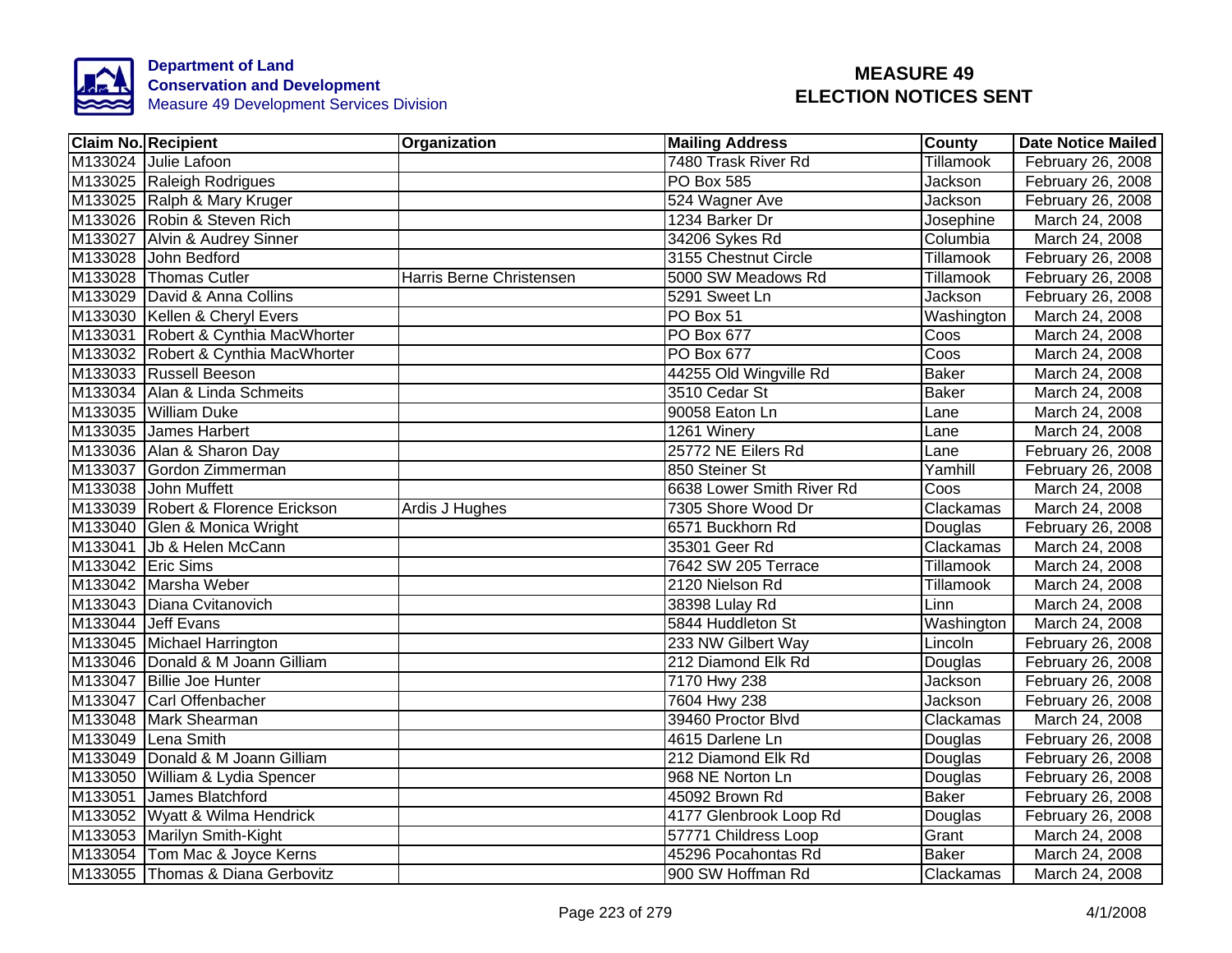**Department of Land Conservation and Development**
Measure 49 Development Services Division

# MEASURE 49
# ELECTION NOTICES SENT

| Claim No. | Recipient | Organization | Mailing Address | County | Date Notice Mailed |
|---|---|---|---|---|---|
| M133024 | Julie Lafoon | | 7480 Trask River Rd | Tillamook | February 26, 2008 |
| M133025 | Raleigh Rodrigues | | PO Box 585 | Jackson | February 26, 2008 |
| M133025 | Ralph & Mary Kruger | | 524 Wagner Ave | Jackson | February 26, 2008 |
| M133026 | Robin & Steven Rich | | 1234 Barker Dr | Josephine | March 24, 2008 |
| M133027 | Alvin & Audrey Sinner | | 34206 Sykes Rd | Columbia | March 24, 2008 |
| M133028 | John Bedford | | 3155 Chestnut Circle | Tillamook | February 26, 2008 |
| M133028 | Thomas Cutler | Harris Berne Christensen | 5000 SW Meadows Rd | Tillamook | February 26, 2008 |
| M133029 | David & Anna Collins | | 5291 Sweet Ln | Jackson | February 26, 2008 |
| M133030 | Kellen & Cheryl Evers | | PO Box 51 | Washington | March 24, 2008 |
| M133031 | Robert & Cynthia MacWhorter | | PO Box 677 | Coos | March 24, 2008 |
| M133032 | Robert & Cynthia MacWhorter | | PO Box 677 | Coos | March 24, 2008 |
| M133033 | Russell Beeson | | 44255 Old Wingville Rd | Baker | March 24, 2008 |
| M133034 | Alan & Linda Schmeits | | 3510 Cedar St | Baker | March 24, 2008 |
| M133035 | William Duke | | 90058 Eaton Ln | Lane | March 24, 2008 |
| M133035 | James Harbert | | 1261 Winery | Lane | March 24, 2008 |
| M133036 | Alan & Sharon Day | | 25772 NE Eilers Rd | Lane | February 26, 2008 |
| M133037 | Gordon Zimmerman | | 850 Steiner St | Yamhill | February 26, 2008 |
| M133038 | John Muffett | | 6638 Lower Smith River Rd | Coos | March 24, 2008 |
| M133039 | Robert & Florence Erickson | Ardis J Hughes | 7305 Shore Wood Dr | Clackamas | March 24, 2008 |
| M133040 | Glen & Monica Wright | | 6571 Buckhorn Rd | Douglas | February 26, 2008 |
| M133041 | Jb & Helen McCann | | 35301 Geer Rd | Clackamas | March 24, 2008 |
| M133042 | Eric Sims | | 7642 SW 205 Terrace | Tillamook | March 24, 2008 |
| M133042 | Marsha Weber | | 2120 Nielson Rd | Tillamook | March 24, 2008 |
| M133043 | Diana Cvitanovich | | 38398 Lulay Rd | Linn | March 24, 2008 |
| M133044 | Jeff Evans | | 5844 Huddleton St | Washington | March 24, 2008 |
| M133045 | Michael Harrington | | 233 NW Gilbert Way | Lincoln | February 26, 2008 |
| M133046 | Donald & M Joann Gilliam | | 212 Diamond Elk Rd | Douglas | February 26, 2008 |
| M133047 | Billie Joe Hunter | | 7170 Hwy 238 | Jackson | February 26, 2008 |
| M133047 | Carl Offenbacher | | 7604 Hwy 238 | Jackson | February 26, 2008 |
| M133048 | Mark Shearman | | 39460 Proctor Blvd | Clackamas | March 24, 2008 |
| M133049 | Lena Smith | | 4615 Darlene Ln | Douglas | February 26, 2008 |
| M133049 | Donald & M Joann Gilliam | | 212 Diamond Elk Rd | Douglas | February 26, 2008 |
| M133050 | William & Lydia Spencer | | 968 NE Norton Ln | Douglas | February 26, 2008 |
| M133051 | James Blatchford | | 45092 Brown Rd | Baker | February 26, 2008 |
| M133052 | Wyatt & Wilma Hendrick | | 4177 Glenbrook Loop Rd | Douglas | February 26, 2008 |
| M133053 | Marilyn Smith-Kight | | 57771 Childress Loop | Grant | March 24, 2008 |
| M133054 | Tom Mac & Joyce Kerns | | 45296 Pocahontas Rd | Baker | March 24, 2008 |
| M133055 | Thomas & Diana Gerbovitz | | 900 SW Hoffman Rd | Clackamas | March 24, 2008 |

4/1/2008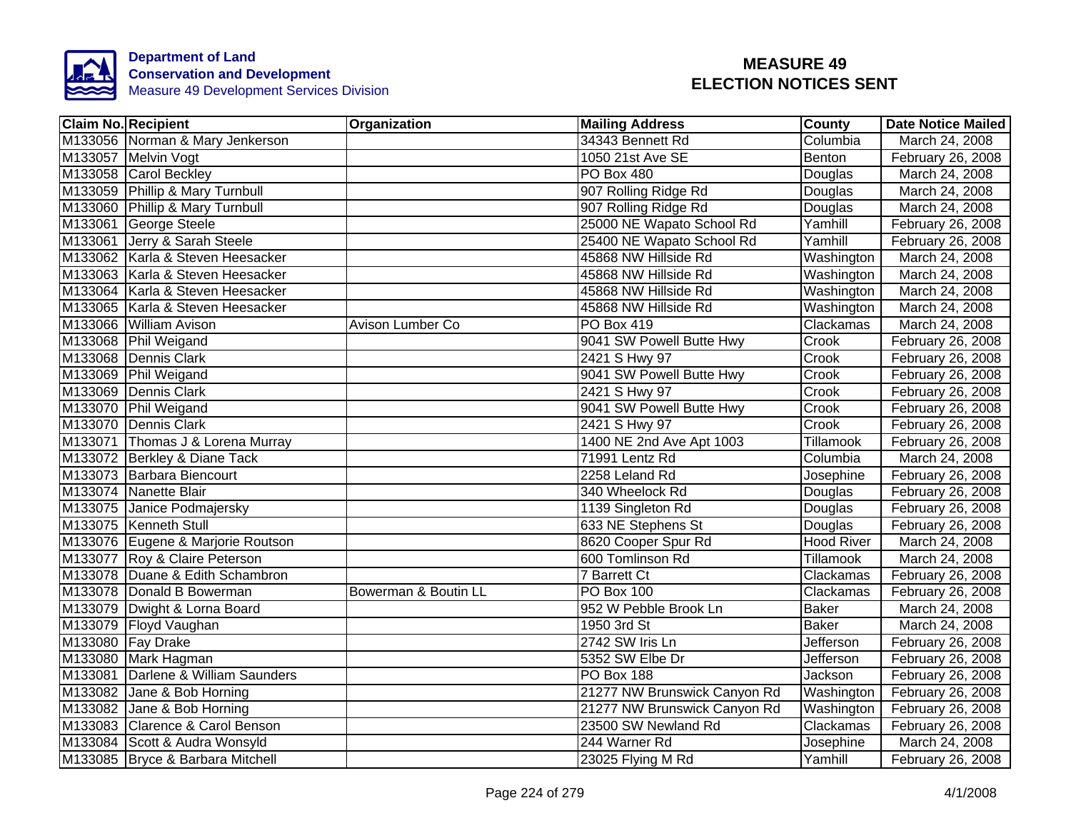**Department of Land Conservation and Development**
Measure 49 Development Services Division

# MEASURE 49
# ELECTION NOTICES SENT

| Claim No. | Recipient | Organization | Mailing Address | County | Date Notice Mailed |
|---|---|---|---|---|---|
| M133056 | Norman & Mary Jenkerson | | 34343 Bennett Rd | Columbia | March 24, 2008 |
| M133057 | Melvin Vogt | | 1050 21st Ave SE | Benton | February 26, 2008 |
| M133058 | Carol Beckley | | PO Box 480 | Douglas | March 24, 2008 |
| M133059 | Phillip & Mary Turnbull | | 907 Rolling Ridge Rd | Douglas | March 24, 2008 |
| M133060 | Phillip & Mary Turnbull | | 907 Rolling Ridge Rd | Douglas | March 24, 2008 |
| M133061 | George Steele | | 25000 NE Wapato School Rd | Yamhill | February 26, 2008 |
| M133061 | Jerry & Sarah Steele | | 25400 NE Wapato School Rd | Yamhill | February 26, 2008 |
| M133062 | Karla & Steven Heesacker | | 45868 NW Hillside Rd | Washington | March 24, 2008 |
| M133063 | Karla & Steven Heesacker | | 45868 NW Hillside Rd | Washington | March 24, 2008 |
| M133064 | Karla & Steven Heesacker | | 45868 NW Hillside Rd | Washington | March 24, 2008 |
| M133065 | Karla & Steven Heesacker | | 45868 NW Hillside Rd | Washington | March 24, 2008 |
| M133066 | William Avison | Avison Lumber Co | PO Box 419 | Clackamas | March 24, 2008 |
| M133068 | Phil Weigand | | 9041 SW Powell Butte Hwy | Crook | February 26, 2008 |
| M133068 | Dennis Clark | | 2421 S Hwy 97 | Crook | February 26, 2008 |
| M133069 | Phil Weigand | | 9041 SW Powell Butte Hwy | Crook | February 26, 2008 |
| M133069 | Dennis Clark | | 2421 S Hwy 97 | Crook | February 26, 2008 |
| M133070 | Phil Weigand | | 9041 SW Powell Butte Hwy | Crook | February 26, 2008 |
| M133070 | Dennis Clark | | 2421 S Hwy 97 | Crook | February 26, 2008 |
| M133071 | Thomas J & Lorena Murray | | 1400 NE 2nd Ave Apt 1003 | Tillamook | February 26, 2008 |
| M133072 | Berkley & Diane Tack | | 71991 Lentz Rd | Columbia | March 24, 2008 |
| M133073 | Barbara Biencourt | | 2258 Leland Rd | Josephine | February 26, 2008 |
| M133074 | Nanette Blair | | 340 Wheelock Rd | Douglas | February 26, 2008 |
| M133075 | Janice Podmajersky | | 1139 Singleton Rd | Douglas | February 26, 2008 |
| M133075 | Kenneth Stull | | 633 NE Stephens St | Douglas | February 26, 2008 |
| M133076 | Eugene & Marjorie Routson | | 8620 Cooper Spur Rd | Hood River | March 24, 2008 |
| M133077 | Roy & Claire Peterson | | 600 Tomlinson Rd | Tillamook | March 24, 2008 |
| M133078 | Duane & Edith Schambron | | 7 Barrett Ct | Clackamas | February 26, 2008 |
| M133078 | Donald B Bowerman | Bowerman & Boutin LL | PO Box 100 | Clackamas | February 26, 2008 |
| M133079 | Dwight & Lorna Board | | 952 W Pebble Brook Ln | Baker | March 24, 2008 |
| M133079 | Floyd Vaughan | | 1950 3rd St | Baker | March 24, 2008 |
| M133080 | Fay Drake | | 2742 SW Iris Ln | Jefferson | February 26, 2008 |
| M133080 | Mark Hagman | | 5352 SW Elbe Dr | Jefferson | February 26, 2008 |
| M133081 | Darlene & William Saunders | | PO Box 188 | Jackson | February 26, 2008 |
| M133082 | Jane & Bob Horning | | 21277 NW Brunswick Canyon Rd | Washington | February 26, 2008 |
| M133082 | Jane & Bob Horning | | 21277 NW Brunswick Canyon Rd | Washington | February 26, 2008 |
| M133083 | Clarence & Carol Benson | | 23500 SW Newland Rd | Clackamas | February 26, 2008 |
| M133084 | Scott & Audra Wonsyld | | 244 Warner Rd | Josephine | March 24, 2008 |
| M133085 | Bryce & Barbara Mitchell | | 23025 Flying M Rd | Yamhill | February 26, 2008 |

4/1/2008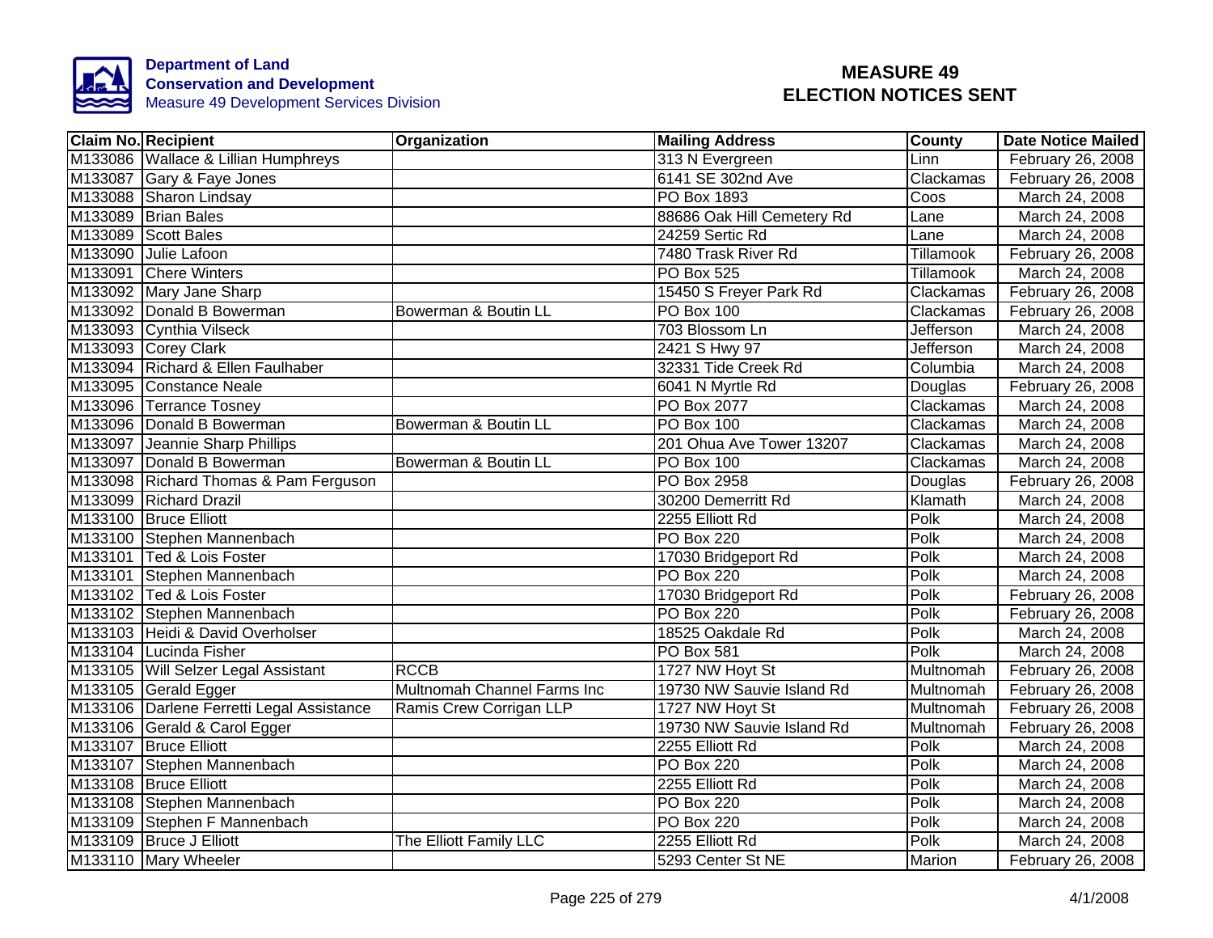**Department of Land Conservation and Development**
Measure 49 Development Services Division

# MEASURE 49 ELECTION NOTICES SENT

| Claim No. | Recipient | Organization | Mailing Address | County | Date Notice Mailed |
|---|---|---|---|---|---|
| M133086 | Wallace & Lillian Humphreys | | 313 N Evergreen | Linn | February 26, 2008 |
| M133087 | Gary & Faye Jones | | 6141 SE 302nd Ave | Clackamas | February 26, 2008 |
| M133088 | Sharon Lindsay | | PO Box 1893 | Coos | March 24, 2008 |
| M133089 | Brian Bales | | 88686 Oak Hill Cemetery Rd | Lane | March 24, 2008 |
| M133089 | Scott Bales | | 24259 Sertic Rd | Lane | March 24, 2008 |
| M133090 | Julie Lafoon | | 7480 Trask River Rd | Tillamook | February 26, 2008 |
| M133091 | Chere Winters | | PO Box 525 | Tillamook | March 24, 2008 |
| M133092 | Mary Jane Sharp | | 15450 S Freyer Park Rd | Clackamas | February 26, 2008 |
| M133092 | Donald B Bowerman | Bowerman & Boutin LL | PO Box 100 | Clackamas | February 26, 2008 |
| M133093 | Cynthia Vilseck | | 703 Blossom Ln | Jefferson | March 24, 2008 |
| M133093 | Corey Clark | | 2421 S Hwy 97 | Jefferson | March 24, 2008 |
| M133094 | Richard & Ellen Faulhaber | | 32331 Tide Creek Rd | Columbia | March 24, 2008 |
| M133095 | Constance Neale | | 6041 N Myrtle Rd | Douglas | February 26, 2008 |
| M133096 | Terrance Tosney | | PO Box 2077 | Clackamas | March 24, 2008 |
| M133096 | Donald B Bowerman | Bowerman & Boutin LL | PO Box 100 | Clackamas | March 24, 2008 |
| M133097 | Jeannie Sharp Phillips | | 201 Ohua Ave Tower 13207 | Clackamas | March 24, 2008 |
| M133097 | Donald B Bowerman | Bowerman & Boutin LL | PO Box 100 | Clackamas | March 24, 2008 |
| M133098 | Richard Thomas & Pam Ferguson | | PO Box 2958 | Douglas | February 26, 2008 |
| M133099 | Richard Drazil | | 30200 Demerritt Rd | Klamath | March 24, 2008 |
| M133100 | Bruce Elliott | | 2255 Elliott Rd | Polk | March 24, 2008 |
| M133100 | Stephen Mannenbach | | PO Box 220 | Polk | March 24, 2008 |
| M133101 | Ted & Lois Foster | | 17030 Bridgeport Rd | Polk | March 24, 2008 |
| M133101 | Stephen Mannenbach | | PO Box 220 | Polk | March 24, 2008 |
| M133102 | Ted & Lois Foster | | 17030 Bridgeport Rd | Polk | February 26, 2008 |
| M133102 | Stephen Mannenbach | | PO Box 220 | Polk | February 26, 2008 |
| M133103 | Heidi & David Overholser | | 18525 Oakdale Rd | Polk | March 24, 2008 |
| M133104 | Lucinda Fisher | | PO Box 581 | Polk | March 24, 2008 |
| M133105 | Will Selzer Legal Assistant | RCCB | 1727 NW Hoyt St | Multnomah | February 26, 2008 |
| M133105 | Gerald Egger | Multnomah Channel Farms Inc | 19730 NW Sauvie Island Rd | Multnomah | February 26, 2008 |
| M133106 | Darlene Ferretti Legal Assistance | Ramis Crew Corrigan LLP | 1727 NW Hoyt St | Multnomah | February 26, 2008 |
| M133106 | Gerald & Carol Egger | | 19730 NW Sauvie Island Rd | Multnomah | February 26, 2008 |
| M133107 | Bruce Elliott | | 2255 Elliott Rd | Polk | March 24, 2008 |
| M133107 | Stephen Mannenbach | | PO Box 220 | Polk | March 24, 2008 |
| M133108 | Bruce Elliott | | 2255 Elliott Rd | Polk | March 24, 2008 |
| M133108 | Stephen Mannenbach | | PO Box 220 | Polk | March 24, 2008 |
| M133109 | Stephen F Mannenbach | | PO Box 220 | Polk | March 24, 2008 |
| M133109 | Bruce J Elliott | The Elliott Family LLC | 2255 Elliott Rd | Polk | March 24, 2008 |
| M133110 | Mary Wheeler | | 5293 Center St NE | Marion | February 26, 2008 |

4/1/2008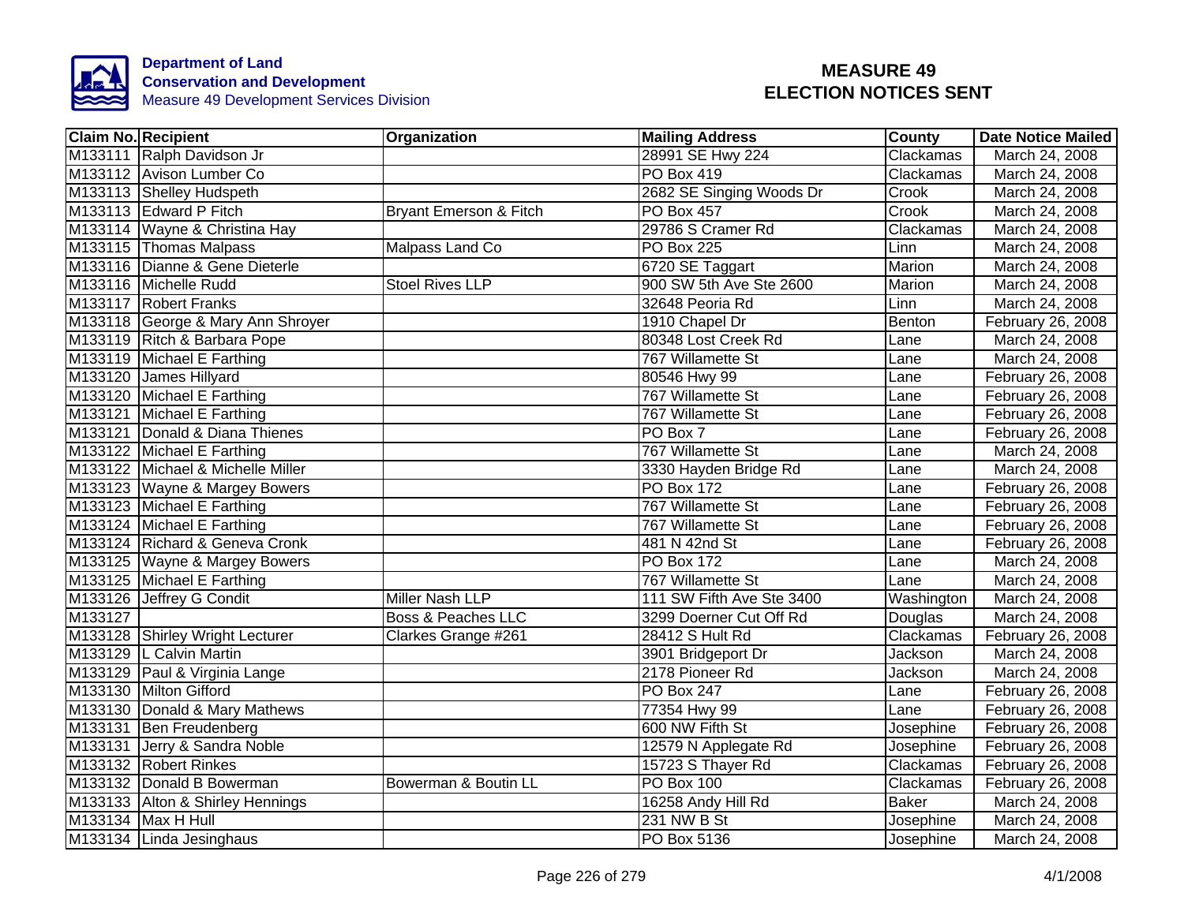**Department of Land Conservation and Development**
Measure 49 Development Services Division

# MEASURE 49 ELECTION NOTICES SENT

| Claim No. | Recipient | Organization | Mailing Address | County | Date Notice Mailed |
|---|---|---|---|---|---|
| M133111 | Ralph Davidson Jr | | 28991 SE Hwy 224 | Clackamas | March 24, 2008 |
| M133112 | Avison Lumber Co | | PO Box 419 | Clackamas | March 24, 2008 |
| M133113 | Shelley Hudspeth | | 2682 SE Singing Woods Dr | Crook | March 24, 2008 |
| M133113 | Edward P Fitch | Bryant Emerson & Fitch | PO Box 457 | Crook | March 24, 2008 |
| M133114 | Wayne & Christina Hay | | 29786 S Cramer Rd | Clackamas | March 24, 2008 |
| M133115 | Thomas Malpass | Malpass Land Co | PO Box 225 | Linn | March 24, 2008 |
| M133116 | Dianne & Gene Dieterle | | 6720 SE Taggart | Marion | March 24, 2008 |
| M133116 | Michelle Rudd | Stoel Rives LLP | 900 SW 5th Ave Ste 2600 | Marion | March 24, 2008 |
| M133117 | Robert Franks | | 32648 Peoria Rd | Linn | March 24, 2008 |
| M133118 | George & Mary Ann Shroyer | | 1910 Chapel Dr | Benton | February 26, 2008 |
| M133119 | Ritch & Barbara Pope | | 80348 Lost Creek Rd | Lane | March 24, 2008 |
| M133119 | Michael E Farthing | | 767 Willamette St | Lane | March 24, 2008 |
| M133120 | James Hillyard | | 80546 Hwy 99 | Lane | February 26, 2008 |
| M133120 | Michael E Farthing | | 767 Willamette St | Lane | February 26, 2008 |
| M133121 | Michael E Farthing | | 767 Willamette St | Lane | February 26, 2008 |
| M133121 | Donald & Diana Thienes | | PO Box 7 | Lane | February 26, 2008 |
| M133122 | Michael E Farthing | | 767 Willamette St | Lane | March 24, 2008 |
| M133122 | Michael & Michelle Miller | | 3330 Hayden Bridge Rd | Lane | March 24, 2008 |
| M133123 | Wayne & Margey Bowers | | PO Box 172 | Lane | February 26, 2008 |
| M133123 | Michael E Farthing | | 767 Willamette St | Lane | February 26, 2008 |
| M133124 | Michael E Farthing | | 767 Willamette St | Lane | February 26, 2008 |
| M133124 | Richard & Geneva Cronk | | 481 N 42nd St | Lane | February 26, 2008 |
| M133125 | Wayne & Margey Bowers | | PO Box 172 | Lane | March 24, 2008 |
| M133125 | Michael E Farthing | | 767 Willamette St | Lane | March 24, 2008 |
| M133126 | Jeffrey G Condit | Miller Nash LLP | 111 SW Fifth Ave Ste 3400 | Washington | March 24, 2008 |
| M133127 | | Boss & Peaches LLC | 3299 Doerner Cut Off Rd | Douglas | March 24, 2008 |
| M133128 | Shirley Wright Lecturer | Clarkes Grange #261 | 28412 S Hult Rd | Clackamas | February 26, 2008 |
| M133129 | L Calvin Martin | | 3901 Bridgeport Dr | Jackson | March 24, 2008 |
| M133129 | Paul & Virginia Lange | | 2178 Pioneer Rd | Jackson | March 24, 2008 |
| M133130 | Milton Gifford | | PO Box 247 | Lane | February 26, 2008 |
| M133130 | Donald & Mary Mathews | | 77354 Hwy 99 | Lane | February 26, 2008 |
| M133131 | Ben Freudenberg | | 600 NW Fifth St | Josephine | February 26, 2008 |
| M133131 | Jerry & Sandra Noble | | 12579 N Applegate Rd | Josephine | February 26, 2008 |
| M133132 | Robert Rinkes | | 15723 S Thayer Rd | Clackamas | February 26, 2008 |
| M133132 | Donald B Bowerman | Bowerman & Boutin LL | PO Box 100 | Clackamas | February 26, 2008 |
| M133133 | Alton & Shirley Hennings | | 16258 Andy Hill Rd | Baker | March 24, 2008 |
| M133134 | Max H Hull | | 231 NW B St | Josephine | March 24, 2008 |
| M133134 | Linda Jesinghaus | | PO Box 5136 | Josephine | March 24, 2008 |

4/1/2008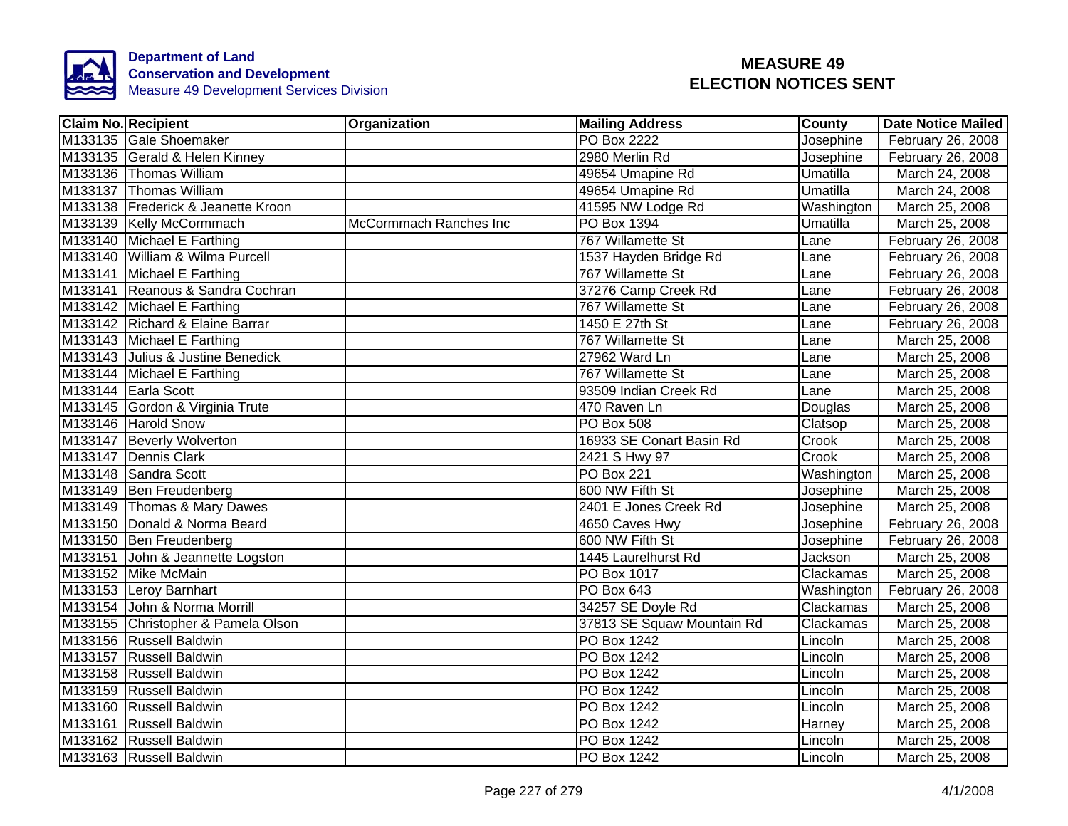**Department of Land Conservation and Development**
Measure 49 Development Services Division

# MEASURE 49 ELECTION NOTICES SENT

| Claim No. | Recipient | Organization | Mailing Address | County | Date Notice Mailed |
|---|---|---|---|---|---|
| M133135 | Gale Shoemaker | | PO Box 2222 | Josephine | February 26, 2008 |
| M133135 | Gerald & Helen Kinney | | 2980 Merlin Rd | Josephine | February 26, 2008 |
| M133136 | Thomas William | | 49654 Umapine Rd | Umatilla | March 24, 2008 |
| M133137 | Thomas William | | 49654 Umapine Rd | Umatilla | March 24, 2008 |
| M133138 | Frederick & Jeanette Kroon | | 41595 NW Lodge Rd | Washington | March 25, 2008 |
| M133139 | Kelly McCormmach | McCormmach Ranches Inc | PO Box 1394 | Umatilla | March 25, 2008 |
| M133140 | Michael E Farthing | | 767 Willamette St | Lane | February 26, 2008 |
| M133140 | William & Wilma Purcell | | 1537 Hayden Bridge Rd | Lane | February 26, 2008 |
| M133141 | Michael E Farthing | | 767 Willamette St | Lane | February 26, 2008 |
| M133141 | Reanous & Sandra Cochran | | 37276 Camp Creek Rd | Lane | February 26, 2008 |
| M133142 | Michael E Farthing | | 767 Willamette St | Lane | February 26, 2008 |
| M133142 | Richard & Elaine Barrar | | 1450 E 27th St | Lane | February 26, 2008 |
| M133143 | Michael E Farthing | | 767 Willamette St | Lane | March 25, 2008 |
| M133143 | Julius & Justine Benedick | | 27962 Ward Ln | Lane | March 25, 2008 |
| M133144 | Michael E Farthing | | 767 Willamette St | Lane | March 25, 2008 |
| M133144 | Earla Scott | | 93509 Indian Creek Rd | Lane | March 25, 2008 |
| M133145 | Gordon & Virginia Trute | | 470 Raven Ln | Douglas | March 25, 2008 |
| M133146 | Harold Snow | | PO Box 508 | Clatsop | March 25, 2008 |
| M133147 | Beverly Wolverton | | 16933 SE Conart Basin Rd | Crook | March 25, 2008 |
| M133147 | Dennis Clark | | 2421 S Hwy 97 | Crook | March 25, 2008 |
| M133148 | Sandra Scott | | PO Box 221 | Washington | March 25, 2008 |
| M133149 | Ben Freudenberg | | 600 NW Fifth St | Josephine | March 25, 2008 |
| M133149 | Thomas & Mary Dawes | | 2401 E Jones Creek Rd | Josephine | March 25, 2008 |
| M133150 | Donald & Norma Beard | | 4650 Caves Hwy | Josephine | February 26, 2008 |
| M133150 | Ben Freudenberg | | 600 NW Fifth St | Josephine | February 26, 2008 |
| M133151 | John & Jeannette Logston | | 1445 Laurelhurst Rd | Jackson | March 25, 2008 |
| M133152 | Mike McMain | | PO Box 1017 | Clackamas | March 25, 2008 |
| M133153 | Leroy Barnhart | | PO Box 643 | Washington | February 26, 2008 |
| M133154 | John & Norma Morrill | | 34257 SE Doyle Rd | Clackamas | March 25, 2008 |
| M133155 | Christopher & Pamela Olson | | 37813 SE Squaw Mountain Rd | Clackamas | March 25, 2008 |
| M133156 | Russell Baldwin | | PO Box 1242 | Lincoln | March 25, 2008 |
| M133157 | Russell Baldwin | | PO Box 1242 | Lincoln | March 25, 2008 |
| M133158 | Russell Baldwin | | PO Box 1242 | Lincoln | March 25, 2008 |
| M133159 | Russell Baldwin | | PO Box 1242 | Lincoln | March 25, 2008 |
| M133160 | Russell Baldwin | | PO Box 1242 | Lincoln | March 25, 2008 |
| M133161 | Russell Baldwin | | PO Box 1242 | Harney | March 25, 2008 |
| M133162 | Russell Baldwin | | PO Box 1242 | Lincoln | March 25, 2008 |
| M133163 | Russell Baldwin | | PO Box 1242 | Lincoln | March 25, 2008 |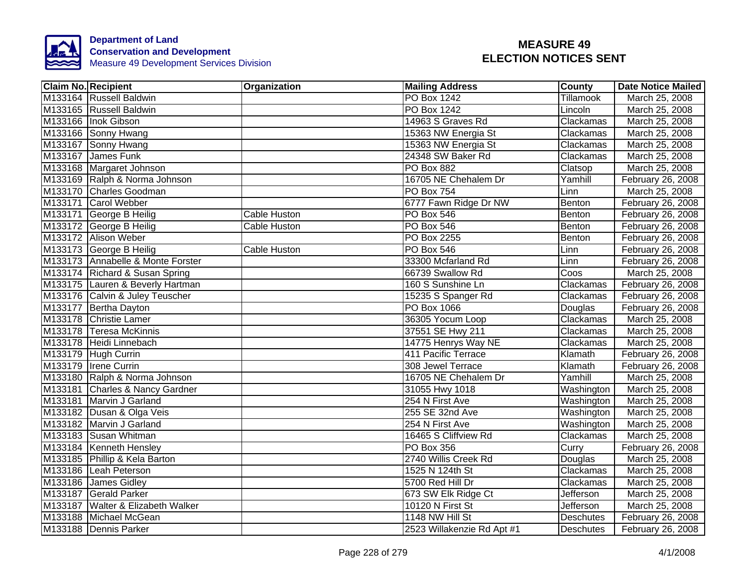**Department of Land Conservation and Development**
Measure 49 Development Services Division

# MEASURE 49 ELECTION NOTICES SENT

| Claim No. | Recipient | Organization | Mailing Address | County | Date Notice Mailed |
|---|---|---|---|---|---|
| M133164 | Russell Baldwin | | PO Box 1242 | Tillamook | March 25, 2008 |
| M133165 | Russell Baldwin | | PO Box 1242 | Lincoln | March 25, 2008 |
| M133166 | Inok Gibson | | 14963 S Graves Rd | Clackamas | March 25, 2008 |
| M133166 | Sonny Hwang | | 15363 NW Energia St | Clackamas | March 25, 2008 |
| M133167 | Sonny Hwang | | 15363 NW Energia St | Clackamas | March 25, 2008 |
| M133167 | James Funk | | 24348 SW Baker Rd | Clackamas | March 25, 2008 |
| M133168 | Margaret Johnson | | PO Box 882 | Clatsop | March 25, 2008 |
| M133169 | Ralph & Norma Johnson | | 16705 NE Chehalem Dr | Yamhill | February 26, 2008 |
| M133170 | Charles Goodman | | PO Box 754 | Linn | March 25, 2008 |
| M133171 | Carol Webber | | 6777 Fawn Ridge Dr NW | Benton | February 26, 2008 |
| M133171 | George B Heilig | Cable Huston | PO Box 546 | Benton | February 26, 2008 |
| M133172 | George B Heilig | Cable Huston | PO Box 546 | Benton | February 26, 2008 |
| M133172 | Alison Weber | | PO Box 2255 | Benton | February 26, 2008 |
| M133173 | George B Heilig | Cable Huston | PO Box 546 | Linn | February 26, 2008 |
| M133173 | Annabelle & Monte Forster | | 33300 Mcfarland Rd | Linn | February 26, 2008 |
| M133174 | Richard & Susan Spring | | 66739 Swallow Rd | Coos | March 25, 2008 |
| M133175 | Lauren & Beverly Hartman | | 160 S Sunshine Ln | Clackamas | February 26, 2008 |
| M133176 | Calvin & Juley Teuscher | | 15235 S Spanger Rd | Clackamas | February 26, 2008 |
| M133177 | Bertha Dayton | | PO Box 1066 | Douglas | February 26, 2008 |
| M133178 | Christie Lamer | | 36305 Yocum Loop | Clackamas | March 25, 2008 |
| M133178 | Teresa McKinnis | | 37551 SE Hwy 211 | Clackamas | March 25, 2008 |
| M133178 | Heidi Linnebach | | 14775 Henrys Way NE | Clackamas | March 25, 2008 |
| M133179 | Hugh Currin | | 411 Pacific Terrace | Klamath | February 26, 2008 |
| M133179 | Irene Currin | | 308 Jewel Terrace | Klamath | February 26, 2008 |
| M133180 | Ralph & Norma Johnson | | 16705 NE Chehalem Dr | Yamhill | March 25, 2008 |
| M133181 | Charles & Nancy Gardner | | 31055 Hwy 1018 | Washington | March 25, 2008 |
| M133181 | Marvin J Garland | | 254 N First Ave | Washington | March 25, 2008 |
| M133182 | Dusan & Olga Veis | | 255 SE 32nd Ave | Washington | March 25, 2008 |
| M133182 | Marvin J Garland | | 254 N First Ave | Washington | March 25, 2008 |
| M133183 | Susan Whitman | | 16465 S Cliffview Rd | Clackamas | March 25, 2008 |
| M133184 | Kenneth Hensley | | PO Box 356 | Curry | February 26, 2008 |
| M133185 | Phillip & Kela Barton | | 2740 Willis Creek Rd | Douglas | March 25, 2008 |
| M133186 | Leah Peterson | | 1525 N 124th St | Clackamas | March 25, 2008 |
| M133186 | James Gidley | | 5700 Red Hill Dr | Clackamas | March 25, 2008 |
| M133187 | Gerald Parker | | 673 SW Elk Ridge Ct | Jefferson | March 25, 2008 |
| M133187 | Walter & Elizabeth Walker | | 10120 N First St | Jefferson | March 25, 2008 |
| M133188 | Michael McGean | | 1148 NW Hill St | Deschutes | February 26, 2008 |
| M133188 | Dennis Parker | | 2523 Willakenzie Rd Apt #1 | Deschutes | February 26, 2008 |

4/1/2008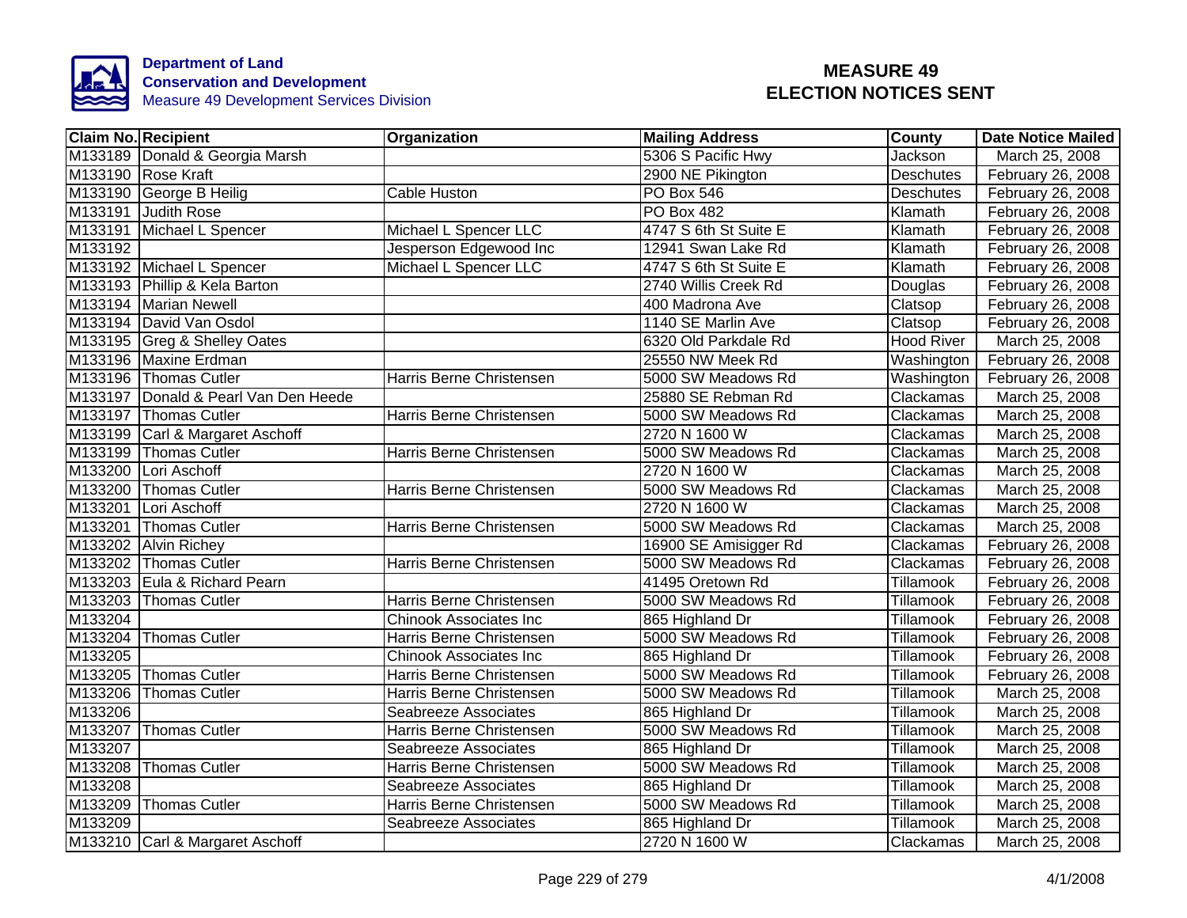Department of Land
Conservation and Development
Measure 49 Development Services Division

# MEASURE 49
# ELECTION NOTICES SENT

| Claim No. | Recipient | Organization | Mailing Address | County | Date Notice Mailed |
|---|---|---|---|---|---|
| M133189 | Donald & Georgia Marsh | | 5306 S Pacific Hwy | Jackson | March 25, 2008 |
| M133190 | Rose Kraft | | 2900 NE Pikington | Deschutes | February 26, 2008 |
| M133190 | George B Heilig | Cable Huston | PO Box 546 | Deschutes | February 26, 2008 |
| M133191 | Judith Rose | | PO Box 482 | Klamath | February 26, 2008 |
| M133191 | Michael L Spencer | Michael L Spencer LLC | 4747 S 6th St Suite E | Klamath | February 26, 2008 |
| M133192 | | Jesperson Edgewood Inc | 12941 Swan Lake Rd | Klamath | February 26, 2008 |
| M133192 | Michael L Spencer | Michael L Spencer LLC | 4747 S 6th St Suite E | Klamath | February 26, 2008 |
| M133193 | Phillip & Kela Barton | | 2740 Willis Creek Rd | Douglas | February 26, 2008 |
| M133194 | Marian Newell | | 400 Madrona Ave | Clatsop | February 26, 2008 |
| M133194 | David Van Osdol | | 1140 SE Marlin Ave | Clatsop | February 26, 2008 |
| M133195 | Greg & Shelley Oates | | 6320 Old Parkdale Rd | Hood River | March 25, 2008 |
| M133196 | Maxine Erdman | | 25550 NW Meek Rd | Washington | February 26, 2008 |
| M133196 | Thomas Cutler | Harris Berne Christensen | 5000 SW Meadows Rd | Washington | February 26, 2008 |
| M133197 | Donald & Pearl Van Den Heede | | 25880 SE Rebman Rd | Clackamas | March 25, 2008 |
| M133197 | Thomas Cutler | Harris Berne Christensen | 5000 SW Meadows Rd | Clackamas | March 25, 2008 |
| M133199 | Carl & Margaret Aschoff | | 2720 N 1600 W | Clackamas | March 25, 2008 |
| M133199 | Thomas Cutler | Harris Berne Christensen | 5000 SW Meadows Rd | Clackamas | March 25, 2008 |
| M133200 | Lori Aschoff | | 2720 N 1600 W | Clackamas | March 25, 2008 |
| M133200 | Thomas Cutler | Harris Berne Christensen | 5000 SW Meadows Rd | Clackamas | March 25, 2008 |
| M133201 | Lori Aschoff | | 2720 N 1600 W | Clackamas | March 25, 2008 |
| M133201 | Thomas Cutler | Harris Berne Christensen | 5000 SW Meadows Rd | Clackamas | March 25, 2008 |
| M133202 | Alvin Richey | | 16900 SE Amisigger Rd | Clackamas | February 26, 2008 |
| M133202 | Thomas Cutler | Harris Berne Christensen | 5000 SW Meadows Rd | Clackamas | February 26, 2008 |
| M133203 | Eula & Richard Pearn | | 41495 Oretown Rd | Tillamook | February 26, 2008 |
| M133203 | Thomas Cutler | Harris Berne Christensen | 5000 SW Meadows Rd | Tillamook | February 26, 2008 |
| M133204 | | Chinook Associates Inc | 865 Highland Dr | Tillamook | February 26, 2008 |
| M133204 | Thomas Cutler | Harris Berne Christensen | 5000 SW Meadows Rd | Tillamook | February 26, 2008 |
| M133205 | | Chinook Associates Inc | 865 Highland Dr | Tillamook | February 26, 2008 |
| M133205 | Thomas Cutler | Harris Berne Christensen | 5000 SW Meadows Rd | Tillamook | February 26, 2008 |
| M133206 | Thomas Cutler | Harris Berne Christensen | 5000 SW Meadows Rd | Tillamook | March 25, 2008 |
| M133206 | | Seabreeze Associates | 865 Highland Dr | Tillamook | March 25, 2008 |
| M133207 | Thomas Cutler | Harris Berne Christensen | 5000 SW Meadows Rd | Tillamook | March 25, 2008 |
| M133207 | | Seabreeze Associates | 865 Highland Dr | Tillamook | March 25, 2008 |
| M133208 | Thomas Cutler | Harris Berne Christensen | 5000 SW Meadows Rd | Tillamook | March 25, 2008 |
| M133208 | | Seabreeze Associates | 865 Highland Dr | Tillamook | March 25, 2008 |
| M133209 | Thomas Cutler | Harris Berne Christensen | 5000 SW Meadows Rd | Tillamook | March 25, 2008 |
| M133209 | | Seabreeze Associates | 865 Highland Dr | Tillamook | March 25, 2008 |
| M133210 | Carl & Margaret Aschoff | | 2720 N 1600 W | Clackamas | March 25, 2008 |

4/1/2008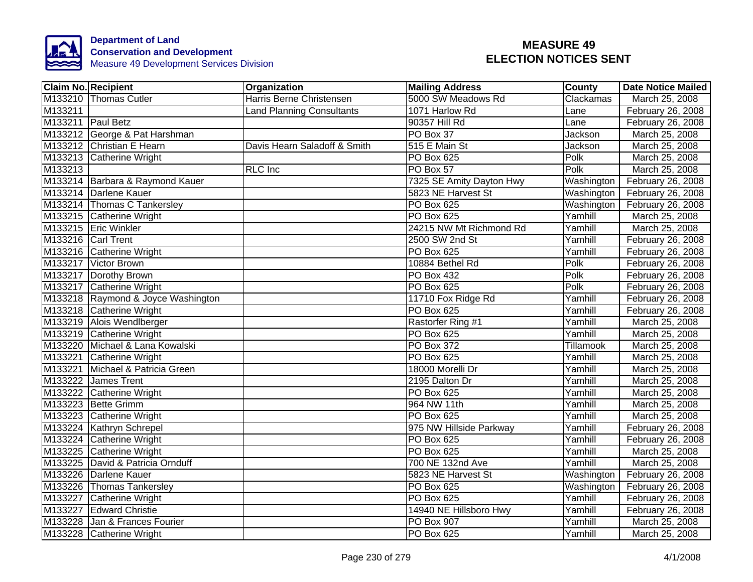**Department of Land Conservation and Development**
Measure 49 Development Services Division

# MEASURE 49 ELECTION NOTICES SENT

| Claim No. | Recipient | Organization | Mailing Address | County | Date Notice Mailed |
|---|---|---|---|---|---|
| M133210 | Thomas Cutler | Harris Berne Christensen | 5000 SW Meadows Rd | Clackamas | March 25, 2008 |
| M133211 | | Land Planning Consultants | 1071 Harlow Rd | Lane | February 26, 2008 |
| M133211 | Paul Betz | | 90357 Hill Rd | Lane | February 26, 2008 |
| M133212 | George & Pat Harshman | | PO Box 37 | Jackson | March 25, 2008 |
| M133212 | Christian E Hearn | Davis Hearn Saladoff & Smith | 515 E Main St | Jackson | March 25, 2008 |
| M133213 | Catherine Wright | | PO Box 625 | Polk | March 25, 2008 |
| M133213 | | RLC Inc | PO Box 57 | Polk | March 25, 2008 |
| M133214 | Barbara & Raymond Kauer | | 7325 SE Amity Dayton Hwy | Washington | February 26, 2008 |
| M133214 | Darlene Kauer | | 5823 NE Harvest St | Washington | February 26, 2008 |
| M133214 | Thomas C Tankersley | | PO Box 625 | Washington | February 26, 2008 |
| M133215 | Catherine Wright | | PO Box 625 | Yamhill | March 25, 2008 |
| M133215 | Eric Winkler | | 24215 NW Mt Richmond Rd | Yamhill | March 25, 2008 |
| M133216 | Carl Trent | | 2500 SW 2nd St | Yamhill | February 26, 2008 |
| M133216 | Catherine Wright | | PO Box 625 | Yamhill | February 26, 2008 |
| M133217 | Victor Brown | | 10884 Bethel Rd | Polk | February 26, 2008 |
| M133217 | Dorothy Brown | | PO Box 432 | Polk | February 26, 2008 |
| M133217 | Catherine Wright | | PO Box 625 | Polk | February 26, 2008 |
| M133218 | Raymond & Joyce Washington | | 11710 Fox Ridge Rd | Yamhill | February 26, 2008 |
| M133218 | Catherine Wright | | PO Box 625 | Yamhill | February 26, 2008 |
| M133219 | Alois Wendlberger | | Rastorfer Ring #1 | Yamhill | March 25, 2008 |
| M133219 | Catherine Wright | | PO Box 625 | Yamhill | March 25, 2008 |
| M133220 | Michael & Lana Kowalski | | PO Box 372 | Tillamook | March 25, 2008 |
| M133221 | Catherine Wright | | PO Box 625 | Yamhill | March 25, 2008 |
| M133221 | Michael & Patricia Green | | 18000 Morelli Dr | Yamhill | March 25, 2008 |
| M133222 | James Trent | | 2195 Dalton Dr | Yamhill | March 25, 2008 |
| M133222 | Catherine Wright | | PO Box 625 | Yamhill | March 25, 2008 |
| M133223 | Bette Grimm | | 964 NW 11th | Yamhill | March 25, 2008 |
| M133223 | Catherine Wright | | PO Box 625 | Yamhill | March 25, 2008 |
| M133224 | Kathryn Schrepel | | 975 NW Hillside Parkway | Yamhill | February 26, 2008 |
| M133224 | Catherine Wright | | PO Box 625 | Yamhill | February 26, 2008 |
| M133225 | Catherine Wright | | PO Box 625 | Yamhill | March 25, 2008 |
| M133225 | David & Patricia Ornduff | | 700 NE 132nd Ave | Yamhill | March 25, 2008 |
| M133226 | Darlene Kauer | | 5823 NE Harvest St | Washington | February 26, 2008 |
| M133226 | Thomas Tankersley | | PO Box 625 | Washington | February 26, 2008 |
| M133227 | Catherine Wright | | PO Box 625 | Yamhill | February 26, 2008 |
| M133227 | Edward Christie | | 14940 NE Hillsboro Hwy | Yamhill | February 26, 2008 |
| M133228 | Jan & Frances Fourier | | PO Box 907 | Yamhill | March 25, 2008 |
| M133228 | Catherine Wright | | PO Box 625 | Yamhill | March 25, 2008 |

4/1/2008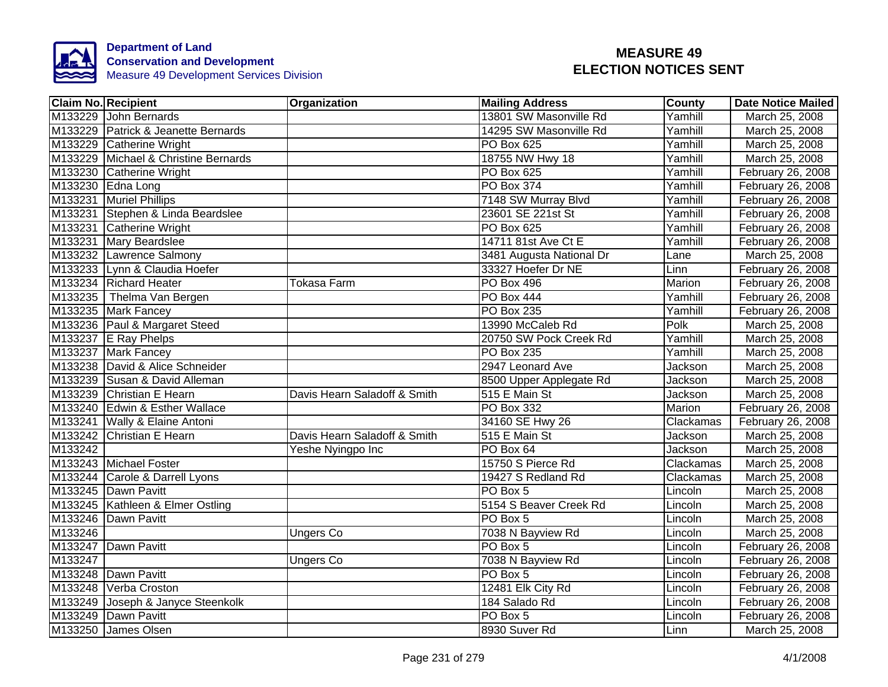Department of Land Conservation and Development
Measure 49 Development Services Division

# MEASURE 49 ELECTION NOTICES SENT

| Claim No. | Recipient | Organization | Mailing Address | County | Date Notice Mailed |
|---|---|---|---|---|---|
| M133229 | John Bernards | | 13801 SW Masonville Rd | Yamhill | March 25, 2008 |
| M133229 | Patrick & Jeanette Bernards | | 14295 SW Masonville Rd | Yamhill | March 25, 2008 |
| M133229 | Catherine Wright | | PO Box 625 | Yamhill | March 25, 2008 |
| M133229 | Michael & Christine Bernards | | 18755 NW Hwy 18 | Yamhill | March 25, 2008 |
| M133230 | Catherine Wright | | PO Box 625 | Yamhill | February 26, 2008 |
| M133230 | Edna Long | | PO Box 374 | Yamhill | February 26, 2008 |
| M133231 | Muriel Phillips | | 7148 SW Murray Blvd | Yamhill | February 26, 2008 |
| M133231 | Stephen & Linda Beardslee | | 23601 SE 221st St | Yamhill | February 26, 2008 |
| M133231 | Catherine Wright | | PO Box 625 | Yamhill | February 26, 2008 |
| M133231 | Mary Beardslee | | 14711 81st Ave Ct E | Yamhill | February 26, 2008 |
| M133232 | Lawrence Salmony | | 3481 Augusta National Dr | Lane | March 25, 2008 |
| M133233 | Lynn & Claudia Hoefer | | 33327 Hoefer Dr NE | Linn | February 26, 2008 |
| M133234 | Richard Heater | Tokasa Farm | PO Box 496 | Marion | February 26, 2008 |
| M133235 | Thelma Van Bergen | | PO Box 444 | Yamhill | February 26, 2008 |
| M133235 | Mark Fancey | | PO Box 235 | Yamhill | February 26, 2008 |
| M133236 | Paul & Margaret Steed | | 13990 McCaleb Rd | Polk | March 25, 2008 |
| M133237 | E Ray Phelps | | 20750 SW Pock Creek Rd | Yamhill | March 25, 2008 |
| M133237 | Mark Fancey | | PO Box 235 | Yamhill | March 25, 2008 |
| M133238 | David & Alice Schneider | | 2947 Leonard Ave | Jackson | March 25, 2008 |
| M133239 | Susan & David Alleman | | 8500 Upper Applegate Rd | Jackson | March 25, 2008 |
| M133239 | Christian E Hearn | Davis Hearn Saladoff & Smith | 515 E Main St | Jackson | March 25, 2008 |
| M133240 | Edwin & Esther Wallace | | PO Box 332 | Marion | February 26, 2008 |
| M133241 | Wally & Elaine Antoni | | 34160 SE Hwy 26 | Clackamas | February 26, 2008 |
| M133242 | Christian E Hearn | Davis Hearn Saladoff & Smith | 515 E Main St | Jackson | March 25, 2008 |
| M133242 | | Yeshe Nyingpo Inc | PO Box 64 | Jackson | March 25, 2008 |
| M133243 | Michael Foster | | 15750 S Pierce Rd | Clackamas | March 25, 2008 |
| M133244 | Carole & Darrell Lyons | | 19427 S Redland Rd | Clackamas | March 25, 2008 |
| M133245 | Dawn Pavitt | | PO Box 5 | Lincoln | March 25, 2008 |
| M133245 | Kathleen & Elmer Ostling | | 5154 S Beaver Creek Rd | Lincoln | March 25, 2008 |
| M133246 | Dawn Pavitt | | PO Box 5 | Lincoln | March 25, 2008 |
| M133246 | | Ungers Co | 7038 N Bayview Rd | Lincoln | March 25, 2008 |
| M133247 | Dawn Pavitt | | PO Box 5 | Lincoln | February 26, 2008 |
| M133247 | | Ungers Co | 7038 N Bayview Rd | Lincoln | February 26, 2008 |
| M133248 | Dawn Pavitt | | PO Box 5 | Lincoln | February 26, 2008 |
| M133248 | Verba Croston | | 12481 Elk City Rd | Lincoln | February 26, 2008 |
| M133249 | Joseph & Janyce Steenkolk | | 184 Salado Rd | Lincoln | February 26, 2008 |
| M133249 | Dawn Pavitt | | PO Box 5 | Lincoln | February 26, 2008 |
| M133250 | James Olsen | | 8930 Suver Rd | Linn | March 25, 2008 |

4/1/2008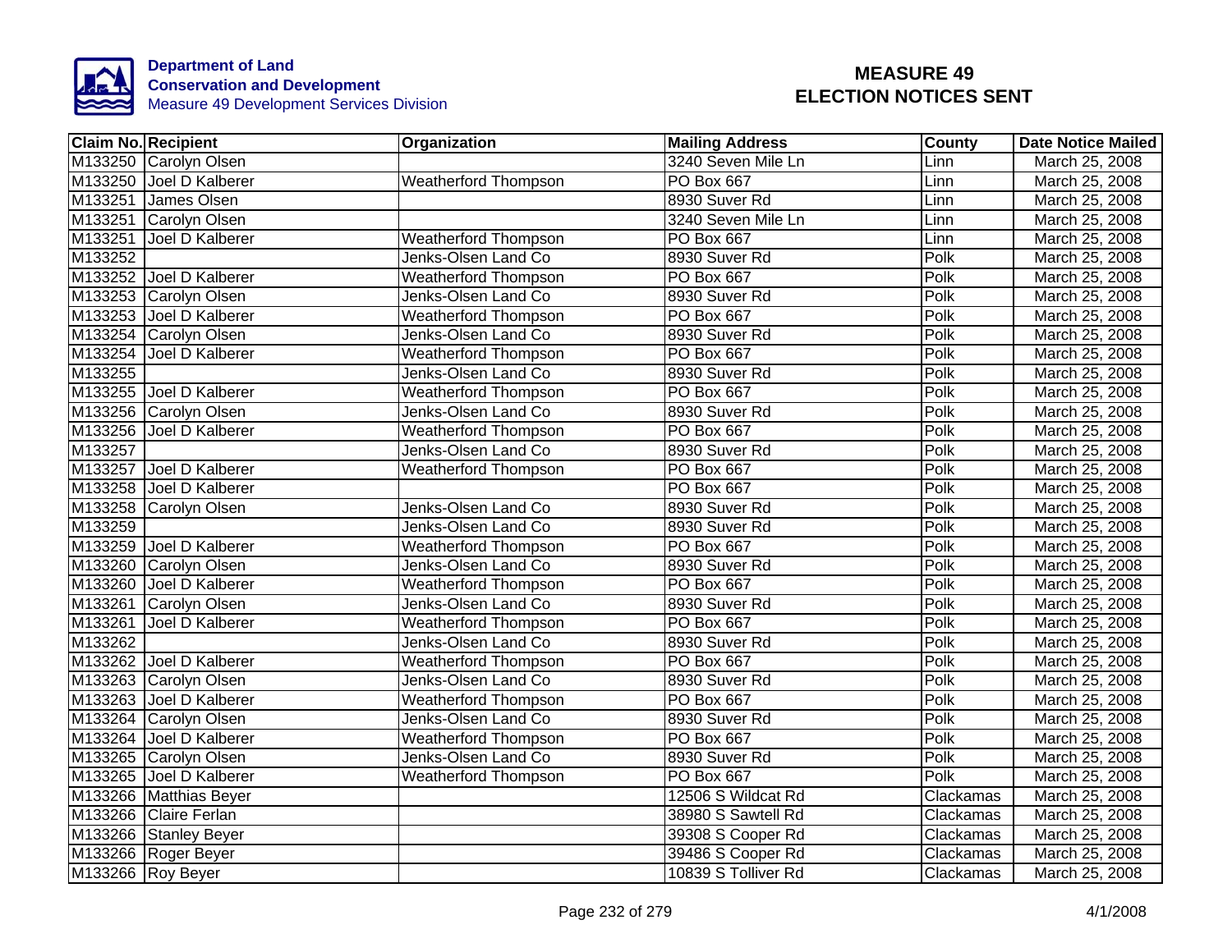**Department of Land Conservation and Development**
Measure 49 Development Services Division

# MEASURE 49 ELECTION NOTICES SENT

| Claim No. | Recipient | Organization | Mailing Address | County | Date Notice Mailed |
|---|---|---|---|---|---|
| M133250 | Carolyn Olsen | | 3240 Seven Mile Ln | Linn | March 25, 2008 |
| M133250 | Joel D Kalberer | Weatherford Thompson | PO Box 667 | Linn | March 25, 2008 |
| M133251 | James Olsen | | 8930 Suver Rd | Linn | March 25, 2008 |
| M133251 | Carolyn Olsen | | 3240 Seven Mile Ln | Linn | March 25, 2008 |
| M133251 | Joel D Kalberer | Weatherford Thompson | PO Box 667 | Linn | March 25, 2008 |
| M133252 | | Jenks-Olsen Land Co | 8930 Suver Rd | Polk | March 25, 2008 |
| M133252 | Joel D Kalberer | Weatherford Thompson | PO Box 667 | Polk | March 25, 2008 |
| M133253 | Carolyn Olsen | Jenks-Olsen Land Co | 8930 Suver Rd | Polk | March 25, 2008 |
| M133253 | Joel D Kalberer | Weatherford Thompson | PO Box 667 | Polk | March 25, 2008 |
| M133254 | Carolyn Olsen | Jenks-Olsen Land Co | 8930 Suver Rd | Polk | March 25, 2008 |
| M133254 | Joel D Kalberer | Weatherford Thompson | PO Box 667 | Polk | March 25, 2008 |
| M133255 | | Jenks-Olsen Land Co | 8930 Suver Rd | Polk | March 25, 2008 |
| M133255 | Joel D Kalberer | Weatherford Thompson | PO Box 667 | Polk | March 25, 2008 |
| M133256 | Carolyn Olsen | Jenks-Olsen Land Co | 8930 Suver Rd | Polk | March 25, 2008 |
| M133256 | Joel D Kalberer | Weatherford Thompson | PO Box 667 | Polk | March 25, 2008 |
| M133257 | | Jenks-Olsen Land Co | 8930 Suver Rd | Polk | March 25, 2008 |
| M133257 | Joel D Kalberer | Weatherford Thompson | PO Box 667 | Polk | March 25, 2008 |
| M133258 | Joel D Kalberer | | PO Box 667 | Polk | March 25, 2008 |
| M133258 | Carolyn Olsen | Jenks-Olsen Land Co | 8930 Suver Rd | Polk | March 25, 2008 |
| M133259 | | Jenks-Olsen Land Co | 8930 Suver Rd | Polk | March 25, 2008 |
| M133259 | Joel D Kalberer | Weatherford Thompson | PO Box 667 | Polk | March 25, 2008 |
| M133260 | Carolyn Olsen | Jenks-Olsen Land Co | 8930 Suver Rd | Polk | March 25, 2008 |
| M133260 | Joel D Kalberer | Weatherford Thompson | PO Box 667 | Polk | March 25, 2008 |
| M133261 | Carolyn Olsen | Jenks-Olsen Land Co | 8930 Suver Rd | Polk | March 25, 2008 |
| M133261 | Joel D Kalberer | Weatherford Thompson | PO Box 667 | Polk | March 25, 2008 |
| M133262 | | Jenks-Olsen Land Co | 8930 Suver Rd | Polk | March 25, 2008 |
| M133262 | Joel D Kalberer | Weatherford Thompson | PO Box 667 | Polk | March 25, 2008 |
| M133263 | Carolyn Olsen | Jenks-Olsen Land Co | 8930 Suver Rd | Polk | March 25, 2008 |
| M133263 | Joel D Kalberer | Weatherford Thompson | PO Box 667 | Polk | March 25, 2008 |
| M133264 | Carolyn Olsen | Jenks-Olsen Land Co | 8930 Suver Rd | Polk | March 25, 2008 |
| M133264 | Joel D Kalberer | Weatherford Thompson | PO Box 667 | Polk | March 25, 2008 |
| M133265 | Carolyn Olsen | Jenks-Olsen Land Co | 8930 Suver Rd | Polk | March 25, 2008 |
| M133265 | Joel D Kalberer | Weatherford Thompson | PO Box 667 | Polk | March 25, 2008 |
| M133266 | Matthias Beyer | | 12506 S Wildcat Rd | Clackamas | March 25, 2008 |
| M133266 | Claire Ferlan | | 38980 S Sawtell Rd | Clackamas | March 25, 2008 |
| M133266 | Stanley Beyer | | 39308 S Cooper Rd | Clackamas | March 25, 2008 |
| M133266 | Roger Beyer | | 39486 S Cooper Rd | Clackamas | March 25, 2008 |
| M133266 | Roy Beyer | | 10839 S Tolliver Rd | Clackamas | March 25, 2008 |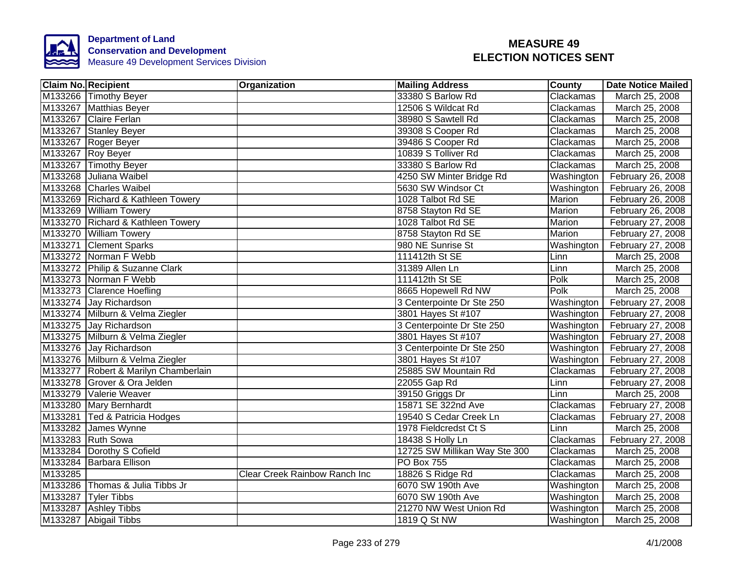**Department of Land Conservation and Development**
Measure 49 Development Services Division

# MEASURE 49 ELECTION NOTICES SENT

| Claim No. | Recipient | Organization | Mailing Address | County | Date Notice Mailed |
|---|---|---|---|---|---|
| M133266 | Timothy Beyer | | 33380 S Barlow Rd | Clackamas | March 25, 2008 |
| M133267 | Matthias Beyer | | 12506 S Wildcat Rd | Clackamas | March 25, 2008 |
| M133267 | Claire Ferlan | | 38980 S Sawtell Rd | Clackamas | March 25, 2008 |
| M133267 | Stanley Beyer | | 39308 S Cooper Rd | Clackamas | March 25, 2008 |
| M133267 | Roger Beyer | | 39486 S Cooper Rd | Clackamas | March 25, 2008 |
| M133267 | Roy Beyer | | 10839 S Tolliver Rd | Clackamas | March 25, 2008 |
| M133267 | Timothy Beyer | | 33380 S Barlow Rd | Clackamas | March 25, 2008 |
| M133268 | Juliana Waibel | | 4250 SW Minter Bridge Rd | Washington | February 26, 2008 |
| M133268 | Charles Waibel | | 5630 SW Windsor Ct | Washington | February 26, 2008 |
| M133269 | Richard & Kathleen Towery | | 1028 Talbot Rd SE | Marion | February 26, 2008 |
| M133269 | William Towery | | 8758 Stayton Rd SE | Marion | February 26, 2008 |
| M133270 | Richard & Kathleen Towery | | 1028 Talbot Rd SE | Marion | February 27, 2008 |
| M133270 | William Towery | | 8758 Stayton Rd SE | Marion | February 27, 2008 |
| M133271 | Clement Sparks | | 980 NE Sunrise St | Washington | February 27, 2008 |
| M133272 | Norman F Webb | | 111412th St SE | Linn | March 25, 2008 |
| M133272 | Philip & Suzanne Clark | | 31389 Allen Ln | Linn | March 25, 2008 |
| M133273 | Norman F Webb | | 111412th St SE | Polk | March 25, 2008 |
| M133273 | Clarence Hoefling | | 8665 Hopewell Rd NW | Polk | March 25, 2008 |
| M133274 | Jay Richardson | | 3 Centerpointe Dr Ste 250 | Washington | February 27, 2008 |
| M133274 | Milburn & Velma Ziegler | | 3801 Hayes St #107 | Washington | February 27, 2008 |
| M133275 | Jay Richardson | | 3 Centerpointe Dr Ste 250 | Washington | February 27, 2008 |
| M133275 | Milburn & Velma Ziegler | | 3801 Hayes St #107 | Washington | February 27, 2008 |
| M133276 | Jay Richardson | | 3 Centerpointe Dr Ste 250 | Washington | February 27, 2008 |
| M133276 | Milburn & Velma Ziegler | | 3801 Hayes St #107 | Washington | February 27, 2008 |
| M133277 | Robert & Marilyn Chamberlain | | 25885 SW Mountain Rd | Clackamas | February 27, 2008 |
| M133278 | Grover & Ora Jelden | | 22055 Gap Rd | Linn | February 27, 2008 |
| M133279 | Valerie Weaver | | 39150 Griggs Dr | Linn | March 25, 2008 |
| M133280 | Mary Bernhardt | | 15871 SE 322nd Ave | Clackamas | February 27, 2008 |
| M133281 | Ted & Patricia Hodges | | 19540 S Cedar Creek Ln | Clackamas | February 27, 2008 |
| M133282 | James Wynne | | 1978 Fieldcredst Ct S | Linn | March 25, 2008 |
| M133283 | Ruth Sowa | | 18438 S Holly Ln | Clackamas | February 27, 2008 |
| M133284 | Dorothy S Cofield | | 12725 SW Millikan Way Ste 300 | Clackamas | March 25, 2008 |
| M133284 | Barbara Ellison | | PO Box 755 | Clackamas | March 25, 2008 |
| M133285 | | Clear Creek Rainbow Ranch Inc | 18826 S Ridge Rd | Clackamas | March 25, 2008 |
| M133286 | Thomas & Julia Tibbs Jr | | 6070 SW 190th Ave | Washington | March 25, 2008 |
| M133287 | Tyler Tibbs | | 6070 SW 190th Ave | Washington | March 25, 2008 |
| M133287 | Ashley Tibbs | | 21270 NW West Union Rd | Washington | March 25, 2008 |
| M133287 | Abigail Tibbs | | 1819 Q St NW | Washington | March 25, 2008 |

4/1/2008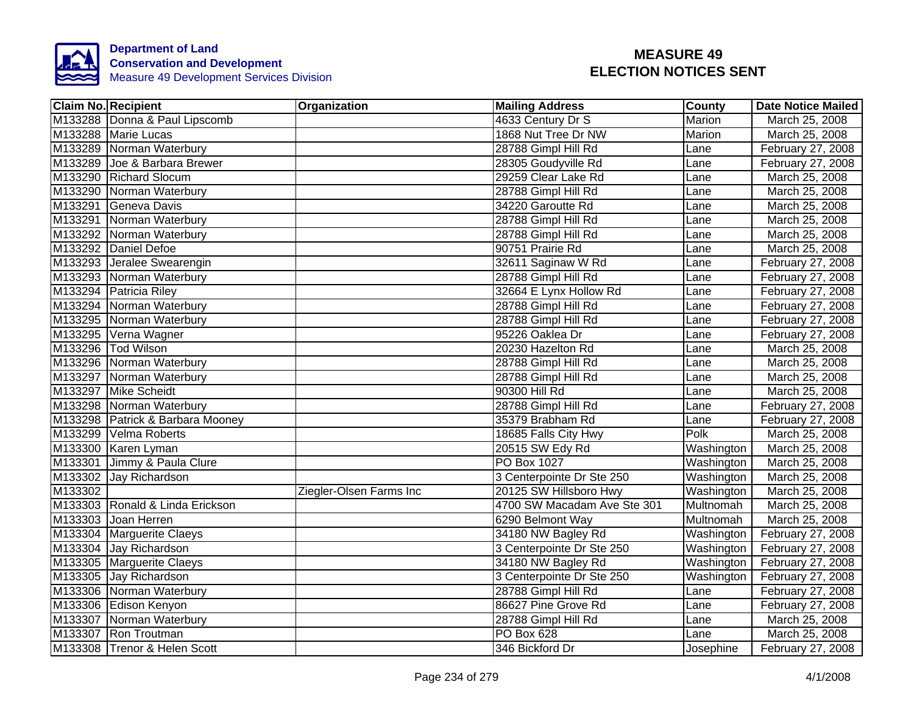Department of Land Conservation and Development
Measure 49 Development Services Division

# MEASURE 49 ELECTION NOTICES SENT

| Claim No. | Recipient | Organization | Mailing Address | County | Date Notice Mailed |
|---|---|---|---|---|---|
| M133288 | Donna & Paul Lipscomb | | 4633 Century Dr S | Marion | March 25, 2008 |
| M133288 | Marie Lucas | | 1868 Nut Tree Dr NW | Marion | March 25, 2008 |
| M133289 | Norman Waterbury | | 28788 Gimpl Hill Rd | Lane | February 27, 2008 |
| M133289 | Joe & Barbara Brewer | | 28305 Goudyville Rd | Lane | February 27, 2008 |
| M133290 | Richard Slocum | | 29259 Clear Lake Rd | Lane | March 25, 2008 |
| M133290 | Norman Waterbury | | 28788 Gimpl Hill Rd | Lane | March 25, 2008 |
| M133291 | Geneva Davis | | 34220 Garoutte Rd | Lane | March 25, 2008 |
| M133291 | Norman Waterbury | | 28788 Gimpl Hill Rd | Lane | March 25, 2008 |
| M133292 | Norman Waterbury | | 28788 Gimpl Hill Rd | Lane | March 25, 2008 |
| M133292 | Daniel Defoe | | 90751 Prairie Rd | Lane | March 25, 2008 |
| M133293 | Jeralee Swearengin | | 32611 Saginaw W Rd | Lane | February 27, 2008 |
| M133293 | Norman Waterbury | | 28788 Gimpl Hill Rd | Lane | February 27, 2008 |
| M133294 | Patricia Riley | | 32664 E Lynx Hollow Rd | Lane | February 27, 2008 |
| M133294 | Norman Waterbury | | 28788 Gimpl Hill Rd | Lane | February 27, 2008 |
| M133295 | Norman Waterbury | | 28788 Gimpl Hill Rd | Lane | February 27, 2008 |
| M133295 | Verna Wagner | | 95226 Oaklea Dr | Lane | February 27, 2008 |
| M133296 | Tod Wilson | | 20230 Hazelton Rd | Lane | March 25, 2008 |
| M133296 | Norman Waterbury | | 28788 Gimpl Hill Rd | Lane | March 25, 2008 |
| M133297 | Norman Waterbury | | 28788 Gimpl Hill Rd | Lane | March 25, 2008 |
| M133297 | Mike Scheidt | | 90300 Hill Rd | Lane | March 25, 2008 |
| M133298 | Norman Waterbury | | 28788 Gimpl Hill Rd | Lane | February 27, 2008 |
| M133298 | Patrick & Barbara Mooney | | 35379 Brabham Rd | Lane | February 27, 2008 |
| M133299 | Velma Roberts | | 18685 Falls City Hwy | Polk | March 25, 2008 |
| M133300 | Karen Lyman | | 20515 SW Edy Rd | Washington | March 25, 2008 |
| M133301 | Jimmy & Paula Clure | | PO Box 1027 | Washington | March 25, 2008 |
| M133302 | Jay Richardson | | 3 Centerpointe Dr Ste 250 | Washington | March 25, 2008 |
| M133302 | | Ziegler-Olsen Farms Inc | 20125 SW Hillsboro Hwy | Washington | March 25, 2008 |
| M133303 | Ronald & Linda Erickson | | 4700 SW Macadam Ave Ste 301 | Multnomah | March 25, 2008 |
| M133303 | Joan Herren | | 6290 Belmont Way | Multnomah | March 25, 2008 |
| M133304 | Marguerite Claeys | | 34180 NW Bagley Rd | Washington | February 27, 2008 |
| M133304 | Jay Richardson | | 3 Centerpointe Dr Ste 250 | Washington | February 27, 2008 |
| M133305 | Marguerite Claeys | | 34180 NW Bagley Rd | Washington | February 27, 2008 |
| M133305 | Jay Richardson | | 3 Centerpointe Dr Ste 250 | Washington | February 27, 2008 |
| M133306 | Norman Waterbury | | 28788 Gimpl Hill Rd | Lane | February 27, 2008 |
| M133306 | Edison Kenyon | | 86627 Pine Grove Rd | Lane | February 27, 2008 |
| M133307 | Norman Waterbury | | 28788 Gimpl Hill Rd | Lane | March 25, 2008 |
| M133307 | Ron Troutman | | PO Box 628 | Lane | March 25, 2008 |
| M133308 | Trenor & Helen Scott | | 346 Bickford Dr | Josephine | February 27, 2008 |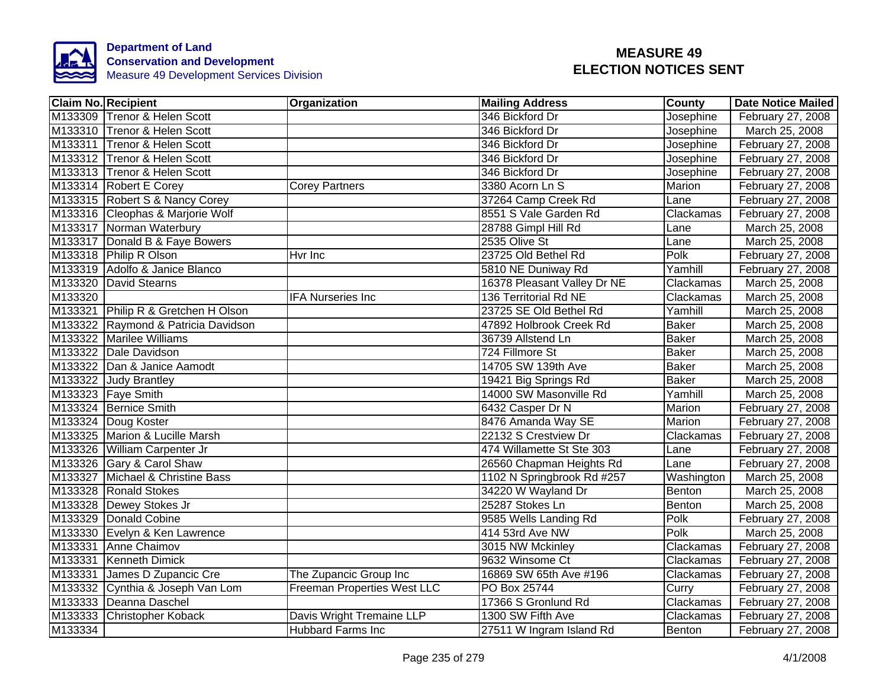**Department of Land Conservation and Development**
Measure 49 Development Services Division

# MEASURE 49
# ELECTION NOTICES SENT

| Claim No. | Recipient | Organization | Mailing Address | County | Date Notice Mailed |
|---|---|---|---|---|---|
| M133309 | Trenor & Helen Scott | | 346 Bickford Dr | Josephine | February 27, 2008 |
| M133310 | Trenor & Helen Scott | | 346 Bickford Dr | Josephine | March 25, 2008 |
| M133311 | Trenor & Helen Scott | | 346 Bickford Dr | Josephine | February 27, 2008 |
| M133312 | Trenor & Helen Scott | | 346 Bickford Dr | Josephine | February 27, 2008 |
| M133313 | Trenor & Helen Scott | | 346 Bickford Dr | Josephine | February 27, 2008 |
| M133314 | Robert E Corey | Corey Partners | 3380 Acorn Ln S | Marion | February 27, 2008 |
| M133315 | Robert S & Nancy Corey | | 37264 Camp Creek Rd | Lane | February 27, 2008 |
| M133316 | Cleophas & Marjorie Wolf | | 8551 S Vale Garden Rd | Clackamas | February 27, 2008 |
| M133317 | Norman Waterbury | | 28788 Gimpl Hill Rd | Lane | March 25, 2008 |
| M133317 | Donald B & Faye Bowers | | 2535 Olive St | Lane | March 25, 2008 |
| M133318 | Philip R Olson | Hvr Inc | 23725 Old Bethel Rd | Polk | February 27, 2008 |
| M133319 | Adolfo & Janice Blanco | | 5810 NE Duniway Rd | Yamhill | February 27, 2008 |
| M133320 | David Stearns | | 16378 Pleasant Valley Dr NE | Clackamas | March 25, 2008 |
| M133320 | | IFA Nurseries Inc | 136 Territorial Rd NE | Clackamas | March 25, 2008 |
| M133321 | Philip R & Gretchen H Olson | | 23725 SE Old Bethel Rd | Yamhill | March 25, 2008 |
| M133322 | Raymond & Patricia Davidson | | 47892 Holbrook Creek Rd | Baker | March 25, 2008 |
| M133322 | Marilee Williams | | 36739 Allstend Ln | Baker | March 25, 2008 |
| M133322 | Dale Davidson | | 724 Fillmore St | Baker | March 25, 2008 |
| M133322 | Dan & Janice Aamodt | | 14705 SW 139th Ave | Baker | March 25, 2008 |
| M133322 | Judy Brantley | | 19421 Big Springs Rd | Baker | March 25, 2008 |
| M133323 | Faye Smith | | 14000 SW Masonville Rd | Yamhill | March 25, 2008 |
| M133324 | Bernice Smith | | 6432 Casper Dr N | Marion | February 27, 2008 |
| M133324 | Doug Koster | | 8476 Amanda Way SE | Marion | February 27, 2008 |
| M133325 | Marion & Lucille Marsh | | 22132 S Crestview Dr | Clackamas | February 27, 2008 |
| M133326 | William Carpenter Jr | | 474 Willamette St Ste 303 | Lane | February 27, 2008 |
| M133326 | Gary & Carol Shaw | | 26560 Chapman Heights Rd | Lane | February 27, 2008 |
| M133327 | Michael & Christine Bass | | 1102 N Springbrook Rd #257 | Washington | March 25, 2008 |
| M133328 | Ronald Stokes | | 34220 W Wayland Dr | Benton | March 25, 2008 |
| M133328 | Dewey Stokes Jr | | 25287 Stokes Ln | Benton | March 25, 2008 |
| M133329 | Donald Cobine | | 9585 Wells Landing Rd | Polk | February 27, 2008 |
| M133330 | Evelyn & Ken Lawrence | | 414 53rd Ave NW | Polk | March 25, 2008 |
| M133331 | Anne Chaimov | | 3015 NW Mckinley | Clackamas | February 27, 2008 |
| M133331 | Kenneth Dimick | | 9632 Winsome Ct | Clackamas | February 27, 2008 |
| M133331 | James D Zupancic Cre | The Zupancic Group Inc | 16869 SW 65th Ave #196 | Clackamas | February 27, 2008 |
| M133332 | Cynthia & Joseph Van Lom | Freeman Properties West LLC | PO Box 25744 | Curry | February 27, 2008 |
| M133333 | Deanna Daschel | | 17366 S Gronlund Rd | Clackamas | February 27, 2008 |
| M133333 | Christopher Koback | Davis Wright Tremaine LLP | 1300 SW Fifth Ave | Clackamas | February 27, 2008 |
| M133334 | | Hubbard Farms Inc | 27511 W Ingram Island Rd | Benton | February 27, 2008 |

4/1/2008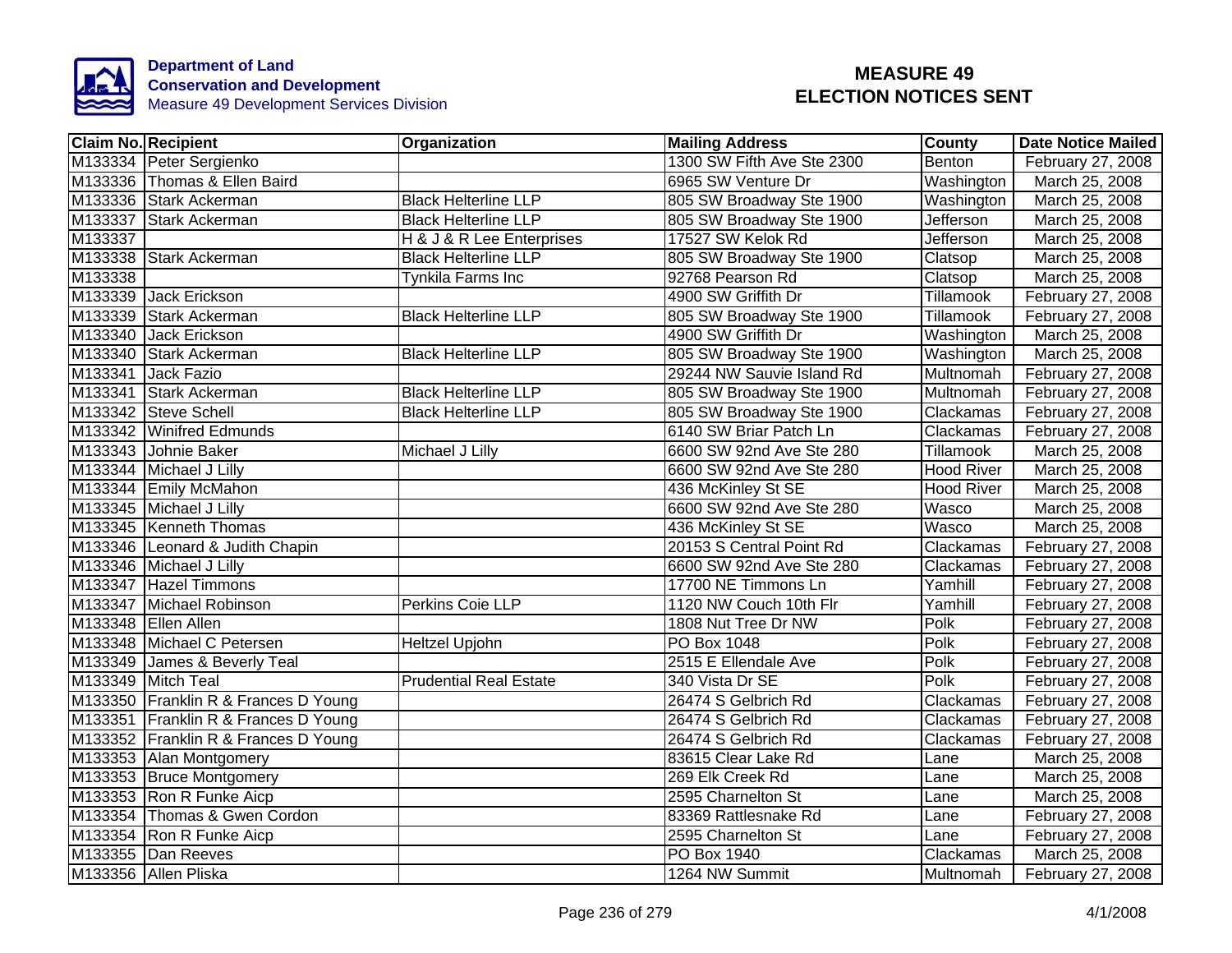**Department of Land Conservation and Development**
Measure 49 Development Services Division

# MEASURE 49
# ELECTION NOTICES SENT

| Claim No. | Recipient | Organization | Mailing Address | County | Date Notice Mailed |
|---|---|---|---|---|---|
| M133334 | Peter Sergienko | | 1300 SW Fifth Ave Ste 2300 | Benton | February 27, 2008 |
| M133336 | Thomas & Ellen Baird | | 6965 SW Venture Dr | Washington | March 25, 2008 |
| M133336 | Stark Ackerman | Black Helterline LLP | 805 SW Broadway Ste 1900 | Washington | March 25, 2008 |
| M133337 | Stark Ackerman | Black Helterline LLP | 805 SW Broadway Ste 1900 | Jefferson | March 25, 2008 |
| M133337 | | H & J & R Lee Enterprises | 17527 SW Kelok Rd | Jefferson | March 25, 2008 |
| M133338 | Stark Ackerman | Black Helterline LLP | 805 SW Broadway Ste 1900 | Clatsop | March 25, 2008 |
| M133338 | | Tynkila Farms Inc | 92768 Pearson Rd | Clatsop | March 25, 2008 |
| M133339 | Jack Erickson | | 4900 SW Griffith Dr | Tillamook | February 27, 2008 |
| M133339 | Stark Ackerman | Black Helterline LLP | 805 SW Broadway Ste 1900 | Tillamook | February 27, 2008 |
| M133340 | Jack Erickson | | 4900 SW Griffith Dr | Washington | March 25, 2008 |
| M133340 | Stark Ackerman | Black Helterline LLP | 805 SW Broadway Ste 1900 | Washington | March 25, 2008 |
| M133341 | Jack Fazio | | 29244 NW Sauvie Island Rd | Multnomah | February 27, 2008 |
| M133341 | Stark Ackerman | Black Helterline LLP | 805 SW Broadway Ste 1900 | Multnomah | February 27, 2008 |
| M133342 | Steve Schell | Black Helterline LLP | 805 SW Broadway Ste 1900 | Clackamas | February 27, 2008 |
| M133342 | Winifred Edmunds | | 6140 SW Briar Patch Ln | Clackamas | February 27, 2008 |
| M133343 | Johnie Baker | Michael J Lilly | 6600 SW 92nd Ave Ste 280 | Tillamook | March 25, 2008 |
| M133344 | Michael J Lilly | | 6600 SW 92nd Ave Ste 280 | Hood River | March 25, 2008 |
| M133344 | Emily McMahon | | 436 McKinley St SE | Hood River | March 25, 2008 |
| M133345 | Michael J Lilly | | 6600 SW 92nd Ave Ste 280 | Wasco | March 25, 2008 |
| M133345 | Kenneth Thomas | | 436 McKinley St SE | Wasco | March 25, 2008 |
| M133346 | Leonard & Judith Chapin | | 20153 S Central Point Rd | Clackamas | February 27, 2008 |
| M133346 | Michael J Lilly | | 6600 SW 92nd Ave Ste 280 | Clackamas | February 27, 2008 |
| M133347 | Hazel Timmons | | 17700 NE Timmons Ln | Yamhill | February 27, 2008 |
| M133347 | Michael Robinson | Perkins Coie LLP | 1120 NW Couch 10th Flr | Yamhill | February 27, 2008 |
| M133348 | Ellen Allen | | 1808 Nut Tree Dr NW | Polk | February 27, 2008 |
| M133348 | Michael C Petersen | Heltzel Upjohn | PO Box 1048 | Polk | February 27, 2008 |
| M133349 | James & Beverly Teal | | 2515 E Ellendale Ave | Polk | February 27, 2008 |
| M133349 | Mitch Teal | Prudential Real Estate | 340 Vista Dr SE | Polk | February 27, 2008 |
| M133350 | Franklin R & Frances D Young | | 26474 S Gelbrich Rd | Clackamas | February 27, 2008 |
| M133351 | Franklin R & Frances D Young | | 26474 S Gelbrich Rd | Clackamas | February 27, 2008 |
| M133352 | Franklin R & Frances D Young | | 26474 S Gelbrich Rd | Clackamas | February 27, 2008 |
| M133353 | Alan Montgomery | | 83615 Clear Lake Rd | Lane | March 25, 2008 |
| M133353 | Bruce Montgomery | | 269 Elk Creek Rd | Lane | March 25, 2008 |
| M133353 | Ron R Funke Aicp | | 2595 Charnelton St | Lane | March 25, 2008 |
| M133354 | Thomas & Gwen Cordon | | 83369 Rattlesnake Rd | Lane | February 27, 2008 |
| M133354 | Ron R Funke Aicp | | 2595 Charnelton St | Lane | February 27, 2008 |
| M133355 | Dan Reeves | | PO Box 1940 | Clackamas | March 25, 2008 |
| M133356 | Allen Pliska | | 1264 NW Summit | Multnomah | February 27, 2008 |

4/1/2008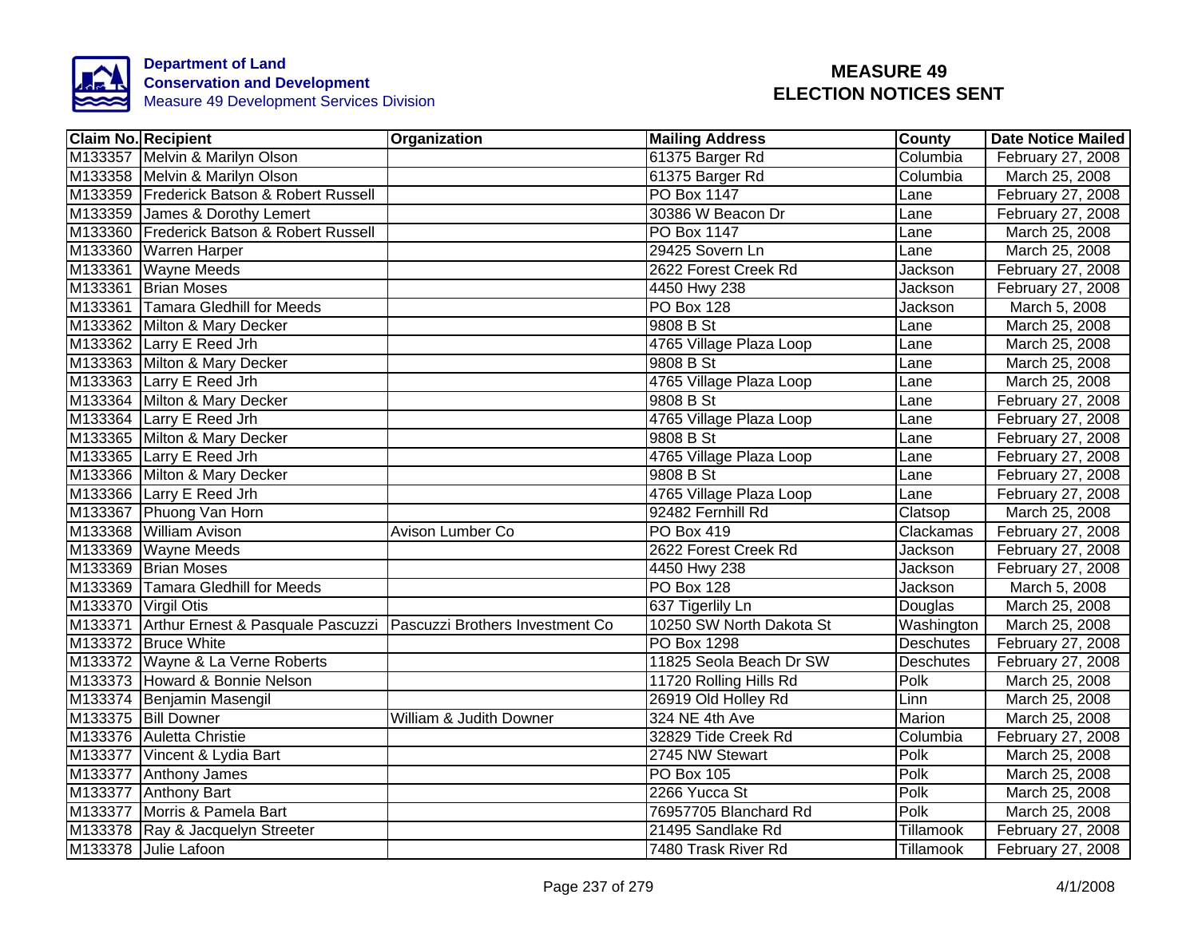Department of Land Conservation and Development
Measure 49 Development Services Division

# MEASURE 49 ELECTION NOTICES SENT

| Claim No. | Recipient | Organization | Mailing Address | County | Date Notice Mailed |
|---|---|---|---|---|---|
| M133357 | Melvin & Marilyn Olson | | 61375 Barger Rd | Columbia | February 27, 2008 |
| M133358 | Melvin & Marilyn Olson | | 61375 Barger Rd | Columbia | March 25, 2008 |
| M133359 | Frederick Batson & Robert Russell | | PO Box 1147 | Lane | February 27, 2008 |
| M133359 | James & Dorothy Lemert | | 30386 W Beacon Dr | Lane | February 27, 2008 |
| M133360 | Frederick Batson & Robert Russell | | PO Box 1147 | Lane | March 25, 2008 |
| M133360 | Warren Harper | | 29425 Sovern Ln | Lane | March 25, 2008 |
| M133361 | Wayne Meeds | | 2622 Forest Creek Rd | Jackson | February 27, 2008 |
| M133361 | Brian Moses | | 4450 Hwy 238 | Jackson | February 27, 2008 |
| M133361 | Tamara Gledhill for Meeds | | PO Box 128 | Jackson | March 5, 2008 |
| M133362 | Milton & Mary Decker | | 9808 B St | Lane | March 25, 2008 |
| M133362 | Larry E Reed Jrh | | 4765 Village Plaza Loop | Lane | March 25, 2008 |
| M133363 | Milton & Mary Decker | | 9808 B St | Lane | March 25, 2008 |
| M133363 | Larry E Reed Jrh | | 4765 Village Plaza Loop | Lane | March 25, 2008 |
| M133364 | Milton & Mary Decker | | 9808 B St | Lane | February 27, 2008 |
| M133364 | Larry E Reed Jrh | | 4765 Village Plaza Loop | Lane | February 27, 2008 |
| M133365 | Milton & Mary Decker | | 9808 B St | Lane | February 27, 2008 |
| M133365 | Larry E Reed Jrh | | 4765 Village Plaza Loop | Lane | February 27, 2008 |
| M133366 | Milton & Mary Decker | | 9808 B St | Lane | February 27, 2008 |
| M133366 | Larry E Reed Jrh | | 4765 Village Plaza Loop | Lane | February 27, 2008 |
| M133367 | Phuong Van Horn | | 92482 Fernhill Rd | Clatsop | March 25, 2008 |
| M133368 | William Avison | Avison Lumber Co | PO Box 419 | Clackamas | February 27, 2008 |
| M133369 | Wayne Meeds | | 2622 Forest Creek Rd | Jackson | February 27, 2008 |
| M133369 | Brian Moses | | 4450 Hwy 238 | Jackson | February 27, 2008 |
| M133369 | Tamara Gledhill for Meeds | | PO Box 128 | Jackson | March 5, 2008 |
| M133370 | Virgil Otis | | 637 Tigerlily Ln | Douglas | March 25, 2008 |
| M133371 | Arthur Ernest & Pasquale Pascuzzi | Pascuzzi Brothers Investment Co | 10250 SW North Dakota St | Washington | March 25, 2008 |
| M133372 | Bruce White | | PO Box 1298 | Deschutes | February 27, 2008 |
| M133372 | Wayne & La Verne Roberts | | 11825 Seola Beach Dr SW | Deschutes | February 27, 2008 |
| M133373 | Howard & Bonnie Nelson | | 11720 Rolling Hills Rd | Polk | March 25, 2008 |
| M133374 | Benjamin Masengil | | 26919 Old Holley Rd | Linn | March 25, 2008 |
| M133375 | Bill Downer | William & Judith Downer | 324 NE 4th Ave | Marion | March 25, 2008 |
| M133376 | Auletta Christie | | 32829 Tide Creek Rd | Columbia | February 27, 2008 |
| M133377 | Vincent & Lydia Bart | | 2745 NW Stewart | Polk | March 25, 2008 |
| M133377 | Anthony James | | PO Box 105 | Polk | March 25, 2008 |
| M133377 | Anthony Bart | | 2266 Yucca St | Polk | March 25, 2008 |
| M133377 | Morris & Pamela Bart | | 76957705 Blanchard Rd | Polk | March 25, 2008 |
| M133378 | Ray & Jacquelyn Streeter | | 21495 Sandlake Rd | Tillamook | February 27, 2008 |
| M133378 | Julie Lafoon | | 7480 Trask River Rd | Tillamook | February 27, 2008 |

4/1/2008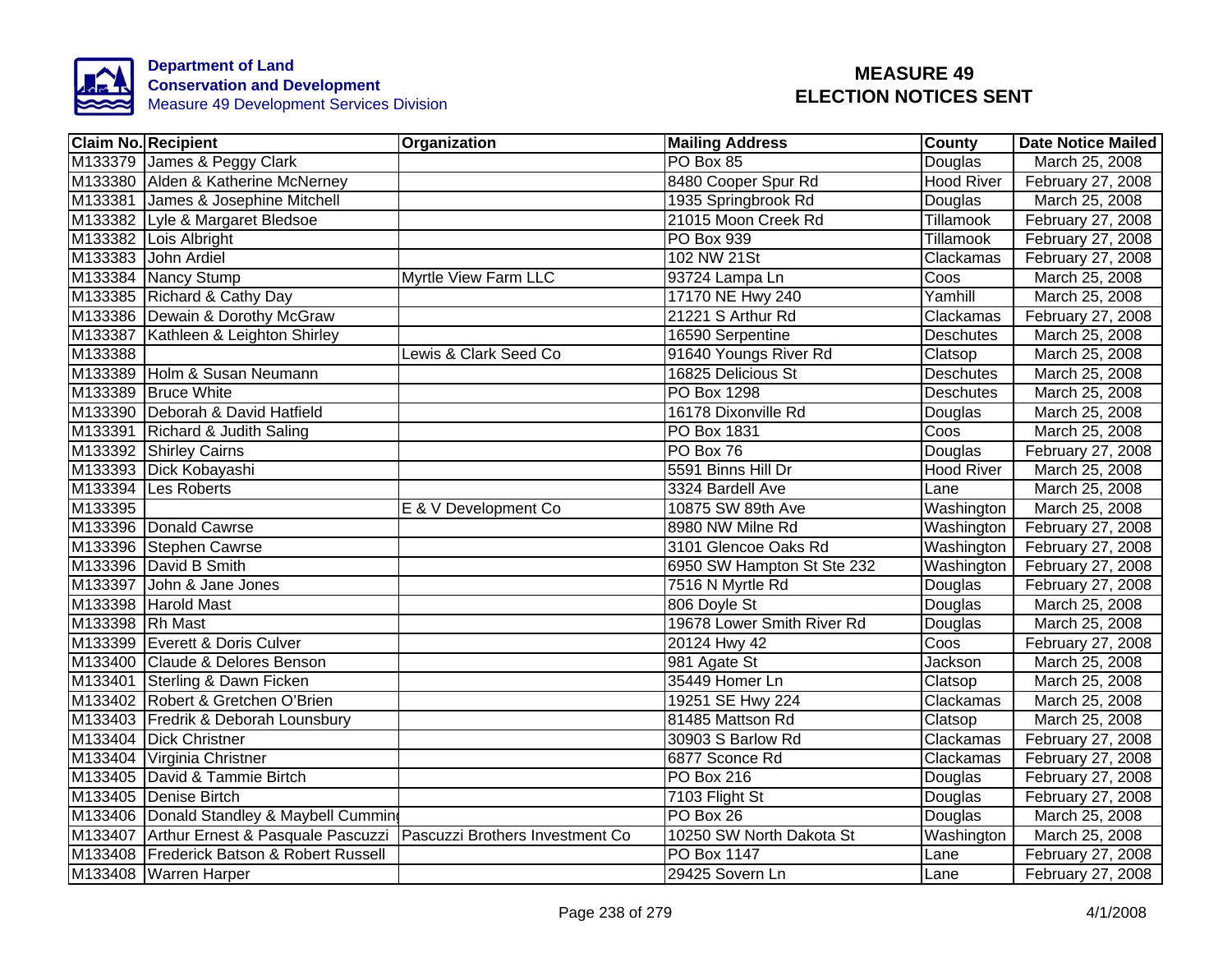**Department of Land Conservation and Development**
Measure 49 Development Services Division

# MEASURE 49
# ELECTION NOTICES SENT

| Claim No. | Recipient | Organization | Mailing Address | County | Date Notice Mailed |
|---|---|---|---|---|---|
| M133379 | James & Peggy Clark | | PO Box 85 | Douglas | March 25, 2008 |
| M133380 | Alden & Katherine McNerney | | 8480 Cooper Spur Rd | Hood River | February 27, 2008 |
| M133381 | James & Josephine Mitchell | | 1935 Springbrook Rd | Douglas | March 25, 2008 |
| M133382 | Lyle & Margaret Bledsoe | | 21015 Moon Creek Rd | Tillamook | February 27, 2008 |
| M133382 | Lois Albright | | PO Box 939 | Tillamook | February 27, 2008 |
| M133383 | John Ardiel | | 102 NW 21St | Clackamas | February 27, 2008 |
| M133384 | Nancy Stump | Myrtle View Farm LLC | 93724 Lampa Ln | Coos | March 25, 2008 |
| M133385 | Richard & Cathy Day | | 17170 NE Hwy 240 | Yamhill | March 25, 2008 |
| M133386 | Dewain & Dorothy McGraw | | 21221 S Arthur Rd | Clackamas | February 27, 2008 |
| M133387 | Kathleen & Leighton Shirley | | 16590 Serpentine | Deschutes | March 25, 2008 |
| M133388 | | Lewis & Clark Seed Co | 91640 Youngs River Rd | Clatsop | March 25, 2008 |
| M133389 | Holm & Susan Neumann | | 16825 Delicious St | Deschutes | March 25, 2008 |
| M133389 | Bruce White | | PO Box 1298 | Deschutes | March 25, 2008 |
| M133390 | Deborah & David Hatfield | | 16178 Dixonville Rd | Douglas | March 25, 2008 |
| M133391 | Richard & Judith Saling | | PO Box 1831 | Coos | March 25, 2008 |
| M133392 | Shirley Cairns | | PO Box 76 | Douglas | February 27, 2008 |
| M133393 | Dick Kobayashi | | 5591 Binns Hill Dr | Hood River | March 25, 2008 |
| M133394 | Les Roberts | | 3324 Bardell Ave | Lane | March 25, 2008 |
| M133395 | | E & V Development Co | 10875 SW 89th Ave | Washington | March 25, 2008 |
| M133396 | Donald Cawrse | | 8980 NW Milne Rd | Washington | February 27, 2008 |
| M133396 | Stephen Cawrse | | 3101 Glencoe Oaks Rd | Washington | February 27, 2008 |
| M133396 | David B Smith | | 6950 SW Hampton St Ste 232 | Washington | February 27, 2008 |
| M133397 | John & Jane Jones | | 7516 N Myrtle Rd | Douglas | February 27, 2008 |
| M133398 | Harold Mast | | 806 Doyle St | Douglas | March 25, 2008 |
| M133398 | Rh Mast | | 19678 Lower Smith River Rd | Douglas | March 25, 2008 |
| M133399 | Everett & Doris Culver | | 20124 Hwy 42 | Coos | February 27, 2008 |
| M133400 | Claude & Delores Benson | | 981 Agate St | Jackson | March 25, 2008 |
| M133401 | Sterling & Dawn Ficken | | 35449 Homer Ln | Clatsop | March 25, 2008 |
| M133402 | Robert & Gretchen O'Brien | | 19251 SE Hwy 224 | Clackamas | March 25, 2008 |
| M133403 | Fredrik & Deborah Lounsbury | | 81485 Mattson Rd | Clatsop | March 25, 2008 |
| M133404 | Dick Christner | | 30903 S Barlow Rd | Clackamas | February 27, 2008 |
| M133404 | Virginia Christner | | 6877 Sconce Rd | Clackamas | February 27, 2008 |
| M133405 | David & Tammie Birtch | | PO Box 216 | Douglas | February 27, 2008 |
| M133405 | Denise Birtch | | 7103 Flight St | Douglas | February 27, 2008 |
| M133406 | Donald Standley & Maybell Cumming | | PO Box 26 | Douglas | March 25, 2008 |
| M133407 | Arthur Ernest & Pasquale Pascuzzi | Pascuzzi Brothers Investment Co | 10250 SW North Dakota St | Washington | March 25, 2008 |
| M133408 | Frederick Batson & Robert Russell | | PO Box 1147 | Lane | February 27, 2008 |
| M133408 | Warren Harper | | 29425 Sovern Ln | Lane | February 27, 2008 |

4/1/2008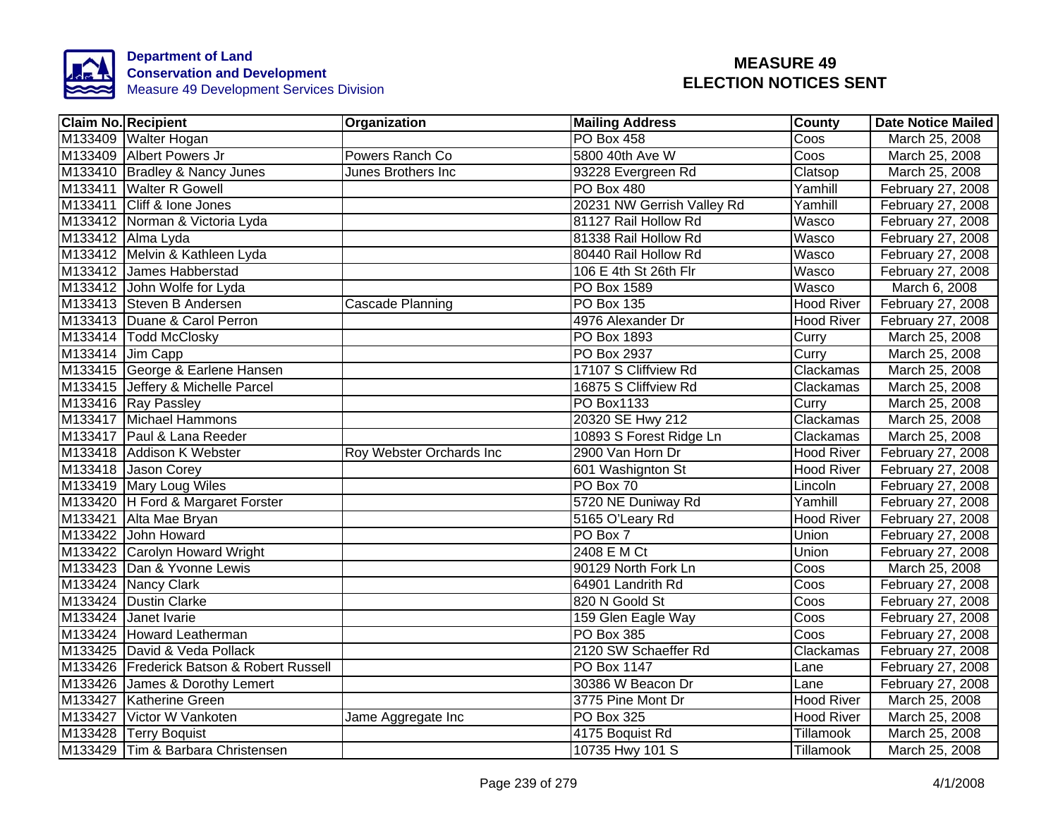**Department of Land Conservation and Development**
Measure 49 Development Services Division

# MEASURE 49 ELECTION NOTICES SENT

| Claim No. | Recipient | Organization | Mailing Address | County | Date Notice Mailed |
|---|---|---|---|---|---|
| M133409 | Walter Hogan | | PO Box 458 | Coos | March 25, 2008 |
| M133409 | Albert Powers Jr | Powers Ranch Co | 5800 40th Ave W | Coos | March 25, 2008 |
| M133410 | Bradley & Nancy Junes | Junes Brothers Inc | 93228 Evergreen Rd | Clatsop | March 25, 2008 |
| M133411 | Walter R Gowell | | PO Box 480 | Yamhill | February 27, 2008 |
| M133411 | Cliff & Ione Jones | | 20231 NW Gerrish Valley Rd | Yamhill | February 27, 2008 |
| M133412 | Norman & Victoria Lyda | | 81127 Rail Hollow Rd | Wasco | February 27, 2008 |
| M133412 | Alma Lyda | | 81338 Rail Hollow Rd | Wasco | February 27, 2008 |
| M133412 | Melvin & Kathleen Lyda | | 80440 Rail Hollow Rd | Wasco | February 27, 2008 |
| M133412 | James Habberstad | | 106 E 4th St 26th Flr | Wasco | February 27, 2008 |
| M133412 | John Wolfe for Lyda | | PO Box 1589 | Wasco | March 6, 2008 |
| M133413 | Steven B Andersen | Cascade Planning | PO Box 135 | Hood River | February 27, 2008 |
| M133413 | Duane & Carol Perron | | 4976 Alexander Dr | Hood River | February 27, 2008 |
| M133414 | Todd McClosky | | PO Box 1893 | Curry | March 25, 2008 |
| M133414 | Jim Capp | | PO Box 2937 | Curry | March 25, 2008 |
| M133415 | George & Earlene Hansen | | 17107 S Cliffview Rd | Clackamas | March 25, 2008 |
| M133415 | Jeffery & Michelle Parcel | | 16875 S Cliffview Rd | Clackamas | March 25, 2008 |
| M133416 | Ray Passley | | PO Box1133 | Curry | March 25, 2008 |
| M133417 | Michael Hammons | | 20320 SE Hwy 212 | Clackamas | March 25, 2008 |
| M133417 | Paul & Lana Reeder | | 10893 S Forest Ridge Ln | Clackamas | March 25, 2008 |
| M133418 | Addison K Webster | Roy Webster Orchards Inc | 2900 Van Horn Dr | Hood River | February 27, 2008 |
| M133418 | Jason Corey | | 601 Washignton St | Hood River | February 27, 2008 |
| M133419 | Mary Loug Wiles | | PO Box 70 | Lincoln | February 27, 2008 |
| M133420 | H Ford & Margaret Forster | | 5720 NE Duniway Rd | Yamhill | February 27, 2008 |
| M133421 | Alta Mae Bryan | | 5165 O'Leary Rd | Hood River | February 27, 2008 |
| M133422 | John Howard | | PO Box 7 | Union | February 27, 2008 |
| M133422 | Carolyn Howard Wright | | 2408 E M Ct | Union | February 27, 2008 |
| M133423 | Dan & Yvonne Lewis | | 90129 North Fork Ln | Coos | March 25, 2008 |
| M133424 | Nancy Clark | | 64901 Landrith Rd | Coos | February 27, 2008 |
| M133424 | Dustin Clarke | | 820 N Goold St | Coos | February 27, 2008 |
| M133424 | Janet Ivarie | | 159 Glen Eagle Way | Coos | February 27, 2008 |
| M133424 | Howard Leatherman | | PO Box 385 | Coos | February 27, 2008 |
| M133425 | David & Veda Pollack | | 2120 SW Schaeffer Rd | Clackamas | February 27, 2008 |
| M133426 | Frederick Batson & Robert Russell | | PO Box 1147 | Lane | February 27, 2008 |
| M133426 | James & Dorothy Lemert | | 30386 W Beacon Dr | Lane | February 27, 2008 |
| M133427 | Katherine Green | | 3775 Pine Mont Dr | Hood River | March 25, 2008 |
| M133427 | Victor W Vankoten | Jame Aggregate Inc | PO Box 325 | Hood River | March 25, 2008 |
| M133428 | Terry Boquist | | 4175 Boquist Rd | Tillamook | March 25, 2008 |
| M133429 | Tim & Barbara Christensen | | 10735 Hwy 101 S | Tillamook | March 25, 2008 |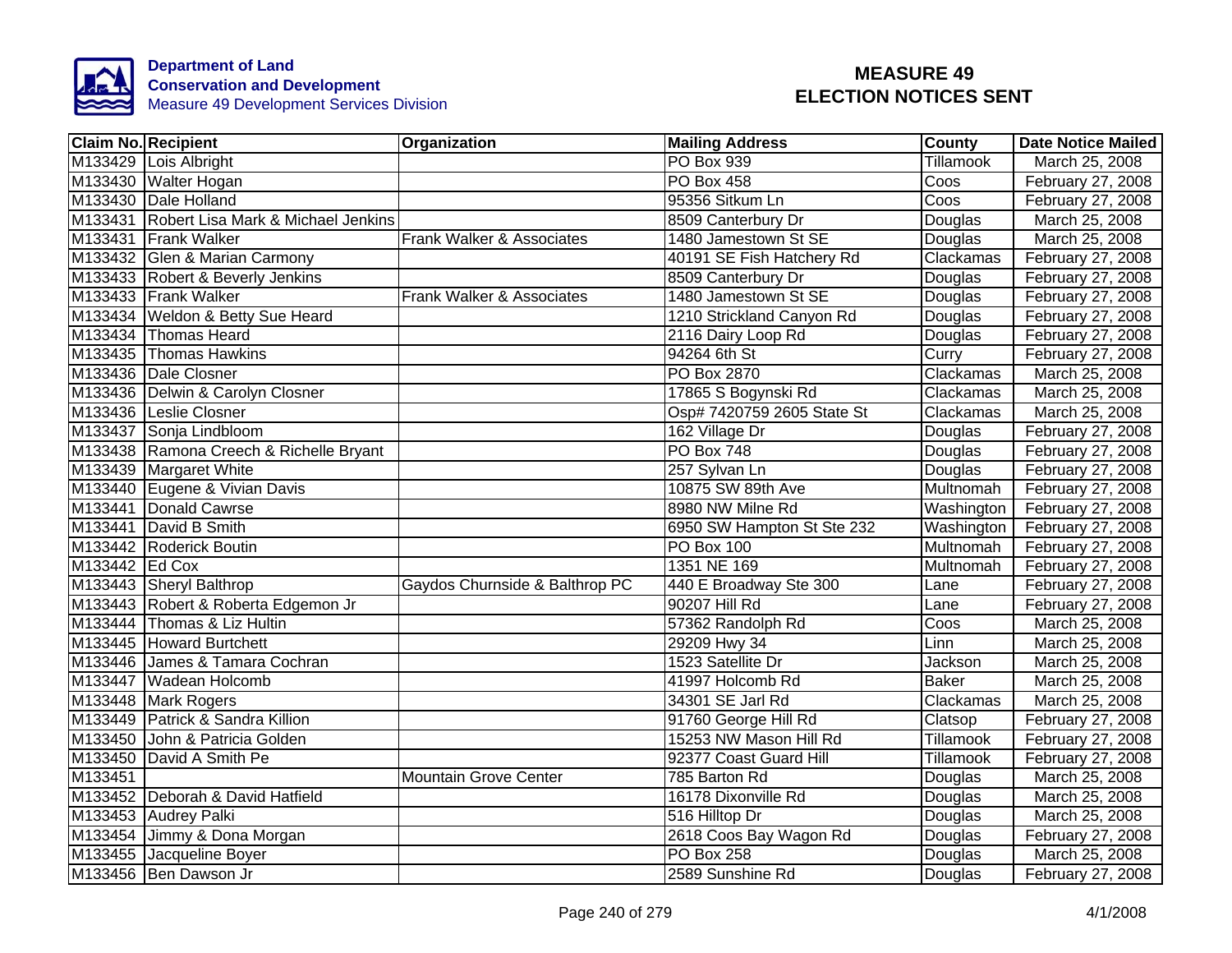**Department of Land Conservation and Development**
Measure 49 Development Services Division

# MEASURE 49
# ELECTION NOTICES SENT

| Claim No. | Recipient | Organization | Mailing Address | County | Date Notice Mailed |
|---|---|---|---|---|---|
| M133429 | Lois Albright | | PO Box 939 | Tillamook | March 25, 2008 |
| M133430 | Walter Hogan | | PO Box 458 | Coos | February 27, 2008 |
| M133430 | Dale Holland | | 95356 Sitkum Ln | Coos | February 27, 2008 |
| M133431 | Robert Lisa Mark & Michael Jenkins | | 8509 Canterbury Dr | Douglas | March 25, 2008 |
| M133431 | Frank Walker | Frank Walker & Associates | 1480 Jamestown St SE | Douglas | March 25, 2008 |
| M133432 | Glen & Marian Carmony | | 40191 SE Fish Hatchery Rd | Clackamas | February 27, 2008 |
| M133433 | Robert & Beverly Jenkins | | 8509 Canterbury Dr | Douglas | February 27, 2008 |
| M133433 | Frank Walker | Frank Walker & Associates | 1480 Jamestown St SE | Douglas | February 27, 2008 |
| M133434 | Weldon & Betty Sue Heard | | 1210 Strickland Canyon Rd | Douglas | February 27, 2008 |
| M133434 | Thomas Heard | | 2116 Dairy Loop Rd | Douglas | February 27, 2008 |
| M133435 | Thomas Hawkins | | 94264 6th St | Curry | February 27, 2008 |
| M133436 | Dale Closner | | PO Box 2870 | Clackamas | March 25, 2008 |
| M133436 | Delwin & Carolyn Closner | | 17865 S Bogynski Rd | Clackamas | March 25, 2008 |
| M133436 | Leslie Closner | | Osp# 7420759 2605 State St | Clackamas | March 25, 2008 |
| M133437 | Sonja Lindbloom | | 162 Village Dr | Douglas | February 27, 2008 |
| M133438 | Ramona Creech & Richelle Bryant | | PO Box 748 | Douglas | February 27, 2008 |
| M133439 | Margaret White | | 257 Sylvan Ln | Douglas | February 27, 2008 |
| M133440 | Eugene & Vivian Davis | | 10875 SW 89th Ave | Multnomah | February 27, 2008 |
| M133441 | Donald Cawrse | | 8980 NW Milne Rd | Washington | February 27, 2008 |
| M133441 | David B Smith | | 6950 SW Hampton St Ste 232 | Washington | February 27, 2008 |
| M133442 | Roderick Boutin | | PO Box 100 | Multnomah | February 27, 2008 |
| M133442 | Ed Cox | | 1351 NE 169 | Multnomah | February 27, 2008 |
| M133443 | Sheryl Balthrop | Gaydos Churnside & Balthrop PC | 440 E Broadway Ste 300 | Lane | February 27, 2008 |
| M133443 | Robert & Roberta Edgemon Jr | | 90207 Hill Rd | Lane | February 27, 2008 |
| M133444 | Thomas & Liz Hultin | | 57362 Randolph Rd | Coos | March 25, 2008 |
| M133445 | Howard Burtchett | | 29209 Hwy 34 | Linn | March 25, 2008 |
| M133446 | James & Tamara Cochran | | 1523 Satellite Dr | Jackson | March 25, 2008 |
| M133447 | Wadean Holcomb | | 41997 Holcomb Rd | Baker | March 25, 2008 |
| M133448 | Mark Rogers | | 34301 SE Jarl Rd | Clackamas | March 25, 2008 |
| M133449 | Patrick & Sandra Killion | | 91760 George Hill Rd | Clatsop | February 27, 2008 |
| M133450 | John & Patricia Golden | | 15253 NW Mason Hill Rd | Tillamook | February 27, 2008 |
| M133450 | David A Smith Pe | | 92377 Coast Guard Hill | Tillamook | February 27, 2008 |
| M133451 | | Mountain Grove Center | 785 Barton Rd | Douglas | March 25, 2008 |
| M133452 | Deborah & David Hatfield | | 16178 Dixonville Rd | Douglas | March 25, 2008 |
| M133453 | Audrey Palki | | 516 Hilltop Dr | Douglas | March 25, 2008 |
| M133454 | Jimmy & Dona Morgan | | 2618 Coos Bay Wagon Rd | Douglas | February 27, 2008 |
| M133455 | Jacqueline Boyer | | PO Box 258 | Douglas | March 25, 2008 |
| M133456 | Ben Dawson Jr | | 2589 Sunshine Rd | Douglas | February 27, 2008 |

4/1/2008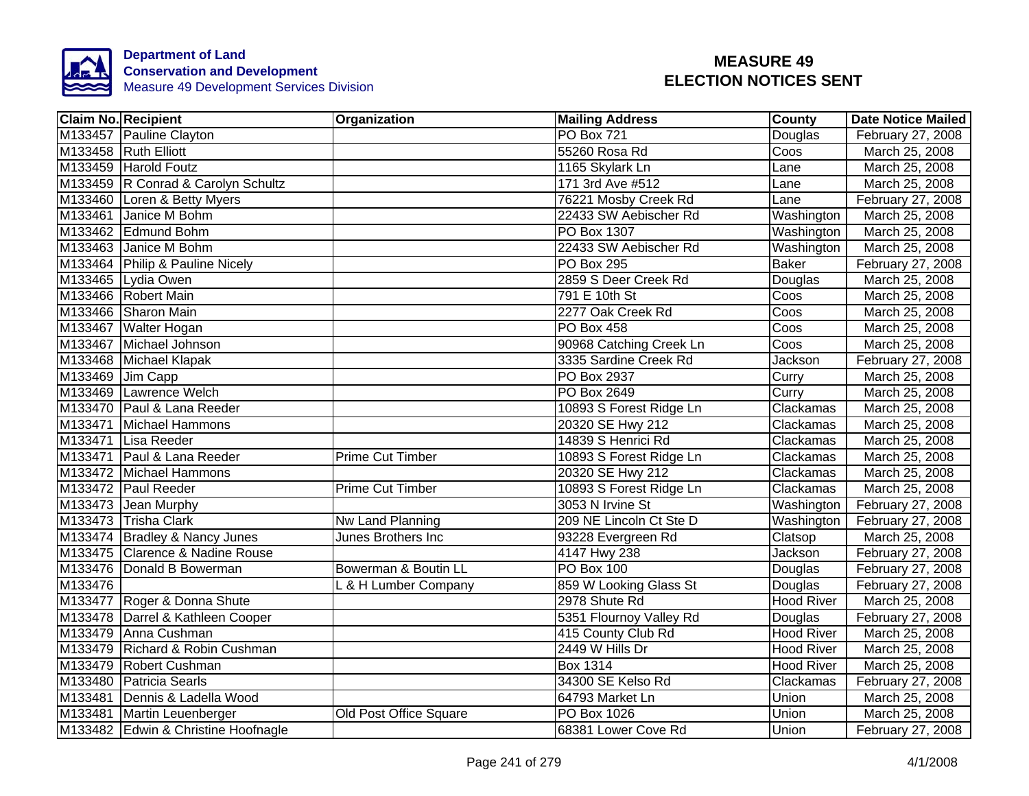Department of Land
Conservation and Development
Measure 49 Development Services Division

# MEASURE 49
# ELECTION NOTICES SENT

| Claim No. | Recipient | Organization | Mailing Address | County | Date Notice Mailed |
|---|---|---|---|---|---|
| M133457 | Pauline Clayton | | PO Box 721 | Douglas | February 27, 2008 |
| M133458 | Ruth Elliott | | 55260 Rosa Rd | Coos | March 25, 2008 |
| M133459 | Harold Foutz | | 1165 Skylark Ln | Lane | March 25, 2008 |
| M133459 | R Conrad & Carolyn Schultz | | 171 3rd Ave #512 | Lane | March 25, 2008 |
| M133460 | Loren & Betty Myers | | 76221 Mosby Creek Rd | Lane | February 27, 2008 |
| M133461 | Janice M Bohm | | 22433 SW Aebischer Rd | Washington | March 25, 2008 |
| M133462 | Edmund Bohm | | PO Box 1307 | Washington | March 25, 2008 |
| M133463 | Janice M Bohm | | 22433 SW Aebischer Rd | Washington | March 25, 2008 |
| M133464 | Philip & Pauline Nicely | | PO Box 295 | Baker | February 27, 2008 |
| M133465 | Lydia Owen | | 2859 S Deer Creek Rd | Douglas | March 25, 2008 |
| M133466 | Robert Main | | 791 E 10th St | Coos | March 25, 2008 |
| M133466 | Sharon Main | | 2277 Oak Creek Rd | Coos | March 25, 2008 |
| M133467 | Walter Hogan | | PO Box 458 | Coos | March 25, 2008 |
| M133467 | Michael Johnson | | 90968 Catching Creek Ln | Coos | March 25, 2008 |
| M133468 | Michael Klapak | | 3335 Sardine Creek Rd | Jackson | February 27, 2008 |
| M133469 | Jim Capp | | PO Box 2937 | Curry | March 25, 2008 |
| M133469 | Lawrence Welch | | PO Box 2649 | Curry | March 25, 2008 |
| M133470 | Paul & Lana Reeder | | 10893 S Forest Ridge Ln | Clackamas | March 25, 2008 |
| M133471 | Michael Hammons | | 20320 SE Hwy 212 | Clackamas | March 25, 2008 |
| M133471 | Lisa Reeder | | 14839 S Henrici Rd | Clackamas | March 25, 2008 |
| M133471 | Paul & Lana Reeder | Prime Cut Timber | 10893 S Forest Ridge Ln | Clackamas | March 25, 2008 |
| M133472 | Michael Hammons | | 20320 SE Hwy 212 | Clackamas | March 25, 2008 |
| M133472 | Paul Reeder | Prime Cut Timber | 10893 S Forest Ridge Ln | Clackamas | March 25, 2008 |
| M133473 | Jean Murphy | | 3053 N Irvine St | Washington | February 27, 2008 |
| M133473 | Trisha Clark | Nw Land Planning | 209 NE Lincoln Ct Ste D | Washington | February 27, 2008 |
| M133474 | Bradley & Nancy Junes | Junes Brothers Inc | 93228 Evergreen Rd | Clatsop | March 25, 2008 |
| M133475 | Clarence & Nadine Rouse | | 4147 Hwy 238 | Jackson | February 27, 2008 |
| M133476 | Donald B Bowerman | Bowerman & Boutin LL | PO Box 100 | Douglas | February 27, 2008 |
| M133476 | | L & H Lumber Company | 859 W Looking Glass St | Douglas | February 27, 2008 |
| M133477 | Roger & Donna Shute | | 2978 Shute Rd | Hood River | March 25, 2008 |
| M133478 | Darrel & Kathleen Cooper | | 5351 Flournoy Valley Rd | Douglas | February 27, 2008 |
| M133479 | Anna Cushman | | 415 County Club Rd | Hood River | March 25, 2008 |
| M133479 | Richard & Robin Cushman | | 2449 W Hills Dr | Hood River | March 25, 2008 |
| M133479 | Robert Cushman | | Box 1314 | Hood River | March 25, 2008 |
| M133480 | Patricia Searls | | 34300 SE Kelso Rd | Clackamas | February 27, 2008 |
| M133481 | Dennis & Ladella Wood | | 64793 Market Ln | Union | March 25, 2008 |
| M133481 | Martin Leuenberger | Old Post Office Square | PO Box 1026 | Union | March 25, 2008 |
| M133482 | Edwin & Christine Hoofnagle | | 68381 Lower Cove Rd | Union | February 27, 2008 |

4/1/2008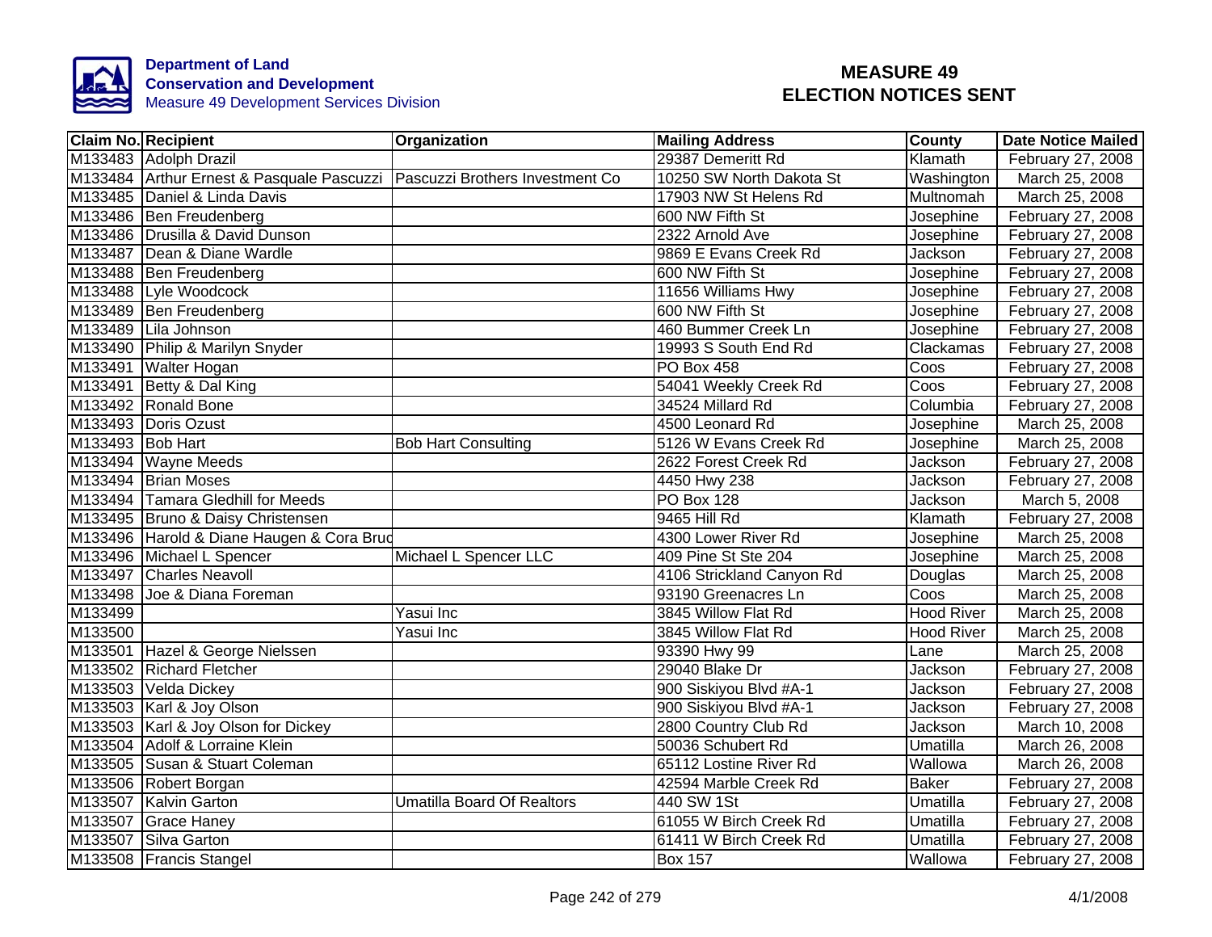**Department of Land Conservation and Development**
Measure 49 Development Services Division

# MEASURE 49 ELECTION NOTICES SENT

| Claim No. | Recipient | Organization | Mailing Address | County | Date Notice Mailed |
|---|---|---|---|---|---|
| M133483 | Adolph Drazil | | 29387 Demeritt Rd | Klamath | February 27, 2008 |
| M133484 | Arthur Ernest & Pasquale Pascuzzi | Pascuzzi Brothers Investment Co | 10250 SW North Dakota St | Washington | March 25, 2008 |
| M133485 | Daniel & Linda Davis | | 17903 NW St Helens Rd | Multnomah | March 25, 2008 |
| M133486 | Ben Freudenberg | | 600 NW Fifth St | Josephine | February 27, 2008 |
| M133486 | Drusilla & David Dunson | | 2322 Arnold Ave | Josephine | February 27, 2008 |
| M133487 | Dean & Diane Wardle | | 9869 E Evans Creek Rd | Jackson | February 27, 2008 |
| M133488 | Ben Freudenberg | | 600 NW Fifth St | Josephine | February 27, 2008 |
| M133488 | Lyle Woodcock | | 11656 Williams Hwy | Josephine | February 27, 2008 |
| M133489 | Ben Freudenberg | | 600 NW Fifth St | Josephine | February 27, 2008 |
| M133489 | Lila Johnson | | 460 Bummer Creek Ln | Josephine | February 27, 2008 |
| M133490 | Philip & Marilyn Snyder | | 19993 S South End Rd | Clackamas | February 27, 2008 |
| M133491 | Walter Hogan | | PO Box 458 | Coos | February 27, 2008 |
| M133491 | Betty & Dal King | | 54041 Weekly Creek Rd | Coos | February 27, 2008 |
| M133492 | Ronald Bone | | 34524 Millard Rd | Columbia | February 27, 2008 |
| M133493 | Doris Ozust | | 4500 Leonard Rd | Josephine | March 25, 2008 |
| M133493 | Bob Hart | Bob Hart Consulting | 5126 W Evans Creek Rd | Josephine | March 25, 2008 |
| M133494 | Wayne Meeds | | 2622 Forest Creek Rd | Jackson | February 27, 2008 |
| M133494 | Brian Moses | | 4450 Hwy 238 | Jackson | February 27, 2008 |
| M133494 | Tamara Gledhill for Meeds | | PO Box 128 | Jackson | March 5, 2008 |
| M133495 | Bruno & Daisy Christensen | | 9465 Hill Rd | Klamath | February 27, 2008 |
| M133496 | Harold & Diane Haugen & Cora Bruc | | 4300 Lower River Rd | Josephine | March 25, 2008 |
| M133496 | Michael L Spencer | Michael L Spencer LLC | 409 Pine St Ste 204 | Josephine | March 25, 2008 |
| M133497 | Charles Neavoll | | 4106 Strickland Canyon Rd | Douglas | March 25, 2008 |
| M133498 | Joe & Diana Foreman | | 93190 Greenacres Ln | Coos | March 25, 2008 |
| M133499 | | Yasui Inc | 3845 Willow Flat Rd | Hood River | March 25, 2008 |
| M133500 | | Yasui Inc | 3845 Willow Flat Rd | Hood River | March 25, 2008 |
| M133501 | Hazel & George Nielssen | | 93390 Hwy 99 | Lane | March 25, 2008 |
| M133502 | Richard Fletcher | | 29040 Blake Dr | Jackson | February 27, 2008 |
| M133503 | Velda Dickey | | 900 Siskiyou Blvd #A-1 | Jackson | February 27, 2008 |
| M133503 | Karl & Joy Olson | | 900 Siskiyou Blvd #A-1 | Jackson | February 27, 2008 |
| M133503 | Karl & Joy Olson for Dickey | | 2800 Country Club Rd | Jackson | March 10, 2008 |
| M133504 | Adolf & Lorraine Klein | | 50036 Schubert Rd | Umatilla | March 26, 2008 |
| M133505 | Susan & Stuart Coleman | | 65112 Lostine River Rd | Wallowa | March 26, 2008 |
| M133506 | Robert Borgan | | 42594 Marble Creek Rd | Baker | February 27, 2008 |
| M133507 | Kalvin Garton | Umatilla Board Of Realtors | 440 SW 1St | Umatilla | February 27, 2008 |
| M133507 | Grace Haney | | 61055 W Birch Creek Rd | Umatilla | February 27, 2008 |
| M133507 | Silva Garton | | 61411 W Birch Creek Rd | Umatilla | February 27, 2008 |
| M133508 | Francis Stangel | | Box 157 | Wallowa | February 27, 2008 |

4/1/2008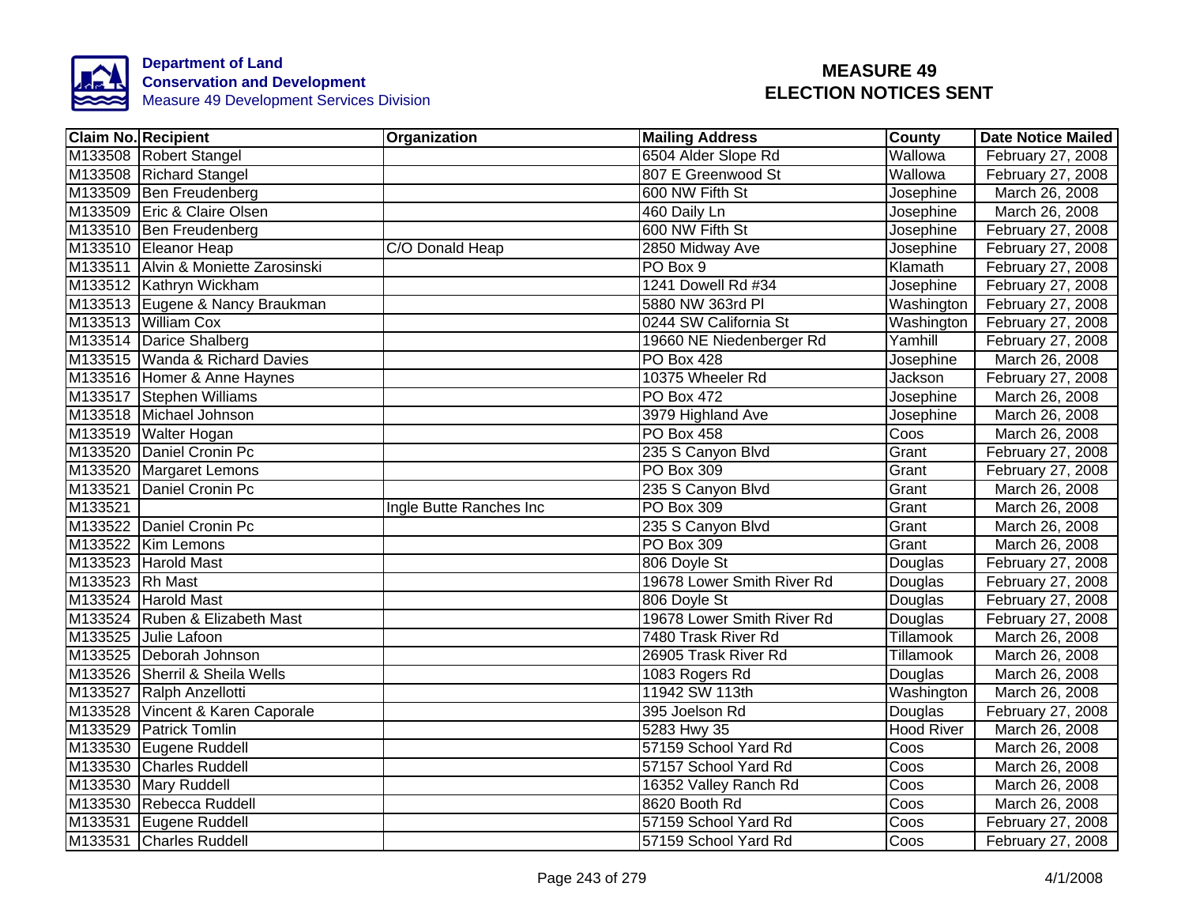**Department of Land Conservation and Development**
Measure 49 Development Services Division

# MEASURE 49 ELECTION NOTICES SENT

| Claim No. | Recipient | Organization | Mailing Address | County | Date Notice Mailed |
|---|---|---|---|---|---|
| M133508 | Robert Stangel | | 6504 Alder Slope Rd | Wallowa | February 27, 2008 |
| M133508 | Richard Stangel | | 807 E Greenwood St | Wallowa | February 27, 2008 |
| M133509 | Ben Freudenberg | | 600 NW Fifth St | Josephine | March 26, 2008 |
| M133509 | Eric & Claire Olsen | | 460 Daily Ln | Josephine | March 26, 2008 |
| M133510 | Ben Freudenberg | | 600 NW Fifth St | Josephine | February 27, 2008 |
| M133510 | Eleanor Heap | C/O Donald Heap | 2850 Midway Ave | Josephine | February 27, 2008 |
| M133511 | Alvin & Moniette Zarosinski | | PO Box 9 | Klamath | February 27, 2008 |
| M133512 | Kathryn Wickham | | 1241 Dowell Rd #34 | Josephine | February 27, 2008 |
| M133513 | Eugene & Nancy Braukman | | 5880 NW 363rd Pl | Washington | February 27, 2008 |
| M133513 | William Cox | | 0244 SW California St | Washington | February 27, 2008 |
| M133514 | Darice Shalberg | | 19660 NE Niedenberger Rd | Yamhill | February 27, 2008 |
| M133515 | Wanda & Richard Davies | | PO Box 428 | Josephine | March 26, 2008 |
| M133516 | Homer & Anne Haynes | | 10375 Wheeler Rd | Jackson | February 27, 2008 |
| M133517 | Stephen Williams | | PO Box 472 | Josephine | March 26, 2008 |
| M133518 | Michael Johnson | | 3979 Highland Ave | Josephine | March 26, 2008 |
| M133519 | Walter Hogan | | PO Box 458 | Coos | March 26, 2008 |
| M133520 | Daniel Cronin Pc | | 235 S Canyon Blvd | Grant | February 27, 2008 |
| M133520 | Margaret Lemons | | PO Box 309 | Grant | February 27, 2008 |
| M133521 | Daniel Cronin Pc | | 235 S Canyon Blvd | Grant | March 26, 2008 |
| M133521 | | Ingle Butte Ranches Inc | PO Box 309 | Grant | March 26, 2008 |
| M133522 | Daniel Cronin Pc | | 235 S Canyon Blvd | Grant | March 26, 2008 |
| M133522 | Kim Lemons | | PO Box 309 | Grant | March 26, 2008 |
| M133523 | Harold Mast | | 806 Doyle St | Douglas | February 27, 2008 |
| M133523 | Rh Mast | | 19678 Lower Smith River Rd | Douglas | February 27, 2008 |
| M133524 | Harold Mast | | 806 Doyle St | Douglas | February 27, 2008 |
| M133524 | Ruben & Elizabeth Mast | | 19678 Lower Smith River Rd | Douglas | February 27, 2008 |
| M133525 | Julie Lafoon | | 7480 Trask River Rd | Tillamook | March 26, 2008 |
| M133525 | Deborah Johnson | | 26905 Trask River Rd | Tillamook | March 26, 2008 |
| M133526 | Sherril & Sheila Wells | | 1083 Rogers Rd | Douglas | March 26, 2008 |
| M133527 | Ralph Anzellotti | | 11942 SW 113th | Washington | March 26, 2008 |
| M133528 | Vincent & Karen Caporale | | 395 Joelson Rd | Douglas | February 27, 2008 |
| M133529 | Patrick Tomlin | | 5283 Hwy 35 | Hood River | March 26, 2008 |
| M133530 | Eugene Ruddell | | 57159 School Yard Rd | Coos | March 26, 2008 |
| M133530 | Charles Ruddell | | 57157 School Yard Rd | Coos | March 26, 2008 |
| M133530 | Mary Ruddell | | 16352 Valley Ranch Rd | Coos | March 26, 2008 |
| M133530 | Rebecca Ruddell | | 8620 Booth Rd | Coos | March 26, 2008 |
| M133531 | Eugene Ruddell | | 57159 School Yard Rd | Coos | February 27, 2008 |
| M133531 | Charles Ruddell | | 57159 School Yard Rd | Coos | February 27, 2008 |

4/1/2008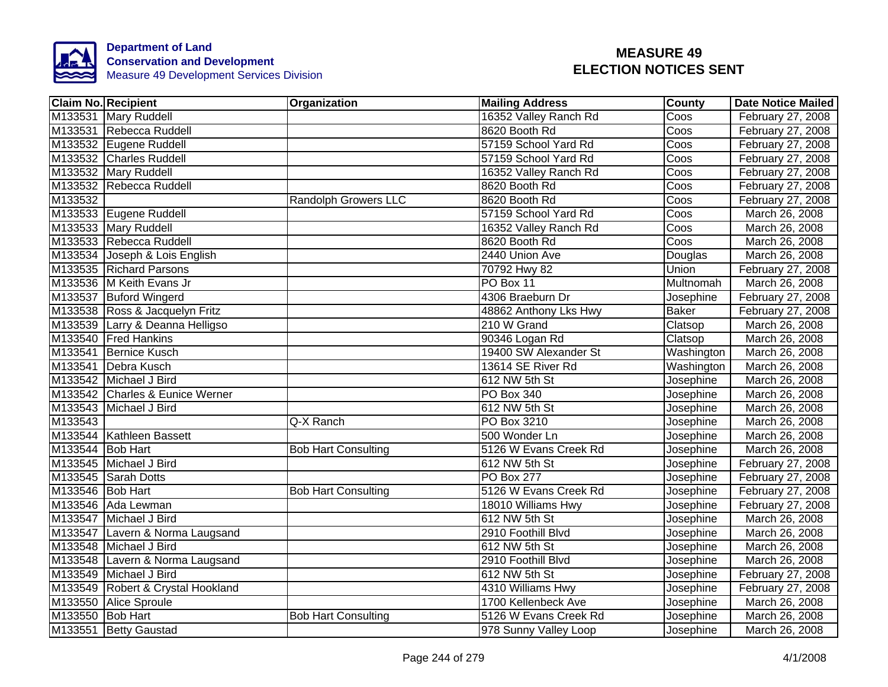Department of Land Conservation and Development
Measure 49 Development Services Division

# MEASURE 49 ELECTION NOTICES SENT

| Claim No. | Recipient | Organization | Mailing Address | County | Date Notice Mailed |
|---|---|---|---|---|---|
| M133531 | Mary Ruddell | | 16352 Valley Ranch Rd | Coos | February 27, 2008 |
| M133531 | Rebecca Ruddell | | 8620 Booth Rd | Coos | February 27, 2008 |
| M133532 | Eugene Ruddell | | 57159 School Yard Rd | Coos | February 27, 2008 |
| M133532 | Charles Ruddell | | 57159 School Yard Rd | Coos | February 27, 2008 |
| M133532 | Mary Ruddell | | 16352 Valley Ranch Rd | Coos | February 27, 2008 |
| M133532 | Rebecca Ruddell | | 8620 Booth Rd | Coos | February 27, 2008 |
| M133532 | | Randolph Growers LLC | 8620 Booth Rd | Coos | February 27, 2008 |
| M133533 | Eugene Ruddell | | 57159 School Yard Rd | Coos | March 26, 2008 |
| M133533 | Mary Ruddell | | 16352 Valley Ranch Rd | Coos | March 26, 2008 |
| M133533 | Rebecca Ruddell | | 8620 Booth Rd | Coos | March 26, 2008 |
| M133534 | Joseph & Lois English | | 2440 Union Ave | Douglas | March 26, 2008 |
| M133535 | Richard Parsons | | 70792 Hwy 82 | Union | February 27, 2008 |
| M133536 | M Keith Evans Jr | | PO Box 11 | Multnomah | March 26, 2008 |
| M133537 | Buford Wingerd | | 4306 Braeburn Dr | Josephine | February 27, 2008 |
| M133538 | Ross & Jacquelyn Fritz | | 48862 Anthony Lks Hwy | Baker | February 27, 2008 |
| M133539 | Larry & Deanna Helligso | | 210 W Grand | Clatsop | March 26, 2008 |
| M133540 | Fred Hankins | | 90346 Logan Rd | Clatsop | March 26, 2008 |
| M133541 | Bernice Kusch | | 19400 SW Alexander St | Washington | March 26, 2008 |
| M133541 | Debra Kusch | | 13614 SE River Rd | Washington | March 26, 2008 |
| M133542 | Michael J Bird | | 612 NW 5th St | Josephine | March 26, 2008 |
| M133542 | Charles & Eunice Werner | | PO Box 340 | Josephine | March 26, 2008 |
| M133543 | Michael J Bird | | 612 NW 5th St | Josephine | March 26, 2008 |
| M133543 | | Q-X Ranch | PO Box 3210 | Josephine | March 26, 2008 |
| M133544 | Kathleen Bassett | | 500 Wonder Ln | Josephine | March 26, 2008 |
| M133544 | Bob Hart | Bob Hart Consulting | 5126 W Evans Creek Rd | Josephine | March 26, 2008 |
| M133545 | Michael J Bird | | 612 NW 5th St | Josephine | February 27, 2008 |
| M133545 | Sarah Dotts | | PO Box 277 | Josephine | February 27, 2008 |
| M133546 | Bob Hart | Bob Hart Consulting | 5126 W Evans Creek Rd | Josephine | February 27, 2008 |
| M133546 | Ada Lewman | | 18010 Williams Hwy | Josephine | February 27, 2008 |
| M133547 | Michael J Bird | | 612 NW 5th St | Josephine | March 26, 2008 |
| M133547 | Lavern & Norma Laugsand | | 2910 Foothill Blvd | Josephine | March 26, 2008 |
| M133548 | Michael J Bird | | 612 NW 5th St | Josephine | March 26, 2008 |
| M133548 | Lavern & Norma Laugsand | | 2910 Foothill Blvd | Josephine | March 26, 2008 |
| M133549 | Michael J Bird | | 612 NW 5th St | Josephine | February 27, 2008 |
| M133549 | Robert & Crystal Hookland | | 4310 Williams Hwy | Josephine | February 27, 2008 |
| M133550 | Alice Sproule | | 1700 Kellenbeck Ave | Josephine | March 26, 2008 |
| M133550 | Bob Hart | Bob Hart Consulting | 5126 W Evans Creek Rd | Josephine | March 26, 2008 |
| M133551 | Betty Gaustad | | 978 Sunny Valley Loop | Josephine | March 26, 2008 |

4/1/2008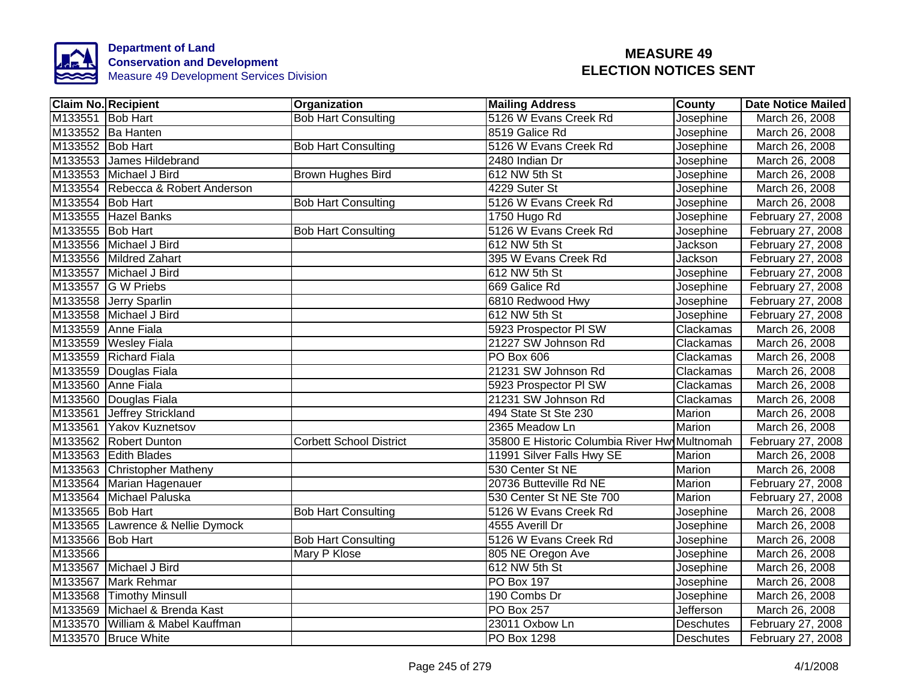**Department of Land Conservation and Development**
Measure 49 Development Services Division

# MEASURE 49 ELECTION NOTICES SENT

| Claim No. | Recipient | Organization | Mailing Address | County | Date Notice Mailed |
|---|---|---|---|---|---|
| M133551 | Bob Hart | Bob Hart Consulting | 5126 W Evans Creek Rd | Josephine | March 26, 2008 |
| M133552 | Ba Hanten | | 8519 Galice Rd | Josephine | March 26, 2008 |
| M133552 | Bob Hart | Bob Hart Consulting | 5126 W Evans Creek Rd | Josephine | March 26, 2008 |
| M133553 | James Hildebrand | | 2480 Indian Dr | Josephine | March 26, 2008 |
| M133553 | Michael J Bird | Brown Hughes Bird | 612 NW 5th St | Josephine | March 26, 2008 |
| M133554 | Rebecca & Robert Anderson | | 4229 Suter St | Josephine | March 26, 2008 |
| M133554 | Bob Hart | Bob Hart Consulting | 5126 W Evans Creek Rd | Josephine | March 26, 2008 |
| M133555 | Hazel Banks | | 1750 Hugo Rd | Josephine | February 27, 2008 |
| M133555 | Bob Hart | Bob Hart Consulting | 5126 W Evans Creek Rd | Josephine | February 27, 2008 |
| M133556 | Michael J Bird | | 612 NW 5th St | Jackson | February 27, 2008 |
| M133556 | Mildred Zahart | | 395 W Evans Creek Rd | Jackson | February 27, 2008 |
| M133557 | Michael J Bird | | 612 NW 5th St | Josephine | February 27, 2008 |
| M133557 | G W Priebs | | 669 Galice Rd | Josephine | February 27, 2008 |
| M133558 | Jerry Sparlin | | 6810 Redwood Hwy | Josephine | February 27, 2008 |
| M133558 | Michael J Bird | | 612 NW 5th St | Josephine | February 27, 2008 |
| M133559 | Anne Fiala | | 5923 Prospector Pl SW | Clackamas | March 26, 2008 |
| M133559 | Wesley Fiala | | 21227 SW Johnson Rd | Clackamas | March 26, 2008 |
| M133559 | Richard Fiala | | PO Box 606 | Clackamas | March 26, 2008 |
| M133559 | Douglas Fiala | | 21231 SW Johnson Rd | Clackamas | March 26, 2008 |
| M133560 | Anne Fiala | | 5923 Prospector Pl SW | Clackamas | March 26, 2008 |
| M133560 | Douglas Fiala | | 21231 SW Johnson Rd | Clackamas | March 26, 2008 |
| M133561 | Jeffrey Strickland | | 494 State St Ste 230 | Marion | March 26, 2008 |
| M133561 | Yakov Kuznetsov | | 2365 Meadow Ln | Marion | March 26, 2008 |
| M133562 | Robert Dunton | Corbett School District | 35800 E Historic Columbia River Hwy | Multnomah | February 27, 2008 |
| M133563 | Edith Blades | | 11991 Silver Falls Hwy SE | Marion | March 26, 2008 |
| M133563 | Christopher Matheny | | 530 Center St NE | Marion | March 26, 2008 |
| M133564 | Marian Hagenauer | | 20736 Butteville Rd NE | Marion | February 27, 2008 |
| M133564 | Michael Paluska | | 530 Center St NE Ste 700 | Marion | February 27, 2008 |
| M133565 | Bob Hart | Bob Hart Consulting | 5126 W Evans Creek Rd | Josephine | March 26, 2008 |
| M133565 | Lawrence & Nellie Dymock | | 4555 Averill Dr | Josephine | March 26, 2008 |
| M133566 | Bob Hart | Bob Hart Consulting | 5126 W Evans Creek Rd | Josephine | March 26, 2008 |
| M133566 | | Mary P Klose | 805 NE Oregon Ave | Josephine | March 26, 2008 |
| M133567 | Michael J Bird | | 612 NW 5th St | Josephine | March 26, 2008 |
| M133567 | Mark Rehmar | | PO Box 197 | Josephine | March 26, 2008 |
| M133568 | Timothy Minsull | | 190 Combs Dr | Josephine | March 26, 2008 |
| M133569 | Michael & Brenda Kast | | PO Box 257 | Jefferson | March 26, 2008 |
| M133570 | William & Mabel Kauffman | | 23011 Oxbow Ln | Deschutes | February 27, 2008 |
| M133570 | Bruce White | | PO Box 1298 | Deschutes | February 27, 2008 |

4/1/2008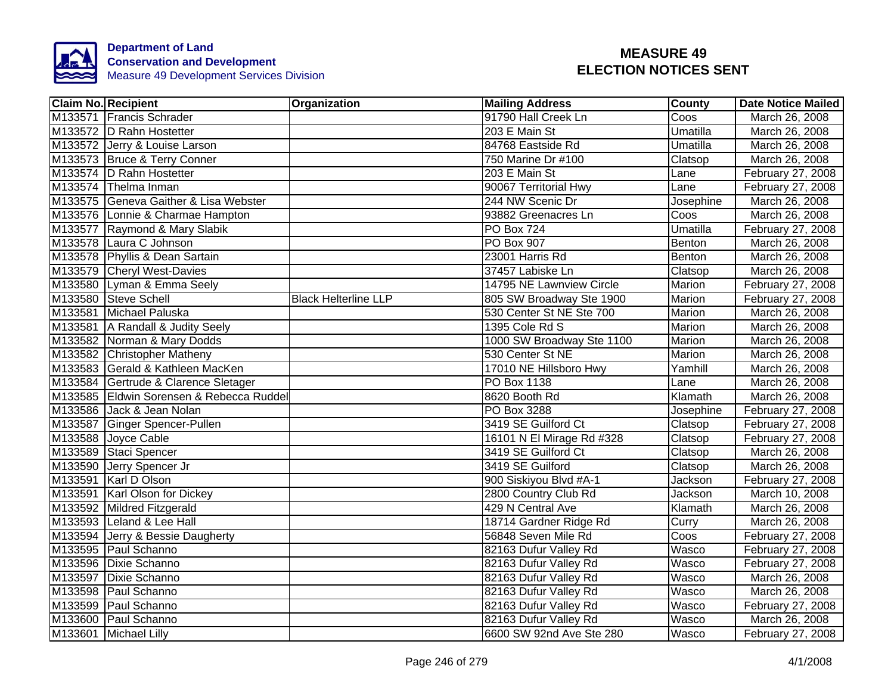**Department of Land Conservation and Development**
Measure 49 Development Services Division

# MEASURE 49
# ELECTION NOTICES SENT

| Claim No. | Recipient | Organization | Mailing Address | County | Date Notice Mailed |
|---|---|---|---|---|---|
| M133571 | Francis Schrader | | 91790 Hall Creek Ln | Coos | March 26, 2008 |
| M133572 | D Rahn Hostetter | | 203 E Main St | Umatilla | March 26, 2008 |
| M133572 | Jerry & Louise Larson | | 84768 Eastside Rd | Umatilla | March 26, 2008 |
| M133573 | Bruce & Terry Conner | | 750 Marine Dr #100 | Clatsop | March 26, 2008 |
| M133574 | D Rahn Hostetter | | 203 E Main St | Lane | February 27, 2008 |
| M133574 | Thelma Inman | | 90067 Territorial Hwy | Lane | February 27, 2008 |
| M133575 | Geneva Gaither & Lisa Webster | | 244 NW Scenic Dr | Josephine | March 26, 2008 |
| M133576 | Lonnie & Charmae Hampton | | 93882 Greenacres Ln | Coos | March 26, 2008 |
| M133577 | Raymond & Mary Slabik | | PO Box 724 | Umatilla | February 27, 2008 |
| M133578 | Laura C Johnson | | PO Box 907 | Benton | March 26, 2008 |
| M133578 | Phyllis & Dean Sartain | | 23001 Harris Rd | Benton | March 26, 2008 |
| M133579 | Cheryl West-Davies | | 37457 Labiske Ln | Clatsop | March 26, 2008 |
| M133580 | Lyman & Emma Seely | | 14795 NE Lawnview Circle | Marion | February 27, 2008 |
| M133580 | Steve Schell | Black Helterline LLP | 805 SW Broadway Ste 1900 | Marion | February 27, 2008 |
| M133581 | Michael Paluska | | 530 Center St NE Ste 700 | Marion | March 26, 2008 |
| M133581 | A Randall & Judity Seely | | 1395 Cole Rd S | Marion | March 26, 2008 |
| M133582 | Norman & Mary Dodds | | 1000 SW Broadway Ste 1100 | Marion | March 26, 2008 |
| M133582 | Christopher Matheny | | 530 Center St NE | Marion | March 26, 2008 |
| M133583 | Gerald & Kathleen MacKen | | 17010 NE Hillsboro Hwy | Yamhill | March 26, 2008 |
| M133584 | Gertrude & Clarence Sletager | | PO Box 1138 | Lane | March 26, 2008 |
| M133585 | Eldwin Sorensen & Rebecca Ruddel | | 8620 Booth Rd | Klamath | March 26, 2008 |
| M133586 | Jack & Jean Nolan | | PO Box 3288 | Josephine | February 27, 2008 |
| M133587 | Ginger Spencer-Pullen | | 3419 SE Guilford Ct | Clatsop | February 27, 2008 |
| M133588 | Joyce Cable | | 16101 N El Mirage Rd #328 | Clatsop | February 27, 2008 |
| M133589 | Staci Spencer | | 3419 SE Guilford Ct | Clatsop | March 26, 2008 |
| M133590 | Jerry Spencer Jr | | 3419 SE Guilford | Clatsop | March 26, 2008 |
| M133591 | Karl D Olson | | 900 Siskiyou Blvd #A-1 | Jackson | February 27, 2008 |
| M133591 | Karl Olson for Dickey | | 2800 Country Club Rd | Jackson | March 10, 2008 |
| M133592 | Mildred Fitzgerald | | 429 N Central Ave | Klamath | March 26, 2008 |
| M133593 | Leland & Lee Hall | | 18714 Gardner Ridge Rd | Curry | March 26, 2008 |
| M133594 | Jerry & Bessie Daugherty | | 56848 Seven Mile Rd | Coos | February 27, 2008 |
| M133595 | Paul Schanno | | 82163 Dufur Valley Rd | Wasco | February 27, 2008 |
| M133596 | Dixie Schanno | | 82163 Dufur Valley Rd | Wasco | February 27, 2008 |
| M133597 | Dixie Schanno | | 82163 Dufur Valley Rd | Wasco | March 26, 2008 |
| M133598 | Paul Schanno | | 82163 Dufur Valley Rd | Wasco | March 26, 2008 |
| M133599 | Paul Schanno | | 82163 Dufur Valley Rd | Wasco | February 27, 2008 |
| M133600 | Paul Schanno | | 82163 Dufur Valley Rd | Wasco | March 26, 2008 |
| M133601 | Michael Lilly | | 6600 SW 92nd Ave Ste 280 | Wasco | February 27, 2008 |

4/1/2008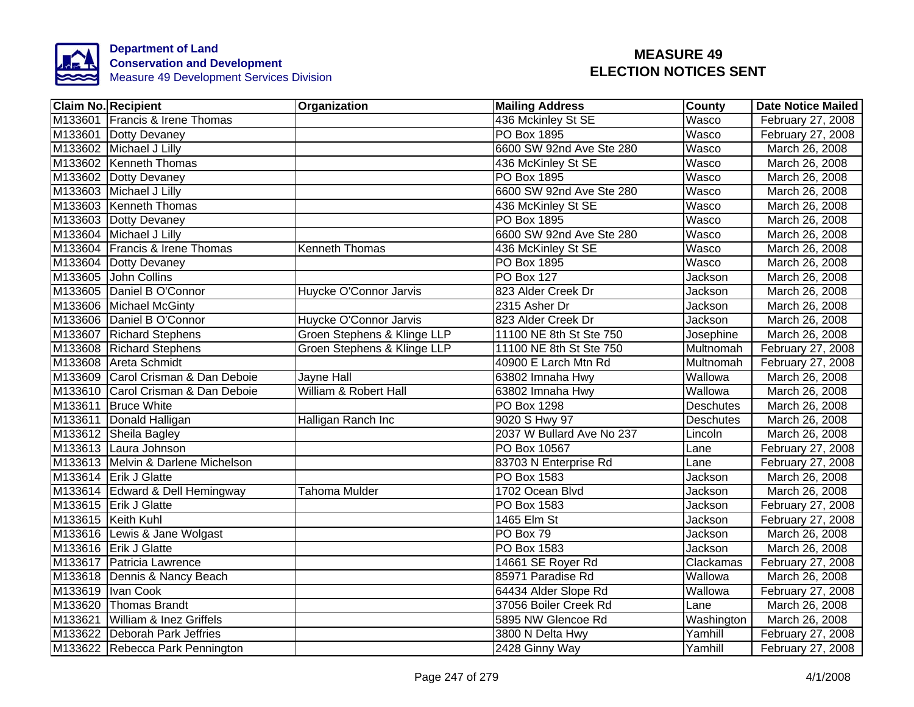**Department of Land Conservation and Development**
Measure 49 Development Services Division

# MEASURE 49 ELECTION NOTICES SENT

| Claim No. | Recipient | Organization | Mailing Address | County | Date Notice Mailed |
|---|---|---|---|---|---|
| M133601 | Francis & Irene Thomas | | 436 Mckinley St SE | Wasco | February 27, 2008 |
| M133601 | Dotty Devaney | | PO Box 1895 | Wasco | February 27, 2008 |
| M133602 | Michael J Lilly | | 6600 SW 92nd Ave Ste 280 | Wasco | March 26, 2008 |
| M133602 | Kenneth Thomas | | 436 McKinley St SE | Wasco | March 26, 2008 |
| M133602 | Dotty Devaney | | PO Box 1895 | Wasco | March 26, 2008 |
| M133603 | Michael J Lilly | | 6600 SW 92nd Ave Ste 280 | Wasco | March 26, 2008 |
| M133603 | Kenneth Thomas | | 436 McKinley St SE | Wasco | March 26, 2008 |
| M133603 | Dotty Devaney | | PO Box 1895 | Wasco | March 26, 2008 |
| M133604 | Michael J Lilly | | 6600 SW 92nd Ave Ste 280 | Wasco | March 26, 2008 |
| M133604 | Francis & Irene Thomas | Kenneth Thomas | 436 McKinley St SE | Wasco | March 26, 2008 |
| M133604 | Dotty Devaney | | PO Box 1895 | Wasco | March 26, 2008 |
| M133605 | John Collins | | PO Box 127 | Jackson | March 26, 2008 |
| M133605 | Daniel B O'Connor | Huycke O'Connor Jarvis | 823 Alder Creek Dr | Jackson | March 26, 2008 |
| M133606 | Michael McGinty | | 2315 Asher Dr | Jackson | March 26, 2008 |
| M133606 | Daniel B O'Connor | Huycke O'Connor Jarvis | 823 Alder Creek Dr | Jackson | March 26, 2008 |
| M133607 | Richard Stephens | Groen Stephens & Klinge LLP | 11100 NE 8th St Ste 750 | Josephine | March 26, 2008 |
| M133608 | Richard Stephens | Groen Stephens & Klinge LLP | 11100 NE 8th St Ste 750 | Multnomah | February 27, 2008 |
| M133608 | Areta Schmidt | | 40900 E Larch Mtn Rd | Multnomah | February 27, 2008 |
| M133609 | Carol Crisman & Dan Deboie | Jayne Hall | 63802 Imnaha Hwy | Wallowa | March 26, 2008 |
| M133610 | Carol Crisman & Dan Deboie | William & Robert Hall | 63802 Imnaha Hwy | Wallowa | March 26, 2008 |
| M133611 | Bruce White | | PO Box 1298 | Deschutes | March 26, 2008 |
| M133611 | Donald Halligan | Halligan Ranch Inc | 9020 S Hwy 97 | Deschutes | March 26, 2008 |
| M133612 | Sheila Bagley | | 2037 W Bullard Ave No 237 | Lincoln | March 26, 2008 |
| M133613 | Laura Johnson | | PO Box 10567 | Lane | February 27, 2008 |
| M133613 | Melvin & Darlene Michelson | | 83703 N Enterprise Rd | Lane | February 27, 2008 |
| M133614 | Erik J Glatte | | PO Box 1583 | Jackson | March 26, 2008 |
| M133614 | Edward & Dell Hemingway | Tahoma Mulder | 1702 Ocean Blvd | Jackson | March 26, 2008 |
| M133615 | Erik J Glatte | | PO Box 1583 | Jackson | February 27, 2008 |
| M133615 | Keith Kuhl | | 1465 Elm St | Jackson | February 27, 2008 |
| M133616 | Lewis & Jane Wolgast | | PO Box 79 | Jackson | March 26, 2008 |
| M133616 | Erik J Glatte | | PO Box 1583 | Jackson | March 26, 2008 |
| M133617 | Patricia Lawrence | | 14661 SE Royer Rd | Clackamas | February 27, 2008 |
| M133618 | Dennis & Nancy Beach | | 85971 Paradise Rd | Wallowa | March 26, 2008 |
| M133619 | Ivan Cook | | 64434 Alder Slope Rd | Wallowa | February 27, 2008 |
| M133620 | Thomas Brandt | | 37056 Boiler Creek Rd | Lane | March 26, 2008 |
| M133621 | William & Inez Griffels | | 5895 NW Glencoe Rd | Washington | March 26, 2008 |
| M133622 | Deborah Park Jeffries | | 3800 N Delta Hwy | Yamhill | February 27, 2008 |
| M133622 | Rebecca Park Pennington | | 2428 Ginny Way | Yamhill | February 27, 2008 |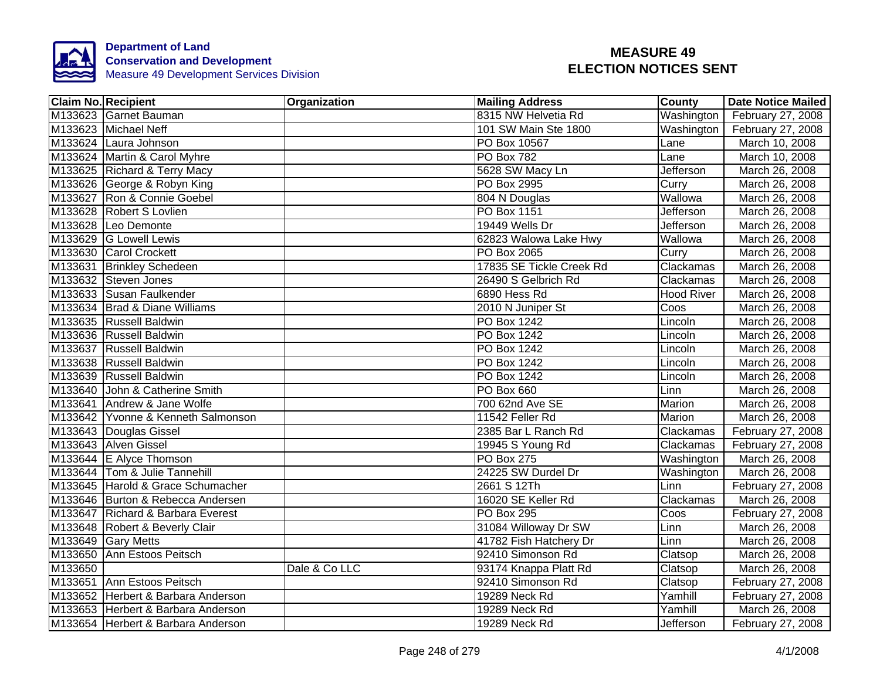**Department of Land Conservation and Development**
Measure 49 Development Services Division

# MEASURE 49 ELECTION NOTICES SENT

| Claim No. | Recipient | Organization | Mailing Address | County | Date Notice Mailed |
|---|---|---|---|---|---|
| M133623 | Garnet Bauman | | 8315 NW Helvetia Rd | Washington | February 27, 2008 |
| M133623 | Michael Neff | | 101 SW Main Ste 1800 | Washington | February 27, 2008 |
| M133624 | Laura Johnson | | PO Box 10567 | Lane | March 10, 2008 |
| M133624 | Martin & Carol Myhre | | PO Box 782 | Lane | March 10, 2008 |
| M133625 | Richard & Terry Macy | | 5628 SW Macy Ln | Jefferson | March 26, 2008 |
| M133626 | George & Robyn King | | PO Box 2995 | Curry | March 26, 2008 |
| M133627 | Ron & Connie Goebel | | 804 N Douglas | Wallowa | March 26, 2008 |
| M133628 | Robert S Lovlien | | PO Box 1151 | Jefferson | March 26, 2008 |
| M133628 | Leo Demonte | | 19449 Wells Dr | Jefferson | March 26, 2008 |
| M133629 | G Lowell Lewis | | 62823 Walowa Lake Hwy | Wallowa | March 26, 2008 |
| M133630 | Carol Crockett | | PO Box 2065 | Curry | March 26, 2008 |
| M133631 | Brinkley Schedeen | | 17835 SE Tickle Creek Rd | Clackamas | March 26, 2008 |
| M133632 | Steven Jones | | 26490 S Gelbrich Rd | Clackamas | March 26, 2008 |
| M133633 | Susan Faulkender | | 6890 Hess Rd | Hood River | March 26, 2008 |
| M133634 | Brad & Diane Williams | | 2010 N Juniper St | Coos | March 26, 2008 |
| M133635 | Russell Baldwin | | PO Box 1242 | Lincoln | March 26, 2008 |
| M133636 | Russell Baldwin | | PO Box 1242 | Lincoln | March 26, 2008 |
| M133637 | Russell Baldwin | | PO Box 1242 | Lincoln | March 26, 2008 |
| M133638 | Russell Baldwin | | PO Box 1242 | Lincoln | March 26, 2008 |
| M133639 | Russell Baldwin | | PO Box 1242 | Lincoln | March 26, 2008 |
| M133640 | John & Catherine Smith | | PO Box 660 | Linn | March 26, 2008 |
| M133641 | Andrew & Jane Wolfe | | 700 62nd Ave SE | Marion | March 26, 2008 |
| M133642 | Yvonne & Kenneth Salmonson | | 11542 Feller Rd | Marion | March 26, 2008 |
| M133643 | Douglas Gissel | | 2385 Bar L Ranch Rd | Clackamas | February 27, 2008 |
| M133643 | Alven Gissel | | 19945 S Young Rd | Clackamas | February 27, 2008 |
| M133644 | E Alyce Thomson | | PO Box 275 | Washington | March 26, 2008 |
| M133644 | Tom & Julie Tannehill | | 24225 SW Durdel Dr | Washington | March 26, 2008 |
| M133645 | Harold & Grace Schumacher | | 2661 S 12Th | Linn | February 27, 2008 |
| M133646 | Burton & Rebecca Andersen | | 16020 SE Keller Rd | Clackamas | March 26, 2008 |
| M133647 | Richard & Barbara Everest | | PO Box 295 | Coos | February 27, 2008 |
| M133648 | Robert & Beverly Clair | | 31084 Willoway Dr SW | Linn | March 26, 2008 |
| M133649 | Gary Metts | | 41782 Fish Hatchery Dr | Linn | March 26, 2008 |
| M133650 | Ann Estoos Peitsch | | 92410 Simonson Rd | Clatsop | March 26, 2008 |
| M133650 | | Dale & Co LLC | 93174 Knappa Platt Rd | Clatsop | March 26, 2008 |
| M133651 | Ann Estoos Peitsch | | 92410 Simonson Rd | Clatsop | February 27, 2008 |
| M133652 | Herbert & Barbara Anderson | | 19289 Neck Rd | Yamhill | February 27, 2008 |
| M133653 | Herbert & Barbara Anderson | | 19289 Neck Rd | Yamhill | March 26, 2008 |
| M133654 | Herbert & Barbara Anderson | | 19289 Neck Rd | Jefferson | February 27, 2008 |

4/1/2008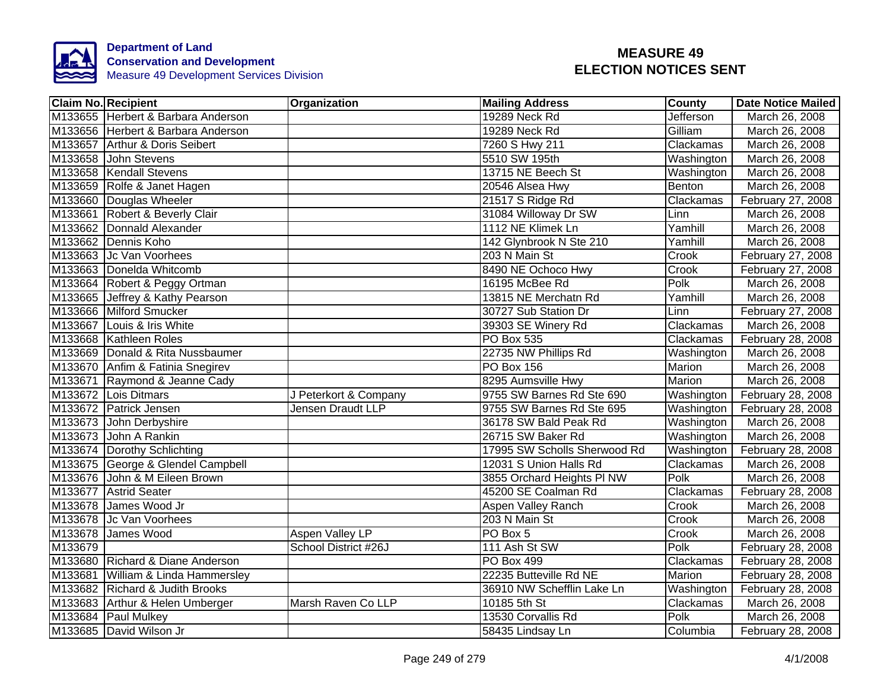**Department of Land Conservation and Development**
Measure 49 Development Services Division

# MEASURE 49 ELECTION NOTICES SENT

| Claim No. | Recipient | Organization | Mailing Address | County | Date Notice Mailed |
|---|---|---|---|---|---|
| M133655 | Herbert & Barbara Anderson | | 19289 Neck Rd | Jefferson | March 26, 2008 |
| M133656 | Herbert & Barbara Anderson | | 19289 Neck Rd | Gilliam | March 26, 2008 |
| M133657 | Arthur & Doris Seibert | | 7260 S Hwy 211 | Clackamas | March 26, 2008 |
| M133658 | John Stevens | | 5510 SW 195th | Washington | March 26, 2008 |
| M133658 | Kendall Stevens | | 13715 NE Beech St | Washington | March 26, 2008 |
| M133659 | Rolfe & Janet Hagen | | 20546 Alsea Hwy | Benton | March 26, 2008 |
| M133660 | Douglas Wheeler | | 21517 S Ridge Rd | Clackamas | February 27, 2008 |
| M133661 | Robert & Beverly Clair | | 31084 Willoway Dr SW | Linn | March 26, 2008 |
| M133662 | Donnald Alexander | | 1112 NE Klimek Ln | Yamhill | March 26, 2008 |
| M133662 | Dennis Koho | | 142 Glynbrook N Ste 210 | Yamhill | March 26, 2008 |
| M133663 | Jc Van Voorhees | | 203 N Main St | Crook | February 27, 2008 |
| M133663 | Donelda Whitcomb | | 8490 NE Ochoco Hwy | Crook | February 27, 2008 |
| M133664 | Robert & Peggy Ortman | | 16195 McBee Rd | Polk | March 26, 2008 |
| M133665 | Jeffrey & Kathy Pearson | | 13815 NE Merchatn Rd | Yamhill | March 26, 2008 |
| M133666 | Milford Smucker | | 30727 Sub Station Dr | Linn | February 27, 2008 |
| M133667 | Louis & Iris White | | 39303 SE Winery Rd | Clackamas | March 26, 2008 |
| M133668 | Kathleen Roles | | PO Box 535 | Clackamas | February 28, 2008 |
| M133669 | Donald & Rita Nussbaumer | | 22735 NW Phillips Rd | Washington | March 26, 2008 |
| M133670 | Anfim & Fatinia Snegirev | | PO Box 156 | Marion | March 26, 2008 |
| M133671 | Raymond & Jeanne Cady | | 8295 Aumsville Hwy | Marion | March 26, 2008 |
| M133672 | Lois Ditmars | J Peterkort & Company | 9755 SW Barnes Rd Ste 690 | Washington | February 28, 2008 |
| M133672 | Patrick Jensen | Jensen Draudt LLP | 9755 SW Barnes Rd Ste 695 | Washington | February 28, 2008 |
| M133673 | John Derbyshire | | 36178 SW Bald Peak Rd | Washington | March 26, 2008 |
| M133673 | John A Rankin | | 26715 SW Baker Rd | Washington | March 26, 2008 |
| M133674 | Dorothy Schlichting | | 17995 SW Scholls Sherwood Rd | Washington | February 28, 2008 |
| M133675 | George & Glendel Campbell | | 12031 S Union Halls Rd | Clackamas | March 26, 2008 |
| M133676 | John & M Eileen Brown | | 3855 Orchard Heights Pl NW | Polk | March 26, 2008 |
| M133677 | Astrid Seater | | 45200 SE Coalman Rd | Clackamas | February 28, 2008 |
| M133678 | James Wood Jr | | Aspen Valley Ranch | Crook | March 26, 2008 |
| M133678 | Jc Van Voorhees | | 203 N Main St | Crook | March 26, 2008 |
| M133678 | James Wood | Aspen Valley LP | PO Box 5 | Crook | March 26, 2008 |
| M133679 | | School District #26J | 111 Ash St SW | Polk | February 28, 2008 |
| M133680 | Richard & Diane Anderson | | PO Box 499 | Clackamas | February 28, 2008 |
| M133681 | William & Linda Hammersley | | 22235 Butteville Rd NE | Marion | February 28, 2008 |
| M133682 | Richard & Judith Brooks | | 36910 NW Schefflin Lake Ln | Washington | February 28, 2008 |
| M133683 | Arthur & Helen Umberger | Marsh Raven Co LLP | 10185 5th St | Clackamas | March 26, 2008 |
| M133684 | Paul Mulkey | | 13530 Corvallis Rd | Polk | March 26, 2008 |
| M133685 | David Wilson Jr | | 58435 Lindsay Ln | Columbia | February 28, 2008 |

4/1/2008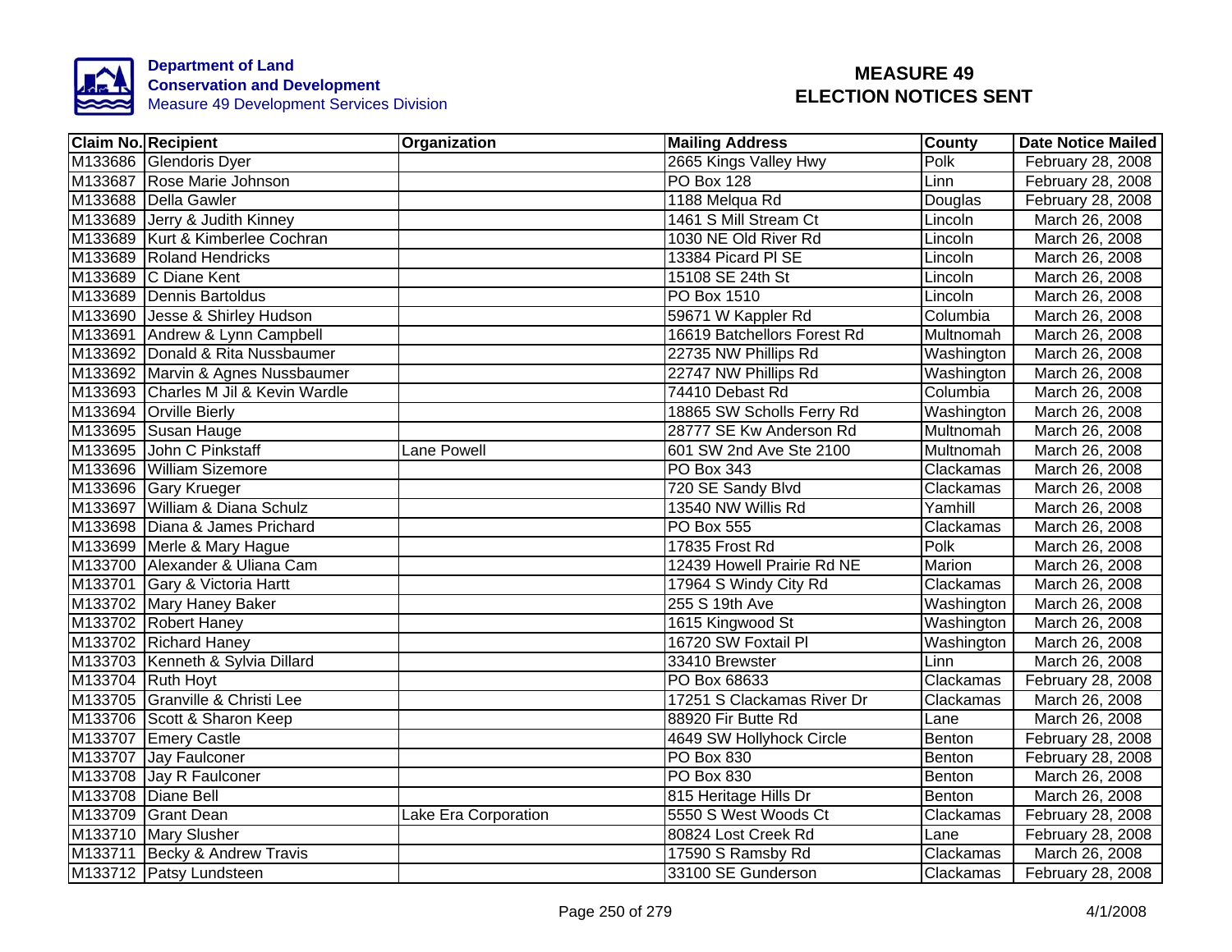Department of Land
Conservation and Development
Measure 49 Development Services Division

# MEASURE 49
# ELECTION NOTICES SENT

| Claim No. | Recipient | Organization | Mailing Address | County | Date Notice Mailed |
|---|---|---|---|---|---|
| M133686 | Glendoris Dyer | | 2665 Kings Valley Hwy | Polk | February 28, 2008 |
| M133687 | Rose Marie Johnson | | PO Box 128 | Linn | February 28, 2008 |
| M133688 | Della Gawler | | 1188 Melqua Rd | Douglas | February 28, 2008 |
| M133689 | Jerry & Judith Kinney | | 1461 S Mill Stream Ct | Lincoln | March 26, 2008 |
| M133689 | Kurt & Kimberlee Cochran | | 1030 NE Old River Rd | Lincoln | March 26, 2008 |
| M133689 | Roland Hendricks | | 13384 Picard Pl SE | Lincoln | March 26, 2008 |
| M133689 | C Diane Kent | | 15108 SE 24th St | Lincoln | March 26, 2008 |
| M133689 | Dennis Bartoldus | | PO Box 1510 | Lincoln | March 26, 2008 |
| M133690 | Jesse & Shirley Hudson | | 59671 W Kappler Rd | Columbia | March 26, 2008 |
| M133691 | Andrew & Lynn Campbell | | 16619 Batchellors Forest Rd | Multnomah | March 26, 2008 |
| M133692 | Donald & Rita Nussbaumer | | 22735 NW Phillips Rd | Washington | March 26, 2008 |
| M133692 | Marvin & Agnes Nussbaumer | | 22747 NW Phillips Rd | Washington | March 26, 2008 |
| M133693 | Charles M Jil & Kevin Wardle | | 74410 Debast Rd | Columbia | March 26, 2008 |
| M133694 | Orville Bierly | | 18865 SW Scholls Ferry Rd | Washington | March 26, 2008 |
| M133695 | Susan Hauge | | 28777 SE Kw Anderson Rd | Multnomah | March 26, 2008 |
| M133695 | John C Pinkstaff | Lane Powell | 601 SW 2nd Ave Ste 2100 | Multnomah | March 26, 2008 |
| M133696 | William Sizemore | | PO Box 343 | Clackamas | March 26, 2008 |
| M133696 | Gary Krueger | | 720 SE Sandy Blvd | Clackamas | March 26, 2008 |
| M133697 | William & Diana Schulz | | 13540 NW Willis Rd | Yamhill | March 26, 2008 |
| M133698 | Diana & James Prichard | | PO Box 555 | Clackamas | March 26, 2008 |
| M133699 | Merle & Mary Hague | | 17835 Frost Rd | Polk | March 26, 2008 |
| M133700 | Alexander & Uliana Cam | | 12439 Howell Prairie Rd NE | Marion | March 26, 2008 |
| M133701 | Gary & Victoria Hartt | | 17964 S Windy City Rd | Clackamas | March 26, 2008 |
| M133702 | Mary Haney Baker | | 255 S 19th Ave | Washington | March 26, 2008 |
| M133702 | Robert Haney | | 1615 Kingwood St | Washington | March 26, 2008 |
| M133702 | Richard Haney | | 16720 SW Foxtail Pl | Washington | March 26, 2008 |
| M133703 | Kenneth & Sylvia Dillard | | 33410 Brewster | Linn | March 26, 2008 |
| M133704 | Ruth Hoyt | | PO Box 68633 | Clackamas | February 28, 2008 |
| M133705 | Granville & Christi Lee | | 17251 S Clackamas River Dr | Clackamas | March 26, 2008 |
| M133706 | Scott & Sharon Keep | | 88920 Fir Butte Rd | Lane | March 26, 2008 |
| M133707 | Emery Castle | | 4649 SW Hollyhock Circle | Benton | February 28, 2008 |
| M133707 | Jay Faulconer | | PO Box 830 | Benton | February 28, 2008 |
| M133708 | Jay R Faulconer | | PO Box 830 | Benton | March 26, 2008 |
| M133708 | Diane Bell | | 815 Heritage Hills Dr | Benton | March 26, 2008 |
| M133709 | Grant Dean | Lake Era Corporation | 5550 S West Woods Ct | Clackamas | February 28, 2008 |
| M133710 | Mary Slusher | | 80824 Lost Creek Rd | Lane | February 28, 2008 |
| M133711 | Becky & Andrew Travis | | 17590 S Ramsby Rd | Clackamas | March 26, 2008 |
| M133712 | Patsy Lundsteen | | 33100 SE Gunderson | Clackamas | February 28, 2008 |

4/1/2008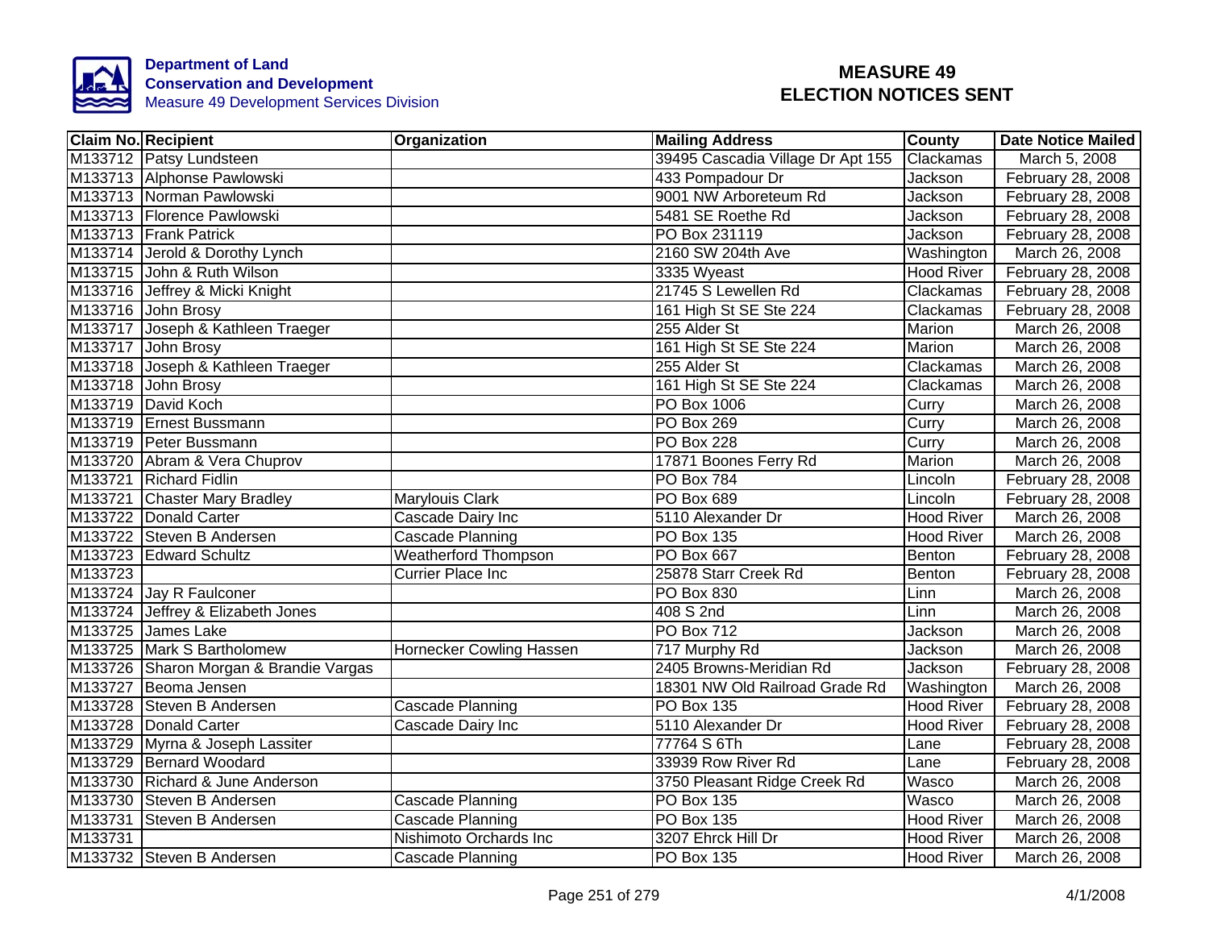**Department of Land Conservation and Development**
Measure 49 Development Services Division

# MEASURE 49 ELECTION NOTICES SENT

| Claim No. | Recipient | Organization | Mailing Address | County | Date Notice Mailed |
|---|---|---|---|---|---|
| M133712 | Patsy Lundsteen | | 39495 Cascadia Village Dr Apt 155 | Clackamas | March 5, 2008 |
| M133713 | Alphonse Pawlowski | | 433 Pompadour Dr | Jackson | February 28, 2008 |
| M133713 | Norman Pawlowski | | 9001 NW Arboreteum Rd | Jackson | February 28, 2008 |
| M133713 | Florence Pawlowski | | 5481 SE Roethe Rd | Jackson | February 28, 2008 |
| M133713 | Frank Patrick | | PO Box 231119 | Jackson | February 28, 2008 |
| M133714 | Jerold & Dorothy Lynch | | 2160 SW 204th Ave | Washington | March 26, 2008 |
| M133715 | John & Ruth Wilson | | 3335 Wyeast | Hood River | February 28, 2008 |
| M133716 | Jeffrey & Micki Knight | | 21745 S Lewellen Rd | Clackamas | February 28, 2008 |
| M133716 | John Brosy | | 161 High St SE Ste 224 | Clackamas | February 28, 2008 |
| M133717 | Joseph & Kathleen Traeger | | 255 Alder St | Marion | March 26, 2008 |
| M133717 | John Brosy | | 161 High St SE Ste 224 | Marion | March 26, 2008 |
| M133718 | Joseph & Kathleen Traeger | | 255 Alder St | Clackamas | March 26, 2008 |
| M133718 | John Brosy | | 161 High St SE Ste 224 | Clackamas | March 26, 2008 |
| M133719 | David Koch | | PO Box 1006 | Curry | March 26, 2008 |
| M133719 | Ernest Bussmann | | PO Box 269 | Curry | March 26, 2008 |
| M133719 | Peter Bussmann | | PO Box 228 | Curry | March 26, 2008 |
| M133720 | Abram & Vera Chuprov | | 17871 Boones Ferry Rd | Marion | March 26, 2008 |
| M133721 | Richard Fidlin | | PO Box 784 | Lincoln | February 28, 2008 |
| M133721 | Chaster Mary Bradley | Marylouis Clark | PO Box 689 | Lincoln | February 28, 2008 |
| M133722 | Donald Carter | Cascade Dairy Inc | 5110 Alexander Dr | Hood River | March 26, 2008 |
| M133722 | Steven B Andersen | Cascade Planning | PO Box 135 | Hood River | March 26, 2008 |
| M133723 | Edward Schultz | Weatherford Thompson | PO Box 667 | Benton | February 28, 2008 |
| M133723 | | Currier Place Inc | 25878 Starr Creek Rd | Benton | February 28, 2008 |
| M133724 | Jay R Faulconer | | PO Box 830 | Linn | March 26, 2008 |
| M133724 | Jeffrey & Elizabeth Jones | | 408 S 2nd | Linn | March 26, 2008 |
| M133725 | James Lake | | PO Box 712 | Jackson | March 26, 2008 |
| M133725 | Mark S Bartholomew | Hornecker Cowling Hassen | 717 Murphy Rd | Jackson | March 26, 2008 |
| M133726 | Sharon Morgan & Brandie Vargas | | 2405 Browns-Meridian Rd | Jackson | February 28, 2008 |
| M133727 | Beoma Jensen | | 18301 NW Old Railroad Grade Rd | Washington | March 26, 2008 |
| M133728 | Steven B Andersen | Cascade Planning | PO Box 135 | Hood River | February 28, 2008 |
| M133728 | Donald Carter | Cascade Dairy Inc | 5110 Alexander Dr | Hood River | February 28, 2008 |
| M133729 | Myrna & Joseph Lassiter | | 77764 S 6Th | Lane | February 28, 2008 |
| M133729 | Bernard Woodard | | 33939 Row River Rd | Lane | February 28, 2008 |
| M133730 | Richard & June Anderson | | 3750 Pleasant Ridge Creek Rd | Wasco | March 26, 2008 |
| M133730 | Steven B Andersen | Cascade Planning | PO Box 135 | Wasco | March 26, 2008 |
| M133731 | Steven B Andersen | Cascade Planning | PO Box 135 | Hood River | March 26, 2008 |
| M133731 | | Nishimoto Orchards Inc | 3207 Ehrck Hill Dr | Hood River | March 26, 2008 |
| M133732 | Steven B Andersen | Cascade Planning | PO Box 135 | Hood River | March 26, 2008 |

4/1/2008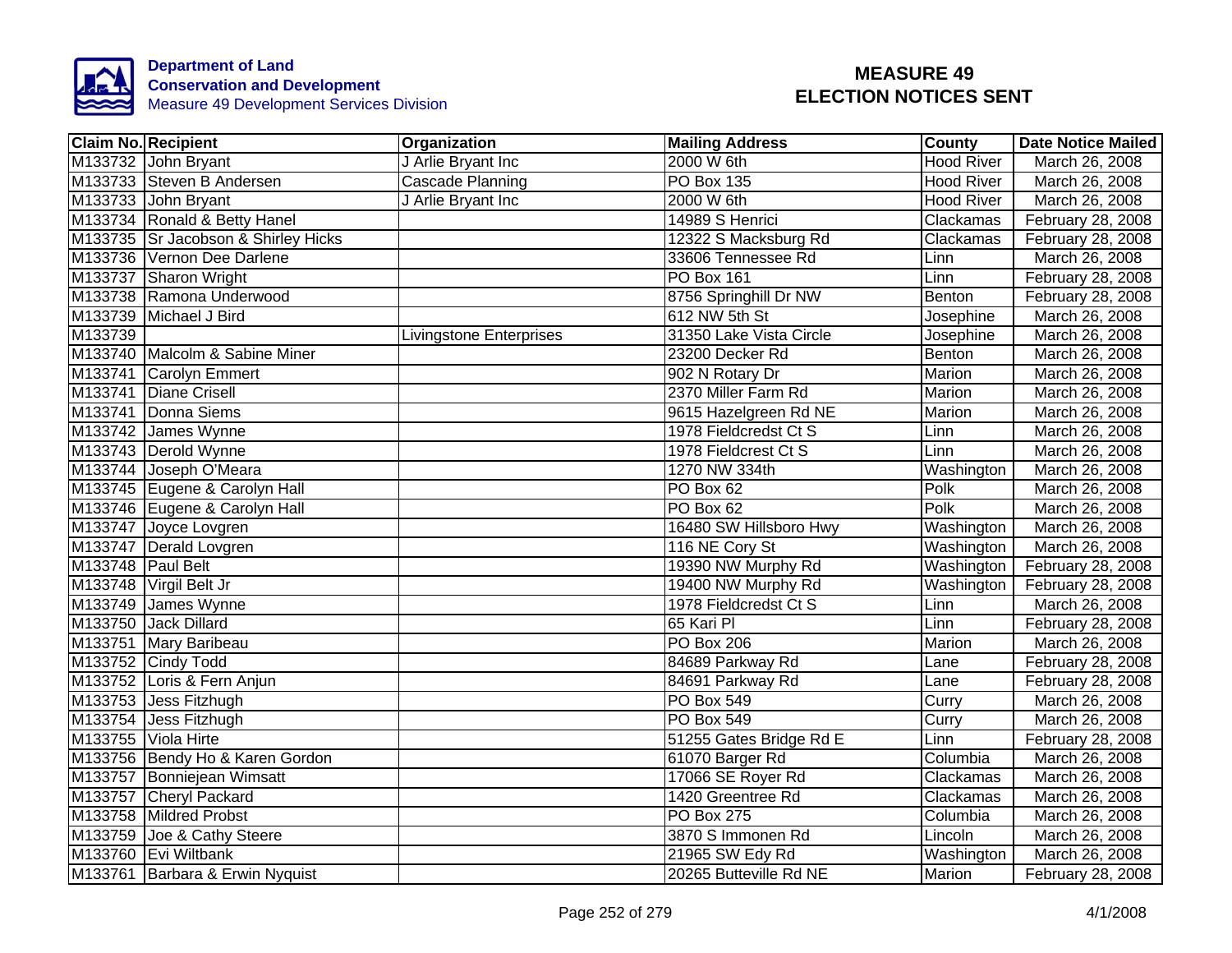**Department of Land Conservation and Development**
Measure 49 Development Services Division

# MEASURE 49
# ELECTION NOTICES SENT

| Claim No. | Recipient | Organization | Mailing Address | County | Date Notice Mailed |
|---|---|---|---|---|---|
| M133732 | John Bryant | J Arlie Bryant Inc | 2000 W 6th | Hood River | March 26, 2008 |
| M133733 | Steven B Andersen | Cascade Planning | PO Box 135 | Hood River | March 26, 2008 |
| M133733 | John Bryant | J Arlie Bryant Inc | 2000 W 6th | Hood River | March 26, 2008 |
| M133734 | Ronald & Betty Hanel | | 14989 S Henrici | Clackamas | February 28, 2008 |
| M133735 | Sr Jacobson & Shirley Hicks | | 12322 S Macksburg Rd | Clackamas | February 28, 2008 |
| M133736 | Vernon Dee Darlene | | 33606 Tennessee Rd | Linn | March 26, 2008 |
| M133737 | Sharon Wright | | PO Box 161 | Linn | February 28, 2008 |
| M133738 | Ramona Underwood | | 8756 Springhill Dr NW | Benton | February 28, 2008 |
| M133739 | Michael J Bird | | 612 NW 5th St | Josephine | March 26, 2008 |
| M133739 | | Livingstone Enterprises | 31350 Lake Vista Circle | Josephine | March 26, 2008 |
| M133740 | Malcolm & Sabine Miner | | 23200 Decker Rd | Benton | March 26, 2008 |
| M133741 | Carolyn Emmert | | 902 N Rotary Dr | Marion | March 26, 2008 |
| M133741 | Diane Crisell | | 2370 Miller Farm Rd | Marion | March 26, 2008 |
| M133741 | Donna Siems | | 9615 Hazelgreen Rd NE | Marion | March 26, 2008 |
| M133742 | James Wynne | | 1978 Fieldcredst Ct S | Linn | March 26, 2008 |
| M133743 | Derold Wynne | | 1978 Fieldcrest Ct S | Linn | March 26, 2008 |
| M133744 | Joseph O'Meara | | 1270 NW 334th | Washington | March 26, 2008 |
| M133745 | Eugene & Carolyn Hall | | PO Box 62 | Polk | March 26, 2008 |
| M133746 | Eugene & Carolyn Hall | | PO Box 62 | Polk | March 26, 2008 |
| M133747 | Joyce Lovgren | | 16480 SW Hillsboro Hwy | Washington | March 26, 2008 |
| M133747 | Derald Lovgren | | 116 NE Cory St | Washington | March 26, 2008 |
| M133748 | Paul Belt | | 19390 NW Murphy Rd | Washington | February 28, 2008 |
| M133748 | Virgil Belt Jr | | 19400 NW Murphy Rd | Washington | February 28, 2008 |
| M133749 | James Wynne | | 1978 Fieldcredst Ct S | Linn | March 26, 2008 |
| M133750 | Jack Dillard | | 65 Kari Pl | Linn | February 28, 2008 |
| M133751 | Mary Baribeau | | PO Box 206 | Marion | March 26, 2008 |
| M133752 | Cindy Todd | | 84689 Parkway Rd | Lane | February 28, 2008 |
| M133752 | Loris & Fern Anjun | | 84691 Parkway Rd | Lane | February 28, 2008 |
| M133753 | Jess Fitzhugh | | PO Box 549 | Curry | March 26, 2008 |
| M133754 | Jess Fitzhugh | | PO Box 549 | Curry | March 26, 2008 |
| M133755 | Viola Hirte | | 51255 Gates Bridge Rd E | Linn | February 28, 2008 |
| M133756 | Bendy Ho & Karen Gordon | | 61070 Barger Rd | Columbia | March 26, 2008 |
| M133757 | Bonniejean Wimsatt | | 17066 SE Royer Rd | Clackamas | March 26, 2008 |
| M133757 | Cheryl Packard | | 1420 Greentree Rd | Clackamas | March 26, 2008 |
| M133758 | Mildred Probst | | PO Box 275 | Columbia | March 26, 2008 |
| M133759 | Joe & Cathy Steere | | 3870 S Immonen Rd | Lincoln | March 26, 2008 |
| M133760 | Evi Wiltbank | | 21965 SW Edy Rd | Washington | March 26, 2008 |
| M133761 | Barbara & Erwin Nyquist | | 20265 Butteville Rd NE | Marion | February 28, 2008 |

4/1/2008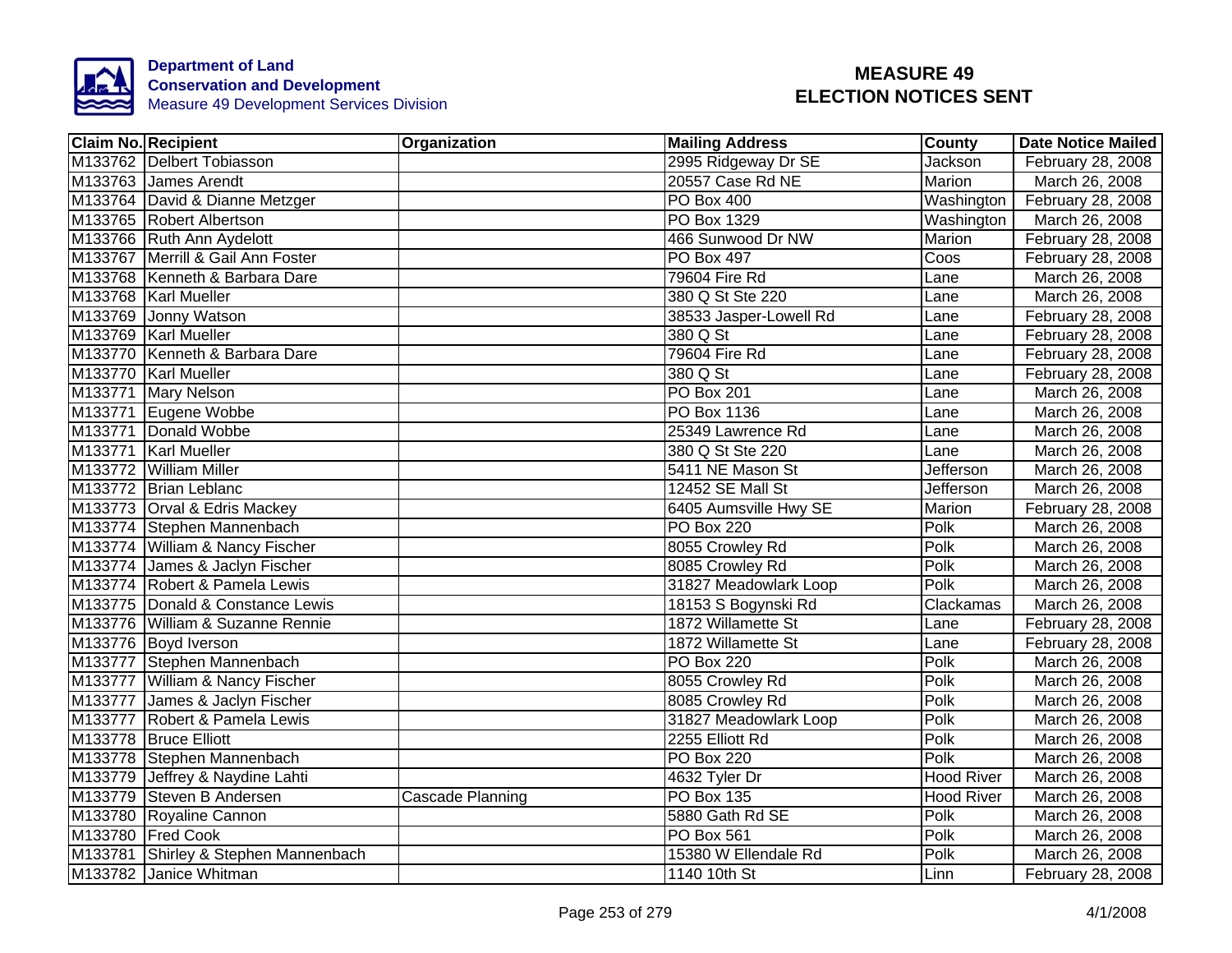**Department of Land Conservation and Development**
Measure 49 Development Services Division

# MEASURE 49
# ELECTION NOTICES SENT

| Claim No. | Recipient | Organization | Mailing Address | County | Date Notice Mailed |
|---|---|---|---|---|---|
| M133762 | Delbert Tobiasson | | 2995 Ridgeway Dr SE | Jackson | February 28, 2008 |
| M133763 | James Arendt | | 20557 Case Rd NE | Marion | March 26, 2008 |
| M133764 | David & Dianne Metzger | | PO Box 400 | Washington | February 28, 2008 |
| M133765 | Robert Albertson | | PO Box 1329 | Washington | March 26, 2008 |
| M133766 | Ruth Ann Aydelott | | 466 Sunwood Dr NW | Marion | February 28, 2008 |
| M133767 | Merrill & Gail Ann Foster | | PO Box 497 | Coos | February 28, 2008 |
| M133768 | Kenneth & Barbara Dare | | 79604 Fire Rd | Lane | March 26, 2008 |
| M133768 | Karl Mueller | | 380 Q St Ste 220 | Lane | March 26, 2008 |
| M133769 | Jonny Watson | | 38533 Jasper-Lowell Rd | Lane | February 28, 2008 |
| M133769 | Karl Mueller | | 380 Q St | Lane | February 28, 2008 |
| M133770 | Kenneth & Barbara Dare | | 79604 Fire Rd | Lane | February 28, 2008 |
| M133770 | Karl Mueller | | 380 Q St | Lane | February 28, 2008 |
| M133771 | Mary Nelson | | PO Box 201 | Lane | March 26, 2008 |
| M133771 | Eugene Wobbe | | PO Box 1136 | Lane | March 26, 2008 |
| M133771 | Donald Wobbe | | 25349 Lawrence Rd | Lane | March 26, 2008 |
| M133771 | Karl Mueller | | 380 Q St Ste 220 | Lane | March 26, 2008 |
| M133772 | William Miller | | 5411 NE Mason St | Jefferson | March 26, 2008 |
| M133772 | Brian Leblanc | | 12452 SE Mall St | Jefferson | March 26, 2008 |
| M133773 | Orval & Edris Mackey | | 6405 Aumsville Hwy SE | Marion | February 28, 2008 |
| M133774 | Stephen Mannenbach | | PO Box 220 | Polk | March 26, 2008 |
| M133774 | William & Nancy Fischer | | 8055 Crowley Rd | Polk | March 26, 2008 |
| M133774 | James & Jaclyn Fischer | | 8085 Crowley Rd | Polk | March 26, 2008 |
| M133774 | Robert & Pamela Lewis | | 31827 Meadowlark Loop | Polk | March 26, 2008 |
| M133775 | Donald & Constance Lewis | | 18153 S Bogynski Rd | Clackamas | March 26, 2008 |
| M133776 | William & Suzanne Rennie | | 1872 Willamette St | Lane | February 28, 2008 |
| M133776 | Boyd Iverson | | 1872 Willamette St | Lane | February 28, 2008 |
| M133777 | Stephen Mannenbach | | PO Box 220 | Polk | March 26, 2008 |
| M133777 | William & Nancy Fischer | | 8055 Crowley Rd | Polk | March 26, 2008 |
| M133777 | James & Jaclyn Fischer | | 8085 Crowley Rd | Polk | March 26, 2008 |
| M133777 | Robert & Pamela Lewis | | 31827 Meadowlark Loop | Polk | March 26, 2008 |
| M133778 | Bruce Elliott | | 2255 Elliott Rd | Polk | March 26, 2008 |
| M133778 | Stephen Mannenbach | | PO Box 220 | Polk | March 26, 2008 |
| M133779 | Jeffrey & Naydine Lahti | | 4632 Tyler Dr | Hood River | March 26, 2008 |
| M133779 | Steven B Andersen | Cascade Planning | PO Box 135 | Hood River | March 26, 2008 |
| M133780 | Royaline Cannon | | 5880 Gath Rd SE | Polk | March 26, 2008 |
| M133780 | Fred Cook | | PO Box 561 | Polk | March 26, 2008 |
| M133781 | Shirley & Stephen Mannenbach | | 15380 W Ellendale Rd | Polk | March 26, 2008 |
| M133782 | Janice Whitman | | 1140 10th St | Linn | February 28, 2008 |

4/1/2008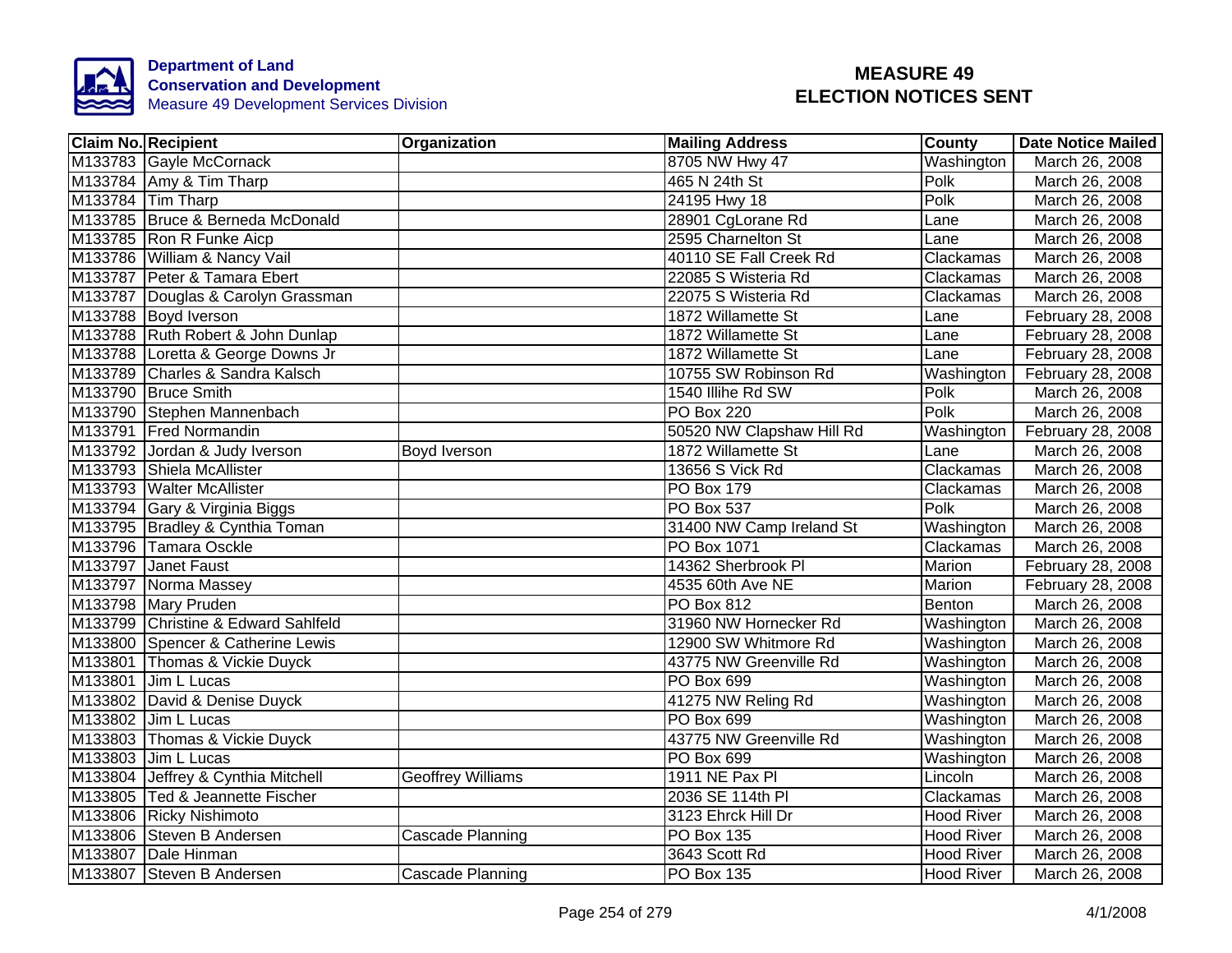**Department of Land Conservation and Development**
Measure 49 Development Services Division

# MEASURE 49 ELECTION NOTICES SENT

| Claim No. | Recipient | Organization | Mailing Address | County | Date Notice Mailed |
|---|---|---|---|---|---|
| M133783 | Gayle McCornack | | 8705 NW Hwy 47 | Washington | March 26, 2008 |
| M133784 | Amy & Tim Tharp | | 465 N 24th St | Polk | March 26, 2008 |
| M133784 | Tim Tharp | | 24195 Hwy 18 | Polk | March 26, 2008 |
| M133785 | Bruce & Berneda McDonald | | 28901 CgLorane Rd | Lane | March 26, 2008 |
| M133785 | Ron R Funke Aicp | | 2595 Charnelton St | Lane | March 26, 2008 |
| M133786 | William & Nancy Vail | | 40110 SE Fall Creek Rd | Clackamas | March 26, 2008 |
| M133787 | Peter & Tamara Ebert | | 22085 S Wisteria Rd | Clackamas | March 26, 2008 |
| M133787 | Douglas & Carolyn Grassman | | 22075 S Wisteria Rd | Clackamas | March 26, 2008 |
| M133788 | Boyd Iverson | | 1872 Willamette St | Lane | February 28, 2008 |
| M133788 | Ruth Robert & John Dunlap | | 1872 Willamette St | Lane | February 28, 2008 |
| M133788 | Loretta & George Downs Jr | | 1872 Willamette St | Lane | February 28, 2008 |
| M133789 | Charles & Sandra Kalsch | | 10755 SW Robinson Rd | Washington | February 28, 2008 |
| M133790 | Bruce Smith | | 1540 Illihe Rd SW | Polk | March 26, 2008 |
| M133790 | Stephen Mannenbach | | PO Box 220 | Polk | March 26, 2008 |
| M133791 | Fred Normandin | | 50520 NW Clapshaw Hill Rd | Washington | February 28, 2008 |
| M133792 | Jordan & Judy Iverson | Boyd Iverson | 1872 Willamette St | Lane | March 26, 2008 |
| M133793 | Shiela McAllister | | 13656 S Vick Rd | Clackamas | March 26, 2008 |
| M133793 | Walter McAllister | | PO Box 179 | Clackamas | March 26, 2008 |
| M133794 | Gary & Virginia Biggs | | PO Box 537 | Polk | March 26, 2008 |
| M133795 | Bradley & Cynthia Toman | | 31400 NW Camp Ireland St | Washington | March 26, 2008 |
| M133796 | Tamara Osckle | | PO Box 1071 | Clackamas | March 26, 2008 |
| M133797 | Janet Faust | | 14362 Sherbrook Pl | Marion | February 28, 2008 |
| M133797 | Norma Massey | | 4535 60th Ave NE | Marion | February 28, 2008 |
| M133798 | Mary Pruden | | PO Box 812 | Benton | March 26, 2008 |
| M133799 | Christine & Edward Sahlfeld | | 31960 NW Hornecker Rd | Washington | March 26, 2008 |
| M133800 | Spencer & Catherine Lewis | | 12900 SW Whitmore Rd | Washington | March 26, 2008 |
| M133801 | Thomas & Vickie Duyck | | 43775 NW Greenville Rd | Washington | March 26, 2008 |
| M133801 | Jim L Lucas | | PO Box 699 | Washington | March 26, 2008 |
| M133802 | David & Denise Duyck | | 41275 NW Reling Rd | Washington | March 26, 2008 |
| M133802 | Jim L Lucas | | PO Box 699 | Washington | March 26, 2008 |
| M133803 | Thomas & Vickie Duyck | | 43775 NW Greenville Rd | Washington | March 26, 2008 |
| M133803 | Jim L Lucas | | PO Box 699 | Washington | March 26, 2008 |
| M133804 | Jeffrey & Cynthia Mitchell | Geoffrey Williams | 1911 NE Pax Pl | Lincoln | March 26, 2008 |
| M133805 | Ted & Jeannette Fischer | | 2036 SE 114th Pl | Clackamas | March 26, 2008 |
| M133806 | Ricky Nishimoto | | 3123 Ehrck Hill Dr | Hood River | March 26, 2008 |
| M133806 | Steven B Andersen | Cascade Planning | PO Box 135 | Hood River | March 26, 2008 |
| M133807 | Dale Hinman | | 3643 Scott Rd | Hood River | March 26, 2008 |
| M133807 | Steven B Andersen | Cascade Planning | PO Box 135 | Hood River | March 26, 2008 |

4/1/2008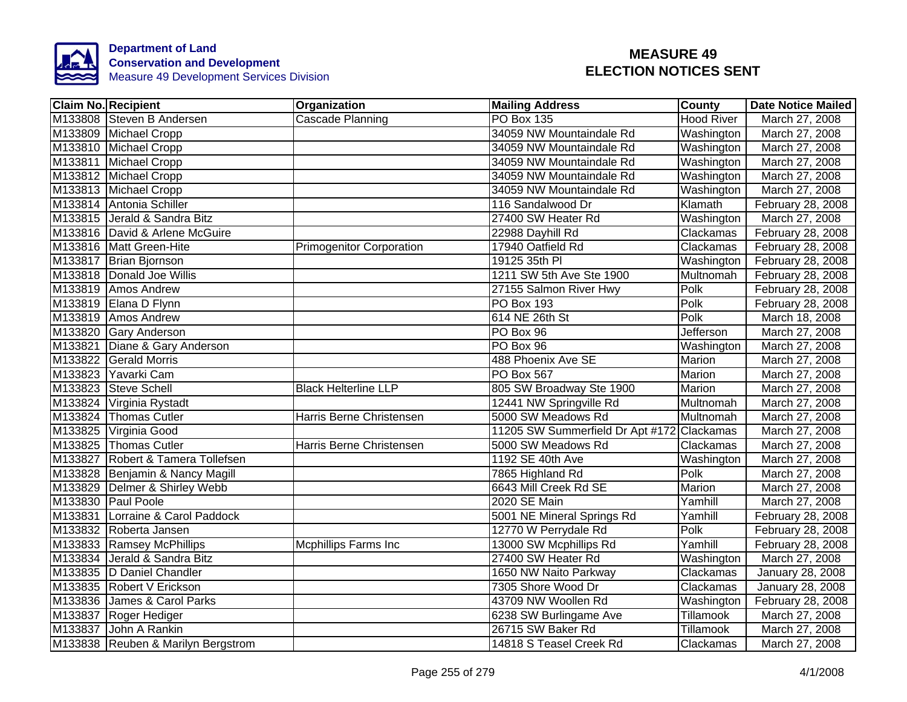**Department of Land Conservation and Development**
Measure 49 Development Services Division

# MEASURE 49 ELECTION NOTICES SENT

| Claim No. | Recipient | Organization | Mailing Address | County | Date Notice Mailed |
|---|---|---|---|---|---|
| M133808 | Steven B Andersen | Cascade Planning | PO Box 135 | Hood River | March 27, 2008 |
| M133809 | Michael Cropp | | 34059 NW Mountaindale Rd | Washington | March 27, 2008 |
| M133810 | Michael Cropp | | 34059 NW Mountaindale Rd | Washington | March 27, 2008 |
| M133811 | Michael Cropp | | 34059 NW Mountaindale Rd | Washington | March 27, 2008 |
| M133812 | Michael Cropp | | 34059 NW Mountaindale Rd | Washington | March 27, 2008 |
| M133813 | Michael Cropp | | 34059 NW Mountaindale Rd | Washington | March 27, 2008 |
| M133814 | Antonia Schiller | | 116 Sandalwood Dr | Klamath | February 28, 2008 |
| M133815 | Jerald & Sandra Bitz | | 27400 SW Heater Rd | Washington | March 27, 2008 |
| M133816 | David & Arlene McGuire | | 22988 Dayhill Rd | Clackamas | February 28, 2008 |
| M133816 | Matt Green-Hite | Primogenitor Corporation | 17940 Oatfield Rd | Clackamas | February 28, 2008 |
| M133817 | Brian Bjornson | | 19125 35th Pl | Washington | February 28, 2008 |
| M133818 | Donald Joe Willis | | 1211 SW 5th Ave Ste 1900 | Multnomah | February 28, 2008 |
| M133819 | Amos Andrew | | 27155 Salmon River Hwy | Polk | February 28, 2008 |
| M133819 | Elana D Flynn | | PO Box 193 | Polk | February 28, 2008 |
| M133819 | Amos Andrew | | 614 NE 26th St | Polk | March 18, 2008 |
| M133820 | Gary Anderson | | PO Box 96 | Jefferson | March 27, 2008 |
| M133821 | Diane & Gary Anderson | | PO Box 96 | Washington | March 27, 2008 |
| M133822 | Gerald Morris | | 488 Phoenix Ave SE | Marion | March 27, 2008 |
| M133823 | Yavarki Cam | | PO Box 567 | Marion | March 27, 2008 |
| M133823 | Steve Schell | Black Helterline LLP | 805 SW Broadway Ste 1900 | Marion | March 27, 2008 |
| M133824 | Virginia Rystadt | | 12441 NW Springville Rd | Multnomah | March 27, 2008 |
| M133824 | Thomas Cutler | Harris Berne Christensen | 5000 SW Meadows Rd | Multnomah | March 27, 2008 |
| M133825 | Virginia Good | | 11205 SW Summerfield Dr Apt #172 | Clackamas | March 27, 2008 |
| M133825 | Thomas Cutler | Harris Berne Christensen | 5000 SW Meadows Rd | Clackamas | March 27, 2008 |
| M133827 | Robert & Tamera Tollefsen | | 1192 SE 40th Ave | Washington | March 27, 2008 |
| M133828 | Benjamin & Nancy Magill | | 7865 Highland Rd | Polk | March 27, 2008 |
| M133829 | Delmer & Shirley Webb | | 6643 Mill Creek Rd SE | Marion | March 27, 2008 |
| M133830 | Paul Poole | | 2020 SE Main | Yamhill | March 27, 2008 |
| M133831 | Lorraine & Carol Paddock | | 5001 NE Mineral Springs Rd | Yamhill | February 28, 2008 |
| M133832 | Roberta Jansen | | 12770 W Perrydale Rd | Polk | February 28, 2008 |
| M133833 | Ramsey McPhillips | Mcphillips Farms Inc | 13000 SW Mcphillips Rd | Yamhill | February 28, 2008 |
| M133834 | Jerald & Sandra Bitz | | 27400 SW Heater Rd | Washington | March 27, 2008 |
| M133835 | D Daniel Chandler | | 1650 NW Naito Parkway | Clackamas | January 28, 2008 |
| M133835 | Robert V Erickson | | 7305 Shore Wood Dr | Clackamas | January 28, 2008 |
| M133836 | James & Carol Parks | | 43709 NW Woollen Rd | Washington | February 28, 2008 |
| M133837 | Roger Hediger | | 6238 SW Burlingame Ave | Tillamook | March 27, 2008 |
| M133837 | John A Rankin | | 26715 SW Baker Rd | Tillamook | March 27, 2008 |
| M133838 | Reuben & Marilyn Bergstrom | | 14818 S Teasel Creek Rd | Clackamas | March 27, 2008 |

4/1/2008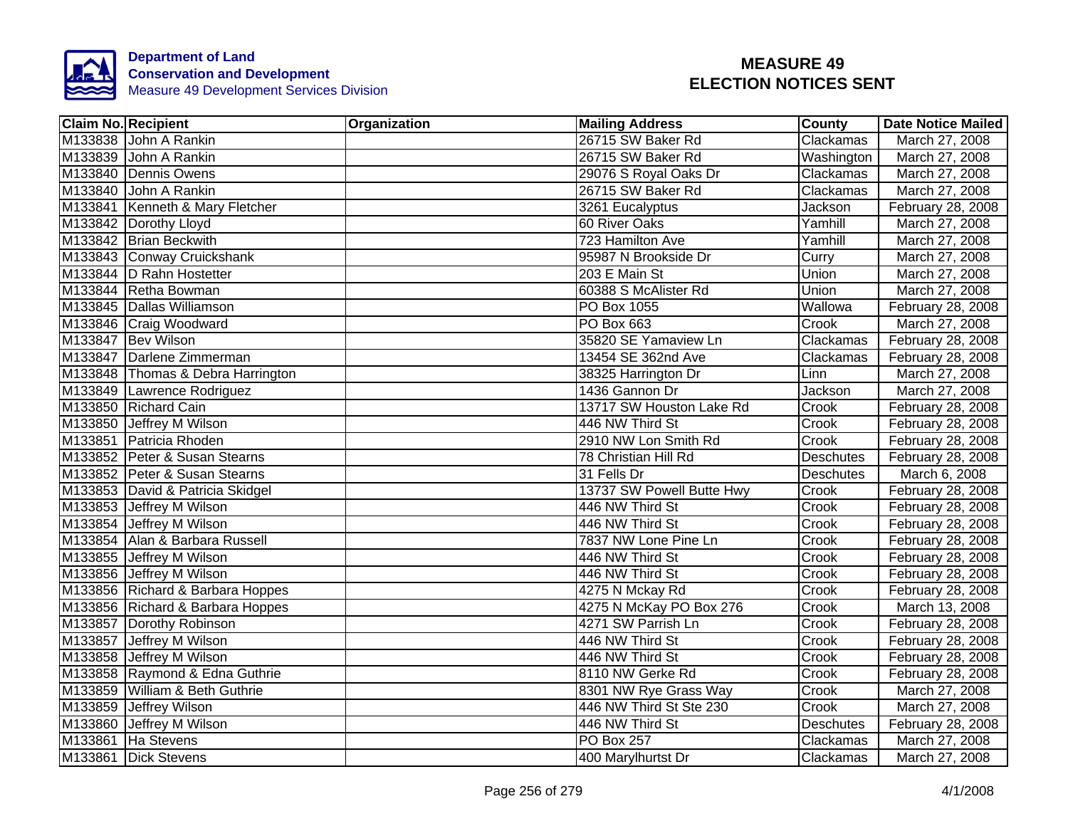Department of Land Conservation and Development
Measure 49 Development Services Division

# MEASURE 49
# ELECTION NOTICES SENT

| Claim No. | Recipient | Organization | Mailing Address | County | Date Notice Mailed |
|---|---|---|---|---|---|
| M133838 | John A Rankin | | 26715 SW Baker Rd | Clackamas | March 27, 2008 |
| M133839 | John A Rankin | | 26715 SW Baker Rd | Washington | March 27, 2008 |
| M133840 | Dennis Owens | | 29076 S Royal Oaks Dr | Clackamas | March 27, 2008 |
| M133840 | John A Rankin | | 26715 SW Baker Rd | Clackamas | March 27, 2008 |
| M133841 | Kenneth & Mary Fletcher | | 3261 Eucalyptus | Jackson | February 28, 2008 |
| M133842 | Dorothy Lloyd | | 60 River Oaks | Yamhill | March 27, 2008 |
| M133842 | Brian Beckwith | | 723 Hamilton Ave | Yamhill | March 27, 2008 |
| M133843 | Conway Cruickshank | | 95987 N Brookside Dr | Curry | March 27, 2008 |
| M133844 | D Rahn Hostetter | | 203 E Main St | Union | March 27, 2008 |
| M133844 | Retha Bowman | | 60388 S McAlister Rd | Union | March 27, 2008 |
| M133845 | Dallas Williamson | | PO Box 1055 | Wallowa | February 28, 2008 |
| M133846 | Craig Woodward | | PO Box 663 | Crook | March 27, 2008 |
| M133847 | Bev Wilson | | 35820 SE Yamaview Ln | Clackamas | February 28, 2008 |
| M133847 | Darlene Zimmerman | | 13454 SE 362nd Ave | Clackamas | February 28, 2008 |
| M133848 | Thomas & Debra Harrington | | 38325 Harrington Dr | Linn | March 27, 2008 |
| M133849 | Lawrence Rodriguez | | 1436 Gannon Dr | Jackson | March 27, 2008 |
| M133850 | Richard Cain | | 13717 SW Houston Lake Rd | Crook | February 28, 2008 |
| M133850 | Jeffrey M Wilson | | 446 NW Third St | Crook | February 28, 2008 |
| M133851 | Patricia Rhoden | | 2910 NW Lon Smith Rd | Crook | February 28, 2008 |
| M133852 | Peter & Susan Stearns | | 78 Christian Hill Rd | Deschutes | February 28, 2008 |
| M133852 | Peter & Susan Stearns | | 31 Fells Dr | Deschutes | March 6, 2008 |
| M133853 | David & Patricia Skidgel | | 13737 SW Powell Butte Hwy | Crook | February 28, 2008 |
| M133853 | Jeffrey M Wilson | | 446 NW Third St | Crook | February 28, 2008 |
| M133854 | Jeffrey M Wilson | | 446 NW Third St | Crook | February 28, 2008 |
| M133854 | Alan & Barbara Russell | | 7837 NW Lone Pine Ln | Crook | February 28, 2008 |
| M133855 | Jeffrey M Wilson | | 446 NW Third St | Crook | February 28, 2008 |
| M133856 | Jeffrey M Wilson | | 446 NW Third St | Crook | February 28, 2008 |
| M133856 | Richard & Barbara Hoppes | | 4275 N Mckay Rd | Crook | February 28, 2008 |
| M133856 | Richard & Barbara Hoppes | | 4275 N McKay PO Box 276 | Crook | March 13, 2008 |
| M133857 | Dorothy Robinson | | 4271 SW Parrish Ln | Crook | February 28, 2008 |
| M133857 | Jeffrey M Wilson | | 446 NW Third St | Crook | February 28, 2008 |
| M133858 | Jeffrey M Wilson | | 446 NW Third St | Crook | February 28, 2008 |
| M133858 | Raymond & Edna Guthrie | | 8110 NW Gerke Rd | Crook | February 28, 2008 |
| M133859 | William & Beth Guthrie | | 8301 NW Rye Grass Way | Crook | March 27, 2008 |
| M133859 | Jeffrey Wilson | | 446 NW Third St Ste 230 | Crook | March 27, 2008 |
| M133860 | Jeffrey M Wilson | | 446 NW Third St | Deschutes | February 28, 2008 |
| M133861 | Ha Stevens | | PO Box 257 | Clackamas | March 27, 2008 |
| M133861 | Dick Stevens | | 400 Marylhurtst Dr | Clackamas | March 27, 2008 |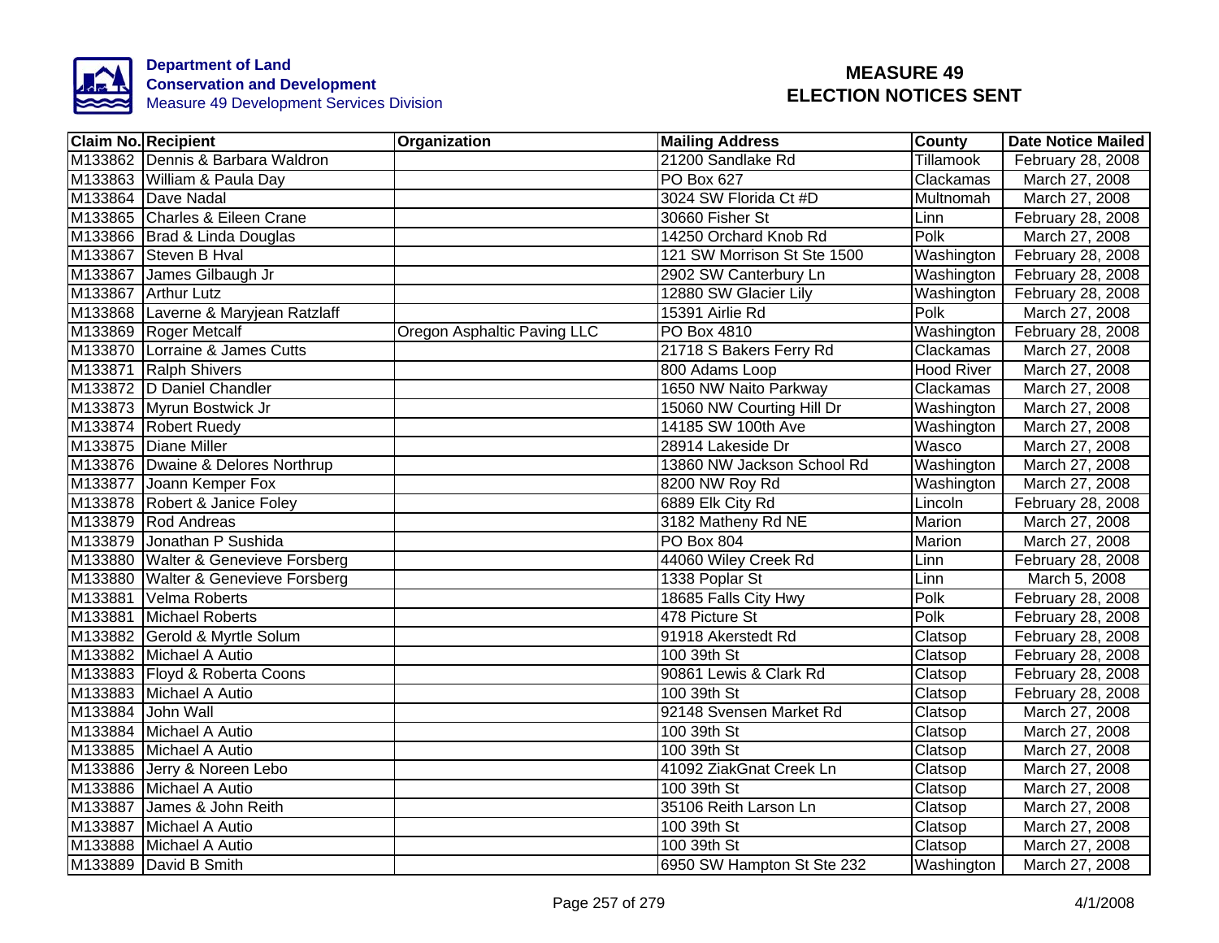**Department of Land Conservation and Development**
Measure 49 Development Services Division

# MEASURE 49 ELECTION NOTICES SENT

| Claim No. | Recipient | Organization | Mailing Address | County | Date Notice Mailed |
|---|---|---|---|---|---|
| M133862 | Dennis & Barbara Waldron | | 21200 Sandlake Rd | Tillamook | February 28, 2008 |
| M133863 | William & Paula Day | | PO Box 627 | Clackamas | March 27, 2008 |
| M133864 | Dave Nadal | | 3024 SW Florida Ct #D | Multnomah | March 27, 2008 |
| M133865 | Charles & Eileen Crane | | 30660 Fisher St | Linn | February 28, 2008 |
| M133866 | Brad & Linda Douglas | | 14250 Orchard Knob Rd | Polk | March 27, 2008 |
| M133867 | Steven B Hval | | 121 SW Morrison St Ste 1500 | Washington | February 28, 2008 |
| M133867 | James Gilbaugh Jr | | 2902 SW Canterbury Ln | Washington | February 28, 2008 |
| M133867 | Arthur Lutz | | 12880 SW Glacier Lily | Washington | February 28, 2008 |
| M133868 | Laverne & Maryjean Ratzlaff | | 15391 Airlie Rd | Polk | March 27, 2008 |
| M133869 | Roger Metcalf | Oregon Asphaltic Paving LLC | PO Box 4810 | Washington | February 28, 2008 |
| M133870 | Lorraine & James Cutts | | 21718 S Bakers Ferry Rd | Clackamas | March 27, 2008 |
| M133871 | Ralph Shivers | | 800 Adams Loop | Hood River | March 27, 2008 |
| M133872 | D Daniel Chandler | | 1650 NW Naito Parkway | Clackamas | March 27, 2008 |
| M133873 | Myrun Bostwick Jr | | 15060 NW Courting Hill Dr | Washington | March 27, 2008 |
| M133874 | Robert Ruedy | | 14185 SW 100th Ave | Washington | March 27, 2008 |
| M133875 | Diane Miller | | 28914 Lakeside Dr | Wasco | March 27, 2008 |
| M133876 | Dwaine & Delores Northrup | | 13860 NW Jackson School Rd | Washington | March 27, 2008 |
| M133877 | Joann Kemper Fox | | 8200 NW Roy Rd | Washington | March 27, 2008 |
| M133878 | Robert & Janice Foley | | 6889 Elk City Rd | Lincoln | February 28, 2008 |
| M133879 | Rod Andreas | | 3182 Matheny Rd NE | Marion | March 27, 2008 |
| M133879 | Jonathan P Sushida | | PO Box 804 | Marion | March 27, 2008 |
| M133880 | Walter & Genevieve Forsberg | | 44060 Wiley Creek Rd | Linn | February 28, 2008 |
| M133880 | Walter & Genevieve Forsberg | | 1338 Poplar St | Linn | March 5, 2008 |
| M133881 | Velma Roberts | | 18685 Falls City Hwy | Polk | February 28, 2008 |
| M133881 | Michael Roberts | | 478 Picture St | Polk | February 28, 2008 |
| M133882 | Gerold & Myrtle Solum | | 91918 Akerstedt Rd | Clatsop | February 28, 2008 |
| M133882 | Michael A Autio | | 100 39th St | Clatsop | February 28, 2008 |
| M133883 | Floyd & Roberta Coons | | 90861 Lewis & Clark Rd | Clatsop | February 28, 2008 |
| M133883 | Michael A Autio | | 100 39th St | Clatsop | February 28, 2008 |
| M133884 | John Wall | | 92148 Svensen Market Rd | Clatsop | March 27, 2008 |
| M133884 | Michael A Autio | | 100 39th St | Clatsop | March 27, 2008 |
| M133885 | Michael A Autio | | 100 39th St | Clatsop | March 27, 2008 |
| M133886 | Jerry & Noreen Lebo | | 41092 ZiakGnat Creek Ln | Clatsop | March 27, 2008 |
| M133886 | Michael A Autio | | 100 39th St | Clatsop | March 27, 2008 |
| M133887 | James & John Reith | | 35106 Reith Larson Ln | Clatsop | March 27, 2008 |
| M133887 | Michael A Autio | | 100 39th St | Clatsop | March 27, 2008 |
| M133888 | Michael A Autio | | 100 39th St | Clatsop | March 27, 2008 |
| M133889 | David B Smith | | 6950 SW Hampton St Ste 232 | Washington | March 27, 2008 |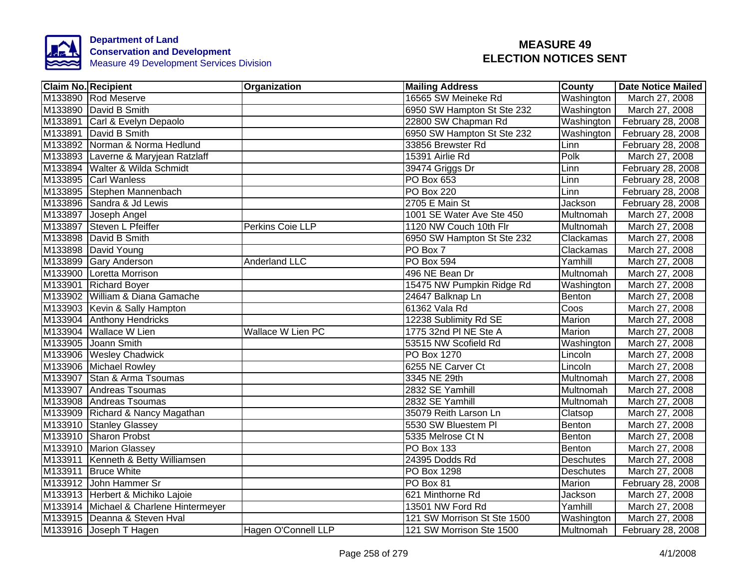**Department of Land Conservation and Development**
Measure 49 Development Services Division

# MEASURE 49 ELECTION NOTICES SENT

| Claim No. | Recipient | Organization | Mailing Address | County | Date Notice Mailed |
|---|---|---|---|---|---|
| M133890 | Rod Meserve | | 16565 SW Meineke Rd | Washington | March 27, 2008 |
| M133890 | David B Smith | | 6950 SW Hampton St Ste 232 | Washington | March 27, 2008 |
| M133891 | Carl & Evelyn Depaolo | | 22800 SW Chapman Rd | Washington | February 28, 2008 |
| M133891 | David B Smith | | 6950 SW Hampton St Ste 232 | Washington | February 28, 2008 |
| M133892 | Norman & Norma Hedlund | | 33856 Brewster Rd | Linn | February 28, 2008 |
| M133893 | Laverne & Maryjean Ratzlaff | | 15391 Airlie Rd | Polk | March 27, 2008 |
| M133894 | Walter & Wilda Schmidt | | 39474 Griggs Dr | Linn | February 28, 2008 |
| M133895 | Carl Wanless | | PO Box 653 | Linn | February 28, 2008 |
| M133895 | Stephen Mannenbach | | PO Box 220 | Linn | February 28, 2008 |
| M133896 | Sandra & Jd Lewis | | 2705 E Main St | Jackson | February 28, 2008 |
| M133897 | Joseph Angel | | 1001 SE Water Ave Ste 450 | Multnomah | March 27, 2008 |
| M133897 | Steven L Pfeiffer | Perkins Coie LLP | 1120 NW Couch 10th Flr | Multnomah | March 27, 2008 |
| M133898 | David B Smith | | 6950 SW Hampton St Ste 232 | Clackamas | March 27, 2008 |
| M133898 | David Young | | PO Box 7 | Clackamas | March 27, 2008 |
| M133899 | Gary Anderson | Anderland LLC | PO Box 594 | Yamhill | March 27, 2008 |
| M133900 | Loretta Morrison | | 496 NE Bean Dr | Multnomah | March 27, 2008 |
| M133901 | Richard Boyer | | 15475 NW Pumpkin Ridge Rd | Washington | March 27, 2008 |
| M133902 | William & Diana Gamache | | 24647 Balknap Ln | Benton | March 27, 2008 |
| M133903 | Kevin & Sally Hampton | | 61362 Vala Rd | Coos | March 27, 2008 |
| M133904 | Anthony Hendricks | | 12238 Sublimity Rd SE | Marion | March 27, 2008 |
| M133904 | Wallace W Lien | Wallace W Lien PC | 1775 32nd Pl NE Ste A | Marion | March 27, 2008 |
| M133905 | Joann Smith | | 53515 NW Scofield Rd | Washington | March 27, 2008 |
| M133906 | Wesley Chadwick | | PO Box 1270 | Lincoln | March 27, 2008 |
| M133906 | Michael Rowley | | 6255 NE Carver Ct | Lincoln | March 27, 2008 |
| M133907 | Stan & Arma Tsoumas | | 3345 NE 29th | Multnomah | March 27, 2008 |
| M133907 | Andreas Tsoumas | | 2832 SE Yamhill | Multnomah | March 27, 2008 |
| M133908 | Andreas Tsoumas | | 2832 SE Yamhill | Multnomah | March 27, 2008 |
| M133909 | Richard & Nancy Magathan | | 35079 Reith Larson Ln | Clatsop | March 27, 2008 |
| M133910 | Stanley Glassey | | 5530 SW Bluestem Pl | Benton | March 27, 2008 |
| M133910 | Sharon Probst | | 5335 Melrose Ct N | Benton | March 27, 2008 |
| M133910 | Marion Glassey | | PO Box 133 | Benton | March 27, 2008 |
| M133911 | Kenneth & Betty Williamsen | | 24395 Dodds Rd | Deschutes | March 27, 2008 |
| M133911 | Bruce White | | PO Box 1298 | Deschutes | March 27, 2008 |
| M133912 | John Hammer Sr | | PO Box 81 | Marion | February 28, 2008 |
| M133913 | Herbert & Michiko Lajoie | | 621 Minthorne Rd | Jackson | March 27, 2008 |
| M133914 | Michael & Charlene Hintermeyer | | 13501 NW Ford Rd | Yamhill | March 27, 2008 |
| M133915 | Deanna & Steven Hval | | 121 SW Morrison St Ste 1500 | Washington | March 27, 2008 |
| M133916 | Joseph T Hagen | Hagen O'Connell LLP | 121 SW Morrison Ste 1500 | Multnomah | February 28, 2008 |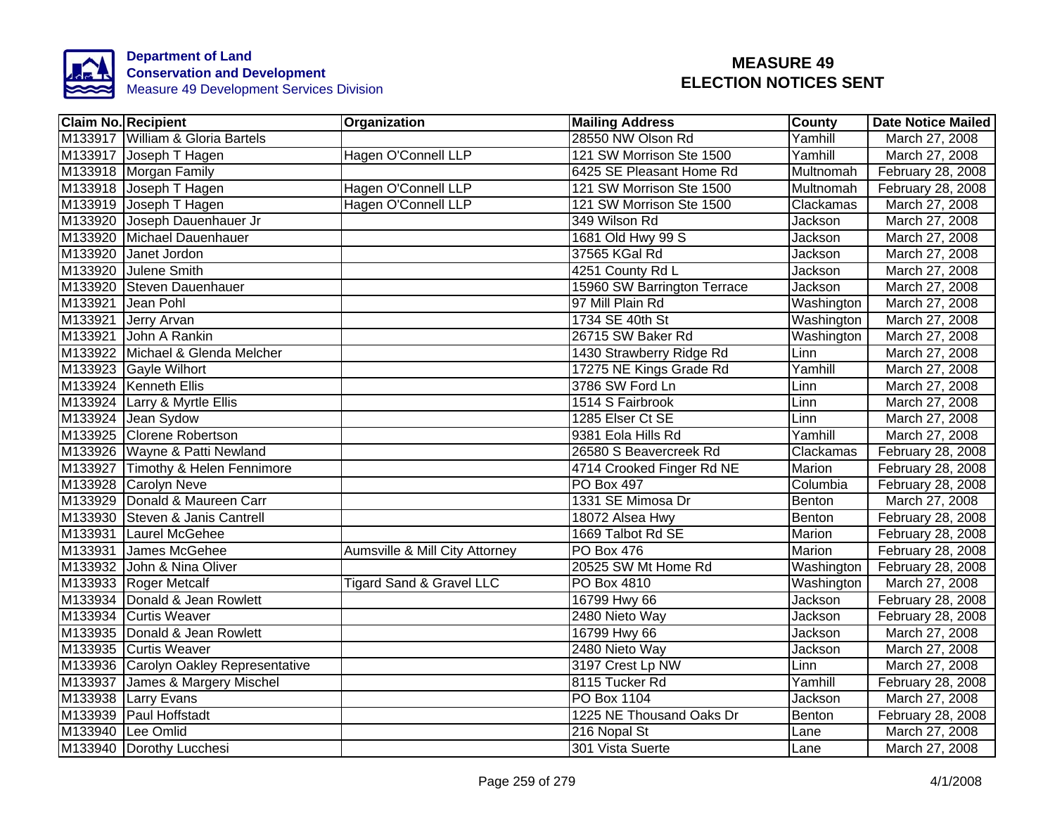Department of Land Conservation and Development
Measure 49 Development Services Division

# MEASURE 49 ELECTION NOTICES SENT

| Claim No. | Recipient | Organization | Mailing Address | County | Date Notice Mailed |
|---|---|---|---|---|---|
| M133917 | William & Gloria Bartels | | 28550 NW Olson Rd | Yamhill | March 27, 2008 |
| M133917 | Joseph T Hagen | Hagen O'Connell LLP | 121 SW Morrison Ste 1500 | Yamhill | March 27, 2008 |
| M133918 | Morgan Family | | 6425 SE Pleasant Home Rd | Multnomah | February 28, 2008 |
| M133918 | Joseph T Hagen | Hagen O'Connell LLP | 121 SW Morrison Ste 1500 | Multnomah | February 28, 2008 |
| M133919 | Joseph T Hagen | Hagen O'Connell LLP | 121 SW Morrison Ste 1500 | Clackamas | March 27, 2008 |
| M133920 | Joseph Dauenhauer Jr | | 349 Wilson Rd | Jackson | March 27, 2008 |
| M133920 | Michael Dauenhauer | | 1681 Old Hwy 99 S | Jackson | March 27, 2008 |
| M133920 | Janet Jordon | | 37565 KGal Rd | Jackson | March 27, 2008 |
| M133920 | Julene Smith | | 4251 County Rd L | Jackson | March 27, 2008 |
| M133920 | Steven Dauenhauer | | 15960 SW Barrington Terrace | Jackson | March 27, 2008 |
| M133921 | Jean Pohl | | 97 Mill Plain Rd | Washington | March 27, 2008 |
| M133921 | Jerry Arvan | | 1734 SE 40th St | Washington | March 27, 2008 |
| M133921 | John A Rankin | | 26715 SW Baker Rd | Washington | March 27, 2008 |
| M133922 | Michael & Glenda Melcher | | 1430 Strawberry Ridge Rd | Linn | March 27, 2008 |
| M133923 | Gayle Wilhort | | 17275 NE Kings Grade Rd | Yamhill | March 27, 2008 |
| M133924 | Kenneth Ellis | | 3786 SW Ford Ln | Linn | March 27, 2008 |
| M133924 | Larry & Myrtle Ellis | | 1514 S Fairbrook | Linn | March 27, 2008 |
| M133924 | Jean Sydow | | 1285 Elser Ct SE | Linn | March 27, 2008 |
| M133925 | Clorene Robertson | | 9381 Eola Hills Rd | Yamhill | March 27, 2008 |
| M133926 | Wayne & Patti Newland | | 26580 S Beavercreek Rd | Clackamas | February 28, 2008 |
| M133927 | Timothy & Helen Fennimore | | 4714 Crooked Finger Rd NE | Marion | February 28, 2008 |
| M133928 | Carolyn Neve | | PO Box 497 | Columbia | February 28, 2008 |
| M133929 | Donald & Maureen Carr | | 1331 SE Mimosa Dr | Benton | March 27, 2008 |
| M133930 | Steven & Janis Cantrell | | 18072 Alsea Hwy | Benton | February 28, 2008 |
| M133931 | Laurel McGehee | | 1669 Talbot Rd SE | Marion | February 28, 2008 |
| M133931 | James McGehee | Aumsville & Mill City Attorney | PO Box 476 | Marion | February 28, 2008 |
| M133932 | John & Nina Oliver | | 20525 SW Mt Home Rd | Washington | February 28, 2008 |
| M133933 | Roger Metcalf | Tigard Sand & Gravel LLC | PO Box 4810 | Washington | March 27, 2008 |
| M133934 | Donald & Jean Rowlett | | 16799 Hwy 66 | Jackson | February 28, 2008 |
| M133934 | Curtis Weaver | | 2480 Nieto Way | Jackson | February 28, 2008 |
| M133935 | Donald & Jean Rowlett | | 16799 Hwy 66 | Jackson | March 27, 2008 |
| M133935 | Curtis Weaver | | 2480 Nieto Way | Jackson | March 27, 2008 |
| M133936 | Carolyn Oakley Representative | | 3197 Crest Lp NW | Linn | March 27, 2008 |
| M133937 | James & Margery Mischel | | 8115 Tucker Rd | Yamhill | February 28, 2008 |
| M133938 | Larry Evans | | PO Box 1104 | Jackson | March 27, 2008 |
| M133939 | Paul Hoffstadt | | 1225 NE Thousand Oaks Dr | Benton | February 28, 2008 |
| M133940 | Lee Omlid | | 216 Nopal St | Lane | March 27, 2008 |
| M133940 | Dorothy Lucchesi | | 301 Vista Suerte | Lane | March 27, 2008 |

4/1/2008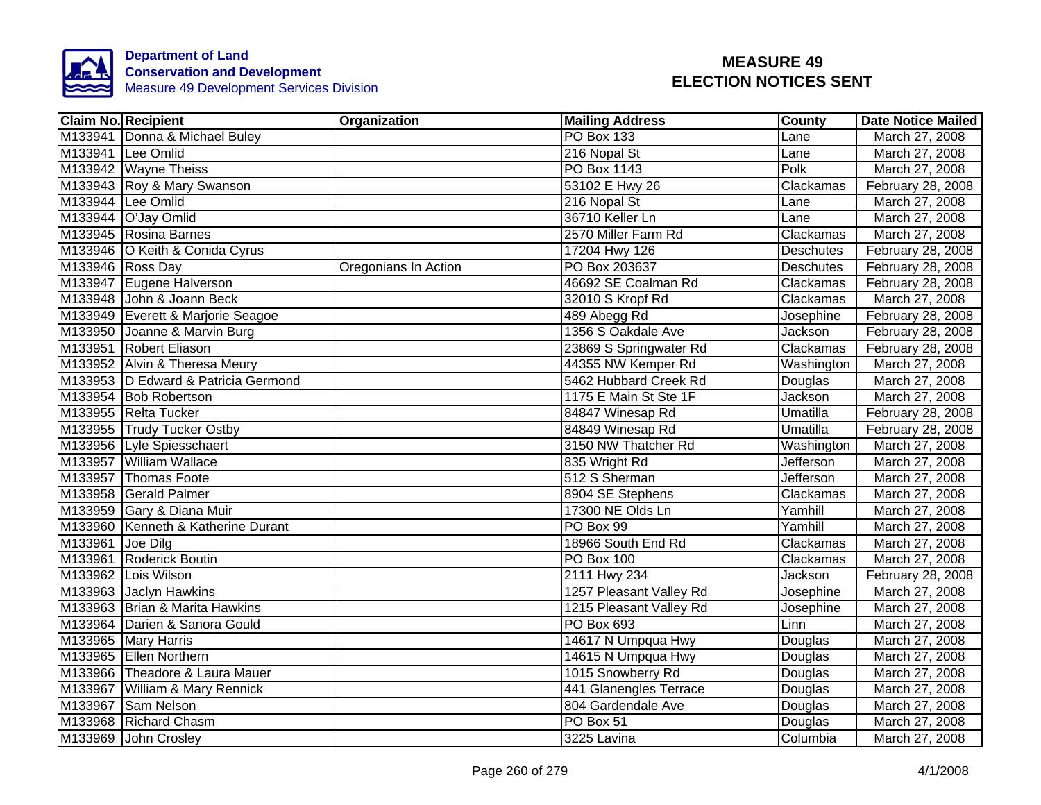Department of Land Conservation and Development
Measure 49 Development Services Division

# MEASURE 49 ELECTION NOTICES SENT

| Claim No. | Recipient | Organization | Mailing Address | County | Date Notice Mailed |
|---|---|---|---|---|---|
| M133941 | Donna & Michael Buley | | PO Box 133 | Lane | March 27, 2008 |
| M133941 | Lee Omlid | | 216 Nopal St | Lane | March 27, 2008 |
| M133942 | Wayne Theiss | | PO Box 1143 | Polk | March 27, 2008 |
| M133943 | Roy & Mary Swanson | | 53102 E Hwy 26 | Clackamas | February 28, 2008 |
| M133944 | Lee Omlid | | 216 Nopal St | Lane | March 27, 2008 |
| M133944 | O'Jay Omlid | | 36710 Keller Ln | Lane | March 27, 2008 |
| M133945 | Rosina Barnes | | 2570 Miller Farm Rd | Clackamas | March 27, 2008 |
| M133946 | O Keith & Conida Cyrus | | 17204 Hwy 126 | Deschutes | February 28, 2008 |
| M133946 | Ross Day | Oregonians In Action | PO Box 203637 | Deschutes | February 28, 2008 |
| M133947 | Eugene Halverson | | 46692 SE Coalman Rd | Clackamas | February 28, 2008 |
| M133948 | John & Joann Beck | | 32010 S Kropf Rd | Clackamas | March 27, 2008 |
| M133949 | Everett & Marjorie Seagoe | | 489 Abegg Rd | Josephine | February 28, 2008 |
| M133950 | Joanne & Marvin Burg | | 1356 S Oakdale Ave | Jackson | February 28, 2008 |
| M133951 | Robert Eliason | | 23869 S Springwater Rd | Clackamas | February 28, 2008 |
| M133952 | Alvin & Theresa Meury | | 44355 NW Kemper Rd | Washington | March 27, 2008 |
| M133953 | D Edward & Patricia Germond | | 5462 Hubbard Creek Rd | Douglas | March 27, 2008 |
| M133954 | Bob Robertson | | 1175 E Main St Ste 1F | Jackson | March 27, 2008 |
| M133955 | Relta Tucker | | 84847 Winesap Rd | Umatilla | February 28, 2008 |
| M133955 | Trudy Tucker Ostby | | 84849 Winesap Rd | Umatilla | February 28, 2008 |
| M133956 | Lyle Spiesschaert | | 3150 NW Thatcher Rd | Washington | March 27, 2008 |
| M133957 | William Wallace | | 835 Wright Rd | Jefferson | March 27, 2008 |
| M133957 | Thomas Foote | | 512 S Sherman | Jefferson | March 27, 2008 |
| M133958 | Gerald Palmer | | 8904 SE Stephens | Clackamas | March 27, 2008 |
| M133959 | Gary & Diana Muir | | 17300 NE Olds Ln | Yamhill | March 27, 2008 |
| M133960 | Kenneth & Katherine Durant | | PO Box 99 | Yamhill | March 27, 2008 |
| M133961 | Joe Dilg | | 18966 South End Rd | Clackamas | March 27, 2008 |
| M133961 | Roderick Boutin | | PO Box 100 | Clackamas | March 27, 2008 |
| M133962 | Lois Wilson | | 2111 Hwy 234 | Jackson | February 28, 2008 |
| M133963 | Jaclyn Hawkins | | 1257 Pleasant Valley Rd | Josephine | March 27, 2008 |
| M133963 | Brian & Marita Hawkins | | 1215 Pleasant Valley Rd | Josephine | March 27, 2008 |
| M133964 | Darien & Sanora Gould | | PO Box 693 | Linn | March 27, 2008 |
| M133965 | Mary Harris | | 14617 N Umpqua Hwy | Douglas | March 27, 2008 |
| M133965 | Ellen Northern | | 14615 N Umpqua Hwy | Douglas | March 27, 2008 |
| M133966 | Theadore & Laura Mauer | | 1015 Snowberry Rd | Douglas | March 27, 2008 |
| M133967 | William & Mary Rennick | | 441 Glanengles Terrace | Douglas | March 27, 2008 |
| M133967 | Sam Nelson | | 804 Gardendale Ave | Douglas | March 27, 2008 |
| M133968 | Richard Chasm | | PO Box 51 | Douglas | March 27, 2008 |
| M133969 | John Crosley | | 3225 Lavina | Columbia | March 27, 2008 |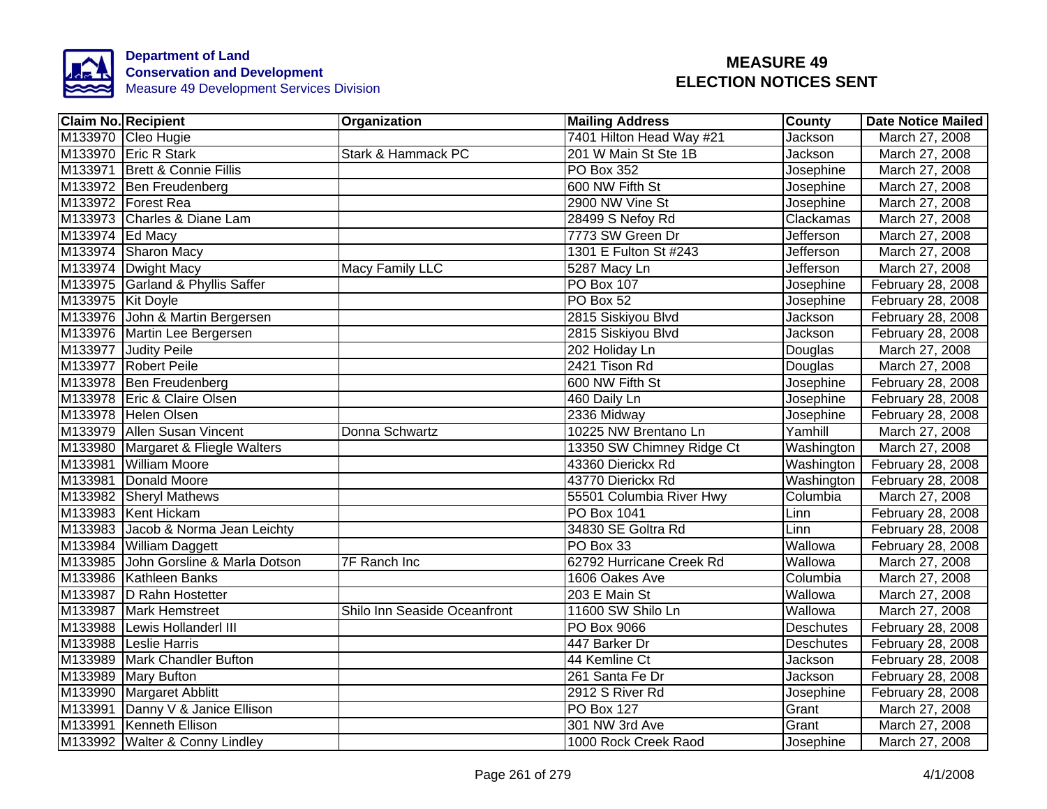Department of Land
Conservation and Development
Measure 49 Development Services Division

# MEASURE 49
# ELECTION NOTICES SENT

| Claim No. | Recipient | Organization | Mailing Address | County | Date Notice Mailed |
|---|---|---|---|---|---|
| M133970 | Cleo Hugie | | 7401 Hilton Head Way #21 | Jackson | March 27, 2008 |
| M133970 | Eric R Stark | Stark & Hammack PC | 201 W Main St Ste 1B | Jackson | March 27, 2008 |
| M133971 | Brett & Connie Fillis | | PO Box 352 | Josephine | March 27, 2008 |
| M133972 | Ben Freudenberg | | 600 NW Fifth St | Josephine | March 27, 2008 |
| M133972 | Forest Rea | | 2900 NW Vine St | Josephine | March 27, 2008 |
| M133973 | Charles & Diane Lam | | 28499 S Nefoy Rd | Clackamas | March 27, 2008 |
| M133974 | Ed Macy | | 7773 SW Green Dr | Jefferson | March 27, 2008 |
| M133974 | Sharon Macy | | 1301 E Fulton St #243 | Jefferson | March 27, 2008 |
| M133974 | Dwight Macy | Macy Family LLC | 5287 Macy Ln | Jefferson | March 27, 2008 |
| M133975 | Garland & Phyllis Saffer | | PO Box 107 | Josephine | February 28, 2008 |
| M133975 | Kit Doyle | | PO Box 52 | Josephine | February 28, 2008 |
| M133976 | John & Martin Bergersen | | 2815 Siskiyou Blvd | Jackson | February 28, 2008 |
| M133976 | Martin Lee Bergersen | | 2815 Siskiyou Blvd | Jackson | February 28, 2008 |
| M133977 | Judity Peile | | 202 Holiday Ln | Douglas | March 27, 2008 |
| M133977 | Robert Peile | | 2421 Tison Rd | Douglas | March 27, 2008 |
| M133978 | Ben Freudenberg | | 600 NW Fifth St | Josephine | February 28, 2008 |
| M133978 | Eric & Claire Olsen | | 460 Daily Ln | Josephine | February 28, 2008 |
| M133978 | Helen Olsen | | 2336 Midway | Josephine | February 28, 2008 |
| M133979 | Allen Susan Vincent | Donna Schwartz | 10225 NW Brentano Ln | Yamhill | March 27, 2008 |
| M133980 | Margaret & Fliegle Walters | | 13350 SW Chimney Ridge Ct | Washington | March 27, 2008 |
| M133981 | William Moore | | 43360 Dierickx Rd | Washington | February 28, 2008 |
| M133981 | Donald Moore | | 43770 Dierickx Rd | Washington | February 28, 2008 |
| M133982 | Sheryl Mathews | | 55501 Columbia River Hwy | Columbia | March 27, 2008 |
| M133983 | Kent Hickam | | PO Box 1041 | Linn | February 28, 2008 |
| M133983 | Jacob & Norma Jean Leichty | | 34830 SE Goltra Rd | Linn | February 28, 2008 |
| M133984 | William Daggett | | PO Box 33 | Wallowa | February 28, 2008 |
| M133985 | John Gorsline & Marla Dotson | 7F Ranch Inc | 62792 Hurricane Creek Rd | Wallowa | March 27, 2008 |
| M133986 | Kathleen Banks | | 1606 Oakes Ave | Columbia | March 27, 2008 |
| M133987 | D Rahn Hostetter | | 203 E Main St | Wallowa | March 27, 2008 |
| M133987 | Mark Hemstreet | Shilo Inn Seaside Oceanfront | 11600 SW Shilo Ln | Wallowa | March 27, 2008 |
| M133988 | Lewis Hollanderl III | | PO Box 9066 | Deschutes | February 28, 2008 |
| M133988 | Leslie Harris | | 447 Barker Dr | Deschutes | February 28, 2008 |
| M133989 | Mark Chandler Bufton | | 44 Kemline Ct | Jackson | February 28, 2008 |
| M133989 | Mary Bufton | | 261 Santa Fe Dr | Jackson | February 28, 2008 |
| M133990 | Margaret Abblitt | | 2912 S River Rd | Josephine | February 28, 2008 |
| M133991 | Danny V & Janice Ellison | | PO Box 127 | Grant | March 27, 2008 |
| M133991 | Kenneth Ellison | | 301 NW 3rd Ave | Grant | March 27, 2008 |
| M133992 | Walter & Conny Lindley | | 1000 Rock Creek Raod | Josephine | March 27, 2008 |

4/1/2008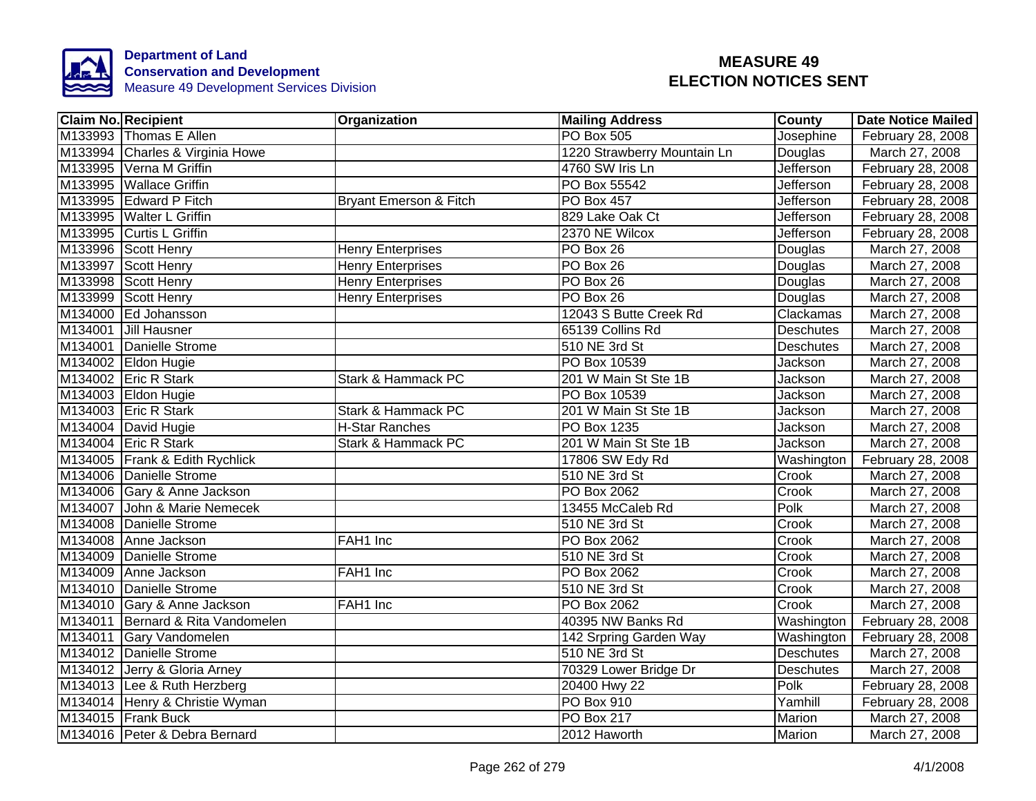**Department of Land Conservation and Development**
Measure 49 Development Services Division

# MEASURE 49
# ELECTION NOTICES SENT

| Claim No. | Recipient | Organization | Mailing Address | County | Date Notice Mailed |
|---|---|---|---|---|---|
| M133993 | Thomas E Allen | | PO Box 505 | Josephine | February 28, 2008 |
| M133994 | Charles & Virginia Howe | | 1220 Strawberry Mountain Ln | Douglas | March 27, 2008 |
| M133995 | Verna M Griffin | | 4760 SW Iris Ln | Jefferson | February 28, 2008 |
| M133995 | Wallace Griffin | | PO Box 55542 | Jefferson | February 28, 2008 |
| M133995 | Edward P Fitch | Bryant Emerson & Fitch | PO Box 457 | Jefferson | February 28, 2008 |
| M133995 | Walter L Griffin | | 829 Lake Oak Ct | Jefferson | February 28, 2008 |
| M133995 | Curtis L Griffin | | 2370 NE Wilcox | Jefferson | February 28, 2008 |
| M133996 | Scott Henry | Henry Enterprises | PO Box 26 | Douglas | March 27, 2008 |
| M133997 | Scott Henry | Henry Enterprises | PO Box 26 | Douglas | March 27, 2008 |
| M133998 | Scott Henry | Henry Enterprises | PO Box 26 | Douglas | March 27, 2008 |
| M133999 | Scott Henry | Henry Enterprises | PO Box 26 | Douglas | March 27, 2008 |
| M134000 | Ed Johansson | | 12043 S Butte Creek Rd | Clackamas | March 27, 2008 |
| M134001 | Jill Hausner | | 65139 Collins Rd | Deschutes | March 27, 2008 |
| M134001 | Danielle Strome | | 510 NE 3rd St | Deschutes | March 27, 2008 |
| M134002 | Eldon Hugie | | PO Box 10539 | Jackson | March 27, 2008 |
| M134002 | Eric R Stark | Stark & Hammack PC | 201 W Main St Ste 1B | Jackson | March 27, 2008 |
| M134003 | Eldon Hugie | | PO Box 10539 | Jackson | March 27, 2008 |
| M134003 | Eric R Stark | Stark & Hammack PC | 201 W Main St Ste 1B | Jackson | March 27, 2008 |
| M134004 | David Hugie | H-Star Ranches | PO Box 1235 | Jackson | March 27, 2008 |
| M134004 | Eric R Stark | Stark & Hammack PC | 201 W Main St Ste 1B | Jackson | March 27, 2008 |
| M134005 | Frank & Edith Rychlick | | 17806 SW Edy Rd | Washington | February 28, 2008 |
| M134006 | Danielle Strome | | 510 NE 3rd St | Crook | March 27, 2008 |
| M134006 | Gary & Anne Jackson | | PO Box 2062 | Crook | March 27, 2008 |
| M134007 | John & Marie Nemecek | | 13455 McCaleb Rd | Polk | March 27, 2008 |
| M134008 | Danielle Strome | | 510 NE 3rd St | Crook | March 27, 2008 |
| M134008 | Anne Jackson | FAH1 Inc | PO Box 2062 | Crook | March 27, 2008 |
| M134009 | Danielle Strome | | 510 NE 3rd St | Crook | March 27, 2008 |
| M134009 | Anne Jackson | FAH1 Inc | PO Box 2062 | Crook | March 27, 2008 |
| M134010 | Danielle Strome | | 510 NE 3rd St | Crook | March 27, 2008 |
| M134010 | Gary & Anne Jackson | FAH1 Inc | PO Box 2062 | Crook | March 27, 2008 |
| M134011 | Bernard & Rita Vandomelen | | 40395 NW Banks Rd | Washington | February 28, 2008 |
| M134011 | Gary Vandomelen | | 142 Srpring Garden Way | Washington | February 28, 2008 |
| M134012 | Danielle Strome | | 510 NE 3rd St | Deschutes | March 27, 2008 |
| M134012 | Jerry & Gloria Arney | | 70329 Lower Bridge Dr | Deschutes | March 27, 2008 |
| M134013 | Lee & Ruth Herzberg | | 20400 Hwy 22 | Polk | February 28, 2008 |
| M134014 | Henry & Christie Wyman | | PO Box 910 | Yamhill | February 28, 2008 |
| M134015 | Frank Buck | | PO Box 217 | Marion | March 27, 2008 |
| M134016 | Peter & Debra Bernard | | 2012 Haworth | Marion | March 27, 2008 |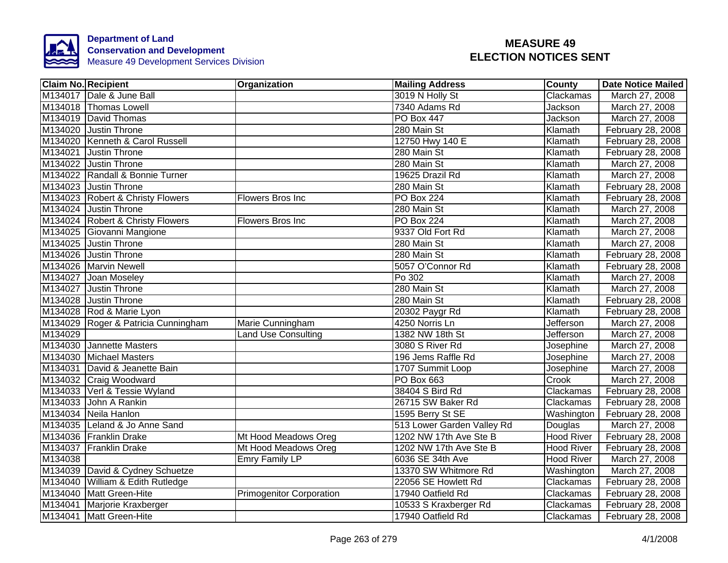Department of Land Conservation and Development
Measure 49 Development Services Division

# MEASURE 49 ELECTION NOTICES SENT

| Claim No. | Recipient | Organization | Mailing Address | County | Date Notice Mailed |
|---|---|---|---|---|---|
| M134017 | Dale & June Ball | | 3019 N Holly St | Clackamas | March 27, 2008 |
| M134018 | Thomas Lowell | | 7340 Adams Rd | Jackson | March 27, 2008 |
| M134019 | David Thomas | | PO Box 447 | Jackson | March 27, 2008 |
| M134020 | Justin Throne | | 280 Main St | Klamath | February 28, 2008 |
| M134020 | Kenneth & Carol Russell | | 12750 Hwy 140 E | Klamath | February 28, 2008 |
| M134021 | Justin Throne | | 280 Main St | Klamath | February 28, 2008 |
| M134022 | Justin Throne | | 280 Main St | Klamath | March 27, 2008 |
| M134022 | Randall & Bonnie Turner | | 19625 Drazil Rd | Klamath | March 27, 2008 |
| M134023 | Justin Throne | | 280 Main St | Klamath | February 28, 2008 |
| M134023 | Robert & Christy Flowers | Flowers Bros Inc | PO Box 224 | Klamath | February 28, 2008 |
| M134024 | Justin Throne | | 280 Main St | Klamath | March 27, 2008 |
| M134024 | Robert & Christy Flowers | Flowers Bros Inc | PO Box 224 | Klamath | March 27, 2008 |
| M134025 | Giovanni Mangione | | 9337 Old Fort Rd | Klamath | March 27, 2008 |
| M134025 | Justin Throne | | 280 Main St | Klamath | March 27, 2008 |
| M134026 | Justin Throne | | 280 Main St | Klamath | February 28, 2008 |
| M134026 | Marvin Newell | | 5057 O'Connor Rd | Klamath | February 28, 2008 |
| M134027 | Joan Moseley | | Po 302 | Klamath | March 27, 2008 |
| M134027 | Justin Throne | | 280 Main St | Klamath | March 27, 2008 |
| M134028 | Justin Throne | | 280 Main St | Klamath | February 28, 2008 |
| M134028 | Rod & Marie Lyon | | 20302 Paygr Rd | Klamath | February 28, 2008 |
| M134029 | Roger & Patricia Cunningham | Marie Cunningham | 4250 Norris Ln | Jefferson | March 27, 2008 |
| M134029 | | Land Use Consulting | 1382 NW 18th St | Jefferson | March 27, 2008 |
| M134030 | Jannette Masters | | 3080 S River Rd | Josephine | March 27, 2008 |
| M134030 | Michael Masters | | 196 Jems Raffle Rd | Josephine | March 27, 2008 |
| M134031 | David & Jeanette Bain | | 1707 Summit Loop | Josephine | March 27, 2008 |
| M134032 | Craig Woodward | | PO Box 663 | Crook | March 27, 2008 |
| M134033 | Verl & Tessie Wyland | | 38404 S Bird Rd | Clackamas | February 28, 2008 |
| M134033 | John A Rankin | | 26715 SW Baker Rd | Clackamas | February 28, 2008 |
| M134034 | Neila Hanlon | | 1595 Berry St SE | Washington | February 28, 2008 |
| M134035 | Leland & Jo Anne Sand | | 513 Lower Garden Valley Rd | Douglas | March 27, 2008 |
| M134036 | Franklin Drake | Mt Hood Meadows Oreg | 1202 NW 17th Ave Ste B | Hood River | February 28, 2008 |
| M134037 | Franklin Drake | Mt Hood Meadows Oreg | 1202 NW 17th Ave Ste B | Hood River | February 28, 2008 |
| M134038 | | Emry Family LP | 6036 SE 34th Ave | Hood River | March 27, 2008 |
| M134039 | David & Cydney Schuetze | | 13370 SW Whitmore Rd | Washington | March 27, 2008 |
| M134040 | William & Edith Rutledge | | 22056 SE Howlett Rd | Clackamas | February 28, 2008 |
| M134040 | Matt Green-Hite | Primogenitor Corporation | 17940 Oatfield Rd | Clackamas | February 28, 2008 |
| M134041 | Marjorie Kraxberger | | 10533 S Kraxberger Rd | Clackamas | February 28, 2008 |
| M134041 | Matt Green-Hite | | 17940 Oatfield Rd | Clackamas | February 28, 2008 |

4/1/2008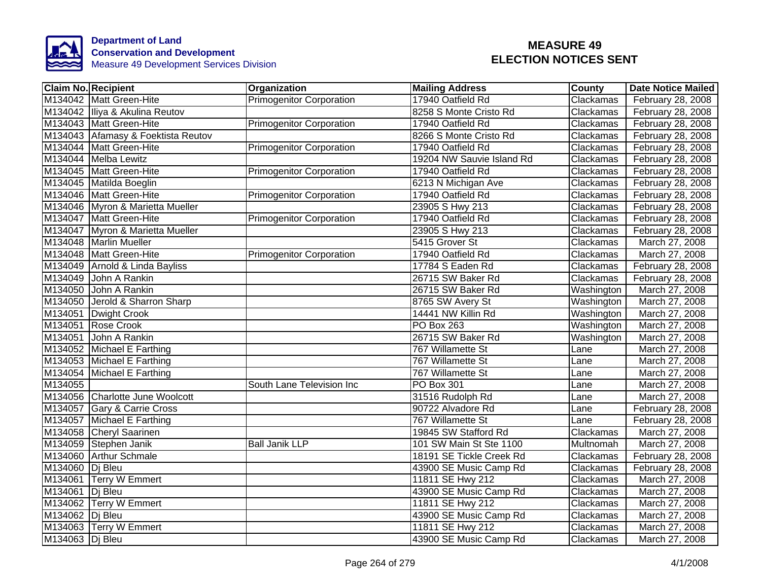**Department of Land Conservation and Development**
Measure 49 Development Services Division

# MEASURE 49
# ELECTION NOTICES SENT

| Claim No. | Recipient | Organization | Mailing Address | County | Date Notice Mailed |
|---|---|---|---|---|---|
| M134042 | Matt Green-Hite | Primogenitor Corporation | 17940 Oatfield Rd | Clackamas | February 28, 2008 |
| M134042 | Iliya & Akulina Reutov | | 8258 S Monte Cristo Rd | Clackamas | February 28, 2008 |
| M134043 | Matt Green-Hite | Primogenitor Corporation | 17940 Oatfield Rd | Clackamas | February 28, 2008 |
| M134043 | Afamasy & Foektista Reutov | | 8266 S Monte Cristo Rd | Clackamas | February 28, 2008 |
| M134044 | Matt Green-Hite | Primogenitor Corporation | 17940 Oatfield Rd | Clackamas | February 28, 2008 |
| M134044 | Melba Lewitz | | 19204 NW Sauvie Island Rd | Clackamas | February 28, 2008 |
| M134045 | Matt Green-Hite | Primogenitor Corporation | 17940 Oatfield Rd | Clackamas | February 28, 2008 |
| M134045 | Matilda Boeglin | | 6213 N Michigan Ave | Clackamas | February 28, 2008 |
| M134046 | Matt Green-Hite | Primogenitor Corporation | 17940 Oatfield Rd | Clackamas | February 28, 2008 |
| M134046 | Myron & Marietta Mueller | | 23905 S Hwy 213 | Clackamas | February 28, 2008 |
| M134047 | Matt Green-Hite | Primogenitor Corporation | 17940 Oatfield Rd | Clackamas | February 28, 2008 |
| M134047 | Myron & Marietta Mueller | | 23905 S Hwy 213 | Clackamas | February 28, 2008 |
| M134048 | Marlin Mueller | | 5415 Grover St | Clackamas | March 27, 2008 |
| M134048 | Matt Green-Hite | Primogenitor Corporation | 17940 Oatfield Rd | Clackamas | March 27, 2008 |
| M134049 | Arnold & Linda Bayliss | | 17784 S Eaden Rd | Clackamas | February 28, 2008 |
| M134049 | John A Rankin | | 26715 SW Baker Rd | Clackamas | February 28, 2008 |
| M134050 | John A Rankin | | 26715 SW Baker Rd | Washington | March 27, 2008 |
| M134050 | Jerold & Sharron Sharp | | 8765 SW Avery St | Washington | March 27, 2008 |
| M134051 | Dwight Crook | | 14441 NW Killin Rd | Washington | March 27, 2008 |
| M134051 | Rose Crook | | PO Box 263 | Washington | March 27, 2008 |
| M134051 | John A Rankin | | 26715 SW Baker Rd | Washington | March 27, 2008 |
| M134052 | Michael E Farthing | | 767 Willamette St | Lane | March 27, 2008 |
| M134053 | Michael E Farthing | | 767 Willamette St | Lane | March 27, 2008 |
| M134054 | Michael E Farthing | | 767 Willamette St | Lane | March 27, 2008 |
| M134055 | | South Lane Television Inc | PO Box 301 | Lane | March 27, 2008 |
| M134056 | Charlotte June Woolcott | | 31516 Rudolph Rd | Lane | March 27, 2008 |
| M134057 | Gary & Carrie Cross | | 90722 Alvadore Rd | Lane | February 28, 2008 |
| M134057 | Michael E Farthing | | 767 Willamette St | Lane | February 28, 2008 |
| M134058 | Cheryl Saarinen | | 19845 SW Stafford Rd | Clackamas | March 27, 2008 |
| M134059 | Stephen Janik | Ball Janik LLP | 101 SW Main St Ste 1100 | Multnomah | March 27, 2008 |
| M134060 | Arthur Schmale | | 18191 SE Tickle Creek Rd | Clackamas | February 28, 2008 |
| M134060 | Dj Bleu | | 43900 SE Music Camp Rd | Clackamas | February 28, 2008 |
| M134061 | Terry W Emmert | | 11811 SE Hwy 212 | Clackamas | March 27, 2008 |
| M134061 | Dj Bleu | | 43900 SE Music Camp Rd | Clackamas | March 27, 2008 |
| M134062 | Terry W Emmert | | 11811 SE Hwy 212 | Clackamas | March 27, 2008 |
| M134062 | Dj Bleu | | 43900 SE Music Camp Rd | Clackamas | March 27, 2008 |
| M134063 | Terry W Emmert | | 11811 SE Hwy 212 | Clackamas | March 27, 2008 |
| M134063 | Dj Bleu | | 43900 SE Music Camp Rd | Clackamas | March 27, 2008 |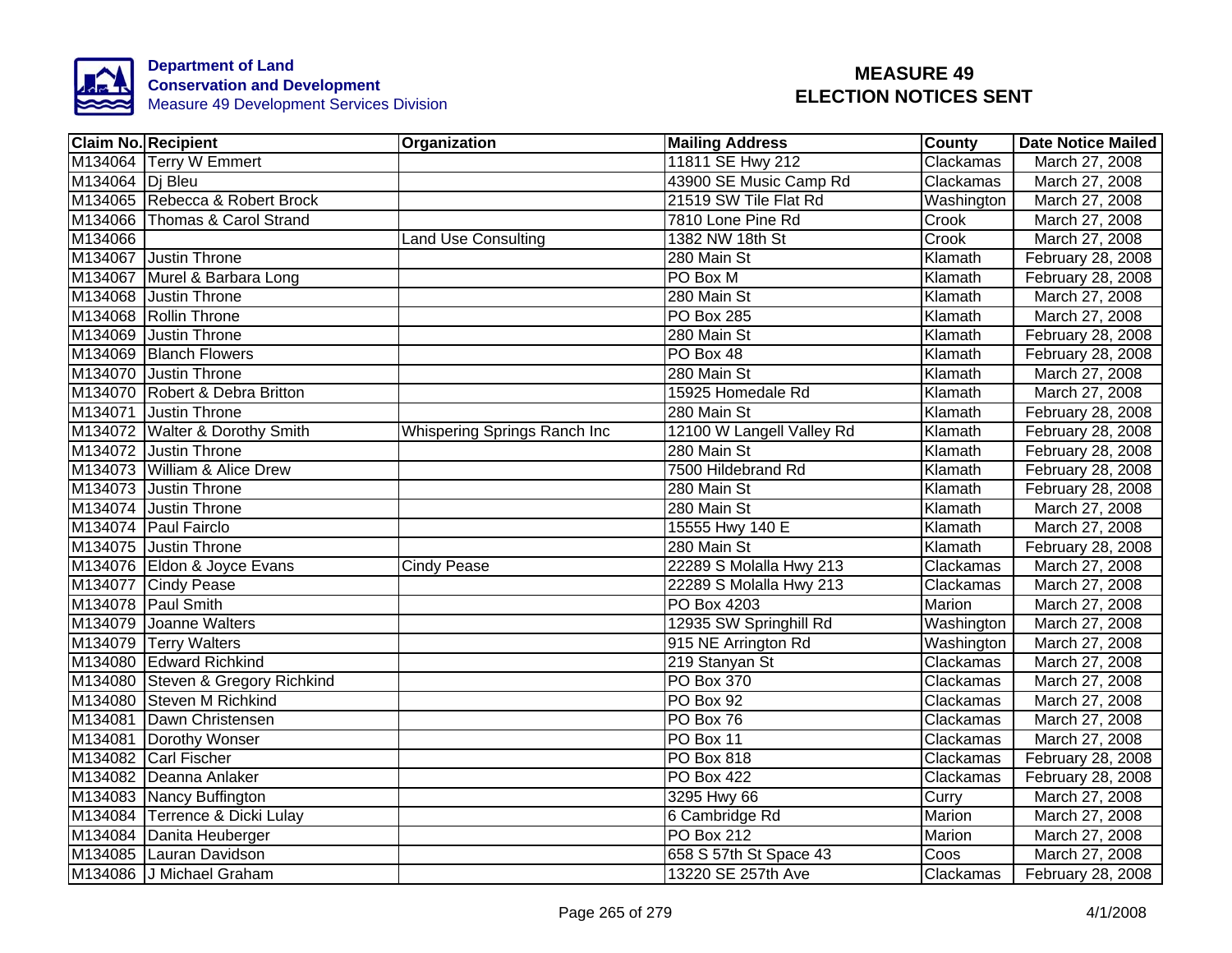Department of Land
Conservation and Development
Measure 49 Development Services Division

# MEASURE 49
# ELECTION NOTICES SENT

| Claim No. | Recipient | Organization | Mailing Address | County | Date Notice Mailed |
|---|---|---|---|---|---|
| M134064 | Terry W Emmert | | 11811 SE Hwy 212 | Clackamas | March 27, 2008 |
| M134064 | Dj Bleu | | 43900 SE Music Camp Rd | Clackamas | March 27, 2008 |
| M134065 | Rebecca & Robert Brock | | 21519 SW Tile Flat Rd | Washington | March 27, 2008 |
| M134066 | Thomas & Carol Strand | | 7810 Lone Pine Rd | Crook | March 27, 2008 |
| M134066 | | Land Use Consulting | 1382 NW 18th St | Crook | March 27, 2008 |
| M134067 | Justin Throne | | 280 Main St | Klamath | February 28, 2008 |
| M134067 | Murel & Barbara Long | | PO Box M | Klamath | February 28, 2008 |
| M134068 | Justin Throne | | 280 Main St | Klamath | March 27, 2008 |
| M134068 | Rollin Throne | | PO Box 285 | Klamath | March 27, 2008 |
| M134069 | Justin Throne | | 280 Main St | Klamath | February 28, 2008 |
| M134069 | Blanch Flowers | | PO Box 48 | Klamath | February 28, 2008 |
| M134070 | Justin Throne | | 280 Main St | Klamath | March 27, 2008 |
| M134070 | Robert & Debra Britton | | 15925 Homedale Rd | Klamath | March 27, 2008 |
| M134071 | Justin Throne | | 280 Main St | Klamath | February 28, 2008 |
| M134072 | Walter & Dorothy Smith | Whispering Springs Ranch Inc | 12100 W Langell Valley Rd | Klamath | February 28, 2008 |
| M134072 | Justin Throne | | 280 Main St | Klamath | February 28, 2008 |
| M134073 | William & Alice Drew | | 7500 Hildebrand Rd | Klamath | February 28, 2008 |
| M134073 | Justin Throne | | 280 Main St | Klamath | February 28, 2008 |
| M134074 | Justin Throne | | 280 Main St | Klamath | March 27, 2008 |
| M134074 | Paul Fairclo | | 15555 Hwy 140 E | Klamath | March 27, 2008 |
| M134075 | Justin Throne | | 280 Main St | Klamath | February 28, 2008 |
| M134076 | Eldon & Joyce Evans | Cindy Pease | 22289 S Molalla Hwy 213 | Clackamas | March 27, 2008 |
| M134077 | Cindy Pease | | 22289 S Molalla Hwy 213 | Clackamas | March 27, 2008 |
| M134078 | Paul Smith | | PO Box 4203 | Marion | March 27, 2008 |
| M134079 | Joanne Walters | | 12935 SW Springhill Rd | Washington | March 27, 2008 |
| M134079 | Terry Walters | | 915 NE Arrington Rd | Washington | March 27, 2008 |
| M134080 | Edward Richkind | | 219 Stanyan St | Clackamas | March 27, 2008 |
| M134080 | Steven & Gregory Richkind | | PO Box 370 | Clackamas | March 27, 2008 |
| M134080 | Steven M Richkind | | PO Box 92 | Clackamas | March 27, 2008 |
| M134081 | Dawn Christensen | | PO Box 76 | Clackamas | March 27, 2008 |
| M134081 | Dorothy Wonser | | PO Box 11 | Clackamas | March 27, 2008 |
| M134082 | Carl Fischer | | PO Box 818 | Clackamas | February 28, 2008 |
| M134082 | Deanna Anlaker | | PO Box 422 | Clackamas | February 28, 2008 |
| M134083 | Nancy Buffington | | 3295 Hwy 66 | Curry | March 27, 2008 |
| M134084 | Terrence & Dicki Lulay | | 6 Cambridge Rd | Marion | March 27, 2008 |
| M134084 | Danita Heuberger | | PO Box 212 | Marion | March 27, 2008 |
| M134085 | Lauran Davidson | | 658 S 57th St Space 43 | Coos | March 27, 2008 |
| M134086 | J Michael Graham | | 13220 SE 257th Ave | Clackamas | February 28, 2008 |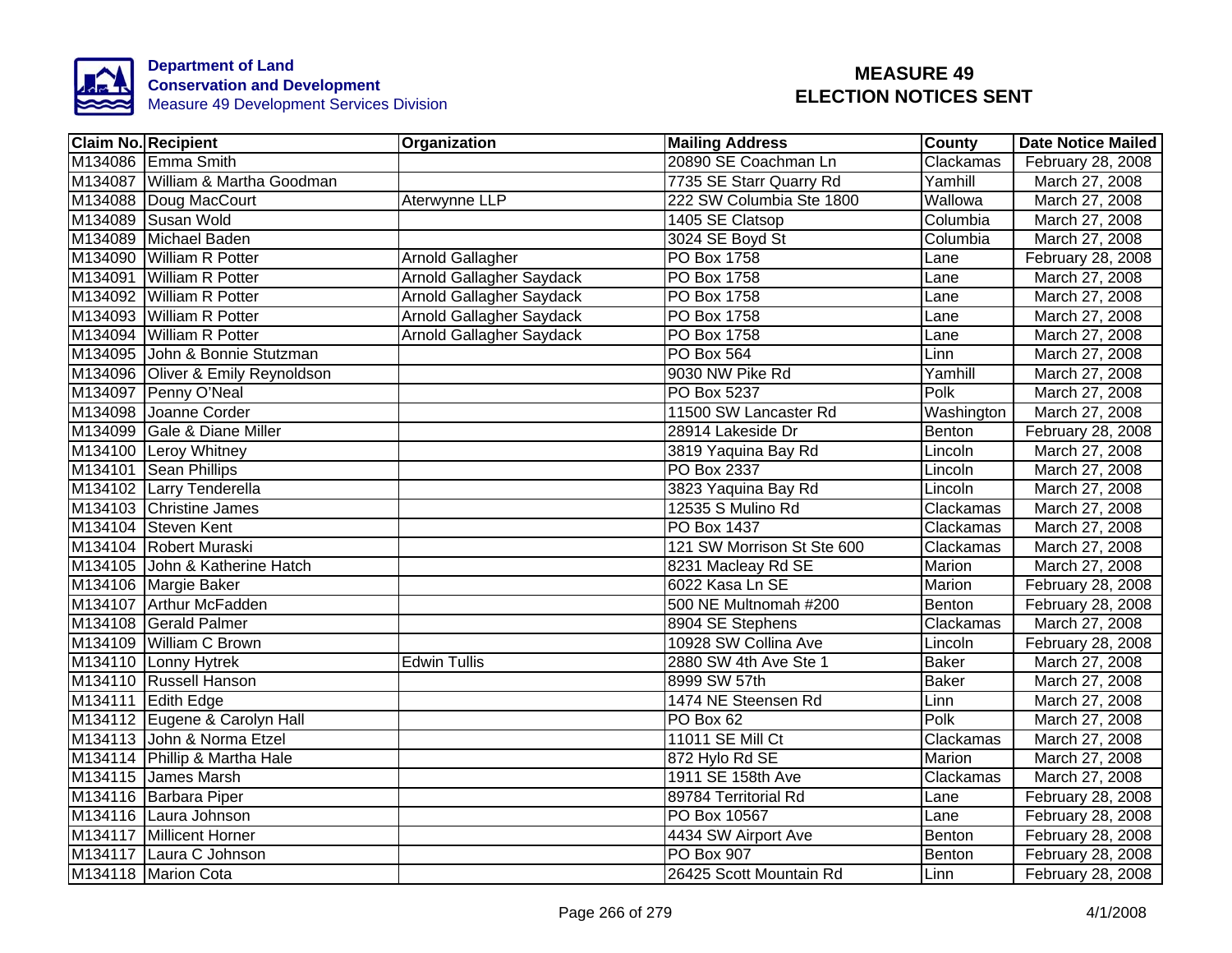**Department of Land Conservation and Development**
Measure 49 Development Services Division

# MEASURE 49
# ELECTION NOTICES SENT

| Claim No. | Recipient | Organization | Mailing Address | County | Date Notice Mailed |
|---|---|---|---|---|---|
| M134086 | Emma Smith | | 20890 SE Coachman Ln | Clackamas | February 28, 2008 |
| M134087 | William & Martha Goodman | | 7735 SE Starr Quarry Rd | Yamhill | March 27, 2008 |
| M134088 | Doug MacCourt | Aterwynne LLP | 222 SW Columbia Ste 1800 | Wallowa | March 27, 2008 |
| M134089 | Susan Wold | | 1405 SE Clatsop | Columbia | March 27, 2008 |
| M134089 | Michael Baden | | 3024 SE Boyd St | Columbia | March 27, 2008 |
| M134090 | William R Potter | Arnold Gallagher | PO Box 1758 | Lane | February 28, 2008 |
| M134091 | William R Potter | Arnold Gallagher Saydack | PO Box 1758 | Lane | March 27, 2008 |
| M134092 | William R Potter | Arnold Gallagher Saydack | PO Box 1758 | Lane | March 27, 2008 |
| M134093 | William R Potter | Arnold Gallagher Saydack | PO Box 1758 | Lane | March 27, 2008 |
| M134094 | William R Potter | Arnold Gallagher Saydack | PO Box 1758 | Lane | March 27, 2008 |
| M134095 | John & Bonnie Stutzman | | PO Box 564 | Linn | March 27, 2008 |
| M134096 | Oliver & Emily Reynoldson | | 9030 NW Pike Rd | Yamhill | March 27, 2008 |
| M134097 | Penny O'Neal | | PO Box 5237 | Polk | March 27, 2008 |
| M134098 | Joanne Corder | | 11500 SW Lancaster Rd | Washington | March 27, 2008 |
| M134099 | Gale & Diane Miller | | 28914 Lakeside Dr | Benton | February 28, 2008 |
| M134100 | Leroy Whitney | | 3819 Yaquina Bay Rd | Lincoln | March 27, 2008 |
| M134101 | Sean Phillips | | PO Box 2337 | Lincoln | March 27, 2008 |
| M134102 | Larry Tenderella | | 3823 Yaquina Bay Rd | Lincoln | March 27, 2008 |
| M134103 | Christine James | | 12535 S Mulino Rd | Clackamas | March 27, 2008 |
| M134104 | Steven Kent | | PO Box 1437 | Clackamas | March 27, 2008 |
| M134104 | Robert Muraski | | 121 SW Morrison St Ste 600 | Clackamas | March 27, 2008 |
| M134105 | John & Katherine Hatch | | 8231 Macleay Rd SE | Marion | March 27, 2008 |
| M134106 | Margie Baker | | 6022 Kasa Ln SE | Marion | February 28, 2008 |
| M134107 | Arthur McFadden | | 500 NE Multnomah #200 | Benton | February 28, 2008 |
| M134108 | Gerald Palmer | | 8904 SE Stephens | Clackamas | March 27, 2008 |
| M134109 | William C Brown | | 10928 SW Collina Ave | Lincoln | February 28, 2008 |
| M134110 | Lonny Hytrek | Edwin Tullis | 2880 SW 4th Ave Ste 1 | Baker | March 27, 2008 |
| M134110 | Russell Hanson | | 8999 SW 57th | Baker | March 27, 2008 |
| M134111 | Edith Edge | | 1474 NE Steensen Rd | Linn | March 27, 2008 |
| M134112 | Eugene & Carolyn Hall | | PO Box 62 | Polk | March 27, 2008 |
| M134113 | John & Norma Etzel | | 11011 SE Mill Ct | Clackamas | March 27, 2008 |
| M134114 | Phillip & Martha Hale | | 872 Hylo Rd SE | Marion | March 27, 2008 |
| M134115 | James Marsh | | 1911 SE 158th Ave | Clackamas | March 27, 2008 |
| M134116 | Barbara Piper | | 89784 Territorial Rd | Lane | February 28, 2008 |
| M134116 | Laura Johnson | | PO Box 10567 | Lane | February 28, 2008 |
| M134117 | Millicent Horner | | 4434 SW Airport Ave | Benton | February 28, 2008 |
| M134117 | Laura C Johnson | | PO Box 907 | Benton | February 28, 2008 |
| M134118 | Marion Cota | | 26425 Scott Mountain Rd | Linn | February 28, 2008 |

4/1/2008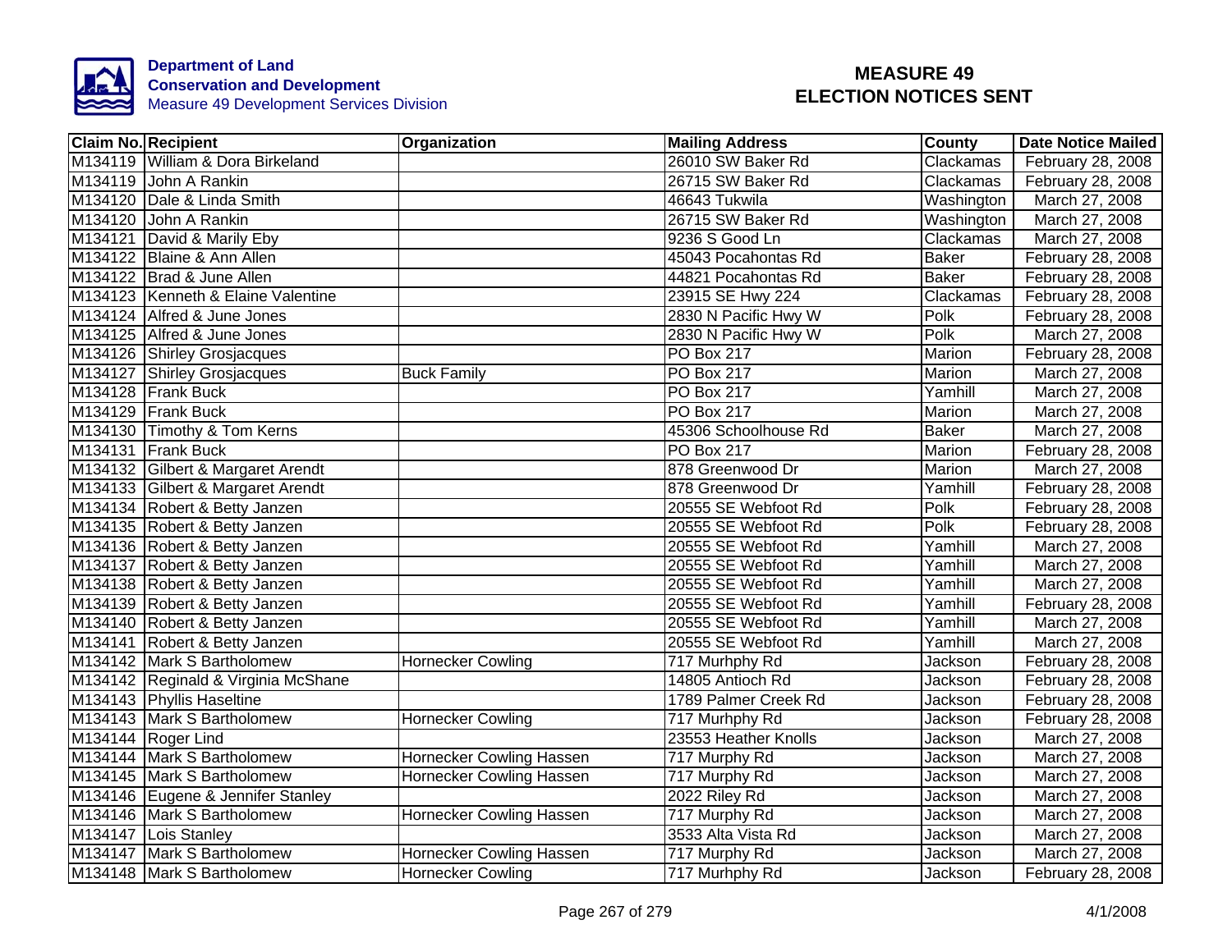Department of Land Conservation and Development
Measure 49 Development Services Division

# MEASURE 49 ELECTION NOTICES SENT

| Claim No. | Recipient | Organization | Mailing Address | County | Date Notice Mailed |
|---|---|---|---|---|---|
| M134119 | William & Dora Birkeland | | 26010 SW Baker Rd | Clackamas | February 28, 2008 |
| M134119 | John A Rankin | | 26715 SW Baker Rd | Clackamas | February 28, 2008 |
| M134120 | Dale & Linda Smith | | 46643 Tukwila | Washington | March 27, 2008 |
| M134120 | John A Rankin | | 26715 SW Baker Rd | Washington | March 27, 2008 |
| M134121 | David & Marily Eby | | 9236 S Good Ln | Clackamas | March 27, 2008 |
| M134122 | Blaine & Ann Allen | | 45043 Pocahontas Rd | Baker | February 28, 2008 |
| M134122 | Brad & June Allen | | 44821 Pocahontas Rd | Baker | February 28, 2008 |
| M134123 | Kenneth & Elaine Valentine | | 23915 SE Hwy 224 | Clackamas | February 28, 2008 |
| M134124 | Alfred & June Jones | | 2830 N Pacific Hwy W | Polk | February 28, 2008 |
| M134125 | Alfred & June Jones | | 2830 N Pacific Hwy W | Polk | March 27, 2008 |
| M134126 | Shirley Grosjacques | | PO Box 217 | Marion | February 28, 2008 |
| M134127 | Shirley Grosjacques | Buck Family | PO Box 217 | Marion | March 27, 2008 |
| M134128 | Frank Buck | | PO Box 217 | Yamhill | March 27, 2008 |
| M134129 | Frank Buck | | PO Box 217 | Marion | March 27, 2008 |
| M134130 | Timothy & Tom Kerns | | 45306 Schoolhouse Rd | Baker | March 27, 2008 |
| M134131 | Frank Buck | | PO Box 217 | Marion | February 28, 2008 |
| M134132 | Gilbert & Margaret Arendt | | 878 Greenwood Dr | Marion | March 27, 2008 |
| M134133 | Gilbert & Margaret Arendt | | 878 Greenwood Dr | Yamhill | February 28, 2008 |
| M134134 | Robert & Betty Janzen | | 20555 SE Webfoot Rd | Polk | February 28, 2008 |
| M134135 | Robert & Betty Janzen | | 20555 SE Webfoot Rd | Polk | February 28, 2008 |
| M134136 | Robert & Betty Janzen | | 20555 SE Webfoot Rd | Yamhill | March 27, 2008 |
| M134137 | Robert & Betty Janzen | | 20555 SE Webfoot Rd | Yamhill | March 27, 2008 |
| M134138 | Robert & Betty Janzen | | 20555 SE Webfoot Rd | Yamhill | March 27, 2008 |
| M134139 | Robert & Betty Janzen | | 20555 SE Webfoot Rd | Yamhill | February 28, 2008 |
| M134140 | Robert & Betty Janzen | | 20555 SE Webfoot Rd | Yamhill | March 27, 2008 |
| M134141 | Robert & Betty Janzen | | 20555 SE Webfoot Rd | Yamhill | March 27, 2008 |
| M134142 | Mark S Bartholomew | Hornecker Cowling | 717 Murhphy Rd | Jackson | February 28, 2008 |
| M134142 | Reginald & Virginia McShane | | 14805 Antioch Rd | Jackson | February 28, 2008 |
| M134143 | Phyllis Haseltine | | 1789 Palmer Creek Rd | Jackson | February 28, 2008 |
| M134143 | Mark S Bartholomew | Hornecker Cowling | 717 Murhphy Rd | Jackson | February 28, 2008 |
| M134144 | Roger Lind | | 23553 Heather Knolls | Jackson | March 27, 2008 |
| M134144 | Mark S Bartholomew | Hornecker Cowling Hassen | 717 Murphy Rd | Jackson | March 27, 2008 |
| M134145 | Mark S Bartholomew | Hornecker Cowling Hassen | 717 Murphy Rd | Jackson | March 27, 2008 |
| M134146 | Eugene & Jennifer Stanley | | 2022 Riley Rd | Jackson | March 27, 2008 |
| M134146 | Mark S Bartholomew | Hornecker Cowling Hassen | 717 Murphy Rd | Jackson | March 27, 2008 |
| M134147 | Lois Stanley | | 3533 Alta Vista Rd | Jackson | March 27, 2008 |
| M134147 | Mark S Bartholomew | Hornecker Cowling Hassen | 717 Murphy Rd | Jackson | March 27, 2008 |
| M134148 | Mark S Bartholomew | Hornecker Cowling | 717 Murhphy Rd | Jackson | February 28, 2008 |

4/1/2008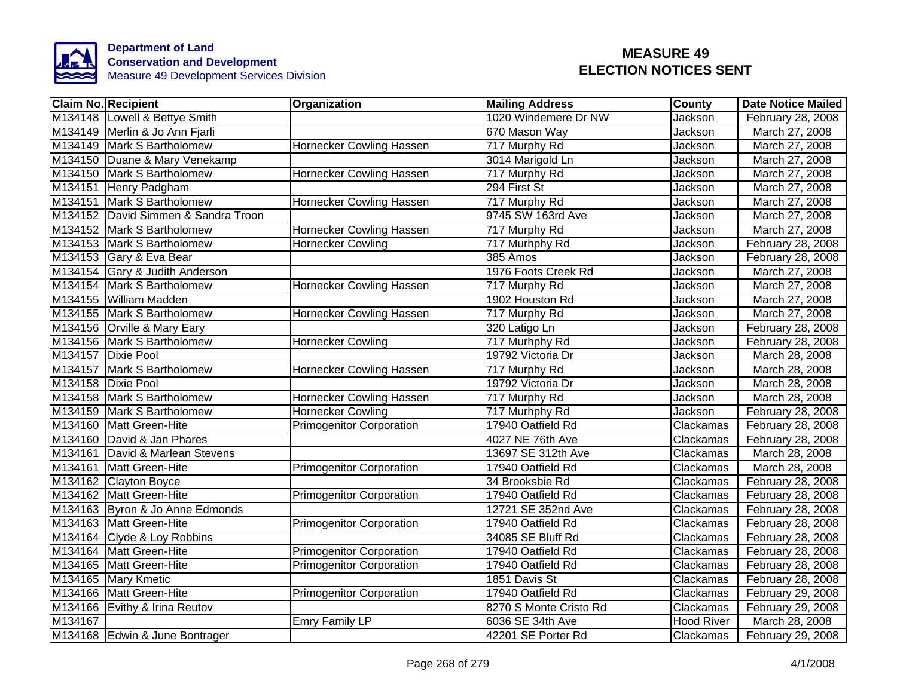**Department of Land Conservation and Development**
Measure 49 Development Services Division

# MEASURE 49 ELECTION NOTICES SENT

| Claim No. | Recipient | Organization | Mailing Address | County | Date Notice Mailed |
|---|---|---|---|---|---|
| M134148 | Lowell & Bettye Smith | | 1020 Windemere Dr NW | Jackson | February 28, 2008 |
| M134149 | Merlin & Jo Ann Fjarli | | 670 Mason Way | Jackson | March 27, 2008 |
| M134149 | Mark S Bartholomew | Hornecker Cowling Hassen | 717 Murphy Rd | Jackson | March 27, 2008 |
| M134150 | Duane & Mary Venekamp | | 3014 Marigold Ln | Jackson | March 27, 2008 |
| M134150 | Mark S Bartholomew | Hornecker Cowling Hassen | 717 Murphy Rd | Jackson | March 27, 2008 |
| M134151 | Henry Padgham | | 294 First St | Jackson | March 27, 2008 |
| M134151 | Mark S Bartholomew | Hornecker Cowling Hassen | 717 Murphy Rd | Jackson | March 27, 2008 |
| M134152 | David Simmen & Sandra Troon | | 9745 SW 163rd Ave | Jackson | March 27, 2008 |
| M134152 | Mark S Bartholomew | Hornecker Cowling Hassen | 717 Murphy Rd | Jackson | March 27, 2008 |
| M134153 | Mark S Bartholomew | Hornecker Cowling | 717 Murhphy Rd | Jackson | February 28, 2008 |
| M134153 | Gary & Eva Bear | | 385 Amos | Jackson | February 28, 2008 |
| M134154 | Gary & Judith Anderson | | 1976 Foots Creek Rd | Jackson | March 27, 2008 |
| M134154 | Mark S Bartholomew | Hornecker Cowling Hassen | 717 Murphy Rd | Jackson | March 27, 2008 |
| M134155 | William Madden | | 1902 Houston Rd | Jackson | March 27, 2008 |
| M134155 | Mark S Bartholomew | Hornecker Cowling Hassen | 717 Murphy Rd | Jackson | March 27, 2008 |
| M134156 | Orville & Mary Eary | | 320 Latigo Ln | Jackson | February 28, 2008 |
| M134156 | Mark S Bartholomew | Hornecker Cowling | 717 Murhphy Rd | Jackson | February 28, 2008 |
| M134157 | Dixie Pool | | 19792 Victoria Dr | Jackson | March 28, 2008 |
| M134157 | Mark S Bartholomew | Hornecker Cowling Hassen | 717 Murphy Rd | Jackson | March 28, 2008 |
| M134158 | Dixie Pool | | 19792 Victoria Dr | Jackson | March 28, 2008 |
| M134158 | Mark S Bartholomew | Hornecker Cowling Hassen | 717 Murphy Rd | Jackson | March 28, 2008 |
| M134159 | Mark S Bartholomew | Hornecker Cowling | 717 Murhphy Rd | Jackson | February 28, 2008 |
| M134160 | Matt Green-Hite | Primogenitor Corporation | 17940 Oatfield Rd | Clackamas | February 28, 2008 |
| M134160 | David & Jan Phares | | 4027 NE 76th Ave | Clackamas | February 28, 2008 |
| M134161 | David & Marlean Stevens | | 13697 SE 312th Ave | Clackamas | March 28, 2008 |
| M134161 | Matt Green-Hite | Primogenitor Corporation | 17940 Oatfield Rd | Clackamas | March 28, 2008 |
| M134162 | Clayton Boyce | | 34 Brooksbie Rd | Clackamas | February 28, 2008 |
| M134162 | Matt Green-Hite | Primogenitor Corporation | 17940 Oatfield Rd | Clackamas | February 28, 2008 |
| M134163 | Byron & Jo Anne Edmonds | | 12721 SE 352nd Ave | Clackamas | February 28, 2008 |
| M134163 | Matt Green-Hite | Primogenitor Corporation | 17940 Oatfield Rd | Clackamas | February 28, 2008 |
| M134164 | Clyde & Loy Robbins | | 34085 SE Bluff Rd | Clackamas | February 28, 2008 |
| M134164 | Matt Green-Hite | Primogenitor Corporation | 17940 Oatfield Rd | Clackamas | February 28, 2008 |
| M134165 | Matt Green-Hite | Primogenitor Corporation | 17940 Oatfield Rd | Clackamas | February 28, 2008 |
| M134165 | Mary Kmetic | | 1851 Davis St | Clackamas | February 28, 2008 |
| M134166 | Matt Green-Hite | Primogenitor Corporation | 17940 Oatfield Rd | Clackamas | February 29, 2008 |
| M134166 | Evithy & Irina Reutov | | 8270 S Monte Cristo Rd | Clackamas | February 29, 2008 |
| M134167 | | Emry Family LP | 6036 SE 34th Ave | Hood River | March 28, 2008 |
| M134168 | Edwin & June Bontrager | | 42201 SE Porter Rd | Clackamas | February 29, 2008 |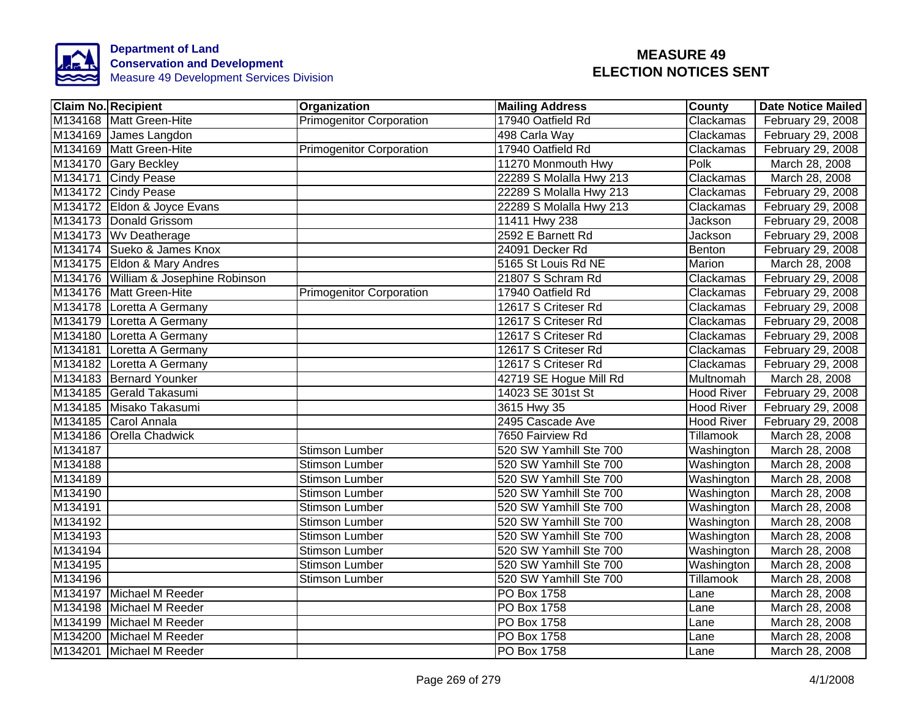Department of Land Conservation and Development
Measure 49 Development Services Division

# MEASURE 49
# ELECTION NOTICES SENT

| Claim No. | Recipient | Organization | Mailing Address | County | Date Notice Mailed |
|---|---|---|---|---|---|
| M134168 | Matt Green-Hite | Primogenitor Corporation | 17940 Oatfield Rd | Clackamas | February 29, 2008 |
| M134169 | James Langdon | | 498 Carla Way | Clackamas | February 29, 2008 |
| M134169 | Matt Green-Hite | Primogenitor Corporation | 17940 Oatfield Rd | Clackamas | February 29, 2008 |
| M134170 | Gary Beckley | | 11270 Monmouth Hwy | Polk | March 28, 2008 |
| M134171 | Cindy Pease | | 22289 S Molalla Hwy 213 | Clackamas | March 28, 2008 |
| M134172 | Cindy Pease | | 22289 S Molalla Hwy 213 | Clackamas | February 29, 2008 |
| M134172 | Eldon & Joyce Evans | | 22289 S Molalla Hwy 213 | Clackamas | February 29, 2008 |
| M134173 | Donald Grissom | | 11411 Hwy 238 | Jackson | February 29, 2008 |
| M134173 | Wv Deatherage | | 2592 E Barnett Rd | Jackson | February 29, 2008 |
| M134174 | Sueko & James Knox | | 24091 Decker Rd | Benton | February 29, 2008 |
| M134175 | Eldon & Mary Andres | | 5165 St Louis Rd NE | Marion | March 28, 2008 |
| M134176 | William & Josephine Robinson | | 21807 S Schram Rd | Clackamas | February 29, 2008 |
| M134176 | Matt Green-Hite | Primogenitor Corporation | 17940 Oatfield Rd | Clackamas | February 29, 2008 |
| M134178 | Loretta A Germany | | 12617 S Criteser Rd | Clackamas | February 29, 2008 |
| M134179 | Loretta A Germany | | 12617 S Criteser Rd | Clackamas | February 29, 2008 |
| M134180 | Loretta A Germany | | 12617 S Criteser Rd | Clackamas | February 29, 2008 |
| M134181 | Loretta A Germany | | 12617 S Criteser Rd | Clackamas | February 29, 2008 |
| M134182 | Loretta A Germany | | 12617 S Criteser Rd | Clackamas | February 29, 2008 |
| M134183 | Bernard Younker | | 42719 SE Hogue Mill Rd | Multnomah | March 28, 2008 |
| M134185 | Gerald Takasumi | | 14023 SE 301st St | Hood River | February 29, 2008 |
| M134185 | Misako Takasumi | | 3615 Hwy 35 | Hood River | February 29, 2008 |
| M134185 | Carol Annala | | 2495 Cascade Ave | Hood River | February 29, 2008 |
| M134186 | Orella Chadwick | | 7650 Fairview Rd | Tillamook | March 28, 2008 |
| M134187 | | Stimson Lumber | 520 SW Yamhill Ste 700 | Washington | March 28, 2008 |
| M134188 | | Stimson Lumber | 520 SW Yamhill Ste 700 | Washington | March 28, 2008 |
| M134189 | | Stimson Lumber | 520 SW Yamhill Ste 700 | Washington | March 28, 2008 |
| M134190 | | Stimson Lumber | 520 SW Yamhill Ste 700 | Washington | March 28, 2008 |
| M134191 | | Stimson Lumber | 520 SW Yamhill Ste 700 | Washington | March 28, 2008 |
| M134192 | | Stimson Lumber | 520 SW Yamhill Ste 700 | Washington | March 28, 2008 |
| M134193 | | Stimson Lumber | 520 SW Yamhill Ste 700 | Washington | March 28, 2008 |
| M134194 | | Stimson Lumber | 520 SW Yamhill Ste 700 | Washington | March 28, 2008 |
| M134195 | | Stimson Lumber | 520 SW Yamhill Ste 700 | Washington | March 28, 2008 |
| M134196 | | Stimson Lumber | 520 SW Yamhill Ste 700 | Tillamook | March 28, 2008 |
| M134197 | Michael M Reeder | | PO Box 1758 | Lane | March 28, 2008 |
| M134198 | Michael M Reeder | | PO Box 1758 | Lane | March 28, 2008 |
| M134199 | Michael M Reeder | | PO Box 1758 | Lane | March 28, 2008 |
| M134200 | Michael M Reeder | | PO Box 1758 | Lane | March 28, 2008 |
| M134201 | Michael M Reeder | | PO Box 1758 | Lane | March 28, 2008 |

4/1/2008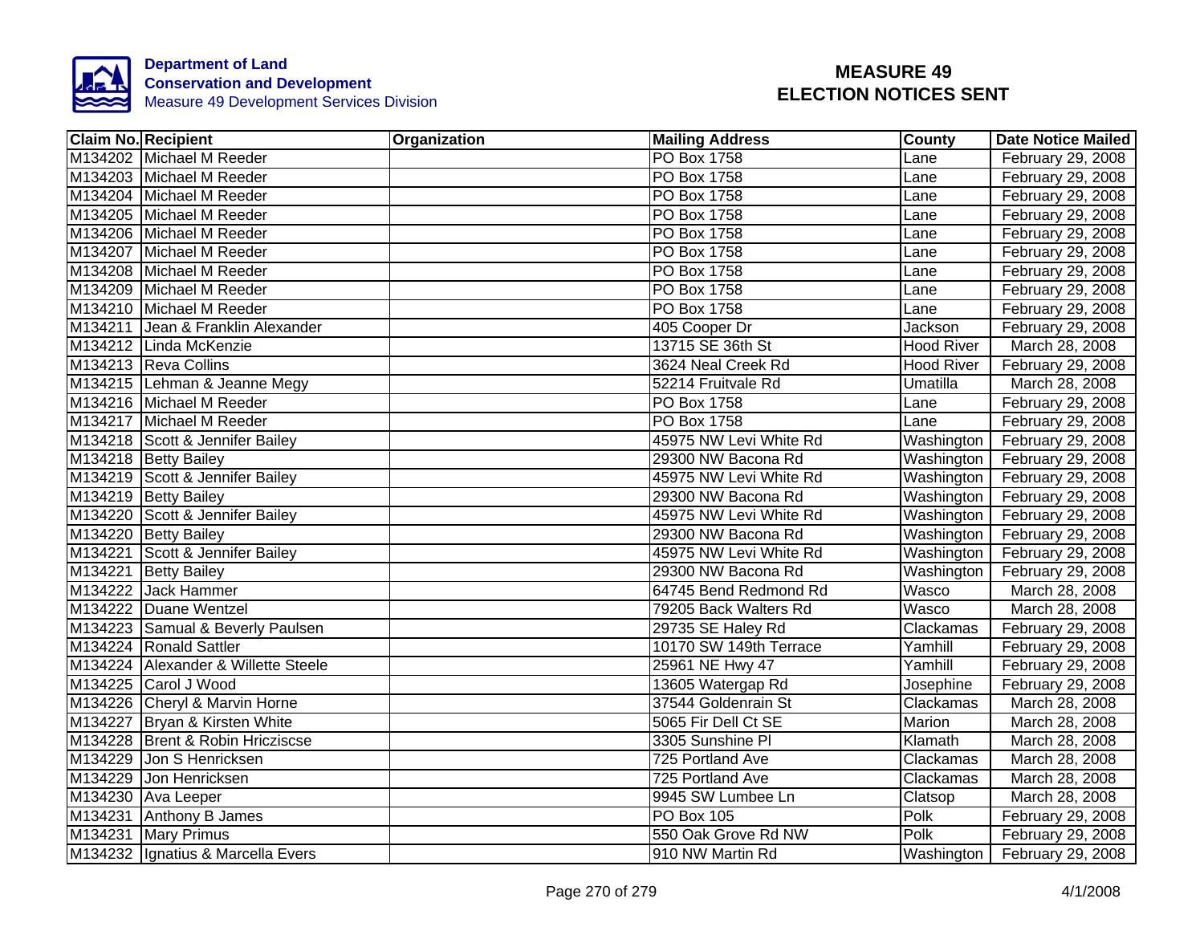Department of Land Conservation and Development
Measure 49 Development Services Division

# MEASURE 49 ELECTION NOTICES SENT

| Claim No. | Recipient | Organization | Mailing Address | County | Date Notice Mailed |
|---|---|---|---|---|---|
| M134202 | Michael M Reeder | | PO Box 1758 | Lane | February 29, 2008 |
| M134203 | Michael M Reeder | | PO Box 1758 | Lane | February 29, 2008 |
| M134204 | Michael M Reeder | | PO Box 1758 | Lane | February 29, 2008 |
| M134205 | Michael M Reeder | | PO Box 1758 | Lane | February 29, 2008 |
| M134206 | Michael M Reeder | | PO Box 1758 | Lane | February 29, 2008 |
| M134207 | Michael M Reeder | | PO Box 1758 | Lane | February 29, 2008 |
| M134208 | Michael M Reeder | | PO Box 1758 | Lane | February 29, 2008 |
| M134209 | Michael M Reeder | | PO Box 1758 | Lane | February 29, 2008 |
| M134210 | Michael M Reeder | | PO Box 1758 | Lane | February 29, 2008 |
| M134211 | Jean & Franklin Alexander | | 405 Cooper Dr | Jackson | February 29, 2008 |
| M134212 | Linda McKenzie | | 13715 SE 36th St | Hood River | March 28, 2008 |
| M134213 | Reva Collins | | 3624 Neal Creek Rd | Hood River | February 29, 2008 |
| M134215 | Lehman & Jeanne Megy | | 52214 Fruitvale Rd | Umatilla | March 28, 2008 |
| M134216 | Michael M Reeder | | PO Box 1758 | Lane | February 29, 2008 |
| M134217 | Michael M Reeder | | PO Box 1758 | Lane | February 29, 2008 |
| M134218 | Scott & Jennifer Bailey | | 45975 NW Levi White Rd | Washington | February 29, 2008 |
| M134218 | Betty Bailey | | 29300 NW Bacona Rd | Washington | February 29, 2008 |
| M134219 | Scott & Jennifer Bailey | | 45975 NW Levi White Rd | Washington | February 29, 2008 |
| M134219 | Betty Bailey | | 29300 NW Bacona Rd | Washington | February 29, 2008 |
| M134220 | Scott & Jennifer Bailey | | 45975 NW Levi White Rd | Washington | February 29, 2008 |
| M134220 | Betty Bailey | | 29300 NW Bacona Rd | Washington | February 29, 2008 |
| M134221 | Scott & Jennifer Bailey | | 45975 NW Levi White Rd | Washington | February 29, 2008 |
| M134221 | Betty Bailey | | 29300 NW Bacona Rd | Washington | February 29, 2008 |
| M134222 | Jack Hammer | | 64745 Bend Redmond Rd | Wasco | March 28, 2008 |
| M134222 | Duane Wentzel | | 79205 Back Walters Rd | Wasco | March 28, 2008 |
| M134223 | Samual & Beverly Paulsen | | 29735 SE Haley Rd | Clackamas | February 29, 2008 |
| M134224 | Ronald Sattler | | 10170 SW 149th Terrace | Yamhill | February 29, 2008 |
| M134224 | Alexander & Willette Steele | | 25961 NE Hwy 47 | Yamhill | February 29, 2008 |
| M134225 | Carol J Wood | | 13605 Watergap Rd | Josephine | February 29, 2008 |
| M134226 | Cheryl & Marvin Horne | | 37544 Goldenrain St | Clackamas | March 28, 2008 |
| M134227 | Bryan & Kirsten White | | 5065 Fir Dell Ct SE | Marion | March 28, 2008 |
| M134228 | Brent & Robin Hricziscse | | 3305 Sunshine Pl | Klamath | March 28, 2008 |
| M134229 | Jon S Henricksen | | 725 Portland Ave | Clackamas | March 28, 2008 |
| M134229 | Jon Henricksen | | 725 Portland Ave | Clackamas | March 28, 2008 |
| M134230 | Ava Leeper | | 9945 SW Lumbee Ln | Clatsop | March 28, 2008 |
| M134231 | Anthony B James | | PO Box 105 | Polk | February 29, 2008 |
| M134231 | Mary Primus | | 550 Oak Grove Rd NW | Polk | February 29, 2008 |
| M134232 | Ignatius & Marcella Evers | | 910 NW Martin Rd | Washington | February 29, 2008 |

4/1/2008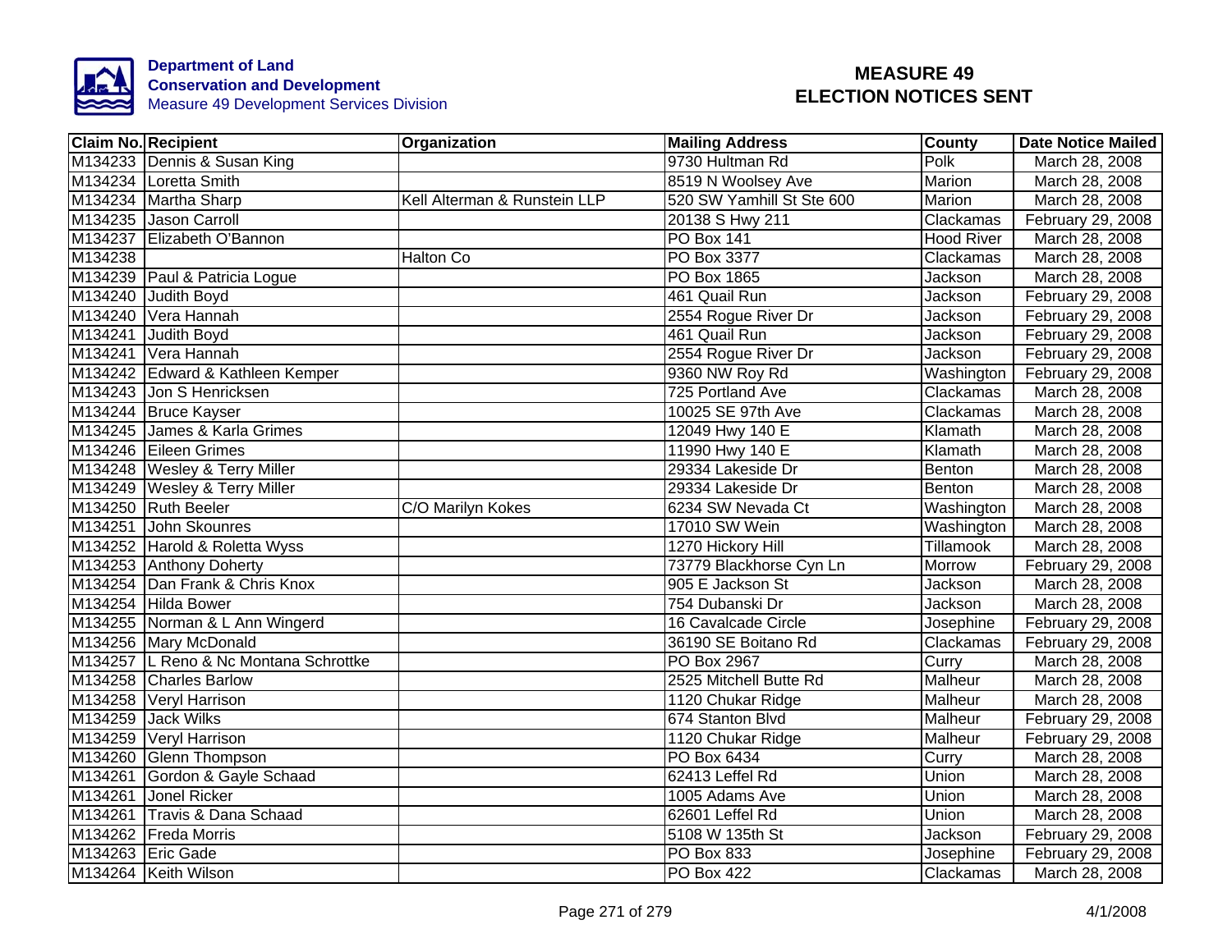**Department of Land Conservation and Development**
Measure 49 Development Services Division

# MEASURE 49 ELECTION NOTICES SENT

| Claim No. | Recipient | Organization | Mailing Address | County | Date Notice Mailed |
|---|---|---|---|---|---|
| M134233 | Dennis & Susan King | | 9730 Hultman Rd | Polk | March 28, 2008 |
| M134234 | Loretta Smith | | 8519 N Woolsey Ave | Marion | March 28, 2008 |
| M134234 | Martha Sharp | Kell Alterman & Runstein LLP | 520 SW Yamhill St Ste 600 | Marion | March 28, 2008 |
| M134235 | Jason Carroll | | 20138 S Hwy 211 | Clackamas | February 29, 2008 |
| M134237 | Elizabeth O'Bannon | | PO Box 141 | Hood River | March 28, 2008 |
| M134238 | | Halton Co | PO Box 3377 | Clackamas | March 28, 2008 |
| M134239 | Paul & Patricia Logue | | PO Box 1865 | Jackson | March 28, 2008 |
| M134240 | Judith Boyd | | 461 Quail Run | Jackson | February 29, 2008 |
| M134240 | Vera Hannah | | 2554 Rogue River Dr | Jackson | February 29, 2008 |
| M134241 | Judith Boyd | | 461 Quail Run | Jackson | February 29, 2008 |
| M134241 | Vera Hannah | | 2554 Rogue River Dr | Jackson | February 29, 2008 |
| M134242 | Edward & Kathleen Kemper | | 9360 NW Roy Rd | Washington | February 29, 2008 |
| M134243 | Jon S Henricksen | | 725 Portland Ave | Clackamas | March 28, 2008 |
| M134244 | Bruce Kayser | | 10025 SE 97th Ave | Clackamas | March 28, 2008 |
| M134245 | James & Karla Grimes | | 12049 Hwy 140 E | Klamath | March 28, 2008 |
| M134246 | Eileen Grimes | | 11990 Hwy 140 E | Klamath | March 28, 2008 |
| M134248 | Wesley & Terry Miller | | 29334 Lakeside Dr | Benton | March 28, 2008 |
| M134249 | Wesley & Terry Miller | | 29334 Lakeside Dr | Benton | March 28, 2008 |
| M134250 | Ruth Beeler | C/O Marilyn Kokes | 6234 SW Nevada Ct | Washington | March 28, 2008 |
| M134251 | John Skounres | | 17010 SW Wein | Washington | March 28, 2008 |
| M134252 | Harold & Roletta Wyss | | 1270 Hickory Hill | Tillamook | March 28, 2008 |
| M134253 | Anthony Doherty | | 73779 Blackhorse Cyn Ln | Morrow | February 29, 2008 |
| M134254 | Dan Frank & Chris Knox | | 905 E Jackson St | Jackson | March 28, 2008 |
| M134254 | Hilda Bower | | 754 Dubanski Dr | Jackson | March 28, 2008 |
| M134255 | Norman & L Ann Wingerd | | 16 Cavalcade Circle | Josephine | February 29, 2008 |
| M134256 | Mary McDonald | | 36190 SE Boitano Rd | Clackamas | February 29, 2008 |
| M134257 | L Reno & Nc Montana Schrottke | | PO Box 2967 | Curry | March 28, 2008 |
| M134258 | Charles Barlow | | 2525 Mitchell Butte Rd | Malheur | March 28, 2008 |
| M134258 | Veryl Harrison | | 1120 Chukar Ridge | Malheur | March 28, 2008 |
| M134259 | Jack Wilks | | 674 Stanton Blvd | Malheur | February 29, 2008 |
| M134259 | Veryl Harrison | | 1120 Chukar Ridge | Malheur | February 29, 2008 |
| M134260 | Glenn Thompson | | PO Box 6434 | Curry | March 28, 2008 |
| M134261 | Gordon & Gayle Schaad | | 62413 Leffel Rd | Union | March 28, 2008 |
| M134261 | Jonel Ricker | | 1005 Adams Ave | Union | March 28, 2008 |
| M134261 | Travis & Dana Schaad | | 62601 Leffel Rd | Union | March 28, 2008 |
| M134262 | Freda Morris | | 5108 W 135th St | Jackson | February 29, 2008 |
| M134263 | Eric Gade | | PO Box 833 | Josephine | February 29, 2008 |
| M134264 | Keith Wilson | | PO Box 422 | Clackamas | March 28, 2008 |

4/1/2008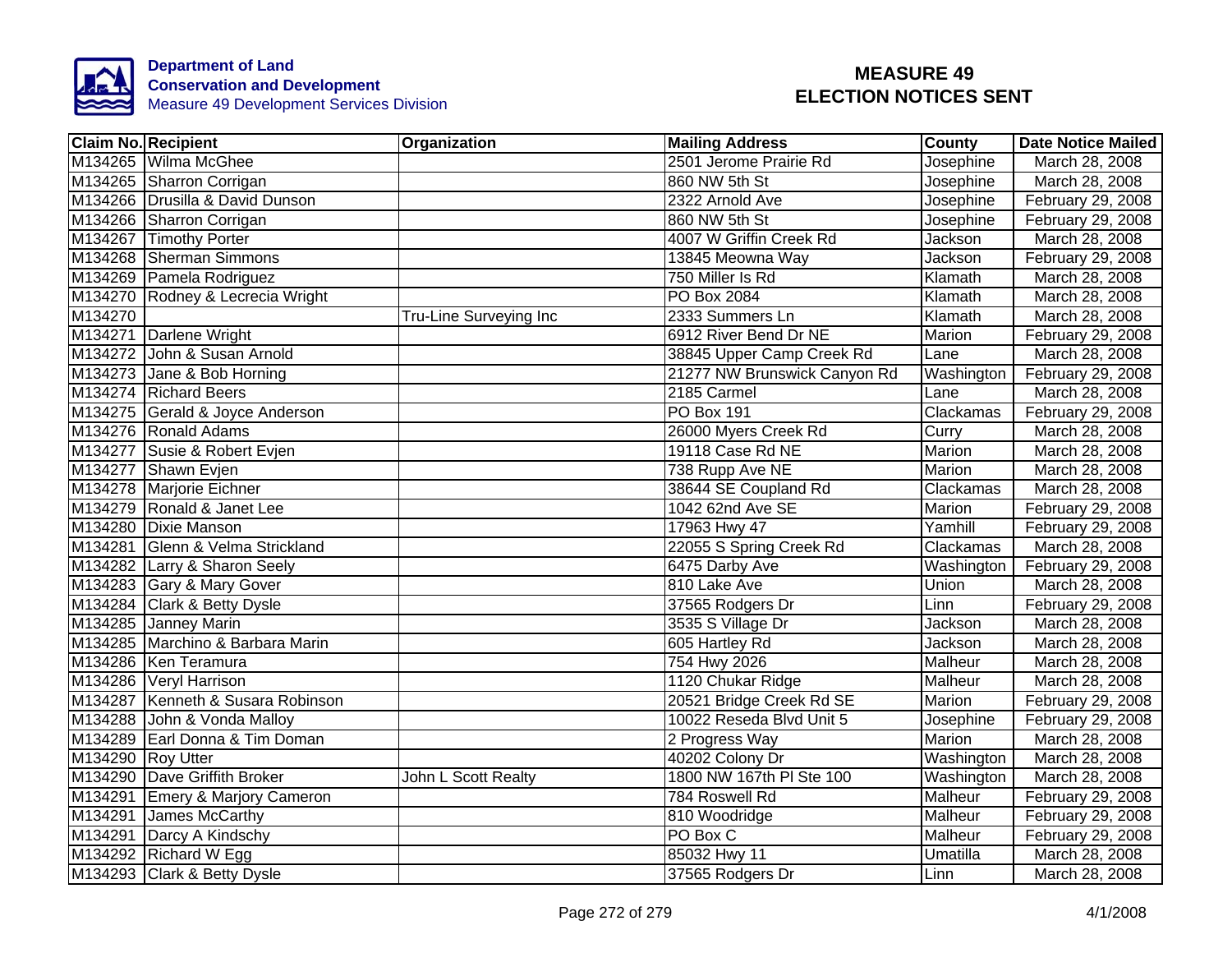**Department of Land Conservation and Development**
Measure 49 Development Services Division

# MEASURE 49
# ELECTION NOTICES SENT

| Claim No. | Recipient | Organization | Mailing Address | County | Date Notice Mailed |
|---|---|---|---|---|---|
| M134265 | Wilma McGhee | | 2501 Jerome Prairie Rd | Josephine | March 28, 2008 |
| M134265 | Sharron Corrigan | | 860 NW 5th St | Josephine | March 28, 2008 |
| M134266 | Drusilla & David Dunson | | 2322 Arnold Ave | Josephine | February 29, 2008 |
| M134266 | Sharron Corrigan | | 860 NW 5th St | Josephine | February 29, 2008 |
| M134267 | Timothy Porter | | 4007 W Griffin Creek Rd | Jackson | March 28, 2008 |
| M134268 | Sherman Simmons | | 13845 Meowna Way | Jackson | February 29, 2008 |
| M134269 | Pamela Rodriguez | | 750 Miller Is Rd | Klamath | March 28, 2008 |
| M134270 | Rodney & Lecrecia Wright | | PO Box 2084 | Klamath | March 28, 2008 |
| M134270 | | Tru-Line Surveying Inc | 2333 Summers Ln | Klamath | March 28, 2008 |
| M134271 | Darlene Wright | | 6912 River Bend Dr NE | Marion | February 29, 2008 |
| M134272 | John & Susan Arnold | | 38845 Upper Camp Creek Rd | Lane | March 28, 2008 |
| M134273 | Jane & Bob Horning | | 21277 NW Brunswick Canyon Rd | Washington | February 29, 2008 |
| M134274 | Richard Beers | | 2185 Carmel | Lane | March 28, 2008 |
| M134275 | Gerald & Joyce Anderson | | PO Box 191 | Clackamas | February 29, 2008 |
| M134276 | Ronald Adams | | 26000 Myers Creek Rd | Curry | March 28, 2008 |
| M134277 | Susie & Robert Evjen | | 19118 Case Rd NE | Marion | March 28, 2008 |
| M134277 | Shawn Evjen | | 738 Rupp Ave NE | Marion | March 28, 2008 |
| M134278 | Marjorie Eichner | | 38644 SE Coupland Rd | Clackamas | March 28, 2008 |
| M134279 | Ronald & Janet Lee | | 1042 62nd Ave SE | Marion | February 29, 2008 |
| M134280 | Dixie Manson | | 17963 Hwy 47 | Yamhill | February 29, 2008 |
| M134281 | Glenn & Velma Strickland | | 22055 S Spring Creek Rd | Clackamas | March 28, 2008 |
| M134282 | Larry & Sharon Seely | | 6475 Darby Ave | Washington | February 29, 2008 |
| M134283 | Gary & Mary Gover | | 810 Lake Ave | Union | March 28, 2008 |
| M134284 | Clark & Betty Dysle | | 37565 Rodgers Dr | Linn | February 29, 2008 |
| M134285 | Janney Marin | | 3535 S Village Dr | Jackson | March 28, 2008 |
| M134285 | Marchino & Barbara Marin | | 605 Hartley Rd | Jackson | March 28, 2008 |
| M134286 | Ken Teramura | | 754 Hwy 2026 | Malheur | March 28, 2008 |
| M134286 | Veryl Harrison | | 1120 Chukar Ridge | Malheur | March 28, 2008 |
| M134287 | Kenneth & Susara Robinson | | 20521 Bridge Creek Rd SE | Marion | February 29, 2008 |
| M134288 | John & Vonda Malloy | | 10022 Reseda Blvd Unit 5 | Josephine | February 29, 2008 |
| M134289 | Earl Donna & Tim Doman | | 2 Progress Way | Marion | March 28, 2008 |
| M134290 | Roy Utter | | 40202 Colony Dr | Washington | March 28, 2008 |
| M134290 | Dave Griffith Broker | John L Scott Realty | 1800 NW 167th Pl Ste 100 | Washington | March 28, 2008 |
| M134291 | Emery & Marjory Cameron | | 784 Roswell Rd | Malheur | February 29, 2008 |
| M134291 | James McCarthy | | 810 Woodridge | Malheur | February 29, 2008 |
| M134291 | Darcy A Kindschy | | PO Box C | Malheur | February 29, 2008 |
| M134292 | Richard W Egg | | 85032 Hwy 11 | Umatilla | March 28, 2008 |
| M134293 | Clark & Betty Dysle | | 37565 Rodgers Dr | Linn | March 28, 2008 |

4/1/2008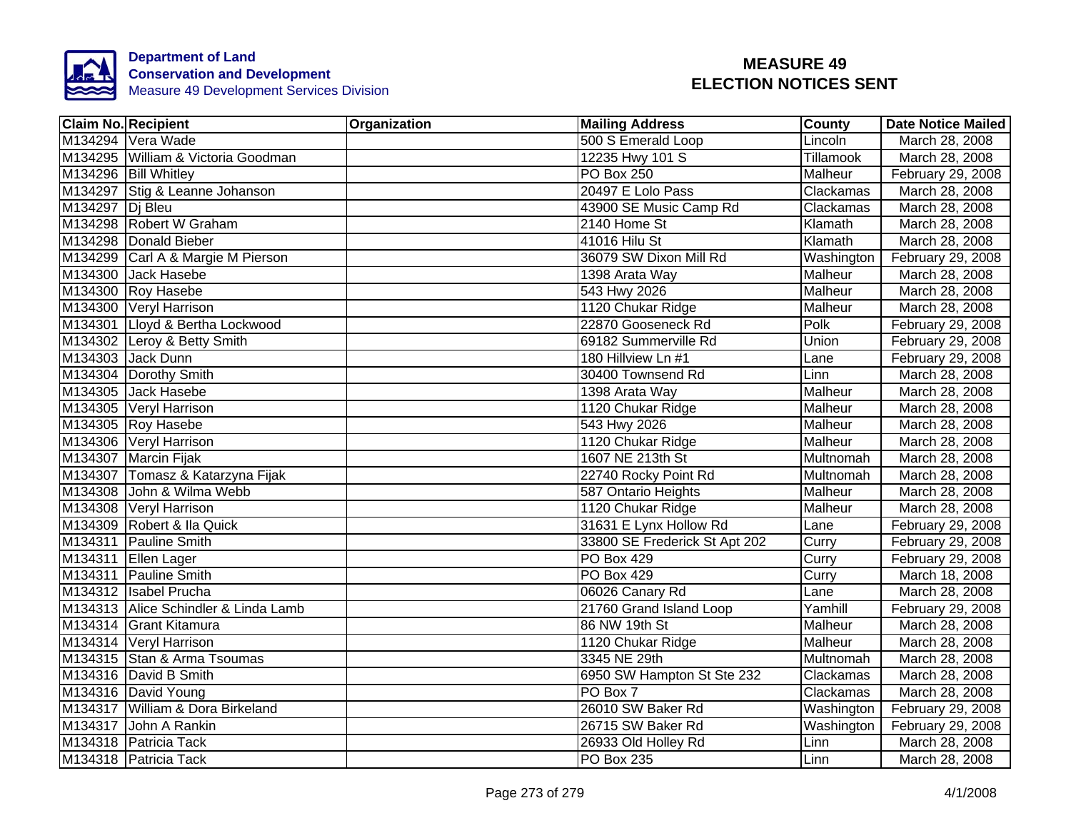**Department of Land Conservation and Development**
Measure 49 Development Services Division

# MEASURE 49 ELECTION NOTICES SENT

| Claim No. | Recipient | Organization | Mailing Address | County | Date Notice Mailed |
|---|---|---|---|---|---|
| M134294 | Vera Wade | | 500 S Emerald Loop | Lincoln | March 28, 2008 |
| M134295 | William & Victoria Goodman | | 12235 Hwy 101 S | Tillamook | March 28, 2008 |
| M134296 | Bill Whitley | | PO Box 250 | Malheur | February 29, 2008 |
| M134297 | Stig & Leanne Johanson | | 20497 E Lolo Pass | Clackamas | March 28, 2008 |
| M134297 | Dj Bleu | | 43900 SE Music Camp Rd | Clackamas | March 28, 2008 |
| M134298 | Robert W Graham | | 2140 Home St | Klamath | March 28, 2008 |
| M134298 | Donald Bieber | | 41016 Hilu St | Klamath | March 28, 2008 |
| M134299 | Carl A & Margie M Pierson | | 36079 SW Dixon Mill Rd | Washington | February 29, 2008 |
| M134300 | Jack Hasebe | | 1398 Arata Way | Malheur | March 28, 2008 |
| M134300 | Roy Hasebe | | 543 Hwy 2026 | Malheur | March 28, 2008 |
| M134300 | Veryl Harrison | | 1120 Chukar Ridge | Malheur | March 28, 2008 |
| M134301 | Lloyd & Bertha Lockwood | | 22870 Gooseneck Rd | Polk | February 29, 2008 |
| M134302 | Leroy & Betty Smith | | 69182 Summerville Rd | Union | February 29, 2008 |
| M134303 | Jack Dunn | | 180 Hillview Ln #1 | Lane | February 29, 2008 |
| M134304 | Dorothy Smith | | 30400 Townsend Rd | Linn | March 28, 2008 |
| M134305 | Jack Hasebe | | 1398 Arata Way | Malheur | March 28, 2008 |
| M134305 | Veryl Harrison | | 1120 Chukar Ridge | Malheur | March 28, 2008 |
| M134305 | Roy Hasebe | | 543 Hwy 2026 | Malheur | March 28, 2008 |
| M134306 | Veryl Harrison | | 1120 Chukar Ridge | Malheur | March 28, 2008 |
| M134307 | Marcin Fijak | | 1607 NE 213th St | Multnomah | March 28, 2008 |
| M134307 | Tomasz & Katarzyna Fijak | | 22740 Rocky Point Rd | Multnomah | March 28, 2008 |
| M134308 | John & Wilma Webb | | 587 Ontario Heights | Malheur | March 28, 2008 |
| M134308 | Veryl Harrison | | 1120 Chukar Ridge | Malheur | March 28, 2008 |
| M134309 | Robert & Ila Quick | | 31631 E Lynx Hollow Rd | Lane | February 29, 2008 |
| M134311 | Pauline Smith | | 33800 SE Frederick St Apt 202 | Curry | February 29, 2008 |
| M134311 | Ellen Lager | | PO Box 429 | Curry | February 29, 2008 |
| M134311 | Pauline Smith | | PO Box 429 | Curry | March 18, 2008 |
| M134312 | Isabel Prucha | | 06026 Canary Rd | Lane | March 28, 2008 |
| M134313 | Alice Schindler & Linda Lamb | | 21760 Grand Island Loop | Yamhill | February 29, 2008 |
| M134314 | Grant Kitamura | | 86 NW 19th St | Malheur | March 28, 2008 |
| M134314 | Veryl Harrison | | 1120 Chukar Ridge | Malheur | March 28, 2008 |
| M134315 | Stan & Arma Tsoumas | | 3345 NE 29th | Multnomah | March 28, 2008 |
| M134316 | David B Smith | | 6950 SW Hampton St Ste 232 | Clackamas | March 28, 2008 |
| M134316 | David Young | | PO Box 7 | Clackamas | March 28, 2008 |
| M134317 | William & Dora Birkeland | | 26010 SW Baker Rd | Washington | February 29, 2008 |
| M134317 | John A Rankin | | 26715 SW Baker Rd | Washington | February 29, 2008 |
| M134318 | Patricia Tack | | 26933 Old Holley Rd | Linn | March 28, 2008 |
| M134318 | Patricia Tack | | PO Box 235 | Linn | March 28, 2008 |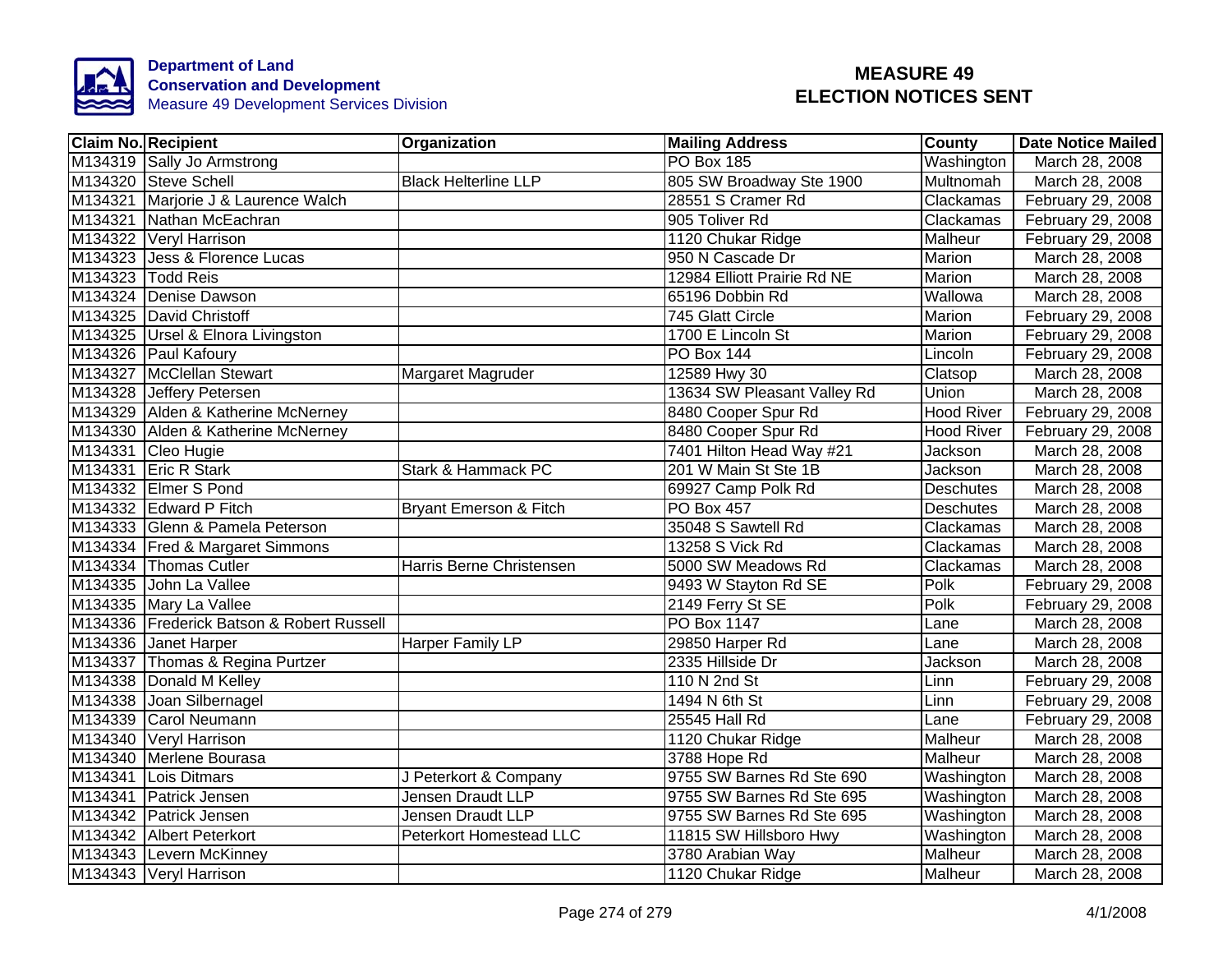Department of Land Conservation and Development
Measure 49 Development Services Division

# MEASURE 49 ELECTION NOTICES SENT

| Claim No. | Recipient | Organization | Mailing Address | County | Date Notice Mailed |
|---|---|---|---|---|---|
| M134319 | Sally Jo Armstrong | | PO Box 185 | Washington | March 28, 2008 |
| M134320 | Steve Schell | Black Helterline LLP | 805 SW Broadway Ste 1900 | Multnomah | March 28, 2008 |
| M134321 | Marjorie J & Laurence Walch | | 28551 S Cramer Rd | Clackamas | February 29, 2008 |
| M134321 | Nathan McEachran | | 905 Toliver Rd | Clackamas | February 29, 2008 |
| M134322 | Veryl Harrison | | 1120 Chukar Ridge | Malheur | February 29, 2008 |
| M134323 | Jess & Florence Lucas | | 950 N Cascade Dr | Marion | March 28, 2008 |
| M134323 | Todd Reis | | 12984 Elliott Prairie Rd NE | Marion | March 28, 2008 |
| M134324 | Denise Dawson | | 65196 Dobbin Rd | Wallowa | March 28, 2008 |
| M134325 | David Christoff | | 745 Glatt Circle | Marion | February 29, 2008 |
| M134325 | Ursel & Elnora Livingston | | 1700 E Lincoln St | Marion | February 29, 2008 |
| M134326 | Paul Kafoury | | PO Box 144 | Lincoln | February 29, 2008 |
| M134327 | McClellan Stewart | Margaret Magruder | 12589 Hwy 30 | Clatsop | March 28, 2008 |
| M134328 | Jeffery Petersen | | 13634 SW Pleasant Valley Rd | Union | March 28, 2008 |
| M134329 | Alden & Katherine McNerney | | 8480 Cooper Spur Rd | Hood River | February 29, 2008 |
| M134330 | Alden & Katherine McNerney | | 8480 Cooper Spur Rd | Hood River | February 29, 2008 |
| M134331 | Cleo Hugie | | 7401 Hilton Head Way #21 | Jackson | March 28, 2008 |
| M134331 | Eric R Stark | Stark & Hammack PC | 201 W Main St Ste 1B | Jackson | March 28, 2008 |
| M134332 | Elmer S Pond | | 69927 Camp Polk Rd | Deschutes | March 28, 2008 |
| M134332 | Edward P Fitch | Bryant Emerson & Fitch | PO Box 457 | Deschutes | March 28, 2008 |
| M134333 | Glenn & Pamela Peterson | | 35048 S Sawtell Rd | Clackamas | March 28, 2008 |
| M134334 | Fred & Margaret Simmons | | 13258 S Vick Rd | Clackamas | March 28, 2008 |
| M134334 | Thomas Cutler | Harris Berne Christensen | 5000 SW Meadows Rd | Clackamas | March 28, 2008 |
| M134335 | John La Vallee | | 9493 W Stayton Rd SE | Polk | February 29, 2008 |
| M134335 | Mary La Vallee | | 2149 Ferry St SE | Polk | February 29, 2008 |
| M134336 | Frederick Batson & Robert Russell | | PO Box 1147 | Lane | March 28, 2008 |
| M134336 | Janet Harper | Harper Family LP | 29850 Harper Rd | Lane | March 28, 2008 |
| M134337 | Thomas & Regina Purtzer | | 2335 Hillside Dr | Jackson | March 28, 2008 |
| M134338 | Donald M Kelley | | 110 N 2nd St | Linn | February 29, 2008 |
| M134338 | Joan Silbernagel | | 1494 N 6th St | Linn | February 29, 2008 |
| M134339 | Carol Neumann | | 25545 Hall Rd | Lane | February 29, 2008 |
| M134340 | Veryl Harrison | | 1120 Chukar Ridge | Malheur | March 28, 2008 |
| M134340 | Merlene Bourasa | | 3788 Hope Rd | Malheur | March 28, 2008 |
| M134341 | Lois Ditmars | J Peterkort & Company | 9755 SW Barnes Rd Ste 690 | Washington | March 28, 2008 |
| M134341 | Patrick Jensen | Jensen Draudt LLP | 9755 SW Barnes Rd Ste 695 | Washington | March 28, 2008 |
| M134342 | Patrick Jensen | Jensen Draudt LLP | 9755 SW Barnes Rd Ste 695 | Washington | March 28, 2008 |
| M134342 | Albert Peterkort | Peterkort Homestead LLC | 11815 SW Hillsboro Hwy | Washington | March 28, 2008 |
| M134343 | Levern McKinney | | 3780 Arabian Way | Malheur | March 28, 2008 |
| M134343 | Veryl Harrison | | 1120 Chukar Ridge | Malheur | March 28, 2008 |

4/1/2008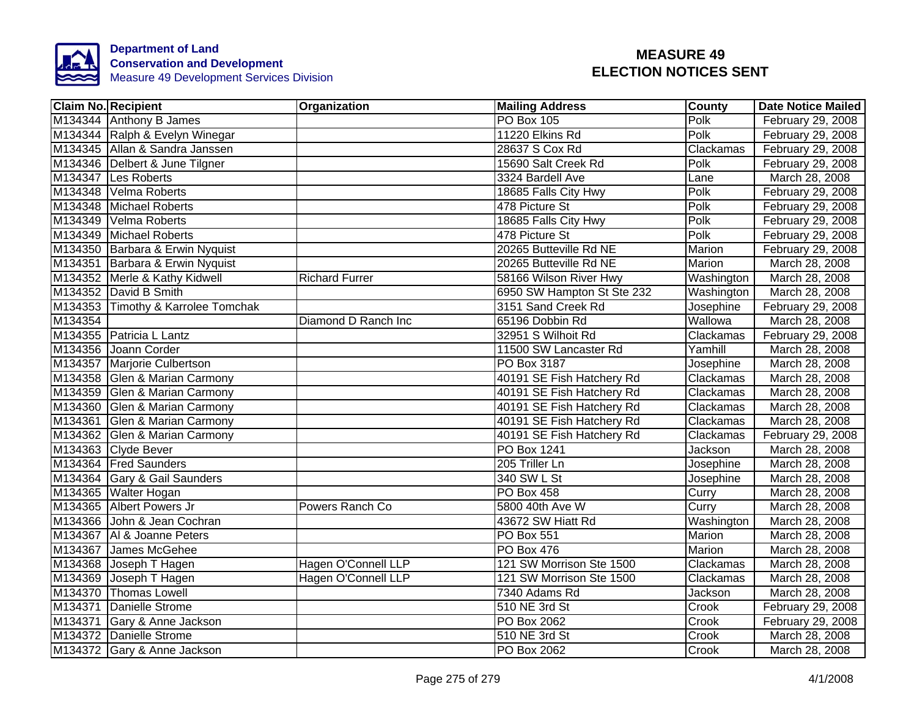**Department of Land Conservation and Development**
Measure 49 Development Services Division

# MEASURE 49
# ELECTION NOTICES SENT

| Claim No. | Recipient | Organization | Mailing Address | County | Date Notice Mailed |
|---|---|---|---|---|---|
| M134344 | Anthony B James | | PO Box 105 | Polk | February 29, 2008 |
| M134344 | Ralph & Evelyn Winegar | | 11220 Elkins Rd | Polk | February 29, 2008 |
| M134345 | Allan & Sandra Janssen | | 28637 S Cox Rd | Clackamas | February 29, 2008 |
| M134346 | Delbert & June Tilgner | | 15690 Salt Creek Rd | Polk | February 29, 2008 |
| M134347 | Les Roberts | | 3324 Bardell Ave | Lane | March 28, 2008 |
| M134348 | Velma Roberts | | 18685 Falls City Hwy | Polk | February 29, 2008 |
| M134348 | Michael Roberts | | 478 Picture St | Polk | February 29, 2008 |
| M134349 | Velma Roberts | | 18685 Falls City Hwy | Polk | February 29, 2008 |
| M134349 | Michael Roberts | | 478 Picture St | Polk | February 29, 2008 |
| M134350 | Barbara & Erwin Nyquist | | 20265 Butteville Rd NE | Marion | February 29, 2008 |
| M134351 | Barbara & Erwin Nyquist | | 20265 Butteville Rd NE | Marion | March 28, 2008 |
| M134352 | Merle & Kathy Kidwell | Richard Furrer | 58166 Wilson River Hwy | Washington | March 28, 2008 |
| M134352 | David B Smith | | 6950 SW Hampton St Ste 232 | Washington | March 28, 2008 |
| M134353 | Timothy & Karrolee Tomchak | | 3151 Sand Creek Rd | Josephine | February 29, 2008 |
| M134354 | | Diamond D Ranch Inc | 65196 Dobbin Rd | Wallowa | March 28, 2008 |
| M134355 | Patricia L Lantz | | 32951 S Wilhoit Rd | Clackamas | February 29, 2008 |
| M134356 | Joann Corder | | 11500 SW Lancaster Rd | Yamhill | March 28, 2008 |
| M134357 | Marjorie Culbertson | | PO Box 3187 | Josephine | March 28, 2008 |
| M134358 | Glen & Marian Carmony | | 40191 SE Fish Hatchery Rd | Clackamas | March 28, 2008 |
| M134359 | Glen & Marian Carmony | | 40191 SE Fish Hatchery Rd | Clackamas | March 28, 2008 |
| M134360 | Glen & Marian Carmony | | 40191 SE Fish Hatchery Rd | Clackamas | March 28, 2008 |
| M134361 | Glen & Marian Carmony | | 40191 SE Fish Hatchery Rd | Clackamas | March 28, 2008 |
| M134362 | Glen & Marian Carmony | | 40191 SE Fish Hatchery Rd | Clackamas | February 29, 2008 |
| M134363 | Clyde Bever | | PO Box 1241 | Jackson | March 28, 2008 |
| M134364 | Fred Saunders | | 205 Triller Ln | Josephine | March 28, 2008 |
| M134364 | Gary & Gail Saunders | | 340 SW L St | Josephine | March 28, 2008 |
| M134365 | Walter Hogan | | PO Box 458 | Curry | March 28, 2008 |
| M134365 | Albert Powers Jr | Powers Ranch Co | 5800 40th Ave W | Curry | March 28, 2008 |
| M134366 | John & Jean Cochran | | 43672 SW Hiatt Rd | Washington | March 28, 2008 |
| M134367 | Al & Joanne Peters | | PO Box 551 | Marion | March 28, 2008 |
| M134367 | James McGehee | | PO Box 476 | Marion | March 28, 2008 |
| M134368 | Joseph T Hagen | Hagen O'Connell LLP | 121 SW Morrison Ste 1500 | Clackamas | March 28, 2008 |
| M134369 | Joseph T Hagen | Hagen O'Connell LLP | 121 SW Morrison Ste 1500 | Clackamas | March 28, 2008 |
| M134370 | Thomas Lowell | | 7340 Adams Rd | Jackson | March 28, 2008 |
| M134371 | Danielle Strome | | 510 NE 3rd St | Crook | February 29, 2008 |
| M134371 | Gary & Anne Jackson | | PO Box 2062 | Crook | February 29, 2008 |
| M134372 | Danielle Strome | | 510 NE 3rd St | Crook | March 28, 2008 |
| M134372 | Gary & Anne Jackson | | PO Box 2062 | Crook | March 28, 2008 |

4/1/2008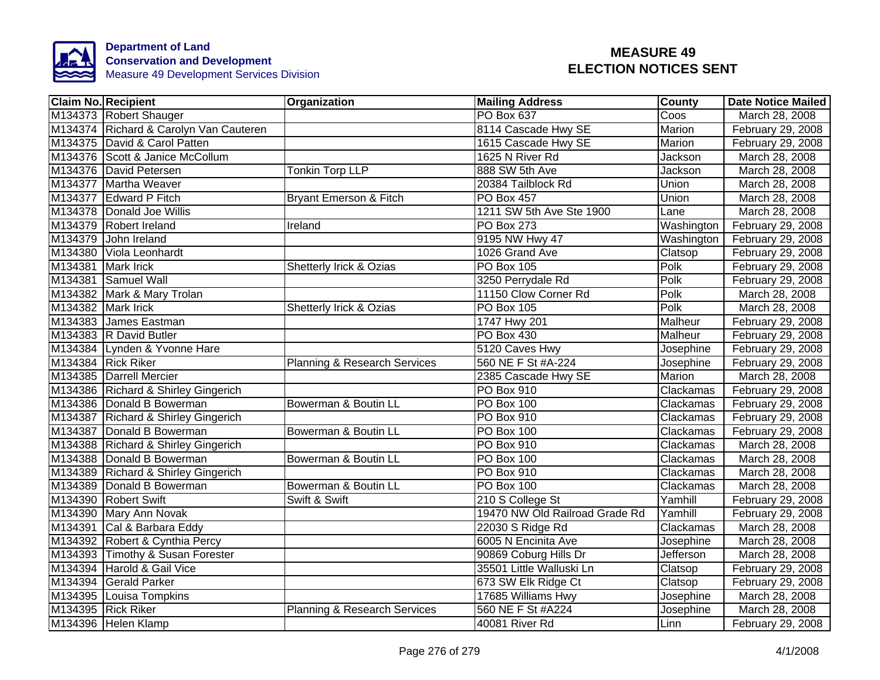**Department of Land Conservation and Development**
Measure 49 Development Services Division

# MEASURE 49 ELECTION NOTICES SENT

| Claim No. | Recipient | Organization | Mailing Address | County | Date Notice Mailed |
|---|---|---|---|---|---|
| M134373 | Robert Shauger | | PO Box 637 | Coos | March 28, 2008 |
| M134374 | Richard & Carolyn Van Cauteren | | 8114 Cascade Hwy SE | Marion | February 29, 2008 |
| M134375 | David & Carol Patten | | 1615 Cascade Hwy SE | Marion | February 29, 2008 |
| M134376 | Scott & Janice McCollum | | 1625 N River Rd | Jackson | March 28, 2008 |
| M134376 | David Petersen | Tonkin Torp LLP | 888 SW 5th Ave | Jackson | March 28, 2008 |
| M134377 | Martha Weaver | | 20384 Tailblock Rd | Union | March 28, 2008 |
| M134377 | Edward P Fitch | Bryant Emerson & Fitch | PO Box 457 | Union | March 28, 2008 |
| M134378 | Donald Joe Willis | | 1211 SW 5th Ave Ste 1900 | Lane | March 28, 2008 |
| M134379 | Robert Ireland | Ireland | PO Box 273 | Washington | February 29, 2008 |
| M134379 | John Ireland | | 9195 NW Hwy 47 | Washington | February 29, 2008 |
| M134380 | Viola Leonhardt | | 1026 Grand Ave | Clatsop | February 29, 2008 |
| M134381 | Mark Irick | Shetterly Irick & Ozias | PO Box 105 | Polk | February 29, 2008 |
| M134381 | Samuel Wall | | 3250 Perrydale Rd | Polk | February 29, 2008 |
| M134382 | Mark & Mary Trolan | | 11150 Clow Corner Rd | Polk | March 28, 2008 |
| M134382 | Mark Irick | Shetterly Irick & Ozias | PO Box 105 | Polk | March 28, 2008 |
| M134383 | James Eastman | | 1747 Hwy 201 | Malheur | February 29, 2008 |
| M134383 | R David Butler | | PO Box 430 | Malheur | February 29, 2008 |
| M134384 | Lynden & Yvonne Hare | | 5120 Caves Hwy | Josephine | February 29, 2008 |
| M134384 | Rick Riker | Planning & Research Services | 560 NE F St #A-224 | Josephine | February 29, 2008 |
| M134385 | Darrell Mercier | | 2385 Cascade Hwy SE | Marion | March 28, 2008 |
| M134386 | Richard & Shirley Gingerich | | PO Box 910 | Clackamas | February 29, 2008 |
| M134386 | Donald B Bowerman | Bowerman & Boutin LL | PO Box 100 | Clackamas | February 29, 2008 |
| M134387 | Richard & Shirley Gingerich | | PO Box 910 | Clackamas | February 29, 2008 |
| M134387 | Donald B Bowerman | Bowerman & Boutin LL | PO Box 100 | Clackamas | February 29, 2008 |
| M134388 | Richard & Shirley Gingerich | | PO Box 910 | Clackamas | March 28, 2008 |
| M134388 | Donald B Bowerman | Bowerman & Boutin LL | PO Box 100 | Clackamas | March 28, 2008 |
| M134389 | Richard & Shirley Gingerich | | PO Box 910 | Clackamas | March 28, 2008 |
| M134389 | Donald B Bowerman | Bowerman & Boutin LL | PO Box 100 | Clackamas | March 28, 2008 |
| M134390 | Robert Swift | Swift & Swift | 210 S College St | Yamhill | February 29, 2008 |
| M134390 | Mary Ann Novak | | 19470 NW Old Railroad Grade Rd | Yamhill | February 29, 2008 |
| M134391 | Cal & Barbara Eddy | | 22030 S Ridge Rd | Clackamas | March 28, 2008 |
| M134392 | Robert & Cynthia Percy | | 6005 N Encinita Ave | Josephine | March 28, 2008 |
| M134393 | Timothy & Susan Forester | | 90869 Coburg Hills Dr | Jefferson | March 28, 2008 |
| M134394 | Harold & Gail Vice | | 35501 Little Walluski Ln | Clatsop | February 29, 2008 |
| M134394 | Gerald Parker | | 673 SW Elk Ridge Ct | Clatsop | February 29, 2008 |
| M134395 | Louisa Tompkins | | 17685 Williams Hwy | Josephine | March 28, 2008 |
| M134395 | Rick Riker | Planning & Research Services | 560 NE F St #A224 | Josephine | March 28, 2008 |
| M134396 | Helen Klamp | | 40081 River Rd | Linn | February 29, 2008 |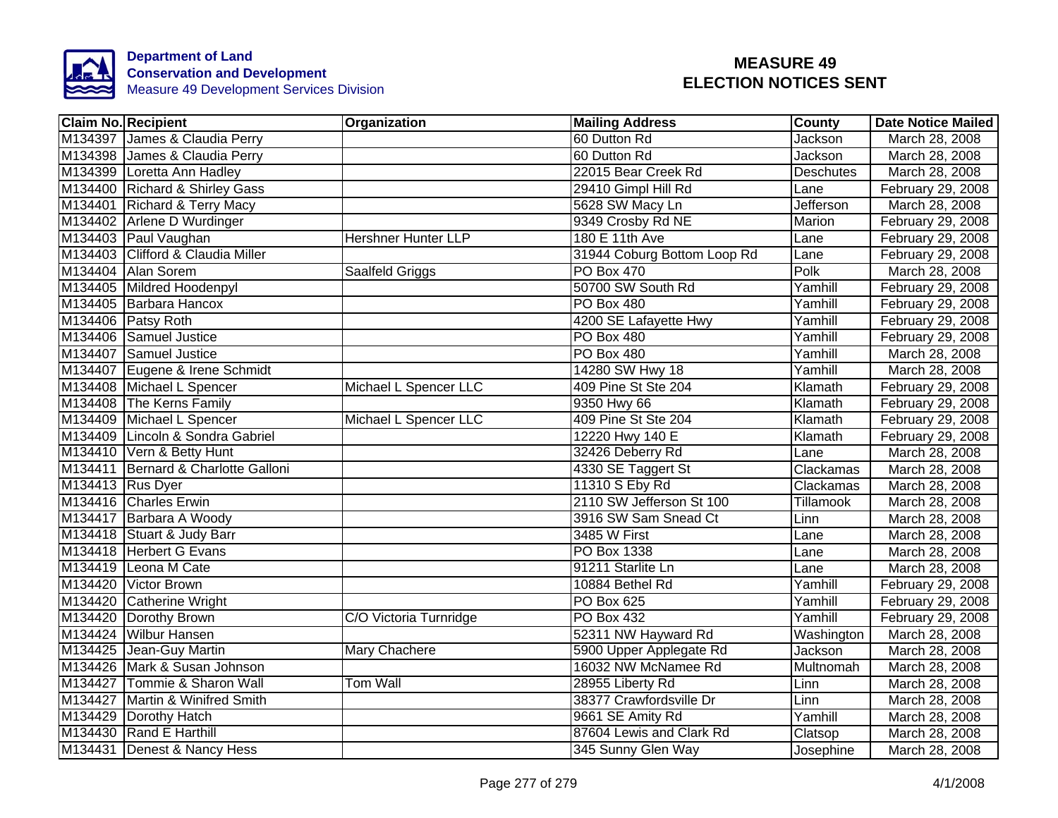**Department of Land Conservation and Development**
Measure 49 Development Services Division

# MEASURE 49 ELECTION NOTICES SENT

| Claim No. | Recipient | Organization | Mailing Address | County | Date Notice Mailed |
|---|---|---|---|---|---|
| M134397 | James & Claudia Perry | | 60 Dutton Rd | Jackson | March 28, 2008 |
| M134398 | James & Claudia Perry | | 60 Dutton Rd | Jackson | March 28, 2008 |
| M134399 | Loretta Ann Hadley | | 22015 Bear Creek Rd | Deschutes | March 28, 2008 |
| M134400 | Richard & Shirley Gass | | 29410 Gimpl Hill Rd | Lane | February 29, 2008 |
| M134401 | Richard & Terry Macy | | 5628 SW Macy Ln | Jefferson | March 28, 2008 |
| M134402 | Arlene D Wurdinger | | 9349 Crosby Rd NE | Marion | February 29, 2008 |
| M134403 | Paul Vaughan | Hershner Hunter LLP | 180 E 11th Ave | Lane | February 29, 2008 |
| M134403 | Clifford & Claudia Miller | | 31944 Coburg Bottom Loop Rd | Lane | February 29, 2008 |
| M134404 | Alan Sorem | Saalfeld Griggs | PO Box 470 | Polk | March 28, 2008 |
| M134405 | Mildred Hoodenpyl | | 50700 SW South Rd | Yamhill | February 29, 2008 |
| M134405 | Barbara Hancox | | PO Box 480 | Yamhill | February 29, 2008 |
| M134406 | Patsy Roth | | 4200 SE Lafayette Hwy | Yamhill | February 29, 2008 |
| M134406 | Samuel Justice | | PO Box 480 | Yamhill | February 29, 2008 |
| M134407 | Samuel Justice | | PO Box 480 | Yamhill | March 28, 2008 |
| M134407 | Eugene & Irene Schmidt | | 14280 SW Hwy 18 | Yamhill | March 28, 2008 |
| M134408 | Michael L Spencer | Michael L Spencer LLC | 409 Pine St Ste 204 | Klamath | February 29, 2008 |
| M134408 | The Kerns Family | | 9350 Hwy 66 | Klamath | February 29, 2008 |
| M134409 | Michael L Spencer | Michael L Spencer LLC | 409 Pine St Ste 204 | Klamath | February 29, 2008 |
| M134409 | Lincoln & Sondra Gabriel | | 12220 Hwy 140 E | Klamath | February 29, 2008 |
| M134410 | Vern & Betty Hunt | | 32426 Deberry Rd | Lane | March 28, 2008 |
| M134411 | Bernard & Charlotte Galloni | | 4330 SE Taggert St | Clackamas | March 28, 2008 |
| M134413 | Rus Dyer | | 11310 S Eby Rd | Clackamas | March 28, 2008 |
| M134416 | Charles Erwin | | 2110 SW Jefferson St 100 | Tillamook | March 28, 2008 |
| M134417 | Barbara A Woody | | 3916 SW Sam Snead Ct | Linn | March 28, 2008 |
| M134418 | Stuart & Judy Barr | | 3485 W First | Lane | March 28, 2008 |
| M134418 | Herbert G Evans | | PO Box 1338 | Lane | March 28, 2008 |
| M134419 | Leona M Cate | | 91211 Starlite Ln | Lane | March 28, 2008 |
| M134420 | Victor Brown | | 10884 Bethel Rd | Yamhill | February 29, 2008 |
| M134420 | Catherine Wright | | PO Box 625 | Yamhill | February 29, 2008 |
| M134420 | Dorothy Brown | C/O Victoria Turnridge | PO Box 432 | Yamhill | February 29, 2008 |
| M134424 | Wilbur Hansen | | 52311 NW Hayward Rd | Washington | March 28, 2008 |
| M134425 | Jean-Guy Martin | Mary Chachere | 5900 Upper Applegate Rd | Jackson | March 28, 2008 |
| M134426 | Mark & Susan Johnson | | 16032 NW McNamee Rd | Multnomah | March 28, 2008 |
| M134427 | Tommie & Sharon Wall | Tom Wall | 28955 Liberty Rd | Linn | March 28, 2008 |
| M134427 | Martin & Winifred Smith | | 38377 Crawfordsville Dr | Linn | March 28, 2008 |
| M134429 | Dorothy Hatch | | 9661 SE Amity Rd | Yamhill | March 28, 2008 |
| M134430 | Rand E Harthill | | 87604 Lewis and Clark Rd | Clatsop | March 28, 2008 |
| M134431 | Denest & Nancy Hess | | 345 Sunny Glen Way | Josephine | March 28, 2008 |

4/1/2008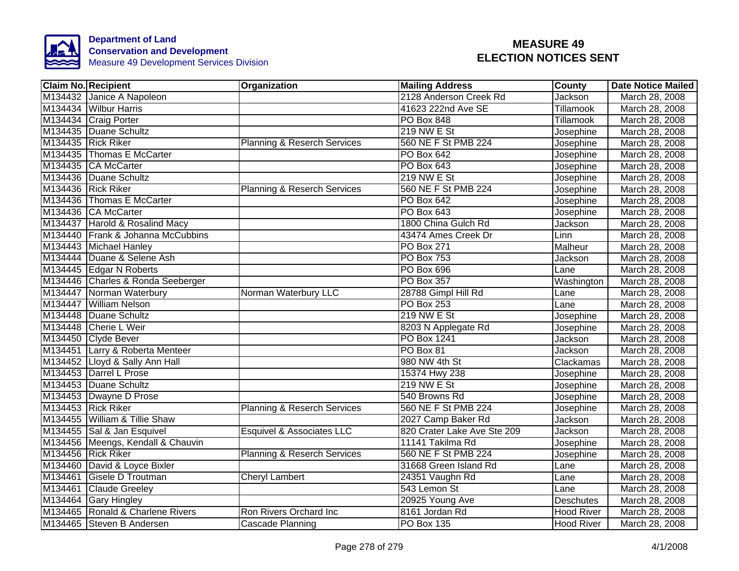**Department of Land Conservation and Development**
Measure 49 Development Services Division

# MEASURE 49 ELECTION NOTICES SENT

| Claim No. | Recipient | Organization | Mailing Address | County | Date Notice Mailed |
|---|---|---|---|---|---|
| M134432 | Janice A Napoleon | | 2128 Anderson Creek Rd | Jackson | March 28, 2008 |
| M134434 | Wilbur Harris | | 41623 222nd Ave SE | Tillamook | March 28, 2008 |
| M134434 | Craig Porter | | PO Box 848 | Tillamook | March 28, 2008 |
| M134435 | Duane Schultz | | 219 NW E St | Josephine | March 28, 2008 |
| M134435 | Rick Riker | Planning & Reserch Services | 560 NE F St PMB 224 | Josephine | March 28, 2008 |
| M134435 | Thomas E McCarter | | PO Box 642 | Josephine | March 28, 2008 |
| M134435 | CA McCarter | | PO Box 643 | Josephine | March 28, 2008 |
| M134436 | Duane Schultz | | 219 NW E St | Josephine | March 28, 2008 |
| M134436 | Rick Riker | Planning & Reserch Services | 560 NE F St PMB 224 | Josephine | March 28, 2008 |
| M134436 | Thomas E McCarter | | PO Box 642 | Josephine | March 28, 2008 |
| M134436 | CA McCarter | | PO Box 643 | Josephine | March 28, 2008 |
| M134437 | Harold & Rosalind Macy | | 1800 China Gulch Rd | Jackson | March 28, 2008 |
| M134440 | Frank & Johanna McCubbins | | 43474 Ames Creek Dr | Linn | March 28, 2008 |
| M134443 | Michael Hanley | | PO Box 271 | Malheur | March 28, 2008 |
| M134444 | Duane & Selene Ash | | PO Box 753 | Jackson | March 28, 2008 |
| M134445 | Edgar N Roberts | | PO Box 696 | Lane | March 28, 2008 |
| M134446 | Charles & Ronda Seeberger | | PO Box 357 | Washington | March 28, 2008 |
| M134447 | Norman Waterbury | Norman Waterbury LLC | 28788 Gimpl Hill Rd | Lane | March 28, 2008 |
| M134447 | William Nelson | | PO Box 253 | Lane | March 28, 2008 |
| M134448 | Duane Schultz | | 219 NW E St | Josephine | March 28, 2008 |
| M134448 | Cherie L Weir | | 8203 N Applegate Rd | Josephine | March 28, 2008 |
| M134450 | Clyde Bever | | PO Box 1241 | Jackson | March 28, 2008 |
| M134451 | Larry & Roberta Menteer | | PO Box 81 | Jackson | March 28, 2008 |
| M134452 | Lloyd & Sally Ann Hall | | 980 NW 4th St | Clackamas | March 28, 2008 |
| M134453 | Darrel L Prose | | 15374 Hwy 238 | Josephine | March 28, 2008 |
| M134453 | Duane Schultz | | 219 NW E St | Josephine | March 28, 2008 |
| M134453 | Dwayne D Prose | | 540 Browns Rd | Josephine | March 28, 2008 |
| M134453 | Rick Riker | Planning & Reserch Services | 560 NE F St PMB 224 | Josephine | March 28, 2008 |
| M134455 | William & Tillie Shaw | | 2027 Camp Baker Rd | Jackson | March 28, 2008 |
| M134455 | Sal & Jan Esquivel | Esquivel & Associates LLC | 820 Crater Lake Ave Ste 209 | Jackson | March 28, 2008 |
| M134456 | Meengs, Kendall & Chauvin | | 11141 Takilma Rd | Josephine | March 28, 2008 |
| M134456 | Rick Riker | Planning & Reserch Services | 560 NE F St PMB 224 | Josephine | March 28, 2008 |
| M134460 | David & Loyce Bixler | | 31668 Green Island Rd | Lane | March 28, 2008 |
| M134461 | Gisele D Troutman | Cheryl Lambert | 24351 Vaughn Rd | Lane | March 28, 2008 |
| M134461 | Claude Greeley | | 543 Lemon St | Lane | March 28, 2008 |
| M134464 | Gary Hingley | | 20925 Young Ave | Deschutes | March 28, 2008 |
| M134465 | Ronald & Charlene Rivers | Ron Rivers Orchard Inc | 8161 Jordan Rd | Hood River | March 28, 2008 |
| M134465 | Steven B Andersen | Cascade Planning | PO Box 135 | Hood River | March 28, 2008 |

4/1/2008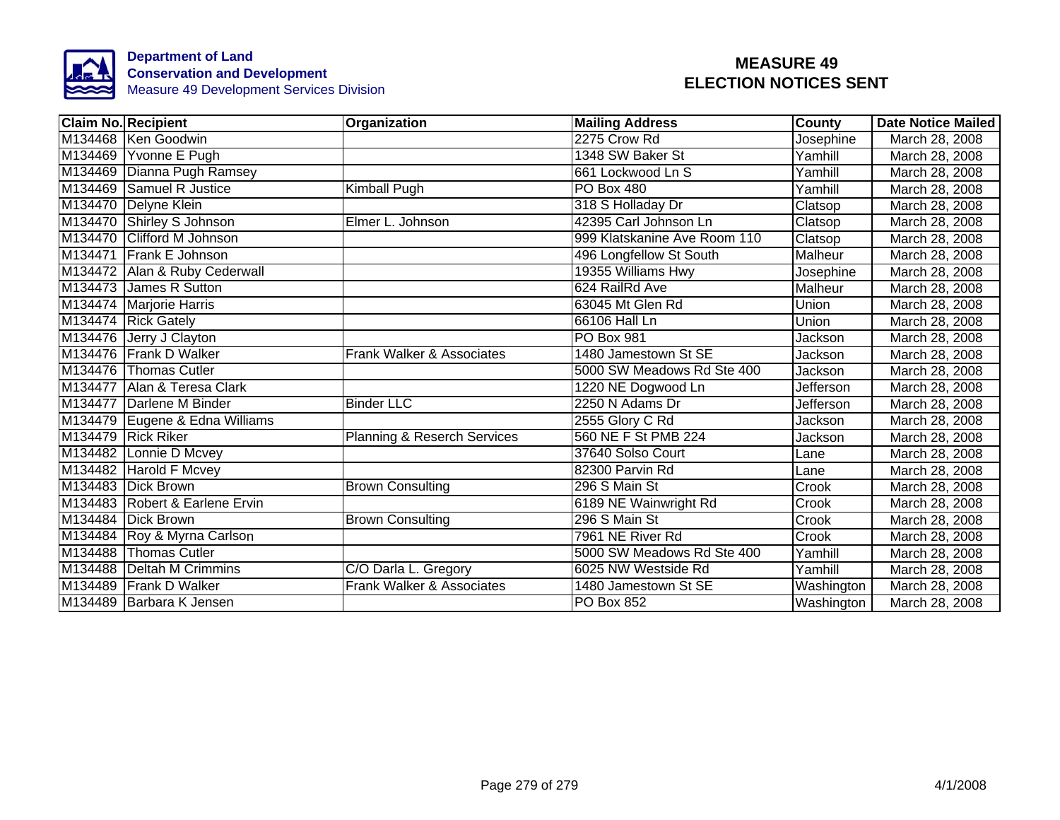**Department of Land Conservation and Development**
Measure 49 Development Services Division

# MEASURE 49
# ELECTION NOTICES SENT

| Claim No. | Recipient | Organization | Mailing Address | County | Date Notice Mailed |
|---|---|---|---|---|---|
| M134468 | Ken Goodwin | | 2275 Crow Rd | Josephine | March 28, 2008 |
| M134469 | Yvonne E Pugh | | 1348 SW Baker St | Yamhill | March 28, 2008 |
| M134469 | Dianna Pugh Ramsey | | 661 Lockwood Ln S | Yamhill | March 28, 2008 |
| M134469 | Samuel R Justice | Kimball Pugh | PO Box 480 | Yamhill | March 28, 2008 |
| M134470 | Delyne Klein | | 318 S Holladay Dr | Clatsop | March 28, 2008 |
| M134470 | Shirley S Johnson | Elmer L. Johnson | 42395 Carl Johnson Ln | Clatsop | March 28, 2008 |
| M134470 | Clifford M Johnson | | 999 Klatskanine Ave Room 110 | Clatsop | March 28, 2008 |
| M134471 | Frank E Johnson | | 496 Longfellow St South | Malheur | March 28, 2008 |
| M134472 | Alan & Ruby Cederwall | | 19355 Williams Hwy | Josephine | March 28, 2008 |
| M134473 | James R Sutton | | 624 RailRd Ave | Malheur | March 28, 2008 |
| M134474 | Marjorie Harris | | 63045 Mt Glen Rd | Union | March 28, 2008 |
| M134474 | Rick Gately | | 66106 Hall Ln | Union | March 28, 2008 |
| M134476 | Jerry J Clayton | | PO Box 981 | Jackson | March 28, 2008 |
| M134476 | Frank D Walker | Frank Walker & Associates | 1480 Jamestown St SE | Jackson | March 28, 2008 |
| M134476 | Thomas Cutler | | 5000 SW Meadows Rd Ste 400 | Jackson | March 28, 2008 |
| M134477 | Alan & Teresa Clark | | 1220 NE Dogwood Ln | Jefferson | March 28, 2008 |
| M134477 | Darlene M Binder | Binder LLC | 2250 N Adams Dr | Jefferson | March 28, 2008 |
| M134479 | Eugene & Edna Williams | | 2555 Glory C Rd | Jackson | March 28, 2008 |
| M134479 | Rick Riker | Planning & Reserch Services | 560 NE F St PMB 224 | Jackson | March 28, 2008 |
| M134482 | Lonnie D Mcvey | | 37640 Solso Court | Lane | March 28, 2008 |
| M134482 | Harold F Mcvey | | 82300 Parvin Rd | Lane | March 28, 2008 |
| M134483 | Dick Brown | Brown Consulting | 296 S Main St | Crook | March 28, 2008 |
| M134483 | Robert & Earlene Ervin | | 6189 NE Wainwright Rd | Crook | March 28, 2008 |
| M134484 | Dick Brown | Brown Consulting | 296 S Main St | Crook | March 28, 2008 |
| M134484 | Roy & Myrna Carlson | | 7961 NE River Rd | Crook | March 28, 2008 |
| M134488 | Thomas Cutler | | 5000 SW Meadows Rd Ste 400 | Yamhill | March 28, 2008 |
| M134488 | Deltah M Crimmins | C/O Darla L. Gregory | 6025 NW Westside Rd | Yamhill | March 28, 2008 |
| M134489 | Frank D Walker | Frank Walker & Associates | 1480 Jamestown St SE | Washington | March 28, 2008 |
| M134489 | Barbara K Jensen | | PO Box 852 | Washington | March 28, 2008 |

4/1/2008